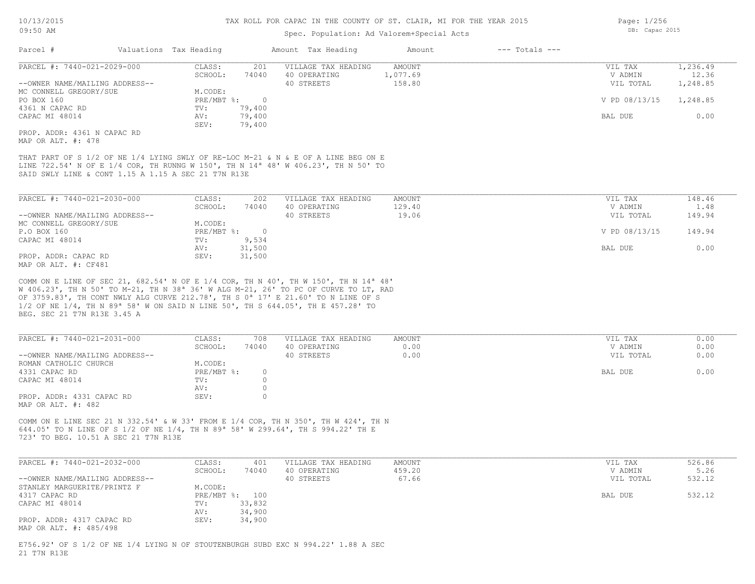# TAX ROLL FOR CAPAC IN THE COUNTY OF ST. CLAIR, MI FOR THE YEAR 2015

10/13/2015
09:50 AM

Spec. Population: Ad Valorem+Special Acts

DB: Capac 2015

| Parcel # | Valuations | Tax Heading | Amount | Tax Heading | Amount | --- Totals --- |
|---|---|---|---|---|---|---|

---

**PARCEL #: 7440-021-2029-000**

| | | | | | |
|---|---|---|---|---|---|
| --OWNER NAME/MAILING ADDRESS-- | CLASS: 201 | VILLAGE TAX HEADING | AMOUNT | VIL TAX | 1,236.49 |
| MC CONNELL GREGORY/SUE | SCHOOL: 74040 | 40 OPERATING | 1,077.69 | V ADMIN | 12.36 |
| PO BOX 160 | M.CODE: | 40 STREETS | 158.80 | VIL TOTAL | 1,248.85 |
| 4361 N CAPAC RD | PRE/MBT %: 0 | | | V PD 08/13/15 | 1,248.85 |
| CAPAC MI 48014 | TV: 79,400 | | | | |
| | AV: 79,400 | | | BAL DUE | 0.00 |
| | SEV: 79,400 | | | | |

PROP. ADDR: 4361 N CAPAC RD
MAP OR ALT. #: 478

THAT PART OF S 1/2 OF NE 1/4 LYING SWLY OF RE-LOC M-21 & N & E OF A LINE BEG ON E LINE 722.54' N OF E 1/4 COR, TH RUNNG W 150', TH N 14ª 48' W 406.23', TH N 50' TO SAID SWLY LINE & CONT 1.15 A 1.15 A SEC 21 T7N R13E

---

**PARCEL #: 7440-021-2030-000**

| | | | | | |
|---|---|---|---|---|---|
| --OWNER NAME/MAILING ADDRESS-- | CLASS: 202 | VILLAGE TAX HEADING | AMOUNT | VIL TAX | 148.46 |
| MC CONNELL GREGORY/SUE | SCHOOL: 74040 | 40 OPERATING | 129.40 | V ADMIN | 1.48 |
| P.O BOX 160 | M.CODE: | 40 STREETS | 19.06 | VIL TOTAL | 149.94 |
| CAPAC MI 48014 | PRE/MBT %: 0 | | | V PD 08/13/15 | 149.94 |
| | TV: 9,534 | | | | |
| | AV: 31,500 | | | BAL DUE | 0.00 |
| | SEV: 31,500 | | | | |

PROP. ADDR: CAPAC RD
MAP OR ALT. #: CF481

COMM ON E LINE OF SEC 21, 682.54' N OF E 1/4 COR, TH N 40', TH W 150', TH N 14ª 48' W 406.23', TH N 50' TO M-21, TH N 38ª 36' W ALG M-21, 26' TO PC OF CURVE TO LT, RAD OF 3759.83', TH CONT NWLY ALG CURVE 212.78', TH S 0ª 17' E 21.60' TO N LINE OF S 1/2 OF NE 1/4, TH N 89ª 58' W ON SAID N LINE 50', TH S 644.05', TH E 457.28' TO BEG. SEC 21 T7N R13E 3.45 A

---

**PARCEL #: 7440-021-2031-000**

| | | | | | |
|---|---|---|---|---|---|
| --OWNER NAME/MAILING ADDRESS-- | CLASS: 708 | VILLAGE TAX HEADING | AMOUNT | VIL TAX | 0.00 |
| ROMAN CATHOLIC CHURCH | SCHOOL: 74040 | 40 OPERATING | 0.00 | V ADMIN | 0.00 |
| 4331 CAPAC RD | M.CODE: | 40 STREETS | 0.00 | VIL TOTAL | 0.00 |
| CAPAC MI 48014 | PRE/MBT %: 0 | | | BAL DUE | 0.00 |
| | TV: 0 | | | | |
| | AV: 0 | | | | |
| | SEV: 0 | | | | |

PROP. ADDR: 4331 CAPAC RD
MAP OR ALT. #: 482

COMM ON E LINE SEC 21 N 332.54' & W 33' FROM E 1/4 COR, TH N 350', TH W 424', TH N 644.05' TO N LINE OF S 1/2 OF NE 1/4, TH N 89ª 58' W 299.64', TH S 994.22' TH E 723' TO BEG. 10.51 A SEC 21 T7N R13E

---

**PARCEL #: 7440-021-2032-000**

| | | | | | |
|---|---|---|---|---|---|
| --OWNER NAME/MAILING ADDRESS-- | CLASS: 401 | VILLAGE TAX HEADING | AMOUNT | VIL TAX | 526.86 |
| STANLEY MARGUERITE/PRINTZ F | SCHOOL: 74040 | 40 OPERATING | 459.20 | V ADMIN | 5.26 |
| 4317 CAPAC RD | M.CODE: | 40 STREETS | 67.66 | VIL TOTAL | 532.12 |
| CAPAC MI 48014 | PRE/MBT %: 100 | | | BAL DUE | 532.12 |
| | TV: 33,832 | | | | |
| | AV: 34,900 | | | | |
| | SEV: 34,900 | | | | |

PROP. ADDR: 4317 CAPAC RD
MAP OR ALT. #: 485/498

E756.92' OF S 1/2 OF NE 1/4 LYING N OF STOUTENBURGH SUBD EXC N 994.22' 1.88 A SEC 21 T7N R13E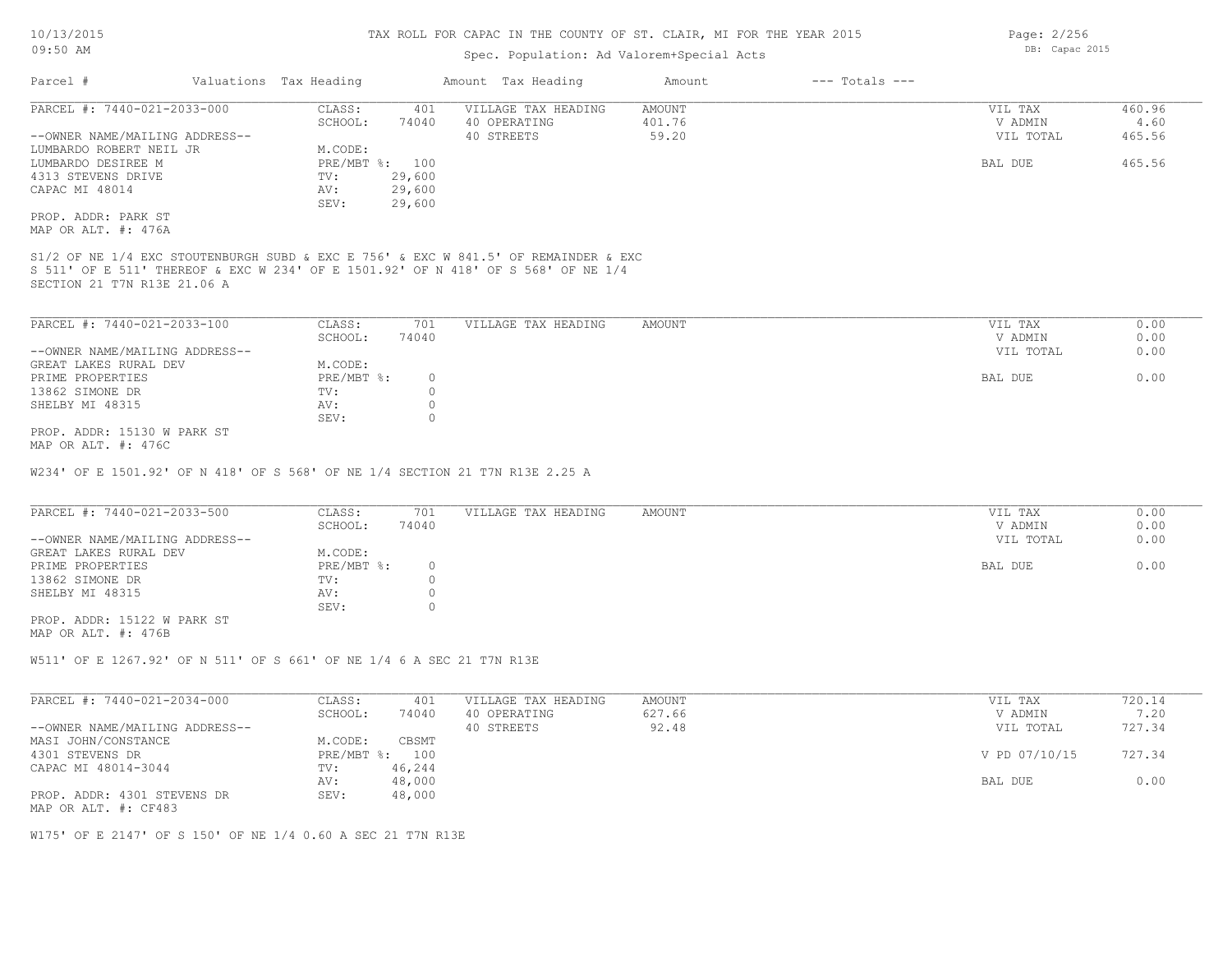TAX ROLL FOR CAPAC IN THE COUNTY OF ST. CLAIR, MI FOR THE YEAR 2015

Spec. Population: Ad Valorem+Special Acts

DB: Capac 2015

| Parcel # | Valuations | Tax Heading | Amount | Tax Heading | Amount | --- Totals --- | |
|---|---|---|---|---|---|---|---|

**PARCEL #: 7440-021-2033-000**

| | | | | | |
|---|---|---|---|---|---|
| CLASS: | 401 | VILLAGE TAX HEADING | AMOUNT | VIL TAX | 460.96 |
| SCHOOL: | 74040 | 40 OPERATING | 401.76 | V ADMIN | 4.60 |
| M.CODE: | | 40 STREETS | 59.20 | VIL TOTAL | 465.56 |
| PRE/MBT %: | 100 | | | BAL DUE | 465.56 |
| TV: | 29,600 | | | | |
| AV: | 29,600 | | | | |
| SEV: | 29,600 | | | | |

--OWNER NAME/MAILING ADDRESS--
LUMBARDO ROBERT NEIL JR
LUMBARDO DESIREE M
4313 STEVENS DRIVE
CAPAC MI 48014

PROP. ADDR: PARK ST
MAP OR ALT. #: 476A

S1/2 OF NE 1/4 EXC STOUTENBURGH SUBD & EXC E 756' & EXC W 841.5' OF REMAINDER & EXC S 511' OF E 511' THEREOF & EXC W 234' OF E 1501.92' OF N 418' OF S 568' OF NE 1/4 SECTION 21 T7N R13E 21.06 A

**PARCEL #: 7440-021-2033-100**

| | | | | | |
|---|---|---|---|---|---|
| CLASS: | 701 | VILLAGE TAX HEADING | AMOUNT | VIL TAX | 0.00 |
| SCHOOL: | 74040 | | | V ADMIN | 0.00 |
| M.CODE: | | | | VIL TOTAL | 0.00 |
| PRE/MBT %: | 0 | | | BAL DUE | 0.00 |
| TV: | 0 | | | | |
| AV: | 0 | | | | |
| SEV: | 0 | | | | |

--OWNER NAME/MAILING ADDRESS--
GREAT LAKES RURAL DEV
PRIME PROPERTIES
13862 SIMONE DR
SHELBY MI 48315

PROP. ADDR: 15130 W PARK ST
MAP OR ALT. #: 476C

W234' OF E 1501.92' OF N 418' OF S 568' OF NE 1/4 SECTION 21 T7N R13E 2.25 A

**PARCEL #: 7440-021-2033-500**

| | | | | | |
|---|---|---|---|---|---|
| CLASS: | 701 | VILLAGE TAX HEADING | AMOUNT | VIL TAX | 0.00 |
| SCHOOL: | 74040 | | | V ADMIN | 0.00 |
| M.CODE: | | | | VIL TOTAL | 0.00 |
| PRE/MBT %: | 0 | | | BAL DUE | 0.00 |
| TV: | 0 | | | | |
| AV: | 0 | | | | |
| SEV: | 0 | | | | |

--OWNER NAME/MAILING ADDRESS--
GREAT LAKES RURAL DEV
PRIME PROPERTIES
13862 SIMONE DR
SHELBY MI 48315

PROP. ADDR: 15122 W PARK ST
MAP OR ALT. #: 476B

W511' OF E 1267.92' OF N 511' OF S 661' OF NE 1/4 6 A SEC 21 T7N R13E

**PARCEL #: 7440-021-2034-000**

| | | | | | |
|---|---|---|---|---|---|
| CLASS: | 401 | VILLAGE TAX HEADING | AMOUNT | VIL TAX | 720.14 |
| SCHOOL: | 74040 | 40 OPERATING | 627.66 | V ADMIN | 7.20 |
| M.CODE: | CBSMT | 40 STREETS | 92.48 | VIL TOTAL | 727.34 |
| PRE/MBT %: | 100 | | | V PD 07/10/15 | 727.34 |
| TV: | 46,244 | | | | |
| AV: | 48,000 | | | BAL DUE | 0.00 |
| SEV: | 48,000 | | | | |

--OWNER NAME/MAILING ADDRESS--
MASI JOHN/CONSTANCE
4301 STEVENS DR
CAPAC MI 48014-3044

PROP. ADDR: 4301 STEVENS DR
MAP OR ALT. #: CF483

W175' OF E 2147' OF S 150' OF NE 1/4 0.60 A SEC 21 T7N R13E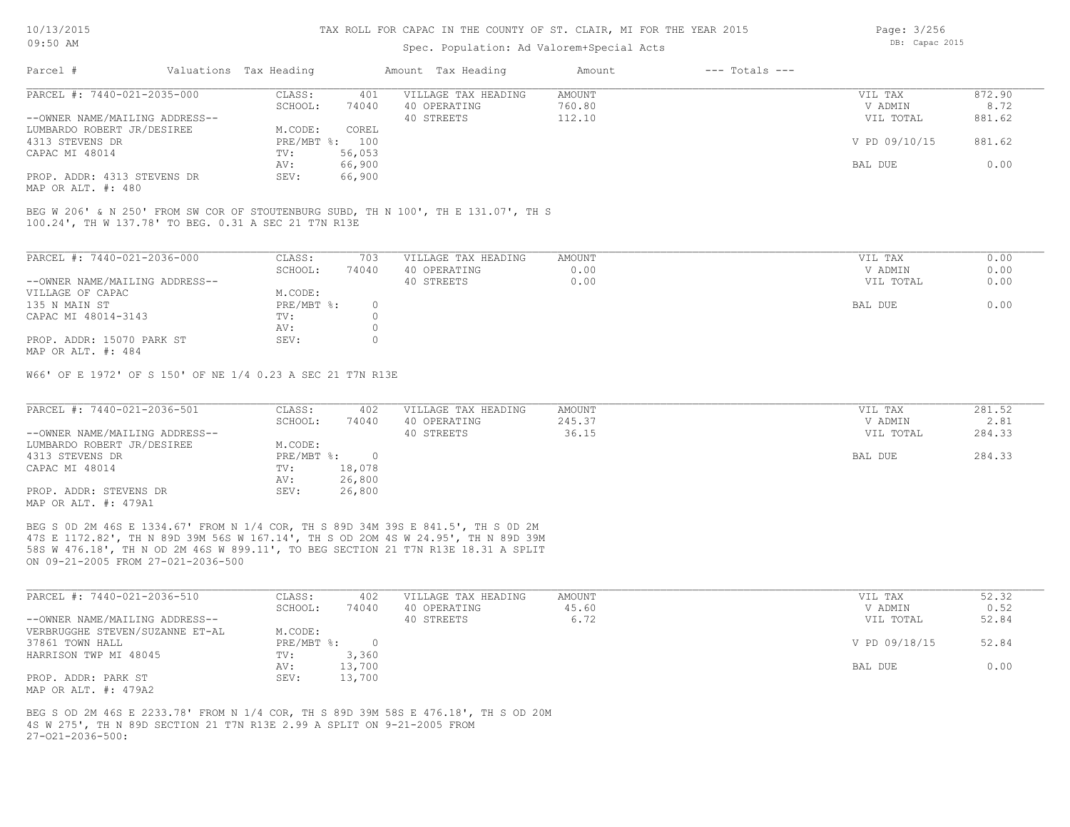# TAX ROLL FOR CAPAC IN THE COUNTY OF ST. CLAIR, MI FOR THE YEAR 2015

Spec. Population: Ad Valorem+Special Acts

| Parcel # | Valuations | Tax Heading | Amount | Tax Heading | Amount | --- Totals --- | |
|---|---|---|---|---|---|---|---|

---

**PARCEL #: 7440-021-2035-000**

| | | | | | |
|---|---|---|---|---|---|
| CLASS: | 401 | VILLAGE TAX HEADING | AMOUNT | VIL TAX | 872.90 |
| SCHOOL: | 74040 | 40 OPERATING | 760.80 | V ADMIN | 8.72 |
| | | 40 STREETS | 112.10 | VIL TOTAL | 881.62 |
| M.CODE: | COREL | | | | |
| PRE/MBT %: | 100 | | | V PD 09/10/15 | 881.62 |
| TV: | 56,053 | | | | |
| AV: | 66,900 | | | BAL DUE | 0.00 |
| SEV: | 66,900 | | | | |

--OWNER NAME/MAILING ADDRESS--
LUMBARDO ROBERT JR/DESIREE
4313 STEVENS DR
CAPAC MI 48014

PROP. ADDR: 4313 STEVENS DR
MAP OR ALT. #: 480

BEG W 206' & N 250' FROM SW COR OF STOUTENBURG SUBD, TH N 100', TH E 131.07', TH S 100.24', TH W 137.78' TO BEG. 0.31 A SEC 21 T7N R13E

---

**PARCEL #: 7440-021-2036-000**

| | | | | | |
|---|---|---|---|---|---|
| CLASS: | 703 | VILLAGE TAX HEADING | AMOUNT | VIL TAX | 0.00 |
| SCHOOL: | 74040 | 40 OPERATING | 0.00 | V ADMIN | 0.00 |
| | | 40 STREETS | 0.00 | VIL TOTAL | 0.00 |
| M.CODE: | | | | | |
| PRE/MBT %: | 0 | | | BAL DUE | 0.00 |
| TV: | 0 | | | | |
| AV: | 0 | | | | |
| SEV: | 0 | | | | |

--OWNER NAME/MAILING ADDRESS--
VILLAGE OF CAPAC
135 N MAIN ST
CAPAC MI 48014-3143

PROP. ADDR: 15070 PARK ST
MAP OR ALT. #: 484

W66' OF E 1972' OF S 150' OF NE 1/4 0.23 A SEC 21 T7N R13E

---

**PARCEL #: 7440-021-2036-501**

| | | | | | |
|---|---|---|---|---|---|
| CLASS: | 402 | VILLAGE TAX HEADING | AMOUNT | VIL TAX | 281.52 |
| SCHOOL: | 74040 | 40 OPERATING | 245.37 | V ADMIN | 2.81 |
| | | 40 STREETS | 36.15 | VIL TOTAL | 284.33 |
| M.CODE: | | | | | |
| PRE/MBT %: | 0 | | | BAL DUE | 284.33 |
| TV: | 18,078 | | | | |
| AV: | 26,800 | | | | |
| SEV: | 26,800 | | | | |

--OWNER NAME/MAILING ADDRESS--
LUMBARDO ROBERT JR/DESIREE
4313 STEVENS DR
CAPAC MI 48014

PROP. ADDR: STEVENS DR
MAP OR ALT. #: 479A1

BEG S 0D 2M 46S E 1334.67' FROM N 1/4 COR, TH S 89D 34M 39S E 841.5', TH S 0D 2M 47S E 1172.82', TH N 89D 39M 56S W 167.14', TH S OD 20M 4S W 24.95', TH N 89D 39M 58S W 476.18', TH N OD 2M 46S W 899.11', TO BEG SECTION 21 T7N R13E 18.31 A SPLIT ON 09-21-2005 FROM 27-021-2036-500

---

**PARCEL #: 7440-021-2036-510**

| | | | | | |
|---|---|---|---|---|---|
| CLASS: | 402 | VILLAGE TAX HEADING | AMOUNT | VIL TAX | 52.32 |
| SCHOOL: | 74040 | 40 OPERATING | 45.60 | V ADMIN | 0.52 |
| | | 40 STREETS | 6.72 | VIL TOTAL | 52.84 |
| M.CODE: | | | | | |
| PRE/MBT %: | 0 | | | V PD 09/18/15 | 52.84 |
| TV: | 3,360 | | | | |
| AV: | 13,700 | | | BAL DUE | 0.00 |
| SEV: | 13,700 | | | | |

--OWNER NAME/MAILING ADDRESS--
VERBRUGGHE STEVEN/SUZANNE ET-AL
37861 TOWN HALL
HARRISON TWP MI 48045

PROP. ADDR: PARK ST
MAP OR ALT. #: 479A2

BEG S OD 2M 46S E 2233.78' FROM N 1/4 COR, TH S 89D 39M 58S E 476.18', TH S OD 20M 4S W 275', TH N 89D SECTION 21 T7N R13E 2.99 A SPLIT ON 9-21-2005 FROM 27-021-2036-500: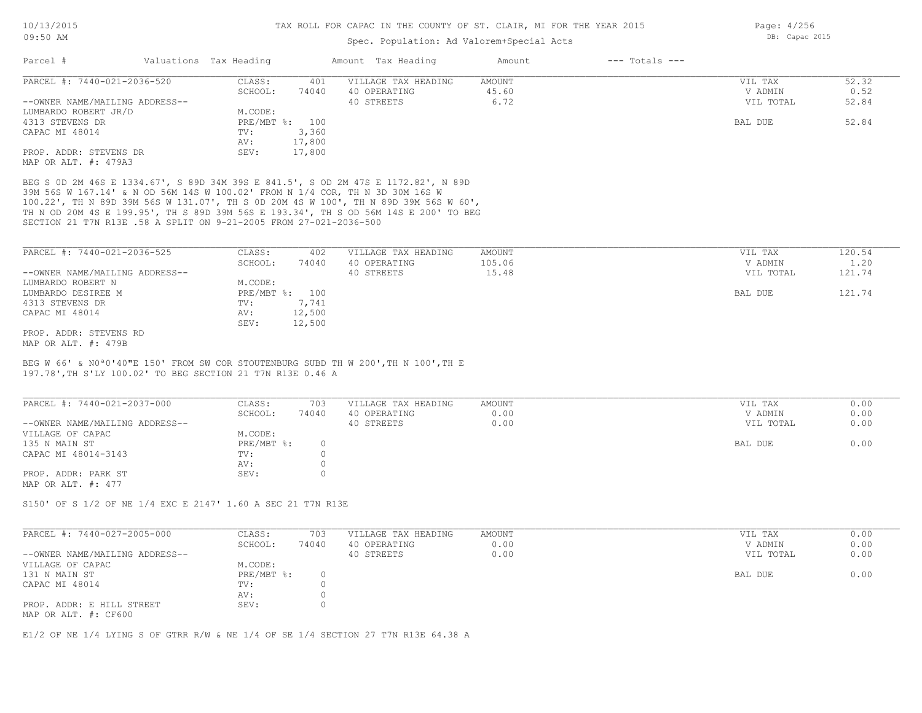TAX ROLL FOR CAPAC IN THE COUNTY OF ST. CLAIR, MI FOR THE YEAR 2015

Spec. Population: Ad Valorem+Special Acts

| Parcel # | Valuations | Tax Heading | Amount | Tax Heading | Amount | --- Totals --- | |
|---|---|---|---|---|---|---|---|
| PARCEL #: 7440-021-2036-520 | CLASS: | 401 | VILLAGE TAX HEADING | AMOUNT | | VIL TAX | 52.32 |
| | SCHOOL: | 74040 | 40 OPERATING | 45.60 | | V ADMIN | 0.52 |
| --OWNER NAME/MAILING ADDRESS-- | | | 40 STREETS | 6.72 | | VIL TOTAL | 52.84 |
| LUMBARDO ROBERT JR/D | M.CODE: | | | | | | |
| 4313 STEVENS DR | PRE/MBT %: | 100 | | | | BAL DUE | 52.84 |
| CAPAC MI 48014 | TV: | 3,360 | | | | | |
| | AV: | 17,800 | | | | | |
| PROP. ADDR: STEVENS DR | SEV: | 17,800 | | | | | |
| MAP OR ALT. #: 479A3 | | | | | | | |

BEG S 0D 2M 46S E 1334.67', S 89D 34M 39S E 841.5', S OD 2M 47S E 1172.82', N 89D 39M 56S W 167.14' & N OD 56M 14S W 100.02' FROM N 1/4 COR, TH N 3D 30M 16S W 100.22', TH N 89D 39M 56S W 131.07', TH S 0D 20M 4S W 100', TH N 89D 39M 56S W 60', TH N OD 20M 4S E 199.95', TH S 89D 39M 56S E 193.34', TH S OD 56M 14S E 200' TO BEG SECTION 21 T7N R13E .58 A SPLIT ON 9-21-2005 FROM 27-021-2036-500

| Parcel # | Valuations | Tax Heading | Amount | Tax Heading | Amount | --- Totals --- | |
|---|---|---|---|---|---|---|---|
| PARCEL #: 7440-021-2036-525 | CLASS: | 402 | VILLAGE TAX HEADING | AMOUNT | | VIL TAX | 120.54 |
| | SCHOOL: | 74040 | 40 OPERATING | 105.06 | | V ADMIN | 1.20 |
| --OWNER NAME/MAILING ADDRESS-- | | | 40 STREETS | 15.48 | | VIL TOTAL | 121.74 |
| LUMBARDO ROBERT N | M.CODE: | | | | | | |
| LUMBARDO DESIREE M | PRE/MBT %: | 100 | | | | BAL DUE | 121.74 |
| 4313 STEVENS DR | TV: | 7,741 | | | | | |
| CAPAC MI 48014 | AV: | 12,500 | | | | | |
| | SEV: | 12,500 | | | | | |
| PROP. ADDR: STEVENS RD | | | | | | | |
| MAP OR ALT. #: 479B | | | | | | | |

BEG W 66' & N0ª0'40"E 150' FROM SW COR STOUTENBURG SUBD TH W 200',TH N 100',TH E 197.78',TH S'LY 100.02' TO BEG SECTION 21 T7N R13E 0.46 A

| Parcel # | Valuations | Tax Heading | Amount | Tax Heading | Amount | --- Totals --- | |
|---|---|---|---|---|---|---|---|
| PARCEL #: 7440-021-2037-000 | CLASS: | 703 | VILLAGE TAX HEADING | AMOUNT | | VIL TAX | 0.00 |
| | SCHOOL: | 74040 | 40 OPERATING | 0.00 | | V ADMIN | 0.00 |
| --OWNER NAME/MAILING ADDRESS-- | | | 40 STREETS | 0.00 | | VIL TOTAL | 0.00 |
| VILLAGE OF CAPAC | M.CODE: | | | | | | |
| 135 N MAIN ST | PRE/MBT %: | 0 | | | | BAL DUE | 0.00 |
| CAPAC MI 48014-3143 | TV: | 0 | | | | | |
| | AV: | 0 | | | | | |
| PROP. ADDR: PARK ST | SEV: | 0 | | | | | |
| MAP OR ALT. #: 477 | | | | | | | |

S150' OF S 1/2 OF NE 1/4 EXC E 2147' 1.60 A SEC 21 T7N R13E

| Parcel # | Valuations | Tax Heading | Amount | Tax Heading | Amount | --- Totals --- | |
|---|---|---|---|---|---|---|---|
| PARCEL #: 7440-027-2005-000 | CLASS: | 703 | VILLAGE TAX HEADING | AMOUNT | | VIL TAX | 0.00 |
| | SCHOOL: | 74040 | 40 OPERATING | 0.00 | | V ADMIN | 0.00 |
| --OWNER NAME/MAILING ADDRESS-- | | | 40 STREETS | 0.00 | | VIL TOTAL | 0.00 |
| VILLAGE OF CAPAC | M.CODE: | | | | | | |
| 131 N MAIN ST | PRE/MBT %: | 0 | | | | BAL DUE | 0.00 |
| CAPAC MI 48014 | TV: | 0 | | | | | |
| | AV: | 0 | | | | | |
| PROP. ADDR: E HILL STREET | SEV: | 0 | | | | | |
| MAP OR ALT. #: CF600 | | | | | | | |

E1/2 OF NE 1/4 LYING S OF GTRR R/W & NE 1/4 OF SE 1/4 SECTION 27 T7N R13E 64.38 A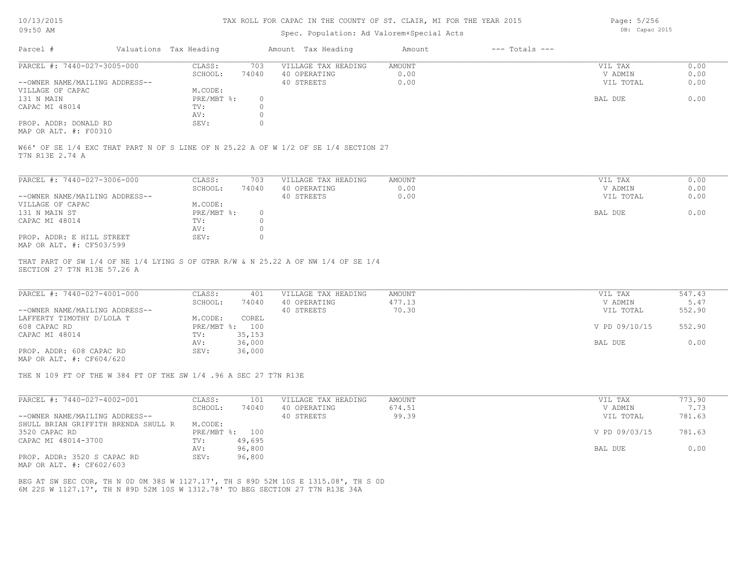# TAX ROLL FOR CAPAC IN THE COUNTY OF ST. CLAIR, MI FOR THE YEAR 2015

Spec. Population: Ad Valorem+Special Acts

DB: Capac 2015

| Parcel # | Valuations | Tax Heading | Amount | Tax Heading | Amount | --- Totals --- |
|---|---|---|---|---|---|---|

**PARCEL #: 7440-027-3005-000**

| | | | | |
|---|---|---|---|---|
| CLASS: | 703 | VILLAGE TAX HEADING | AMOUNT | VIL TAX 0.00 |
| SCHOOL: | 74040 | 40 OPERATING | 0.00 | V ADMIN 0.00 |
| | | 40 STREETS | 0.00 | VIL TOTAL 0.00 |
| M.CODE: | | | | |
| PRE/MBT %: | 0 | | | BAL DUE 0.00 |
| TV: | 0 | | | |
| AV: | 0 | | | |
| SEV: | 0 | | | |

--OWNER NAME/MAILING ADDRESS--
VILLAGE OF CAPAC
131 N MAIN
CAPAC MI 48014

PROP. ADDR: DONALD RD
MAP OR ALT. #: F00310

W66' OF SE 1/4 EXC THAT PART N OF S LINE OF N 25.22 A OF W 1/2 OF SE 1/4 SECTION 27 T7N R13E 2.74 A

**PARCEL #: 7440-027-3006-000**

| | | | | |
|---|---|---|---|---|
| CLASS: | 703 | VILLAGE TAX HEADING | AMOUNT | VIL TAX 0.00 |
| SCHOOL: | 74040 | 40 OPERATING | 0.00 | V ADMIN 0.00 |
| | | 40 STREETS | 0.00 | VIL TOTAL 0.00 |
| M.CODE: | | | | |
| PRE/MBT %: | 0 | | | BAL DUE 0.00 |
| TV: | 0 | | | |
| AV: | 0 | | | |
| SEV: | 0 | | | |

--OWNER NAME/MAILING ADDRESS--
VILLAGE OF CAPAC
131 N MAIN ST
CAPAC MI 48014

PROP. ADDR: E HILL STREET
MAP OR ALT. #: CF503/599

THAT PART OF SW 1/4 OF NE 1/4 LYING S OF GTRR R/W & N 25.22 A OF NW 1/4 OF SE 1/4 SECTION 27 T7N R13E 57.26 A

**PARCEL #: 7440-027-4001-000**

| | | | | |
|---|---|---|---|---|
| CLASS: | 401 | VILLAGE TAX HEADING | AMOUNT | VIL TAX 547.43 |
| SCHOOL: | 74040 | 40 OPERATING | 477.13 | V ADMIN 5.47 |
| | | 40 STREETS | 70.30 | VIL TOTAL 552.90 |
| M.CODE: | COREL | | | |
| PRE/MBT %: | 100 | | | V PD 09/10/15 552.90 |
| TV: | 35,153 | | | |
| AV: | 36,000 | | | BAL DUE 0.00 |
| SEV: | 36,000 | | | |

--OWNER NAME/MAILING ADDRESS--
LAFFERTY TIMOTHY D/LOLA T
608 CAPAC RD
CAPAC MI 48014

PROP. ADDR: 608 CAPAC RD
MAP OR ALT. #: CF604/620

THE N 109 FT OF THE W 384 FT OF THE SW 1/4 .96 A SEC 27 T7N R13E

**PARCEL #: 7440-027-4002-001**

| | | | | |
|---|---|---|---|---|
| CLASS: | 101 | VILLAGE TAX HEADING | AMOUNT | VIL TAX 773.90 |
| SCHOOL: | 74040 | 40 OPERATING | 674.51 | V ADMIN 7.73 |
| | | 40 STREETS | 99.39 | VIL TOTAL 781.63 |
| M.CODE: | | | | |
| PRE/MBT %: | 100 | | | V PD 09/03/15 781.63 |
| TV: | 49,695 | | | |
| AV: | 96,800 | | | BAL DUE 0.00 |
| SEV: | 96,800 | | | |

--OWNER NAME/MAILING ADDRESS--
SHULL BRIAN GRIFFITH BRENDA SHULL R
3520 CAPAC RD
CAPAC MI 48014-3700

PROP. ADDR: 3520 S CAPAC RD
MAP OR ALT. #: CF602/603

BEG AT SW SEC COR, TH N 0D 0M 38S W 1127.17', TH S 89D 52M 10S E 1315.08', TH S 0D 6M 22S W 1127.17', TH N 89D 52M 10S W 1312.78' TO BEG SECTION 27 T7N R13E 34A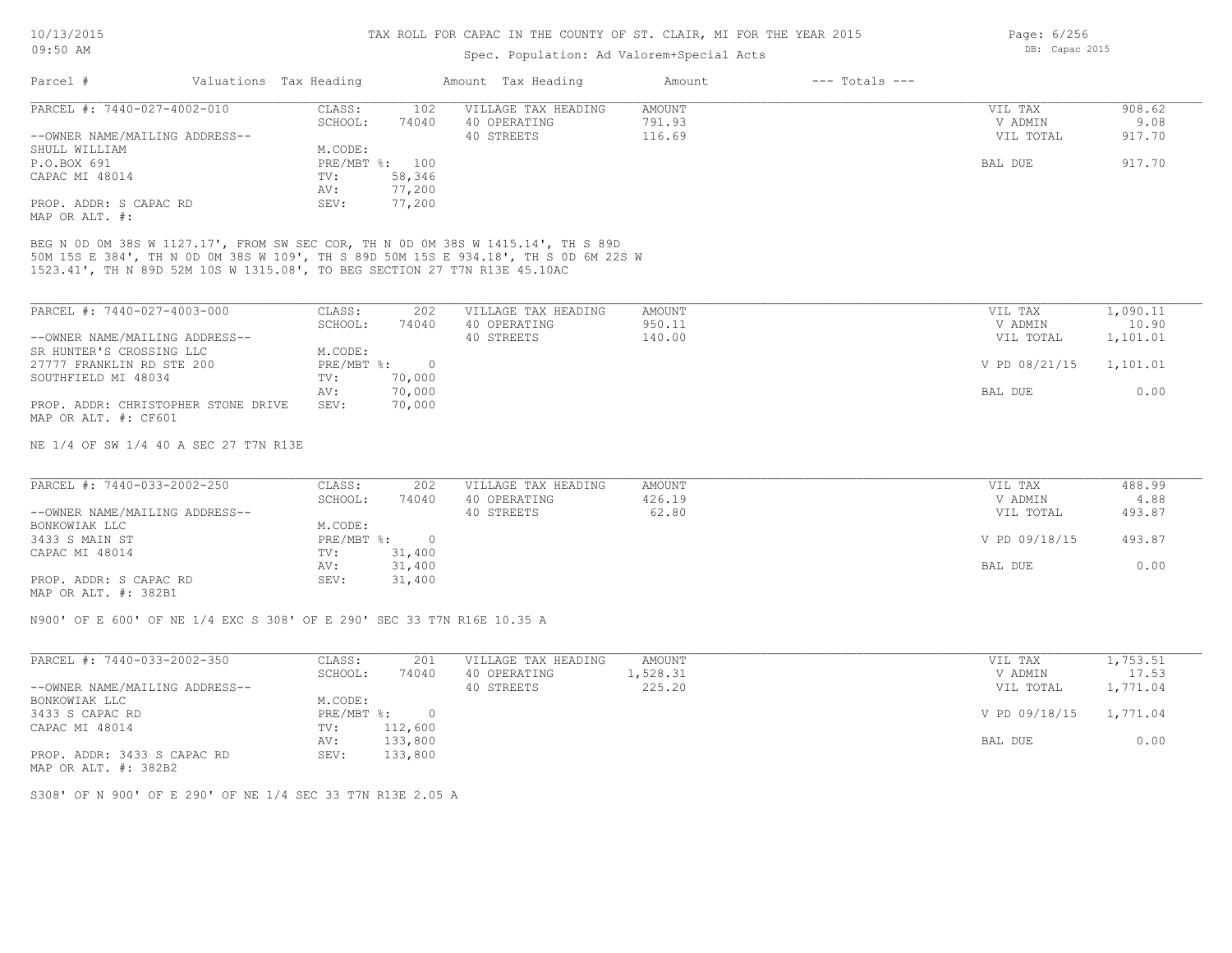# TAX ROLL FOR CAPAC IN THE COUNTY OF ST. CLAIR, MI FOR THE YEAR 2015

Spec. Population: Ad Valorem+Special Acts

| Parcel # | Valuations | Tax Heading | Amount | Tax Heading | Amount | --- Totals --- | |
|---|---|---|---|---|---|---|---|
| PARCEL #: 7440-027-4002-010 | CLASS: | 102 | VILLAGE TAX HEADING | AMOUNT | | VIL TAX | 908.62 |
| | SCHOOL: | 74040 | 40 OPERATING | 791.93 | | V ADMIN | 9.08 |
| --OWNER NAME/MAILING ADDRESS-- | | | 40 STREETS | 116.69 | | VIL TOTAL | 917.70 |
| SHULL WILLIAM | M.CODE: | | | | | | |
| P.O.BOX 691 | PRE/MBT %: | 100 | | | | BAL DUE | 917.70 |
| CAPAC MI 48014 | TV: | 58,346 | | | | | |
| | AV: | 77,200 | | | | | |
| PROP. ADDR: S CAPAC RD | SEV: | 77,200 | | | | | |
| MAP OR ALT. #: | | | | | | | |

BEG N 0D 0M 38S W 1127.17', FROM SW SEC COR, TH N 0D 0M 38S W 1415.14', TH S 89D 50M 15S E 384', TH N 0D 0M 38S W 109', TH S 89D 50M 15S E 934.18', TH S 0D 6M 22S W 1523.41', TH N 89D 52M 10S W 1315.08', TO BEG SECTION 27 T7N R13E 45.10AC

| Parcel # | Valuations | Tax Heading | Amount | Tax Heading | Amount | --- Totals --- | |
|---|---|---|---|---|---|---|---|
| PARCEL #: 7440-027-4003-000 | CLASS: | 202 | VILLAGE TAX HEADING | AMOUNT | | VIL TAX | 1,090.11 |
| | SCHOOL: | 74040 | 40 OPERATING | 950.11 | | V ADMIN | 10.90 |
| --OWNER NAME/MAILING ADDRESS-- | | | 40 STREETS | 140.00 | | VIL TOTAL | 1,101.01 |
| SR HUNTER'S CROSSING LLC | M.CODE: | | | | | | |
| 27777 FRANKLIN RD STE 200 | PRE/MBT %: | 0 | | | | V PD 08/21/15 | 1,101.01 |
| SOUTHFIELD MI 48034 | TV: | 70,000 | | | | | |
| | AV: | 70,000 | | | | BAL DUE | 0.00 |
| PROP. ADDR: CHRISTOPHER STONE DRIVE | SEV: | 70,000 | | | | | |
| MAP OR ALT. #: CF601 | | | | | | | |

NE 1/4 OF SW 1/4 40 A SEC 27 T7N R13E

| Parcel # | Valuations | Tax Heading | Amount | Tax Heading | Amount | --- Totals --- | |
|---|---|---|---|---|---|---|---|
| PARCEL #: 7440-033-2002-250 | CLASS: | 202 | VILLAGE TAX HEADING | AMOUNT | | VIL TAX | 488.99 |
| | SCHOOL: | 74040 | 40 OPERATING | 426.19 | | V ADMIN | 4.88 |
| --OWNER NAME/MAILING ADDRESS-- | | | 40 STREETS | 62.80 | | VIL TOTAL | 493.87 |
| BONKOWIAK LLC | M.CODE: | | | | | | |
| 3433 S MAIN ST | PRE/MBT %: | 0 | | | | V PD 09/18/15 | 493.87 |
| CAPAC MI 48014 | TV: | 31,400 | | | | | |
| | AV: | 31,400 | | | | BAL DUE | 0.00 |
| PROP. ADDR: S CAPAC RD | SEV: | 31,400 | | | | | |
| MAP OR ALT. #: 382B1 | | | | | | | |

N900' OF E 600' OF NE 1/4 EXC S 308' OF E 290' SEC 33 T7N R16E 10.35 A

| Parcel # | Valuations | Tax Heading | Amount | Tax Heading | Amount | --- Totals --- | |
|---|---|---|---|---|---|---|---|
| PARCEL #: 7440-033-2002-350 | CLASS: | 201 | VILLAGE TAX HEADING | AMOUNT | | VIL TAX | 1,753.51 |
| | SCHOOL: | 74040 | 40 OPERATING | 1,528.31 | | V ADMIN | 17.53 |
| --OWNER NAME/MAILING ADDRESS-- | | | 40 STREETS | 225.20 | | VIL TOTAL | 1,771.04 |
| BONKOWIAK LLC | M.CODE: | | | | | | |
| 3433 S CAPAC RD | PRE/MBT %: | 0 | | | | V PD 09/18/15 | 1,771.04 |
| CAPAC MI 48014 | TV: | 112,600 | | | | | |
| | AV: | 133,800 | | | | BAL DUE | 0.00 |
| PROP. ADDR: 3433 S CAPAC RD | SEV: | 133,800 | | | | | |
| MAP OR ALT. #: 382B2 | | | | | | | |

S308' OF N 900' OF E 290' OF NE 1/4 SEC 33 T7N R13E 2.05 A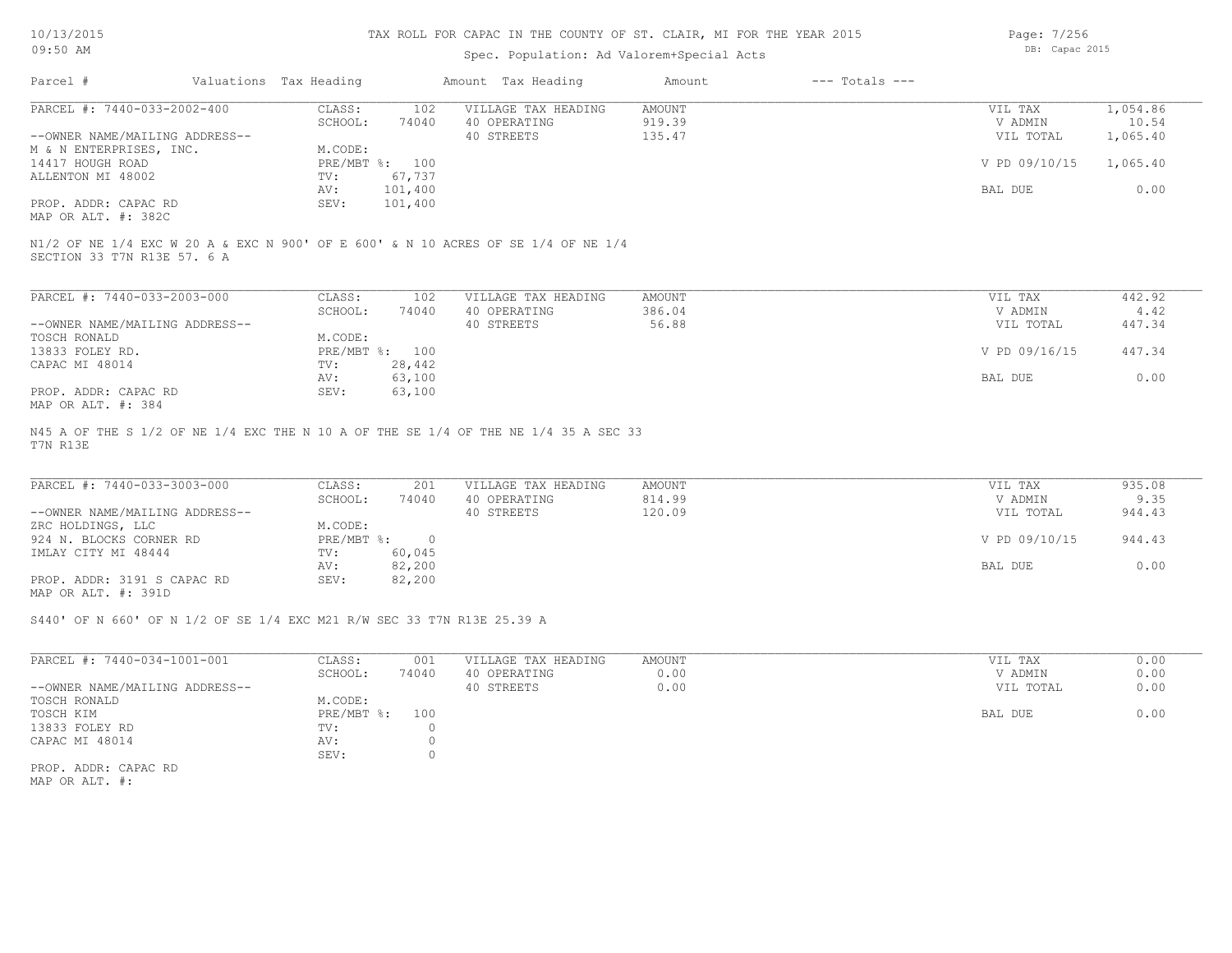TAX ROLL FOR CAPAC IN THE COUNTY OF ST. CLAIR, MI FOR THE YEAR 2015

Spec. Population: Ad Valorem+Special Acts

| Parcel # | Valuations | Tax Heading | Amount | Tax Heading | Amount | --- Totals --- | |
|---|---|---|---|---|---|---|---|
| PARCEL #: 7440-033-2002-400 | CLASS: | 102 | VILLAGE TAX HEADING | AMOUNT | | VIL TAX | 1,054.86 |
| | SCHOOL: | 74040 | 40 OPERATING | 919.39 | | V ADMIN | 10.54 |
| --OWNER NAME/MAILING ADDRESS-- | | | 40 STREETS | 135.47 | | VIL TOTAL | 1,065.40 |
| M & N ENTERPRISES, INC. | M.CODE: | | | | | | |
| 14417 HOUGH ROAD | PRE/MBT %: | 100 | | | | V PD 09/10/15 | 1,065.40 |
| ALLENTON MI 48002 | TV: | 67,737 | | | | | |
| | AV: | 101,400 | | | | BAL DUE | 0.00 |
| PROP. ADDR: CAPAC RD | SEV: | 101,400 | | | | | |
| MAP OR ALT. #: 382C | | | | | | | |

N1/2 OF NE 1/4 EXC W 20 A & EXC N 900' OF E 600' & N 10 ACRES OF SE 1/4 OF NE 1/4
SECTION 33 T7N R13E 57. 6 A

| Parcel # | Valuations | Tax Heading | Amount | Tax Heading | Amount | --- Totals --- | |
|---|---|---|---|---|---|---|---|
| PARCEL #: 7440-033-2003-000 | CLASS: | 102 | VILLAGE TAX HEADING | AMOUNT | | VIL TAX | 442.92 |
| | SCHOOL: | 74040 | 40 OPERATING | 386.04 | | V ADMIN | 4.42 |
| --OWNER NAME/MAILING ADDRESS-- | | | 40 STREETS | 56.88 | | VIL TOTAL | 447.34 |
| TOSCH RONALD | M.CODE: | | | | | | |
| 13833 FOLEY RD. | PRE/MBT %: | 100 | | | | V PD 09/16/15 | 447.34 |
| CAPAC MI 48014 | TV: | 28,442 | | | | | |
| | AV: | 63,100 | | | | BAL DUE | 0.00 |
| PROP. ADDR: CAPAC RD | SEV: | 63,100 | | | | | |
| MAP OR ALT. #: 384 | | | | | | | |

N45 A OF THE S 1/2 OF NE 1/4 EXC THE N 10 A OF THE SE 1/4 OF THE NE 1/4 35 A SEC 33
T7N R13E

| Parcel # | Valuations | Tax Heading | Amount | Tax Heading | Amount | --- Totals --- | |
|---|---|---|---|---|---|---|---|
| PARCEL #: 7440-033-3003-000 | CLASS: | 201 | VILLAGE TAX HEADING | AMOUNT | | VIL TAX | 935.08 |
| | SCHOOL: | 74040 | 40 OPERATING | 814.99 | | V ADMIN | 9.35 |
| --OWNER NAME/MAILING ADDRESS-- | | | 40 STREETS | 120.09 | | VIL TOTAL | 944.43 |
| ZRC HOLDINGS, LLC | M.CODE: | | | | | | |
| 924 N. BLOCKS CORNER RD | PRE/MBT %: | 0 | | | | V PD 09/10/15 | 944.43 |
| IMLAY CITY MI 48444 | TV: | 60,045 | | | | | |
| | AV: | 82,200 | | | | BAL DUE | 0.00 |
| PROP. ADDR: 3191 S CAPAC RD | SEV: | 82,200 | | | | | |
| MAP OR ALT. #: 391D | | | | | | | |

S440' OF N 660' OF N 1/2 OF SE 1/4 EXC M21 R/W SEC 33 T7N R13E 25.39 A

| Parcel # | Valuations | Tax Heading | Amount | Tax Heading | Amount | --- Totals --- | |
|---|---|---|---|---|---|---|---|
| PARCEL #: 7440-034-1001-001 | CLASS: | 001 | VILLAGE TAX HEADING | AMOUNT | | VIL TAX | 0.00 |
| | SCHOOL: | 74040 | 40 OPERATING | 0.00 | | V ADMIN | 0.00 |
| --OWNER NAME/MAILING ADDRESS-- | | | 40 STREETS | 0.00 | | VIL TOTAL | 0.00 |
| TOSCH RONALD | M.CODE: | | | | | | |
| TOSCH KIM | PRE/MBT %: | 100 | | | | BAL DUE | 0.00 |
| 13833 FOLEY RD | TV: | 0 | | | | | |
| CAPAC MI 48014 | AV: | 0 | | | | | |
| | SEV: | 0 | | | | | |
| PROP. ADDR: CAPAC RD | | | | | | | |
| MAP OR ALT. #: | | | | | | | |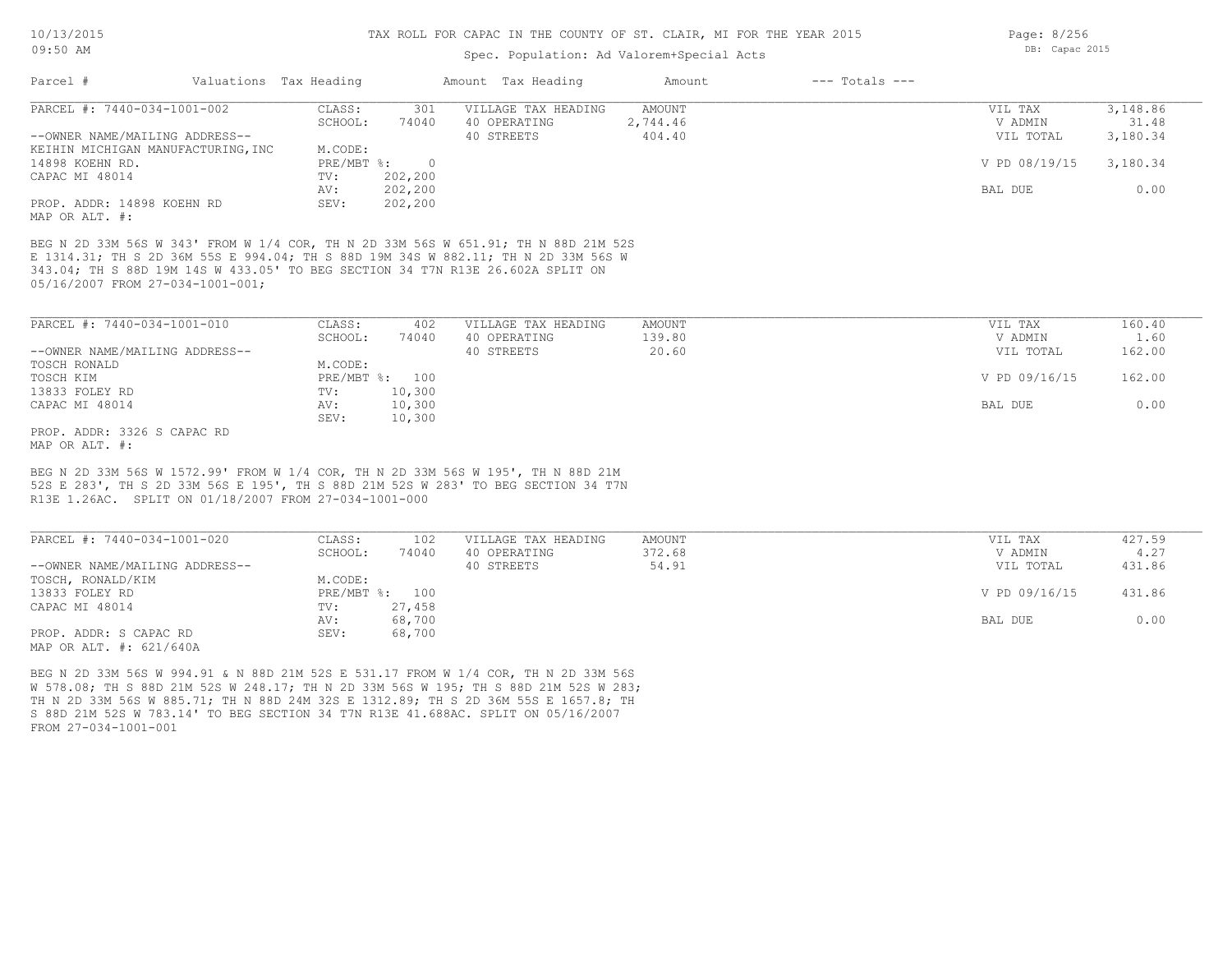TAX ROLL FOR CAPAC IN THE COUNTY OF ST. CLAIR, MI FOR THE YEAR 2015

Spec. Population: Ad Valorem+Special Acts

| Parcel # | Valuations | Tax Heading | Amount | Tax Heading | Amount | --- Totals --- | |
|---|---|---|---|---|---|---|---|
| PARCEL #: 7440-034-1001-002 | CLASS: | 301 | VILLAGE TAX HEADING | AMOUNT | | VIL TAX | 3,148.86 |
| | SCHOOL: | 74040 | 40 OPERATING | 2,744.46 | | V ADMIN | 31.48 |
| --OWNER NAME/MAILING ADDRESS-- | | | 40 STREETS | 404.40 | | VIL TOTAL | 3,180.34 |
| KEIHIN MICHIGAN MANUFACTURING, INC | M.CODE: | | | | | | |
| 14898 KOEHN RD. | PRE/MBT %: | 0 | | | | V PD 08/19/15 | 3,180.34 |
| CAPAC MI 48014 | TV: | 202,200 | | | | | |
| | AV: | 202,200 | | | | BAL DUE | 0.00 |
| PROP. ADDR: 14898 KOEHN RD | SEV: | 202,200 | | | | | |
| MAP OR ALT. #: | | | | | | | |

BEG N 2D 33M 56S W 343' FROM W 1/4 COR, TH N 2D 33M 56S W 651.91; TH N 88D 21M 52S E 1314.31; TH S 2D 36M 55S E 994.04; TH S 88D 19M 34S W 882.11; TH N 2D 33M 56S W 343.04; TH S 88D 19M 14S W 433.05' TO BEG SECTION 34 T7N R13E 26.602A SPLIT ON 05/16/2007 FROM 27-034-1001-001;

| Parcel # | Valuations | Tax Heading | Amount | Tax Heading | Amount | --- Totals --- | |
|---|---|---|---|---|---|---|---|
| PARCEL #: 7440-034-1001-010 | CLASS: | 402 | VILLAGE TAX HEADING | AMOUNT | | VIL TAX | 160.40 |
| | SCHOOL: | 74040 | 40 OPERATING | 139.80 | | V ADMIN | 1.60 |
| --OWNER NAME/MAILING ADDRESS-- | | | 40 STREETS | 20.60 | | VIL TOTAL | 162.00 |
| TOSCH RONALD | M.CODE: | | | | | | |
| TOSCH KIM | PRE/MBT %: | 100 | | | | V PD 09/16/15 | 162.00 |
| 13833 FOLEY RD | TV: | 10,300 | | | | | |
| CAPAC MI 48014 | AV: | 10,300 | | | | BAL DUE | 0.00 |
| | SEV: | 10,300 | | | | | |
| PROP. ADDR: 3326 S CAPAC RD | | | | | | | |
| MAP OR ALT. #: | | | | | | | |

BEG N 2D 33M 56S W 1572.99' FROM W 1/4 COR, TH N 2D 33M 56S W 195', TH N 88D 21M 52S E 283', TH S 2D 33M 56S E 195', TH S 88D 21M 52S W 283' TO BEG SECTION 34 T7N R13E 1.26AC. SPLIT ON 01/18/2007 FROM 27-034-1001-000

| Parcel # | Valuations | Tax Heading | Amount | Tax Heading | Amount | --- Totals --- | |
|---|---|---|---|---|---|---|---|
| PARCEL #: 7440-034-1001-020 | CLASS: | 102 | VILLAGE TAX HEADING | AMOUNT | | VIL TAX | 427.59 |
| | SCHOOL: | 74040 | 40 OPERATING | 372.68 | | V ADMIN | 4.27 |
| --OWNER NAME/MAILING ADDRESS-- | | | 40 STREETS | 54.91 | | VIL TOTAL | 431.86 |
| TOSCH, RONALD/KIM | M.CODE: | | | | | | |
| 13833 FOLEY RD | PRE/MBT %: | 100 | | | | V PD 09/16/15 | 431.86 |
| CAPAC MI 48014 | TV: | 27,458 | | | | | |
| | AV: | 68,700 | | | | BAL DUE | 0.00 |
| PROP. ADDR: S CAPAC RD | SEV: | 68,700 | | | | | |
| MAP OR ALT. #: 621/640A | | | | | | | |

BEG N 2D 33M 56S W 994.91 & N 88D 21M 52S E 531.17 FROM W 1/4 COR, TH N 2D 33M 56S W 578.08; TH S 88D 21M 52S W 248.17; TH N 2D 33M 56S W 195; TH S 88D 21M 52S W 283; TH N 2D 33M 56S W 885.71; TH N 88D 24M 32S E 1312.89; TH S 2D 36M 55S E 1657.8; TH S 88D 21M 52S W 783.14' TO BEG SECTION 34 T7N R13E 41.688AC. SPLIT ON 05/16/2007 FROM 27-034-1001-001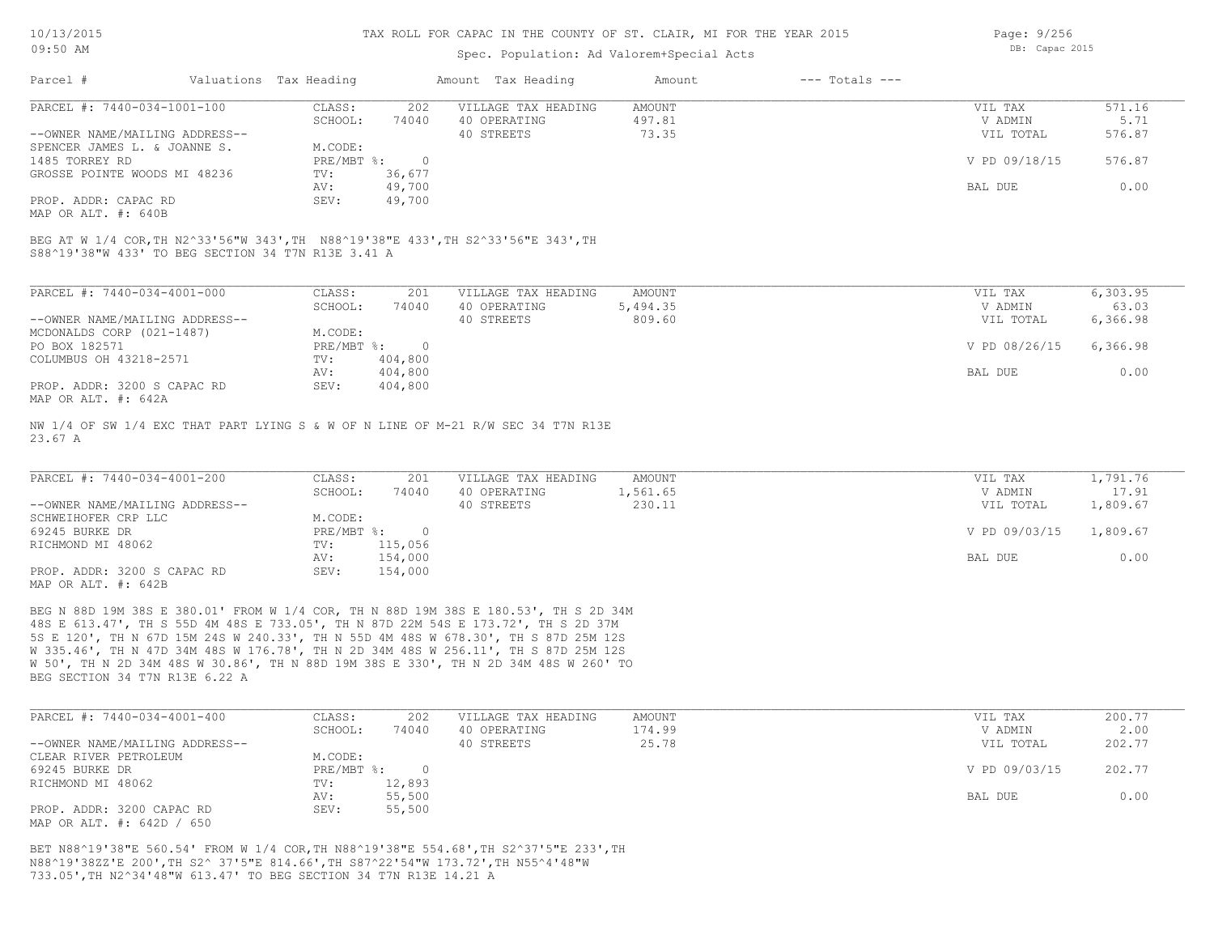TAX ROLL FOR CAPAC IN THE COUNTY OF ST. CLAIR, MI FOR THE YEAR 2015

Spec. Population: Ad Valorem+Special Acts

| Parcel # | Valuations | Tax Heading | Amount | Tax Heading | Amount | --- Totals --- |
|---|---|---|---|---|---|---|

---

**PARCEL #: 7440-034-1001-100**

| | | | | | |
|---|---|---|---|---|---|
| --OWNER NAME/MAILING ADDRESS-- | CLASS: 202 | VILLAGE TAX HEADING | AMOUNT | VIL TAX | 571.16 |
| SPENCER JAMES L. & JOANNE S. | SCHOOL: 74040 | 40 OPERATING | 497.81 | V ADMIN | 5.71 |
| 1485 TORREY RD | M.CODE: | 40 STREETS | 73.35 | VIL TOTAL | 576.87 |
| GROSSE POINTE WOODS MI 48236 | PRE/MBT %: 0 | | | V PD 09/18/15 | 576.87 |
| | TV: 36,677 | | | | |
| PROP. ADDR: CAPAC RD | AV: 49,700 | | | BAL DUE | 0.00 |
| MAP OR ALT. #: 640B | SEV: 49,700 | | | | |

BEG AT W 1/4 COR,TH N2^33'56"W 343',TH N88^19'38"E 433',TH S2^33'56"E 343',TH S88^19'38"W 433' TO BEG SECTION 34 T7N R13E 3.41 A

---

**PARCEL #: 7440-034-4001-000**

| | | | | | |
|---|---|---|---|---|---|
| --OWNER NAME/MAILING ADDRESS-- | CLASS: 201 | VILLAGE TAX HEADING | AMOUNT | VIL TAX | 6,303.95 |
| MCDONALDS CORP (021-1487) | SCHOOL: 74040 | 40 OPERATING | 5,494.35 | V ADMIN | 63.03 |
| PO BOX 182571 | M.CODE: | 40 STREETS | 809.60 | VIL TOTAL | 6,366.98 |
| COLUMBUS OH 43218-2571 | PRE/MBT %: 0 | | | V PD 08/26/15 | 6,366.98 |
| | TV: 404,800 | | | | |
| PROP. ADDR: 3200 S CAPAC RD | AV: 404,800 | | | BAL DUE | 0.00 |
| MAP OR ALT. #: 642A | SEV: 404,800 | | | | |

NW 1/4 OF SW 1/4 EXC THAT PART LYING S & W OF N LINE OF M-21 R/W SEC 34 T7N R13E 23.67 A

---

**PARCEL #: 7440-034-4001-200**

| | | | | | |
|---|---|---|---|---|---|
| --OWNER NAME/MAILING ADDRESS-- | CLASS: 201 | VILLAGE TAX HEADING | AMOUNT | VIL TAX | 1,791.76 |
| SCHWEIHOFER CRP LLC | SCHOOL: 74040 | 40 OPERATING | 1,561.65 | V ADMIN | 17.91 |
| 69245 BURKE DR | M.CODE: | 40 STREETS | 230.11 | VIL TOTAL | 1,809.67 |
| RICHMOND MI 48062 | PRE/MBT %: 0 | | | V PD 09/03/15 | 1,809.67 |
| | TV: 115,056 | | | | |
| PROP. ADDR: 3200 S CAPAC RD | AV: 154,000 | | | BAL DUE | 0.00 |
| MAP OR ALT. #: 642B | SEV: 154,000 | | | | |

BEG N 88D 19M 38S E 380.01' FROM W 1/4 COR, TH N 88D 19M 38S E 180.53', TH S 2D 34M 48S E 613.47', TH S 55D 4M 48S E 733.05', TH N 87D 22M 54S E 173.72', TH S 2D 37M 5S E 120', TH N 67D 15M 24S W 240.33', TH N 55D 4M 48S W 678.30', TH S 87D 25M 12S W 335.46', TH N 47D 34M 48S W 176.78', TH N 2D 34M 48S W 256.11', TH S 87D 25M 12S W 50', TH N 2D 34M 48S W 30.86', TH N 88D 19M 38S E 330', TH N 2D 34M 48S W 260' TO BEG SECTION 34 T7N R13E 6.22 A

---

**PARCEL #: 7440-034-4001-400**

| | | | | | |
|---|---|---|---|---|---|
| --OWNER NAME/MAILING ADDRESS-- | CLASS: 202 | VILLAGE TAX HEADING | AMOUNT | VIL TAX | 200.77 |
| CLEAR RIVER PETROLEUM | SCHOOL: 74040 | 40 OPERATING | 174.99 | V ADMIN | 2.00 |
| 69245 BURKE DR | M.CODE: | 40 STREETS | 25.78 | VIL TOTAL | 202.77 |
| RICHMOND MI 48062 | PRE/MBT %: 0 | | | V PD 09/03/15 | 202.77 |
| | TV: 12,893 | | | | |
| PROP. ADDR: 3200 CAPAC RD | AV: 55,500 | | | BAL DUE | 0.00 |
| MAP OR ALT. #: 642D / 650 | SEV: 55,500 | | | | |

BET N88^19'38"E 560.54' FROM W 1/4 COR,TH N88^19'38"E 554.68',TH S2^37'5"E 233',TH N88^19'38ZZ'E 200',TH S2^ 37'5"E 814.66',TH S87^22'54"W 173.72',TH N55^4'48"W 733.05',TH N2^34'48"W 613.47' TO BEG SECTION 34 T7N R13E 14.21 A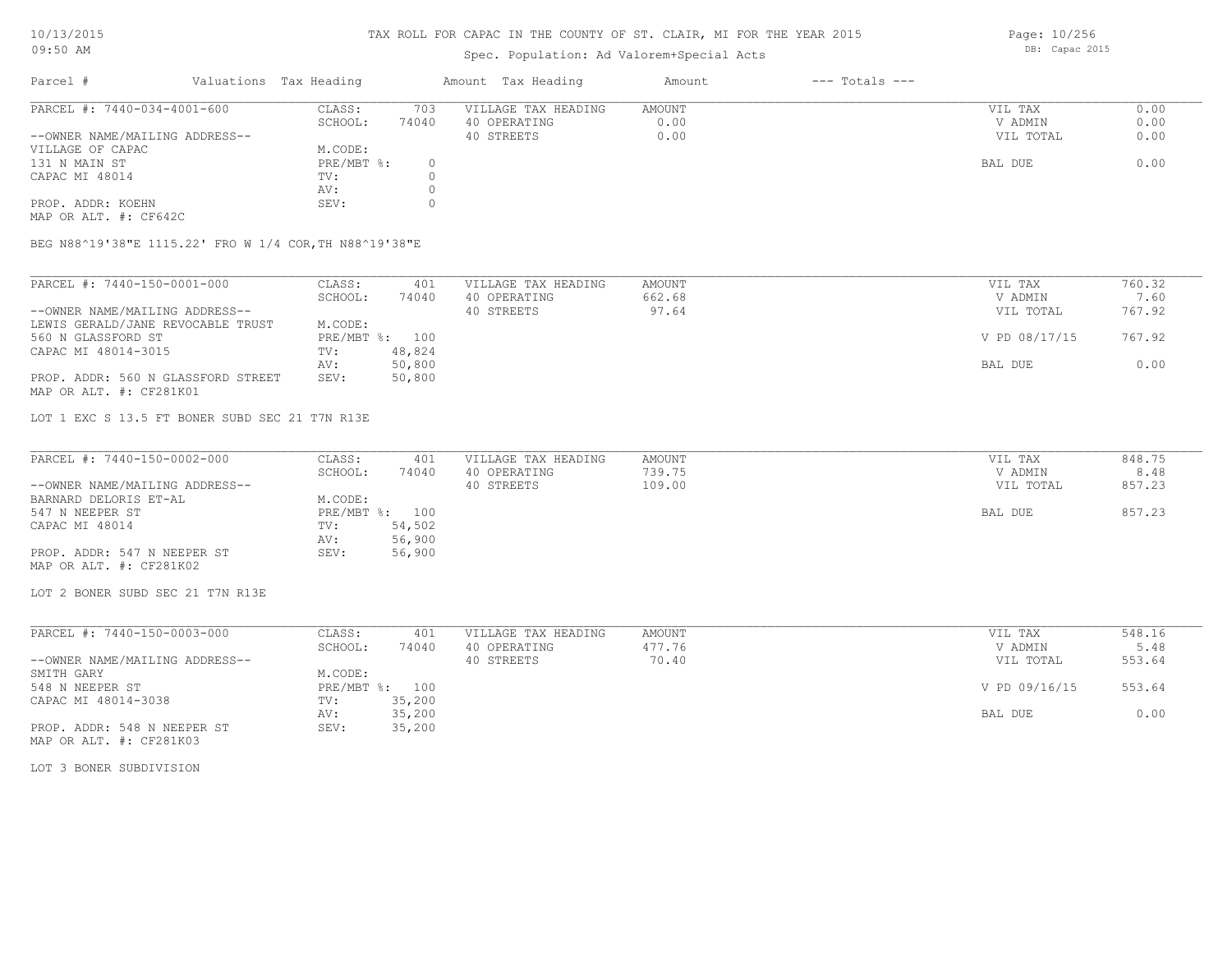# TAX ROLL FOR CAPAC IN THE COUNTY OF ST. CLAIR, MI FOR THE YEAR 2015

10/13/2015
09:50 AM

Spec. Population: Ad Valorem+Special Acts

DB: Capac 2015

| Parcel # | Valuations | Tax Heading | Amount | Tax Heading | Amount | --- Totals --- | |
|---|---|---|---|---|---|---|---|
| PARCEL #: 7440-034-4001-600 | CLASS: | 703 | VILLAGE TAX HEADING | AMOUNT | | VIL TAX | 0.00 |
| | SCHOOL: | 74040 | 40 OPERATING | 0.00 | | V ADMIN | 0.00 |
| --OWNER NAME/MAILING ADDRESS-- | | | 40 STREETS | 0.00 | | VIL TOTAL | 0.00 |
| VILLAGE OF CAPAC | M.CODE: | | | | | | |
| 131 N MAIN ST | PRE/MBT %: | 0 | | | | BAL DUE | 0.00 |
| CAPAC MI 48014 | TV: | 0 | | | | | |
| | AV: | 0 | | | | | |
| PROP. ADDR: KOEHN | SEV: | 0 | | | | | |
| MAP OR ALT. #: CF642C | | | | | | | |

BEG N88^19'38"E 1115.22' FRO W 1/4 COR,TH N88^19'38"E

| Parcel # | Valuations | Tax Heading | Amount | Tax Heading | Amount | --- Totals --- | |
|---|---|---|---|---|---|---|---|
| PARCEL #: 7440-150-0001-000 | CLASS: | 401 | VILLAGE TAX HEADING | AMOUNT | | VIL TAX | 760.32 |
| | SCHOOL: | 74040 | 40 OPERATING | 662.68 | | V ADMIN | 7.60 |
| --OWNER NAME/MAILING ADDRESS-- | | | 40 STREETS | 97.64 | | VIL TOTAL | 767.92 |
| LEWIS GERALD/JANE REVOCABLE TRUST | M.CODE: | | | | | | |
| 560 N GLASSFORD ST | PRE/MBT %: | 100 | | | | V PD 08/17/15 | 767.92 |
| CAPAC MI 48014-3015 | TV: | 48,824 | | | | | |
| | AV: | 50,800 | | | | BAL DUE | 0.00 |
| PROP. ADDR: 560 N GLASSFORD STREET | SEV: | 50,800 | | | | | |
| MAP OR ALT. #: CF281K01 | | | | | | | |

LOT 1 EXC S 13.5 FT BONER SUBD SEC 21 T7N R13E

| Parcel # | Valuations | Tax Heading | Amount | Tax Heading | Amount | --- Totals --- | |
|---|---|---|---|---|---|---|---|
| PARCEL #: 7440-150-0002-000 | CLASS: | 401 | VILLAGE TAX HEADING | AMOUNT | | VIL TAX | 848.75 |
| | SCHOOL: | 74040 | 40 OPERATING | 739.75 | | V ADMIN | 8.48 |
| --OWNER NAME/MAILING ADDRESS-- | | | 40 STREETS | 109.00 | | VIL TOTAL | 857.23 |
| BARNARD DELORIS ET-AL | M.CODE: | | | | | | |
| 547 N NEEPER ST | PRE/MBT %: | 100 | | | | BAL DUE | 857.23 |
| CAPAC MI 48014 | TV: | 54,502 | | | | | |
| | AV: | 56,900 | | | | | |
| PROP. ADDR: 547 N NEEPER ST | SEV: | 56,900 | | | | | |
| MAP OR ALT. #: CF281K02 | | | | | | | |

LOT 2 BONER SUBD SEC 21 T7N R13E

| Parcel # | Valuations | Tax Heading | Amount | Tax Heading | Amount | --- Totals --- | |
|---|---|---|---|---|---|---|---|
| PARCEL #: 7440-150-0003-000 | CLASS: | 401 | VILLAGE TAX HEADING | AMOUNT | | VIL TAX | 548.16 |
| | SCHOOL: | 74040 | 40 OPERATING | 477.76 | | V ADMIN | 5.48 |
| --OWNER NAME/MAILING ADDRESS-- | | | 40 STREETS | 70.40 | | VIL TOTAL | 553.64 |
| SMITH GARY | M.CODE: | | | | | | |
| 548 N NEEPER ST | PRE/MBT %: | 100 | | | | V PD 09/16/15 | 553.64 |
| CAPAC MI 48014-3038 | TV: | 35,200 | | | | | |
| | AV: | 35,200 | | | | BAL DUE | 0.00 |
| PROP. ADDR: 548 N NEEPER ST | SEV: | 35,200 | | | | | |
| MAP OR ALT. #: CF281K03 | | | | | | | |

LOT 3 BONER SUBDIVISION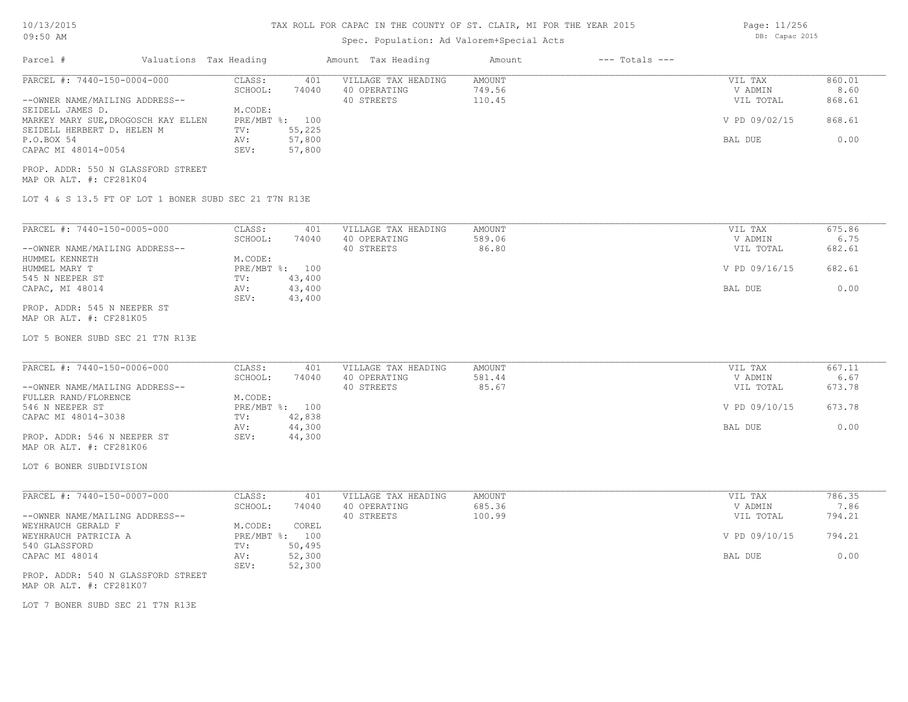# TAX ROLL FOR CAPAC IN THE COUNTY OF ST. CLAIR, MI FOR THE YEAR 2015

Spec. Population: Ad Valorem+Special Acts

| Parcel # | Valuations | Tax Heading | Amount | Tax Heading | Amount | --- Totals --- | |
|---|---|---|---|---|---|---|---|
| PARCEL #: 7440-150-0004-000 | CLASS: | 401 | VILLAGE TAX HEADING | AMOUNT | | VIL TAX | 860.01 |
| | SCHOOL: | 74040 | 40 OPERATING | 749.56 | | V ADMIN | 8.60 |
| --OWNER NAME/MAILING ADDRESS-- | | | 40 STREETS | 110.45 | | VIL TOTAL | 868.61 |
| SEIDELL JAMES D. | M.CODE: | | | | | | |
| MARKEY MARY SUE,DROGOSCH KAY ELLEN | PRE/MBT %: | 100 | | | | V PD 09/02/15 | 868.61 |
| SEIDELL HERBERT D. HELEN M | TV: | 55,225 | | | | | |
| P.O.BOX 54 | AV: | 57,800 | | | | BAL DUE | 0.00 |
| CAPAC MI 48014-0054 | SEV: | 57,800 | | | | | |

PROP. ADDR: 550 N GLASSFORD STREET
MAP OR ALT. #: CF281K04

LOT 4 & S 13.5 FT OF LOT 1 BONER SUBD SEC 21 T7N R13E

| Parcel # | Valuations | Tax Heading | Amount | Tax Heading | Amount | --- Totals --- | |
|---|---|---|---|---|---|---|---|
| PARCEL #: 7440-150-0005-000 | CLASS: | 401 | VILLAGE TAX HEADING | AMOUNT | | VIL TAX | 675.86 |
| | SCHOOL: | 74040 | 40 OPERATING | 589.06 | | V ADMIN | 6.75 |
| --OWNER NAME/MAILING ADDRESS-- | | | 40 STREETS | 86.80 | | VIL TOTAL | 682.61 |
| HUMMEL KENNETH | M.CODE: | | | | | | |
| HUMMEL MARY T | PRE/MBT %: | 100 | | | | V PD 09/16/15 | 682.61 |
| 545 N NEEPER ST | TV: | 43,400 | | | | | |
| CAPAC, MI 48014 | AV: | 43,400 | | | | BAL DUE | 0.00 |
| | SEV: | 43,400 | | | | | |

PROP. ADDR: 545 N NEEPER ST
MAP OR ALT. #: CF281K05

LOT 5 BONER SUBD SEC 21 T7N R13E

| Parcel # | Valuations | Tax Heading | Amount | Tax Heading | Amount | --- Totals --- | |
|---|---|---|---|---|---|---|---|
| PARCEL #: 7440-150-0006-000 | CLASS: | 401 | VILLAGE TAX HEADING | AMOUNT | | VIL TAX | 667.11 |
| | SCHOOL: | 74040 | 40 OPERATING | 581.44 | | V ADMIN | 6.67 |
| --OWNER NAME/MAILING ADDRESS-- | | | 40 STREETS | 85.67 | | VIL TOTAL | 673.78 |
| FULLER RAND/FLORENCE | M.CODE: | | | | | | |
| 546 N NEEPER ST | PRE/MBT %: | 100 | | | | V PD 09/10/15 | 673.78 |
| CAPAC MI 48014-3038 | TV: | 42,838 | | | | | |
| | AV: | 44,300 | | | | BAL DUE | 0.00 |
| PROP. ADDR: 546 N NEEPER ST | SEV: | 44,300 | | | | | |

MAP OR ALT. #: CF281K06

LOT 6 BONER SUBDIVISION

| Parcel # | Valuations | Tax Heading | Amount | Tax Heading | Amount | --- Totals --- | |
|---|---|---|---|---|---|---|---|
| PARCEL #: 7440-150-0007-000 | CLASS: | 401 | VILLAGE TAX HEADING | AMOUNT | | VIL TAX | 786.35 |
| | SCHOOL: | 74040 | 40 OPERATING | 685.36 | | V ADMIN | 7.86 |
| --OWNER NAME/MAILING ADDRESS-- | | | 40 STREETS | 100.99 | | VIL TOTAL | 794.21 |
| WEYHRAUCH GERALD F | M.CODE: | COREL | | | | | |
| WEYHRAUCH PATRICIA A | PRE/MBT %: | 100 | | | | V PD 09/10/15 | 794.21 |
| 540 GLASSFORD | TV: | 50,495 | | | | | |
| CAPAC MI 48014 | AV: | 52,300 | | | | BAL DUE | 0.00 |
| | SEV: | 52,300 | | | | | |

PROP. ADDR: 540 N GLASSFORD STREET
MAP OR ALT. #: CF281K07

LOT 7 BONER SUBD SEC 21 T7N R13E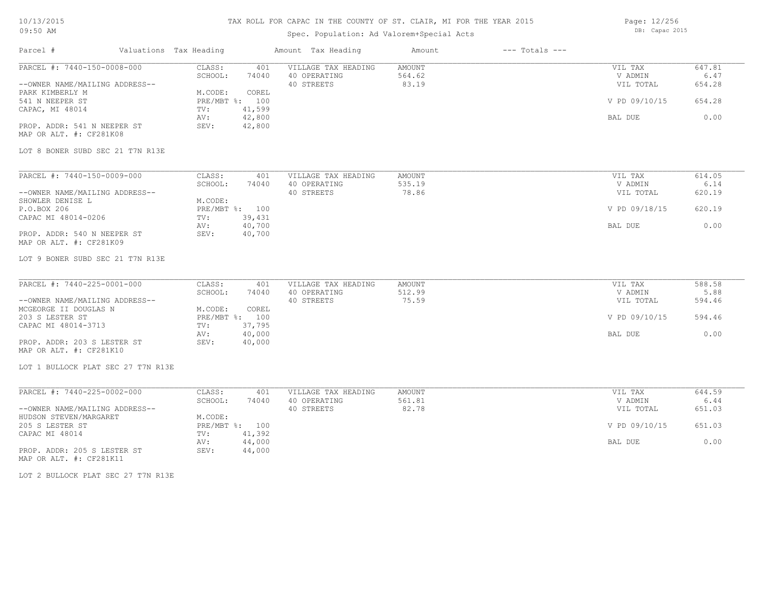# TAX ROLL FOR CAPAC IN THE COUNTY OF ST. CLAIR, MI FOR THE YEAR 2015

Spec. Population: Ad Valorem+Special Acts

| Parcel # | Valuations | Tax Heading | Amount | Tax Heading | Amount | --- Totals --- | |
|---|---|---|---|---|---|---|---|
| PARCEL #: 7440-150-0008-000 | CLASS: | 401 | VILLAGE TAX HEADING | AMOUNT | | VIL TAX | 647.81 |
| | SCHOOL: | 74040 | 40 OPERATING | 564.62 | | V ADMIN | 6.47 |
| --OWNER NAME/MAILING ADDRESS-- | | | 40 STREETS | 83.19 | | VIL TOTAL | 654.28 |
| PARK KIMBERLY M | M.CODE: | COREL | | | | | |
| 541 N NEEPER ST | PRE/MBT %: | 100 | | | | V PD 09/10/15 | 654.28 |
| CAPAC, MI 48014 | TV: | 41,599 | | | | | |
| | AV: | 42,800 | | | | BAL DUE | 0.00 |
| PROP. ADDR: 541 N NEEPER ST | SEV: | 42,800 | | | | | |
| MAP OR ALT. #: CF281K08 | | | | | | | |

LOT 8 BONER SUBD SEC 21 T7N R13E

| Parcel # | Valuations | Tax Heading | Amount | Tax Heading | Amount | --- Totals --- | |
|---|---|---|---|---|---|---|---|
| PARCEL #: 7440-150-0009-000 | CLASS: | 401 | VILLAGE TAX HEADING | AMOUNT | | VIL TAX | 614.05 |
| | SCHOOL: | 74040 | 40 OPERATING | 535.19 | | V ADMIN | 6.14 |
| --OWNER NAME/MAILING ADDRESS-- | | | 40 STREETS | 78.86 | | VIL TOTAL | 620.19 |
| SHOWLER DENISE L | M.CODE: | | | | | | |
| P.O.BOX 206 | PRE/MBT %: | 100 | | | | V PD 09/18/15 | 620.19 |
| CAPAC MI 48014-0206 | TV: | 39,431 | | | | | |
| | AV: | 40,700 | | | | BAL DUE | 0.00 |
| PROP. ADDR: 540 N NEEPER ST | SEV: | 40,700 | | | | | |
| MAP OR ALT. #: CF281K09 | | | | | | | |

LOT 9 BONER SUBD SEC 21 T7N R13E

| Parcel # | Valuations | Tax Heading | Amount | Tax Heading | Amount | --- Totals --- | |
|---|---|---|---|---|---|---|---|
| PARCEL #: 7440-225-0001-000 | CLASS: | 401 | VILLAGE TAX HEADING | AMOUNT | | VIL TAX | 588.58 |
| | SCHOOL: | 74040 | 40 OPERATING | 512.99 | | V ADMIN | 5.88 |
| --OWNER NAME/MAILING ADDRESS-- | | | 40 STREETS | 75.59 | | VIL TOTAL | 594.46 |
| MCGEORGE II DOUGLAS N | M.CODE: | COREL | | | | | |
| 203 S LESTER ST | PRE/MBT %: | 100 | | | | V PD 09/10/15 | 594.46 |
| CAPAC MI 48014-3713 | TV: | 37,795 | | | | | |
| | AV: | 40,000 | | | | BAL DUE | 0.00 |
| PROP. ADDR: 203 S LESTER ST | SEV: | 40,000 | | | | | |
| MAP OR ALT. #: CF281K10 | | | | | | | |

LOT 1 BULLOCK PLAT SEC 27 T7N R13E

| Parcel # | Valuations | Tax Heading | Amount | Tax Heading | Amount | --- Totals --- | |
|---|---|---|---|---|---|---|---|
| PARCEL #: 7440-225-0002-000 | CLASS: | 401 | VILLAGE TAX HEADING | AMOUNT | | VIL TAX | 644.59 |
| | SCHOOL: | 74040 | 40 OPERATING | 561.81 | | V ADMIN | 6.44 |
| --OWNER NAME/MAILING ADDRESS-- | | | 40 STREETS | 82.78 | | VIL TOTAL | 651.03 |
| HUDSON STEVEN/MARGARET | M.CODE: | | | | | | |
| 205 S LESTER ST | PRE/MBT %: | 100 | | | | V PD 09/10/15 | 651.03 |
| CAPAC MI 48014 | TV: | 41,392 | | | | | |
| | AV: | 44,000 | | | | BAL DUE | 0.00 |
| PROP. ADDR: 205 S LESTER ST | SEV: | 44,000 | | | | | |
| MAP OR ALT. #: CF281K11 | | | | | | | |

LOT 2 BULLOCK PLAT SEC 27 T7N R13E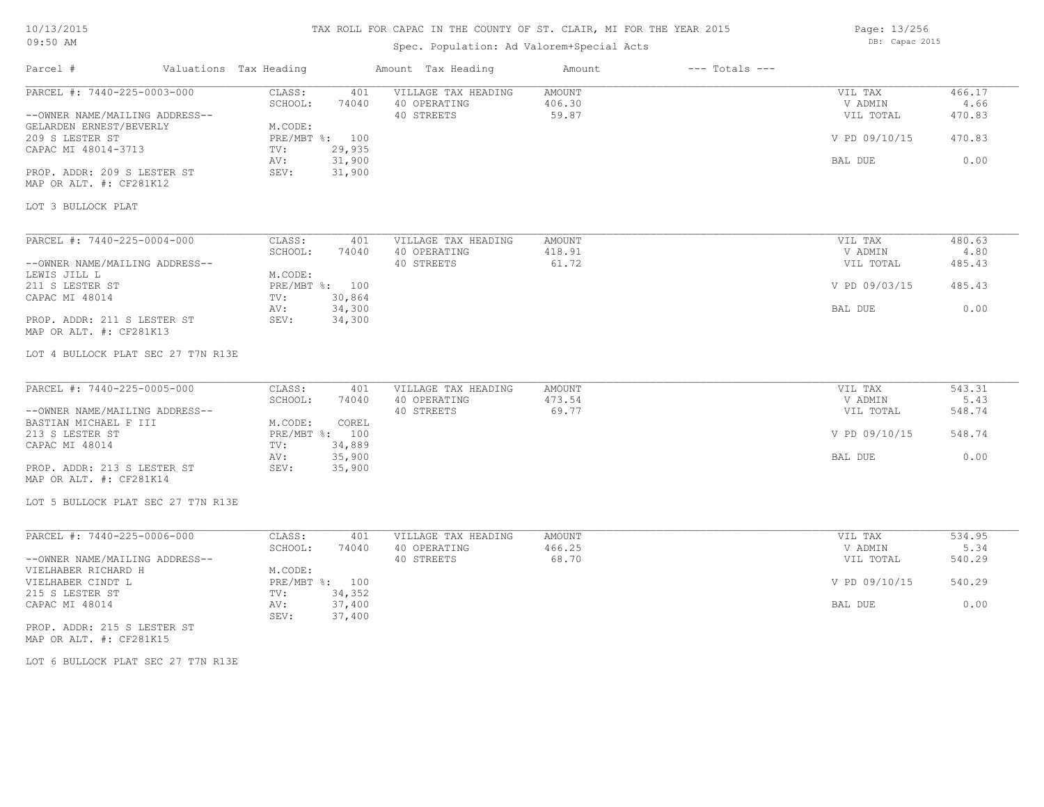# TAX ROLL FOR CAPAC IN THE COUNTY OF ST. CLAIR, MI FOR THE YEAR 2015

Spec. Population: Ad Valorem+Special Acts

DB: Capac 2015

10/13/2015
09:50 AM

| Parcel # | Valuations | Tax Heading | Amount | Tax Heading | Amount | --- Totals --- |
|---|---|---|---|---|---|---|

---

**PARCEL #: 7440-225-0003-000**

| | | | | |
|---|---|---|---|---|
| CLASS: 401 | VILLAGE TAX HEADING | AMOUNT | VIL TAX | 466.17 |
| SCHOOL: 74040 | 40 OPERATING | 406.30 | V ADMIN | 4.66 |
| | 40 STREETS | 59.87 | VIL TOTAL | 470.83 |
| M.CODE: | | | | |
| PRE/MBT %: 100 | | | V PD 09/10/15 | 470.83 |
| TV: 29,935 | | | | |
| AV: 31,900 | | | BAL DUE | 0.00 |
| SEV: 31,900 | | | | |

--OWNER NAME/MAILING ADDRESS--
GELARDEN ERNEST/BEVERLY
209 S LESTER ST
CAPAC MI 48014-3713

PROP. ADDR: 209 S LESTER ST
MAP OR ALT. #: CF281K12

LOT 3 BULLOCK PLAT

---

**PARCEL #: 7440-225-0004-000**

| | | | | |
|---|---|---|---|---|
| CLASS: 401 | VILLAGE TAX HEADING | AMOUNT | VIL TAX | 480.63 |
| SCHOOL: 74040 | 40 OPERATING | 418.91 | V ADMIN | 4.80 |
| | 40 STREETS | 61.72 | VIL TOTAL | 485.43 |
| M.CODE: | | | | |
| PRE/MBT %: 100 | | | V PD 09/03/15 | 485.43 |
| TV: 30,864 | | | | |
| AV: 34,300 | | | BAL DUE | 0.00 |
| SEV: 34,300 | | | | |

--OWNER NAME/MAILING ADDRESS--
LEWIS JILL L
211 S LESTER ST
CAPAC MI 48014

PROP. ADDR: 211 S LESTER ST
MAP OR ALT. #: CF281K13

LOT 4 BULLOCK PLAT SEC 27 T7N R13E

---

**PARCEL #: 7440-225-0005-000**

| | | | | |
|---|---|---|---|---|
| CLASS: 401 | VILLAGE TAX HEADING | AMOUNT | VIL TAX | 543.31 |
| SCHOOL: 74040 | 40 OPERATING | 473.54 | V ADMIN | 5.43 |
| | 40 STREETS | 69.77 | VIL TOTAL | 548.74 |
| M.CODE: COREL | | | | |
| PRE/MBT %: 100 | | | V PD 09/10/15 | 548.74 |
| TV: 34,889 | | | | |
| AV: 35,900 | | | BAL DUE | 0.00 |
| SEV: 35,900 | | | | |

--OWNER NAME/MAILING ADDRESS--
BASTIAN MICHAEL F III
213 S LESTER ST
CAPAC MI 48014

PROP. ADDR: 213 S LESTER ST
MAP OR ALT. #: CF281K14

LOT 5 BULLOCK PLAT SEC 27 T7N R13E

---

**PARCEL #: 7440-225-0006-000**

| | | | | |
|---|---|---|---|---|
| CLASS: 401 | VILLAGE TAX HEADING | AMOUNT | VIL TAX | 534.95 |
| SCHOOL: 74040 | 40 OPERATING | 466.25 | V ADMIN | 5.34 |
| | 40 STREETS | 68.70 | VIL TOTAL | 540.29 |
| M.CODE: | | | | |
| PRE/MBT %: 100 | | | V PD 09/10/15 | 540.29 |
| TV: 34,352 | | | | |
| AV: 37,400 | | | BAL DUE | 0.00 |
| SEV: 37,400 | | | | |

--OWNER NAME/MAILING ADDRESS--
VIELHABER RICHARD H
VIELHABER CINDT L
215 S LESTER ST
CAPAC MI 48014

PROP. ADDR: 215 S LESTER ST
MAP OR ALT. #: CF281K15

LOT 6 BULLOCK PLAT SEC 27 T7N R13E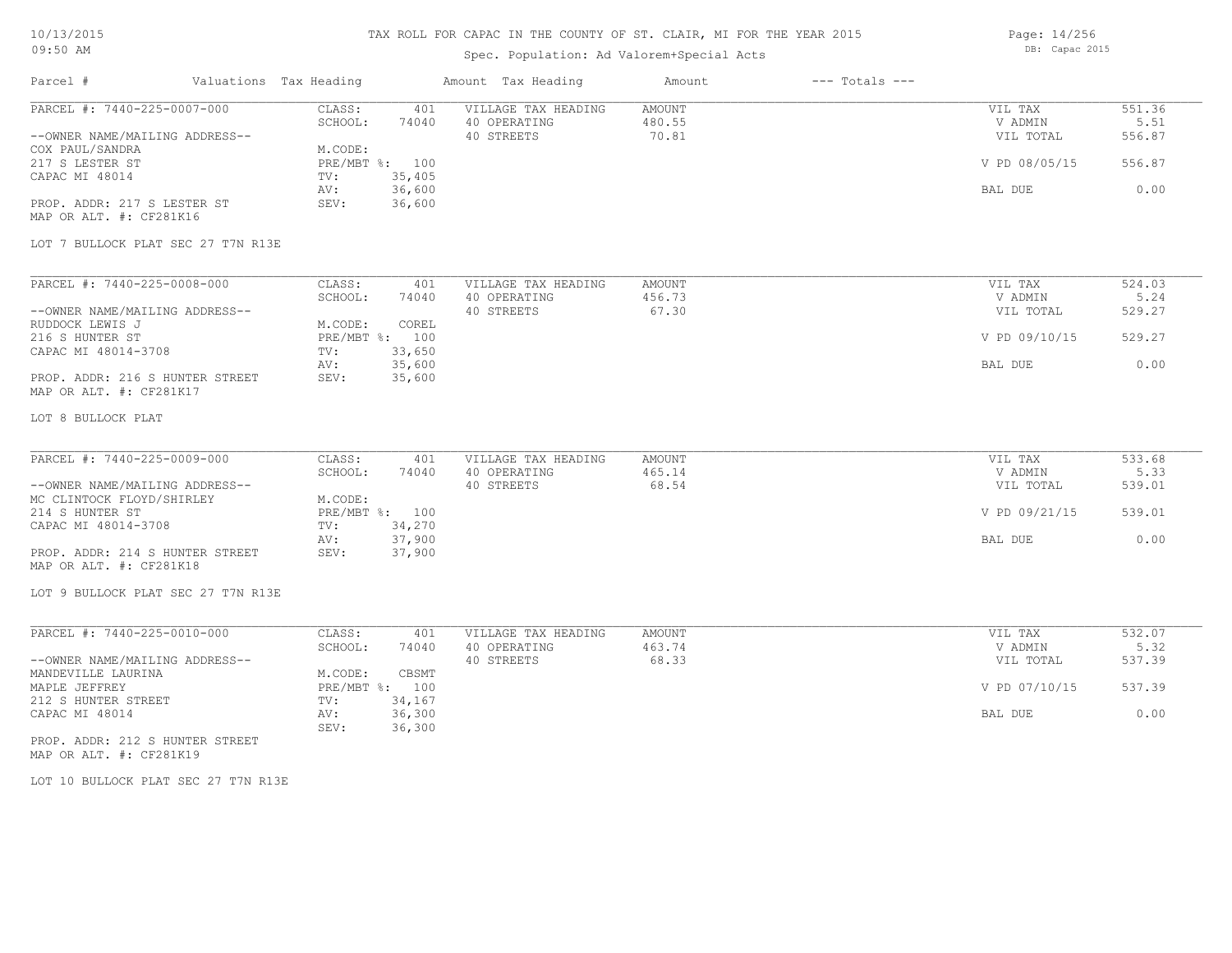# TAX ROLL FOR CAPAC IN THE COUNTY OF ST. CLAIR, MI FOR THE YEAR 2015

Spec. Population: Ad Valorem+Special Acts

10/13/2015 09:50 AM — DB: Capac 2015

| Parcel # | Valuations | Tax Heading | Amount | Tax Heading | Amount | --- Totals --- | |
|---|---|---|---|---|---|---|---|
| PARCEL #: 7440-225-0007-000 | CLASS: | 401 | VILLAGE TAX HEADING | AMOUNT | | VIL TAX | 551.36 |
| | SCHOOL: | 74040 | 40 OPERATING | 480.55 | | V ADMIN | 5.51 |
| --OWNER NAME/MAILING ADDRESS-- | | | 40 STREETS | 70.81 | | VIL TOTAL | 556.87 |
| COX PAUL/SANDRA | M.CODE: | | | | | | |
| 217 S LESTER ST | PRE/MBT %: | 100 | | | | V PD 08/05/15 | 556.87 |
| CAPAC MI 48014 | TV: | 35,405 | | | | | |
| | AV: | 36,600 | | | | BAL DUE | 0.00 |
| PROP. ADDR: 217 S LESTER ST | SEV: | 36,600 | | | | | |
| MAP OR ALT. #: CF281K16 | | | | | | | |
| LOT 7 BULLOCK PLAT SEC 27 T7N R13E | | | | | | | |

| Parcel # | Valuations | Tax Heading | Amount | Tax Heading | Amount | --- Totals --- | |
|---|---|---|---|---|---|---|---|
| PARCEL #: 7440-225-0008-000 | CLASS: | 401 | VILLAGE TAX HEADING | AMOUNT | | VIL TAX | 524.03 |
| | SCHOOL: | 74040 | 40 OPERATING | 456.73 | | V ADMIN | 5.24 |
| --OWNER NAME/MAILING ADDRESS-- | | | 40 STREETS | 67.30 | | VIL TOTAL | 529.27 |
| RUDDOCK LEWIS J | M.CODE: | COREL | | | | | |
| 216 S HUNTER ST | PRE/MBT %: | 100 | | | | V PD 09/10/15 | 529.27 |
| CAPAC MI 48014-3708 | TV: | 33,650 | | | | | |
| | AV: | 35,600 | | | | BAL DUE | 0.00 |
| PROP. ADDR: 216 S HUNTER STREET | SEV: | 35,600 | | | | | |
| MAP OR ALT. #: CF281K17 | | | | | | | |
| LOT 8 BULLOCK PLAT | | | | | | | |

| Parcel # | Valuations | Tax Heading | Amount | Tax Heading | Amount | --- Totals --- | |
|---|---|---|---|---|---|---|---|
| PARCEL #: 7440-225-0009-000 | CLASS: | 401 | VILLAGE TAX HEADING | AMOUNT | | VIL TAX | 533.68 |
| | SCHOOL: | 74040 | 40 OPERATING | 465.14 | | V ADMIN | 5.33 |
| --OWNER NAME/MAILING ADDRESS-- | | | 40 STREETS | 68.54 | | VIL TOTAL | 539.01 |
| MC CLINTOCK FLOYD/SHIRLEY | M.CODE: | | | | | | |
| 214 S HUNTER ST | PRE/MBT %: | 100 | | | | V PD 09/21/15 | 539.01 |
| CAPAC MI 48014-3708 | TV: | 34,270 | | | | | |
| | AV: | 37,900 | | | | BAL DUE | 0.00 |
| PROP. ADDR: 214 S HUNTER STREET | SEV: | 37,900 | | | | | |
| MAP OR ALT. #: CF281K18 | | | | | | | |
| LOT 9 BULLOCK PLAT SEC 27 T7N R13E | | | | | | | |

| Parcel # | Valuations | Tax Heading | Amount | Tax Heading | Amount | --- Totals --- | |
|---|---|---|---|---|---|---|---|
| PARCEL #: 7440-225-0010-000 | CLASS: | 401 | VILLAGE TAX HEADING | AMOUNT | | VIL TAX | 532.07 |
| | SCHOOL: | 74040 | 40 OPERATING | 463.74 | | V ADMIN | 5.32 |
| --OWNER NAME/MAILING ADDRESS-- | | | 40 STREETS | 68.33 | | VIL TOTAL | 537.39 |
| MANDEVILLE LAURINA | M.CODE: | CBSMT | | | | | |
| MAPLE JEFFREY | PRE/MBT %: | 100 | | | | V PD 07/10/15 | 537.39 |
| 212 S HUNTER STREET | TV: | 34,167 | | | | | |
| CAPAC MI 48014 | AV: | 36,300 | | | | BAL DUE | 0.00 |
| | SEV: | 36,300 | | | | | |
| PROP. ADDR: 212 S HUNTER STREET | | | | | | | |
| MAP OR ALT. #: CF281K19 | | | | | | | |
| LOT 10 BULLOCK PLAT SEC 27 T7N R13E | | | | | | | |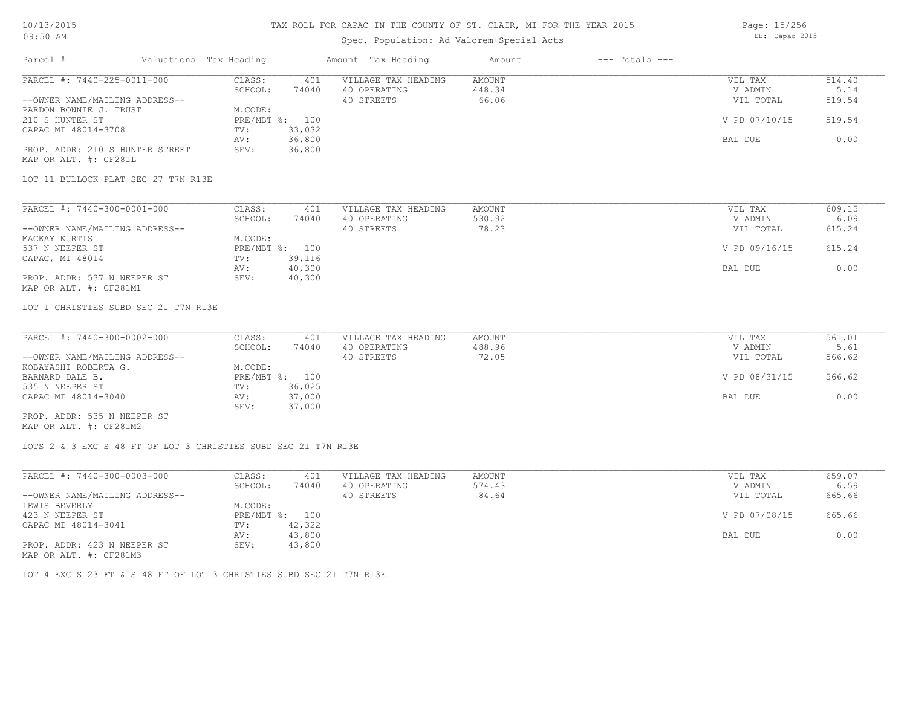TAX ROLL FOR CAPAC IN THE COUNTY OF ST. CLAIR, MI FOR THE YEAR 2015

Spec. Population: Ad Valorem+Special Acts

DB: Capac 2015

| Parcel # | Valuations | Tax Heading | Amount | Tax Heading | Amount | --- Totals --- | |
|---|---|---|---|---|---|---|---|
| PARCEL #: 7440-225-0011-000 | CLASS: | 401 | VILLAGE TAX HEADING | AMOUNT | | VIL TAX | 514.40 |
| | SCHOOL: | 74040 | 40 OPERATING | 448.34 | | V ADMIN | 5.14 |
| --OWNER NAME/MAILING ADDRESS-- | | | 40 STREETS | 66.06 | | VIL TOTAL | 519.54 |
| PARDON BONNIE J. TRUST | M.CODE: | | | | | | |
| 210 S HUNTER ST | PRE/MBT %: | 100 | | | | V PD 07/10/15 | 519.54 |
| CAPAC MI 48014-3708 | TV: | 33,032 | | | | | |
| | AV: | 36,800 | | | | BAL DUE | 0.00 |
| PROP. ADDR: 210 S HUNTER STREET | SEV: | 36,800 | | | | | |
| MAP OR ALT. #: CF281L | | | | | | | |

LOT 11 BULLOCK PLAT SEC 27 T7N R13E

| Parcel # | Valuations | Tax Heading | Amount | Tax Heading | Amount | --- Totals --- | |
|---|---|---|---|---|---|---|---|
| PARCEL #: 7440-300-0001-000 | CLASS: | 401 | VILLAGE TAX HEADING | AMOUNT | | VIL TAX | 609.15 |
| | SCHOOL: | 74040 | 40 OPERATING | 530.92 | | V ADMIN | 6.09 |
| --OWNER NAME/MAILING ADDRESS-- | | | 40 STREETS | 78.23 | | VIL TOTAL | 615.24 |
| MACKAY KURTIS | M.CODE: | | | | | | |
| 537 N NEEPER ST | PRE/MBT %: | 100 | | | | V PD 09/16/15 | 615.24 |
| CAPAC, MI 48014 | TV: | 39,116 | | | | | |
| | AV: | 40,300 | | | | BAL DUE | 0.00 |
| PROP. ADDR: 537 N NEEPER ST | SEV: | 40,300 | | | | | |
| MAP OR ALT. #: CF281M1 | | | | | | | |

LOT 1 CHRISTIES SUBD SEC 21 T7N R13E

| Parcel # | Valuations | Tax Heading | Amount | Tax Heading | Amount | --- Totals --- | |
|---|---|---|---|---|---|---|---|
| PARCEL #: 7440-300-0002-000 | CLASS: | 401 | VILLAGE TAX HEADING | AMOUNT | | VIL TAX | 561.01 |
| | SCHOOL: | 74040 | 40 OPERATING | 488.96 | | V ADMIN | 5.61 |
| --OWNER NAME/MAILING ADDRESS-- | | | 40 STREETS | 72.05 | | VIL TOTAL | 566.62 |
| KOBAYASHI ROBERTA G. | M.CODE: | | | | | | |
| BARNARD DALE B. | PRE/MBT %: | 100 | | | | V PD 08/31/15 | 566.62 |
| 535 N NEEPER ST | TV: | 36,025 | | | | | |
| CAPAC MI 48014-3040 | AV: | 37,000 | | | | BAL DUE | 0.00 |
| | SEV: | 37,000 | | | | | |
| PROP. ADDR: 535 N NEEPER ST | | | | | | | |
| MAP OR ALT. #: CF281M2 | | | | | | | |

LOTS 2 & 3 EXC S 48 FT OF LOT 3 CHRISTIES SUBD SEC 21 T7N R13E

| Parcel # | Valuations | Tax Heading | Amount | Tax Heading | Amount | --- Totals --- | |
|---|---|---|---|---|---|---|---|
| PARCEL #: 7440-300-0003-000 | CLASS: | 401 | VILLAGE TAX HEADING | AMOUNT | | VIL TAX | 659.07 |
| | SCHOOL: | 74040 | 40 OPERATING | 574.43 | | V ADMIN | 6.59 |
| --OWNER NAME/MAILING ADDRESS-- | | | 40 STREETS | 84.64 | | VIL TOTAL | 665.66 |
| LEWIS BEVERLY | M.CODE: | | | | | | |
| 423 N NEEPER ST | PRE/MBT %: | 100 | | | | V PD 07/08/15 | 665.66 |
| CAPAC MI 48014-3041 | TV: | 42,322 | | | | | |
| | AV: | 43,800 | | | | BAL DUE | 0.00 |
| PROP. ADDR: 423 N NEEPER ST | SEV: | 43,800 | | | | | |
| MAP OR ALT. #: CF281M3 | | | | | | | |

LOT 4 EXC S 23 FT & S 48 FT OF LOT 3 CHRISTIES SUBD SEC 21 T7N R13E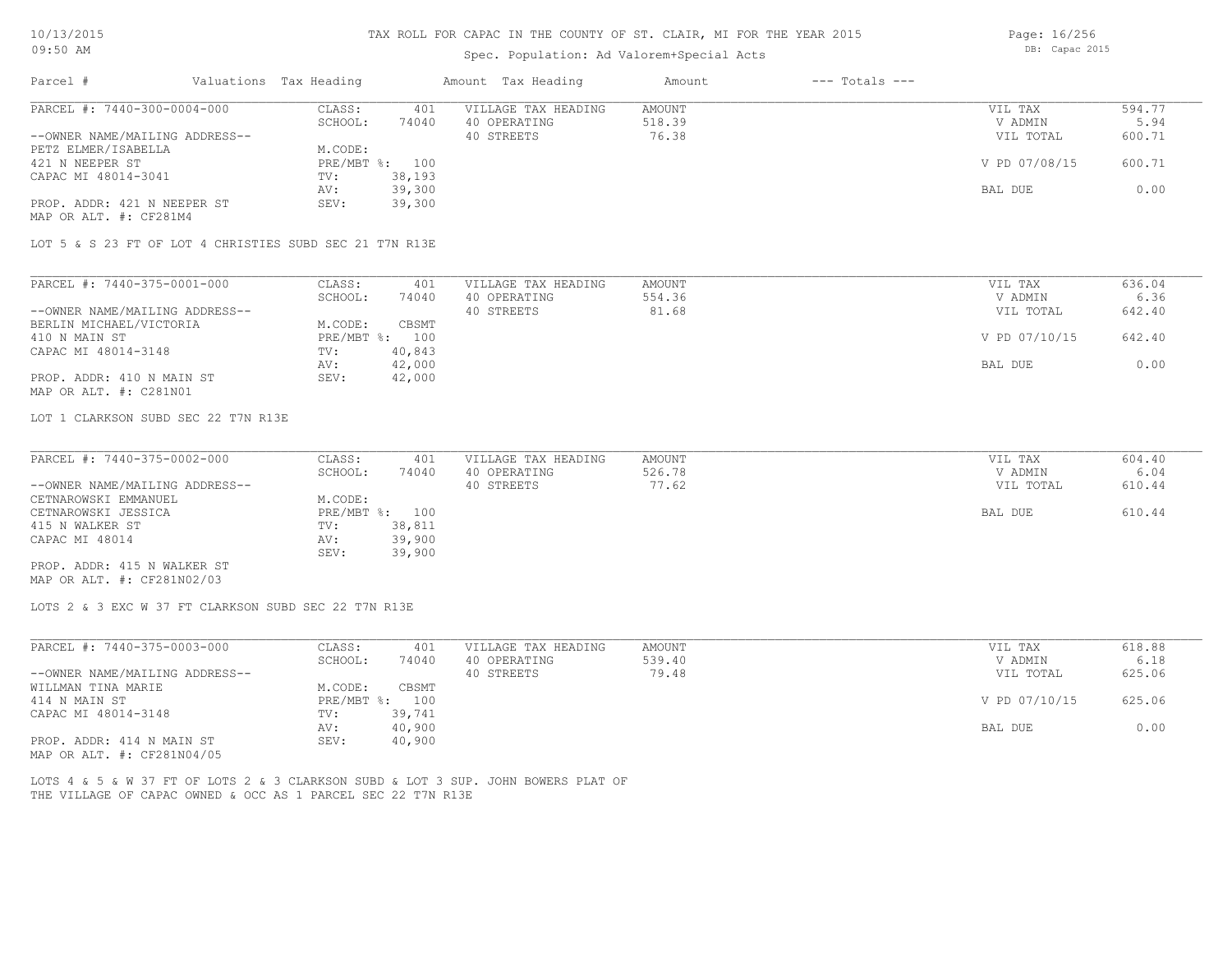# TAX ROLL FOR CAPAC IN THE COUNTY OF ST. CLAIR, MI FOR THE YEAR 2015

Spec. Population: Ad Valorem+Special Acts

| Parcel # | Valuations | Tax Heading | Amount | Tax Heading | Amount | --- Totals --- | |
|---|---|---|---|---|---|---|---|
| PARCEL #: 7440-300-0004-000 | CLASS: | 401 | VILLAGE TAX HEADING | AMOUNT | | VIL TAX | 594.77 |
| | SCHOOL: | 74040 | 40 OPERATING | 518.39 | | V ADMIN | 5.94 |
| --OWNER NAME/MAILING ADDRESS-- | | | 40 STREETS | 76.38 | | VIL TOTAL | 600.71 |
| PETZ ELMER/ISABELLA | M.CODE: | | | | | | |
| 421 N NEEPER ST | PRE/MBT %: | 100 | | | | V PD 07/08/15 | 600.71 |
| CAPAC MI 48014-3041 | TV: | 38,193 | | | | | |
| | AV: | 39,300 | | | | BAL DUE | 0.00 |
| PROP. ADDR: 421 N NEEPER ST | SEV: | 39,300 | | | | | |
| MAP OR ALT. #: CF281M4 | | | | | | | |

LOT 5 & S 23 FT OF LOT 4 CHRISTIES SUBD SEC 21 T7N R13E

| Parcel # | Valuations | Tax Heading | Amount | Tax Heading | Amount | --- Totals --- | |
|---|---|---|---|---|---|---|---|
| PARCEL #: 7440-375-0001-000 | CLASS: | 401 | VILLAGE TAX HEADING | AMOUNT | | VIL TAX | 636.04 |
| | SCHOOL: | 74040 | 40 OPERATING | 554.36 | | V ADMIN | 6.36 |
| --OWNER NAME/MAILING ADDRESS-- | | | 40 STREETS | 81.68 | | VIL TOTAL | 642.40 |
| BERLIN MICHAEL/VICTORIA | M.CODE: | CBSMT | | | | | |
| 410 N MAIN ST | PRE/MBT %: | 100 | | | | V PD 07/10/15 | 642.40 |
| CAPAC MI 48014-3148 | TV: | 40,843 | | | | | |
| | AV: | 42,000 | | | | BAL DUE | 0.00 |
| PROP. ADDR: 410 N MAIN ST | SEV: | 42,000 | | | | | |
| MAP OR ALT. #: C281N01 | | | | | | | |

LOT 1 CLARKSON SUBD SEC 22 T7N R13E

| Parcel # | Valuations | Tax Heading | Amount | Tax Heading | Amount | --- Totals --- | |
|---|---|---|---|---|---|---|---|
| PARCEL #: 7440-375-0002-000 | CLASS: | 401 | VILLAGE TAX HEADING | AMOUNT | | VIL TAX | 604.40 |
| | SCHOOL: | 74040 | 40 OPERATING | 526.78 | | V ADMIN | 6.04 |
| --OWNER NAME/MAILING ADDRESS-- | | | 40 STREETS | 77.62 | | VIL TOTAL | 610.44 |
| CETNAROWSKI EMMANUEL | M.CODE: | | | | | | |
| CETNAROWSKI JESSICA | PRE/MBT %: | 100 | | | | BAL DUE | 610.44 |
| 415 N WALKER ST | TV: | 38,811 | | | | | |
| CAPAC MI 48014 | AV: | 39,900 | | | | | |
| | SEV: | 39,900 | | | | | |
| PROP. ADDR: 415 N WALKER ST | | | | | | | |
| MAP OR ALT. #: CF281N02/03 | | | | | | | |

LOTS 2 & 3 EXC W 37 FT CLARKSON SUBD SEC 22 T7N R13E

| Parcel # | Valuations | Tax Heading | Amount | Tax Heading | Amount | --- Totals --- | |
|---|---|---|---|---|---|---|---|
| PARCEL #: 7440-375-0003-000 | CLASS: | 401 | VILLAGE TAX HEADING | AMOUNT | | VIL TAX | 618.88 |
| | SCHOOL: | 74040 | 40 OPERATING | 539.40 | | V ADMIN | 6.18 |
| --OWNER NAME/MAILING ADDRESS-- | | | 40 STREETS | 79.48 | | VIL TOTAL | 625.06 |
| WILLMAN TINA MARIE | M.CODE: | CBSMT | | | | | |
| 414 N MAIN ST | PRE/MBT %: | 100 | | | | V PD 07/10/15 | 625.06 |
| CAPAC MI 48014-3148 | TV: | 39,741 | | | | | |
| | AV: | 40,900 | | | | BAL DUE | 0.00 |
| PROP. ADDR: 414 N MAIN ST | SEV: | 40,900 | | | | | |
| MAP OR ALT. #: CF281N04/05 | | | | | | | |

LOTS 4 & 5 & W 37 FT OF LOTS 2 & 3 CLARKSON SUBD & LOT 3 SUP. JOHN BOWERS PLAT OF THE VILLAGE OF CAPAC OWNED & OCC AS 1 PARCEL SEC 22 T7N R13E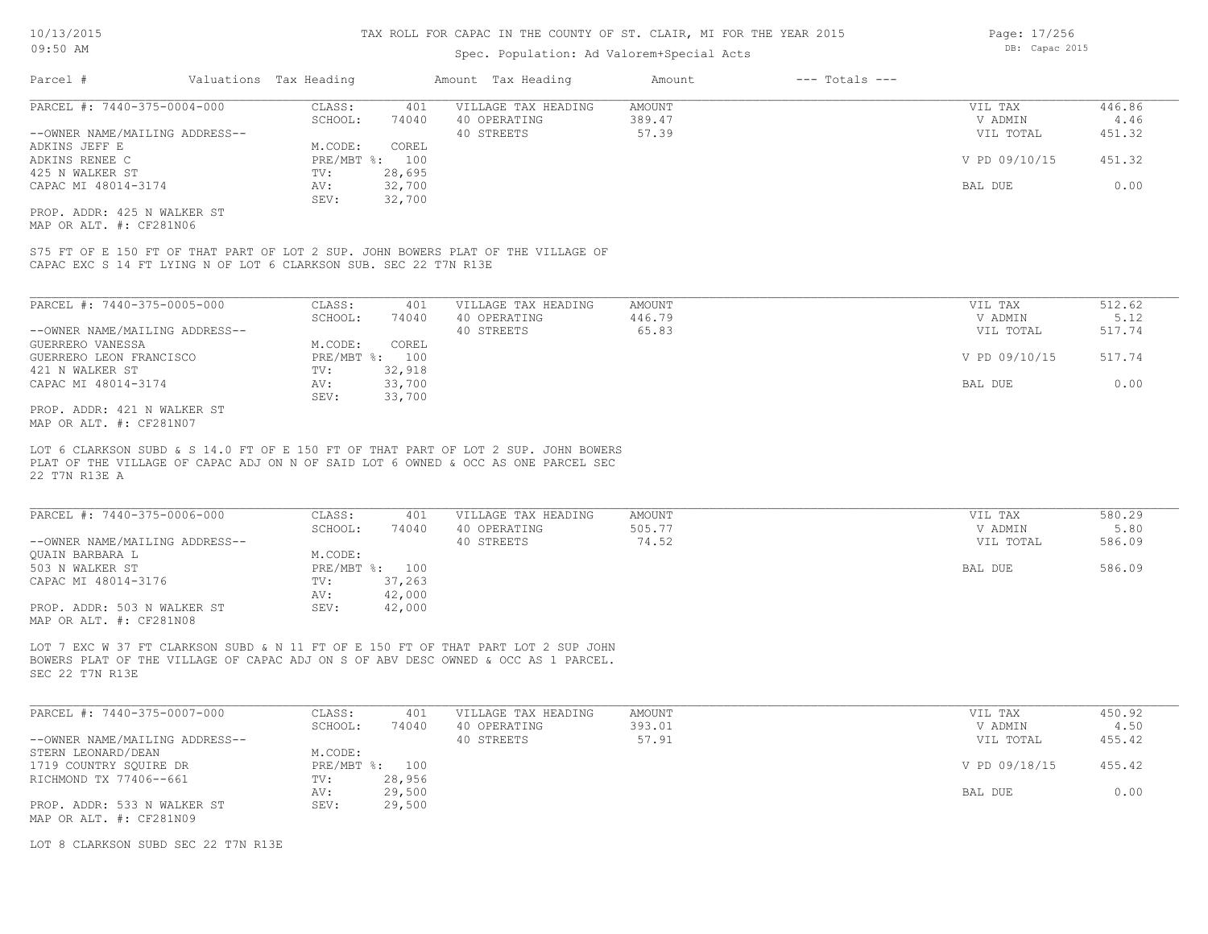# TAX ROLL FOR CAPAC IN THE COUNTY OF ST. CLAIR, MI FOR THE YEAR 2015

Spec. Population: Ad Valorem+Special Acts

| Parcel # | Valuations | Tax Heading | Amount | Tax Heading | Amount | --- Totals --- | |
|---|---|---|---|---|---|---|---|
| PARCEL #: 7440-375-0004-000 | CLASS: | 401 | VILLAGE TAX HEADING | AMOUNT | | VIL TAX | 446.86 |
| | SCHOOL: | 74040 | 40 OPERATING | 389.47 | | V ADMIN | 4.46 |
| --OWNER NAME/MAILING ADDRESS-- | | | 40 STREETS | 57.39 | | VIL TOTAL | 451.32 |
| ADKINS JEFF E | M.CODE: | COREL | | | | | |
| ADKINS RENEE C | PRE/MBT %: | 100 | | | | V PD 09/10/15 | 451.32 |
| 425 N WALKER ST | TV: | 28,695 | | | | | |
| CAPAC MI 48014-3174 | AV: | 32,700 | | | | BAL DUE | 0.00 |
| | SEV: | 32,700 | | | | | |
| PROP. ADDR: 425 N WALKER ST | | | | | | | |
| MAP OR ALT. #: CF281N06 | | | | | | | |

S75 FT OF E 150 FT OF THAT PART OF LOT 2 SUP. JOHN BOWERS PLAT OF THE VILLAGE OF CAPAC EXC S 14 FT LYING N OF LOT 6 CLARKSON SUB. SEC 22 T7N R13E

| Parcel # | Valuations | Tax Heading | Amount | Tax Heading | Amount | --- Totals --- | |
|---|---|---|---|---|---|---|---|
| PARCEL #: 7440-375-0005-000 | CLASS: | 401 | VILLAGE TAX HEADING | AMOUNT | | VIL TAX | 512.62 |
| | SCHOOL: | 74040 | 40 OPERATING | 446.79 | | V ADMIN | 5.12 |
| --OWNER NAME/MAILING ADDRESS-- | | | 40 STREETS | 65.83 | | VIL TOTAL | 517.74 |
| GUERRERO VANESSA | M.CODE: | COREL | | | | | |
| GUERRERO LEON FRANCISCO | PRE/MBT %: | 100 | | | | V PD 09/10/15 | 517.74 |
| 421 N WALKER ST | TV: | 32,918 | | | | | |
| CAPAC MI 48014-3174 | AV: | 33,700 | | | | BAL DUE | 0.00 |
| | SEV: | 33,700 | | | | | |
| PROP. ADDR: 421 N WALKER ST | | | | | | | |
| MAP OR ALT. #: CF281N07 | | | | | | | |

LOT 6 CLARKSON SUBD & S 14.0 FT OF E 150 FT OF THAT PART OF LOT 2 SUP. JOHN BOWERS PLAT OF THE VILLAGE OF CAPAC ADJ ON N OF SAID LOT 6 OWNED & OCC AS ONE PARCEL SEC 22 T7N R13E A

| Parcel # | Valuations | Tax Heading | Amount | Tax Heading | Amount | --- Totals --- | |
|---|---|---|---|---|---|---|---|
| PARCEL #: 7440-375-0006-000 | CLASS: | 401 | VILLAGE TAX HEADING | AMOUNT | | VIL TAX | 580.29 |
| | SCHOOL: | 74040 | 40 OPERATING | 505.77 | | V ADMIN | 5.80 |
| --OWNER NAME/MAILING ADDRESS-- | | | 40 STREETS | 74.52 | | VIL TOTAL | 586.09 |
| QUAIN BARBARA L | M.CODE: | | | | | | |
| 503 N WALKER ST | PRE/MBT %: | 100 | | | | BAL DUE | 586.09 |
| CAPAC MI 48014-3176 | TV: | 37,263 | | | | | |
| | AV: | 42,000 | | | | | |
| PROP. ADDR: 503 N WALKER ST | SEV: | 42,000 | | | | | |
| MAP OR ALT. #: CF281N08 | | | | | | | |

LOT 7 EXC W 37 FT CLARKSON SUBD & N 11 FT OF E 150 FT OF THAT PART LOT 2 SUP JOHN BOWERS PLAT OF THE VILLAGE OF CAPAC ADJ ON S OF ABV DESC OWNED & OCC AS 1 PARCEL. SEC 22 T7N R13E

| Parcel # | Valuations | Tax Heading | Amount | Tax Heading | Amount | --- Totals --- | |
|---|---|---|---|---|---|---|---|
| PARCEL #: 7440-375-0007-000 | CLASS: | 401 | VILLAGE TAX HEADING | AMOUNT | | VIL TAX | 450.92 |
| | SCHOOL: | 74040 | 40 OPERATING | 393.01 | | V ADMIN | 4.50 |
| --OWNER NAME/MAILING ADDRESS-- | | | 40 STREETS | 57.91 | | VIL TOTAL | 455.42 |
| STERN LEONARD/DEAN | M.CODE: | | | | | | |
| 1719 COUNTRY SQUIRE DR | PRE/MBT %: | 100 | | | | V PD 09/18/15 | 455.42 |
| RICHMOND TX 77406--661 | TV: | 28,956 | | | | | |
| | AV: | 29,500 | | | | BAL DUE | 0.00 |
| PROP. ADDR: 533 N WALKER ST | SEV: | 29,500 | | | | | |
| MAP OR ALT. #: CF281N09 | | | | | | | |

LOT 8 CLARKSON SUBD SEC 22 T7N R13E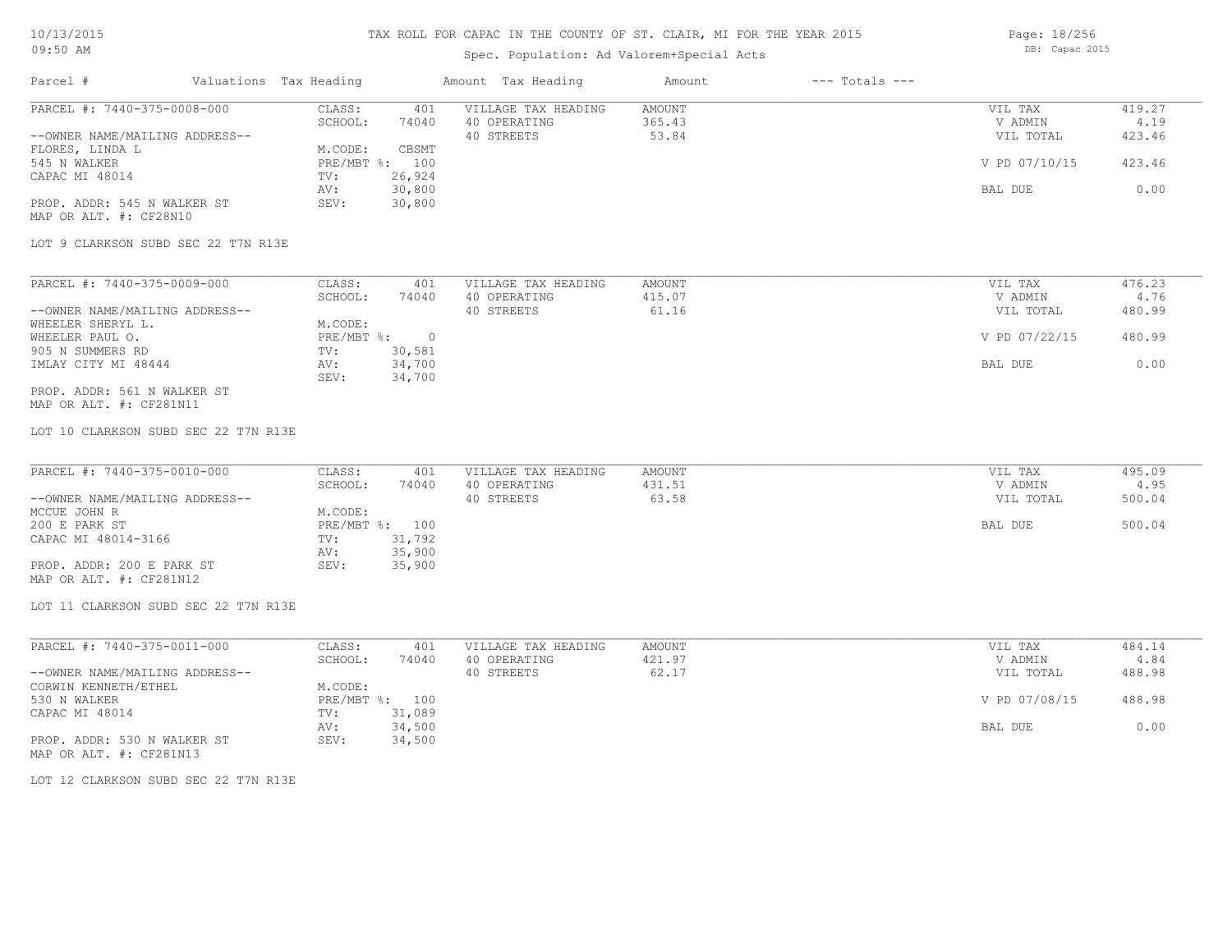TAX ROLL FOR CAPAC IN THE COUNTY OF ST. CLAIR, MI FOR THE YEAR 2015

Spec. Population: Ad Valorem+Special Acts

10/13/2015
09:50 AM

DB: Capac 2015

| Parcel # | Valuations | Tax Heading | Amount | Tax Heading | Amount | --- Totals --- | |
|---|---|---|---|---|---|---|---|
| PARCEL #: 7440-375-0008-000 | CLASS: | 401 | VILLAGE TAX HEADING | AMOUNT | | VIL TAX | 419.27 |
| | SCHOOL: | 74040 | 40 OPERATING | 365.43 | | V ADMIN | 4.19 |
| --OWNER NAME/MAILING ADDRESS-- | | | 40 STREETS | 53.84 | | VIL TOTAL | 423.46 |
| FLORES, LINDA L | M.CODE: | CBSMT | | | | | |
| 545 N WALKER | PRE/MBT %: | 100 | | | | V PD 07/10/15 | 423.46 |
| CAPAC MI 48014 | TV: | 26,924 | | | | | |
| | AV: | 30,800 | | | | BAL DUE | 0.00 |
| PROP. ADDR: 545 N WALKER ST | SEV: | 30,800 | | | | | |
| MAP OR ALT. #: CF28N10 | | | | | | | |

LOT 9 CLARKSON SUBD SEC 22 T7N R13E

| Parcel # | Valuations | Tax Heading | Amount | Tax Heading | Amount | --- Totals --- | |
|---|---|---|---|---|---|---|---|
| PARCEL #: 7440-375-0009-000 | CLASS: | 401 | VILLAGE TAX HEADING | AMOUNT | | VIL TAX | 476.23 |
| | SCHOOL: | 74040 | 40 OPERATING | 415.07 | | V ADMIN | 4.76 |
| --OWNER NAME/MAILING ADDRESS-- | | | 40 STREETS | 61.16 | | VIL TOTAL | 480.99 |
| WHEELER SHERYL L. | M.CODE: | | | | | | |
| WHEELER PAUL O. | PRE/MBT %: | 0 | | | | V PD 07/22/15 | 480.99 |
| 905 N SUMMERS RD | TV: | 30,581 | | | | | |
| IMLAY CITY MI 48444 | AV: | 34,700 | | | | BAL DUE | 0.00 |
| | SEV: | 34,700 | | | | | |
| PROP. ADDR: 561 N WALKER ST | | | | | | | |
| MAP OR ALT. #: CF281N11 | | | | | | | |

LOT 10 CLARKSON SUBD SEC 22 T7N R13E

| Parcel # | Valuations | Tax Heading | Amount | Tax Heading | Amount | --- Totals --- | |
|---|---|---|---|---|---|---|---|
| PARCEL #: 7440-375-0010-000 | CLASS: | 401 | VILLAGE TAX HEADING | AMOUNT | | VIL TAX | 495.09 |
| | SCHOOL: | 74040 | 40 OPERATING | 431.51 | | V ADMIN | 4.95 |
| --OWNER NAME/MAILING ADDRESS-- | | | 40 STREETS | 63.58 | | VIL TOTAL | 500.04 |
| MCCUE JOHN R | M.CODE: | | | | | | |
| 200 E PARK ST | PRE/MBT %: | 100 | | | | BAL DUE | 500.04 |
| CAPAC MI 48014-3166 | TV: | 31,792 | | | | | |
| | AV: | 35,900 | | | | | |
| PROP. ADDR: 200 E PARK ST | SEV: | 35,900 | | | | | |
| MAP OR ALT. #: CF281N12 | | | | | | | |

LOT 11 CLARKSON SUBD SEC 22 T7N R13E

| Parcel # | Valuations | Tax Heading | Amount | Tax Heading | Amount | --- Totals --- | |
|---|---|---|---|---|---|---|---|
| PARCEL #: 7440-375-0011-000 | CLASS: | 401 | VILLAGE TAX HEADING | AMOUNT | | VIL TAX | 484.14 |
| | SCHOOL: | 74040 | 40 OPERATING | 421.97 | | V ADMIN | 4.84 |
| --OWNER NAME/MAILING ADDRESS-- | | | 40 STREETS | 62.17 | | VIL TOTAL | 488.98 |
| CORWIN KENNETH/ETHEL | M.CODE: | | | | | | |
| 530 N WALKER | PRE/MBT %: | 100 | | | | V PD 07/08/15 | 488.98 |
| CAPAC MI 48014 | TV: | 31,089 | | | | | |
| | AV: | 34,500 | | | | BAL DUE | 0.00 |
| PROP. ADDR: 530 N WALKER ST | SEV: | 34,500 | | | | | |
| MAP OR ALT. #: CF281N13 | | | | | | | |

LOT 12 CLARKSON SUBD SEC 22 T7N R13E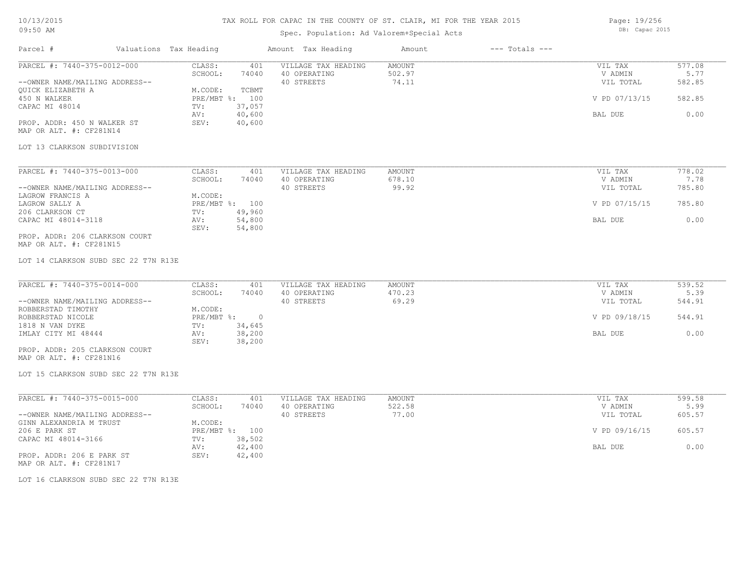# TAX ROLL FOR CAPAC IN THE COUNTY OF ST. CLAIR, MI FOR THE YEAR 2015

Spec. Population: Ad Valorem+Special Acts

| Parcel # | Valuations | Tax Heading | Amount | Tax Heading | Amount | --- Totals --- | |
|---|---|---|---|---|---|---|---|
| PARCEL #: 7440-375-0012-000 | CLASS: | 401 | VILLAGE TAX HEADING | AMOUNT | | VIL TAX | 577.08 |
| | SCHOOL: | 74040 | 40 OPERATING | 502.97 | | V ADMIN | 5.77 |
| --OWNER NAME/MAILING ADDRESS-- | | | 40 STREETS | 74.11 | | VIL TOTAL | 582.85 |
| QUICK ELIZABETH A | M.CODE: | TCBMT | | | | | |
| 450 N WALKER | PRE/MBT %: | 100 | | | | V PD 07/13/15 | 582.85 |
| CAPAC MI 48014 | TV: | 37,057 | | | | | |
| | AV: | 40,600 | | | | BAL DUE | 0.00 |
| PROP. ADDR: 450 N WALKER ST | SEV: | 40,600 | | | | | |
| MAP OR ALT. #: CF281N14 | | | | | | | |

LOT 13 CLARKSON SUBDIVISION

| Parcel # | Valuations | Tax Heading | Amount | Tax Heading | Amount | --- Totals --- | |
|---|---|---|---|---|---|---|---|
| PARCEL #: 7440-375-0013-000 | CLASS: | 401 | VILLAGE TAX HEADING | AMOUNT | | VIL TAX | 778.02 |
| | SCHOOL: | 74040 | 40 OPERATING | 678.10 | | V ADMIN | 7.78 |
| --OWNER NAME/MAILING ADDRESS-- | | | 40 STREETS | 99.92 | | VIL TOTAL | 785.80 |
| LAGROW FRANCIS A | M.CODE: | | | | | | |
| LAGROW SALLY A | PRE/MBT %: | 100 | | | | V PD 07/15/15 | 785.80 |
| 206 CLARKSON CT | TV: | 49,960 | | | | | |
| CAPAC MI 48014-3118 | AV: | 54,800 | | | | BAL DUE | 0.00 |
| | SEV: | 54,800 | | | | | |
| PROP. ADDR: 206 CLARKSON COURT | | | | | | | |
| MAP OR ALT. #: CF281N15 | | | | | | | |

LOT 14 CLARKSON SUBD SEC 22 T7N R13E

| Parcel # | Valuations | Tax Heading | Amount | Tax Heading | Amount | --- Totals --- | |
|---|---|---|---|---|---|---|---|
| PARCEL #: 7440-375-0014-000 | CLASS: | 401 | VILLAGE TAX HEADING | AMOUNT | | VIL TAX | 539.52 |
| | SCHOOL: | 74040 | 40 OPERATING | 470.23 | | V ADMIN | 5.39 |
| --OWNER NAME/MAILING ADDRESS-- | | | 40 STREETS | 69.29 | | VIL TOTAL | 544.91 |
| ROBBERSTAD TIMOTHY | M.CODE: | | | | | | |
| ROBBERSTAD NICOLE | PRE/MBT %: | 0 | | | | V PD 09/18/15 | 544.91 |
| 1818 N VAN DYKE | TV: | 34,645 | | | | | |
| IMLAY CITY MI 48444 | AV: | 38,200 | | | | BAL DUE | 0.00 |
| | SEV: | 38,200 | | | | | |
| PROP. ADDR: 205 CLARKSON COURT | | | | | | | |
| MAP OR ALT. #: CF281N16 | | | | | | | |

LOT 15 CLARKSON SUBD SEC 22 T7N R13E

| Parcel # | Valuations | Tax Heading | Amount | Tax Heading | Amount | --- Totals --- | |
|---|---|---|---|---|---|---|---|
| PARCEL #: 7440-375-0015-000 | CLASS: | 401 | VILLAGE TAX HEADING | AMOUNT | | VIL TAX | 599.58 |
| | SCHOOL: | 74040 | 40 OPERATING | 522.58 | | V ADMIN | 5.99 |
| --OWNER NAME/MAILING ADDRESS-- | | | 40 STREETS | 77.00 | | VIL TOTAL | 605.57 |
| GINN ALEXANDRIA M TRUST | M.CODE: | | | | | | |
| 206 E PARK ST | PRE/MBT %: | 100 | | | | V PD 09/16/15 | 605.57 |
| CAPAC MI 48014-3166 | TV: | 38,502 | | | | | |
| | AV: | 42,400 | | | | BAL DUE | 0.00 |
| PROP. ADDR: 206 E PARK ST | SEV: | 42,400 | | | | | |
| MAP OR ALT. #: CF281N17 | | | | | | | |

LOT 16 CLARKSON SUBD SEC 22 T7N R13E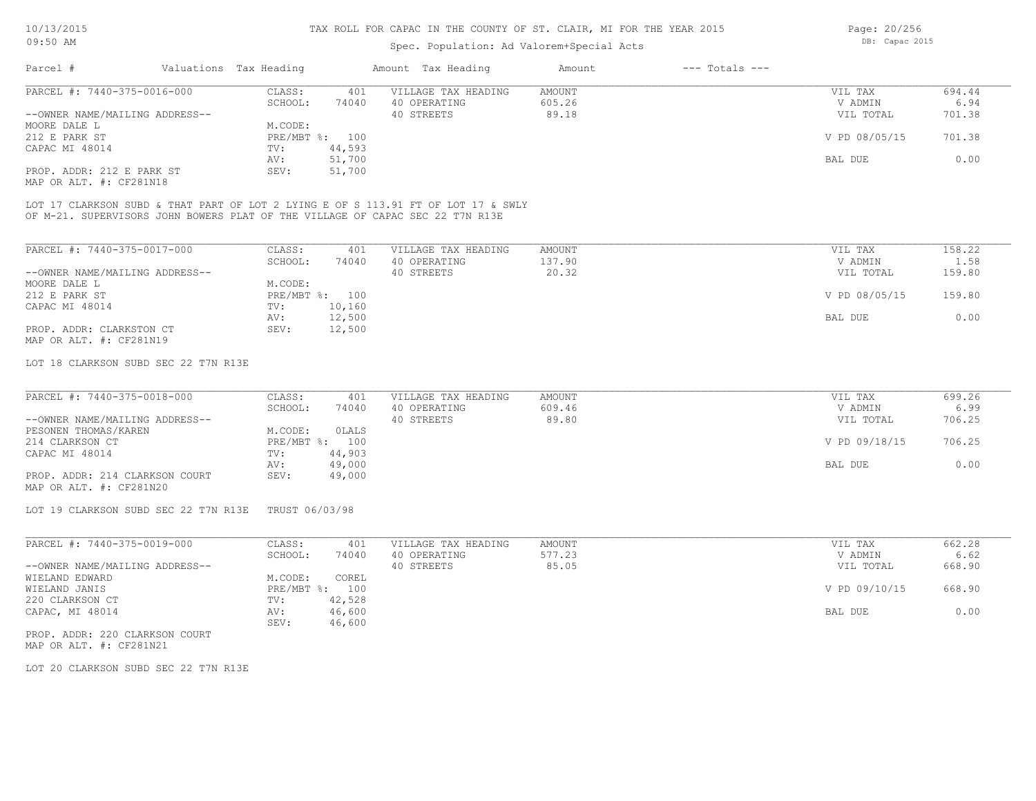# TAX ROLL FOR CAPAC IN THE COUNTY OF ST. CLAIR, MI FOR THE YEAR 2015

Spec. Population: Ad Valorem+Special Acts

| Parcel # | Valuations | Tax Heading | Amount | Tax Heading | Amount | --- Totals --- | |
|---|---|---|---|---|---|---|---|
| PARCEL #: 7440-375-0016-000 | CLASS: | 401 | VILLAGE TAX HEADING | AMOUNT | | VIL TAX | 694.44 |
| | SCHOOL: | 74040 | 40 OPERATING | 605.26 | | V ADMIN | 6.94 |
| --OWNER NAME/MAILING ADDRESS-- | | | 40 STREETS | 89.18 | | VIL TOTAL | 701.38 |
| MOORE DALE L | M.CODE: | | | | | | |
| 212 E PARK ST | PRE/MBT %: | 100 | | | | V PD 08/05/15 | 701.38 |
| CAPAC MI 48014 | TV: | 44,593 | | | | | |
| | AV: | 51,700 | | | | BAL DUE | 0.00 |
| PROP. ADDR: 212 E PARK ST | SEV: | 51,700 | | | | | |
| MAP OR ALT. #: CF281N18 | | | | | | | |

LOT 17 CLARKSON SUBD & THAT PART OF LOT 2 LYING E OF S 113.91 FT OF LOT 17 & SWLY OF M-21. SUPERVISORS JOHN BOWERS PLAT OF THE VILLAGE OF CAPAC SEC 22 T7N R13E

| Parcel # | Valuations | Tax Heading | Amount | Tax Heading | Amount | --- Totals --- | |
|---|---|---|---|---|---|---|---|
| PARCEL #: 7440-375-0017-000 | CLASS: | 401 | VILLAGE TAX HEADING | AMOUNT | | VIL TAX | 158.22 |
| | SCHOOL: | 74040 | 40 OPERATING | 137.90 | | V ADMIN | 1.58 |
| --OWNER NAME/MAILING ADDRESS-- | | | 40 STREETS | 20.32 | | VIL TOTAL | 159.80 |
| MOORE DALE L | M.CODE: | | | | | | |
| 212 E PARK ST | PRE/MBT %: | 100 | | | | V PD 08/05/15 | 159.80 |
| CAPAC MI 48014 | TV: | 10,160 | | | | | |
| | AV: | 12,500 | | | | BAL DUE | 0.00 |
| PROP. ADDR: CLARKSTON CT | SEV: | 12,500 | | | | | |
| MAP OR ALT. #: CF281N19 | | | | | | | |

LOT 18 CLARKSON SUBD SEC 22 T7N R13E

| Parcel # | Valuations | Tax Heading | Amount | Tax Heading | Amount | --- Totals --- | |
|---|---|---|---|---|---|---|---|
| PARCEL #: 7440-375-0018-000 | CLASS: | 401 | VILLAGE TAX HEADING | AMOUNT | | VIL TAX | 699.26 |
| | SCHOOL: | 74040 | 40 OPERATING | 609.46 | | V ADMIN | 6.99 |
| --OWNER NAME/MAILING ADDRESS-- | | | 40 STREETS | 89.80 | | VIL TOTAL | 706.25 |
| PESONEN THOMAS/KAREN | M.CODE: | 0LALS | | | | | |
| 214 CLARKSON CT | PRE/MBT %: | 100 | | | | V PD 09/18/15 | 706.25 |
| CAPAC MI 48014 | TV: | 44,903 | | | | | |
| | AV: | 49,000 | | | | BAL DUE | 0.00 |
| PROP. ADDR: 214 CLARKSON COURT | SEV: | 49,000 | | | | | |
| MAP OR ALT. #: CF281N20 | | | | | | | |

LOT 19 CLARKSON SUBD SEC 22 T7N R13E TRUST 06/03/98

| Parcel # | Valuations | Tax Heading | Amount | Tax Heading | Amount | --- Totals --- | |
|---|---|---|---|---|---|---|---|
| PARCEL #: 7440-375-0019-000 | CLASS: | 401 | VILLAGE TAX HEADING | AMOUNT | | VIL TAX | 662.28 |
| | SCHOOL: | 74040 | 40 OPERATING | 577.23 | | V ADMIN | 6.62 |
| --OWNER NAME/MAILING ADDRESS-- | | | 40 STREETS | 85.05 | | VIL TOTAL | 668.90 |
| WIELAND EDWARD | M.CODE: | COREL | | | | | |
| WIELAND JANIS | PRE/MBT %: | 100 | | | | V PD 09/10/15 | 668.90 |
| 220 CLARKSON CT | TV: | 42,528 | | | | | |
| CAPAC, MI 48014 | AV: | 46,600 | | | | BAL DUE | 0.00 |
| | SEV: | 46,600 | | | | | |
| PROP. ADDR: 220 CLARKSON COURT | | | | | | | |
| MAP OR ALT. #: CF281N21 | | | | | | | |

LOT 20 CLARKSON SUBD SEC 22 T7N R13E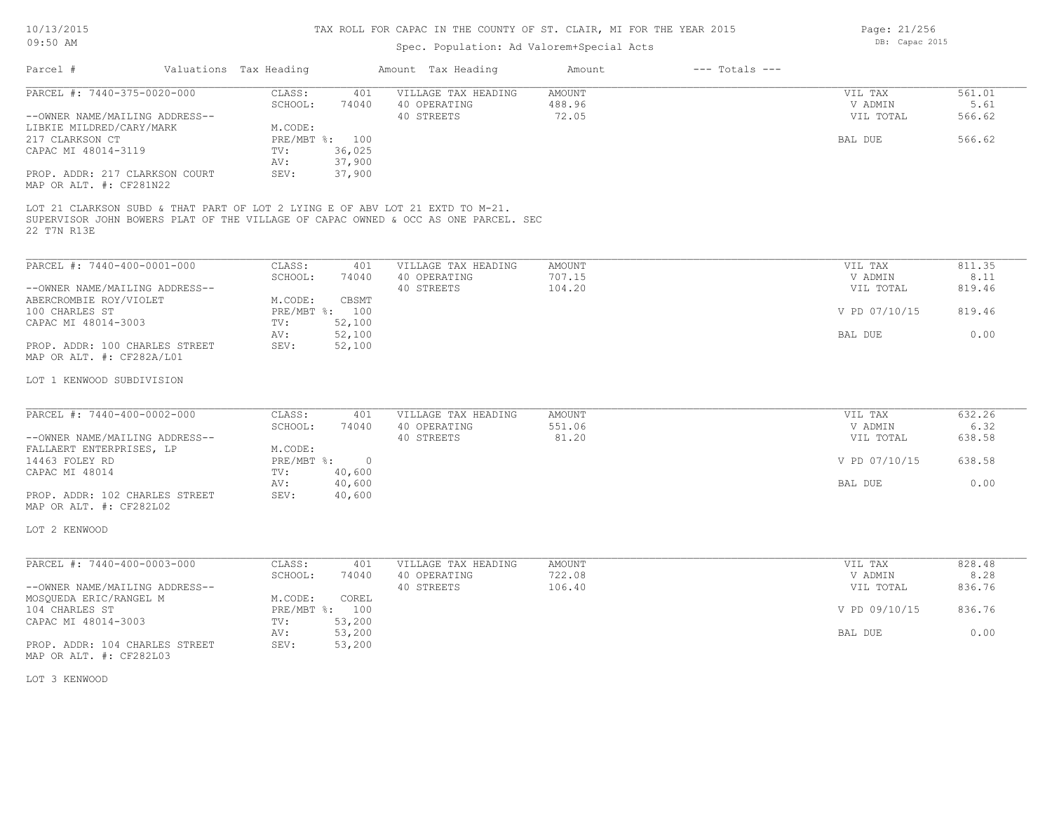# TAX ROLL FOR CAPAC IN THE COUNTY OF ST. CLAIR, MI FOR THE YEAR 2015

10/13/2015 09:50 AM

Spec. Population: Ad Valorem+Special Acts

DB: Capac 2015

| Parcel # | Valuations | Tax Heading | Amount | Tax Heading | Amount | --- Totals --- | |
|---|---|---|---|---|---|---|---|

---

**PARCEL #: 7440-375-0020-000**

| | | | | | |
|---|---|---|---|---|---|
| CLASS: | 401 | VILLAGE TAX HEADING | AMOUNT | VIL TAX | 561.01 |
| SCHOOL: | 74040 | 40 OPERATING | 488.96 | V ADMIN | 5.61 |
| | | 40 STREETS | 72.05 | VIL TOTAL | 566.62 |
| M.CODE: | | | | | |
| PRE/MBT %: | 100 | | | BAL DUE | 566.62 |
| TV: | 36,025 | | | | |
| AV: | 37,900 | | | | |
| SEV: | 37,900 | | | | |

--OWNER NAME/MAILING ADDRESS--
LIBKIE MILDRED/CARY/MARK
217 CLARKSON CT
CAPAC MI 48014-3119

PROP. ADDR: 217 CLARKSON COURT
MAP OR ALT. #: CF281N22

LOT 21 CLARKSON SUBD & THAT PART OF LOT 2 LYING E OF ABV LOT 21 EXTD TO M-21. SUPERVISOR JOHN BOWERS PLAT OF THE VILLAGE OF CAPAC OWNED & OCC AS ONE PARCEL. SEC 22 T7N R13E

---

**PARCEL #: 7440-400-0001-000**

| | | | | | |
|---|---|---|---|---|---|
| CLASS: | 401 | VILLAGE TAX HEADING | AMOUNT | VIL TAX | 811.35 |
| SCHOOL: | 74040 | 40 OPERATING | 707.15 | V ADMIN | 8.11 |
| | | 40 STREETS | 104.20 | VIL TOTAL | 819.46 |
| M.CODE: | CBSMT | | | | |
| PRE/MBT %: | 100 | | | V PD 07/10/15 | 819.46 |
| TV: | 52,100 | | | | |
| AV: | 52,100 | | | BAL DUE | 0.00 |
| SEV: | 52,100 | | | | |

--OWNER NAME/MAILING ADDRESS--
ABERCROMBIE ROY/VIOLET
100 CHARLES ST
CAPAC MI 48014-3003

PROP. ADDR: 100 CHARLES STREET
MAP OR ALT. #: CF282A/L01

LOT 1 KENWOOD SUBDIVISION

---

**PARCEL #: 7440-400-0002-000**

| | | | | | |
|---|---|---|---|---|---|
| CLASS: | 401 | VILLAGE TAX HEADING | AMOUNT | VIL TAX | 632.26 |
| SCHOOL: | 74040 | 40 OPERATING | 551.06 | V ADMIN | 6.32 |
| | | 40 STREETS | 81.20 | VIL TOTAL | 638.58 |
| M.CODE: | | | | | |
| PRE/MBT %: | 0 | | | V PD 07/10/15 | 638.58 |
| TV: | 40,600 | | | | |
| AV: | 40,600 | | | BAL DUE | 0.00 |
| SEV: | 40,600 | | | | |

--OWNER NAME/MAILING ADDRESS--
FALLAERT ENTERPRISES, LP
14463 FOLEY RD
CAPAC MI 48014

PROP. ADDR: 102 CHARLES STREET
MAP OR ALT. #: CF282L02

LOT 2 KENWOOD

---

**PARCEL #: 7440-400-0003-000**

| | | | | | |
|---|---|---|---|---|---|
| CLASS: | 401 | VILLAGE TAX HEADING | AMOUNT | VIL TAX | 828.48 |
| SCHOOL: | 74040 | 40 OPERATING | 722.08 | V ADMIN | 8.28 |
| | | 40 STREETS | 106.40 | VIL TOTAL | 836.76 |
| M.CODE: | COREL | | | | |
| PRE/MBT %: | 100 | | | V PD 09/10/15 | 836.76 |
| TV: | 53,200 | | | | |
| AV: | 53,200 | | | BAL DUE | 0.00 |
| SEV: | 53,200 | | | | |

--OWNER NAME/MAILING ADDRESS--
MOSQUEDA ERIC/RANGEL M
104 CHARLES ST
CAPAC MI 48014-3003

PROP. ADDR: 104 CHARLES STREET
MAP OR ALT. #: CF282L03

LOT 3 KENWOOD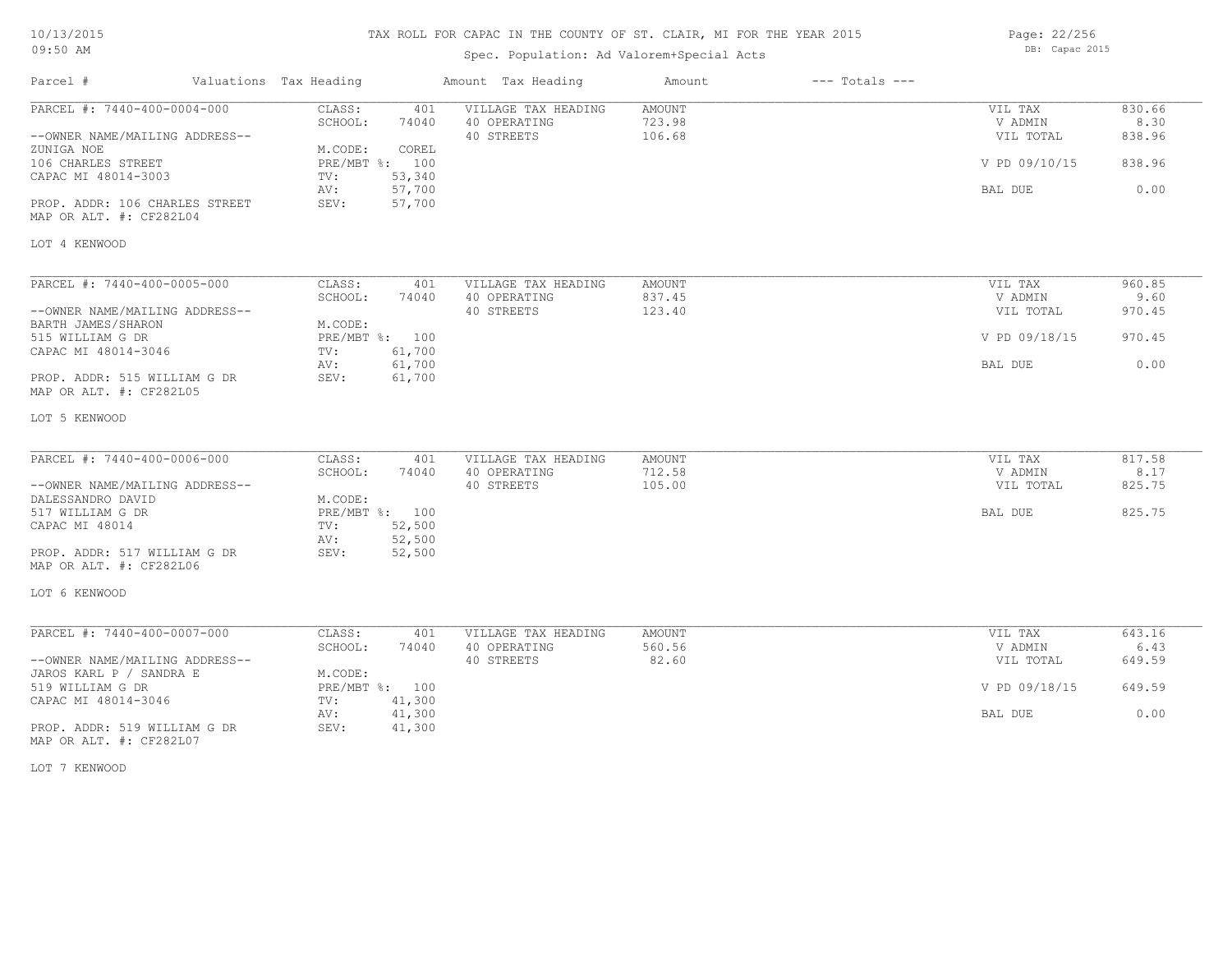# TAX ROLL FOR CAPAC IN THE COUNTY OF ST. CLAIR, MI FOR THE YEAR 2015

Spec. Population: Ad Valorem+Special Acts

DB: Capac 2015

10/13/2015
09:50 AM

| Parcel # | Valuations | Tax Heading | Amount | Tax Heading | Amount | --- Totals --- | |
|---|---|---|---|---|---|---|---|
| PARCEL #: 7440-400-0004-000 | CLASS: | 401 | VILLAGE TAX HEADING | AMOUNT | | VIL TAX | 830.66 |
| | SCHOOL: | 74040 | 40 OPERATING | 723.98 | | V ADMIN | 8.30 |
| --OWNER NAME/MAILING ADDRESS-- | | | 40 STREETS | 106.68 | | VIL TOTAL | 838.96 |
| ZUNIGA NOE | M.CODE: | COREL | | | | | |
| 106 CHARLES STREET | PRE/MBT %: | 100 | | | | V PD 09/10/15 | 838.96 |
| CAPAC MI 48014-3003 | TV: | 53,340 | | | | | |
| | AV: | 57,700 | | | | BAL DUE | 0.00 |
| PROP. ADDR: 106 CHARLES STREET | SEV: | 57,700 | | | | | |
| MAP OR ALT. #: CF282L04 | | | | | | | |
| LOT 4 KENWOOD | | | | | | | |

| Parcel # | Valuations | Tax Heading | Amount | Tax Heading | Amount | --- Totals --- | |
|---|---|---|---|---|---|---|---|
| PARCEL #: 7440-400-0005-000 | CLASS: | 401 | VILLAGE TAX HEADING | AMOUNT | | VIL TAX | 960.85 |
| | SCHOOL: | 74040 | 40 OPERATING | 837.45 | | V ADMIN | 9.60 |
| --OWNER NAME/MAILING ADDRESS-- | | | 40 STREETS | 123.40 | | VIL TOTAL | 970.45 |
| BARTH JAMES/SHARON | M.CODE: | | | | | | |
| 515 WILLIAM G DR | PRE/MBT %: | 100 | | | | V PD 09/18/15 | 970.45 |
| CAPAC MI 48014-3046 | TV: | 61,700 | | | | | |
| | AV: | 61,700 | | | | BAL DUE | 0.00 |
| PROP. ADDR: 515 WILLIAM G DR | SEV: | 61,700 | | | | | |
| MAP OR ALT. #: CF282L05 | | | | | | | |
| LOT 5 KENWOOD | | | | | | | |

| Parcel # | Valuations | Tax Heading | Amount | Tax Heading | Amount | --- Totals --- | |
|---|---|---|---|---|---|---|---|
| PARCEL #: 7440-400-0006-000 | CLASS: | 401 | VILLAGE TAX HEADING | AMOUNT | | VIL TAX | 817.58 |
| | SCHOOL: | 74040 | 40 OPERATING | 712.58 | | V ADMIN | 8.17 |
| --OWNER NAME/MAILING ADDRESS-- | | | 40 STREETS | 105.00 | | VIL TOTAL | 825.75 |
| DALESSANDRO DAVID | M.CODE: | | | | | | |
| 517 WILLIAM G DR | PRE/MBT %: | 100 | | | | BAL DUE | 825.75 |
| CAPAC MI 48014 | TV: | 52,500 | | | | | |
| | AV: | 52,500 | | | | | |
| PROP. ADDR: 517 WILLIAM G DR | SEV: | 52,500 | | | | | |
| MAP OR ALT. #: CF282L06 | | | | | | | |
| LOT 6 KENWOOD | | | | | | | |

| Parcel # | Valuations | Tax Heading | Amount | Tax Heading | Amount | --- Totals --- | |
|---|---|---|---|---|---|---|---|
| PARCEL #: 7440-400-0007-000 | CLASS: | 401 | VILLAGE TAX HEADING | AMOUNT | | VIL TAX | 643.16 |
| | SCHOOL: | 74040 | 40 OPERATING | 560.56 | | V ADMIN | 6.43 |
| --OWNER NAME/MAILING ADDRESS-- | | | 40 STREETS | 82.60 | | VIL TOTAL | 649.59 |
| JAROS KARL P / SANDRA E | M.CODE: | | | | | | |
| 519 WILLIAM G DR | PRE/MBT %: | 100 | | | | V PD 09/18/15 | 649.59 |
| CAPAC MI 48014-3046 | TV: | 41,300 | | | | | |
| | AV: | 41,300 | | | | BAL DUE | 0.00 |
| PROP. ADDR: 519 WILLIAM G DR | SEV: | 41,300 | | | | | |
| MAP OR ALT. #: CF282L07 | | | | | | | |
| LOT 7 KENWOOD | | | | | | | |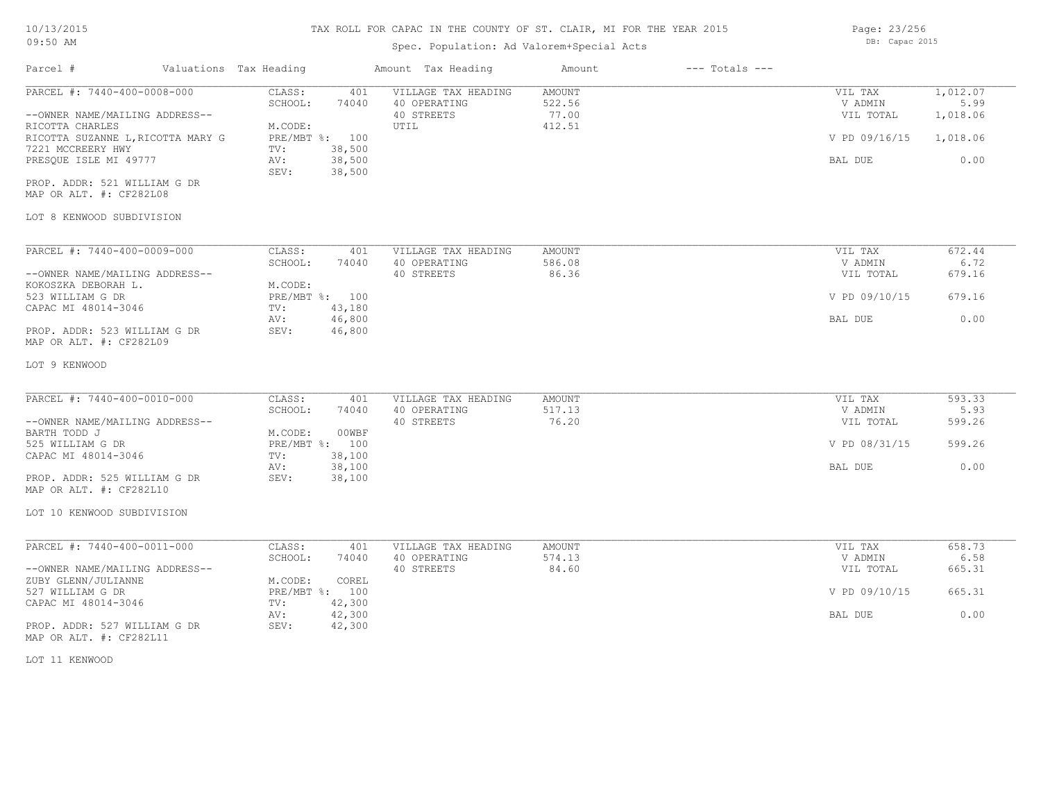# TAX ROLL FOR CAPAC IN THE COUNTY OF ST. CLAIR, MI FOR THE YEAR 2015

Spec. Population: Ad Valorem+Special Acts

| Parcel # | Valuations | Tax Heading | Amount | Tax Heading | Amount | --- Totals --- | |
|---|---|---|---|---|---|---|---|
| PARCEL #: 7440-400-0008-000 | CLASS: | 401 | VILLAGE TAX HEADING | AMOUNT | | VIL TAX | 1,012.07 |
| | SCHOOL: | 74040 | 40 OPERATING | 522.56 | | V ADMIN | 5.99 |
| --OWNER NAME/MAILING ADDRESS-- | | | 40 STREETS | 77.00 | | VIL TOTAL | 1,018.06 |
| RICOTTA CHARLES | M.CODE: | | UTIL | 412.51 | | | |
| RICOTTA SUZANNE L,RICOTTA MARY G | PRE/MBT %: | 100 | | | | V PD 09/16/15 | 1,018.06 |
| 7221 MCCREERY HWY | TV: | 38,500 | | | | | |
| PRESQUE ISLE MI 49777 | AV: | 38,500 | | | | BAL DUE | 0.00 |
| | SEV: | 38,500 | | | | | |
| PROP. ADDR: 521 WILLIAM G DR | | | | | | | |
| MAP OR ALT. #: CF282L08 | | | | | | | |
| LOT 8 KENWOOD SUBDIVISION | | | | | | | |

| Parcel # | Valuations | Tax Heading | Amount | Tax Heading | Amount | --- Totals --- | |
|---|---|---|---|---|---|---|---|
| PARCEL #: 7440-400-0009-000 | CLASS: | 401 | VILLAGE TAX HEADING | AMOUNT | | VIL TAX | 672.44 |
| | SCHOOL: | 74040 | 40 OPERATING | 586.08 | | V ADMIN | 6.72 |
| --OWNER NAME/MAILING ADDRESS-- | | | 40 STREETS | 86.36 | | VIL TOTAL | 679.16 |
| KOKOSZKA DEBORAH L. | M.CODE: | | | | | | |
| 523 WILLIAM G DR | PRE/MBT %: | 100 | | | | V PD 09/10/15 | 679.16 |
| CAPAC MI 48014-3046 | TV: | 43,180 | | | | | |
| | AV: | 46,800 | | | | BAL DUE | 0.00 |
| PROP. ADDR: 523 WILLIAM G DR | SEV: | 46,800 | | | | | |
| MAP OR ALT. #: CF282L09 | | | | | | | |
| LOT 9 KENWOOD | | | | | | | |

| Parcel # | Valuations | Tax Heading | Amount | Tax Heading | Amount | --- Totals --- | |
|---|---|---|---|---|---|---|---|
| PARCEL #: 7440-400-0010-000 | CLASS: | 401 | VILLAGE TAX HEADING | AMOUNT | | VIL TAX | 593.33 |
| | SCHOOL: | 74040 | 40 OPERATING | 517.13 | | V ADMIN | 5.93 |
| --OWNER NAME/MAILING ADDRESS-- | | | 40 STREETS | 76.20 | | VIL TOTAL | 599.26 |
| BARTH TODD J | M.CODE: | 00WBF | | | | | |
| 525 WILLIAM G DR | PRE/MBT %: | 100 | | | | V PD 08/31/15 | 599.26 |
| CAPAC MI 48014-3046 | TV: | 38,100 | | | | | |
| | AV: | 38,100 | | | | BAL DUE | 0.00 |
| PROP. ADDR: 525 WILLIAM G DR | SEV: | 38,100 | | | | | |
| MAP OR ALT. #: CF282L10 | | | | | | | |
| LOT 10 KENWOOD SUBDIVISION | | | | | | | |

| Parcel # | Valuations | Tax Heading | Amount | Tax Heading | Amount | --- Totals --- | |
|---|---|---|---|---|---|---|---|
| PARCEL #: 7440-400-0011-000 | CLASS: | 401 | VILLAGE TAX HEADING | AMOUNT | | VIL TAX | 658.73 |
| | SCHOOL: | 74040 | 40 OPERATING | 574.13 | | V ADMIN | 6.58 |
| --OWNER NAME/MAILING ADDRESS-- | | | 40 STREETS | 84.60 | | VIL TOTAL | 665.31 |
| ZUBY GLENN/JULIANNE | M.CODE: | COREL | | | | | |
| 527 WILLIAM G DR | PRE/MBT %: | 100 | | | | V PD 09/10/15 | 665.31 |
| CAPAC MI 48014-3046 | TV: | 42,300 | | | | | |
| | AV: | 42,300 | | | | BAL DUE | 0.00 |
| PROP. ADDR: 527 WILLIAM G DR | SEV: | 42,300 | | | | | |
| MAP OR ALT. #: CF282L11 | | | | | | | |
| LOT 11 KENWOOD | | | | | | | |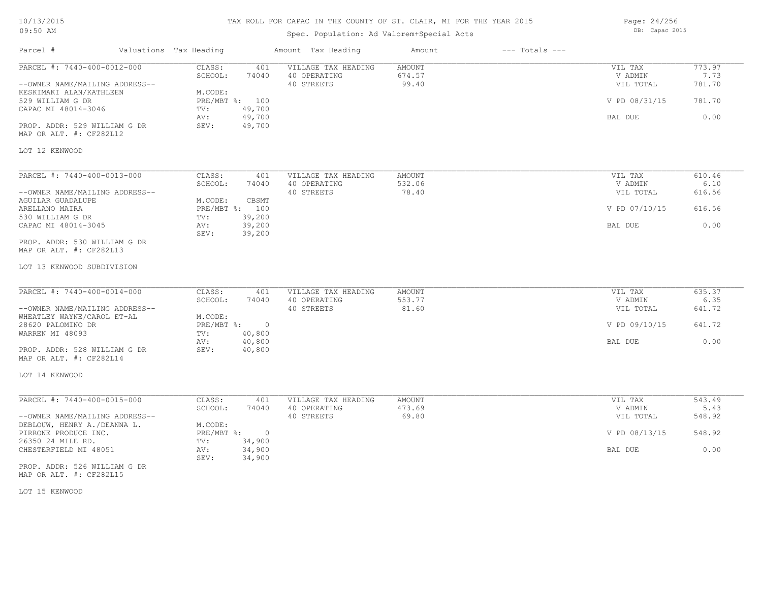# TAX ROLL FOR CAPAC IN THE COUNTY OF ST. CLAIR, MI FOR THE YEAR 2015

Spec. Population: Ad Valorem+Special Acts

| Parcel # | Valuations | Tax Heading | Amount | Tax Heading | Amount | --- Totals --- | |
|---|---|---|---|---|---|---|---|
| PARCEL #: 7440-400-0012-000 | CLASS: | 401 | VILLAGE TAX HEADING | AMOUNT | | VIL TAX | 773.97 |
| | SCHOOL: | 74040 | 40 OPERATING | 674.57 | | V ADMIN | 7.73 |
| --OWNER NAME/MAILING ADDRESS-- | | | 40 STREETS | 99.40 | | VIL TOTAL | 781.70 |
| KESKIMAKI ALAN/KATHLEEN | M.CODE: | | | | | | |
| 529 WILLIAM G DR | PRE/MBT %: | 100 | | | | V PD 08/31/15 | 781.70 |
| CAPAC MI 48014-3046 | TV: | 49,700 | | | | | |
| | AV: | 49,700 | | | | BAL DUE | 0.00 |
| PROP. ADDR: 529 WILLIAM G DR | SEV: | 49,700 | | | | | |
| MAP OR ALT. #: CF282L12 | | | | | | | |
| LOT 12 KENWOOD | | | | | | | |

| Parcel # | Valuations | Tax Heading | Amount | Tax Heading | Amount | --- Totals --- | |
|---|---|---|---|---|---|---|---|
| PARCEL #: 7440-400-0013-000 | CLASS: | 401 | VILLAGE TAX HEADING | AMOUNT | | VIL TAX | 610.46 |
| | SCHOOL: | 74040 | 40 OPERATING | 532.06 | | V ADMIN | 6.10 |
| --OWNER NAME/MAILING ADDRESS-- | | | 40 STREETS | 78.40 | | VIL TOTAL | 616.56 |
| AGUILAR GUADALUPE | M.CODE: | CBSMT | | | | | |
| ARELLANO MAIRA | PRE/MBT %: | 100 | | | | V PD 07/10/15 | 616.56 |
| 530 WILLIAM G DR | TV: | 39,200 | | | | | |
| CAPAC MI 48014-3045 | AV: | 39,200 | | | | BAL DUE | 0.00 |
| | SEV: | 39,200 | | | | | |
| PROP. ADDR: 530 WILLIAM G DR | | | | | | | |
| MAP OR ALT. #: CF282L13 | | | | | | | |
| LOT 13 KENWOOD SUBDIVISION | | | | | | | |

| Parcel # | Valuations | Tax Heading | Amount | Tax Heading | Amount | --- Totals --- | |
|---|---|---|---|---|---|---|---|
| PARCEL #: 7440-400-0014-000 | CLASS: | 401 | VILLAGE TAX HEADING | AMOUNT | | VIL TAX | 635.37 |
| | SCHOOL: | 74040 | 40 OPERATING | 553.77 | | V ADMIN | 6.35 |
| --OWNER NAME/MAILING ADDRESS-- | | | 40 STREETS | 81.60 | | VIL TOTAL | 641.72 |
| WHEATLEY WAYNE/CAROL ET-AL | M.CODE: | | | | | | |
| 28620 PALOMINO DR | PRE/MBT %: | 0 | | | | V PD 09/10/15 | 641.72 |
| WARREN MI 48093 | TV: | 40,800 | | | | | |
| | AV: | 40,800 | | | | BAL DUE | 0.00 |
| PROP. ADDR: 528 WILLIAM G DR | SEV: | 40,800 | | | | | |
| MAP OR ALT. #: CF282L14 | | | | | | | |
| LOT 14 KENWOOD | | | | | | | |

| Parcel # | Valuations | Tax Heading | Amount | Tax Heading | Amount | --- Totals --- | |
|---|---|---|---|---|---|---|---|
| PARCEL #: 7440-400-0015-000 | CLASS: | 401 | VILLAGE TAX HEADING | AMOUNT | | VIL TAX | 543.49 |
| | SCHOOL: | 74040 | 40 OPERATING | 473.69 | | V ADMIN | 5.43 |
| --OWNER NAME/MAILING ADDRESS-- | | | 40 STREETS | 69.80 | | VIL TOTAL | 548.92 |
| DEBLOUW, HENRY A./DEANNA L. | M.CODE: | | | | | | |
| PIRRONE PRODUCE INC. | PRE/MBT %: | 0 | | | | V PD 08/13/15 | 548.92 |
| 26350 24 MILE RD. | TV: | 34,900 | | | | | |
| CHESTERFIELD MI 48051 | AV: | 34,900 | | | | BAL DUE | 0.00 |
| | SEV: | 34,900 | | | | | |
| PROP. ADDR: 526 WILLIAM G DR | | | | | | | |
| MAP OR ALT. #: CF282L15 | | | | | | | |
| LOT 15 KENWOOD | | | | | | | |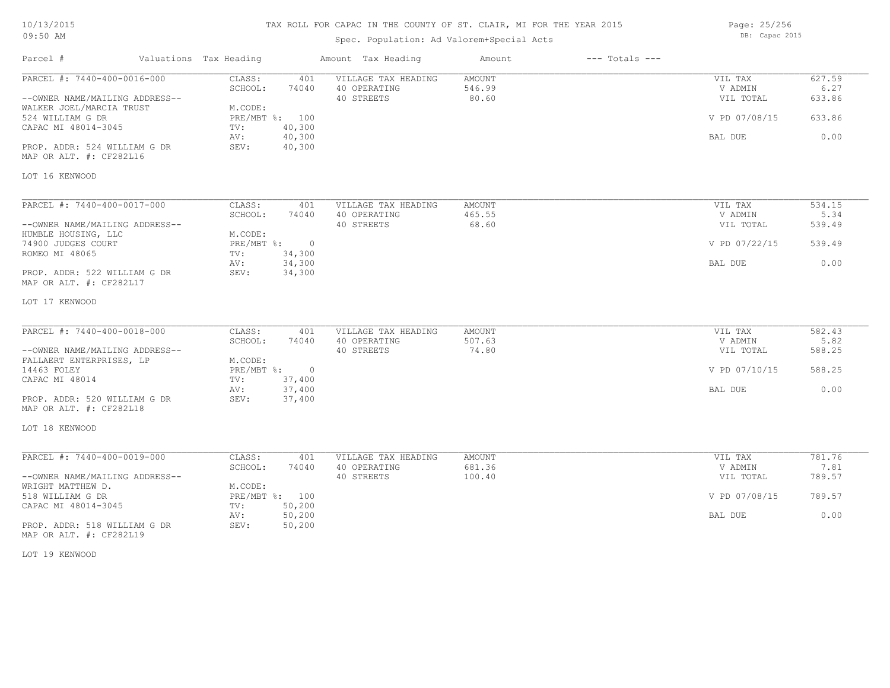# TAX ROLL FOR CAPAC IN THE COUNTY OF ST. CLAIR, MI FOR THE YEAR 2015

Spec. Population: Ad Valorem+Special Acts

10/13/2015
09:50 AM

DB: Capac 2015

| Parcel # | Valuations | Tax Heading | Amount | Tax Heading | Amount | --- Totals --- | |
|---|---|---|---|---|---|---|---|
| PARCEL #: 7440-400-0016-000 | CLASS: | 401 | VILLAGE TAX HEADING | AMOUNT | | VIL TAX | 627.59 |
| | SCHOOL: | 74040 | 40 OPERATING | 546.99 | | V ADMIN | 6.27 |
| --OWNER NAME/MAILING ADDRESS-- | | | 40 STREETS | 80.60 | | VIL TOTAL | 633.86 |
| WALKER JOEL/MARCIA TRUST | M.CODE: | | | | | | |
| 524 WILLIAM G DR | PRE/MBT %: | 100 | | | | V PD 07/08/15 | 633.86 |
| CAPAC MI 48014-3045 | TV: | 40,300 | | | | | |
| | AV: | 40,300 | | | | BAL DUE | 0.00 |
| PROP. ADDR: 524 WILLIAM G DR | SEV: | 40,300 | | | | | |
| MAP OR ALT. #: CF282L16 | | | | | | | |
| LOT 16 KENWOOD | | | | | | | |
| PARCEL #: 7440-400-0017-000 | CLASS: | 401 | VILLAGE TAX HEADING | AMOUNT | | VIL TAX | 534.15 |
| | SCHOOL: | 74040 | 40 OPERATING | 465.55 | | V ADMIN | 5.34 |
| --OWNER NAME/MAILING ADDRESS-- | | | 40 STREETS | 68.60 | | VIL TOTAL | 539.49 |
| HUMBLE HOUSING, LLC | M.CODE: | | | | | | |
| 74900 JUDGES COURT | PRE/MBT %: | 0 | | | | V PD 07/22/15 | 539.49 |
| ROMEO MI 48065 | TV: | 34,300 | | | | | |
| | AV: | 34,300 | | | | BAL DUE | 0.00 |
| PROP. ADDR: 522 WILLIAM G DR | SEV: | 34,300 | | | | | |
| MAP OR ALT. #: CF282L17 | | | | | | | |
| LOT 17 KENWOOD | | | | | | | |
| PARCEL #: 7440-400-0018-000 | CLASS: | 401 | VILLAGE TAX HEADING | AMOUNT | | VIL TAX | 582.43 |
| | SCHOOL: | 74040 | 40 OPERATING | 507.63 | | V ADMIN | 5.82 |
| --OWNER NAME/MAILING ADDRESS-- | | | 40 STREETS | 74.80 | | VIL TOTAL | 588.25 |
| FALLAERT ENTERPRISES, LP | M.CODE: | | | | | | |
| 14463 FOLEY | PRE/MBT %: | 0 | | | | V PD 07/10/15 | 588.25 |
| CAPAC MI 48014 | TV: | 37,400 | | | | | |
| | AV: | 37,400 | | | | BAL DUE | 0.00 |
| PROP. ADDR: 520 WILLIAM G DR | SEV: | 37,400 | | | | | |
| MAP OR ALT. #: CF282L18 | | | | | | | |
| LOT 18 KENWOOD | | | | | | | |
| PARCEL #: 7440-400-0019-000 | CLASS: | 401 | VILLAGE TAX HEADING | AMOUNT | | VIL TAX | 781.76 |
| | SCHOOL: | 74040 | 40 OPERATING | 681.36 | | V ADMIN | 7.81 |
| --OWNER NAME/MAILING ADDRESS-- | | | 40 STREETS | 100.40 | | VIL TOTAL | 789.57 |
| WRIGHT MATTHEW D. | M.CODE: | | | | | | |
| 518 WILLIAM G DR | PRE/MBT %: | 100 | | | | V PD 07/08/15 | 789.57 |
| CAPAC MI 48014-3045 | TV: | 50,200 | | | | | |
| | AV: | 50,200 | | | | BAL DUE | 0.00 |
| PROP. ADDR: 518 WILLIAM G DR | SEV: | 50,200 | | | | | |
| MAP OR ALT. #: CF282L19 | | | | | | | |
| LOT 19 KENWOOD | | | | | | | |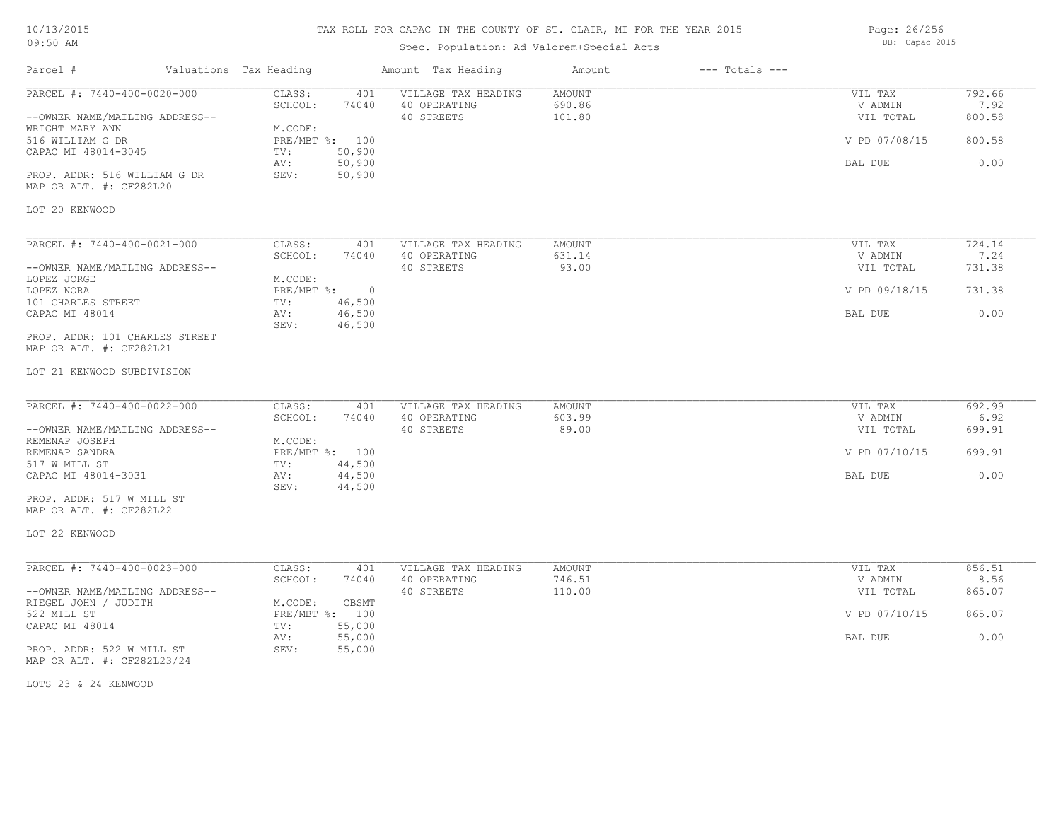# TAX ROLL FOR CAPAC IN THE COUNTY OF ST. CLAIR, MI FOR THE YEAR 2015

10/13/2015
09:50 AM

Spec. Population: Ad Valorem+Special Acts

DB: Capac 2015

| Parcel # | Valuations | Tax Heading | Amount | Tax Heading | Amount | --- Totals --- | |
|---|---|---|---|---|---|---|---|
| PARCEL #: 7440-400-0020-000 | CLASS: | 401 | VILLAGE TAX HEADING | AMOUNT | | VIL TAX | 792.66 |
| | SCHOOL: | 74040 | 40 OPERATING | 690.86 | | V ADMIN | 7.92 |
| --OWNER NAME/MAILING ADDRESS-- | | | 40 STREETS | 101.80 | | VIL TOTAL | 800.58 |
| WRIGHT MARY ANN | M.CODE: | | | | | | |
| 516 WILLIAM G DR | PRE/MBT %: | 100 | | | | V PD 07/08/15 | 800.58 |
| CAPAC MI 48014-3045 | TV: | 50,900 | | | | | |
| | AV: | 50,900 | | | | BAL DUE | 0.00 |
| PROP. ADDR: 516 WILLIAM G DR | SEV: | 50,900 | | | | | |
| MAP OR ALT. #: CF282L20 | | | | | | | |

LOT 20 KENWOOD

| Parcel # | Valuations | Tax Heading | Amount | Tax Heading | Amount | --- Totals --- | |
|---|---|---|---|---|---|---|---|
| PARCEL #: 7440-400-0021-000 | CLASS: | 401 | VILLAGE TAX HEADING | AMOUNT | | VIL TAX | 724.14 |
| | SCHOOL: | 74040 | 40 OPERATING | 631.14 | | V ADMIN | 7.24 |
| --OWNER NAME/MAILING ADDRESS-- | | | 40 STREETS | 93.00 | | VIL TOTAL | 731.38 |
| LOPEZ JORGE | M.CODE: | | | | | | |
| LOPEZ NORA | PRE/MBT %: | 0 | | | | V PD 09/18/15 | 731.38 |
| 101 CHARLES STREET | TV: | 46,500 | | | | | |
| CAPAC MI 48014 | AV: | 46,500 | | | | BAL DUE | 0.00 |
| | SEV: | 46,500 | | | | | |
| PROP. ADDR: 101 CHARLES STREET | | | | | | | |
| MAP OR ALT. #: CF282L21 | | | | | | | |

LOT 21 KENWOOD SUBDIVISION

| Parcel # | Valuations | Tax Heading | Amount | Tax Heading | Amount | --- Totals --- | |
|---|---|---|---|---|---|---|---|
| PARCEL #: 7440-400-0022-000 | CLASS: | 401 | VILLAGE TAX HEADING | AMOUNT | | VIL TAX | 692.99 |
| | SCHOOL: | 74040 | 40 OPERATING | 603.99 | | V ADMIN | 6.92 |
| --OWNER NAME/MAILING ADDRESS-- | | | 40 STREETS | 89.00 | | VIL TOTAL | 699.91 |
| REMENAP JOSEPH | M.CODE: | | | | | | |
| REMENAP SANDRA | PRE/MBT %: | 100 | | | | V PD 07/10/15 | 699.91 |
| 517 W MILL ST | TV: | 44,500 | | | | | |
| CAPAC MI 48014-3031 | AV: | 44,500 | | | | BAL DUE | 0.00 |
| | SEV: | 44,500 | | | | | |
| PROP. ADDR: 517 W MILL ST | | | | | | | |
| MAP OR ALT. #: CF282L22 | | | | | | | |

LOT 22 KENWOOD

| Parcel # | Valuations | Tax Heading | Amount | Tax Heading | Amount | --- Totals --- | |
|---|---|---|---|---|---|---|---|
| PARCEL #: 7440-400-0023-000 | CLASS: | 401 | VILLAGE TAX HEADING | AMOUNT | | VIL TAX | 856.51 |
| | SCHOOL: | 74040 | 40 OPERATING | 746.51 | | V ADMIN | 8.56 |
| --OWNER NAME/MAILING ADDRESS-- | | | 40 STREETS | 110.00 | | VIL TOTAL | 865.07 |
| RIEGEL JOHN / JUDITH | M.CODE: | CBSMT | | | | | |
| 522 MILL ST | PRE/MBT %: | 100 | | | | V PD 07/10/15 | 865.07 |
| CAPAC MI 48014 | TV: | 55,000 | | | | | |
| | AV: | 55,000 | | | | BAL DUE | 0.00 |
| PROP. ADDR: 522 W MILL ST | SEV: | 55,000 | | | | | |
| MAP OR ALT. #: CF282L23/24 | | | | | | | |

LOTS 23 & 24 KENWOOD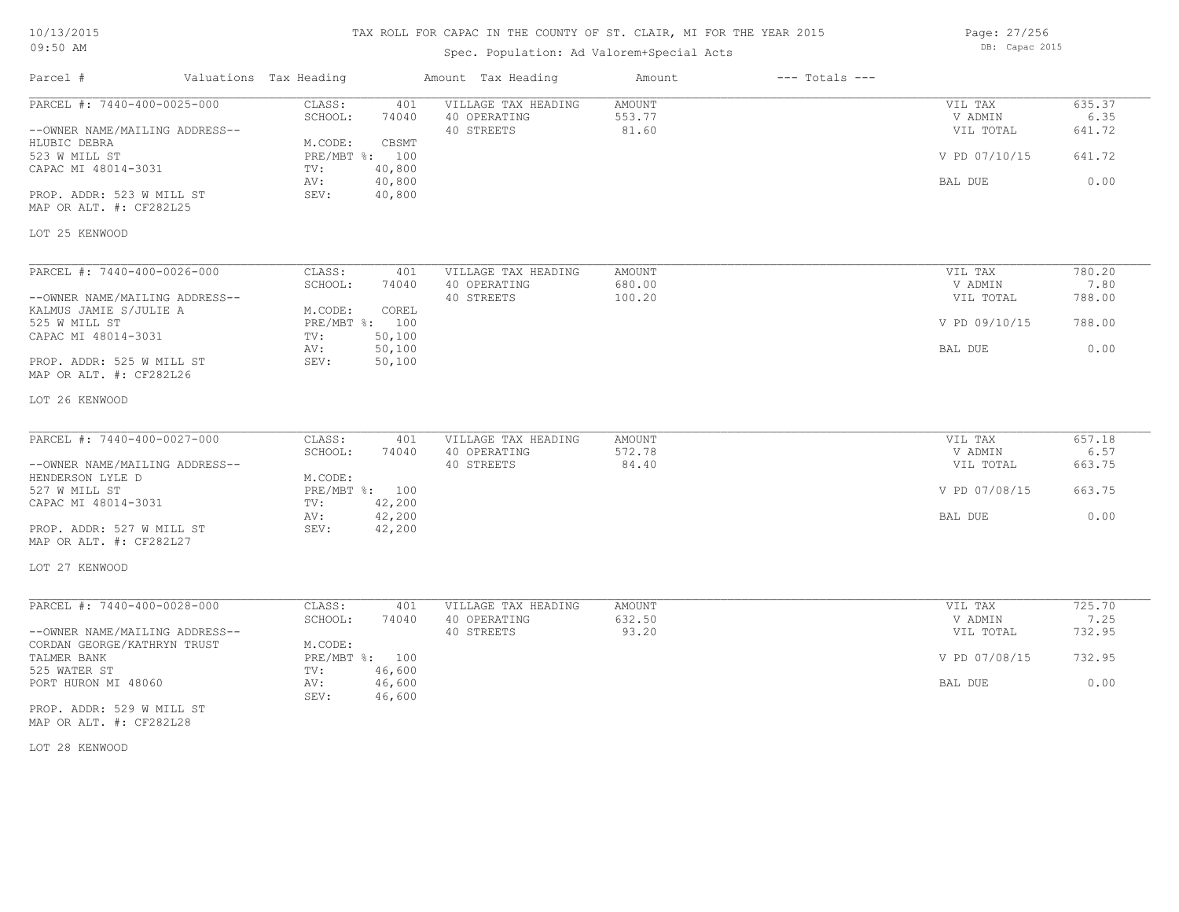TAX ROLL FOR CAPAC IN THE COUNTY OF ST. CLAIR, MI FOR THE YEAR 2015

Spec. Population: Ad Valorem+Special Acts

| Parcel # | Valuations | Tax Heading | Amount | Tax Heading | Amount | --- Totals --- | |
|---|---|---|---|---|---|---|---|
| PARCEL #: 7440-400-0025-000 | CLASS: | 401 | VILLAGE TAX HEADING | AMOUNT | | VIL TAX | 635.37 |
| | SCHOOL: | 74040 | 40 OPERATING | 553.77 | | V ADMIN | 6.35 |
| --OWNER NAME/MAILING ADDRESS-- | | | 40 STREETS | 81.60 | | VIL TOTAL | 641.72 |
| HLUBIC DEBRA | M.CODE: | CBSMT | | | | | |
| 523 W MILL ST | PRE/MBT %: | 100 | | | | V PD 07/10/15 | 641.72 |
| CAPAC MI 48014-3031 | TV: | 40,800 | | | | | |
| | AV: | 40,800 | | | | BAL DUE | 0.00 |
| PROP. ADDR: 523 W MILL ST | SEV: | 40,800 | | | | | |
| MAP OR ALT. #: CF282L25 | | | | | | | |
| LOT 25 KENWOOD | | | | | | | |
| PARCEL #: 7440-400-0026-000 | CLASS: | 401 | VILLAGE TAX HEADING | AMOUNT | | VIL TAX | 780.20 |
| | SCHOOL: | 74040 | 40 OPERATING | 680.00 | | V ADMIN | 7.80 |
| --OWNER NAME/MAILING ADDRESS-- | | | 40 STREETS | 100.20 | | VIL TOTAL | 788.00 |
| KALMUS JAMIE S/JULIE A | M.CODE: | COREL | | | | | |
| 525 W MILL ST | PRE/MBT %: | 100 | | | | V PD 09/10/15 | 788.00 |
| CAPAC MI 48014-3031 | TV: | 50,100 | | | | | |
| | AV: | 50,100 | | | | BAL DUE | 0.00 |
| PROP. ADDR: 525 W MILL ST | SEV: | 50,100 | | | | | |
| MAP OR ALT. #: CF282L26 | | | | | | | |
| LOT 26 KENWOOD | | | | | | | |
| PARCEL #: 7440-400-0027-000 | CLASS: | 401 | VILLAGE TAX HEADING | AMOUNT | | VIL TAX | 657.18 |
| | SCHOOL: | 74040 | 40 OPERATING | 572.78 | | V ADMIN | 6.57 |
| --OWNER NAME/MAILING ADDRESS-- | | | 40 STREETS | 84.40 | | VIL TOTAL | 663.75 |
| HENDERSON LYLE D | M.CODE: | | | | | | |
| 527 W MILL ST | PRE/MBT %: | 100 | | | | V PD 07/08/15 | 663.75 |
| CAPAC MI 48014-3031 | TV: | 42,200 | | | | | |
| | AV: | 42,200 | | | | BAL DUE | 0.00 |
| PROP. ADDR: 527 W MILL ST | SEV: | 42,200 | | | | | |
| MAP OR ALT. #: CF282L27 | | | | | | | |
| LOT 27 KENWOOD | | | | | | | |
| PARCEL #: 7440-400-0028-000 | CLASS: | 401 | VILLAGE TAX HEADING | AMOUNT | | VIL TAX | 725.70 |
| | SCHOOL: | 74040 | 40 OPERATING | 632.50 | | V ADMIN | 7.25 |
| --OWNER NAME/MAILING ADDRESS-- | | | 40 STREETS | 93.20 | | VIL TOTAL | 732.95 |
| CORDAN GEORGE/KATHRYN TRUST | M.CODE: | | | | | | |
| TALMER BANK | PRE/MBT %: | 100 | | | | V PD 07/08/15 | 732.95 |
| 525 WATER ST | TV: | 46,600 | | | | | |
| PORT HURON MI 48060 | AV: | 46,600 | | | | BAL DUE | 0.00 |
| | SEV: | 46,600 | | | | | |
| PROP. ADDR: 529 W MILL ST | | | | | | | |
| MAP OR ALT. #: CF282L28 | | | | | | | |
| LOT 28 KENWOOD | | | | | | | |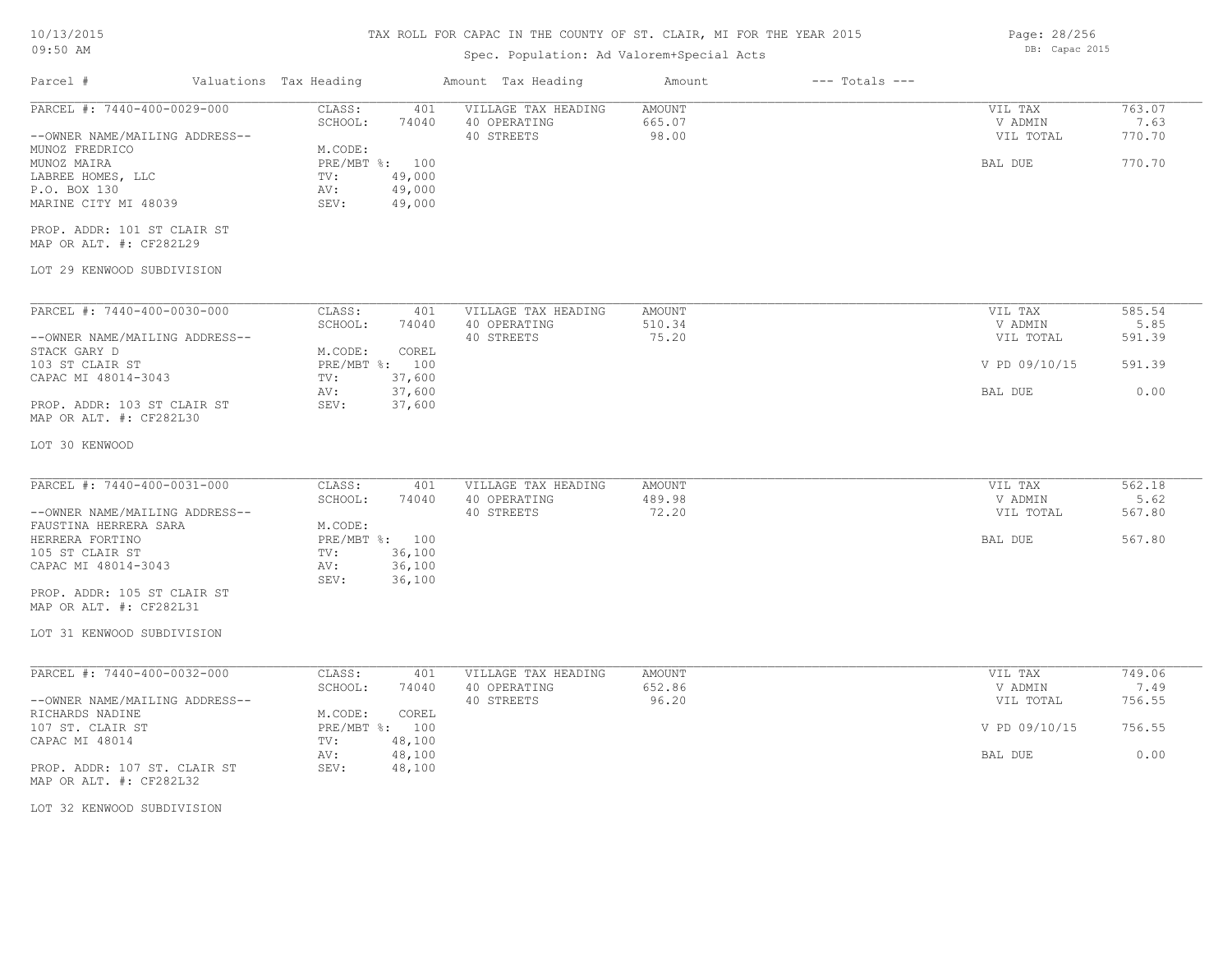# TAX ROLL FOR CAPAC IN THE COUNTY OF ST. CLAIR, MI FOR THE YEAR 2015

Spec. Population: Ad Valorem+Special Acts

DB: Capac 2015

10/13/2015
09:50 AM

| Parcel # | Valuations | Tax Heading | Amount | Tax Heading | Amount | --- Totals --- | |
|---|---|---|---|---|---|---|---|

---

**PARCEL #: 7440-400-0029-000**

--OWNER NAME/MAILING ADDRESS--
MUNOZ FREDRICO
MUNOZ MAIRA
LABREE HOMES, LLC
P.O. BOX 130
MARINE CITY MI 48039

PROP. ADDR: 101 ST CLAIR ST
MAP OR ALT. #: CF282L29

LOT 29 KENWOOD SUBDIVISION

| | | | | | |
|---|---|---|---|---|---|
| CLASS: | 401 | VILLAGE TAX HEADING | AMOUNT | VIL TAX | 763.07 |
| SCHOOL: | 74040 | 40 OPERATING | 665.07 | V ADMIN | 7.63 |
| M.CODE: | | 40 STREETS | 98.00 | VIL TOTAL | 770.70 |
| PRE/MBT %: | 100 | | | BAL DUE | 770.70 |
| TV: | 49,000 | | | | |
| AV: | 49,000 | | | | |
| SEV: | 49,000 | | | | |

---

**PARCEL #: 7440-400-0030-000**

--OWNER NAME/MAILING ADDRESS--
STACK GARY D
103 ST CLAIR ST
CAPAC MI 48014-3043

PROP. ADDR: 103 ST CLAIR ST
MAP OR ALT. #: CF282L30

LOT 30 KENWOOD

| | | | | | |
|---|---|---|---|---|---|
| CLASS: | 401 | VILLAGE TAX HEADING | AMOUNT | VIL TAX | 585.54 |
| SCHOOL: | 74040 | 40 OPERATING | 510.34 | V ADMIN | 5.85 |
| M.CODE: | COREL | 40 STREETS | 75.20 | VIL TOTAL | 591.39 |
| PRE/MBT %: | 100 | | | V PD 09/10/15 | 591.39 |
| TV: | 37,600 | | | | |
| AV: | 37,600 | | | BAL DUE | 0.00 |
| SEV: | 37,600 | | | | |

---

**PARCEL #: 7440-400-0031-000**

--OWNER NAME/MAILING ADDRESS--
FAUSTINA HERRERA SARA
HERRERA FORTINO
105 ST CLAIR ST
CAPAC MI 48014-3043

PROP. ADDR: 105 ST CLAIR ST
MAP OR ALT. #: CF282L31

LOT 31 KENWOOD SUBDIVISION

| | | | | | |
|---|---|---|---|---|---|
| CLASS: | 401 | VILLAGE TAX HEADING | AMOUNT | VIL TAX | 562.18 |
| SCHOOL: | 74040 | 40 OPERATING | 489.98 | V ADMIN | 5.62 |
| M.CODE: | | 40 STREETS | 72.20 | VIL TOTAL | 567.80 |
| PRE/MBT %: | 100 | | | BAL DUE | 567.80 |
| TV: | 36,100 | | | | |
| AV: | 36,100 | | | | |
| SEV: | 36,100 | | | | |

---

**PARCEL #: 7440-400-0032-000**

--OWNER NAME/MAILING ADDRESS--
RICHARDS NADINE
107 ST. CLAIR ST
CAPAC MI 48014

PROP. ADDR: 107 ST. CLAIR ST
MAP OR ALT. #: CF282L32

LOT 32 KENWOOD SUBDIVISION

| | | | | | |
|---|---|---|---|---|---|
| CLASS: | 401 | VILLAGE TAX HEADING | AMOUNT | VIL TAX | 749.06 |
| SCHOOL: | 74040 | 40 OPERATING | 652.86 | V ADMIN | 7.49 |
| M.CODE: | COREL | 40 STREETS | 96.20 | VIL TOTAL | 756.55 |
| PRE/MBT %: | 100 | | | V PD 09/10/15 | 756.55 |
| TV: | 48,100 | | | | |
| AV: | 48,100 | | | BAL DUE | 0.00 |
| SEV: | 48,100 | | | | |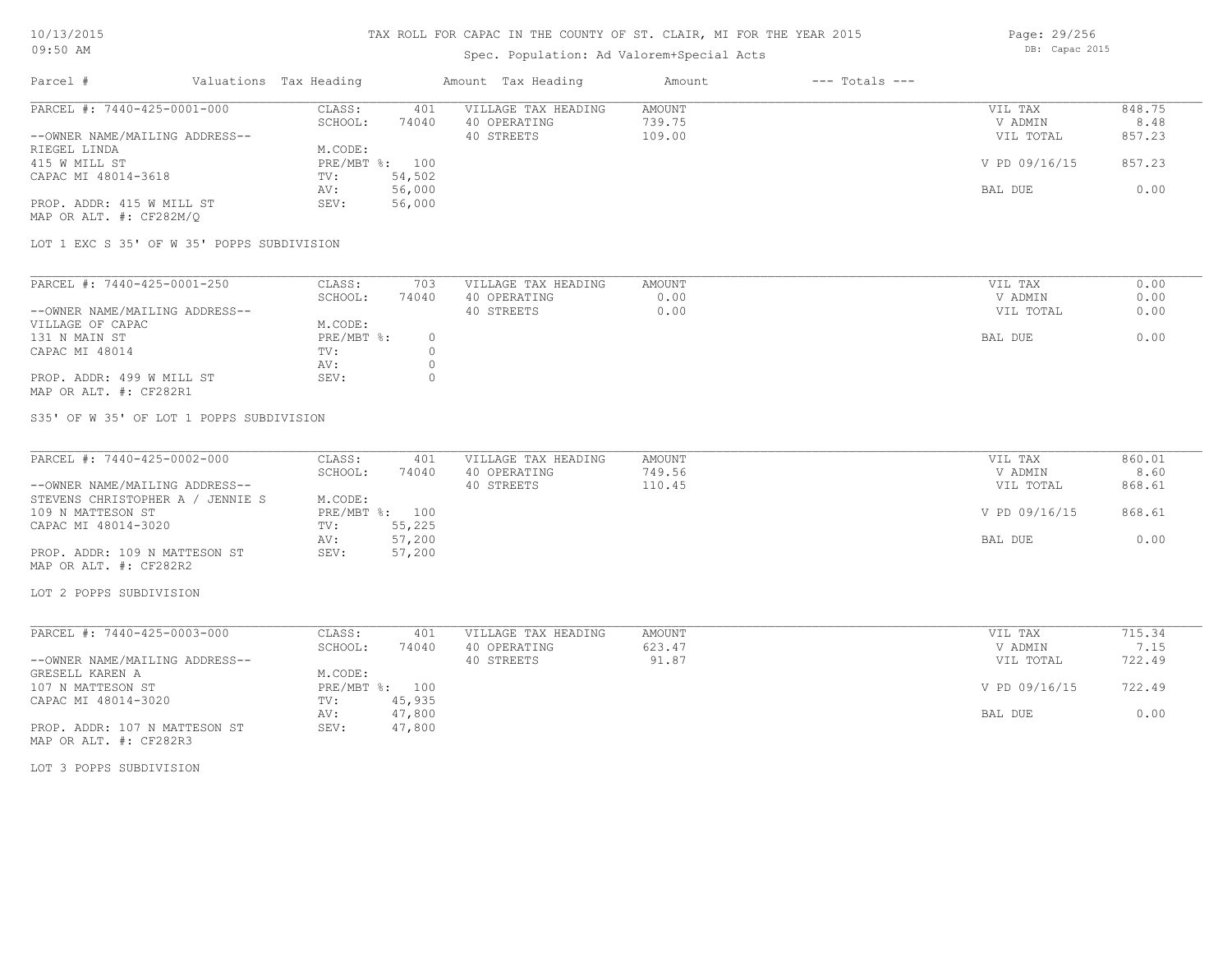TAX ROLL FOR CAPAC IN THE COUNTY OF ST. CLAIR, MI FOR THE YEAR 2015

Spec. Population: Ad Valorem+Special Acts

DB: Capac 2015

10/13/2015
09:50 AM

| Parcel # | Valuations | Tax Heading | Amount | Tax Heading | Amount | --- Totals --- | |
|---|---|---|---|---|---|---|---|
| PARCEL #: 7440-425-0001-000 | CLASS: | 401 | VILLAGE TAX HEADING | AMOUNT | | VIL TAX | 848.75 |
| | SCHOOL: | 74040 | 40 OPERATING | 739.75 | | V ADMIN | 8.48 |
| --OWNER NAME/MAILING ADDRESS-- | | | 40 STREETS | 109.00 | | VIL TOTAL | 857.23 |
| RIEGEL LINDA | M.CODE: | | | | | | |
| 415 W MILL ST | PRE/MBT %: | 100 | | | | V PD 09/16/15 | 857.23 |
| CAPAC MI 48014-3618 | TV: | 54,502 | | | | | |
| | AV: | 56,000 | | | | BAL DUE | 0.00 |
| PROP. ADDR: 415 W MILL ST | SEV: | 56,000 | | | | | |
| MAP OR ALT. #: CF282M/Q | | | | | | | |

LOT 1 EXC S 35' OF W 35' POPPS SUBDIVISION

| Parcel # | Valuations | Tax Heading | Amount | Tax Heading | Amount | --- Totals --- | |
|---|---|---|---|---|---|---|---|
| PARCEL #: 7440-425-0001-250 | CLASS: | 703 | VILLAGE TAX HEADING | AMOUNT | | VIL TAX | 0.00 |
| | SCHOOL: | 74040 | 40 OPERATING | 0.00 | | V ADMIN | 0.00 |
| --OWNER NAME/MAILING ADDRESS-- | | | 40 STREETS | 0.00 | | VIL TOTAL | 0.00 |
| VILLAGE OF CAPAC | M.CODE: | | | | | | |
| 131 N MAIN ST | PRE/MBT %: | 0 | | | | BAL DUE | 0.00 |
| CAPAC MI 48014 | TV: | 0 | | | | | |
| | AV: | 0 | | | | | |
| PROP. ADDR: 499 W MILL ST | SEV: | 0 | | | | | |
| MAP OR ALT. #: CF282R1 | | | | | | | |

S35' OF W 35' OF LOT 1 POPPS SUBDIVISION

| Parcel # | Valuations | Tax Heading | Amount | Tax Heading | Amount | --- Totals --- | |
|---|---|---|---|---|---|---|---|
| PARCEL #: 7440-425-0002-000 | CLASS: | 401 | VILLAGE TAX HEADING | AMOUNT | | VIL TAX | 860.01 |
| | SCHOOL: | 74040 | 40 OPERATING | 749.56 | | V ADMIN | 8.60 |
| --OWNER NAME/MAILING ADDRESS-- | | | 40 STREETS | 110.45 | | VIL TOTAL | 868.61 |
| STEVENS CHRISTOPHER A / JENNIE S | M.CODE: | | | | | | |
| 109 N MATTESON ST | PRE/MBT %: | 100 | | | | V PD 09/16/15 | 868.61 |
| CAPAC MI 48014-3020 | TV: | 55,225 | | | | | |
| | AV: | 57,200 | | | | BAL DUE | 0.00 |
| PROP. ADDR: 109 N MATTESON ST | SEV: | 57,200 | | | | | |
| MAP OR ALT. #: CF282R2 | | | | | | | |

LOT 2 POPPS SUBDIVISION

| Parcel # | Valuations | Tax Heading | Amount | Tax Heading | Amount | --- Totals --- | |
|---|---|---|---|---|---|---|---|
| PARCEL #: 7440-425-0003-000 | CLASS: | 401 | VILLAGE TAX HEADING | AMOUNT | | VIL TAX | 715.34 |
| | SCHOOL: | 74040 | 40 OPERATING | 623.47 | | V ADMIN | 7.15 |
| --OWNER NAME/MAILING ADDRESS-- | | | 40 STREETS | 91.87 | | VIL TOTAL | 722.49 |
| GRESELL KAREN A | M.CODE: | | | | | | |
| 107 N MATTESON ST | PRE/MBT %: | 100 | | | | V PD 09/16/15 | 722.49 |
| CAPAC MI 48014-3020 | TV: | 45,935 | | | | | |
| | AV: | 47,800 | | | | BAL DUE | 0.00 |
| PROP. ADDR: 107 N MATTESON ST | SEV: | 47,800 | | | | | |
| MAP OR ALT. #: CF282R3 | | | | | | | |

LOT 3 POPPS SUBDIVISION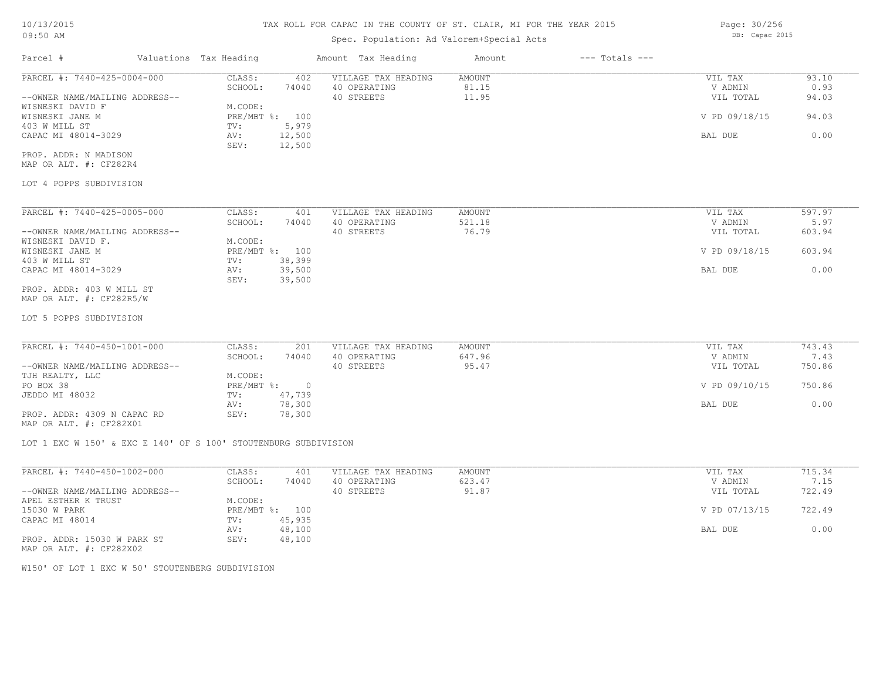# TAX ROLL FOR CAPAC IN THE COUNTY OF ST. CLAIR, MI FOR THE YEAR 2015

Spec. Population: Ad Valorem+Special Acts

| Parcel # | Valuations Tax Heading | | Amount Tax Heading | Amount | --- Totals --- | |
|---|---|---|---|---|---|---|
| PARCEL #: 7440-425-0004-000 | CLASS: | 402 | VILLAGE TAX HEADING | AMOUNT | VIL TAX | 93.10 |
| | SCHOOL: | 74040 | 40 OPERATING | 81.15 | V ADMIN | 0.93 |
| --OWNER NAME/MAILING ADDRESS-- | | | 40 STREETS | 11.95 | VIL TOTAL | 94.03 |
| WISNESKI DAVID F | M.CODE: | | | | | |
| WISNESKI JANE M | PRE/MBT %: | 100 | | | V PD 09/18/15 | 94.03 |
| 403 W MILL ST | TV: | 5,979 | | | | |
| CAPAC MI 48014-3029 | AV: | 12,500 | | | BAL DUE | 0.00 |
| | SEV: | 12,500 | | | | |
| PROP. ADDR: N MADISON | | | | | | |
| MAP OR ALT. #: CF282R4 | | | | | | |

LOT 4 POPPS SUBDIVISION

| Parcel # | Valuations Tax Heading | | Amount Tax Heading | Amount | --- Totals --- | |
|---|---|---|---|---|---|---|
| PARCEL #: 7440-425-0005-000 | CLASS: | 401 | VILLAGE TAX HEADING | AMOUNT | VIL TAX | 597.97 |
| | SCHOOL: | 74040 | 40 OPERATING | 521.18 | V ADMIN | 5.97 |
| --OWNER NAME/MAILING ADDRESS-- | | | 40 STREETS | 76.79 | VIL TOTAL | 603.94 |
| WISNESKI DAVID F. | M.CODE: | | | | | |
| WISNESKI JANE M | PRE/MBT %: | 100 | | | V PD 09/18/15 | 603.94 |
| 403 W MILL ST | TV: | 38,399 | | | | |
| CAPAC MI 48014-3029 | AV: | 39,500 | | | BAL DUE | 0.00 |
| | SEV: | 39,500 | | | | |
| PROP. ADDR: 403 W MILL ST | | | | | | |
| MAP OR ALT. #: CF282R5/W | | | | | | |

LOT 5 POPPS SUBDIVISION

| Parcel # | Valuations Tax Heading | | Amount Tax Heading | Amount | --- Totals --- | |
|---|---|---|---|---|---|---|
| PARCEL #: 7440-450-1001-000 | CLASS: | 201 | VILLAGE TAX HEADING | AMOUNT | VIL TAX | 743.43 |
| | SCHOOL: | 74040 | 40 OPERATING | 647.96 | V ADMIN | 7.43 |
| --OWNER NAME/MAILING ADDRESS-- | | | 40 STREETS | 95.47 | VIL TOTAL | 750.86 |
| TJH REALTY, LLC | M.CODE: | | | | | |
| PO BOX 38 | PRE/MBT %: | 0 | | | V PD 09/10/15 | 750.86 |
| JEDDO MI 48032 | TV: | 47,739 | | | | |
| | AV: | 78,300 | | | BAL DUE | 0.00 |
| PROP. ADDR: 4309 N CAPAC RD | SEV: | 78,300 | | | | |
| MAP OR ALT. #: CF282X01 | | | | | | |

LOT 1 EXC W 150' & EXC E 140' OF S 100' STOUTENBURG SUBDIVISION

| Parcel # | Valuations Tax Heading | | Amount Tax Heading | Amount | --- Totals --- | |
|---|---|---|---|---|---|---|
| PARCEL #: 7440-450-1002-000 | CLASS: | 401 | VILLAGE TAX HEADING | AMOUNT | VIL TAX | 715.34 |
| | SCHOOL: | 74040 | 40 OPERATING | 623.47 | V ADMIN | 7.15 |
| --OWNER NAME/MAILING ADDRESS-- | | | 40 STREETS | 91.87 | VIL TOTAL | 722.49 |
| APEL ESTHER K TRUST | M.CODE: | | | | | |
| 15030 W PARK | PRE/MBT %: | 100 | | | V PD 07/13/15 | 722.49 |
| CAPAC MI 48014 | TV: | 45,935 | | | | |
| | AV: | 48,100 | | | BAL DUE | 0.00 |
| PROP. ADDR: 15030 W PARK ST | SEV: | 48,100 | | | | |
| MAP OR ALT. #: CF282X02 | | | | | | |

W150' OF LOT 1 EXC W 50' STOUTENBERG SUBDIVISION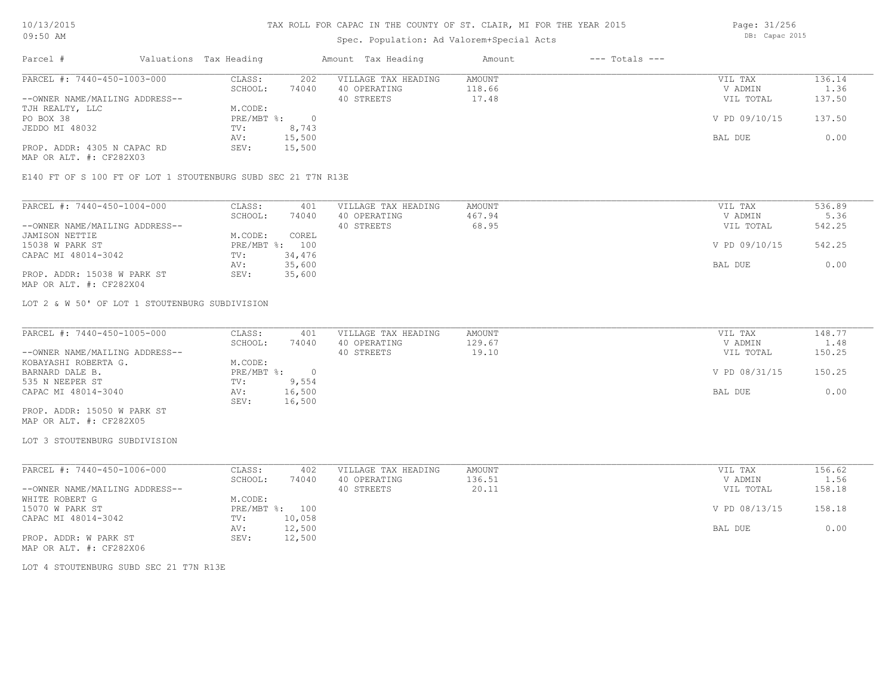# TAX ROLL FOR CAPAC IN THE COUNTY OF ST. CLAIR, MI FOR THE YEAR 2015

Spec. Population: Ad Valorem+Special Acts

DB: Capac 2015

| Parcel # | Valuations | Tax Heading | Amount | Tax Heading | Amount | --- Totals --- | |
|---|---|---|---|---|---|---|---|
| PARCEL #: 7440-450-1003-000 | CLASS: | 202 | VILLAGE TAX HEADING | AMOUNT | | VIL TAX | 136.14 |
| | SCHOOL: | 74040 | 40 OPERATING | 118.66 | | V ADMIN | 1.36 |
| --OWNER NAME/MAILING ADDRESS-- | | | 40 STREETS | 17.48 | | VIL TOTAL | 137.50 |
| TJH REALTY, LLC | M.CODE: | | | | | | |
| PO BOX 38 | PRE/MBT %: | 0 | | | | V PD 09/10/15 | 137.50 |
| JEDDO MI 48032 | TV: | 8,743 | | | | | |
| | AV: | 15,500 | | | | BAL DUE | 0.00 |
| PROP. ADDR: 4305 N CAPAC RD | SEV: | 15,500 | | | | | |
| MAP OR ALT. #: CF282X03 | | | | | | | |

E140 FT OF S 100 FT OF LOT 1 STOUTENBURG SUBD SEC 21 T7N R13E

| Parcel # | Valuations | Tax Heading | Amount | Tax Heading | Amount | --- Totals --- | |
|---|---|---|---|---|---|---|---|
| PARCEL #: 7440-450-1004-000 | CLASS: | 401 | VILLAGE TAX HEADING | AMOUNT | | VIL TAX | 536.89 |
| | SCHOOL: | 74040 | 40 OPERATING | 467.94 | | V ADMIN | 5.36 |
| --OWNER NAME/MAILING ADDRESS-- | | | 40 STREETS | 68.95 | | VIL TOTAL | 542.25 |
| JAMISON NETTIE | M.CODE: | COREL | | | | | |
| 15038 W PARK ST | PRE/MBT %: | 100 | | | | V PD 09/10/15 | 542.25 |
| CAPAC MI 48014-3042 | TV: | 34,476 | | | | | |
| | AV: | 35,600 | | | | BAL DUE | 0.00 |
| PROP. ADDR: 15038 W PARK ST | SEV: | 35,600 | | | | | |
| MAP OR ALT. #: CF282X04 | | | | | | | |

LOT 2 & W 50' OF LOT 1 STOUTENBURG SUBDIVISION

| Parcel # | Valuations | Tax Heading | Amount | Tax Heading | Amount | --- Totals --- | |
|---|---|---|---|---|---|---|---|
| PARCEL #: 7440-450-1005-000 | CLASS: | 401 | VILLAGE TAX HEADING | AMOUNT | | VIL TAX | 148.77 |
| | SCHOOL: | 74040 | 40 OPERATING | 129.67 | | V ADMIN | 1.48 |
| --OWNER NAME/MAILING ADDRESS-- | | | 40 STREETS | 19.10 | | VIL TOTAL | 150.25 |
| KOBAYASHI ROBERTA G. | M.CODE: | | | | | | |
| BARNARD DALE B. | PRE/MBT %: | 0 | | | | V PD 08/31/15 | 150.25 |
| 535 N NEEPER ST | TV: | 9,554 | | | | | |
| CAPAC MI 48014-3040 | AV: | 16,500 | | | | BAL DUE | 0.00 |
| | SEV: | 16,500 | | | | | |
| PROP. ADDR: 15050 W PARK ST | | | | | | | |
| MAP OR ALT. #: CF282X05 | | | | | | | |

LOT 3 STOUTENBURG SUBDIVISION

| Parcel # | Valuations | Tax Heading | Amount | Tax Heading | Amount | --- Totals --- | |
|---|---|---|---|---|---|---|---|
| PARCEL #: 7440-450-1006-000 | CLASS: | 402 | VILLAGE TAX HEADING | AMOUNT | | VIL TAX | 156.62 |
| | SCHOOL: | 74040 | 40 OPERATING | 136.51 | | V ADMIN | 1.56 |
| --OWNER NAME/MAILING ADDRESS-- | | | 40 STREETS | 20.11 | | VIL TOTAL | 158.18 |
| WHITE ROBERT G | M.CODE: | | | | | | |
| 15070 W PARK ST | PRE/MBT %: | 100 | | | | V PD 08/13/15 | 158.18 |
| CAPAC MI 48014-3042 | TV: | 10,058 | | | | | |
| | AV: | 12,500 | | | | BAL DUE | 0.00 |
| PROP. ADDR: W PARK ST | SEV: | 12,500 | | | | | |
| MAP OR ALT. #: CF282X06 | | | | | | | |

LOT 4 STOUTENBURG SUBD SEC 21 T7N R13E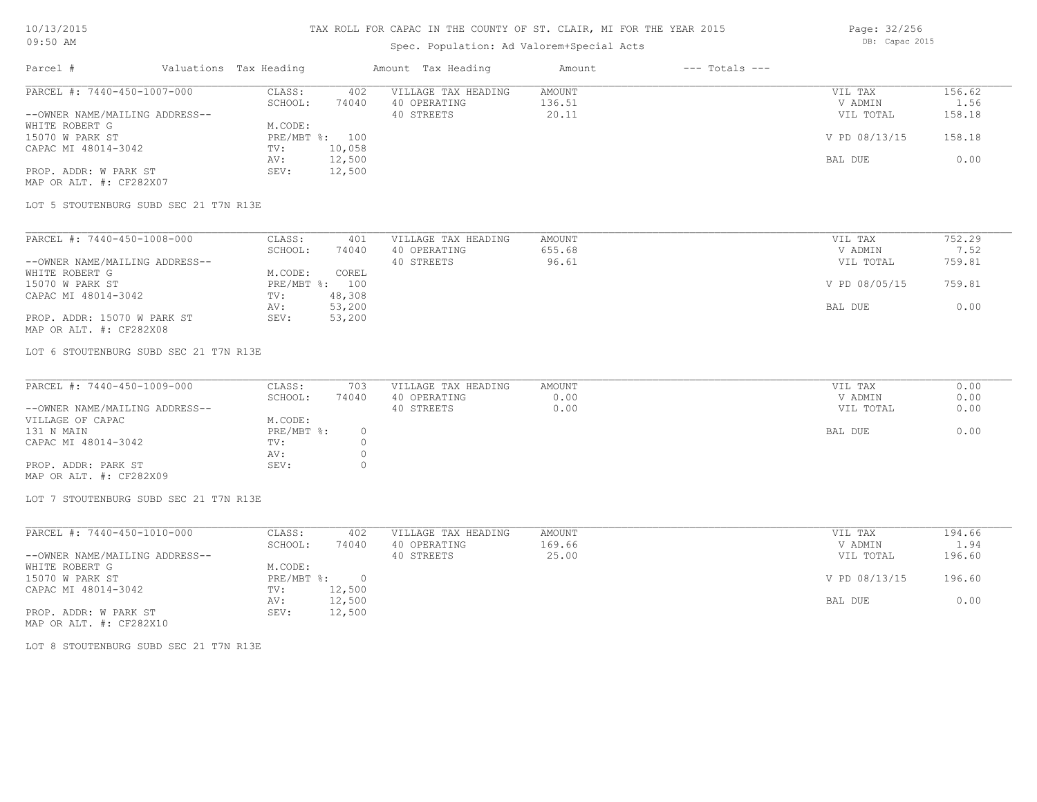# TAX ROLL FOR CAPAC IN THE COUNTY OF ST. CLAIR, MI FOR THE YEAR 2015

Spec. Population: Ad Valorem+Special Acts

DB: Capac 2015

| Parcel # | Valuations | Tax Heading | Amount | Tax Heading | Amount | --- Totals --- | |
|---|---|---|---|---|---|---|---|
| PARCEL #: 7440-450-1007-000 | CLASS: | 402 | VILLAGE TAX HEADING | AMOUNT | | VIL TAX | 156.62 |
| | SCHOOL: | 74040 | 40 OPERATING | 136.51 | | V ADMIN | 1.56 |
| --OWNER NAME/MAILING ADDRESS-- | | | 40 STREETS | 20.11 | | VIL TOTAL | 158.18 |
| WHITE ROBERT G | M.CODE: | | | | | | |
| 15070 W PARK ST | PRE/MBT %: | 100 | | | | V PD 08/13/15 | 158.18 |
| CAPAC MI 48014-3042 | TV: | 10,058 | | | | | |
| | AV: | 12,500 | | | | BAL DUE | 0.00 |
| PROP. ADDR: W PARK ST | SEV: | 12,500 | | | | | |
| MAP OR ALT. #: CF282X07 | | | | | | | |

LOT 5 STOUTENBURG SUBD SEC 21 T7N R13E

| Parcel # | Valuations | Tax Heading | Amount | Tax Heading | Amount | --- Totals --- | |
|---|---|---|---|---|---|---|---|
| PARCEL #: 7440-450-1008-000 | CLASS: | 401 | VILLAGE TAX HEADING | AMOUNT | | VIL TAX | 752.29 |
| | SCHOOL: | 74040 | 40 OPERATING | 655.68 | | V ADMIN | 7.52 |
| --OWNER NAME/MAILING ADDRESS-- | | | 40 STREETS | 96.61 | | VIL TOTAL | 759.81 |
| WHITE ROBERT G | M.CODE: | COREL | | | | | |
| 15070 W PARK ST | PRE/MBT %: | 100 | | | | V PD 08/05/15 | 759.81 |
| CAPAC MI 48014-3042 | TV: | 48,308 | | | | | |
| | AV: | 53,200 | | | | BAL DUE | 0.00 |
| PROP. ADDR: 15070 W PARK ST | SEV: | 53,200 | | | | | |
| MAP OR ALT. #: CF282X08 | | | | | | | |

LOT 6 STOUTENBURG SUBD SEC 21 T7N R13E

| Parcel # | Valuations | Tax Heading | Amount | Tax Heading | Amount | --- Totals --- | |
|---|---|---|---|---|---|---|---|
| PARCEL #: 7440-450-1009-000 | CLASS: | 703 | VILLAGE TAX HEADING | AMOUNT | | VIL TAX | 0.00 |
| | SCHOOL: | 74040 | 40 OPERATING | 0.00 | | V ADMIN | 0.00 |
| --OWNER NAME/MAILING ADDRESS-- | | | 40 STREETS | 0.00 | | VIL TOTAL | 0.00 |
| VILLAGE OF CAPAC | M.CODE: | | | | | | |
| 131 N MAIN | PRE/MBT %: | 0 | | | | BAL DUE | 0.00 |
| CAPAC MI 48014-3042 | TV: | 0 | | | | | |
| | AV: | 0 | | | | | |
| PROP. ADDR: PARK ST | SEV: | 0 | | | | | |
| MAP OR ALT. #: CF282X09 | | | | | | | |

LOT 7 STOUTENBURG SUBD SEC 21 T7N R13E

| Parcel # | Valuations | Tax Heading | Amount | Tax Heading | Amount | --- Totals --- | |
|---|---|---|---|---|---|---|---|
| PARCEL #: 7440-450-1010-000 | CLASS: | 402 | VILLAGE TAX HEADING | AMOUNT | | VIL TAX | 194.66 |
| | SCHOOL: | 74040 | 40 OPERATING | 169.66 | | V ADMIN | 1.94 |
| --OWNER NAME/MAILING ADDRESS-- | | | 40 STREETS | 25.00 | | VIL TOTAL | 196.60 |
| WHITE ROBERT G | M.CODE: | | | | | | |
| 15070 W PARK ST | PRE/MBT %: | 0 | | | | V PD 08/13/15 | 196.60 |
| CAPAC MI 48014-3042 | TV: | 12,500 | | | | | |
| | AV: | 12,500 | | | | BAL DUE | 0.00 |
| PROP. ADDR: W PARK ST | SEV: | 12,500 | | | | | |
| MAP OR ALT. #: CF282X10 | | | | | | | |

LOT 8 STOUTENBURG SUBD SEC 21 T7N R13E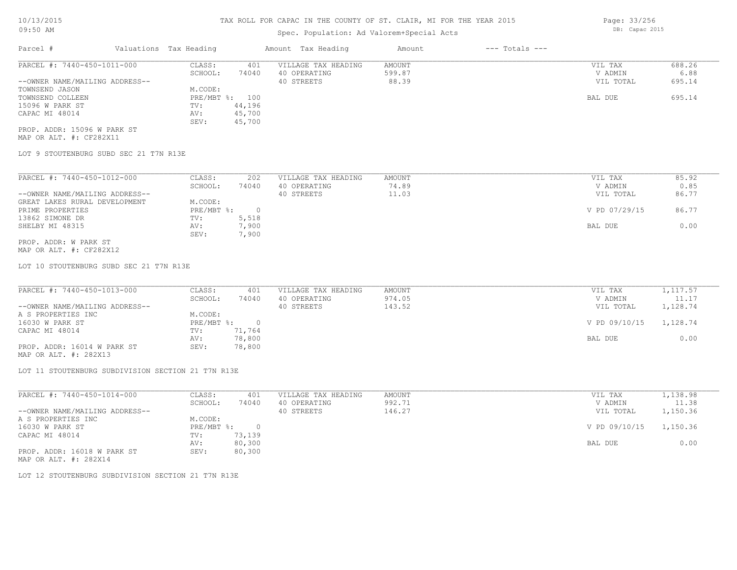# TAX ROLL FOR CAPAC IN THE COUNTY OF ST. CLAIR, MI FOR THE YEAR 2015

Spec. Population: Ad Valorem+Special Acts

| Parcel # | Valuations | Tax Heading | Amount | Tax Heading | Amount | --- Totals --- |
|---|---|---|---|---|---|---|

---

PARCEL #: 7440-450-1011-000

--OWNER NAME/MAILING ADDRESS--
TOWNSEND JASON
TOWNSEND COLLEEN
15096 W PARK ST
CAPAC MI 48014

PROP. ADDR: 15096 W PARK ST
MAP OR ALT. #: CF282X11

| | | | | | |
|---|---|---|---|---|---|
| CLASS: | 401 | VILLAGE TAX HEADING | AMOUNT | VIL TAX | 688.26 |
| SCHOOL: | 74040 | 40 OPERATING | 599.87 | V ADMIN | 6.88 |
| M.CODE: | | 40 STREETS | 88.39 | VIL TOTAL | 695.14 |
| PRE/MBT %: | 100 | | | BAL DUE | 695.14 |
| TV: | 44,196 | | | | |
| AV: | 45,700 | | | | |
| SEV: | 45,700 | | | | |

LOT 9 STOUTENBURG SUBD SEC 21 T7N R13E

---

PARCEL #: 7440-450-1012-000

--OWNER NAME/MAILING ADDRESS--
GREAT LAKES RURAL DEVELOPMENT
PRIME PROPERTIES
13862 SIMONE DR
SHELBY MI 48315

PROP. ADDR: W PARK ST
MAP OR ALT. #: CF282X12

| | | | | | |
|---|---|---|---|---|---|
| CLASS: | 202 | VILLAGE TAX HEADING | AMOUNT | VIL TAX | 85.92 |
| SCHOOL: | 74040 | 40 OPERATING | 74.89 | V ADMIN | 0.85 |
| M.CODE: | | 40 STREETS | 11.03 | VIL TOTAL | 86.77 |
| PRE/MBT %: | 0 | | | V PD 07/29/15 | 86.77 |
| TV: | 5,518 | | | | |
| AV: | 7,900 | | | BAL DUE | 0.00 |
| SEV: | 7,900 | | | | |

LOT 10 STOUTENBURG SUBD SEC 21 T7N R13E

---

PARCEL #: 7440-450-1013-000

--OWNER NAME/MAILING ADDRESS--
A S PROPERTIES INC
16030 W PARK ST
CAPAC MI 48014

PROP. ADDR: 16014 W PARK ST
MAP OR ALT. #: 282X13

| | | | | | |
|---|---|---|---|---|---|
| CLASS: | 401 | VILLAGE TAX HEADING | AMOUNT | VIL TAX | 1,117.57 |
| SCHOOL: | 74040 | 40 OPERATING | 974.05 | V ADMIN | 11.17 |
| M.CODE: | | 40 STREETS | 143.52 | VIL TOTAL | 1,128.74 |
| PRE/MBT %: | 0 | | | V PD 09/10/15 | 1,128.74 |
| TV: | 71,764 | | | | |
| AV: | 78,800 | | | BAL DUE | 0.00 |
| SEV: | 78,800 | | | | |

LOT 11 STOUTENBURG SUBDIVISION SECTION 21 T7N R13E

---

PARCEL #: 7440-450-1014-000

--OWNER NAME/MAILING ADDRESS--
A S PROPERTIES INC
16030 W PARK ST
CAPAC MI 48014

PROP. ADDR: 16018 W PARK ST
MAP OR ALT. #: 282X14

| | | | | | |
|---|---|---|---|---|---|
| CLASS: | 401 | VILLAGE TAX HEADING | AMOUNT | VIL TAX | 1,138.98 |
| SCHOOL: | 74040 | 40 OPERATING | 992.71 | V ADMIN | 11.38 |
| M.CODE: | | 40 STREETS | 146.27 | VIL TOTAL | 1,150.36 |
| PRE/MBT %: | 0 | | | V PD 09/10/15 | 1,150.36 |
| TV: | 73,139 | | | | |
| AV: | 80,300 | | | BAL DUE | 0.00 |
| SEV: | 80,300 | | | | |

LOT 12 STOUTENBURG SUBDIVISION SECTION 21 T7N R13E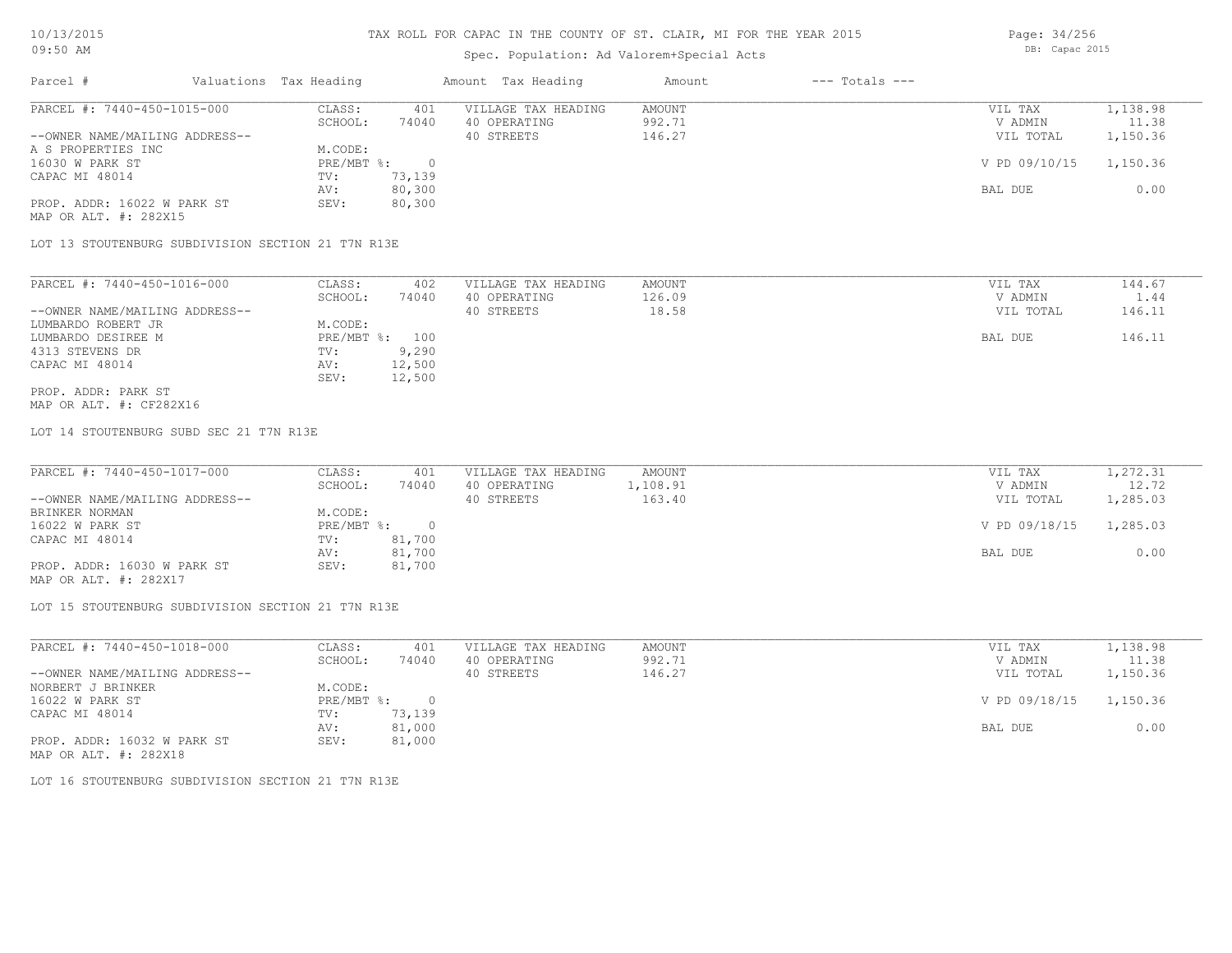# TAX ROLL FOR CAPAC IN THE COUNTY OF ST. CLAIR, MI FOR THE YEAR 2015

Spec. Population: Ad Valorem+Special Acts

DB: Capac 2015

| Parcel # | Valuations | Tax Heading | Amount | Tax Heading | Amount | --- Totals --- | |
|---|---|---|---|---|---|---|---|
| PARCEL #: 7440-450-1015-000 | CLASS: | 401 | VILLAGE TAX HEADING | AMOUNT | | VIL TAX | 1,138.98 |
| | SCHOOL: | 74040 | 40 OPERATING | 992.71 | | V ADMIN | 11.38 |
| --OWNER NAME/MAILING ADDRESS-- | | | 40 STREETS | 146.27 | | VIL TOTAL | 1,150.36 |
| A S PROPERTIES INC | M.CODE: | | | | | | |
| 16030 W PARK ST | PRE/MBT %: | 0 | | | | V PD 09/10/15 | 1,150.36 |
| CAPAC MI 48014 | TV: | 73,139 | | | | | |
| | AV: | 80,300 | | | | BAL DUE | 0.00 |
| PROP. ADDR: 16022 W PARK ST | SEV: | 80,300 | | | | | |
| MAP OR ALT. #: 282X15 | | | | | | | |

LOT 13 STOUTENBURG SUBDIVISION SECTION 21 T7N R13E

| Parcel # | Valuations | Tax Heading | Amount | Tax Heading | Amount | --- Totals --- | |
|---|---|---|---|---|---|---|---|
| PARCEL #: 7440-450-1016-000 | CLASS: | 402 | VILLAGE TAX HEADING | AMOUNT | | VIL TAX | 144.67 |
| | SCHOOL: | 74040 | 40 OPERATING | 126.09 | | V ADMIN | 1.44 |
| --OWNER NAME/MAILING ADDRESS-- | | | 40 STREETS | 18.58 | | VIL TOTAL | 146.11 |
| LUMBARDO ROBERT JR | M.CODE: | | | | | | |
| LUMBARDO DESIREE M | PRE/MBT %: | 100 | | | | BAL DUE | 146.11 |
| 4313 STEVENS DR | TV: | 9,290 | | | | | |
| CAPAC MI 48014 | AV: | 12,500 | | | | | |
| | SEV: | 12,500 | | | | | |
| PROP. ADDR: PARK ST | | | | | | | |
| MAP OR ALT. #: CF282X16 | | | | | | | |

LOT 14 STOUTENBURG SUBD SEC 21 T7N R13E

| Parcel # | Valuations | Tax Heading | Amount | Tax Heading | Amount | --- Totals --- | |
|---|---|---|---|---|---|---|---|
| PARCEL #: 7440-450-1017-000 | CLASS: | 401 | VILLAGE TAX HEADING | AMOUNT | | VIL TAX | 1,272.31 |
| | SCHOOL: | 74040 | 40 OPERATING | 1,108.91 | | V ADMIN | 12.72 |
| --OWNER NAME/MAILING ADDRESS-- | | | 40 STREETS | 163.40 | | VIL TOTAL | 1,285.03 |
| BRINKER NORMAN | M.CODE: | | | | | | |
| 16022 W PARK ST | PRE/MBT %: | 0 | | | | V PD 09/18/15 | 1,285.03 |
| CAPAC MI 48014 | TV: | 81,700 | | | | | |
| | AV: | 81,700 | | | | BAL DUE | 0.00 |
| PROP. ADDR: 16030 W PARK ST | SEV: | 81,700 | | | | | |
| MAP OR ALT. #: 282X17 | | | | | | | |

LOT 15 STOUTENBURG SUBDIVISION SECTION 21 T7N R13E

| Parcel # | Valuations | Tax Heading | Amount | Tax Heading | Amount | --- Totals --- | |
|---|---|---|---|---|---|---|---|
| PARCEL #: 7440-450-1018-000 | CLASS: | 401 | VILLAGE TAX HEADING | AMOUNT | | VIL TAX | 1,138.98 |
| | SCHOOL: | 74040 | 40 OPERATING | 992.71 | | V ADMIN | 11.38 |
| --OWNER NAME/MAILING ADDRESS-- | | | 40 STREETS | 146.27 | | VIL TOTAL | 1,150.36 |
| NORBERT J BRINKER | M.CODE: | | | | | | |
| 16022 W PARK ST | PRE/MBT %: | 0 | | | | V PD 09/18/15 | 1,150.36 |
| CAPAC MI 48014 | TV: | 73,139 | | | | | |
| | AV: | 81,000 | | | | BAL DUE | 0.00 |
| PROP. ADDR: 16032 W PARK ST | SEV: | 81,000 | | | | | |
| MAP OR ALT. #: 282X18 | | | | | | | |

LOT 16 STOUTENBURG SUBDIVISION SECTION 21 T7N R13E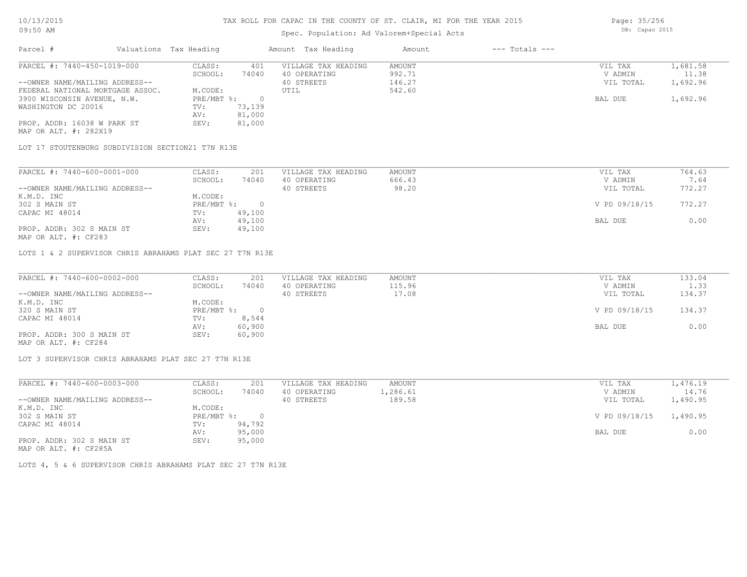TAX ROLL FOR CAPAC IN THE COUNTY OF ST. CLAIR, MI FOR THE YEAR 2015

Spec. Population: Ad Valorem+Special Acts

| Parcel # | Valuations | Tax Heading | Amount | Tax Heading | Amount | --- Totals --- | |
|---|---|---|---|---|---|---|---|
| PARCEL #: 7440-450-1019-000 | CLASS: | 401 | VILLAGE TAX HEADING | AMOUNT | | VIL TAX | 1,681.58 |
| | SCHOOL: | 74040 | 40 OPERATING | 992.71 | | V ADMIN | 11.38 |
| --OWNER NAME/MAILING ADDRESS-- | | | 40 STREETS | 146.27 | | VIL TOTAL | 1,692.96 |
| FEDERAL NATIONAL MORTGAGE ASSOC. | M.CODE: | | UTIL | 542.60 | | | |
| 3900 WISCONSIN AVENUE, N.W. | PRE/MBT %: | 0 | | | | BAL DUE | 1,692.96 |
| WASHINGTON DC 20016 | TV: | 73,139 | | | | | |
| | AV: | 81,000 | | | | | |
| PROP. ADDR: 16038 W PARK ST | SEV: | 81,000 | | | | | |
| MAP OR ALT. #: 282X19 | | | | | | | |

LOT 17 STOUTENBURG SUBDIVISION SECTION21 T7N R13E

| Parcel # | Valuations | Tax Heading | Amount | Tax Heading | Amount | --- Totals --- | |
|---|---|---|---|---|---|---|---|
| PARCEL #: 7440-600-0001-000 | CLASS: | 201 | VILLAGE TAX HEADING | AMOUNT | | VIL TAX | 764.63 |
| | SCHOOL: | 74040 | 40 OPERATING | 666.43 | | V ADMIN | 7.64 |
| --OWNER NAME/MAILING ADDRESS-- | | | 40 STREETS | 98.20 | | VIL TOTAL | 772.27 |
| K.M.D. INC | M.CODE: | | | | | | |
| 302 S MAIN ST | PRE/MBT %: | 0 | | | | V PD 09/18/15 | 772.27 |
| CAPAC MI 48014 | TV: | 49,100 | | | | | |
| | AV: | 49,100 | | | | BAL DUE | 0.00 |
| PROP. ADDR: 302 S MAIN ST | SEV: | 49,100 | | | | | |
| MAP OR ALT. #: CF283 | | | | | | | |

LOTS 1 & 2 SUPERVISOR CHRIS ABRAHAMS PLAT SEC 27 T7N R13E

| Parcel # | Valuations | Tax Heading | Amount | Tax Heading | Amount | --- Totals --- | |
|---|---|---|---|---|---|---|---|
| PARCEL #: 7440-600-0002-000 | CLASS: | 201 | VILLAGE TAX HEADING | AMOUNT | | VIL TAX | 133.04 |
| | SCHOOL: | 74040 | 40 OPERATING | 115.96 | | V ADMIN | 1.33 |
| --OWNER NAME/MAILING ADDRESS-- | | | 40 STREETS | 17.08 | | VIL TOTAL | 134.37 |
| K.M.D. INC | M.CODE: | | | | | | |
| 320 S MAIN ST | PRE/MBT %: | 0 | | | | V PD 09/18/15 | 134.37 |
| CAPAC MI 48014 | TV: | 8,544 | | | | | |
| | AV: | 60,900 | | | | BAL DUE | 0.00 |
| PROP. ADDR: 300 S MAIN ST | SEV: | 60,900 | | | | | |
| MAP OR ALT. #: CF284 | | | | | | | |

LOT 3 SUPERVISOR CHRIS ABRAHAMS PLAT SEC 27 T7N R13E

| Parcel # | Valuations | Tax Heading | Amount | Tax Heading | Amount | --- Totals --- | |
|---|---|---|---|---|---|---|---|
| PARCEL #: 7440-600-0003-000 | CLASS: | 201 | VILLAGE TAX HEADING | AMOUNT | | VIL TAX | 1,476.19 |
| | SCHOOL: | 74040 | 40 OPERATING | 1,286.61 | | V ADMIN | 14.76 |
| --OWNER NAME/MAILING ADDRESS-- | | | 40 STREETS | 189.58 | | VIL TOTAL | 1,490.95 |
| K.M.D. INC | M.CODE: | | | | | | |
| 302 S MAIN ST | PRE/MBT %: | 0 | | | | V PD 09/18/15 | 1,490.95 |
| CAPAC MI 48014 | TV: | 94,792 | | | | | |
| | AV: | 95,000 | | | | BAL DUE | 0.00 |
| PROP. ADDR: 302 S MAIN ST | SEV: | 95,000 | | | | | |
| MAP OR ALT. #: CF285A | | | | | | | |

LOTS 4, 5 & 6 SUPERVISOR CHRIS ABRAHAMS PLAT SEC 27 T7N R13E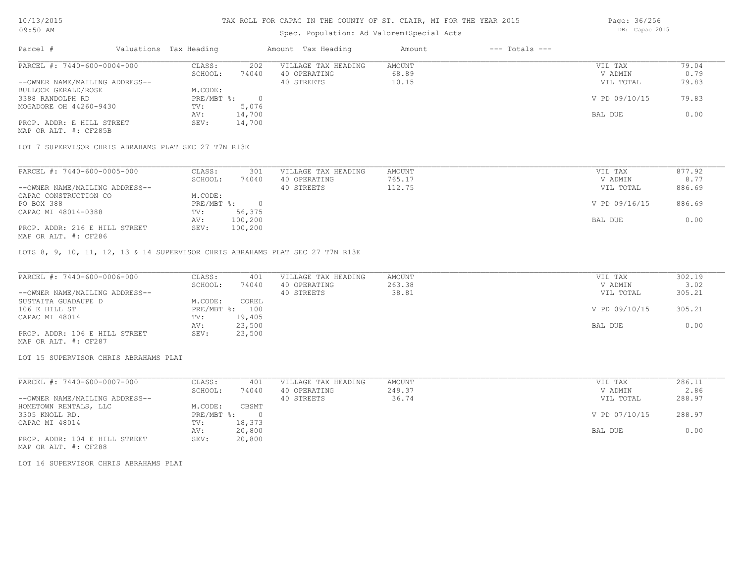# TAX ROLL FOR CAPAC IN THE COUNTY OF ST. CLAIR, MI FOR THE YEAR 2015

Spec. Population: Ad Valorem+Special Acts

10/13/2015
09:50 AM

DB: Capac 2015

| Parcel # | Valuations | Tax Heading | Amount | Tax Heading | Amount | --- Totals --- | |
|---|---|---|---|---|---|---|---|
| PARCEL #: 7440-600-0004-000 | CLASS: | 202 | VILLAGE TAX HEADING | AMOUNT | | VIL TAX | 79.04 |
| | SCHOOL: | 74040 | 40 OPERATING | 68.89 | | V ADMIN | 0.79 |
| --OWNER NAME/MAILING ADDRESS-- | | | 40 STREETS | 10.15 | | VIL TOTAL | 79.83 |
| BULLOCK GERALD/ROSE | M.CODE: | | | | | | |
| 3388 RANDOLPH RD | PRE/MBT %: | 0 | | | | V PD 09/10/15 | 79.83 |
| MOGADORE OH 44260-9430 | TV: | 5,076 | | | | | |
| | AV: | 14,700 | | | | BAL DUE | 0.00 |
| PROP. ADDR: E HILL STREET | SEV: | 14,700 | | | | | |
| MAP OR ALT. #: CF285B | | | | | | | |

LOT 7 SUPERVISOR CHRIS ABRAHAMS PLAT SEC 27 T7N R13E

| Parcel # | Valuations | Tax Heading | Amount | Tax Heading | Amount | --- Totals --- | |
|---|---|---|---|---|---|---|---|
| PARCEL #: 7440-600-0005-000 | CLASS: | 301 | VILLAGE TAX HEADING | AMOUNT | | VIL TAX | 877.92 |
| | SCHOOL: | 74040 | 40 OPERATING | 765.17 | | V ADMIN | 8.77 |
| --OWNER NAME/MAILING ADDRESS-- | | | 40 STREETS | 112.75 | | VIL TOTAL | 886.69 |
| CAPAC CONSTRUCTION CO | M.CODE: | | | | | | |
| PO BOX 388 | PRE/MBT %: | 0 | | | | V PD 09/16/15 | 886.69 |
| CAPAC MI 48014-0388 | TV: | 56,375 | | | | | |
| | AV: | 100,200 | | | | BAL DUE | 0.00 |
| PROP. ADDR: 216 E HILL STREET | SEV: | 100,200 | | | | | |
| MAP OR ALT. #: CF286 | | | | | | | |

LOTS 8, 9, 10, 11, 12, 13 & 14 SUPERVISOR CHRIS ABRAHAMS PLAT SEC 27 T7N R13E

| Parcel # | Valuations | Tax Heading | Amount | Tax Heading | Amount | --- Totals --- | |
|---|---|---|---|---|---|---|---|
| PARCEL #: 7440-600-0006-000 | CLASS: | 401 | VILLAGE TAX HEADING | AMOUNT | | VIL TAX | 302.19 |
| | SCHOOL: | 74040 | 40 OPERATING | 263.38 | | V ADMIN | 3.02 |
| --OWNER NAME/MAILING ADDRESS-- | | | 40 STREETS | 38.81 | | VIL TOTAL | 305.21 |
| SUSTAITA GUADAUPE D | M.CODE: | COREL | | | | | |
| 106 E HILL ST | PRE/MBT %: | 100 | | | | V PD 09/10/15 | 305.21 |
| CAPAC MI 48014 | TV: | 19,405 | | | | | |
| | AV: | 23,500 | | | | BAL DUE | 0.00 |
| PROP. ADDR: 106 E HILL STREET | SEV: | 23,500 | | | | | |
| MAP OR ALT. #: CF287 | | | | | | | |

LOT 15 SUPERVISOR CHRIS ABRAHAMS PLAT

| Parcel # | Valuations | Tax Heading | Amount | Tax Heading | Amount | --- Totals --- | |
|---|---|---|---|---|---|---|---|
| PARCEL #: 7440-600-0007-000 | CLASS: | 401 | VILLAGE TAX HEADING | AMOUNT | | VIL TAX | 286.11 |
| | SCHOOL: | 74040 | 40 OPERATING | 249.37 | | V ADMIN | 2.86 |
| --OWNER NAME/MAILING ADDRESS-- | | | 40 STREETS | 36.74 | | VIL TOTAL | 288.97 |
| HOMETOWN RENTALS, LLC | M.CODE: | CBSMT | | | | | |
| 3305 KNOLL RD. | PRE/MBT %: | 0 | | | | V PD 07/10/15 | 288.97 |
| CAPAC MI 48014 | TV: | 18,373 | | | | | |
| | AV: | 20,800 | | | | BAL DUE | 0.00 |
| PROP. ADDR: 104 E HILL STREET | SEV: | 20,800 | | | | | |
| MAP OR ALT. #: CF288 | | | | | | | |

LOT 16 SUPERVISOR CHRIS ABRAHAMS PLAT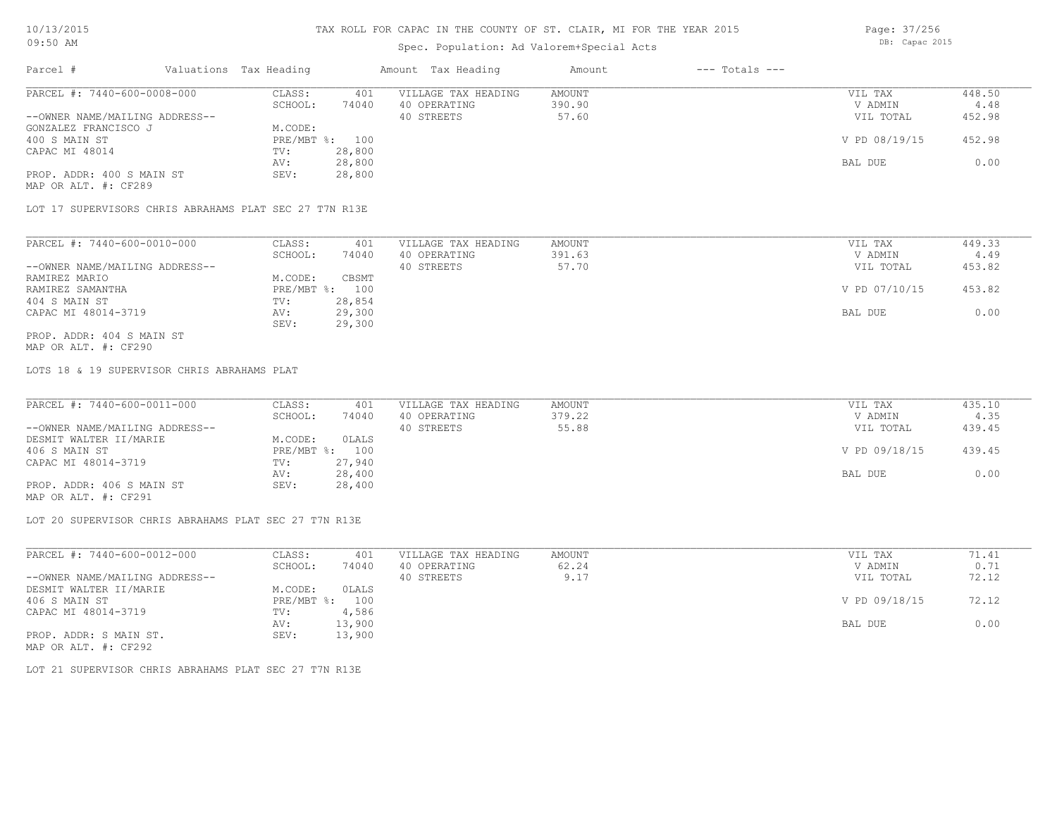# TAX ROLL FOR CAPAC IN THE COUNTY OF ST. CLAIR, MI FOR THE YEAR 2015

Spec. Population: Ad Valorem+Special Acts

DB: Capac 2015

| Parcel # | Valuations Tax Heading | | Amount Tax Heading | Amount | --- Totals --- | |
|---|---|---|---|---|---|---|
| PARCEL #: 7440-600-0008-000 | CLASS: | 401 | VILLAGE TAX HEADING | AMOUNT | VIL TAX | 448.50 |
| | SCHOOL: | 74040 | 40 OPERATING | 390.90 | V ADMIN | 4.48 |
| --OWNER NAME/MAILING ADDRESS-- | | | 40 STREETS | 57.60 | VIL TOTAL | 452.98 |
| GONZALEZ FRANCISCO J | M.CODE: | | | | | |
| 400 S MAIN ST | PRE/MBT %: | 100 | | | V PD 08/19/15 | 452.98 |
| CAPAC MI 48014 | TV: | 28,800 | | | | |
| | AV: | 28,800 | | | BAL DUE | 0.00 |
| PROP. ADDR: 400 S MAIN ST | SEV: | 28,800 | | | | |
| MAP OR ALT. #: CF289 | | | | | | |

LOT 17 SUPERVISORS CHRIS ABRAHAMS PLAT SEC 27 T7N R13E

| Parcel # | Valuations Tax Heading | | Amount Tax Heading | Amount | --- Totals --- | |
|---|---|---|---|---|---|---|
| PARCEL #: 7440-600-0010-000 | CLASS: | 401 | VILLAGE TAX HEADING | AMOUNT | VIL TAX | 449.33 |
| | SCHOOL: | 74040 | 40 OPERATING | 391.63 | V ADMIN | 4.49 |
| --OWNER NAME/MAILING ADDRESS-- | | | 40 STREETS | 57.70 | VIL TOTAL | 453.82 |
| RAMIREZ MARIO | M.CODE: | CBSMT | | | | |
| RAMIREZ SAMANTHA | PRE/MBT %: | 100 | | | V PD 07/10/15 | 453.82 |
| 404 S MAIN ST | TV: | 28,854 | | | | |
| CAPAC MI 48014-3719 | AV: | 29,300 | | | BAL DUE | 0.00 |
| | SEV: | 29,300 | | | | |
| PROP. ADDR: 404 S MAIN ST | | | | | | |
| MAP OR ALT. #: CF290 | | | | | | |

LOTS 18 & 19 SUPERVISOR CHRIS ABRAHAMS PLAT

| Parcel # | Valuations Tax Heading | | Amount Tax Heading | Amount | --- Totals --- | |
|---|---|---|---|---|---|---|
| PARCEL #: 7440-600-0011-000 | CLASS: | 401 | VILLAGE TAX HEADING | AMOUNT | VIL TAX | 435.10 |
| | SCHOOL: | 74040 | 40 OPERATING | 379.22 | V ADMIN | 4.35 |
| --OWNER NAME/MAILING ADDRESS-- | | | 40 STREETS | 55.88 | VIL TOTAL | 439.45 |
| DESMIT WALTER II/MARIE | M.CODE: | 0LALS | | | | |
| 406 S MAIN ST | PRE/MBT %: | 100 | | | V PD 09/18/15 | 439.45 |
| CAPAC MI 48014-3719 | TV: | 27,940 | | | | |
| | AV: | 28,400 | | | BAL DUE | 0.00 |
| PROP. ADDR: 406 S MAIN ST | SEV: | 28,400 | | | | |
| MAP OR ALT. #: CF291 | | | | | | |

LOT 20 SUPERVISOR CHRIS ABRAHAMS PLAT SEC 27 T7N R13E

| Parcel # | Valuations Tax Heading | | Amount Tax Heading | Amount | --- Totals --- | |
|---|---|---|---|---|---|---|
| PARCEL #: 7440-600-0012-000 | CLASS: | 401 | VILLAGE TAX HEADING | AMOUNT | VIL TAX | 71.41 |
| | SCHOOL: | 74040 | 40 OPERATING | 62.24 | V ADMIN | 0.71 |
| --OWNER NAME/MAILING ADDRESS-- | | | 40 STREETS | 9.17 | VIL TOTAL | 72.12 |
| DESMIT WALTER II/MARIE | M.CODE: | 0LALS | | | | |
| 406 S MAIN ST | PRE/MBT %: | 100 | | | V PD 09/18/15 | 72.12 |
| CAPAC MI 48014-3719 | TV: | 4,586 | | | | |
| | AV: | 13,900 | | | BAL DUE | 0.00 |
| PROP. ADDR: S MAIN ST. | SEV: | 13,900 | | | | |
| MAP OR ALT. #: CF292 | | | | | | |

LOT 21 SUPERVISOR CHRIS ABRAHAMS PLAT SEC 27 T7N R13E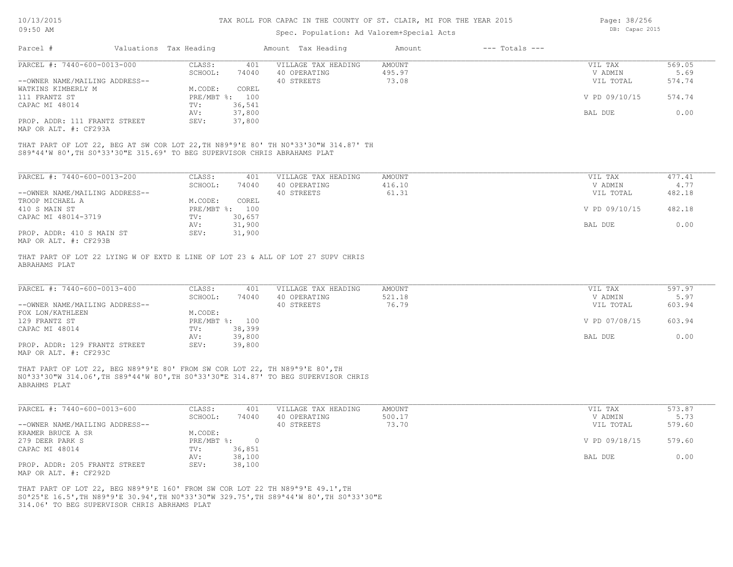# TAX ROLL FOR CAPAC IN THE COUNTY OF ST. CLAIR, MI FOR THE YEAR 2015

Spec. Population: Ad Valorem+Special Acts

10/13/2015 09:50 AM — DB: Capac 2015

| Parcel # | Valuations | Tax Heading | Amount | Tax Heading | Amount | --- Totals --- | |
|---|---|---|---|---|---|---|---|

## PARCEL #: 7440-600-0013-000

| | | | | | |
|---|---|---|---|---|---|
| --OWNER NAME/MAILING ADDRESS-- | CLASS: 401 | VILLAGE TAX HEADING | AMOUNT | VIL TAX | 569.05 |
| WATKINS KIMBERLY M | SCHOOL: 74040 | 40 OPERATING | 495.97 | V ADMIN | 5.69 |
| 111 FRANTZ ST | M.CODE: COREL | 40 STREETS | 73.08 | VIL TOTAL | 574.74 |
| CAPAC MI 48014 | PRE/MBT %: 100 | | | V PD 09/10/15 | 574.74 |
| PROP. ADDR: 111 FRANTZ STREET | TV: 36,541 | | | | |
| MAP OR ALT. #: CF293A | AV: 37,800 | | | BAL DUE | 0.00 |
| | SEV: 37,800 | | | | |

THAT PART OF LOT 22, BEG AT SW COR LOT 22,TH N89ª9'E 80' TH N0ª33'30"W 314.87' TH S89ª44'W 80',TH S0ª33'30"E 315.69' TO BEG SUPERVISOR CHRIS ABRAHAMS PLAT

## PARCEL #: 7440-600-0013-200

| | | | | | |
|---|---|---|---|---|---|
| --OWNER NAME/MAILING ADDRESS-- | CLASS: 401 | VILLAGE TAX HEADING | AMOUNT | VIL TAX | 477.41 |
| TROOP MICHAEL A | SCHOOL: 74040 | 40 OPERATING | 416.10 | V ADMIN | 4.77 |
| 410 S MAIN ST | M.CODE: COREL | 40 STREETS | 61.31 | VIL TOTAL | 482.18 |
| CAPAC MI 48014-3719 | PRE/MBT %: 100 | | | V PD 09/10/15 | 482.18 |
| PROP. ADDR: 410 S MAIN ST | TV: 30,657 | | | | |
| MAP OR ALT. #: CF293B | AV: 31,900 | | | BAL DUE | 0.00 |
| | SEV: 31,900 | | | | |

THAT PART OF LOT 22 LYING W OF EXTD E LINE OF LOT 23 & ALL OF LOT 27 SUPV CHRIS ABRAHAMS PLAT

## PARCEL #: 7440-600-0013-400

| | | | | | |
|---|---|---|---|---|---|
| --OWNER NAME/MAILING ADDRESS-- | CLASS: 401 | VILLAGE TAX HEADING | AMOUNT | VIL TAX | 597.97 |
| FOX LON/KATHLEEN | SCHOOL: 74040 | 40 OPERATING | 521.18 | V ADMIN | 5.97 |
| 129 FRANTZ ST | M.CODE: | 40 STREETS | 76.79 | VIL TOTAL | 603.94 |
| CAPAC MI 48014 | PRE/MBT %: 100 | | | V PD 07/08/15 | 603.94 |
| PROP. ADDR: 129 FRANTZ STREET | TV: 38,399 | | | | |
| MAP OR ALT. #: CF293C | AV: 39,800 | | | BAL DUE | 0.00 |
| | SEV: 39,800 | | | | |

THAT PART OF LOT 22, BEG N89ª9'E 80' FROM SW COR LOT 22, TH N89ª9'E 80',TH N0ª33'30"W 314.06',TH S89ª44'W 80',TH S0ª33'30"E 314.87' TO BEG SUPERVISOR CHRIS ABRAHMS PLAT

## PARCEL #: 7440-600-0013-600

| | | | | | |
|---|---|---|---|---|---|
| --OWNER NAME/MAILING ADDRESS-- | CLASS: 401 | VILLAGE TAX HEADING | AMOUNT | VIL TAX | 573.87 |
| KRAMER BRUCE A SR | SCHOOL: 74040 | 40 OPERATING | 500.17 | V ADMIN | 5.73 |
| 279 DEER PARK S | M.CODE: | 40 STREETS | 73.70 | VIL TOTAL | 579.60 |
| CAPAC MI 48014 | PRE/MBT %: 0 | | | V PD 09/18/15 | 579.60 |
| PROP. ADDR: 205 FRANTZ STREET | TV: 36,851 | | | | |
| MAP OR ALT. #: CF292D | AV: 38,100 | | | BAL DUE | 0.00 |
| | SEV: 38,100 | | | | |

THAT PART OF LOT 22, BEG N89ª9'E 160' FROM SW COR LOT 22 TH N89ª9'E 49.1',TH S0ª25'E 16.5',TH N89ª9'E 30.94',TH N0ª33'30"W 329.75',TH S89ª44'W 80',TH S0ª33'30"E 314.06' TO BEG SUPERVISOR CHRIS ABRHAMS PLAT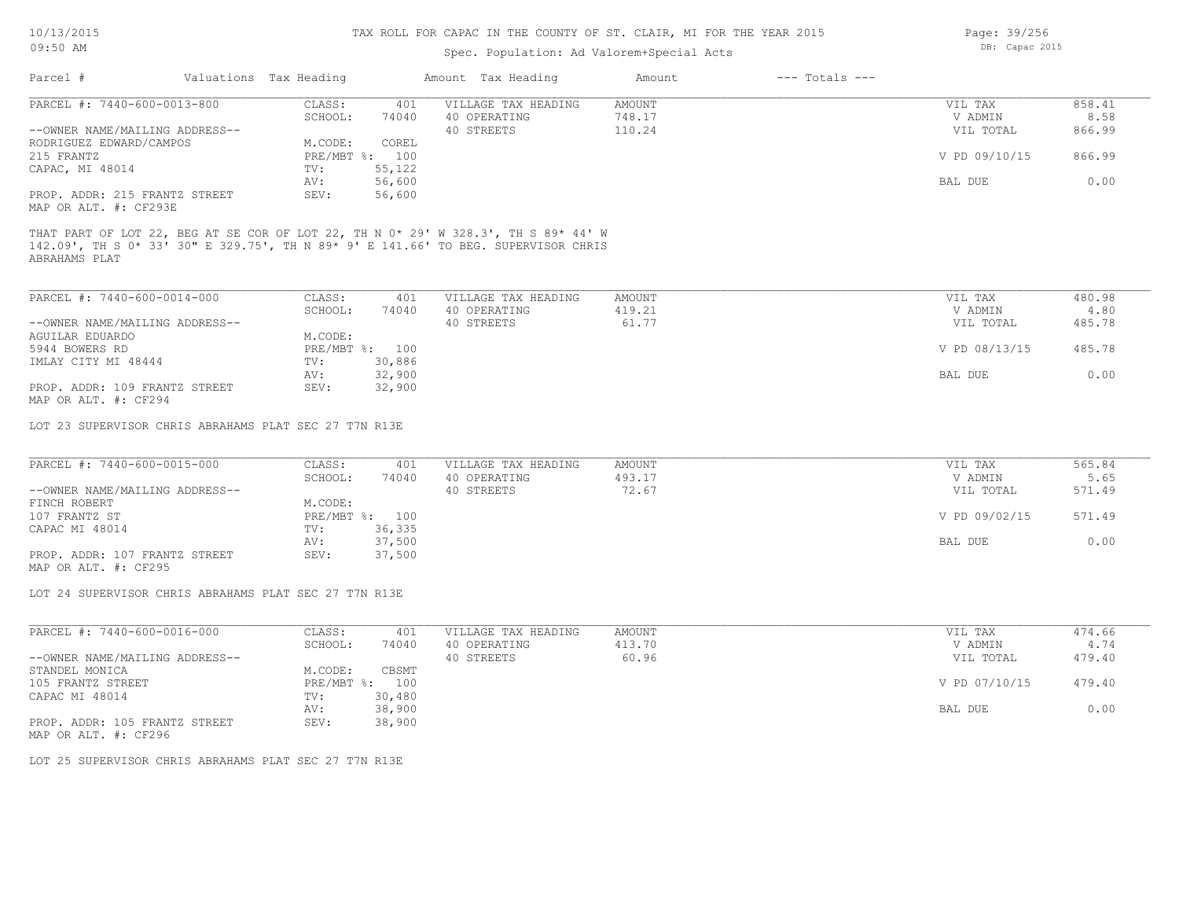# TAX ROLL FOR CAPAC IN THE COUNTY OF ST. CLAIR, MI FOR THE YEAR 2015

Spec. Population: Ad Valorem+Special Acts

| Parcel # | Valuations | Tax Heading | Amount | Tax Heading | Amount | --- Totals --- | |
|---|---|---|---|---|---|---|---|
| PARCEL #: 7440-600-0013-800 | CLASS: | 401 | VILLAGE TAX HEADING | AMOUNT | | VIL TAX | 858.41 |
| | SCHOOL: | 74040 | 40 OPERATING | 748.17 | | V ADMIN | 8.58 |
| --OWNER NAME/MAILING ADDRESS-- | | | 40 STREETS | 110.24 | | VIL TOTAL | 866.99 |
| RODRIGUEZ EDWARD/CAMPOS | M.CODE: | COREL | | | | | |
| 215 FRANTZ | PRE/MBT %: | 100 | | | | V PD 09/10/15 | 866.99 |
| CAPAC, MI 48014 | TV: | 55,122 | | | | | |
| | AV: | 56,600 | | | | BAL DUE | 0.00 |
| PROP. ADDR: 215 FRANTZ STREET | SEV: | 56,600 | | | | | |
| MAP OR ALT. #: CF293E | | | | | | | |

THAT PART OF LOT 22, BEG AT SE COR OF LOT 22, TH N 0* 29' W 328.3', TH S 89* 44' W 142.09', TH S 0* 33' 30" E 329.75', TH N 89* 9' E 141.66' TO BEG. SUPERVISOR CHRIS ABRAHAMS PLAT

| Parcel # | Valuations | Tax Heading | Amount | Tax Heading | Amount | --- Totals --- | |
|---|---|---|---|---|---|---|---|
| PARCEL #: 7440-600-0014-000 | CLASS: | 401 | VILLAGE TAX HEADING | AMOUNT | | VIL TAX | 480.98 |
| | SCHOOL: | 74040 | 40 OPERATING | 419.21 | | V ADMIN | 4.80 |
| --OWNER NAME/MAILING ADDRESS-- | | | 40 STREETS | 61.77 | | VIL TOTAL | 485.78 |
| AGUILAR EDUARDO | M.CODE: | | | | | | |
| 5944 BOWERS RD | PRE/MBT %: | 100 | | | | V PD 08/13/15 | 485.78 |
| IMLAY CITY MI 48444 | TV: | 30,886 | | | | | |
| | AV: | 32,900 | | | | BAL DUE | 0.00 |
| PROP. ADDR: 109 FRANTZ STREET | SEV: | 32,900 | | | | | |
| MAP OR ALT. #: CF294 | | | | | | | |

LOT 23 SUPERVISOR CHRIS ABRAHAMS PLAT SEC 27 T7N R13E

| Parcel # | Valuations | Tax Heading | Amount | Tax Heading | Amount | --- Totals --- | |
|---|---|---|---|---|---|---|---|
| PARCEL #: 7440-600-0015-000 | CLASS: | 401 | VILLAGE TAX HEADING | AMOUNT | | VIL TAX | 565.84 |
| | SCHOOL: | 74040 | 40 OPERATING | 493.17 | | V ADMIN | 5.65 |
| --OWNER NAME/MAILING ADDRESS-- | | | 40 STREETS | 72.67 | | VIL TOTAL | 571.49 |
| FINCH ROBERT | M.CODE: | | | | | | |
| 107 FRANTZ ST | PRE/MBT %: | 100 | | | | V PD 09/02/15 | 571.49 |
| CAPAC MI 48014 | TV: | 36,335 | | | | | |
| | AV: | 37,500 | | | | BAL DUE | 0.00 |
| PROP. ADDR: 107 FRANTZ STREET | SEV: | 37,500 | | | | | |
| MAP OR ALT. #: CF295 | | | | | | | |

LOT 24 SUPERVISOR CHRIS ABRAHAMS PLAT SEC 27 T7N R13E

| Parcel # | Valuations | Tax Heading | Amount | Tax Heading | Amount | --- Totals --- | |
|---|---|---|---|---|---|---|---|
| PARCEL #: 7440-600-0016-000 | CLASS: | 401 | VILLAGE TAX HEADING | AMOUNT | | VIL TAX | 474.66 |
| | SCHOOL: | 74040 | 40 OPERATING | 413.70 | | V ADMIN | 4.74 |
| --OWNER NAME/MAILING ADDRESS-- | | | 40 STREETS | 60.96 | | VIL TOTAL | 479.40 |
| STANDEL MONICA | M.CODE: | CBSMT | | | | | |
| 105 FRANTZ STREET | PRE/MBT %: | 100 | | | | V PD 07/10/15 | 479.40 |
| CAPAC MI 48014 | TV: | 30,480 | | | | | |
| | AV: | 38,900 | | | | BAL DUE | 0.00 |
| PROP. ADDR: 105 FRANTZ STREET | SEV: | 38,900 | | | | | |
| MAP OR ALT. #: CF296 | | | | | | | |

LOT 25 SUPERVISOR CHRIS ABRAHAMS PLAT SEC 27 T7N R13E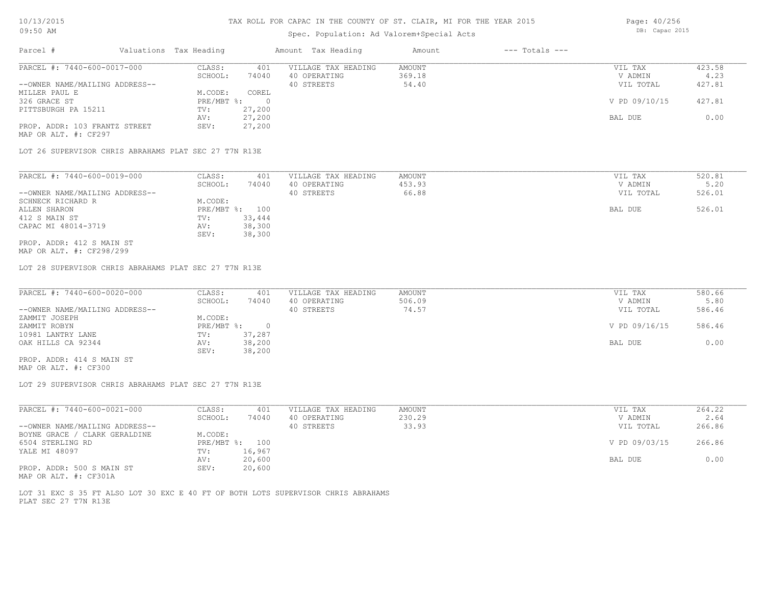# TAX ROLL FOR CAPAC IN THE COUNTY OF ST. CLAIR, MI FOR THE YEAR 2015

Spec. Population: Ad Valorem+Special Acts

10/13/2015
09:50 AM

DB: Capac 2015

| Parcel # | Valuations | Tax Heading | Amount | Tax Heading | Amount | --- Totals --- | |
|---|---|---|---|---|---|---|---|

---

**PARCEL #: 7440-600-0017-000**

| | | | | | |
|---|---|---|---|---|---|
| CLASS: | 401 | VILLAGE TAX HEADING | AMOUNT | VIL TAX | 423.58 |
| SCHOOL: | 74040 | 40 OPERATING | 369.18 | V ADMIN | 4.23 |
| | | 40 STREETS | 54.40 | VIL TOTAL | 427.81 |
| M.CODE: | COREL | | | | |
| PRE/MBT %: | 0 | | | V PD 09/10/15 | 427.81 |
| TV: | 27,200 | | | | |
| AV: | 27,200 | | | BAL DUE | 0.00 |
| SEV: | 27,200 | | | | |

--OWNER NAME/MAILING ADDRESS--
MILLER PAUL E
326 GRACE ST
PITTSBURGH PA 15211

PROP. ADDR: 103 FRANTZ STREET
MAP OR ALT. #: CF297

LOT 26 SUPERVISOR CHRIS ABRAHAMS PLAT SEC 27 T7N R13E

---

**PARCEL #: 7440-600-0019-000**

| | | | | | |
|---|---|---|---|---|---|
| CLASS: | 401 | VILLAGE TAX HEADING | AMOUNT | VIL TAX | 520.81 |
| SCHOOL: | 74040 | 40 OPERATING | 453.93 | V ADMIN | 5.20 |
| | | 40 STREETS | 66.88 | VIL TOTAL | 526.01 |
| M.CODE: | | | | | |
| PRE/MBT %: | 100 | | | BAL DUE | 526.01 |
| TV: | 33,444 | | | | |
| AV: | 38,300 | | | | |
| SEV: | 38,300 | | | | |

--OWNER NAME/MAILING ADDRESS--
SCHNECK RICHARD R
ALLEN SHARON
412 S MAIN ST
CAPAC MI 48014-3719

PROP. ADDR: 412 S MAIN ST
MAP OR ALT. #: CF298/299

LOT 28 SUPERVISOR CHRIS ABRAHAMS PLAT SEC 27 T7N R13E

---

**PARCEL #: 7440-600-0020-000**

| | | | | | |
|---|---|---|---|---|---|
| CLASS: | 401 | VILLAGE TAX HEADING | AMOUNT | VIL TAX | 580.66 |
| SCHOOL: | 74040 | 40 OPERATING | 506.09 | V ADMIN | 5.80 |
| | | 40 STREETS | 74.57 | VIL TOTAL | 586.46 |
| M.CODE: | | | | | |
| PRE/MBT %: | 0 | | | V PD 09/16/15 | 586.46 |
| TV: | 37,287 | | | | |
| AV: | 38,200 | | | BAL DUE | 0.00 |
| SEV: | 38,200 | | | | |

--OWNER NAME/MAILING ADDRESS--
ZAMMIT JOSEPH
ZAMMIT ROBYN
10981 LANTRY LANE
OAK HILLS CA 92344

PROP. ADDR: 414 S MAIN ST
MAP OR ALT. #: CF300

LOT 29 SUPERVISOR CHRIS ABRAHAMS PLAT SEC 27 T7N R13E

---

**PARCEL #: 7440-600-0021-000**

| | | | | | |
|---|---|---|---|---|---|
| CLASS: | 401 | VILLAGE TAX HEADING | AMOUNT | VIL TAX | 264.22 |
| SCHOOL: | 74040 | 40 OPERATING | 230.29 | V ADMIN | 2.64 |
| | | 40 STREETS | 33.93 | VIL TOTAL | 266.86 |
| M.CODE: | | | | | |
| PRE/MBT %: | 100 | | | V PD 09/03/15 | 266.86 |
| TV: | 16,967 | | | | |
| AV: | 20,600 | | | BAL DUE | 0.00 |
| SEV: | 20,600 | | | | |

--OWNER NAME/MAILING ADDRESS--
BOYNE GRACE / CLARK GERALDINE
6504 STERLING RD
YALE MI 48097

PROP. ADDR: 500 S MAIN ST
MAP OR ALT. #: CF301A

LOT 31 EXC S 35 FT ALSO LOT 30 EXC E 40 FT OF BOTH LOTS SUPERVISOR CHRIS ABRAHAMS PLAT SEC 27 T7N R13E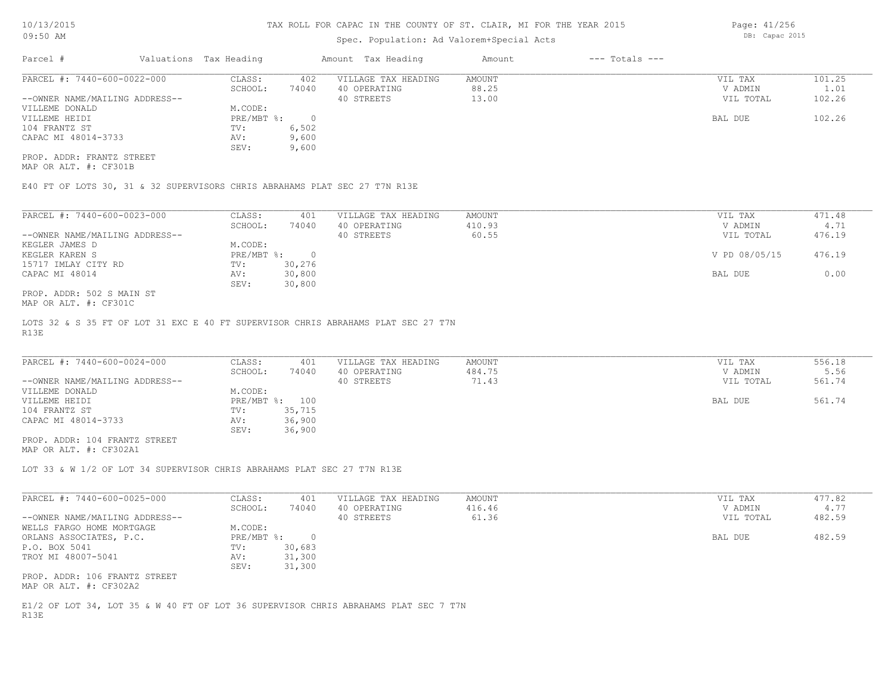# TAX ROLL FOR CAPAC IN THE COUNTY OF ST. CLAIR, MI FOR THE YEAR 2015

Spec. Population: Ad Valorem+Special Acts

| Parcel # | Valuations | Tax Heading | Amount | Tax Heading | Amount | --- Totals --- | |
|---|---|---|---|---|---|---|---|

---

**PARCEL #: 7440-600-0022-000**

| | | | | | |
|---|---|---|---|---|---|
| CLASS: | 402 | VILLAGE TAX HEADING | AMOUNT | VIL TAX | 101.25 |
| SCHOOL: | 74040 | 40 OPERATING | 88.25 | V ADMIN | 1.01 |
| | | 40 STREETS | 13.00 | VIL TOTAL | 102.26 |
| M.CODE: | | | | | |
| PRE/MBT %: | 0 | | | BAL DUE | 102.26 |
| TV: | 6,502 | | | | |
| AV: | 9,600 | | | | |
| SEV: | 9,600 | | | | |

--OWNER NAME/MAILING ADDRESS--
VILLEME DONALD
VILLEME HEIDI
104 FRANTZ ST
CAPAC MI 48014-3733

PROP. ADDR: FRANTZ STREET
MAP OR ALT. #: CF301B

E40 FT OF LOTS 30, 31 & 32 SUPERVISORS CHRIS ABRAHAMS PLAT SEC 27 T7N R13E

---

**PARCEL #: 7440-600-0023-000**

| | | | | | |
|---|---|---|---|---|---|
| CLASS: | 401 | VILLAGE TAX HEADING | AMOUNT | VIL TAX | 471.48 |
| SCHOOL: | 74040 | 40 OPERATING | 410.93 | V ADMIN | 4.71 |
| | | 40 STREETS | 60.55 | VIL TOTAL | 476.19 |
| M.CODE: | | | | | |
| PRE/MBT %: | 0 | | | V PD 08/05/15 | 476.19 |
| TV: | 30,276 | | | | |
| AV: | 30,800 | | | BAL DUE | 0.00 |
| SEV: | 30,800 | | | | |

--OWNER NAME/MAILING ADDRESS--
KEGLER JAMES D
KEGLER KAREN S
15717 IMLAY CITY RD
CAPAC MI 48014

PROP. ADDR: 502 S MAIN ST
MAP OR ALT. #: CF301C

LOTS 32 & S 35 FT OF LOT 31 EXC E 40 FT SUPERVISOR CHRIS ABRAHAMS PLAT SEC 27 T7N R13E

---

**PARCEL #: 7440-600-0024-000**

| | | | | | |
|---|---|---|---|---|---|
| CLASS: | 401 | VILLAGE TAX HEADING | AMOUNT | VIL TAX | 556.18 |
| SCHOOL: | 74040 | 40 OPERATING | 484.75 | V ADMIN | 5.56 |
| | | 40 STREETS | 71.43 | VIL TOTAL | 561.74 |
| M.CODE: | | | | | |
| PRE/MBT %: | 100 | | | BAL DUE | 561.74 |
| TV: | 35,715 | | | | |
| AV: | 36,900 | | | | |
| SEV: | 36,900 | | | | |

--OWNER NAME/MAILING ADDRESS--
VILLEME DONALD
VILLEME HEIDI
104 FRANTZ ST
CAPAC MI 48014-3733

PROP. ADDR: 104 FRANTZ STREET
MAP OR ALT. #: CF302A1

LOT 33 & W 1/2 OF LOT 34 SUPERVISOR CHRIS ABRAHAMS PLAT SEC 27 T7N R13E

---

**PARCEL #: 7440-600-0025-000**

| | | | | | |
|---|---|---|---|---|---|
| CLASS: | 401 | VILLAGE TAX HEADING | AMOUNT | VIL TAX | 477.82 |
| SCHOOL: | 74040 | 40 OPERATING | 416.46 | V ADMIN | 4.77 |
| | | 40 STREETS | 61.36 | VIL TOTAL | 482.59 |
| M.CODE: | | | | | |
| PRE/MBT %: | 0 | | | BAL DUE | 482.59 |
| TV: | 30,683 | | | | |
| AV: | 31,300 | | | | |
| SEV: | 31,300 | | | | |

--OWNER NAME/MAILING ADDRESS--
WELLS FARGO HOME MORTGAGE
ORLANS ASSOCIATES, P.C.
P.O. BOX 5041
TROY MI 48007-5041

PROP. ADDR: 106 FRANTZ STREET
MAP OR ALT. #: CF302A2

E1/2 OF LOT 34, LOT 35 & W 40 FT OF LOT 36 SUPERVISOR CHRIS ABRAHAMS PLAT SEC 7 T7N R13E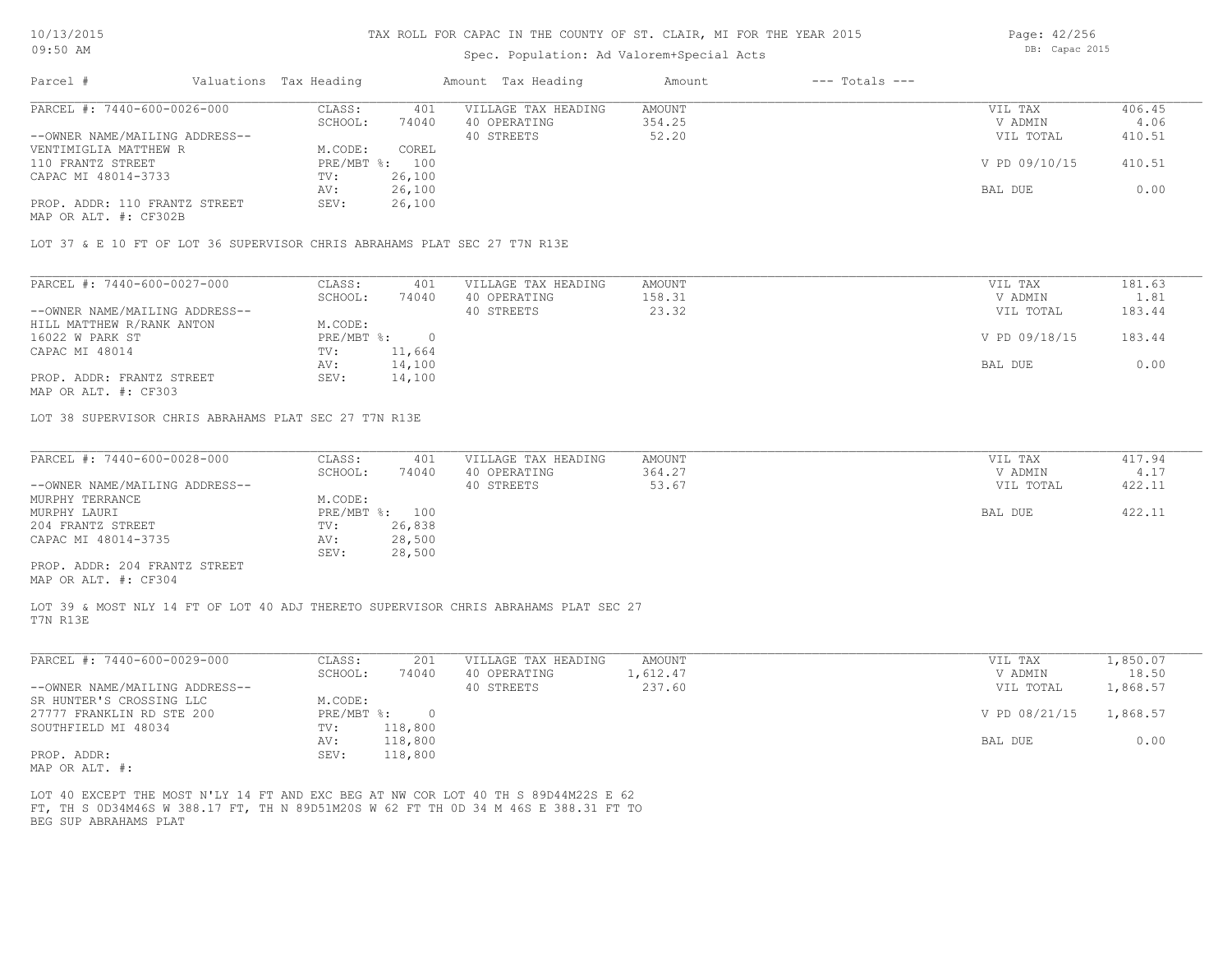# TAX ROLL FOR CAPAC IN THE COUNTY OF ST. CLAIR, MI FOR THE YEAR 2015

Spec. Population: Ad Valorem+Special Acts

| Parcel # | Valuations | Tax Heading | Amount | Tax Heading | Amount | --- Totals --- | |
|---|---|---|---|---|---|---|---|

**PARCEL #: 7440-600-0026-000**

| | | | | | |
|---|---|---|---|---|---|
| CLASS: | 401 | VILLAGE TAX HEADING | AMOUNT | VIL TAX | 406.45 |
| SCHOOL: | 74040 | 40 OPERATING | 354.25 | V ADMIN | 4.06 |
| | | 40 STREETS | 52.20 | VIL TOTAL | 410.51 |
| M.CODE: | COREL | | | | |
| PRE/MBT %: | 100 | | | V PD 09/10/15 | 410.51 |
| TV: | 26,100 | | | | |
| AV: | 26,100 | | | BAL DUE | 0.00 |
| SEV: | 26,100 | | | | |

--OWNER NAME/MAILING ADDRESS--
VENTIMIGLIA MATTHEW R
110 FRANTZ STREET
CAPAC MI 48014-3733

PROP. ADDR: 110 FRANTZ STREET
MAP OR ALT. #: CF302B

LOT 37 & E 10 FT OF LOT 36 SUPERVISOR CHRIS ABRAHAMS PLAT SEC 27 T7N R13E

**PARCEL #: 7440-600-0027-000**

| | | | | | |
|---|---|---|---|---|---|
| CLASS: | 401 | VILLAGE TAX HEADING | AMOUNT | VIL TAX | 181.63 |
| SCHOOL: | 74040 | 40 OPERATING | 158.31 | V ADMIN | 1.81 |
| | | 40 STREETS | 23.32 | VIL TOTAL | 183.44 |
| M.CODE: | | | | | |
| PRE/MBT %: | 0 | | | V PD 09/18/15 | 183.44 |
| TV: | 11,664 | | | | |
| AV: | 14,100 | | | BAL DUE | 0.00 |
| SEV: | 14,100 | | | | |

--OWNER NAME/MAILING ADDRESS--
HILL MATTHEW R/RANK ANTON
16022 W PARK ST
CAPAC MI 48014

PROP. ADDR: FRANTZ STREET
MAP OR ALT. #: CF303

LOT 38 SUPERVISOR CHRIS ABRAHAMS PLAT SEC 27 T7N R13E

**PARCEL #: 7440-600-0028-000**

| | | | | | |
|---|---|---|---|---|---|
| CLASS: | 401 | VILLAGE TAX HEADING | AMOUNT | VIL TAX | 417.94 |
| SCHOOL: | 74040 | 40 OPERATING | 364.27 | V ADMIN | 4.17 |
| | | 40 STREETS | 53.67 | VIL TOTAL | 422.11 |
| M.CODE: | | | | | |
| PRE/MBT %: | 100 | | | BAL DUE | 422.11 |
| TV: | 26,838 | | | | |
| AV: | 28,500 | | | | |
| SEV: | 28,500 | | | | |

--OWNER NAME/MAILING ADDRESS--
MURPHY TERRANCE
MURPHY LAURI
204 FRANTZ STREET
CAPAC MI 48014-3735

PROP. ADDR: 204 FRANTZ STREET
MAP OR ALT. #: CF304

LOT 39 & MOST NLY 14 FT OF LOT 40 ADJ THERETO SUPERVISOR CHRIS ABRAHAMS PLAT SEC 27 T7N R13E

**PARCEL #: 7440-600-0029-000**

| | | | | | |
|---|---|---|---|---|---|
| CLASS: | 201 | VILLAGE TAX HEADING | AMOUNT | VIL TAX | 1,850.07 |
| SCHOOL: | 74040 | 40 OPERATING | 1,612.47 | V ADMIN | 18.50 |
| | | 40 STREETS | 237.60 | VIL TOTAL | 1,868.57 |
| M.CODE: | | | | | |
| PRE/MBT %: | 0 | | | V PD 08/21/15 | 1,868.57 |
| TV: | 118,800 | | | | |
| AV: | 118,800 | | | BAL DUE | 0.00 |
| SEV: | 118,800 | | | | |

--OWNER NAME/MAILING ADDRESS--
SR HUNTER'S CROSSING LLC
27777 FRANKLIN RD STE 200
SOUTHFIELD MI 48034

PROP. ADDR:
MAP OR ALT. #:

LOT 40 EXCEPT THE MOST N'LY 14 FT AND EXC BEG AT NW COR LOT 40 TH S 89D44M22S E 62 FT, TH S 0D34M46S W 388.17 FT, TH N 89D51M20S W 62 FT TH 0D 34 M 46S E 388.31 FT TO BEG SUP ABRAHAMS PLAT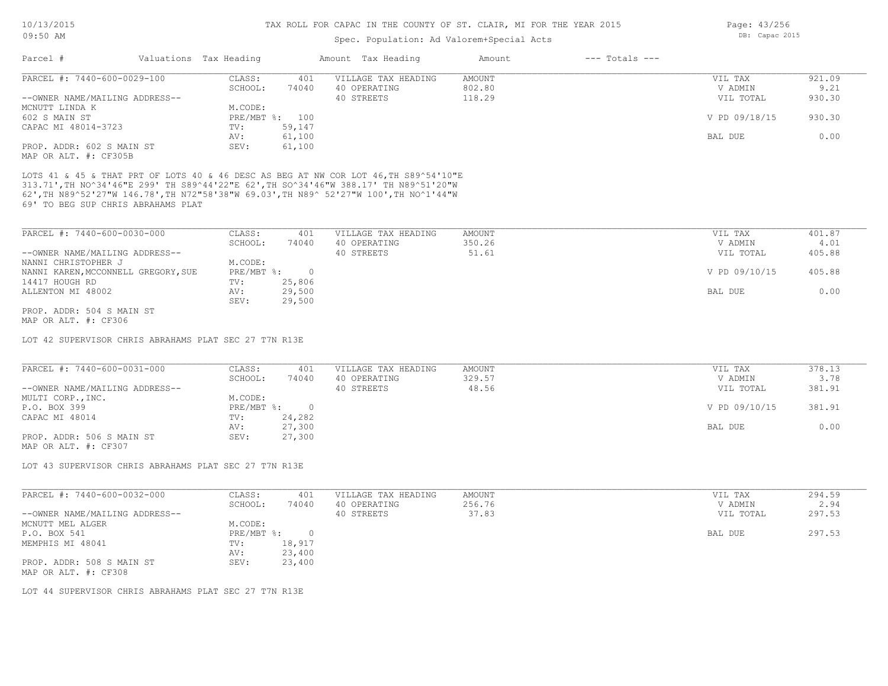# TAX ROLL FOR CAPAC IN THE COUNTY OF ST. CLAIR, MI FOR THE YEAR 2015

Spec. Population: Ad Valorem+Special Acts

| Parcel # | Valuations | Tax Heading | Amount | Tax Heading | Amount | --- Totals --- | |
|---|---|---|---|---|---|---|---|

---

**PARCEL #: 7440-600-0029-100**

| | | | | | |
|---|---|---|---|---|---|
| CLASS: | 401 | VILLAGE TAX HEADING | AMOUNT | VIL TAX | 921.09 |
| SCHOOL: | 74040 | 40 OPERATING | 802.80 | V ADMIN | 9.21 |
| | | 40 STREETS | 118.29 | VIL TOTAL | 930.30 |
| M.CODE: | | | | | |
| PRE/MBT %: | 100 | | | V PD 09/18/15 | 930.30 |
| TV: | 59,147 | | | | |
| AV: | 61,100 | | | BAL DUE | 0.00 |
| SEV: | 61,100 | | | | |

--OWNER NAME/MAILING ADDRESS--
MCNUTT LINDA K
602 S MAIN ST
CAPAC MI 48014-3723

PROP. ADDR: 602 S MAIN ST
MAP OR ALT. #: CF305B

LOTS 41 & 45 & THAT PRT OF LOTS 40 & 46 DESC AS BEG AT NW COR LOT 46,TH S89^54'10"E 313.71',TH NO^34'46"E 299' TH S89^44'22"E 62',TH SO^34'46"W 388.17' TH N89^51'20"W 62',TH N89^52'27"W 146.78',TH N72"58'38"W 69.03',TH N89^ 52'27"W 100',TH NO^1'44"W 69' TO BEG SUP CHRIS ABRAHAMS PLAT

---

**PARCEL #: 7440-600-0030-000**

| | | | | | |
|---|---|---|---|---|---|
| CLASS: | 401 | VILLAGE TAX HEADING | AMOUNT | VIL TAX | 401.87 |
| SCHOOL: | 74040 | 40 OPERATING | 350.26 | V ADMIN | 4.01 |
| | | 40 STREETS | 51.61 | VIL TOTAL | 405.88 |
| M.CODE: | | | | | |
| PRE/MBT %: | 0 | | | V PD 09/10/15 | 405.88 |
| TV: | 25,806 | | | | |
| AV: | 29,500 | | | BAL DUE | 0.00 |
| SEV: | 29,500 | | | | |

--OWNER NAME/MAILING ADDRESS--
NANNI CHRISTOPHER J
NANNI KAREN,MCCONNELL GREGORY,SUE
14417 HOUGH RD
ALLENTON MI 48002

PROP. ADDR: 504 S MAIN ST
MAP OR ALT. #: CF306

LOT 42 SUPERVISOR CHRIS ABRAHAMS PLAT SEC 27 T7N R13E

---

**PARCEL #: 7440-600-0031-000**

| | | | | | |
|---|---|---|---|---|---|
| CLASS: | 401 | VILLAGE TAX HEADING | AMOUNT | VIL TAX | 378.13 |
| SCHOOL: | 74040 | 40 OPERATING | 329.57 | V ADMIN | 3.78 |
| | | 40 STREETS | 48.56 | VIL TOTAL | 381.91 |
| M.CODE: | | | | | |
| PRE/MBT %: | 0 | | | V PD 09/10/15 | 381.91 |
| TV: | 24,282 | | | | |
| AV: | 27,300 | | | BAL DUE | 0.00 |
| SEV: | 27,300 | | | | |

--OWNER NAME/MAILING ADDRESS--
MULTI CORP.,INC.
P.O. BOX 399
CAPAC MI 48014

PROP. ADDR: 506 S MAIN ST
MAP OR ALT. #: CF307

LOT 43 SUPERVISOR CHRIS ABRAHAMS PLAT SEC 27 T7N R13E

---

**PARCEL #: 7440-600-0032-000**

| | | | | | |
|---|---|---|---|---|---|
| CLASS: | 401 | VILLAGE TAX HEADING | AMOUNT | VIL TAX | 294.59 |
| SCHOOL: | 74040 | 40 OPERATING | 256.76 | V ADMIN | 2.94 |
| | | 40 STREETS | 37.83 | VIL TOTAL | 297.53 |
| M.CODE: | | | | | |
| PRE/MBT %: | 0 | | | BAL DUE | 297.53 |
| TV: | 18,917 | | | | |
| AV: | 23,400 | | | | |
| SEV: | 23,400 | | | | |

--OWNER NAME/MAILING ADDRESS--
MCNUTT MEL ALGER
P.O. BOX 541
MEMPHIS MI 48041

PROP. ADDR: 508 S MAIN ST
MAP OR ALT. #: CF308

LOT 44 SUPERVISOR CHRIS ABRAHAMS PLAT SEC 27 T7N R13E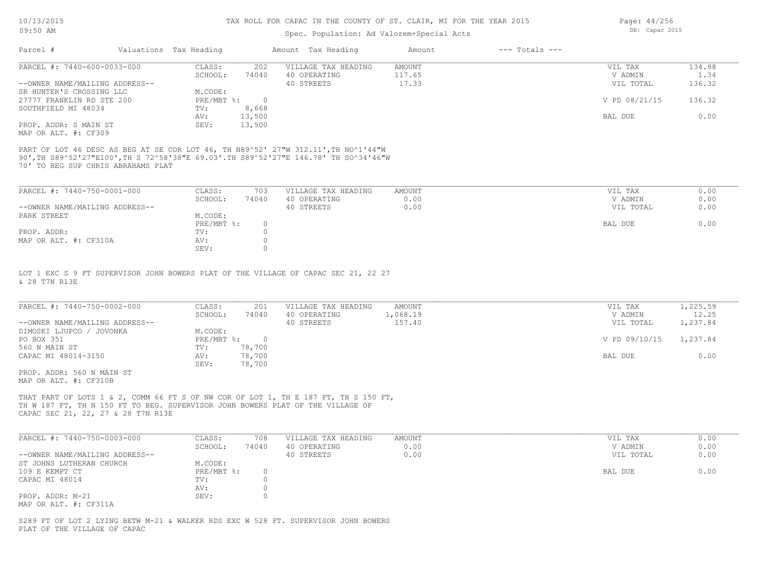TAX ROLL FOR CAPAC IN THE COUNTY OF ST. CLAIR, MI FOR THE YEAR 2015

Spec. Population: Ad Valorem+Special Acts

| Parcel # | Valuations | Tax Heading | Amount | Tax Heading | Amount | --- Totals --- | |
|---|---|---|---|---|---|---|---|

**PARCEL #: 7440-600-0033-000**

| | | | | | |
|---|---|---|---|---|---|
| CLASS: | 202 | VILLAGE TAX HEADING | AMOUNT | VIL TAX | 134.98 |
| SCHOOL: | 74040 | 40 OPERATING | 117.65 | V ADMIN | 1.34 |
| M.CODE: | | 40 STREETS | 17.33 | VIL TOTAL | 136.32 |
| PRE/MBT %: | 0 | | | V PD 08/21/15 | 136.32 |
| TV: | 8,668 | | | | |
| AV: | 13,500 | | | BAL DUE | 0.00 |
| SEV: | 13,500 | | | | |

--OWNER NAME/MAILING ADDRESS--
SR HUNTER'S CROSSING LLC
27777 FRANKLIN RD STE 200
SOUTHFIELD MI 48034

PROP. ADDR: S MAIN ST
MAP OR ALT. #: CF309

PART OF LOT 46 DESC AS BEG AT SE COR LOT 46, TH N89^52' 27"W 312.11',TH NO^1'44"W 90',TH S89^52'27"E100',TH S 72^58'38"E 69.03'.TH S89^52'27"E 146.78' TH SO^34'46"W 70' TO BEG SUP CHRIS ABRAHAMS PLAT

---

**PARCEL #: 7440-750-0001-000**

| | | | | | |
|---|---|---|---|---|---|
| CLASS: | 703 | VILLAGE TAX HEADING | AMOUNT | VIL TAX | 0.00 |
| SCHOOL: | 74040 | 40 OPERATING | 0.00 | V ADMIN | 0.00 |
| M.CODE: | | 40 STREETS | 0.00 | VIL TOTAL | 0.00 |
| PRE/MBT %: | 0 | | | BAL DUE | 0.00 |
| TV: | 0 | | | | |
| AV: | 0 | | | | |
| SEV: | 0 | | | | |

--OWNER NAME/MAILING ADDRESS--
PARK STREET

PROP. ADDR:
MAP OR ALT. #: CF310A

LOT 1 EXC S 9 FT SUPERVISOR JOHN BOWERS PLAT OF THE VILLAGE OF CAPAC SEC 21, 22 27 & 28 T7N R13E

---

**PARCEL #: 7440-750-0002-000**

| | | | | | |
|---|---|---|---|---|---|
| CLASS: | 201 | VILLAGE TAX HEADING | AMOUNT | VIL TAX | 1,225.59 |
| SCHOOL: | 74040 | 40 OPERATING | 1,068.19 | V ADMIN | 12.25 |
| M.CODE: | | 40 STREETS | 157.40 | VIL TOTAL | 1,237.84 |
| PRE/MBT %: | 0 | | | V PD 09/10/15 | 1,237.84 |
| TV: | 78,700 | | | | |
| AV: | 78,700 | | | BAL DUE | 0.00 |
| SEV: | 78,700 | | | | |

--OWNER NAME/MAILING ADDRESS--
DIMOSKI LJUPCO / JOVONKA
PO BOX 351
560 N MAIN ST
CAPAC MI 48014-3150

PROP. ADDR: 560 N MAIN ST
MAP OR ALT. #: CF310B

THAT PART OF LOTS 1 & 2, COMM 66 FT S OF NW COR OF LOT 1, TH E 187 FT, TH S 150 FT, TH W 187 FT, TH N 150 FT TO BEG. SUPERVISOR JOHN BOWERS PLAT OF THE VILLAGE OF CAPAC SEC 21, 22, 27 & 28 T7N R13E

---

**PARCEL #: 7440-750-0003-000**

| | | | | | |
|---|---|---|---|---|---|
| CLASS: | 708 | VILLAGE TAX HEADING | AMOUNT | VIL TAX | 0.00 |
| SCHOOL: | 74040 | 40 OPERATING | 0.00 | V ADMIN | 0.00 |
| M.CODE: | | 40 STREETS | 0.00 | VIL TOTAL | 0.00 |
| PRE/MBT %: | 0 | | | BAL DUE | 0.00 |
| TV: | 0 | | | | |
| AV: | 0 | | | | |
| SEV: | 0 | | | | |

--OWNER NAME/MAILING ADDRESS--
ST JOHNS LUTHERAN CHURCH
109 E KEMPT CT
CAPAC MI 48014

PROP. ADDR: M-21
MAP OR ALT. #: CF311A

S289 FT OF LOT 2 LYING BETW M-21 & WALKER RDS EXC W 528 FT. SUPERVISOR JOHN BOWERS PLAT OF THE VILLAGE OF CAPAC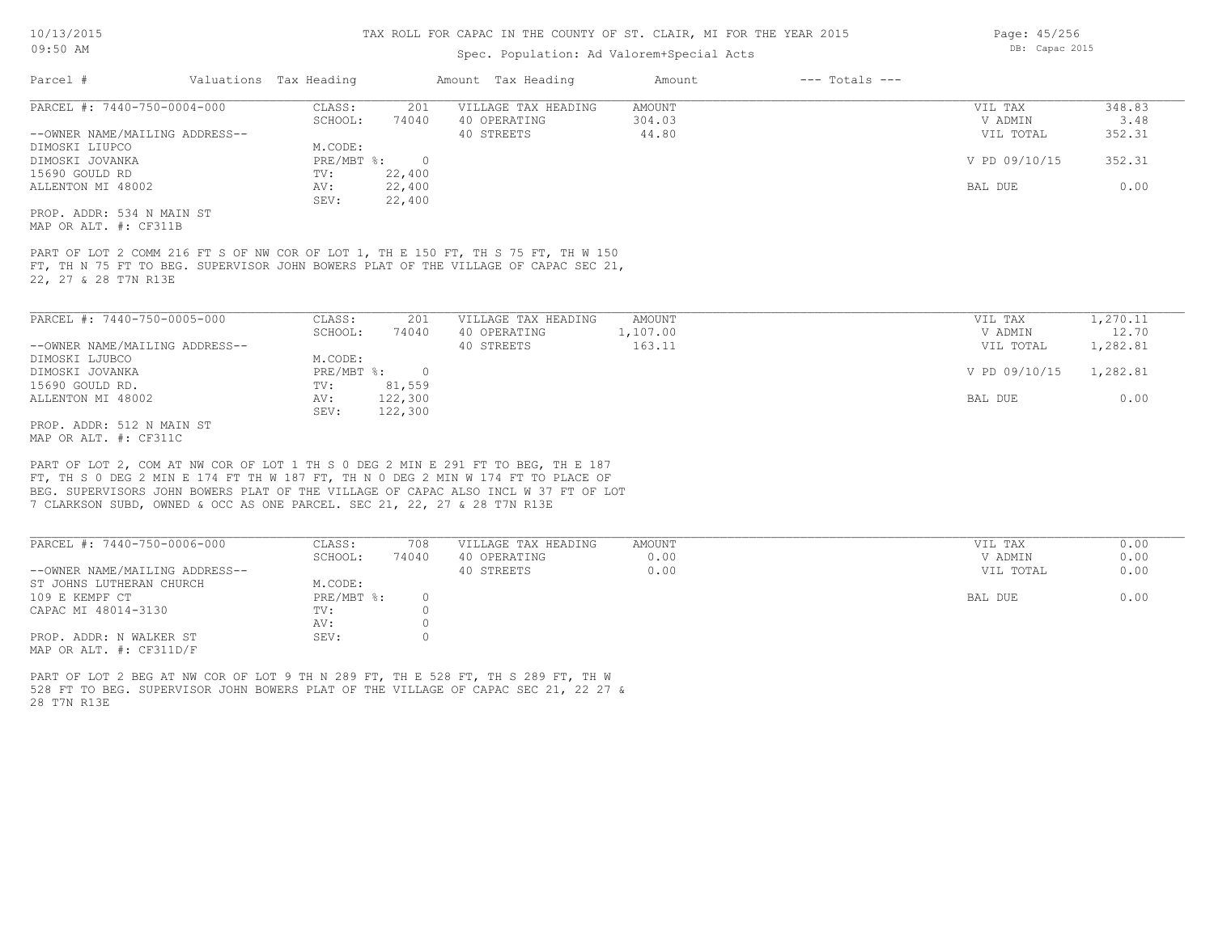# TAX ROLL FOR CAPAC IN THE COUNTY OF ST. CLAIR, MI FOR THE YEAR 2015

Spec. Population: Ad Valorem+Special Acts

| Parcel # | Valuations | Tax Heading | Amount | Tax Heading | Amount | --- Totals --- | |
|---|---|---|---|---|---|---|---|
| PARCEL #: 7440-750-0004-000 | CLASS: | 201 | VILLAGE TAX HEADING | AMOUNT | | VIL TAX | 348.83 |
| | SCHOOL: | 74040 | 40 OPERATING | 304.03 | | V ADMIN | 3.48 |
| --OWNER NAME/MAILING ADDRESS-- | | | 40 STREETS | 44.80 | | VIL TOTAL | 352.31 |
| DIMOSKI LIUPCO | M.CODE: | | | | | | |
| DIMOSKI JOVANKA | PRE/MBT %: | 0 | | | | V PD 09/10/15 | 352.31 |
| 15690 GOULD RD | TV: | 22,400 | | | | | |
| ALLENTON MI 48002 | AV: | 22,400 | | | | BAL DUE | 0.00 |
| | SEV: | 22,400 | | | | | |

PROP. ADDR: 534 N MAIN ST
MAP OR ALT. #: CF311B

PART OF LOT 2 COMM 216 FT S OF NW COR OF LOT 1, TH E 150 FT, TH S 75 FT, TH W 150 FT, TH N 75 FT TO BEG. SUPERVISOR JOHN BOWERS PLAT OF THE VILLAGE OF CAPAC SEC 21, 22, 27 & 28 T7N R13E

| Parcel # | Valuations | Tax Heading | Amount | Tax Heading | Amount | --- Totals --- | |
|---|---|---|---|---|---|---|---|
| PARCEL #: 7440-750-0005-000 | CLASS: | 201 | VILLAGE TAX HEADING | AMOUNT | | VIL TAX | 1,270.11 |
| | SCHOOL: | 74040 | 40 OPERATING | 1,107.00 | | V ADMIN | 12.70 |
| --OWNER NAME/MAILING ADDRESS-- | | | 40 STREETS | 163.11 | | VIL TOTAL | 1,282.81 |
| DIMOSKI LJUBCO | M.CODE: | | | | | | |
| DIMOSKI JOVANKA | PRE/MBT %: | 0 | | | | V PD 09/10/15 | 1,282.81 |
| 15690 GOULD RD. | TV: | 81,559 | | | | | |
| ALLENTON MI 48002 | AV: | 122,300 | | | | BAL DUE | 0.00 |
| | SEV: | 122,300 | | | | | |

PROP. ADDR: 512 N MAIN ST
MAP OR ALT. #: CF311C

PART OF LOT 2, COM AT NW COR OF LOT 1 TH S 0 DEG 2 MIN E 291 FT TO BEG, TH E 187 FT, TH S 0 DEG 2 MIN E 174 FT TH W 187 FT, TH N 0 DEG 2 MIN W 174 FT TO PLACE OF BEG. SUPERVISORS JOHN BOWERS PLAT OF THE VILLAGE OF CAPAC ALSO INCL W 37 FT OF LOT 7 CLARKSON SUBD, OWNED & OCC AS ONE PARCEL. SEC 21, 22, 27 & 28 T7N R13E

| Parcel # | Valuations | Tax Heading | Amount | Tax Heading | Amount | --- Totals --- | |
|---|---|---|---|---|---|---|---|
| PARCEL #: 7440-750-0006-000 | CLASS: | 708 | VILLAGE TAX HEADING | AMOUNT | | VIL TAX | 0.00 |
| | SCHOOL: | 74040 | 40 OPERATING | 0.00 | | V ADMIN | 0.00 |
| --OWNER NAME/MAILING ADDRESS-- | | | 40 STREETS | 0.00 | | VIL TOTAL | 0.00 |
| ST JOHNS LUTHERAN CHURCH | M.CODE: | | | | | | |
| 109 E KEMPF CT | PRE/MBT %: | 0 | | | | BAL DUE | 0.00 |
| CAPAC MI 48014-3130 | TV: | 0 | | | | | |
| | AV: | 0 | | | | | |
| PROP. ADDR: N WALKER ST | SEV: | 0 | | | | | |

MAP OR ALT. #: CF311D/F

PART OF LOT 2 BEG AT NW COR OF LOT 9 TH N 289 FT, TH E 528 FT, TH S 289 FT, TH W 528 FT TO BEG. SUPERVISOR JOHN BOWERS PLAT OF THE VILLAGE OF CAPAC SEC 21, 22 27 & 28 T7N R13E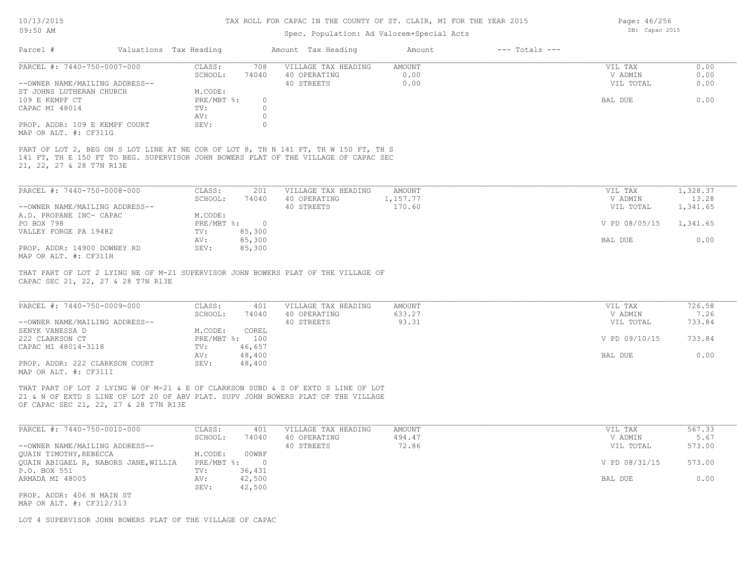# TAX ROLL FOR CAPAC IN THE COUNTY OF ST. CLAIR, MI FOR THE YEAR 2015

Spec. Population: Ad Valorem+Special Acts

10/13/2015 09:50 AM — DB: Capac 2015

| Parcel # | Valuations | Tax Heading | Amount | Tax Heading | Amount | --- Totals --- |
|---|---|---|---|---|---|---|

---

**PARCEL #: 7440-750-0007-000**

| | | | | | |
|---|---|---|---|---|---|
| CLASS: | 708 | VILLAGE TAX HEADING | AMOUNT | VIL TAX | 0.00 |
| SCHOOL: | 74040 | 40 OPERATING | 0.00 | V ADMIN | 0.00 |
| M.CODE: | | 40 STREETS | 0.00 | VIL TOTAL | 0.00 |
| PRE/MBT %: | 0 | | | BAL DUE | 0.00 |
| TV: | 0 | | | | |
| AV: | 0 | | | | |
| SEV: | 0 | | | | |

--OWNER NAME/MAILING ADDRESS--
ST JOHNS LUTHERAN CHURCH
109 E KEMPF CT
CAPAC MI 48014

PROP. ADDR: 109 E KEMPF COURT
MAP OR ALT. #: CF311G

PART OF LOT 2, BEG ON S LOT LINE AT NE COR OF LOT 8, TH N 141 FT, TH W 150 FT, TH S 141 FT, TH E 150 FT TO BEG. SUPERVISOR JOHN BOWERS PLAT OF THE VILLAGE OF CAPAC SEC 21, 22, 27 & 28 T7N R13E

---

**PARCEL #: 7440-750-0008-000**

| | | | | | |
|---|---|---|---|---|---|
| CLASS: | 201 | VILLAGE TAX HEADING | AMOUNT | VIL TAX | 1,328.37 |
| SCHOOL: | 74040 | 40 OPERATING | 1,157.77 | V ADMIN | 13.28 |
| M.CODE: | | 40 STREETS | 170.60 | VIL TOTAL | 1,341.65 |
| PRE/MBT %: | 0 | | | V PD 08/05/15 | 1,341.65 |
| TV: | 85,300 | | | | |
| AV: | 85,300 | | | BAL DUE | 0.00 |
| SEV: | 85,300 | | | | |

--OWNER NAME/MAILING ADDRESS--
A.D. PROPANE INC- CAPAC
PO BOX 798
VALLEY FORGE PA 19482

PROP. ADDR: 14900 DOWNEY RD
MAP OR ALT. #: CF311H

THAT PART OF LOT 2 LYING NE OF M-21 SUPERVISOR JOHN BOWERS PLAT OF THE VILLAGE OF CAPAC SEC 21, 22, 27 & 28 T7N R13E

---

**PARCEL #: 7440-750-0009-000**

| | | | | | |
|---|---|---|---|---|---|
| CLASS: | 401 | VILLAGE TAX HEADING | AMOUNT | VIL TAX | 726.58 |
| SCHOOL: | 74040 | 40 OPERATING | 633.27 | V ADMIN | 7.26 |
| M.CODE: | COREL | 40 STREETS | 93.31 | VIL TOTAL | 733.84 |
| PRE/MBT %: | 100 | | | V PD 09/10/15 | 733.84 |
| TV: | 46,657 | | | | |
| AV: | 48,400 | | | BAL DUE | 0.00 |
| SEV: | 48,400 | | | | |

--OWNER NAME/MAILING ADDRESS--
SENYK VANESSA D
222 CLARKSON CT
CAPAC MI 48014-3118

PROP. ADDR: 222 CLARKSON COURT
MAP OR ALT. #: CF311I

THAT PART OF LOT 2 LYING W OF M-21 & E OF CLARKSON SUBD & S OF EXTD S LINE OF LOT 21 & N OF EXTD S LINE OF LOT 20 OF ABV PLAT. SUPV JOHN BOWERS PLAT OF THE VILLAGE OF CAPAC SEC 21, 22, 27 & 28 T7N R13E

---

**PARCEL #: 7440-750-0010-000**

| | | | | | |
|---|---|---|---|---|---|
| CLASS: | 401 | VILLAGE TAX HEADING | AMOUNT | VIL TAX | 567.33 |
| SCHOOL: | 74040 | 40 OPERATING | 494.47 | V ADMIN | 5.67 |
| M.CODE: | 00WBF | 40 STREETS | 72.86 | VIL TOTAL | 573.00 |
| PRE/MBT %: | 0 | | | V PD 08/31/15 | 573.00 |
| TV: | 36,431 | | | | |
| AV: | 42,500 | | | BAL DUE | 0.00 |
| SEV: | 42,500 | | | | |

--OWNER NAME/MAILING ADDRESS--
QUAIN TIMOTHY,REBECCA
QUAIN ABIGAEL R, NABORS JANE,WILLIA
P.O. BOX 551
ARMADA MI 48005

PROP. ADDR: 406 N MAIN ST
MAP OR ALT. #: CF312/313

LOT 4 SUPERVISOR JOHN BOWERS PLAT OF THE VILLAGE OF CAPAC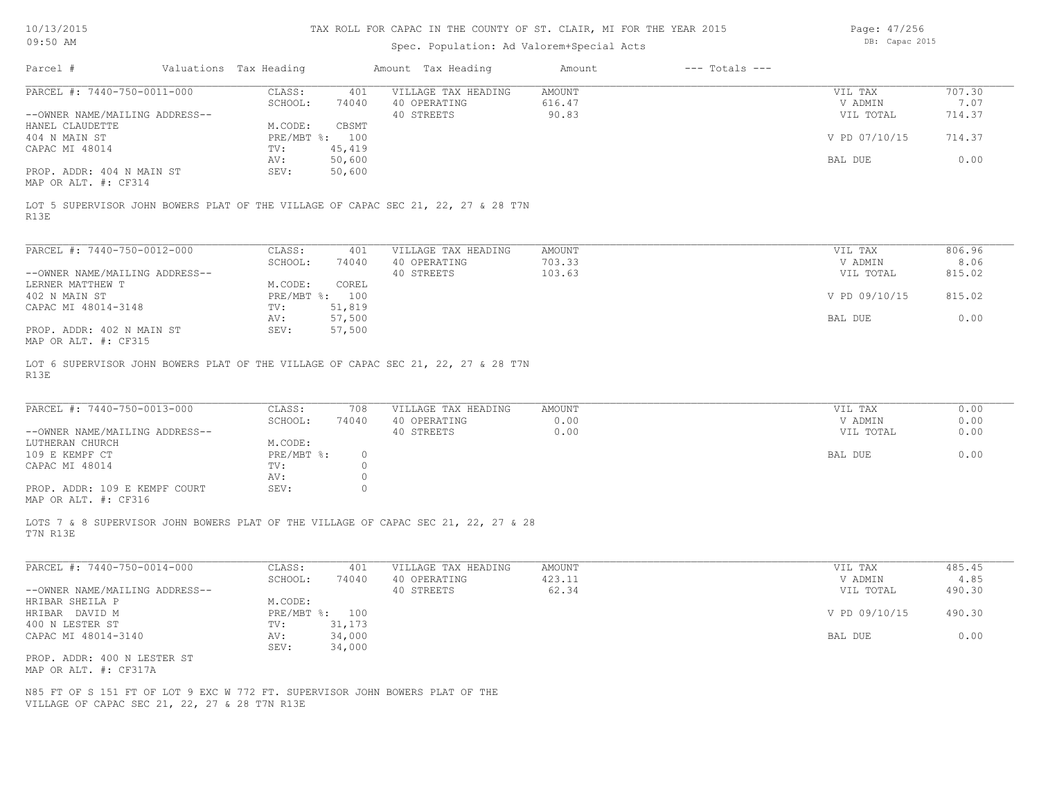TAX ROLL FOR CAPAC IN THE COUNTY OF ST. CLAIR, MI FOR THE YEAR 2015

Spec. Population: Ad Valorem+Special Acts

| Parcel # | Valuations | Tax Heading | Amount | Tax Heading | Amount | --- Totals --- | |
|---|---|---|---|---|---|---|---|
| PARCEL #: 7440-750-0011-000 | CLASS: | 401 | VILLAGE TAX HEADING | AMOUNT | | VIL TAX | 707.30 |
| | SCHOOL: | 74040 | 40 OPERATING | 616.47 | | V ADMIN | 7.07 |
| --OWNER NAME/MAILING ADDRESS-- | | | 40 STREETS | 90.83 | | VIL TOTAL | 714.37 |
| HANEL CLAUDETTE | M.CODE: | CBSMT | | | | | |
| 404 N MAIN ST | PRE/MBT %: | 100 | | | | V PD 07/10/15 | 714.37 |
| CAPAC MI 48014 | TV: | 45,419 | | | | | |
| | AV: | 50,600 | | | | BAL DUE | 0.00 |
| PROP. ADDR: 404 N MAIN ST | SEV: | 50,600 | | | | | |
| MAP OR ALT. #: CF314 | | | | | | | |

LOT 5 SUPERVISOR JOHN BOWERS PLAT OF THE VILLAGE OF CAPAC SEC 21, 22, 27 & 28 T7N R13E

| Parcel # | Valuations | Tax Heading | Amount | Tax Heading | Amount | --- Totals --- | |
|---|---|---|---|---|---|---|---|
| PARCEL #: 7440-750-0012-000 | CLASS: | 401 | VILLAGE TAX HEADING | AMOUNT | | VIL TAX | 806.96 |
| | SCHOOL: | 74040 | 40 OPERATING | 703.33 | | V ADMIN | 8.06 |
| --OWNER NAME/MAILING ADDRESS-- | | | 40 STREETS | 103.63 | | VIL TOTAL | 815.02 |
| LERNER MATTHEW T | M.CODE: | COREL | | | | | |
| 402 N MAIN ST | PRE/MBT %: | 100 | | | | V PD 09/10/15 | 815.02 |
| CAPAC MI 48014-3148 | TV: | 51,819 | | | | | |
| | AV: | 57,500 | | | | BAL DUE | 0.00 |
| PROP. ADDR: 402 N MAIN ST | SEV: | 57,500 | | | | | |
| MAP OR ALT. #: CF315 | | | | | | | |

LOT 6 SUPERVISOR JOHN BOWERS PLAT OF THE VILLAGE OF CAPAC SEC 21, 22, 27 & 28 T7N R13E

| Parcel # | Valuations | Tax Heading | Amount | Tax Heading | Amount | --- Totals --- | |
|---|---|---|---|---|---|---|---|
| PARCEL #: 7440-750-0013-000 | CLASS: | 708 | VILLAGE TAX HEADING | AMOUNT | | VIL TAX | 0.00 |
| | SCHOOL: | 74040 | 40 OPERATING | 0.00 | | V ADMIN | 0.00 |
| --OWNER NAME/MAILING ADDRESS-- | | | 40 STREETS | 0.00 | | VIL TOTAL | 0.00 |
| LUTHERAN CHURCH | M.CODE: | | | | | | |
| 109 E KEMPF CT | PRE/MBT %: | 0 | | | | BAL DUE | 0.00 |
| CAPAC MI 48014 | TV: | 0 | | | | | |
| | AV: | 0 | | | | | |
| PROP. ADDR: 109 E KEMPF COURT | SEV: | 0 | | | | | |
| MAP OR ALT. #: CF316 | | | | | | | |

LOTS 7 & 8 SUPERVISOR JOHN BOWERS PLAT OF THE VILLAGE OF CAPAC SEC 21, 22, 27 & 28 T7N R13E

| Parcel # | Valuations | Tax Heading | Amount | Tax Heading | Amount | --- Totals --- | |
|---|---|---|---|---|---|---|---|
| PARCEL #: 7440-750-0014-000 | CLASS: | 401 | VILLAGE TAX HEADING | AMOUNT | | VIL TAX | 485.45 |
| | SCHOOL: | 74040 | 40 OPERATING | 423.11 | | V ADMIN | 4.85 |
| --OWNER NAME/MAILING ADDRESS-- | | | 40 STREETS | 62.34 | | VIL TOTAL | 490.30 |
| HRIBAR SHEILA P | M.CODE: | | | | | | |
| HRIBAR DAVID M | PRE/MBT %: | 100 | | | | V PD 09/10/15 | 490.30 |
| 400 N LESTER ST | TV: | 31,173 | | | | | |
| CAPAC MI 48014-3140 | AV: | 34,000 | | | | BAL DUE | 0.00 |
| | SEV: | 34,000 | | | | | |
| PROP. ADDR: 400 N LESTER ST | | | | | | | |
| MAP OR ALT. #: CF317A | | | | | | | |

N85 FT OF S 151 FT OF LOT 9 EXC W 772 FT. SUPERVISOR JOHN BOWERS PLAT OF THE VILLAGE OF CAPAC SEC 21, 22, 27 & 28 T7N R13E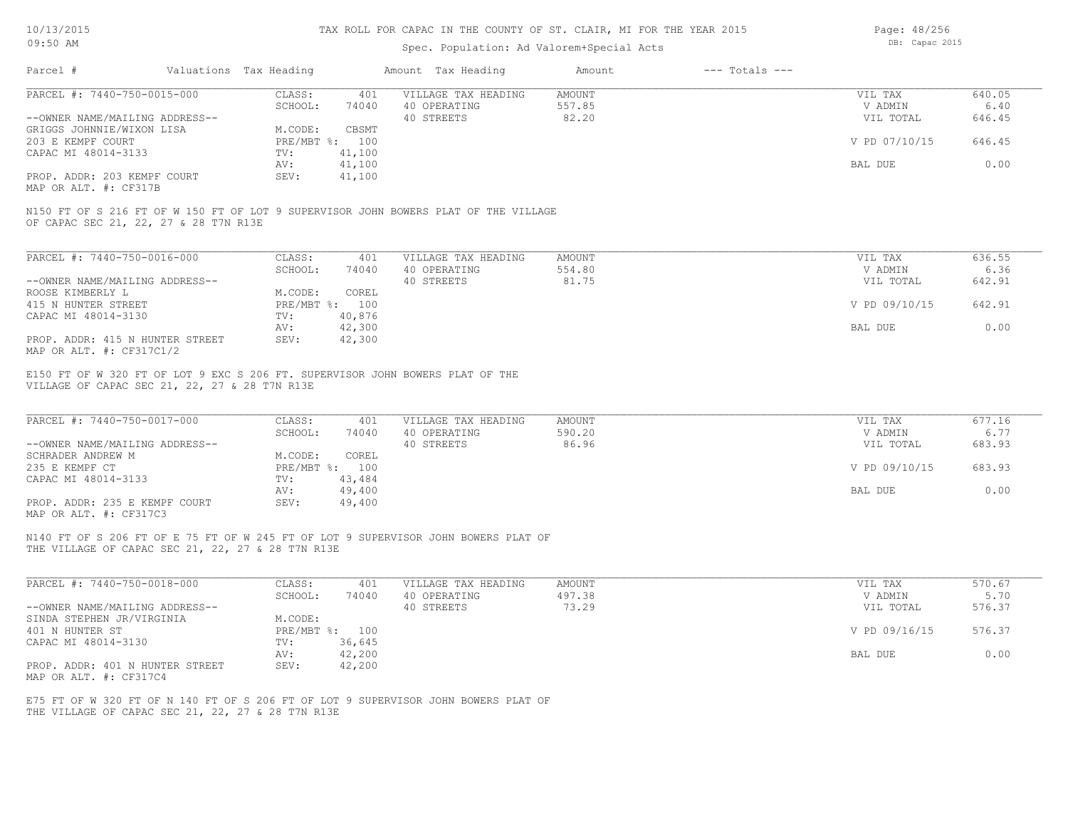# TAX ROLL FOR CAPAC IN THE COUNTY OF ST. CLAIR, MI FOR THE YEAR 2015

Spec. Population: Ad Valorem+Special Acts

| Parcel # | Valuations | Tax Heading | Amount | Tax Heading | Amount | --- Totals --- | |
|---|---|---|---|---|---|---|---|

## PARCEL #: 7440-750-0015-000

| | | | | | |
|---|---|---|---|---|---|
| CLASS: | 401 | VILLAGE TAX HEADING | AMOUNT | VIL TAX | 640.05 |
| SCHOOL: | 74040 | 40 OPERATING | 557.85 | V ADMIN | 6.40 |
| | | 40 STREETS | 82.20 | VIL TOTAL | 646.45 |
| M.CODE: | CBSMT | | | | |
| PRE/MBT %: | 100 | | | V PD 07/10/15 | 646.45 |
| TV: | 41,100 | | | | |
| AV: | 41,100 | | | BAL DUE | 0.00 |
| SEV: | 41,100 | | | | |

--OWNER NAME/MAILING ADDRESS--
GRIGGS JOHNNIE/WIXON LISA
203 E KEMPF COURT
CAPAC MI 48014-3133

PROP. ADDR: 203 KEMPF COURT
MAP OR ALT. #: CF317B

N150 FT OF S 216 FT OF W 150 FT OF LOT 9 SUPERVISOR JOHN BOWERS PLAT OF THE VILLAGE OF CAPAC SEC 21, 22, 27 & 28 T7N R13E

## PARCEL #: 7440-750-0016-000

| | | | | | |
|---|---|---|---|---|---|
| CLASS: | 401 | VILLAGE TAX HEADING | AMOUNT | VIL TAX | 636.55 |
| SCHOOL: | 74040 | 40 OPERATING | 554.80 | V ADMIN | 6.36 |
| | | 40 STREETS | 81.75 | VIL TOTAL | 642.91 |
| M.CODE: | COREL | | | | |
| PRE/MBT %: | 100 | | | V PD 09/10/15 | 642.91 |
| TV: | 40,876 | | | | |
| AV: | 42,300 | | | BAL DUE | 0.00 |
| SEV: | 42,300 | | | | |

--OWNER NAME/MAILING ADDRESS--
ROOSE KIMBERLY L
415 N HUNTER STREET
CAPAC MI 48014-3130

PROP. ADDR: 415 N HUNTER STREET
MAP OR ALT. #: CF317C1/2

E150 FT OF W 320 FT OF LOT 9 EXC S 206 FT. SUPERVISOR JOHN BOWERS PLAT OF THE VILLAGE OF CAPAC SEC 21, 22, 27 & 28 T7N R13E

## PARCEL #: 7440-750-0017-000

| | | | | | |
|---|---|---|---|---|---|
| CLASS: | 401 | VILLAGE TAX HEADING | AMOUNT | VIL TAX | 677.16 |
| SCHOOL: | 74040 | 40 OPERATING | 590.20 | V ADMIN | 6.77 |
| | | 40 STREETS | 86.96 | VIL TOTAL | 683.93 |
| M.CODE: | COREL | | | | |
| PRE/MBT %: | 100 | | | V PD 09/10/15 | 683.93 |
| TV: | 43,484 | | | | |
| AV: | 49,400 | | | BAL DUE | 0.00 |
| SEV: | 49,400 | | | | |

--OWNER NAME/MAILING ADDRESS--
SCHRADER ANDREW M
235 E KEMPF CT
CAPAC MI 48014-3133

PROP. ADDR: 235 E KEMPF COURT
MAP OR ALT. #: CF317C3

N140 FT OF S 206 FT OF E 75 FT OF W 245 FT OF LOT 9 SUPERVISOR JOHN BOWERS PLAT OF THE VILLAGE OF CAPAC SEC 21, 22, 27 & 28 T7N R13E

## PARCEL #: 7440-750-0018-000

| | | | | | |
|---|---|---|---|---|---|
| CLASS: | 401 | VILLAGE TAX HEADING | AMOUNT | VIL TAX | 570.67 |
| SCHOOL: | 74040 | 40 OPERATING | 497.38 | V ADMIN | 5.70 |
| | | 40 STREETS | 73.29 | VIL TOTAL | 576.37 |
| M.CODE: | | | | | |
| PRE/MBT %: | 100 | | | V PD 09/16/15 | 576.37 |
| TV: | 36,645 | | | | |
| AV: | 42,200 | | | BAL DUE | 0.00 |
| SEV: | 42,200 | | | | |

--OWNER NAME/MAILING ADDRESS--
SINDA STEPHEN JR/VIRGINIA
401 N HUNTER ST
CAPAC MI 48014-3130

PROP. ADDR: 401 N HUNTER STREET
MAP OR ALT. #: CF317C4

E75 FT OF W 320 FT OF N 140 FT OF S 206 FT OF LOT 9 SUPERVISOR JOHN BOWERS PLAT OF THE VILLAGE OF CAPAC SEC 21, 22, 27 & 28 T7N R13E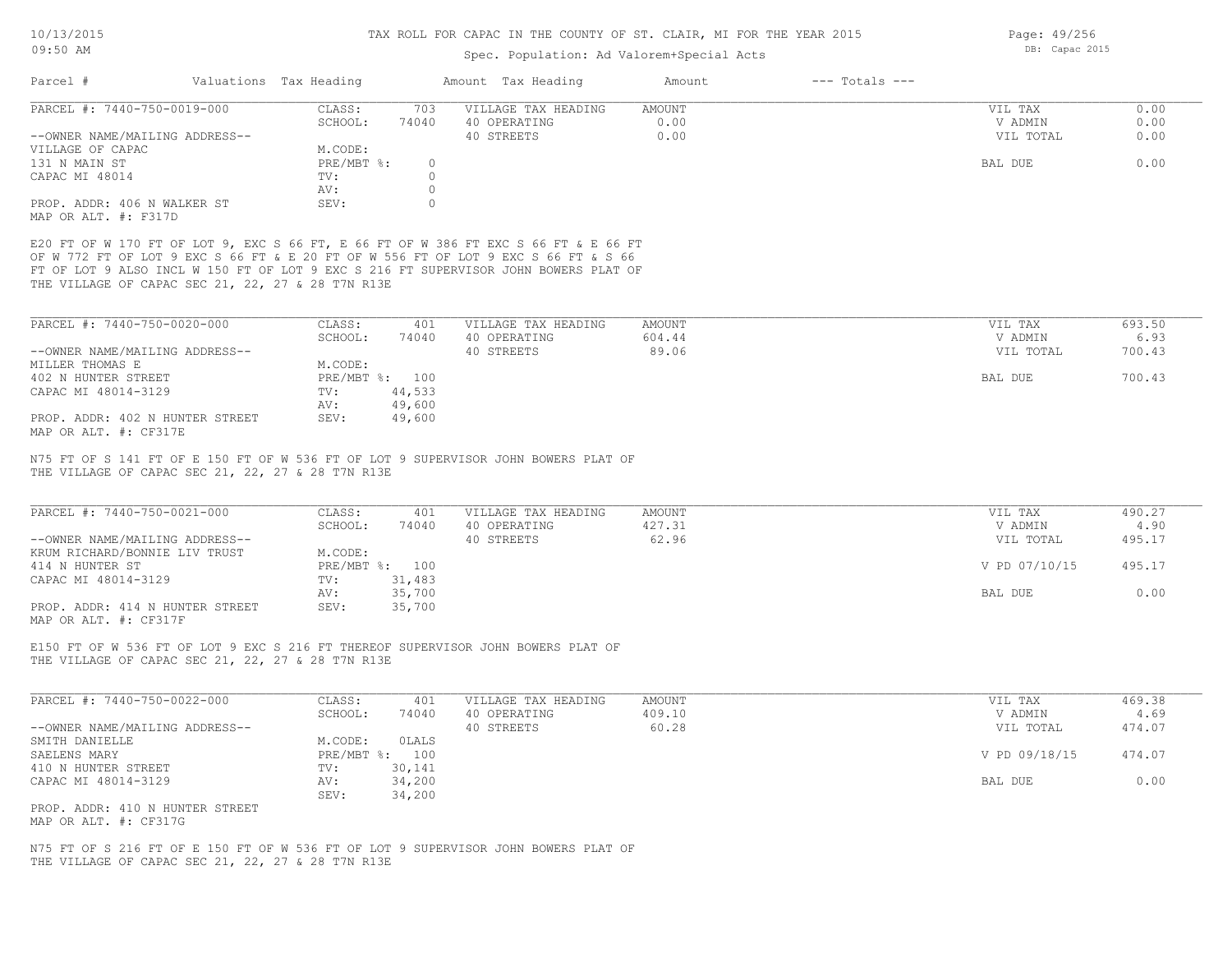# TAX ROLL FOR CAPAC IN THE COUNTY OF ST. CLAIR, MI FOR THE YEAR 2015

Spec. Population: Ad Valorem+Special Acts

| Parcel # | Valuations | Tax Heading | Amount | Tax Heading | Amount | --- Totals --- | |
|---|---|---|---|---|---|---|---|

## PARCEL #: 7440-750-0019-000

| | | | | |
|---|---|---|---|---|
| CLASS: 703 | VILLAGE TAX HEADING | AMOUNT | VIL TAX | 0.00 |
| SCHOOL: 74040 | 40 OPERATING | 0.00 | V ADMIN | 0.00 |
| M.CODE: | 40 STREETS | 0.00 | VIL TOTAL | 0.00 |
| PRE/MBT %: 0 | | | BAL DUE | 0.00 |
| TV: 0 | | | | |
| AV: 0 | | | | |
| SEV: 0 | | | | |

--OWNER NAME/MAILING ADDRESS--
VILLAGE OF CAPAC
131 N MAIN ST
CAPAC MI 48014

PROP. ADDR: 406 N WALKER ST
MAP OR ALT. #: F317D

E20 FT OF W 170 FT OF LOT 9, EXC S 66 FT, E 66 FT OF W 386 FT EXC S 66 FT & E 66 FT OF W 772 FT OF LOT 9 EXC S 66 FT & E 20 FT OF W 556 FT OF LOT 9 EXC S 66 FT & S 66 FT OF LOT 9 ALSO INCL W 150 FT OF LOT 9 EXC S 216 FT SUPERVISOR JOHN BOWERS PLAT OF THE VILLAGE OF CAPAC SEC 21, 22, 27 & 28 T7N R13E

## PARCEL #: 7440-750-0020-000

| | | | | |
|---|---|---|---|---|
| CLASS: 401 | VILLAGE TAX HEADING | AMOUNT | VIL TAX | 693.50 |
| SCHOOL: 74040 | 40 OPERATING | 604.44 | V ADMIN | 6.93 |
| M.CODE: | 40 STREETS | 89.06 | VIL TOTAL | 700.43 |
| PRE/MBT %: 100 | | | BAL DUE | 700.43 |
| TV: 44,533 | | | | |
| AV: 49,600 | | | | |
| SEV: 49,600 | | | | |

--OWNER NAME/MAILING ADDRESS--
MILLER THOMAS E
402 N HUNTER STREET
CAPAC MI 48014-3129

PROP. ADDR: 402 N HUNTER STREET
MAP OR ALT. #: CF317E

N75 FT OF S 141 FT OF E 150 FT OF W 536 FT OF LOT 9 SUPERVISOR JOHN BOWERS PLAT OF THE VILLAGE OF CAPAC SEC 21, 22, 27 & 28 T7N R13E

## PARCEL #: 7440-750-0021-000

| | | | | |
|---|---|---|---|---|
| CLASS: 401 | VILLAGE TAX HEADING | AMOUNT | VIL TAX | 490.27 |
| SCHOOL: 74040 | 40 OPERATING | 427.31 | V ADMIN | 4.90 |
| M.CODE: | 40 STREETS | 62.96 | VIL TOTAL | 495.17 |
| PRE/MBT %: 100 | | | V PD 07/10/15 | 495.17 |
| TV: 31,483 | | | | |
| AV: 35,700 | | | BAL DUE | 0.00 |
| SEV: 35,700 | | | | |

--OWNER NAME/MAILING ADDRESS--
KRUM RICHARD/BONNIE LIV TRUST
414 N HUNTER ST
CAPAC MI 48014-3129

PROP. ADDR: 414 N HUNTER STREET
MAP OR ALT. #: CF317F

E150 FT OF W 536 FT OF LOT 9 EXC S 216 FT THEREOF SUPERVISOR JOHN BOWERS PLAT OF THE VILLAGE OF CAPAC SEC 21, 22, 27 & 28 T7N R13E

## PARCEL #: 7440-750-0022-000

| | | | | |
|---|---|---|---|---|
| CLASS: 401 | VILLAGE TAX HEADING | AMOUNT | VIL TAX | 469.38 |
| SCHOOL: 74040 | 40 OPERATING | 409.10 | V ADMIN | 4.69 |
| M.CODE: 0LALS | 40 STREETS | 60.28 | VIL TOTAL | 474.07 |
| PRE/MBT %: 100 | | | V PD 09/18/15 | 474.07 |
| TV: 30,141 | | | | |
| AV: 34,200 | | | BAL DUE | 0.00 |
| SEV: 34,200 | | | | |

--OWNER NAME/MAILING ADDRESS--
SMITH DANIELLE
SAELENS MARY
410 N HUNTER STREET
CAPAC MI 48014-3129

PROP. ADDR: 410 N HUNTER STREET
MAP OR ALT. #: CF317G

N75 FT OF S 216 FT OF E 150 FT OF W 536 FT OF LOT 9 SUPERVISOR JOHN BOWERS PLAT OF THE VILLAGE OF CAPAC SEC 21, 22, 27 & 28 T7N R13E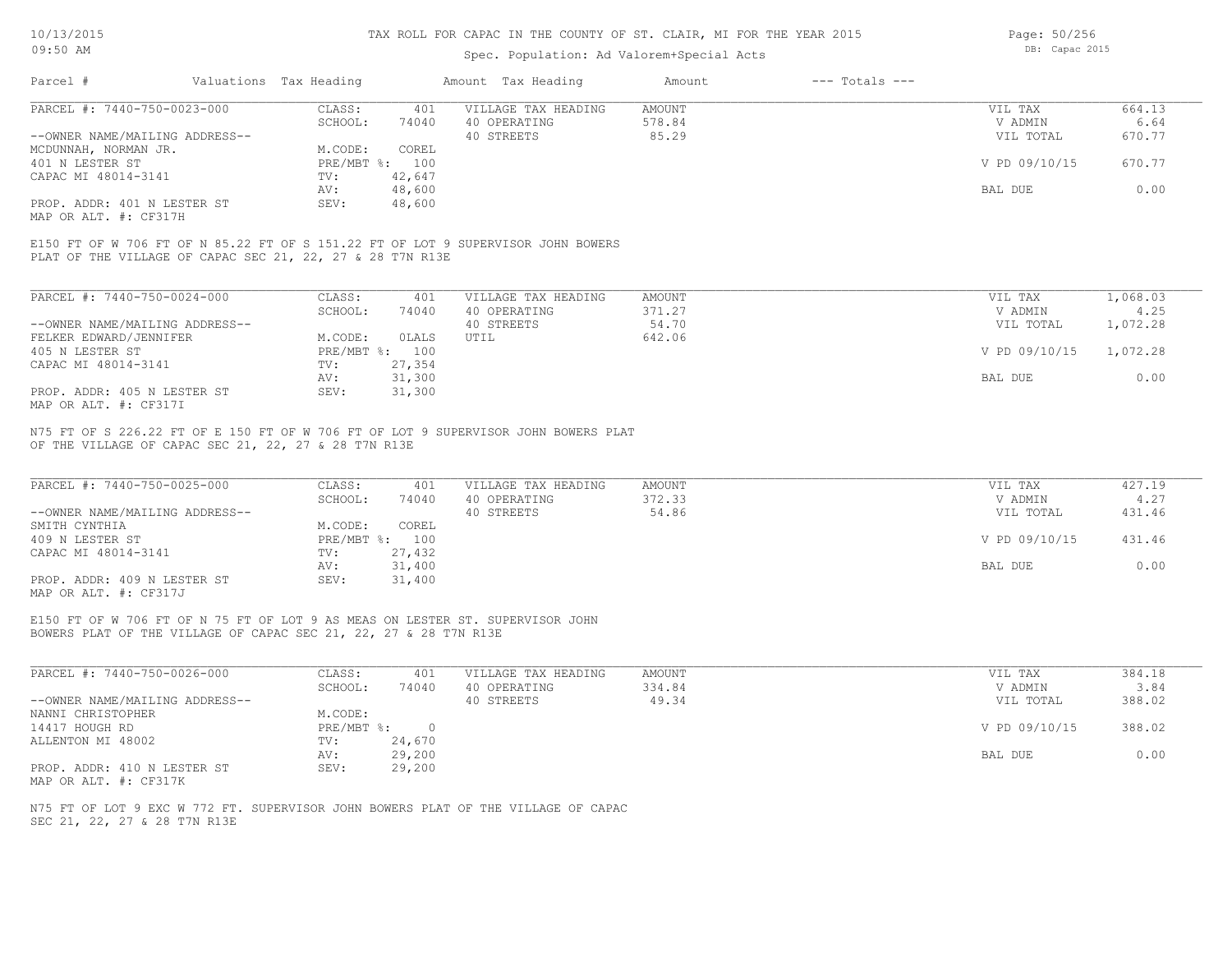# TAX ROLL FOR CAPAC IN THE COUNTY OF ST. CLAIR, MI FOR THE YEAR 2015

Spec. Population: Ad Valorem+Special Acts

| Parcel # | Valuations | Tax Heading | Amount | Tax Heading | Amount | --- Totals --- | |
|---|---|---|---|---|---|---|---|
| PARCEL #: 7440-750-0023-000 | CLASS: | 401 | VILLAGE TAX HEADING | AMOUNT | | VIL TAX | 664.13 |
| | SCHOOL: | 74040 | 40 OPERATING | 578.84 | | V ADMIN | 6.64 |
| --OWNER NAME/MAILING ADDRESS-- | | | 40 STREETS | 85.29 | | VIL TOTAL | 670.77 |
| MCDUNNAH, NORMAN JR. | M.CODE: | COREL | | | | | |
| 401 N LESTER ST | PRE/MBT %: | 100 | | | | V PD 09/10/15 | 670.77 |
| CAPAC MI 48014-3141 | TV: | 42,647 | | | | | |
| | AV: | 48,600 | | | | BAL DUE | 0.00 |
| PROP. ADDR: 401 N LESTER ST | SEV: | 48,600 | | | | | |
| MAP OR ALT. #: CF317H | | | | | | | |

E150 FT OF W 706 FT OF N 85.22 FT OF S 151.22 FT OF LOT 9 SUPERVISOR JOHN BOWERS PLAT OF THE VILLAGE OF CAPAC SEC 21, 22, 27 & 28 T7N R13E

| Parcel # | Valuations | Tax Heading | Amount | Tax Heading | Amount | --- Totals --- | |
|---|---|---|---|---|---|---|---|
| PARCEL #: 7440-750-0024-000 | CLASS: | 401 | VILLAGE TAX HEADING | AMOUNT | | VIL TAX | 1,068.03 |
| | SCHOOL: | 74040 | 40 OPERATING | 371.27 | | V ADMIN | 4.25 |
| --OWNER NAME/MAILING ADDRESS-- | | | 40 STREETS | 54.70 | | VIL TOTAL | 1,072.28 |
| FELKER EDWARD/JENNIFER | M.CODE: | 0LALS | UTIL | 642.06 | | | |
| 405 N LESTER ST | PRE/MBT %: | 100 | | | | V PD 09/10/15 | 1,072.28 |
| CAPAC MI 48014-3141 | TV: | 27,354 | | | | | |
| | AV: | 31,300 | | | | BAL DUE | 0.00 |
| PROP. ADDR: 405 N LESTER ST | SEV: | 31,300 | | | | | |
| MAP OR ALT. #: CF317I | | | | | | | |

N75 FT OF S 226.22 FT OF E 150 FT OF W 706 FT OF LOT 9 SUPERVISOR JOHN BOWERS PLAT OF THE VILLAGE OF CAPAC SEC 21, 22, 27 & 28 T7N R13E

| Parcel # | Valuations | Tax Heading | Amount | Tax Heading | Amount | --- Totals --- | |
|---|---|---|---|---|---|---|---|
| PARCEL #: 7440-750-0025-000 | CLASS: | 401 | VILLAGE TAX HEADING | AMOUNT | | VIL TAX | 427.19 |
| | SCHOOL: | 74040 | 40 OPERATING | 372.33 | | V ADMIN | 4.27 |
| --OWNER NAME/MAILING ADDRESS-- | | | 40 STREETS | 54.86 | | VIL TOTAL | 431.46 |
| SMITH CYNTHIA | M.CODE: | COREL | | | | | |
| 409 N LESTER ST | PRE/MBT %: | 100 | | | | V PD 09/10/15 | 431.46 |
| CAPAC MI 48014-3141 | TV: | 27,432 | | | | | |
| | AV: | 31,400 | | | | BAL DUE | 0.00 |
| PROP. ADDR: 409 N LESTER ST | SEV: | 31,400 | | | | | |
| MAP OR ALT. #: CF317J | | | | | | | |

E150 FT OF W 706 FT OF N 75 FT OF LOT 9 AS MEAS ON LESTER ST. SUPERVISOR JOHN BOWERS PLAT OF THE VILLAGE OF CAPAC SEC 21, 22, 27 & 28 T7N R13E

| Parcel # | Valuations | Tax Heading | Amount | Tax Heading | Amount | --- Totals --- | |
|---|---|---|---|---|---|---|---|
| PARCEL #: 7440-750-0026-000 | CLASS: | 401 | VILLAGE TAX HEADING | AMOUNT | | VIL TAX | 384.18 |
| | SCHOOL: | 74040 | 40 OPERATING | 334.84 | | V ADMIN | 3.84 |
| --OWNER NAME/MAILING ADDRESS-- | | | 40 STREETS | 49.34 | | VIL TOTAL | 388.02 |
| NANNI CHRISTOPHER | M.CODE: | | | | | | |
| 14417 HOUGH RD | PRE/MBT %: | 0 | | | | V PD 09/10/15 | 388.02 |
| ALLENTON MI 48002 | TV: | 24,670 | | | | | |
| | AV: | 29,200 | | | | BAL DUE | 0.00 |
| PROP. ADDR: 410 N LESTER ST | SEV: | 29,200 | | | | | |
| MAP OR ALT. #: CF317K | | | | | | | |

N75 FT OF LOT 9 EXC W 772 FT. SUPERVISOR JOHN BOWERS PLAT OF THE VILLAGE OF CAPAC SEC 21, 22, 27 & 28 T7N R13E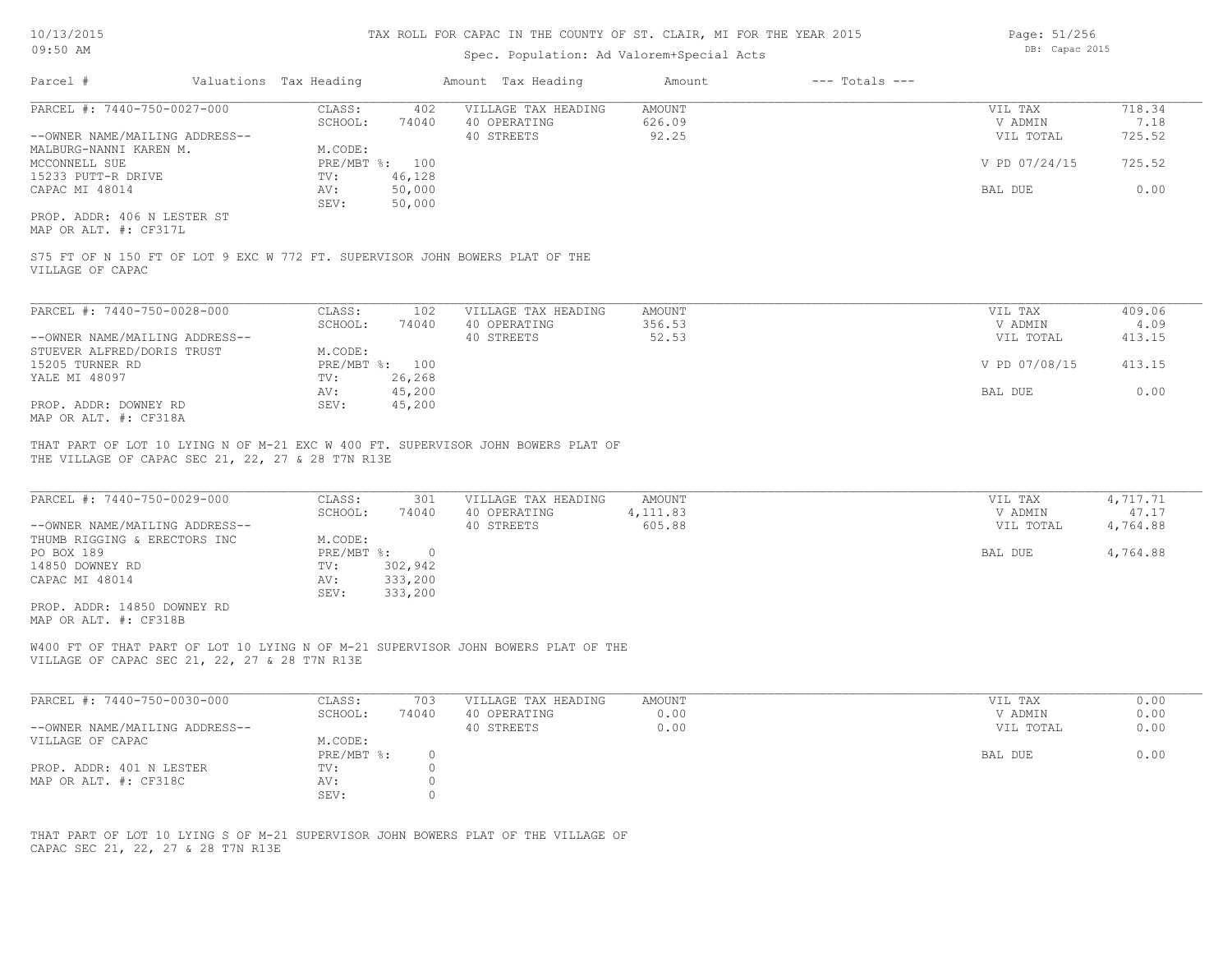# TAX ROLL FOR CAPAC IN THE COUNTY OF ST. CLAIR, MI FOR THE YEAR 2015

Spec. Population: Ad Valorem+Special Acts

| Parcel # | Valuations | Tax Heading | Amount | Tax Heading | Amount | --- Totals --- | |
|---|---|---|---|---|---|---|---|

## PARCEL #: 7440-750-0027-000

| | | | | |
|---|---|---|---|---|
| CLASS: | 402 | VILLAGE TAX HEADING | AMOUNT | VIL TAX | 718.34 |
| SCHOOL: | 74040 | 40 OPERATING | 626.09 | V ADMIN | 7.18 |
| | | 40 STREETS | 92.25 | VIL TOTAL | 725.52 |
| M.CODE: | | | | | |
| PRE/MBT %: | 100 | | | V PD 07/24/15 | 725.52 |
| TV: | 46,128 | | | | |
| AV: | 50,000 | | | BAL DUE | 0.00 |
| SEV: | 50,000 | | | | |

--OWNER NAME/MAILING ADDRESS--
MALBURG-NANNI KAREN M.
MCCONNELL SUE
15233 PUTT-R DRIVE
CAPAC MI 48014

PROP. ADDR: 406 N LESTER ST
MAP OR ALT. #: CF317L

S75 FT OF N 150 FT OF LOT 9 EXC W 772 FT. SUPERVISOR JOHN BOWERS PLAT OF THE VILLAGE OF CAPAC

## PARCEL #: 7440-750-0028-000

| | | | | |
|---|---|---|---|---|
| CLASS: | 102 | VILLAGE TAX HEADING | AMOUNT | VIL TAX | 409.06 |
| SCHOOL: | 74040 | 40 OPERATING | 356.53 | V ADMIN | 4.09 |
| | | 40 STREETS | 52.53 | VIL TOTAL | 413.15 |
| M.CODE: | | | | | |
| PRE/MBT %: | 100 | | | V PD 07/08/15 | 413.15 |
| TV: | 26,268 | | | | |
| AV: | 45,200 | | | BAL DUE | 0.00 |
| SEV: | 45,200 | | | | |

--OWNER NAME/MAILING ADDRESS--
STUEVER ALFRED/DORIS TRUST
15205 TURNER RD
YALE MI 48097

PROP. ADDR: DOWNEY RD
MAP OR ALT. #: CF318A

THAT PART OF LOT 10 LYING N OF M-21 EXC W 400 FT. SUPERVISOR JOHN BOWERS PLAT OF THE VILLAGE OF CAPAC SEC 21, 22, 27 & 28 T7N R13E

## PARCEL #: 7440-750-0029-000

| | | | | |
|---|---|---|---|---|
| CLASS: | 301 | VILLAGE TAX HEADING | AMOUNT | VIL TAX | 4,717.71 |
| SCHOOL: | 74040 | 40 OPERATING | 4,111.83 | V ADMIN | 47.17 |
| | | 40 STREETS | 605.88 | VIL TOTAL | 4,764.88 |
| M.CODE: | | | | | |
| PRE/MBT %: | 0 | | | BAL DUE | 4,764.88 |
| TV: | 302,942 | | | | |
| AV: | 333,200 | | | | |
| SEV: | 333,200 | | | | |

--OWNER NAME/MAILING ADDRESS--
THUMB RIGGING & ERECTORS INC
PO BOX 189
14850 DOWNEY RD
CAPAC MI 48014

PROP. ADDR: 14850 DOWNEY RD
MAP OR ALT. #: CF318B

W400 FT OF THAT PART OF LOT 10 LYING N OF M-21 SUPERVISOR JOHN BOWERS PLAT OF THE VILLAGE OF CAPAC SEC 21, 22, 27 & 28 T7N R13E

## PARCEL #: 7440-750-0030-000

| | | | | |
|---|---|---|---|---|
| CLASS: | 703 | VILLAGE TAX HEADING | AMOUNT | VIL TAX | 0.00 |
| SCHOOL: | 74040 | 40 OPERATING | 0.00 | V ADMIN | 0.00 |
| | | 40 STREETS | 0.00 | VIL TOTAL | 0.00 |
| M.CODE: | | | | | |
| PRE/MBT %: | 0 | | | BAL DUE | 0.00 |
| TV: | 0 | | | | |
| AV: | 0 | | | | |
| SEV: | 0 | | | | |

--OWNER NAME/MAILING ADDRESS--
VILLAGE OF CAPAC

PROP. ADDR: 401 N LESTER
MAP OR ALT. #: CF318C

THAT PART OF LOT 10 LYING S OF M-21 SUPERVISOR JOHN BOWERS PLAT OF THE VILLAGE OF CAPAC SEC 21, 22, 27 & 28 T7N R13E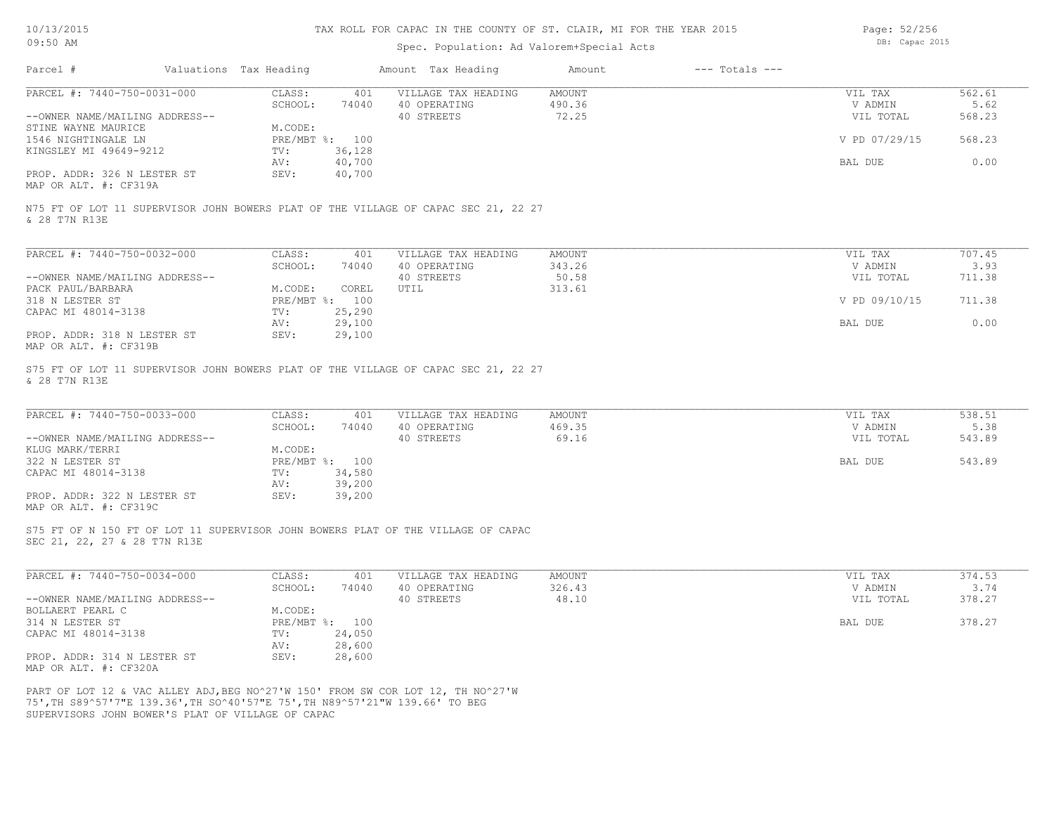# TAX ROLL FOR CAPAC IN THE COUNTY OF ST. CLAIR, MI FOR THE YEAR 2015

Spec. Population: Ad Valorem+Special Acts

| Parcel # | Valuations | Tax Heading | Amount | Tax Heading | Amount | --- Totals --- | |
|---|---|---|---|---|---|---|---|

---

**PARCEL #: 7440-750-0031-000**

| | | | | | | |
|---|---|---|---|---|---|---|
| CLASS: | 401 | VILLAGE TAX HEADING | AMOUNT | | VIL TAX | 562.61 |
| SCHOOL: | 74040 | 40 OPERATING | 490.36 | | V ADMIN | 5.62 |
| | | 40 STREETS | 72.25 | | VIL TOTAL | 568.23 |
| M.CODE: | | | | | | |
| PRE/MBT %: | 100 | | | | V PD 07/29/15 | 568.23 |
| TV: | 36,128 | | | | | |
| AV: | 40,700 | | | | BAL DUE | 0.00 |
| SEV: | 40,700 | | | | | |

--OWNER NAME/MAILING ADDRESS--
STINE WAYNE MAURICE
1546 NIGHTINGALE LN
KINGSLEY MI 49649-9212

PROP. ADDR: 326 N LESTER ST
MAP OR ALT. #: CF319A

N75 FT OF LOT 11 SUPERVISOR JOHN BOWERS PLAT OF THE VILLAGE OF CAPAC SEC 21, 22 27 & 28 T7N R13E

---

**PARCEL #: 7440-750-0032-000**

| | | | | | | |
|---|---|---|---|---|---|---|
| CLASS: | 401 | VILLAGE TAX HEADING | AMOUNT | | VIL TAX | 707.45 |
| SCHOOL: | 74040 | 40 OPERATING | 343.26 | | V ADMIN | 3.93 |
| | | 40 STREETS | 50.58 | | VIL TOTAL | 711.38 |
| M.CODE: | COREL | UTIL | 313.61 | | | |
| PRE/MBT %: | 100 | | | | V PD 09/10/15 | 711.38 |
| TV: | 25,290 | | | | | |
| AV: | 29,100 | | | | BAL DUE | 0.00 |
| SEV: | 29,100 | | | | | |

--OWNER NAME/MAILING ADDRESS--
PACK PAUL/BARBARA
318 N LESTER ST
CAPAC MI 48014-3138

PROP. ADDR: 318 N LESTER ST
MAP OR ALT. #: CF319B

S75 FT OF LOT 11 SUPERVISOR JOHN BOWERS PLAT OF THE VILLAGE OF CAPAC SEC 21, 22 27 & 28 T7N R13E

---

**PARCEL #: 7440-750-0033-000**

| | | | | | | |
|---|---|---|---|---|---|---|
| CLASS: | 401 | VILLAGE TAX HEADING | AMOUNT | | VIL TAX | 538.51 |
| SCHOOL: | 74040 | 40 OPERATING | 469.35 | | V ADMIN | 5.38 |
| | | 40 STREETS | 69.16 | | VIL TOTAL | 543.89 |
| M.CODE: | | | | | | |
| PRE/MBT %: | 100 | | | | BAL DUE | 543.89 |
| TV: | 34,580 | | | | | |
| AV: | 39,200 | | | | | |
| SEV: | 39,200 | | | | | |

--OWNER NAME/MAILING ADDRESS--
KLUG MARK/TERRI
322 N LESTER ST
CAPAC MI 48014-3138

PROP. ADDR: 322 N LESTER ST
MAP OR ALT. #: CF319C

S75 FT OF N 150 FT OF LOT 11 SUPERVISOR JOHN BOWERS PLAT OF THE VILLAGE OF CAPAC SEC 21, 22, 27 & 28 T7N R13E

---

**PARCEL #: 7440-750-0034-000**

| | | | | | | |
|---|---|---|---|---|---|---|
| CLASS: | 401 | VILLAGE TAX HEADING | AMOUNT | | VIL TAX | 374.53 |
| SCHOOL: | 74040 | 40 OPERATING | 326.43 | | V ADMIN | 3.74 |
| | | 40 STREETS | 48.10 | | VIL TOTAL | 378.27 |
| M.CODE: | | | | | | |
| PRE/MBT %: | 100 | | | | BAL DUE | 378.27 |
| TV: | 24,050 | | | | | |
| AV: | 28,600 | | | | | |
| SEV: | 28,600 | | | | | |

--OWNER NAME/MAILING ADDRESS--
BOLLAERT PEARL C
314 N LESTER ST
CAPAC MI 48014-3138

PROP. ADDR: 314 N LESTER ST
MAP OR ALT. #: CF320A

PART OF LOT 12 & VAC ALLEY ADJ,BEG NO^27'W 150' FROM SW COR LOT 12, TH NO^27'W 75',TH S89^57'7"E 139.36',TH SO^40'57"E 75',TH N89^57'21"W 139.66' TO BEG SUPERVISORS JOHN BOWER'S PLAT OF VILLAGE OF CAPAC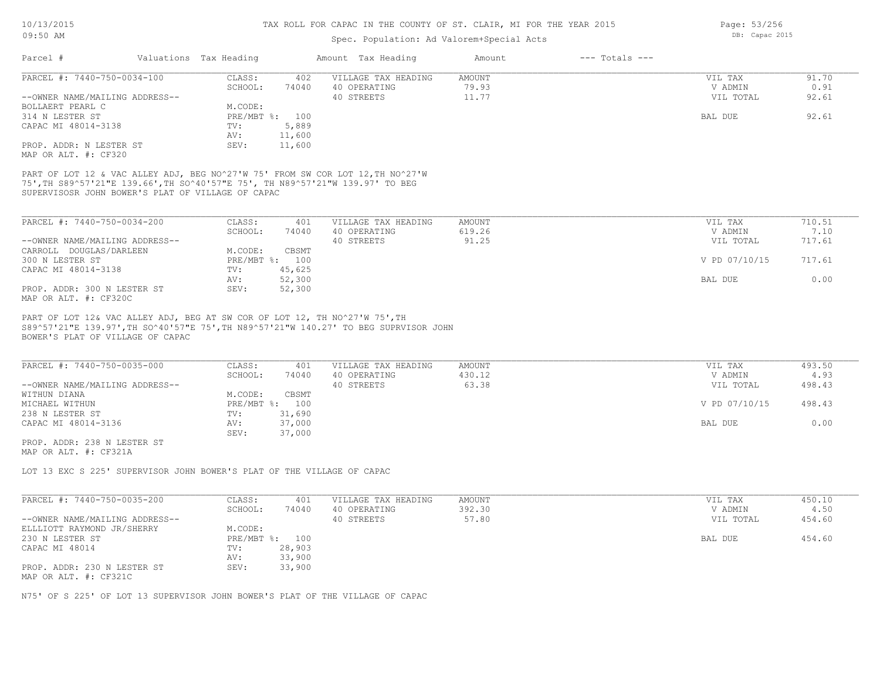TAX ROLL FOR CAPAC IN THE COUNTY OF ST. CLAIR, MI FOR THE YEAR 2015

Spec. Population: Ad Valorem+Special Acts

| Parcel # | Valuations | Tax Heading | Amount | Tax Heading | Amount | --- Totals --- | |
|---|---|---|---|---|---|---|---|

---

**PARCEL #: 7440-750-0034-100**

--OWNER NAME/MAILING ADDRESS--
BOLLAERT PEARL C
314 N LESTER ST
CAPAC MI 48014-3138

PROP. ADDR: N LESTER ST
MAP OR ALT. #: CF320

| | | | | | |
|---|---|---|---|---|---|
| CLASS: | 402 | VILLAGE TAX HEADING | AMOUNT | VIL TAX | 91.70 |
| SCHOOL: | 74040 | 40 OPERATING | 79.93 | V ADMIN | 0.91 |
| M.CODE: | | 40 STREETS | 11.77 | VIL TOTAL | 92.61 |
| PRE/MBT %: | 100 | | | BAL DUE | 92.61 |
| TV: | 5,889 | | | | |
| AV: | 11,600 | | | | |
| SEV: | 11,600 | | | | |

PART OF LOT 12 & VAC ALLEY ADJ, BEG NO^27'W 75' FROM SW COR LOT 12,TH NO^27'W 75',TH S89^57'21"E 139.66',TH SO^40'57"E 75', TH N89^57'21"W 139.97' TO BEG SUPERVISOSR JOHN BOWER'S PLAT OF VILLAGE OF CAPAC

---

**PARCEL #: 7440-750-0034-200**

--OWNER NAME/MAILING ADDRESS--
CARROLL DOUGLAS/DARLEEN
300 N LESTER ST
CAPAC MI 48014-3138

PROP. ADDR: 300 N LESTER ST
MAP OR ALT. #: CF320C

| | | | | | |
|---|---|---|---|---|---|
| CLASS: | 401 | VILLAGE TAX HEADING | AMOUNT | VIL TAX | 710.51 |
| SCHOOL: | 74040 | 40 OPERATING | 619.26 | V ADMIN | 7.10 |
| M.CODE: | CBSMT | 40 STREETS | 91.25 | VIL TOTAL | 717.61 |
| PRE/MBT %: | 100 | | | V PD 07/10/15 | 717.61 |
| TV: | 45,625 | | | | |
| AV: | 52,300 | | | BAL DUE | 0.00 |
| SEV: | 52,300 | | | | |

PART OF LOT 12& VAC ALLEY ADJ, BEG AT SW COR OF LOT 12, TH NO^27'W 75',TH S89^57'21"E 139.97',TH SO^40'57"E 75',TH N89^57'21"W 140.27' TO BEG SUPRVISOR JOHN BOWER'S PLAT OF VILLAGE OF CAPAC

---

**PARCEL #: 7440-750-0035-000**

--OWNER NAME/MAILING ADDRESS--
WITHUN DIANA
MICHAEL WITHUN
238 N LESTER ST
CAPAC MI 48014-3136

PROP. ADDR: 238 N LESTER ST
MAP OR ALT. #: CF321A

| | | | | | |
|---|---|---|---|---|---|
| CLASS: | 401 | VILLAGE TAX HEADING | AMOUNT | VIL TAX | 493.50 |
| SCHOOL: | 74040 | 40 OPERATING | 430.12 | V ADMIN | 4.93 |
| M.CODE: | CBSMT | 40 STREETS | 63.38 | VIL TOTAL | 498.43 |
| PRE/MBT %: | 100 | | | V PD 07/10/15 | 498.43 |
| TV: | 31,690 | | | | |
| AV: | 37,000 | | | BAL DUE | 0.00 |
| SEV: | 37,000 | | | | |

LOT 13 EXC S 225' SUPERVISOR JOHN BOWER'S PLAT OF THE VILLAGE OF CAPAC

---

**PARCEL #: 7440-750-0035-200**

--OWNER NAME/MAILING ADDRESS--
ELLLIOTT RAYMOND JR/SHERRY
230 N LESTER ST
CAPAC MI 48014

PROP. ADDR: 230 N LESTER ST
MAP OR ALT. #: CF321C

| | | | | | |
|---|---|---|---|---|---|
| CLASS: | 401 | VILLAGE TAX HEADING | AMOUNT | VIL TAX | 450.10 |
| SCHOOL: | 74040 | 40 OPERATING | 392.30 | V ADMIN | 4.50 |
| M.CODE: | | 40 STREETS | 57.80 | VIL TOTAL | 454.60 |
| PRE/MBT %: | 100 | | | BAL DUE | 454.60 |
| TV: | 28,903 | | | | |
| AV: | 33,900 | | | | |
| SEV: | 33,900 | | | | |

N75' OF S 225' OF LOT 13 SUPERVISOR JOHN BOWER'S PLAT OF THE VILLAGE OF CAPAC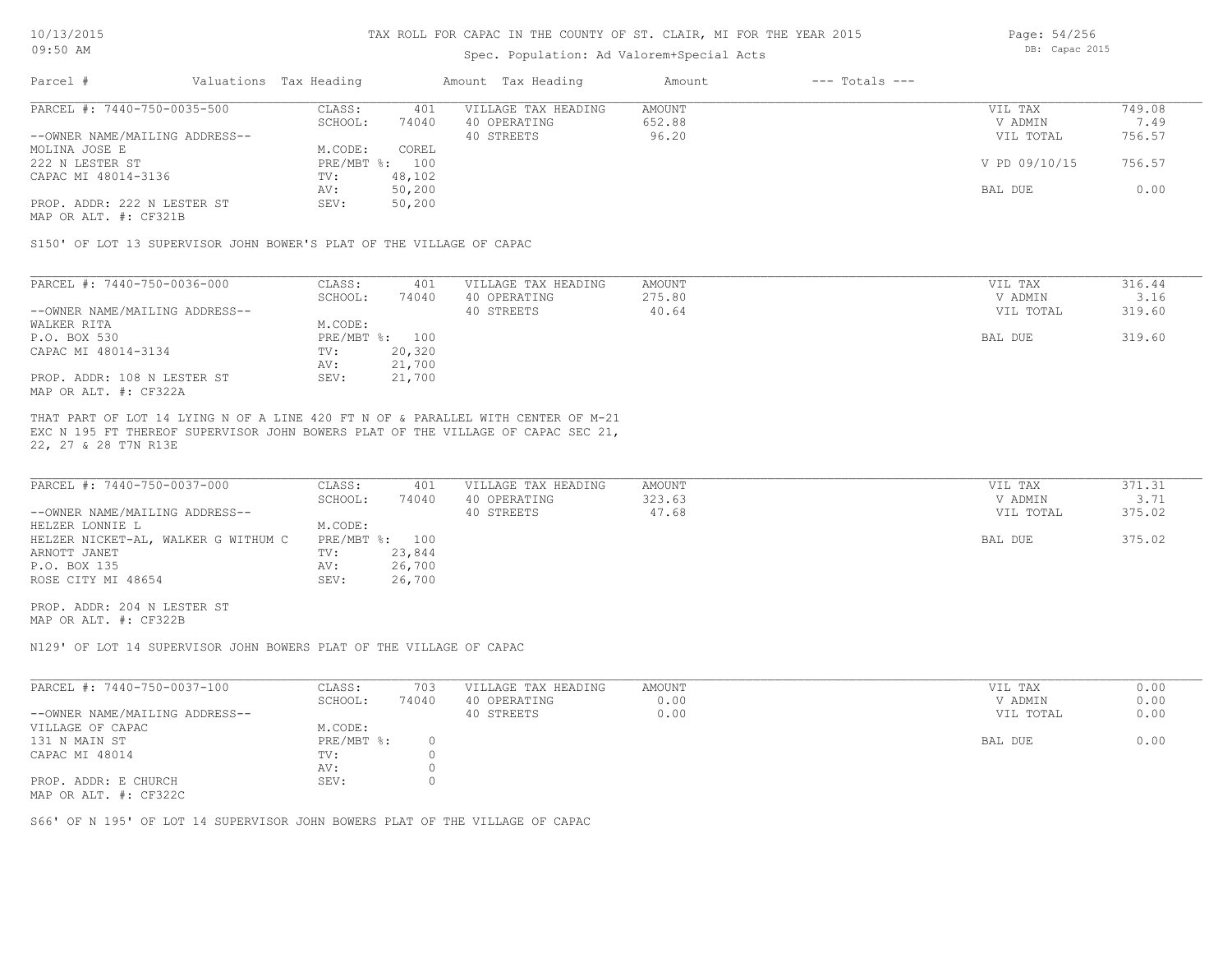# TAX ROLL FOR CAPAC IN THE COUNTY OF ST. CLAIR, MI FOR THE YEAR 2015

Spec. Population: Ad Valorem+Special Acts

| Parcel # | Valuations | Tax Heading | Amount | Tax Heading | Amount | --- Totals --- | |
|---|---|---|---|---|---|---|---|
| PARCEL #: 7440-750-0035-500 | CLASS: | 401 | VILLAGE TAX HEADING | AMOUNT | | VIL TAX | 749.08 |
| | SCHOOL: | 74040 | 40 OPERATING | 652.88 | | V ADMIN | 7.49 |
| --OWNER NAME/MAILING ADDRESS-- | | | 40 STREETS | 96.20 | | VIL TOTAL | 756.57 |
| MOLINA JOSE E | M.CODE: | COREL | | | | | |
| 222 N LESTER ST | PRE/MBT %: | 100 | | | | V PD 09/10/15 | 756.57 |
| CAPAC MI 48014-3136 | TV: | 48,102 | | | | | |
| | AV: | 50,200 | | | | BAL DUE | 0.00 |
| PROP. ADDR: 222 N LESTER ST | SEV: | 50,200 | | | | | |
| MAP OR ALT. #: CF321B | | | | | | | |

S150' OF LOT 13 SUPERVISOR JOHN BOWER'S PLAT OF THE VILLAGE OF CAPAC

| Parcel # | Valuations | Tax Heading | Amount | Tax Heading | Amount | --- Totals --- | |
|---|---|---|---|---|---|---|---|
| PARCEL #: 7440-750-0036-000 | CLASS: | 401 | VILLAGE TAX HEADING | AMOUNT | | VIL TAX | 316.44 |
| | SCHOOL: | 74040 | 40 OPERATING | 275.80 | | V ADMIN | 3.16 |
| --OWNER NAME/MAILING ADDRESS-- | | | 40 STREETS | 40.64 | | VIL TOTAL | 319.60 |
| WALKER RITA | M.CODE: | | | | | | |
| P.O. BOX 530 | PRE/MBT %: | 100 | | | | BAL DUE | 319.60 |
| CAPAC MI 48014-3134 | TV: | 20,320 | | | | | |
| | AV: | 21,700 | | | | | |
| PROP. ADDR: 108 N LESTER ST | SEV: | 21,700 | | | | | |
| MAP OR ALT. #: CF322A | | | | | | | |

THAT PART OF LOT 14 LYING N OF A LINE 420 FT N OF & PARALLEL WITH CENTER OF M-21 EXC N 195 FT THEREOF SUPERVISOR JOHN BOWERS PLAT OF THE VILLAGE OF CAPAC SEC 21, 22, 27 & 28 T7N R13E

| Parcel # | Valuations | Tax Heading | Amount | Tax Heading | Amount | --- Totals --- | |
|---|---|---|---|---|---|---|---|
| PARCEL #: 7440-750-0037-000 | CLASS: | 401 | VILLAGE TAX HEADING | AMOUNT | | VIL TAX | 371.31 |
| | SCHOOL: | 74040 | 40 OPERATING | 323.63 | | V ADMIN | 3.71 |
| --OWNER NAME/MAILING ADDRESS-- | | | 40 STREETS | 47.68 | | VIL TOTAL | 375.02 |
| HELZER LONNIE L | M.CODE: | | | | | | |
| HELZER NICKET-AL, WALKER G WITHUM C | PRE/MBT %: | 100 | | | | BAL DUE | 375.02 |
| ARNOTT JANET | TV: | 23,844 | | | | | |
| P.O. BOX 135 | AV: | 26,700 | | | | | |
| ROSE CITY MI 48654 | SEV: | 26,700 | | | | | |
| PROP. ADDR: 204 N LESTER ST | | | | | | | |
| MAP OR ALT. #: CF322B | | | | | | | |

N129' OF LOT 14 SUPERVISOR JOHN BOWERS PLAT OF THE VILLAGE OF CAPAC

| Parcel # | Valuations | Tax Heading | Amount | Tax Heading | Amount | --- Totals --- | |
|---|---|---|---|---|---|---|---|
| PARCEL #: 7440-750-0037-100 | CLASS: | 703 | VILLAGE TAX HEADING | AMOUNT | | VIL TAX | 0.00 |
| | SCHOOL: | 74040 | 40 OPERATING | 0.00 | | V ADMIN | 0.00 |
| --OWNER NAME/MAILING ADDRESS-- | | | 40 STREETS | 0.00 | | VIL TOTAL | 0.00 |
| VILLAGE OF CAPAC | M.CODE: | | | | | | |
| 131 N MAIN ST | PRE/MBT %: | 0 | | | | BAL DUE | 0.00 |
| CAPAC MI 48014 | TV: | 0 | | | | | |
| | AV: | 0 | | | | | |
| PROP. ADDR: E CHURCH | SEV: | 0 | | | | | |
| MAP OR ALT. #: CF322C | | | | | | | |

S66' OF N 195' OF LOT 14 SUPERVISOR JOHN BOWERS PLAT OF THE VILLAGE OF CAPAC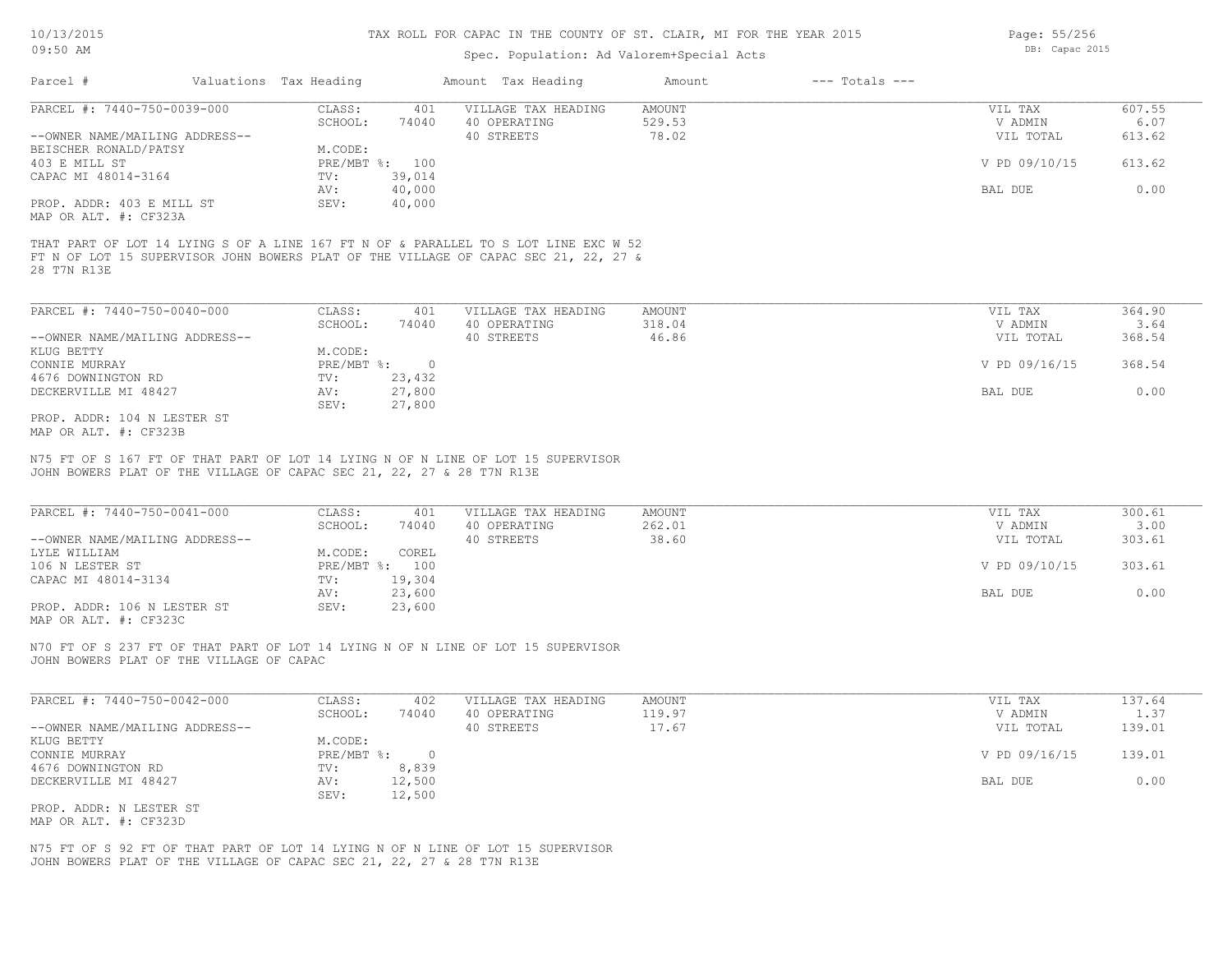TAX ROLL FOR CAPAC IN THE COUNTY OF ST. CLAIR, MI FOR THE YEAR 2015

Spec. Population: Ad Valorem+Special Acts

| Parcel # | Valuations | Tax Heading | Amount | Tax Heading | Amount | --- Totals --- | |
|---|---|---|---|---|---|---|---|
| PARCEL #: 7440-750-0039-000 | CLASS: | 401 | VILLAGE TAX HEADING | AMOUNT | | VIL TAX | 607.55 |
| | SCHOOL: | 74040 | 40 OPERATING | 529.53 | | V ADMIN | 6.07 |
| --OWNER NAME/MAILING ADDRESS-- | | | 40 STREETS | 78.02 | | VIL TOTAL | 613.62 |
| BEISCHER RONALD/PATSY | M.CODE: | | | | | | |
| 403 E MILL ST | PRE/MBT %: | 100 | | | | V PD 09/10/15 | 613.62 |
| CAPAC MI 48014-3164 | TV: | 39,014 | | | | | |
| | AV: | 40,000 | | | | BAL DUE | 0.00 |
| PROP. ADDR: 403 E MILL ST | SEV: | 40,000 | | | | | |
| MAP OR ALT. #: CF323A | | | | | | | |

THAT PART OF LOT 14 LYING S OF A LINE 167 FT N OF & PARALLEL TO S LOT LINE EXC W 52 FT N OF LOT 15 SUPERVISOR JOHN BOWERS PLAT OF THE VILLAGE OF CAPAC SEC 21, 22, 27 & 28 T7N R13E

| Parcel # | Valuations | Tax Heading | Amount | Tax Heading | Amount | --- Totals --- | |
|---|---|---|---|---|---|---|---|
| PARCEL #: 7440-750-0040-000 | CLASS: | 401 | VILLAGE TAX HEADING | AMOUNT | | VIL TAX | 364.90 |
| | SCHOOL: | 74040 | 40 OPERATING | 318.04 | | V ADMIN | 3.64 |
| --OWNER NAME/MAILING ADDRESS-- | | | 40 STREETS | 46.86 | | VIL TOTAL | 368.54 |
| KLUG BETTY | M.CODE: | | | | | | |
| CONNIE MURRAY | PRE/MBT %: | 0 | | | | V PD 09/16/15 | 368.54 |
| 4676 DOWNINGTON RD | TV: | 23,432 | | | | | |
| DECKERVILLE MI 48427 | AV: | 27,800 | | | | BAL DUE | 0.00 |
| | SEV: | 27,800 | | | | | |
| PROP. ADDR: 104 N LESTER ST | | | | | | | |
| MAP OR ALT. #: CF323B | | | | | | | |

N75 FT OF S 167 FT OF THAT PART OF LOT 14 LYING N OF N LINE OF LOT 15 SUPERVISOR JOHN BOWERS PLAT OF THE VILLAGE OF CAPAC SEC 21, 22, 27 & 28 T7N R13E

| Parcel # | Valuations | Tax Heading | Amount | Tax Heading | Amount | --- Totals --- | |
|---|---|---|---|---|---|---|---|
| PARCEL #: 7440-750-0041-000 | CLASS: | 401 | VILLAGE TAX HEADING | AMOUNT | | VIL TAX | 300.61 |
| | SCHOOL: | 74040 | 40 OPERATING | 262.01 | | V ADMIN | 3.00 |
| --OWNER NAME/MAILING ADDRESS-- | | | 40 STREETS | 38.60 | | VIL TOTAL | 303.61 |
| LYLE WILLIAM | M.CODE: | COREL | | | | | |
| 106 N LESTER ST | PRE/MBT %: | 100 | | | | V PD 09/10/15 | 303.61 |
| CAPAC MI 48014-3134 | TV: | 19,304 | | | | | |
| | AV: | 23,600 | | | | BAL DUE | 0.00 |
| PROP. ADDR: 106 N LESTER ST | SEV: | 23,600 | | | | | |
| MAP OR ALT. #: CF323C | | | | | | | |

N70 FT OF S 237 FT OF THAT PART OF LOT 14 LYING N OF N LINE OF LOT 15 SUPERVISOR JOHN BOWERS PLAT OF THE VILLAGE OF CAPAC

| Parcel # | Valuations | Tax Heading | Amount | Tax Heading | Amount | --- Totals --- | |
|---|---|---|---|---|---|---|---|
| PARCEL #: 7440-750-0042-000 | CLASS: | 402 | VILLAGE TAX HEADING | AMOUNT | | VIL TAX | 137.64 |
| | SCHOOL: | 74040 | 40 OPERATING | 119.97 | | V ADMIN | 1.37 |
| --OWNER NAME/MAILING ADDRESS-- | | | 40 STREETS | 17.67 | | VIL TOTAL | 139.01 |
| KLUG BETTY | M.CODE: | | | | | | |
| CONNIE MURRAY | PRE/MBT %: | 0 | | | | V PD 09/16/15 | 139.01 |
| 4676 DOWNINGTON RD | TV: | 8,839 | | | | | |
| DECKERVILLE MI 48427 | AV: | 12,500 | | | | BAL DUE | 0.00 |
| | SEV: | 12,500 | | | | | |
| PROP. ADDR: N LESTER ST | | | | | | | |
| MAP OR ALT. #: CF323D | | | | | | | |

N75 FT OF S 92 FT OF THAT PART OF LOT 14 LYING N OF N LINE OF LOT 15 SUPERVISOR JOHN BOWERS PLAT OF THE VILLAGE OF CAPAC SEC 21, 22, 27 & 28 T7N R13E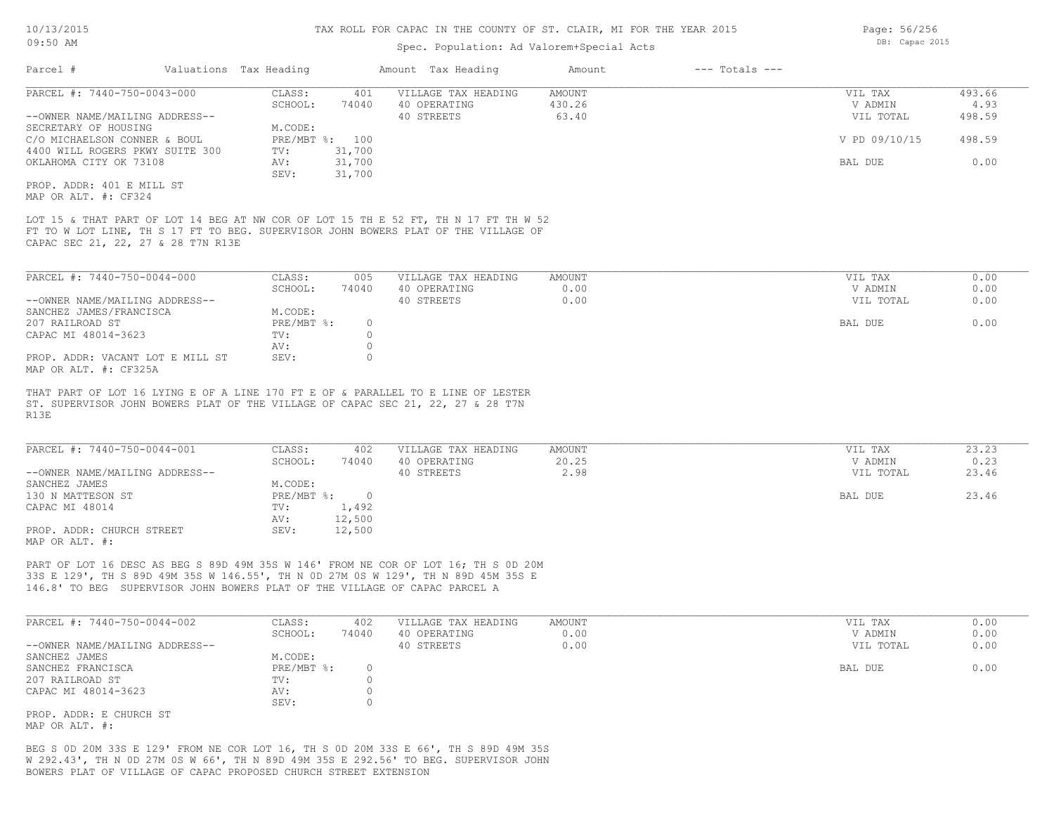# TAX ROLL FOR CAPAC IN THE COUNTY OF ST. CLAIR, MI FOR THE YEAR 2015

Spec. Population: Ad Valorem+Special Acts

10/13/2015 09:50 AM — DB: Capac 2015

| Parcel # | Valuations | Tax Heading | Amount | Tax Heading | Amount | --- Totals --- |
|---|---|---|---|---|---|---|

---

**PARCEL #: 7440-750-0043-000**

| | | | | | |
|---|---|---|---|---|---|
| --OWNER NAME/MAILING ADDRESS-- | CLASS: 401 | VILLAGE TAX HEADING | AMOUNT | VIL TAX | 493.66 |
| SECRETARY OF HOUSING | SCHOOL: 74040 | 40 OPERATING | 430.26 | V ADMIN | 4.93 |
| C/O MICHAELSON CONNER & BOUL | M.CODE: | 40 STREETS | 63.40 | VIL TOTAL | 498.59 |
| 4400 WILL ROGERS PKWY SUITE 300 | PRE/MBT %: 100 | | | V PD 09/10/15 | 498.59 |
| OKLAHOMA CITY OK 73108 | TV: 31,700 | | | | |
| | AV: 31,700 | | | BAL DUE | 0.00 |
| | SEV: 31,700 | | | | |

PROP. ADDR: 401 E MILL ST
MAP OR ALT. #: CF324

LOT 15 & THAT PART OF LOT 14 BEG AT NW COR OF LOT 15 TH E 52 FT, TH N 17 FT TH W 52 FT TO W LOT LINE, TH S 17 FT TO BEG. SUPERVISOR JOHN BOWERS PLAT OF THE VILLAGE OF CAPAC SEC 21, 22, 27 & 28 T7N R13E

---

**PARCEL #: 7440-750-0044-000**

| | | | | | |
|---|---|---|---|---|---|
| --OWNER NAME/MAILING ADDRESS-- | CLASS: 005 | VILLAGE TAX HEADING | AMOUNT | VIL TAX | 0.00 |
| SANCHEZ JAMES/FRANCISCA | SCHOOL: 74040 | 40 OPERATING | 0.00 | V ADMIN | 0.00 |
| 207 RAILROAD ST | M.CODE: | 40 STREETS | 0.00 | VIL TOTAL | 0.00 |
| CAPAC MI 48014-3623 | PRE/MBT %: 0 | | | BAL DUE | 0.00 |
| | TV: 0 | | | | |
| | AV: 0 | | | | |
| | SEV: 0 | | | | |

PROP. ADDR: VACANT LOT E MILL ST
MAP OR ALT. #: CF325A

THAT PART OF LOT 16 LYING E OF A LINE 170 FT E OF & PARALLEL TO E LINE OF LESTER ST. SUPERVISOR JOHN BOWERS PLAT OF THE VILLAGE OF CAPAC SEC 21, 22, 27 & 28 T7N R13E

---

**PARCEL #: 7440-750-0044-001**

| | | | | | |
|---|---|---|---|---|---|
| --OWNER NAME/MAILING ADDRESS-- | CLASS: 402 | VILLAGE TAX HEADING | AMOUNT | VIL TAX | 23.23 |
| SANCHEZ JAMES | SCHOOL: 74040 | 40 OPERATING | 20.25 | V ADMIN | 0.23 |
| 130 N MATTESON ST | M.CODE: | 40 STREETS | 2.98 | VIL TOTAL | 23.46 |
| CAPAC MI 48014 | PRE/MBT %: 0 | | | BAL DUE | 23.46 |
| | TV: 1,492 | | | | |
| | AV: 12,500 | | | | |
| | SEV: 12,500 | | | | |

PROP. ADDR: CHURCH STREET
MAP OR ALT. #:

PART OF LOT 16 DESC AS BEG S 89D 49M 35S W 146' FROM NE COR OF LOT 16; TH S 0D 20M 33S E 129', TH S 89D 49M 35S W 146.55', TH N 0D 27M 0S W 129', TH N 89D 45M 35S E 146.8' TO BEG SUPERVISOR JOHN BOWERS PLAT OF THE VILLAGE OF CAPAC PARCEL A

---

**PARCEL #: 7440-750-0044-002**

| | | | | | |
|---|---|---|---|---|---|
| --OWNER NAME/MAILING ADDRESS-- | CLASS: 402 | VILLAGE TAX HEADING | AMOUNT | VIL TAX | 0.00 |
| SANCHEZ JAMES | SCHOOL: 74040 | 40 OPERATING | 0.00 | V ADMIN | 0.00 |
| SANCHEZ FRANCISCA | M.CODE: | 40 STREETS | 0.00 | VIL TOTAL | 0.00 |
| 207 RAILROAD ST | PRE/MBT %: 0 | | | BAL DUE | 0.00 |
| CAPAC MI 48014-3623 | TV: 0 | | | | |
| | AV: 0 | | | | |
| | SEV: 0 | | | | |

PROP. ADDR: E CHURCH ST
MAP OR ALT. #:

BEG S 0D 20M 33S E 129' FROM NE COR LOT 16, TH S 0D 20M 33S E 66', TH S 89D 49M 35S W 292.43', TH N 0D 27M 0S W 66', TH N 89D 49M 35S E 292.56' TO BEG. SUPERVISOR JOHN BOWERS PLAT OF VILLAGE OF CAPAC PROPOSED CHURCH STREET EXTENSION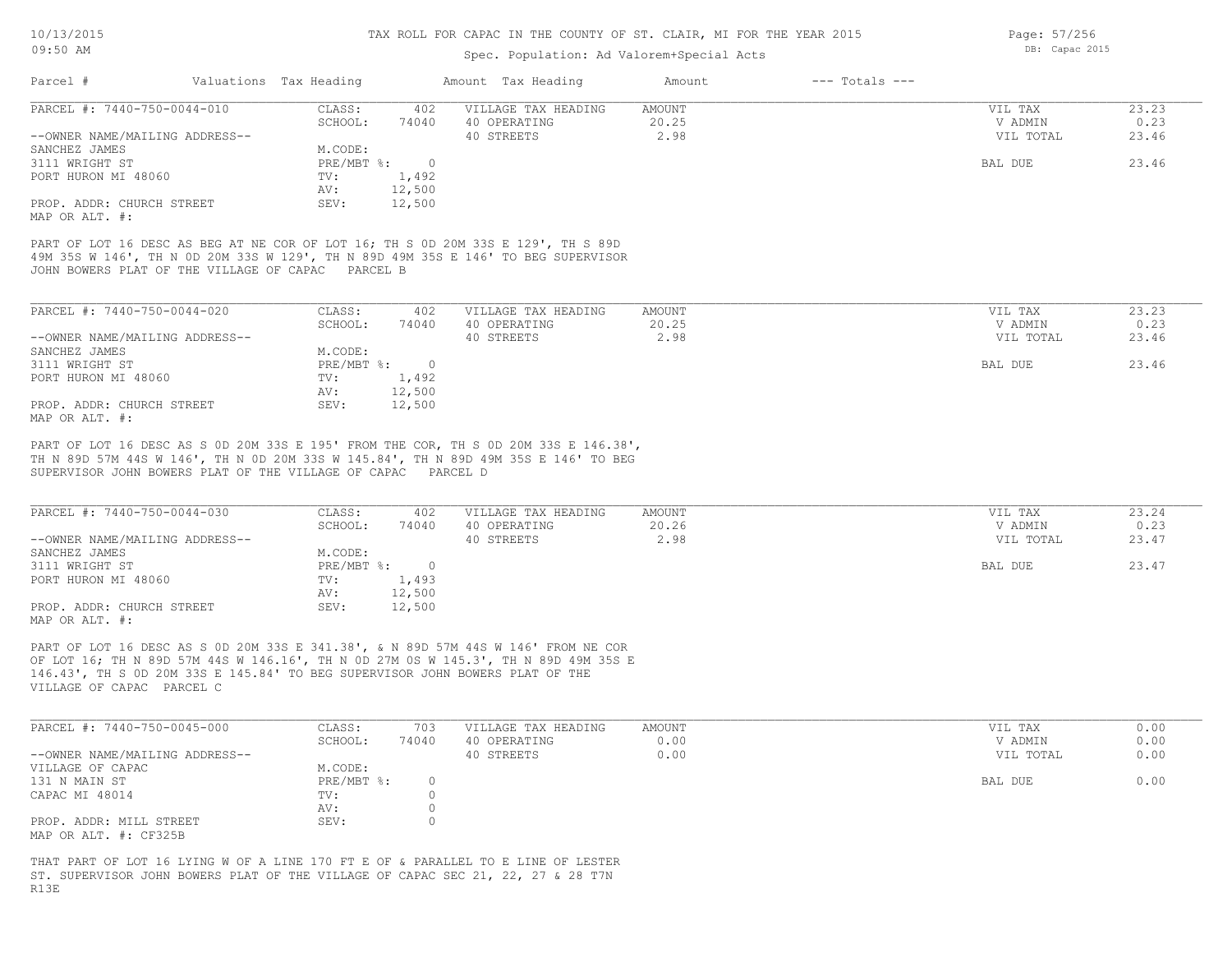TAX ROLL FOR CAPAC IN THE COUNTY OF ST. CLAIR, MI FOR THE YEAR 2015

Spec. Population: Ad Valorem+Special Acts

| Parcel # | Valuations | Tax Heading | Amount | Tax Heading | Amount | --- Totals --- | |
|---|---|---|---|---|---|---|---|

**PARCEL #: 7440-750-0044-010**

| | | | | |
|---|---|---|---|---|
| CLASS: 402 | VILLAGE TAX HEADING | AMOUNT | VIL TAX | 23.23 |
| SCHOOL: 74040 | 40 OPERATING | 20.25 | V ADMIN | 0.23 |
| M.CODE: | 40 STREETS | 2.98 | VIL TOTAL | 23.46 |
| PRE/MBT %: 0 | | | BAL DUE | 23.46 |
| TV: 1,492 | | | | |
| AV: 12,500 | | | | |
| SEV: 12,500 | | | | |

--OWNER NAME/MAILING ADDRESS--
SANCHEZ JAMES
3111 WRIGHT ST
PORT HURON MI 48060

PROP. ADDR: CHURCH STREET
MAP OR ALT. #:

PART OF LOT 16 DESC AS BEG AT NE COR OF LOT 16; TH S 0D 20M 33S E 129', TH S 89D 49M 35S W 146', TH N 0D 20M 33S W 129', TH N 89D 49M 35S E 146' TO BEG SUPERVISOR JOHN BOWERS PLAT OF THE VILLAGE OF CAPAC PARCEL B

**PARCEL #: 7440-750-0044-020**

| | | | | |
|---|---|---|---|---|
| CLASS: 402 | VILLAGE TAX HEADING | AMOUNT | VIL TAX | 23.23 |
| SCHOOL: 74040 | 40 OPERATING | 20.25 | V ADMIN | 0.23 |
| M.CODE: | 40 STREETS | 2.98 | VIL TOTAL | 23.46 |
| PRE/MBT %: 0 | | | BAL DUE | 23.46 |
| TV: 1,492 | | | | |
| AV: 12,500 | | | | |
| SEV: 12,500 | | | | |

--OWNER NAME/MAILING ADDRESS--
SANCHEZ JAMES
3111 WRIGHT ST
PORT HURON MI 48060

PROP. ADDR: CHURCH STREET
MAP OR ALT. #:

PART OF LOT 16 DESC AS S 0D 20M 33S E 195' FROM THE COR, TH S 0D 20M 33S E 146.38', TH N 89D 57M 44S W 146', TH N 0D 20M 33S W 145.84', TH N 89D 49M 35S E 146' TO BEG SUPERVISOR JOHN BOWERS PLAT OF THE VILLAGE OF CAPAC PARCEL D

**PARCEL #: 7440-750-0044-030**

| | | | | |
|---|---|---|---|---|
| CLASS: 402 | VILLAGE TAX HEADING | AMOUNT | VIL TAX | 23.24 |
| SCHOOL: 74040 | 40 OPERATING | 20.26 | V ADMIN | 0.23 |
| M.CODE: | 40 STREETS | 2.98 | VIL TOTAL | 23.47 |
| PRE/MBT %: 0 | | | BAL DUE | 23.47 |
| TV: 1,493 | | | | |
| AV: 12,500 | | | | |
| SEV: 12,500 | | | | |

--OWNER NAME/MAILING ADDRESS--
SANCHEZ JAMES
3111 WRIGHT ST
PORT HURON MI 48060

PROP. ADDR: CHURCH STREET
MAP OR ALT. #:

PART OF LOT 16 DESC AS S 0D 20M 33S E 341.38', & N 89D 57M 44S W 146' FROM NE COR OF LOT 16; TH N 89D 57M 44S W 146.16', TH N 0D 27M 0S W 145.3', TH N 89D 49M 35S E 146.43', TH S 0D 20M 33S E 145.84' TO BEG SUPERVISOR JOHN BOWERS PLAT OF THE VILLAGE OF CAPAC PARCEL C

**PARCEL #: 7440-750-0045-000**

| | | | | |
|---|---|---|---|---|
| CLASS: 703 | VILLAGE TAX HEADING | AMOUNT | VIL TAX | 0.00 |
| SCHOOL: 74040 | 40 OPERATING | 0.00 | V ADMIN | 0.00 |
| M.CODE: | 40 STREETS | 0.00 | VIL TOTAL | 0.00 |
| PRE/MBT %: 0 | | | BAL DUE | 0.00 |
| TV: 0 | | | | |
| AV: 0 | | | | |
| SEV: 0 | | | | |

--OWNER NAME/MAILING ADDRESS--
VILLAGE OF CAPAC
131 N MAIN ST
CAPAC MI 48014

PROP. ADDR: MILL STREET
MAP OR ALT. #: CF325B

THAT PART OF LOT 16 LYING W OF A LINE 170 FT E OF & PARALLEL TO E LINE OF LESTER ST. SUPERVISOR JOHN BOWERS PLAT OF THE VILLAGE OF CAPAC SEC 21, 22, 27 & 28 T7N R13E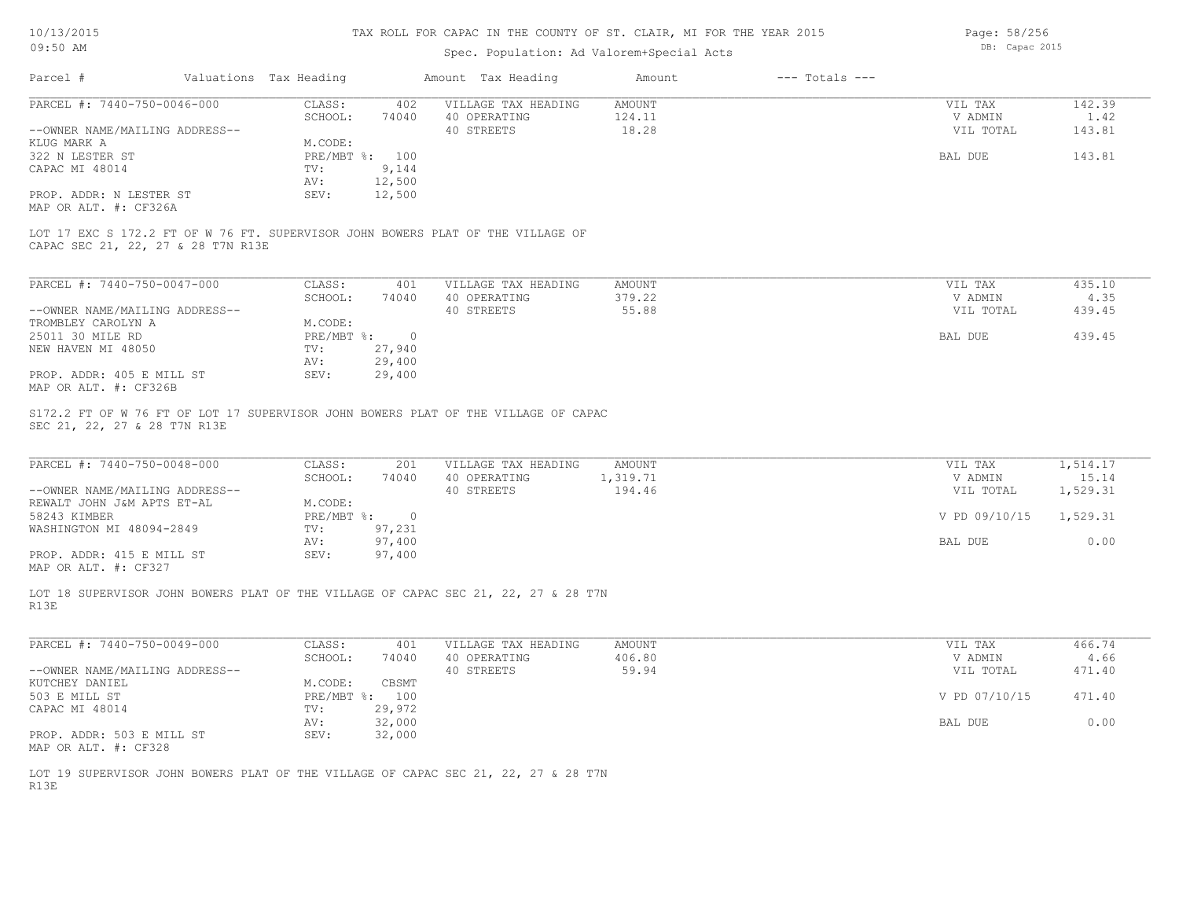# TAX ROLL FOR CAPAC IN THE COUNTY OF ST. CLAIR, MI FOR THE YEAR 2015

Spec. Population: Ad Valorem+Special Acts

DB: Capac 2015

| Parcel # | Valuations | Tax Heading | Amount | Tax Heading | Amount | --- Totals --- | |
|---|---|---|---|---|---|---|---|
| PARCEL #: 7440-750-0046-000 | CLASS: | 402 | VILLAGE TAX HEADING | AMOUNT | | VIL TAX | 142.39 |
| | SCHOOL: | 74040 | 40 OPERATING | 124.11 | | V ADMIN | 1.42 |
| --OWNER NAME/MAILING ADDRESS-- | | | 40 STREETS | 18.28 | | VIL TOTAL | 143.81 |
| KLUG MARK A | M.CODE: | | | | | | |
| 322 N LESTER ST | PRE/MBT %: | 100 | | | | BAL DUE | 143.81 |
| CAPAC MI 48014 | TV: | 9,144 | | | | | |
| | AV: | 12,500 | | | | | |
| PROP. ADDR: N LESTER ST | SEV: | 12,500 | | | | | |
| MAP OR ALT. #: CF326A | | | | | | | |

LOT 17 EXC S 172.2 FT OF W 76 FT. SUPERVISOR JOHN BOWERS PLAT OF THE VILLAGE OF CAPAC SEC 21, 22, 27 & 28 T7N R13E

| Parcel # | Valuations | Tax Heading | Amount | Tax Heading | Amount | --- Totals --- | |
|---|---|---|---|---|---|---|---|
| PARCEL #: 7440-750-0047-000 | CLASS: | 401 | VILLAGE TAX HEADING | AMOUNT | | VIL TAX | 435.10 |
| | SCHOOL: | 74040 | 40 OPERATING | 379.22 | | V ADMIN | 4.35 |
| --OWNER NAME/MAILING ADDRESS-- | | | 40 STREETS | 55.88 | | VIL TOTAL | 439.45 |
| TROMBLEY CAROLYN A | M.CODE: | | | | | | |
| 25011 30 MILE RD | PRE/MBT %: | 0 | | | | BAL DUE | 439.45 |
| NEW HAVEN MI 48050 | TV: | 27,940 | | | | | |
| | AV: | 29,400 | | | | | |
| PROP. ADDR: 405 E MILL ST | SEV: | 29,400 | | | | | |
| MAP OR ALT. #: CF326B | | | | | | | |

S172.2 FT OF W 76 FT OF LOT 17 SUPERVISOR JOHN BOWERS PLAT OF THE VILLAGE OF CAPAC SEC 21, 22, 27 & 28 T7N R13E

| Parcel # | Valuations | Tax Heading | Amount | Tax Heading | Amount | --- Totals --- | |
|---|---|---|---|---|---|---|---|
| PARCEL #: 7440-750-0048-000 | CLASS: | 201 | VILLAGE TAX HEADING | AMOUNT | | VIL TAX | 1,514.17 |
| | SCHOOL: | 74040 | 40 OPERATING | 1,319.71 | | V ADMIN | 15.14 |
| --OWNER NAME/MAILING ADDRESS-- | | | 40 STREETS | 194.46 | | VIL TOTAL | 1,529.31 |
| REWALT JOHN J&M APTS ET-AL | M.CODE: | | | | | | |
| 58243 KIMBER | PRE/MBT %: | 0 | | | | V PD 09/10/15 | 1,529.31 |
| WASHINGTON MI 48094-2849 | TV: | 97,231 | | | | | |
| | AV: | 97,400 | | | | BAL DUE | 0.00 |
| PROP. ADDR: 415 E MILL ST | SEV: | 97,400 | | | | | |
| MAP OR ALT. #: CF327 | | | | | | | |

LOT 18 SUPERVISOR JOHN BOWERS PLAT OF THE VILLAGE OF CAPAC SEC 21, 22, 27 & 28 T7N R13E

| Parcel # | Valuations | Tax Heading | Amount | Tax Heading | Amount | --- Totals --- | |
|---|---|---|---|---|---|---|---|
| PARCEL #: 7440-750-0049-000 | CLASS: | 401 | VILLAGE TAX HEADING | AMOUNT | | VIL TAX | 466.74 |
| | SCHOOL: | 74040 | 40 OPERATING | 406.80 | | V ADMIN | 4.66 |
| --OWNER NAME/MAILING ADDRESS-- | | | 40 STREETS | 59.94 | | VIL TOTAL | 471.40 |
| KUTCHEY DANIEL | M.CODE: | CBSMT | | | | | |
| 503 E MILL ST | PRE/MBT %: | 100 | | | | V PD 07/10/15 | 471.40 |
| CAPAC MI 48014 | TV: | 29,972 | | | | | |
| | AV: | 32,000 | | | | BAL DUE | 0.00 |
| PROP. ADDR: 503 E MILL ST | SEV: | 32,000 | | | | | |
| MAP OR ALT. #: CF328 | | | | | | | |

LOT 19 SUPERVISOR JOHN BOWERS PLAT OF THE VILLAGE OF CAPAC SEC 21, 22, 27 & 28 T7N R13E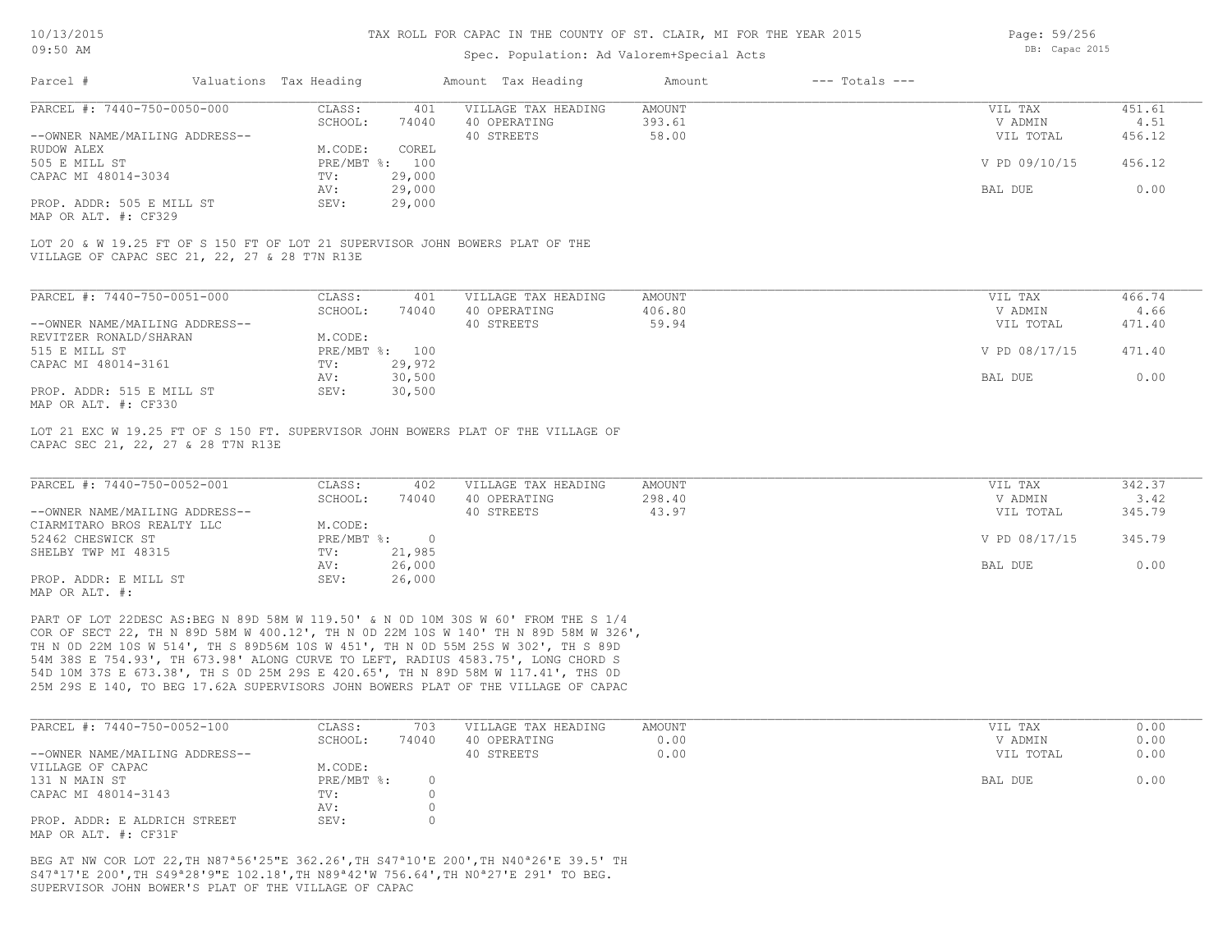TAX ROLL FOR CAPAC IN THE COUNTY OF ST. CLAIR, MI FOR THE YEAR 2015

Spec. Population: Ad Valorem+Special Acts

| Parcel # | Valuations | Tax Heading | Amount | Tax Heading | Amount | --- Totals --- | |
|---|---|---|---|---|---|---|---|

---

**PARCEL #: 7440-750-0050-000**

| | | | | | |
|---|---|---|---|---|---|
| CLASS: | 401 | VILLAGE TAX HEADING | AMOUNT | VIL TAX | 451.61 |
| SCHOOL: | 74040 | 40 OPERATING | 393.61 | V ADMIN | 4.51 |
| | | 40 STREETS | 58.00 | VIL TOTAL | 456.12 |
| M.CODE: | COREL | | | | |
| PRE/MBT %: | 100 | | | V PD 09/10/15 | 456.12 |
| TV: | 29,000 | | | | |
| AV: | 29,000 | | | BAL DUE | 0.00 |
| SEV: | 29,000 | | | | |

--OWNER NAME/MAILING ADDRESS--
RUDOW ALEX
505 E MILL ST
CAPAC MI 48014-3034

PROP. ADDR: 505 E MILL ST
MAP OR ALT. #: CF329

LOT 20 & W 19.25 FT OF S 150 FT OF LOT 21 SUPERVISOR JOHN BOWERS PLAT OF THE VILLAGE OF CAPAC SEC 21, 22, 27 & 28 T7N R13E

---

**PARCEL #: 7440-750-0051-000**

| | | | | | |
|---|---|---|---|---|---|
| CLASS: | 401 | VILLAGE TAX HEADING | AMOUNT | VIL TAX | 466.74 |
| SCHOOL: | 74040 | 40 OPERATING | 406.80 | V ADMIN | 4.66 |
| | | 40 STREETS | 59.94 | VIL TOTAL | 471.40 |
| M.CODE: | | | | | |
| PRE/MBT %: | 100 | | | V PD 08/17/15 | 471.40 |
| TV: | 29,972 | | | | |
| AV: | 30,500 | | | BAL DUE | 0.00 |
| SEV: | 30,500 | | | | |

--OWNER NAME/MAILING ADDRESS--
REVITZER RONALD/SHARAN
515 E MILL ST
CAPAC MI 48014-3161

PROP. ADDR: 515 E MILL ST
MAP OR ALT. #: CF330

LOT 21 EXC W 19.25 FT OF S 150 FT. SUPERVISOR JOHN BOWERS PLAT OF THE VILLAGE OF CAPAC SEC 21, 22, 27 & 28 T7N R13E

---

**PARCEL #: 7440-750-0052-001**

| | | | | | |
|---|---|---|---|---|---|
| CLASS: | 402 | VILLAGE TAX HEADING | AMOUNT | VIL TAX | 342.37 |
| SCHOOL: | 74040 | 40 OPERATING | 298.40 | V ADMIN | 3.42 |
| | | 40 STREETS | 43.97 | VIL TOTAL | 345.79 |
| M.CODE: | | | | | |
| PRE/MBT %: | 0 | | | V PD 08/17/15 | 345.79 |
| TV: | 21,985 | | | | |
| AV: | 26,000 | | | BAL DUE | 0.00 |
| SEV: | 26,000 | | | | |

--OWNER NAME/MAILING ADDRESS--
CIARMITARO BROS REALTY LLC
52462 CHESWICK ST
SHELBY TWP MI 48315

PROP. ADDR: E MILL ST
MAP OR ALT. #:

PART OF LOT 22DESC AS:BEG N 89D 58M W 119.50' & N 0D 10M 30S W 60' FROM THE S 1/4 COR OF SECT 22, TH N 89D 58M W 400.12', TH N 0D 22M 10S W 140' TH N 89D 58M W 326', TH N 0D 22M 10S W 514', TH S 89D56M 10S W 451', TH N 0D 55M 25S W 302', TH S 89D 54M 38S E 754.93', TH 673.98' ALONG CURVE TO LEFT, RADIUS 4583.75', LONG CHORD S 54D 10M 37S E 673.38', TH S 0D 25M 29S E 420.65', TH N 89D 58M W 117.41', THS 0D 25M 29S E 140, TO BEG 17.62A SUPERVISORS JOHN BOWERS PLAT OF THE VILLAGE OF CAPAC

---

**PARCEL #: 7440-750-0052-100**

| | | | | | |
|---|---|---|---|---|---|
| CLASS: | 703 | VILLAGE TAX HEADING | AMOUNT | VIL TAX | 0.00 |
| SCHOOL: | 74040 | 40 OPERATING | 0.00 | V ADMIN | 0.00 |
| | | 40 STREETS | 0.00 | VIL TOTAL | 0.00 |
| M.CODE: | | | | | |
| PRE/MBT %: | 0 | | | BAL DUE | 0.00 |
| TV: | 0 | | | | |
| AV: | 0 | | | | |
| SEV: | 0 | | | | |

--OWNER NAME/MAILING ADDRESS--
VILLAGE OF CAPAC
131 N MAIN ST
CAPAC MI 48014-3143

PROP. ADDR: E ALDRICH STREET
MAP OR ALT. #: CF31F

BEG AT NW COR LOT 22,TH N87ª56'25"E 362.26',TH S47ª10'E 200',TH N40ª26'E 39.5' TH S47ª17'E 200',TH S49ª28'9"E 102.18',TH N89ª42'W 756.64',TH N0ª27'E 291' TO BEG. SUPERVISOR JOHN BOWER'S PLAT OF THE VILLAGE OF CAPAC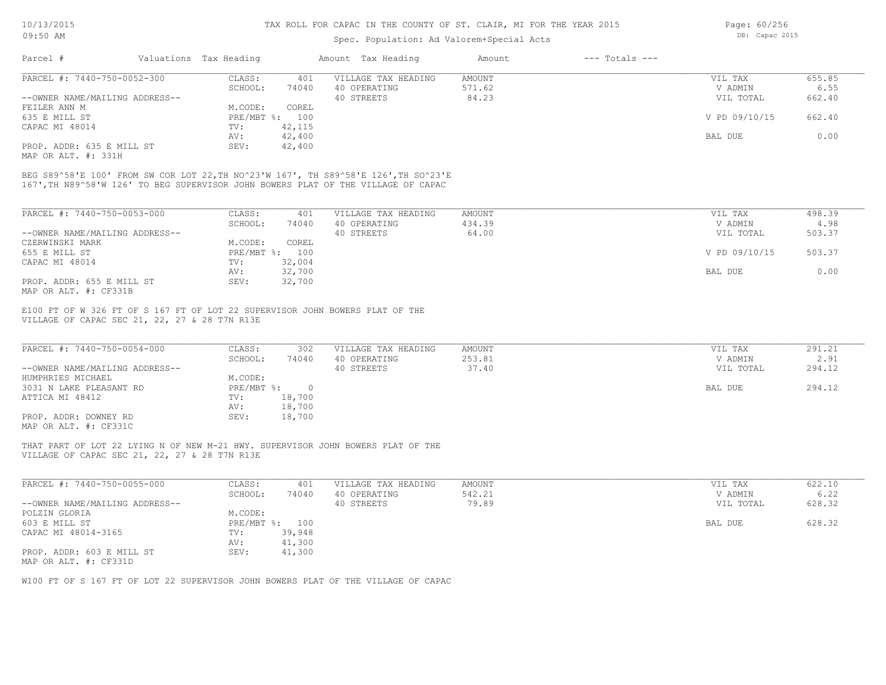# TAX ROLL FOR CAPAC IN THE COUNTY OF ST. CLAIR, MI FOR THE YEAR 2015

Spec. Population: Ad Valorem+Special Acts

DB: Capac 2015

10/13/2015
09:50 AM

| Parcel # | Valuations | Tax Heading | Amount | Tax Heading | Amount | --- Totals --- | |
|---|---|---|---|---|---|---|---|
| PARCEL #: 7440-750-0052-300 | CLASS: | 401 | VILLAGE TAX HEADING | AMOUNT | | VIL TAX | 655.85 |
| | SCHOOL: | 74040 | 40 OPERATING | 571.62 | | V ADMIN | 6.55 |
| --OWNER NAME/MAILING ADDRESS-- | | | 40 STREETS | 84.23 | | VIL TOTAL | 662.40 |
| FEILER ANN M | M.CODE: | COREL | | | | | |
| 635 E MILL ST | PRE/MBT %: | 100 | | | | V PD 09/10/15 | 662.40 |
| CAPAC MI 48014 | TV: | 42,115 | | | | | |
| | AV: | 42,400 | | | | BAL DUE | 0.00 |
| PROP. ADDR: 635 E MILL ST | SEV: | 42,400 | | | | | |
| MAP OR ALT. #: 331H | | | | | | | |

BEG S89^58'E 100' FROM SW COR LOT 22,TH NO^23'W 167', TH S89^58'E 126',TH SO^23'E 167',TH N89^58'W 126' TO BEG SUPERVISOR JOHN BOWERS PLAT OF THE VILLAGE OF CAPAC

| Parcel # | Valuations | Tax Heading | Amount | Tax Heading | Amount | --- Totals --- | |
|---|---|---|---|---|---|---|---|
| PARCEL #: 7440-750-0053-000 | CLASS: | 401 | VILLAGE TAX HEADING | AMOUNT | | VIL TAX | 498.39 |
| | SCHOOL: | 74040 | 40 OPERATING | 434.39 | | V ADMIN | 4.98 |
| --OWNER NAME/MAILING ADDRESS-- | | | 40 STREETS | 64.00 | | VIL TOTAL | 503.37 |
| CZERWINSKI MARK | M.CODE: | COREL | | | | | |
| 655 E MILL ST | PRE/MBT %: | 100 | | | | V PD 09/10/15 | 503.37 |
| CAPAC MI 48014 | TV: | 32,004 | | | | | |
| | AV: | 32,700 | | | | BAL DUE | 0.00 |
| PROP. ADDR: 655 E MILL ST | SEV: | 32,700 | | | | | |
| MAP OR ALT. #: CF331B | | | | | | | |

E100 FT OF W 326 FT OF S 167 FT OF LOT 22 SUPERVISOR JOHN BOWERS PLAT OF THE VILLAGE OF CAPAC SEC 21, 22, 27 & 28 T7N R13E

| Parcel # | Valuations | Tax Heading | Amount | Tax Heading | Amount | --- Totals --- | |
|---|---|---|---|---|---|---|---|
| PARCEL #: 7440-750-0054-000 | CLASS: | 302 | VILLAGE TAX HEADING | AMOUNT | | VIL TAX | 291.21 |
| | SCHOOL: | 74040 | 40 OPERATING | 253.81 | | V ADMIN | 2.91 |
| --OWNER NAME/MAILING ADDRESS-- | | | 40 STREETS | 37.40 | | VIL TOTAL | 294.12 |
| HUMPHRIES MICHAEL | M.CODE: | | | | | | |
| 3031 N LAKE PLEASANT RD | PRE/MBT %: | 0 | | | | BAL DUE | 294.12 |
| ATTICA MI 48412 | TV: | 18,700 | | | | | |
| | AV: | 18,700 | | | | | |
| PROP. ADDR: DOWNEY RD | SEV: | 18,700 | | | | | |
| MAP OR ALT. #: CF331C | | | | | | | |

THAT PART OF LOT 22 LYING N OF NEW M-21 HWY. SUPERVISOR JOHN BOWERS PLAT OF THE VILLAGE OF CAPAC SEC 21, 22, 27 & 28 T7N R13E

| Parcel # | Valuations | Tax Heading | Amount | Tax Heading | Amount | --- Totals --- | |
|---|---|---|---|---|---|---|---|
| PARCEL #: 7440-750-0055-000 | CLASS: | 401 | VILLAGE TAX HEADING | AMOUNT | | VIL TAX | 622.10 |
| | SCHOOL: | 74040 | 40 OPERATING | 542.21 | | V ADMIN | 6.22 |
| --OWNER NAME/MAILING ADDRESS-- | | | 40 STREETS | 79.89 | | VIL TOTAL | 628.32 |
| POLZIN GLORIA | M.CODE: | | | | | | |
| 603 E MILL ST | PRE/MBT %: | 100 | | | | BAL DUE | 628.32 |
| CAPAC MI 48014-3165 | TV: | 39,948 | | | | | |
| | AV: | 41,300 | | | | | |
| PROP. ADDR: 603 E MILL ST | SEV: | 41,300 | | | | | |
| MAP OR ALT. #: CF331D | | | | | | | |

W100 FT OF S 167 FT OF LOT 22 SUPERVISOR JOHN BOWERS PLAT OF THE VILLAGE OF CAPAC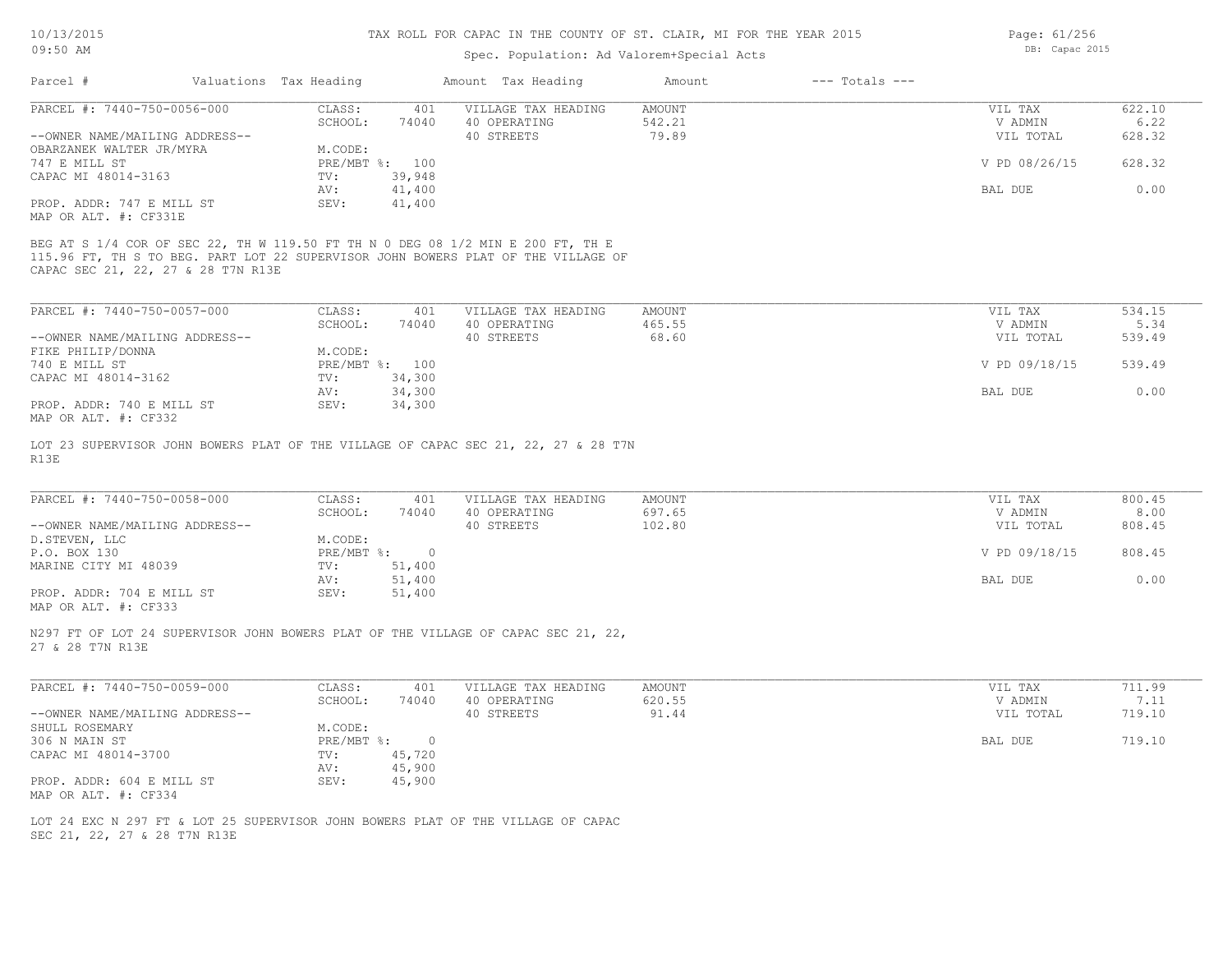# TAX ROLL FOR CAPAC IN THE COUNTY OF ST. CLAIR, MI FOR THE YEAR 2015

Spec. Population: Ad Valorem+Special Acts

| Parcel # | Valuations | Tax Heading | Amount | Tax Heading | Amount | --- Totals --- | |
|---|---|---|---|---|---|---|---|
| PARCEL #: 7440-750-0056-000 | CLASS: | 401 | VILLAGE TAX HEADING | AMOUNT | | VIL TAX | 622.10 |
| | SCHOOL: | 74040 | 40 OPERATING | 542.21 | | V ADMIN | 6.22 |
| --OWNER NAME/MAILING ADDRESS-- | | | 40 STREETS | 79.89 | | VIL TOTAL | 628.32 |
| OBARZANEK WALTER JR/MYRA | M.CODE: | | | | | | |
| 747 E MILL ST | PRE/MBT %: | 100 | | | | V PD 08/26/15 | 628.32 |
| CAPAC MI 48014-3163 | TV: | 39,948 | | | | | |
| | AV: | 41,400 | | | | BAL DUE | 0.00 |
| PROP. ADDR: 747 E MILL ST | SEV: | 41,400 | | | | | |
| MAP OR ALT. #: CF331E | | | | | | | |

BEG AT S 1/4 COR OF SEC 22, TH W 119.50 FT TH N 0 DEG 08 1/2 MIN E 200 FT, TH E 115.96 FT, TH S TO BEG. PART LOT 22 SUPERVISOR JOHN BOWERS PLAT OF THE VILLAGE OF CAPAC SEC 21, 22, 27 & 28 T7N R13E

| Parcel # | Valuations | Tax Heading | Amount | Tax Heading | Amount | --- Totals --- | |
|---|---|---|---|---|---|---|---|
| PARCEL #: 7440-750-0057-000 | CLASS: | 401 | VILLAGE TAX HEADING | AMOUNT | | VIL TAX | 534.15 |
| | SCHOOL: | 74040 | 40 OPERATING | 465.55 | | V ADMIN | 5.34 |
| --OWNER NAME/MAILING ADDRESS-- | | | 40 STREETS | 68.60 | | VIL TOTAL | 539.49 |
| FIKE PHILIP/DONNA | M.CODE: | | | | | | |
| 740 E MILL ST | PRE/MBT %: | 100 | | | | V PD 09/18/15 | 539.49 |
| CAPAC MI 48014-3162 | TV: | 34,300 | | | | | |
| | AV: | 34,300 | | | | BAL DUE | 0.00 |
| PROP. ADDR: 740 E MILL ST | SEV: | 34,300 | | | | | |
| MAP OR ALT. #: CF332 | | | | | | | |

LOT 23 SUPERVISOR JOHN BOWERS PLAT OF THE VILLAGE OF CAPAC SEC 21, 22, 27 & 28 T7N R13E

| Parcel # | Valuations | Tax Heading | Amount | Tax Heading | Amount | --- Totals --- | |
|---|---|---|---|---|---|---|---|
| PARCEL #: 7440-750-0058-000 | CLASS: | 401 | VILLAGE TAX HEADING | AMOUNT | | VIL TAX | 800.45 |
| | SCHOOL: | 74040 | 40 OPERATING | 697.65 | | V ADMIN | 8.00 |
| --OWNER NAME/MAILING ADDRESS-- | | | 40 STREETS | 102.80 | | VIL TOTAL | 808.45 |
| D.STEVEN, LLC | M.CODE: | | | | | | |
| P.O. BOX 130 | PRE/MBT %: | 0 | | | | V PD 09/18/15 | 808.45 |
| MARINE CITY MI 48039 | TV: | 51,400 | | | | | |
| | AV: | 51,400 | | | | BAL DUE | 0.00 |
| PROP. ADDR: 704 E MILL ST | SEV: | 51,400 | | | | | |
| MAP OR ALT. #: CF333 | | | | | | | |

N297 FT OF LOT 24 SUPERVISOR JOHN BOWERS PLAT OF THE VILLAGE OF CAPAC SEC 21, 22, 27 & 28 T7N R13E

| Parcel # | Valuations | Tax Heading | Amount | Tax Heading | Amount | --- Totals --- | |
|---|---|---|---|---|---|---|---|
| PARCEL #: 7440-750-0059-000 | CLASS: | 401 | VILLAGE TAX HEADING | AMOUNT | | VIL TAX | 711.99 |
| | SCHOOL: | 74040 | 40 OPERATING | 620.55 | | V ADMIN | 7.11 |
| --OWNER NAME/MAILING ADDRESS-- | | | 40 STREETS | 91.44 | | VIL TOTAL | 719.10 |
| SHULL ROSEMARY | M.CODE: | | | | | | |
| 306 N MAIN ST | PRE/MBT %: | 0 | | | | BAL DUE | 719.10 |
| CAPAC MI 48014-3700 | TV: | 45,720 | | | | | |
| | AV: | 45,900 | | | | | |
| PROP. ADDR: 604 E MILL ST | SEV: | 45,900 | | | | | |
| MAP OR ALT. #: CF334 | | | | | | | |

LOT 24 EXC N 297 FT & LOT 25 SUPERVISOR JOHN BOWERS PLAT OF THE VILLAGE OF CAPAC SEC 21, 22, 27 & 28 T7N R13E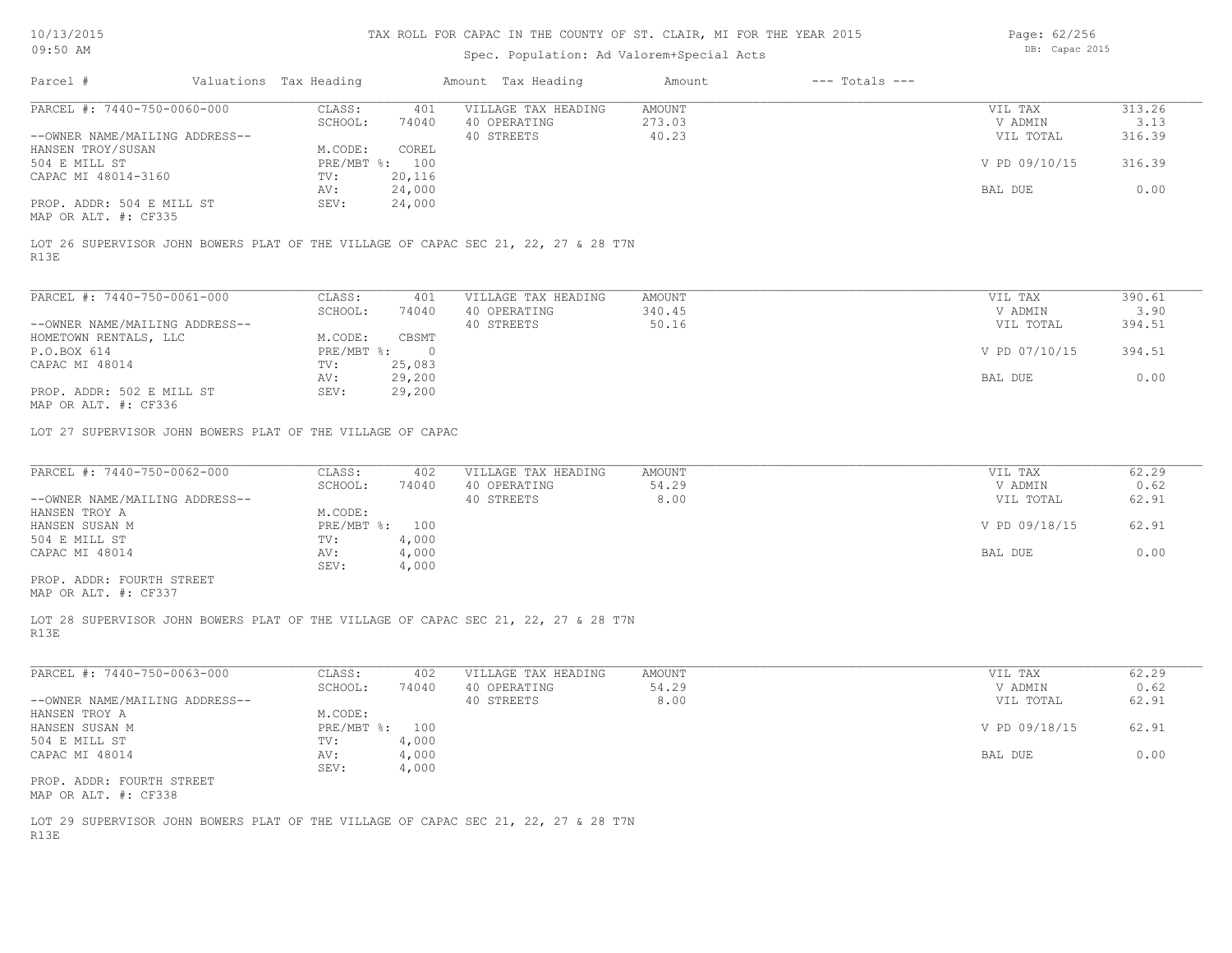# TAX ROLL FOR CAPAC IN THE COUNTY OF ST. CLAIR, MI FOR THE YEAR 2015

Spec. Population: Ad Valorem+Special Acts

| Parcel # | Valuations | Tax Heading | Amount | Tax Heading | Amount | --- Totals --- | |
|---|---|---|---|---|---|---|---|
| PARCEL #: 7440-750-0060-000 | CLASS: | 401 | VILLAGE TAX HEADING | AMOUNT | | VIL TAX | 313.26 |
| | SCHOOL: | 74040 | 40 OPERATING | 273.03 | | V ADMIN | 3.13 |
| --OWNER NAME/MAILING ADDRESS-- | | | 40 STREETS | 40.23 | | VIL TOTAL | 316.39 |
| HANSEN TROY/SUSAN | M.CODE: | COREL | | | | | |
| 504 E MILL ST | PRE/MBT %: | 100 | | | | V PD 09/10/15 | 316.39 |
| CAPAC MI 48014-3160 | TV: | 20,116 | | | | | |
| | AV: | 24,000 | | | | BAL DUE | 0.00 |
| PROP. ADDR: 504 E MILL ST | SEV: | 24,000 | | | | | |
| MAP OR ALT. #: CF335 | | | | | | | |

LOT 26 SUPERVISOR JOHN BOWERS PLAT OF THE VILLAGE OF CAPAC SEC 21, 22, 27 & 28 T7N R13E

| Parcel # | Valuations | Tax Heading | Amount | Tax Heading | Amount | --- Totals --- | |
|---|---|---|---|---|---|---|---|
| PARCEL #: 7440-750-0061-000 | CLASS: | 401 | VILLAGE TAX HEADING | AMOUNT | | VIL TAX | 390.61 |
| | SCHOOL: | 74040 | 40 OPERATING | 340.45 | | V ADMIN | 3.90 |
| --OWNER NAME/MAILING ADDRESS-- | | | 40 STREETS | 50.16 | | VIL TOTAL | 394.51 |
| HOMETOWN RENTALS, LLC | M.CODE: | CBSMT | | | | | |
| P.O.BOX 614 | PRE/MBT %: | 0 | | | | V PD 07/10/15 | 394.51 |
| CAPAC MI 48014 | TV: | 25,083 | | | | | |
| | AV: | 29,200 | | | | BAL DUE | 0.00 |
| PROP. ADDR: 502 E MILL ST | SEV: | 29,200 | | | | | |
| MAP OR ALT. #: CF336 | | | | | | | |

LOT 27 SUPERVISOR JOHN BOWERS PLAT OF THE VILLAGE OF CAPAC

| Parcel # | Valuations | Tax Heading | Amount | Tax Heading | Amount | --- Totals --- | |
|---|---|---|---|---|---|---|---|
| PARCEL #: 7440-750-0062-000 | CLASS: | 402 | VILLAGE TAX HEADING | AMOUNT | | VIL TAX | 62.29 |
| | SCHOOL: | 74040 | 40 OPERATING | 54.29 | | V ADMIN | 0.62 |
| --OWNER NAME/MAILING ADDRESS-- | | | 40 STREETS | 8.00 | | VIL TOTAL | 62.91 |
| HANSEN TROY A | M.CODE: | | | | | | |
| HANSEN SUSAN M | PRE/MBT %: | 100 | | | | V PD 09/18/15 | 62.91 |
| 504 E MILL ST | TV: | 4,000 | | | | | |
| CAPAC MI 48014 | AV: | 4,000 | | | | BAL DUE | 0.00 |
| | SEV: | 4,000 | | | | | |
| PROP. ADDR: FOURTH STREET | | | | | | | |
| MAP OR ALT. #: CF337 | | | | | | | |

LOT 28 SUPERVISOR JOHN BOWERS PLAT OF THE VILLAGE OF CAPAC SEC 21, 22, 27 & 28 T7N R13E

| Parcel # | Valuations | Tax Heading | Amount | Tax Heading | Amount | --- Totals --- | |
|---|---|---|---|---|---|---|---|
| PARCEL #: 7440-750-0063-000 | CLASS: | 402 | VILLAGE TAX HEADING | AMOUNT | | VIL TAX | 62.29 |
| | SCHOOL: | 74040 | 40 OPERATING | 54.29 | | V ADMIN | 0.62 |
| --OWNER NAME/MAILING ADDRESS-- | | | 40 STREETS | 8.00 | | VIL TOTAL | 62.91 |
| HANSEN TROY A | M.CODE: | | | | | | |
| HANSEN SUSAN M | PRE/MBT %: | 100 | | | | V PD 09/18/15 | 62.91 |
| 504 E MILL ST | TV: | 4,000 | | | | | |
| CAPAC MI 48014 | AV: | 4,000 | | | | BAL DUE | 0.00 |
| | SEV: | 4,000 | | | | | |
| PROP. ADDR: FOURTH STREET | | | | | | | |
| MAP OR ALT. #: CF338 | | | | | | | |

LOT 29 SUPERVISOR JOHN BOWERS PLAT OF THE VILLAGE OF CAPAC SEC 21, 22, 27 & 28 T7N R13E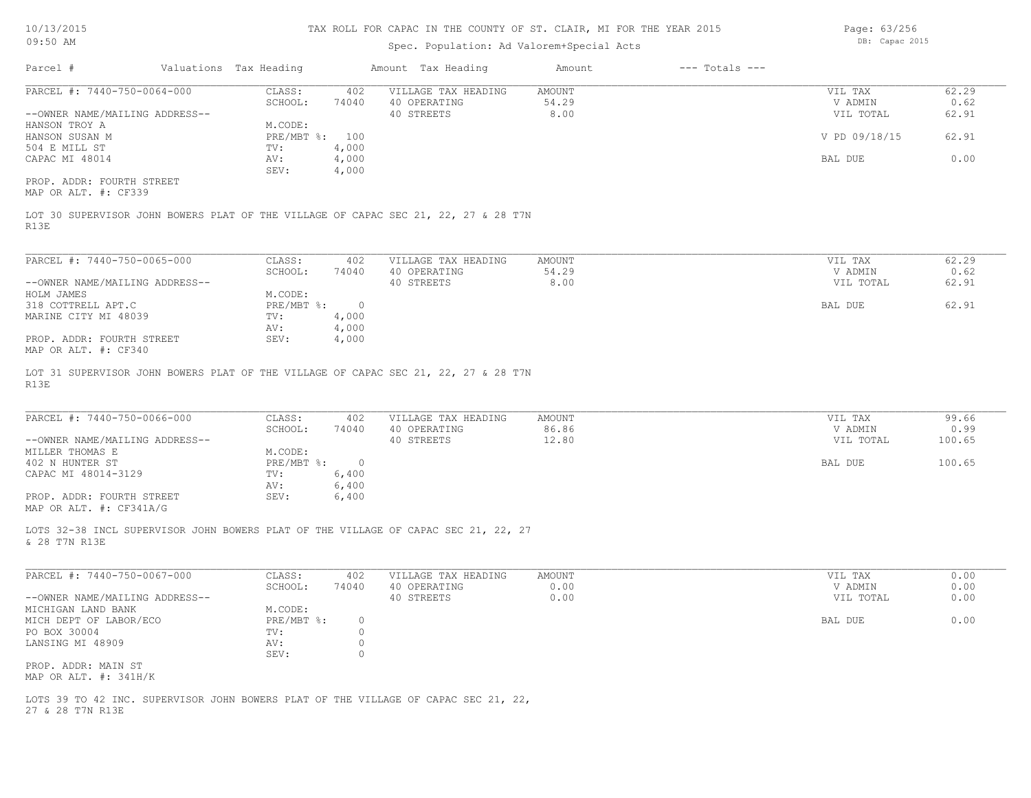# TAX ROLL FOR CAPAC IN THE COUNTY OF ST. CLAIR, MI FOR THE YEAR 2015

Spec. Population: Ad Valorem+Special Acts

10/13/2015 09:50 AM — DB: Capac 2015

| Parcel # | Valuations | Tax Heading | Amount | Tax Heading | Amount | --- Totals --- | |
|---|---|---|---|---|---|---|---|

---

**PARCEL #: 7440-750-0064-000**

| | | | | | |
|---|---|---|---|---|---|
| CLASS: | 402 | VILLAGE TAX HEADING | AMOUNT | VIL TAX | 62.29 |
| SCHOOL: | 74040 | 40 OPERATING | 54.29 | V ADMIN | 0.62 |
| | | 40 STREETS | 8.00 | VIL TOTAL | 62.91 |
| M.CODE: | | | | | |
| PRE/MBT %: | 100 | | | V PD 09/18/15 | 62.91 |
| TV: | 4,000 | | | | |
| AV: | 4,000 | | | BAL DUE | 0.00 |
| SEV: | 4,000 | | | | |

--OWNER NAME/MAILING ADDRESS--
HANSON TROY A
HANSON SUSAN M
504 E MILL ST
CAPAC MI 48014

PROP. ADDR: FOURTH STREET
MAP OR ALT. #: CF339

LOT 30 SUPERVISOR JOHN BOWERS PLAT OF THE VILLAGE OF CAPAC SEC 21, 22, 27 & 28 T7N R13E

---

**PARCEL #: 7440-750-0065-000**

| | | | | | |
|---|---|---|---|---|---|
| CLASS: | 402 | VILLAGE TAX HEADING | AMOUNT | VIL TAX | 62.29 |
| SCHOOL: | 74040 | 40 OPERATING | 54.29 | V ADMIN | 0.62 |
| | | 40 STREETS | 8.00 | VIL TOTAL | 62.91 |
| M.CODE: | | | | | |
| PRE/MBT %: | 0 | | | BAL DUE | 62.91 |
| TV: | 4,000 | | | | |
| AV: | 4,000 | | | | |
| SEV: | 4,000 | | | | |

--OWNER NAME/MAILING ADDRESS--
HOLM JAMES
318 COTTRELL APT.C
MARINE CITY MI 48039

PROP. ADDR: FOURTH STREET
MAP OR ALT. #: CF340

LOT 31 SUPERVISOR JOHN BOWERS PLAT OF THE VILLAGE OF CAPAC SEC 21, 22, 27 & 28 T7N R13E

---

**PARCEL #: 7440-750-0066-000**

| | | | | | |
|---|---|---|---|---|---|
| CLASS: | 402 | VILLAGE TAX HEADING | AMOUNT | VIL TAX | 99.66 |
| SCHOOL: | 74040 | 40 OPERATING | 86.86 | V ADMIN | 0.99 |
| | | 40 STREETS | 12.80 | VIL TOTAL | 100.65 |
| M.CODE: | | | | | |
| PRE/MBT %: | 0 | | | BAL DUE | 100.65 |
| TV: | 6,400 | | | | |
| AV: | 6,400 | | | | |
| SEV: | 6,400 | | | | |

--OWNER NAME/MAILING ADDRESS--
MILLER THOMAS E
402 N HUNTER ST
CAPAC MI 48014-3129

PROP. ADDR: FOURTH STREET
MAP OR ALT. #: CF341A/G

LOTS 32-38 INCL SUPERVISOR JOHN BOWERS PLAT OF THE VILLAGE OF CAPAC SEC 21, 22, 27 & 28 T7N R13E

---

**PARCEL #: 7440-750-0067-000**

| | | | | | |
|---|---|---|---|---|---|
| CLASS: | 402 | VILLAGE TAX HEADING | AMOUNT | VIL TAX | 0.00 |
| SCHOOL: | 74040 | 40 OPERATING | 0.00 | V ADMIN | 0.00 |
| | | 40 STREETS | 0.00 | VIL TOTAL | 0.00 |
| M.CODE: | | | | | |
| PRE/MBT %: | 0 | | | BAL DUE | 0.00 |
| TV: | 0 | | | | |
| AV: | 0 | | | | |
| SEV: | 0 | | | | |

--OWNER NAME/MAILING ADDRESS--
MICHIGAN LAND BANK
MICH DEPT OF LABOR/ECO
PO BOX 30004
LANSING MI 48909

PROP. ADDR: MAIN ST
MAP OR ALT. #: 341H/K

LOTS 39 TO 42 INC. SUPERVISOR JOHN BOWERS PLAT OF THE VILLAGE OF CAPAC SEC 21, 22, 27 & 28 T7N R13E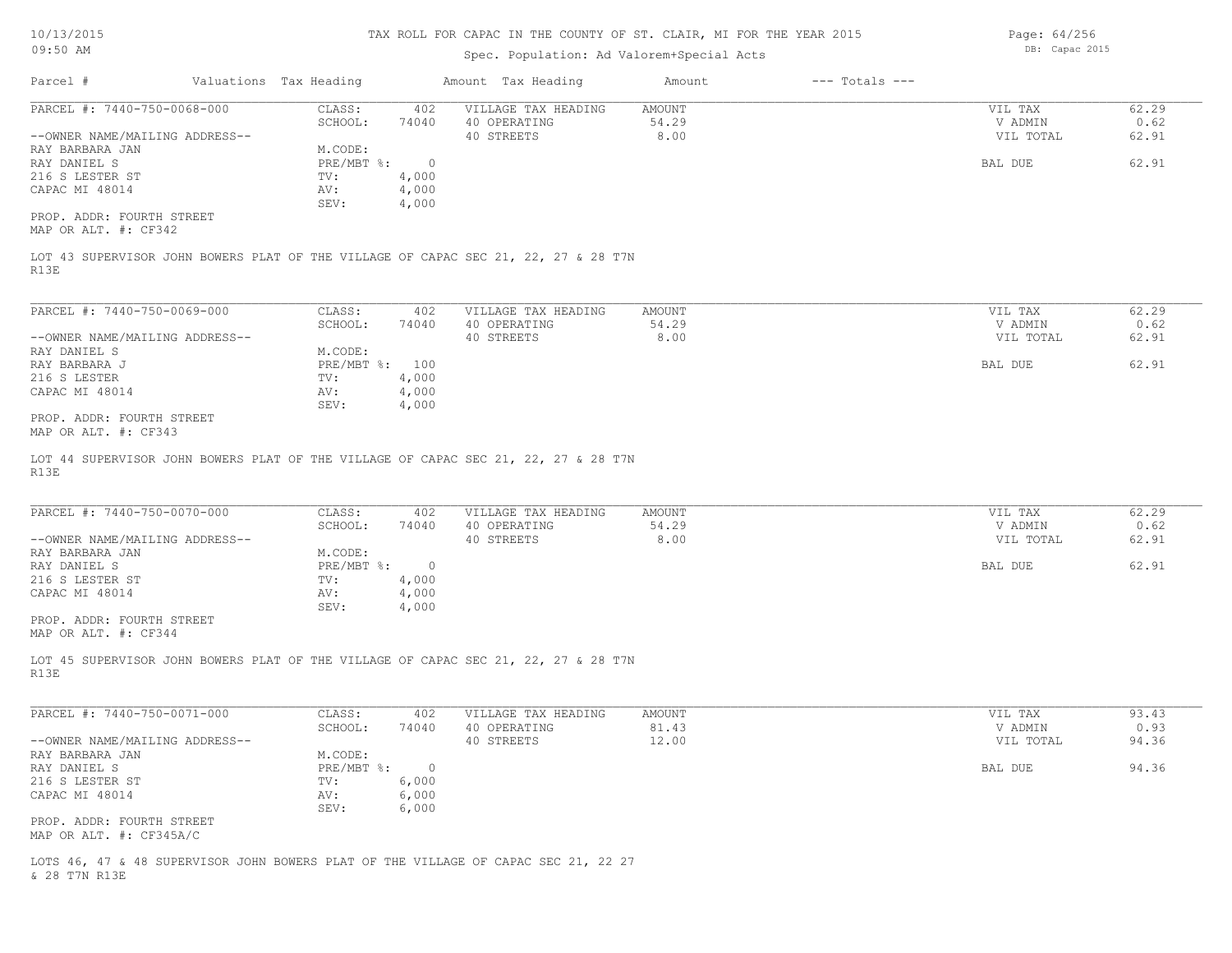TAX ROLL FOR CAPAC IN THE COUNTY OF ST. CLAIR, MI FOR THE YEAR 2015

Spec. Population: Ad Valorem+Special Acts

10/13/2015
09:50 AM

DB: Capac 2015

| Parcel # | Valuations | Tax Heading | Amount | Tax Heading | Amount | --- Totals --- |
|---|---|---|---|---|---|---|

**PARCEL #: 7440-750-0068-000**

| | | | | | |
|---|---|---|---|---|---|
| CLASS: | 402 | VILLAGE TAX HEADING | AMOUNT | VIL TAX | 62.29 |
| SCHOOL: | 74040 | 40 OPERATING | 54.29 | V ADMIN | 0.62 |
| M.CODE: | | 40 STREETS | 8.00 | VIL TOTAL | 62.91 |
| PRE/MBT %: | 0 | | | BAL DUE | 62.91 |
| TV: | 4,000 | | | | |
| AV: | 4,000 | | | | |
| SEV: | 4,000 | | | | |

--OWNER NAME/MAILING ADDRESS--
RAY BARBARA JAN
RAY DANIEL S
216 S LESTER ST
CAPAC MI 48014

PROP. ADDR: FOURTH STREET
MAP OR ALT. #: CF342

LOT 43 SUPERVISOR JOHN BOWERS PLAT OF THE VILLAGE OF CAPAC SEC 21, 22, 27 & 28 T7N R13E

**PARCEL #: 7440-750-0069-000**

| | | | | | |
|---|---|---|---|---|---|
| CLASS: | 402 | VILLAGE TAX HEADING | AMOUNT | VIL TAX | 62.29 |
| SCHOOL: | 74040 | 40 OPERATING | 54.29 | V ADMIN | 0.62 |
| M.CODE: | | 40 STREETS | 8.00 | VIL TOTAL | 62.91 |
| PRE/MBT %: | 100 | | | BAL DUE | 62.91 |
| TV: | 4,000 | | | | |
| AV: | 4,000 | | | | |
| SEV: | 4,000 | | | | |

--OWNER NAME/MAILING ADDRESS--
RAY DANIEL S
RAY BARBARA J
216 S LESTER
CAPAC MI 48014

PROP. ADDR: FOURTH STREET
MAP OR ALT. #: CF343

LOT 44 SUPERVISOR JOHN BOWERS PLAT OF THE VILLAGE OF CAPAC SEC 21, 22, 27 & 28 T7N R13E

**PARCEL #: 7440-750-0070-000**

| | | | | | |
|---|---|---|---|---|---|
| CLASS: | 402 | VILLAGE TAX HEADING | AMOUNT | VIL TAX | 62.29 |
| SCHOOL: | 74040 | 40 OPERATING | 54.29 | V ADMIN | 0.62 |
| M.CODE: | | 40 STREETS | 8.00 | VIL TOTAL | 62.91 |
| PRE/MBT %: | 0 | | | BAL DUE | 62.91 |
| TV: | 4,000 | | | | |
| AV: | 4,000 | | | | |
| SEV: | 4,000 | | | | |

--OWNER NAME/MAILING ADDRESS--
RAY BARBARA JAN
RAY DANIEL S
216 S LESTER ST
CAPAC MI 48014

PROP. ADDR: FOURTH STREET
MAP OR ALT. #: CF344

LOT 45 SUPERVISOR JOHN BOWERS PLAT OF THE VILLAGE OF CAPAC SEC 21, 22, 27 & 28 T7N R13E

**PARCEL #: 7440-750-0071-000**

| | | | | | |
|---|---|---|---|---|---|
| CLASS: | 402 | VILLAGE TAX HEADING | AMOUNT | VIL TAX | 93.43 |
| SCHOOL: | 74040 | 40 OPERATING | 81.43 | V ADMIN | 0.93 |
| M.CODE: | | 40 STREETS | 12.00 | VIL TOTAL | 94.36 |
| PRE/MBT %: | 0 | | | BAL DUE | 94.36 |
| TV: | 6,000 | | | | |
| AV: | 6,000 | | | | |
| SEV: | 6,000 | | | | |

--OWNER NAME/MAILING ADDRESS--
RAY BARBARA JAN
RAY DANIEL S
216 S LESTER ST
CAPAC MI 48014

PROP. ADDR: FOURTH STREET
MAP OR ALT. #: CF345A/C

LOTS 46, 47 & 48 SUPERVISOR JOHN BOWERS PLAT OF THE VILLAGE OF CAPAC SEC 21, 22 27 & 28 T7N R13E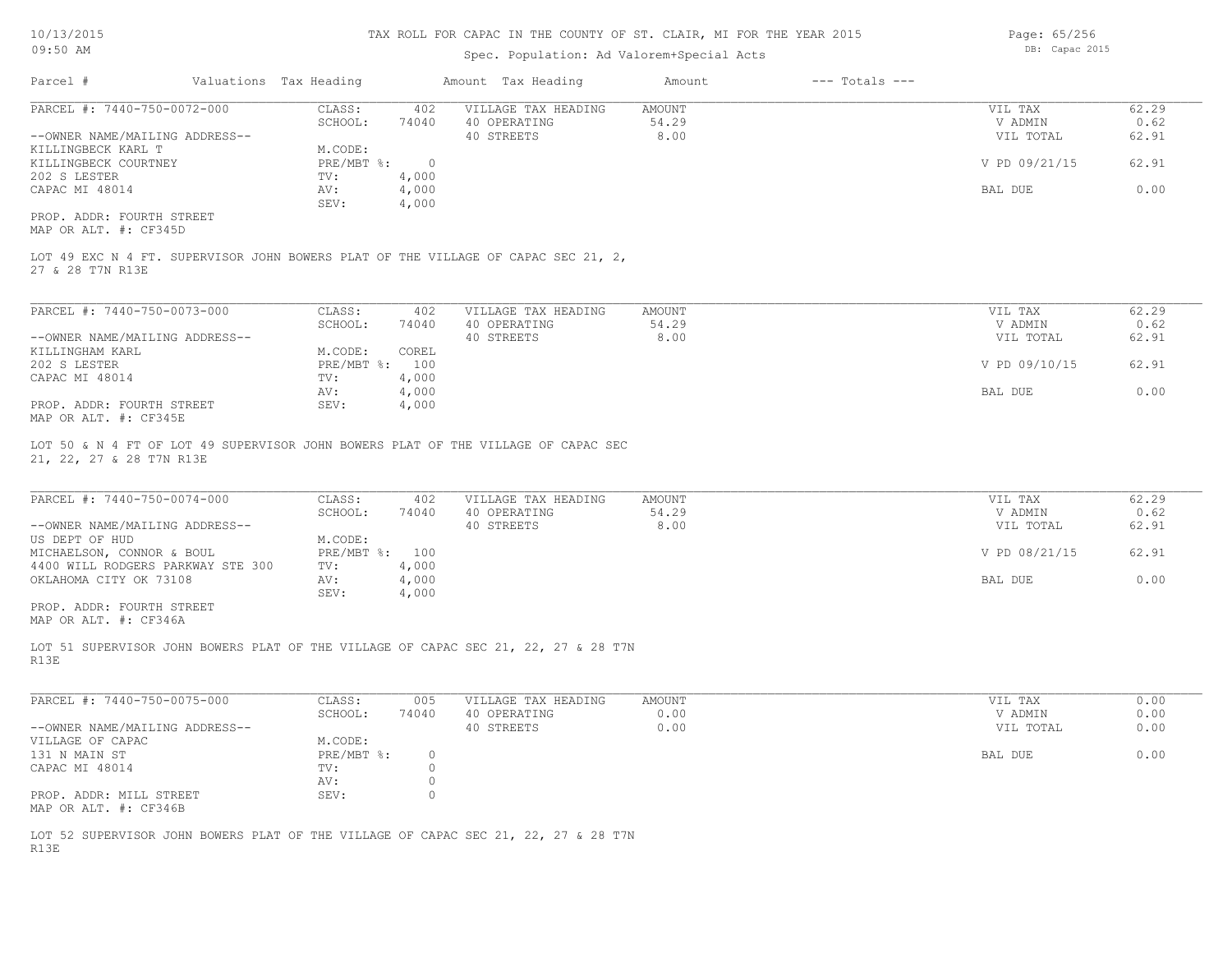TAX ROLL FOR CAPAC IN THE COUNTY OF ST. CLAIR, MI FOR THE YEAR 2015

Spec. Population: Ad Valorem+Special Acts

10/13/2015 09:50 AM — DB: Capac 2015

| Parcel # | Valuations | Tax Heading | Amount | Tax Heading | Amount | --- Totals --- |
|---|---|---|---|---|---|---|

---

**PARCEL #: 7440-750-0072-000**

--OWNER NAME/MAILING ADDRESS--
KILLINGBECK KARL T
KILLINGBECK COURTNEY
202 S LESTER
CAPAC MI 48014

PROP. ADDR: FOURTH STREET
MAP OR ALT. #: CF345D

| | |
|---|---|
| CLASS: | 402 |
| SCHOOL: | 74040 |
| M.CODE: | |
| PRE/MBT %: | 0 |
| TV: | 4,000 |
| AV: | 4,000 |
| SEV: | 4,000 |

| VILLAGE TAX HEADING | AMOUNT |
|---|---|
| 40 OPERATING | 54.29 |
| 40 STREETS | 8.00 |

| | |
|---|---|
| VIL TAX | 62.29 |
| V ADMIN | 0.62 |
| VIL TOTAL | 62.91 |
| V PD 09/21/15 | 62.91 |
| BAL DUE | 0.00 |

LOT 49 EXC N 4 FT. SUPERVISOR JOHN BOWERS PLAT OF THE VILLAGE OF CAPAC SEC 21, 2, 27 & 28 T7N R13E

---

**PARCEL #: 7440-750-0073-000**

--OWNER NAME/MAILING ADDRESS--
KILLINGHAM KARL
202 S LESTER
CAPAC MI 48014

PROP. ADDR: FOURTH STREET
MAP OR ALT. #: CF345E

| | |
|---|---|
| CLASS: | 402 |
| SCHOOL: | 74040 |
| M.CODE: | COREL |
| PRE/MBT %: | 100 |
| TV: | 4,000 |
| AV: | 4,000 |
| SEV: | 4,000 |

| VILLAGE TAX HEADING | AMOUNT |
|---|---|
| 40 OPERATING | 54.29 |
| 40 STREETS | 8.00 |

| | |
|---|---|
| VIL TAX | 62.29 |
| V ADMIN | 0.62 |
| VIL TOTAL | 62.91 |
| V PD 09/10/15 | 62.91 |
| BAL DUE | 0.00 |

LOT 50 & N 4 FT OF LOT 49 SUPERVISOR JOHN BOWERS PLAT OF THE VILLAGE OF CAPAC SEC 21, 22, 27 & 28 T7N R13E

---

**PARCEL #: 7440-750-0074-000**

--OWNER NAME/MAILING ADDRESS--
US DEPT OF HUD
MICHAELSON, CONNOR & BOUL
4400 WILL RODGERS PARKWAY STE 300
OKLAHOMA CITY OK 73108

PROP. ADDR: FOURTH STREET
MAP OR ALT. #: CF346A

| | |
|---|---|
| CLASS: | 402 |
| SCHOOL: | 74040 |
| M.CODE: | |
| PRE/MBT %: | 100 |
| TV: | 4,000 |
| AV: | 4,000 |
| SEV: | 4,000 |

| VILLAGE TAX HEADING | AMOUNT |
|---|---|
| 40 OPERATING | 54.29 |
| 40 STREETS | 8.00 |

| | |
|---|---|
| VIL TAX | 62.29 |
| V ADMIN | 0.62 |
| VIL TOTAL | 62.91 |
| V PD 08/21/15 | 62.91 |
| BAL DUE | 0.00 |

LOT 51 SUPERVISOR JOHN BOWERS PLAT OF THE VILLAGE OF CAPAC SEC 21, 22, 27 & 28 T7N R13E

---

**PARCEL #: 7440-750-0075-000**

--OWNER NAME/MAILING ADDRESS--
VILLAGE OF CAPAC
131 N MAIN ST
CAPAC MI 48014

PROP. ADDR: MILL STREET
MAP OR ALT. #: CF346B

| | |
|---|---|
| CLASS: | 005 |
| SCHOOL: | 74040 |
| M.CODE: | |
| PRE/MBT %: | 0 |
| TV: | 0 |
| AV: | 0 |
| SEV: | 0 |

| VILLAGE TAX HEADING | AMOUNT |
|---|---|
| 40 OPERATING | 0.00 |
| 40 STREETS | 0.00 |

| | |
|---|---|
| VIL TAX | 0.00 |
| V ADMIN | 0.00 |
| VIL TOTAL | 0.00 |
| BAL DUE | 0.00 |

LOT 52 SUPERVISOR JOHN BOWERS PLAT OF THE VILLAGE OF CAPAC SEC 21, 22, 27 & 28 T7N R13E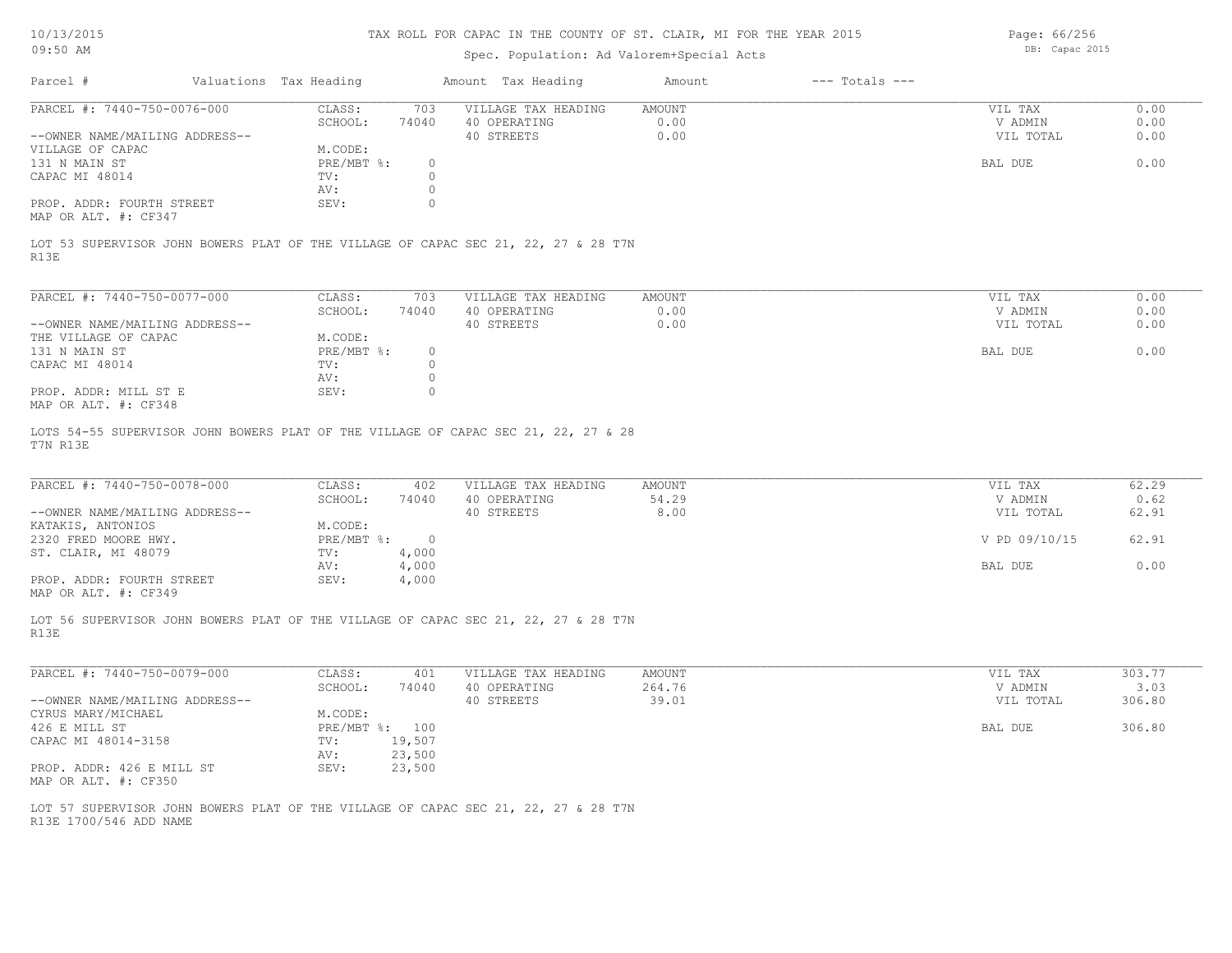TAX ROLL FOR CAPAC IN THE COUNTY OF ST. CLAIR, MI FOR THE YEAR 2015

Spec. Population: Ad Valorem+Special Acts

| Parcel # | Valuations | Tax Heading | Amount | Tax Heading | Amount | --- Totals --- | |
|---|---|---|---|---|---|---|---|

**PARCEL #: 7440-750-0076-000**

| | | | | | |
|---|---|---|---|---|---|
| CLASS: | 703 | VILLAGE TAX HEADING | AMOUNT | VIL TAX | 0.00 |
| SCHOOL: | 74040 | 40 OPERATING | 0.00 | V ADMIN | 0.00 |
| | | 40 STREETS | 0.00 | VIL TOTAL | 0.00 |
| M.CODE: | | | | | |
| PRE/MBT %: | 0 | | | BAL DUE | 0.00 |
| TV: | 0 | | | | |
| AV: | 0 | | | | |
| SEV: | 0 | | | | |

--OWNER NAME/MAILING ADDRESS--
VILLAGE OF CAPAC
131 N MAIN ST
CAPAC MI 48014

PROP. ADDR: FOURTH STREET
MAP OR ALT. #: CF347

LOT 53 SUPERVISOR JOHN BOWERS PLAT OF THE VILLAGE OF CAPAC SEC 21, 22, 27 & 28 T7N R13E

**PARCEL #: 7440-750-0077-000**

| | | | | | |
|---|---|---|---|---|---|
| CLASS: | 703 | VILLAGE TAX HEADING | AMOUNT | VIL TAX | 0.00 |
| SCHOOL: | 74040 | 40 OPERATING | 0.00 | V ADMIN | 0.00 |
| | | 40 STREETS | 0.00 | VIL TOTAL | 0.00 |
| M.CODE: | | | | | |
| PRE/MBT %: | 0 | | | BAL DUE | 0.00 |
| TV: | 0 | | | | |
| AV: | 0 | | | | |
| SEV: | 0 | | | | |

--OWNER NAME/MAILING ADDRESS--
THE VILLAGE OF CAPAC
131 N MAIN ST
CAPAC MI 48014

PROP. ADDR: MILL ST E
MAP OR ALT. #: CF348

LOTS 54-55 SUPERVISOR JOHN BOWERS PLAT OF THE VILLAGE OF CAPAC SEC 21, 22, 27 & 28 T7N R13E

**PARCEL #: 7440-750-0078-000**

| | | | | | |
|---|---|---|---|---|---|
| CLASS: | 402 | VILLAGE TAX HEADING | AMOUNT | VIL TAX | 62.29 |
| SCHOOL: | 74040 | 40 OPERATING | 54.29 | V ADMIN | 0.62 |
| | | 40 STREETS | 8.00 | VIL TOTAL | 62.91 |
| M.CODE: | | | | | |
| PRE/MBT %: | 0 | | | V PD 09/10/15 | 62.91 |
| TV: | 4,000 | | | | |
| AV: | 4,000 | | | BAL DUE | 0.00 |
| SEV: | 4,000 | | | | |

--OWNER NAME/MAILING ADDRESS--
KATAKIS, ANTONIOS
2320 FRED MOORE HWY.
ST. CLAIR, MI 48079

PROP. ADDR: FOURTH STREET
MAP OR ALT. #: CF349

LOT 56 SUPERVISOR JOHN BOWERS PLAT OF THE VILLAGE OF CAPAC SEC 21, 22, 27 & 28 T7N R13E

**PARCEL #: 7440-750-0079-000**

| | | | | | |
|---|---|---|---|---|---|
| CLASS: | 401 | VILLAGE TAX HEADING | AMOUNT | VIL TAX | 303.77 |
| SCHOOL: | 74040 | 40 OPERATING | 264.76 | V ADMIN | 3.03 |
| | | 40 STREETS | 39.01 | VIL TOTAL | 306.80 |
| M.CODE: | | | | | |
| PRE/MBT %: | 100 | | | BAL DUE | 306.80 |
| TV: | 19,507 | | | | |
| AV: | 23,500 | | | | |
| SEV: | 23,500 | | | | |

--OWNER NAME/MAILING ADDRESS--
CYRUS MARY/MICHAEL
426 E MILL ST
CAPAC MI 48014-3158

PROP. ADDR: 426 E MILL ST
MAP OR ALT. #: CF350

LOT 57 SUPERVISOR JOHN BOWERS PLAT OF THE VILLAGE OF CAPAC SEC 21, 22, 27 & 28 T7N R13E 1700/546 ADD NAME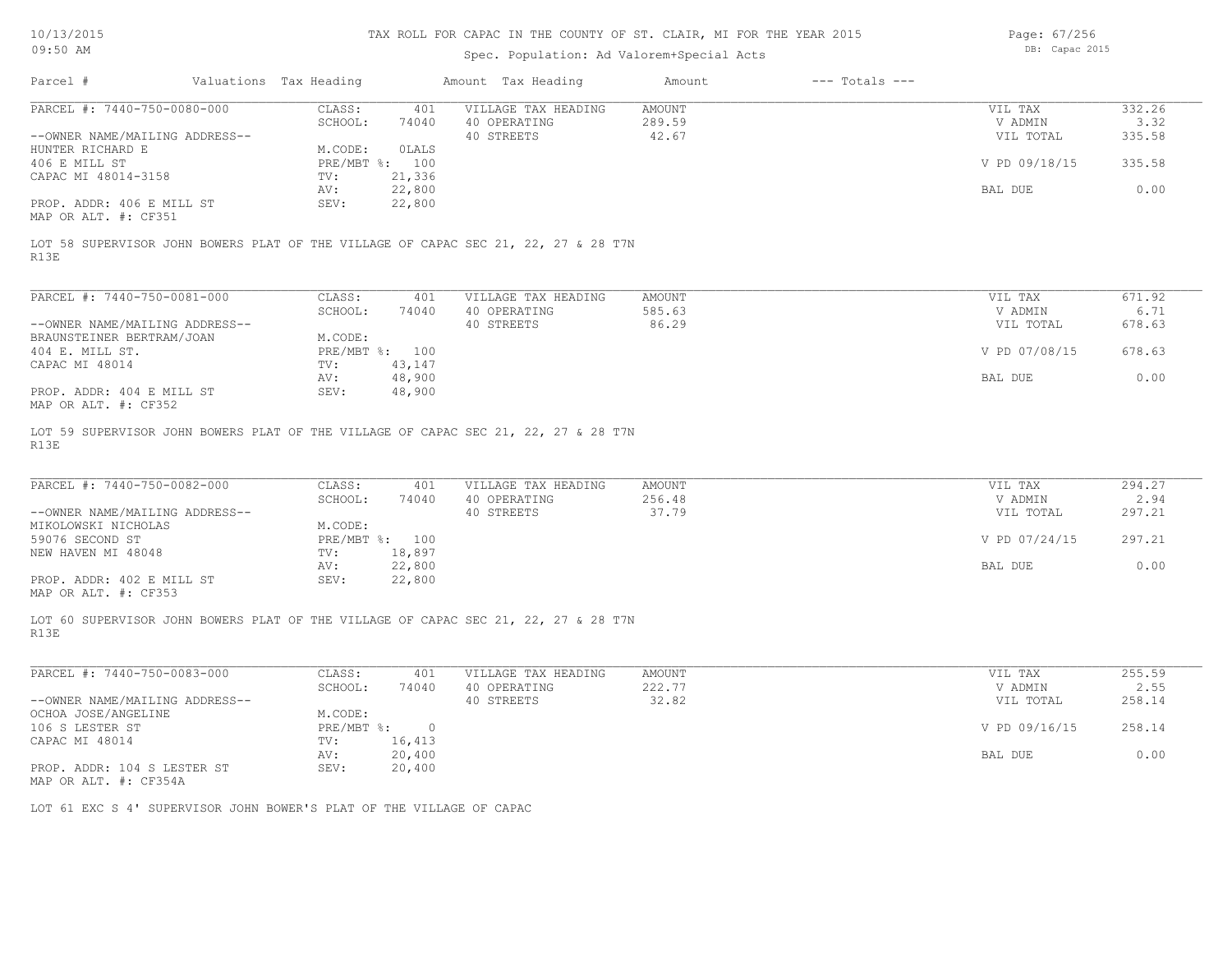# TAX ROLL FOR CAPAC IN THE COUNTY OF ST. CLAIR, MI FOR THE YEAR 2015

Spec. Population: Ad Valorem+Special Acts

| Parcel # | Valuations | Tax Heading | Amount | Tax Heading | Amount | --- Totals --- | |
|---|---|---|---|---|---|---|---|
| PARCEL #: 7440-750-0080-000 | CLASS: | 401 | VILLAGE TAX HEADING | AMOUNT | | VIL TAX | 332.26 |
| | SCHOOL: | 74040 | 40 OPERATING | 289.59 | | V ADMIN | 3.32 |
| --OWNER NAME/MAILING ADDRESS-- | | | 40 STREETS | 42.67 | | VIL TOTAL | 335.58 |
| HUNTER RICHARD E | M.CODE: | OLALS | | | | | |
| 406 E MILL ST | PRE/MBT %: | 100 | | | | V PD 09/18/15 | 335.58 |
| CAPAC MI 48014-3158 | TV: | 21,336 | | | | | |
| | AV: | 22,800 | | | | BAL DUE | 0.00 |
| PROP. ADDR: 406 E MILL ST | SEV: | 22,800 | | | | | |
| MAP OR ALT. #: CF351 | | | | | | | |

LOT 58 SUPERVISOR JOHN BOWERS PLAT OF THE VILLAGE OF CAPAC SEC 21, 22, 27 & 28 T7N R13E

| Parcel # | Valuations | Tax Heading | Amount | Tax Heading | Amount | --- Totals --- | |
|---|---|---|---|---|---|---|---|
| PARCEL #: 7440-750-0081-000 | CLASS: | 401 | VILLAGE TAX HEADING | AMOUNT | | VIL TAX | 671.92 |
| | SCHOOL: | 74040 | 40 OPERATING | 585.63 | | V ADMIN | 6.71 |
| --OWNER NAME/MAILING ADDRESS-- | | | 40 STREETS | 86.29 | | VIL TOTAL | 678.63 |
| BRAUNSTEINER BERTRAM/JOAN | M.CODE: | | | | | | |
| 404 E. MILL ST. | PRE/MBT %: | 100 | | | | V PD 07/08/15 | 678.63 |
| CAPAC MI 48014 | TV: | 43,147 | | | | | |
| | AV: | 48,900 | | | | BAL DUE | 0.00 |
| PROP. ADDR: 404 E MILL ST | SEV: | 48,900 | | | | | |
| MAP OR ALT. #: CF352 | | | | | | | |

LOT 59 SUPERVISOR JOHN BOWERS PLAT OF THE VILLAGE OF CAPAC SEC 21, 22, 27 & 28 T7N R13E

| Parcel # | Valuations | Tax Heading | Amount | Tax Heading | Amount | --- Totals --- | |
|---|---|---|---|---|---|---|---|
| PARCEL #: 7440-750-0082-000 | CLASS: | 401 | VILLAGE TAX HEADING | AMOUNT | | VIL TAX | 294.27 |
| | SCHOOL: | 74040 | 40 OPERATING | 256.48 | | V ADMIN | 2.94 |
| --OWNER NAME/MAILING ADDRESS-- | | | 40 STREETS | 37.79 | | VIL TOTAL | 297.21 |
| MIKOLOWSKI NICHOLAS | M.CODE: | | | | | | |
| 59076 SECOND ST | PRE/MBT %: | 100 | | | | V PD 07/24/15 | 297.21 |
| NEW HAVEN MI 48048 | TV: | 18,897 | | | | | |
| | AV: | 22,800 | | | | BAL DUE | 0.00 |
| PROP. ADDR: 402 E MILL ST | SEV: | 22,800 | | | | | |
| MAP OR ALT. #: CF353 | | | | | | | |

LOT 60 SUPERVISOR JOHN BOWERS PLAT OF THE VILLAGE OF CAPAC SEC 21, 22, 27 & 28 T7N R13E

| Parcel # | Valuations | Tax Heading | Amount | Tax Heading | Amount | --- Totals --- | |
|---|---|---|---|---|---|---|---|
| PARCEL #: 7440-750-0083-000 | CLASS: | 401 | VILLAGE TAX HEADING | AMOUNT | | VIL TAX | 255.59 |
| | SCHOOL: | 74040 | 40 OPERATING | 222.77 | | V ADMIN | 2.55 |
| --OWNER NAME/MAILING ADDRESS-- | | | 40 STREETS | 32.82 | | VIL TOTAL | 258.14 |
| OCHOA JOSE/ANGELINE | M.CODE: | | | | | | |
| 106 S LESTER ST | PRE/MBT %: | 0 | | | | V PD 09/16/15 | 258.14 |
| CAPAC MI 48014 | TV: | 16,413 | | | | | |
| | AV: | 20,400 | | | | BAL DUE | 0.00 |
| PROP. ADDR: 104 S LESTER ST | SEV: | 20,400 | | | | | |
| MAP OR ALT. #: CF354A | | | | | | | |

LOT 61 EXC S 4' SUPERVISOR JOHN BOWER'S PLAT OF THE VILLAGE OF CAPAC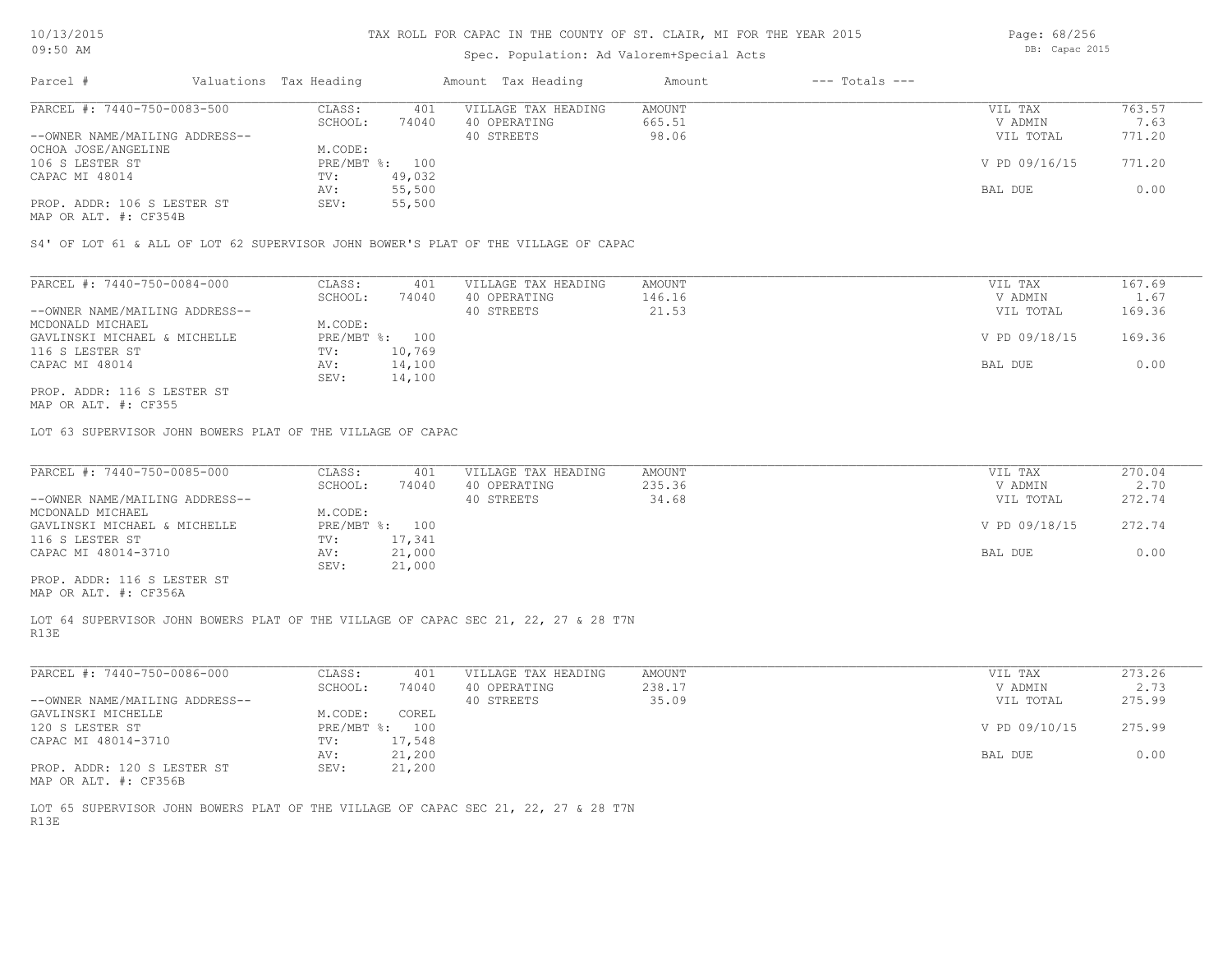# TAX ROLL FOR CAPAC IN THE COUNTY OF ST. CLAIR, MI FOR THE YEAR 2015

Spec. Population: Ad Valorem+Special Acts

| Parcel # | Valuations | Tax Heading | Amount | Tax Heading | Amount | --- Totals --- | |
|---|---|---|---|---|---|---|---|
| PARCEL #: 7440-750-0083-500 | CLASS: | 401 | VILLAGE TAX HEADING | AMOUNT | | VIL TAX | 763.57 |
| | SCHOOL: | 74040 | 40 OPERATING | 665.51 | | V ADMIN | 7.63 |
| --OWNER NAME/MAILING ADDRESS-- | | | 40 STREETS | 98.06 | | VIL TOTAL | 771.20 |
| OCHOA JOSE/ANGELINE | M.CODE: | | | | | | |
| 106 S LESTER ST | PRE/MBT %: | 100 | | | | V PD 09/16/15 | 771.20 |
| CAPAC MI 48014 | TV: | 49,032 | | | | | |
| | AV: | 55,500 | | | | BAL DUE | 0.00 |
| PROP. ADDR: 106 S LESTER ST | SEV: | 55,500 | | | | | |
| MAP OR ALT. #: CF354B | | | | | | | |

S4' OF LOT 61 & ALL OF LOT 62 SUPERVISOR JOHN BOWER'S PLAT OF THE VILLAGE OF CAPAC

| Parcel # | Valuations | Tax Heading | Amount | Tax Heading | Amount | --- Totals --- | |
|---|---|---|---|---|---|---|---|
| PARCEL #: 7440-750-0084-000 | CLASS: | 401 | VILLAGE TAX HEADING | AMOUNT | | VIL TAX | 167.69 |
| | SCHOOL: | 74040 | 40 OPERATING | 146.16 | | V ADMIN | 1.67 |
| --OWNER NAME/MAILING ADDRESS-- | | | 40 STREETS | 21.53 | | VIL TOTAL | 169.36 |
| MCDONALD MICHAEL | M.CODE: | | | | | | |
| GAVLINSKI MICHAEL & MICHELLE | PRE/MBT %: | 100 | | | | V PD 09/18/15 | 169.36 |
| 116 S LESTER ST | TV: | 10,769 | | | | | |
| CAPAC MI 48014 | AV: | 14,100 | | | | BAL DUE | 0.00 |
| | SEV: | 14,100 | | | | | |
| PROP. ADDR: 116 S LESTER ST | | | | | | | |
| MAP OR ALT. #: CF355 | | | | | | | |

LOT 63 SUPERVISOR JOHN BOWERS PLAT OF THE VILLAGE OF CAPAC

| Parcel # | Valuations | Tax Heading | Amount | Tax Heading | Amount | --- Totals --- | |
|---|---|---|---|---|---|---|---|
| PARCEL #: 7440-750-0085-000 | CLASS: | 401 | VILLAGE TAX HEADING | AMOUNT | | VIL TAX | 270.04 |
| | SCHOOL: | 74040 | 40 OPERATING | 235.36 | | V ADMIN | 2.70 |
| --OWNER NAME/MAILING ADDRESS-- | | | 40 STREETS | 34.68 | | VIL TOTAL | 272.74 |
| MCDONALD MICHAEL | M.CODE: | | | | | | |
| GAVLINSKI MICHAEL & MICHELLE | PRE/MBT %: | 100 | | | | V PD 09/18/15 | 272.74 |
| 116 S LESTER ST | TV: | 17,341 | | | | | |
| CAPAC MI 48014-3710 | AV: | 21,000 | | | | BAL DUE | 0.00 |
| | SEV: | 21,000 | | | | | |
| PROP. ADDR: 116 S LESTER ST | | | | | | | |
| MAP OR ALT. #: CF356A | | | | | | | |

LOT 64 SUPERVISOR JOHN BOWERS PLAT OF THE VILLAGE OF CAPAC SEC 21, 22, 27 & 28 T7N R13E

| Parcel # | Valuations | Tax Heading | Amount | Tax Heading | Amount | --- Totals --- | |
|---|---|---|---|---|---|---|---|
| PARCEL #: 7440-750-0086-000 | CLASS: | 401 | VILLAGE TAX HEADING | AMOUNT | | VIL TAX | 273.26 |
| | SCHOOL: | 74040 | 40 OPERATING | 238.17 | | V ADMIN | 2.73 |
| --OWNER NAME/MAILING ADDRESS-- | | | 40 STREETS | 35.09 | | VIL TOTAL | 275.99 |
| GAVLINSKI MICHELLE | M.CODE: | COREL | | | | | |
| 120 S LESTER ST | PRE/MBT %: | 100 | | | | V PD 09/10/15 | 275.99 |
| CAPAC MI 48014-3710 | TV: | 17,548 | | | | | |
| | AV: | 21,200 | | | | BAL DUE | 0.00 |
| PROP. ADDR: 120 S LESTER ST | SEV: | 21,200 | | | | | |
| MAP OR ALT. #: CF356B | | | | | | | |

LOT 65 SUPERVISOR JOHN BOWERS PLAT OF THE VILLAGE OF CAPAC SEC 21, 22, 27 & 28 T7N R13E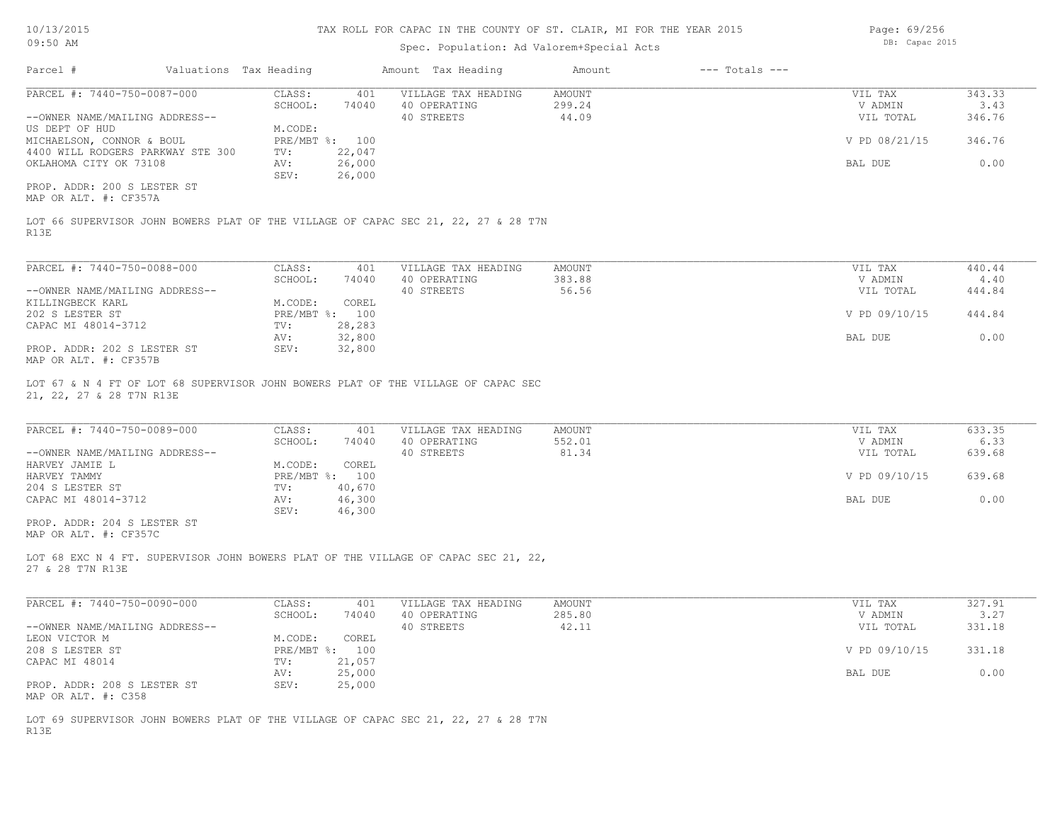# TAX ROLL FOR CAPAC IN THE COUNTY OF ST. CLAIR, MI FOR THE YEAR 2015

Spec. Population: Ad Valorem+Special Acts

DB: Capac 2015

| Parcel # | Valuations | Tax Heading | Amount | Tax Heading | Amount | --- Totals --- |
|---|---|---|---|---|---|---|

---

**PARCEL #: 7440-750-0087-000**

| | | | | | |
|---|---|---|---|---|---|
| CLASS: | 401 | VILLAGE TAX HEADING | AMOUNT | VIL TAX | 343.33 |
| SCHOOL: | 74040 | 40 OPERATING | 299.24 | V ADMIN | 3.43 |
| | | 40 STREETS | 44.09 | VIL TOTAL | 346.76 |
| M.CODE: | | | | | |
| PRE/MBT %: | 100 | | | V PD 08/21/15 | 346.76 |
| TV: | 22,047 | | | | |
| AV: | 26,000 | | | BAL DUE | 0.00 |
| SEV: | 26,000 | | | | |

--OWNER NAME/MAILING ADDRESS--
US DEPT OF HUD
MICHAELSON, CONNOR & BOUL
4400 WILL RODGERS PARKWAY STE 300
OKLAHOMA CITY OK 73108

PROP. ADDR: 200 S LESTER ST
MAP OR ALT. #: CF357A

LOT 66 SUPERVISOR JOHN BOWERS PLAT OF THE VILLAGE OF CAPAC SEC 21, 22, 27 & 28 T7N R13E

---

**PARCEL #: 7440-750-0088-000**

| | | | | | |
|---|---|---|---|---|---|
| CLASS: | 401 | VILLAGE TAX HEADING | AMOUNT | VIL TAX | 440.44 |
| SCHOOL: | 74040 | 40 OPERATING | 383.88 | V ADMIN | 4.40 |
| | | 40 STREETS | 56.56 | VIL TOTAL | 444.84 |
| M.CODE: | COREL | | | | |
| PRE/MBT %: | 100 | | | V PD 09/10/15 | 444.84 |
| TV: | 28,283 | | | | |
| AV: | 32,800 | | | BAL DUE | 0.00 |
| SEV: | 32,800 | | | | |

--OWNER NAME/MAILING ADDRESS--
KILLINGBECK KARL
202 S LESTER ST
CAPAC MI 48014-3712

PROP. ADDR: 202 S LESTER ST
MAP OR ALT. #: CF357B

LOT 67 & N 4 FT OF LOT 68 SUPERVISOR JOHN BOWERS PLAT OF THE VILLAGE OF CAPAC SEC 21, 22, 27 & 28 T7N R13E

---

**PARCEL #: 7440-750-0089-000**

| | | | | | |
|---|---|---|---|---|---|
| CLASS: | 401 | VILLAGE TAX HEADING | AMOUNT | VIL TAX | 633.35 |
| SCHOOL: | 74040 | 40 OPERATING | 552.01 | V ADMIN | 6.33 |
| | | 40 STREETS | 81.34 | VIL TOTAL | 639.68 |
| M.CODE: | COREL | | | | |
| PRE/MBT %: | 100 | | | V PD 09/10/15 | 639.68 |
| TV: | 40,670 | | | | |
| AV: | 46,300 | | | BAL DUE | 0.00 |
| SEV: | 46,300 | | | | |

--OWNER NAME/MAILING ADDRESS--
HARVEY JAMIE L
HARVEY TAMMY
204 S LESTER ST
CAPAC MI 48014-3712

PROP. ADDR: 204 S LESTER ST
MAP OR ALT. #: CF357C

LOT 68 EXC N 4 FT. SUPERVISOR JOHN BOWERS PLAT OF THE VILLAGE OF CAPAC SEC 21, 22, 27 & 28 T7N R13E

---

**PARCEL #: 7440-750-0090-000**

| | | | | | |
|---|---|---|---|---|---|
| CLASS: | 401 | VILLAGE TAX HEADING | AMOUNT | VIL TAX | 327.91 |
| SCHOOL: | 74040 | 40 OPERATING | 285.80 | V ADMIN | 3.27 |
| | | 40 STREETS | 42.11 | VIL TOTAL | 331.18 |
| M.CODE: | COREL | | | | |
| PRE/MBT %: | 100 | | | V PD 09/10/15 | 331.18 |
| TV: | 21,057 | | | | |
| AV: | 25,000 | | | BAL DUE | 0.00 |
| SEV: | 25,000 | | | | |

--OWNER NAME/MAILING ADDRESS--
LEON VICTOR M
208 S LESTER ST
CAPAC MI 48014

PROP. ADDR: 208 S LESTER ST
MAP OR ALT. #: C358

LOT 69 SUPERVISOR JOHN BOWERS PLAT OF THE VILLAGE OF CAPAC SEC 21, 22, 27 & 28 T7N R13E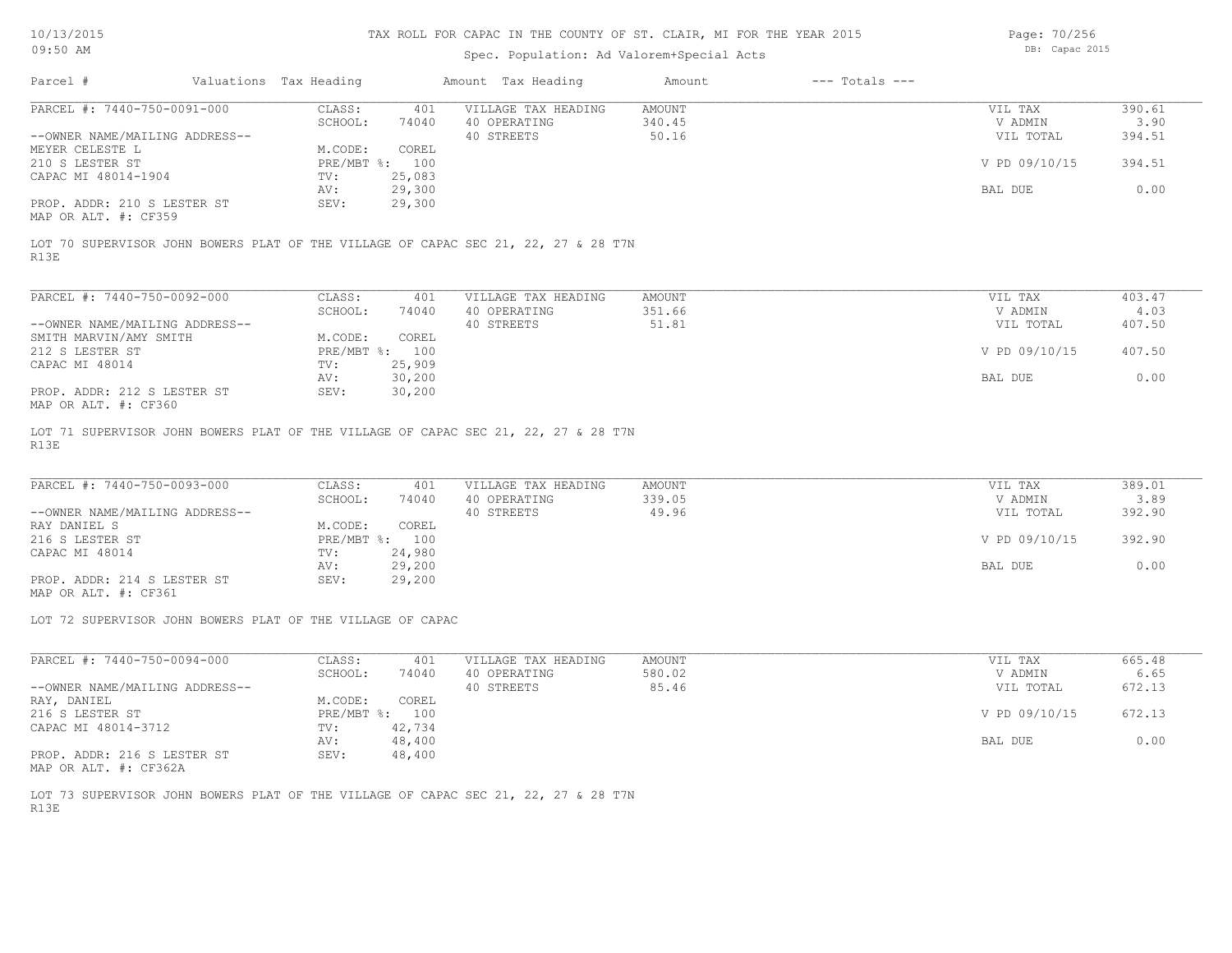# TAX ROLL FOR CAPAC IN THE COUNTY OF ST. CLAIR, MI FOR THE YEAR 2015

Spec. Population: Ad Valorem+Special Acts

| Parcel # | Valuations | Tax Heading | Amount | Tax Heading | Amount | --- Totals --- | |
|---|---|---|---|---|---|---|---|
| PARCEL #: 7440-750-0091-000 | CLASS: | 401 | VILLAGE TAX HEADING | AMOUNT | | VIL TAX | 390.61 |
| | SCHOOL: | 74040 | 40 OPERATING | 340.45 | | V ADMIN | 3.90 |
| --OWNER NAME/MAILING ADDRESS-- | | | 40 STREETS | 50.16 | | VIL TOTAL | 394.51 |
| MEYER CELESTE L | M.CODE: | COREL | | | | | |
| 210 S LESTER ST | PRE/MBT %: | 100 | | | | V PD 09/10/15 | 394.51 |
| CAPAC MI 48014-1904 | TV: | 25,083 | | | | | |
| | AV: | 29,300 | | | | BAL DUE | 0.00 |
| PROP. ADDR: 210 S LESTER ST | SEV: | 29,300 | | | | | |
| MAP OR ALT. #: CF359 | | | | | | | |

LOT 70 SUPERVISOR JOHN BOWERS PLAT OF THE VILLAGE OF CAPAC SEC 21, 22, 27 & 28 T7N R13E

| Parcel # | Valuations | Tax Heading | Amount | Tax Heading | Amount | --- Totals --- | |
|---|---|---|---|---|---|---|---|
| PARCEL #: 7440-750-0092-000 | CLASS: | 401 | VILLAGE TAX HEADING | AMOUNT | | VIL TAX | 403.47 |
| | SCHOOL: | 74040 | 40 OPERATING | 351.66 | | V ADMIN | 4.03 |
| --OWNER NAME/MAILING ADDRESS-- | | | 40 STREETS | 51.81 | | VIL TOTAL | 407.50 |
| SMITH MARVIN/AMY SMITH | M.CODE: | COREL | | | | | |
| 212 S LESTER ST | PRE/MBT %: | 100 | | | | V PD 09/10/15 | 407.50 |
| CAPAC MI 48014 | TV: | 25,909 | | | | | |
| | AV: | 30,200 | | | | BAL DUE | 0.00 |
| PROP. ADDR: 212 S LESTER ST | SEV: | 30,200 | | | | | |
| MAP OR ALT. #: CF360 | | | | | | | |

LOT 71 SUPERVISOR JOHN BOWERS PLAT OF THE VILLAGE OF CAPAC SEC 21, 22, 27 & 28 T7N R13E

| Parcel # | Valuations | Tax Heading | Amount | Tax Heading | Amount | --- Totals --- | |
|---|---|---|---|---|---|---|---|
| PARCEL #: 7440-750-0093-000 | CLASS: | 401 | VILLAGE TAX HEADING | AMOUNT | | VIL TAX | 389.01 |
| | SCHOOL: | 74040 | 40 OPERATING | 339.05 | | V ADMIN | 3.89 |
| --OWNER NAME/MAILING ADDRESS-- | | | 40 STREETS | 49.96 | | VIL TOTAL | 392.90 |
| RAY DANIEL S | M.CODE: | COREL | | | | | |
| 216 S LESTER ST | PRE/MBT %: | 100 | | | | V PD 09/10/15 | 392.90 |
| CAPAC MI 48014 | TV: | 24,980 | | | | | |
| | AV: | 29,200 | | | | BAL DUE | 0.00 |
| PROP. ADDR: 214 S LESTER ST | SEV: | 29,200 | | | | | |
| MAP OR ALT. #: CF361 | | | | | | | |

LOT 72 SUPERVISOR JOHN BOWERS PLAT OF THE VILLAGE OF CAPAC

| Parcel # | Valuations | Tax Heading | Amount | Tax Heading | Amount | --- Totals --- | |
|---|---|---|---|---|---|---|---|
| PARCEL #: 7440-750-0094-000 | CLASS: | 401 | VILLAGE TAX HEADING | AMOUNT | | VIL TAX | 665.48 |
| | SCHOOL: | 74040 | 40 OPERATING | 580.02 | | V ADMIN | 6.65 |
| --OWNER NAME/MAILING ADDRESS-- | | | 40 STREETS | 85.46 | | VIL TOTAL | 672.13 |
| RAY, DANIEL | M.CODE: | COREL | | | | | |
| 216 S LESTER ST | PRE/MBT %: | 100 | | | | V PD 09/10/15 | 672.13 |
| CAPAC MI 48014-3712 | TV: | 42,734 | | | | | |
| | AV: | 48,400 | | | | BAL DUE | 0.00 |
| PROP. ADDR: 216 S LESTER ST | SEV: | 48,400 | | | | | |
| MAP OR ALT. #: CF362A | | | | | | | |

LOT 73 SUPERVISOR JOHN BOWERS PLAT OF THE VILLAGE OF CAPAC SEC 21, 22, 27 & 28 T7N R13E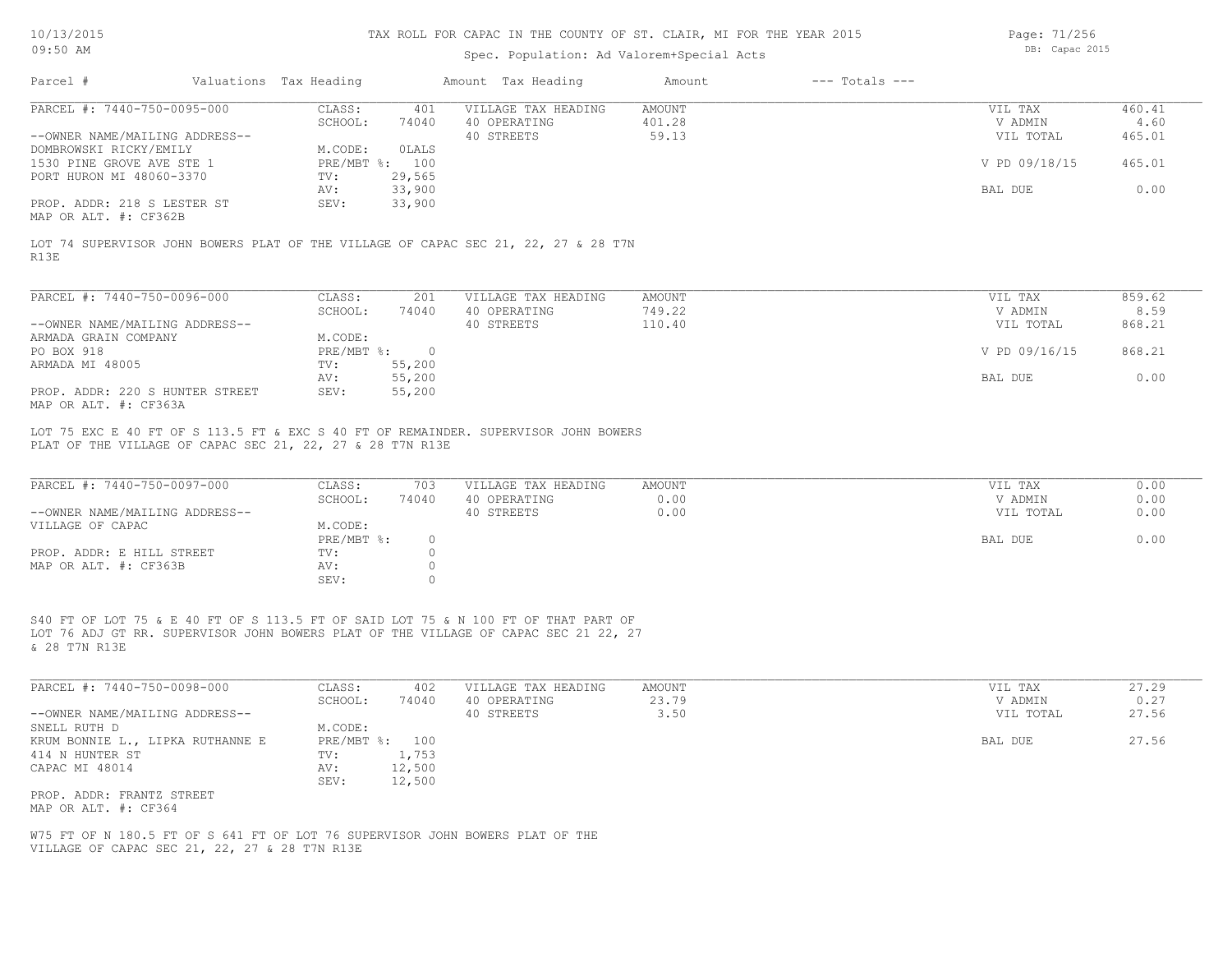# TAX ROLL FOR CAPAC IN THE COUNTY OF ST. CLAIR, MI FOR THE YEAR 2015

Spec. Population: Ad Valorem+Special Acts

DB: Capac 2015

| Parcel # | Valuations | Tax Heading | Amount | Tax Heading | Amount | --- Totals --- | |
|---|---|---|---|---|---|---|---|

---

**PARCEL #: 7440-750-0095-000**

| | | | | | |
|---|---|---|---|---|---|
| CLASS: | 401 | VILLAGE TAX HEADING | AMOUNT | VIL TAX | 460.41 |
| SCHOOL: | 74040 | 40 OPERATING | 401.28 | V ADMIN | 4.60 |
| M.CODE: | 0LALS | 40 STREETS | 59.13 | VIL TOTAL | 465.01 |
| PRE/MBT %: | 100 | | | V PD 09/18/15 | 465.01 |
| TV: | 29,565 | | | | |
| AV: | 33,900 | | | BAL DUE | 0.00 |
| SEV: | 33,900 | | | | |

--OWNER NAME/MAILING ADDRESS--
DOMBROWSKI RICKY/EMILY
1530 PINE GROVE AVE STE 1
PORT HURON MI 48060-3370

PROP. ADDR: 218 S LESTER ST
MAP OR ALT. #: CF362B

LOT 74 SUPERVISOR JOHN BOWERS PLAT OF THE VILLAGE OF CAPAC SEC 21, 22, 27 & 28 T7N R13E

---

**PARCEL #: 7440-750-0096-000**

| | | | | | |
|---|---|---|---|---|---|
| CLASS: | 201 | VILLAGE TAX HEADING | AMOUNT | VIL TAX | 859.62 |
| SCHOOL: | 74040 | 40 OPERATING | 749.22 | V ADMIN | 8.59 |
| M.CODE: | | 40 STREETS | 110.40 | VIL TOTAL | 868.21 |
| PRE/MBT %: | 0 | | | V PD 09/16/15 | 868.21 |
| TV: | 55,200 | | | | |
| AV: | 55,200 | | | BAL DUE | 0.00 |
| SEV: | 55,200 | | | | |

--OWNER NAME/MAILING ADDRESS--
ARMADA GRAIN COMPANY
PO BOX 918
ARMADA MI 48005

PROP. ADDR: 220 S HUNTER STREET
MAP OR ALT. #: CF363A

LOT 75 EXC E 40 FT OF S 113.5 FT & EXC S 40 FT OF REMAINDER. SUPERVISOR JOHN BOWERS PLAT OF THE VILLAGE OF CAPAC SEC 21, 22, 27 & 28 T7N R13E

---

**PARCEL #: 7440-750-0097-000**

| | | | | | |
|---|---|---|---|---|---|
| CLASS: | 703 | VILLAGE TAX HEADING | AMOUNT | VIL TAX | 0.00 |
| SCHOOL: | 74040 | 40 OPERATING | 0.00 | V ADMIN | 0.00 |
| M.CODE: | | 40 STREETS | 0.00 | VIL TOTAL | 0.00 |
| PRE/MBT %: | 0 | | | BAL DUE | 0.00 |
| TV: | 0 | | | | |
| AV: | 0 | | | | |
| SEV: | 0 | | | | |

--OWNER NAME/MAILING ADDRESS--
VILLAGE OF CAPAC

PROP. ADDR: E HILL STREET
MAP OR ALT. #: CF363B

S40 FT OF LOT 75 & E 40 FT OF S 113.5 FT OF SAID LOT 75 & N 100 FT OF THAT PART OF LOT 76 ADJ GT RR. SUPERVISOR JOHN BOWERS PLAT OF THE VILLAGE OF CAPAC SEC 21 22, 27 & 28 T7N R13E

---

**PARCEL #: 7440-750-0098-000**

| | | | | | |
|---|---|---|---|---|---|
| CLASS: | 402 | VILLAGE TAX HEADING | AMOUNT | VIL TAX | 27.29 |
| SCHOOL: | 74040 | 40 OPERATING | 23.79 | V ADMIN | 0.27 |
| M.CODE: | | 40 STREETS | 3.50 | VIL TOTAL | 27.56 |
| PRE/MBT %: | 100 | | | BAL DUE | 27.56 |
| TV: | 1,753 | | | | |
| AV: | 12,500 | | | | |
| SEV: | 12,500 | | | | |

--OWNER NAME/MAILING ADDRESS--
SNELL RUTH D
KRUM BONNIE L., LIPKA RUTHANNE E
414 N HUNTER ST
CAPAC MI 48014

PROP. ADDR: FRANTZ STREET
MAP OR ALT. #: CF364

W75 FT OF N 180.5 FT OF S 641 FT OF LOT 76 SUPERVISOR JOHN BOWERS PLAT OF THE VILLAGE OF CAPAC SEC 21, 22, 27 & 28 T7N R13E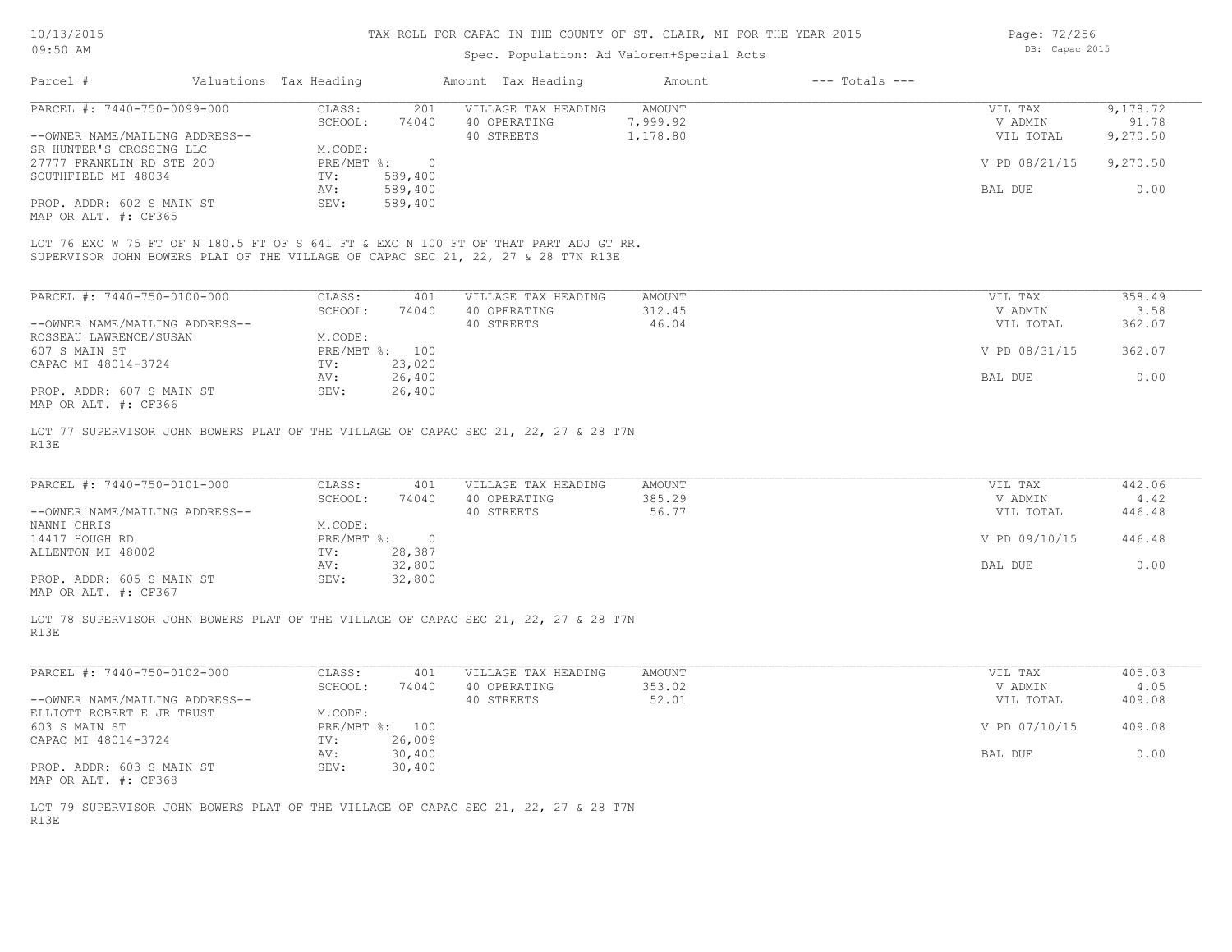# TAX ROLL FOR CAPAC IN THE COUNTY OF ST. CLAIR, MI FOR THE YEAR 2015

Spec. Population: Ad Valorem+Special Acts

| Parcel # | Valuations | Tax Heading | Amount | Tax Heading | Amount | --- Totals --- |
|---|---|---|---|---|---|---|

---

**PARCEL #: 7440-750-0099-000**

| | | | | | |
|---|---|---|---|---|---|
| CLASS: | 201 | VILLAGE TAX HEADING | AMOUNT | VIL TAX | 9,178.72 |
| SCHOOL: | 74040 | 40 OPERATING | 7,999.92 | V ADMIN | 91.78 |
| | | 40 STREETS | 1,178.80 | VIL TOTAL | 9,270.50 |
| M.CODE: | | | | | |
| PRE/MBT %: | 0 | | | V PD 08/21/15 | 9,270.50 |
| TV: | 589,400 | | | | |
| AV: | 589,400 | | | BAL DUE | 0.00 |
| SEV: | 589,400 | | | | |

--OWNER NAME/MAILING ADDRESS--
SR HUNTER'S CROSSING LLC
27777 FRANKLIN RD STE 200
SOUTHFIELD MI 48034

PROP. ADDR: 602 S MAIN ST
MAP OR ALT. #: CF365

LOT 76 EXC W 75 FT OF N 180.5 FT OF S 641 FT & EXC N 100 FT OF THAT PART ADJ GT RR.
SUPERVISOR JOHN BOWERS PLAT OF THE VILLAGE OF CAPAC SEC 21, 22, 27 & 28 T7N R13E

---

**PARCEL #: 7440-750-0100-000**

| | | | | | |
|---|---|---|---|---|---|
| CLASS: | 401 | VILLAGE TAX HEADING | AMOUNT | VIL TAX | 358.49 |
| SCHOOL: | 74040 | 40 OPERATING | 312.45 | V ADMIN | 3.58 |
| | | 40 STREETS | 46.04 | VIL TOTAL | 362.07 |
| M.CODE: | | | | | |
| PRE/MBT %: | 100 | | | V PD 08/31/15 | 362.07 |
| TV: | 23,020 | | | | |
| AV: | 26,400 | | | BAL DUE | 0.00 |
| SEV: | 26,400 | | | | |

--OWNER NAME/MAILING ADDRESS--
ROSSEAU LAWRENCE/SUSAN
607 S MAIN ST
CAPAC MI 48014-3724

PROP. ADDR: 607 S MAIN ST
MAP OR ALT. #: CF366

LOT 77 SUPERVISOR JOHN BOWERS PLAT OF THE VILLAGE OF CAPAC SEC 21, 22, 27 & 28 T7N R13E

---

**PARCEL #: 7440-750-0101-000**

| | | | | | |
|---|---|---|---|---|---|
| CLASS: | 401 | VILLAGE TAX HEADING | AMOUNT | VIL TAX | 442.06 |
| SCHOOL: | 74040 | 40 OPERATING | 385.29 | V ADMIN | 4.42 |
| | | 40 STREETS | 56.77 | VIL TOTAL | 446.48 |
| M.CODE: | | | | | |
| PRE/MBT %: | 0 | | | V PD 09/10/15 | 446.48 |
| TV: | 28,387 | | | | |
| AV: | 32,800 | | | BAL DUE | 0.00 |
| SEV: | 32,800 | | | | |

--OWNER NAME/MAILING ADDRESS--
NANNI CHRIS
14417 HOUGH RD
ALLENTON MI 48002

PROP. ADDR: 605 S MAIN ST
MAP OR ALT. #: CF367

LOT 78 SUPERVISOR JOHN BOWERS PLAT OF THE VILLAGE OF CAPAC SEC 21, 22, 27 & 28 T7N R13E

---

**PARCEL #: 7440-750-0102-000**

| | | | | | |
|---|---|---|---|---|---|
| CLASS: | 401 | VILLAGE TAX HEADING | AMOUNT | VIL TAX | 405.03 |
| SCHOOL: | 74040 | 40 OPERATING | 353.02 | V ADMIN | 4.05 |
| | | 40 STREETS | 52.01 | VIL TOTAL | 409.08 |
| M.CODE: | | | | | |
| PRE/MBT %: | 100 | | | V PD 07/10/15 | 409.08 |
| TV: | 26,009 | | | | |
| AV: | 30,400 | | | BAL DUE | 0.00 |
| SEV: | 30,400 | | | | |

--OWNER NAME/MAILING ADDRESS--
ELLIOTT ROBERT E JR TRUST
603 S MAIN ST
CAPAC MI 48014-3724

PROP. ADDR: 603 S MAIN ST
MAP OR ALT. #: CF368

LOT 79 SUPERVISOR JOHN BOWERS PLAT OF THE VILLAGE OF CAPAC SEC 21, 22, 27 & 28 T7N R13E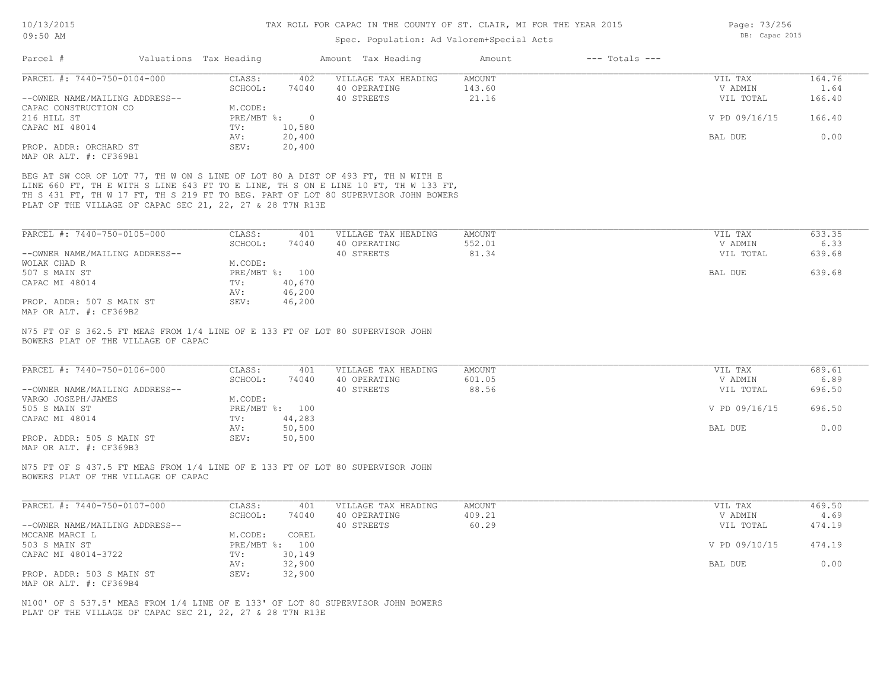# TAX ROLL FOR CAPAC IN THE COUNTY OF ST. CLAIR, MI FOR THE YEAR 2015

10/13/2015
09:50 AM

Spec. Population: Ad Valorem+Special Acts

DB: Capac 2015

| Parcel # | Valuations | Tax Heading | Amount | Tax Heading | Amount | --- Totals --- | |
|---|---|---|---|---|---|---|---|

## PARCEL #: 7440-750-0104-000

| | | | | | | |
|---|---|---|---|---|---|---|
| | CLASS: | 402 | VILLAGE TAX HEADING | AMOUNT | VIL TAX | 164.76 |
| | SCHOOL: | 74040 | 40 OPERATING | 143.60 | V ADMIN | 1.64 |
| --OWNER NAME/MAILING ADDRESS-- | | | 40 STREETS | 21.16 | VIL TOTAL | 166.40 |
| CAPAC CONSTRUCTION CO | M.CODE: | | | | | |
| 216 HILL ST | PRE/MBT %: | 0 | | | V PD 09/16/15 | 166.40 |
| CAPAC MI 48014 | TV: | 10,580 | | | | |
| | AV: | 20,400 | | | BAL DUE | 0.00 |
| PROP. ADDR: ORCHARD ST | SEV: | 20,400 | | | | |
| MAP OR ALT. #: CF369B1 | | | | | | |

BEG AT SW COR OF LOT 77, TH W ON S LINE OF LOT 80 A DIST OF 493 FT, TH N WITH E LINE 660 FT, TH E WITH S LINE 643 FT TO E LINE, TH S ON E LINE 10 FT, TH W 133 FT, TH S 431 FT, TH W 17 FT, TH S 219 FT TO BEG. PART OF LOT 80 SUPERVISOR JOHN BOWERS PLAT OF THE VILLAGE OF CAPAC SEC 21, 22, 27 & 28 T7N R13E

## PARCEL #: 7440-750-0105-000

| | | | | | | |
|---|---|---|---|---|---|---|
| | CLASS: | 401 | VILLAGE TAX HEADING | AMOUNT | VIL TAX | 633.35 |
| | SCHOOL: | 74040 | 40 OPERATING | 552.01 | V ADMIN | 6.33 |
| --OWNER NAME/MAILING ADDRESS-- | | | 40 STREETS | 81.34 | VIL TOTAL | 639.68 |
| WOLAK CHAD R | M.CODE: | | | | | |
| 507 S MAIN ST | PRE/MBT %: | 100 | | | BAL DUE | 639.68 |
| CAPAC MI 48014 | TV: | 40,670 | | | | |
| | AV: | 46,200 | | | | |
| PROP. ADDR: 507 S MAIN ST | SEV: | 46,200 | | | | |
| MAP OR ALT. #: CF369B2 | | | | | | |

N75 FT OF S 362.5 FT MEAS FROM 1/4 LINE OF E 133 FT OF LOT 80 SUPERVISOR JOHN BOWERS PLAT OF THE VILLAGE OF CAPAC

## PARCEL #: 7440-750-0106-000

| | | | | | | |
|---|---|---|---|---|---|---|
| | CLASS: | 401 | VILLAGE TAX HEADING | AMOUNT | VIL TAX | 689.61 |
| | SCHOOL: | 74040 | 40 OPERATING | 601.05 | V ADMIN | 6.89 |
| --OWNER NAME/MAILING ADDRESS-- | | | 40 STREETS | 88.56 | VIL TOTAL | 696.50 |
| VARGO JOSEPH/JAMES | M.CODE: | | | | | |
| 505 S MAIN ST | PRE/MBT %: | 100 | | | V PD 09/16/15 | 696.50 |
| CAPAC MI 48014 | TV: | 44,283 | | | | |
| | AV: | 50,500 | | | BAL DUE | 0.00 |
| PROP. ADDR: 505 S MAIN ST | SEV: | 50,500 | | | | |
| MAP OR ALT. #: CF369B3 | | | | | | |

N75 FT OF S 437.5 FT MEAS FROM 1/4 LINE OF E 133 FT OF LOT 80 SUPERVISOR JOHN BOWERS PLAT OF THE VILLAGE OF CAPAC

## PARCEL #: 7440-750-0107-000

| | | | | | | |
|---|---|---|---|---|---|---|
| | CLASS: | 401 | VILLAGE TAX HEADING | AMOUNT | VIL TAX | 469.50 |
| | SCHOOL: | 74040 | 40 OPERATING | 409.21 | V ADMIN | 4.69 |
| --OWNER NAME/MAILING ADDRESS-- | | | 40 STREETS | 60.29 | VIL TOTAL | 474.19 |
| MCCANE MARCI L | M.CODE: | COREL | | | | |
| 503 S MAIN ST | PRE/MBT %: | 100 | | | V PD 09/10/15 | 474.19 |
| CAPAC MI 48014-3722 | TV: | 30,149 | | | | |
| | AV: | 32,900 | | | BAL DUE | 0.00 |
| PROP. ADDR: 503 S MAIN ST | SEV: | 32,900 | | | | |
| MAP OR ALT. #: CF369B4 | | | | | | |

N100' OF S 537.5' MEAS FROM 1/4 LINE OF E 133' OF LOT 80 SUPERVISOR JOHN BOWERS PLAT OF THE VILLAGE OF CAPAC SEC 21, 22, 27 & 28 T7N R13E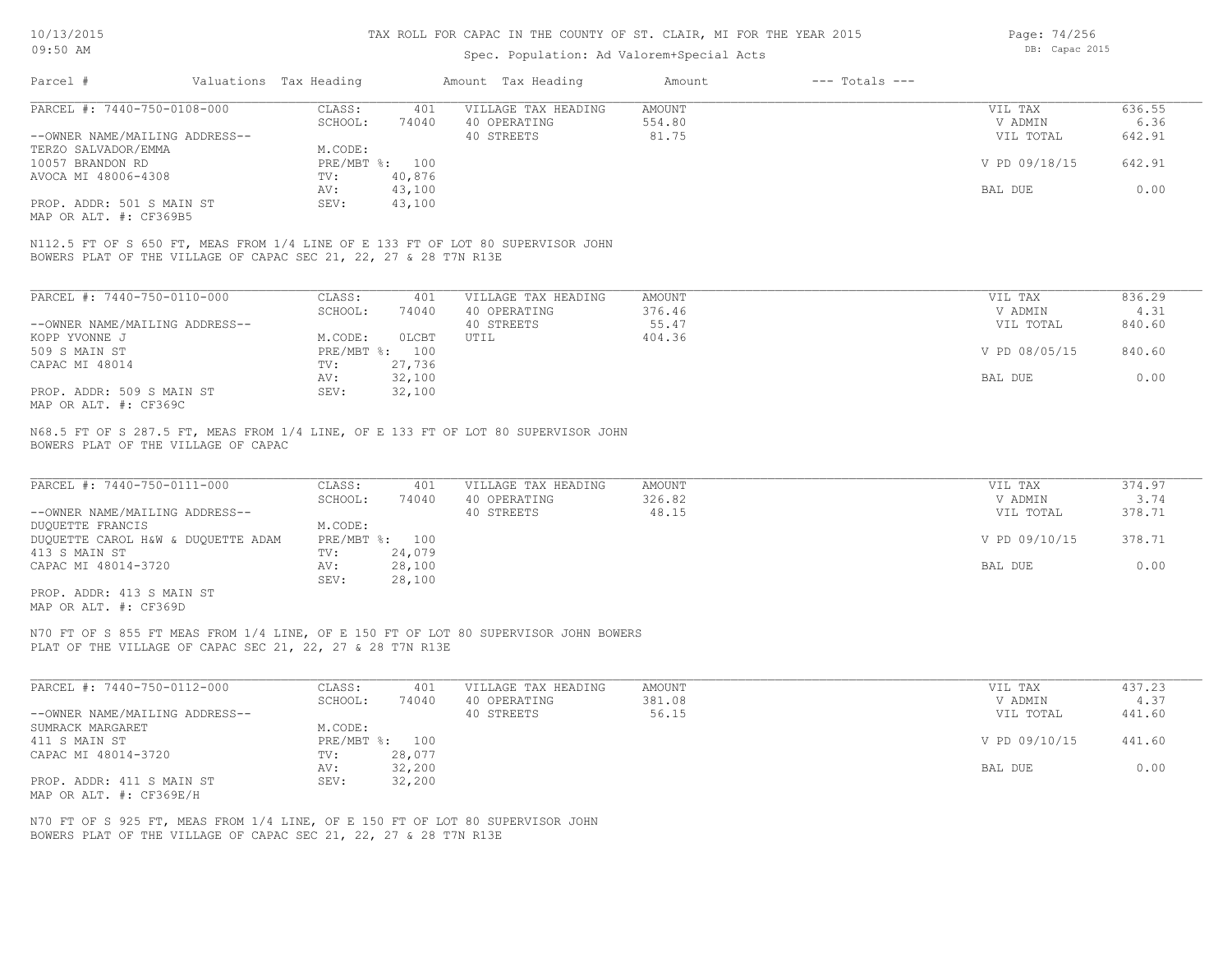# TAX ROLL FOR CAPAC IN THE COUNTY OF ST. CLAIR, MI FOR THE YEAR 2015

Spec. Population: Ad Valorem+Special Acts

10/13/2015
09:50 AM

DB: Capac 2015

| Parcel # | Valuations | Tax Heading | Amount | Tax Heading | Amount | --- Totals --- | |
|---|---|---|---|---|---|---|---|

## PARCEL #: 7440-750-0108-000

| | | | | | |
|---|---|---|---|---|---|
| --OWNER NAME/MAILING ADDRESS-- | CLASS: 401 | VILLAGE TAX HEADING | AMOUNT | VIL TAX | 636.55 |
| TERZO SALVADOR/EMMA | SCHOOL: 74040 | 40 OPERATING | 554.80 | V ADMIN | 6.36 |
| 10057 BRANDON RD | M.CODE: | 40 STREETS | 81.75 | VIL TOTAL | 642.91 |
| AVOCA MI 48006-4308 | PRE/MBT %: 100 | | | V PD 09/18/15 | 642.91 |
| | TV: 40,876 | | | | |
| PROP. ADDR: 501 S MAIN ST | AV: 43,100 | | | BAL DUE | 0.00 |
| MAP OR ALT. #: CF369B5 | SEV: 43,100 | | | | |

N112.5 FT OF S 650 FT, MEAS FROM 1/4 LINE OF E 133 FT OF LOT 80 SUPERVISOR JOHN BOWERS PLAT OF THE VILLAGE OF CAPAC SEC 21, 22, 27 & 28 T7N R13E

## PARCEL #: 7440-750-0110-000

| | | | | | |
|---|---|---|---|---|---|
| --OWNER NAME/MAILING ADDRESS-- | CLASS: 401 | VILLAGE TAX HEADING | AMOUNT | VIL TAX | 836.29 |
| KOPP YVONNE J | SCHOOL: 74040 | 40 OPERATING | 376.46 | V ADMIN | 4.31 |
| 509 S MAIN ST | M.CODE: 0LCBT | 40 STREETS | 55.47 | VIL TOTAL | 840.60 |
| CAPAC MI 48014 | PRE/MBT %: 100 | UTIL | 404.36 | V PD 08/05/15 | 840.60 |
| | TV: 27,736 | | | | |
| PROP. ADDR: 509 S MAIN ST | AV: 32,100 | | | BAL DUE | 0.00 |
| MAP OR ALT. #: CF369C | SEV: 32,100 | | | | |

N68.5 FT OF S 287.5 FT, MEAS FROM 1/4 LINE, OF E 133 FT OF LOT 80 SUPERVISOR JOHN BOWERS PLAT OF THE VILLAGE OF CAPAC

## PARCEL #: 7440-750-0111-000

| | | | | | |
|---|---|---|---|---|---|
| --OWNER NAME/MAILING ADDRESS-- | CLASS: 401 | VILLAGE TAX HEADING | AMOUNT | VIL TAX | 374.97 |
| DUQUETTE FRANCIS | SCHOOL: 74040 | 40 OPERATING | 326.82 | V ADMIN | 3.74 |
| DUQUETTE CAROL H&W & DUQUETTE ADAM | M.CODE: | 40 STREETS | 48.15 | VIL TOTAL | 378.71 |
| 413 S MAIN ST | PRE/MBT %: 100 | | | V PD 09/10/15 | 378.71 |
| CAPAC MI 48014-3720 | TV: 24,079 | | | | |
| | AV: 28,100 | | | BAL DUE | 0.00 |
| PROP. ADDR: 413 S MAIN ST | SEV: 28,100 | | | | |
| MAP OR ALT. #: CF369D | | | | | |

N70 FT OF S 855 FT MEAS FROM 1/4 LINE, OF E 150 FT OF LOT 80 SUPERVISOR JOHN BOWERS PLAT OF THE VILLAGE OF CAPAC SEC 21, 22, 27 & 28 T7N R13E

## PARCEL #: 7440-750-0112-000

| | | | | | |
|---|---|---|---|---|---|
| --OWNER NAME/MAILING ADDRESS-- | CLASS: 401 | VILLAGE TAX HEADING | AMOUNT | VIL TAX | 437.23 |
| SUMRACK MARGARET | SCHOOL: 74040 | 40 OPERATING | 381.08 | V ADMIN | 4.37 |
| 411 S MAIN ST | M.CODE: | 40 STREETS | 56.15 | VIL TOTAL | 441.60 |
| CAPAC MI 48014-3720 | PRE/MBT %: 100 | | | V PD 09/10/15 | 441.60 |
| | TV: 28,077 | | | | |
| PROP. ADDR: 411 S MAIN ST | AV: 32,200 | | | BAL DUE | 0.00 |
| MAP OR ALT. #: CF369E/H | SEV: 32,200 | | | | |

N70 FT OF S 925 FT, MEAS FROM 1/4 LINE, OF E 150 FT OF LOT 80 SUPERVISOR JOHN BOWERS PLAT OF THE VILLAGE OF CAPAC SEC 21, 22, 27 & 28 T7N R13E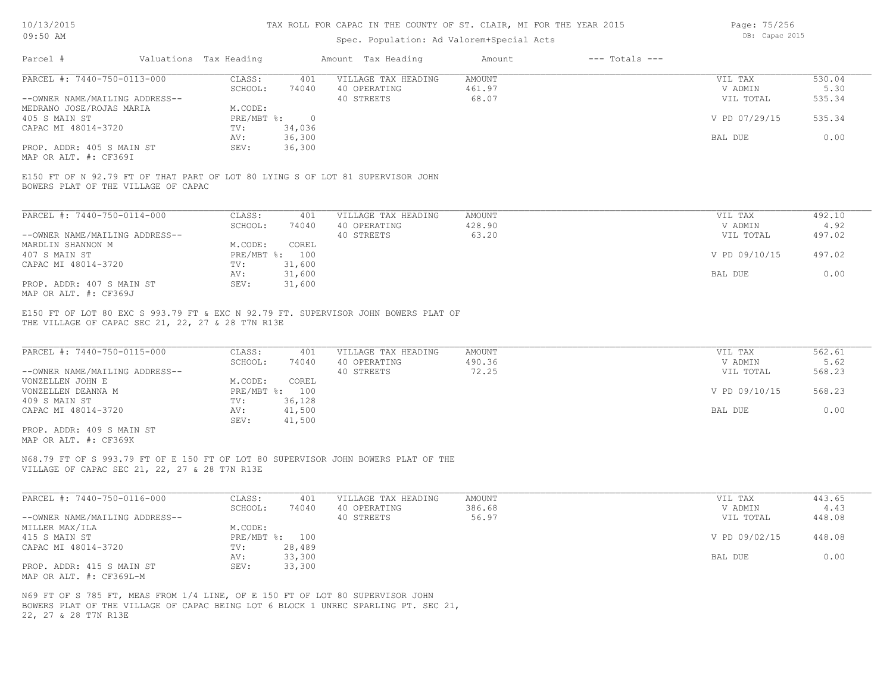# TAX ROLL FOR CAPAC IN THE COUNTY OF ST. CLAIR, MI FOR THE YEAR 2015

Spec. Population: Ad Valorem+Special Acts

| Parcel # | Valuations | Tax Heading | Amount | Tax Heading | Amount | --- Totals --- | |
|---|---|---|---|---|---|---|---|
| PARCEL #: 7440-750-0113-000 | CLASS: | 401 | VILLAGE TAX HEADING | AMOUNT | | VIL TAX | 530.04 |
| | SCHOOL: | 74040 | 40 OPERATING | 461.97 | | V ADMIN | 5.30 |
| --OWNER NAME/MAILING ADDRESS-- | | | 40 STREETS | 68.07 | | VIL TOTAL | 535.34 |
| MEDRANO JOSE/ROJAS MARIA | M.CODE: | | | | | | |
| 405 S MAIN ST | PRE/MBT %: | 0 | | | | V PD 07/29/15 | 535.34 |
| CAPAC MI 48014-3720 | TV: | 34,036 | | | | | |
| | AV: | 36,300 | | | | BAL DUE | 0.00 |
| PROP. ADDR: 405 S MAIN ST | SEV: | 36,300 | | | | | |
| MAP OR ALT. #: CF369I | | | | | | | |

E150 FT OF N 92.79 FT OF THAT PART OF LOT 80 LYING S OF LOT 81 SUPERVISOR JOHN BOWERS PLAT OF THE VILLAGE OF CAPAC

| Parcel # | Valuations | Tax Heading | Amount | Tax Heading | Amount | --- Totals --- | |
|---|---|---|---|---|---|---|---|
| PARCEL #: 7440-750-0114-000 | CLASS: | 401 | VILLAGE TAX HEADING | AMOUNT | | VIL TAX | 492.10 |
| | SCHOOL: | 74040 | 40 OPERATING | 428.90 | | V ADMIN | 4.92 |
| --OWNER NAME/MAILING ADDRESS-- | | | 40 STREETS | 63.20 | | VIL TOTAL | 497.02 |
| MARDLIN SHANNON M | M.CODE: | COREL | | | | | |
| 407 S MAIN ST | PRE/MBT %: | 100 | | | | V PD 09/10/15 | 497.02 |
| CAPAC MI 48014-3720 | TV: | 31,600 | | | | | |
| | AV: | 31,600 | | | | BAL DUE | 0.00 |
| PROP. ADDR: 407 S MAIN ST | SEV: | 31,600 | | | | | |
| MAP OR ALT. #: CF369J | | | | | | | |

E150 FT OF LOT 80 EXC S 993.79 FT & EXC N 92.79 FT. SUPERVISOR JOHN BOWERS PLAT OF THE VILLAGE OF CAPAC SEC 21, 22, 27 & 28 T7N R13E

| Parcel # | Valuations | Tax Heading | Amount | Tax Heading | Amount | --- Totals --- | |
|---|---|---|---|---|---|---|---|
| PARCEL #: 7440-750-0115-000 | CLASS: | 401 | VILLAGE TAX HEADING | AMOUNT | | VIL TAX | 562.61 |
| | SCHOOL: | 74040 | 40 OPERATING | 490.36 | | V ADMIN | 5.62 |
| --OWNER NAME/MAILING ADDRESS-- | | | 40 STREETS | 72.25 | | VIL TOTAL | 568.23 |
| VONZELLEN JOHN E | M.CODE: | COREL | | | | | |
| VONZELLEN DEANNA M | PRE/MBT %: | 100 | | | | V PD 09/10/15 | 568.23 |
| 409 S MAIN ST | TV: | 36,128 | | | | | |
| CAPAC MI 48014-3720 | AV: | 41,500 | | | | BAL DUE | 0.00 |
| | SEV: | 41,500 | | | | | |
| PROP. ADDR: 409 S MAIN ST | | | | | | | |
| MAP OR ALT. #: CF369K | | | | | | | |

N68.79 FT OF S 993.79 FT OF E 150 FT OF LOT 80 SUPERVISOR JOHN BOWERS PLAT OF THE VILLAGE OF CAPAC SEC 21, 22, 27 & 28 T7N R13E

| Parcel # | Valuations | Tax Heading | Amount | Tax Heading | Amount | --- Totals --- | |
|---|---|---|---|---|---|---|---|
| PARCEL #: 7440-750-0116-000 | CLASS: | 401 | VILLAGE TAX HEADING | AMOUNT | | VIL TAX | 443.65 |
| | SCHOOL: | 74040 | 40 OPERATING | 386.68 | | V ADMIN | 4.43 |
| --OWNER NAME/MAILING ADDRESS-- | | | 40 STREETS | 56.97 | | VIL TOTAL | 448.08 |
| MILLER MAX/ILA | M.CODE: | | | | | | |
| 415 S MAIN ST | PRE/MBT %: | 100 | | | | V PD 09/02/15 | 448.08 |
| CAPAC MI 48014-3720 | TV: | 28,489 | | | | | |
| | AV: | 33,300 | | | | BAL DUE | 0.00 |
| PROP. ADDR: 415 S MAIN ST | SEV: | 33,300 | | | | | |
| MAP OR ALT. #: CF369L-M | | | | | | | |

N69 FT OF S 785 FT, MEAS FROM 1/4 LINE, OF E 150 FT OF LOT 80 SUPERVISOR JOHN BOWERS PLAT OF THE VILLAGE OF CAPAC BEING LOT 6 BLOCK 1 UNREC SPARLING PT. SEC 21, 22, 27 & 28 T7N R13E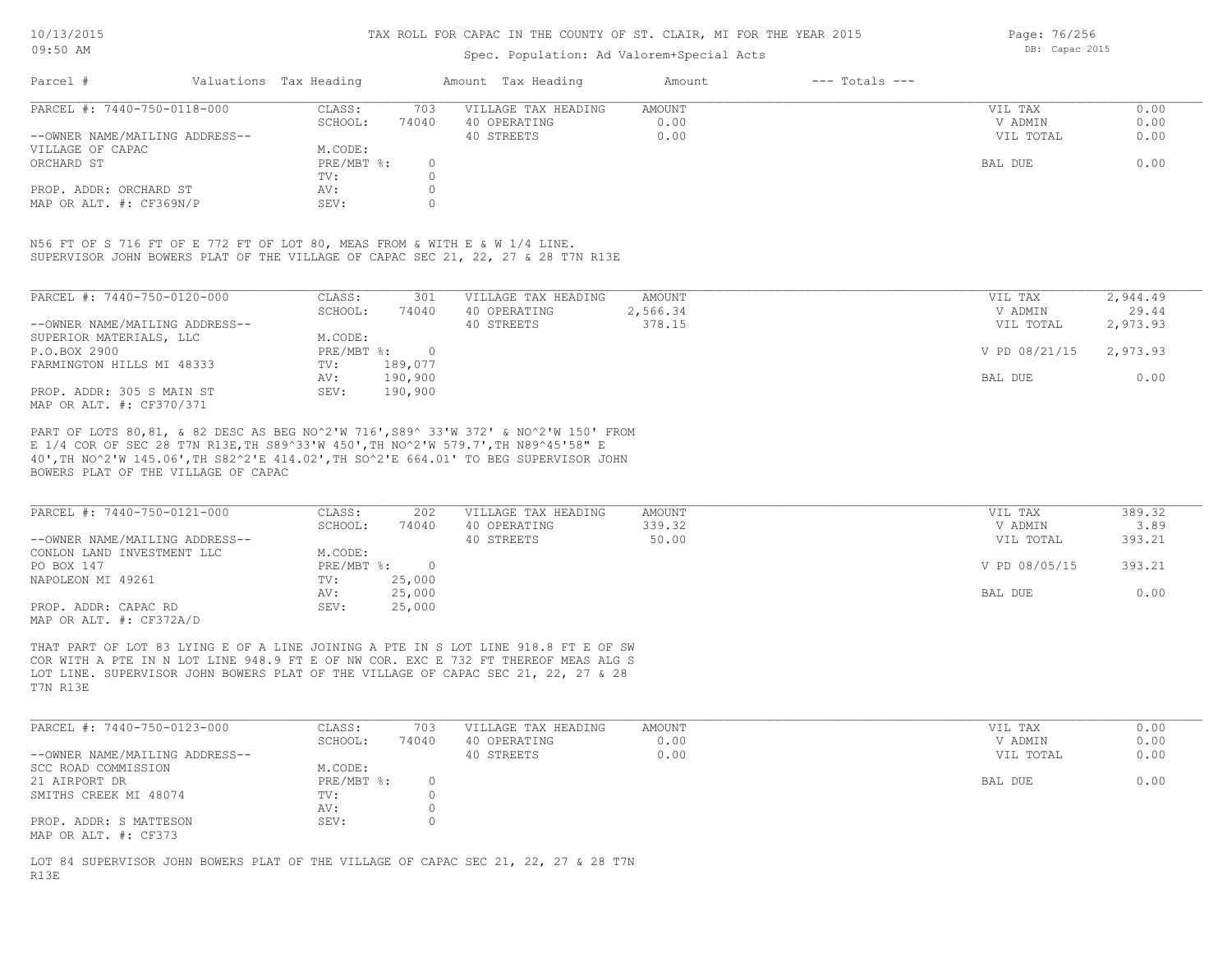# TAX ROLL FOR CAPAC IN THE COUNTY OF ST. CLAIR, MI FOR THE YEAR 2015

Spec. Population: Ad Valorem+Special Acts

10/13/2015 09:50 AM — DB: Capac 2015

| Parcel # | Valuations | Tax Heading | Amount | Tax Heading | Amount | --- Totals --- | |
|---|---|---|---|---|---|---|---|

---

**PARCEL #: 7440-750-0118-000**

| | | | | | |
|---|---|---|---|---|---|
| CLASS: | 703 | VILLAGE TAX HEADING | AMOUNT | VIL TAX | 0.00 |
| SCHOOL: | 74040 | 40 OPERATING | 0.00 | V ADMIN | 0.00 |
| M.CODE: | | 40 STREETS | 0.00 | VIL TOTAL | 0.00 |
| PRE/MBT %: | 0 | | | BAL DUE | 0.00 |
| TV: | 0 | | | | |
| AV: | 0 | | | | |
| SEV: | 0 | | | | |

--OWNER NAME/MAILING ADDRESS--
VILLAGE OF CAPAC
ORCHARD ST

PROP. ADDR: ORCHARD ST
MAP OR ALT. #: CF369N/P

N56 FT OF S 716 FT OF E 772 FT OF LOT 80, MEAS FROM & WITH E & W 1/4 LINE.
SUPERVISOR JOHN BOWERS PLAT OF THE VILLAGE OF CAPAC SEC 21, 22, 27 & 28 T7N R13E

---

**PARCEL #: 7440-750-0120-000**

| | | | | | |
|---|---|---|---|---|---|
| CLASS: | 301 | VILLAGE TAX HEADING | AMOUNT | VIL TAX | 2,944.49 |
| SCHOOL: | 74040 | 40 OPERATING | 2,566.34 | V ADMIN | 29.44 |
| M.CODE: | | 40 STREETS | 378.15 | VIL TOTAL | 2,973.93 |
| PRE/MBT %: | 0 | | | V PD 08/21/15 | 2,973.93 |
| TV: | 189,077 | | | | |
| AV: | 190,900 | | | BAL DUE | 0.00 |
| SEV: | 190,900 | | | | |

--OWNER NAME/MAILING ADDRESS--
SUPERIOR MATERIALS, LLC
P.O.BOX 2900
FARMINGTON HILLS MI 48333

PROP. ADDR: 305 S MAIN ST
MAP OR ALT. #: CF370/371

PART OF LOTS 80,81, & 82 DESC AS BEG NO^2'W 716',S89^ 33'W 372' & NO^2'W 150' FROM E 1/4 COR OF SEC 28 T7N R13E,TH S89^33'W 450',TH NO^2'W 579.7',TH N89^45'58" E 40',TH NO^2'W 145.06',TH S82^2'E 414.02',TH SO^2'E 664.01' TO BEG SUPERVISOR JOHN BOWERS PLAT OF THE VILLAGE OF CAPAC

---

**PARCEL #: 7440-750-0121-000**

| | | | | | |
|---|---|---|---|---|---|
| CLASS: | 202 | VILLAGE TAX HEADING | AMOUNT | VIL TAX | 389.32 |
| SCHOOL: | 74040 | 40 OPERATING | 339.32 | V ADMIN | 3.89 |
| M.CODE: | | 40 STREETS | 50.00 | VIL TOTAL | 393.21 |
| PRE/MBT %: | 0 | | | V PD 08/05/15 | 393.21 |
| TV: | 25,000 | | | | |
| AV: | 25,000 | | | BAL DUE | 0.00 |
| SEV: | 25,000 | | | | |

--OWNER NAME/MAILING ADDRESS--
CONLON LAND INVESTMENT LLC
PO BOX 147
NAPOLEON MI 49261

PROP. ADDR: CAPAC RD
MAP OR ALT. #: CF372A/D

THAT PART OF LOT 83 LYING E OF A LINE JOINING A PTE IN S LOT LINE 918.8 FT E OF SW COR WITH A PTE IN N LOT LINE 948.9 FT E OF NW COR. EXC E 732 FT THEREOF MEAS ALG S LOT LINE. SUPERVISOR JOHN BOWERS PLAT OF THE VILLAGE OF CAPAC SEC 21, 22, 27 & 28 T7N R13E

---

**PARCEL #: 7440-750-0123-000**

| | | | | | |
|---|---|---|---|---|---|
| CLASS: | 703 | VILLAGE TAX HEADING | AMOUNT | VIL TAX | 0.00 |
| SCHOOL: | 74040 | 40 OPERATING | 0.00 | V ADMIN | 0.00 |
| M.CODE: | | 40 STREETS | 0.00 | VIL TOTAL | 0.00 |
| PRE/MBT %: | 0 | | | BAL DUE | 0.00 |
| TV: | 0 | | | | |
| AV: | 0 | | | | |
| SEV: | 0 | | | | |

--OWNER NAME/MAILING ADDRESS--
SCC ROAD COMMISSION
21 AIRPORT DR
SMITHS CREEK MI 48074

PROP. ADDR: S MATTESON
MAP OR ALT. #: CF373

LOT 84 SUPERVISOR JOHN BOWERS PLAT OF THE VILLAGE OF CAPAC SEC 21, 22, 27 & 28 T7N R13E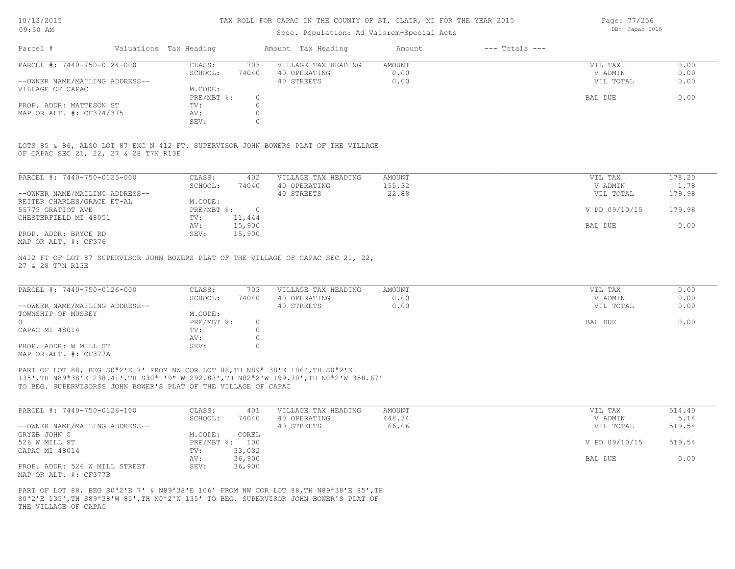TAX ROLL FOR CAPAC IN THE COUNTY OF ST. CLAIR, MI FOR THE YEAR 2015

Spec. Population: Ad Valorem+Special Acts

| Parcel # | Valuations | Tax Heading | Amount | Tax Heading | Amount | --- Totals --- | |
|---|---|---|---|---|---|---|---|
| PARCEL #: 7440-750-0124-000 | CLASS: | 703 | VILLAGE TAX HEADING | AMOUNT | | VIL TAX | 0.00 |
| | SCHOOL: | 74040 | 40 OPERATING | 0.00 | | V ADMIN | 0.00 |
| --OWNER NAME/MAILING ADDRESS-- | | | 40 STREETS | 0.00 | | VIL TOTAL | 0.00 |
| VILLAGE OF CAPAC | M.CODE: | | | | | | |
| | PRE/MBT %: | 0 | | | | BAL DUE | 0.00 |
| PROP. ADDR: MATTESON ST | TV: | 0 | | | | | |
| MAP OR ALT. #: CF374/375 | AV: | 0 | | | | | |
| | SEV: | 0 | | | | | |

LOTS 85 & 86, ALSO LOT 87 EXC N 412 FT. SUPERVISOR JOHN BOWERS PLAT OF THE VILLAGE OF CAPAC SEC 21, 22, 27 & 28 T7N R13E

| Parcel # | Valuations | Tax Heading | Amount | Tax Heading | Amount | --- Totals --- | |
|---|---|---|---|---|---|---|---|
| PARCEL #: 7440-750-0125-000 | CLASS: | 402 | VILLAGE TAX HEADING | AMOUNT | | VIL TAX | 178.20 |
| | SCHOOL: | 74040 | 40 OPERATING | 155.32 | | V ADMIN | 1.78 |
| --OWNER NAME/MAILING ADDRESS-- | | | 40 STREETS | 22.88 | | VIL TOTAL | 179.98 |
| REITER CHARLES/GRACE ET-AL | M.CODE: | | | | | | |
| 55779 GRATIOT AVE | PRE/MBT %: | 0 | | | | V PD 09/10/15 | 179.98 |
| CHESTERFIELD MI 48051 | TV: | 11,444 | | | | | |
| | AV: | 15,900 | | | | BAL DUE | 0.00 |
| PROP. ADDR: BRYCE RD | SEV: | 15,900 | | | | | |
| MAP OR ALT. #: CF376 | | | | | | | |

N412 FT OF LOT 87 SUPERVISOR JOHN BOWERS PLAT OF THE VILLAGE OF CAPAC SEC 21, 22, 27 & 28 T7N R13E

| Parcel # | Valuations | Tax Heading | Amount | Tax Heading | Amount | --- Totals --- | |
|---|---|---|---|---|---|---|---|
| PARCEL #: 7440-750-0126-000 | CLASS: | 703 | VILLAGE TAX HEADING | AMOUNT | | VIL TAX | 0.00 |
| | SCHOOL: | 74040 | 40 OPERATING | 0.00 | | V ADMIN | 0.00 |
| --OWNER NAME/MAILING ADDRESS-- | | | 40 STREETS | 0.00 | | VIL TOTAL | 0.00 |
| TOWNSHIP OF MUSSEY | M.CODE: | | | | | | |
| 0 | PRE/MBT %: | 0 | | | | BAL DUE | 0.00 |
| CAPAC MI 48014 | TV: | 0 | | | | | |
| | AV: | 0 | | | | | |
| PROP. ADDR: W MILL ST | SEV: | 0 | | | | | |
| MAP OR ALT. #: CF377A | | | | | | | |

PART OF LOT 88, BEG S0ª2'E 7' FROM NW COR LOT 88,TH N89ª 38'E 106',TH S0ª2'E 135',TH N89ª38'E 238.41',TH S30ª1'9" W 292.83',TH N82ª2'W 199.70',TH N0ª2'W 358.67' TO BEG. SUPERVISORSS JOHN BOWER'S PLAT OF THE VILLAGE OF CAPAC

| Parcel # | Valuations | Tax Heading | Amount | Tax Heading | Amount | --- Totals --- | |
|---|---|---|---|---|---|---|---|
| PARCEL #: 7440-750-0126-100 | CLASS: | 401 | VILLAGE TAX HEADING | AMOUNT | | VIL TAX | 514.40 |
| | SCHOOL: | 74040 | 40 OPERATING | 448.34 | | V ADMIN | 5.14 |
| --OWNER NAME/MAILING ADDRESS-- | | | 40 STREETS | 66.06 | | VIL TOTAL | 519.54 |
| GRYZB JOHN C | M.CODE: | COREL | | | | | |
| 526 W MILL ST | PRE/MBT %: | 100 | | | | V PD 09/10/15 | 519.54 |
| CAPAC MI 48014 | TV: | 33,032 | | | | | |
| | AV: | 36,900 | | | | BAL DUE | 0.00 |
| PROP. ADDR: 526 W MILL STREET | SEV: | 36,900 | | | | | |
| MAP OR ALT. #: CF377B | | | | | | | |

PART OF LOT 88, BEG S0ª2'E 7' & N89ª38'E 106' FROM NW COR LOT 88,TH N89ª38'E 85',TH S0ª2'E 135',TH S89ª38'W 85',TH N0ª2'W 135' TO BEG. SUPERVISOR JOHN BOWER'S PLAT OF THE VILLAGE OF CAPAC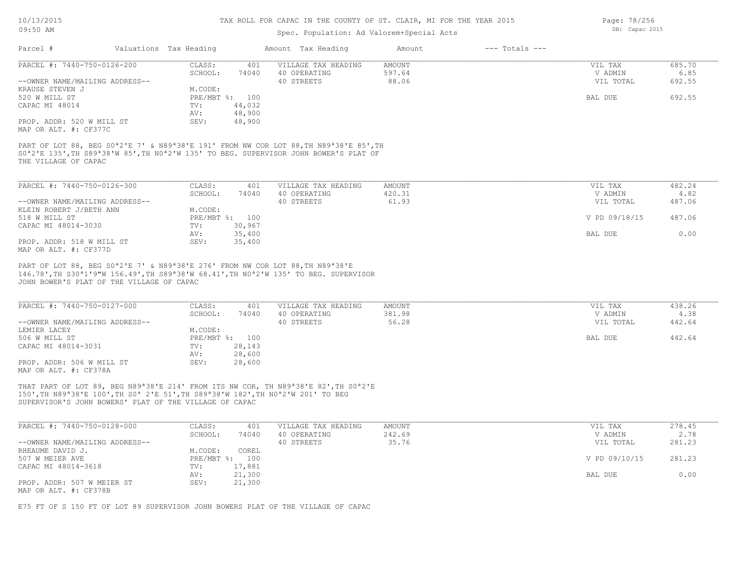TAX ROLL FOR CAPAC IN THE COUNTY OF ST. CLAIR, MI FOR THE YEAR 2015

Spec. Population: Ad Valorem+Special Acts

| Parcel # | Valuations | Tax Heading | Amount | Tax Heading | Amount | --- Totals --- | |
|---|---|---|---|---|---|---|---|
| PARCEL #: 7440-750-0126-200 | CLASS: | 401 | VILLAGE TAX HEADING | AMOUNT | | VIL TAX | 685.70 |
| | SCHOOL: | 74040 | 40 OPERATING | 597.64 | | V ADMIN | 6.85 |
| --OWNER NAME/MAILING ADDRESS-- | | | 40 STREETS | 88.06 | | VIL TOTAL | 692.55 |
| KRAUSE STEVEN J | M.CODE: | | | | | | |
| 520 W MILL ST | PRE/MBT %: | 100 | | | | BAL DUE | 692.55 |
| CAPAC MI 48014 | TV: | 44,032 | | | | | |
| | AV: | 48,900 | | | | | |
| PROP. ADDR: 520 W MILL ST | SEV: | 48,900 | | | | | |
| MAP OR ALT. #: CF377C | | | | | | | |

PART OF LOT 88, BEG S0ª2'E 7' & N89ª38'E 191' FROM NW COR LOT 88,TH N89ª38'E 85',TH S0ª2'E 135',TH S89ª38'W 85',TH N0ª2'W 135' TO BEG. SUPERVISOR JOHN BOWER'S PLAT OF THE VILLAGE OF CAPAC

| Parcel # | Valuations | Tax Heading | Amount | Tax Heading | Amount | --- Totals --- | |
|---|---|---|---|---|---|---|---|
| PARCEL #: 7440-750-0126-300 | CLASS: | 401 | VILLAGE TAX HEADING | AMOUNT | | VIL TAX | 482.24 |
| | SCHOOL: | 74040 | 40 OPERATING | 420.31 | | V ADMIN | 4.82 |
| --OWNER NAME/MAILING ADDRESS-- | | | 40 STREETS | 61.93 | | VIL TOTAL | 487.06 |
| KLEIN ROBERT J/BETH ANN | M.CODE: | | | | | | |
| 518 W MILL ST | PRE/MBT %: | 100 | | | | V PD 09/18/15 | 487.06 |
| CAPAC MI 48014-3030 | TV: | 30,967 | | | | | |
| | AV: | 35,400 | | | | BAL DUE | 0.00 |
| PROP. ADDR: 518 W MILL ST | SEV: | 35,400 | | | | | |
| MAP OR ALT. #: CF377D | | | | | | | |

PART OF LOT 88, BEG S0ª2'E 7' & N89ª38'E 276' FROM NW COR LOT 88,TH N89ª38'E 146.78',TH S30ª1'9"W 156.49',TH S89ª38'W 68.41',TH N0ª2'W 135' TO BEG. SUPERVISOR JOHN BOWER'S PLAT OF THE VILLAGE OF CAPAC

| Parcel # | Valuations | Tax Heading | Amount | Tax Heading | Amount | --- Totals --- | |
|---|---|---|---|---|---|---|---|
| PARCEL #: 7440-750-0127-000 | CLASS: | 401 | VILLAGE TAX HEADING | AMOUNT | | VIL TAX | 438.26 |
| | SCHOOL: | 74040 | 40 OPERATING | 381.98 | | V ADMIN | 4.38 |
| --OWNER NAME/MAILING ADDRESS-- | | | 40 STREETS | 56.28 | | VIL TOTAL | 442.64 |
| LEMIER LACEY | M.CODE: | | | | | | |
| 506 W MILL ST | PRE/MBT %: | 100 | | | | BAL DUE | 442.64 |
| CAPAC MI 48014-3031 | TV: | 28,143 | | | | | |
| | AV: | 28,600 | | | | | |
| PROP. ADDR: 506 W MILL ST | SEV: | 28,600 | | | | | |
| MAP OR ALT. #: CF378A | | | | | | | |

THAT PART OF LOT 89, BEG N89ª38'E 214' FROM ITS NW COR, TH N89ª38'E 82',TH S0ª2'E 150',TH N89ª38'E 100',TH S0ª 2'E 51',TH S89ª38'W 182',TH N0ª2'W 201' TO BEG SUPERVISOR'S JOHN BOWERS' PLAT OF THE VILLAGE OF CAPAC

| Parcel # | Valuations | Tax Heading | Amount | Tax Heading | Amount | --- Totals --- | |
|---|---|---|---|---|---|---|---|
| PARCEL #: 7440-750-0128-000 | CLASS: | 401 | VILLAGE TAX HEADING | AMOUNT | | VIL TAX | 278.45 |
| | SCHOOL: | 74040 | 40 OPERATING | 242.69 | | V ADMIN | 2.78 |
| --OWNER NAME/MAILING ADDRESS-- | | | 40 STREETS | 35.76 | | VIL TOTAL | 281.23 |
| RHEAUME DAVID J. | M.CODE: | COREL | | | | | |
| 507 W MEIER AVE | PRE/MBT %: | 100 | | | | V PD 09/10/15 | 281.23 |
| CAPAC MI 48014-3618 | TV: | 17,881 | | | | | |
| | AV: | 21,300 | | | | BAL DUE | 0.00 |
| PROP. ADDR: 507 W MEIER ST | SEV: | 21,300 | | | | | |
| MAP OR ALT. #: CF378B | | | | | | | |

E75 FT OF S 150 FT OF LOT 89 SUPERVISOR JOHN BOWERS PLAT OF THE VILLAGE OF CAPAC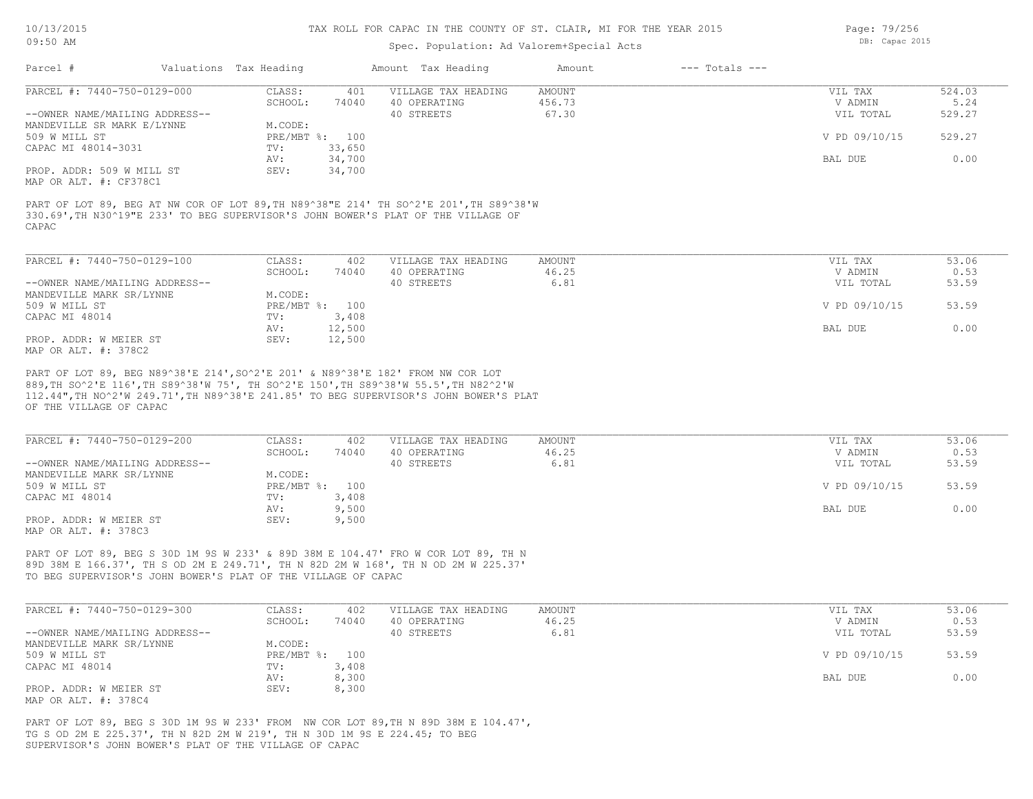TAX ROLL FOR CAPAC IN THE COUNTY OF ST. CLAIR, MI FOR THE YEAR 2015

Spec. Population: Ad Valorem+Special Acts

DB: Capac 2015

| Parcel # | Valuations | Tax Heading | Amount | Tax Heading | Amount | --- Totals --- | |
|---|---|---|---|---|---|---|---|
| PARCEL #: 7440-750-0129-000 | CLASS: | 401 | | VILLAGE TAX HEADING | AMOUNT | VIL TAX | 524.03 |
| | SCHOOL: | 74040 | | 40 OPERATING | 456.73 | V ADMIN | 5.24 |
| --OWNER NAME/MAILING ADDRESS-- | | | | 40 STREETS | 67.30 | VIL TOTAL | 529.27 |
| MANDEVILLE SR MARK E/LYNNE | M.CODE: | | | | | | |
| 509 W MILL ST | PRE/MBT %: | 100 | | | | V PD 09/10/15 | 529.27 |
| CAPAC MI 48014-3031 | TV: | 33,650 | | | | | |
| | AV: | 34,700 | | | | BAL DUE | 0.00 |
| PROP. ADDR: 509 W MILL ST | SEV: | 34,700 | | | | | |
| MAP OR ALT. #: CF378C1 | | | | | | | |

PART OF LOT 89, BEG AT NW COR OF LOT 89,TH N89^38"E 214' TH SO^2'E 201',TH S89^38'W 330.69',TH N30^19"E 233' TO BEG SUPERVISOR'S JOHN BOWER'S PLAT OF THE VILLAGE OF CAPAC

| Parcel # | Valuations | Tax Heading | Amount | Tax Heading | Amount | --- Totals --- | |
|---|---|---|---|---|---|---|---|
| PARCEL #: 7440-750-0129-100 | CLASS: | 402 | | VILLAGE TAX HEADING | AMOUNT | VIL TAX | 53.06 |
| | SCHOOL: | 74040 | | 40 OPERATING | 46.25 | V ADMIN | 0.53 |
| --OWNER NAME/MAILING ADDRESS-- | | | | 40 STREETS | 6.81 | VIL TOTAL | 53.59 |
| MANDEVILLE MARK SR/LYNNE | M.CODE: | | | | | | |
| 509 W MILL ST | PRE/MBT %: | 100 | | | | V PD 09/10/15 | 53.59 |
| CAPAC MI 48014 | TV: | 3,408 | | | | | |
| | AV: | 12,500 | | | | BAL DUE | 0.00 |
| PROP. ADDR: W MEIER ST | SEV: | 12,500 | | | | | |
| MAP OR ALT. #: 378C2 | | | | | | | |

PART OF LOT 89, BEG N89^38'E 214',SO^2'E 201' & N89^38'E 182' FROM NW COR LOT 889,TH SO^2'E 116',TH S89^38'W 75', TH SO^2'E 150',TH S89^38'W 55.5',TH N82^2'W 112.44",TH NO^2'W 249.71',TH N89^38'E 241.85' TO BEG SUPERVISOR'S JOHN BOWER'S PLAT OF THE VILLAGE OF CAPAC

| Parcel # | Valuations | Tax Heading | Amount | Tax Heading | Amount | --- Totals --- | |
|---|---|---|---|---|---|---|---|
| PARCEL #: 7440-750-0129-200 | CLASS: | 402 | | VILLAGE TAX HEADING | AMOUNT | VIL TAX | 53.06 |
| | SCHOOL: | 74040 | | 40 OPERATING | 46.25 | V ADMIN | 0.53 |
| --OWNER NAME/MAILING ADDRESS-- | | | | 40 STREETS | 6.81 | VIL TOTAL | 53.59 |
| MANDEVILLE MARK SR/LYNNE | M.CODE: | | | | | | |
| 509 W MILL ST | PRE/MBT %: | 100 | | | | V PD 09/10/15 | 53.59 |
| CAPAC MI 48014 | TV: | 3,408 | | | | | |
| | AV: | 9,500 | | | | BAL DUE | 0.00 |
| PROP. ADDR: W MEIER ST | SEV: | 9,500 | | | | | |
| MAP OR ALT. #: 378C3 | | | | | | | |

PART OF LOT 89, BEG S 30D 1M 9S W 233' & 89D 38M E 104.47' FRO W COR LOT 89, TH N 89D 38M E 166.37', TH S OD 2M E 249.71', TH N 82D 2M W 168', TH N OD 2M W 225.37' TO BEG SUPERVISOR'S JOHN BOWER'S PLAT OF THE VILLAGE OF CAPAC

| Parcel # | Valuations | Tax Heading | Amount | Tax Heading | Amount | --- Totals --- | |
|---|---|---|---|---|---|---|---|
| PARCEL #: 7440-750-0129-300 | CLASS: | 402 | | VILLAGE TAX HEADING | AMOUNT | VIL TAX | 53.06 |
| | SCHOOL: | 74040 | | 40 OPERATING | 46.25 | V ADMIN | 0.53 |
| --OWNER NAME/MAILING ADDRESS-- | | | | 40 STREETS | 6.81 | VIL TOTAL | 53.59 |
| MANDEVILLE MARK SR/LYNNE | M.CODE: | | | | | | |
| 509 W MILL ST | PRE/MBT %: | 100 | | | | V PD 09/10/15 | 53.59 |
| CAPAC MI 48014 | TV: | 3,408 | | | | | |
| | AV: | 8,300 | | | | BAL DUE | 0.00 |
| PROP. ADDR: W MEIER ST | SEV: | 8,300 | | | | | |
| MAP OR ALT. #: 378C4 | | | | | | | |

PART OF LOT 89, BEG S 30D 1M 9S W 233' FROM NW COR LOT 89,TH N 89D 38M E 104.47', TG S OD 2M E 225.37', TH N 82D 2M W 219', TH N 30D 1M 9S E 224.45; TO BEG SUPERVISOR'S JOHN BOWER'S PLAT OF THE VILLAGE OF CAPAC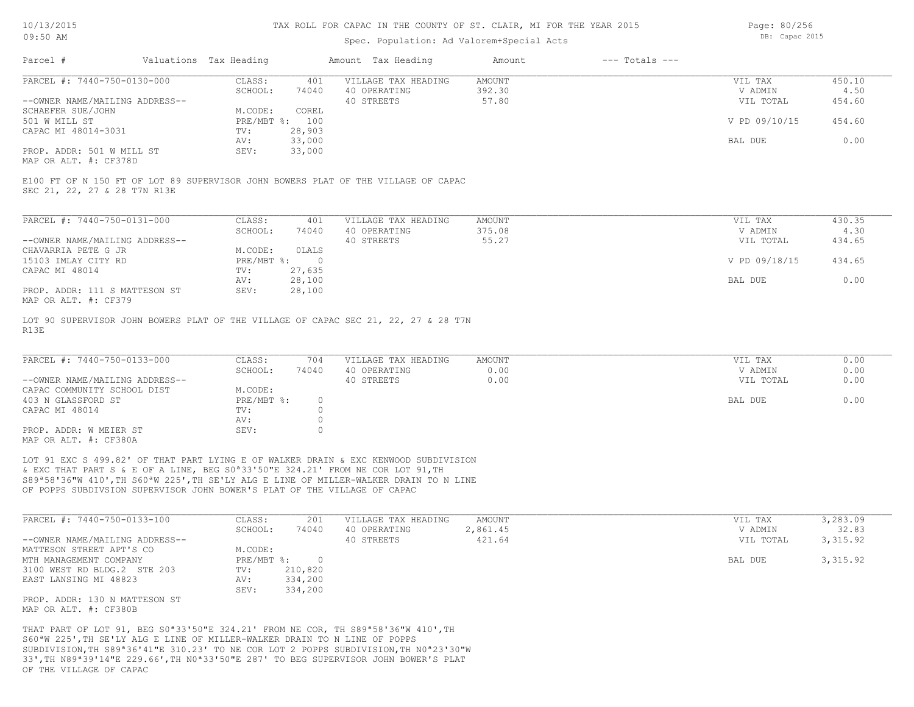# TAX ROLL FOR CAPAC IN THE COUNTY OF ST. CLAIR, MI FOR THE YEAR 2015

Spec. Population: Ad Valorem+Special Acts

| Parcel # | Valuations | Tax Heading | Amount | Tax Heading | Amount | --- Totals --- | |
|---|---|---|---|---|---|---|---|

---

**PARCEL #: 7440-750-0130-000**

| | | | | | |
|---|---|---|---|---|---|
| CLASS: | 401 | VILLAGE TAX HEADING | AMOUNT | VIL TAX | 450.10 |
| SCHOOL: | 74040 | 40 OPERATING | 392.30 | V ADMIN | 4.50 |
| | | 40 STREETS | 57.80 | VIL TOTAL | 454.60 |
| M.CODE: | COREL | | | | |
| PRE/MBT %: | 100 | | | V PD 09/10/15 | 454.60 |
| TV: | 28,903 | | | | |
| AV: | 33,000 | | | BAL DUE | 0.00 |
| SEV: | 33,000 | | | | |

--OWNER NAME/MAILING ADDRESS--
SCHAEFER SUE/JOHN
501 W MILL ST
CAPAC MI 48014-3031

PROP. ADDR: 501 W MILL ST
MAP OR ALT. #: CF378D

E100 FT OF N 150 FT OF LOT 89 SUPERVISOR JOHN BOWERS PLAT OF THE VILLAGE OF CAPAC SEC 21, 22, 27 & 28 T7N R13E

---

**PARCEL #: 7440-750-0131-000**

| | | | | | |
|---|---|---|---|---|---|
| CLASS: | 401 | VILLAGE TAX HEADING | AMOUNT | VIL TAX | 430.35 |
| SCHOOL: | 74040 | 40 OPERATING | 375.08 | V ADMIN | 4.30 |
| | | 40 STREETS | 55.27 | VIL TOTAL | 434.65 |
| M.CODE: | 0LALS | | | | |
| PRE/MBT %: | 0 | | | V PD 09/18/15 | 434.65 |
| TV: | 27,635 | | | | |
| AV: | 28,100 | | | BAL DUE | 0.00 |
| SEV: | 28,100 | | | | |

--OWNER NAME/MAILING ADDRESS--
CHAVARRIA PETE G JR
15103 IMLAY CITY RD
CAPAC MI 48014

PROP. ADDR: 111 S MATTESON ST
MAP OR ALT. #: CF379

LOT 90 SUPERVISOR JOHN BOWERS PLAT OF THE VILLAGE OF CAPAC SEC 21, 22, 27 & 28 T7N R13E

---

**PARCEL #: 7440-750-0133-000**

| | | | | | |
|---|---|---|---|---|---|
| CLASS: | 704 | VILLAGE TAX HEADING | AMOUNT | VIL TAX | 0.00 |
| SCHOOL: | 74040 | 40 OPERATING | 0.00 | V ADMIN | 0.00 |
| | | 40 STREETS | 0.00 | VIL TOTAL | 0.00 |
| M.CODE: | | | | | |
| PRE/MBT %: | 0 | | | BAL DUE | 0.00 |
| TV: | 0 | | | | |
| AV: | 0 | | | | |
| SEV: | 0 | | | | |

--OWNER NAME/MAILING ADDRESS--
CAPAC COMMUNITY SCHOOL DIST
403 N GLASSFORD ST
CAPAC MI 48014

PROP. ADDR: W MEIER ST
MAP OR ALT. #: CF380A

LOT 91 EXC S 499.82' OF THAT PART LYING E OF WALKER DRAIN & EXC KENWOOD SUBDIVISION & EXC THAT PART S & E OF A LINE, BEG S0ª33'50"E 324.21' FROM NE COR LOT 91,TH S89ª58'36"W 410',TH S60ªW 225',TH SE'LY ALG E LINE OF MILLER-WALKER DRAIN TO N LINE OF POPPS SUBDIVSION SUPERVISOR JOHN BOWER'S PLAT OF THE VILLAGE OF CAPAC

---

**PARCEL #: 7440-750-0133-100**

| | | | | | |
|---|---|---|---|---|---|
| CLASS: | 201 | VILLAGE TAX HEADING | AMOUNT | VIL TAX | 3,283.09 |
| SCHOOL: | 74040 | 40 OPERATING | 2,861.45 | V ADMIN | 32.83 |
| | | 40 STREETS | 421.64 | VIL TOTAL | 3,315.92 |
| M.CODE: | | | | | |
| PRE/MBT %: | 0 | | | BAL DUE | 3,315.92 |
| TV: | 210,820 | | | | |
| AV: | 334,200 | | | | |
| SEV: | 334,200 | | | | |

--OWNER NAME/MAILING ADDRESS--
MATTESON STREET APT'S CO
MTH MANAGEMENT COMPANY
3100 WEST RD BLDG.2 STE 203
EAST LANSING MI 48823

PROP. ADDR: 130 N MATTESON ST
MAP OR ALT. #: CF380B

THAT PART OF LOT 91, BEG S0ª33'50"E 324.21' FROM NE COR, TH S89ª58'36"W 410',TH S60ªW 225',TH SE'LY ALG E LINE OF MILLER-WALKER DRAIN TO N LINE OF POPPS SUBDIVISION,TH S89ª36'41"E 310.23' TO NE COR LOT 2 POPPS SUBDIVISION,TH N0ª23'30"W 33',TH N89ª39'14"E 229.66',TH N0ª33'50"E 287' TO BEG SUPERVISOR JOHN BOWER'S PLAT OF THE VILLAGE OF CAPAC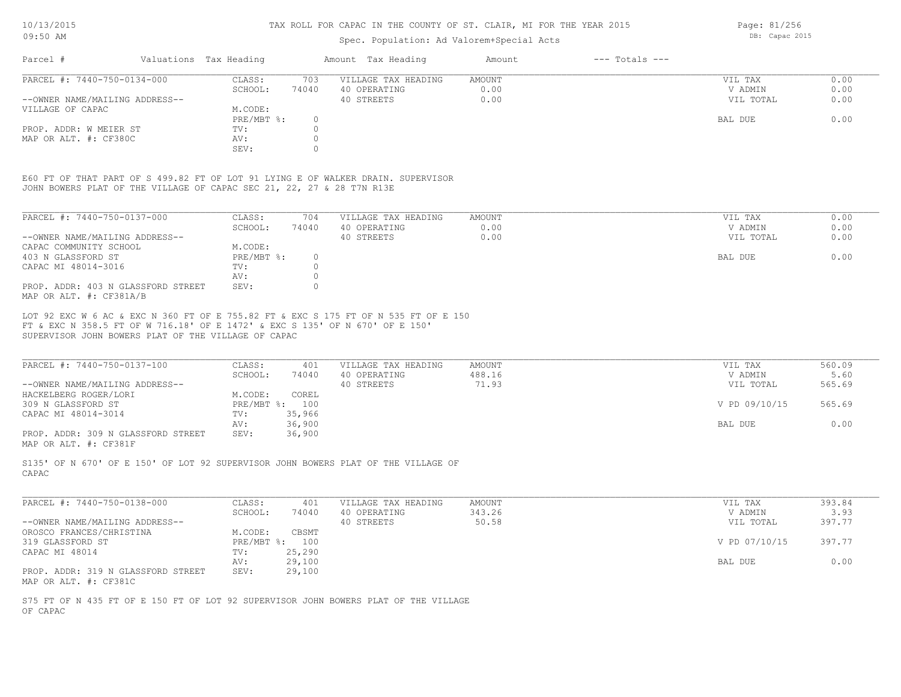# TAX ROLL FOR CAPAC IN THE COUNTY OF ST. CLAIR, MI FOR THE YEAR 2015

Spec. Population: Ad Valorem+Special Acts

| Parcel # | Valuations | Tax Heading | Amount | Tax Heading | Amount | --- Totals --- | |
|---|---|---|---|---|---|---|---|

**PARCEL #: 7440-750-0134-000**

| | | | | | |
|---|---|---|---|---|---|
| CLASS: | 703 | VILLAGE TAX HEADING | AMOUNT | VIL TAX | 0.00 |
| SCHOOL: | 74040 | 40 OPERATING | 0.00 | V ADMIN | 0.00 |
| | | 40 STREETS | 0.00 | VIL TOTAL | 0.00 |
| M.CODE: | | | | | |
| PRE/MBT %: | 0 | | | BAL DUE | 0.00 |
| TV: | 0 | | | | |
| AV: | 0 | | | | |
| SEV: | 0 | | | | |

--OWNER NAME/MAILING ADDRESS--
VILLAGE OF CAPAC

PROP. ADDR: W MEIER ST
MAP OR ALT. #: CF380C

E60 FT OF THAT PART OF S 499.82 FT OF LOT 91 LYING E OF WALKER DRAIN. SUPERVISOR JOHN BOWERS PLAT OF THE VILLAGE OF CAPAC SEC 21, 22, 27 & 28 T7N R13E

**PARCEL #: 7440-750-0137-000**

| | | | | | |
|---|---|---|---|---|---|
| CLASS: | 704 | VILLAGE TAX HEADING | AMOUNT | VIL TAX | 0.00 |
| SCHOOL: | 74040 | 40 OPERATING | 0.00 | V ADMIN | 0.00 |
| | | 40 STREETS | 0.00 | VIL TOTAL | 0.00 |
| M.CODE: | | | | | |
| PRE/MBT %: | 0 | | | BAL DUE | 0.00 |
| TV: | 0 | | | | |
| AV: | 0 | | | | |
| SEV: | 0 | | | | |

--OWNER NAME/MAILING ADDRESS--
CAPAC COMMUNITY SCHOOL
403 N GLASSFORD ST
CAPAC MI 48014-3016

PROP. ADDR: 403 N GLASSFORD STREET
MAP OR ALT. #: CF381A/B

LOT 92 EXC W 6 AC & EXC N 360 FT OF E 755.82 FT & EXC S 175 FT OF N 535 FT OF E 150 FT & EXC N 358.5 FT OF W 716.18' OF E 1472' & EXC S 135' OF N 670' OF E 150' SUPERVISOR JOHN BOWERS PLAT OF THE VILLAGE OF CAPAC

**PARCEL #: 7440-750-0137-100**

| | | | | | |
|---|---|---|---|---|---|
| CLASS: | 401 | VILLAGE TAX HEADING | AMOUNT | VIL TAX | 560.09 |
| SCHOOL: | 74040 | 40 OPERATING | 488.16 | V ADMIN | 5.60 |
| | | 40 STREETS | 71.93 | VIL TOTAL | 565.69 |
| M.CODE: | COREL | | | | |
| PRE/MBT %: | 100 | | | V PD 09/10/15 | 565.69 |
| TV: | 35,966 | | | | |
| AV: | 36,900 | | | BAL DUE | 0.00 |
| SEV: | 36,900 | | | | |

--OWNER NAME/MAILING ADDRESS--
HACKELBERG ROGER/LORI
309 N GLASSFORD ST
CAPAC MI 48014-3014

PROP. ADDR: 309 N GLASSFORD STREET
MAP OR ALT. #: CF381F

S135' OF N 670' OF E 150' OF LOT 92 SUPERVISOR JOHN BOWERS PLAT OF THE VILLAGE OF CAPAC

**PARCEL #: 7440-750-0138-000**

| | | | | | |
|---|---|---|---|---|---|
| CLASS: | 401 | VILLAGE TAX HEADING | AMOUNT | VIL TAX | 393.84 |
| SCHOOL: | 74040 | 40 OPERATING | 343.26 | V ADMIN | 3.93 |
| | | 40 STREETS | 50.58 | VIL TOTAL | 397.77 |
| M.CODE: | CBSMT | | | | |
| PRE/MBT %: | 100 | | | V PD 07/10/15 | 397.77 |
| TV: | 25,290 | | | | |
| AV: | 29,100 | | | BAL DUE | 0.00 |
| SEV: | 29,100 | | | | |

--OWNER NAME/MAILING ADDRESS--
OROSCO FRANCES/CHRISTINA
319 GLASSFORD ST
CAPAC MI 48014

PROP. ADDR: 319 N GLASSFORD STREET
MAP OR ALT. #: CF381C

S75 FT OF N 435 FT OF E 150 FT OF LOT 92 SUPERVISOR JOHN BOWERS PLAT OF THE VILLAGE OF CAPAC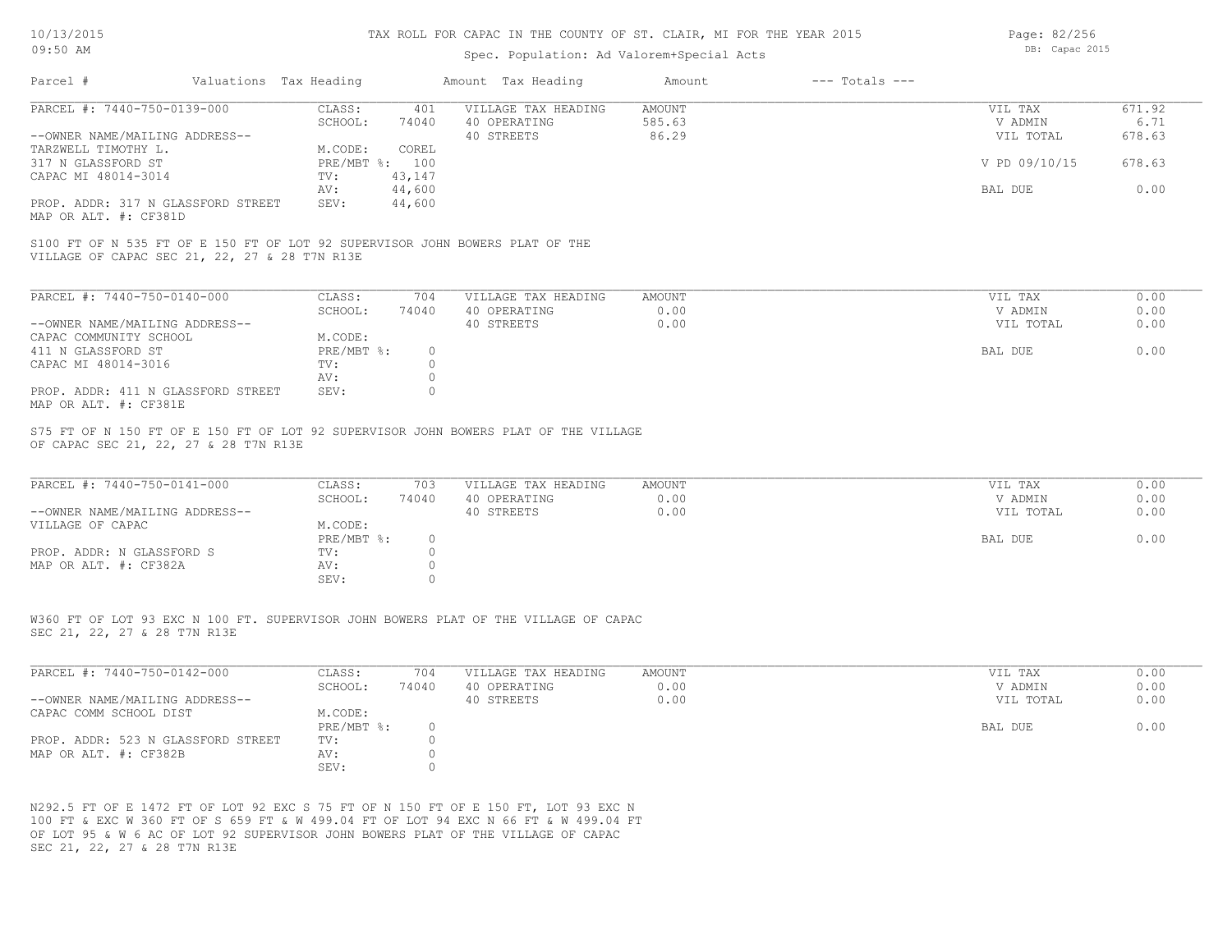TAX ROLL FOR CAPAC IN THE COUNTY OF ST. CLAIR, MI FOR THE YEAR 2015

Spec. Population: Ad Valorem+Special Acts

| Parcel # | Valuations | Tax Heading | Amount | Tax Heading | Amount | --- Totals --- | |
|---|---|---|---|---|---|---|---|
| PARCEL #: 7440-750-0139-000 | CLASS: | 401 | VILLAGE TAX HEADING | AMOUNT | | VIL TAX | 671.92 |
| | SCHOOL: | 74040 | 40 OPERATING | 585.63 | | V ADMIN | 6.71 |
| --OWNER NAME/MAILING ADDRESS-- | | | 40 STREETS | 86.29 | | VIL TOTAL | 678.63 |
| TARZWELL TIMOTHY L. | M.CODE: | COREL | | | | | |
| 317 N GLASSFORD ST | PRE/MBT %: | 100 | | | | V PD 09/10/15 | 678.63 |
| CAPAC MI 48014-3014 | TV: | 43,147 | | | | | |
| | AV: | 44,600 | | | | BAL DUE | 0.00 |
| PROP. ADDR: 317 N GLASSFORD STREET | SEV: | 44,600 | | | | | |
| MAP OR ALT. #: CF381D | | | | | | | |

S100 FT OF N 535 FT OF E 150 FT OF LOT 92 SUPERVISOR JOHN BOWERS PLAT OF THE VILLAGE OF CAPAC SEC 21, 22, 27 & 28 T7N R13E

| Parcel # | Valuations | Tax Heading | Amount | Tax Heading | Amount | --- Totals --- | |
|---|---|---|---|---|---|---|---|
| PARCEL #: 7440-750-0140-000 | CLASS: | 704 | VILLAGE TAX HEADING | AMOUNT | | VIL TAX | 0.00 |
| | SCHOOL: | 74040 | 40 OPERATING | 0.00 | | V ADMIN | 0.00 |
| --OWNER NAME/MAILING ADDRESS-- | | | 40 STREETS | 0.00 | | VIL TOTAL | 0.00 |
| CAPAC COMMUNITY SCHOOL | M.CODE: | | | | | | |
| 411 N GLASSFORD ST | PRE/MBT %: | 0 | | | | BAL DUE | 0.00 |
| CAPAC MI 48014-3016 | TV: | 0 | | | | | |
| | AV: | 0 | | | | | |
| PROP. ADDR: 411 N GLASSFORD STREET | SEV: | 0 | | | | | |
| MAP OR ALT. #: CF381E | | | | | | | |

S75 FT OF N 150 FT OF E 150 FT OF LOT 92 SUPERVISOR JOHN BOWERS PLAT OF THE VILLAGE OF CAPAC SEC 21, 22, 27 & 28 T7N R13E

| Parcel # | Valuations | Tax Heading | Amount | Tax Heading | Amount | --- Totals --- | |
|---|---|---|---|---|---|---|---|
| PARCEL #: 7440-750-0141-000 | CLASS: | 703 | VILLAGE TAX HEADING | AMOUNT | | VIL TAX | 0.00 |
| | SCHOOL: | 74040 | 40 OPERATING | 0.00 | | V ADMIN | 0.00 |
| --OWNER NAME/MAILING ADDRESS-- | | | 40 STREETS | 0.00 | | VIL TOTAL | 0.00 |
| VILLAGE OF CAPAC | M.CODE: | | | | | | |
| | PRE/MBT %: | 0 | | | | BAL DUE | 0.00 |
| PROP. ADDR: N GLASSFORD S | TV: | 0 | | | | | |
| MAP OR ALT. #: CF382A | AV: | 0 | | | | | |
| | SEV: | 0 | | | | | |

W360 FT OF LOT 93 EXC N 100 FT. SUPERVISOR JOHN BOWERS PLAT OF THE VILLAGE OF CAPAC SEC 21, 22, 27 & 28 T7N R13E

| Parcel # | Valuations | Tax Heading | Amount | Tax Heading | Amount | --- Totals --- | |
|---|---|---|---|---|---|---|---|
| PARCEL #: 7440-750-0142-000 | CLASS: | 704 | VILLAGE TAX HEADING | AMOUNT | | VIL TAX | 0.00 |
| | SCHOOL: | 74040 | 40 OPERATING | 0.00 | | V ADMIN | 0.00 |
| --OWNER NAME/MAILING ADDRESS-- | | | 40 STREETS | 0.00 | | VIL TOTAL | 0.00 |
| CAPAC COMM SCHOOL DIST | M.CODE: | | | | | | |
| | PRE/MBT %: | 0 | | | | BAL DUE | 0.00 |
| PROP. ADDR: 523 N GLASSFORD STREET | TV: | 0 | | | | | |
| MAP OR ALT. #: CF382B | AV: | 0 | | | | | |
| | SEV: | 0 | | | | | |

N292.5 FT OF E 1472 FT OF LOT 92 EXC S 75 FT OF N 150 FT OF E 150 FT, LOT 93 EXC N 100 FT & EXC W 360 FT OF S 659 FT & W 499.04 FT OF LOT 94 EXC N 66 FT & W 499.04 FT OF LOT 95 & W 6 AC OF LOT 92 SUPERVISOR JOHN BOWERS PLAT OF THE VILLAGE OF CAPAC SEC 21, 22, 27 & 28 T7N R13E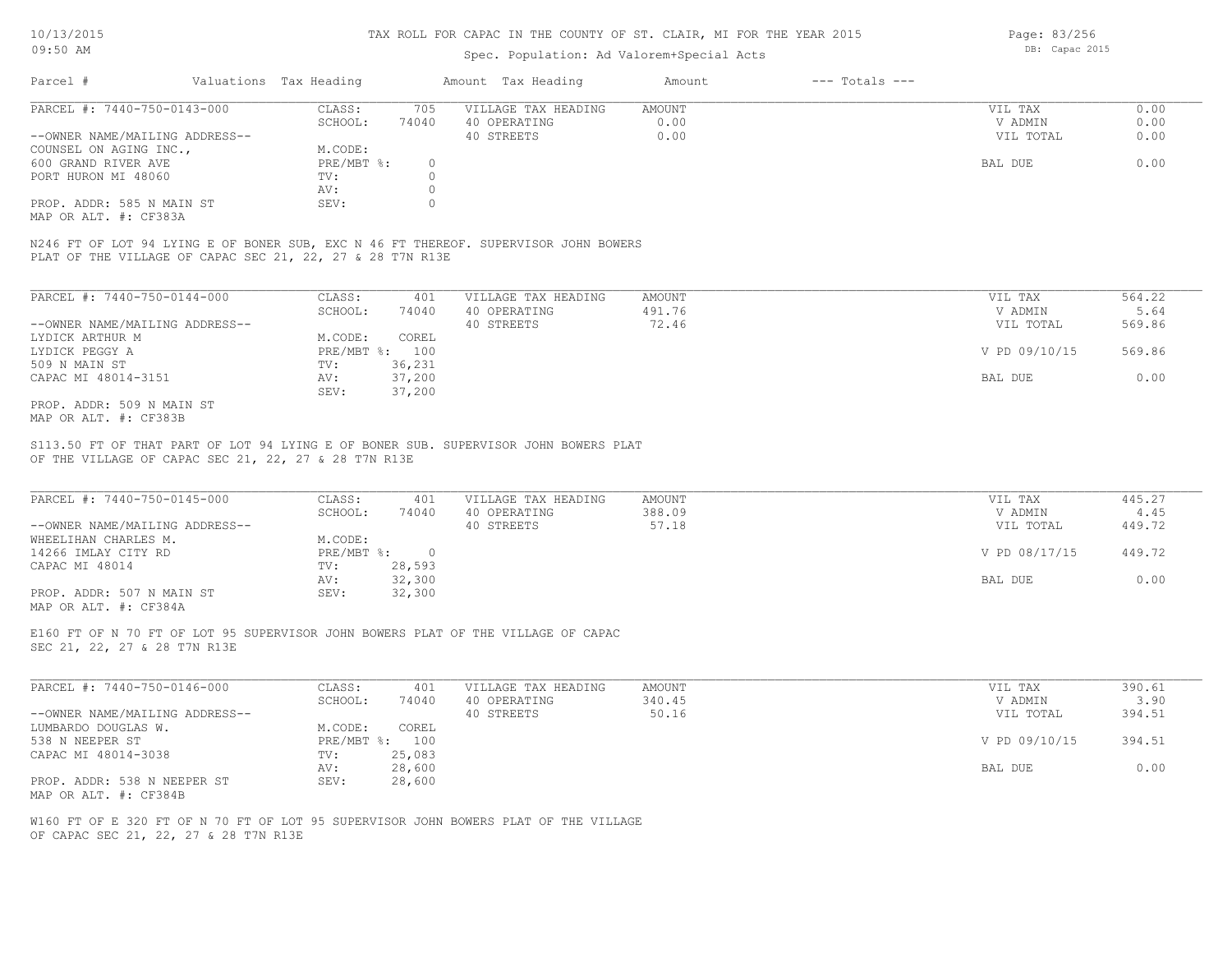# TAX ROLL FOR CAPAC IN THE COUNTY OF ST. CLAIR, MI FOR THE YEAR 2015

10/13/2015
09:50 AM

Spec. Population: Ad Valorem+Special Acts

DB: Capac 2015

| Parcel # | Valuations | Tax Heading | Amount | Tax Heading | Amount | --- Totals --- | |
|---|---|---|---|---|---|---|---|

---

**PARCEL #: 7440-750-0143-000**

| | | | | | |
|---|---|---|---|---|---|
| --OWNER NAME/MAILING ADDRESS-- | CLASS: 705 | VILLAGE TAX HEADING | AMOUNT | VIL TAX | 0.00 |
| COUNSEL ON AGING INC., | SCHOOL: 74040 | 40 OPERATING | 0.00 | V ADMIN | 0.00 |
| 600 GRAND RIVER AVE | M.CODE: | 40 STREETS | 0.00 | VIL TOTAL | 0.00 |
| PORT HURON MI 48060 | PRE/MBT %: 0 | | | | |
| | TV: 0 | | | BAL DUE | 0.00 |
| | AV: 0 | | | | |
| PROP. ADDR: 585 N MAIN ST | SEV: 0 | | | | |
| MAP OR ALT. #: CF383A | | | | | |

N246 FT OF LOT 94 LYING E OF BONER SUB, EXC N 46 FT THEREOF. SUPERVISOR JOHN BOWERS PLAT OF THE VILLAGE OF CAPAC SEC 21, 22, 27 & 28 T7N R13E

---

**PARCEL #: 7440-750-0144-000**

| | | | | | |
|---|---|---|---|---|---|
| --OWNER NAME/MAILING ADDRESS-- | CLASS: 401 | VILLAGE TAX HEADING | AMOUNT | VIL TAX | 564.22 |
| LYDICK ARTHUR M | SCHOOL: 74040 | 40 OPERATING | 491.76 | V ADMIN | 5.64 |
| LYDICK PEGGY A | M.CODE: COREL | 40 STREETS | 72.46 | VIL TOTAL | 569.86 |
| 509 N MAIN ST | PRE/MBT %: 100 | | | | |
| CAPAC MI 48014-3151 | TV: 36,231 | | | V PD 09/10/15 | 569.86 |
| | AV: 37,200 | | | | |
| PROP. ADDR: 509 N MAIN ST | SEV: 37,200 | | | BAL DUE | 0.00 |
| MAP OR ALT. #: CF383B | | | | | |

S113.50 FT OF THAT PART OF LOT 94 LYING E OF BONER SUB. SUPERVISOR JOHN BOWERS PLAT OF THE VILLAGE OF CAPAC SEC 21, 22, 27 & 28 T7N R13E

---

**PARCEL #: 7440-750-0145-000**

| | | | | | |
|---|---|---|---|---|---|
| --OWNER NAME/MAILING ADDRESS-- | CLASS: 401 | VILLAGE TAX HEADING | AMOUNT | VIL TAX | 445.27 |
| WHEELIHAN CHARLES M. | SCHOOL: 74040 | 40 OPERATING | 388.09 | V ADMIN | 4.45 |
| 14266 IMLAY CITY RD | M.CODE: | 40 STREETS | 57.18 | VIL TOTAL | 449.72 |
| CAPAC MI 48014 | PRE/MBT %: 0 | | | | |
| | TV: 28,593 | | | V PD 08/17/15 | 449.72 |
| | AV: 32,300 | | | | |
| PROP. ADDR: 507 N MAIN ST | SEV: 32,300 | | | BAL DUE | 0.00 |
| MAP OR ALT. #: CF384A | | | | | |

E160 FT OF N 70 FT OF LOT 95 SUPERVISOR JOHN BOWERS PLAT OF THE VILLAGE OF CAPAC SEC 21, 22, 27 & 28 T7N R13E

---

**PARCEL #: 7440-750-0146-000**

| | | | | | |
|---|---|---|---|---|---|
| --OWNER NAME/MAILING ADDRESS-- | CLASS: 401 | VILLAGE TAX HEADING | AMOUNT | VIL TAX | 390.61 |
| LUMBARDO DOUGLAS W. | SCHOOL: 74040 | 40 OPERATING | 340.45 | V ADMIN | 3.90 |
| 538 N NEEPER ST | M.CODE: COREL | 40 STREETS | 50.16 | VIL TOTAL | 394.51 |
| CAPAC MI 48014-3038 | PRE/MBT %: 100 | | | | |
| | TV: 25,083 | | | V PD 09/10/15 | 394.51 |
| | AV: 28,600 | | | | |
| PROP. ADDR: 538 N NEEPER ST | SEV: 28,600 | | | BAL DUE | 0.00 |
| MAP OR ALT. #: CF384B | | | | | |

W160 FT OF E 320 FT OF N 70 FT OF LOT 95 SUPERVISOR JOHN BOWERS PLAT OF THE VILLAGE OF CAPAC SEC 21, 22, 27 & 28 T7N R13E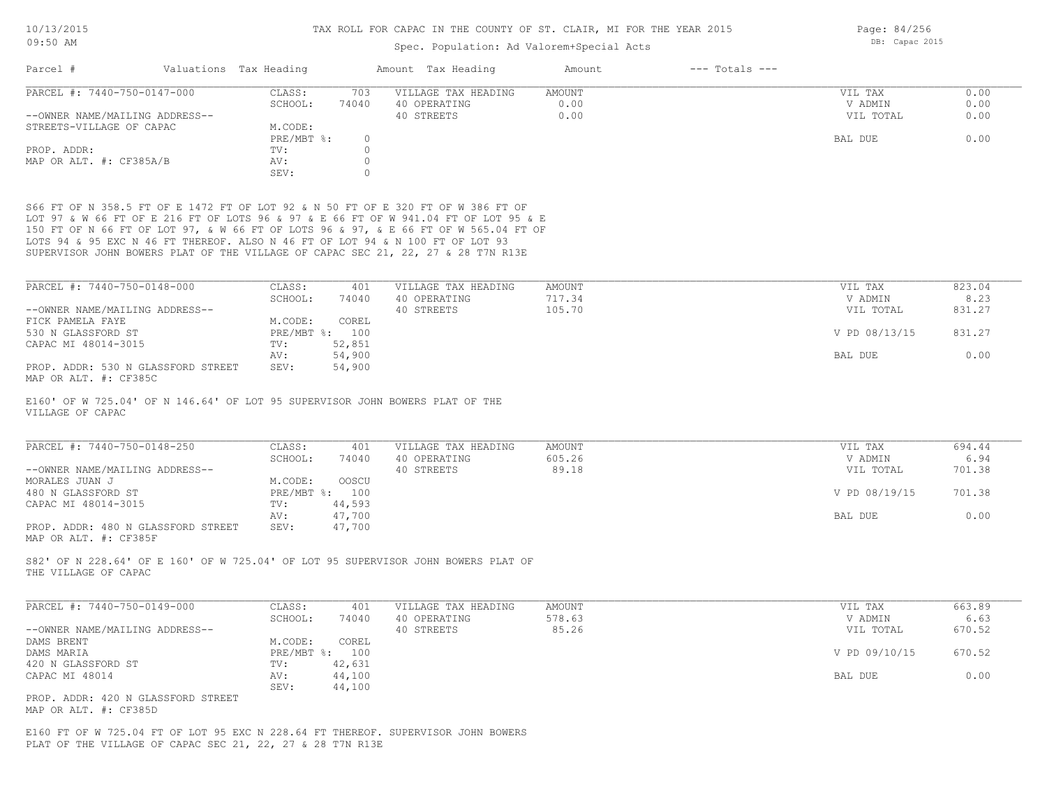TAX ROLL FOR CAPAC IN THE COUNTY OF ST. CLAIR, MI FOR THE YEAR 2015

Spec. Population: Ad Valorem+Special Acts

| Parcel # | Valuations | Tax Heading | Amount | Tax Heading | Amount | --- Totals --- | |
|---|---|---|---|---|---|---|---|
| PARCEL #: 7440-750-0147-000 | CLASS: | 703 | VILLAGE TAX HEADING | AMOUNT | | VIL TAX | 0.00 |
| | SCHOOL: | 74040 | 40 OPERATING | 0.00 | | V ADMIN | 0.00 |
| --OWNER NAME/MAILING ADDRESS-- | | | 40 STREETS | 0.00 | | VIL TOTAL | 0.00 |
| STREETS-VILLAGE OF CAPAC | M.CODE: | | | | | | |
| | PRE/MBT %: | 0 | | | | BAL DUE | 0.00 |
| PROP. ADDR: | TV: | 0 | | | | | |
| MAP OR ALT. #: CF385A/B | AV: | 0 | | | | | |
| | SEV: | 0 | | | | | |

S66 FT OF N 358.5 FT OF E 1472 FT OF LOT 92 & N 50 FT OF E 320 FT OF W 386 FT OF LOT 97 & W 66 FT OF E 216 FT OF LOTS 96 & 97 & E 66 FT OF W 941.04 FT OF LOT 95 & E 150 FT OF N 66 FT OF LOT 97, & W 66 FT OF LOTS 96 & 97, & E 66 FT OF W 565.04 FT OF LOTS 94 & 95 EXC N 46 FT THEREOF. ALSO N 46 FT OF LOT 94 & N 100 FT OF LOT 93 SUPERVISOR JOHN BOWERS PLAT OF THE VILLAGE OF CAPAC SEC 21, 22, 27 & 28 T7N R13E

| Parcel # | Valuations | Tax Heading | Amount | Tax Heading | Amount | --- Totals --- | |
|---|---|---|---|---|---|---|---|
| PARCEL #: 7440-750-0148-000 | CLASS: | 401 | VILLAGE TAX HEADING | AMOUNT | | VIL TAX | 823.04 |
| | SCHOOL: | 74040 | 40 OPERATING | 717.34 | | V ADMIN | 8.23 |
| --OWNER NAME/MAILING ADDRESS-- | | | 40 STREETS | 105.70 | | VIL TOTAL | 831.27 |
| FICK PAMELA FAYE | M.CODE: | COREL | | | | | |
| 530 N GLASSFORD ST | PRE/MBT %: | 100 | | | | V PD 08/13/15 | 831.27 |
| CAPAC MI 48014-3015 | TV: | 52,851 | | | | | |
| | AV: | 54,900 | | | | BAL DUE | 0.00 |
| PROP. ADDR: 530 N GLASSFORD STREET | SEV: | 54,900 | | | | | |
| MAP OR ALT. #: CF385C | | | | | | | |

E160' OF W 725.04' OF N 146.64' OF LOT 95 SUPERVISOR JOHN BOWERS PLAT OF THE VILLAGE OF CAPAC

| Parcel # | Valuations | Tax Heading | Amount | Tax Heading | Amount | --- Totals --- | |
|---|---|---|---|---|---|---|---|
| PARCEL #: 7440-750-0148-250 | CLASS: | 401 | VILLAGE TAX HEADING | AMOUNT | | VIL TAX | 694.44 |
| | SCHOOL: | 74040 | 40 OPERATING | 605.26 | | V ADMIN | 6.94 |
| --OWNER NAME/MAILING ADDRESS-- | | | 40 STREETS | 89.18 | | VIL TOTAL | 701.38 |
| MORALES JUAN J | M.CODE: | OOSCU | | | | | |
| 480 N GLASSFORD ST | PRE/MBT %: | 100 | | | | V PD 08/19/15 | 701.38 |
| CAPAC MI 48014-3015 | TV: | 44,593 | | | | | |
| | AV: | 47,700 | | | | BAL DUE | 0.00 |
| PROP. ADDR: 480 N GLASSFORD STREET | SEV: | 47,700 | | | | | |
| MAP OR ALT. #: CF385F | | | | | | | |

S82' OF N 228.64' OF E 160' OF W 725.04' OF LOT 95 SUPERVISOR JOHN BOWERS PLAT OF THE VILLAGE OF CAPAC

| Parcel # | Valuations | Tax Heading | Amount | Tax Heading | Amount | --- Totals --- | |
|---|---|---|---|---|---|---|---|
| PARCEL #: 7440-750-0149-000 | CLASS: | 401 | VILLAGE TAX HEADING | AMOUNT | | VIL TAX | 663.89 |
| | SCHOOL: | 74040 | 40 OPERATING | 578.63 | | V ADMIN | 6.63 |
| --OWNER NAME/MAILING ADDRESS-- | | | 40 STREETS | 85.26 | | VIL TOTAL | 670.52 |
| DAMS BRENT | M.CODE: | COREL | | | | | |
| DAMS MARIA | PRE/MBT %: | 100 | | | | V PD 09/10/15 | 670.52 |
| 420 N GLASSFORD ST | TV: | 42,631 | | | | | |
| CAPAC MI 48014 | AV: | 44,100 | | | | BAL DUE | 0.00 |
| | SEV: | 44,100 | | | | | |
| PROP. ADDR: 420 N GLASSFORD STREET | | | | | | | |
| MAP OR ALT. #: CF385D | | | | | | | |

E160 FT OF W 725.04 FT OF LOT 95 EXC N 228.64 FT THEREOF. SUPERVISOR JOHN BOWERS PLAT OF THE VILLAGE OF CAPAC SEC 21, 22, 27 & 28 T7N R13E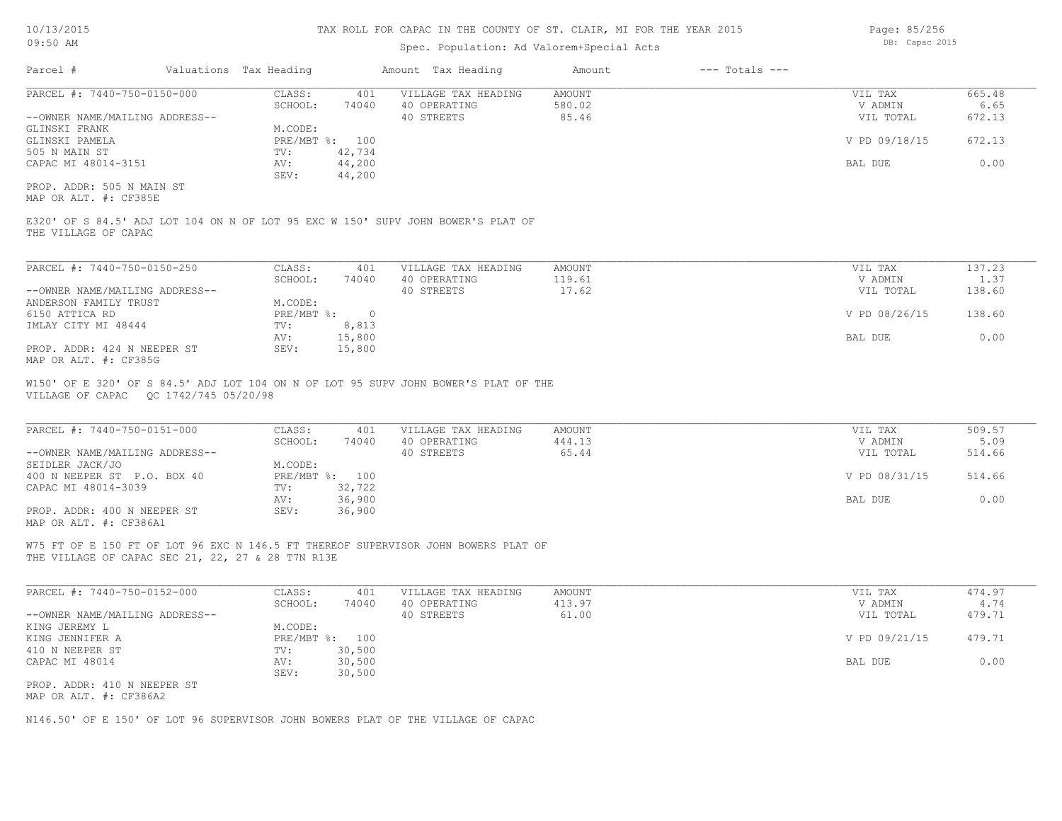# TAX ROLL FOR CAPAC IN THE COUNTY OF ST. CLAIR, MI FOR THE YEAR 2015

Spec. Population: Ad Valorem+Special Acts

| Parcel # | Valuations | Tax Heading | Amount | Tax Heading | Amount | --- Totals --- | |
|---|---|---|---|---|---|---|---|

PARCEL #: 7440-750-0150-000

| | | | | | |
|---|---|---|---|---|---|
| CLASS: | 401 | VILLAGE TAX HEADING | AMOUNT | VIL TAX | 665.48 |
| SCHOOL: | 74040 | 40 OPERATING | 580.02 | V ADMIN | 6.65 |
| | | 40 STREETS | 85.46 | VIL TOTAL | 672.13 |
| M.CODE: | | | | | |
| PRE/MBT %: | 100 | | | V PD 09/18/15 | 672.13 |
| TV: | 42,734 | | | | |
| AV: | 44,200 | | | BAL DUE | 0.00 |
| SEV: | 44,200 | | | | |

--OWNER NAME/MAILING ADDRESS--
GLINSKI FRANK
GLINSKI PAMELA
505 N MAIN ST
CAPAC MI 48014-3151

PROP. ADDR: 505 N MAIN ST
MAP OR ALT. #: CF385E

E320' OF S 84.5' ADJ LOT 104 ON N OF LOT 95 EXC W 150' SUPV JOHN BOWER'S PLAT OF THE VILLAGE OF CAPAC

PARCEL #: 7440-750-0150-250

| | | | | | |
|---|---|---|---|---|---|
| CLASS: | 401 | VILLAGE TAX HEADING | AMOUNT | VIL TAX | 137.23 |
| SCHOOL: | 74040 | 40 OPERATING | 119.61 | V ADMIN | 1.37 |
| | | 40 STREETS | 17.62 | VIL TOTAL | 138.60 |
| M.CODE: | | | | | |
| PRE/MBT %: | 0 | | | V PD 08/26/15 | 138.60 |
| TV: | 8,813 | | | | |
| AV: | 15,800 | | | BAL DUE | 0.00 |
| SEV: | 15,800 | | | | |

--OWNER NAME/MAILING ADDRESS--
ANDERSON FAMILY TRUST
6150 ATTICA RD
IMLAY CITY MI 48444

PROP. ADDR: 424 N NEEPER ST
MAP OR ALT. #: CF385G

W150' OF E 320' OF S 84.5' ADJ LOT 104 ON N OF LOT 95 SUPV JOHN BOWER'S PLAT OF THE VILLAGE OF CAPAC QC 1742/745 05/20/98

PARCEL #: 7440-750-0151-000

| | | | | | |
|---|---|---|---|---|---|
| CLASS: | 401 | VILLAGE TAX HEADING | AMOUNT | VIL TAX | 509.57 |
| SCHOOL: | 74040 | 40 OPERATING | 444.13 | V ADMIN | 5.09 |
| | | 40 STREETS | 65.44 | VIL TOTAL | 514.66 |
| M.CODE: | | | | | |
| PRE/MBT %: | 100 | | | V PD 08/31/15 | 514.66 |
| TV: | 32,722 | | | | |
| AV: | 36,900 | | | BAL DUE | 0.00 |
| SEV: | 36,900 | | | | |

--OWNER NAME/MAILING ADDRESS--
SEIDLER JACK/JO
400 N NEEPER ST P.O. BOX 40
CAPAC MI 48014-3039

PROP. ADDR: 400 N NEEPER ST
MAP OR ALT. #: CF386A1

W75 FT OF E 150 FT OF LOT 96 EXC N 146.5 FT THEREOF SUPERVISOR JOHN BOWERS PLAT OF THE VILLAGE OF CAPAC SEC 21, 22, 27 & 28 T7N R13E

PARCEL #: 7440-750-0152-000

| | | | | | |
|---|---|---|---|---|---|
| CLASS: | 401 | VILLAGE TAX HEADING | AMOUNT | VIL TAX | 474.97 |
| SCHOOL: | 74040 | 40 OPERATING | 413.97 | V ADMIN | 4.74 |
| | | 40 STREETS | 61.00 | VIL TOTAL | 479.71 |
| M.CODE: | | | | | |
| PRE/MBT %: | 100 | | | V PD 09/21/15 | 479.71 |
| TV: | 30,500 | | | | |
| AV: | 30,500 | | | BAL DUE | 0.00 |
| SEV: | 30,500 | | | | |

--OWNER NAME/MAILING ADDRESS--
KING JEREMY L
KING JENNIFER A
410 N NEEPER ST
CAPAC MI 48014

PROP. ADDR: 410 N NEEPER ST
MAP OR ALT. #: CF386A2

N146.50' OF E 150' OF LOT 96 SUPERVISOR JOHN BOWERS PLAT OF THE VILLAGE OF CAPAC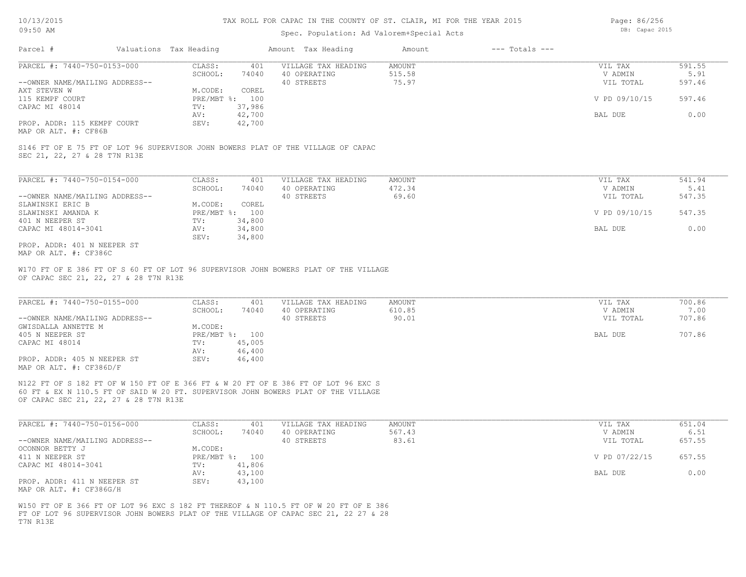# TAX ROLL FOR CAPAC IN THE COUNTY OF ST. CLAIR, MI FOR THE YEAR 2015

10/13/2015
09:50 AM

Spec. Population: Ad Valorem+Special Acts

DB: Capac 2015

| Parcel # | Valuations | Tax Heading | Amount | Tax Heading | Amount | --- Totals --- | |
|---|---|---|---|---|---|---|---|

---

**PARCEL #: 7440-750-0153-000**

| | | | | | |
|---|---|---|---|---|---|
| CLASS: | 401 | VILLAGE TAX HEADING | AMOUNT | VIL TAX | 591.55 |
| SCHOOL: | 74040 | 40 OPERATING | 515.58 | V ADMIN | 5.91 |
| | | 40 STREETS | 75.97 | VIL TOTAL | 597.46 |
| M.CODE: | COREL | | | | |
| PRE/MBT %: | 100 | | | V PD 09/10/15 | 597.46 |
| TV: | 37,986 | | | | |
| AV: | 42,700 | | | BAL DUE | 0.00 |
| SEV: | 42,700 | | | | |

--OWNER NAME/MAILING ADDRESS--
AXT STEVEN W
115 KEMPF COURT
CAPAC MI 48014

PROP. ADDR: 115 KEMPF COURT
MAP OR ALT. #: CF86B

S146 FT OF E 75 FT OF LOT 96 SUPERVISOR JOHN BOWERS PLAT OF THE VILLAGE OF CAPAC SEC 21, 22, 27 & 28 T7N R13E

---

**PARCEL #: 7440-750-0154-000**

| | | | | | |
|---|---|---|---|---|---|
| CLASS: | 401 | VILLAGE TAX HEADING | AMOUNT | VIL TAX | 541.94 |
| SCHOOL: | 74040 | 40 OPERATING | 472.34 | V ADMIN | 5.41 |
| | | 40 STREETS | 69.60 | VIL TOTAL | 547.35 |
| M.CODE: | COREL | | | | |
| PRE/MBT %: | 100 | | | V PD 09/10/15 | 547.35 |
| TV: | 34,800 | | | | |
| AV: | 34,800 | | | BAL DUE | 0.00 |
| SEV: | 34,800 | | | | |

--OWNER NAME/MAILING ADDRESS--
SLAWINSKI ERIC B
SLAWINSKI AMANDA K
401 N NEEPER ST
CAPAC MI 48014-3041

PROP. ADDR: 401 N NEEPER ST
MAP OR ALT. #: CF386C

W170 FT OF E 386 FT OF S 60 FT OF LOT 96 SUPERVISOR JOHN BOWERS PLAT OF THE VILLAGE OF CAPAC SEC 21, 22, 27 & 28 T7N R13E

---

**PARCEL #: 7440-750-0155-000**

| | | | | | |
|---|---|---|---|---|---|
| CLASS: | 401 | VILLAGE TAX HEADING | AMOUNT | VIL TAX | 700.86 |
| SCHOOL: | 74040 | 40 OPERATING | 610.85 | V ADMIN | 7.00 |
| | | 40 STREETS | 90.01 | VIL TOTAL | 707.86 |
| M.CODE: | | | | | |
| PRE/MBT %: | 100 | | | BAL DUE | 707.86 |
| TV: | 45,005 | | | | |
| AV: | 46,400 | | | | |
| SEV: | 46,400 | | | | |

--OWNER NAME/MAILING ADDRESS--
GWISDALLA ANNETTE M
405 N NEEPER ST
CAPAC MI 48014

PROP. ADDR: 405 N NEEPER ST
MAP OR ALT. #: CF386D/F

N122 FT OF S 182 FT OF W 150 FT OF E 366 FT & W 20 FT OF E 386 FT OF LOT 96 EXC S 60 FT & EX N 110.5 FT OF SAID W 20 FT. SUPERVISOR JOHN BOWERS PLAT OF THE VILLAGE OF CAPAC SEC 21, 22, 27 & 28 T7N R13E

---

**PARCEL #: 7440-750-0156-000**

| | | | | | |
|---|---|---|---|---|---|
| CLASS: | 401 | VILLAGE TAX HEADING | AMOUNT | VIL TAX | 651.04 |
| SCHOOL: | 74040 | 40 OPERATING | 567.43 | V ADMIN | 6.51 |
| | | 40 STREETS | 83.61 | VIL TOTAL | 657.55 |
| M.CODE: | | | | | |
| PRE/MBT %: | 100 | | | V PD 07/22/15 | 657.55 |
| TV: | 41,806 | | | | |
| AV: | 43,100 | | | BAL DUE | 0.00 |
| SEV: | 43,100 | | | | |

--OWNER NAME/MAILING ADDRESS--
OCONNOR BETTY J
411 N NEEPER ST
CAPAC MI 48014-3041

PROP. ADDR: 411 N NEEPER ST
MAP OR ALT. #: CF386G/H

W150 FT OF E 366 FT OF LOT 96 EXC S 182 FT THEREOF & N 110.5 FT OF W 20 FT OF E 386 FT OF LOT 96 SUPERVISOR JOHN BOWERS PLAT OF THE VILLAGE OF CAPAC SEC 21, 22 27 & 28 T7N R13E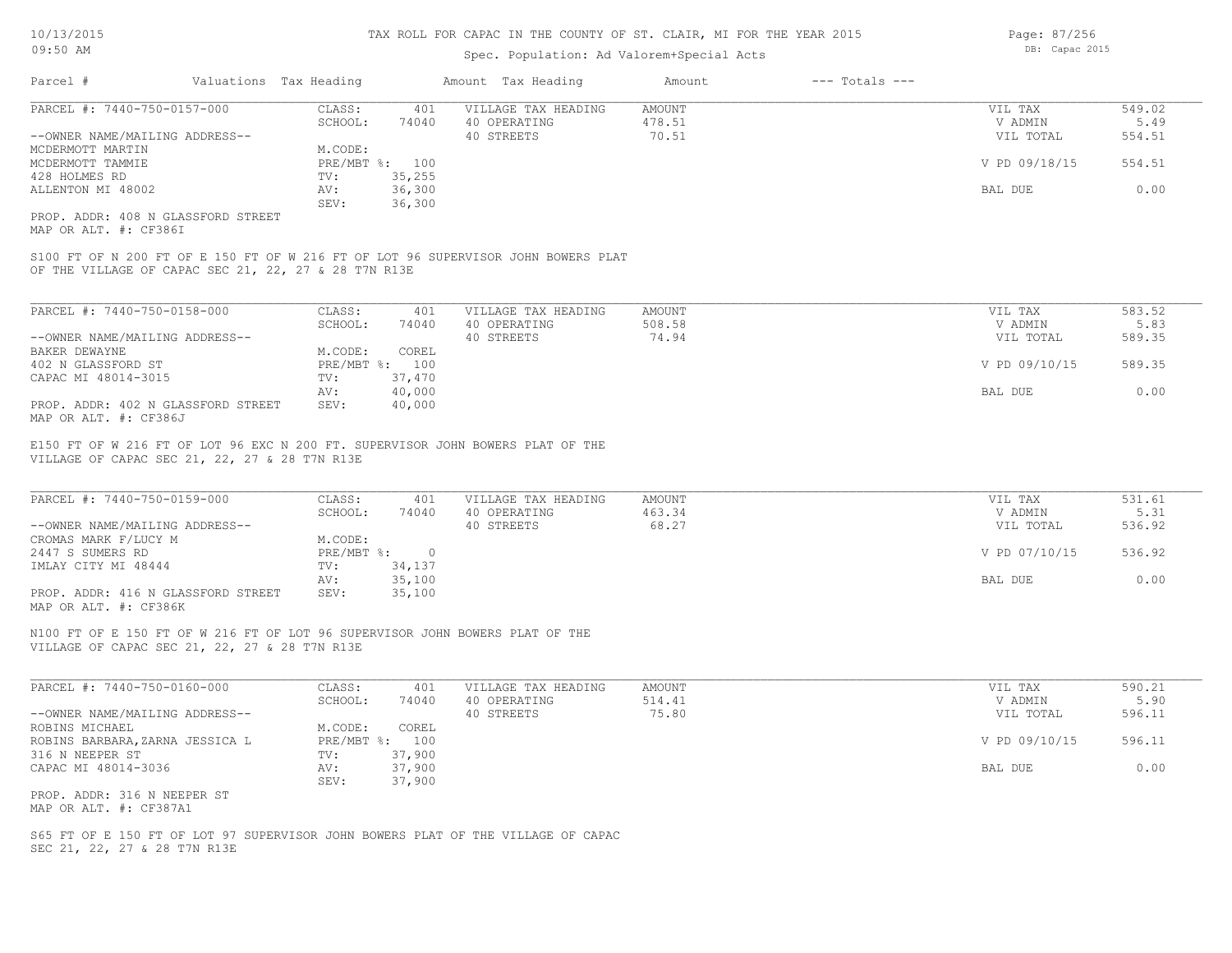# TAX ROLL FOR CAPAC IN THE COUNTY OF ST. CLAIR, MI FOR THE YEAR 2015

Spec. Population: Ad Valorem+Special Acts

10/13/2015 09:50 AM — DB: Capac 2015

| Parcel # | Valuations | Tax Heading | Amount | Tax Heading | Amount | --- Totals --- | |
|---|---|---|---|---|---|---|---|

## PARCEL #: 7440-750-0157-000

| | | | | | |
|---|---|---|---|---|---|
| CLASS: | 401 | VILLAGE TAX HEADING | AMOUNT | VIL TAX | 549.02 |
| SCHOOL: | 74040 | 40 OPERATING | 478.51 | V ADMIN | 5.49 |
| | | 40 STREETS | 70.51 | VIL TOTAL | 554.51 |
| M.CODE: | | | | | |
| PRE/MBT %: | 100 | | | V PD 09/18/15 | 554.51 |
| TV: | 35,255 | | | | |
| AV: | 36,300 | | | BAL DUE | 0.00 |
| SEV: | 36,300 | | | | |

--OWNER NAME/MAILING ADDRESS--
MCDERMOTT MARTIN
MCDERMOTT TAMMIE
428 HOLMES RD
ALLENTON MI 48002

PROP. ADDR: 408 N GLASSFORD STREET
MAP OR ALT. #: CF386I

S100 FT OF N 200 FT OF E 150 FT OF W 216 FT OF LOT 96 SUPERVISOR JOHN BOWERS PLAT OF THE VILLAGE OF CAPAC SEC 21, 22, 27 & 28 T7N R13E

## PARCEL #: 7440-750-0158-000

| | | | | | |
|---|---|---|---|---|---|
| CLASS: | 401 | VILLAGE TAX HEADING | AMOUNT | VIL TAX | 583.52 |
| SCHOOL: | 74040 | 40 OPERATING | 508.58 | V ADMIN | 5.83 |
| | | 40 STREETS | 74.94 | VIL TOTAL | 589.35 |
| M.CODE: | COREL | | | | |
| PRE/MBT %: | 100 | | | V PD 09/10/15 | 589.35 |
| TV: | 37,470 | | | | |
| AV: | 40,000 | | | BAL DUE | 0.00 |
| SEV: | 40,000 | | | | |

--OWNER NAME/MAILING ADDRESS--
BAKER DEWAYNE
402 N GLASSFORD ST
CAPAC MI 48014-3015

PROP. ADDR: 402 N GLASSFORD STREET
MAP OR ALT. #: CF386J

E150 FT OF W 216 FT OF LOT 96 EXC N 200 FT. SUPERVISOR JOHN BOWERS PLAT OF THE VILLAGE OF CAPAC SEC 21, 22, 27 & 28 T7N R13E

## PARCEL #: 7440-750-0159-000

| | | | | | |
|---|---|---|---|---|---|
| CLASS: | 401 | VILLAGE TAX HEADING | AMOUNT | VIL TAX | 531.61 |
| SCHOOL: | 74040 | 40 OPERATING | 463.34 | V ADMIN | 5.31 |
| | | 40 STREETS | 68.27 | VIL TOTAL | 536.92 |
| M.CODE: | | | | | |
| PRE/MBT %: | 0 | | | V PD 07/10/15 | 536.92 |
| TV: | 34,137 | | | | |
| AV: | 35,100 | | | BAL DUE | 0.00 |
| SEV: | 35,100 | | | | |

--OWNER NAME/MAILING ADDRESS--
CROMAS MARK F/LUCY M
2447 S SUMERS RD
IMLAY CITY MI 48444

PROP. ADDR: 416 N GLASSFORD STREET
MAP OR ALT. #: CF386K

N100 FT OF E 150 FT OF W 216 FT OF LOT 96 SUPERVISOR JOHN BOWERS PLAT OF THE VILLAGE OF CAPAC SEC 21, 22, 27 & 28 T7N R13E

## PARCEL #: 7440-750-0160-000

| | | | | | |
|---|---|---|---|---|---|
| CLASS: | 401 | VILLAGE TAX HEADING | AMOUNT | VIL TAX | 590.21 |
| SCHOOL: | 74040 | 40 OPERATING | 514.41 | V ADMIN | 5.90 |
| | | 40 STREETS | 75.80 | VIL TOTAL | 596.11 |
| M.CODE: | COREL | | | | |
| PRE/MBT %: | 100 | | | V PD 09/10/15 | 596.11 |
| TV: | 37,900 | | | | |
| AV: | 37,900 | | | BAL DUE | 0.00 |
| SEV: | 37,900 | | | | |

--OWNER NAME/MAILING ADDRESS--
ROBINS MICHAEL
ROBINS BARBARA,ZARNA JESSICA L
316 N NEEPER ST
CAPAC MI 48014-3036

PROP. ADDR: 316 N NEEPER ST
MAP OR ALT. #: CF387A1

S65 FT OF E 150 FT OF LOT 97 SUPERVISOR JOHN BOWERS PLAT OF THE VILLAGE OF CAPAC SEC 21, 22, 27 & 28 T7N R13E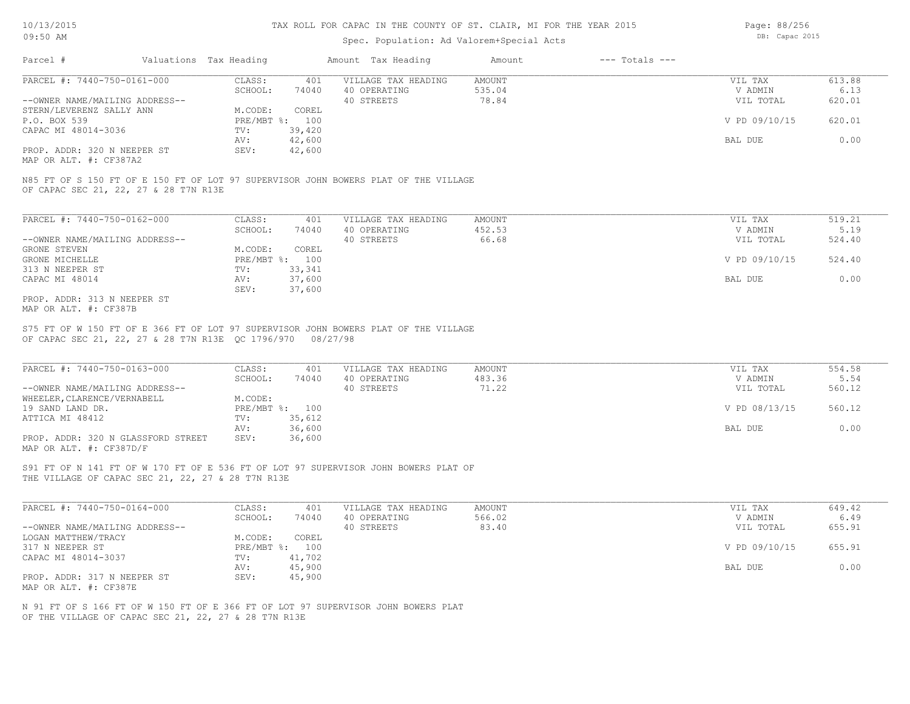# TAX ROLL FOR CAPAC IN THE COUNTY OF ST. CLAIR, MI FOR THE YEAR 2015

Spec. Population: Ad Valorem+Special Acts

10/13/2015
09:50 AM

DB: Capac 2015

| Parcel # | Valuations | Tax Heading | Amount | Tax Heading | Amount | --- Totals --- | |
|---|---|---|---|---|---|---|---|
| PARCEL #: 7440-750-0161-000 | CLASS: | 401 | VILLAGE TAX HEADING | AMOUNT | | VIL TAX | 613.88 |
| | SCHOOL: | 74040 | 40 OPERATING | 535.04 | | V ADMIN | 6.13 |
| --OWNER NAME/MAILING ADDRESS-- | | | 40 STREETS | 78.84 | | VIL TOTAL | 620.01 |
| STERN/LEVERENZ SALLY ANN | M.CODE: | COREL | | | | | |
| P.O. BOX 539 | PRE/MBT %: | 100 | | | | V PD 09/10/15 | 620.01 |
| CAPAC MI 48014-3036 | TV: | 39,420 | | | | | |
| | AV: | 42,600 | | | | BAL DUE | 0.00 |
| PROP. ADDR: 320 N NEEPER ST | SEV: | 42,600 | | | | | |
| MAP OR ALT. #: CF387A2 | | | | | | | |

N85 FT OF S 150 FT OF E 150 FT OF LOT 97 SUPERVISOR JOHN BOWERS PLAT OF THE VILLAGE OF CAPAC SEC 21, 22, 27 & 28 T7N R13E

| Parcel # | Valuations | Tax Heading | Amount | Tax Heading | Amount | --- Totals --- | |
|---|---|---|---|---|---|---|---|
| PARCEL #: 7440-750-0162-000 | CLASS: | 401 | VILLAGE TAX HEADING | AMOUNT | | VIL TAX | 519.21 |
| | SCHOOL: | 74040 | 40 OPERATING | 452.53 | | V ADMIN | 5.19 |
| --OWNER NAME/MAILING ADDRESS-- | | | 40 STREETS | 66.68 | | VIL TOTAL | 524.40 |
| GRONE STEVEN | M.CODE: | COREL | | | | | |
| GRONE MICHELLE | PRE/MBT %: | 100 | | | | V PD 09/10/15 | 524.40 |
| 313 N NEEPER ST | TV: | 33,341 | | | | | |
| CAPAC MI 48014 | AV: | 37,600 | | | | BAL DUE | 0.00 |
| | SEV: | 37,600 | | | | | |
| PROP. ADDR: 313 N NEEPER ST | | | | | | | |
| MAP OR ALT. #: CF387B | | | | | | | |

S75 FT OF W 150 FT OF E 366 FT OF LOT 97 SUPERVISOR JOHN BOWERS PLAT OF THE VILLAGE OF CAPAC SEC 21, 22, 27 & 28 T7N R13E QC 1796/970 08/27/98

| Parcel # | Valuations | Tax Heading | Amount | Tax Heading | Amount | --- Totals --- | |
|---|---|---|---|---|---|---|---|
| PARCEL #: 7440-750-0163-000 | CLASS: | 401 | VILLAGE TAX HEADING | AMOUNT | | VIL TAX | 554.58 |
| | SCHOOL: | 74040 | 40 OPERATING | 483.36 | | V ADMIN | 5.54 |
| --OWNER NAME/MAILING ADDRESS-- | | | 40 STREETS | 71.22 | | VIL TOTAL | 560.12 |
| WHEELER,CLARENCE/VERNABELL | M.CODE: | | | | | | |
| 19 SAND LAND DR. | PRE/MBT %: | 100 | | | | V PD 08/13/15 | 560.12 |
| ATTICA MI 48412 | TV: | 35,612 | | | | | |
| | AV: | 36,600 | | | | BAL DUE | 0.00 |
| PROP. ADDR: 320 N GLASSFORD STREET | SEV: | 36,600 | | | | | |
| MAP OR ALT. #: CF387D/F | | | | | | | |

S91 FT OF N 141 FT OF W 170 FT OF E 536 FT OF LOT 97 SUPERVISOR JOHN BOWERS PLAT OF THE VILLAGE OF CAPAC SEC 21, 22, 27 & 28 T7N R13E

| Parcel # | Valuations | Tax Heading | Amount | Tax Heading | Amount | --- Totals --- | |
|---|---|---|---|---|---|---|---|
| PARCEL #: 7440-750-0164-000 | CLASS: | 401 | VILLAGE TAX HEADING | AMOUNT | | VIL TAX | 649.42 |
| | SCHOOL: | 74040 | 40 OPERATING | 566.02 | | V ADMIN | 6.49 |
| --OWNER NAME/MAILING ADDRESS-- | | | 40 STREETS | 83.40 | | VIL TOTAL | 655.91 |
| LOGAN MATTHEW/TRACY | M.CODE: | COREL | | | | | |
| 317 N NEEPER ST | PRE/MBT %: | 100 | | | | V PD 09/10/15 | 655.91 |
| CAPAC MI 48014-3037 | TV: | 41,702 | | | | | |
| | AV: | 45,900 | | | | BAL DUE | 0.00 |
| PROP. ADDR: 317 N NEEPER ST | SEV: | 45,900 | | | | | |
| MAP OR ALT. #: CF387E | | | | | | | |

N 91 FT OF S 166 FT OF W 150 FT OF E 366 FT OF LOT 97 SUPERVISOR JOHN BOWERS PLAT OF THE VILLAGE OF CAPAC SEC 21, 22, 27 & 28 T7N R13E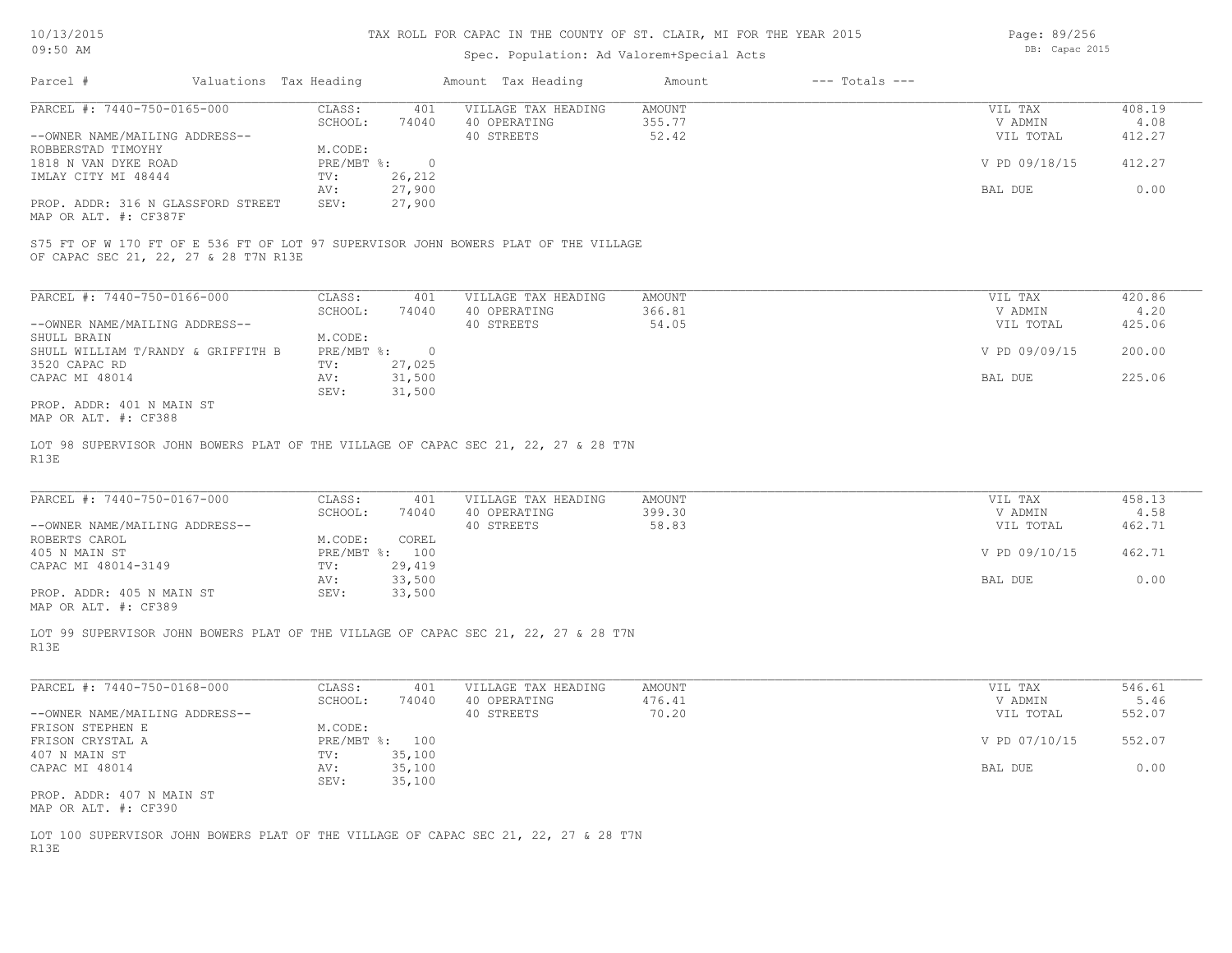# TAX ROLL FOR CAPAC IN THE COUNTY OF ST. CLAIR, MI FOR THE YEAR 2015

Spec. Population: Ad Valorem+Special Acts

10/13/2015
09:50 AM

DB: Capac 2015

| Parcel # | Valuations | Tax Heading | Amount | Tax Heading | Amount | --- Totals --- | |
|---|---|---|---|---|---|---|---|

---

**PARCEL #: 7440-750-0165-000**

| | | | | |
|---|---|---|---|---|
| CLASS: 401 | VILLAGE TAX HEADING | AMOUNT | VIL TAX | 408.19 |
| SCHOOL: 74040 | 40 OPERATING | 355.77 | V ADMIN | 4.08 |
| M.CODE: | 40 STREETS | 52.42 | VIL TOTAL | 412.27 |
| PRE/MBT %: 0 | | | V PD 09/18/15 | 412.27 |
| TV: 26,212 | | | | |
| AV: 27,900 | | | BAL DUE | 0.00 |
| SEV: 27,900 | | | | |

--OWNER NAME/MAILING ADDRESS--
ROBBERSTAD TIMOYHY
1818 N VAN DYKE ROAD
IMLAY CITY MI 48444

PROP. ADDR: 316 N GLASSFORD STREET
MAP OR ALT. #: CF387F

S75 FT OF W 170 FT OF E 536 FT OF LOT 97 SUPERVISOR JOHN BOWERS PLAT OF THE VILLAGE OF CAPAC SEC 21, 22, 27 & 28 T7N R13E

---

**PARCEL #: 7440-750-0166-000**

| | | | | |
|---|---|---|---|---|
| CLASS: 401 | VILLAGE TAX HEADING | AMOUNT | VIL TAX | 420.86 |
| SCHOOL: 74040 | 40 OPERATING | 366.81 | V ADMIN | 4.20 |
| M.CODE: | 40 STREETS | 54.05 | VIL TOTAL | 425.06 |
| PRE/MBT %: 0 | | | V PD 09/09/15 | 200.00 |
| TV: 27,025 | | | | |
| AV: 31,500 | | | BAL DUE | 225.06 |
| SEV: 31,500 | | | | |

--OWNER NAME/MAILING ADDRESS--
SHULL BRAIN
SHULL WILLIAM T/RANDY & GRIFFITH B
3520 CAPAC RD
CAPAC MI 48014

PROP. ADDR: 401 N MAIN ST
MAP OR ALT. #: CF388

LOT 98 SUPERVISOR JOHN BOWERS PLAT OF THE VILLAGE OF CAPAC SEC 21, 22, 27 & 28 T7N R13E

---

**PARCEL #: 7440-750-0167-000**

| | | | | |
|---|---|---|---|---|
| CLASS: 401 | VILLAGE TAX HEADING | AMOUNT | VIL TAX | 458.13 |
| SCHOOL: 74040 | 40 OPERATING | 399.30 | V ADMIN | 4.58 |
| M.CODE: COREL | 40 STREETS | 58.83 | VIL TOTAL | 462.71 |
| PRE/MBT %: 100 | | | V PD 09/10/15 | 462.71 |
| TV: 29,419 | | | | |
| AV: 33,500 | | | BAL DUE | 0.00 |
| SEV: 33,500 | | | | |

--OWNER NAME/MAILING ADDRESS--
ROBERTS CAROL
405 N MAIN ST
CAPAC MI 48014-3149

PROP. ADDR: 405 N MAIN ST
MAP OR ALT. #: CF389

LOT 99 SUPERVISOR JOHN BOWERS PLAT OF THE VILLAGE OF CAPAC SEC 21, 22, 27 & 28 T7N R13E

---

**PARCEL #: 7440-750-0168-000**

| | | | | |
|---|---|---|---|---|
| CLASS: 401 | VILLAGE TAX HEADING | AMOUNT | VIL TAX | 546.61 |
| SCHOOL: 74040 | 40 OPERATING | 476.41 | V ADMIN | 5.46 |
| M.CODE: | 40 STREETS | 70.20 | VIL TOTAL | 552.07 |
| PRE/MBT %: 100 | | | V PD 07/10/15 | 552.07 |
| TV: 35,100 | | | | |
| AV: 35,100 | | | BAL DUE | 0.00 |
| SEV: 35,100 | | | | |

--OWNER NAME/MAILING ADDRESS--
FRISON STEPHEN E
FRISON CRYSTAL A
407 N MAIN ST
CAPAC MI 48014

PROP. ADDR: 407 N MAIN ST
MAP OR ALT. #: CF390

LOT 100 SUPERVISOR JOHN BOWERS PLAT OF THE VILLAGE OF CAPAC SEC 21, 22, 27 & 28 T7N R13E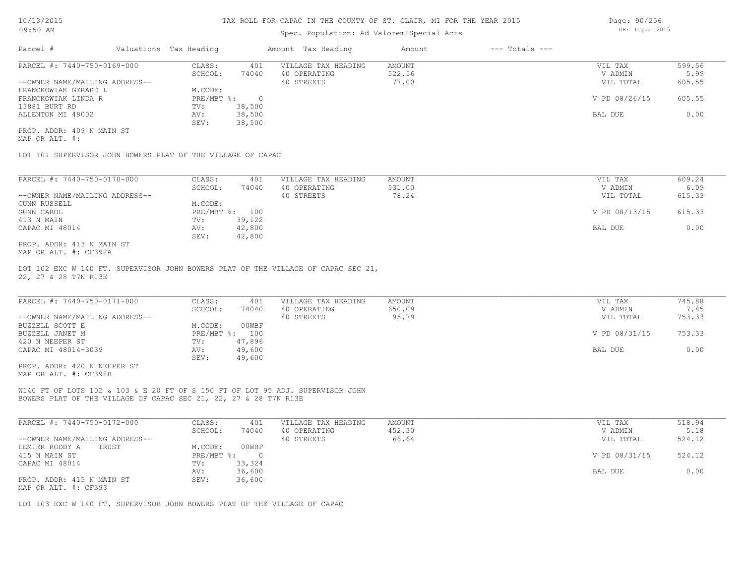TAX ROLL FOR CAPAC IN THE COUNTY OF ST. CLAIR, MI FOR THE YEAR 2015

Spec. Population: Ad Valorem+Special Acts

| Parcel # | Valuations Tax Heading | | Amount Tax Heading | Amount | --- Totals --- | |
|---|---|---|---|---|---|---|
| PARCEL #: 7440-750-0169-000 | CLASS: | 401 | VILLAGE TAX HEADING | AMOUNT | VIL TAX | 599.56 |
| | SCHOOL: | 74040 | 40 OPERATING | 522.56 | V ADMIN | 5.99 |
| --OWNER NAME/MAILING ADDRESS-- | | | 40 STREETS | 77.00 | VIL TOTAL | 605.55 |
| FRANCKOWIAK GERARD L | M.CODE: | | | | | |
| FRANCKOWIAK LINDA R | PRE/MBT %: | 0 | | | V PD 08/26/15 | 605.55 |
| 13881 BURT RD | TV: | 38,500 | | | | |
| ALLENTON MI 48002 | AV: | 38,500 | | | BAL DUE | 0.00 |
| | SEV: | 38,500 | | | | |

PROP. ADDR: 409 N MAIN ST
MAP OR ALT. #:

LOT 101 SUPERVISOR JOHN BOWERS PLAT OF THE VILLAGE OF CAPAC

| Parcel # | Valuations Tax Heading | | Amount Tax Heading | Amount | --- Totals --- | |
|---|---|---|---|---|---|---|
| PARCEL #: 7440-750-0170-000 | CLASS: | 401 | VILLAGE TAX HEADING | AMOUNT | VIL TAX | 609.24 |
| | SCHOOL: | 74040 | 40 OPERATING | 531.00 | V ADMIN | 6.09 |
| --OWNER NAME/MAILING ADDRESS-- | | | 40 STREETS | 78.24 | VIL TOTAL | 615.33 |
| GUNN RUSSELL | M.CODE: | | | | | |
| GUNN CAROL | PRE/MBT %: | 100 | | | V PD 08/13/15 | 615.33 |
| 413 N MAIN | TV: | 39,122 | | | | |
| CAPAC MI 48014 | AV: | 42,800 | | | BAL DUE | 0.00 |
| | SEV: | 42,800 | | | | |

PROP. ADDR: 413 N MAIN ST
MAP OR ALT. #: CF392A

LOT 102 EXC W 140 FT. SUPERVISOR JOHN BOWERS PLAT OF THE VILLAGE OF CAPAC SEC 21, 22, 27 & 28 T7N R13E

| Parcel # | Valuations Tax Heading | | Amount Tax Heading | Amount | --- Totals --- | |
|---|---|---|---|---|---|---|
| PARCEL #: 7440-750-0171-000 | CLASS: | 401 | VILLAGE TAX HEADING | AMOUNT | VIL TAX | 745.88 |
| | SCHOOL: | 74040 | 40 OPERATING | 650.09 | V ADMIN | 7.45 |
| --OWNER NAME/MAILING ADDRESS-- | | | 40 STREETS | 95.79 | VIL TOTAL | 753.33 |
| BUZZELL SCOTT E | M.CODE: | 00WBF | | | | |
| BUZZELL JANET M | PRE/MBT %: | 100 | | | V PD 08/31/15 | 753.33 |
| 420 N NEEPER ST | TV: | 47,896 | | | | |
| CAPAC MI 48014-3039 | AV: | 49,600 | | | BAL DUE | 0.00 |
| | SEV: | 49,600 | | | | |

PROP. ADDR: 420 N NEEPER ST
MAP OR ALT. #: CF392B

W140 FT OF LOTS 102 & 103 & E 20 FT OF S 150 FT OF LOT 95 ADJ. SUPERVISOR JOHN BOWERS PLAT OF THE VILLAGE OF CAPAC SEC 21, 22, 27 & 28 T7N R13E

| Parcel # | Valuations Tax Heading | | Amount Tax Heading | Amount | --- Totals --- | |
|---|---|---|---|---|---|---|
| PARCEL #: 7440-750-0172-000 | CLASS: | 401 | VILLAGE TAX HEADING | AMOUNT | VIL TAX | 518.94 |
| | SCHOOL: | 74040 | 40 OPERATING | 452.30 | V ADMIN | 5.18 |
| --OWNER NAME/MAILING ADDRESS-- | | | 40 STREETS | 66.64 | VIL TOTAL | 524.12 |
| LEMIER RODDY A TRUST | M.CODE: | 00WBF | | | | |
| 415 N MAIN ST | PRE/MBT %: | 0 | | | V PD 08/31/15 | 524.12 |
| CAPAC MI 48014 | TV: | 33,324 | | | | |
| | AV: | 36,600 | | | BAL DUE | 0.00 |
| PROP. ADDR: 415 N MAIN ST | SEV: | 36,600 | | | | |

MAP OR ALT. #: CF393

LOT 103 EXC W 140 FT. SUPERVISOR JOHN BOWERS PLAT OF THE VILLAGE OF CAPAC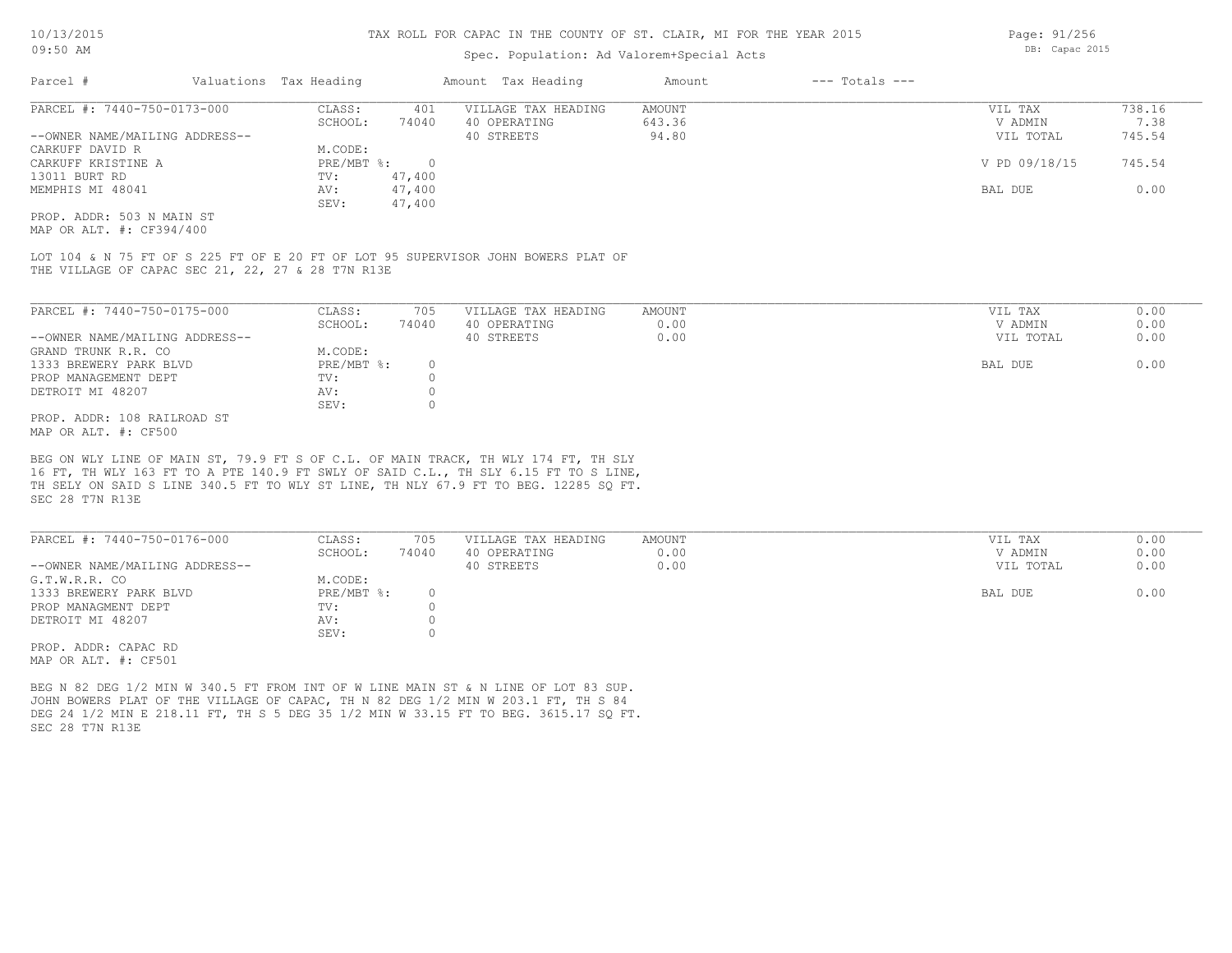# TAX ROLL FOR CAPAC IN THE COUNTY OF ST. CLAIR, MI FOR THE YEAR 2015

10/13/2015
09:50 AM

Spec. Population: Ad Valorem+Special Acts

DB: Capac 2015

| Parcel # | Valuations | Tax Heading | Amount | Tax Heading | Amount | --- Totals --- |
|---|---|---|---|---|---|---|

**PARCEL #: 7440-750-0173-000**

| | | | | | |
|---|---|---|---|---|---|
| CLASS: | 401 | VILLAGE TAX HEADING | AMOUNT | VIL TAX | 738.16 |
| SCHOOL: | 74040 | 40 OPERATING | 643.36 | V ADMIN | 7.38 |
| M.CODE: | | 40 STREETS | 94.80 | VIL TOTAL | 745.54 |
| PRE/MBT %: | 0 | | | V PD 09/18/15 | 745.54 |
| TV: | 47,400 | | | | |
| AV: | 47,400 | | | BAL DUE | 0.00 |
| SEV: | 47,400 | | | | |

--OWNER NAME/MAILING ADDRESS--
CARKUFF DAVID R
CARKUFF KRISTINE A
13011 BURT RD
MEMPHIS MI 48041

PROP. ADDR: 503 N MAIN ST
MAP OR ALT. #: CF394/400

LOT 104 & N 75 FT OF S 225 FT OF E 20 FT OF LOT 95 SUPERVISOR JOHN BOWERS PLAT OF THE VILLAGE OF CAPAC SEC 21, 22, 27 & 28 T7N R13E

**PARCEL #: 7440-750-0175-000**

| | | | | | |
|---|---|---|---|---|---|
| CLASS: | 705 | VILLAGE TAX HEADING | AMOUNT | VIL TAX | 0.00 |
| SCHOOL: | 74040 | 40 OPERATING | 0.00 | V ADMIN | 0.00 |
| M.CODE: | | 40 STREETS | 0.00 | VIL TOTAL | 0.00 |
| PRE/MBT %: | 0 | | | BAL DUE | 0.00 |
| TV: | 0 | | | | |
| AV: | 0 | | | | |
| SEV: | 0 | | | | |

--OWNER NAME/MAILING ADDRESS--
GRAND TRUNK R.R. CO
1333 BREWERY PARK BLVD
PROP MANAGEMENT DEPT
DETROIT MI 48207

PROP. ADDR: 108 RAILROAD ST
MAP OR ALT. #: CF500

BEG ON WLY LINE OF MAIN ST, 79.9 FT S OF C.L. OF MAIN TRACK, TH WLY 174 FT, TH SLY 16 FT, TH WLY 163 FT TO A PTE 140.9 FT SWLY OF SAID C.L., TH SLY 6.15 FT TO S LINE, TH SELY ON SAID S LINE 340.5 FT TO WLY ST LINE, TH NLY 67.9 FT TO BEG. 12285 SQ FT. SEC 28 T7N R13E

**PARCEL #: 7440-750-0176-000**

| | | | | | |
|---|---|---|---|---|---|
| CLASS: | 705 | VILLAGE TAX HEADING | AMOUNT | VIL TAX | 0.00 |
| SCHOOL: | 74040 | 40 OPERATING | 0.00 | V ADMIN | 0.00 |
| M.CODE: | | 40 STREETS | 0.00 | VIL TOTAL | 0.00 |
| PRE/MBT %: | 0 | | | BAL DUE | 0.00 |
| TV: | 0 | | | | |
| AV: | 0 | | | | |
| SEV: | 0 | | | | |

--OWNER NAME/MAILING ADDRESS--
G.T.W.R.R. CO
1333 BREWERY PARK BLVD
PROP MANAGMENT DEPT
DETROIT MI 48207

PROP. ADDR: CAPAC RD
MAP OR ALT. #: CF501

BEG N 82 DEG 1/2 MIN W 340.5 FT FROM INT OF W LINE MAIN ST & N LINE OF LOT 83 SUP. JOHN BOWERS PLAT OF THE VILLAGE OF CAPAC, TH N 82 DEG 1/2 MIN W 203.1 FT, TH S 84 DEG 24 1/2 MIN E 218.11 FT, TH S 5 DEG 35 1/2 MIN W 33.15 FT TO BEG. 3615.17 SQ FT. SEC 28 T7N R13E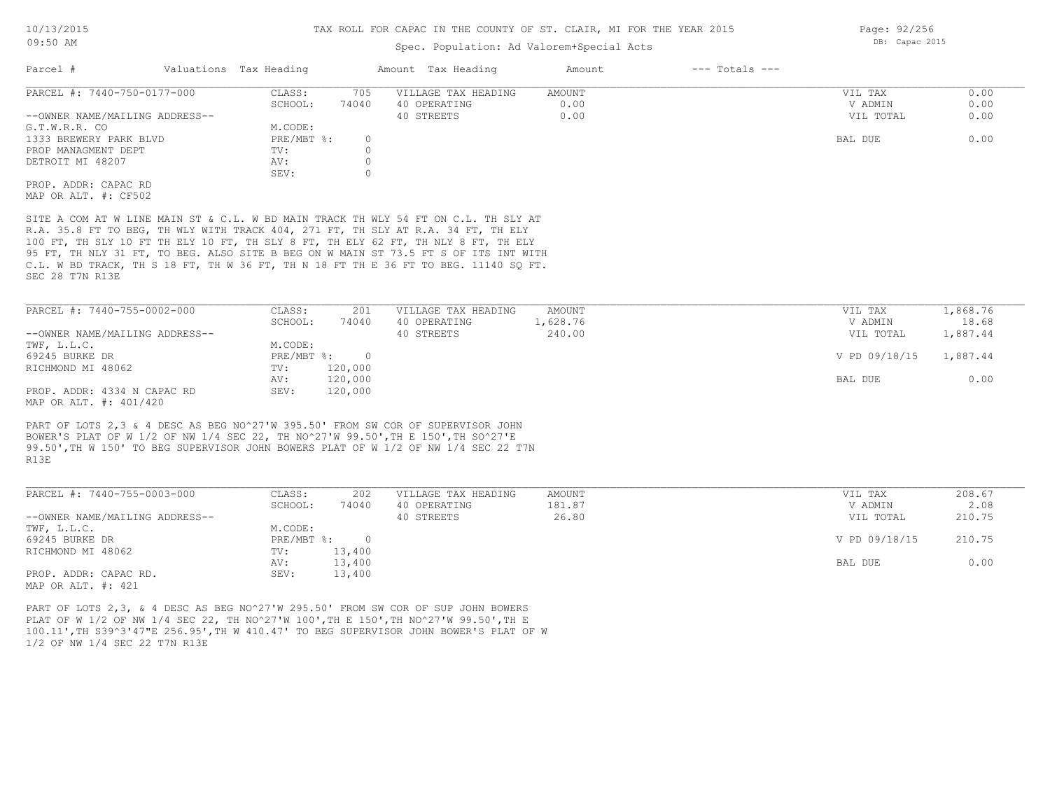# TAX ROLL FOR CAPAC IN THE COUNTY OF ST. CLAIR, MI FOR THE YEAR 2015

Spec. Population: Ad Valorem+Special Acts

| Parcel # | Valuations | Tax Heading | Amount | Tax Heading | Amount | --- Totals --- |
|---|---|---|---|---|---|---|

**PARCEL #: 7440-750-0177-000**

| | | | | | |
|---|---|---|---|---|---|
| --OWNER NAME/MAILING ADDRESS-- | CLASS: 705 | VILLAGE TAX HEADING | AMOUNT | VIL TAX | 0.00 |
| G.T.W.R.R. CO | SCHOOL: 74040 | 40 OPERATING | 0.00 | V ADMIN | 0.00 |
| 1333 BREWERY PARK BLVD | M.CODE: | 40 STREETS | 0.00 | VIL TOTAL | 0.00 |
| PROP MANAGMENT DEPT | PRE/MBT %: 0 | | | | |
| DETROIT MI 48207 | TV: 0 | | | BAL DUE | 0.00 |
| | AV: 0 | | | | |
| | SEV: 0 | | | | |

PROP. ADDR: CAPAC RD
MAP OR ALT. #: CF502

SITE A COM AT W LINE MAIN ST & C.L. W BD MAIN TRACK TH WLY 54 FT ON C.L. TH SLY AT R.A. 35.8 FT TO BEG, TH WLY WITH TRACK 404, 271 FT, TH SLY AT R.A. 34 FT, TH ELY 100 FT, TH SLY 10 FT TH ELY 10 FT, TH SLY 8 FT, TH ELY 62 FT, TH NLY 8 FT, TH ELY 95 FT, TH NLY 31 FT, TO BEG. ALSO SITE B BEG ON W MAIN ST 73.5 FT S OF ITS INT WITH C.L. W BD TRACK, TH S 18 FT, TH W 36 FT, TH N 18 FT TH E 36 FT TO BEG. 11140 SQ FT. SEC 28 T7N R13E

**PARCEL #: 7440-755-0002-000**

| | | | | | |
|---|---|---|---|---|---|
| --OWNER NAME/MAILING ADDRESS-- | CLASS: 201 | VILLAGE TAX HEADING | AMOUNT | VIL TAX | 1,868.76 |
| TWF, L.L.C. | SCHOOL: 74040 | 40 OPERATING | 1,628.76 | V ADMIN | 18.68 |
| 69245 BURKE DR | M.CODE: | 40 STREETS | 240.00 | VIL TOTAL | 1,887.44 |
| RICHMOND MI 48062 | PRE/MBT %: 0 | | | V PD 09/18/15 | 1,887.44 |
| | TV: 120,000 | | | | |
| | AV: 120,000 | | | BAL DUE | 0.00 |
| | SEV: 120,000 | | | | |

PROP. ADDR: 4334 N CAPAC RD
MAP OR ALT. #: 401/420

PART OF LOTS 2,3 & 4 DESC AS BEG NO^27'W 395.50' FROM SW COR OF SUPERVISOR JOHN BOWER'S PLAT OF W 1/2 OF NW 1/4 SEC 22, TH NO^27'W 99.50',TH E 150',TH SO^27'E 99.50',TH W 150' TO BEG SUPERVISOR JOHN BOWERS PLAT OF W 1/2 OF NW 1/4 SEC 22 T7N R13E

**PARCEL #: 7440-755-0003-000**

| | | | | | |
|---|---|---|---|---|---|
| --OWNER NAME/MAILING ADDRESS-- | CLASS: 202 | VILLAGE TAX HEADING | AMOUNT | VIL TAX | 208.67 |
| TWF, L.L.C. | SCHOOL: 74040 | 40 OPERATING | 181.87 | V ADMIN | 2.08 |
| 69245 BURKE DR | M.CODE: | 40 STREETS | 26.80 | VIL TOTAL | 210.75 |
| RICHMOND MI 48062 | PRE/MBT %: 0 | | | V PD 09/18/15 | 210.75 |
| | TV: 13,400 | | | | |
| | AV: 13,400 | | | BAL DUE | 0.00 |
| | SEV: 13,400 | | | | |

PROP. ADDR: CAPAC RD.
MAP OR ALT. #: 421

PART OF LOTS 2,3, & 4 DESC AS BEG NO^27'W 295.50' FROM SW COR OF SUP JOHN BOWERS PLAT OF W 1/2 OF NW 1/4 SEC 22, TH NO^27'W 100',TH E 150',TH NO^27'W 99.50',TH E 100.11',TH S39^3'47"E 256.95',TH W 410.47' TO BEG SUPERVISOR JOHN BOWER'S PLAT OF W 1/2 OF NW 1/4 SEC 22 T7N R13E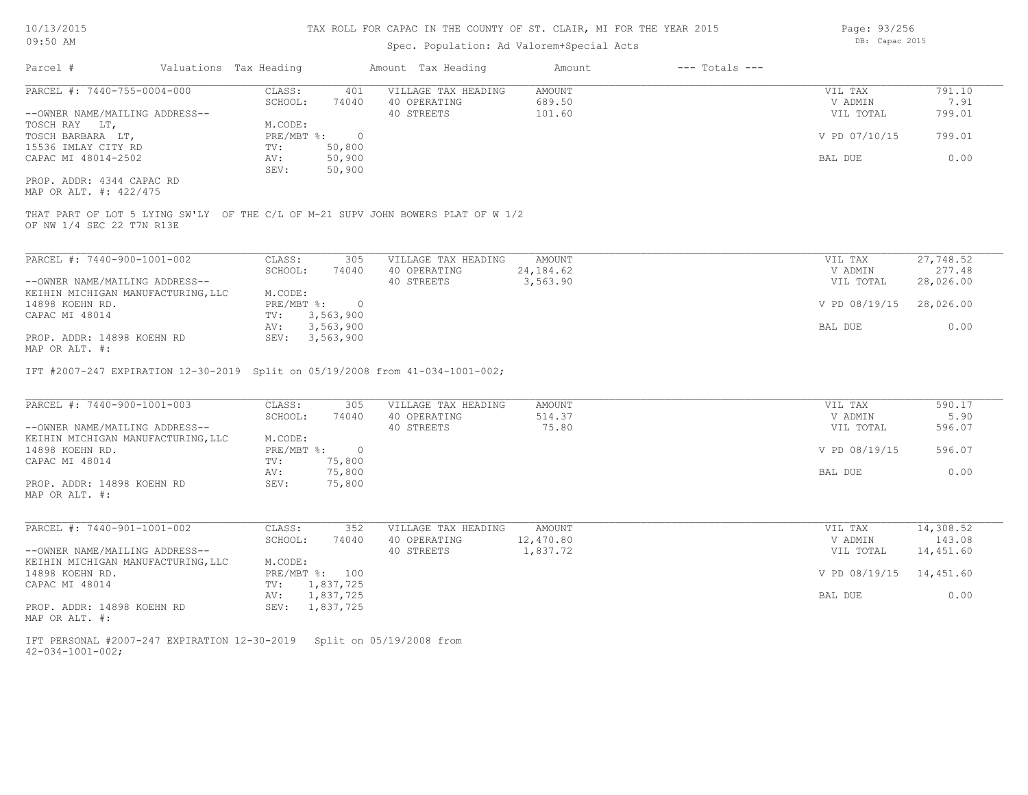# TAX ROLL FOR CAPAC IN THE COUNTY OF ST. CLAIR, MI FOR THE YEAR 2015

Spec. Population: Ad Valorem+Special Acts

DB: Capac 2015

10/13/2015
09:50 AM

| Parcel # | Valuations | Tax Heading | Amount | Tax Heading | Amount | --- Totals --- | |
|---|---|---|---|---|---|---|---|
| PARCEL #: 7440-755-0004-000 | CLASS: | 401 | VILLAGE TAX HEADING | AMOUNT | | VIL TAX | 791.10 |
| | SCHOOL: | 74040 | 40 OPERATING | 689.50 | | V ADMIN | 7.91 |
| --OWNER NAME/MAILING ADDRESS-- | | | 40 STREETS | 101.60 | | VIL TOTAL | 799.01 |
| TOSCH RAY LT, | M.CODE: | | | | | | |
| TOSCH BARBARA LT, | PRE/MBT %: | 0 | | | | V PD 07/10/15 | 799.01 |
| 15536 IMLAY CITY RD | TV: | 50,800 | | | | | |
| CAPAC MI 48014-2502 | AV: | 50,900 | | | | BAL DUE | 0.00 |
| | SEV: | 50,900 | | | | | |
| PROP. ADDR: 4344 CAPAC RD | | | | | | | |
| MAP OR ALT. #: 422/475 | | | | | | | |

THAT PART OF LOT 5 LYING SW'LY OF THE C/L OF M-21 SUPV JOHN BOWERS PLAT OF W 1/2 OF NW 1/4 SEC 22 T7N R13E

| Parcel # | Valuations | Tax Heading | Amount | Tax Heading | Amount | --- Totals --- | |
|---|---|---|---|---|---|---|---|
| PARCEL #: 7440-900-1001-002 | CLASS: | 305 | VILLAGE TAX HEADING | AMOUNT | | VIL TAX | 27,748.52 |
| | SCHOOL: | 74040 | 40 OPERATING | 24,184.62 | | V ADMIN | 277.48 |
| --OWNER NAME/MAILING ADDRESS-- | | | 40 STREETS | 3,563.90 | | VIL TOTAL | 28,026.00 |
| KEIHIN MICHIGAN MANUFACTURING,LLC | M.CODE: | | | | | | |
| 14898 KOEHN RD. | PRE/MBT %: | 0 | | | | V PD 08/19/15 | 28,026.00 |
| CAPAC MI 48014 | TV: | 3,563,900 | | | | | |
| | AV: | 3,563,900 | | | | BAL DUE | 0.00 |
| PROP. ADDR: 14898 KOEHN RD | SEV: | 3,563,900 | | | | | |
| MAP OR ALT. #: | | | | | | | |

IFT #2007-247 EXPIRATION 12-30-2019 Split on 05/19/2008 from 41-034-1001-002;

| Parcel # | Valuations | Tax Heading | Amount | Tax Heading | Amount | --- Totals --- | |
|---|---|---|---|---|---|---|---|
| PARCEL #: 7440-900-1001-003 | CLASS: | 305 | VILLAGE TAX HEADING | AMOUNT | | VIL TAX | 590.17 |
| | SCHOOL: | 74040 | 40 OPERATING | 514.37 | | V ADMIN | 5.90 |
| --OWNER NAME/MAILING ADDRESS-- | | | 40 STREETS | 75.80 | | VIL TOTAL | 596.07 |
| KEIHIN MICHIGAN MANUFACTURING,LLC | M.CODE: | | | | | | |
| 14898 KOEHN RD. | PRE/MBT %: | 0 | | | | V PD 08/19/15 | 596.07 |
| CAPAC MI 48014 | TV: | 75,800 | | | | | |
| | AV: | 75,800 | | | | BAL DUE | 0.00 |
| PROP. ADDR: 14898 KOEHN RD | SEV: | 75,800 | | | | | |
| MAP OR ALT. #: | | | | | | | |

| Parcel # | Valuations | Tax Heading | Amount | Tax Heading | Amount | --- Totals --- | |
|---|---|---|---|---|---|---|---|
| PARCEL #: 7440-901-1001-002 | CLASS: | 352 | VILLAGE TAX HEADING | AMOUNT | | VIL TAX | 14,308.52 |
| | SCHOOL: | 74040 | 40 OPERATING | 12,470.80 | | V ADMIN | 143.08 |
| --OWNER NAME/MAILING ADDRESS-- | | | 40 STREETS | 1,837.72 | | VIL TOTAL | 14,451.60 |
| KEIHIN MICHIGAN MANUFACTURING,LLC | M.CODE: | | | | | | |
| 14898 KOEHN RD. | PRE/MBT %: | 100 | | | | V PD 08/19/15 | 14,451.60 |
| CAPAC MI 48014 | TV: | 1,837,725 | | | | | |
| | AV: | 1,837,725 | | | | BAL DUE | 0.00 |
| PROP. ADDR: 14898 KOEHN RD | SEV: | 1,837,725 | | | | | |
| MAP OR ALT. #: | | | | | | | |

IFT PERSONAL #2007-247 EXPIRATION 12-30-2019 Split on 05/19/2008 from 42-034-1001-002;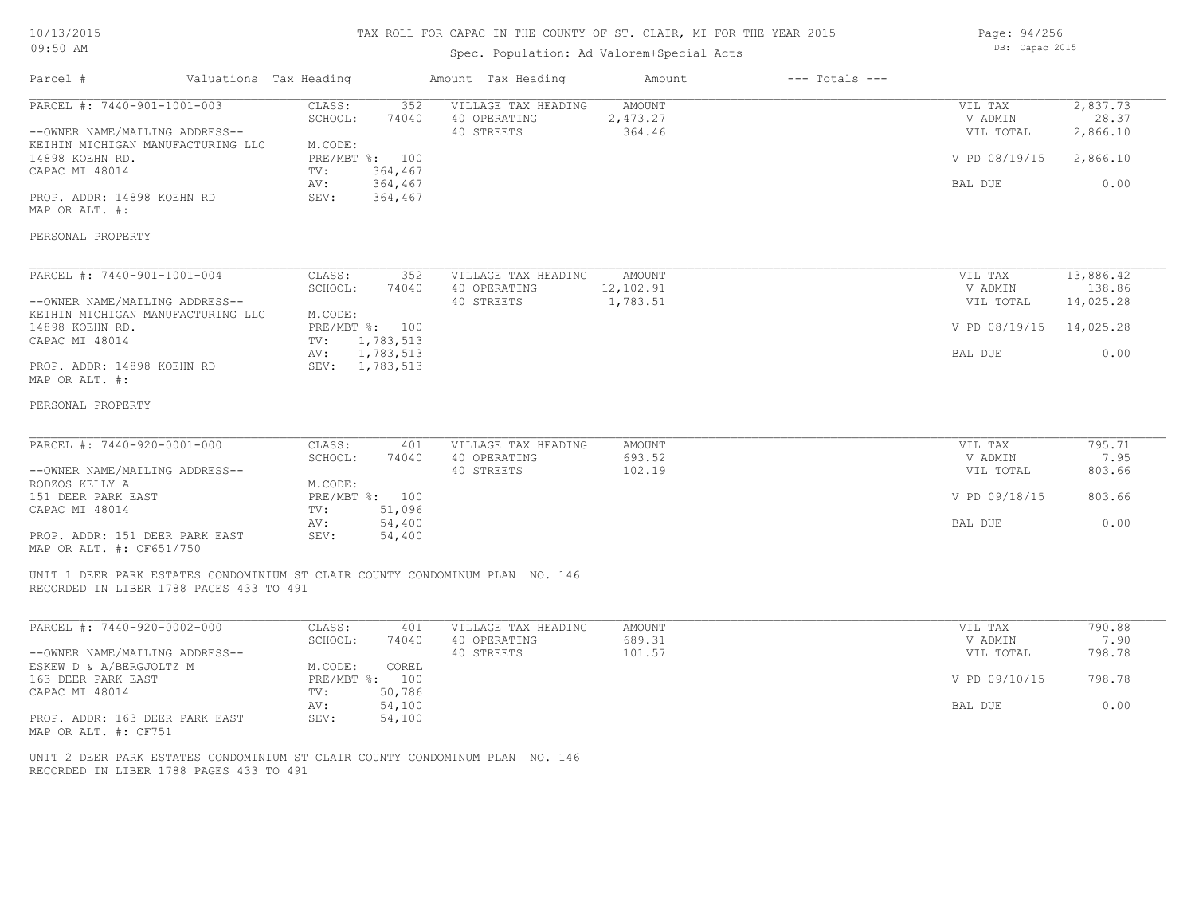TAX ROLL FOR CAPAC IN THE COUNTY OF ST. CLAIR, MI FOR THE YEAR 2015

Spec. Population: Ad Valorem+Special Acts

| Parcel # | Valuations | Tax Heading | Amount | Tax Heading | Amount | --- Totals --- | |
|---|---|---|---|---|---|---|---|

**PARCEL #: 7440-901-1001-003**

--OWNER NAME/MAILING ADDRESS--
KEIHIN MICHIGAN MANUFACTURING LLC
14898 KOEHN RD.
CAPAC MI 48014

PROP. ADDR: 14898 KOEHN RD
MAP OR ALT. #:

| | |
|---|---|
| CLASS: | 352 |
| SCHOOL: | 74040 |
| M.CODE: | |
| PRE/MBT %: | 100 |
| TV: | 364,467 |
| AV: | 364,467 |
| SEV: | 364,467 |

| VILLAGE TAX HEADING | AMOUNT |
|---|---|
| 40 OPERATING | 2,473.27 |
| 40 STREETS | 364.46 |

| | |
|---|---|
| VIL TAX | 2,837.73 |
| V ADMIN | 28.37 |
| VIL TOTAL | 2,866.10 |
| V PD 08/19/15 | 2,866.10 |
| BAL DUE | 0.00 |

PERSONAL PROPERTY

---

**PARCEL #: 7440-901-1001-004**

--OWNER NAME/MAILING ADDRESS--
KEIHIN MICHIGAN MANUFACTURING LLC
14898 KOEHN RD.
CAPAC MI 48014

PROP. ADDR: 14898 KOEHN RD
MAP OR ALT. #:

| | |
|---|---|
| CLASS: | 352 |
| SCHOOL: | 74040 |
| M.CODE: | |
| PRE/MBT %: | 100 |
| TV: | 1,783,513 |
| AV: | 1,783,513 |
| SEV: | 1,783,513 |

| VILLAGE TAX HEADING | AMOUNT |
|---|---|
| 40 OPERATING | 12,102.91 |
| 40 STREETS | 1,783.51 |

| | |
|---|---|
| VIL TAX | 13,886.42 |
| V ADMIN | 138.86 |
| VIL TOTAL | 14,025.28 |
| V PD 08/19/15 | 14,025.28 |
| BAL DUE | 0.00 |

PERSONAL PROPERTY

---

**PARCEL #: 7440-920-0001-000**

--OWNER NAME/MAILING ADDRESS--
RODZOS KELLY A
151 DEER PARK EAST
CAPAC MI 48014

PROP. ADDR: 151 DEER PARK EAST
MAP OR ALT. #: CF651/750

| | |
|---|---|
| CLASS: | 401 |
| SCHOOL: | 74040 |
| M.CODE: | |
| PRE/MBT %: | 100 |
| TV: | 51,096 |
| AV: | 54,400 |
| SEV: | 54,400 |

| VILLAGE TAX HEADING | AMOUNT |
|---|---|
| 40 OPERATING | 693.52 |
| 40 STREETS | 102.19 |

| | |
|---|---|
| VIL TAX | 795.71 |
| V ADMIN | 7.95 |
| VIL TOTAL | 803.66 |
| V PD 09/18/15 | 803.66 |
| BAL DUE | 0.00 |

UNIT 1 DEER PARK ESTATES CONDOMINIUM ST CLAIR COUNTY CONDOMINUM PLAN NO. 146
RECORDED IN LIBER 1788 PAGES 433 TO 491

---

**PARCEL #: 7440-920-0002-000**

--OWNER NAME/MAILING ADDRESS--
ESKEW D & A/BERGJOLTZ M
163 DEER PARK EAST
CAPAC MI 48014

PROP. ADDR: 163 DEER PARK EAST
MAP OR ALT. #: CF751

| | |
|---|---|
| CLASS: | 401 |
| SCHOOL: | 74040 |
| M.CODE: | COREL |
| PRE/MBT %: | 100 |
| TV: | 50,786 |
| AV: | 54,100 |
| SEV: | 54,100 |

| VILLAGE TAX HEADING | AMOUNT |
|---|---|
| 40 OPERATING | 689.31 |
| 40 STREETS | 101.57 |

| | |
|---|---|
| VIL TAX | 790.88 |
| V ADMIN | 7.90 |
| VIL TOTAL | 798.78 |
| V PD 09/10/15 | 798.78 |
| BAL DUE | 0.00 |

UNIT 2 DEER PARK ESTATES CONDOMINIUM ST CLAIR COUNTY CONDOMINUM PLAN NO. 146
RECORDED IN LIBER 1788 PAGES 433 TO 491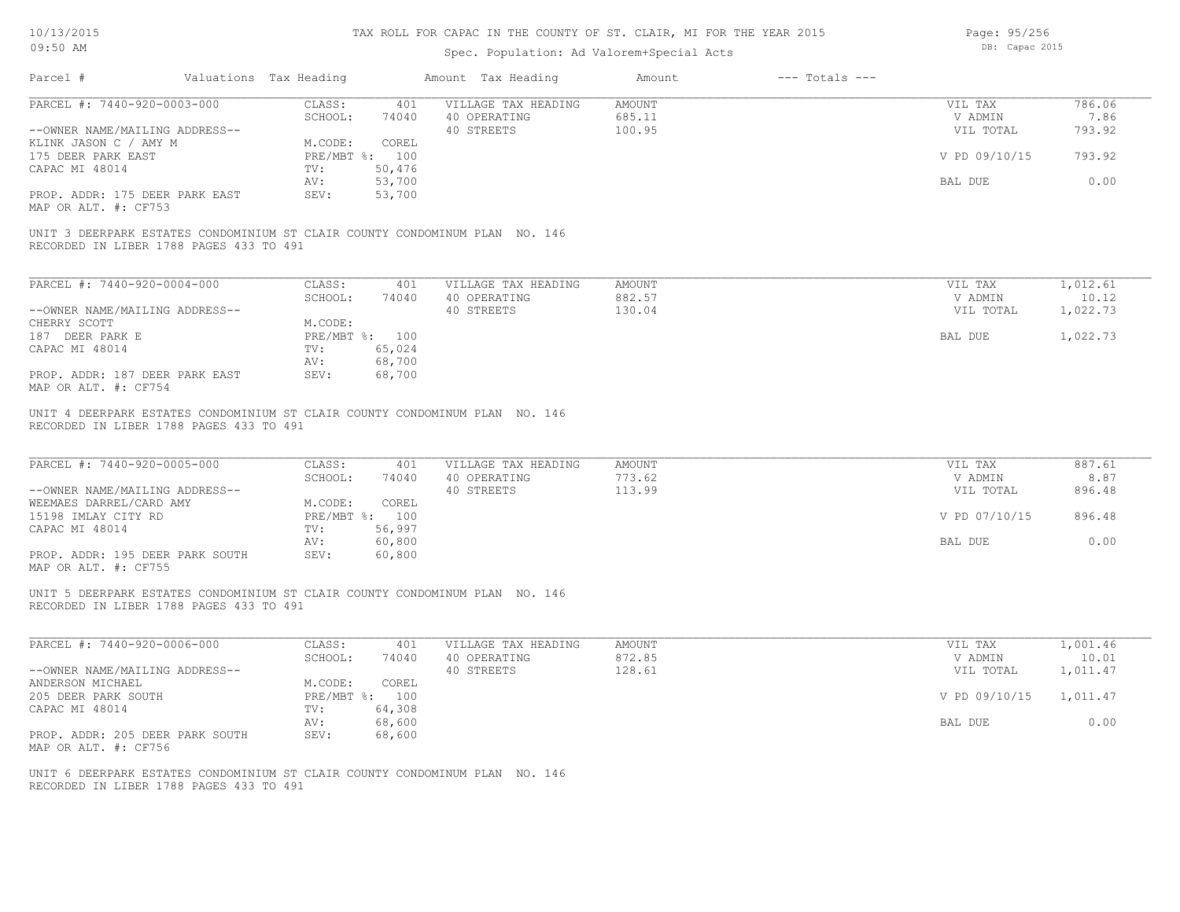# TAX ROLL FOR CAPAC IN THE COUNTY OF ST. CLAIR, MI FOR THE YEAR 2015

Spec. Population: Ad Valorem+Special Acts

| Parcel # | Valuations | Tax Heading | Amount | Tax Heading | Amount | --- Totals --- | |
|---|---|---|---|---|---|---|---|
| PARCEL #: 7440-920-0003-000 | CLASS: | 401 | VILLAGE TAX HEADING | AMOUNT | | VIL TAX | 786.06 |
| | SCHOOL: | 74040 | 40 OPERATING | 685.11 | | V ADMIN | 7.86 |
| --OWNER NAME/MAILING ADDRESS-- | | | 40 STREETS | 100.95 | | VIL TOTAL | 793.92 |
| KLINK JASON C / AMY M | M.CODE: | COREL | | | | | |
| 175 DEER PARK EAST | PRE/MBT %: | 100 | | | | V PD 09/10/15 | 793.92 |
| CAPAC MI 48014 | TV: | 50,476 | | | | | |
| | AV: | 53,700 | | | | BAL DUE | 0.00 |
| PROP. ADDR: 175 DEER PARK EAST | SEV: | 53,700 | | | | | |
| MAP OR ALT. #: CF753 | | | | | | | |

UNIT 3 DEERPARK ESTATES CONDOMINIUM ST CLAIR COUNTY CONDOMINUM PLAN NO. 146
RECORDED IN LIBER 1788 PAGES 433 TO 491

| Parcel # | Valuations | Tax Heading | Amount | Tax Heading | Amount | --- Totals --- | |
|---|---|---|---|---|---|---|---|
| PARCEL #: 7440-920-0004-000 | CLASS: | 401 | VILLAGE TAX HEADING | AMOUNT | | VIL TAX | 1,012.61 |
| | SCHOOL: | 74040 | 40 OPERATING | 882.57 | | V ADMIN | 10.12 |
| --OWNER NAME/MAILING ADDRESS-- | | | 40 STREETS | 130.04 | | VIL TOTAL | 1,022.73 |
| CHERRY SCOTT | M.CODE: | | | | | | |
| 187 DEER PARK E | PRE/MBT %: | 100 | | | | BAL DUE | 1,022.73 |
| CAPAC MI 48014 | TV: | 65,024 | | | | | |
| | AV: | 68,700 | | | | | |
| PROP. ADDR: 187 DEER PARK EAST | SEV: | 68,700 | | | | | |
| MAP OR ALT. #: CF754 | | | | | | | |

UNIT 4 DEERPARK ESTATES CONDOMINIUM ST CLAIR COUNTY CONDOMINUM PLAN NO. 146
RECORDED IN LIBER 1788 PAGES 433 TO 491

| Parcel # | Valuations | Tax Heading | Amount | Tax Heading | Amount | --- Totals --- | |
|---|---|---|---|---|---|---|---|
| PARCEL #: 7440-920-0005-000 | CLASS: | 401 | VILLAGE TAX HEADING | AMOUNT | | VIL TAX | 887.61 |
| | SCHOOL: | 74040 | 40 OPERATING | 773.62 | | V ADMIN | 8.87 |
| --OWNER NAME/MAILING ADDRESS-- | | | 40 STREETS | 113.99 | | VIL TOTAL | 896.48 |
| WEEMAES DARREL/CARD AMY | M.CODE: | COREL | | | | | |
| 15198 IMLAY CITY RD | PRE/MBT %: | 100 | | | | V PD 07/10/15 | 896.48 |
| CAPAC MI 48014 | TV: | 56,997 | | | | | |
| | AV: | 60,800 | | | | BAL DUE | 0.00 |
| PROP. ADDR: 195 DEER PARK SOUTH | SEV: | 60,800 | | | | | |
| MAP OR ALT. #: CF755 | | | | | | | |

UNIT 5 DEERPARK ESTATES CONDOMINIUM ST CLAIR COUNTY CONDOMINUM PLAN NO. 146
RECORDED IN LIBER 1788 PAGES 433 TO 491

| Parcel # | Valuations | Tax Heading | Amount | Tax Heading | Amount | --- Totals --- | |
|---|---|---|---|---|---|---|---|
| PARCEL #: 7440-920-0006-000 | CLASS: | 401 | VILLAGE TAX HEADING | AMOUNT | | VIL TAX | 1,001.46 |
| | SCHOOL: | 74040 | 40 OPERATING | 872.85 | | V ADMIN | 10.01 |
| --OWNER NAME/MAILING ADDRESS-- | | | 40 STREETS | 128.61 | | VIL TOTAL | 1,011.47 |
| ANDERSON MICHAEL | M.CODE: | COREL | | | | | |
| 205 DEER PARK SOUTH | PRE/MBT %: | 100 | | | | V PD 09/10/15 | 1,011.47 |
| CAPAC MI 48014 | TV: | 64,308 | | | | | |
| | AV: | 68,600 | | | | BAL DUE | 0.00 |
| PROP. ADDR: 205 DEER PARK SOUTH | SEV: | 68,600 | | | | | |
| MAP OR ALT. #: CF756 | | | | | | | |

UNIT 6 DEERPARK ESTATES CONDOMINIUM ST CLAIR COUNTY CONDOMINUM PLAN NO. 146
RECORDED IN LIBER 1788 PAGES 433 TO 491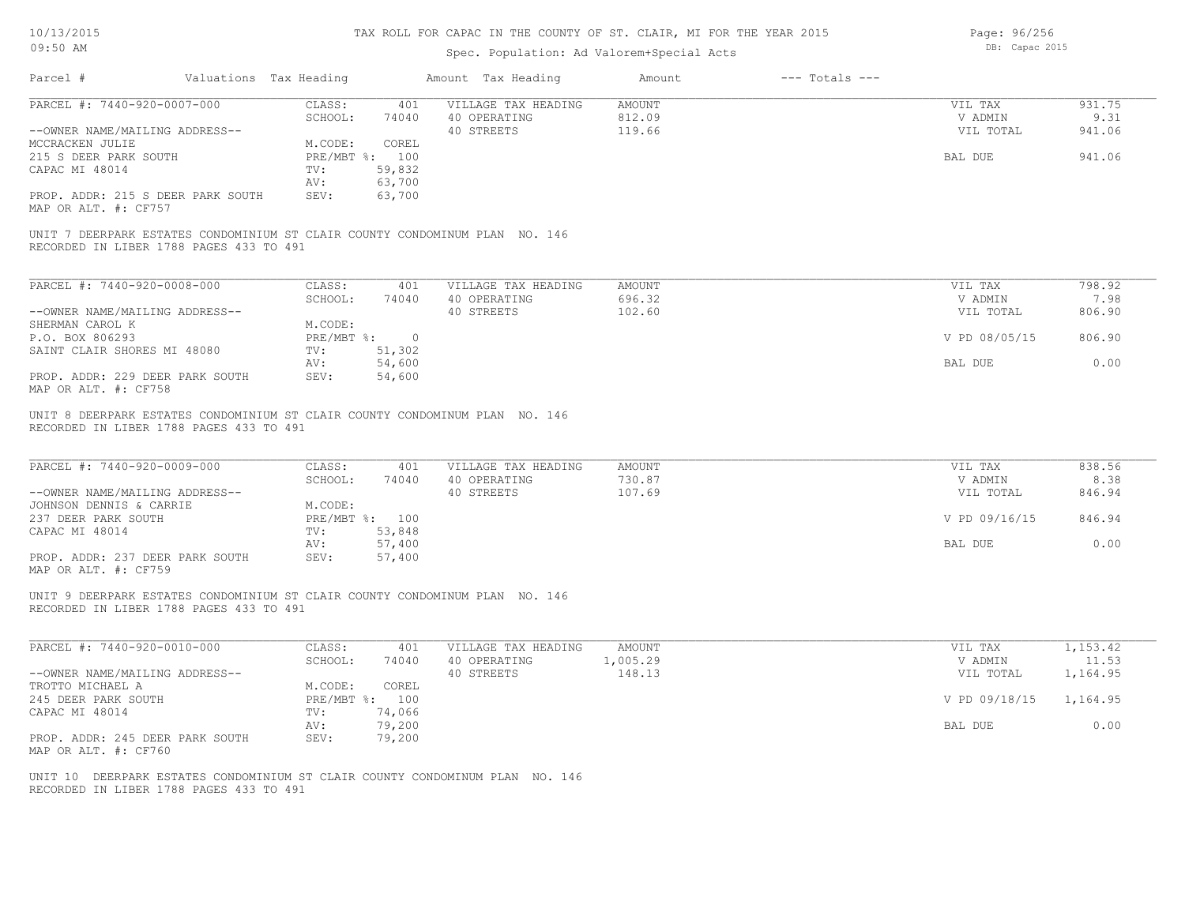# TAX ROLL FOR CAPAC IN THE COUNTY OF ST. CLAIR, MI FOR THE YEAR 2015

Spec. Population: Ad Valorem+Special Acts

DB: Capac 2015

| Parcel # | Valuations | Tax Heading | Amount | Tax Heading | Amount | --- Totals --- | |
|---|---|---|---|---|---|---|---|
| PARCEL #: 7440-920-0007-000 | CLASS: | 401 | VILLAGE TAX HEADING | AMOUNT | | VIL TAX | 931.75 |
| | SCHOOL: | 74040 | 40 OPERATING | 812.09 | | V ADMIN | 9.31 |
| --OWNER NAME/MAILING ADDRESS-- | | | 40 STREETS | 119.66 | | VIL TOTAL | 941.06 |
| MCCRACKEN JULIE | M.CODE: | COREL | | | | | |
| 215 S DEER PARK SOUTH | PRE/MBT %: | 100 | | | | BAL DUE | 941.06 |
| CAPAC MI 48014 | TV: | 59,832 | | | | | |
| | AV: | 63,700 | | | | | |
| PROP. ADDR: 215 S DEER PARK SOUTH | SEV: | 63,700 | | | | | |
| MAP OR ALT. #: CF757 | | | | | | | |

UNIT 7 DEERPARK ESTATES CONDOMINIUM ST CLAIR COUNTY CONDOMINUM PLAN NO. 146
RECORDED IN LIBER 1788 PAGES 433 TO 491

| Parcel # | Valuations | Tax Heading | Amount | Tax Heading | Amount | --- Totals --- | |
|---|---|---|---|---|---|---|---|
| PARCEL #: 7440-920-0008-000 | CLASS: | 401 | VILLAGE TAX HEADING | AMOUNT | | VIL TAX | 798.92 |
| | SCHOOL: | 74040 | 40 OPERATING | 696.32 | | V ADMIN | 7.98 |
| --OWNER NAME/MAILING ADDRESS-- | | | 40 STREETS | 102.60 | | VIL TOTAL | 806.90 |
| SHERMAN CAROL K | M.CODE: | | | | | | |
| P.O. BOX 806293 | PRE/MBT %: | 0 | | | | V PD 08/05/15 | 806.90 |
| SAINT CLAIR SHORES MI 48080 | TV: | 51,302 | | | | | |
| | AV: | 54,600 | | | | BAL DUE | 0.00 |
| PROP. ADDR: 229 DEER PARK SOUTH | SEV: | 54,600 | | | | | |
| MAP OR ALT. #: CF758 | | | | | | | |

UNIT 8 DEERPARK ESTATES CONDOMINIUM ST CLAIR COUNTY CONDOMINUM PLAN NO. 146
RECORDED IN LIBER 1788 PAGES 433 TO 491

| Parcel # | Valuations | Tax Heading | Amount | Tax Heading | Amount | --- Totals --- | |
|---|---|---|---|---|---|---|---|
| PARCEL #: 7440-920-0009-000 | CLASS: | 401 | VILLAGE TAX HEADING | AMOUNT | | VIL TAX | 838.56 |
| | SCHOOL: | 74040 | 40 OPERATING | 730.87 | | V ADMIN | 8.38 |
| --OWNER NAME/MAILING ADDRESS-- | | | 40 STREETS | 107.69 | | VIL TOTAL | 846.94 |
| JOHNSON DENNIS & CARRIE | M.CODE: | | | | | | |
| 237 DEER PARK SOUTH | PRE/MBT %: | 100 | | | | V PD 09/16/15 | 846.94 |
| CAPAC MI 48014 | TV: | 53,848 | | | | | |
| | AV: | 57,400 | | | | BAL DUE | 0.00 |
| PROP. ADDR: 237 DEER PARK SOUTH | SEV: | 57,400 | | | | | |
| MAP OR ALT. #: CF759 | | | | | | | |

UNIT 9 DEERPARK ESTATES CONDOMINIUM ST CLAIR COUNTY CONDOMINUM PLAN NO. 146
RECORDED IN LIBER 1788 PAGES 433 TO 491

| Parcel # | Valuations | Tax Heading | Amount | Tax Heading | Amount | --- Totals --- | |
|---|---|---|---|---|---|---|---|
| PARCEL #: 7440-920-0010-000 | CLASS: | 401 | VILLAGE TAX HEADING | AMOUNT | | VIL TAX | 1,153.42 |
| | SCHOOL: | 74040 | 40 OPERATING | 1,005.29 | | V ADMIN | 11.53 |
| --OWNER NAME/MAILING ADDRESS-- | | | 40 STREETS | 148.13 | | VIL TOTAL | 1,164.95 |
| TROTTO MICHAEL A | M.CODE: | COREL | | | | | |
| 245 DEER PARK SOUTH | PRE/MBT %: | 100 | | | | V PD 09/18/15 | 1,164.95 |
| CAPAC MI 48014 | TV: | 74,066 | | | | | |
| | AV: | 79,200 | | | | BAL DUE | 0.00 |
| PROP. ADDR: 245 DEER PARK SOUTH | SEV: | 79,200 | | | | | |
| MAP OR ALT. #: CF760 | | | | | | | |

UNIT 10 DEERPARK ESTATES CONDOMINIUM ST CLAIR COUNTY CONDOMINUM PLAN NO. 146
RECORDED IN LIBER 1788 PAGES 433 TO 491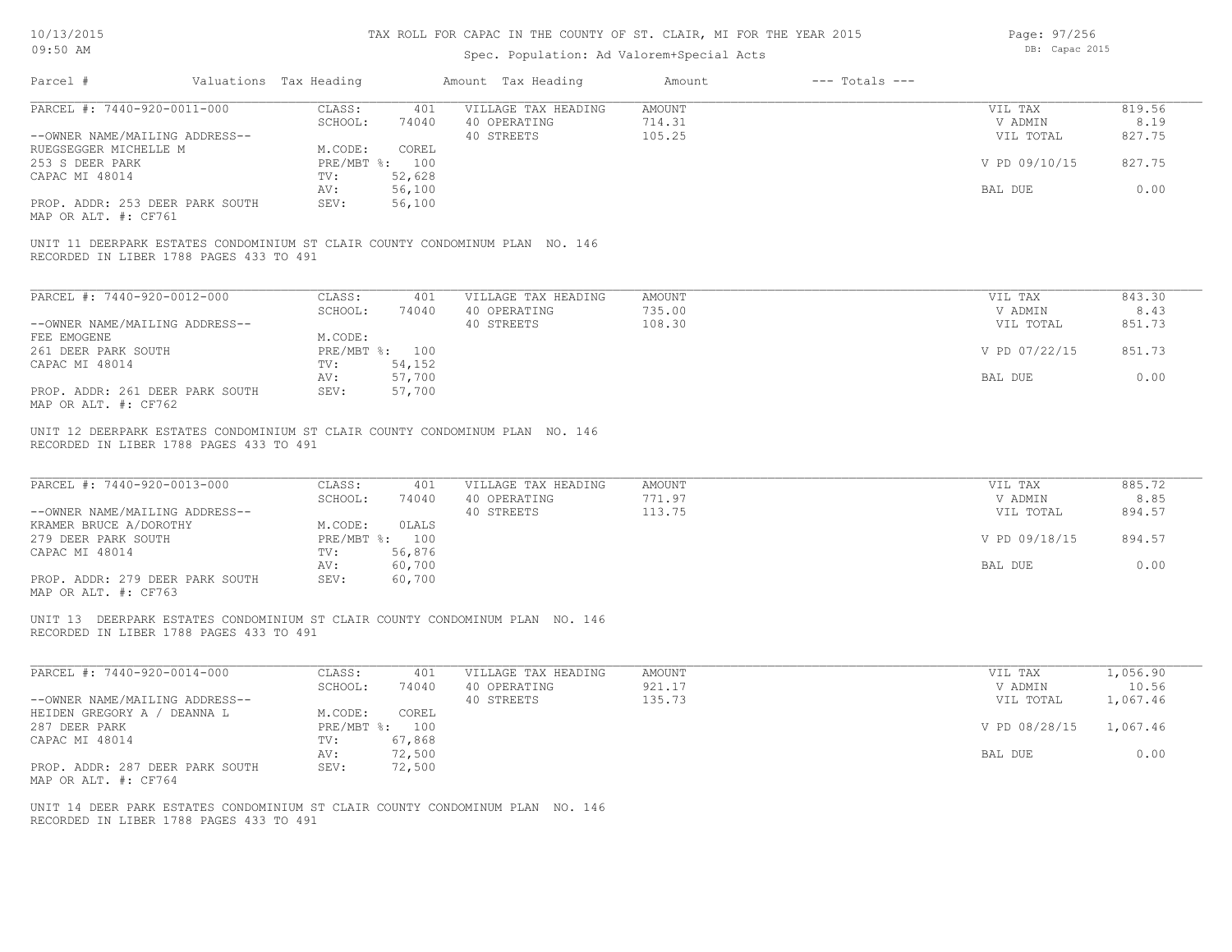# TAX ROLL FOR CAPAC IN THE COUNTY OF ST. CLAIR, MI FOR THE YEAR 2015

Spec. Population: Ad Valorem+Special Acts

| Parcel # | Valuations | Tax Heading | Amount | Tax Heading | Amount | --- Totals --- | |
|---|---|---|---|---|---|---|---|
| PARCEL #: 7440-920-0011-000 | CLASS: | 401 | VILLAGE TAX HEADING | AMOUNT | | VIL TAX | 819.56 |
| | SCHOOL: | 74040 | 40 OPERATING | 714.31 | | V ADMIN | 8.19 |
| --OWNER NAME/MAILING ADDRESS-- | | | 40 STREETS | 105.25 | | VIL TOTAL | 827.75 |
| RUEGSEGGER MICHELLE M | M.CODE: | COREL | | | | | |
| 253 S DEER PARK | PRE/MBT %: | 100 | | | | V PD 09/10/15 | 827.75 |
| CAPAC MI 48014 | TV: | 52,628 | | | | | |
| | AV: | 56,100 | | | | BAL DUE | 0.00 |
| PROP. ADDR: 253 DEER PARK SOUTH | SEV: | 56,100 | | | | | |
| MAP OR ALT. #: CF761 | | | | | | | |

UNIT 11 DEERPARK ESTATES CONDOMINIUM ST CLAIR COUNTY CONDOMINUM PLAN NO. 146
RECORDED IN LIBER 1788 PAGES 433 TO 491

| Parcel # | Valuations | Tax Heading | Amount | Tax Heading | Amount | --- Totals --- | |
|---|---|---|---|---|---|---|---|
| PARCEL #: 7440-920-0012-000 | CLASS: | 401 | VILLAGE TAX HEADING | AMOUNT | | VIL TAX | 843.30 |
| | SCHOOL: | 74040 | 40 OPERATING | 735.00 | | V ADMIN | 8.43 |
| --OWNER NAME/MAILING ADDRESS-- | | | 40 STREETS | 108.30 | | VIL TOTAL | 851.73 |
| FEE EMOGENE | M.CODE: | | | | | | |
| 261 DEER PARK SOUTH | PRE/MBT %: | 100 | | | | V PD 07/22/15 | 851.73 |
| CAPAC MI 48014 | TV: | 54,152 | | | | | |
| | AV: | 57,700 | | | | BAL DUE | 0.00 |
| PROP. ADDR: 261 DEER PARK SOUTH | SEV: | 57,700 | | | | | |
| MAP OR ALT. #: CF762 | | | | | | | |

UNIT 12 DEERPARK ESTATES CONDOMINIUM ST CLAIR COUNTY CONDOMINUM PLAN NO. 146
RECORDED IN LIBER 1788 PAGES 433 TO 491

| Parcel # | Valuations | Tax Heading | Amount | Tax Heading | Amount | --- Totals --- | |
|---|---|---|---|---|---|---|---|
| PARCEL #: 7440-920-0013-000 | CLASS: | 401 | VILLAGE TAX HEADING | AMOUNT | | VIL TAX | 885.72 |
| | SCHOOL: | 74040 | 40 OPERATING | 771.97 | | V ADMIN | 8.85 |
| --OWNER NAME/MAILING ADDRESS-- | | | 40 STREETS | 113.75 | | VIL TOTAL | 894.57 |
| KRAMER BRUCE A/DOROTHY | M.CODE: | 0LALS | | | | | |
| 279 DEER PARK SOUTH | PRE/MBT %: | 100 | | | | V PD 09/18/15 | 894.57 |
| CAPAC MI 48014 | TV: | 56,876 | | | | | |
| | AV: | 60,700 | | | | BAL DUE | 0.00 |
| PROP. ADDR: 279 DEER PARK SOUTH | SEV: | 60,700 | | | | | |
| MAP OR ALT. #: CF763 | | | | | | | |

UNIT 13 DEERPARK ESTATES CONDOMINIUM ST CLAIR COUNTY CONDOMINUM PLAN NO. 146
RECORDED IN LIBER 1788 PAGES 433 TO 491

| Parcel # | Valuations | Tax Heading | Amount | Tax Heading | Amount | --- Totals --- | |
|---|---|---|---|---|---|---|---|
| PARCEL #: 7440-920-0014-000 | CLASS: | 401 | VILLAGE TAX HEADING | AMOUNT | | VIL TAX | 1,056.90 |
| | SCHOOL: | 74040 | 40 OPERATING | 921.17 | | V ADMIN | 10.56 |
| --OWNER NAME/MAILING ADDRESS-- | | | 40 STREETS | 135.73 | | VIL TOTAL | 1,067.46 |
| HEIDEN GREGORY A / DEANNA L | M.CODE: | COREL | | | | | |
| 287 DEER PARK | PRE/MBT %: | 100 | | | | V PD 08/28/15 | 1,067.46 |
| CAPAC MI 48014 | TV: | 67,868 | | | | | |
| | AV: | 72,500 | | | | BAL DUE | 0.00 |
| PROP. ADDR: 287 DEER PARK SOUTH | SEV: | 72,500 | | | | | |
| MAP OR ALT. #: CF764 | | | | | | | |

UNIT 14 DEER PARK ESTATES CONDOMINIUM ST CLAIR COUNTY CONDOMINUM PLAN NO. 146
RECORDED IN LIBER 1788 PAGES 433 TO 491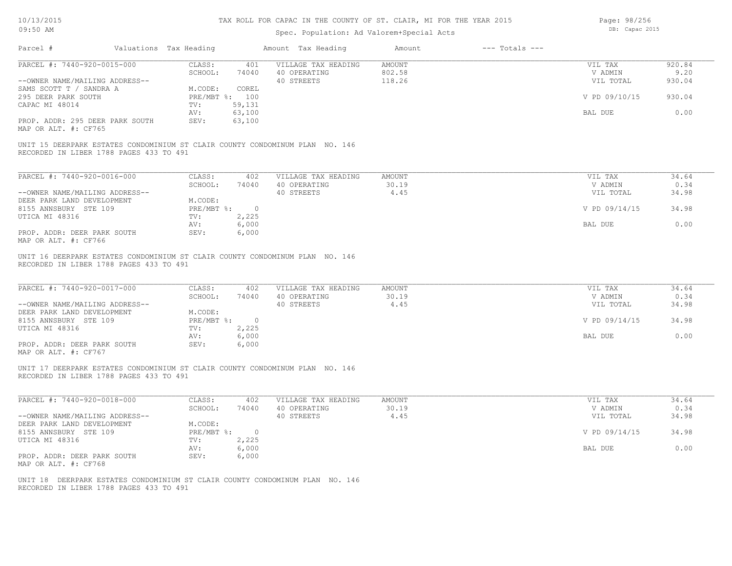# TAX ROLL FOR CAPAC IN THE COUNTY OF ST. CLAIR, MI FOR THE YEAR 2015

Spec. Population: Ad Valorem+Special Acts

| Parcel # | Valuations | Tax Heading | Amount | Tax Heading | Amount | --- Totals --- | |
|---|---|---|---|---|---|---|---|
| PARCEL #: 7440-920-0015-000 | CLASS: | 401 | VILLAGE TAX HEADING | AMOUNT | | VIL TAX | 920.84 |
| | SCHOOL: | 74040 | 40 OPERATING | 802.58 | | V ADMIN | 9.20 |
| --OWNER NAME/MAILING ADDRESS-- | | | 40 STREETS | 118.26 | | VIL TOTAL | 930.04 |
| SAMS SCOTT T / SANDRA A | M.CODE: | COREL | | | | | |
| 295 DEER PARK SOUTH | PRE/MBT %: | 100 | | | | V PD 09/10/15 | 930.04 |
| CAPAC MI 48014 | TV: | 59,131 | | | | | |
| | AV: | 63,100 | | | | BAL DUE | 0.00 |
| PROP. ADDR: 295 DEER PARK SOUTH | SEV: | 63,100 | | | | | |
| MAP OR ALT. #: CF765 | | | | | | | |

UNIT 15 DEERPARK ESTATES CONDOMINIUM ST CLAIR COUNTY CONDOMINUM PLAN NO. 146
RECORDED IN LIBER 1788 PAGES 433 TO 491

| Parcel # | Valuations | Tax Heading | Amount | Tax Heading | Amount | --- Totals --- | |
|---|---|---|---|---|---|---|---|
| PARCEL #: 7440-920-0016-000 | CLASS: | 402 | VILLAGE TAX HEADING | AMOUNT | | VIL TAX | 34.64 |
| | SCHOOL: | 74040 | 40 OPERATING | 30.19 | | V ADMIN | 0.34 |
| --OWNER NAME/MAILING ADDRESS-- | | | 40 STREETS | 4.45 | | VIL TOTAL | 34.98 |
| DEER PARK LAND DEVELOPMENT | M.CODE: | | | | | | |
| 8155 ANNSBURY STE 109 | PRE/MBT %: | 0 | | | | V PD 09/14/15 | 34.98 |
| UTICA MI 48316 | TV: | 2,225 | | | | | |
| | AV: | 6,000 | | | | BAL DUE | 0.00 |
| PROP. ADDR: DEER PARK SOUTH | SEV: | 6,000 | | | | | |
| MAP OR ALT. #: CF766 | | | | | | | |

UNIT 16 DEERPARK ESTATES CONDOMINIUM ST CLAIR COUNTY CONDOMINUM PLAN NO. 146
RECORDED IN LIBER 1788 PAGES 433 TO 491

| Parcel # | Valuations | Tax Heading | Amount | Tax Heading | Amount | --- Totals --- | |
|---|---|---|---|---|---|---|---|
| PARCEL #: 7440-920-0017-000 | CLASS: | 402 | VILLAGE TAX HEADING | AMOUNT | | VIL TAX | 34.64 |
| | SCHOOL: | 74040 | 40 OPERATING | 30.19 | | V ADMIN | 0.34 |
| --OWNER NAME/MAILING ADDRESS-- | | | 40 STREETS | 4.45 | | VIL TOTAL | 34.98 |
| DEER PARK LAND DEVELOPMENT | M.CODE: | | | | | | |
| 8155 ANNSBURY STE 109 | PRE/MBT %: | 0 | | | | V PD 09/14/15 | 34.98 |
| UTICA MI 48316 | TV: | 2,225 | | | | | |
| | AV: | 6,000 | | | | BAL DUE | 0.00 |
| PROP. ADDR: DEER PARK SOUTH | SEV: | 6,000 | | | | | |
| MAP OR ALT. #: CF767 | | | | | | | |

UNIT 17 DEERPARK ESTATES CONDOMINIUM ST CLAIR COUNTY CONDOMINUM PLAN NO. 146
RECORDED IN LIBER 1788 PAGES 433 TO 491

| Parcel # | Valuations | Tax Heading | Amount | Tax Heading | Amount | --- Totals --- | |
|---|---|---|---|---|---|---|---|
| PARCEL #: 7440-920-0018-000 | CLASS: | 402 | VILLAGE TAX HEADING | AMOUNT | | VIL TAX | 34.64 |
| | SCHOOL: | 74040 | 40 OPERATING | 30.19 | | V ADMIN | 0.34 |
| --OWNER NAME/MAILING ADDRESS-- | | | 40 STREETS | 4.45 | | VIL TOTAL | 34.98 |
| DEER PARK LAND DEVELOPMENT | M.CODE: | | | | | | |
| 8155 ANNSBURY STE 109 | PRE/MBT %: | 0 | | | | V PD 09/14/15 | 34.98 |
| UTICA MI 48316 | TV: | 2,225 | | | | | |
| | AV: | 6,000 | | | | BAL DUE | 0.00 |
| PROP. ADDR: DEER PARK SOUTH | SEV: | 6,000 | | | | | |
| MAP OR ALT. #: CF768 | | | | | | | |

UNIT 18 DEERPARK ESTATES CONDOMINIUM ST CLAIR COUNTY CONDOMINUM PLAN NO. 146
RECORDED IN LIBER 1788 PAGES 433 TO 491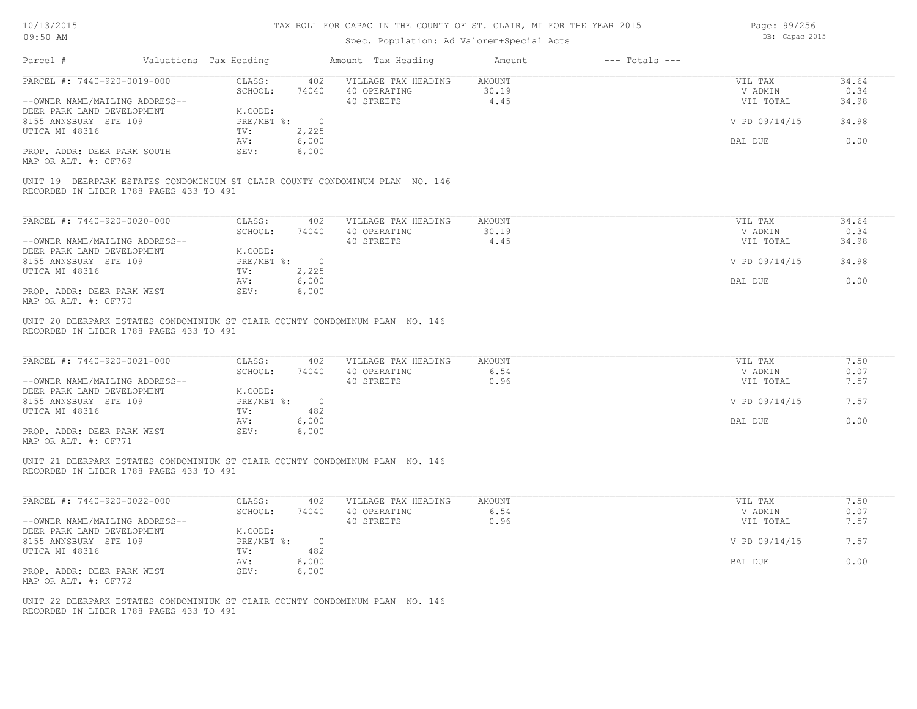# TAX ROLL FOR CAPAC IN THE COUNTY OF ST. CLAIR, MI FOR THE YEAR 2015

Spec. Population: Ad Valorem+Special Acts

DB: Capac 2015

| Parcel # | Valuations | Tax Heading | Amount | Tax Heading | Amount | --- Totals --- | |
|---|---|---|---|---|---|---|---|
| PARCEL #: 7440-920-0019-000 | CLASS: | 402 | VILLAGE TAX HEADING | AMOUNT | | VIL TAX | 34.64 |
| | SCHOOL: | 74040 | 40 OPERATING | 30.19 | | V ADMIN | 0.34 |
| --OWNER NAME/MAILING ADDRESS-- | | | 40 STREETS | 4.45 | | VIL TOTAL | 34.98 |
| DEER PARK LAND DEVELOPMENT | M.CODE: | | | | | | |
| 8155 ANNSBURY STE 109 | PRE/MBT %: | 0 | | | | V PD 09/14/15 | 34.98 |
| UTICA MI 48316 | TV: | 2,225 | | | | | |
| | AV: | 6,000 | | | | BAL DUE | 0.00 |
| PROP. ADDR: DEER PARK SOUTH | SEV: | 6,000 | | | | | |
| MAP OR ALT. #: CF769 | | | | | | | |

UNIT 19 DEERPARK ESTATES CONDOMINIUM ST CLAIR COUNTY CONDOMINUM PLAN NO. 146
RECORDED IN LIBER 1788 PAGES 433 TO 491

| Parcel # | Valuations | Tax Heading | Amount | Tax Heading | Amount | --- Totals --- | |
|---|---|---|---|---|---|---|---|
| PARCEL #: 7440-920-0020-000 | CLASS: | 402 | VILLAGE TAX HEADING | AMOUNT | | VIL TAX | 34.64 |
| | SCHOOL: | 74040 | 40 OPERATING | 30.19 | | V ADMIN | 0.34 |
| --OWNER NAME/MAILING ADDRESS-- | | | 40 STREETS | 4.45 | | VIL TOTAL | 34.98 |
| DEER PARK LAND DEVELOPMENT | M.CODE: | | | | | | |
| 8155 ANNSBURY STE 109 | PRE/MBT %: | 0 | | | | V PD 09/14/15 | 34.98 |
| UTICA MI 48316 | TV: | 2,225 | | | | | |
| | AV: | 6,000 | | | | BAL DUE | 0.00 |
| PROP. ADDR: DEER PARK WEST | SEV: | 6,000 | | | | | |
| MAP OR ALT. #: CF770 | | | | | | | |

UNIT 20 DEERPARK ESTATES CONDOMINIUM ST CLAIR COUNTY CONDOMINUM PLAN NO. 146
RECORDED IN LIBER 1788 PAGES 433 TO 491

| Parcel # | Valuations | Tax Heading | Amount | Tax Heading | Amount | --- Totals --- | |
|---|---|---|---|---|---|---|---|
| PARCEL #: 7440-920-0021-000 | CLASS: | 402 | VILLAGE TAX HEADING | AMOUNT | | VIL TAX | 7.50 |
| | SCHOOL: | 74040 | 40 OPERATING | 6.54 | | V ADMIN | 0.07 |
| --OWNER NAME/MAILING ADDRESS-- | | | 40 STREETS | 0.96 | | VIL TOTAL | 7.57 |
| DEER PARK LAND DEVELOPMENT | M.CODE: | | | | | | |
| 8155 ANNSBURY STE 109 | PRE/MBT %: | 0 | | | | V PD 09/14/15 | 7.57 |
| UTICA MI 48316 | TV: | 482 | | | | | |
| | AV: | 6,000 | | | | BAL DUE | 0.00 |
| PROP. ADDR: DEER PARK WEST | SEV: | 6,000 | | | | | |
| MAP OR ALT. #: CF771 | | | | | | | |

UNIT 21 DEERPARK ESTATES CONDOMINIUM ST CLAIR COUNTY CONDOMINUM PLAN NO. 146
RECORDED IN LIBER 1788 PAGES 433 TO 491

| Parcel # | Valuations | Tax Heading | Amount | Tax Heading | Amount | --- Totals --- | |
|---|---|---|---|---|---|---|---|
| PARCEL #: 7440-920-0022-000 | CLASS: | 402 | VILLAGE TAX HEADING | AMOUNT | | VIL TAX | 7.50 |
| | SCHOOL: | 74040 | 40 OPERATING | 6.54 | | V ADMIN | 0.07 |
| --OWNER NAME/MAILING ADDRESS-- | | | 40 STREETS | 0.96 | | VIL TOTAL | 7.57 |
| DEER PARK LAND DEVELOPMENT | M.CODE: | | | | | | |
| 8155 ANNSBURY STE 109 | PRE/MBT %: | 0 | | | | V PD 09/14/15 | 7.57 |
| UTICA MI 48316 | TV: | 482 | | | | | |
| | AV: | 6,000 | | | | BAL DUE | 0.00 |
| PROP. ADDR: DEER PARK WEST | SEV: | 6,000 | | | | | |
| MAP OR ALT. #: CF772 | | | | | | | |

UNIT 22 DEERPARK ESTATES CONDOMINIUM ST CLAIR COUNTY CONDOMINUM PLAN NO. 146
RECORDED IN LIBER 1788 PAGES 433 TO 491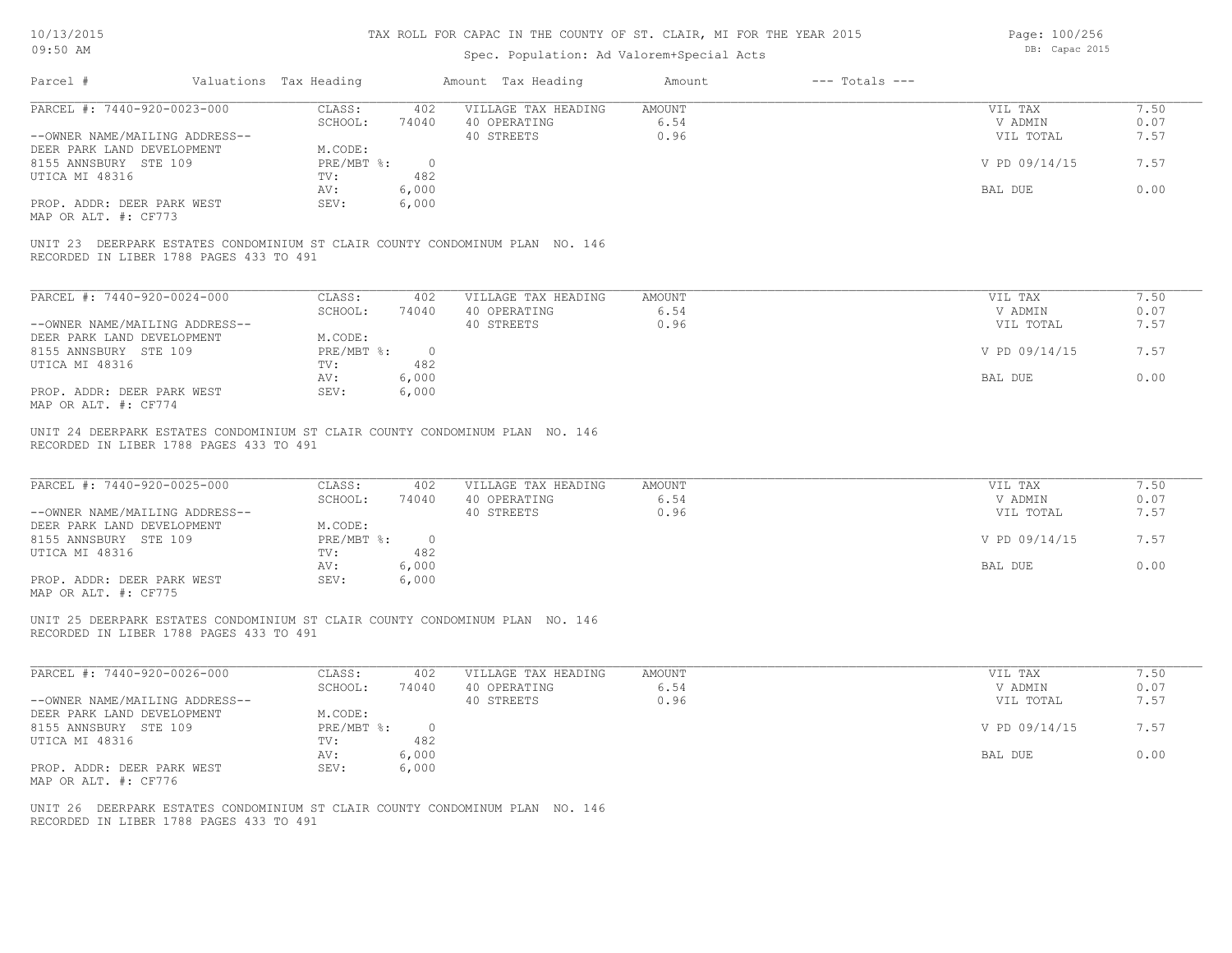# TAX ROLL FOR CAPAC IN THE COUNTY OF ST. CLAIR, MI FOR THE YEAR 2015

Spec. Population: Ad Valorem+Special Acts

| Parcel # | Valuations | Tax Heading | Amount | Tax Heading | Amount | --- Totals --- | |
|---|---|---|---|---|---|---|---|
| PARCEL #: 7440-920-0023-000 | CLASS: | 402 | VILLAGE TAX HEADING | AMOUNT | | VIL TAX | 7.50 |
| | SCHOOL: | 74040 | 40 OPERATING | 6.54 | | V ADMIN | 0.07 |
| --OWNER NAME/MAILING ADDRESS-- | | | 40 STREETS | 0.96 | | VIL TOTAL | 7.57 |
| DEER PARK LAND DEVELOPMENT | M.CODE: | | | | | | |
| 8155 ANNSBURY STE 109 | PRE/MBT %: | 0 | | | | V PD 09/14/15 | 7.57 |
| UTICA MI 48316 | TV: | 482 | | | | | |
| | AV: | 6,000 | | | | BAL DUE | 0.00 |
| PROP. ADDR: DEER PARK WEST | SEV: | 6,000 | | | | | |
| MAP OR ALT. #: CF773 | | | | | | | |

UNIT 23 DEERPARK ESTATES CONDOMINIUM ST CLAIR COUNTY CONDOMINUM PLAN NO. 146
RECORDED IN LIBER 1788 PAGES 433 TO 491

| Parcel # | Valuations | Tax Heading | Amount | Tax Heading | Amount | --- Totals --- | |
|---|---|---|---|---|---|---|---|
| PARCEL #: 7440-920-0024-000 | CLASS: | 402 | VILLAGE TAX HEADING | AMOUNT | | VIL TAX | 7.50 |
| | SCHOOL: | 74040 | 40 OPERATING | 6.54 | | V ADMIN | 0.07 |
| --OWNER NAME/MAILING ADDRESS-- | | | 40 STREETS | 0.96 | | VIL TOTAL | 7.57 |
| DEER PARK LAND DEVELOPMENT | M.CODE: | | | | | | |
| 8155 ANNSBURY STE 109 | PRE/MBT %: | 0 | | | | V PD 09/14/15 | 7.57 |
| UTICA MI 48316 | TV: | 482 | | | | | |
| | AV: | 6,000 | | | | BAL DUE | 0.00 |
| PROP. ADDR: DEER PARK WEST | SEV: | 6,000 | | | | | |
| MAP OR ALT. #: CF774 | | | | | | | |

UNIT 24 DEERPARK ESTATES CONDOMINIUM ST CLAIR COUNTY CONDOMINUM PLAN NO. 146
RECORDED IN LIBER 1788 PAGES 433 TO 491

| Parcel # | Valuations | Tax Heading | Amount | Tax Heading | Amount | --- Totals --- | |
|---|---|---|---|---|---|---|---|
| PARCEL #: 7440-920-0025-000 | CLASS: | 402 | VILLAGE TAX HEADING | AMOUNT | | VIL TAX | 7.50 |
| | SCHOOL: | 74040 | 40 OPERATING | 6.54 | | V ADMIN | 0.07 |
| --OWNER NAME/MAILING ADDRESS-- | | | 40 STREETS | 0.96 | | VIL TOTAL | 7.57 |
| DEER PARK LAND DEVELOPMENT | M.CODE: | | | | | | |
| 8155 ANNSBURY STE 109 | PRE/MBT %: | 0 | | | | V PD 09/14/15 | 7.57 |
| UTICA MI 48316 | TV: | 482 | | | | | |
| | AV: | 6,000 | | | | BAL DUE | 0.00 |
| PROP. ADDR: DEER PARK WEST | SEV: | 6,000 | | | | | |
| MAP OR ALT. #: CF775 | | | | | | | |

UNIT 25 DEERPARK ESTATES CONDOMINIUM ST CLAIR COUNTY CONDOMINUM PLAN NO. 146
RECORDED IN LIBER 1788 PAGES 433 TO 491

| Parcel # | Valuations | Tax Heading | Amount | Tax Heading | Amount | --- Totals --- | |
|---|---|---|---|---|---|---|---|
| PARCEL #: 7440-920-0026-000 | CLASS: | 402 | VILLAGE TAX HEADING | AMOUNT | | VIL TAX | 7.50 |
| | SCHOOL: | 74040 | 40 OPERATING | 6.54 | | V ADMIN | 0.07 |
| --OWNER NAME/MAILING ADDRESS-- | | | 40 STREETS | 0.96 | | VIL TOTAL | 7.57 |
| DEER PARK LAND DEVELOPMENT | M.CODE: | | | | | | |
| 8155 ANNSBURY STE 109 | PRE/MBT %: | 0 | | | | V PD 09/14/15 | 7.57 |
| UTICA MI 48316 | TV: | 482 | | | | | |
| | AV: | 6,000 | | | | BAL DUE | 0.00 |
| PROP. ADDR: DEER PARK WEST | SEV: | 6,000 | | | | | |
| MAP OR ALT. #: CF776 | | | | | | | |

UNIT 26 DEERPARK ESTATES CONDOMINIUM ST CLAIR COUNTY CONDOMINUM PLAN NO. 146
RECORDED IN LIBER 1788 PAGES 433 TO 491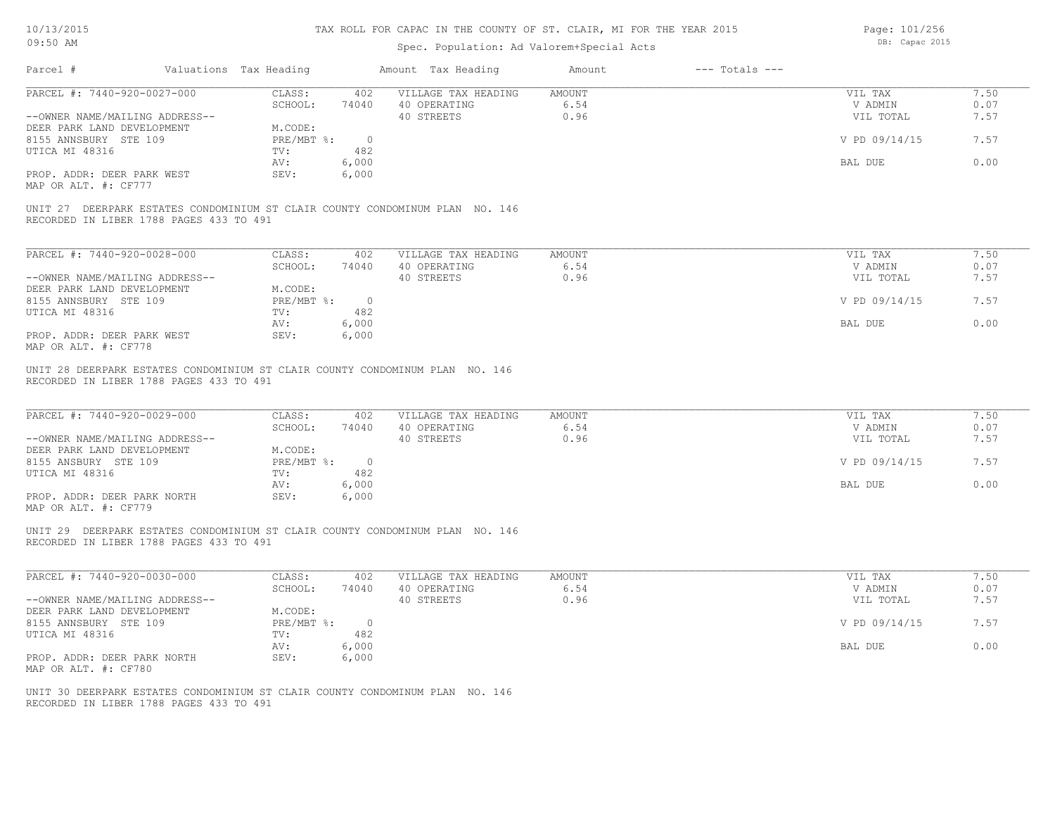# TAX ROLL FOR CAPAC IN THE COUNTY OF ST. CLAIR, MI FOR THE YEAR 2015

Spec. Population: Ad Valorem+Special Acts

| Parcel # | Valuations | Tax Heading | Amount | Tax Heading | Amount | --- Totals --- | |
|---|---|---|---|---|---|---|---|
| PARCEL #: 7440-920-0027-000 | CLASS: | 402 | VILLAGE TAX HEADING | AMOUNT | | VIL TAX | 7.50 |
| | SCHOOL: | 74040 | 40 OPERATING | 6.54 | | V ADMIN | 0.07 |
| --OWNER NAME/MAILING ADDRESS-- | | | 40 STREETS | 0.96 | | VIL TOTAL | 7.57 |
| DEER PARK LAND DEVELOPMENT | M.CODE: | | | | | | |
| 8155 ANNSBURY STE 109 | PRE/MBT %: | 0 | | | | V PD 09/14/15 | 7.57 |
| UTICA MI 48316 | TV: | 482 | | | | | |
| | AV: | 6,000 | | | | BAL DUE | 0.00 |
| PROP. ADDR: DEER PARK WEST | SEV: | 6,000 | | | | | |
| MAP OR ALT. #: CF777 | | | | | | | |

UNIT 27 DEERPARK ESTATES CONDOMINIUM ST CLAIR COUNTY CONDOMINUM PLAN NO. 146
RECORDED IN LIBER 1788 PAGES 433 TO 491

| Parcel # | Valuations | Tax Heading | Amount | Tax Heading | Amount | --- Totals --- | |
|---|---|---|---|---|---|---|---|
| PARCEL #: 7440-920-0028-000 | CLASS: | 402 | VILLAGE TAX HEADING | AMOUNT | | VIL TAX | 7.50 |
| | SCHOOL: | 74040 | 40 OPERATING | 6.54 | | V ADMIN | 0.07 |
| --OWNER NAME/MAILING ADDRESS-- | | | 40 STREETS | 0.96 | | VIL TOTAL | 7.57 |
| DEER PARK LAND DEVELOPMENT | M.CODE: | | | | | | |
| 8155 ANNSBURY STE 109 | PRE/MBT %: | 0 | | | | V PD 09/14/15 | 7.57 |
| UTICA MI 48316 | TV: | 482 | | | | | |
| | AV: | 6,000 | | | | BAL DUE | 0.00 |
| PROP. ADDR: DEER PARK WEST | SEV: | 6,000 | | | | | |
| MAP OR ALT. #: CF778 | | | | | | | |

UNIT 28 DEERPARK ESTATES CONDOMINIUM ST CLAIR COUNTY CONDOMINUM PLAN NO. 146
RECORDED IN LIBER 1788 PAGES 433 TO 491

| Parcel # | Valuations | Tax Heading | Amount | Tax Heading | Amount | --- Totals --- | |
|---|---|---|---|---|---|---|---|
| PARCEL #: 7440-920-0029-000 | CLASS: | 402 | VILLAGE TAX HEADING | AMOUNT | | VIL TAX | 7.50 |
| | SCHOOL: | 74040 | 40 OPERATING | 6.54 | | V ADMIN | 0.07 |
| --OWNER NAME/MAILING ADDRESS-- | | | 40 STREETS | 0.96 | | VIL TOTAL | 7.57 |
| DEER PARK LAND DEVELOPMENT | M.CODE: | | | | | | |
| 8155 ANSBURY STE 109 | PRE/MBT %: | 0 | | | | V PD 09/14/15 | 7.57 |
| UTICA MI 48316 | TV: | 482 | | | | | |
| | AV: | 6,000 | | | | BAL DUE | 0.00 |
| PROP. ADDR: DEER PARK NORTH | SEV: | 6,000 | | | | | |
| MAP OR ALT. #: CF779 | | | | | | | |

UNIT 29 DEERPARK ESTATES CONDOMINIUM ST CLAIR COUNTY CONDOMINUM PLAN NO. 146
RECORDED IN LIBER 1788 PAGES 433 TO 491

| Parcel # | Valuations | Tax Heading | Amount | Tax Heading | Amount | --- Totals --- | |
|---|---|---|---|---|---|---|---|
| PARCEL #: 7440-920-0030-000 | CLASS: | 402 | VILLAGE TAX HEADING | AMOUNT | | VIL TAX | 7.50 |
| | SCHOOL: | 74040 | 40 OPERATING | 6.54 | | V ADMIN | 0.07 |
| --OWNER NAME/MAILING ADDRESS-- | | | 40 STREETS | 0.96 | | VIL TOTAL | 7.57 |
| DEER PARK LAND DEVELOPMENT | M.CODE: | | | | | | |
| 8155 ANNSBURY STE 109 | PRE/MBT %: | 0 | | | | V PD 09/14/15 | 7.57 |
| UTICA MI 48316 | TV: | 482 | | | | | |
| | AV: | 6,000 | | | | BAL DUE | 0.00 |
| PROP. ADDR: DEER PARK NORTH | SEV: | 6,000 | | | | | |
| MAP OR ALT. #: CF780 | | | | | | | |

UNIT 30 DEERPARK ESTATES CONDOMINIUM ST CLAIR COUNTY CONDOMINUM PLAN NO. 146
RECORDED IN LIBER 1788 PAGES 433 TO 491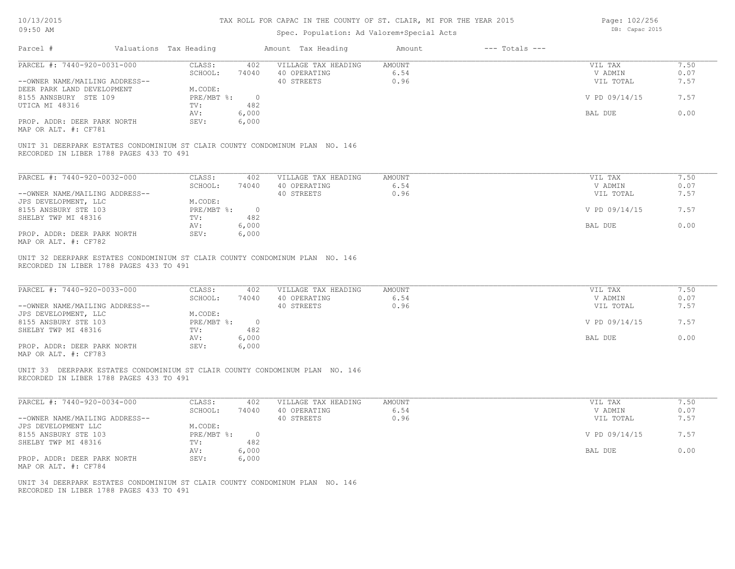# TAX ROLL FOR CAPAC IN THE COUNTY OF ST. CLAIR, MI FOR THE YEAR 2015

Spec. Population: Ad Valorem+Special Acts

| Parcel # | Valuations | Tax Heading | Amount | Tax Heading | Amount | --- Totals --- | |
|---|---|---|---|---|---|---|---|
| PARCEL #: 7440-920-0031-000 | CLASS: | 402 | VILLAGE TAX HEADING | AMOUNT | | VIL TAX | 7.50 |
| | SCHOOL: | 74040 | 40 OPERATING | 6.54 | | V ADMIN | 0.07 |
| --OWNER NAME/MAILING ADDRESS-- | | | 40 STREETS | 0.96 | | VIL TOTAL | 7.57 |
| DEER PARK LAND DEVELOPMENT | M.CODE: | | | | | | |
| 8155 ANNSBURY STE 109 | PRE/MBT %: | 0 | | | | V PD 09/14/15 | 7.57 |
| UTICA MI 48316 | TV: | 482 | | | | | |
| | AV: | 6,000 | | | | BAL DUE | 0.00 |
| PROP. ADDR: DEER PARK NORTH | SEV: | 6,000 | | | | | |
| MAP OR ALT. #: CF781 | | | | | | | |

UNIT 31 DEERPARK ESTATES CONDOMINIUM ST CLAIR COUNTY CONDOMINUM PLAN NO. 146
RECORDED IN LIBER 1788 PAGES 433 TO 491

| Parcel # | Valuations | Tax Heading | Amount | Tax Heading | Amount | --- Totals --- | |
|---|---|---|---|---|---|---|---|
| PARCEL #: 7440-920-0032-000 | CLASS: | 402 | VILLAGE TAX HEADING | AMOUNT | | VIL TAX | 7.50 |
| | SCHOOL: | 74040 | 40 OPERATING | 6.54 | | V ADMIN | 0.07 |
| --OWNER NAME/MAILING ADDRESS-- | | | 40 STREETS | 0.96 | | VIL TOTAL | 7.57 |
| JPS DEVELOPMENT, LLC | M.CODE: | | | | | | |
| 8155 ANSBURY STE 103 | PRE/MBT %: | 0 | | | | V PD 09/14/15 | 7.57 |
| SHELBY TWP MI 48316 | TV: | 482 | | | | | |
| | AV: | 6,000 | | | | BAL DUE | 0.00 |
| PROP. ADDR: DEER PARK NORTH | SEV: | 6,000 | | | | | |
| MAP OR ALT. #: CF782 | | | | | | | |

UNIT 32 DEERPARK ESTATES CONDOMINIUM ST CLAIR COUNTY CONDOMINUM PLAN NO. 146
RECORDED IN LIBER 1788 PAGES 433 TO 491

| Parcel # | Valuations | Tax Heading | Amount | Tax Heading | Amount | --- Totals --- | |
|---|---|---|---|---|---|---|---|
| PARCEL #: 7440-920-0033-000 | CLASS: | 402 | VILLAGE TAX HEADING | AMOUNT | | VIL TAX | 7.50 |
| | SCHOOL: | 74040 | 40 OPERATING | 6.54 | | V ADMIN | 0.07 |
| --OWNER NAME/MAILING ADDRESS-- | | | 40 STREETS | 0.96 | | VIL TOTAL | 7.57 |
| JPS DEVELOPMENT, LLC | M.CODE: | | | | | | |
| 8155 ANSBURY STE 103 | PRE/MBT %: | 0 | | | | V PD 09/14/15 | 7.57 |
| SHELBY TWP MI 48316 | TV: | 482 | | | | | |
| | AV: | 6,000 | | | | BAL DUE | 0.00 |
| PROP. ADDR: DEER PARK NORTH | SEV: | 6,000 | | | | | |
| MAP OR ALT. #: CF783 | | | | | | | |

UNIT 33 DEERPARK ESTATES CONDOMINIUM ST CLAIR COUNTY CONDOMINUM PLAN NO. 146
RECORDED IN LIBER 1788 PAGES 433 TO 491

| Parcel # | Valuations | Tax Heading | Amount | Tax Heading | Amount | --- Totals --- | |
|---|---|---|---|---|---|---|---|
| PARCEL #: 7440-920-0034-000 | CLASS: | 402 | VILLAGE TAX HEADING | AMOUNT | | VIL TAX | 7.50 |
| | SCHOOL: | 74040 | 40 OPERATING | 6.54 | | V ADMIN | 0.07 |
| --OWNER NAME/MAILING ADDRESS-- | | | 40 STREETS | 0.96 | | VIL TOTAL | 7.57 |
| JPS DEVELOPMENT LLC | M.CODE: | | | | | | |
| 8155 ANSBURY STE 103 | PRE/MBT %: | 0 | | | | V PD 09/14/15 | 7.57 |
| SHELBY TWP MI 48316 | TV: | 482 | | | | | |
| | AV: | 6,000 | | | | BAL DUE | 0.00 |
| PROP. ADDR: DEER PARK NORTH | SEV: | 6,000 | | | | | |
| MAP OR ALT. #: CF784 | | | | | | | |

UNIT 34 DEERPARK ESTATES CONDOMINIUM ST CLAIR COUNTY CONDOMINUM PLAN NO. 146
RECORDED IN LIBER 1788 PAGES 433 TO 491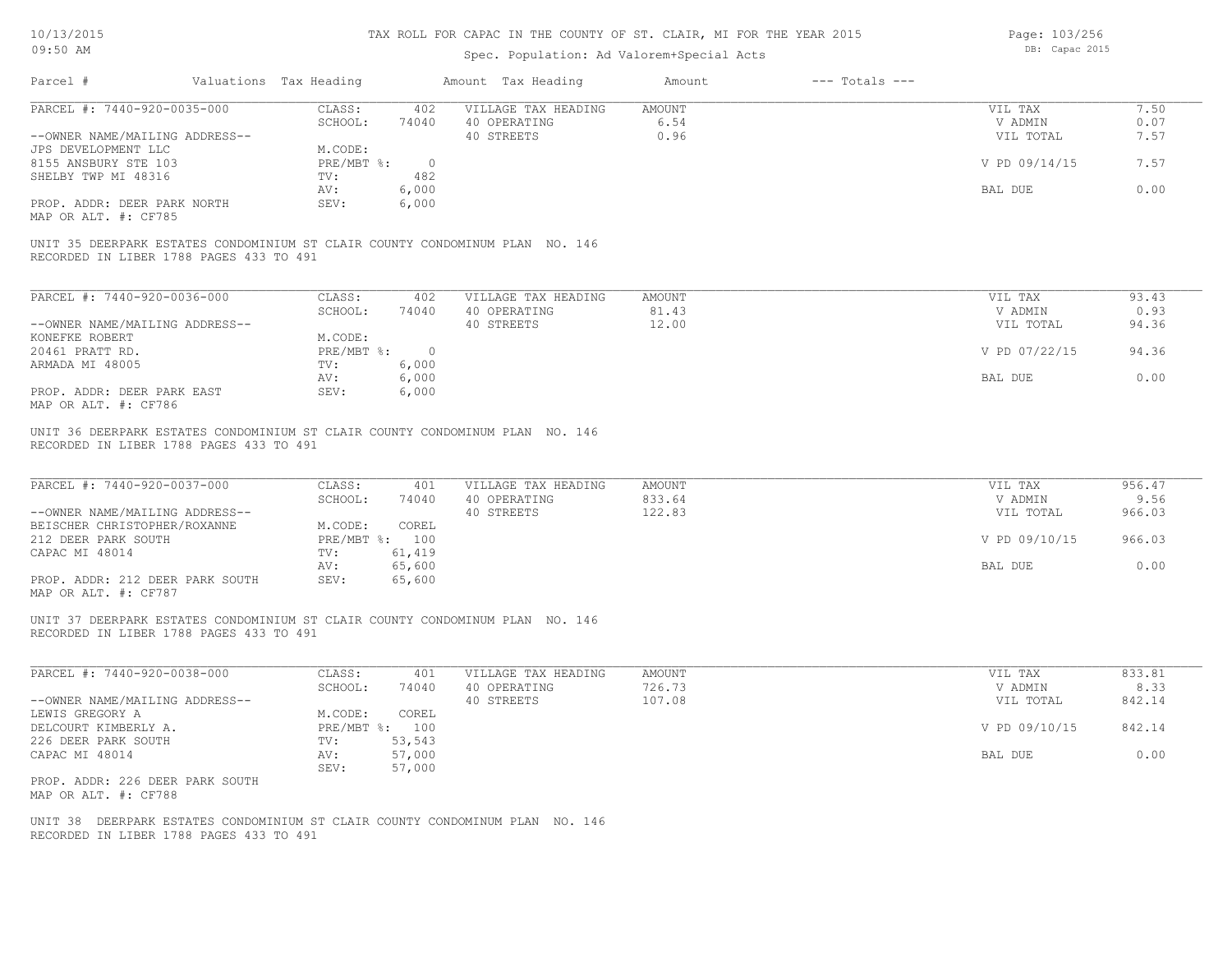# TAX ROLL FOR CAPAC IN THE COUNTY OF ST. CLAIR, MI FOR THE YEAR 2015

Spec. Population: Ad Valorem+Special Acts

10/13/2015 09:50 AM — DB: Capac 2015

| Parcel # | Valuations | Tax Heading | Amount | Tax Heading | Amount | --- Totals --- | |
|---|---|---|---|---|---|---|---|

---

**PARCEL #: 7440-920-0035-000**

| | | | | | |
|---|---|---|---|---|---|
| CLASS: | 402 | VILLAGE TAX HEADING | AMOUNT | VIL TAX | 7.50 |
| SCHOOL: | 74040 | 40 OPERATING | 6.54 | V ADMIN | 0.07 |
| | | 40 STREETS | 0.96 | VIL TOTAL | 7.57 |
| M.CODE: | | | | | |
| PRE/MBT %: | 0 | | | V PD 09/14/15 | 7.57 |
| TV: | 482 | | | | |
| AV: | 6,000 | | | BAL DUE | 0.00 |
| SEV: | 6,000 | | | | |

--OWNER NAME/MAILING ADDRESS--
JPS DEVELOPMENT LLC
8155 ANSBURY STE 103
SHELBY TWP MI 48316

PROP. ADDR: DEER PARK NORTH
MAP OR ALT. #: CF785

UNIT 35 DEERPARK ESTATES CONDOMINIUM ST CLAIR COUNTY CONDOMINUM PLAN NO. 146
RECORDED IN LIBER 1788 PAGES 433 TO 491

---

**PARCEL #: 7440-920-0036-000**

| | | | | | |
|---|---|---|---|---|---|
| CLASS: | 402 | VILLAGE TAX HEADING | AMOUNT | VIL TAX | 93.43 |
| SCHOOL: | 74040 | 40 OPERATING | 81.43 | V ADMIN | 0.93 |
| | | 40 STREETS | 12.00 | VIL TOTAL | 94.36 |
| M.CODE: | | | | | |
| PRE/MBT %: | 0 | | | V PD 07/22/15 | 94.36 |
| TV: | 6,000 | | | | |
| AV: | 6,000 | | | BAL DUE | 0.00 |
| SEV: | 6,000 | | | | |

--OWNER NAME/MAILING ADDRESS--
KONEFKE ROBERT
20461 PRATT RD.
ARMADA MI 48005

PROP. ADDR: DEER PARK EAST
MAP OR ALT. #: CF786

UNIT 36 DEERPARK ESTATES CONDOMINIUM ST CLAIR COUNTY CONDOMINUM PLAN NO. 146
RECORDED IN LIBER 1788 PAGES 433 TO 491

---

**PARCEL #: 7440-920-0037-000**

| | | | | | |
|---|---|---|---|---|---|
| CLASS: | 401 | VILLAGE TAX HEADING | AMOUNT | VIL TAX | 956.47 |
| SCHOOL: | 74040 | 40 OPERATING | 833.64 | V ADMIN | 9.56 |
| | | 40 STREETS | 122.83 | VIL TOTAL | 966.03 |
| M.CODE: | COREL | | | | |
| PRE/MBT %: | 100 | | | V PD 09/10/15 | 966.03 |
| TV: | 61,419 | | | | |
| AV: | 65,600 | | | BAL DUE | 0.00 |
| SEV: | 65,600 | | | | |

--OWNER NAME/MAILING ADDRESS--
BEISCHER CHRISTOPHER/ROXANNE
212 DEER PARK SOUTH
CAPAC MI 48014

PROP. ADDR: 212 DEER PARK SOUTH
MAP OR ALT. #: CF787

UNIT 37 DEERPARK ESTATES CONDOMINIUM ST CLAIR COUNTY CONDOMINUM PLAN NO. 146
RECORDED IN LIBER 1788 PAGES 433 TO 491

---

**PARCEL #: 7440-920-0038-000**

| | | | | | |
|---|---|---|---|---|---|
| CLASS: | 401 | VILLAGE TAX HEADING | AMOUNT | VIL TAX | 833.81 |
| SCHOOL: | 74040 | 40 OPERATING | 726.73 | V ADMIN | 8.33 |
| | | 40 STREETS | 107.08 | VIL TOTAL | 842.14 |
| M.CODE: | COREL | | | | |
| PRE/MBT %: | 100 | | | V PD 09/10/15 | 842.14 |
| TV: | 53,543 | | | | |
| AV: | 57,000 | | | BAL DUE | 0.00 |
| SEV: | 57,000 | | | | |

--OWNER NAME/MAILING ADDRESS--
LEWIS GREGORY A
DELCOURT KIMBERLY A.
226 DEER PARK SOUTH
CAPAC MI 48014

PROP. ADDR: 226 DEER PARK SOUTH
MAP OR ALT. #: CF788

UNIT 38 DEERPARK ESTATES CONDOMINIUM ST CLAIR COUNTY CONDOMINUM PLAN NO. 146
RECORDED IN LIBER 1788 PAGES 433 TO 491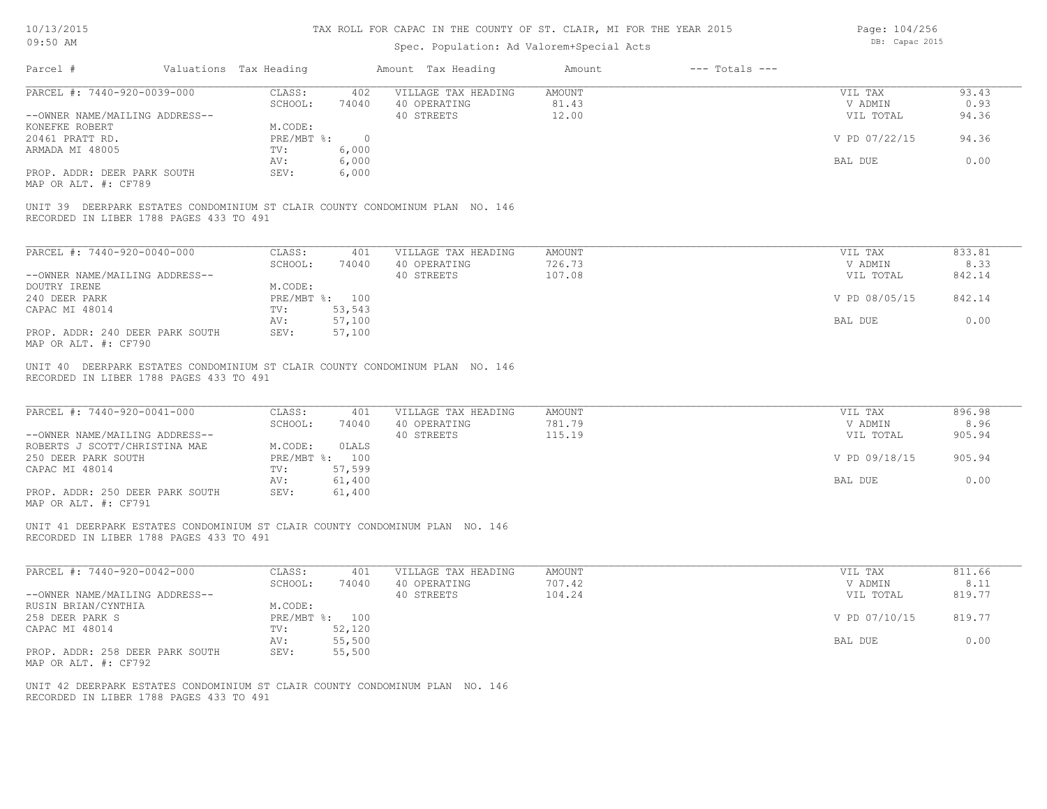# TAX ROLL FOR CAPAC IN THE COUNTY OF ST. CLAIR, MI FOR THE YEAR 2015

Spec. Population: Ad Valorem+Special Acts

10/13/2015 09:50 AM — DB: Capac 2015

| Parcel # | Valuations | Tax Heading | Amount | Tax Heading | Amount | --- Totals --- | |
|---|---|---|---|---|---|---|---|
| PARCEL #: 7440-920-0039-000 | CLASS: | 402 | VILLAGE TAX HEADING | AMOUNT | | VIL TAX | 93.43 |
| | SCHOOL: | 74040 | 40 OPERATING | 81.43 | | V ADMIN | 0.93 |
| --OWNER NAME/MAILING ADDRESS-- | | | 40 STREETS | 12.00 | | VIL TOTAL | 94.36 |
| KONEFKE ROBERT | M.CODE: | | | | | | |
| 20461 PRATT RD. | PRE/MBT %: | 0 | | | | V PD 07/22/15 | 94.36 |
| ARMADA MI 48005 | TV: | 6,000 | | | | | |
| | AV: | 6,000 | | | | BAL DUE | 0.00 |
| PROP. ADDR: DEER PARK SOUTH | SEV: | 6,000 | | | | | |
| MAP OR ALT. #: CF789 | | | | | | | |

UNIT 39 DEERPARK ESTATES CONDOMINIUM ST CLAIR COUNTY CONDOMINUM PLAN NO. 146
RECORDED IN LIBER 1788 PAGES 433 TO 491

| Parcel # | Valuations | Tax Heading | Amount | Tax Heading | Amount | --- Totals --- | |
|---|---|---|---|---|---|---|---|
| PARCEL #: 7440-920-0040-000 | CLASS: | 401 | VILLAGE TAX HEADING | AMOUNT | | VIL TAX | 833.81 |
| | SCHOOL: | 74040 | 40 OPERATING | 726.73 | | V ADMIN | 8.33 |
| --OWNER NAME/MAILING ADDRESS-- | | | 40 STREETS | 107.08 | | VIL TOTAL | 842.14 |
| DOUTRY IRENE | M.CODE: | | | | | | |
| 240 DEER PARK | PRE/MBT %: | 100 | | | | V PD 08/05/15 | 842.14 |
| CAPAC MI 48014 | TV: | 53,543 | | | | | |
| | AV: | 57,100 | | | | BAL DUE | 0.00 |
| PROP. ADDR: 240 DEER PARK SOUTH | SEV: | 57,100 | | | | | |
| MAP OR ALT. #: CF790 | | | | | | | |

UNIT 40 DEERPARK ESTATES CONDOMINIUM ST CLAIR COUNTY CONDOMINUM PLAN NO. 146
RECORDED IN LIBER 1788 PAGES 433 TO 491

| Parcel # | Valuations | Tax Heading | Amount | Tax Heading | Amount | --- Totals --- | |
|---|---|---|---|---|---|---|---|
| PARCEL #: 7440-920-0041-000 | CLASS: | 401 | VILLAGE TAX HEADING | AMOUNT | | VIL TAX | 896.98 |
| | SCHOOL: | 74040 | 40 OPERATING | 781.79 | | V ADMIN | 8.96 |
| --OWNER NAME/MAILING ADDRESS-- | | | 40 STREETS | 115.19 | | VIL TOTAL | 905.94 |
| ROBERTS J SCOTT/CHRISTINA MAE | M.CODE: | OLALS | | | | | |
| 250 DEER PARK SOUTH | PRE/MBT %: | 100 | | | | V PD 09/18/15 | 905.94 |
| CAPAC MI 48014 | TV: | 57,599 | | | | | |
| | AV: | 61,400 | | | | BAL DUE | 0.00 |
| PROP. ADDR: 250 DEER PARK SOUTH | SEV: | 61,400 | | | | | |
| MAP OR ALT. #: CF791 | | | | | | | |

UNIT 41 DEERPARK ESTATES CONDOMINIUM ST CLAIR COUNTY CONDOMINUM PLAN NO. 146
RECORDED IN LIBER 1788 PAGES 433 TO 491

| Parcel # | Valuations | Tax Heading | Amount | Tax Heading | Amount | --- Totals --- | |
|---|---|---|---|---|---|---|---|
| PARCEL #: 7440-920-0042-000 | CLASS: | 401 | VILLAGE TAX HEADING | AMOUNT | | VIL TAX | 811.66 |
| | SCHOOL: | 74040 | 40 OPERATING | 707.42 | | V ADMIN | 8.11 |
| --OWNER NAME/MAILING ADDRESS-- | | | 40 STREETS | 104.24 | | VIL TOTAL | 819.77 |
| RUSIN BRIAN/CYNTHIA | M.CODE: | | | | | | |
| 258 DEER PARK S | PRE/MBT %: | 100 | | | | V PD 07/10/15 | 819.77 |
| CAPAC MI 48014 | TV: | 52,120 | | | | | |
| | AV: | 55,500 | | | | BAL DUE | 0.00 |
| PROP. ADDR: 258 DEER PARK SOUTH | SEV: | 55,500 | | | | | |
| MAP OR ALT. #: CF792 | | | | | | | |

UNIT 42 DEERPARK ESTATES CONDOMINIUM ST CLAIR COUNTY CONDOMINUM PLAN NO. 146
RECORDED IN LIBER 1788 PAGES 433 TO 491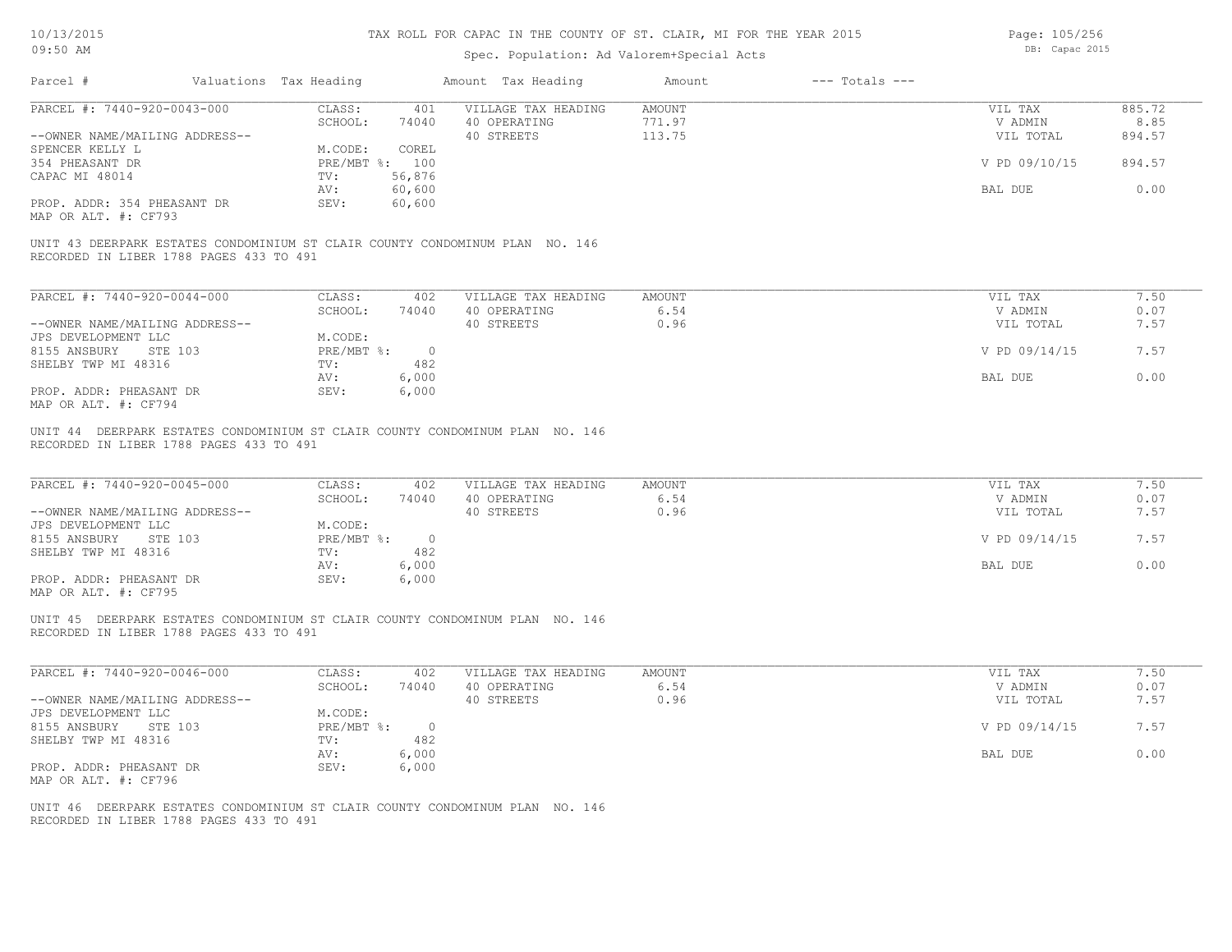# TAX ROLL FOR CAPAC IN THE COUNTY OF ST. CLAIR, MI FOR THE YEAR 2015

Spec. Population: Ad Valorem+Special Acts

| Parcel # | Valuations | Tax Heading | Amount | Tax Heading | Amount | --- Totals --- | |
|---|---|---|---|---|---|---|---|
| PARCEL #: 7440-920-0043-000 | CLASS: | 401 | VILLAGE TAX HEADING | AMOUNT | | VIL TAX | 885.72 |
| | SCHOOL: | 74040 | 40 OPERATING | 771.97 | | V ADMIN | 8.85 |
| --OWNER NAME/MAILING ADDRESS-- | | | 40 STREETS | 113.75 | | VIL TOTAL | 894.57 |
| SPENCER KELLY L | M.CODE: | COREL | | | | | |
| 354 PHEASANT DR | PRE/MBT %: | 100 | | | | V PD 09/10/15 | 894.57 |
| CAPAC MI 48014 | TV: | 56,876 | | | | | |
| | AV: | 60,600 | | | | BAL DUE | 0.00 |
| PROP. ADDR: 354 PHEASANT DR | SEV: | 60,600 | | | | | |
| MAP OR ALT. #: CF793 | | | | | | | |

UNIT 43 DEERPARK ESTATES CONDOMINIUM ST CLAIR COUNTY CONDOMINUM PLAN NO. 146
RECORDED IN LIBER 1788 PAGES 433 TO 491

| Parcel # | Valuations | Tax Heading | Amount | Tax Heading | Amount | --- Totals --- | |
|---|---|---|---|---|---|---|---|
| PARCEL #: 7440-920-0044-000 | CLASS: | 402 | VILLAGE TAX HEADING | AMOUNT | | VIL TAX | 7.50 |
| | SCHOOL: | 74040 | 40 OPERATING | 6.54 | | V ADMIN | 0.07 |
| --OWNER NAME/MAILING ADDRESS-- | | | 40 STREETS | 0.96 | | VIL TOTAL | 7.57 |
| JPS DEVELOPMENT LLC | M.CODE: | | | | | | |
| 8155 ANSBURY STE 103 | PRE/MBT %: | 0 | | | | V PD 09/14/15 | 7.57 |
| SHELBY TWP MI 48316 | TV: | 482 | | | | | |
| | AV: | 6,000 | | | | BAL DUE | 0.00 |
| PROP. ADDR: PHEASANT DR | SEV: | 6,000 | | | | | |
| MAP OR ALT. #: CF794 | | | | | | | |

UNIT 44 DEERPARK ESTATES CONDOMINIUM ST CLAIR COUNTY CONDOMINUM PLAN NO. 146
RECORDED IN LIBER 1788 PAGES 433 TO 491

| Parcel # | Valuations | Tax Heading | Amount | Tax Heading | Amount | --- Totals --- | |
|---|---|---|---|---|---|---|---|
| PARCEL #: 7440-920-0045-000 | CLASS: | 402 | VILLAGE TAX HEADING | AMOUNT | | VIL TAX | 7.50 |
| | SCHOOL: | 74040 | 40 OPERATING | 6.54 | | V ADMIN | 0.07 |
| --OWNER NAME/MAILING ADDRESS-- | | | 40 STREETS | 0.96 | | VIL TOTAL | 7.57 |
| JPS DEVELOPMENT LLC | M.CODE: | | | | | | |
| 8155 ANSBURY STE 103 | PRE/MBT %: | 0 | | | | V PD 09/14/15 | 7.57 |
| SHELBY TWP MI 48316 | TV: | 482 | | | | | |
| | AV: | 6,000 | | | | BAL DUE | 0.00 |
| PROP. ADDR: PHEASANT DR | SEV: | 6,000 | | | | | |
| MAP OR ALT. #: CF795 | | | | | | | |

UNIT 45 DEERPARK ESTATES CONDOMINIUM ST CLAIR COUNTY CONDOMINUM PLAN NO. 146
RECORDED IN LIBER 1788 PAGES 433 TO 491

| Parcel # | Valuations | Tax Heading | Amount | Tax Heading | Amount | --- Totals --- | |
|---|---|---|---|---|---|---|---|
| PARCEL #: 7440-920-0046-000 | CLASS: | 402 | VILLAGE TAX HEADING | AMOUNT | | VIL TAX | 7.50 |
| | SCHOOL: | 74040 | 40 OPERATING | 6.54 | | V ADMIN | 0.07 |
| --OWNER NAME/MAILING ADDRESS-- | | | 40 STREETS | 0.96 | | VIL TOTAL | 7.57 |
| JPS DEVELOPMENT LLC | M.CODE: | | | | | | |
| 8155 ANSBURY STE 103 | PRE/MBT %: | 0 | | | | V PD 09/14/15 | 7.57 |
| SHELBY TWP MI 48316 | TV: | 482 | | | | | |
| | AV: | 6,000 | | | | BAL DUE | 0.00 |
| PROP. ADDR: PHEASANT DR | SEV: | 6,000 | | | | | |
| MAP OR ALT. #: CF796 | | | | | | | |

UNIT 46 DEERPARK ESTATES CONDOMINIUM ST CLAIR COUNTY CONDOMINUM PLAN NO. 146
RECORDED IN LIBER 1788 PAGES 433 TO 491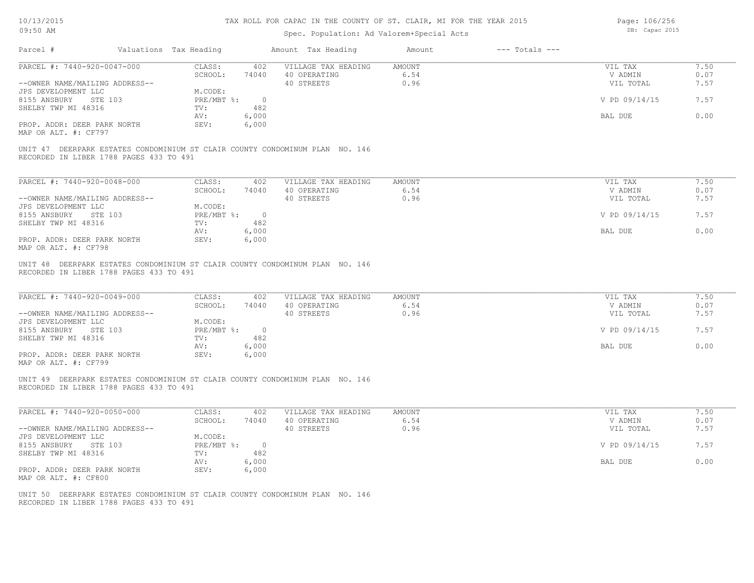# TAX ROLL FOR CAPAC IN THE COUNTY OF ST. CLAIR, MI FOR THE YEAR 2015

Spec. Population: Ad Valorem+Special Acts

| Parcel # | Valuations | Tax Heading | Amount | Tax Heading | Amount | --- Totals --- | |
|---|---|---|---|---|---|---|---|
| PARCEL #: 7440-920-0047-000 | CLASS: | 402 | VILLAGE TAX HEADING | AMOUNT | | VIL TAX | 7.50 |
| | SCHOOL: | 74040 | 40 OPERATING | 6.54 | | V ADMIN | 0.07 |
| --OWNER NAME/MAILING ADDRESS-- | | | 40 STREETS | 0.96 | | VIL TOTAL | 7.57 |
| JPS DEVELOPMENT LLC | M.CODE: | | | | | | |
| 8155 ANSBURY STE 103 | PRE/MBT %: | 0 | | | | V PD 09/14/15 | 7.57 |
| SHELBY TWP MI 48316 | TV: | 482 | | | | | |
| | AV: | 6,000 | | | | BAL DUE | 0.00 |
| PROP. ADDR: DEER PARK NORTH | SEV: | 6,000 | | | | | |
| MAP OR ALT. #: CF797 | | | | | | | |

UNIT 47 DEERPARK ESTATES CONDOMINIUM ST CLAIR COUNTY CONDOMINUM PLAN NO. 146
RECORDED IN LIBER 1788 PAGES 433 TO 491

| Parcel # | Valuations | Tax Heading | Amount | Tax Heading | Amount | --- Totals --- | |
|---|---|---|---|---|---|---|---|
| PARCEL #: 7440-920-0048-000 | CLASS: | 402 | VILLAGE TAX HEADING | AMOUNT | | VIL TAX | 7.50 |
| | SCHOOL: | 74040 | 40 OPERATING | 6.54 | | V ADMIN | 0.07 |
| --OWNER NAME/MAILING ADDRESS-- | | | 40 STREETS | 0.96 | | VIL TOTAL | 7.57 |
| JPS DEVELOPMENT LLC | M.CODE: | | | | | | |
| 8155 ANSBURY STE 103 | PRE/MBT %: | 0 | | | | V PD 09/14/15 | 7.57 |
| SHELBY TWP MI 48316 | TV: | 482 | | | | | |
| | AV: | 6,000 | | | | BAL DUE | 0.00 |
| PROP. ADDR: DEER PARK NORTH | SEV: | 6,000 | | | | | |
| MAP OR ALT. #: CF798 | | | | | | | |

UNIT 48 DEERPARK ESTATES CONDOMINIUM ST CLAIR COUNTY CONDOMINUM PLAN NO. 146
RECORDED IN LIBER 1788 PAGES 433 TO 491

| Parcel # | Valuations | Tax Heading | Amount | Tax Heading | Amount | --- Totals --- | |
|---|---|---|---|---|---|---|---|
| PARCEL #: 7440-920-0049-000 | CLASS: | 402 | VILLAGE TAX HEADING | AMOUNT | | VIL TAX | 7.50 |
| | SCHOOL: | 74040 | 40 OPERATING | 6.54 | | V ADMIN | 0.07 |
| --OWNER NAME/MAILING ADDRESS-- | | | 40 STREETS | 0.96 | | VIL TOTAL | 7.57 |
| JPS DEVELOPMENT LLC | M.CODE: | | | | | | |
| 8155 ANSBURY STE 103 | PRE/MBT %: | 0 | | | | V PD 09/14/15 | 7.57 |
| SHELBY TWP MI 48316 | TV: | 482 | | | | | |
| | AV: | 6,000 | | | | BAL DUE | 0.00 |
| PROP. ADDR: DEER PARK NORTH | SEV: | 6,000 | | | | | |
| MAP OR ALT. #: CF799 | | | | | | | |

UNIT 49 DEERPARK ESTATES CONDOMINIUM ST CLAIR COUNTY CONDOMINUM PLAN NO. 146
RECORDED IN LIBER 1788 PAGES 433 TO 491

| Parcel # | Valuations | Tax Heading | Amount | Tax Heading | Amount | --- Totals --- | |
|---|---|---|---|---|---|---|---|
| PARCEL #: 7440-920-0050-000 | CLASS: | 402 | VILLAGE TAX HEADING | AMOUNT | | VIL TAX | 7.50 |
| | SCHOOL: | 74040 | 40 OPERATING | 6.54 | | V ADMIN | 0.07 |
| --OWNER NAME/MAILING ADDRESS-- | | | 40 STREETS | 0.96 | | VIL TOTAL | 7.57 |
| JPS DEVELOPMENT LLC | M.CODE: | | | | | | |
| 8155 ANSBURY STE 103 | PRE/MBT %: | 0 | | | | V PD 09/14/15 | 7.57 |
| SHELBY TWP MI 48316 | TV: | 482 | | | | | |
| | AV: | 6,000 | | | | BAL DUE | 0.00 |
| PROP. ADDR: DEER PARK NORTH | SEV: | 6,000 | | | | | |
| MAP OR ALT. #: CF800 | | | | | | | |

UNIT 50 DEERPARK ESTATES CONDOMINIUM ST CLAIR COUNTY CONDOMINUM PLAN NO. 146
RECORDED IN LIBER 1788 PAGES 433 TO 491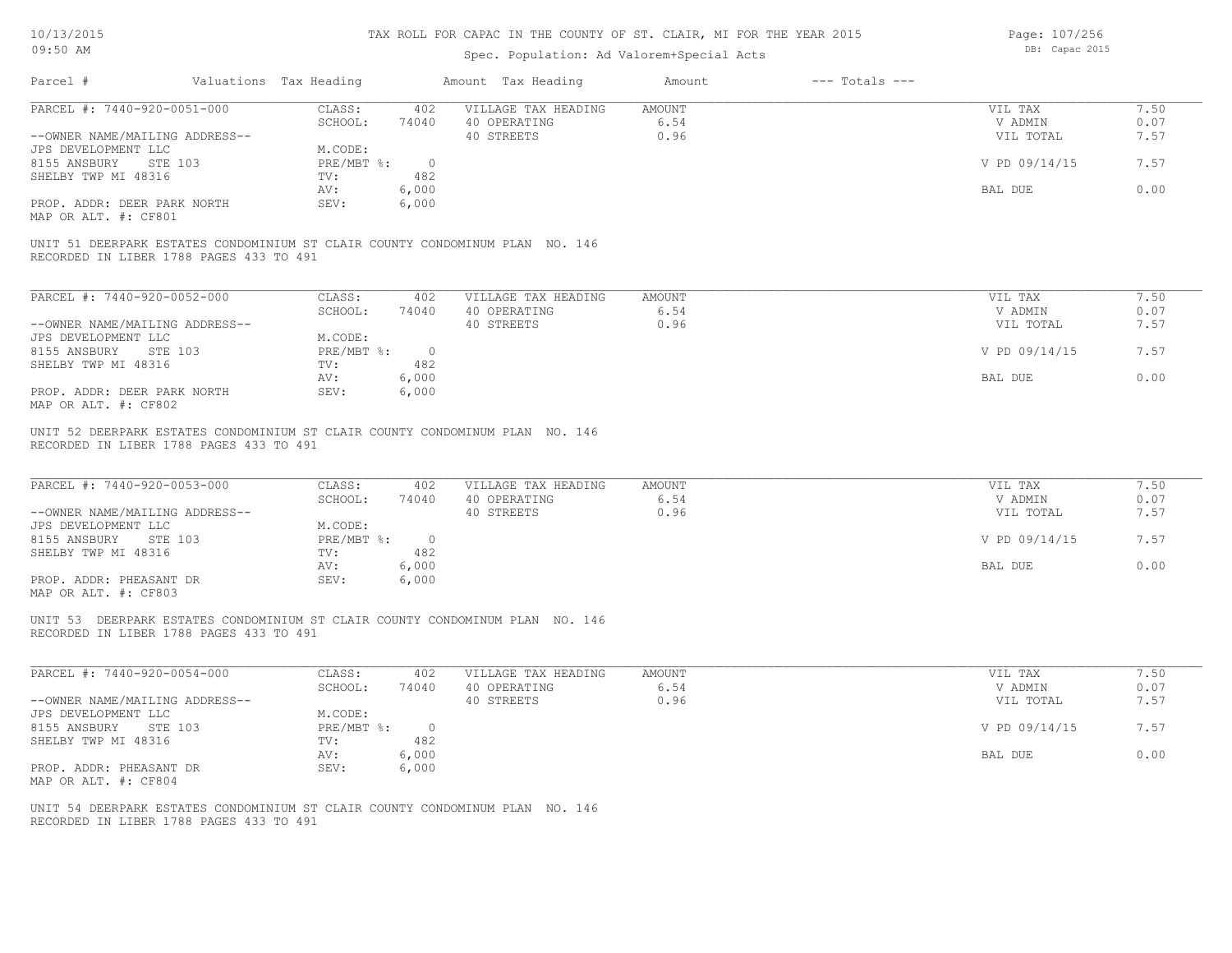# TAX ROLL FOR CAPAC IN THE COUNTY OF ST. CLAIR, MI FOR THE YEAR 2015

Spec. Population: Ad Valorem+Special Acts

| Parcel # | Valuations | Tax Heading | Amount | Tax Heading | Amount | --- Totals --- | |
|---|---|---|---|---|---|---|---|
| PARCEL #: 7440-920-0051-000 | CLASS: | 402 | VILLAGE TAX HEADING | AMOUNT | | VIL TAX | 7.50 |
| | SCHOOL: | 74040 | 40 OPERATING | 6.54 | | V ADMIN | 0.07 |
| --OWNER NAME/MAILING ADDRESS-- | | | 40 STREETS | 0.96 | | VIL TOTAL | 7.57 |
| JPS DEVELOPMENT LLC | M.CODE: | | | | | | |
| 8155 ANSBURY STE 103 | PRE/MBT %: | 0 | | | | V PD 09/14/15 | 7.57 |
| SHELBY TWP MI 48316 | TV: | 482 | | | | | |
| | AV: | 6,000 | | | | BAL DUE | 0.00 |
| PROP. ADDR: DEER PARK NORTH | SEV: | 6,000 | | | | | |
| MAP OR ALT. #: CF801 | | | | | | | |

UNIT 51 DEERPARK ESTATES CONDOMINIUM ST CLAIR COUNTY CONDOMINUM PLAN NO. 146
RECORDED IN LIBER 1788 PAGES 433 TO 491

| Parcel # | Valuations | Tax Heading | Amount | Tax Heading | Amount | --- Totals --- | |
|---|---|---|---|---|---|---|---|
| PARCEL #: 7440-920-0052-000 | CLASS: | 402 | VILLAGE TAX HEADING | AMOUNT | | VIL TAX | 7.50 |
| | SCHOOL: | 74040 | 40 OPERATING | 6.54 | | V ADMIN | 0.07 |
| --OWNER NAME/MAILING ADDRESS-- | | | 40 STREETS | 0.96 | | VIL TOTAL | 7.57 |
| JPS DEVELOPMENT LLC | M.CODE: | | | | | | |
| 8155 ANSBURY STE 103 | PRE/MBT %: | 0 | | | | V PD 09/14/15 | 7.57 |
| SHELBY TWP MI 48316 | TV: | 482 | | | | | |
| | AV: | 6,000 | | | | BAL DUE | 0.00 |
| PROP. ADDR: DEER PARK NORTH | SEV: | 6,000 | | | | | |
| MAP OR ALT. #: CF802 | | | | | | | |

UNIT 52 DEERPARK ESTATES CONDOMINIUM ST CLAIR COUNTY CONDOMINUM PLAN NO. 146
RECORDED IN LIBER 1788 PAGES 433 TO 491

| Parcel # | Valuations | Tax Heading | Amount | Tax Heading | Amount | --- Totals --- | |
|---|---|---|---|---|---|---|---|
| PARCEL #: 7440-920-0053-000 | CLASS: | 402 | VILLAGE TAX HEADING | AMOUNT | | VIL TAX | 7.50 |
| | SCHOOL: | 74040 | 40 OPERATING | 6.54 | | V ADMIN | 0.07 |
| --OWNER NAME/MAILING ADDRESS-- | | | 40 STREETS | 0.96 | | VIL TOTAL | 7.57 |
| JPS DEVELOPMENT LLC | M.CODE: | | | | | | |
| 8155 ANSBURY STE 103 | PRE/MBT %: | 0 | | | | V PD 09/14/15 | 7.57 |
| SHELBY TWP MI 48316 | TV: | 482 | | | | | |
| | AV: | 6,000 | | | | BAL DUE | 0.00 |
| PROP. ADDR: PHEASANT DR | SEV: | 6,000 | | | | | |
| MAP OR ALT. #: CF803 | | | | | | | |

UNIT 53 DEERPARK ESTATES CONDOMINIUM ST CLAIR COUNTY CONDOMINUM PLAN NO. 146
RECORDED IN LIBER 1788 PAGES 433 TO 491

| Parcel # | Valuations | Tax Heading | Amount | Tax Heading | Amount | --- Totals --- | |
|---|---|---|---|---|---|---|---|
| PARCEL #: 7440-920-0054-000 | CLASS: | 402 | VILLAGE TAX HEADING | AMOUNT | | VIL TAX | 7.50 |
| | SCHOOL: | 74040 | 40 OPERATING | 6.54 | | V ADMIN | 0.07 |
| --OWNER NAME/MAILING ADDRESS-- | | | 40 STREETS | 0.96 | | VIL TOTAL | 7.57 |
| JPS DEVELOPMENT LLC | M.CODE: | | | | | | |
| 8155 ANSBURY STE 103 | PRE/MBT %: | 0 | | | | V PD 09/14/15 | 7.57 |
| SHELBY TWP MI 48316 | TV: | 482 | | | | | |
| | AV: | 6,000 | | | | BAL DUE | 0.00 |
| PROP. ADDR: PHEASANT DR | SEV: | 6,000 | | | | | |
| MAP OR ALT. #: CF804 | | | | | | | |

UNIT 54 DEERPARK ESTATES CONDOMINIUM ST CLAIR COUNTY CONDOMINUM PLAN NO. 146
RECORDED IN LIBER 1788 PAGES 433 TO 491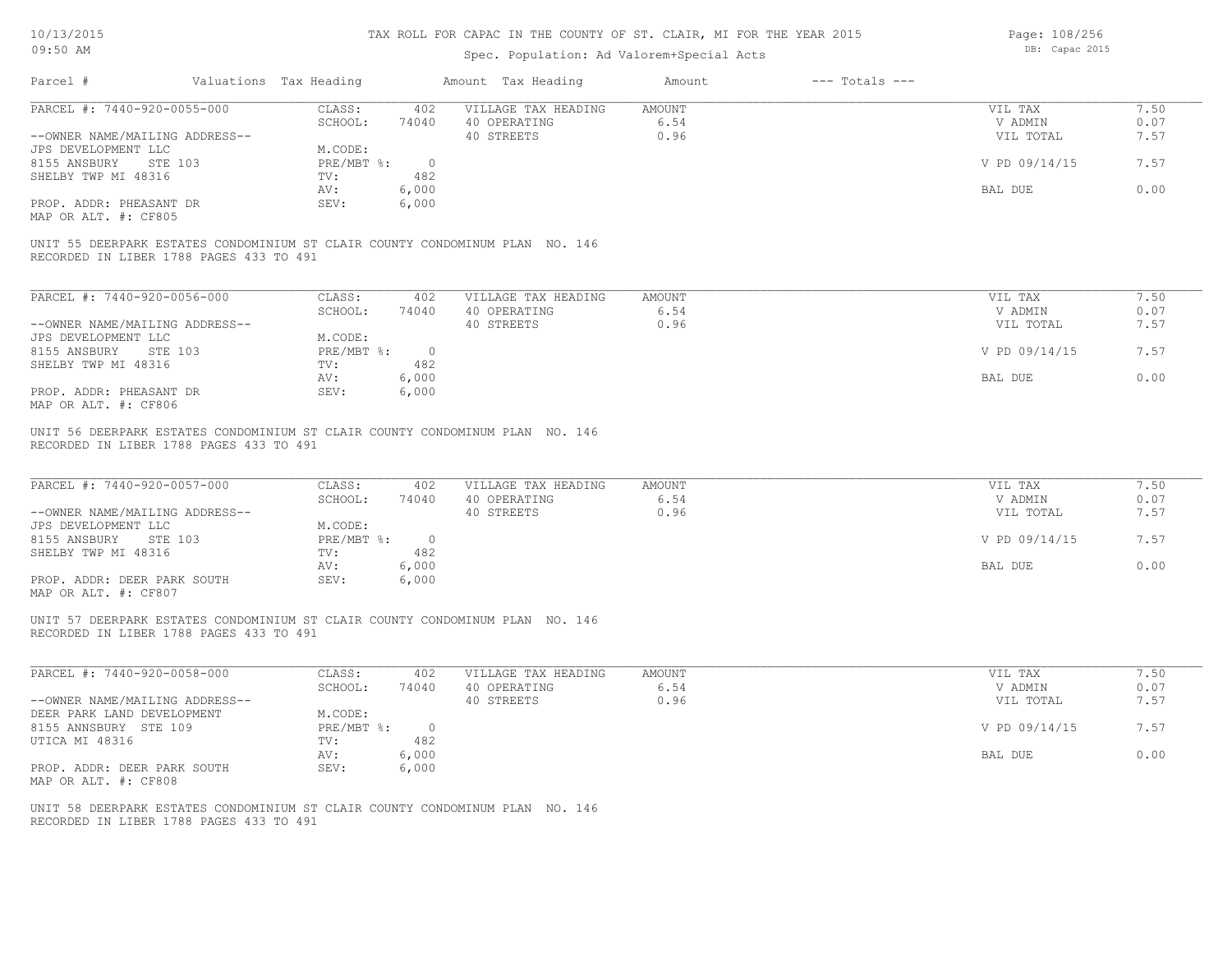# TAX ROLL FOR CAPAC IN THE COUNTY OF ST. CLAIR, MI FOR THE YEAR 2015

Spec. Population: Ad Valorem+Special Acts

| Parcel # | Valuations | Tax Heading | Amount | Tax Heading | Amount | --- Totals --- | |
|---|---|---|---|---|---|---|---|
| PARCEL #: 7440-920-0055-000 | CLASS: | 402 | VILLAGE TAX HEADING | AMOUNT | | VIL TAX | 7.50 |
| | SCHOOL: | 74040 | 40 OPERATING | 6.54 | | V ADMIN | 0.07 |
| --OWNER NAME/MAILING ADDRESS-- | | | 40 STREETS | 0.96 | | VIL TOTAL | 7.57 |
| JPS DEVELOPMENT LLC | M.CODE: | | | | | | |
| 8155 ANSBURY STE 103 | PRE/MBT %: | 0 | | | | V PD 09/14/15 | 7.57 |
| SHELBY TWP MI 48316 | TV: | 482 | | | | | |
| | AV: | 6,000 | | | | BAL DUE | 0.00 |
| PROP. ADDR: PHEASANT DR | SEV: | 6,000 | | | | | |
| MAP OR ALT. #: CF805 | | | | | | | |

UNIT 55 DEERPARK ESTATES CONDOMINIUM ST CLAIR COUNTY CONDOMINUM PLAN NO. 146
RECORDED IN LIBER 1788 PAGES 433 TO 491

| Parcel # | Valuations | Tax Heading | Amount | Tax Heading | Amount | --- Totals --- | |
|---|---|---|---|---|---|---|---|
| PARCEL #: 7440-920-0056-000 | CLASS: | 402 | VILLAGE TAX HEADING | AMOUNT | | VIL TAX | 7.50 |
| | SCHOOL: | 74040 | 40 OPERATING | 6.54 | | V ADMIN | 0.07 |
| --OWNER NAME/MAILING ADDRESS-- | | | 40 STREETS | 0.96 | | VIL TOTAL | 7.57 |
| JPS DEVELOPMENT LLC | M.CODE: | | | | | | |
| 8155 ANSBURY STE 103 | PRE/MBT %: | 0 | | | | V PD 09/14/15 | 7.57 |
| SHELBY TWP MI 48316 | TV: | 482 | | | | | |
| | AV: | 6,000 | | | | BAL DUE | 0.00 |
| PROP. ADDR: PHEASANT DR | SEV: | 6,000 | | | | | |
| MAP OR ALT. #: CF806 | | | | | | | |

UNIT 56 DEERPARK ESTATES CONDOMINIUM ST CLAIR COUNTY CONDOMINUM PLAN NO. 146
RECORDED IN LIBER 1788 PAGES 433 TO 491

| Parcel # | Valuations | Tax Heading | Amount | Tax Heading | Amount | --- Totals --- | |
|---|---|---|---|---|---|---|---|
| PARCEL #: 7440-920-0057-000 | CLASS: | 402 | VILLAGE TAX HEADING | AMOUNT | | VIL TAX | 7.50 |
| | SCHOOL: | 74040 | 40 OPERATING | 6.54 | | V ADMIN | 0.07 |
| --OWNER NAME/MAILING ADDRESS-- | | | 40 STREETS | 0.96 | | VIL TOTAL | 7.57 |
| JPS DEVELOPMENT LLC | M.CODE: | | | | | | |
| 8155 ANSBURY STE 103 | PRE/MBT %: | 0 | | | | V PD 09/14/15 | 7.57 |
| SHELBY TWP MI 48316 | TV: | 482 | | | | | |
| | AV: | 6,000 | | | | BAL DUE | 0.00 |
| PROP. ADDR: DEER PARK SOUTH | SEV: | 6,000 | | | | | |
| MAP OR ALT. #: CF807 | | | | | | | |

UNIT 57 DEERPARK ESTATES CONDOMINIUM ST CLAIR COUNTY CONDOMINUM PLAN NO. 146
RECORDED IN LIBER 1788 PAGES 433 TO 491

| Parcel # | Valuations | Tax Heading | Amount | Tax Heading | Amount | --- Totals --- | |
|---|---|---|---|---|---|---|---|
| PARCEL #: 7440-920-0058-000 | CLASS: | 402 | VILLAGE TAX HEADING | AMOUNT | | VIL TAX | 7.50 |
| | SCHOOL: | 74040 | 40 OPERATING | 6.54 | | V ADMIN | 0.07 |
| --OWNER NAME/MAILING ADDRESS-- | | | 40 STREETS | 0.96 | | VIL TOTAL | 7.57 |
| DEER PARK LAND DEVELOPMENT | M.CODE: | | | | | | |
| 8155 ANNSBURY STE 109 | PRE/MBT %: | 0 | | | | V PD 09/14/15 | 7.57 |
| UTICA MI 48316 | TV: | 482 | | | | | |
| | AV: | 6,000 | | | | BAL DUE | 0.00 |
| PROP. ADDR: DEER PARK SOUTH | SEV: | 6,000 | | | | | |
| MAP OR ALT. #: CF808 | | | | | | | |

UNIT 58 DEERPARK ESTATES CONDOMINIUM ST CLAIR COUNTY CONDOMINUM PLAN NO. 146
RECORDED IN LIBER 1788 PAGES 433 TO 491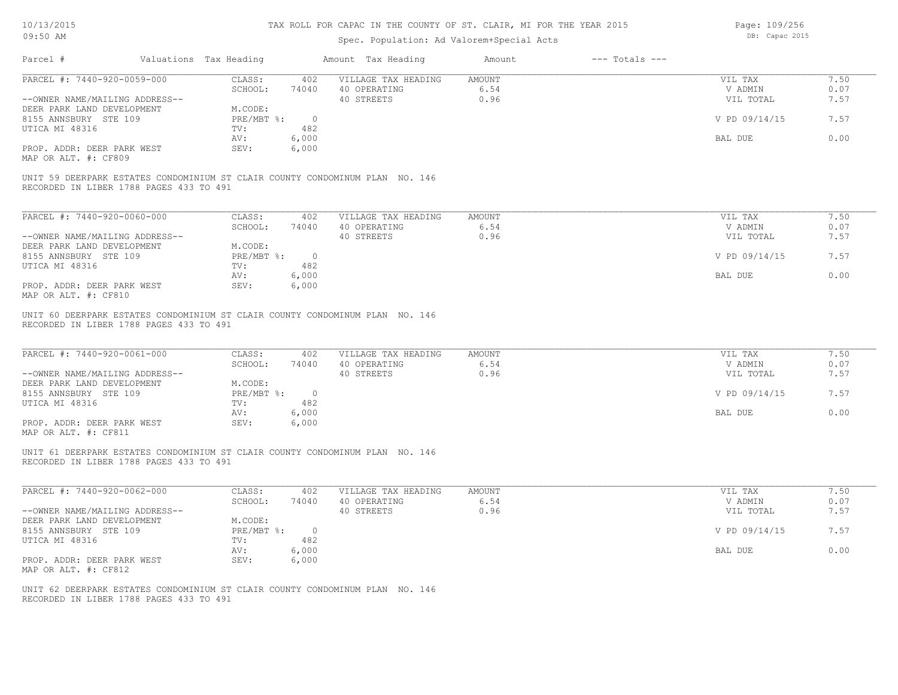# TAX ROLL FOR CAPAC IN THE COUNTY OF ST. CLAIR, MI FOR THE YEAR 2015

Spec. Population: Ad Valorem+Special Acts

| Parcel # | Valuations | Tax Heading | Amount | Tax Heading | Amount | --- Totals --- | |
|---|---|---|---|---|---|---|---|
| PARCEL #: 7440-920-0059-000 | CLASS: | 402 | VILLAGE TAX HEADING | AMOUNT | | VIL TAX | 7.50 |
| | SCHOOL: | 74040 | 40 OPERATING | 6.54 | | V ADMIN | 0.07 |
| --OWNER NAME/MAILING ADDRESS-- | | | 40 STREETS | 0.96 | | VIL TOTAL | 7.57 |
| DEER PARK LAND DEVELOPMENT | M.CODE: | | | | | | |
| 8155 ANNSBURY STE 109 | PRE/MBT %: | 0 | | | | V PD 09/14/15 | 7.57 |
| UTICA MI 48316 | TV: | 482 | | | | | |
| | AV: | 6,000 | | | | BAL DUE | 0.00 |
| PROP. ADDR: DEER PARK WEST | SEV: | 6,000 | | | | | |
| MAP OR ALT. #: CF809 | | | | | | | |

UNIT 59 DEERPARK ESTATES CONDOMINIUM ST CLAIR COUNTY CONDOMINUM PLAN NO. 146
RECORDED IN LIBER 1788 PAGES 433 TO 491

| Parcel # | Valuations | Tax Heading | Amount | Tax Heading | Amount | --- Totals --- | |
|---|---|---|---|---|---|---|---|
| PARCEL #: 7440-920-0060-000 | CLASS: | 402 | VILLAGE TAX HEADING | AMOUNT | | VIL TAX | 7.50 |
| | SCHOOL: | 74040 | 40 OPERATING | 6.54 | | V ADMIN | 0.07 |
| --OWNER NAME/MAILING ADDRESS-- | | | 40 STREETS | 0.96 | | VIL TOTAL | 7.57 |
| DEER PARK LAND DEVELOPMENT | M.CODE: | | | | | | |
| 8155 ANNSBURY STE 109 | PRE/MBT %: | 0 | | | | V PD 09/14/15 | 7.57 |
| UTICA MI 48316 | TV: | 482 | | | | | |
| | AV: | 6,000 | | | | BAL DUE | 0.00 |
| PROP. ADDR: DEER PARK WEST | SEV: | 6,000 | | | | | |
| MAP OR ALT. #: CF810 | | | | | | | |

UNIT 60 DEERPARK ESTATES CONDOMINIUM ST CLAIR COUNTY CONDOMINUM PLAN NO. 146
RECORDED IN LIBER 1788 PAGES 433 TO 491

| Parcel # | Valuations | Tax Heading | Amount | Tax Heading | Amount | --- Totals --- | |
|---|---|---|---|---|---|---|---|
| PARCEL #: 7440-920-0061-000 | CLASS: | 402 | VILLAGE TAX HEADING | AMOUNT | | VIL TAX | 7.50 |
| | SCHOOL: | 74040 | 40 OPERATING | 6.54 | | V ADMIN | 0.07 |
| --OWNER NAME/MAILING ADDRESS-- | | | 40 STREETS | 0.96 | | VIL TOTAL | 7.57 |
| DEER PARK LAND DEVELOPMENT | M.CODE: | | | | | | |
| 8155 ANNSBURY STE 109 | PRE/MBT %: | 0 | | | | V PD 09/14/15 | 7.57 |
| UTICA MI 48316 | TV: | 482 | | | | | |
| | AV: | 6,000 | | | | BAL DUE | 0.00 |
| PROP. ADDR: DEER PARK WEST | SEV: | 6,000 | | | | | |
| MAP OR ALT. #: CF811 | | | | | | | |

UNIT 61 DEERPARK ESTATES CONDOMINIUM ST CLAIR COUNTY CONDOMINUM PLAN NO. 146
RECORDED IN LIBER 1788 PAGES 433 TO 491

| Parcel # | Valuations | Tax Heading | Amount | Tax Heading | Amount | --- Totals --- | |
|---|---|---|---|---|---|---|---|
| PARCEL #: 7440-920-0062-000 | CLASS: | 402 | VILLAGE TAX HEADING | AMOUNT | | VIL TAX | 7.50 |
| | SCHOOL: | 74040 | 40 OPERATING | 6.54 | | V ADMIN | 0.07 |
| --OWNER NAME/MAILING ADDRESS-- | | | 40 STREETS | 0.96 | | VIL TOTAL | 7.57 |
| DEER PARK LAND DEVELOPMENT | M.CODE: | | | | | | |
| 8155 ANNSBURY STE 109 | PRE/MBT %: | 0 | | | | V PD 09/14/15 | 7.57 |
| UTICA MI 48316 | TV: | 482 | | | | | |
| | AV: | 6,000 | | | | BAL DUE | 0.00 |
| PROP. ADDR: DEER PARK WEST | SEV: | 6,000 | | | | | |
| MAP OR ALT. #: CF812 | | | | | | | |

UNIT 62 DEERPARK ESTATES CONDOMINIUM ST CLAIR COUNTY CONDOMINUM PLAN NO. 146
RECORDED IN LIBER 1788 PAGES 433 TO 491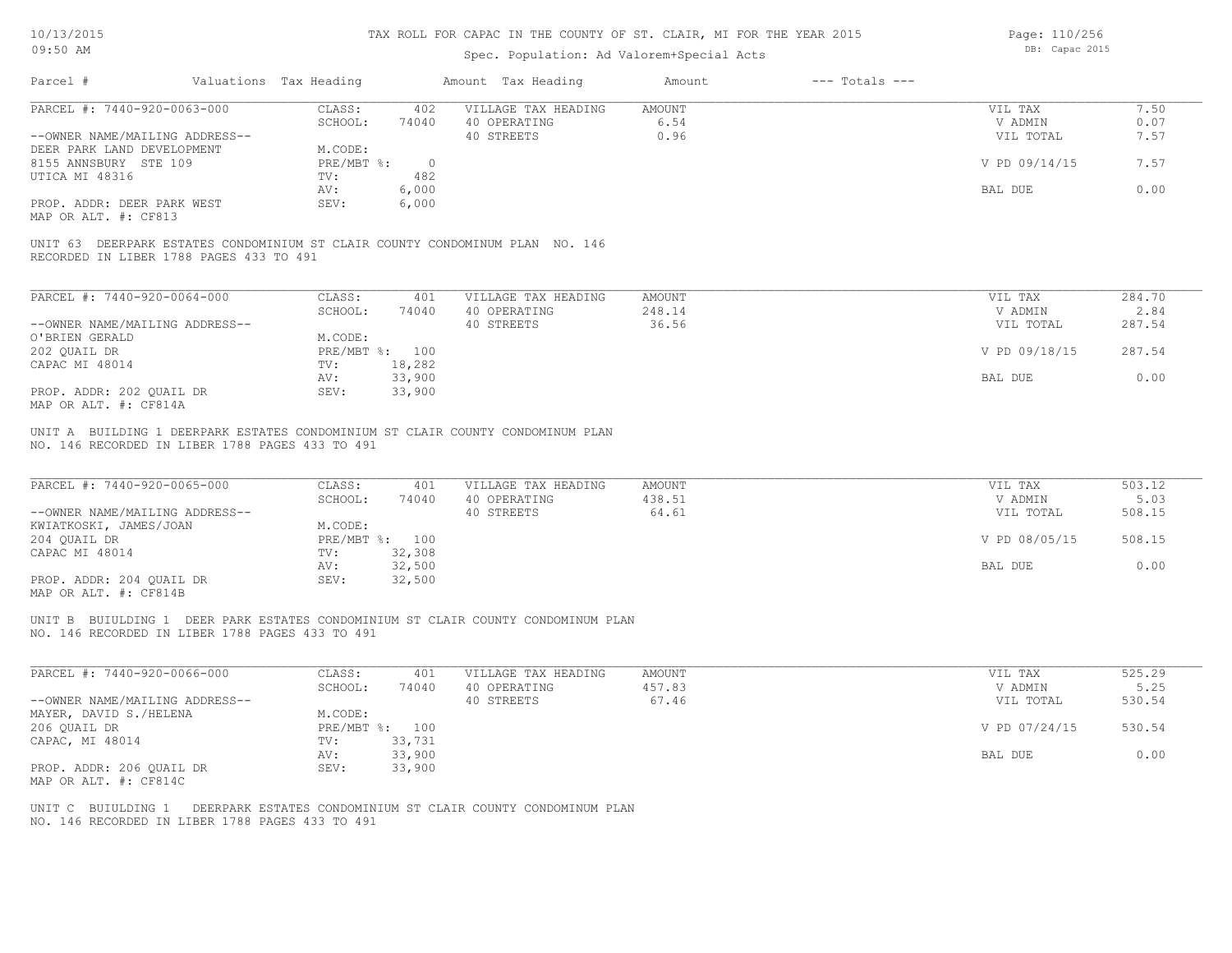# TAX ROLL FOR CAPAC IN THE COUNTY OF ST. CLAIR, MI FOR THE YEAR 2015

Spec. Population: Ad Valorem+Special Acts

DB: Capac 2015

| Parcel # | Valuations | Tax Heading | Amount | Tax Heading | Amount | --- Totals --- | |
|---|---|---|---|---|---|---|---|
| PARCEL #: 7440-920-0063-000 | CLASS: | 402 | VILLAGE TAX HEADING | AMOUNT | | VIL TAX | 7.50 |
| | SCHOOL: | 74040 | 40 OPERATING | 6.54 | | V ADMIN | 0.07 |
| --OWNER NAME/MAILING ADDRESS-- | | | 40 STREETS | 0.96 | | VIL TOTAL | 7.57 |
| DEER PARK LAND DEVELOPMENT | M.CODE: | | | | | | |
| 8155 ANNSBURY STE 109 | PRE/MBT %: | 0 | | | | V PD 09/14/15 | 7.57 |
| UTICA MI 48316 | TV: | 482 | | | | | |
| | AV: | 6,000 | | | | BAL DUE | 0.00 |
| PROP. ADDR: DEER PARK WEST | SEV: | 6,000 | | | | | |
| MAP OR ALT. #: CF813 | | | | | | | |

UNIT 63 DEERPARK ESTATES CONDOMINIUM ST CLAIR COUNTY CONDOMINUM PLAN NO. 146 RECORDED IN LIBER 1788 PAGES 433 TO 491

| Parcel # | Valuations | Tax Heading | Amount | Tax Heading | Amount | --- Totals --- | |
|---|---|---|---|---|---|---|---|
| PARCEL #: 7440-920-0064-000 | CLASS: | 401 | VILLAGE TAX HEADING | AMOUNT | | VIL TAX | 284.70 |
| | SCHOOL: | 74040 | 40 OPERATING | 248.14 | | V ADMIN | 2.84 |
| --OWNER NAME/MAILING ADDRESS-- | | | 40 STREETS | 36.56 | | VIL TOTAL | 287.54 |
| O'BRIEN GERALD | M.CODE: | | | | | | |
| 202 QUAIL DR | PRE/MBT %: | 100 | | | | V PD 09/18/15 | 287.54 |
| CAPAC MI 48014 | TV: | 18,282 | | | | | |
| | AV: | 33,900 | | | | BAL DUE | 0.00 |
| PROP. ADDR: 202 QUAIL DR | SEV: | 33,900 | | | | | |
| MAP OR ALT. #: CF814A | | | | | | | |

UNIT A BUILDING 1 DEERPARK ESTATES CONDOMINIUM ST CLAIR COUNTY CONDOMINUM PLAN NO. 146 RECORDED IN LIBER 1788 PAGES 433 TO 491

| Parcel # | Valuations | Tax Heading | Amount | Tax Heading | Amount | --- Totals --- | |
|---|---|---|---|---|---|---|---|
| PARCEL #: 7440-920-0065-000 | CLASS: | 401 | VILLAGE TAX HEADING | AMOUNT | | VIL TAX | 503.12 |
| | SCHOOL: | 74040 | 40 OPERATING | 438.51 | | V ADMIN | 5.03 |
| --OWNER NAME/MAILING ADDRESS-- | | | 40 STREETS | 64.61 | | VIL TOTAL | 508.15 |
| KWIATKOSKI, JAMES/JOAN | M.CODE: | | | | | | |
| 204 QUAIL DR | PRE/MBT %: | 100 | | | | V PD 08/05/15 | 508.15 |
| CAPAC MI 48014 | TV: | 32,308 | | | | | |
| | AV: | 32,500 | | | | BAL DUE | 0.00 |
| PROP. ADDR: 204 QUAIL DR | SEV: | 32,500 | | | | | |
| MAP OR ALT. #: CF814B | | | | | | | |

UNIT B BUIULDING 1 DEER PARK ESTATES CONDOMINIUM ST CLAIR COUNTY CONDOMINUM PLAN NO. 146 RECORDED IN LIBER 1788 PAGES 433 TO 491

| Parcel # | Valuations | Tax Heading | Amount | Tax Heading | Amount | --- Totals --- | |
|---|---|---|---|---|---|---|---|
| PARCEL #: 7440-920-0066-000 | CLASS: | 401 | VILLAGE TAX HEADING | AMOUNT | | VIL TAX | 525.29 |
| | SCHOOL: | 74040 | 40 OPERATING | 457.83 | | V ADMIN | 5.25 |
| --OWNER NAME/MAILING ADDRESS-- | | | 40 STREETS | 67.46 | | VIL TOTAL | 530.54 |
| MAYER, DAVID S./HELENA | M.CODE: | | | | | | |
| 206 QUAIL DR | PRE/MBT %: | 100 | | | | V PD 07/24/15 | 530.54 |
| CAPAC, MI 48014 | TV: | 33,731 | | | | | |
| | AV: | 33,900 | | | | BAL DUE | 0.00 |
| PROP. ADDR: 206 QUAIL DR | SEV: | 33,900 | | | | | |
| MAP OR ALT. #: CF814C | | | | | | | |

UNIT C BUIULDING 1 DEERPARK ESTATES CONDOMINIUM ST CLAIR COUNTY CONDOMINUM PLAN NO. 146 RECORDED IN LIBER 1788 PAGES 433 TO 491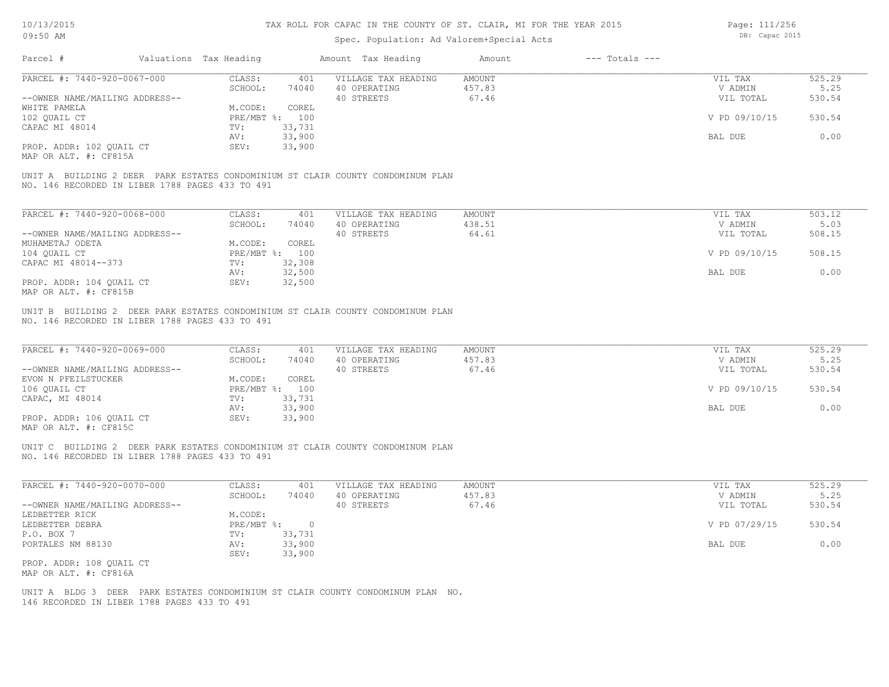# TAX ROLL FOR CAPAC IN THE COUNTY OF ST. CLAIR, MI FOR THE YEAR 2015

Spec. Population: Ad Valorem+Special Acts

| Parcel # | Valuations | Tax Heading | Amount | Tax Heading | Amount | --- Totals --- | |
|---|---|---|---|---|---|---|---|

---

**PARCEL #: 7440-920-0067-000**

| | | | | | |
|---|---|---|---|---|---|
| CLASS: | 401 | VILLAGE TAX HEADING | AMOUNT | VIL TAX | 525.29 |
| SCHOOL: | 74040 | 40 OPERATING | 457.83 | V ADMIN | 5.25 |
| | | 40 STREETS | 67.46 | VIL TOTAL | 530.54 |
| M.CODE: | COREL | | | | |
| PRE/MBT %: | 100 | | | V PD 09/10/15 | 530.54 |
| TV: | 33,731 | | | | |
| AV: | 33,900 | | | BAL DUE | 0.00 |
| SEV: | 33,900 | | | | |

--OWNER NAME/MAILING ADDRESS--
WHITE PAMELA
102 QUAIL CT
CAPAC MI 48014

PROP. ADDR: 102 QUAIL CT
MAP OR ALT. #: CF815A

UNIT A BUILDING 2 DEER PARK ESTATES CONDOMINIUM ST CLAIR COUNTY CONDOMINUM PLAN NO. 146 RECORDED IN LIBER 1788 PAGES 433 TO 491

---

**PARCEL #: 7440-920-0068-000**

| | | | | | |
|---|---|---|---|---|---|
| CLASS: | 401 | VILLAGE TAX HEADING | AMOUNT | VIL TAX | 503.12 |
| SCHOOL: | 74040 | 40 OPERATING | 438.51 | V ADMIN | 5.03 |
| | | 40 STREETS | 64.61 | VIL TOTAL | 508.15 |
| M.CODE: | COREL | | | | |
| PRE/MBT %: | 100 | | | V PD 09/10/15 | 508.15 |
| TV: | 32,308 | | | | |
| AV: | 32,500 | | | BAL DUE | 0.00 |
| SEV: | 32,500 | | | | |

--OWNER NAME/MAILING ADDRESS--
MUHAMETAJ ODETA
104 QUAIL CT
CAPAC MI 48014--373

PROP. ADDR: 104 QUAIL CT
MAP OR ALT. #: CF815B

UNIT B BUILDING 2 DEER PARK ESTATES CONDOMINIUM ST CLAIR COUNTY CONDOMINUM PLAN NO. 146 RECORDED IN LIBER 1788 PAGES 433 TO 491

---

**PARCEL #: 7440-920-0069-000**

| | | | | | |
|---|---|---|---|---|---|
| CLASS: | 401 | VILLAGE TAX HEADING | AMOUNT | VIL TAX | 525.29 |
| SCHOOL: | 74040 | 40 OPERATING | 457.83 | V ADMIN | 5.25 |
| | | 40 STREETS | 67.46 | VIL TOTAL | 530.54 |
| M.CODE: | COREL | | | | |
| PRE/MBT %: | 100 | | | V PD 09/10/15 | 530.54 |
| TV: | 33,731 | | | | |
| AV: | 33,900 | | | BAL DUE | 0.00 |
| SEV: | 33,900 | | | | |

--OWNER NAME/MAILING ADDRESS--
EVON N PFEILSTUCKER
106 QUAIL CT
CAPAC, MI 48014

PROP. ADDR: 106 QUAIL CT
MAP OR ALT. #: CF815C

UNIT C BUILDING 2 DEER PARK ESTATES CONDOMINIUM ST CLAIR COUNTY CONDOMINUM PLAN NO. 146 RECORDED IN LIBER 1788 PAGES 433 TO 491

---

**PARCEL #: 7440-920-0070-000**

| | | | | | |
|---|---|---|---|---|---|
| CLASS: | 401 | VILLAGE TAX HEADING | AMOUNT | VIL TAX | 525.29 |
| SCHOOL: | 74040 | 40 OPERATING | 457.83 | V ADMIN | 5.25 |
| | | 40 STREETS | 67.46 | VIL TOTAL | 530.54 |
| M.CODE: | | | | | |
| PRE/MBT %: | 0 | | | V PD 07/29/15 | 530.54 |
| TV: | 33,731 | | | | |
| AV: | 33,900 | | | BAL DUE | 0.00 |
| SEV: | 33,900 | | | | |

--OWNER NAME/MAILING ADDRESS--
LEDBETTER RICK
LEDBETTER DEBRA
P.O. BOX 7
PORTALES NM 88130

PROP. ADDR: 108 QUAIL CT
MAP OR ALT. #: CF816A

UNIT A BLDG 3 DEER PARK ESTATES CONDOMINIUM ST CLAIR COUNTY CONDOMINUM PLAN NO. 146 RECORDED IN LIBER 1788 PAGES 433 TO 491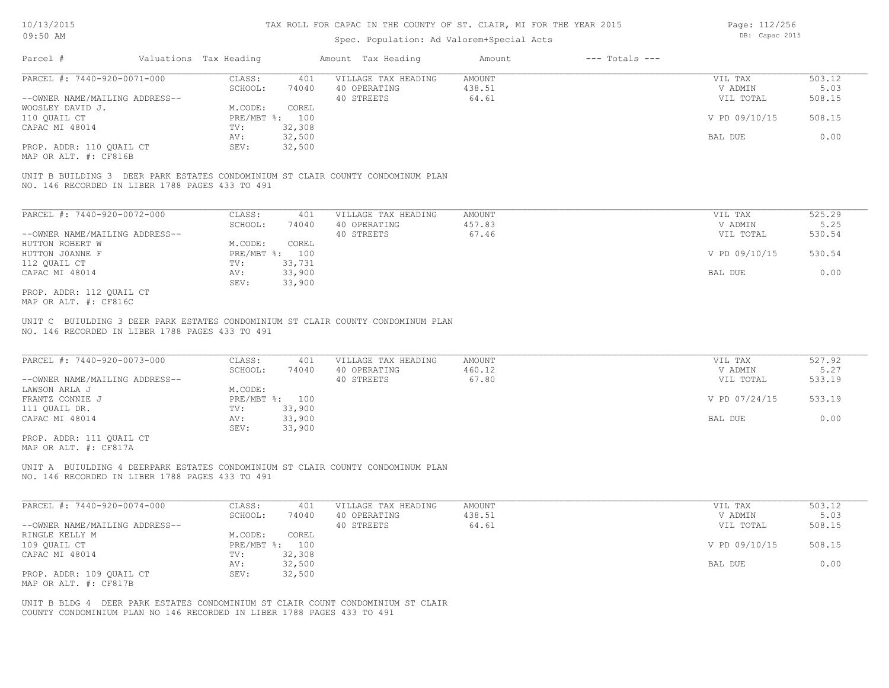# TAX ROLL FOR CAPAC IN THE COUNTY OF ST. CLAIR, MI FOR THE YEAR 2015

Spec. Population: Ad Valorem+Special Acts

| Parcel # | Valuations Tax Heading | Amount Tax Heading | Amount | --- Totals --- |
|---|---|---|---|---|

---

PARCEL #: 7440-920-0071-000

| | | | | | |
|---|---|---|---|---|---|
| CLASS: | 401 | VILLAGE TAX HEADING | AMOUNT | VIL TAX | 503.12 |
| SCHOOL: | 74040 | 40 OPERATING | 438.51 | V ADMIN | 5.03 |
| | | 40 STREETS | 64.61 | VIL TOTAL | 508.15 |
| M.CODE: | COREL | | | | |
| PRE/MBT %: | 100 | | | V PD 09/10/15 | 508.15 |
| TV: | 32,308 | | | | |
| AV: | 32,500 | | | BAL DUE | 0.00 |
| SEV: | 32,500 | | | | |

--OWNER NAME/MAILING ADDRESS--
WOOSLEY DAVID J.
110 QUAIL CT
CAPAC MI 48014

PROP. ADDR: 110 QUAIL CT
MAP OR ALT. #: CF816B

UNIT B BUILDING 3 DEER PARK ESTATES CONDOMINIUM ST CLAIR COUNTY CONDOMINUM PLAN NO. 146 RECORDED IN LIBER 1788 PAGES 433 TO 491

---

PARCEL #: 7440-920-0072-000

| | | | | | |
|---|---|---|---|---|---|
| CLASS: | 401 | VILLAGE TAX HEADING | AMOUNT | VIL TAX | 525.29 |
| SCHOOL: | 74040 | 40 OPERATING | 457.83 | V ADMIN | 5.25 |
| | | 40 STREETS | 67.46 | VIL TOTAL | 530.54 |
| M.CODE: | COREL | | | | |
| PRE/MBT %: | 100 | | | V PD 09/10/15 | 530.54 |
| TV: | 33,731 | | | | |
| AV: | 33,900 | | | BAL DUE | 0.00 |
| SEV: | 33,900 | | | | |

--OWNER NAME/MAILING ADDRESS--
HUTTON ROBERT W
HUTTON JOANNE F
112 QUAIL CT
CAPAC MI 48014

PROP. ADDR: 112 QUAIL CT
MAP OR ALT. #: CF816C

UNIT C BUIULDING 3 DEER PARK ESTATES CONDOMINIUM ST CLAIR COUNTY CONDOMINUM PLAN NO. 146 RECORDED IN LIBER 1788 PAGES 433 TO 491

---

PARCEL #: 7440-920-0073-000

| | | | | | |
|---|---|---|---|---|---|
| CLASS: | 401 | VILLAGE TAX HEADING | AMOUNT | VIL TAX | 527.92 |
| SCHOOL: | 74040 | 40 OPERATING | 460.12 | V ADMIN | 5.27 |
| | | 40 STREETS | 67.80 | VIL TOTAL | 533.19 |
| M.CODE: | | | | | |
| PRE/MBT %: | 100 | | | V PD 07/24/15 | 533.19 |
| TV: | 33,900 | | | | |
| AV: | 33,900 | | | BAL DUE | 0.00 |
| SEV: | 33,900 | | | | |

--OWNER NAME/MAILING ADDRESS--
LAWSON ARLA J
FRANTZ CONNIE J
111 QUAIL DR.
CAPAC MI 48014

PROP. ADDR: 111 QUAIL CT
MAP OR ALT. #: CF817A

UNIT A BUIULDING 4 DEERPARK ESTATES CONDOMINIUM ST CLAIR COUNTY CONDOMINUM PLAN NO. 146 RECORDED IN LIBER 1788 PAGES 433 TO 491

---

PARCEL #: 7440-920-0074-000

| | | | | | |
|---|---|---|---|---|---|
| CLASS: | 401 | VILLAGE TAX HEADING | AMOUNT | VIL TAX | 503.12 |
| SCHOOL: | 74040 | 40 OPERATING | 438.51 | V ADMIN | 5.03 |
| | | 40 STREETS | 64.61 | VIL TOTAL | 508.15 |
| M.CODE: | COREL | | | | |
| PRE/MBT %: | 100 | | | V PD 09/10/15 | 508.15 |
| TV: | 32,308 | | | | |
| AV: | 32,500 | | | BAL DUE | 0.00 |
| SEV: | 32,500 | | | | |

--OWNER NAME/MAILING ADDRESS--
RINGLE KELLY M
109 QUAIL CT
CAPAC MI 48014

PROP. ADDR: 109 QUAIL CT
MAP OR ALT. #: CF817B

UNIT B BLDG 4 DEER PARK ESTATES CONDOMINIUM ST CLAIR COUNT CONDOMINIUM ST CLAIR COUNTY CONDOMINIUM PLAN NO 146 RECORDED IN LIBER 1788 PAGES 433 TO 491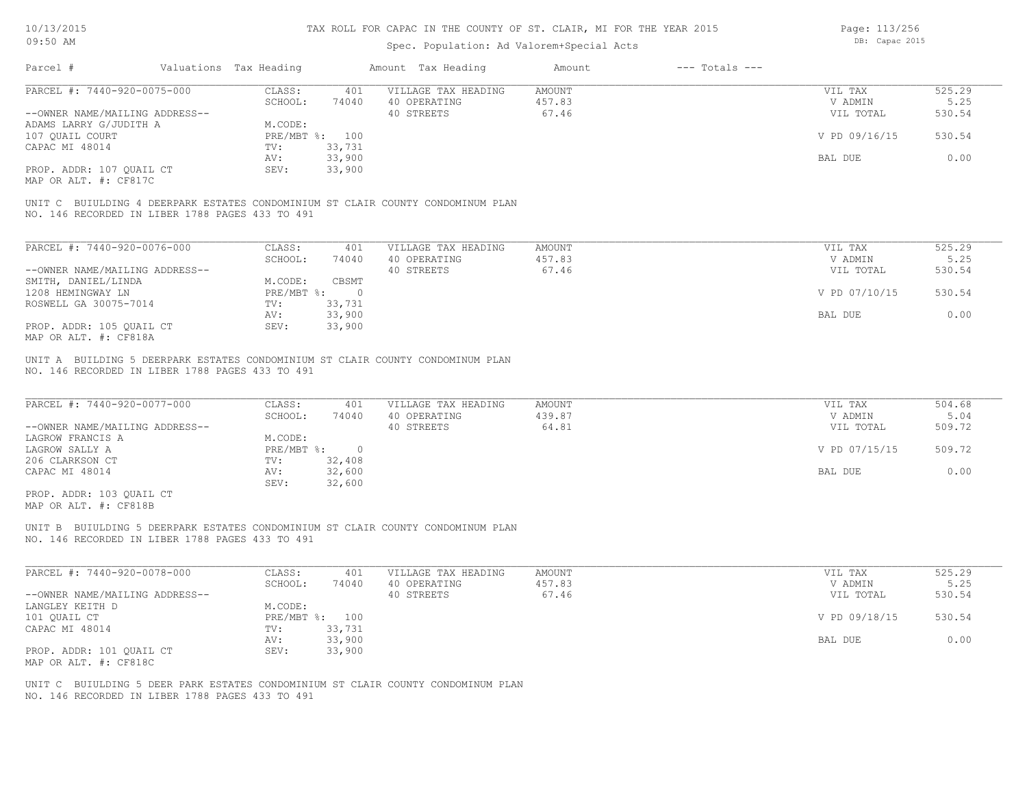# TAX ROLL FOR CAPAC IN THE COUNTY OF ST. CLAIR, MI FOR THE YEAR 2015

Spec. Population: Ad Valorem+Special Acts

| Parcel # | Valuations | Tax Heading | Amount | Tax Heading | Amount | --- Totals --- | |
|---|---|---|---|---|---|---|---|
| PARCEL #: 7440-920-0075-000 | CLASS: | 401 | VILLAGE TAX HEADING | AMOUNT | | VIL TAX | 525.29 |
| | SCHOOL: | 74040 | 40 OPERATING | 457.83 | | V ADMIN | 5.25 |
| --OWNER NAME/MAILING ADDRESS-- | | | 40 STREETS | 67.46 | | VIL TOTAL | 530.54 |
| ADAMS LARRY G/JUDITH A | M.CODE: | | | | | | |
| 107 QUAIL COURT | PRE/MBT %: | 100 | | | | V PD 09/16/15 | 530.54 |
| CAPAC MI 48014 | TV: | 33,731 | | | | | |
| | AV: | 33,900 | | | | BAL DUE | 0.00 |
| PROP. ADDR: 107 QUAIL CT | SEV: | 33,900 | | | | | |
| MAP OR ALT. #: CF817C | | | | | | | |

UNIT C BUIULDING 4 DEERPARK ESTATES CONDOMINIUM ST CLAIR COUNTY CONDOMINUM PLAN NO. 146 RECORDED IN LIBER 1788 PAGES 433 TO 491

| Parcel # | Valuations | Tax Heading | Amount | Tax Heading | Amount | --- Totals --- | |
|---|---|---|---|---|---|---|---|
| PARCEL #: 7440-920-0076-000 | CLASS: | 401 | VILLAGE TAX HEADING | AMOUNT | | VIL TAX | 525.29 |
| | SCHOOL: | 74040 | 40 OPERATING | 457.83 | | V ADMIN | 5.25 |
| --OWNER NAME/MAILING ADDRESS-- | | | 40 STREETS | 67.46 | | VIL TOTAL | 530.54 |
| SMITH, DANIEL/LINDA | M.CODE: | CBSMT | | | | | |
| 1208 HEMINGWAY LN | PRE/MBT %: | 0 | | | | V PD 07/10/15 | 530.54 |
| ROSWELL GA 30075-7014 | TV: | 33,731 | | | | | |
| | AV: | 33,900 | | | | BAL DUE | 0.00 |
| PROP. ADDR: 105 QUAIL CT | SEV: | 33,900 | | | | | |
| MAP OR ALT. #: CF818A | | | | | | | |

UNIT A BUILDING 5 DEERPARK ESTATES CONDOMINIUM ST CLAIR COUNTY CONDOMINUM PLAN NO. 146 RECORDED IN LIBER 1788 PAGES 433 TO 491

| Parcel # | Valuations | Tax Heading | Amount | Tax Heading | Amount | --- Totals --- | |
|---|---|---|---|---|---|---|---|
| PARCEL #: 7440-920-0077-000 | CLASS: | 401 | VILLAGE TAX HEADING | AMOUNT | | VIL TAX | 504.68 |
| | SCHOOL: | 74040 | 40 OPERATING | 439.87 | | V ADMIN | 5.04 |
| --OWNER NAME/MAILING ADDRESS-- | | | 40 STREETS | 64.81 | | VIL TOTAL | 509.72 |
| LAGROW FRANCIS A | M.CODE: | | | | | | |
| LAGROW SALLY A | PRE/MBT %: | 0 | | | | V PD 07/15/15 | 509.72 |
| 206 CLARKSON CT | TV: | 32,408 | | | | | |
| CAPAC MI 48014 | AV: | 32,600 | | | | BAL DUE | 0.00 |
| | SEV: | 32,600 | | | | | |
| PROP. ADDR: 103 QUAIL CT | | | | | | | |
| MAP OR ALT. #: CF818B | | | | | | | |

UNIT B BUIULDING 5 DEERPARK ESTATES CONDOMINIUM ST CLAIR COUNTY CONDOMINUM PLAN NO. 146 RECORDED IN LIBER 1788 PAGES 433 TO 491

| Parcel # | Valuations | Tax Heading | Amount | Tax Heading | Amount | --- Totals --- | |
|---|---|---|---|---|---|---|---|
| PARCEL #: 7440-920-0078-000 | CLASS: | 401 | VILLAGE TAX HEADING | AMOUNT | | VIL TAX | 525.29 |
| | SCHOOL: | 74040 | 40 OPERATING | 457.83 | | V ADMIN | 5.25 |
| --OWNER NAME/MAILING ADDRESS-- | | | 40 STREETS | 67.46 | | VIL TOTAL | 530.54 |
| LANGLEY KEITH D | M.CODE: | | | | | | |
| 101 QUAIL CT | PRE/MBT %: | 100 | | | | V PD 09/18/15 | 530.54 |
| CAPAC MI 48014 | TV: | 33,731 | | | | | |
| | AV: | 33,900 | | | | BAL DUE | 0.00 |
| PROP. ADDR: 101 QUAIL CT | SEV: | 33,900 | | | | | |
| MAP OR ALT. #: CF818C | | | | | | | |

UNIT C BUIULDING 5 DEER PARK ESTATES CONDOMINIUM ST CLAIR COUNTY CONDOMINUM PLAN NO. 146 RECORDED IN LIBER 1788 PAGES 433 TO 491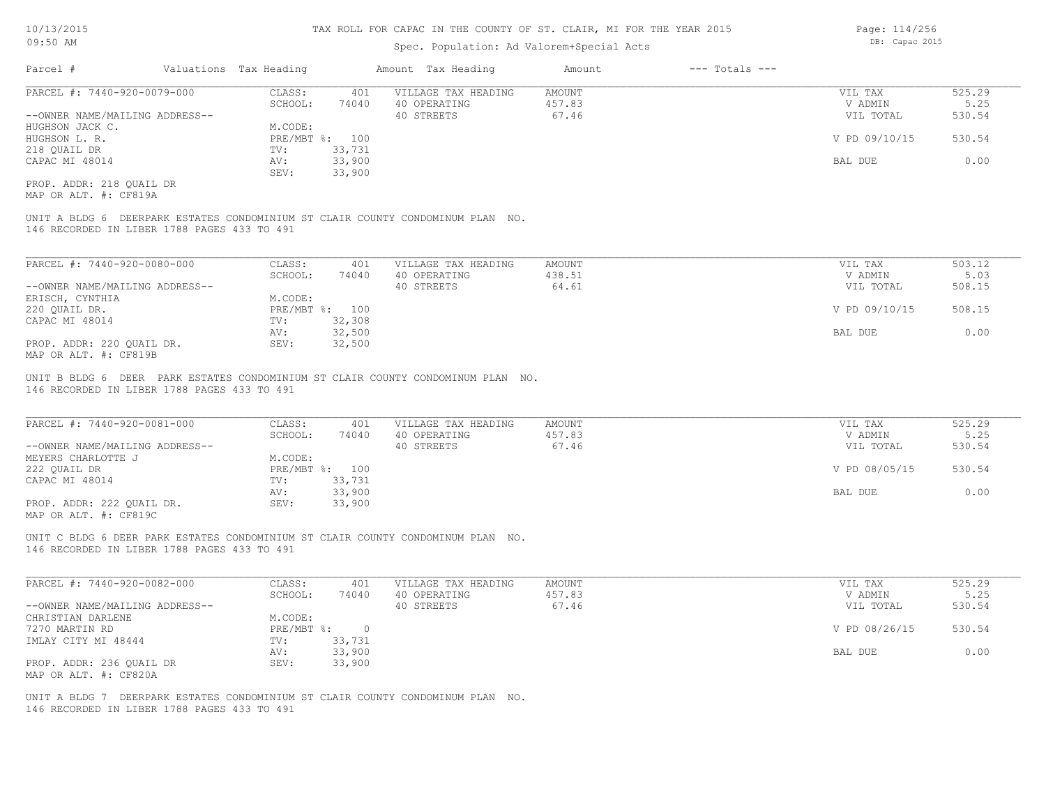# TAX ROLL FOR CAPAC IN THE COUNTY OF ST. CLAIR, MI FOR THE YEAR 2015

Spec. Population: Ad Valorem+Special Acts

10/13/2015 09:50 AM — DB: Capac 2015

| Parcel # | Valuations | Tax Heading | Amount | Tax Heading | Amount | --- Totals --- | |
|---|---|---|---|---|---|---|---|
| PARCEL #: 7440-920-0079-000 | CLASS: | 401 | VILLAGE TAX HEADING | AMOUNT | | VIL TAX | 525.29 |
| | SCHOOL: | 74040 | 40 OPERATING | 457.83 | | V ADMIN | 5.25 |
| --OWNER NAME/MAILING ADDRESS-- | | | 40 STREETS | 67.46 | | VIL TOTAL | 530.54 |
| HUGHSON JACK C. | M.CODE: | | | | | | |
| HUGHSON L. R. | PRE/MBT %: | 100 | | | | V PD 09/10/15 | 530.54 |
| 218 QUAIL DR | TV: | 33,731 | | | | | |
| CAPAC MI 48014 | AV: | 33,900 | | | | BAL DUE | 0.00 |
| | SEV: | 33,900 | | | | | |
| PROP. ADDR: 218 QUAIL DR | | | | | | | |
| MAP OR ALT. #: CF819A | | | | | | | |

UNIT A BLDG 6 DEERPARK ESTATES CONDOMINIUM ST CLAIR COUNTY CONDOMINUM PLAN NO. 146 RECORDED IN LIBER 1788 PAGES 433 TO 491

| Parcel # | Valuations | Tax Heading | Amount | Tax Heading | Amount | --- Totals --- | |
|---|---|---|---|---|---|---|---|
| PARCEL #: 7440-920-0080-000 | CLASS: | 401 | VILLAGE TAX HEADING | AMOUNT | | VIL TAX | 503.12 |
| | SCHOOL: | 74040 | 40 OPERATING | 438.51 | | V ADMIN | 5.03 |
| --OWNER NAME/MAILING ADDRESS-- | | | 40 STREETS | 64.61 | | VIL TOTAL | 508.15 |
| ERISCH, CYNTHIA | M.CODE: | | | | | | |
| 220 QUAIL DR. | PRE/MBT %: | 100 | | | | V PD 09/10/15 | 508.15 |
| CAPAC MI 48014 | TV: | 32,308 | | | | | |
| | AV: | 32,500 | | | | BAL DUE | 0.00 |
| PROP. ADDR: 220 QUAIL DR. | SEV: | 32,500 | | | | | |
| MAP OR ALT. #: CF819B | | | | | | | |

UNIT B BLDG 6 DEER PARK ESTATES CONDOMINIUM ST CLAIR COUNTY CONDOMINUM PLAN NO. 146 RECORDED IN LIBER 1788 PAGES 433 TO 491

| Parcel # | Valuations | Tax Heading | Amount | Tax Heading | Amount | --- Totals --- | |
|---|---|---|---|---|---|---|---|
| PARCEL #: 7440-920-0081-000 | CLASS: | 401 | VILLAGE TAX HEADING | AMOUNT | | VIL TAX | 525.29 |
| | SCHOOL: | 74040 | 40 OPERATING | 457.83 | | V ADMIN | 5.25 |
| --OWNER NAME/MAILING ADDRESS-- | | | 40 STREETS | 67.46 | | VIL TOTAL | 530.54 |
| MEYERS CHARLOTTE J | M.CODE: | | | | | | |
| 222 QUAIL DR | PRE/MBT %: | 100 | | | | V PD 08/05/15 | 530.54 |
| CAPAC MI 48014 | TV: | 33,731 | | | | | |
| | AV: | 33,900 | | | | BAL DUE | 0.00 |
| PROP. ADDR: 222 QUAIL DR. | SEV: | 33,900 | | | | | |
| MAP OR ALT. #: CF819C | | | | | | | |

UNIT C BLDG 6 DEER PARK ESTATES CONDOMINIUM ST CLAIR COUNTY CONDOMINUM PLAN NO. 146 RECORDED IN LIBER 1788 PAGES 433 TO 491

| Parcel # | Valuations | Tax Heading | Amount | Tax Heading | Amount | --- Totals --- | |
|---|---|---|---|---|---|---|---|
| PARCEL #: 7440-920-0082-000 | CLASS: | 401 | VILLAGE TAX HEADING | AMOUNT | | VIL TAX | 525.29 |
| | SCHOOL: | 74040 | 40 OPERATING | 457.83 | | V ADMIN | 5.25 |
| --OWNER NAME/MAILING ADDRESS-- | | | 40 STREETS | 67.46 | | VIL TOTAL | 530.54 |
| CHRISTIAN DARLENE | M.CODE: | | | | | | |
| 7270 MARTIN RD | PRE/MBT %: | 0 | | | | V PD 08/26/15 | 530.54 |
| IMLAY CITY MI 48444 | TV: | 33,731 | | | | | |
| | AV: | 33,900 | | | | BAL DUE | 0.00 |
| PROP. ADDR: 236 QUAIL DR | SEV: | 33,900 | | | | | |
| MAP OR ALT. #: CF820A | | | | | | | |

UNIT A BLDG 7 DEERPARK ESTATES CONDOMINIUM ST CLAIR COUNTY CONDOMINUM PLAN NO. 146 RECORDED IN LIBER 1788 PAGES 433 TO 491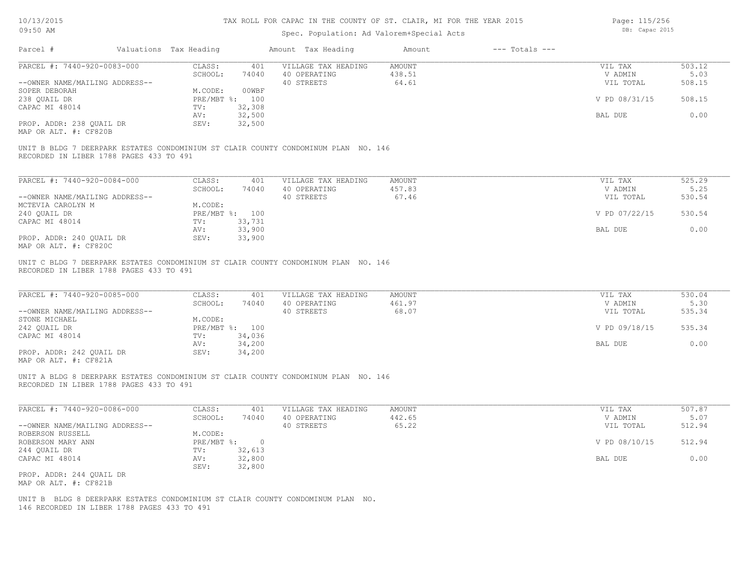TAX ROLL FOR CAPAC IN THE COUNTY OF ST. CLAIR, MI FOR THE YEAR 2015

Spec. Population: Ad Valorem+Special Acts

| Parcel # | Valuations | Tax Heading | Amount | Tax Heading | Amount | --- Totals --- | |
|---|---|---|---|---|---|---|---|
| PARCEL #: 7440-920-0083-000 | CLASS: | 401 | VILLAGE TAX HEADING | AMOUNT | | VIL TAX | 503.12 |
| | SCHOOL: | 74040 | 40 OPERATING | 438.51 | | V ADMIN | 5.03 |
| --OWNER NAME/MAILING ADDRESS-- | | | 40 STREETS | 64.61 | | VIL TOTAL | 508.15 |
| SOPER DEBORAH | M.CODE: | 00WBF | | | | | |
| 238 QUAIL DR | PRE/MBT %: | 100 | | | | V PD 08/31/15 | 508.15 |
| CAPAC MI 48014 | TV: | 32,308 | | | | | |
| | AV: | 32,500 | | | | BAL DUE | 0.00 |
| PROP. ADDR: 238 QUAIL DR | SEV: | 32,500 | | | | | |
| MAP OR ALT. #: CF820B | | | | | | | |

UNIT B BLDG 7 DEERPARK ESTATES CONDOMINIUM ST CLAIR COUNTY CONDOMINUM PLAN NO. 146
RECORDED IN LIBER 1788 PAGES 433 TO 491

| Parcel # | Valuations | Tax Heading | Amount | Tax Heading | Amount | --- Totals --- | |
|---|---|---|---|---|---|---|---|
| PARCEL #: 7440-920-0084-000 | CLASS: | 401 | VILLAGE TAX HEADING | AMOUNT | | VIL TAX | 525.29 |
| | SCHOOL: | 74040 | 40 OPERATING | 457.83 | | V ADMIN | 5.25 |
| --OWNER NAME/MAILING ADDRESS-- | | | 40 STREETS | 67.46 | | VIL TOTAL | 530.54 |
| MCTEVIA CAROLYN M | M.CODE: | | | | | | |
| 240 QUAIL DR | PRE/MBT %: | 100 | | | | V PD 07/22/15 | 530.54 |
| CAPAC MI 48014 | TV: | 33,731 | | | | | |
| | AV: | 33,900 | | | | BAL DUE | 0.00 |
| PROP. ADDR: 240 QUAIL DR | SEV: | 33,900 | | | | | |
| MAP OR ALT. #: CF820C | | | | | | | |

UNIT C BLDG 7 DEERPARK ESTATES CONDOMINIUM ST CLAIR COUNTY CONDOMINUM PLAN NO. 146
RECORDED IN LIBER 1788 PAGES 433 TO 491

| Parcel # | Valuations | Tax Heading | Amount | Tax Heading | Amount | --- Totals --- | |
|---|---|---|---|---|---|---|---|
| PARCEL #: 7440-920-0085-000 | CLASS: | 401 | VILLAGE TAX HEADING | AMOUNT | | VIL TAX | 530.04 |
| | SCHOOL: | 74040 | 40 OPERATING | 461.97 | | V ADMIN | 5.30 |
| --OWNER NAME/MAILING ADDRESS-- | | | 40 STREETS | 68.07 | | VIL TOTAL | 535.34 |
| STONE MICHAEL | M.CODE: | | | | | | |
| 242 QUAIL DR | PRE/MBT %: | 100 | | | | V PD 09/18/15 | 535.34 |
| CAPAC MI 48014 | TV: | 34,036 | | | | | |
| | AV: | 34,200 | | | | BAL DUE | 0.00 |
| PROP. ADDR: 242 QUAIL DR | SEV: | 34,200 | | | | | |
| MAP OR ALT. #: CF821A | | | | | | | |

UNIT A BLDG 8 DEERPARK ESTATES CONDOMINIUM ST CLAIR COUNTY CONDOMINUM PLAN NO. 146
RECORDED IN LIBER 1788 PAGES 433 TO 491

| Parcel # | Valuations | Tax Heading | Amount | Tax Heading | Amount | --- Totals --- | |
|---|---|---|---|---|---|---|---|
| PARCEL #: 7440-920-0086-000 | CLASS: | 401 | VILLAGE TAX HEADING | AMOUNT | | VIL TAX | 507.87 |
| | SCHOOL: | 74040 | 40 OPERATING | 442.65 | | V ADMIN | 5.07 |
| --OWNER NAME/MAILING ADDRESS-- | | | 40 STREETS | 65.22 | | VIL TOTAL | 512.94 |
| ROBERSON RUSSELL | M.CODE: | | | | | | |
| ROBERSON MARY ANN | PRE/MBT %: | 0 | | | | V PD 08/10/15 | 512.94 |
| 244 QUAIL DR | TV: | 32,613 | | | | | |
| CAPAC MI 48014 | AV: | 32,800 | | | | BAL DUE | 0.00 |
| | SEV: | 32,800 | | | | | |
| PROP. ADDR: 244 QUAIL DR | | | | | | | |
| MAP OR ALT. #: CF821B | | | | | | | |

UNIT B BLDG 8 DEERPARK ESTATES CONDOMINIUM ST CLAIR COUNTY CONDOMINUM PLAN NO.
146 RECORDED IN LIBER 1788 PAGES 433 TO 491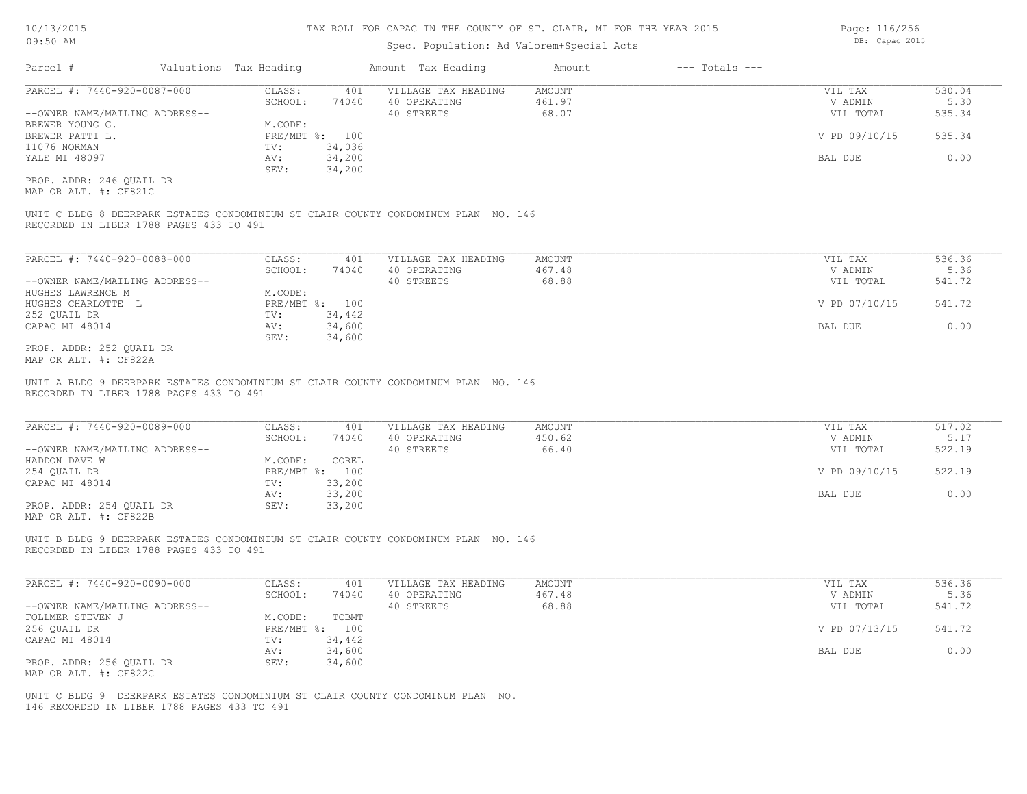TAX ROLL FOR CAPAC IN THE COUNTY OF ST. CLAIR, MI FOR THE YEAR 2015

Spec. Population: Ad Valorem+Special Acts

| Parcel # | Valuations | Tax Heading | Amount | Tax Heading | Amount | --- Totals --- |
|---|---|---|---|---|---|---|

**PARCEL #: 7440-920-0087-000**

| | | | | | |
|---|---|---|---|---|---|
| CLASS: | 401 | VILLAGE TAX HEADING | AMOUNT | VIL TAX | 530.04 |
| SCHOOL: | 74040 | 40 OPERATING | 461.97 | V ADMIN | 5.30 |
| | | 40 STREETS | 68.07 | VIL TOTAL | 535.34 |
| M.CODE: | | | | | |
| PRE/MBT %: | 100 | | | V PD 09/10/15 | 535.34 |
| TV: | 34,036 | | | | |
| AV: | 34,200 | | | BAL DUE | 0.00 |
| SEV: | 34,200 | | | | |

--OWNER NAME/MAILING ADDRESS--
BREWER YOUNG G.
BREWER PATTI L.
11076 NORMAN
YALE MI 48097

PROP. ADDR: 246 QUAIL DR
MAP OR ALT. #: CF821C

UNIT C BLDG 8 DEERPARK ESTATES CONDOMINIUM ST CLAIR COUNTY CONDOMINUM PLAN NO. 146
RECORDED IN LIBER 1788 PAGES 433 TO 491

---

**PARCEL #: 7440-920-0088-000**

| | | | | | |
|---|---|---|---|---|---|
| CLASS: | 401 | VILLAGE TAX HEADING | AMOUNT | VIL TAX | 536.36 |
| SCHOOL: | 74040 | 40 OPERATING | 467.48 | V ADMIN | 5.36 |
| | | 40 STREETS | 68.88 | VIL TOTAL | 541.72 |
| M.CODE: | | | | | |
| PRE/MBT %: | 100 | | | V PD 07/10/15 | 541.72 |
| TV: | 34,442 | | | | |
| AV: | 34,600 | | | BAL DUE | 0.00 |
| SEV: | 34,600 | | | | |

--OWNER NAME/MAILING ADDRESS--
HUGHES LAWRENCE M
HUGHES CHARLOTTE L
252 QUAIL DR
CAPAC MI 48014

PROP. ADDR: 252 QUAIL DR
MAP OR ALT. #: CF822A

UNIT A BLDG 9 DEERPARK ESTATES CONDOMINIUM ST CLAIR COUNTY CONDOMINUM PLAN NO. 146
RECORDED IN LIBER 1788 PAGES 433 TO 491

---

**PARCEL #: 7440-920-0089-000**

| | | | | | |
|---|---|---|---|---|---|
| CLASS: | 401 | VILLAGE TAX HEADING | AMOUNT | VIL TAX | 517.02 |
| SCHOOL: | 74040 | 40 OPERATING | 450.62 | V ADMIN | 5.17 |
| | | 40 STREETS | 66.40 | VIL TOTAL | 522.19 |
| M.CODE: | COREL | | | | |
| PRE/MBT %: | 100 | | | V PD 09/10/15 | 522.19 |
| TV: | 33,200 | | | | |
| AV: | 33,200 | | | BAL DUE | 0.00 |
| SEV: | 33,200 | | | | |

--OWNER NAME/MAILING ADDRESS--
HADDON DAVE W
254 QUAIL DR
CAPAC MI 48014

PROP. ADDR: 254 QUAIL DR
MAP OR ALT. #: CF822B

UNIT B BLDG 9 DEERPARK ESTATES CONDOMINIUM ST CLAIR COUNTY CONDOMINUM PLAN NO. 146
RECORDED IN LIBER 1788 PAGES 433 TO 491

---

**PARCEL #: 7440-920-0090-000**

| | | | | | |
|---|---|---|---|---|---|
| CLASS: | 401 | VILLAGE TAX HEADING | AMOUNT | VIL TAX | 536.36 |
| SCHOOL: | 74040 | 40 OPERATING | 467.48 | V ADMIN | 5.36 |
| | | 40 STREETS | 68.88 | VIL TOTAL | 541.72 |
| M.CODE: | TCBMT | | | | |
| PRE/MBT %: | 100 | | | V PD 07/13/15 | 541.72 |
| TV: | 34,442 | | | | |
| AV: | 34,600 | | | BAL DUE | 0.00 |
| SEV: | 34,600 | | | | |

--OWNER NAME/MAILING ADDRESS--
FOLLMER STEVEN J
256 QUAIL DR
CAPAC MI 48014

PROP. ADDR: 256 QUAIL DR
MAP OR ALT. #: CF822C

UNIT C BLDG 9 DEERPARK ESTATES CONDOMINIUM ST CLAIR COUNTY CONDOMINUM PLAN NO.
146 RECORDED IN LIBER 1788 PAGES 433 TO 491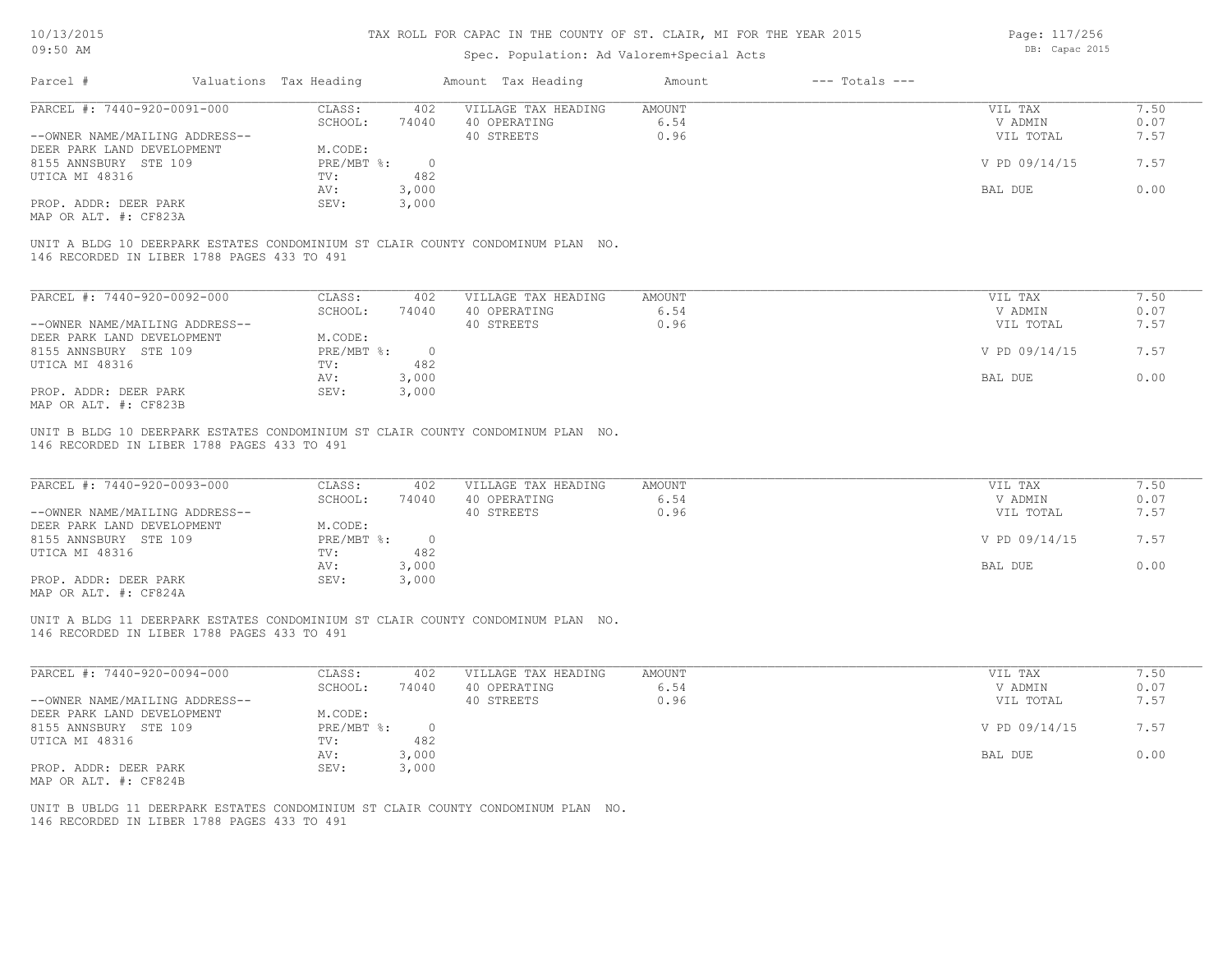# TAX ROLL FOR CAPAC IN THE COUNTY OF ST. CLAIR, MI FOR THE YEAR 2015

Spec. Population: Ad Valorem+Special Acts

DB: Capac 2015

| Parcel # | Valuations | Tax Heading | Amount | Tax Heading | Amount | --- Totals --- | |
|---|---|---|---|---|---|---|---|
| PARCEL #: 7440-920-0091-000 | CLASS: | 402 | VILLAGE TAX HEADING | AMOUNT | | VIL TAX | 7.50 |
| | SCHOOL: | 74040 | 40 OPERATING | 6.54 | | V ADMIN | 0.07 |
| --OWNER NAME/MAILING ADDRESS-- | | | 40 STREETS | 0.96 | | VIL TOTAL | 7.57 |
| DEER PARK LAND DEVELOPMENT | M.CODE: | | | | | | |
| 8155 ANNSBURY STE 109 | PRE/MBT %: | 0 | | | | V PD 09/14/15 | 7.57 |
| UTICA MI 48316 | TV: | 482 | | | | | |
| | AV: | 3,000 | | | | BAL DUE | 0.00 |
| PROP. ADDR: DEER PARK | SEV: | 3,000 | | | | | |
| MAP OR ALT. #: CF823A | | | | | | | |

UNIT A BLDG 10 DEERPARK ESTATES CONDOMINIUM ST CLAIR COUNTY CONDOMINUM PLAN NO. 146 RECORDED IN LIBER 1788 PAGES 433 TO 491

| Parcel # | Valuations | Tax Heading | Amount | Tax Heading | Amount | --- Totals --- | |
|---|---|---|---|---|---|---|---|
| PARCEL #: 7440-920-0092-000 | CLASS: | 402 | VILLAGE TAX HEADING | AMOUNT | | VIL TAX | 7.50 |
| | SCHOOL: | 74040 | 40 OPERATING | 6.54 | | V ADMIN | 0.07 |
| --OWNER NAME/MAILING ADDRESS-- | | | 40 STREETS | 0.96 | | VIL TOTAL | 7.57 |
| DEER PARK LAND DEVELOPMENT | M.CODE: | | | | | | |
| 8155 ANNSBURY STE 109 | PRE/MBT %: | 0 | | | | V PD 09/14/15 | 7.57 |
| UTICA MI 48316 | TV: | 482 | | | | | |
| | AV: | 3,000 | | | | BAL DUE | 0.00 |
| PROP. ADDR: DEER PARK | SEV: | 3,000 | | | | | |
| MAP OR ALT. #: CF823B | | | | | | | |

UNIT B BLDG 10 DEERPARK ESTATES CONDOMINIUM ST CLAIR COUNTY CONDOMINUM PLAN NO. 146 RECORDED IN LIBER 1788 PAGES 433 TO 491

| Parcel # | Valuations | Tax Heading | Amount | Tax Heading | Amount | --- Totals --- | |
|---|---|---|---|---|---|---|---|
| PARCEL #: 7440-920-0093-000 | CLASS: | 402 | VILLAGE TAX HEADING | AMOUNT | | VIL TAX | 7.50 |
| | SCHOOL: | 74040 | 40 OPERATING | 6.54 | | V ADMIN | 0.07 |
| --OWNER NAME/MAILING ADDRESS-- | | | 40 STREETS | 0.96 | | VIL TOTAL | 7.57 |
| DEER PARK LAND DEVELOPMENT | M.CODE: | | | | | | |
| 8155 ANNSBURY STE 109 | PRE/MBT %: | 0 | | | | V PD 09/14/15 | 7.57 |
| UTICA MI 48316 | TV: | 482 | | | | | |
| | AV: | 3,000 | | | | BAL DUE | 0.00 |
| PROP. ADDR: DEER PARK | SEV: | 3,000 | | | | | |
| MAP OR ALT. #: CF824A | | | | | | | |

UNIT A BLDG 11 DEERPARK ESTATES CONDOMINIUM ST CLAIR COUNTY CONDOMINUM PLAN NO. 146 RECORDED IN LIBER 1788 PAGES 433 TO 491

| Parcel # | Valuations | Tax Heading | Amount | Tax Heading | Amount | --- Totals --- | |
|---|---|---|---|---|---|---|---|
| PARCEL #: 7440-920-0094-000 | CLASS: | 402 | VILLAGE TAX HEADING | AMOUNT | | VIL TAX | 7.50 |
| | SCHOOL: | 74040 | 40 OPERATING | 6.54 | | V ADMIN | 0.07 |
| --OWNER NAME/MAILING ADDRESS-- | | | 40 STREETS | 0.96 | | VIL TOTAL | 7.57 |
| DEER PARK LAND DEVELOPMENT | M.CODE: | | | | | | |
| 8155 ANNSBURY STE 109 | PRE/MBT %: | 0 | | | | V PD 09/14/15 | 7.57 |
| UTICA MI 48316 | TV: | 482 | | | | | |
| | AV: | 3,000 | | | | BAL DUE | 0.00 |
| PROP. ADDR: DEER PARK | SEV: | 3,000 | | | | | |
| MAP OR ALT. #: CF824B | | | | | | | |

UNIT B UBLDG 11 DEERPARK ESTATES CONDOMINIUM ST CLAIR COUNTY CONDOMINUM PLAN NO. 146 RECORDED IN LIBER 1788 PAGES 433 TO 491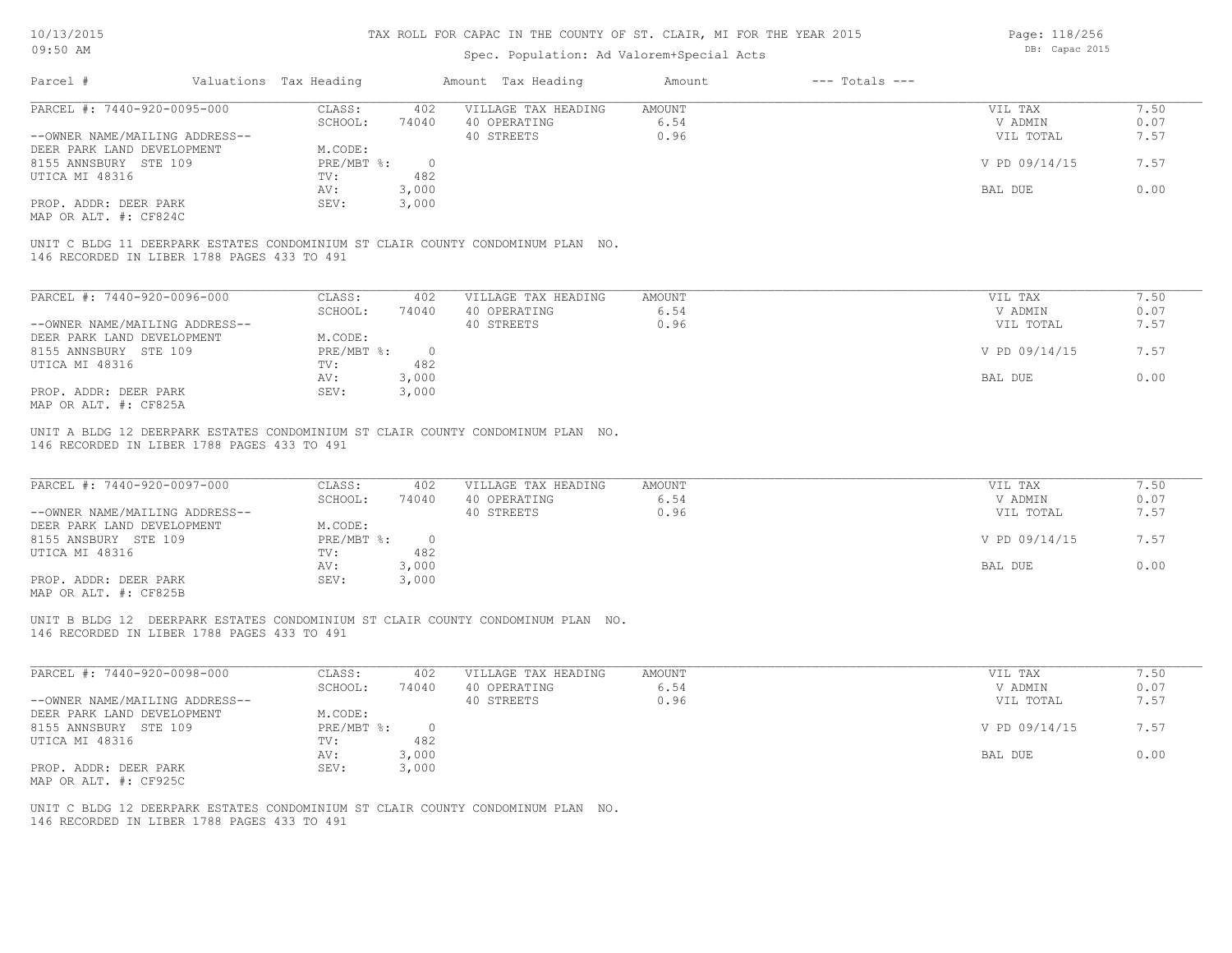# TAX ROLL FOR CAPAC IN THE COUNTY OF ST. CLAIR, MI FOR THE YEAR 2015

Spec. Population: Ad Valorem+Special Acts

| Parcel # | Valuations | Tax Heading | Amount | Tax Heading | Amount | --- Totals --- | |
|---|---|---|---|---|---|---|---|

---

**PARCEL #: 7440-920-0095-000**

| | | | | | |
|---|---|---|---|---|---|
| CLASS: | 402 | VILLAGE TAX HEADING | AMOUNT | VIL TAX | 7.50 |
| SCHOOL: | 74040 | 40 OPERATING | 6.54 | V ADMIN | 0.07 |
| | | 40 STREETS | 0.96 | VIL TOTAL | 7.57 |
| M.CODE: | | | | | |
| PRE/MBT %: | 0 | | | V PD 09/14/15 | 7.57 |
| TV: | 482 | | | | |
| AV: | 3,000 | | | BAL DUE | 0.00 |
| SEV: | 3,000 | | | | |

--OWNER NAME/MAILING ADDRESS--
DEER PARK LAND DEVELOPMENT
8155 ANNSBURY STE 109
UTICA MI 48316

PROP. ADDR: DEER PARK
MAP OR ALT. #: CF824C

UNIT C BLDG 11 DEERPARK ESTATES CONDOMINIUM ST CLAIR COUNTY CONDOMINUM PLAN NO. 146 RECORDED IN LIBER 1788 PAGES 433 TO 491

---

**PARCEL #: 7440-920-0096-000**

| | | | | | |
|---|---|---|---|---|---|
| CLASS: | 402 | VILLAGE TAX HEADING | AMOUNT | VIL TAX | 7.50 |
| SCHOOL: | 74040 | 40 OPERATING | 6.54 | V ADMIN | 0.07 |
| | | 40 STREETS | 0.96 | VIL TOTAL | 7.57 |
| M.CODE: | | | | | |
| PRE/MBT %: | 0 | | | V PD 09/14/15 | 7.57 |
| TV: | 482 | | | | |
| AV: | 3,000 | | | BAL DUE | 0.00 |
| SEV: | 3,000 | | | | |

--OWNER NAME/MAILING ADDRESS--
DEER PARK LAND DEVELOPMENT
8155 ANNSBURY STE 109
UTICA MI 48316

PROP. ADDR: DEER PARK
MAP OR ALT. #: CF825A

UNIT A BLDG 12 DEERPARK ESTATES CONDOMINIUM ST CLAIR COUNTY CONDOMINUM PLAN NO. 146 RECORDED IN LIBER 1788 PAGES 433 TO 491

---

**PARCEL #: 7440-920-0097-000**

| | | | | | |
|---|---|---|---|---|---|
| CLASS: | 402 | VILLAGE TAX HEADING | AMOUNT | VIL TAX | 7.50 |
| SCHOOL: | 74040 | 40 OPERATING | 6.54 | V ADMIN | 0.07 |
| | | 40 STREETS | 0.96 | VIL TOTAL | 7.57 |
| M.CODE: | | | | | |
| PRE/MBT %: | 0 | | | V PD 09/14/15 | 7.57 |
| TV: | 482 | | | | |
| AV: | 3,000 | | | BAL DUE | 0.00 |
| SEV: | 3,000 | | | | |

--OWNER NAME/MAILING ADDRESS--
DEER PARK LAND DEVELOPMENT
8155 ANSBURY STE 109
UTICA MI 48316

PROP. ADDR: DEER PARK
MAP OR ALT. #: CF825B

UNIT B BLDG 12 DEERPARK ESTATES CONDOMINIUM ST CLAIR COUNTY CONDOMINUM PLAN NO. 146 RECORDED IN LIBER 1788 PAGES 433 TO 491

---

**PARCEL #: 7440-920-0098-000**

| | | | | | |
|---|---|---|---|---|---|
| CLASS: | 402 | VILLAGE TAX HEADING | AMOUNT | VIL TAX | 7.50 |
| SCHOOL: | 74040 | 40 OPERATING | 6.54 | V ADMIN | 0.07 |
| | | 40 STREETS | 0.96 | VIL TOTAL | 7.57 |
| M.CODE: | | | | | |
| PRE/MBT %: | 0 | | | V PD 09/14/15 | 7.57 |
| TV: | 482 | | | | |
| AV: | 3,000 | | | BAL DUE | 0.00 |
| SEV: | 3,000 | | | | |

--OWNER NAME/MAILING ADDRESS--
DEER PARK LAND DEVELOPMENT
8155 ANNSBURY STE 109
UTICA MI 48316

PROP. ADDR: DEER PARK
MAP OR ALT. #: CF925C

UNIT C BLDG 12 DEERPARK ESTATES CONDOMINIUM ST CLAIR COUNTY CONDOMINUM PLAN NO. 146 RECORDED IN LIBER 1788 PAGES 433 TO 491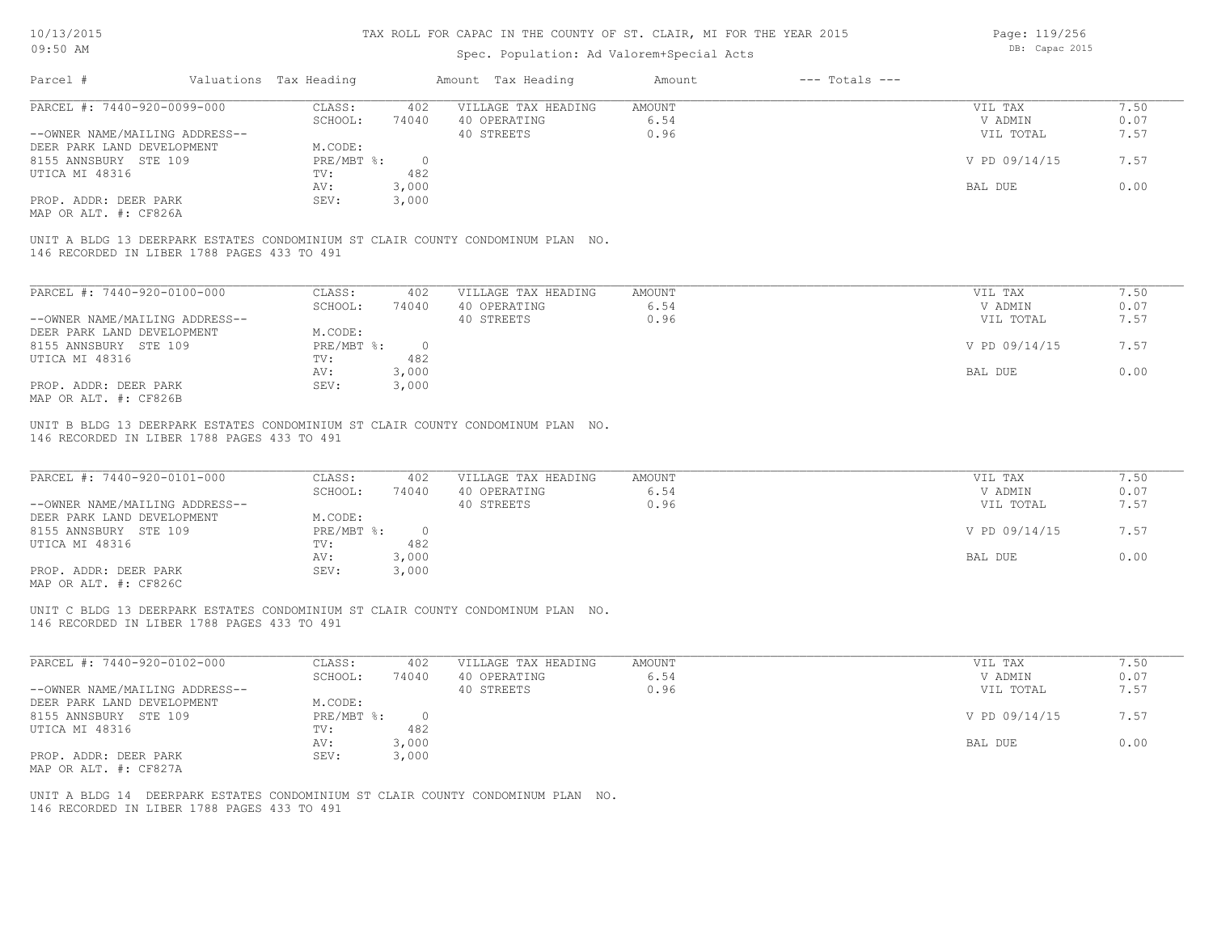# TAX ROLL FOR CAPAC IN THE COUNTY OF ST. CLAIR, MI FOR THE YEAR 2015

Spec. Population: Ad Valorem+Special Acts

| Parcel # | Valuations | Tax Heading | Amount | Tax Heading | Amount | --- Totals --- | |
|---|---|---|---|---|---|---|---|

---

| PARCEL #: 7440-920-0099-000 | CLASS: | 402 | VILLAGE TAX HEADING | AMOUNT | VIL TAX | 7.50 |
|---|---|---|---|---|---|---|
| | SCHOOL: | 74040 | 40 OPERATING | 6.54 | V ADMIN | 0.07 |
| --OWNER NAME/MAILING ADDRESS-- | | | 40 STREETS | 0.96 | VIL TOTAL | 7.57 |
| DEER PARK LAND DEVELOPMENT | M.CODE: | | | | | |
| 8155 ANNSBURY STE 109 | PRE/MBT %: | 0 | | | V PD 09/14/15 | 7.57 |
| UTICA MI 48316 | TV: | 482 | | | | |
| | AV: | 3,000 | | | BAL DUE | 0.00 |
| PROP. ADDR: DEER PARK | SEV: | 3,000 | | | | |
| MAP OR ALT. #: CF826A | | | | | | |

UNIT A BLDG 13 DEERPARK ESTATES CONDOMINIUM ST CLAIR COUNTY CONDOMINUM PLAN NO.
146 RECORDED IN LIBER 1788 PAGES 433 TO 491

---

| PARCEL #: 7440-920-0100-000 | CLASS: | 402 | VILLAGE TAX HEADING | AMOUNT | VIL TAX | 7.50 |
|---|---|---|---|---|---|---|
| | SCHOOL: | 74040 | 40 OPERATING | 6.54 | V ADMIN | 0.07 |
| --OWNER NAME/MAILING ADDRESS-- | | | 40 STREETS | 0.96 | VIL TOTAL | 7.57 |
| DEER PARK LAND DEVELOPMENT | M.CODE: | | | | | |
| 8155 ANNSBURY STE 109 | PRE/MBT %: | 0 | | | V PD 09/14/15 | 7.57 |
| UTICA MI 48316 | TV: | 482 | | | | |
| | AV: | 3,000 | | | BAL DUE | 0.00 |
| PROP. ADDR: DEER PARK | SEV: | 3,000 | | | | |
| MAP OR ALT. #: CF826B | | | | | | |

UNIT B BLDG 13 DEERPARK ESTATES CONDOMINIUM ST CLAIR COUNTY CONDOMINUM PLAN NO.
146 RECORDED IN LIBER 1788 PAGES 433 TO 491

---

| PARCEL #: 7440-920-0101-000 | CLASS: | 402 | VILLAGE TAX HEADING | AMOUNT | VIL TAX | 7.50 |
|---|---|---|---|---|---|---|
| | SCHOOL: | 74040 | 40 OPERATING | 6.54 | V ADMIN | 0.07 |
| --OWNER NAME/MAILING ADDRESS-- | | | 40 STREETS | 0.96 | VIL TOTAL | 7.57 |
| DEER PARK LAND DEVELOPMENT | M.CODE: | | | | | |
| 8155 ANNSBURY STE 109 | PRE/MBT %: | 0 | | | V PD 09/14/15 | 7.57 |
| UTICA MI 48316 | TV: | 482 | | | | |
| | AV: | 3,000 | | | BAL DUE | 0.00 |
| PROP. ADDR: DEER PARK | SEV: | 3,000 | | | | |
| MAP OR ALT. #: CF826C | | | | | | |

UNIT C BLDG 13 DEERPARK ESTATES CONDOMINIUM ST CLAIR COUNTY CONDOMINUM PLAN NO.
146 RECORDED IN LIBER 1788 PAGES 433 TO 491

---

| PARCEL #: 7440-920-0102-000 | CLASS: | 402 | VILLAGE TAX HEADING | AMOUNT | VIL TAX | 7.50 |
|---|---|---|---|---|---|---|
| | SCHOOL: | 74040 | 40 OPERATING | 6.54 | V ADMIN | 0.07 |
| --OWNER NAME/MAILING ADDRESS-- | | | 40 STREETS | 0.96 | VIL TOTAL | 7.57 |
| DEER PARK LAND DEVELOPMENT | M.CODE: | | | | | |
| 8155 ANNSBURY STE 109 | PRE/MBT %: | 0 | | | V PD 09/14/15 | 7.57 |
| UTICA MI 48316 | TV: | 482 | | | | |
| | AV: | 3,000 | | | BAL DUE | 0.00 |
| PROP. ADDR: DEER PARK | SEV: | 3,000 | | | | |
| MAP OR ALT. #: CF827A | | | | | | |

UNIT A BLDG 14 DEERPARK ESTATES CONDOMINIUM ST CLAIR COUNTY CONDOMINUM PLAN NO.
146 RECORDED IN LIBER 1788 PAGES 433 TO 491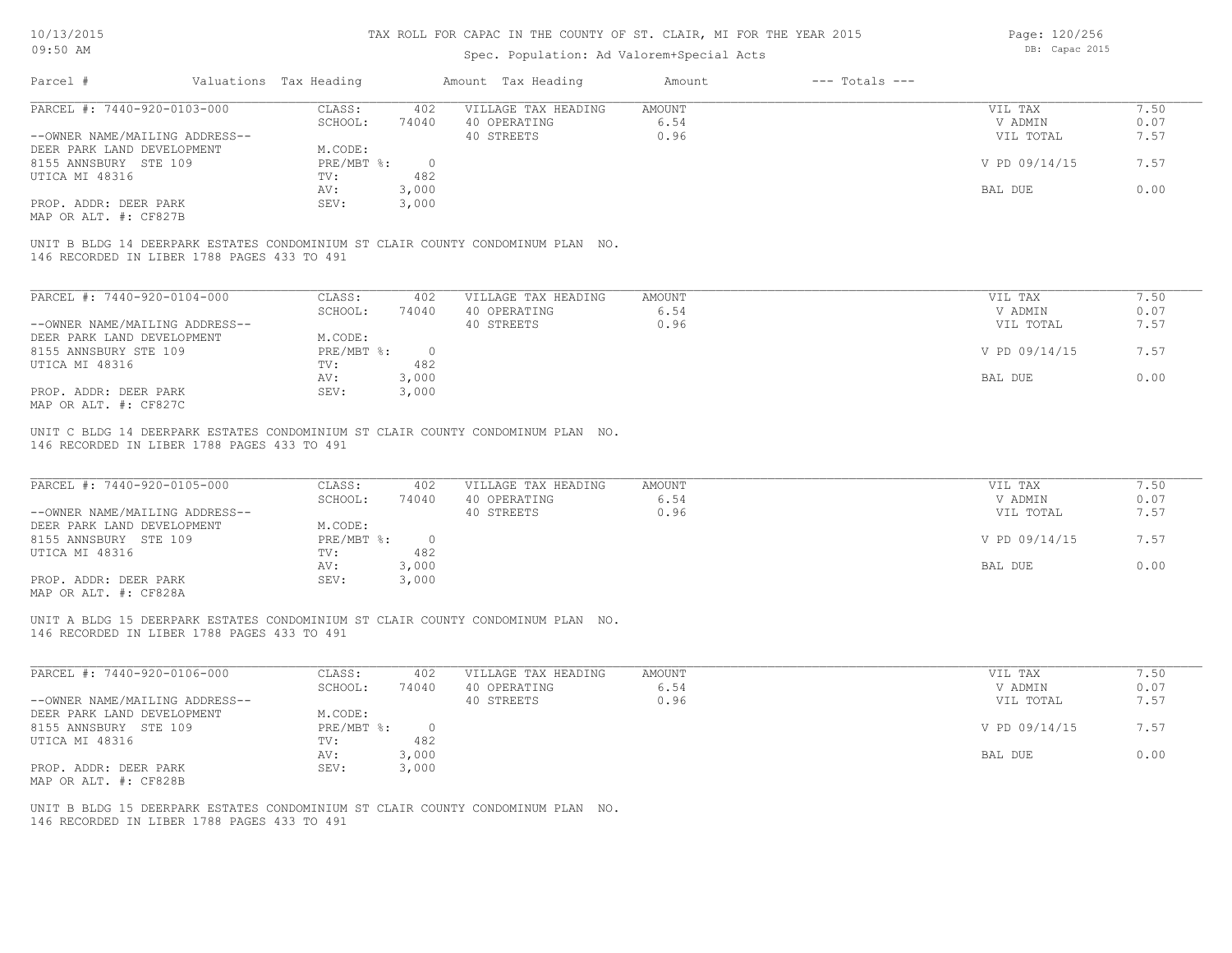# TAX ROLL FOR CAPAC IN THE COUNTY OF ST. CLAIR, MI FOR THE YEAR 2015

Spec. Population: Ad Valorem+Special Acts

| Parcel # | Valuations | Tax Heading | Amount | Tax Heading | Amount | --- Totals --- | |
|---|---|---|---|---|---|---|---|
| PARCEL #: 7440-920-0103-000 | CLASS: | 402 | VILLAGE TAX HEADING | AMOUNT | | VIL TAX | 7.50 |
| | SCHOOL: | 74040 | 40 OPERATING | 6.54 | | V ADMIN | 0.07 |
| --OWNER NAME/MAILING ADDRESS-- | | | 40 STREETS | 0.96 | | VIL TOTAL | 7.57 |
| DEER PARK LAND DEVELOPMENT | M.CODE: | | | | | | |
| 8155 ANNSBURY STE 109 | PRE/MBT %: | 0 | | | | V PD 09/14/15 | 7.57 |
| UTICA MI 48316 | TV: | 482 | | | | | |
| | AV: | 3,000 | | | | BAL DUE | 0.00 |
| PROP. ADDR: DEER PARK | SEV: | 3,000 | | | | | |
| MAP OR ALT. #: CF827B | | | | | | | |

UNIT B BLDG 14 DEERPARK ESTATES CONDOMINIUM ST CLAIR COUNTY CONDOMINUM PLAN NO. 146 RECORDED IN LIBER 1788 PAGES 433 TO 491

| Parcel # | Valuations | Tax Heading | Amount | Tax Heading | Amount | --- Totals --- | |
|---|---|---|---|---|---|---|---|
| PARCEL #: 7440-920-0104-000 | CLASS: | 402 | VILLAGE TAX HEADING | AMOUNT | | VIL TAX | 7.50 |
| | SCHOOL: | 74040 | 40 OPERATING | 6.54 | | V ADMIN | 0.07 |
| --OWNER NAME/MAILING ADDRESS-- | | | 40 STREETS | 0.96 | | VIL TOTAL | 7.57 |
| DEER PARK LAND DEVELOPMENT | M.CODE: | | | | | | |
| 8155 ANNSBURY STE 109 | PRE/MBT %: | 0 | | | | V PD 09/14/15 | 7.57 |
| UTICA MI 48316 | TV: | 482 | | | | | |
| | AV: | 3,000 | | | | BAL DUE | 0.00 |
| PROP. ADDR: DEER PARK | SEV: | 3,000 | | | | | |
| MAP OR ALT. #: CF827C | | | | | | | |

UNIT C BLDG 14 DEERPARK ESTATES CONDOMINIUM ST CLAIR COUNTY CONDOMINUM PLAN NO. 146 RECORDED IN LIBER 1788 PAGES 433 TO 491

| Parcel # | Valuations | Tax Heading | Amount | Tax Heading | Amount | --- Totals --- | |
|---|---|---|---|---|---|---|---|
| PARCEL #: 7440-920-0105-000 | CLASS: | 402 | VILLAGE TAX HEADING | AMOUNT | | VIL TAX | 7.50 |
| | SCHOOL: | 74040 | 40 OPERATING | 6.54 | | V ADMIN | 0.07 |
| --OWNER NAME/MAILING ADDRESS-- | | | 40 STREETS | 0.96 | | VIL TOTAL | 7.57 |
| DEER PARK LAND DEVELOPMENT | M.CODE: | | | | | | |
| 8155 ANNSBURY STE 109 | PRE/MBT %: | 0 | | | | V PD 09/14/15 | 7.57 |
| UTICA MI 48316 | TV: | 482 | | | | | |
| | AV: | 3,000 | | | | BAL DUE | 0.00 |
| PROP. ADDR: DEER PARK | SEV: | 3,000 | | | | | |
| MAP OR ALT. #: CF828A | | | | | | | |

UNIT A BLDG 15 DEERPARK ESTATES CONDOMINIUM ST CLAIR COUNTY CONDOMINUM PLAN NO. 146 RECORDED IN LIBER 1788 PAGES 433 TO 491

| Parcel # | Valuations | Tax Heading | Amount | Tax Heading | Amount | --- Totals --- | |
|---|---|---|---|---|---|---|---|
| PARCEL #: 7440-920-0106-000 | CLASS: | 402 | VILLAGE TAX HEADING | AMOUNT | | VIL TAX | 7.50 |
| | SCHOOL: | 74040 | 40 OPERATING | 6.54 | | V ADMIN | 0.07 |
| --OWNER NAME/MAILING ADDRESS-- | | | 40 STREETS | 0.96 | | VIL TOTAL | 7.57 |
| DEER PARK LAND DEVELOPMENT | M.CODE: | | | | | | |
| 8155 ANNSBURY STE 109 | PRE/MBT %: | 0 | | | | V PD 09/14/15 | 7.57 |
| UTICA MI 48316 | TV: | 482 | | | | | |
| | AV: | 3,000 | | | | BAL DUE | 0.00 |
| PROP. ADDR: DEER PARK | SEV: | 3,000 | | | | | |
| MAP OR ALT. #: CF828B | | | | | | | |

UNIT B BLDG 15 DEERPARK ESTATES CONDOMINIUM ST CLAIR COUNTY CONDOMINUM PLAN NO. 146 RECORDED IN LIBER 1788 PAGES 433 TO 491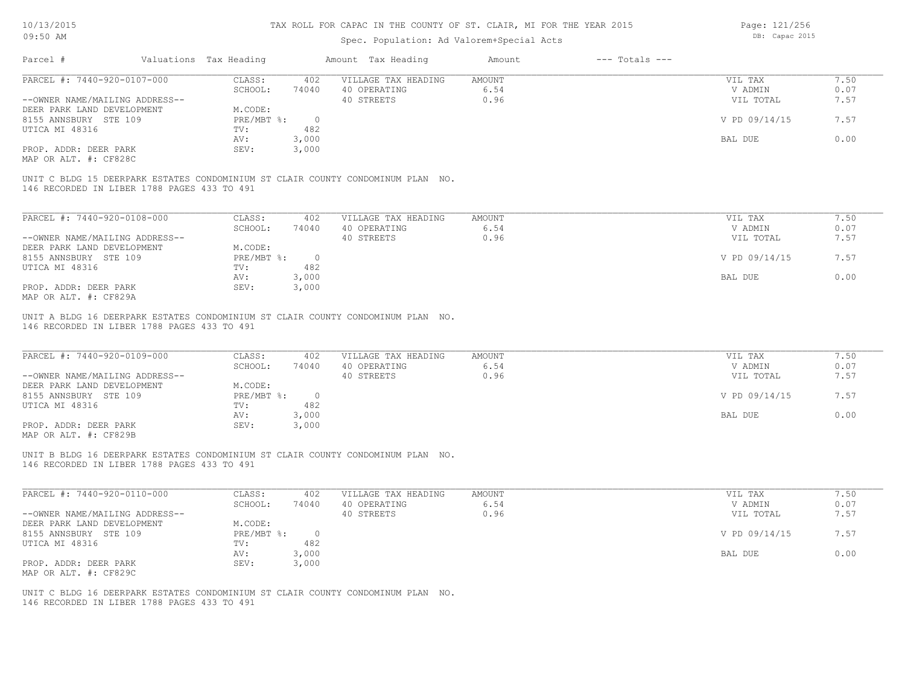TAX ROLL FOR CAPAC IN THE COUNTY OF ST. CLAIR, MI FOR THE YEAR 2015

Spec. Population: Ad Valorem+Special Acts

| Parcel # | Valuations | Tax Heading | Amount | Tax Heading | Amount | --- Totals --- | |
|---|---|---|---|---|---|---|---|
| PARCEL #: 7440-920-0107-000 | CLASS: | 402 | VILLAGE TAX HEADING | AMOUNT | | VIL TAX | 7.50 |
| | SCHOOL: | 74040 | 40 OPERATING | 6.54 | | V ADMIN | 0.07 |
| --OWNER NAME/MAILING ADDRESS-- | | | 40 STREETS | 0.96 | | VIL TOTAL | 7.57 |
| DEER PARK LAND DEVELOPMENT | M.CODE: | | | | | | |
| 8155 ANNSBURY STE 109 | PRE/MBT %: | 0 | | | | V PD 09/14/15 | 7.57 |
| UTICA MI 48316 | TV: | 482 | | | | | |
| | AV: | 3,000 | | | | BAL DUE | 0.00 |
| PROP. ADDR: DEER PARK | SEV: | 3,000 | | | | | |
| MAP OR ALT. #: CF828C | | | | | | | |

UNIT C BLDG 15 DEERPARK ESTATES CONDOMINIUM ST CLAIR COUNTY CONDOMINUM PLAN NO. 146 RECORDED IN LIBER 1788 PAGES 433 TO 491

| Parcel # | Valuations | Tax Heading | Amount | Tax Heading | Amount | --- Totals --- | |
|---|---|---|---|---|---|---|---|
| PARCEL #: 7440-920-0108-000 | CLASS: | 402 | VILLAGE TAX HEADING | AMOUNT | | VIL TAX | 7.50 |
| | SCHOOL: | 74040 | 40 OPERATING | 6.54 | | V ADMIN | 0.07 |
| --OWNER NAME/MAILING ADDRESS-- | | | 40 STREETS | 0.96 | | VIL TOTAL | 7.57 |
| DEER PARK LAND DEVELOPMENT | M.CODE: | | | | | | |
| 8155 ANNSBURY STE 109 | PRE/MBT %: | 0 | | | | V PD 09/14/15 | 7.57 |
| UTICA MI 48316 | TV: | 482 | | | | | |
| | AV: | 3,000 | | | | BAL DUE | 0.00 |
| PROP. ADDR: DEER PARK | SEV: | 3,000 | | | | | |
| MAP OR ALT. #: CF829A | | | | | | | |

UNIT A BLDG 16 DEERPARK ESTATES CONDOMINIUM ST CLAIR COUNTY CONDOMINUM PLAN NO. 146 RECORDED IN LIBER 1788 PAGES 433 TO 491

| Parcel # | Valuations | Tax Heading | Amount | Tax Heading | Amount | --- Totals --- | |
|---|---|---|---|---|---|---|---|
| PARCEL #: 7440-920-0109-000 | CLASS: | 402 | VILLAGE TAX HEADING | AMOUNT | | VIL TAX | 7.50 |
| | SCHOOL: | 74040 | 40 OPERATING | 6.54 | | V ADMIN | 0.07 |
| --OWNER NAME/MAILING ADDRESS-- | | | 40 STREETS | 0.96 | | VIL TOTAL | 7.57 |
| DEER PARK LAND DEVELOPMENT | M.CODE: | | | | | | |
| 8155 ANNSBURY STE 109 | PRE/MBT %: | 0 | | | | V PD 09/14/15 | 7.57 |
| UTICA MI 48316 | TV: | 482 | | | | | |
| | AV: | 3,000 | | | | BAL DUE | 0.00 |
| PROP. ADDR: DEER PARK | SEV: | 3,000 | | | | | |
| MAP OR ALT. #: CF829B | | | | | | | |

UNIT B BLDG 16 DEERPARK ESTATES CONDOMINIUM ST CLAIR COUNTY CONDOMINUM PLAN NO. 146 RECORDED IN LIBER 1788 PAGES 433 TO 491

| Parcel # | Valuations | Tax Heading | Amount | Tax Heading | Amount | --- Totals --- | |
|---|---|---|---|---|---|---|---|
| PARCEL #: 7440-920-0110-000 | CLASS: | 402 | VILLAGE TAX HEADING | AMOUNT | | VIL TAX | 7.50 |
| | SCHOOL: | 74040 | 40 OPERATING | 6.54 | | V ADMIN | 0.07 |
| --OWNER NAME/MAILING ADDRESS-- | | | 40 STREETS | 0.96 | | VIL TOTAL | 7.57 |
| DEER PARK LAND DEVELOPMENT | M.CODE: | | | | | | |
| 8155 ANNSBURY STE 109 | PRE/MBT %: | 0 | | | | V PD 09/14/15 | 7.57 |
| UTICA MI 48316 | TV: | 482 | | | | | |
| | AV: | 3,000 | | | | BAL DUE | 0.00 |
| PROP. ADDR: DEER PARK | SEV: | 3,000 | | | | | |
| MAP OR ALT. #: CF829C | | | | | | | |

UNIT C BLDG 16 DEERPARK ESTATES CONDOMINIUM ST CLAIR COUNTY CONDOMINUM PLAN NO. 146 RECORDED IN LIBER 1788 PAGES 433 TO 491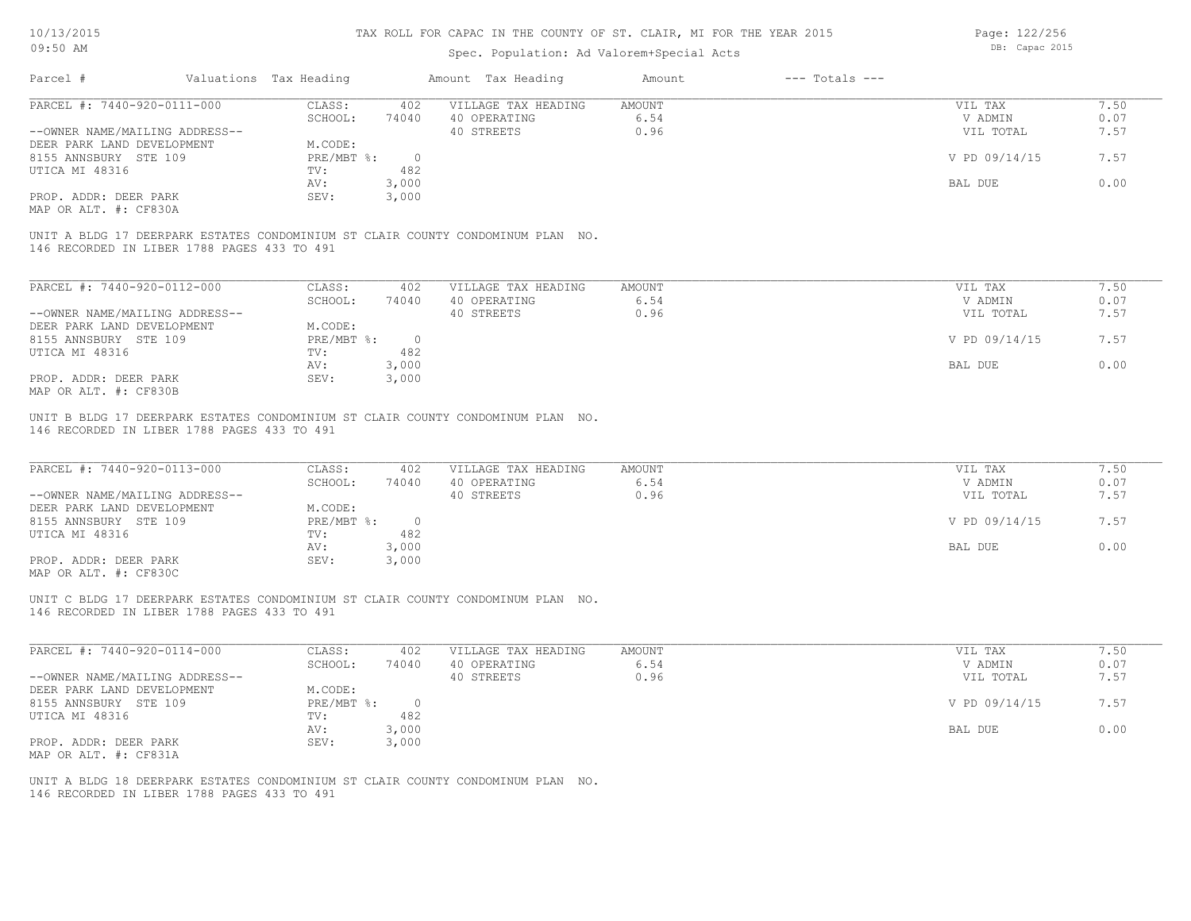| Parcel # | Valuations | Tax Heading | Amount | Tax Heading | Amount | --- Totals --- | |
|---|---|---|---|---|---|---|---|
| PARCEL #: 7440-920-0111-000 | CLASS: | 402 | VILLAGE TAX HEADING | AMOUNT | | VIL TAX | 7.50 |
| | SCHOOL: | 74040 | 40 OPERATING | 6.54 | | V ADMIN | 0.07 |
| --OWNER NAME/MAILING ADDRESS-- | | | 40 STREETS | 0.96 | | VIL TOTAL | 7.57 |
| DEER PARK LAND DEVELOPMENT | M.CODE: | | | | | | |
| 8155 ANNSBURY STE 109 | PRE/MBT %: | 0 | | | | V PD 09/14/15 | 7.57 |
| UTICA MI 48316 | TV: | 482 | | | | | |
| | AV: | 3,000 | | | | BAL DUE | 0.00 |
| PROP. ADDR: DEER PARK | SEV: | 3,000 | | | | | |
| MAP OR ALT. #: CF830A | | | | | | | |

UNIT A BLDG 17 DEERPARK ESTATES CONDOMINIUM ST CLAIR COUNTY CONDOMINUM PLAN NO. 146 RECORDED IN LIBER 1788 PAGES 433 TO 491

| Parcel # | Valuations | Tax Heading | Amount | Tax Heading | Amount | --- Totals --- | |
|---|---|---|---|---|---|---|---|
| PARCEL #: 7440-920-0112-000 | CLASS: | 402 | VILLAGE TAX HEADING | AMOUNT | | VIL TAX | 7.50 |
| | SCHOOL: | 74040 | 40 OPERATING | 6.54 | | V ADMIN | 0.07 |
| --OWNER NAME/MAILING ADDRESS-- | | | 40 STREETS | 0.96 | | VIL TOTAL | 7.57 |
| DEER PARK LAND DEVELOPMENT | M.CODE: | | | | | | |
| 8155 ANNSBURY STE 109 | PRE/MBT %: | 0 | | | | V PD 09/14/15 | 7.57 |
| UTICA MI 48316 | TV: | 482 | | | | | |
| | AV: | 3,000 | | | | BAL DUE | 0.00 |
| PROP. ADDR: DEER PARK | SEV: | 3,000 | | | | | |
| MAP OR ALT. #: CF830B | | | | | | | |

UNIT B BLDG 17 DEERPARK ESTATES CONDOMINIUM ST CLAIR COUNTY CONDOMINUM PLAN NO. 146 RECORDED IN LIBER 1788 PAGES 433 TO 491

| Parcel # | Valuations | Tax Heading | Amount | Tax Heading | Amount | --- Totals --- | |
|---|---|---|---|---|---|---|---|
| PARCEL #: 7440-920-0113-000 | CLASS: | 402 | VILLAGE TAX HEADING | AMOUNT | | VIL TAX | 7.50 |
| | SCHOOL: | 74040 | 40 OPERATING | 6.54 | | V ADMIN | 0.07 |
| --OWNER NAME/MAILING ADDRESS-- | | | 40 STREETS | 0.96 | | VIL TOTAL | 7.57 |
| DEER PARK LAND DEVELOPMENT | M.CODE: | | | | | | |
| 8155 ANNSBURY STE 109 | PRE/MBT %: | 0 | | | | V PD 09/14/15 | 7.57 |
| UTICA MI 48316 | TV: | 482 | | | | | |
| | AV: | 3,000 | | | | BAL DUE | 0.00 |
| PROP. ADDR: DEER PARK | SEV: | 3,000 | | | | | |
| MAP OR ALT. #: CF830C | | | | | | | |

UNIT C BLDG 17 DEERPARK ESTATES CONDOMINIUM ST CLAIR COUNTY CONDOMINUM PLAN NO. 146 RECORDED IN LIBER 1788 PAGES 433 TO 491

| Parcel # | Valuations | Tax Heading | Amount | Tax Heading | Amount | --- Totals --- | |
|---|---|---|---|---|---|---|---|
| PARCEL #: 7440-920-0114-000 | CLASS: | 402 | VILLAGE TAX HEADING | AMOUNT | | VIL TAX | 7.50 |
| | SCHOOL: | 74040 | 40 OPERATING | 6.54 | | V ADMIN | 0.07 |
| --OWNER NAME/MAILING ADDRESS-- | | | 40 STREETS | 0.96 | | VIL TOTAL | 7.57 |
| DEER PARK LAND DEVELOPMENT | M.CODE: | | | | | | |
| 8155 ANNSBURY STE 109 | PRE/MBT %: | 0 | | | | V PD 09/14/15 | 7.57 |
| UTICA MI 48316 | TV: | 482 | | | | | |
| | AV: | 3,000 | | | | BAL DUE | 0.00 |
| PROP. ADDR: DEER PARK | SEV: | 3,000 | | | | | |
| MAP OR ALT. #: CF831A | | | | | | | |

UNIT A BLDG 18 DEERPARK ESTATES CONDOMINIUM ST CLAIR COUNTY CONDOMINUM PLAN NO. 146 RECORDED IN LIBER 1788 PAGES 433 TO 491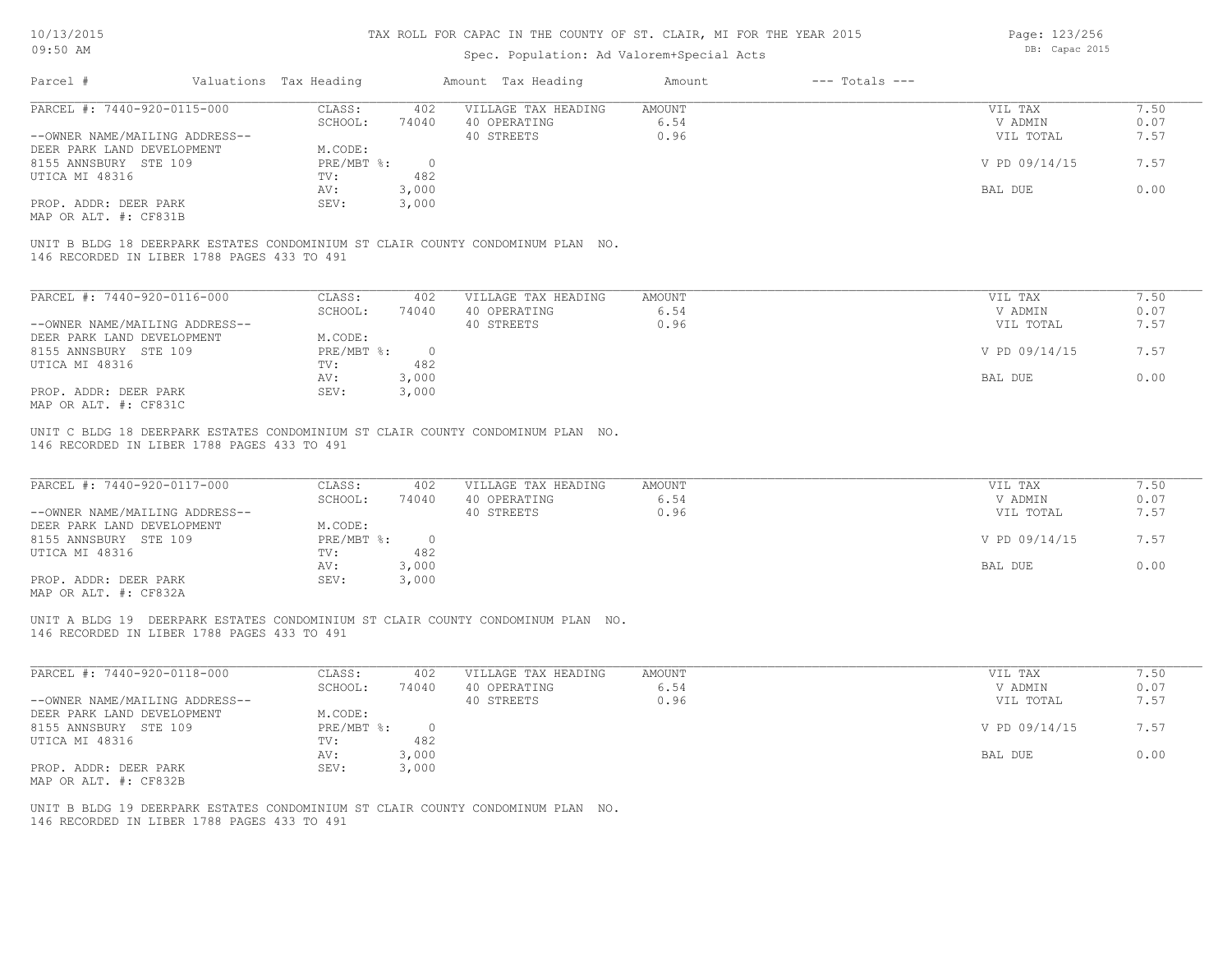# TAX ROLL FOR CAPAC IN THE COUNTY OF ST. CLAIR, MI FOR THE YEAR 2015

10/13/2015
09:50 AM

Spec. Population: Ad Valorem+Special Acts

DB: Capac 2015

| Parcel # | Valuations | Tax Heading | Amount | Tax Heading | Amount | --- Totals --- | |
|---|---|---|---|---|---|---|---|
| PARCEL #: 7440-920-0115-000 | CLASS: | 402 | VILLAGE TAX HEADING | AMOUNT | | VIL TAX | 7.50 |
| | SCHOOL: | 74040 | 40 OPERATING | 6.54 | | V ADMIN | 0.07 |
| --OWNER NAME/MAILING ADDRESS-- | | | 40 STREETS | 0.96 | | VIL TOTAL | 7.57 |
| DEER PARK LAND DEVELOPMENT | M.CODE: | | | | | | |
| 8155 ANNSBURY STE 109 | PRE/MBT %: | 0 | | | | V PD 09/14/15 | 7.57 |
| UTICA MI 48316 | TV: | 482 | | | | | |
| | AV: | 3,000 | | | | BAL DUE | 0.00 |
| PROP. ADDR: DEER PARK | SEV: | 3,000 | | | | | |
| MAP OR ALT. #: CF831B | | | | | | | |

UNIT B BLDG 18 DEERPARK ESTATES CONDOMINIUM ST CLAIR COUNTY CONDOMINUM PLAN NO. 146 RECORDED IN LIBER 1788 PAGES 433 TO 491

| Parcel # | Valuations | Tax Heading | Amount | Tax Heading | Amount | --- Totals --- | |
|---|---|---|---|---|---|---|---|
| PARCEL #: 7440-920-0116-000 | CLASS: | 402 | VILLAGE TAX HEADING | AMOUNT | | VIL TAX | 7.50 |
| | SCHOOL: | 74040 | 40 OPERATING | 6.54 | | V ADMIN | 0.07 |
| --OWNER NAME/MAILING ADDRESS-- | | | 40 STREETS | 0.96 | | VIL TOTAL | 7.57 |
| DEER PARK LAND DEVELOPMENT | M.CODE: | | | | | | |
| 8155 ANNSBURY STE 109 | PRE/MBT %: | 0 | | | | V PD 09/14/15 | 7.57 |
| UTICA MI 48316 | TV: | 482 | | | | | |
| | AV: | 3,000 | | | | BAL DUE | 0.00 |
| PROP. ADDR: DEER PARK | SEV: | 3,000 | | | | | |
| MAP OR ALT. #: CF831C | | | | | | | |

UNIT C BLDG 18 DEERPARK ESTATES CONDOMINIUM ST CLAIR COUNTY CONDOMINUM PLAN NO. 146 RECORDED IN LIBER 1788 PAGES 433 TO 491

| Parcel # | Valuations | Tax Heading | Amount | Tax Heading | Amount | --- Totals --- | |
|---|---|---|---|---|---|---|---|
| PARCEL #: 7440-920-0117-000 | CLASS: | 402 | VILLAGE TAX HEADING | AMOUNT | | VIL TAX | 7.50 |
| | SCHOOL: | 74040 | 40 OPERATING | 6.54 | | V ADMIN | 0.07 |
| --OWNER NAME/MAILING ADDRESS-- | | | 40 STREETS | 0.96 | | VIL TOTAL | 7.57 |
| DEER PARK LAND DEVELOPMENT | M.CODE: | | | | | | |
| 8155 ANNSBURY STE 109 | PRE/MBT %: | 0 | | | | V PD 09/14/15 | 7.57 |
| UTICA MI 48316 | TV: | 482 | | | | | |
| | AV: | 3,000 | | | | BAL DUE | 0.00 |
| PROP. ADDR: DEER PARK | SEV: | 3,000 | | | | | |
| MAP OR ALT. #: CF832A | | | | | | | |

UNIT A BLDG 19 DEERPARK ESTATES CONDOMINIUM ST CLAIR COUNTY CONDOMINUM PLAN NO. 146 RECORDED IN LIBER 1788 PAGES 433 TO 491

| Parcel # | Valuations | Tax Heading | Amount | Tax Heading | Amount | --- Totals --- | |
|---|---|---|---|---|---|---|---|
| PARCEL #: 7440-920-0118-000 | CLASS: | 402 | VILLAGE TAX HEADING | AMOUNT | | VIL TAX | 7.50 |
| | SCHOOL: | 74040 | 40 OPERATING | 6.54 | | V ADMIN | 0.07 |
| --OWNER NAME/MAILING ADDRESS-- | | | 40 STREETS | 0.96 | | VIL TOTAL | 7.57 |
| DEER PARK LAND DEVELOPMENT | M.CODE: | | | | | | |
| 8155 ANNSBURY STE 109 | PRE/MBT %: | 0 | | | | V PD 09/14/15 | 7.57 |
| UTICA MI 48316 | TV: | 482 | | | | | |
| | AV: | 3,000 | | | | BAL DUE | 0.00 |
| PROP. ADDR: DEER PARK | SEV: | 3,000 | | | | | |
| MAP OR ALT. #: CF832B | | | | | | | |

UNIT B BLDG 19 DEERPARK ESTATES CONDOMINIUM ST CLAIR COUNTY CONDOMINUM PLAN NO. 146 RECORDED IN LIBER 1788 PAGES 433 TO 491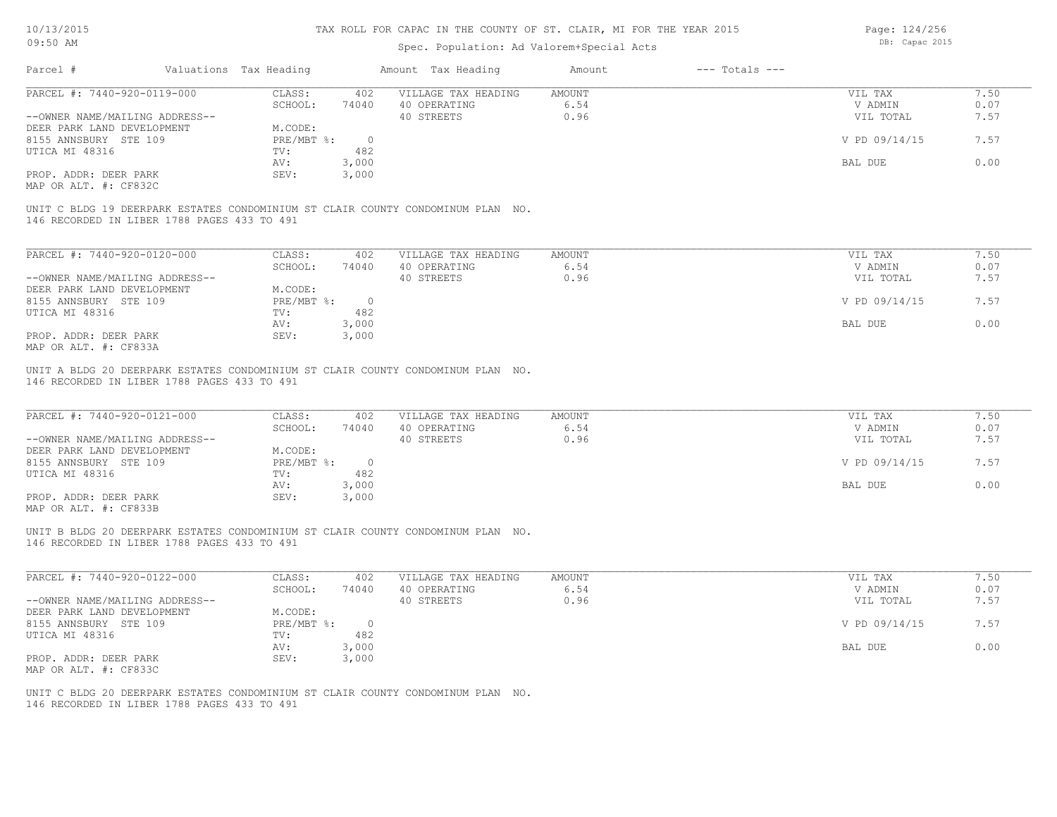# TAX ROLL FOR CAPAC IN THE COUNTY OF ST. CLAIR, MI FOR THE YEAR 2015

Spec. Population: Ad Valorem+Special Acts

DB: Capac 2015

| Parcel # | Valuations | Tax Heading | Amount | Tax Heading | Amount | --- Totals --- | |
|---|---|---|---|---|---|---|---|

## PARCEL #: 7440-920-0119-000

| | | | | | | |
|---|---|---|---|---|---|---|
| | CLASS: | 402 | VILLAGE TAX HEADING | AMOUNT | VIL TAX | 7.50 |
| | SCHOOL: | 74040 | 40 OPERATING | 6.54 | V ADMIN | 0.07 |
| --OWNER NAME/MAILING ADDRESS-- | | | 40 STREETS | 0.96 | VIL TOTAL | 7.57 |
| DEER PARK LAND DEVELOPMENT | M.CODE: | | | | | |
| 8155 ANNSBURY STE 109 | PRE/MBT %: | 0 | | | V PD 09/14/15 | 7.57 |
| UTICA MI 48316 | TV: | 482 | | | | |
| | AV: | 3,000 | | | BAL DUE | 0.00 |
| PROP. ADDR: DEER PARK | SEV: | 3,000 | | | | |
| MAP OR ALT. #: CF832C | | | | | | |

UNIT C BLDG 19 DEERPARK ESTATES CONDOMINIUM ST CLAIR COUNTY CONDOMINUM PLAN NO. 146 RECORDED IN LIBER 1788 PAGES 433 TO 491

## PARCEL #: 7440-920-0120-000

| | | | | | | |
|---|---|---|---|---|---|---|
| | CLASS: | 402 | VILLAGE TAX HEADING | AMOUNT | VIL TAX | 7.50 |
| | SCHOOL: | 74040 | 40 OPERATING | 6.54 | V ADMIN | 0.07 |
| --OWNER NAME/MAILING ADDRESS-- | | | 40 STREETS | 0.96 | VIL TOTAL | 7.57 |
| DEER PARK LAND DEVELOPMENT | M.CODE: | | | | | |
| 8155 ANNSBURY STE 109 | PRE/MBT %: | 0 | | | V PD 09/14/15 | 7.57 |
| UTICA MI 48316 | TV: | 482 | | | | |
| | AV: | 3,000 | | | BAL DUE | 0.00 |
| PROP. ADDR: DEER PARK | SEV: | 3,000 | | | | |
| MAP OR ALT. #: CF833A | | | | | | |

UNIT A BLDG 20 DEERPARK ESTATES CONDOMINIUM ST CLAIR COUNTY CONDOMINUM PLAN NO. 146 RECORDED IN LIBER 1788 PAGES 433 TO 491

## PARCEL #: 7440-920-0121-000

| | | | | | | |
|---|---|---|---|---|---|---|
| | CLASS: | 402 | VILLAGE TAX HEADING | AMOUNT | VIL TAX | 7.50 |
| | SCHOOL: | 74040 | 40 OPERATING | 6.54 | V ADMIN | 0.07 |
| --OWNER NAME/MAILING ADDRESS-- | | | 40 STREETS | 0.96 | VIL TOTAL | 7.57 |
| DEER PARK LAND DEVELOPMENT | M.CODE: | | | | | |
| 8155 ANNSBURY STE 109 | PRE/MBT %: | 0 | | | V PD 09/14/15 | 7.57 |
| UTICA MI 48316 | TV: | 482 | | | | |
| | AV: | 3,000 | | | BAL DUE | 0.00 |
| PROP. ADDR: DEER PARK | SEV: | 3,000 | | | | |
| MAP OR ALT. #: CF833B | | | | | | |

UNIT B BLDG 20 DEERPARK ESTATES CONDOMINIUM ST CLAIR COUNTY CONDOMINUM PLAN NO. 146 RECORDED IN LIBER 1788 PAGES 433 TO 491

## PARCEL #: 7440-920-0122-000

| | | | | | | |
|---|---|---|---|---|---|---|
| | CLASS: | 402 | VILLAGE TAX HEADING | AMOUNT | VIL TAX | 7.50 |
| | SCHOOL: | 74040 | 40 OPERATING | 6.54 | V ADMIN | 0.07 |
| --OWNER NAME/MAILING ADDRESS-- | | | 40 STREETS | 0.96 | VIL TOTAL | 7.57 |
| DEER PARK LAND DEVELOPMENT | M.CODE: | | | | | |
| 8155 ANNSBURY STE 109 | PRE/MBT %: | 0 | | | V PD 09/14/15 | 7.57 |
| UTICA MI 48316 | TV: | 482 | | | | |
| | AV: | 3,000 | | | BAL DUE | 0.00 |
| PROP. ADDR: DEER PARK | SEV: | 3,000 | | | | |
| MAP OR ALT. #: CF833C | | | | | | |

UNIT C BLDG 20 DEERPARK ESTATES CONDOMINIUM ST CLAIR COUNTY CONDOMINUM PLAN NO. 146 RECORDED IN LIBER 1788 PAGES 433 TO 491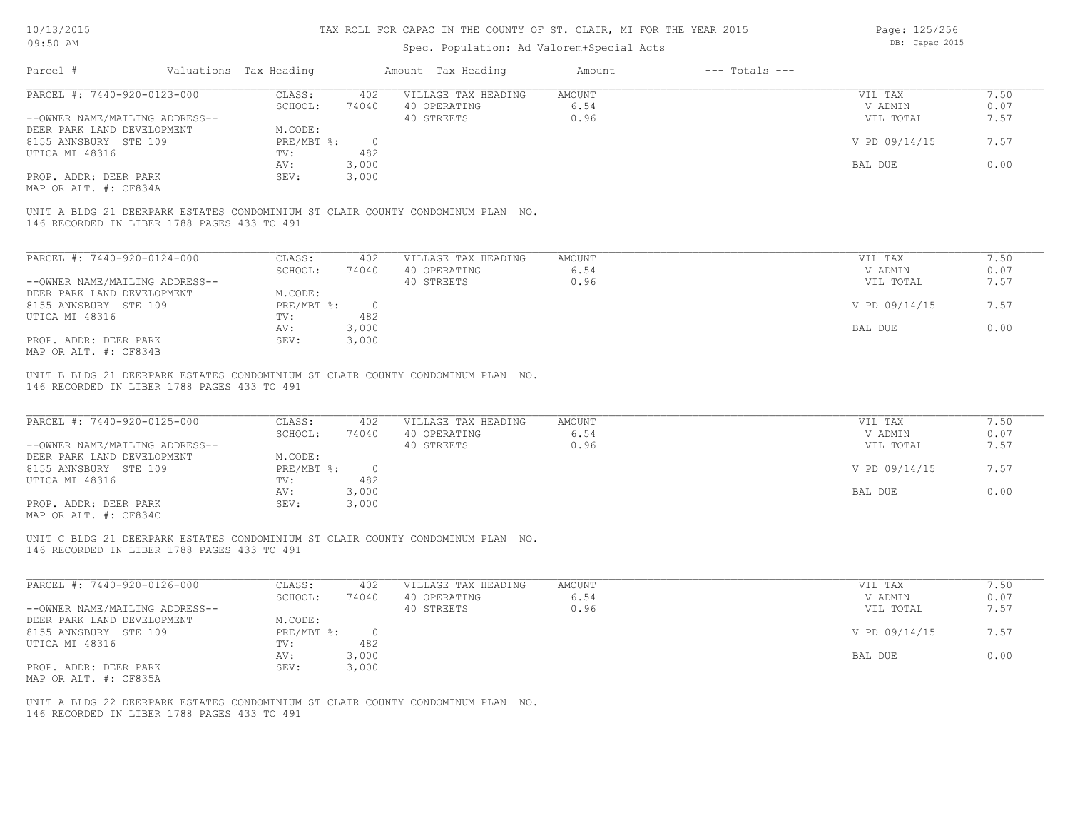# TAX ROLL FOR CAPAC IN THE COUNTY OF ST. CLAIR, MI FOR THE YEAR 2015

Spec. Population: Ad Valorem+Special Acts

| Parcel # | Valuations | Tax Heading | Amount | Tax Heading | Amount | --- Totals --- | |
|---|---|---|---|---|---|---|---|
| PARCEL #: 7440-920-0123-000 | CLASS: | 402 | VILLAGE TAX HEADING | AMOUNT | | VIL TAX | 7.50 |
| | SCHOOL: | 74040 | 40 OPERATING | 6.54 | | V ADMIN | 0.07 |
| --OWNER NAME/MAILING ADDRESS-- | | | 40 STREETS | 0.96 | | VIL TOTAL | 7.57 |
| DEER PARK LAND DEVELOPMENT | M.CODE: | | | | | | |
| 8155 ANNSBURY STE 109 | PRE/MBT %: | 0 | | | | V PD 09/14/15 | 7.57 |
| UTICA MI 48316 | TV: | 482 | | | | | |
| | AV: | 3,000 | | | | BAL DUE | 0.00 |
| PROP. ADDR: DEER PARK | SEV: | 3,000 | | | | | |
| MAP OR ALT. #: CF834A | | | | | | | |

UNIT A BLDG 21 DEERPARK ESTATES CONDOMINIUM ST CLAIR COUNTY CONDOMINUM PLAN NO. 146 RECORDED IN LIBER 1788 PAGES 433 TO 491

| Parcel # | Valuations | Tax Heading | Amount | Tax Heading | Amount | --- Totals --- | |
|---|---|---|---|---|---|---|---|
| PARCEL #: 7440-920-0124-000 | CLASS: | 402 | VILLAGE TAX HEADING | AMOUNT | | VIL TAX | 7.50 |
| | SCHOOL: | 74040 | 40 OPERATING | 6.54 | | V ADMIN | 0.07 |
| --OWNER NAME/MAILING ADDRESS-- | | | 40 STREETS | 0.96 | | VIL TOTAL | 7.57 |
| DEER PARK LAND DEVELOPMENT | M.CODE: | | | | | | |
| 8155 ANNSBURY STE 109 | PRE/MBT %: | 0 | | | | V PD 09/14/15 | 7.57 |
| UTICA MI 48316 | TV: | 482 | | | | | |
| | AV: | 3,000 | | | | BAL DUE | 0.00 |
| PROP. ADDR: DEER PARK | SEV: | 3,000 | | | | | |
| MAP OR ALT. #: CF834B | | | | | | | |

UNIT B BLDG 21 DEERPARK ESTATES CONDOMINIUM ST CLAIR COUNTY CONDOMINUM PLAN NO. 146 RECORDED IN LIBER 1788 PAGES 433 TO 491

| Parcel # | Valuations | Tax Heading | Amount | Tax Heading | Amount | --- Totals --- | |
|---|---|---|---|---|---|---|---|
| PARCEL #: 7440-920-0125-000 | CLASS: | 402 | VILLAGE TAX HEADING | AMOUNT | | VIL TAX | 7.50 |
| | SCHOOL: | 74040 | 40 OPERATING | 6.54 | | V ADMIN | 0.07 |
| --OWNER NAME/MAILING ADDRESS-- | | | 40 STREETS | 0.96 | | VIL TOTAL | 7.57 |
| DEER PARK LAND DEVELOPMENT | M.CODE: | | | | | | |
| 8155 ANNSBURY STE 109 | PRE/MBT %: | 0 | | | | V PD 09/14/15 | 7.57 |
| UTICA MI 48316 | TV: | 482 | | | | | |
| | AV: | 3,000 | | | | BAL DUE | 0.00 |
| PROP. ADDR: DEER PARK | SEV: | 3,000 | | | | | |
| MAP OR ALT. #: CF834C | | | | | | | |

UNIT C BLDG 21 DEERPARK ESTATES CONDOMINIUM ST CLAIR COUNTY CONDOMINUM PLAN NO. 146 RECORDED IN LIBER 1788 PAGES 433 TO 491

| Parcel # | Valuations | Tax Heading | Amount | Tax Heading | Amount | --- Totals --- | |
|---|---|---|---|---|---|---|---|
| PARCEL #: 7440-920-0126-000 | CLASS: | 402 | VILLAGE TAX HEADING | AMOUNT | | VIL TAX | 7.50 |
| | SCHOOL: | 74040 | 40 OPERATING | 6.54 | | V ADMIN | 0.07 |
| --OWNER NAME/MAILING ADDRESS-- | | | 40 STREETS | 0.96 | | VIL TOTAL | 7.57 |
| DEER PARK LAND DEVELOPMENT | M.CODE: | | | | | | |
| 8155 ANNSBURY STE 109 | PRE/MBT %: | 0 | | | | V PD 09/14/15 | 7.57 |
| UTICA MI 48316 | TV: | 482 | | | | | |
| | AV: | 3,000 | | | | BAL DUE | 0.00 |
| PROP. ADDR: DEER PARK | SEV: | 3,000 | | | | | |
| MAP OR ALT. #: CF835A | | | | | | | |

UNIT A BLDG 22 DEERPARK ESTATES CONDOMINIUM ST CLAIR COUNTY CONDOMINUM PLAN NO. 146 RECORDED IN LIBER 1788 PAGES 433 TO 491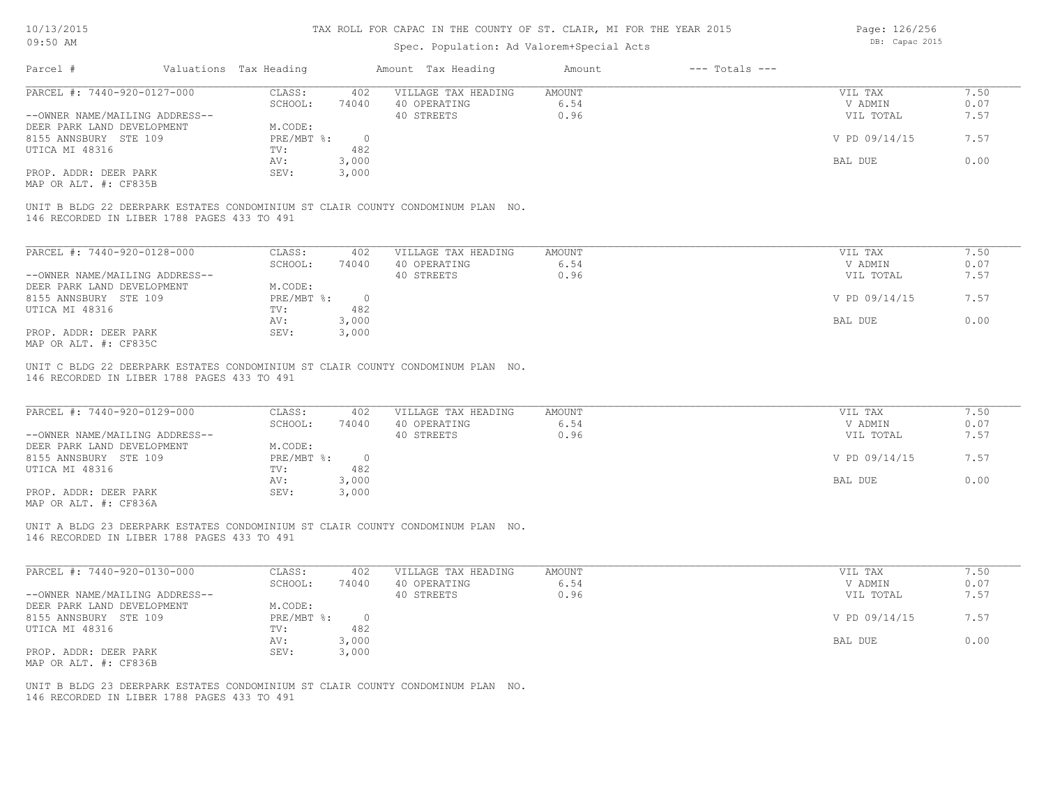# TAX ROLL FOR CAPAC IN THE COUNTY OF ST. CLAIR, MI FOR THE YEAR 2015

Spec. Population: Ad Valorem+Special Acts

| Parcel # | Valuations | Tax Heading | Amount | Tax Heading | Amount | --- Totals --- | |
|---|---|---|---|---|---|---|---|
| PARCEL #: 7440-920-0127-000 | CLASS: | 402 | VILLAGE TAX HEADING | AMOUNT | | VIL TAX | 7.50 |
| | SCHOOL: | 74040 | 40 OPERATING | 6.54 | | V ADMIN | 0.07 |
| --OWNER NAME/MAILING ADDRESS-- | | | 40 STREETS | 0.96 | | VIL TOTAL | 7.57 |
| DEER PARK LAND DEVELOPMENT | M.CODE: | | | | | | |
| 8155 ANNSBURY STE 109 | PRE/MBT %: | 0 | | | | V PD 09/14/15 | 7.57 |
| UTICA MI 48316 | TV: | 482 | | | | | |
| | AV: | 3,000 | | | | BAL DUE | 0.00 |
| PROP. ADDR: DEER PARK | SEV: | 3,000 | | | | | |
| MAP OR ALT. #: CF835B | | | | | | | |

UNIT B BLDG 22 DEERPARK ESTATES CONDOMINIUM ST CLAIR COUNTY CONDOMINUM PLAN NO. 146 RECORDED IN LIBER 1788 PAGES 433 TO 491

| Parcel # | Valuations | Tax Heading | Amount | Tax Heading | Amount | --- Totals --- | |
|---|---|---|---|---|---|---|---|
| PARCEL #: 7440-920-0128-000 | CLASS: | 402 | VILLAGE TAX HEADING | AMOUNT | | VIL TAX | 7.50 |
| | SCHOOL: | 74040 | 40 OPERATING | 6.54 | | V ADMIN | 0.07 |
| --OWNER NAME/MAILING ADDRESS-- | | | 40 STREETS | 0.96 | | VIL TOTAL | 7.57 |
| DEER PARK LAND DEVELOPMENT | M.CODE: | | | | | | |
| 8155 ANNSBURY STE 109 | PRE/MBT %: | 0 | | | | V PD 09/14/15 | 7.57 |
| UTICA MI 48316 | TV: | 482 | | | | | |
| | AV: | 3,000 | | | | BAL DUE | 0.00 |
| PROP. ADDR: DEER PARK | SEV: | 3,000 | | | | | |
| MAP OR ALT. #: CF835C | | | | | | | |

UNIT C BLDG 22 DEERPARK ESTATES CONDOMINIUM ST CLAIR COUNTY CONDOMINUM PLAN NO. 146 RECORDED IN LIBER 1788 PAGES 433 TO 491

| Parcel # | Valuations | Tax Heading | Amount | Tax Heading | Amount | --- Totals --- | |
|---|---|---|---|---|---|---|---|
| PARCEL #: 7440-920-0129-000 | CLASS: | 402 | VILLAGE TAX HEADING | AMOUNT | | VIL TAX | 7.50 |
| | SCHOOL: | 74040 | 40 OPERATING | 6.54 | | V ADMIN | 0.07 |
| --OWNER NAME/MAILING ADDRESS-- | | | 40 STREETS | 0.96 | | VIL TOTAL | 7.57 |
| DEER PARK LAND DEVELOPMENT | M.CODE: | | | | | | |
| 8155 ANNSBURY STE 109 | PRE/MBT %: | 0 | | | | V PD 09/14/15 | 7.57 |
| UTICA MI 48316 | TV: | 482 | | | | | |
| | AV: | 3,000 | | | | BAL DUE | 0.00 |
| PROP. ADDR: DEER PARK | SEV: | 3,000 | | | | | |
| MAP OR ALT. #: CF836A | | | | | | | |

UNIT A BLDG 23 DEERPARK ESTATES CONDOMINIUM ST CLAIR COUNTY CONDOMINUM PLAN NO. 146 RECORDED IN LIBER 1788 PAGES 433 TO 491

| Parcel # | Valuations | Tax Heading | Amount | Tax Heading | Amount | --- Totals --- | |
|---|---|---|---|---|---|---|---|
| PARCEL #: 7440-920-0130-000 | CLASS: | 402 | VILLAGE TAX HEADING | AMOUNT | | VIL TAX | 7.50 |
| | SCHOOL: | 74040 | 40 OPERATING | 6.54 | | V ADMIN | 0.07 |
| --OWNER NAME/MAILING ADDRESS-- | | | 40 STREETS | 0.96 | | VIL TOTAL | 7.57 |
| DEER PARK LAND DEVELOPMENT | M.CODE: | | | | | | |
| 8155 ANNSBURY STE 109 | PRE/MBT %: | 0 | | | | V PD 09/14/15 | 7.57 |
| UTICA MI 48316 | TV: | 482 | | | | | |
| | AV: | 3,000 | | | | BAL DUE | 0.00 |
| PROP. ADDR: DEER PARK | SEV: | 3,000 | | | | | |
| MAP OR ALT. #: CF836B | | | | | | | |

UNIT B BLDG 23 DEERPARK ESTATES CONDOMINIUM ST CLAIR COUNTY CONDOMINUM PLAN NO. 146 RECORDED IN LIBER 1788 PAGES 433 TO 491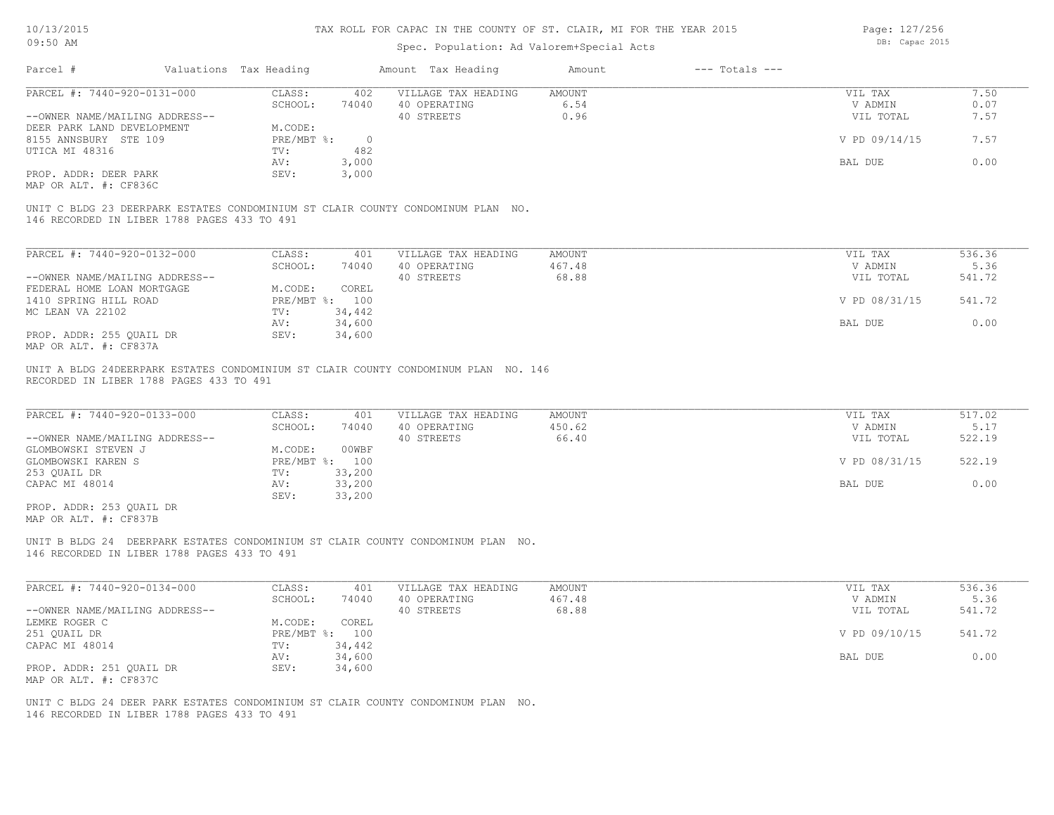TAX ROLL FOR CAPAC IN THE COUNTY OF ST. CLAIR, MI FOR THE YEAR 2015

Spec. Population: Ad Valorem+Special Acts

| Parcel # | Valuations | Tax Heading | Amount | Tax Heading | Amount | --- Totals --- | |
|---|---|---|---|---|---|---|---|
| PARCEL #: 7440-920-0131-000 | CLASS: | 402 | VILLAGE TAX HEADING | AMOUNT | | VIL TAX | 7.50 |
| | SCHOOL: | 74040 | 40 OPERATING | 6.54 | | V ADMIN | 0.07 |
| --OWNER NAME/MAILING ADDRESS-- | | | 40 STREETS | 0.96 | | VIL TOTAL | 7.57 |
| DEER PARK LAND DEVELOPMENT | M.CODE: | | | | | | |
| 8155 ANNSBURY STE 109 | PRE/MBT %: | 0 | | | | V PD 09/14/15 | 7.57 |
| UTICA MI 48316 | TV: | 482 | | | | | |
| | AV: | 3,000 | | | | BAL DUE | 0.00 |
| PROP. ADDR: DEER PARK | SEV: | 3,000 | | | | | |
| MAP OR ALT. #: CF836C | | | | | | | |

UNIT C BLDG 23 DEERPARK ESTATES CONDOMINIUM ST CLAIR COUNTY CONDOMINUM PLAN NO. 146 RECORDED IN LIBER 1788 PAGES 433 TO 491

| Parcel # | Valuations | Tax Heading | Amount | Tax Heading | Amount | --- Totals --- | |
|---|---|---|---|---|---|---|---|
| PARCEL #: 7440-920-0132-000 | CLASS: | 401 | VILLAGE TAX HEADING | AMOUNT | | VIL TAX | 536.36 |
| | SCHOOL: | 74040 | 40 OPERATING | 467.48 | | V ADMIN | 5.36 |
| --OWNER NAME/MAILING ADDRESS-- | | | 40 STREETS | 68.88 | | VIL TOTAL | 541.72 |
| FEDERAL HOME LOAN MORTGAGE | M.CODE: | COREL | | | | | |
| 1410 SPRING HILL ROAD | PRE/MBT %: | 100 | | | | V PD 08/31/15 | 541.72 |
| MC LEAN VA 22102 | TV: | 34,442 | | | | | |
| | AV: | 34,600 | | | | BAL DUE | 0.00 |
| PROP. ADDR: 255 QUAIL DR | SEV: | 34,600 | | | | | |
| MAP OR ALT. #: CF837A | | | | | | | |

UNIT A BLDG 24DEERPARK ESTATES CONDOMINIUM ST CLAIR COUNTY CONDOMINUM PLAN NO. 146 RECORDED IN LIBER 1788 PAGES 433 TO 491

| Parcel # | Valuations | Tax Heading | Amount | Tax Heading | Amount | --- Totals --- | |
|---|---|---|---|---|---|---|---|
| PARCEL #: 7440-920-0133-000 | CLASS: | 401 | VILLAGE TAX HEADING | AMOUNT | | VIL TAX | 517.02 |
| | SCHOOL: | 74040 | 40 OPERATING | 450.62 | | V ADMIN | 5.17 |
| --OWNER NAME/MAILING ADDRESS-- | | | 40 STREETS | 66.40 | | VIL TOTAL | 522.19 |
| GLOMBOWSKI STEVEN J | M.CODE: | 00WBF | | | | | |
| GLOMBOWSKI KAREN S | PRE/MBT %: | 100 | | | | V PD 08/31/15 | 522.19 |
| 253 QUAIL DR | TV: | 33,200 | | | | | |
| CAPAC MI 48014 | AV: | 33,200 | | | | BAL DUE | 0.00 |
| | SEV: | 33,200 | | | | | |
| PROP. ADDR: 253 QUAIL DR | | | | | | | |
| MAP OR ALT. #: CF837B | | | | | | | |

UNIT B BLDG 24 DEERPARK ESTATES CONDOMINIUM ST CLAIR COUNTY CONDOMINUM PLAN NO. 146 RECORDED IN LIBER 1788 PAGES 433 TO 491

| Parcel # | Valuations | Tax Heading | Amount | Tax Heading | Amount | --- Totals --- | |
|---|---|---|---|---|---|---|---|
| PARCEL #: 7440-920-0134-000 | CLASS: | 401 | VILLAGE TAX HEADING | AMOUNT | | VIL TAX | 536.36 |
| | SCHOOL: | 74040 | 40 OPERATING | 467.48 | | V ADMIN | 5.36 |
| --OWNER NAME/MAILING ADDRESS-- | | | 40 STREETS | 68.88 | | VIL TOTAL | 541.72 |
| LEMKE ROGER C | M.CODE: | COREL | | | | | |
| 251 QUAIL DR | PRE/MBT %: | 100 | | | | V PD 09/10/15 | 541.72 |
| CAPAC MI 48014 | TV: | 34,442 | | | | | |
| | AV: | 34,600 | | | | BAL DUE | 0.00 |
| PROP. ADDR: 251 QUAIL DR | SEV: | 34,600 | | | | | |
| MAP OR ALT. #: CF837C | | | | | | | |

UNIT C BLDG 24 DEER PARK ESTATES CONDOMINIUM ST CLAIR COUNTY CONDOMINUM PLAN NO. 146 RECORDED IN LIBER 1788 PAGES 433 TO 491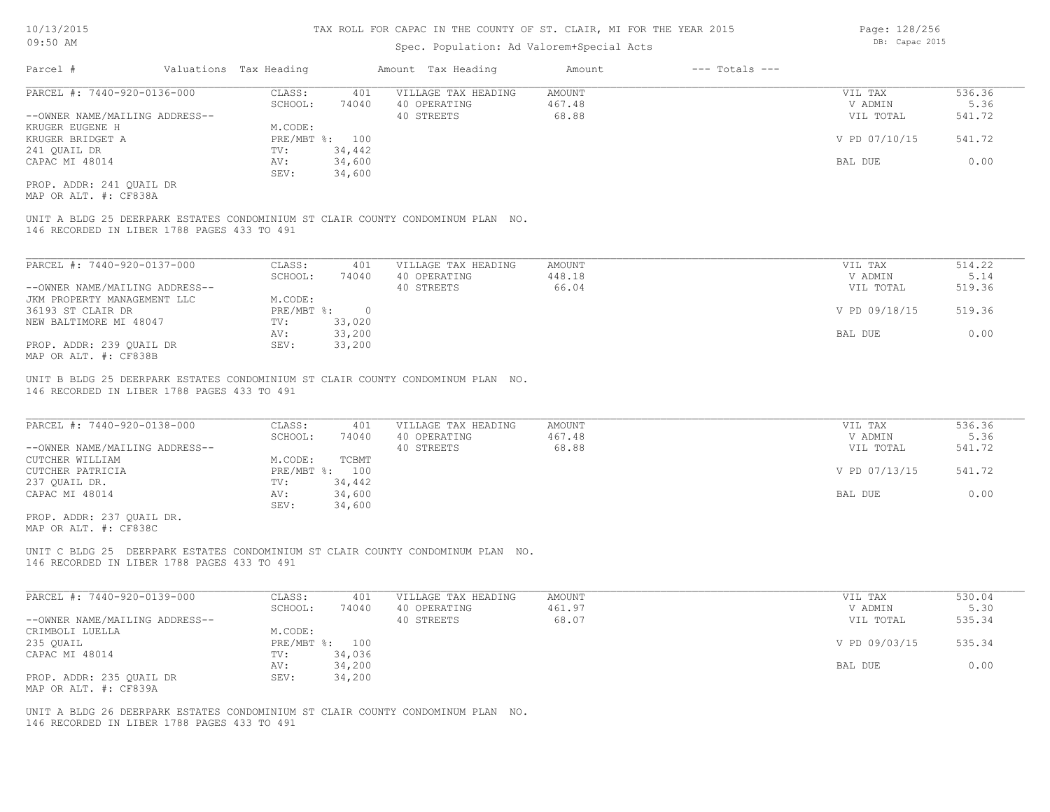# TAX ROLL FOR CAPAC IN THE COUNTY OF ST. CLAIR, MI FOR THE YEAR 2015

Spec. Population: Ad Valorem+Special Acts

10/13/2015
09:50 AM

DB: Capac 2015

| Parcel # | Valuations | Tax Heading | Amount | Tax Heading | Amount | --- Totals --- |
|---|---|---|---|---|---|---|

---

PARCEL #: 7440-920-0136-000

| | | | | | |
|---|---|---|---|---|---|
| CLASS: | 401 | VILLAGE TAX HEADING | AMOUNT | VIL TAX | 536.36 |
| SCHOOL: | 74040 | 40 OPERATING | 467.48 | V ADMIN | 5.36 |
| | | 40 STREETS | 68.88 | VIL TOTAL | 541.72 |
| M.CODE: | | | | | |
| PRE/MBT %: | 100 | | | V PD 07/10/15 | 541.72 |
| TV: | 34,442 | | | | |
| AV: | 34,600 | | | BAL DUE | 0.00 |
| SEV: | 34,600 | | | | |

--OWNER NAME/MAILING ADDRESS--
KRUGER EUGENE H
KRUGER BRIDGET A
241 QUAIL DR
CAPAC MI 48014

PROP. ADDR: 241 QUAIL DR
MAP OR ALT. #: CF838A

UNIT A BLDG 25 DEERPARK ESTATES CONDOMINIUM ST CLAIR COUNTY CONDOMINUM PLAN NO. 146 RECORDED IN LIBER 1788 PAGES 433 TO 491

---

PARCEL #: 7440-920-0137-000

| | | | | | |
|---|---|---|---|---|---|
| CLASS: | 401 | VILLAGE TAX HEADING | AMOUNT | VIL TAX | 514.22 |
| SCHOOL: | 74040 | 40 OPERATING | 448.18 | V ADMIN | 5.14 |
| | | 40 STREETS | 66.04 | VIL TOTAL | 519.36 |
| M.CODE: | | | | | |
| PRE/MBT %: | 0 | | | V PD 09/18/15 | 519.36 |
| TV: | 33,020 | | | | |
| AV: | 33,200 | | | BAL DUE | 0.00 |
| SEV: | 33,200 | | | | |

--OWNER NAME/MAILING ADDRESS--
JKM PROPERTY MANAGEMENT LLC
36193 ST CLAIR DR
NEW BALTIMORE MI 48047

PROP. ADDR: 239 QUAIL DR
MAP OR ALT. #: CF838B

UNIT B BLDG 25 DEERPARK ESTATES CONDOMINIUM ST CLAIR COUNTY CONDOMINUM PLAN NO. 146 RECORDED IN LIBER 1788 PAGES 433 TO 491

---

PARCEL #: 7440-920-0138-000

| | | | | | |
|---|---|---|---|---|---|
| CLASS: | 401 | VILLAGE TAX HEADING | AMOUNT | VIL TAX | 536.36 |
| SCHOOL: | 74040 | 40 OPERATING | 467.48 | V ADMIN | 5.36 |
| | | 40 STREETS | 68.88 | VIL TOTAL | 541.72 |
| M.CODE: | TCBMT | | | | |
| PRE/MBT %: | 100 | | | V PD 07/13/15 | 541.72 |
| TV: | 34,442 | | | | |
| AV: | 34,600 | | | BAL DUE | 0.00 |
| SEV: | 34,600 | | | | |

--OWNER NAME/MAILING ADDRESS--
CUTCHER WILLIAM
CUTCHER PATRICIA
237 QUAIL DR.
CAPAC MI 48014

PROP. ADDR: 237 QUAIL DR.
MAP OR ALT. #: CF838C

UNIT C BLDG 25 DEERPARK ESTATES CONDOMINIUM ST CLAIR COUNTY CONDOMINUM PLAN NO. 146 RECORDED IN LIBER 1788 PAGES 433 TO 491

---

PARCEL #: 7440-920-0139-000

| | | | | | |
|---|---|---|---|---|---|
| CLASS: | 401 | VILLAGE TAX HEADING | AMOUNT | VIL TAX | 530.04 |
| SCHOOL: | 74040 | 40 OPERATING | 461.97 | V ADMIN | 5.30 |
| | | 40 STREETS | 68.07 | VIL TOTAL | 535.34 |
| M.CODE: | | | | | |
| PRE/MBT %: | 100 | | | V PD 09/03/15 | 535.34 |
| TV: | 34,036 | | | | |
| AV: | 34,200 | | | BAL DUE | 0.00 |
| SEV: | 34,200 | | | | |

--OWNER NAME/MAILING ADDRESS--
CRIMBOLI LUELLA
235 QUAIL
CAPAC MI 48014

PROP. ADDR: 235 QUAIL DR
MAP OR ALT. #: CF839A

UNIT A BLDG 26 DEERPARK ESTATES CONDOMINIUM ST CLAIR COUNTY CONDOMINUM PLAN NO. 146 RECORDED IN LIBER 1788 PAGES 433 TO 491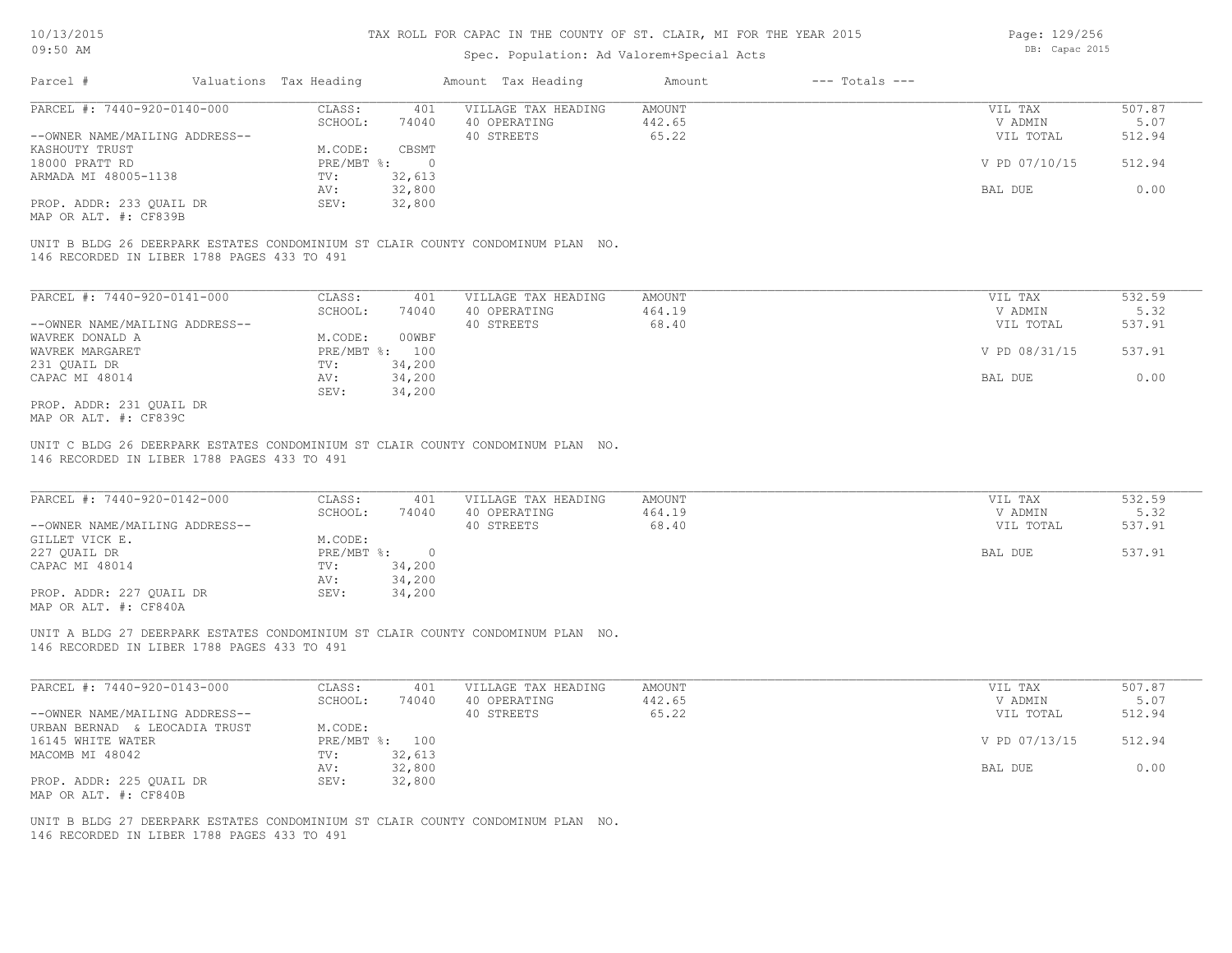TAX ROLL FOR CAPAC IN THE COUNTY OF ST. CLAIR, MI FOR THE YEAR 2015

Spec. Population: Ad Valorem+Special Acts

| Parcel # | Valuations | Tax Heading | Amount | Tax Heading | Amount | --- Totals --- | |
|---|---|---|---|---|---|---|---|

**PARCEL #: 7440-920-0140-000**

| | | | | | |
|---|---|---|---|---|---|
| CLASS: | 401 | VILLAGE TAX HEADING | AMOUNT | VIL TAX | 507.87 |
| SCHOOL: | 74040 | 40 OPERATING | 442.65 | V ADMIN | 5.07 |
| | | 40 STREETS | 65.22 | VIL TOTAL | 512.94 |
| M.CODE: | CBSMT | | | | |
| PRE/MBT %: | 0 | | | V PD 07/10/15 | 512.94 |
| TV: | 32,613 | | | | |
| AV: | 32,800 | | | BAL DUE | 0.00 |
| SEV: | 32,800 | | | | |

--OWNER NAME/MAILING ADDRESS--
KASHOUTY TRUST
18000 PRATT RD
ARMADA MI 48005-1138

PROP. ADDR: 233 QUAIL DR
MAP OR ALT. #: CF839B

UNIT B BLDG 26 DEERPARK ESTATES CONDOMINIUM ST CLAIR COUNTY CONDOMINUM PLAN NO. 146 RECORDED IN LIBER 1788 PAGES 433 TO 491

**PARCEL #: 7440-920-0141-000**

| | | | | | |
|---|---|---|---|---|---|
| CLASS: | 401 | VILLAGE TAX HEADING | AMOUNT | VIL TAX | 532.59 |
| SCHOOL: | 74040 | 40 OPERATING | 464.19 | V ADMIN | 5.32 |
| | | 40 STREETS | 68.40 | VIL TOTAL | 537.91 |
| M.CODE: | 00WBF | | | | |
| PRE/MBT %: | 100 | | | V PD 08/31/15 | 537.91 |
| TV: | 34,200 | | | | |
| AV: | 34,200 | | | BAL DUE | 0.00 |
| SEV: | 34,200 | | | | |

--OWNER NAME/MAILING ADDRESS--
WAVREK DONALD A
WAVREK MARGARET
231 QUAIL DR
CAPAC MI 48014

PROP. ADDR: 231 QUAIL DR
MAP OR ALT. #: CF839C

UNIT C BLDG 26 DEERPARK ESTATES CONDOMINIUM ST CLAIR COUNTY CONDOMINUM PLAN NO. 146 RECORDED IN LIBER 1788 PAGES 433 TO 491

**PARCEL #: 7440-920-0142-000**

| | | | | | |
|---|---|---|---|---|---|
| CLASS: | 401 | VILLAGE TAX HEADING | AMOUNT | VIL TAX | 532.59 |
| SCHOOL: | 74040 | 40 OPERATING | 464.19 | V ADMIN | 5.32 |
| | | 40 STREETS | 68.40 | VIL TOTAL | 537.91 |
| M.CODE: | | | | | |
| PRE/MBT %: | 0 | | | BAL DUE | 537.91 |
| TV: | 34,200 | | | | |
| AV: | 34,200 | | | | |
| SEV: | 34,200 | | | | |

--OWNER NAME/MAILING ADDRESS--
GILLET VICK E.
227 QUAIL DR
CAPAC MI 48014

PROP. ADDR: 227 QUAIL DR
MAP OR ALT. #: CF840A

UNIT A BLDG 27 DEERPARK ESTATES CONDOMINIUM ST CLAIR COUNTY CONDOMINUM PLAN NO. 146 RECORDED IN LIBER 1788 PAGES 433 TO 491

**PARCEL #: 7440-920-0143-000**

| | | | | | |
|---|---|---|---|---|---|
| CLASS: | 401 | VILLAGE TAX HEADING | AMOUNT | VIL TAX | 507.87 |
| SCHOOL: | 74040 | 40 OPERATING | 442.65 | V ADMIN | 5.07 |
| | | 40 STREETS | 65.22 | VIL TOTAL | 512.94 |
| M.CODE: | | | | | |
| PRE/MBT %: | 100 | | | V PD 07/13/15 | 512.94 |
| TV: | 32,613 | | | | |
| AV: | 32,800 | | | BAL DUE | 0.00 |
| SEV: | 32,800 | | | | |

--OWNER NAME/MAILING ADDRESS--
URBAN BERNAD & LEOCADIA TRUST
16145 WHITE WATER
MACOMB MI 48042

PROP. ADDR: 225 QUAIL DR
MAP OR ALT. #: CF840B

UNIT B BLDG 27 DEERPARK ESTATES CONDOMINIUM ST CLAIR COUNTY CONDOMINUM PLAN NO. 146 RECORDED IN LIBER 1788 PAGES 433 TO 491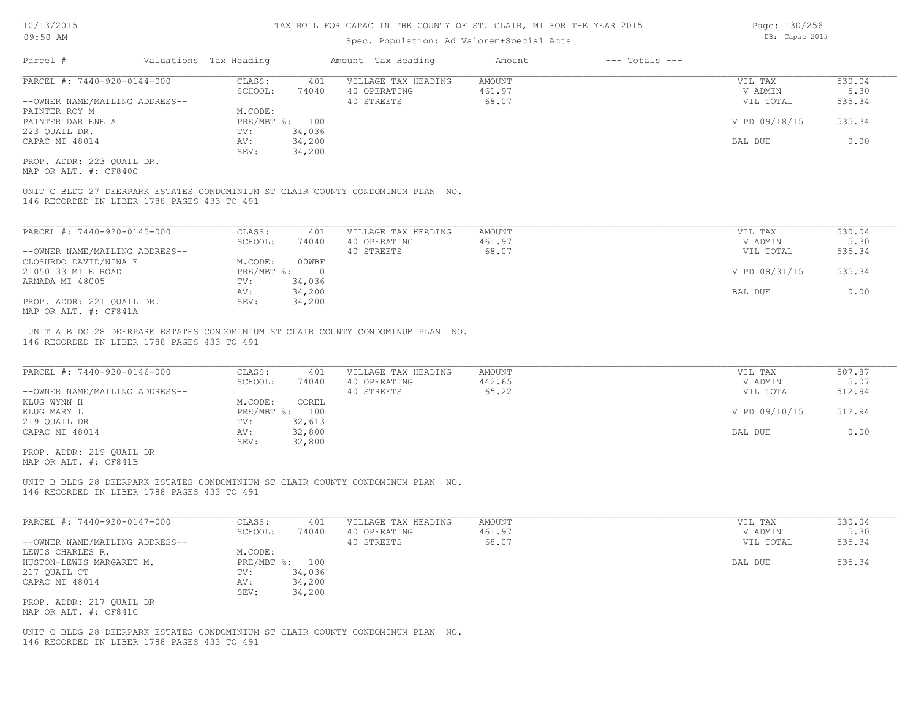# TAX ROLL FOR CAPAC IN THE COUNTY OF ST. CLAIR, MI FOR THE YEAR 2015

Spec. Population: Ad Valorem+Special Acts

| Parcel # | Valuations | Tax Heading | Amount | Tax Heading | Amount | --- Totals --- | |
|---|---|---|---|---|---|---|---|

---

**PARCEL #: 7440-920-0144-000**

| | | | | |
|---|---|---|---|---|
| CLASS: 401 | VILLAGE TAX HEADING | AMOUNT | VIL TAX | 530.04 |
| SCHOOL: 74040 | 40 OPERATING | 461.97 | V ADMIN | 5.30 |
| M.CODE: | 40 STREETS | 68.07 | VIL TOTAL | 535.34 |
| PRE/MBT %: 100 | | | V PD 09/18/15 | 535.34 |
| TV: 34,036 | | | | |
| AV: 34,200 | | | BAL DUE | 0.00 |
| SEV: 34,200 | | | | |

--OWNER NAME/MAILING ADDRESS--
PAINTER ROY M
PAINTER DARLENE A
223 QUAIL DR.
CAPAC MI 48014

PROP. ADDR: 223 QUAIL DR.
MAP OR ALT. #: CF840C

UNIT C BLDG 27 DEERPARK ESTATES CONDOMINIUM ST CLAIR COUNTY CONDOMINUM PLAN NO. 146 RECORDED IN LIBER 1788 PAGES 433 TO 491

---

**PARCEL #: 7440-920-0145-000**

| | | | | |
|---|---|---|---|---|
| CLASS: 401 | VILLAGE TAX HEADING | AMOUNT | VIL TAX | 530.04 |
| SCHOOL: 74040 | 40 OPERATING | 461.97 | V ADMIN | 5.30 |
| M.CODE: 00WBF | 40 STREETS | 68.07 | VIL TOTAL | 535.34 |
| PRE/MBT %: 0 | | | V PD 08/31/15 | 535.34 |
| TV: 34,036 | | | | |
| AV: 34,200 | | | BAL DUE | 0.00 |
| SEV: 34,200 | | | | |

--OWNER NAME/MAILING ADDRESS--
CLOSURDO DAVID/NINA E
21050 33 MILE ROAD
ARMADA MI 48005

PROP. ADDR: 221 QUAIL DR.
MAP OR ALT. #: CF841A

UNIT A BLDG 28 DEERPARK ESTATES CONDOMINIUM ST CLAIR COUNTY CONDOMINUM PLAN NO. 146 RECORDED IN LIBER 1788 PAGES 433 TO 491

---

**PARCEL #: 7440-920-0146-000**

| | | | | |
|---|---|---|---|---|
| CLASS: 401 | VILLAGE TAX HEADING | AMOUNT | VIL TAX | 507.87 |
| SCHOOL: 74040 | 40 OPERATING | 442.65 | V ADMIN | 5.07 |
| M.CODE: COREL | 40 STREETS | 65.22 | VIL TOTAL | 512.94 |
| PRE/MBT %: 100 | | | V PD 09/10/15 | 512.94 |
| TV: 32,613 | | | | |
| AV: 32,800 | | | BAL DUE | 0.00 |
| SEV: 32,800 | | | | |

--OWNER NAME/MAILING ADDRESS--
KLUG WYNN H
KLUG MARY L
219 QUAIL DR
CAPAC MI 48014

PROP. ADDR: 219 QUAIL DR
MAP OR ALT. #: CF841B

UNIT B BLDG 28 DEERPARK ESTATES CONDOMINIUM ST CLAIR COUNTY CONDOMINUM PLAN NO. 146 RECORDED IN LIBER 1788 PAGES 433 TO 491

---

**PARCEL #: 7440-920-0147-000**

| | | | | |
|---|---|---|---|---|
| CLASS: 401 | VILLAGE TAX HEADING | AMOUNT | VIL TAX | 530.04 |
| SCHOOL: 74040 | 40 OPERATING | 461.97 | V ADMIN | 5.30 |
| M.CODE: | 40 STREETS | 68.07 | VIL TOTAL | 535.34 |
| PRE/MBT %: 100 | | | BAL DUE | 535.34 |
| TV: 34,036 | | | | |
| AV: 34,200 | | | | |
| SEV: 34,200 | | | | |

--OWNER NAME/MAILING ADDRESS--
LEWIS CHARLES R.
HUSTON-LEWIS MARGARET M.
217 QUAIL CT
CAPAC MI 48014

PROP. ADDR: 217 QUAIL DR
MAP OR ALT. #: CF841C

UNIT C BLDG 28 DEERPARK ESTATES CONDOMINIUM ST CLAIR COUNTY CONDOMINUM PLAN NO. 146 RECORDED IN LIBER 1788 PAGES 433 TO 491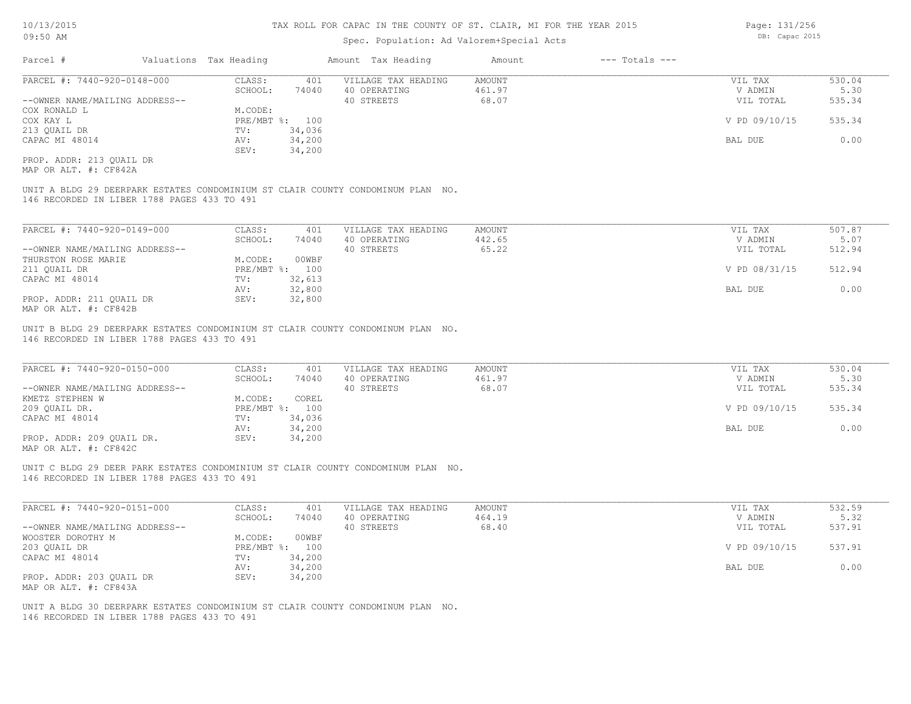# TAX ROLL FOR CAPAC IN THE COUNTY OF ST. CLAIR, MI FOR THE YEAR 2015

10/13/2015
09:50 AM

Spec. Population: Ad Valorem+Special Acts

DB: Capac 2015

| Parcel # | Valuations | Tax Heading | Amount | Tax Heading | Amount | --- Totals --- |
|---|---|---|---|---|---|---|

---

PARCEL #: 7440-920-0148-000

| CLASS: | 401 | VILLAGE TAX HEADING | AMOUNT | VIL TAX | 530.04 |
|---|---|---|---|---|---|
| SCHOOL: | 74040 | 40 OPERATING | 461.97 | V ADMIN | 5.30 |
| M.CODE: | | 40 STREETS | 68.07 | VIL TOTAL | 535.34 |
| PRE/MBT %: | 100 | | | V PD 09/10/15 | 535.34 |
| TV: | 34,036 | | | | |
| AV: | 34,200 | | | BAL DUE | 0.00 |
| SEV: | 34,200 | | | | |

--OWNER NAME/MAILING ADDRESS--
COX RONALD L
COX KAY L
213 QUAIL DR
CAPAC MI 48014

PROP. ADDR: 213 QUAIL DR
MAP OR ALT. #: CF842A

UNIT A BLDG 29 DEERPARK ESTATES CONDOMINIUM ST CLAIR COUNTY CONDOMINUM PLAN NO. 146 RECORDED IN LIBER 1788 PAGES 433 TO 491

---

PARCEL #: 7440-920-0149-000

| CLASS: | 401 | VILLAGE TAX HEADING | AMOUNT | VIL TAX | 507.87 |
|---|---|---|---|---|---|
| SCHOOL: | 74040 | 40 OPERATING | 442.65 | V ADMIN | 5.07 |
| M.CODE: | 00WBF | 40 STREETS | 65.22 | VIL TOTAL | 512.94 |
| PRE/MBT %: | 100 | | | V PD 08/31/15 | 512.94 |
| TV: | 32,613 | | | | |
| AV: | 32,800 | | | BAL DUE | 0.00 |
| SEV: | 32,800 | | | | |

--OWNER NAME/MAILING ADDRESS--
THURSTON ROSE MARIE
211 QUAIL DR
CAPAC MI 48014

PROP. ADDR: 211 QUAIL DR
MAP OR ALT. #: CF842B

UNIT B BLDG 29 DEERPARK ESTATES CONDOMINIUM ST CLAIR COUNTY CONDOMINUM PLAN NO. 146 RECORDED IN LIBER 1788 PAGES 433 TO 491

---

PARCEL #: 7440-920-0150-000

| CLASS: | 401 | VILLAGE TAX HEADING | AMOUNT | VIL TAX | 530.04 |
|---|---|---|---|---|---|
| SCHOOL: | 74040 | 40 OPERATING | 461.97 | V ADMIN | 5.30 |
| M.CODE: | COREL | 40 STREETS | 68.07 | VIL TOTAL | 535.34 |
| PRE/MBT %: | 100 | | | V PD 09/10/15 | 535.34 |
| TV: | 34,036 | | | | |
| AV: | 34,200 | | | BAL DUE | 0.00 |
| SEV: | 34,200 | | | | |

--OWNER NAME/MAILING ADDRESS--
KMETZ STEPHEN W
209 QUAIL DR.
CAPAC MI 48014

PROP. ADDR: 209 QUAIL DR.
MAP OR ALT. #: CF842C

UNIT C BLDG 29 DEER PARK ESTATES CONDOMINIUM ST CLAIR COUNTY CONDOMINUM PLAN NO. 146 RECORDED IN LIBER 1788 PAGES 433 TO 491

---

PARCEL #: 7440-920-0151-000

| CLASS: | 401 | VILLAGE TAX HEADING | AMOUNT | VIL TAX | 532.59 |
|---|---|---|---|---|---|
| SCHOOL: | 74040 | 40 OPERATING | 464.19 | V ADMIN | 5.32 |
| M.CODE: | 00WBF | 40 STREETS | 68.40 | VIL TOTAL | 537.91 |
| PRE/MBT %: | 100 | | | V PD 09/10/15 | 537.91 |
| TV: | 34,200 | | | | |
| AV: | 34,200 | | | BAL DUE | 0.00 |
| SEV: | 34,200 | | | | |

--OWNER NAME/MAILING ADDRESS--
WOOSTER DOROTHY M
203 QUAIL DR
CAPAC MI 48014

PROP. ADDR: 203 QUAIL DR
MAP OR ALT. #: CF843A

UNIT A BLDG 30 DEERPARK ESTATES CONDOMINIUM ST CLAIR COUNTY CONDOMINUM PLAN NO. 146 RECORDED IN LIBER 1788 PAGES 433 TO 491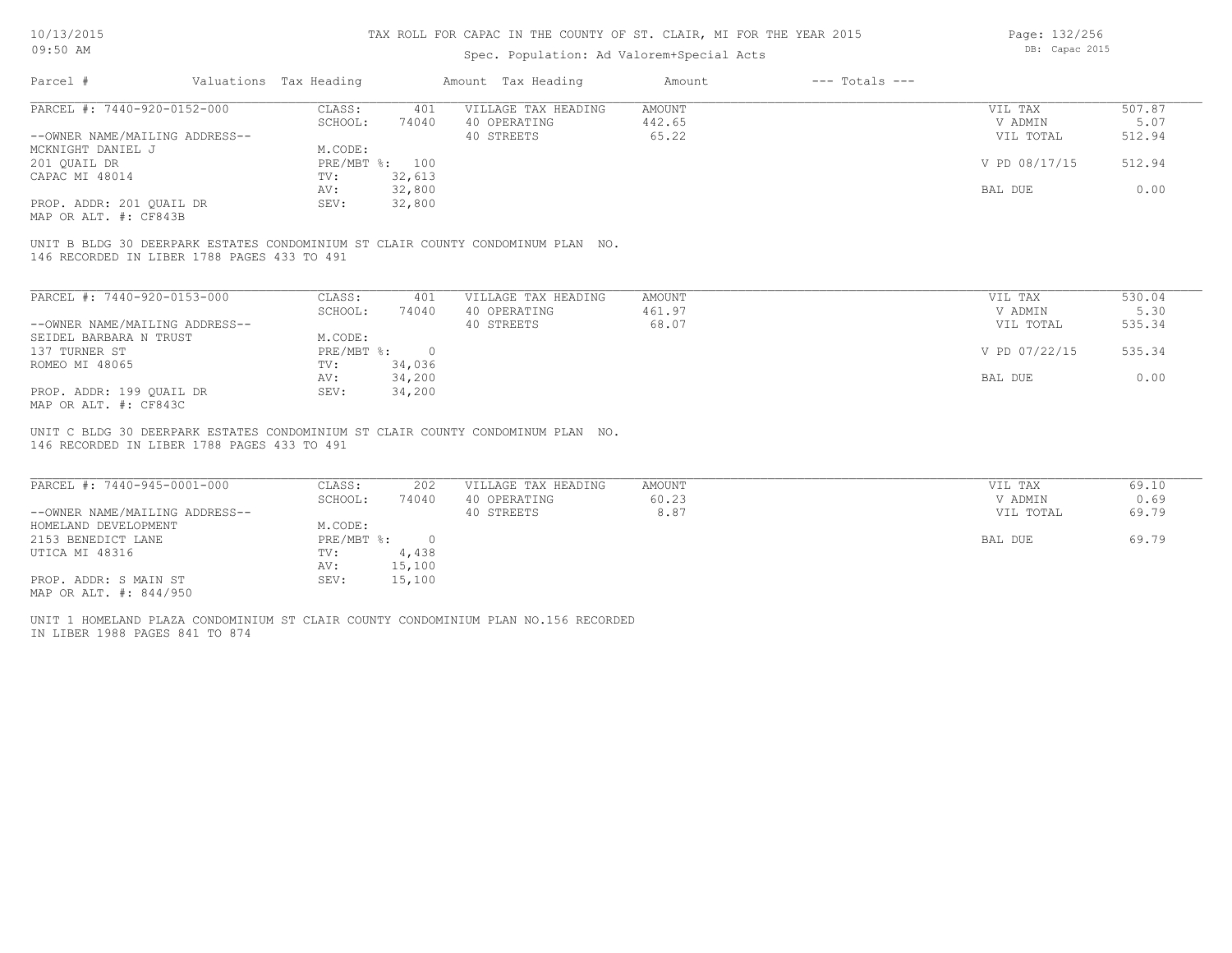TAX ROLL FOR CAPAC IN THE COUNTY OF ST. CLAIR, MI FOR THE YEAR 2015

Spec. Population: Ad Valorem+Special Acts

| Parcel # | Valuations | Tax Heading | Amount | Tax Heading | Amount | --- Totals --- | |
|---|---|---|---|---|---|---|---|
| PARCEL #: 7440-920-0152-000 | CLASS: | 401 | VILLAGE TAX HEADING | AMOUNT | | VIL TAX | 507.87 |
| | SCHOOL: | 74040 | 40 OPERATING | 442.65 | | V ADMIN | 5.07 |
| --OWNER NAME/MAILING ADDRESS-- | | | 40 STREETS | 65.22 | | VIL TOTAL | 512.94 |
| MCKNIGHT DANIEL J | M.CODE: | | | | | | |
| 201 QUAIL DR | PRE/MBT %: | 100 | | | | V PD 08/17/15 | 512.94 |
| CAPAC MI 48014 | TV: | 32,613 | | | | | |
| | AV: | 32,800 | | | | BAL DUE | 0.00 |
| PROP. ADDR: 201 QUAIL DR | SEV: | 32,800 | | | | | |
| MAP OR ALT. #: CF843B | | | | | | | |

UNIT B BLDG 30 DEERPARK ESTATES CONDOMINIUM ST CLAIR COUNTY CONDOMINUM PLAN NO. 146 RECORDED IN LIBER 1788 PAGES 433 TO 491

| Parcel # | Valuations | Tax Heading | Amount | Tax Heading | Amount | --- Totals --- | |
|---|---|---|---|---|---|---|---|
| PARCEL #: 7440-920-0153-000 | CLASS: | 401 | VILLAGE TAX HEADING | AMOUNT | | VIL TAX | 530.04 |
| | SCHOOL: | 74040 | 40 OPERATING | 461.97 | | V ADMIN | 5.30 |
| --OWNER NAME/MAILING ADDRESS-- | | | 40 STREETS | 68.07 | | VIL TOTAL | 535.34 |
| SEIDEL BARBARA N TRUST | M.CODE: | | | | | | |
| 137 TURNER ST | PRE/MBT %: | 0 | | | | V PD 07/22/15 | 535.34 |
| ROMEO MI 48065 | TV: | 34,036 | | | | | |
| | AV: | 34,200 | | | | BAL DUE | 0.00 |
| PROP. ADDR: 199 QUAIL DR | SEV: | 34,200 | | | | | |
| MAP OR ALT. #: CF843C | | | | | | | |

UNIT C BLDG 30 DEERPARK ESTATES CONDOMINIUM ST CLAIR COUNTY CONDOMINUM PLAN NO. 146 RECORDED IN LIBER 1788 PAGES 433 TO 491

| Parcel # | Valuations | Tax Heading | Amount | Tax Heading | Amount | --- Totals --- | |
|---|---|---|---|---|---|---|---|
| PARCEL #: 7440-945-0001-000 | CLASS: | 202 | VILLAGE TAX HEADING | AMOUNT | | VIL TAX | 69.10 |
| | SCHOOL: | 74040 | 40 OPERATING | 60.23 | | V ADMIN | 0.69 |
| --OWNER NAME/MAILING ADDRESS-- | | | 40 STREETS | 8.87 | | VIL TOTAL | 69.79 |
| HOMELAND DEVELOPMENT | M.CODE: | | | | | | |
| 2153 BENEDICT LANE | PRE/MBT %: | 0 | | | | BAL DUE | 69.79 |
| UTICA MI 48316 | TV: | 4,438 | | | | | |
| | AV: | 15,100 | | | | | |
| PROP. ADDR: S MAIN ST | SEV: | 15,100 | | | | | |
| MAP OR ALT. #: 844/950 | | | | | | | |

UNIT 1 HOMELAND PLAZA CONDOMINIUM ST CLAIR COUNTY CONDOMINIUM PLAN NO.156 RECORDED IN LIBER 1988 PAGES 841 TO 874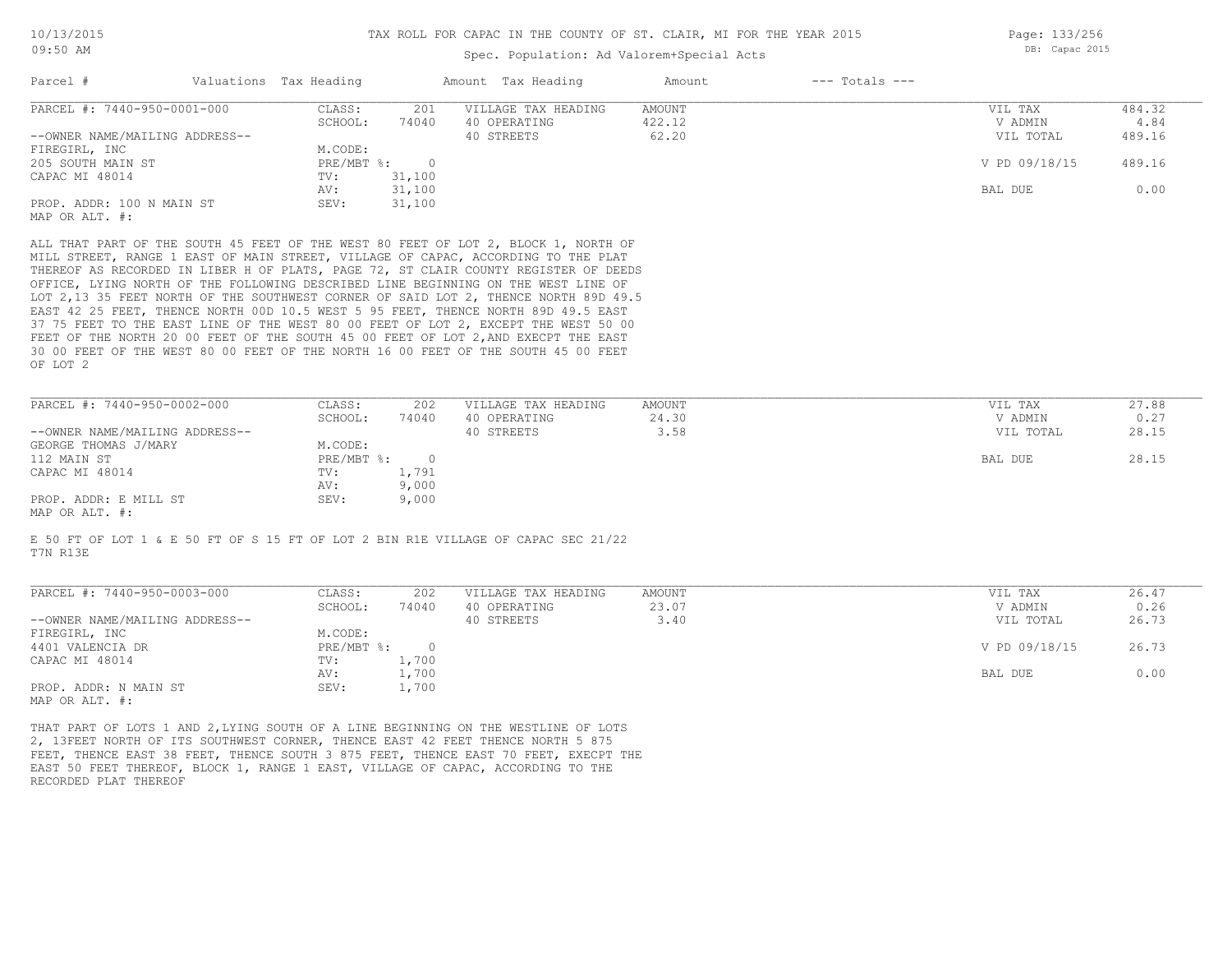TAX ROLL FOR CAPAC IN THE COUNTY OF ST. CLAIR, MI FOR THE YEAR 2015

Spec. Population: Ad Valorem+Special Acts

| Parcel # | Valuations | Tax Heading | Amount | Tax Heading | Amount | --- Totals --- | |
|---|---|---|---|---|---|---|---|
| PARCEL #: 7440-950-0001-000 | CLASS: | 201 | VILLAGE TAX HEADING | AMOUNT | | VIL TAX | 484.32 |
| | SCHOOL: | 74040 | 40 OPERATING | 422.12 | | V ADMIN | 4.84 |
| --OWNER NAME/MAILING ADDRESS-- | | | 40 STREETS | 62.20 | | VIL TOTAL | 489.16 |
| FIREGIRL, INC | M.CODE: | | | | | | |
| 205 SOUTH MAIN ST | PRE/MBT %: | 0 | | | | V PD 09/18/15 | 489.16 |
| CAPAC MI 48014 | TV: | 31,100 | | | | | |
| | AV: | 31,100 | | | | BAL DUE | 0.00 |
| PROP. ADDR: 100 N MAIN ST | SEV: | 31,100 | | | | | |
| MAP OR ALT. #: | | | | | | | |

ALL THAT PART OF THE SOUTH 45 FEET OF THE WEST 80 FEET OF LOT 2, BLOCK 1, NORTH OF MILL STREET, RANGE 1 EAST OF MAIN STREET, VILLAGE OF CAPAC, ACCORDING TO THE PLAT THEREOF AS RECORDED IN LIBER H OF PLATS, PAGE 72, ST CLAIR COUNTY REGISTER OF DEEDS OFFICE, LYING NORTH OF THE FOLLOWING DESCRIBED LINE BEGINNING ON THE WEST LINE OF LOT 2,13 35 FEET NORTH OF THE SOUTHWEST CORNER OF SAID LOT 2, THENCE NORTH 89D 49.5 EAST 42 25 FEET, THENCE NORTH 00D 10.5 WEST 5 95 FEET, THENCE NORTH 89D 49.5 EAST 37 75 FEET TO THE EAST LINE OF THE WEST 80 00 FEET OF LOT 2, EXCEPT THE WEST 50 00 FEET OF THE NORTH 20 00 FEET OF THE SOUTH 45 00 FEET OF LOT 2,AND EXECPT THE EAST 30 00 FEET OF THE WEST 80 00 FEET OF THE NORTH 16 00 FEET OF THE SOUTH 45 00 FEET OF LOT 2

| Parcel # | Valuations | Tax Heading | Amount | Tax Heading | Amount | --- Totals --- | |
|---|---|---|---|---|---|---|---|
| PARCEL #: 7440-950-0002-000 | CLASS: | 202 | VILLAGE TAX HEADING | AMOUNT | | VIL TAX | 27.88 |
| | SCHOOL: | 74040 | 40 OPERATING | 24.30 | | V ADMIN | 0.27 |
| --OWNER NAME/MAILING ADDRESS-- | | | 40 STREETS | 3.58 | | VIL TOTAL | 28.15 |
| GEORGE THOMAS J/MARY | M.CODE: | | | | | | |
| 112 MAIN ST | PRE/MBT %: | 0 | | | | BAL DUE | 28.15 |
| CAPAC MI 48014 | TV: | 1,791 | | | | | |
| | AV: | 9,000 | | | | | |
| PROP. ADDR: E MILL ST | SEV: | 9,000 | | | | | |
| MAP OR ALT. #: | | | | | | | |

E 50 FT OF LOT 1 & E 50 FT OF S 15 FT OF LOT 2 BIN R1E VILLAGE OF CAPAC SEC 21/22 T7N R13E

| Parcel # | Valuations | Tax Heading | Amount | Tax Heading | Amount | --- Totals --- | |
|---|---|---|---|---|---|---|---|
| PARCEL #: 7440-950-0003-000 | CLASS: | 202 | VILLAGE TAX HEADING | AMOUNT | | VIL TAX | 26.47 |
| | SCHOOL: | 74040 | 40 OPERATING | 23.07 | | V ADMIN | 0.26 |
| --OWNER NAME/MAILING ADDRESS-- | | | 40 STREETS | 3.40 | | VIL TOTAL | 26.73 |
| FIREGIRL, INC | M.CODE: | | | | | | |
| 4401 VALENCIA DR | PRE/MBT %: | 0 | | | | V PD 09/18/15 | 26.73 |
| CAPAC MI 48014 | TV: | 1,700 | | | | | |
| | AV: | 1,700 | | | | BAL DUE | 0.00 |
| PROP. ADDR: N MAIN ST | SEV: | 1,700 | | | | | |
| MAP OR ALT. #: | | | | | | | |

THAT PART OF LOTS 1 AND 2,LYING SOUTH OF A LINE BEGINNING ON THE WESTLINE OF LOTS 2, 13FEET NORTH OF ITS SOUTHWEST CORNER, THENCE EAST 42 FEET THENCE NORTH 5 875 FEET, THENCE EAST 38 FEET, THENCE SOUTH 3 875 FEET, THENCE EAST 70 FEET, EXECPT THE EAST 50 FEET THEREOF, BLOCK 1, RANGE 1 EAST, VILLAGE OF CAPAC, ACCORDING TO THE RECORDED PLAT THEREOF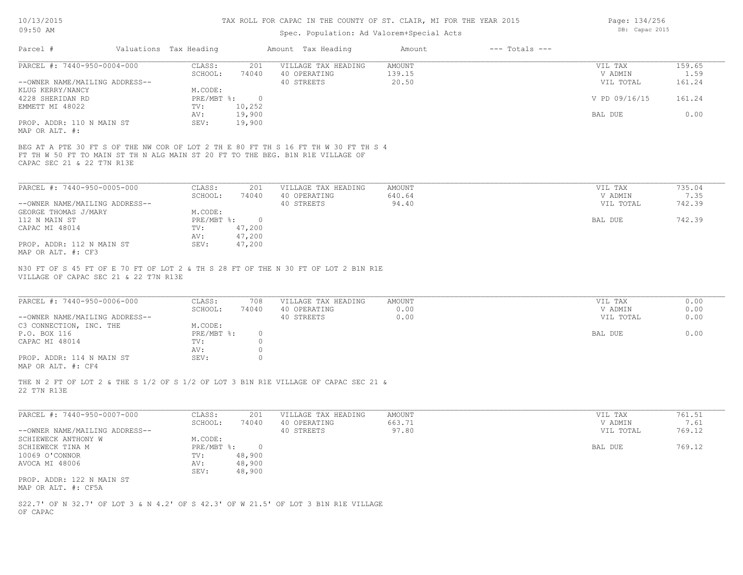# TAX ROLL FOR CAPAC IN THE COUNTY OF ST. CLAIR, MI FOR THE YEAR 2015

Spec. Population: Ad Valorem+Special Acts

10/13/2015
09:50 AM

DB: Capac 2015

| Parcel # | Valuations | Tax Heading | Amount | Tax Heading | Amount | --- Totals --- | |
|---|---|---|---|---|---|---|---|

---

**PARCEL #: 7440-950-0004-000**

--OWNER NAME/MAILING ADDRESS--
KLUG KERRY/NANCY
4228 SHERIDAN RD
EMMETT MI 48022

PROP. ADDR: 110 N MAIN ST
MAP OR ALT. #:

| | | | | | |
|---|---|---|---|---|---|
| CLASS: | 201 | VILLAGE TAX HEADING | AMOUNT | VIL TAX | 159.65 |
| SCHOOL: | 74040 | 40 OPERATING | 139.15 | V ADMIN | 1.59 |
| M.CODE: | | 40 STREETS | 20.50 | VIL TOTAL | 161.24 |
| PRE/MBT %: | 0 | | | V PD 09/16/15 | 161.24 |
| TV: | 10,252 | | | | |
| AV: | 19,900 | | | BAL DUE | 0.00 |
| SEV: | 19,900 | | | | |

BEG AT A PTE 30 FT S OF THE NW COR OF LOT 2 TH E 80 FT TH S 16 FT TH W 30 FT TH S 4 FT TH W 50 FT TO MAIN ST TH N ALG MAIN ST 20 FT TO THE BEG. B1N R1E VILLAGE OF CAPAC SEC 21 & 22 T7N R13E

---

**PARCEL #: 7440-950-0005-000**

--OWNER NAME/MAILING ADDRESS--
GEORGE THOMAS J/MARY
112 N MAIN ST
CAPAC MI 48014

PROP. ADDR: 112 N MAIN ST
MAP OR ALT. #: CF3

| | | | | | |
|---|---|---|---|---|---|
| CLASS: | 201 | VILLAGE TAX HEADING | AMOUNT | VIL TAX | 735.04 |
| SCHOOL: | 74040 | 40 OPERATING | 640.64 | V ADMIN | 7.35 |
| M.CODE: | | 40 STREETS | 94.40 | VIL TOTAL | 742.39 |
| PRE/MBT %: | 0 | | | BAL DUE | 742.39 |
| TV: | 47,200 | | | | |
| AV: | 47,200 | | | | |
| SEV: | 47,200 | | | | |

N30 FT OF S 45 FT OF E 70 FT OF LOT 2 & TH S 28 FT OF THE N 30 FT OF LOT 2 B1N R1E VILLAGE OF CAPAC SEC 21 & 22 T7N R13E

---

**PARCEL #: 7440-950-0006-000**

--OWNER NAME/MAILING ADDRESS--
C3 CONNECTION, INC. THE
P.O. BOX 116
CAPAC MI 48014

PROP. ADDR: 114 N MAIN ST
MAP OR ALT. #: CF4

| | | | | | |
|---|---|---|---|---|---|
| CLASS: | 708 | VILLAGE TAX HEADING | AMOUNT | VIL TAX | 0.00 |
| SCHOOL: | 74040 | 40 OPERATING | 0.00 | V ADMIN | 0.00 |
| M.CODE: | | 40 STREETS | 0.00 | VIL TOTAL | 0.00 |
| PRE/MBT %: | 0 | | | BAL DUE | 0.00 |
| TV: | 0 | | | | |
| AV: | 0 | | | | |
| SEV: | 0 | | | | |

THE N 2 FT OF LOT 2 & THE S 1/2 OF S 1/2 OF LOT 3 B1N R1E VILLAGE OF CAPAC SEC 21 & 22 T7N R13E

---

**PARCEL #: 7440-950-0007-000**

--OWNER NAME/MAILING ADDRESS--
SCHIEWECK ANTHONY W
SCHIEWECK TINA M
10069 O'CONNOR
AVOCA MI 48006

PROP. ADDR: 122 N MAIN ST
MAP OR ALT. #: CF5A

| | | | | | |
|---|---|---|---|---|---|
| CLASS: | 201 | VILLAGE TAX HEADING | AMOUNT | VIL TAX | 761.51 |
| SCHOOL: | 74040 | 40 OPERATING | 663.71 | V ADMIN | 7.61 |
| M.CODE: | | 40 STREETS | 97.80 | VIL TOTAL | 769.12 |
| PRE/MBT %: | 0 | | | BAL DUE | 769.12 |
| TV: | 48,900 | | | | |
| AV: | 48,900 | | | | |
| SEV: | 48,900 | | | | |

S22.7' OF N 32.7' OF LOT 3 & N 4.2' OF S 42.3' OF W 21.5' OF LOT 3 B1N R1E VILLAGE OF CAPAC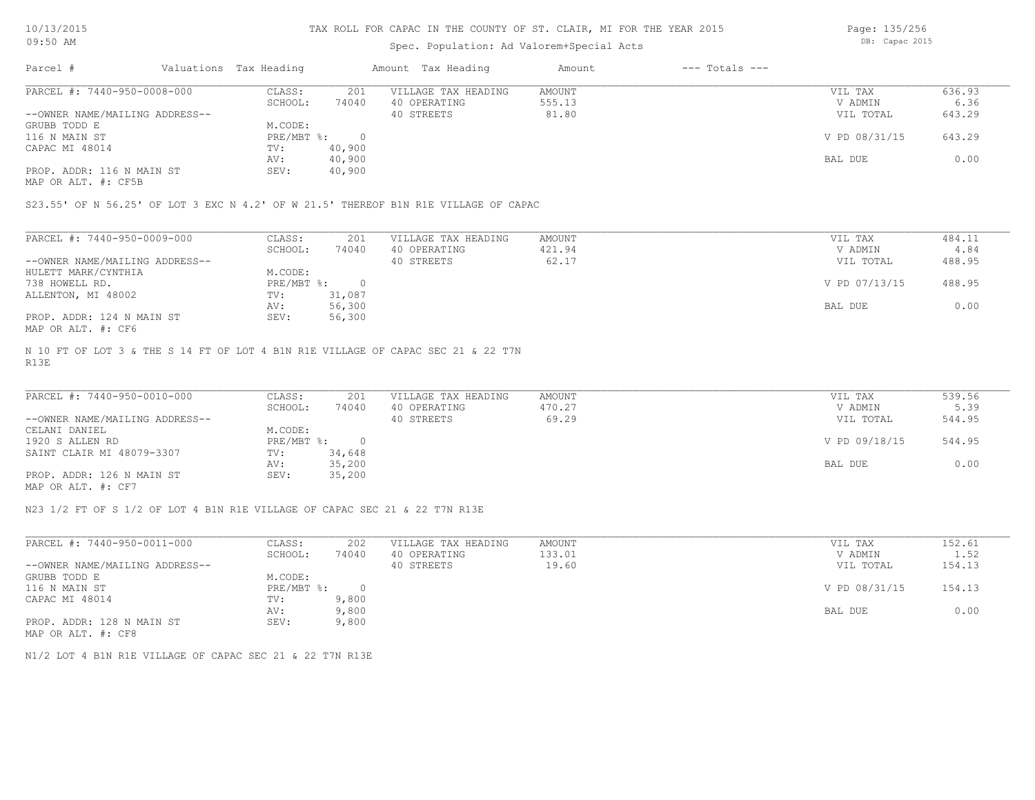# TAX ROLL FOR CAPAC IN THE COUNTY OF ST. CLAIR, MI FOR THE YEAR 2015

Spec. Population: Ad Valorem+Special Acts

| Parcel # | Valuations | Tax Heading | Amount | Tax Heading | Amount | --- Totals --- | |
|---|---|---|---|---|---|---|---|
| PARCEL #: 7440-950-0008-000 | CLASS: | 201 | VILLAGE TAX HEADING | AMOUNT | | VIL TAX | 636.93 |
| | SCHOOL: | 74040 | 40 OPERATING | 555.13 | | V ADMIN | 6.36 |
| --OWNER NAME/MAILING ADDRESS-- | | | 40 STREETS | 81.80 | | VIL TOTAL | 643.29 |
| GRUBB TODD E | M.CODE: | | | | | | |
| 116 N MAIN ST | PRE/MBT %: | 0 | | | | V PD 08/31/15 | 643.29 |
| CAPAC MI 48014 | TV: | 40,900 | | | | | |
| | AV: | 40,900 | | | | BAL DUE | 0.00 |
| PROP. ADDR: 116 N MAIN ST | SEV: | 40,900 | | | | | |
| MAP OR ALT. #: CF5B | | | | | | | |

S23.55' OF N 56.25' OF LOT 3 EXC N 4.2' OF W 21.5' THEREOF B1N R1E VILLAGE OF CAPAC

| Parcel # | Valuations | Tax Heading | Amount | Tax Heading | Amount | --- Totals --- | |
|---|---|---|---|---|---|---|---|
| PARCEL #: 7440-950-0009-000 | CLASS: | 201 | VILLAGE TAX HEADING | AMOUNT | | VIL TAX | 484.11 |
| | SCHOOL: | 74040 | 40 OPERATING | 421.94 | | V ADMIN | 4.84 |
| --OWNER NAME/MAILING ADDRESS-- | | | 40 STREETS | 62.17 | | VIL TOTAL | 488.95 |
| HULETT MARK/CYNTHIA | M.CODE: | | | | | | |
| 738 HOWELL RD. | PRE/MBT %: | 0 | | | | V PD 07/13/15 | 488.95 |
| ALLENTON, MI 48002 | TV: | 31,087 | | | | | |
| | AV: | 56,300 | | | | BAL DUE | 0.00 |
| PROP. ADDR: 124 N MAIN ST | SEV: | 56,300 | | | | | |
| MAP OR ALT. #: CF6 | | | | | | | |

N 10 FT OF LOT 3 & THE S 14 FT OF LOT 4 B1N R1E VILLAGE OF CAPAC SEC 21 & 22 T7N R13E

| Parcel # | Valuations | Tax Heading | Amount | Tax Heading | Amount | --- Totals --- | |
|---|---|---|---|---|---|---|---|
| PARCEL #: 7440-950-0010-000 | CLASS: | 201 | VILLAGE TAX HEADING | AMOUNT | | VIL TAX | 539.56 |
| | SCHOOL: | 74040 | 40 OPERATING | 470.27 | | V ADMIN | 5.39 |
| --OWNER NAME/MAILING ADDRESS-- | | | 40 STREETS | 69.29 | | VIL TOTAL | 544.95 |
| CELANI DANIEL | M.CODE: | | | | | | |
| 1920 S ALLEN RD | PRE/MBT %: | 0 | | | | V PD 09/18/15 | 544.95 |
| SAINT CLAIR MI 48079-3307 | TV: | 34,648 | | | | | |
| | AV: | 35,200 | | | | BAL DUE | 0.00 |
| PROP. ADDR: 126 N MAIN ST | SEV: | 35,200 | | | | | |
| MAP OR ALT. #: CF7 | | | | | | | |

N23 1/2 FT OF S 1/2 OF LOT 4 B1N R1E VILLAGE OF CAPAC SEC 21 & 22 T7N R13E

| Parcel # | Valuations | Tax Heading | Amount | Tax Heading | Amount | --- Totals --- | |
|---|---|---|---|---|---|---|---|
| PARCEL #: 7440-950-0011-000 | CLASS: | 202 | VILLAGE TAX HEADING | AMOUNT | | VIL TAX | 152.61 |
| | SCHOOL: | 74040 | 40 OPERATING | 133.01 | | V ADMIN | 1.52 |
| --OWNER NAME/MAILING ADDRESS-- | | | 40 STREETS | 19.60 | | VIL TOTAL | 154.13 |
| GRUBB TODD E | M.CODE: | | | | | | |
| 116 N MAIN ST | PRE/MBT %: | 0 | | | | V PD 08/31/15 | 154.13 |
| CAPAC MI 48014 | TV: | 9,800 | | | | | |
| | AV: | 9,800 | | | | BAL DUE | 0.00 |
| PROP. ADDR: 128 N MAIN ST | SEV: | 9,800 | | | | | |
| MAP OR ALT. #: CF8 | | | | | | | |

N1/2 LOT 4 B1N R1E VILLAGE OF CAPAC SEC 21 & 22 T7N R13E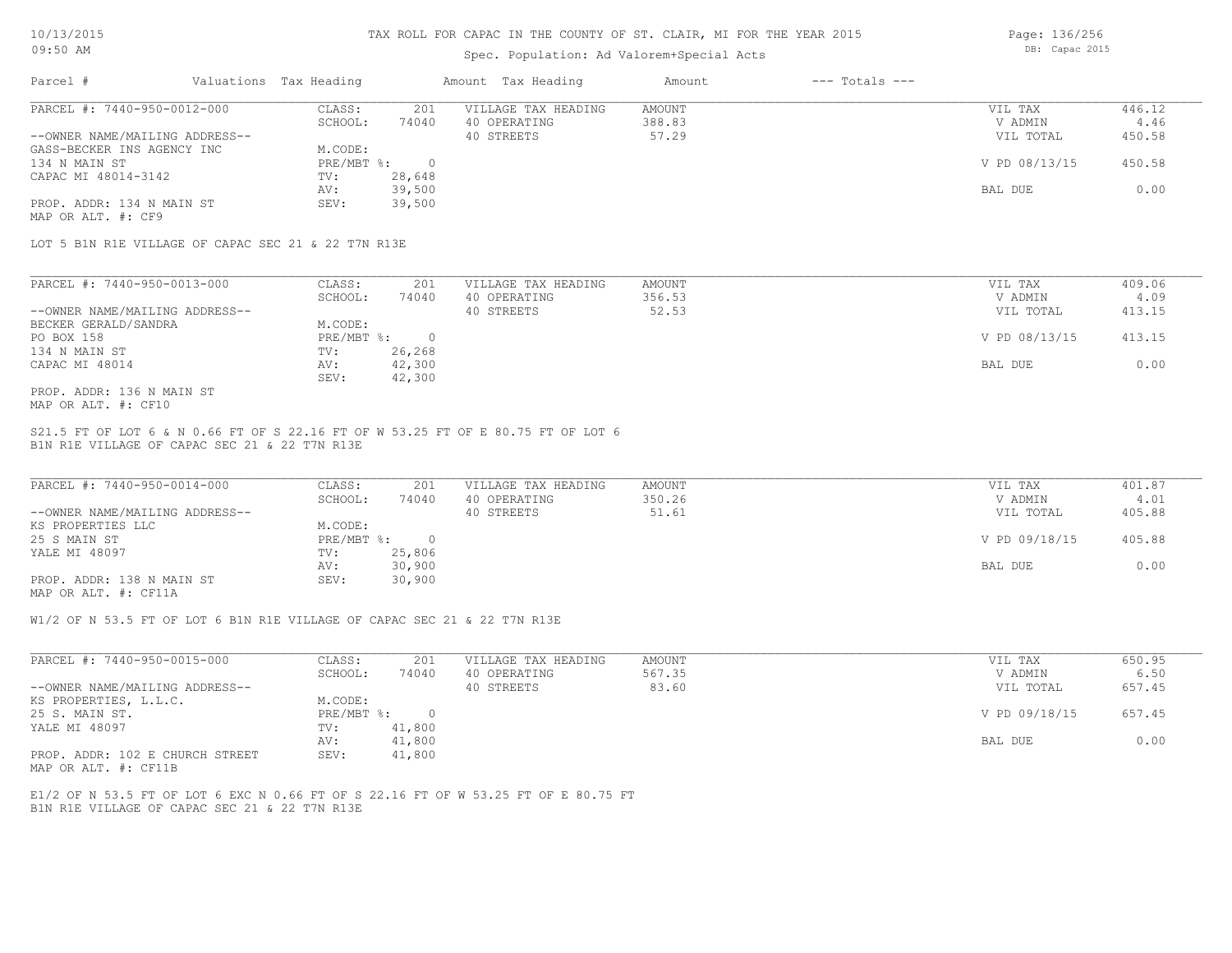# TAX ROLL FOR CAPAC IN THE COUNTY OF ST. CLAIR, MI FOR THE YEAR 2015

Spec. Population: Ad Valorem+Special Acts

| Parcel # | Valuations | Tax Heading | Amount | Tax Heading | Amount | --- Totals --- | |
|---|---|---|---|---|---|---|---|

**PARCEL #: 7440-950-0012-000**

| | | | | | |
|---|---|---|---|---|---|
| --OWNER NAME/MAILING ADDRESS-- | CLASS: 201 | VILLAGE TAX HEADING | AMOUNT | VIL TAX | 446.12 |
| GASS-BECKER INS AGENCY INC | SCHOOL: 74040 | 40 OPERATING | 388.83 | V ADMIN | 4.46 |
| 134 N MAIN ST | M.CODE: | 40 STREETS | 57.29 | VIL TOTAL | 450.58 |
| CAPAC MI 48014-3142 | PRE/MBT %: 0 | | | V PD 08/13/15 | 450.58 |
| | TV: 28,648 | | | | |
| | AV: 39,500 | | | BAL DUE | 0.00 |
| PROP. ADDR: 134 N MAIN ST | SEV: 39,500 | | | | |
| MAP OR ALT. #: CF9 | | | | | |

LOT 5 B1N R1E VILLAGE OF CAPAC SEC 21 & 22 T7N R13E

**PARCEL #: 7440-950-0013-000**

| | | | | | |
|---|---|---|---|---|---|
| --OWNER NAME/MAILING ADDRESS-- | CLASS: 201 | VILLAGE TAX HEADING | AMOUNT | VIL TAX | 409.06 |
| BECKER GERALD/SANDRA | SCHOOL: 74040 | 40 OPERATING | 356.53 | V ADMIN | 4.09 |
| PO BOX 158 | M.CODE: | 40 STREETS | 52.53 | VIL TOTAL | 413.15 |
| 134 N MAIN ST | PRE/MBT %: 0 | | | V PD 08/13/15 | 413.15 |
| CAPAC MI 48014 | TV: 26,268 | | | | |
| | AV: 42,300 | | | BAL DUE | 0.00 |
| | SEV: 42,300 | | | | |
| PROP. ADDR: 136 N MAIN ST | | | | | |
| MAP OR ALT. #: CF10 | | | | | |

S21.5 FT OF LOT 6 & N 0.66 FT OF S 22.16 FT OF W 53.25 FT OF E 80.75 FT OF LOT 6
B1N R1E VILLAGE OF CAPAC SEC 21 & 22 T7N R13E

**PARCEL #: 7440-950-0014-000**

| | | | | | |
|---|---|---|---|---|---|
| --OWNER NAME/MAILING ADDRESS-- | CLASS: 201 | VILLAGE TAX HEADING | AMOUNT | VIL TAX | 401.87 |
| KS PROPERTIES LLC | SCHOOL: 74040 | 40 OPERATING | 350.26 | V ADMIN | 4.01 |
| 25 S MAIN ST | M.CODE: | 40 STREETS | 51.61 | VIL TOTAL | 405.88 |
| YALE MI 48097 | PRE/MBT %: 0 | | | V PD 09/18/15 | 405.88 |
| | TV: 25,806 | | | | |
| | AV: 30,900 | | | BAL DUE | 0.00 |
| PROP. ADDR: 138 N MAIN ST | SEV: 30,900 | | | | |
| MAP OR ALT. #: CF11A | | | | | |

W1/2 OF N 53.5 FT OF LOT 6 B1N R1E VILLAGE OF CAPAC SEC 21 & 22 T7N R13E

**PARCEL #: 7440-950-0015-000**

| | | | | | |
|---|---|---|---|---|---|
| --OWNER NAME/MAILING ADDRESS-- | CLASS: 201 | VILLAGE TAX HEADING | AMOUNT | VIL TAX | 650.95 |
| KS PROPERTIES, L.L.C. | SCHOOL: 74040 | 40 OPERATING | 567.35 | V ADMIN | 6.50 |
| 25 S. MAIN ST. | M.CODE: | 40 STREETS | 83.60 | VIL TOTAL | 657.45 |
| YALE MI 48097 | PRE/MBT %: 0 | | | V PD 09/18/15 | 657.45 |
| | TV: 41,800 | | | | |
| | AV: 41,800 | | | BAL DUE | 0.00 |
| PROP. ADDR: 102 E CHURCH STREET | SEV: 41,800 | | | | |
| MAP OR ALT. #: CF11B | | | | | |

E1/2 OF N 53.5 FT OF LOT 6 EXC N 0.66 FT OF S 22.16 FT OF W 53.25 FT OF E 80.75 FT
B1N R1E VILLAGE OF CAPAC SEC 21 & 22 T7N R13E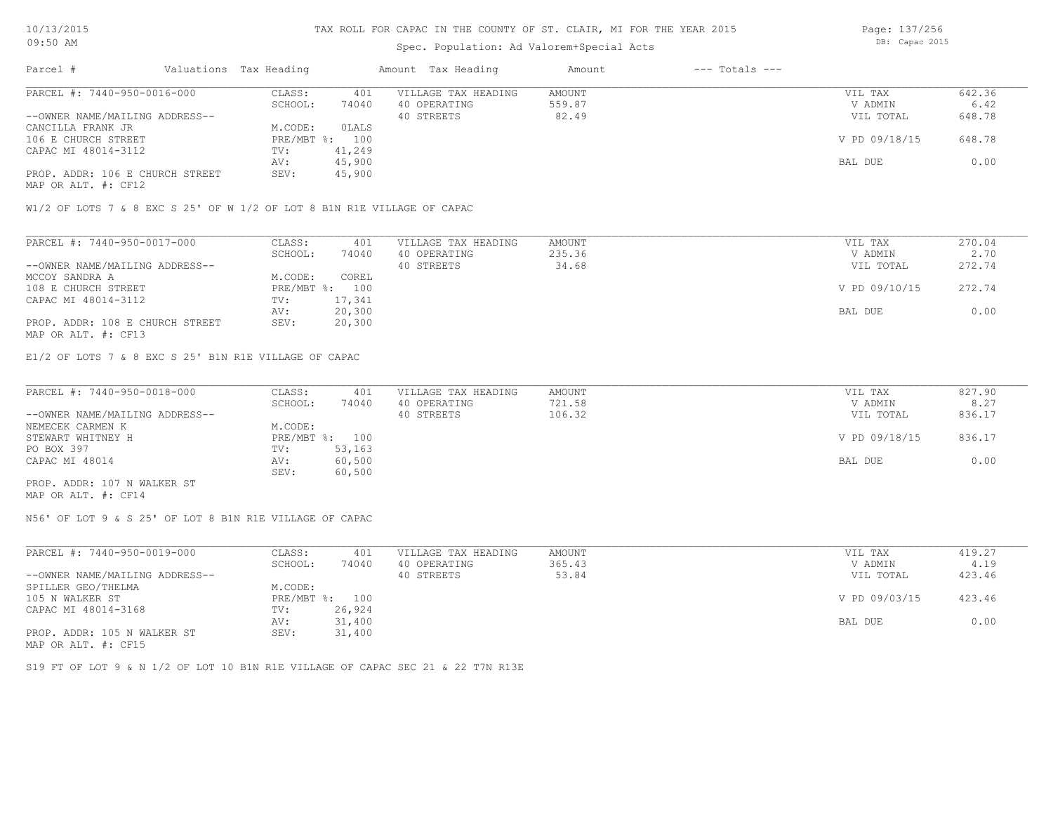# TAX ROLL FOR CAPAC IN THE COUNTY OF ST. CLAIR, MI FOR THE YEAR 2015

Spec. Population: Ad Valorem+Special Acts

10/13/2015
09:50 AM

DB: Capac 2015

| Parcel # | Valuations | Tax Heading | Amount | Tax Heading | Amount | --- Totals --- | |
|---|---|---|---|---|---|---|---|
| PARCEL #: 7440-950-0016-000 | CLASS: | 401 | VILLAGE TAX HEADING | AMOUNT | | VIL TAX | 642.36 |
| | SCHOOL: | 74040 | 40 OPERATING | 559.87 | | V ADMIN | 6.42 |
| --OWNER NAME/MAILING ADDRESS-- | | | 40 STREETS | 82.49 | | VIL TOTAL | 648.78 |
| CANCILLA FRANK JR | M.CODE: | 0LALS | | | | | |
| 106 E CHURCH STREET | PRE/MBT %: | 100 | | | | V PD 09/18/15 | 648.78 |
| CAPAC MI 48014-3112 | TV: | 41,249 | | | | | |
| | AV: | 45,900 | | | | BAL DUE | 0.00 |
| PROP. ADDR: 106 E CHURCH STREET | SEV: | 45,900 | | | | | |
| MAP OR ALT. #: CF12 | | | | | | | |

W1/2 OF LOTS 7 & 8 EXC S 25' OF W 1/2 OF LOT 8 B1N R1E VILLAGE OF CAPAC

| Parcel # | Valuations | Tax Heading | Amount | Tax Heading | Amount | --- Totals --- | |
|---|---|---|---|---|---|---|---|
| PARCEL #: 7440-950-0017-000 | CLASS: | 401 | VILLAGE TAX HEADING | AMOUNT | | VIL TAX | 270.04 |
| | SCHOOL: | 74040 | 40 OPERATING | 235.36 | | V ADMIN | 2.70 |
| --OWNER NAME/MAILING ADDRESS-- | | | 40 STREETS | 34.68 | | VIL TOTAL | 272.74 |
| MCCOY SANDRA A | M.CODE: | COREL | | | | | |
| 108 E CHURCH STREET | PRE/MBT %: | 100 | | | | V PD 09/10/15 | 272.74 |
| CAPAC MI 48014-3112 | TV: | 17,341 | | | | | |
| | AV: | 20,300 | | | | BAL DUE | 0.00 |
| PROP. ADDR: 108 E CHURCH STREET | SEV: | 20,300 | | | | | |
| MAP OR ALT. #: CF13 | | | | | | | |

E1/2 OF LOTS 7 & 8 EXC S 25' B1N R1E VILLAGE OF CAPAC

| Parcel # | Valuations | Tax Heading | Amount | Tax Heading | Amount | --- Totals --- | |
|---|---|---|---|---|---|---|---|
| PARCEL #: 7440-950-0018-000 | CLASS: | 401 | VILLAGE TAX HEADING | AMOUNT | | VIL TAX | 827.90 |
| | SCHOOL: | 74040 | 40 OPERATING | 721.58 | | V ADMIN | 8.27 |
| --OWNER NAME/MAILING ADDRESS-- | | | 40 STREETS | 106.32 | | VIL TOTAL | 836.17 |
| NEMECEK CARMEN K | M.CODE: | | | | | | |
| STEWART WHITNEY H | PRE/MBT %: | 100 | | | | V PD 09/18/15 | 836.17 |
| PO BOX 397 | TV: | 53,163 | | | | | |
| CAPAC MI 48014 | AV: | 60,500 | | | | BAL DUE | 0.00 |
| | SEV: | 60,500 | | | | | |
| PROP. ADDR: 107 N WALKER ST | | | | | | | |
| MAP OR ALT. #: CF14 | | | | | | | |

N56' OF LOT 9 & S 25' OF LOT 8 B1N R1E VILLAGE OF CAPAC

| Parcel # | Valuations | Tax Heading | Amount | Tax Heading | Amount | --- Totals --- | |
|---|---|---|---|---|---|---|---|
| PARCEL #: 7440-950-0019-000 | CLASS: | 401 | VILLAGE TAX HEADING | AMOUNT | | VIL TAX | 419.27 |
| | SCHOOL: | 74040 | 40 OPERATING | 365.43 | | V ADMIN | 4.19 |
| --OWNER NAME/MAILING ADDRESS-- | | | 40 STREETS | 53.84 | | VIL TOTAL | 423.46 |
| SPILLER GEO/THELMA | M.CODE: | | | | | | |
| 105 N WALKER ST | PRE/MBT %: | 100 | | | | V PD 09/03/15 | 423.46 |
| CAPAC MI 48014-3168 | TV: | 26,924 | | | | | |
| | AV: | 31,400 | | | | BAL DUE | 0.00 |
| PROP. ADDR: 105 N WALKER ST | SEV: | 31,400 | | | | | |
| MAP OR ALT. #: CF15 | | | | | | | |

S19 FT OF LOT 9 & N 1/2 OF LOT 10 B1N R1E VILLAGE OF CAPAC SEC 21 & 22 T7N R13E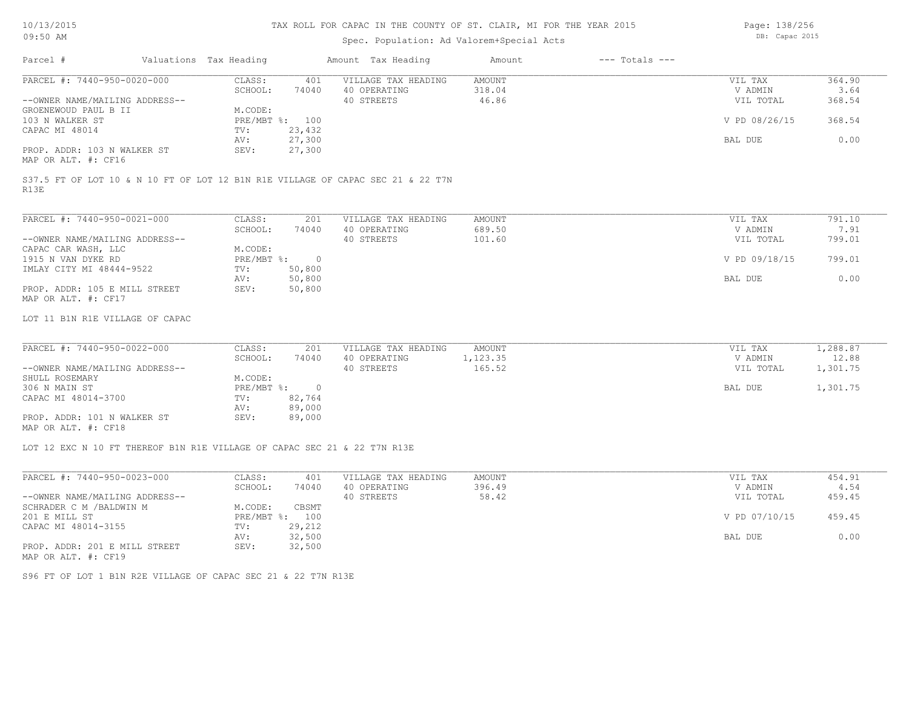# TAX ROLL FOR CAPAC IN THE COUNTY OF ST. CLAIR, MI FOR THE YEAR 2015

10/13/2015
09:50 AM

Spec. Population: Ad Valorem+Special Acts

DB: Capac 2015

| Parcel # | Valuations | Tax Heading | Amount | Tax Heading | Amount | --- Totals --- | |
|---|---|---|---|---|---|---|---|

---

PARCEL #: 7440-950-0020-000

| | | | | | |
|---|---|---|---|---|---|
| CLASS: | 401 | VILLAGE TAX HEADING | AMOUNT | VIL TAX | 364.90 |
| SCHOOL: | 74040 | 40 OPERATING | 318.04 | V ADMIN | 3.64 |
| | | 40 STREETS | 46.86 | VIL TOTAL | 368.54 |
| M.CODE: | | | | | |
| PRE/MBT %: | 100 | | | V PD 08/26/15 | 368.54 |
| TV: | 23,432 | | | | |
| AV: | 27,300 | | | BAL DUE | 0.00 |
| SEV: | 27,300 | | | | |

--OWNER NAME/MAILING ADDRESS--
GROENEWOUD PAUL B II
103 N WALKER ST
CAPAC MI 48014

PROP. ADDR: 103 N WALKER ST
MAP OR ALT. #: CF16

S37.5 FT OF LOT 10 & N 10 FT OF LOT 12 B1N R1E VILLAGE OF CAPAC SEC 21 & 22 T7N R13E

---

PARCEL #: 7440-950-0021-000

| | | | | | |
|---|---|---|---|---|---|
| CLASS: | 201 | VILLAGE TAX HEADING | AMOUNT | VIL TAX | 791.10 |
| SCHOOL: | 74040 | 40 OPERATING | 689.50 | V ADMIN | 7.91 |
| | | 40 STREETS | 101.60 | VIL TOTAL | 799.01 |
| M.CODE: | | | | | |
| PRE/MBT %: | 0 | | | V PD 09/18/15 | 799.01 |
| TV: | 50,800 | | | | |
| AV: | 50,800 | | | BAL DUE | 0.00 |
| SEV: | 50,800 | | | | |

--OWNER NAME/MAILING ADDRESS--
CAPAC CAR WASH, LLC
1915 N VAN DYKE RD
IMLAY CITY MI 48444-9522

PROP. ADDR: 105 E MILL STREET
MAP OR ALT. #: CF17

LOT 11 B1N R1E VILLAGE OF CAPAC

---

PARCEL #: 7440-950-0022-000

| | | | | | |
|---|---|---|---|---|---|
| CLASS: | 201 | VILLAGE TAX HEADING | AMOUNT | VIL TAX | 1,288.87 |
| SCHOOL: | 74040 | 40 OPERATING | 1,123.35 | V ADMIN | 12.88 |
| | | 40 STREETS | 165.52 | VIL TOTAL | 1,301.75 |
| M.CODE: | | | | | |
| PRE/MBT %: | 0 | | | BAL DUE | 1,301.75 |
| TV: | 82,764 | | | | |
| AV: | 89,000 | | | | |
| SEV: | 89,000 | | | | |

--OWNER NAME/MAILING ADDRESS--
SHULL ROSEMARY
306 N MAIN ST
CAPAC MI 48014-3700

PROP. ADDR: 101 N WALKER ST
MAP OR ALT. #: CF18

LOT 12 EXC N 10 FT THEREOF B1N R1E VILLAGE OF CAPAC SEC 21 & 22 T7N R13E

---

PARCEL #: 7440-950-0023-000

| | | | | | |
|---|---|---|---|---|---|
| CLASS: | 401 | VILLAGE TAX HEADING | AMOUNT | VIL TAX | 454.91 |
| SCHOOL: | 74040 | 40 OPERATING | 396.49 | V ADMIN | 4.54 |
| | | 40 STREETS | 58.42 | VIL TOTAL | 459.45 |
| M.CODE: | CBSMT | | | | |
| PRE/MBT %: | 100 | | | V PD 07/10/15 | 459.45 |
| TV: | 29,212 | | | | |
| AV: | 32,500 | | | BAL DUE | 0.00 |
| SEV: | 32,500 | | | | |

--OWNER NAME/MAILING ADDRESS--
SCHRADER C M /BALDWIN M
201 E MILL ST
CAPAC MI 48014-3155

PROP. ADDR: 201 E MILL STREET
MAP OR ALT. #: CF19

S96 FT OF LOT 1 B1N R2E VILLAGE OF CAPAC SEC 21 & 22 T7N R13E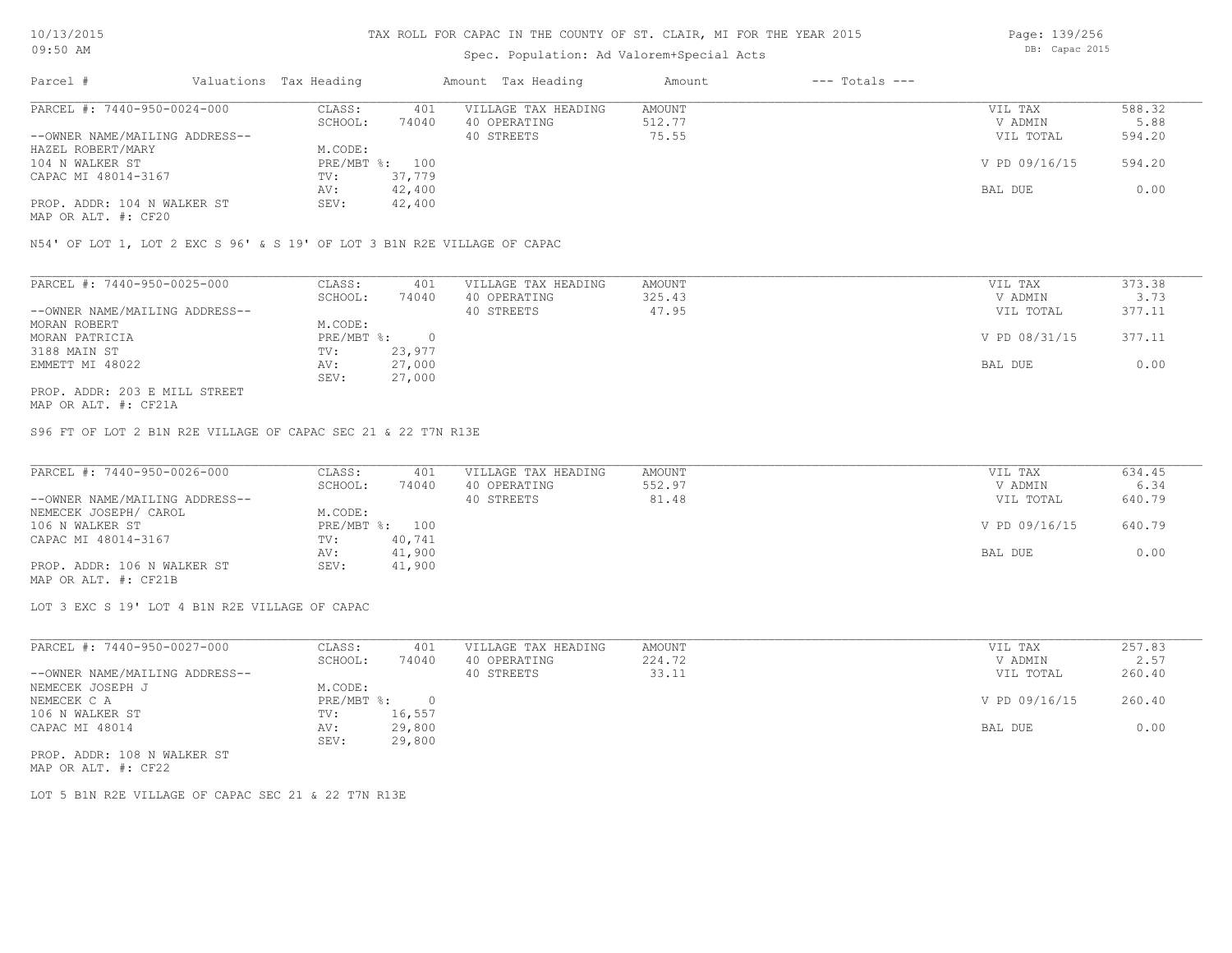# TAX ROLL FOR CAPAC IN THE COUNTY OF ST. CLAIR, MI FOR THE YEAR 2015

Spec. Population: Ad Valorem+Special Acts

10/13/2015
09:50 AM

DB: Capac 2015

| Parcel # | Valuations | Tax Heading | Amount | Tax Heading | Amount | --- Totals --- | |
|---|---|---|---|---|---|---|---|
| PARCEL #: 7440-950-0024-000 | CLASS: | 401 | VILLAGE TAX HEADING | AMOUNT | | VIL TAX | 588.32 |
| | SCHOOL: | 74040 | 40 OPERATING | 512.77 | | V ADMIN | 5.88 |
| --OWNER NAME/MAILING ADDRESS-- | | | 40 STREETS | 75.55 | | VIL TOTAL | 594.20 |
| HAZEL ROBERT/MARY | M.CODE: | | | | | | |
| 104 N WALKER ST | PRE/MBT %: | 100 | | | | V PD 09/16/15 | 594.20 |
| CAPAC MI 48014-3167 | TV: | 37,779 | | | | | |
| | AV: | 42,400 | | | | BAL DUE | 0.00 |
| PROP. ADDR: 104 N WALKER ST | SEV: | 42,400 | | | | | |
| MAP OR ALT. #: CF20 | | | | | | | |

N54' OF LOT 1, LOT 2 EXC S 96' & S 19' OF LOT 3 B1N R2E VILLAGE OF CAPAC

| Parcel # | Valuations | Tax Heading | Amount | Tax Heading | Amount | --- Totals --- | |
|---|---|---|---|---|---|---|---|
| PARCEL #: 7440-950-0025-000 | CLASS: | 401 | VILLAGE TAX HEADING | AMOUNT | | VIL TAX | 373.38 |
| | SCHOOL: | 74040 | 40 OPERATING | 325.43 | | V ADMIN | 3.73 |
| --OWNER NAME/MAILING ADDRESS-- | | | 40 STREETS | 47.95 | | VIL TOTAL | 377.11 |
| MORAN ROBERT | M.CODE: | | | | | | |
| MORAN PATRICIA | PRE/MBT %: | 0 | | | | V PD 08/31/15 | 377.11 |
| 3188 MAIN ST | TV: | 23,977 | | | | | |
| EMMETT MI 48022 | AV: | 27,000 | | | | BAL DUE | 0.00 |
| | SEV: | 27,000 | | | | | |
| PROP. ADDR: 203 E MILL STREET | | | | | | | |
| MAP OR ALT. #: CF21A | | | | | | | |

S96 FT OF LOT 2 B1N R2E VILLAGE OF CAPAC SEC 21 & 22 T7N R13E

| Parcel # | Valuations | Tax Heading | Amount | Tax Heading | Amount | --- Totals --- | |
|---|---|---|---|---|---|---|---|
| PARCEL #: 7440-950-0026-000 | CLASS: | 401 | VILLAGE TAX HEADING | AMOUNT | | VIL TAX | 634.45 |
| | SCHOOL: | 74040 | 40 OPERATING | 552.97 | | V ADMIN | 6.34 |
| --OWNER NAME/MAILING ADDRESS-- | | | 40 STREETS | 81.48 | | VIL TOTAL | 640.79 |
| NEMECEK JOSEPH/ CAROL | M.CODE: | | | | | | |
| 106 N WALKER ST | PRE/MBT %: | 100 | | | | V PD 09/16/15 | 640.79 |
| CAPAC MI 48014-3167 | TV: | 40,741 | | | | | |
| | AV: | 41,900 | | | | BAL DUE | 0.00 |
| PROP. ADDR: 106 N WALKER ST | SEV: | 41,900 | | | | | |
| MAP OR ALT. #: CF21B | | | | | | | |

LOT 3 EXC S 19' LOT 4 B1N R2E VILLAGE OF CAPAC

| Parcel # | Valuations | Tax Heading | Amount | Tax Heading | Amount | --- Totals --- | |
|---|---|---|---|---|---|---|---|
| PARCEL #: 7440-950-0027-000 | CLASS: | 401 | VILLAGE TAX HEADING | AMOUNT | | VIL TAX | 257.83 |
| | SCHOOL: | 74040 | 40 OPERATING | 224.72 | | V ADMIN | 2.57 |
| --OWNER NAME/MAILING ADDRESS-- | | | 40 STREETS | 33.11 | | VIL TOTAL | 260.40 |
| NEMECEK JOSEPH J | M.CODE: | | | | | | |
| NEMECEK C A | PRE/MBT %: | 0 | | | | V PD 09/16/15 | 260.40 |
| 106 N WALKER ST | TV: | 16,557 | | | | | |
| CAPAC MI 48014 | AV: | 29,800 | | | | BAL DUE | 0.00 |
| | SEV: | 29,800 | | | | | |
| PROP. ADDR: 108 N WALKER ST | | | | | | | |
| MAP OR ALT. #: CF22 | | | | | | | |

LOT 5 B1N R2E VILLAGE OF CAPAC SEC 21 & 22 T7N R13E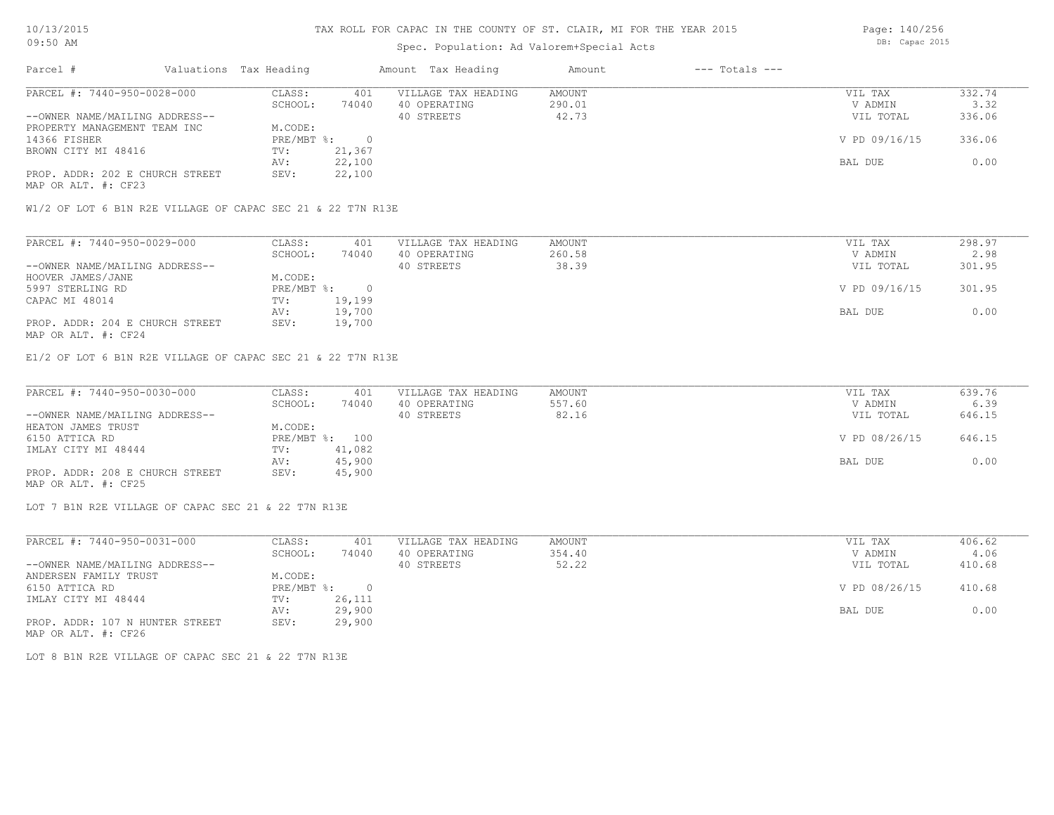# TAX ROLL FOR CAPAC IN THE COUNTY OF ST. CLAIR, MI FOR THE YEAR 2015

Spec. Population: Ad Valorem+Special Acts

| Parcel # | Valuations | Tax Heading | Amount | Tax Heading | Amount | --- Totals --- | |
|---|---|---|---|---|---|---|---|
| PARCEL #: 7440-950-0028-000 | CLASS: | 401 | VILLAGE TAX HEADING | AMOUNT | | VIL TAX | 332.74 |
| | SCHOOL: | 74040 | 40 OPERATING | 290.01 | | V ADMIN | 3.32 |
| --OWNER NAME/MAILING ADDRESS-- | | | 40 STREETS | 42.73 | | VIL TOTAL | 336.06 |
| PROPERTY MANAGEMENT TEAM INC | M.CODE: | | | | | | |
| 14366 FISHER | PRE/MBT %: | 0 | | | | V PD 09/16/15 | 336.06 |
| BROWN CITY MI 48416 | TV: | 21,367 | | | | | |
| | AV: | 22,100 | | | | BAL DUE | 0.00 |
| PROP. ADDR: 202 E CHURCH STREET | SEV: | 22,100 | | | | | |
| MAP OR ALT. #: CF23 | | | | | | | |

W1/2 OF LOT 6 B1N R2E VILLAGE OF CAPAC SEC 21 & 22 T7N R13E

| Parcel # | Valuations | Tax Heading | Amount | Tax Heading | Amount | --- Totals --- | |
|---|---|---|---|---|---|---|---|
| PARCEL #: 7440-950-0029-000 | CLASS: | 401 | VILLAGE TAX HEADING | AMOUNT | | VIL TAX | 298.97 |
| | SCHOOL: | 74040 | 40 OPERATING | 260.58 | | V ADMIN | 2.98 |
| --OWNER NAME/MAILING ADDRESS-- | | | 40 STREETS | 38.39 | | VIL TOTAL | 301.95 |
| HOOVER JAMES/JANE | M.CODE: | | | | | | |
| 5997 STERLING RD | PRE/MBT %: | 0 | | | | V PD 09/16/15 | 301.95 |
| CAPAC MI 48014 | TV: | 19,199 | | | | | |
| | AV: | 19,700 | | | | BAL DUE | 0.00 |
| PROP. ADDR: 204 E CHURCH STREET | SEV: | 19,700 | | | | | |
| MAP OR ALT. #: CF24 | | | | | | | |

E1/2 OF LOT 6 B1N R2E VILLAGE OF CAPAC SEC 21 & 22 T7N R13E

| Parcel # | Valuations | Tax Heading | Amount | Tax Heading | Amount | --- Totals --- | |
|---|---|---|---|---|---|---|---|
| PARCEL #: 7440-950-0030-000 | CLASS: | 401 | VILLAGE TAX HEADING | AMOUNT | | VIL TAX | 639.76 |
| | SCHOOL: | 74040 | 40 OPERATING | 557.60 | | V ADMIN | 6.39 |
| --OWNER NAME/MAILING ADDRESS-- | | | 40 STREETS | 82.16 | | VIL TOTAL | 646.15 |
| HEATON JAMES TRUST | M.CODE: | | | | | | |
| 6150 ATTICA RD | PRE/MBT %: | 100 | | | | V PD 08/26/15 | 646.15 |
| IMLAY CITY MI 48444 | TV: | 41,082 | | | | | |
| | AV: | 45,900 | | | | BAL DUE | 0.00 |
| PROP. ADDR: 208 E CHURCH STREET | SEV: | 45,900 | | | | | |
| MAP OR ALT. #: CF25 | | | | | | | |

LOT 7 B1N R2E VILLAGE OF CAPAC SEC 21 & 22 T7N R13E

| Parcel # | Valuations | Tax Heading | Amount | Tax Heading | Amount | --- Totals --- | |
|---|---|---|---|---|---|---|---|
| PARCEL #: 7440-950-0031-000 | CLASS: | 401 | VILLAGE TAX HEADING | AMOUNT | | VIL TAX | 406.62 |
| | SCHOOL: | 74040 | 40 OPERATING | 354.40 | | V ADMIN | 4.06 |
| --OWNER NAME/MAILING ADDRESS-- | | | 40 STREETS | 52.22 | | VIL TOTAL | 410.68 |
| ANDERSEN FAMILY TRUST | M.CODE: | | | | | | |
| 6150 ATTICA RD | PRE/MBT %: | 0 | | | | V PD 08/26/15 | 410.68 |
| IMLAY CITY MI 48444 | TV: | 26,111 | | | | | |
| | AV: | 29,900 | | | | BAL DUE | 0.00 |
| PROP. ADDR: 107 N HUNTER STREET | SEV: | 29,900 | | | | | |
| MAP OR ALT. #: CF26 | | | | | | | |

LOT 8 B1N R2E VILLAGE OF CAPAC SEC 21 & 22 T7N R13E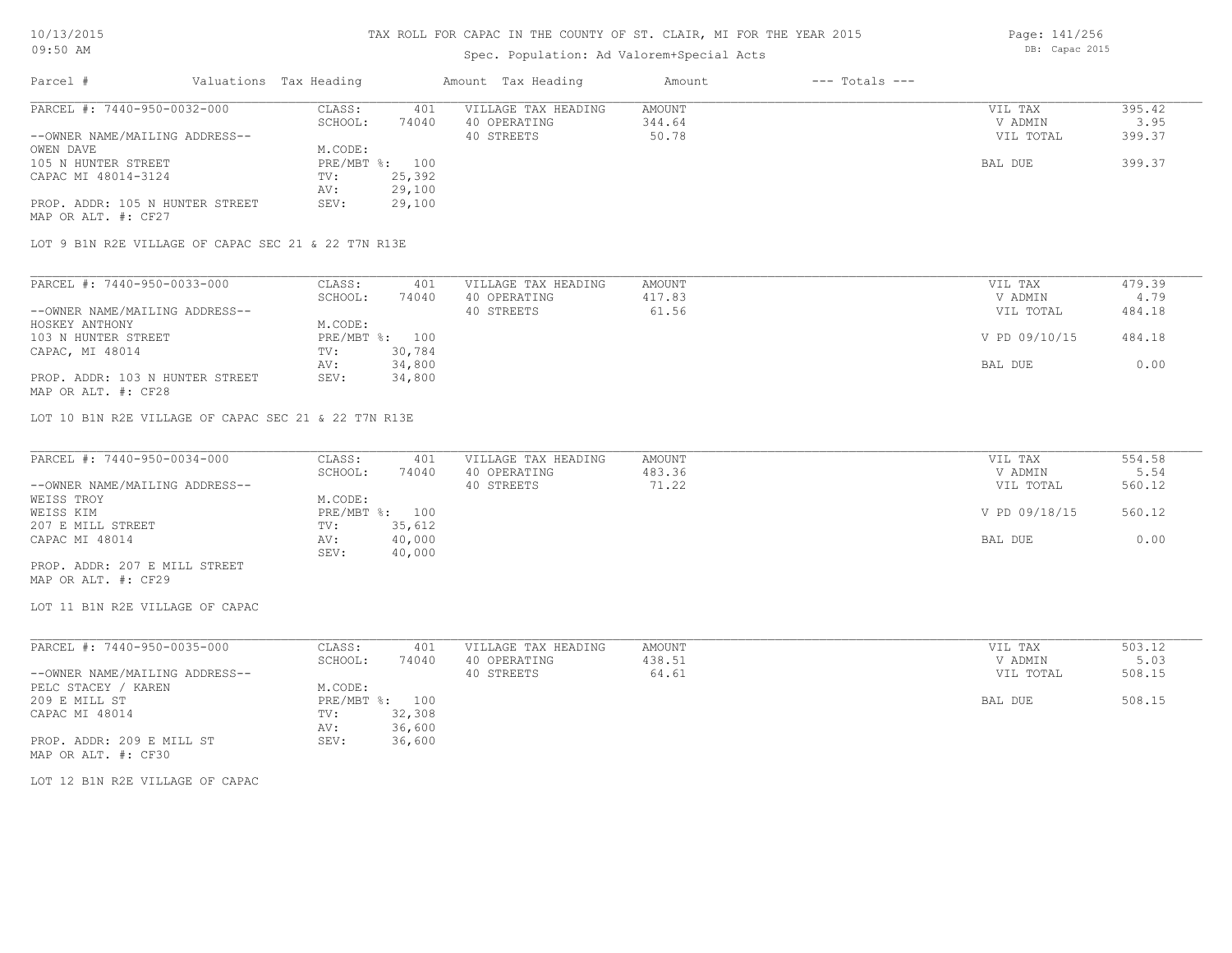# TAX ROLL FOR CAPAC IN THE COUNTY OF ST. CLAIR, MI FOR THE YEAR 2015

Spec. Population: Ad Valorem+Special Acts

| Parcel # | Valuations | Tax Heading | Amount | Tax Heading | Amount | --- Totals --- | |
|---|---|---|---|---|---|---|---|

---

PARCEL #: 7440-950-0032-000

--OWNER NAME/MAILING ADDRESS--
OWEN DAVE
105 N HUNTER STREET
CAPAC MI 48014-3124

PROP. ADDR: 105 N HUNTER STREET
MAP OR ALT. #: CF27

| | |
|---|---|
| CLASS: | 401 |
| SCHOOL: | 74040 |
| M.CODE: | |
| PRE/MBT %: | 100 |
| TV: | 25,392 |
| AV: | 29,100 |
| SEV: | 29,100 |

| VILLAGE TAX HEADING | AMOUNT |
|---|---|
| 40 OPERATING | 344.64 |
| 40 STREETS | 50.78 |

| | |
|---|---|
| VIL TAX | 395.42 |
| V ADMIN | 3.95 |
| VIL TOTAL | 399.37 |
| BAL DUE | 399.37 |

LOT 9 B1N R2E VILLAGE OF CAPAC SEC 21 & 22 T7N R13E

---

PARCEL #: 7440-950-0033-000

--OWNER NAME/MAILING ADDRESS--
HOSKEY ANTHONY
103 N HUNTER STREET
CAPAC, MI 48014

PROP. ADDR: 103 N HUNTER STREET
MAP OR ALT. #: CF28

| | |
|---|---|
| CLASS: | 401 |
| SCHOOL: | 74040 |
| M.CODE: | |
| PRE/MBT %: | 100 |
| TV: | 30,784 |
| AV: | 34,800 |
| SEV: | 34,800 |

| VILLAGE TAX HEADING | AMOUNT |
|---|---|
| 40 OPERATING | 417.83 |
| 40 STREETS | 61.56 |

| | |
|---|---|
| VIL TAX | 479.39 |
| V ADMIN | 4.79 |
| VIL TOTAL | 484.18 |
| V PD 09/10/15 | 484.18 |
| BAL DUE | 0.00 |

LOT 10 B1N R2E VILLAGE OF CAPAC SEC 21 & 22 T7N R13E

---

PARCEL #: 7440-950-0034-000

--OWNER NAME/MAILING ADDRESS--
WEISS TROY
WEISS KIM
207 E MILL STREET
CAPAC MI 48014

PROP. ADDR: 207 E MILL STREET
MAP OR ALT. #: CF29

| | |
|---|---|
| CLASS: | 401 |
| SCHOOL: | 74040 |
| M.CODE: | |
| PRE/MBT %: | 100 |
| TV: | 35,612 |
| AV: | 40,000 |
| SEV: | 40,000 |

| VILLAGE TAX HEADING | AMOUNT |
|---|---|
| 40 OPERATING | 483.36 |
| 40 STREETS | 71.22 |

| | |
|---|---|
| VIL TAX | 554.58 |
| V ADMIN | 5.54 |
| VIL TOTAL | 560.12 |
| V PD 09/18/15 | 560.12 |
| BAL DUE | 0.00 |

LOT 11 B1N R2E VILLAGE OF CAPAC

---

PARCEL #: 7440-950-0035-000

--OWNER NAME/MAILING ADDRESS--
PELC STACEY / KAREN
209 E MILL ST
CAPAC MI 48014

PROP. ADDR: 209 E MILL ST
MAP OR ALT. #: CF30

| | |
|---|---|
| CLASS: | 401 |
| SCHOOL: | 74040 |
| M.CODE: | |
| PRE/MBT %: | 100 |
| TV: | 32,308 |
| AV: | 36,600 |
| SEV: | 36,600 |

| VILLAGE TAX HEADING | AMOUNT |
|---|---|
| 40 OPERATING | 438.51 |
| 40 STREETS | 64.61 |

| | |
|---|---|
| VIL TAX | 503.12 |
| V ADMIN | 5.03 |
| VIL TOTAL | 508.15 |
| BAL DUE | 508.15 |

LOT 12 B1N R2E VILLAGE OF CAPAC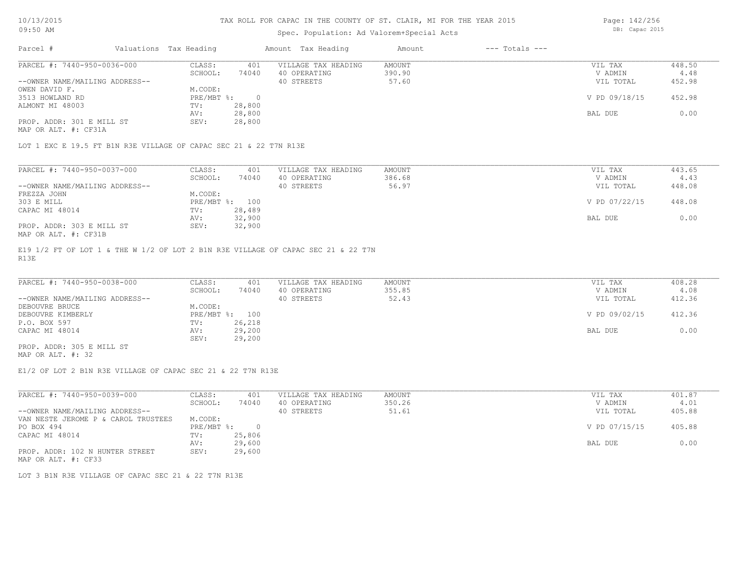TAX ROLL FOR CAPAC IN THE COUNTY OF ST. CLAIR, MI FOR THE YEAR 2015

Spec. Population: Ad Valorem+Special Acts

10/13/2015 09:50 AM — DB: Capac 2015

| Parcel # | Valuations | Tax Heading | Amount | Tax Heading | Amount | --- Totals --- | |
|---|---|---|---|---|---|---|---|
| PARCEL #: 7440-950-0036-000 | CLASS: | 401 | VILLAGE TAX HEADING | AMOUNT | | VIL TAX | 448.50 |
| | SCHOOL: | 74040 | 40 OPERATING | 390.90 | | V ADMIN | 4.48 |
| --OWNER NAME/MAILING ADDRESS-- | | | 40 STREETS | 57.60 | | VIL TOTAL | 452.98 |
| OWEN DAVID F. | M.CODE: | | | | | | |
| 3513 HOWLAND RD | PRE/MBT %: | 0 | | | | V PD 09/18/15 | 452.98 |
| ALMONT MI 48003 | TV: | 28,800 | | | | | |
| | AV: | 28,800 | | | | BAL DUE | 0.00 |
| PROP. ADDR: 301 E MILL ST | SEV: | 28,800 | | | | | |
| MAP OR ALT. #: CF31A | | | | | | | |

LOT 1 EXC E 19.5 FT B1N R3E VILLAGE OF CAPAC SEC 21 & 22 T7N R13E

| Parcel # | Valuations | Tax Heading | Amount | Tax Heading | Amount | --- Totals --- | |
|---|---|---|---|---|---|---|---|
| PARCEL #: 7440-950-0037-000 | CLASS: | 401 | VILLAGE TAX HEADING | AMOUNT | | VIL TAX | 443.65 |
| | SCHOOL: | 74040 | 40 OPERATING | 386.68 | | V ADMIN | 4.43 |
| --OWNER NAME/MAILING ADDRESS-- | | | 40 STREETS | 56.97 | | VIL TOTAL | 448.08 |
| FREZZA JOHN | M.CODE: | | | | | | |
| 303 E MILL | PRE/MBT %: | 100 | | | | V PD 07/22/15 | 448.08 |
| CAPAC MI 48014 | TV: | 28,489 | | | | | |
| | AV: | 32,900 | | | | BAL DUE | 0.00 |
| PROP. ADDR: 303 E MILL ST | SEV: | 32,900 | | | | | |
| MAP OR ALT. #: CF31B | | | | | | | |

E19 1/2 FT OF LOT 1 & THE W 1/2 OF LOT 2 B1N R3E VILLAGE OF CAPAC SEC 21 & 22 T7N R13E

| Parcel # | Valuations | Tax Heading | Amount | Tax Heading | Amount | --- Totals --- | |
|---|---|---|---|---|---|---|---|
| PARCEL #: 7440-950-0038-000 | CLASS: | 401 | VILLAGE TAX HEADING | AMOUNT | | VIL TAX | 408.28 |
| | SCHOOL: | 74040 | 40 OPERATING | 355.85 | | V ADMIN | 4.08 |
| --OWNER NAME/MAILING ADDRESS-- | | | 40 STREETS | 52.43 | | VIL TOTAL | 412.36 |
| DEBOUVRE BRUCE | M.CODE: | | | | | | |
| DEBOUVRE KIMBERLY | PRE/MBT %: | 100 | | | | V PD 09/02/15 | 412.36 |
| P.O. BOX 597 | TV: | 26,218 | | | | | |
| CAPAC MI 48014 | AV: | 29,200 | | | | BAL DUE | 0.00 |
| | SEV: | 29,200 | | | | | |
| PROP. ADDR: 305 E MILL ST | | | | | | | |
| MAP OR ALT. #: 32 | | | | | | | |

E1/2 OF LOT 2 B1N R3E VILLAGE OF CAPAC SEC 21 & 22 T7N R13E

| Parcel # | Valuations | Tax Heading | Amount | Tax Heading | Amount | --- Totals --- | |
|---|---|---|---|---|---|---|---|
| PARCEL #: 7440-950-0039-000 | CLASS: | 401 | VILLAGE TAX HEADING | AMOUNT | | VIL TAX | 401.87 |
| | SCHOOL: | 74040 | 40 OPERATING | 350.26 | | V ADMIN | 4.01 |
| --OWNER NAME/MAILING ADDRESS-- | | | 40 STREETS | 51.61 | | VIL TOTAL | 405.88 |
| VAN NESTE JEROME P & CAROL TRUSTEES | M.CODE: | | | | | | |
| PO BOX 494 | PRE/MBT %: | 0 | | | | V PD 07/15/15 | 405.88 |
| CAPAC MI 48014 | TV: | 25,806 | | | | | |
| | AV: | 29,600 | | | | BAL DUE | 0.00 |
| PROP. ADDR: 102 N HUNTER STREET | SEV: | 29,600 | | | | | |
| MAP OR ALT. #: CF33 | | | | | | | |

LOT 3 B1N R3E VILLAGE OF CAPAC SEC 21 & 22 T7N R13E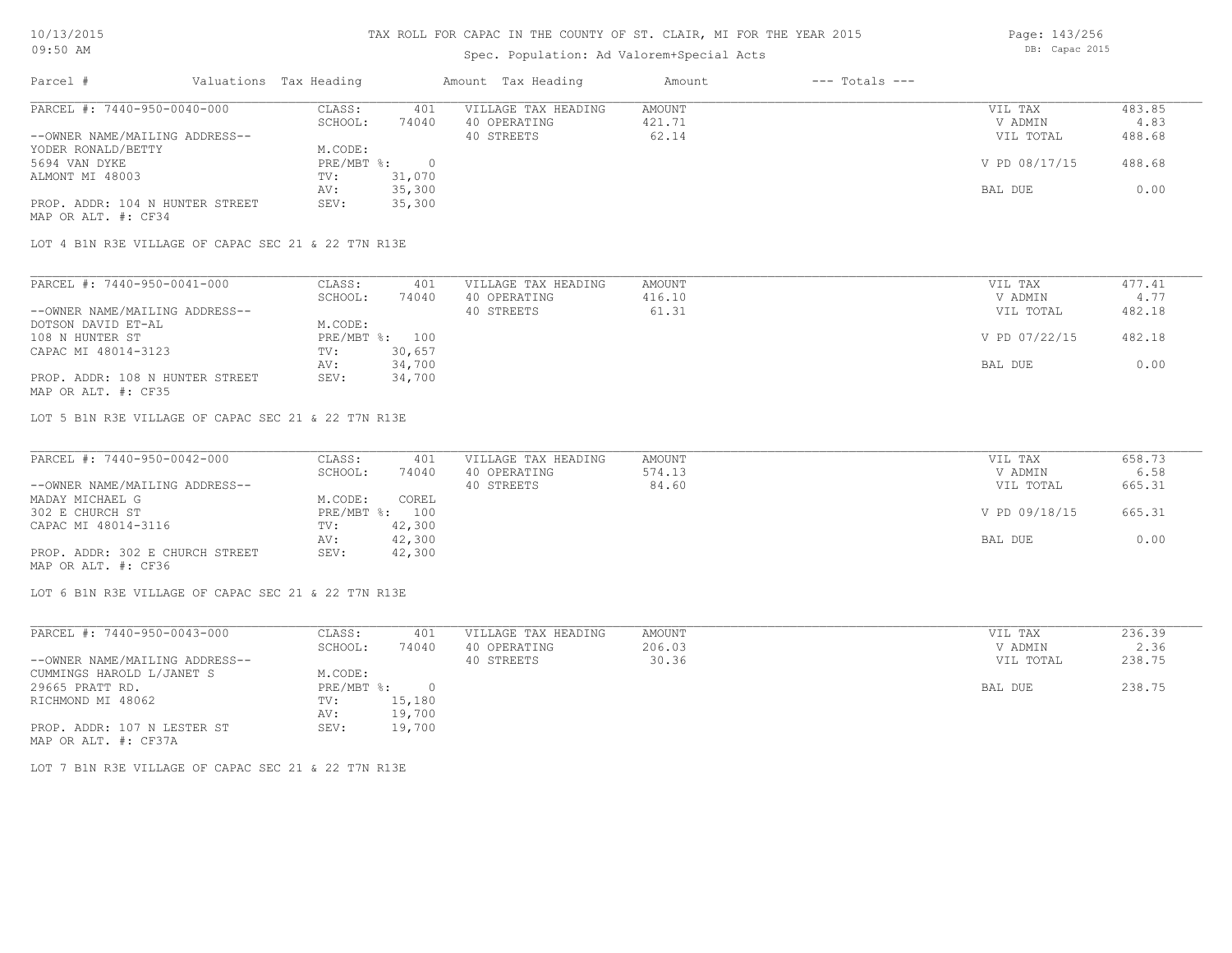# TAX ROLL FOR CAPAC IN THE COUNTY OF ST. CLAIR, MI FOR THE YEAR 2015

Spec. Population: Ad Valorem+Special Acts

10/13/2015 09:50 AM

DB: Capac 2015

| Parcel # | Valuations | Tax Heading | Amount | Tax Heading | Amount | --- Totals --- | |
|---|---|---|---|---|---|---|---|
| PARCEL #: 7440-950-0040-000 | CLASS: | 401 | VILLAGE TAX HEADING | AMOUNT | | VIL TAX | 483.85 |
| | SCHOOL: | 74040 | 40 OPERATING | 421.71 | | V ADMIN | 4.83 |
| --OWNER NAME/MAILING ADDRESS-- | | | 40 STREETS | 62.14 | | VIL TOTAL | 488.68 |
| YODER RONALD/BETTY | M.CODE: | | | | | | |
| 5694 VAN DYKE | PRE/MBT %: | 0 | | | | V PD 08/17/15 | 488.68 |
| ALMONT MI 48003 | TV: | 31,070 | | | | | |
| | AV: | 35,300 | | | | BAL DUE | 0.00 |
| PROP. ADDR: 104 N HUNTER STREET | SEV: | 35,300 | | | | | |
| MAP OR ALT. #: CF34 | | | | | | | |

LOT 4 B1N R3E VILLAGE OF CAPAC SEC 21 & 22 T7N R13E

| Parcel # | Valuations | Tax Heading | Amount | Tax Heading | Amount | --- Totals --- | |
|---|---|---|---|---|---|---|---|
| PARCEL #: 7440-950-0041-000 | CLASS: | 401 | VILLAGE TAX HEADING | AMOUNT | | VIL TAX | 477.41 |
| | SCHOOL: | 74040 | 40 OPERATING | 416.10 | | V ADMIN | 4.77 |
| --OWNER NAME/MAILING ADDRESS-- | | | 40 STREETS | 61.31 | | VIL TOTAL | 482.18 |
| DOTSON DAVID ET-AL | M.CODE: | | | | | | |
| 108 N HUNTER ST | PRE/MBT %: | 100 | | | | V PD 07/22/15 | 482.18 |
| CAPAC MI 48014-3123 | TV: | 30,657 | | | | | |
| | AV: | 34,700 | | | | BAL DUE | 0.00 |
| PROP. ADDR: 108 N HUNTER STREET | SEV: | 34,700 | | | | | |
| MAP OR ALT. #: CF35 | | | | | | | |

LOT 5 B1N R3E VILLAGE OF CAPAC SEC 21 & 22 T7N R13E

| Parcel # | Valuations | Tax Heading | Amount | Tax Heading | Amount | --- Totals --- | |
|---|---|---|---|---|---|---|---|
| PARCEL #: 7440-950-0042-000 | CLASS: | 401 | VILLAGE TAX HEADING | AMOUNT | | VIL TAX | 658.73 |
| | SCHOOL: | 74040 | 40 OPERATING | 574.13 | | V ADMIN | 6.58 |
| --OWNER NAME/MAILING ADDRESS-- | | | 40 STREETS | 84.60 | | VIL TOTAL | 665.31 |
| MADAY MICHAEL G | M.CODE: | COREL | | | | | |
| 302 E CHURCH ST | PRE/MBT %: | 100 | | | | V PD 09/18/15 | 665.31 |
| CAPAC MI 48014-3116 | TV: | 42,300 | | | | | |
| | AV: | 42,300 | | | | BAL DUE | 0.00 |
| PROP. ADDR: 302 E CHURCH STREET | SEV: | 42,300 | | | | | |
| MAP OR ALT. #: CF36 | | | | | | | |

LOT 6 B1N R3E VILLAGE OF CAPAC SEC 21 & 22 T7N R13E

| Parcel # | Valuations | Tax Heading | Amount | Tax Heading | Amount | --- Totals --- | |
|---|---|---|---|---|---|---|---|
| PARCEL #: 7440-950-0043-000 | CLASS: | 401 | VILLAGE TAX HEADING | AMOUNT | | VIL TAX | 236.39 |
| | SCHOOL: | 74040 | 40 OPERATING | 206.03 | | V ADMIN | 2.36 |
| --OWNER NAME/MAILING ADDRESS-- | | | 40 STREETS | 30.36 | | VIL TOTAL | 238.75 |
| CUMMINGS HAROLD L/JANET S | M.CODE: | | | | | | |
| 29665 PRATT RD. | PRE/MBT %: | 0 | | | | BAL DUE | 238.75 |
| RICHMOND MI 48062 | TV: | 15,180 | | | | | |
| | AV: | 19,700 | | | | | |
| PROP. ADDR: 107 N LESTER ST | SEV: | 19,700 | | | | | |
| MAP OR ALT. #: CF37A | | | | | | | |

LOT 7 B1N R3E VILLAGE OF CAPAC SEC 21 & 22 T7N R13E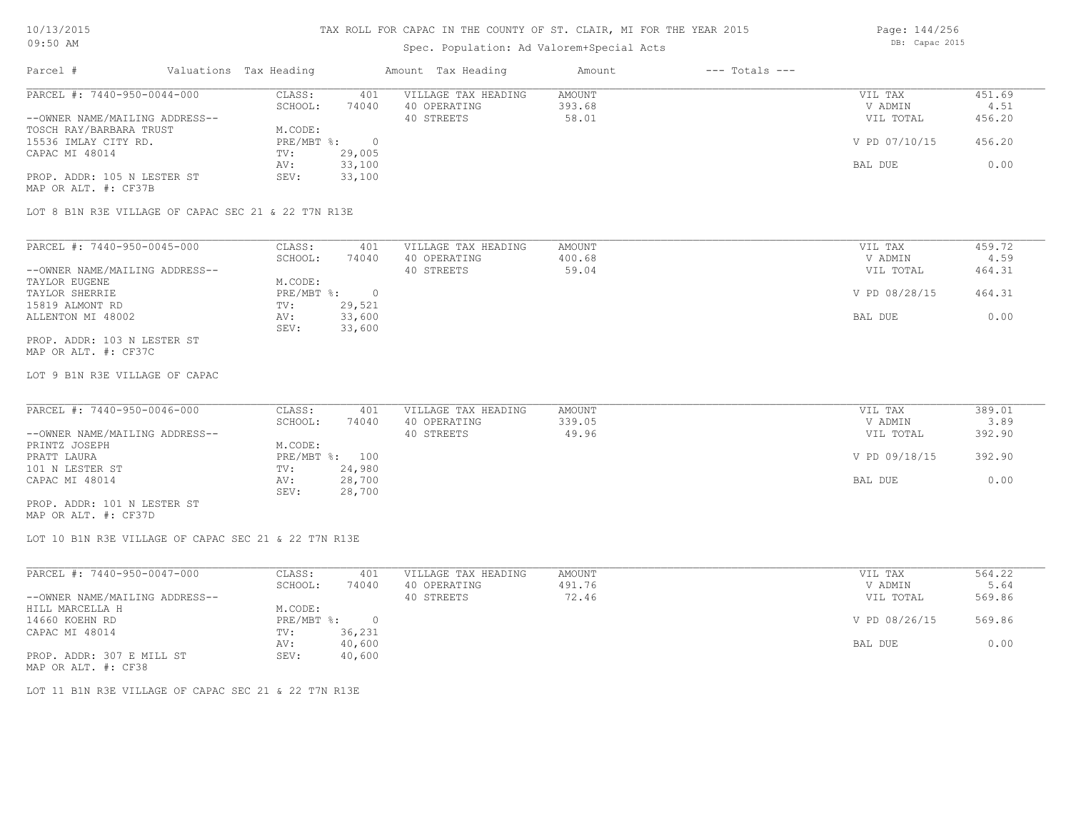# TAX ROLL FOR CAPAC IN THE COUNTY OF ST. CLAIR, MI FOR THE YEAR 2015

10/13/2015
09:50 AM

Spec. Population: Ad Valorem+Special Acts

DB: Capac 2015

| Parcel # | Valuations | Tax Heading | Amount | Tax Heading | Amount | --- Totals --- | |
|---|---|---|---|---|---|---|---|

---

**PARCEL #: 7440-950-0044-000**

| | | | | | |
|---|---|---|---|---|---|
| CLASS: | 401 | VILLAGE TAX HEADING | AMOUNT | VIL TAX | 451.69 |
| SCHOOL: | 74040 | 40 OPERATING | 393.68 | V ADMIN | 4.51 |
| | | 40 STREETS | 58.01 | VIL TOTAL | 456.20 |
| M.CODE: | | | | | |
| PRE/MBT %: | 0 | | | V PD 07/10/15 | 456.20 |
| TV: | 29,005 | | | | |
| AV: | 33,100 | | | BAL DUE | 0.00 |
| SEV: | 33,100 | | | | |

--OWNER NAME/MAILING ADDRESS--
TOSCH RAY/BARBARA TRUST
15536 IMLAY CITY RD.
CAPAC MI 48014

PROP. ADDR: 105 N LESTER ST
MAP OR ALT. #: CF37B

LOT 8 B1N R3E VILLAGE OF CAPAC SEC 21 & 22 T7N R13E

---

**PARCEL #: 7440-950-0045-000**

| | | | | | |
|---|---|---|---|---|---|
| CLASS: | 401 | VILLAGE TAX HEADING | AMOUNT | VIL TAX | 459.72 |
| SCHOOL: | 74040 | 40 OPERATING | 400.68 | V ADMIN | 4.59 |
| | | 40 STREETS | 59.04 | VIL TOTAL | 464.31 |
| M.CODE: | | | | | |
| PRE/MBT %: | 0 | | | V PD 08/28/15 | 464.31 |
| TV: | 29,521 | | | | |
| AV: | 33,600 | | | BAL DUE | 0.00 |
| SEV: | 33,600 | | | | |

--OWNER NAME/MAILING ADDRESS--
TAYLOR EUGENE
TAYLOR SHERRIE
15819 ALMONT RD
ALLENTON MI 48002

PROP. ADDR: 103 N LESTER ST
MAP OR ALT. #: CF37C

LOT 9 B1N R3E VILLAGE OF CAPAC

---

**PARCEL #: 7440-950-0046-000**

| | | | | | |
|---|---|---|---|---|---|
| CLASS: | 401 | VILLAGE TAX HEADING | AMOUNT | VIL TAX | 389.01 |
| SCHOOL: | 74040 | 40 OPERATING | 339.05 | V ADMIN | 3.89 |
| | | 40 STREETS | 49.96 | VIL TOTAL | 392.90 |
| M.CODE: | | | | | |
| PRE/MBT %: | 100 | | | V PD 09/18/15 | 392.90 |
| TV: | 24,980 | | | | |
| AV: | 28,700 | | | BAL DUE | 0.00 |
| SEV: | 28,700 | | | | |

--OWNER NAME/MAILING ADDRESS--
PRINTZ JOSEPH
PRATT LAURA
101 N LESTER ST
CAPAC MI 48014

PROP. ADDR: 101 N LESTER ST
MAP OR ALT. #: CF37D

LOT 10 B1N R3E VILLAGE OF CAPAC SEC 21 & 22 T7N R13E

---

**PARCEL #: 7440-950-0047-000**

| | | | | | |
|---|---|---|---|---|---|
| CLASS: | 401 | VILLAGE TAX HEADING | AMOUNT | VIL TAX | 564.22 |
| SCHOOL: | 74040 | 40 OPERATING | 491.76 | V ADMIN | 5.64 |
| | | 40 STREETS | 72.46 | VIL TOTAL | 569.86 |
| M.CODE: | | | | | |
| PRE/MBT %: | 0 | | | V PD 08/26/15 | 569.86 |
| TV: | 36,231 | | | | |
| AV: | 40,600 | | | BAL DUE | 0.00 |
| SEV: | 40,600 | | | | |

--OWNER NAME/MAILING ADDRESS--
HILL MARCELLA H
14660 KOEHN RD
CAPAC MI 48014

PROP. ADDR: 307 E MILL ST
MAP OR ALT. #: CF38

LOT 11 B1N R3E VILLAGE OF CAPAC SEC 21 & 22 T7N R13E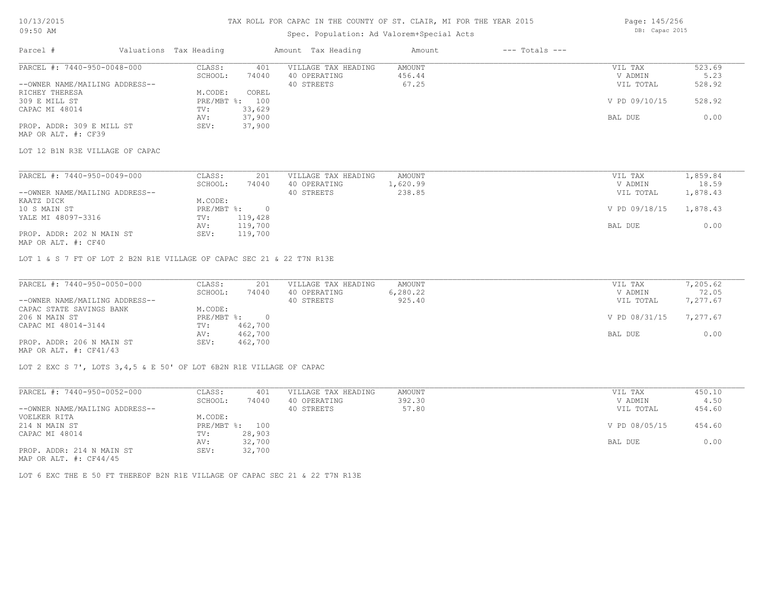# TAX ROLL FOR CAPAC IN THE COUNTY OF ST. CLAIR, MI FOR THE YEAR 2015

Spec. Population: Ad Valorem+Special Acts

| Parcel # | Valuations | Tax Heading | Amount | Tax Heading | Amount | --- Totals --- | |
|---|---|---|---|---|---|---|---|
| PARCEL #: 7440-950-0048-000 | CLASS: | 401 | VILLAGE TAX HEADING | AMOUNT | | VIL TAX | 523.69 |
| | SCHOOL: | 74040 | 40 OPERATING | 456.44 | | V ADMIN | 5.23 |
| --OWNER NAME/MAILING ADDRESS-- | | | 40 STREETS | 67.25 | | VIL TOTAL | 528.92 |
| RICHEY THERESA | M.CODE: | COREL | | | | | |
| 309 E MILL ST | PRE/MBT %: | 100 | | | | V PD 09/10/15 | 528.92 |
| CAPAC MI 48014 | TV: | 33,629 | | | | | |
| | AV: | 37,900 | | | | BAL DUE | 0.00 |
| PROP. ADDR: 309 E MILL ST | SEV: | 37,900 | | | | | |
| MAP OR ALT. #: CF39 | | | | | | | |

LOT 12 B1N R3E VILLAGE OF CAPAC

| Parcel # | Valuations | Tax Heading | Amount | Tax Heading | Amount | --- Totals --- | |
|---|---|---|---|---|---|---|---|
| PARCEL #: 7440-950-0049-000 | CLASS: | 201 | VILLAGE TAX HEADING | AMOUNT | | VIL TAX | 1,859.84 |
| | SCHOOL: | 74040 | 40 OPERATING | 1,620.99 | | V ADMIN | 18.59 |
| --OWNER NAME/MAILING ADDRESS-- | | | 40 STREETS | 238.85 | | VIL TOTAL | 1,878.43 |
| KAATZ DICK | M.CODE: | | | | | | |
| 10 S MAIN ST | PRE/MBT %: | 0 | | | | V PD 09/18/15 | 1,878.43 |
| YALE MI 48097-3316 | TV: | 119,428 | | | | | |
| | AV: | 119,700 | | | | BAL DUE | 0.00 |
| PROP. ADDR: 202 N MAIN ST | SEV: | 119,700 | | | | | |
| MAP OR ALT. #: CF40 | | | | | | | |

LOT 1 & S 7 FT OF LOT 2 B2N R1E VILLAGE OF CAPAC SEC 21 & 22 T7N R13E

| Parcel # | Valuations | Tax Heading | Amount | Tax Heading | Amount | --- Totals --- | |
|---|---|---|---|---|---|---|---|
| PARCEL #: 7440-950-0050-000 | CLASS: | 201 | VILLAGE TAX HEADING | AMOUNT | | VIL TAX | 7,205.62 |
| | SCHOOL: | 74040 | 40 OPERATING | 6,280.22 | | V ADMIN | 72.05 |
| --OWNER NAME/MAILING ADDRESS-- | | | 40 STREETS | 925.40 | | VIL TOTAL | 7,277.67 |
| CAPAC STATE SAVINGS BANK | M.CODE: | | | | | | |
| 206 N MAIN ST | PRE/MBT %: | 0 | | | | V PD 08/31/15 | 7,277.67 |
| CAPAC MI 48014-3144 | TV: | 462,700 | | | | | |
| | AV: | 462,700 | | | | BAL DUE | 0.00 |
| PROP. ADDR: 206 N MAIN ST | SEV: | 462,700 | | | | | |
| MAP OR ALT. #: CF41/43 | | | | | | | |

LOT 2 EXC S 7', LOTS 3,4,5 & E 50' OF LOT 6B2N R1E VILLAGE OF CAPAC

| Parcel # | Valuations | Tax Heading | Amount | Tax Heading | Amount | --- Totals --- | |
|---|---|---|---|---|---|---|---|
| PARCEL #: 7440-950-0052-000 | CLASS: | 401 | VILLAGE TAX HEADING | AMOUNT | | VIL TAX | 450.10 |
| | SCHOOL: | 74040 | 40 OPERATING | 392.30 | | V ADMIN | 4.50 |
| --OWNER NAME/MAILING ADDRESS-- | | | 40 STREETS | 57.80 | | VIL TOTAL | 454.60 |
| VOELKER RITA | M.CODE: | | | | | | |
| 214 N MAIN ST | PRE/MBT %: | 100 | | | | V PD 08/05/15 | 454.60 |
| CAPAC MI 48014 | TV: | 28,903 | | | | | |
| | AV: | 32,700 | | | | BAL DUE | 0.00 |
| PROP. ADDR: 214 N MAIN ST | SEV: | 32,700 | | | | | |
| MAP OR ALT. #: CF44/45 | | | | | | | |

LOT 6 EXC THE E 50 FT THEREOF B2N R1E VILLAGE OF CAPAC SEC 21 & 22 T7N R13E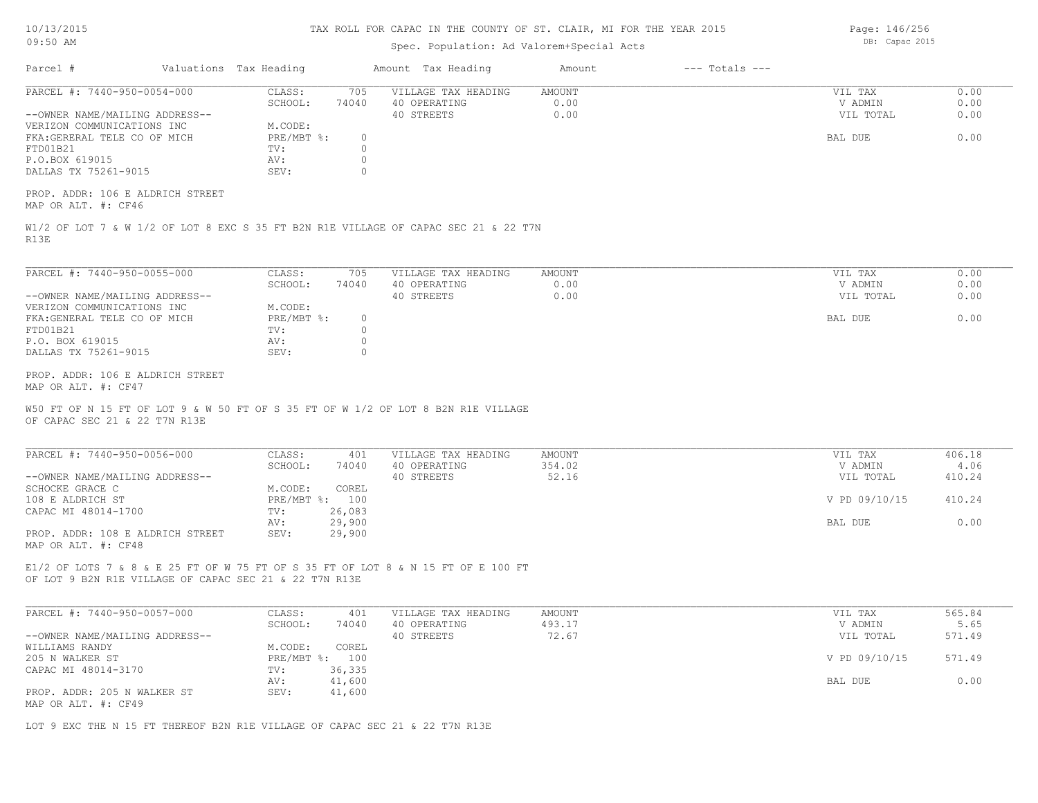# TAX ROLL FOR CAPAC IN THE COUNTY OF ST. CLAIR, MI FOR THE YEAR 2015

Spec. Population: Ad Valorem+Special Acts

| Parcel # | Valuations | Tax Heading | Amount | Tax Heading | Amount | --- Totals --- | |
|---|---|---|---|---|---|---|---|

---

**PARCEL #: 7440-950-0054-000**

| | | | | |
|---|---|---|---|---|
| --OWNER NAME/MAILING ADDRESS-- | CLASS: 705 | VILLAGE TAX HEADING | AMOUNT | VIL TAX 0.00 |
| VERIZON COMMUNICATIONS INC | SCHOOL: 74040 | 40 OPERATING | 0.00 | V ADMIN 0.00 |
| FKA:GERERAL TELE CO OF MICH | M.CODE: | 40 STREETS | 0.00 | VIL TOTAL 0.00 |
| FTD01B21 | PRE/MBT %: 0 | | | BAL DUE 0.00 |
| P.O.BOX 619015 | TV: 0 | | | |
| DALLAS TX 75261-9015 | AV: 0 | | | |
| | SEV: 0 | | | |

PROP. ADDR: 106 E ALDRICH STREET
MAP OR ALT. #: CF46

W1/2 OF LOT 7 & W 1/2 OF LOT 8 EXC S 35 FT B2N R1E VILLAGE OF CAPAC SEC 21 & 22 T7N R13E

---

**PARCEL #: 7440-950-0055-000**

| | | | | |
|---|---|---|---|---|
| --OWNER NAME/MAILING ADDRESS-- | CLASS: 705 | VILLAGE TAX HEADING | AMOUNT | VIL TAX 0.00 |
| VERIZON COMMUNICATIONS INC | SCHOOL: 74040 | 40 OPERATING | 0.00 | V ADMIN 0.00 |
| FKA:GENERAL TELE CO OF MICH | M.CODE: | 40 STREETS | 0.00 | VIL TOTAL 0.00 |
| FTD01B21 | PRE/MBT %: 0 | | | BAL DUE 0.00 |
| P.O. BOX 619015 | TV: 0 | | | |
| DALLAS TX 75261-9015 | AV: 0 | | | |
| | SEV: 0 | | | |

PROP. ADDR: 106 E ALDRICH STREET
MAP OR ALT. #: CF47

W50 FT OF N 15 FT OF LOT 9 & W 50 FT OF S 35 FT OF W 1/2 OF LOT 8 B2N R1E VILLAGE OF CAPAC SEC 21 & 22 T7N R13E

---

**PARCEL #: 7440-950-0056-000**

| | | | | |
|---|---|---|---|---|
| --OWNER NAME/MAILING ADDRESS-- | CLASS: 401 | VILLAGE TAX HEADING | AMOUNT | VIL TAX 406.18 |
| SCHOCKE GRACE C | SCHOOL: 74040 | 40 OPERATING | 354.02 | V ADMIN 4.06 |
| 108 E ALDRICH ST | M.CODE: COREL | 40 STREETS | 52.16 | VIL TOTAL 410.24 |
| CAPAC MI 48014-1700 | PRE/MBT %: 100 | | | V PD 09/10/15 410.24 |
| | TV: 26,083 | | | |
| | AV: 29,900 | | | BAL DUE 0.00 |
| PROP. ADDR: 108 E ALDRICH STREET | SEV: 29,900 | | | |

MAP OR ALT. #: CF48

E1/2 OF LOTS 7 & 8 & E 25 FT OF W 75 FT OF S 35 FT OF LOT 8 & N 15 FT OF E 100 FT OF LOT 9 B2N R1E VILLAGE OF CAPAC SEC 21 & 22 T7N R13E

---

**PARCEL #: 7440-950-0057-000**

| | | | | |
|---|---|---|---|---|
| --OWNER NAME/MAILING ADDRESS-- | CLASS: 401 | VILLAGE TAX HEADING | AMOUNT | VIL TAX 565.84 |
| WILLIAMS RANDY | SCHOOL: 74040 | 40 OPERATING | 493.17 | V ADMIN 5.65 |
| 205 N WALKER ST | M.CODE: COREL | 40 STREETS | 72.67 | VIL TOTAL 571.49 |
| CAPAC MI 48014-3170 | PRE/MBT %: 100 | | | V PD 09/10/15 571.49 |
| | TV: 36,335 | | | |
| | AV: 41,600 | | | BAL DUE 0.00 |
| PROP. ADDR: 205 N WALKER ST | SEV: 41,600 | | | |

MAP OR ALT. #: CF49

LOT 9 EXC THE N 15 FT THEREOF B2N R1E VILLAGE OF CAPAC SEC 21 & 22 T7N R13E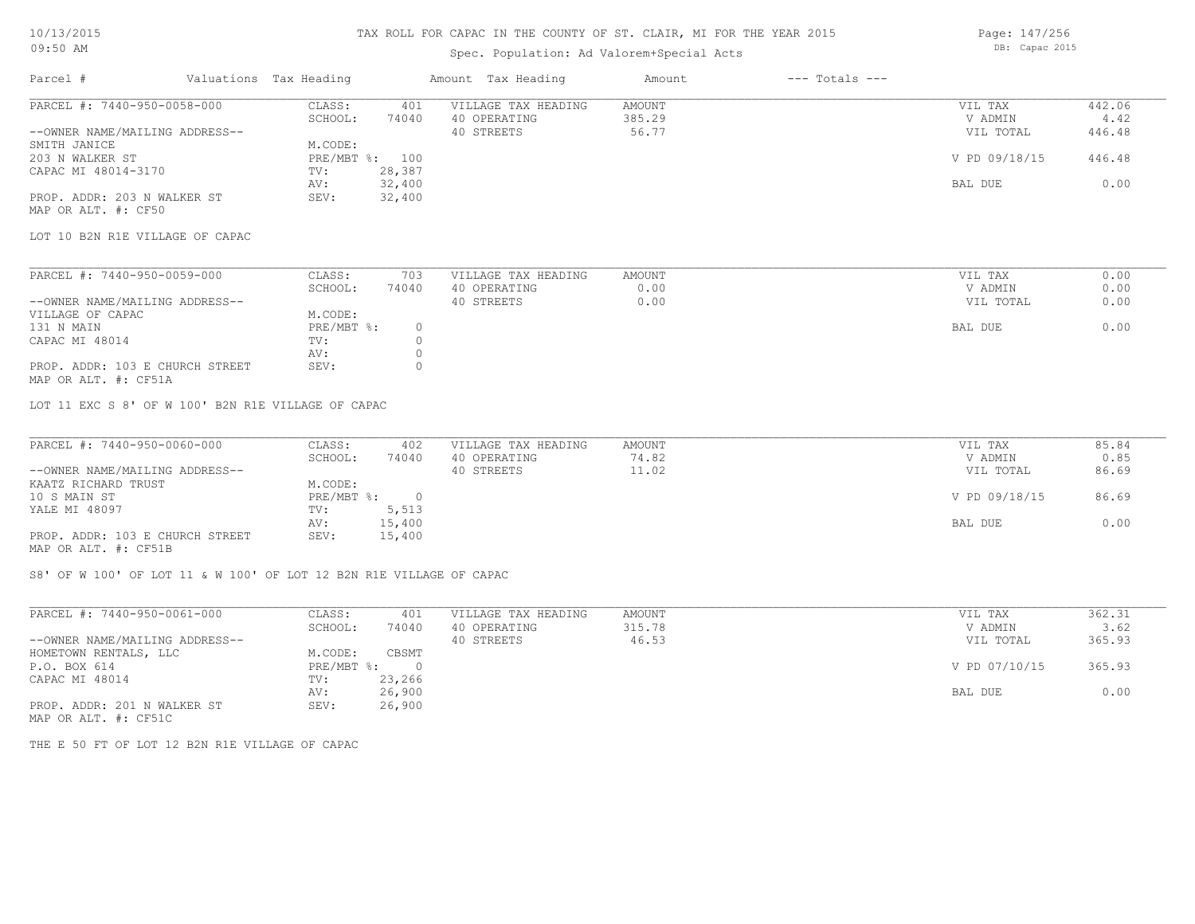# TAX ROLL FOR CAPAC IN THE COUNTY OF ST. CLAIR, MI FOR THE YEAR 2015

10/13/2015
09:50 AM

Spec. Population: Ad Valorem+Special Acts

DB: Capac 2015

| Parcel # | Valuations | Tax Heading | Amount | Tax Heading | Amount | --- Totals --- | |
|---|---|---|---|---|---|---|---|
| PARCEL #: 7440-950-0058-000 | CLASS: | 401 | VILLAGE TAX HEADING | AMOUNT | | VIL TAX | 442.06 |
| | SCHOOL: | 74040 | 40 OPERATING | 385.29 | | V ADMIN | 4.42 |
| --OWNER NAME/MAILING ADDRESS-- | | | 40 STREETS | 56.77 | | VIL TOTAL | 446.48 |
| SMITH JANICE | M.CODE: | | | | | | |
| 203 N WALKER ST | PRE/MBT %: | 100 | | | | V PD 09/18/15 | 446.48 |
| CAPAC MI 48014-3170 | TV: | 28,387 | | | | | |
| | AV: | 32,400 | | | | BAL DUE | 0.00 |
| PROP. ADDR: 203 N WALKER ST | SEV: | 32,400 | | | | | |
| MAP OR ALT. #: CF50 | | | | | | | |

LOT 10 B2N R1E VILLAGE OF CAPAC

| Parcel # | Valuations | Tax Heading | Amount | Tax Heading | Amount | --- Totals --- | |
|---|---|---|---|---|---|---|---|
| PARCEL #: 7440-950-0059-000 | CLASS: | 703 | VILLAGE TAX HEADING | AMOUNT | | VIL TAX | 0.00 |
| | SCHOOL: | 74040 | 40 OPERATING | 0.00 | | V ADMIN | 0.00 |
| --OWNER NAME/MAILING ADDRESS-- | | | 40 STREETS | 0.00 | | VIL TOTAL | 0.00 |
| VILLAGE OF CAPAC | M.CODE: | | | | | | |
| 131 N MAIN | PRE/MBT %: | 0 | | | | BAL DUE | 0.00 |
| CAPAC MI 48014 | TV: | 0 | | | | | |
| | AV: | 0 | | | | | |
| PROP. ADDR: 103 E CHURCH STREET | SEV: | 0 | | | | | |
| MAP OR ALT. #: CF51A | | | | | | | |

LOT 11 EXC S 8' OF W 100' B2N R1E VILLAGE OF CAPAC

| Parcel # | Valuations | Tax Heading | Amount | Tax Heading | Amount | --- Totals --- | |
|---|---|---|---|---|---|---|---|
| PARCEL #: 7440-950-0060-000 | CLASS: | 402 | VILLAGE TAX HEADING | AMOUNT | | VIL TAX | 85.84 |
| | SCHOOL: | 74040 | 40 OPERATING | 74.82 | | V ADMIN | 0.85 |
| --OWNER NAME/MAILING ADDRESS-- | | | 40 STREETS | 11.02 | | VIL TOTAL | 86.69 |
| KAATZ RICHARD TRUST | M.CODE: | | | | | | |
| 10 S MAIN ST | PRE/MBT %: | 0 | | | | V PD 09/18/15 | 86.69 |
| YALE MI 48097 | TV: | 5,513 | | | | | |
| | AV: | 15,400 | | | | BAL DUE | 0.00 |
| PROP. ADDR: 103 E CHURCH STREET | SEV: | 15,400 | | | | | |
| MAP OR ALT. #: CF51B | | | | | | | |

S8' OF W 100' OF LOT 11 & W 100' OF LOT 12 B2N R1E VILLAGE OF CAPAC

| Parcel # | Valuations | Tax Heading | Amount | Tax Heading | Amount | --- Totals --- | |
|---|---|---|---|---|---|---|---|
| PARCEL #: 7440-950-0061-000 | CLASS: | 401 | VILLAGE TAX HEADING | AMOUNT | | VIL TAX | 362.31 |
| | SCHOOL: | 74040 | 40 OPERATING | 315.78 | | V ADMIN | 3.62 |
| --OWNER NAME/MAILING ADDRESS-- | | | 40 STREETS | 46.53 | | VIL TOTAL | 365.93 |
| HOMETOWN RENTALS, LLC | M.CODE: | CBSMT | | | | | |
| P.O. BOX 614 | PRE/MBT %: | 0 | | | | V PD 07/10/15 | 365.93 |
| CAPAC MI 48014 | TV: | 23,266 | | | | | |
| | AV: | 26,900 | | | | BAL DUE | 0.00 |
| PROP. ADDR: 201 N WALKER ST | SEV: | 26,900 | | | | | |
| MAP OR ALT. #: CF51C | | | | | | | |

THE E 50 FT OF LOT 12 B2N R1E VILLAGE OF CAPAC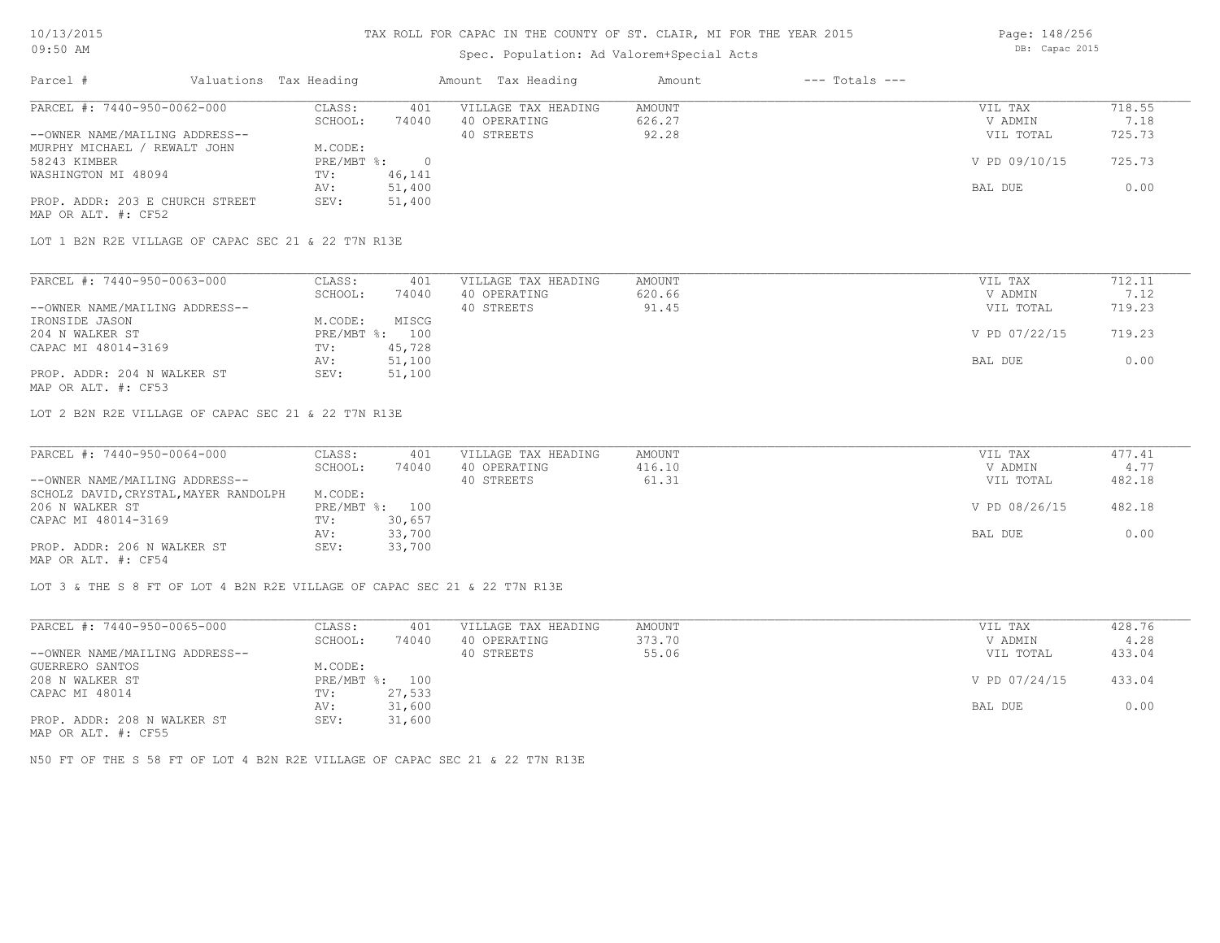# TAX ROLL FOR CAPAC IN THE COUNTY OF ST. CLAIR, MI FOR THE YEAR 2015

Spec. Population: Ad Valorem+Special Acts

| Parcel # | Valuations | Tax Heading | Amount | Tax Heading | Amount | --- Totals --- | |
|---|---|---|---|---|---|---|---|
| PARCEL #: 7440-950-0062-000 | CLASS: | 401 | VILLAGE TAX HEADING | AMOUNT | | VIL TAX | 718.55 |
| | SCHOOL: | 74040 | 40 OPERATING | 626.27 | | V ADMIN | 7.18 |
| --OWNER NAME/MAILING ADDRESS-- | | | 40 STREETS | 92.28 | | VIL TOTAL | 725.73 |
| MURPHY MICHAEL / REWALT JOHN | M.CODE: | | | | | | |
| 58243 KIMBER | PRE/MBT %: | 0 | | | | V PD 09/10/15 | 725.73 |
| WASHINGTON MI 48094 | TV: | 46,141 | | | | | |
| | AV: | 51,400 | | | | BAL DUE | 0.00 |
| PROP. ADDR: 203 E CHURCH STREET | SEV: | 51,400 | | | | | |
| MAP OR ALT. #: CF52 | | | | | | | |

LOT 1 B2N R2E VILLAGE OF CAPAC SEC 21 & 22 T7N R13E

| Parcel # | Valuations | Tax Heading | Amount | Tax Heading | Amount | --- Totals --- | |
|---|---|---|---|---|---|---|---|
| PARCEL #: 7440-950-0063-000 | CLASS: | 401 | VILLAGE TAX HEADING | AMOUNT | | VIL TAX | 712.11 |
| | SCHOOL: | 74040 | 40 OPERATING | 620.66 | | V ADMIN | 7.12 |
| --OWNER NAME/MAILING ADDRESS-- | | | 40 STREETS | 91.45 | | VIL TOTAL | 719.23 |
| IRONSIDE JASON | M.CODE: | MISCG | | | | | |
| 204 N WALKER ST | PRE/MBT %: | 100 | | | | V PD 07/22/15 | 719.23 |
| CAPAC MI 48014-3169 | TV: | 45,728 | | | | | |
| | AV: | 51,100 | | | | BAL DUE | 0.00 |
| PROP. ADDR: 204 N WALKER ST | SEV: | 51,100 | | | | | |
| MAP OR ALT. #: CF53 | | | | | | | |

LOT 2 B2N R2E VILLAGE OF CAPAC SEC 21 & 22 T7N R13E

| Parcel # | Valuations | Tax Heading | Amount | Tax Heading | Amount | --- Totals --- | |
|---|---|---|---|---|---|---|---|
| PARCEL #: 7440-950-0064-000 | CLASS: | 401 | VILLAGE TAX HEADING | AMOUNT | | VIL TAX | 477.41 |
| | SCHOOL: | 74040 | 40 OPERATING | 416.10 | | V ADMIN | 4.77 |
| --OWNER NAME/MAILING ADDRESS-- | | | 40 STREETS | 61.31 | | VIL TOTAL | 482.18 |
| SCHOLZ DAVID,CRYSTAL,MAYER RANDOLPH | M.CODE: | | | | | | |
| 206 N WALKER ST | PRE/MBT %: | 100 | | | | V PD 08/26/15 | 482.18 |
| CAPAC MI 48014-3169 | TV: | 30,657 | | | | | |
| | AV: | 33,700 | | | | BAL DUE | 0.00 |
| PROP. ADDR: 206 N WALKER ST | SEV: | 33,700 | | | | | |
| MAP OR ALT. #: CF54 | | | | | | | |

LOT 3 & THE S 8 FT OF LOT 4 B2N R2E VILLAGE OF CAPAC SEC 21 & 22 T7N R13E

| Parcel # | Valuations | Tax Heading | Amount | Tax Heading | Amount | --- Totals --- | |
|---|---|---|---|---|---|---|---|
| PARCEL #: 7440-950-0065-000 | CLASS: | 401 | VILLAGE TAX HEADING | AMOUNT | | VIL TAX | 428.76 |
| | SCHOOL: | 74040 | 40 OPERATING | 373.70 | | V ADMIN | 4.28 |
| --OWNER NAME/MAILING ADDRESS-- | | | 40 STREETS | 55.06 | | VIL TOTAL | 433.04 |
| GUERRERO SANTOS | M.CODE: | | | | | | |
| 208 N WALKER ST | PRE/MBT %: | 100 | | | | V PD 07/24/15 | 433.04 |
| CAPAC MI 48014 | TV: | 27,533 | | | | | |
| | AV: | 31,600 | | | | BAL DUE | 0.00 |
| PROP. ADDR: 208 N WALKER ST | SEV: | 31,600 | | | | | |
| MAP OR ALT. #: CF55 | | | | | | | |

N50 FT OF THE S 58 FT OF LOT 4 B2N R2E VILLAGE OF CAPAC SEC 21 & 22 T7N R13E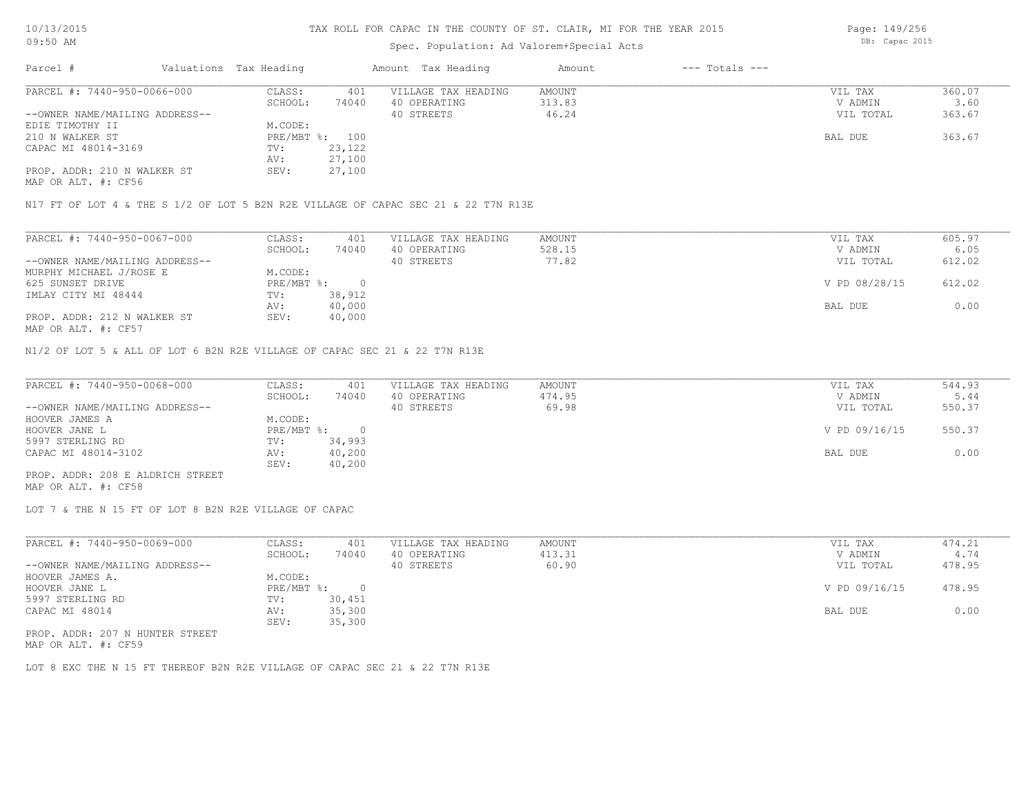# TAX ROLL FOR CAPAC IN THE COUNTY OF ST. CLAIR, MI FOR THE YEAR 2015

Spec. Population: Ad Valorem+Special Acts

| Parcel # | Valuations | Tax Heading | Amount | Tax Heading | Amount | --- Totals --- | |
|---|---|---|---|---|---|---|---|

---

**PARCEL #: 7440-950-0066-000**

--OWNER NAME/MAILING ADDRESS--
EDIE TIMOTHY II
210 N WALKER ST
CAPAC MI 48014-3169

PROP. ADDR: 210 N WALKER ST
MAP OR ALT. #: CF56

| | | | | | |
|---|---|---|---|---|---|
| CLASS: | 401 | VILLAGE TAX HEADING | AMOUNT | VIL TAX | 360.07 |
| SCHOOL: | 74040 | 40 OPERATING | 313.83 | V ADMIN | 3.60 |
| M.CODE: | | 40 STREETS | 46.24 | VIL TOTAL | 363.67 |
| PRE/MBT %: | 100 | | | BAL DUE | 363.67 |
| TV: | 23,122 | | | | |
| AV: | 27,100 | | | | |
| SEV: | 27,100 | | | | |

N17 FT OF LOT 4 & THE S 1/2 OF LOT 5 B2N R2E VILLAGE OF CAPAC SEC 21 & 22 T7N R13E

---

**PARCEL #: 7440-950-0067-000**

--OWNER NAME/MAILING ADDRESS--
MURPHY MICHAEL J/ROSE E
625 SUNSET DRIVE
IMLAY CITY MI 48444

PROP. ADDR: 212 N WALKER ST
MAP OR ALT. #: CF57

| | | | | | |
|---|---|---|---|---|---|
| CLASS: | 401 | VILLAGE TAX HEADING | AMOUNT | VIL TAX | 605.97 |
| SCHOOL: | 74040 | 40 OPERATING | 528.15 | V ADMIN | 6.05 |
| M.CODE: | | 40 STREETS | 77.82 | VIL TOTAL | 612.02 |
| PRE/MBT %: | 0 | | | V PD 08/28/15 | 612.02 |
| TV: | 38,912 | | | | |
| AV: | 40,000 | | | BAL DUE | 0.00 |
| SEV: | 40,000 | | | | |

N1/2 OF LOT 5 & ALL OF LOT 6 B2N R2E VILLAGE OF CAPAC SEC 21 & 22 T7N R13E

---

**PARCEL #: 7440-950-0068-000**

--OWNER NAME/MAILING ADDRESS--
HOOVER JAMES A
HOOVER JANE L
5997 STERLING RD
CAPAC MI 48014-3102

PROP. ADDR: 208 E ALDRICH STREET
MAP OR ALT. #: CF58

| | | | | | |
|---|---|---|---|---|---|
| CLASS: | 401 | VILLAGE TAX HEADING | AMOUNT | VIL TAX | 544.93 |
| SCHOOL: | 74040 | 40 OPERATING | 474.95 | V ADMIN | 5.44 |
| M.CODE: | | 40 STREETS | 69.98 | VIL TOTAL | 550.37 |
| PRE/MBT %: | 0 | | | V PD 09/16/15 | 550.37 |
| TV: | 34,993 | | | | |
| AV: | 40,200 | | | BAL DUE | 0.00 |
| SEV: | 40,200 | | | | |

LOT 7 & THE N 15 FT OF LOT 8 B2N R2E VILLAGE OF CAPAC

---

**PARCEL #: 7440-950-0069-000**

--OWNER NAME/MAILING ADDRESS--
HOOVER JAMES A.
HOOVER JANE L
5997 STERLING RD
CAPAC MI 48014

PROP. ADDR: 207 N HUNTER STREET
MAP OR ALT. #: CF59

| | | | | | |
|---|---|---|---|---|---|
| CLASS: | 401 | VILLAGE TAX HEADING | AMOUNT | VIL TAX | 474.21 |
| SCHOOL: | 74040 | 40 OPERATING | 413.31 | V ADMIN | 4.74 |
| M.CODE: | | 40 STREETS | 60.90 | VIL TOTAL | 478.95 |
| PRE/MBT %: | 0 | | | V PD 09/16/15 | 478.95 |
| TV: | 30,451 | | | | |
| AV: | 35,300 | | | BAL DUE | 0.00 |
| SEV: | 35,300 | | | | |

LOT 8 EXC THE N 15 FT THEREOF B2N R2E VILLAGE OF CAPAC SEC 21 & 22 T7N R13E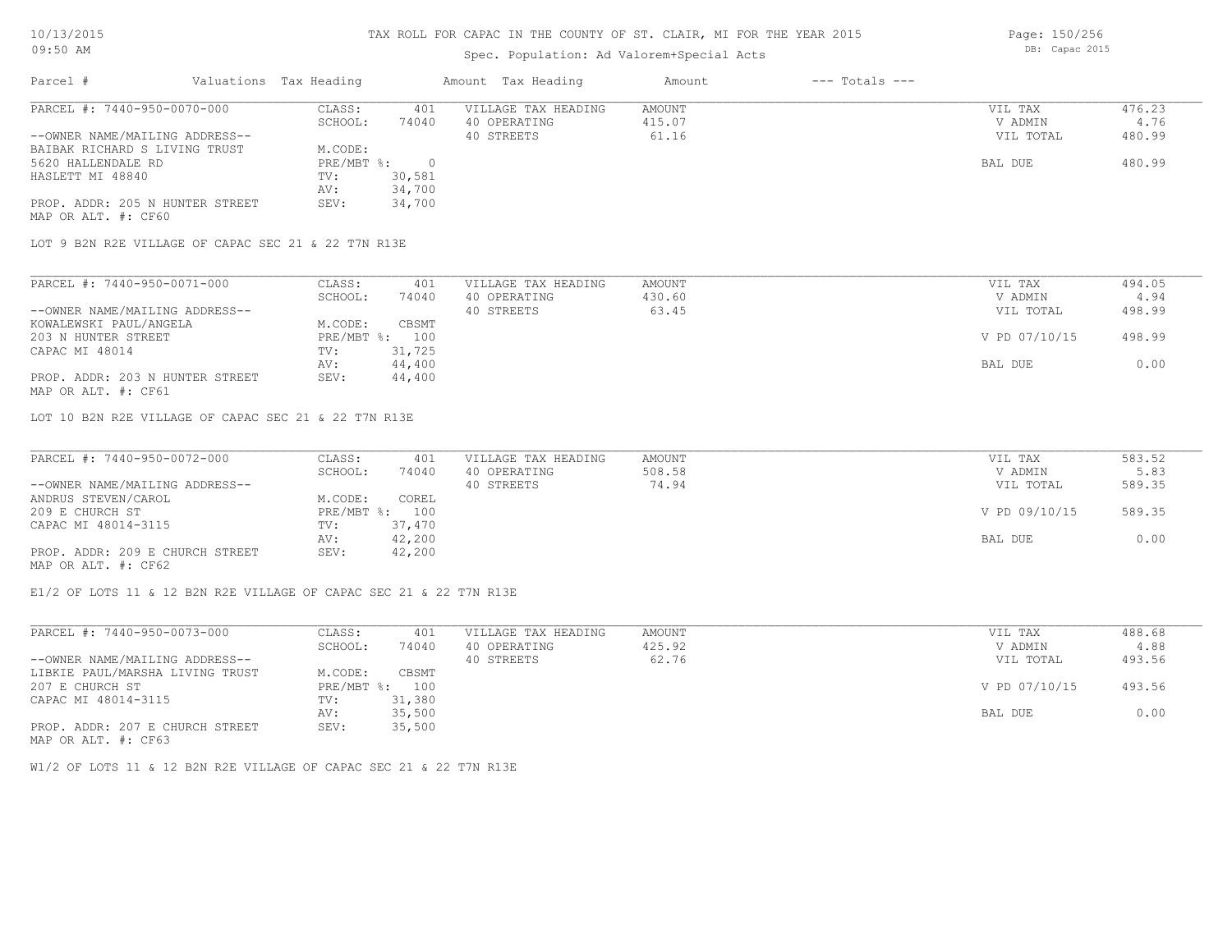# TAX ROLL FOR CAPAC IN THE COUNTY OF ST. CLAIR, MI FOR THE YEAR 2015

Spec. Population: Ad Valorem+Special Acts

| Parcel # | Valuations | Tax Heading | Amount | Tax Heading | Amount | --- Totals --- | |
|---|---|---|---|---|---|---|---|

## PARCEL #: 7440-950-0070-000

| | | | | | | |
|---|---|---|---|---|---|---|
| --OWNER NAME/MAILING ADDRESS-- | CLASS: | 401 | VILLAGE TAX HEADING | AMOUNT | VIL TAX | 476.23 |
| BAIBAK RICHARD S LIVING TRUST | SCHOOL: | 74040 | 40 OPERATING | 415.07 | V ADMIN | 4.76 |
| 5620 HALLENDALE RD | M.CODE: | | 40 STREETS | 61.16 | VIL TOTAL | 480.99 |
| HASLETT MI 48840 | PRE/MBT %: | 0 | | | BAL DUE | 480.99 |
| PROP. ADDR: 205 N HUNTER STREET | TV: | 30,581 | | | | |
| MAP OR ALT. #: CF60 | AV: | 34,700 | | | | |
| | SEV: | 34,700 | | | | |

LOT 9 B2N R2E VILLAGE OF CAPAC SEC 21 & 22 T7N R13E

## PARCEL #: 7440-950-0071-000

| | | | | | | |
|---|---|---|---|---|---|---|
| --OWNER NAME/MAILING ADDRESS-- | CLASS: | 401 | VILLAGE TAX HEADING | AMOUNT | VIL TAX | 494.05 |
| KOWALEWSKI PAUL/ANGELA | SCHOOL: | 74040 | 40 OPERATING | 430.60 | V ADMIN | 4.94 |
| 203 N HUNTER STREET | M.CODE: | CBSMT | 40 STREETS | 63.45 | VIL TOTAL | 498.99 |
| CAPAC MI 48014 | PRE/MBT %: | 100 | | | V PD 07/10/15 | 498.99 |
| PROP. ADDR: 203 N HUNTER STREET | TV: | 31,725 | | | BAL DUE | 0.00 |
| MAP OR ALT. #: CF61 | AV: | 44,400 | | | | |
| | SEV: | 44,400 | | | | |

LOT 10 B2N R2E VILLAGE OF CAPAC SEC 21 & 22 T7N R13E

## PARCEL #: 7440-950-0072-000

| | | | | | | |
|---|---|---|---|---|---|---|
| --OWNER NAME/MAILING ADDRESS-- | CLASS: | 401 | VILLAGE TAX HEADING | AMOUNT | VIL TAX | 583.52 |
| ANDRUS STEVEN/CAROL | SCHOOL: | 74040 | 40 OPERATING | 508.58 | V ADMIN | 5.83 |
| 209 E CHURCH ST | M.CODE: | COREL | 40 STREETS | 74.94 | VIL TOTAL | 589.35 |
| CAPAC MI 48014-3115 | PRE/MBT %: | 100 | | | V PD 09/10/15 | 589.35 |
| PROP. ADDR: 209 E CHURCH STREET | TV: | 37,470 | | | BAL DUE | 0.00 |
| MAP OR ALT. #: CF62 | AV: | 42,200 | | | | |
| | SEV: | 42,200 | | | | |

E1/2 OF LOTS 11 & 12 B2N R2E VILLAGE OF CAPAC SEC 21 & 22 T7N R13E

## PARCEL #: 7440-950-0073-000

| | | | | | | |
|---|---|---|---|---|---|---|
| --OWNER NAME/MAILING ADDRESS-- | CLASS: | 401 | VILLAGE TAX HEADING | AMOUNT | VIL TAX | 488.68 |
| LIBKIE PAUL/MARSHA LIVING TRUST | SCHOOL: | 74040 | 40 OPERATING | 425.92 | V ADMIN | 4.88 |
| 207 E CHURCH ST | M.CODE: | CBSMT | 40 STREETS | 62.76 | VIL TOTAL | 493.56 |
| CAPAC MI 48014-3115 | PRE/MBT %: | 100 | | | V PD 07/10/15 | 493.56 |
| PROP. ADDR: 207 E CHURCH STREET | TV: | 31,380 | | | BAL DUE | 0.00 |
| MAP OR ALT. #: CF63 | AV: | 35,500 | | | | |
| | SEV: | 35,500 | | | | |

W1/2 OF LOTS 11 & 12 B2N R2E VILLAGE OF CAPAC SEC 21 & 22 T7N R13E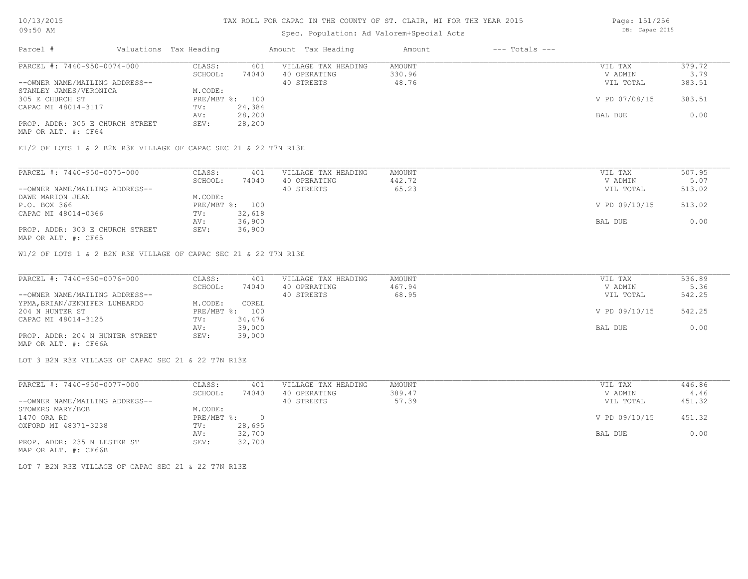# TAX ROLL FOR CAPAC IN THE COUNTY OF ST. CLAIR, MI FOR THE YEAR 2015

Spec. Population: Ad Valorem+Special Acts

| Parcel # | Valuations | Tax Heading | Amount | Tax Heading | Amount | --- Totals --- | |
|---|---|---|---|---|---|---|---|
| PARCEL #: 7440-950-0074-000 | CLASS: | 401 | VILLAGE TAX HEADING | AMOUNT | | VIL TAX | 379.72 |
| | SCHOOL: | 74040 | 40 OPERATING | 330.96 | | V ADMIN | 3.79 |
| --OWNER NAME/MAILING ADDRESS-- | | | 40 STREETS | 48.76 | | VIL TOTAL | 383.51 |
| STANLEY JAMES/VERONICA | M.CODE: | | | | | | |
| 305 E CHURCH ST | PRE/MBT %: | 100 | | | | V PD 07/08/15 | 383.51 |
| CAPAC MI 48014-3117 | TV: | 24,384 | | | | | |
| | AV: | 28,200 | | | | BAL DUE | 0.00 |
| PROP. ADDR: 305 E CHURCH STREET | SEV: | 28,200 | | | | | |
| MAP OR ALT. #: CF64 | | | | | | | |

E1/2 OF LOTS 1 & 2 B2N R3E VILLAGE OF CAPAC SEC 21 & 22 T7N R13E

| Parcel # | Valuations | Tax Heading | Amount | Tax Heading | Amount | --- Totals --- | |
|---|---|---|---|---|---|---|---|
| PARCEL #: 7440-950-0075-000 | CLASS: | 401 | VILLAGE TAX HEADING | AMOUNT | | VIL TAX | 507.95 |
| | SCHOOL: | 74040 | 40 OPERATING | 442.72 | | V ADMIN | 5.07 |
| --OWNER NAME/MAILING ADDRESS-- | | | 40 STREETS | 65.23 | | VIL TOTAL | 513.02 |
| DAWE MARION JEAN | M.CODE: | | | | | | |
| P.O. BOX 366 | PRE/MBT %: | 100 | | | | V PD 09/10/15 | 513.02 |
| CAPAC MI 48014-0366 | TV: | 32,618 | | | | | |
| | AV: | 36,900 | | | | BAL DUE | 0.00 |
| PROP. ADDR: 303 E CHURCH STREET | SEV: | 36,900 | | | | | |
| MAP OR ALT. #: CF65 | | | | | | | |

W1/2 OF LOTS 1 & 2 B2N R3E VILLAGE OF CAPAC SEC 21 & 22 T7N R13E

| Parcel # | Valuations | Tax Heading | Amount | Tax Heading | Amount | --- Totals --- | |
|---|---|---|---|---|---|---|---|
| PARCEL #: 7440-950-0076-000 | CLASS: | 401 | VILLAGE TAX HEADING | AMOUNT | | VIL TAX | 536.89 |
| | SCHOOL: | 74040 | 40 OPERATING | 467.94 | | V ADMIN | 5.36 |
| --OWNER NAME/MAILING ADDRESS-- | | | 40 STREETS | 68.95 | | VIL TOTAL | 542.25 |
| YPMA,BRIAN/JENNIFER LUMBARDO | M.CODE: | COREL | | | | | |
| 204 N HUNTER ST | PRE/MBT %: | 100 | | | | V PD 09/10/15 | 542.25 |
| CAPAC MI 48014-3125 | TV: | 34,476 | | | | | |
| | AV: | 39,000 | | | | BAL DUE | 0.00 |
| PROP. ADDR: 204 N HUNTER STREET | SEV: | 39,000 | | | | | |
| MAP OR ALT. #: CF66A | | | | | | | |

LOT 3 B2N R3E VILLAGE OF CAPAC SEC 21 & 22 T7N R13E

| Parcel # | Valuations | Tax Heading | Amount | Tax Heading | Amount | --- Totals --- | |
|---|---|---|---|---|---|---|---|
| PARCEL #: 7440-950-0077-000 | CLASS: | 401 | VILLAGE TAX HEADING | AMOUNT | | VIL TAX | 446.86 |
| | SCHOOL: | 74040 | 40 OPERATING | 389.47 | | V ADMIN | 4.46 |
| --OWNER NAME/MAILING ADDRESS-- | | | 40 STREETS | 57.39 | | VIL TOTAL | 451.32 |
| STOWERS MARY/BOB | M.CODE: | | | | | | |
| 1470 ORA RD | PRE/MBT %: | 0 | | | | V PD 09/10/15 | 451.32 |
| OXFORD MI 48371-3238 | TV: | 28,695 | | | | | |
| | AV: | 32,700 | | | | BAL DUE | 0.00 |
| PROP. ADDR: 235 N LESTER ST | SEV: | 32,700 | | | | | |
| MAP OR ALT. #: CF66B | | | | | | | |

LOT 7 B2N R3E VILLAGE OF CAPAC SEC 21 & 22 T7N R13E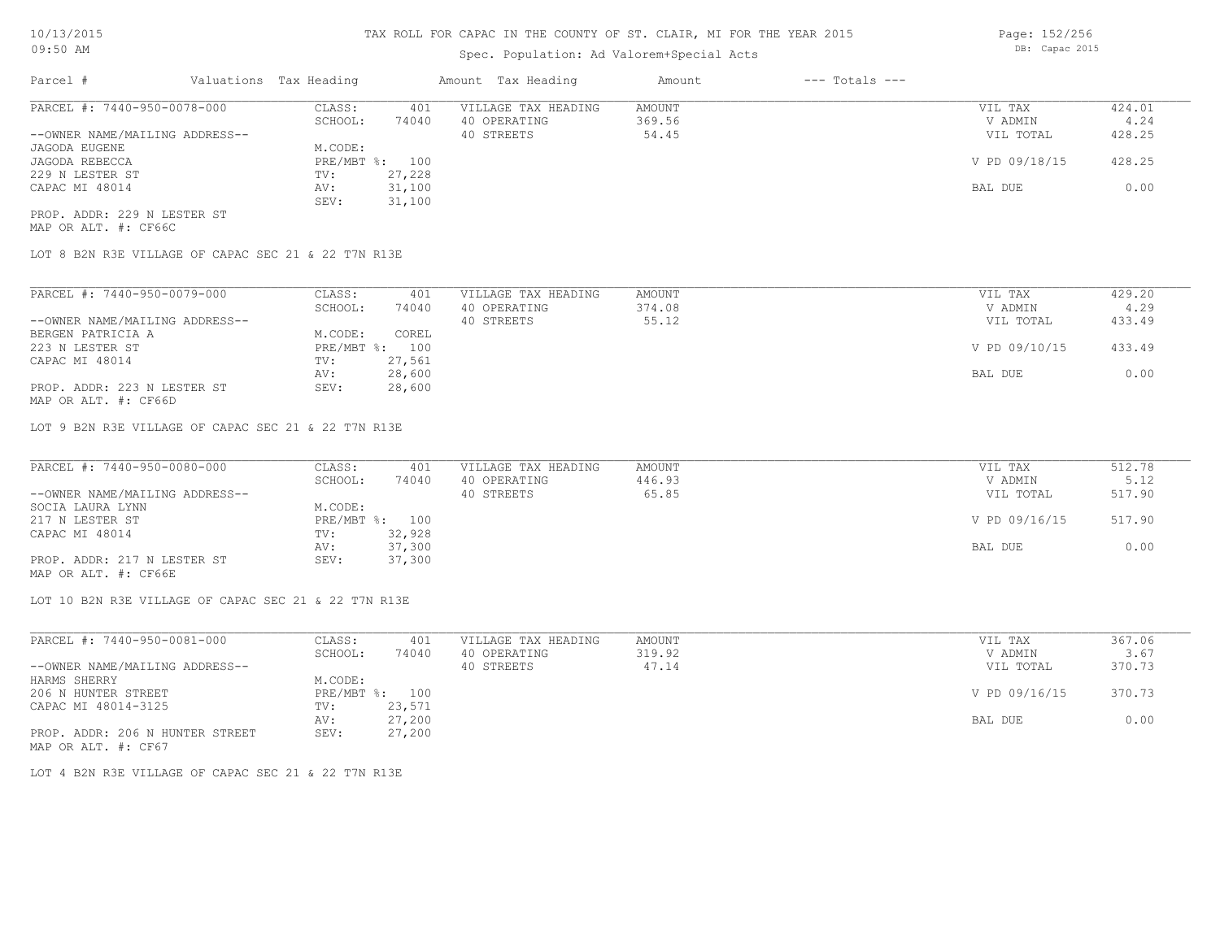# TAX ROLL FOR CAPAC IN THE COUNTY OF ST. CLAIR, MI FOR THE YEAR 2015

10/13/2015
09:50 AM

Spec. Population: Ad Valorem+Special Acts

DB: Capac 2015

| Parcel # | Valuations | Tax Heading | Amount | Tax Heading | Amount | --- Totals --- | |
|---|---|---|---|---|---|---|---|

## PARCEL #: 7440-950-0078-000

| | | | | | |
|---|---|---|---|---|---|
| CLASS: | 401 | VILLAGE TAX HEADING | AMOUNT | VIL TAX | 424.01 |
| SCHOOL: | 74040 | 40 OPERATING | 369.56 | V ADMIN | 4.24 |
| | | 40 STREETS | 54.45 | VIL TOTAL | 428.25 |
| M.CODE: | | | | | |
| PRE/MBT %: | 100 | | | V PD 09/18/15 | 428.25 |
| TV: | 27,228 | | | | |
| AV: | 31,100 | | | BAL DUE | 0.00 |
| SEV: | 31,100 | | | | |

--OWNER NAME/MAILING ADDRESS--
JAGODA EUGENE
JAGODA REBECCA
229 N LESTER ST
CAPAC MI 48014

PROP. ADDR: 229 N LESTER ST
MAP OR ALT. #: CF66C

LOT 8 B2N R3E VILLAGE OF CAPAC SEC 21 & 22 T7N R13E

## PARCEL #: 7440-950-0079-000

| | | | | | |
|---|---|---|---|---|---|
| CLASS: | 401 | VILLAGE TAX HEADING | AMOUNT | VIL TAX | 429.20 |
| SCHOOL: | 74040 | 40 OPERATING | 374.08 | V ADMIN | 4.29 |
| | | 40 STREETS | 55.12 | VIL TOTAL | 433.49 |
| M.CODE: | COREL | | | | |
| PRE/MBT %: | 100 | | | V PD 09/10/15 | 433.49 |
| TV: | 27,561 | | | | |
| AV: | 28,600 | | | BAL DUE | 0.00 |
| SEV: | 28,600 | | | | |

--OWNER NAME/MAILING ADDRESS--
BERGEN PATRICIA A
223 N LESTER ST
CAPAC MI 48014

PROP. ADDR: 223 N LESTER ST
MAP OR ALT. #: CF66D

LOT 9 B2N R3E VILLAGE OF CAPAC SEC 21 & 22 T7N R13E

## PARCEL #: 7440-950-0080-000

| | | | | | |
|---|---|---|---|---|---|
| CLASS: | 401 | VILLAGE TAX HEADING | AMOUNT | VIL TAX | 512.78 |
| SCHOOL: | 74040 | 40 OPERATING | 446.93 | V ADMIN | 5.12 |
| | | 40 STREETS | 65.85 | VIL TOTAL | 517.90 |
| M.CODE: | | | | | |
| PRE/MBT %: | 100 | | | V PD 09/16/15 | 517.90 |
| TV: | 32,928 | | | | |
| AV: | 37,300 | | | BAL DUE | 0.00 |
| SEV: | 37,300 | | | | |

--OWNER NAME/MAILING ADDRESS--
SOCIA LAURA LYNN
217 N LESTER ST
CAPAC MI 48014

PROP. ADDR: 217 N LESTER ST
MAP OR ALT. #: CF66E

LOT 10 B2N R3E VILLAGE OF CAPAC SEC 21 & 22 T7N R13E

## PARCEL #: 7440-950-0081-000

| | | | | | |
|---|---|---|---|---|---|
| CLASS: | 401 | VILLAGE TAX HEADING | AMOUNT | VIL TAX | 367.06 |
| SCHOOL: | 74040 | 40 OPERATING | 319.92 | V ADMIN | 3.67 |
| | | 40 STREETS | 47.14 | VIL TOTAL | 370.73 |
| M.CODE: | | | | | |
| PRE/MBT %: | 100 | | | V PD 09/16/15 | 370.73 |
| TV: | 23,571 | | | | |
| AV: | 27,200 | | | BAL DUE | 0.00 |
| SEV: | 27,200 | | | | |

--OWNER NAME/MAILING ADDRESS--
HARMS SHERRY
206 N HUNTER STREET
CAPAC MI 48014-3125

PROP. ADDR: 206 N HUNTER STREET
MAP OR ALT. #: CF67

LOT 4 B2N R3E VILLAGE OF CAPAC SEC 21 & 22 T7N R13E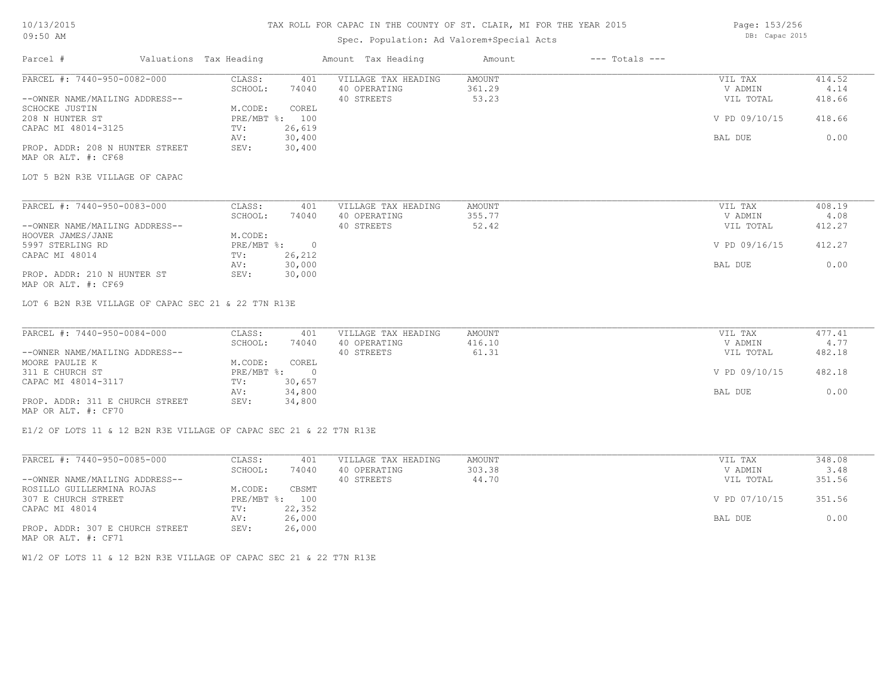# TAX ROLL FOR CAPAC IN THE COUNTY OF ST. CLAIR, MI FOR THE YEAR 2015

Spec. Population: Ad Valorem+Special Acts

10/13/2015 09:50 AM — DB: Capac 2015

| Parcel # | Valuations | Tax Heading | Amount | Tax Heading | Amount | --- Totals --- | |
|---|---|---|---|---|---|---|---|
| PARCEL #: 7440-950-0082-000 | CLASS: | 401 | VILLAGE TAX HEADING | AMOUNT | | VIL TAX | 414.52 |
| | SCHOOL: | 74040 | 40 OPERATING | 361.29 | | V ADMIN | 4.14 |
| --OWNER NAME/MAILING ADDRESS-- | | | 40 STREETS | 53.23 | | VIL TOTAL | 418.66 |
| SCHOCKE JUSTIN | M.CODE: | COREL | | | | | |
| 208 N HUNTER ST | PRE/MBT %: | 100 | | | | V PD 09/10/15 | 418.66 |
| CAPAC MI 48014-3125 | TV: | 26,619 | | | | | |
| | AV: | 30,400 | | | | BAL DUE | 0.00 |
| PROP. ADDR: 208 N HUNTER STREET | SEV: | 30,400 | | | | | |
| MAP OR ALT. #: CF68 | | | | | | | |

LOT 5 B2N R3E VILLAGE OF CAPAC

| Parcel # | Valuations | Tax Heading | Amount | Tax Heading | Amount | --- Totals --- | |
|---|---|---|---|---|---|---|---|
| PARCEL #: 7440-950-0083-000 | CLASS: | 401 | VILLAGE TAX HEADING | AMOUNT | | VIL TAX | 408.19 |
| | SCHOOL: | 74040 | 40 OPERATING | 355.77 | | V ADMIN | 4.08 |
| --OWNER NAME/MAILING ADDRESS-- | | | 40 STREETS | 52.42 | | VIL TOTAL | 412.27 |
| HOOVER JAMES/JANE | M.CODE: | | | | | | |
| 5997 STERLING RD | PRE/MBT %: | 0 | | | | V PD 09/16/15 | 412.27 |
| CAPAC MI 48014 | TV: | 26,212 | | | | | |
| | AV: | 30,000 | | | | BAL DUE | 0.00 |
| PROP. ADDR: 210 N HUNTER ST | SEV: | 30,000 | | | | | |
| MAP OR ALT. #: CF69 | | | | | | | |

LOT 6 B2N R3E VILLAGE OF CAPAC SEC 21 & 22 T7N R13E

| Parcel # | Valuations | Tax Heading | Amount | Tax Heading | Amount | --- Totals --- | |
|---|---|---|---|---|---|---|---|
| PARCEL #: 7440-950-0084-000 | CLASS: | 401 | VILLAGE TAX HEADING | AMOUNT | | VIL TAX | 477.41 |
| | SCHOOL: | 74040 | 40 OPERATING | 416.10 | | V ADMIN | 4.77 |
| --OWNER NAME/MAILING ADDRESS-- | | | 40 STREETS | 61.31 | | VIL TOTAL | 482.18 |
| MOORE PAULIE K | M.CODE: | COREL | | | | | |
| 311 E CHURCH ST | PRE/MBT %: | 0 | | | | V PD 09/10/15 | 482.18 |
| CAPAC MI 48014-3117 | TV: | 30,657 | | | | | |
| | AV: | 34,800 | | | | BAL DUE | 0.00 |
| PROP. ADDR: 311 E CHURCH STREET | SEV: | 34,800 | | | | | |
| MAP OR ALT. #: CF70 | | | | | | | |

E1/2 OF LOTS 11 & 12 B2N R3E VILLAGE OF CAPAC SEC 21 & 22 T7N R13E

| Parcel # | Valuations | Tax Heading | Amount | Tax Heading | Amount | --- Totals --- | |
|---|---|---|---|---|---|---|---|
| PARCEL #: 7440-950-0085-000 | CLASS: | 401 | VILLAGE TAX HEADING | AMOUNT | | VIL TAX | 348.08 |
| | SCHOOL: | 74040 | 40 OPERATING | 303.38 | | V ADMIN | 3.48 |
| --OWNER NAME/MAILING ADDRESS-- | | | 40 STREETS | 44.70 | | VIL TOTAL | 351.56 |
| ROSILLO GUILLERMINA ROJAS | M.CODE: | CBSMT | | | | | |
| 307 E CHURCH STREET | PRE/MBT %: | 100 | | | | V PD 07/10/15 | 351.56 |
| CAPAC MI 48014 | TV: | 22,352 | | | | | |
| | AV: | 26,000 | | | | BAL DUE | 0.00 |
| PROP. ADDR: 307 E CHURCH STREET | SEV: | 26,000 | | | | | |
| MAP OR ALT. #: CF71 | | | | | | | |

W1/2 OF LOTS 11 & 12 B2N R3E VILLAGE OF CAPAC SEC 21 & 22 T7N R13E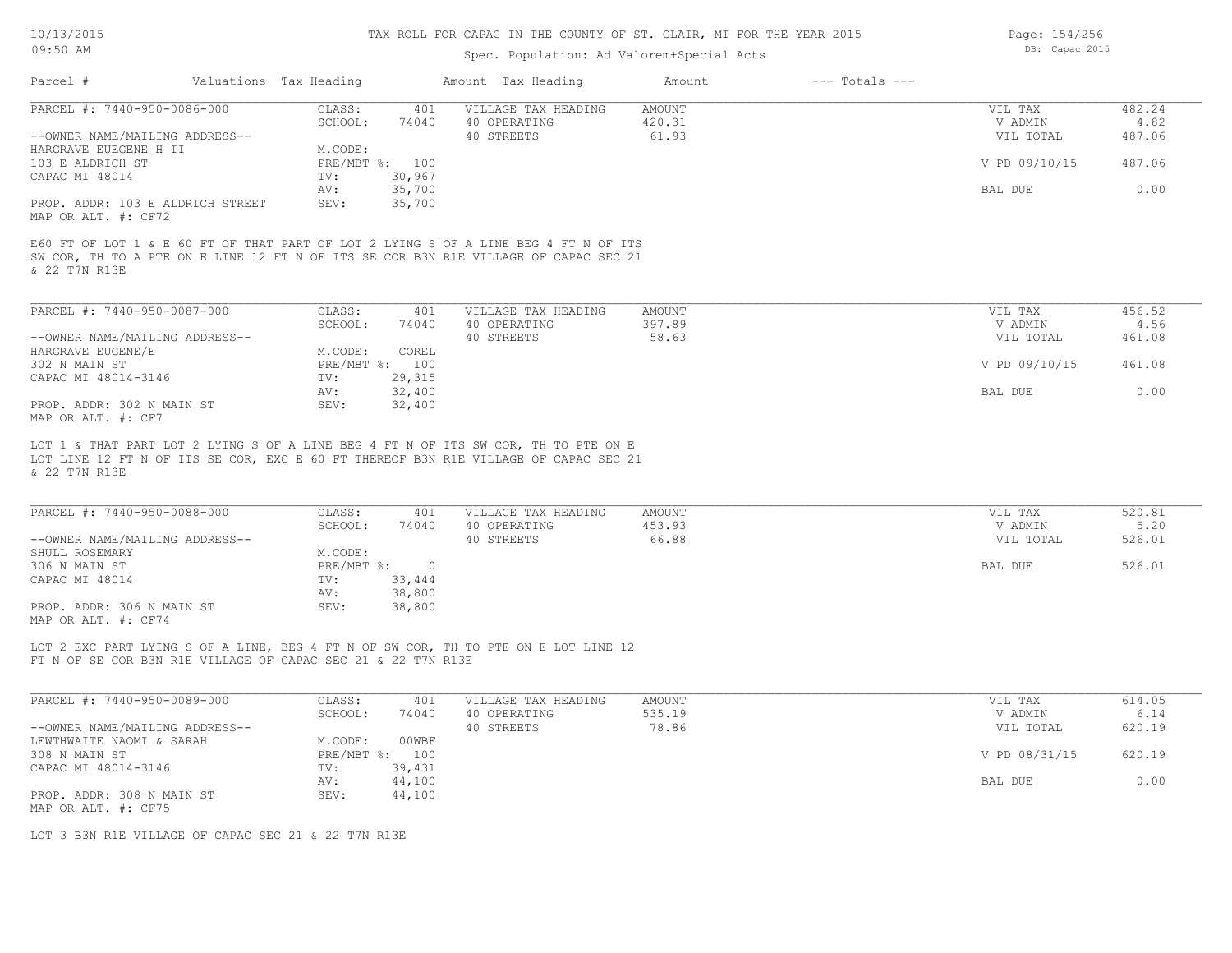# TAX ROLL FOR CAPAC IN THE COUNTY OF ST. CLAIR, MI FOR THE YEAR 2015

Spec. Population: Ad Valorem+Special Acts

10/13/2015
09:50 AM

DB: Capac 2015

| Parcel # | Valuations | Tax Heading | Amount | Tax Heading | Amount | --- Totals --- | |
|---|---|---|---|---|---|---|---|

---

PARCEL #: 7440-950-0086-000

| | | | | | |
|---|---|---|---|---|---|
| CLASS: | 401 | VILLAGE TAX HEADING | AMOUNT | VIL TAX | 482.24 |
| SCHOOL: | 74040 | 40 OPERATING | 420.31 | V ADMIN | 4.82 |
| M.CODE: | | 40 STREETS | 61.93 | VIL TOTAL | 487.06 |
| PRE/MBT %: | 100 | | | V PD 09/10/15 | 487.06 |
| TV: | 30,967 | | | | |
| AV: | 35,700 | | | BAL DUE | 0.00 |
| SEV: | 35,700 | | | | |

--OWNER NAME/MAILING ADDRESS--
HARGRAVE EUEGENE H II
103 E ALDRICH ST
CAPAC MI 48014

PROP. ADDR: 103 E ALDRICH STREET
MAP OR ALT. #: CF72

E60 FT OF LOT 1 & E 60 FT OF THAT PART OF LOT 2 LYING S OF A LINE BEG 4 FT N OF ITS SW COR, TH TO A PTE ON E LINE 12 FT N OF ITS SE COR B3N R1E VILLAGE OF CAPAC SEC 21 & 22 T7N R13E

---

PARCEL #: 7440-950-0087-000

| | | | | | |
|---|---|---|---|---|---|
| CLASS: | 401 | VILLAGE TAX HEADING | AMOUNT | VIL TAX | 456.52 |
| SCHOOL: | 74040 | 40 OPERATING | 397.89 | V ADMIN | 4.56 |
| M.CODE: | COREL | 40 STREETS | 58.63 | VIL TOTAL | 461.08 |
| PRE/MBT %: | 100 | | | V PD 09/10/15 | 461.08 |
| TV: | 29,315 | | | | |
| AV: | 32,400 | | | BAL DUE | 0.00 |
| SEV: | 32,400 | | | | |

--OWNER NAME/MAILING ADDRESS--
HARGRAVE EUGENE/E
302 N MAIN ST
CAPAC MI 48014-3146

PROP. ADDR: 302 N MAIN ST
MAP OR ALT. #: CF7

LOT 1 & THAT PART LOT 2 LYING S OF A LINE BEG 4 FT N OF ITS SW COR, TH TO PTE ON E LOT LINE 12 FT N OF ITS SE COR, EXC E 60 FT THEREOF B3N R1E VILLAGE OF CAPAC SEC 21 & 22 T7N R13E

---

PARCEL #: 7440-950-0088-000

| | | | | | |
|---|---|---|---|---|---|
| CLASS: | 401 | VILLAGE TAX HEADING | AMOUNT | VIL TAX | 520.81 |
| SCHOOL: | 74040 | 40 OPERATING | 453.93 | V ADMIN | 5.20 |
| M.CODE: | | 40 STREETS | 66.88 | VIL TOTAL | 526.01 |
| PRE/MBT %: | 0 | | | BAL DUE | 526.01 |
| TV: | 33,444 | | | | |
| AV: | 38,800 | | | | |
| SEV: | 38,800 | | | | |

--OWNER NAME/MAILING ADDRESS--
SHULL ROSEMARY
306 N MAIN ST
CAPAC MI 48014

PROP. ADDR: 306 N MAIN ST
MAP OR ALT. #: CF74

LOT 2 EXC PART LYING S OF A LINE, BEG 4 FT N OF SW COR, TH TO PTE ON E LOT LINE 12 FT N OF SE COR B3N R1E VILLAGE OF CAPAC SEC 21 & 22 T7N R13E

---

PARCEL #: 7440-950-0089-000

| | | | | | |
|---|---|---|---|---|---|
| CLASS: | 401 | VILLAGE TAX HEADING | AMOUNT | VIL TAX | 614.05 |
| SCHOOL: | 74040 | 40 OPERATING | 535.19 | V ADMIN | 6.14 |
| M.CODE: | 00WBF | 40 STREETS | 78.86 | VIL TOTAL | 620.19 |
| PRE/MBT %: | 100 | | | V PD 08/31/15 | 620.19 |
| TV: | 39,431 | | | | |
| AV: | 44,100 | | | BAL DUE | 0.00 |
| SEV: | 44,100 | | | | |

--OWNER NAME/MAILING ADDRESS--
LEWTHWAITE NAOMI & SARAH
308 N MAIN ST
CAPAC MI 48014-3146

PROP. ADDR: 308 N MAIN ST
MAP OR ALT. #: CF75

LOT 3 B3N R1E VILLAGE OF CAPAC SEC 21 & 22 T7N R13E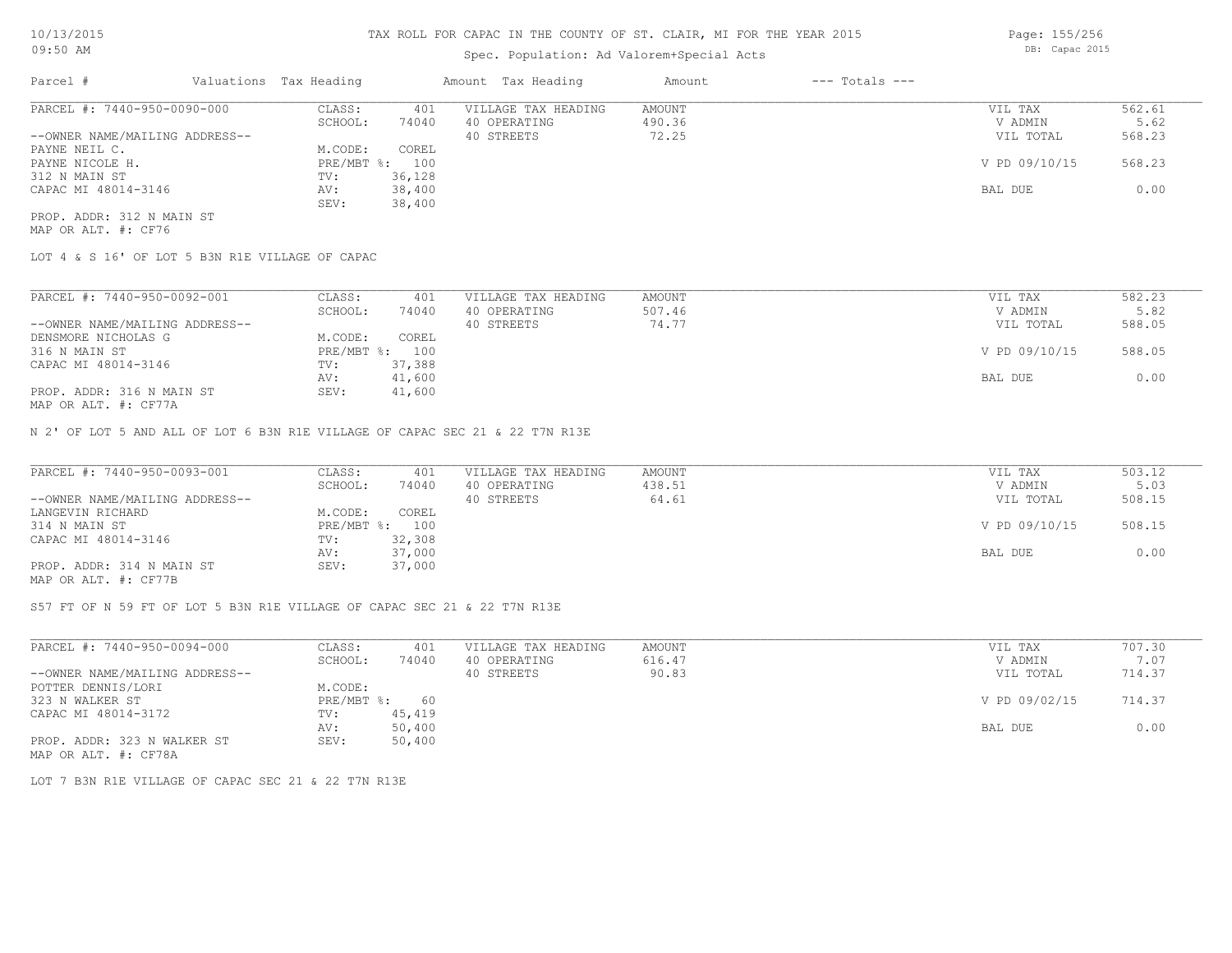# TAX ROLL FOR CAPAC IN THE COUNTY OF ST. CLAIR, MI FOR THE YEAR 2015

Spec. Population: Ad Valorem+Special Acts

| Parcel # | Valuations | Tax Heading | Amount | Tax Heading | Amount | --- Totals --- | |
|---|---|---|---|---|---|---|---|

**PARCEL #: 7440-950-0090-000**

| | | | | | |
|---|---|---|---|---|---|
| CLASS: | 401 | VILLAGE TAX HEADING | AMOUNT | VIL TAX | 562.61 |
| SCHOOL: | 74040 | 40 OPERATING | 490.36 | V ADMIN | 5.62 |
| | | 40 STREETS | 72.25 | VIL TOTAL | 568.23 |
| M.CODE: | COREL | | | | |
| PRE/MBT %: | 100 | | | V PD 09/10/15 | 568.23 |
| TV: | 36,128 | | | | |
| AV: | 38,400 | | | BAL DUE | 0.00 |
| SEV: | 38,400 | | | | |

--OWNER NAME/MAILING ADDRESS--
PAYNE NEIL C.
PAYNE NICOLE H.
312 N MAIN ST
CAPAC MI 48014-3146

PROP. ADDR: 312 N MAIN ST
MAP OR ALT. #: CF76

LOT 4 & S 16' OF LOT 5 B3N R1E VILLAGE OF CAPAC

**PARCEL #: 7440-950-0092-001**

| | | | | | |
|---|---|---|---|---|---|
| CLASS: | 401 | VILLAGE TAX HEADING | AMOUNT | VIL TAX | 582.23 |
| SCHOOL: | 74040 | 40 OPERATING | 507.46 | V ADMIN | 5.82 |
| | | 40 STREETS | 74.77 | VIL TOTAL | 588.05 |
| M.CODE: | COREL | | | | |
| PRE/MBT %: | 100 | | | V PD 09/10/15 | 588.05 |
| TV: | 37,388 | | | | |
| AV: | 41,600 | | | BAL DUE | 0.00 |
| SEV: | 41,600 | | | | |

--OWNER NAME/MAILING ADDRESS--
DENSMORE NICHOLAS G
316 N MAIN ST
CAPAC MI 48014-3146

PROP. ADDR: 316 N MAIN ST
MAP OR ALT. #: CF77A

N 2' OF LOT 5 AND ALL OF LOT 6 B3N R1E VILLAGE OF CAPAC SEC 21 & 22 T7N R13E

**PARCEL #: 7440-950-0093-001**

| | | | | | |
|---|---|---|---|---|---|
| CLASS: | 401 | VILLAGE TAX HEADING | AMOUNT | VIL TAX | 503.12 |
| SCHOOL: | 74040 | 40 OPERATING | 438.51 | V ADMIN | 5.03 |
| | | 40 STREETS | 64.61 | VIL TOTAL | 508.15 |
| M.CODE: | COREL | | | | |
| PRE/MBT %: | 100 | | | V PD 09/10/15 | 508.15 |
| TV: | 32,308 | | | | |
| AV: | 37,000 | | | BAL DUE | 0.00 |
| SEV: | 37,000 | | | | |

--OWNER NAME/MAILING ADDRESS--
LANGEVIN RICHARD
314 N MAIN ST
CAPAC MI 48014-3146

PROP. ADDR: 314 N MAIN ST
MAP OR ALT. #: CF77B

S57 FT OF N 59 FT OF LOT 5 B3N R1E VILLAGE OF CAPAC SEC 21 & 22 T7N R13E

**PARCEL #: 7440-950-0094-000**

| | | | | | |
|---|---|---|---|---|---|
| CLASS: | 401 | VILLAGE TAX HEADING | AMOUNT | VIL TAX | 707.30 |
| SCHOOL: | 74040 | 40 OPERATING | 616.47 | V ADMIN | 7.07 |
| | | 40 STREETS | 90.83 | VIL TOTAL | 714.37 |
| M.CODE: | | | | | |
| PRE/MBT %: | 60 | | | V PD 09/02/15 | 714.37 |
| TV: | 45,419 | | | | |
| AV: | 50,400 | | | BAL DUE | 0.00 |
| SEV: | 50,400 | | | | |

--OWNER NAME/MAILING ADDRESS--
POTTER DENNIS/LORI
323 N WALKER ST
CAPAC MI 48014-3172

PROP. ADDR: 323 N WALKER ST
MAP OR ALT. #: CF78A

LOT 7 B3N R1E VILLAGE OF CAPAC SEC 21 & 22 T7N R13E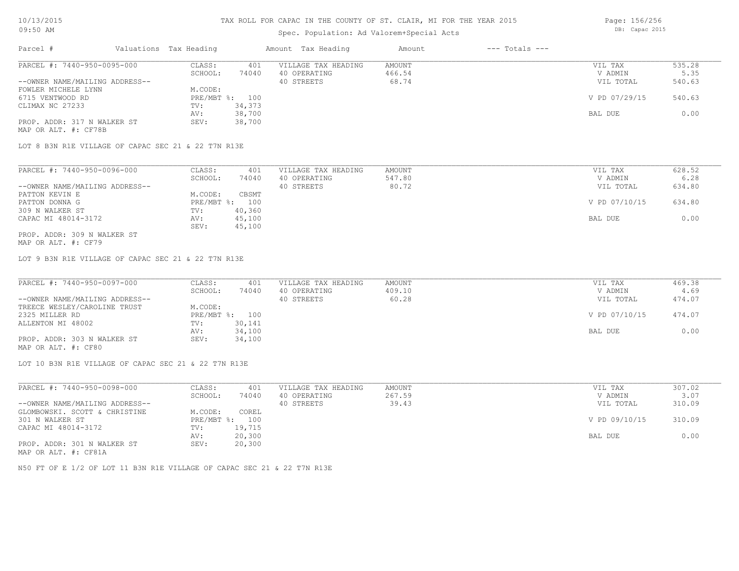# TAX ROLL FOR CAPAC IN THE COUNTY OF ST. CLAIR, MI FOR THE YEAR 2015

Spec. Population: Ad Valorem+Special Acts

DB: Capac 2015

| Parcel # | Valuations | Tax Heading | Amount | Tax Heading | Amount | --- Totals --- | |
|---|---|---|---|---|---|---|---|
| PARCEL #: 7440-950-0095-000 | CLASS: | 401 | VILLAGE TAX HEADING | AMOUNT | | VIL TAX | 535.28 |
| | SCHOOL: | 74040 | 40 OPERATING | 466.54 | | V ADMIN | 5.35 |
| --OWNER NAME/MAILING ADDRESS-- | | | 40 STREETS | 68.74 | | VIL TOTAL | 540.63 |
| FOWLER MICHELE LYNN | M.CODE: | | | | | | |
| 6715 VENTWOOD RD | PRE/MBT %: | 100 | | | | V PD 07/29/15 | 540.63 |
| CLIMAX NC 27233 | TV: | 34,373 | | | | | |
| | AV: | 38,700 | | | | BAL DUE | 0.00 |
| PROP. ADDR: 317 N WALKER ST | SEV: | 38,700 | | | | | |
| MAP OR ALT. #: CF78B | | | | | | | |

LOT 8 B3N R1E VILLAGE OF CAPAC SEC 21 & 22 T7N R13E

| Parcel # | Valuations | Tax Heading | Amount | Tax Heading | Amount | --- Totals --- | |
|---|---|---|---|---|---|---|---|
| PARCEL #: 7440-950-0096-000 | CLASS: | 401 | VILLAGE TAX HEADING | AMOUNT | | VIL TAX | 628.52 |
| | SCHOOL: | 74040 | 40 OPERATING | 547.80 | | V ADMIN | 6.28 |
| --OWNER NAME/MAILING ADDRESS-- | | | 40 STREETS | 80.72 | | VIL TOTAL | 634.80 |
| PATTON KEVIN E | M.CODE: | CBSMT | | | | | |
| PATTON DONNA G | PRE/MBT %: | 100 | | | | V PD 07/10/15 | 634.80 |
| 309 N WALKER ST | TV: | 40,360 | | | | | |
| CAPAC MI 48014-3172 | AV: | 45,100 | | | | BAL DUE | 0.00 |
| | SEV: | 45,100 | | | | | |
| PROP. ADDR: 309 N WALKER ST | | | | | | | |
| MAP OR ALT. #: CF79 | | | | | | | |

LOT 9 B3N R1E VILLAGE OF CAPAC SEC 21 & 22 T7N R13E

| Parcel # | Valuations | Tax Heading | Amount | Tax Heading | Amount | --- Totals --- | |
|---|---|---|---|---|---|---|---|
| PARCEL #: 7440-950-0097-000 | CLASS: | 401 | VILLAGE TAX HEADING | AMOUNT | | VIL TAX | 469.38 |
| | SCHOOL: | 74040 | 40 OPERATING | 409.10 | | V ADMIN | 4.69 |
| --OWNER NAME/MAILING ADDRESS-- | | | 40 STREETS | 60.28 | | VIL TOTAL | 474.07 |
| TREECE WESLEY/CAROLINE TRUST | M.CODE: | | | | | | |
| 2325 MILLER RD | PRE/MBT %: | 100 | | | | V PD 07/10/15 | 474.07 |
| ALLENTON MI 48002 | TV: | 30,141 | | | | | |
| | AV: | 34,100 | | | | BAL DUE | 0.00 |
| PROP. ADDR: 303 N WALKER ST | SEV: | 34,100 | | | | | |
| MAP OR ALT. #: CF80 | | | | | | | |

LOT 10 B3N R1E VILLAGE OF CAPAC SEC 21 & 22 T7N R13E

| Parcel # | Valuations | Tax Heading | Amount | Tax Heading | Amount | --- Totals --- | |
|---|---|---|---|---|---|---|---|
| PARCEL #: 7440-950-0098-000 | CLASS: | 401 | VILLAGE TAX HEADING | AMOUNT | | VIL TAX | 307.02 |
| | SCHOOL: | 74040 | 40 OPERATING | 267.59 | | V ADMIN | 3.07 |
| --OWNER NAME/MAILING ADDRESS-- | | | 40 STREETS | 39.43 | | VIL TOTAL | 310.09 |
| GLOMBOWSKI. SCOTT & CHRISTINE | M.CODE: | COREL | | | | | |
| 301 N WALKER ST | PRE/MBT %: | 100 | | | | V PD 09/10/15 | 310.09 |
| CAPAC MI 48014-3172 | TV: | 19,715 | | | | | |
| | AV: | 20,300 | | | | BAL DUE | 0.00 |
| PROP. ADDR: 301 N WALKER ST | SEV: | 20,300 | | | | | |
| MAP OR ALT. #: CF81A | | | | | | | |

N50 FT OF E 1/2 OF LOT 11 B3N R1E VILLAGE OF CAPAC SEC 21 & 22 T7N R13E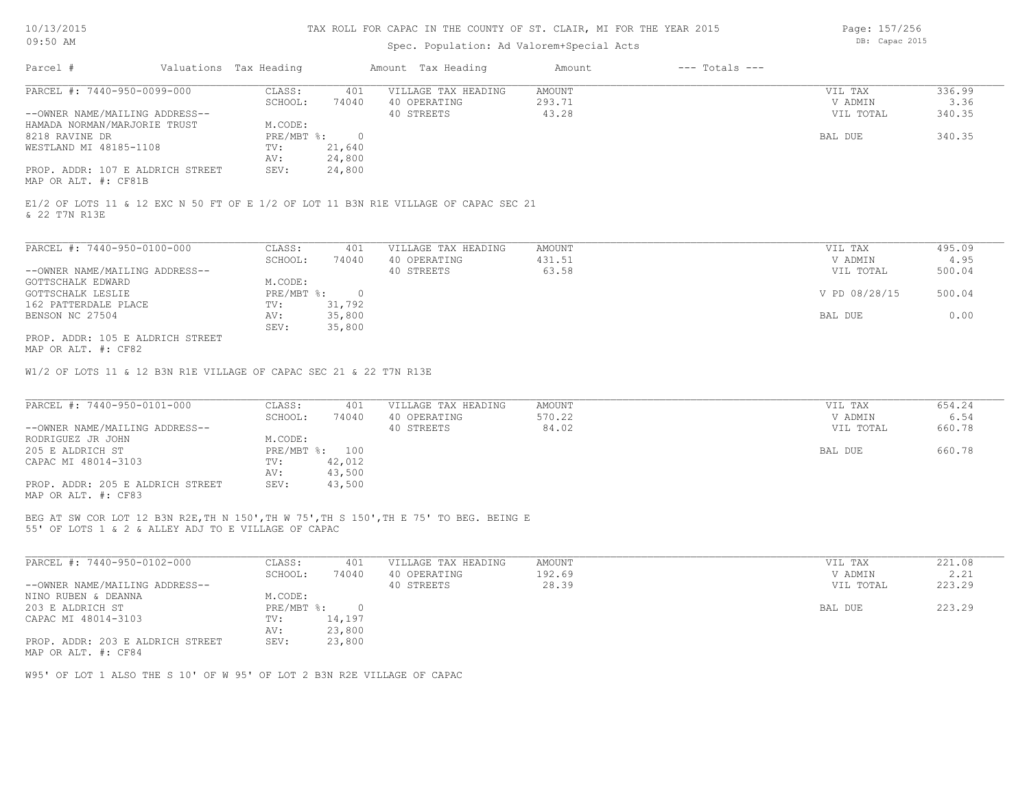# TAX ROLL FOR CAPAC IN THE COUNTY OF ST. CLAIR, MI FOR THE YEAR 2015

Spec. Population: Ad Valorem+Special Acts

10/13/2015 09:50 AM — DB: Capac 2015

| Parcel # | Valuations | Tax Heading | Amount | Tax Heading | Amount | --- Totals --- | |
|---|---|---|---|---|---|---|---|
| PARCEL #: 7440-950-0099-000 | CLASS: | 401 | VILLAGE TAX HEADING | AMOUNT | | VIL TAX | 336.99 |
| | SCHOOL: | 74040 | 40 OPERATING | 293.71 | | V ADMIN | 3.36 |
| --OWNER NAME/MAILING ADDRESS-- | | | 40 STREETS | 43.28 | | VIL TOTAL | 340.35 |
| HAMADA NORMAN/MARJORIE TRUST | M.CODE: | | | | | | |
| 8218 RAVINE DR | PRE/MBT %: | 0 | | | | BAL DUE | 340.35 |
| WESTLAND MI 48185-1108 | TV: | 21,640 | | | | | |
| | AV: | 24,800 | | | | | |
| PROP. ADDR: 107 E ALDRICH STREET | SEV: | 24,800 | | | | | |
| MAP OR ALT. #: CF81B | | | | | | | |

E1/2 OF LOTS 11 & 12 EXC N 50 FT OF E 1/2 OF LOT 11 B3N R1E VILLAGE OF CAPAC SEC 21 & 22 T7N R13E

| Parcel # | Valuations | Tax Heading | Amount | Tax Heading | Amount | --- Totals --- | |
|---|---|---|---|---|---|---|---|
| PARCEL #: 7440-950-0100-000 | CLASS: | 401 | VILLAGE TAX HEADING | AMOUNT | | VIL TAX | 495.09 |
| | SCHOOL: | 74040 | 40 OPERATING | 431.51 | | V ADMIN | 4.95 |
| --OWNER NAME/MAILING ADDRESS-- | | | 40 STREETS | 63.58 | | VIL TOTAL | 500.04 |
| GOTTSCHALK EDWARD | M.CODE: | | | | | | |
| GOTTSCHALK LESLIE | PRE/MBT %: | 0 | | | | V PD 08/28/15 | 500.04 |
| 162 PATTERDALE PLACE | TV: | 31,792 | | | | | |
| BENSON NC 27504 | AV: | 35,800 | | | | BAL DUE | 0.00 |
| | SEV: | 35,800 | | | | | |
| PROP. ADDR: 105 E ALDRICH STREET | | | | | | | |
| MAP OR ALT. #: CF82 | | | | | | | |

W1/2 OF LOTS 11 & 12 B3N R1E VILLAGE OF CAPAC SEC 21 & 22 T7N R13E

| Parcel # | Valuations | Tax Heading | Amount | Tax Heading | Amount | --- Totals --- | |
|---|---|---|---|---|---|---|---|
| PARCEL #: 7440-950-0101-000 | CLASS: | 401 | VILLAGE TAX HEADING | AMOUNT | | VIL TAX | 654.24 |
| | SCHOOL: | 74040 | 40 OPERATING | 570.22 | | V ADMIN | 6.54 |
| --OWNER NAME/MAILING ADDRESS-- | | | 40 STREETS | 84.02 | | VIL TOTAL | 660.78 |
| RODRIGUEZ JR JOHN | M.CODE: | | | | | | |
| 205 E ALDRICH ST | PRE/MBT %: | 100 | | | | BAL DUE | 660.78 |
| CAPAC MI 48014-3103 | TV: | 42,012 | | | | | |
| | AV: | 43,500 | | | | | |
| PROP. ADDR: 205 E ALDRICH STREET | SEV: | 43,500 | | | | | |
| MAP OR ALT. #: CF83 | | | | | | | |

BEG AT SW COR LOT 12 B3N R2E,TH N 150',TH W 75',TH S 150',TH E 75' TO BEG. BEING E 55' OF LOTS 1 & 2 & ALLEY ADJ TO E VILLAGE OF CAPAC

| Parcel # | Valuations | Tax Heading | Amount | Tax Heading | Amount | --- Totals --- | |
|---|---|---|---|---|---|---|---|
| PARCEL #: 7440-950-0102-000 | CLASS: | 401 | VILLAGE TAX HEADING | AMOUNT | | VIL TAX | 221.08 |
| | SCHOOL: | 74040 | 40 OPERATING | 192.69 | | V ADMIN | 2.21 |
| --OWNER NAME/MAILING ADDRESS-- | | | 40 STREETS | 28.39 | | VIL TOTAL | 223.29 |
| NINO RUBEN & DEANNA | M.CODE: | | | | | | |
| 203 E ALDRICH ST | PRE/MBT %: | 0 | | | | BAL DUE | 223.29 |
| CAPAC MI 48014-3103 | TV: | 14,197 | | | | | |
| | AV: | 23,800 | | | | | |
| PROP. ADDR: 203 E ALDRICH STREET | SEV: | 23,800 | | | | | |
| MAP OR ALT. #: CF84 | | | | | | | |

W95' OF LOT 1 ALSO THE S 10' OF W 95' OF LOT 2 B3N R2E VILLAGE OF CAPAC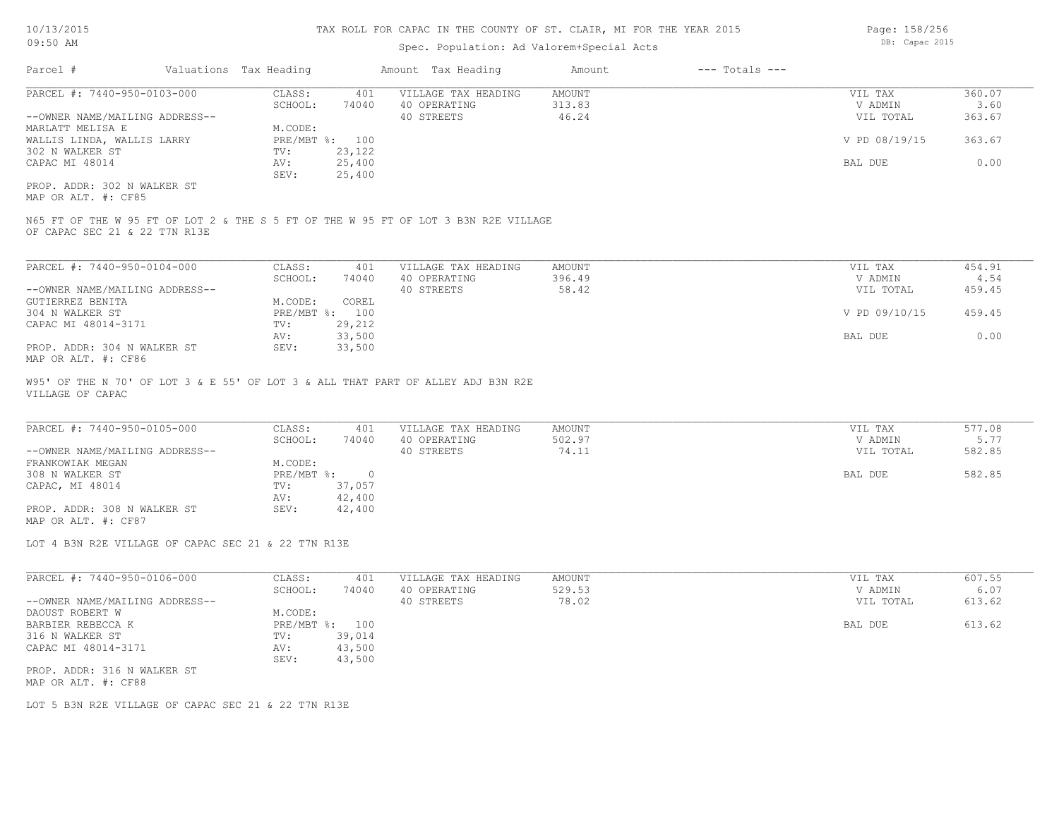# TAX ROLL FOR CAPAC IN THE COUNTY OF ST. CLAIR, MI FOR THE YEAR 2015

Spec. Population: Ad Valorem+Special Acts

| Parcel # | Valuations | Tax Heading | Amount | Tax Heading | Amount | --- Totals --- | |
|---|---|---|---|---|---|---|---|

---

**PARCEL #: 7440-950-0103-000**

| | | | | | |
|---|---|---|---|---|---|
| CLASS: | 401 | VILLAGE TAX HEADING | AMOUNT | VIL TAX | 360.07 |
| SCHOOL: | 74040 | 40 OPERATING | 313.83 | V ADMIN | 3.60 |
| | | 40 STREETS | 46.24 | VIL TOTAL | 363.67 |
| M.CODE: | | | | | |
| PRE/MBT %: | 100 | | | V PD 08/19/15 | 363.67 |
| TV: | 23,122 | | | | |
| AV: | 25,400 | | | BAL DUE | 0.00 |
| SEV: | 25,400 | | | | |

--OWNER NAME/MAILING ADDRESS--
MARLATT MELISA E
WALLIS LINDA, WALLIS LARRY
302 N WALKER ST
CAPAC MI 48014

PROP. ADDR: 302 N WALKER ST
MAP OR ALT. #: CF85

N65 FT OF THE W 95 FT OF LOT 2 & THE S 5 FT OF THE W 95 FT OF LOT 3 B3N R2E VILLAGE OF CAPAC SEC 21 & 22 T7N R13E

---

**PARCEL #: 7440-950-0104-000**

| | | | | | |
|---|---|---|---|---|---|
| CLASS: | 401 | VILLAGE TAX HEADING | AMOUNT | VIL TAX | 454.91 |
| SCHOOL: | 74040 | 40 OPERATING | 396.49 | V ADMIN | 4.54 |
| | | 40 STREETS | 58.42 | VIL TOTAL | 459.45 |
| M.CODE: | COREL | | | | |
| PRE/MBT %: | 100 | | | V PD 09/10/15 | 459.45 |
| TV: | 29,212 | | | | |
| AV: | 33,500 | | | BAL DUE | 0.00 |
| SEV: | 33,500 | | | | |

--OWNER NAME/MAILING ADDRESS--
GUTIERREZ BENITA
304 N WALKER ST
CAPAC MI 48014-3171

PROP. ADDR: 304 N WALKER ST
MAP OR ALT. #: CF86

W95' OF THE N 70' OF LOT 3 & E 55' OF LOT 3 & ALL THAT PART OF ALLEY ADJ B3N R2E VILLAGE OF CAPAC

---

**PARCEL #: 7440-950-0105-000**

| | | | | | |
|---|---|---|---|---|---|
| CLASS: | 401 | VILLAGE TAX HEADING | AMOUNT | VIL TAX | 577.08 |
| SCHOOL: | 74040 | 40 OPERATING | 502.97 | V ADMIN | 5.77 |
| | | 40 STREETS | 74.11 | VIL TOTAL | 582.85 |
| M.CODE: | | | | | |
| PRE/MBT %: | 0 | | | BAL DUE | 582.85 |
| TV: | 37,057 | | | | |
| AV: | 42,400 | | | | |
| SEV: | 42,400 | | | | |

--OWNER NAME/MAILING ADDRESS--
FRANKOWIAK MEGAN
308 N WALKER ST
CAPAC, MI 48014

PROP. ADDR: 308 N WALKER ST
MAP OR ALT. #: CF87

LOT 4 B3N R2E VILLAGE OF CAPAC SEC 21 & 22 T7N R13E

---

**PARCEL #: 7440-950-0106-000**

| | | | | | |
|---|---|---|---|---|---|
| CLASS: | 401 | VILLAGE TAX HEADING | AMOUNT | VIL TAX | 607.55 |
| SCHOOL: | 74040 | 40 OPERATING | 529.53 | V ADMIN | 6.07 |
| | | 40 STREETS | 78.02 | VIL TOTAL | 613.62 |
| M.CODE: | | | | | |
| PRE/MBT %: | 100 | | | BAL DUE | 613.62 |
| TV: | 39,014 | | | | |
| AV: | 43,500 | | | | |
| SEV: | 43,500 | | | | |

--OWNER NAME/MAILING ADDRESS--
DAOUST ROBERT W
BARBIER REBECCA K
316 N WALKER ST
CAPAC MI 48014-3171

PROP. ADDR: 316 N WALKER ST
MAP OR ALT. #: CF88

LOT 5 B3N R2E VILLAGE OF CAPAC SEC 21 & 22 T7N R13E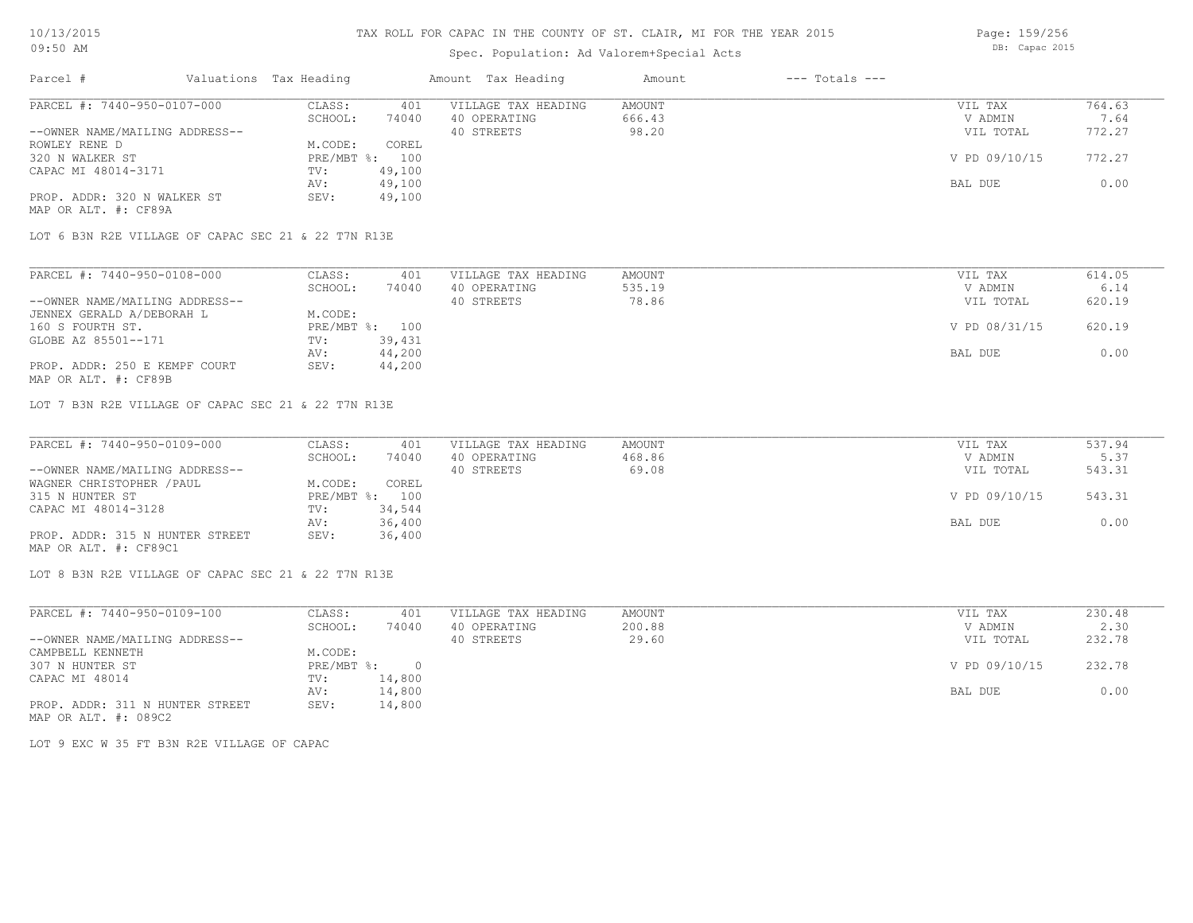# TAX ROLL FOR CAPAC IN THE COUNTY OF ST. CLAIR, MI FOR THE YEAR 2015

10/13/2015
09:50 AM

Spec. Population: Ad Valorem+Special Acts

DB: Capac 2015

| Parcel # | Valuations | Tax Heading | Amount | Tax Heading | Amount | --- Totals --- | |
|---|---|---|---|---|---|---|---|
| PARCEL #: 7440-950-0107-000 | CLASS: | 401 | VILLAGE TAX HEADING | AMOUNT | | VIL TAX | 764.63 |
| | SCHOOL: | 74040 | 40 OPERATING | 666.43 | | V ADMIN | 7.64 |
| --OWNER NAME/MAILING ADDRESS-- | | | 40 STREETS | 98.20 | | VIL TOTAL | 772.27 |
| ROWLEY RENE D | M.CODE: | COREL | | | | | |
| 320 N WALKER ST | PRE/MBT %: | 100 | | | | V PD 09/10/15 | 772.27 |
| CAPAC MI 48014-3171 | TV: | 49,100 | | | | | |
| | AV: | 49,100 | | | | BAL DUE | 0.00 |
| PROP. ADDR: 320 N WALKER ST | SEV: | 49,100 | | | | | |
| MAP OR ALT. #: CF89A | | | | | | | |

LOT 6 B3N R2E VILLAGE OF CAPAC SEC 21 & 22 T7N R13E

| Parcel # | Valuations | Tax Heading | Amount | Tax Heading | Amount | --- Totals --- | |
|---|---|---|---|---|---|---|---|
| PARCEL #: 7440-950-0108-000 | CLASS: | 401 | VILLAGE TAX HEADING | AMOUNT | | VIL TAX | 614.05 |
| | SCHOOL: | 74040 | 40 OPERATING | 535.19 | | V ADMIN | 6.14 |
| --OWNER NAME/MAILING ADDRESS-- | | | 40 STREETS | 78.86 | | VIL TOTAL | 620.19 |
| JENNEX GERALD A/DEBORAH L | M.CODE: | | | | | | |
| 160 S FOURTH ST. | PRE/MBT %: | 100 | | | | V PD 08/31/15 | 620.19 |
| GLOBE AZ 85501--171 | TV: | 39,431 | | | | | |
| | AV: | 44,200 | | | | BAL DUE | 0.00 |
| PROP. ADDR: 250 E KEMPF COURT | SEV: | 44,200 | | | | | |
| MAP OR ALT. #: CF89B | | | | | | | |

LOT 7 B3N R2E VILLAGE OF CAPAC SEC 21 & 22 T7N R13E

| Parcel # | Valuations | Tax Heading | Amount | Tax Heading | Amount | --- Totals --- | |
|---|---|---|---|---|---|---|---|
| PARCEL #: 7440-950-0109-000 | CLASS: | 401 | VILLAGE TAX HEADING | AMOUNT | | VIL TAX | 537.94 |
| | SCHOOL: | 74040 | 40 OPERATING | 468.86 | | V ADMIN | 5.37 |
| --OWNER NAME/MAILING ADDRESS-- | | | 40 STREETS | 69.08 | | VIL TOTAL | 543.31 |
| WAGNER CHRISTOPHER /PAUL | M.CODE: | COREL | | | | | |
| 315 N HUNTER ST | PRE/MBT %: | 100 | | | | V PD 09/10/15 | 543.31 |
| CAPAC MI 48014-3128 | TV: | 34,544 | | | | | |
| | AV: | 36,400 | | | | BAL DUE | 0.00 |
| PROP. ADDR: 315 N HUNTER STREET | SEV: | 36,400 | | | | | |
| MAP OR ALT. #: CF89C1 | | | | | | | |

LOT 8 B3N R2E VILLAGE OF CAPAC SEC 21 & 22 T7N R13E

| Parcel # | Valuations | Tax Heading | Amount | Tax Heading | Amount | --- Totals --- | |
|---|---|---|---|---|---|---|---|
| PARCEL #: 7440-950-0109-100 | CLASS: | 401 | VILLAGE TAX HEADING | AMOUNT | | VIL TAX | 230.48 |
| | SCHOOL: | 74040 | 40 OPERATING | 200.88 | | V ADMIN | 2.30 |
| --OWNER NAME/MAILING ADDRESS-- | | | 40 STREETS | 29.60 | | VIL TOTAL | 232.78 |
| CAMPBELL KENNETH | M.CODE: | | | | | | |
| 307 N HUNTER ST | PRE/MBT %: | 0 | | | | V PD 09/10/15 | 232.78 |
| CAPAC MI 48014 | TV: | 14,800 | | | | | |
| | AV: | 14,800 | | | | BAL DUE | 0.00 |
| PROP. ADDR: 311 N HUNTER STREET | SEV: | 14,800 | | | | | |
| MAP OR ALT. #: 089C2 | | | | | | | |

LOT 9 EXC W 35 FT B3N R2E VILLAGE OF CAPAC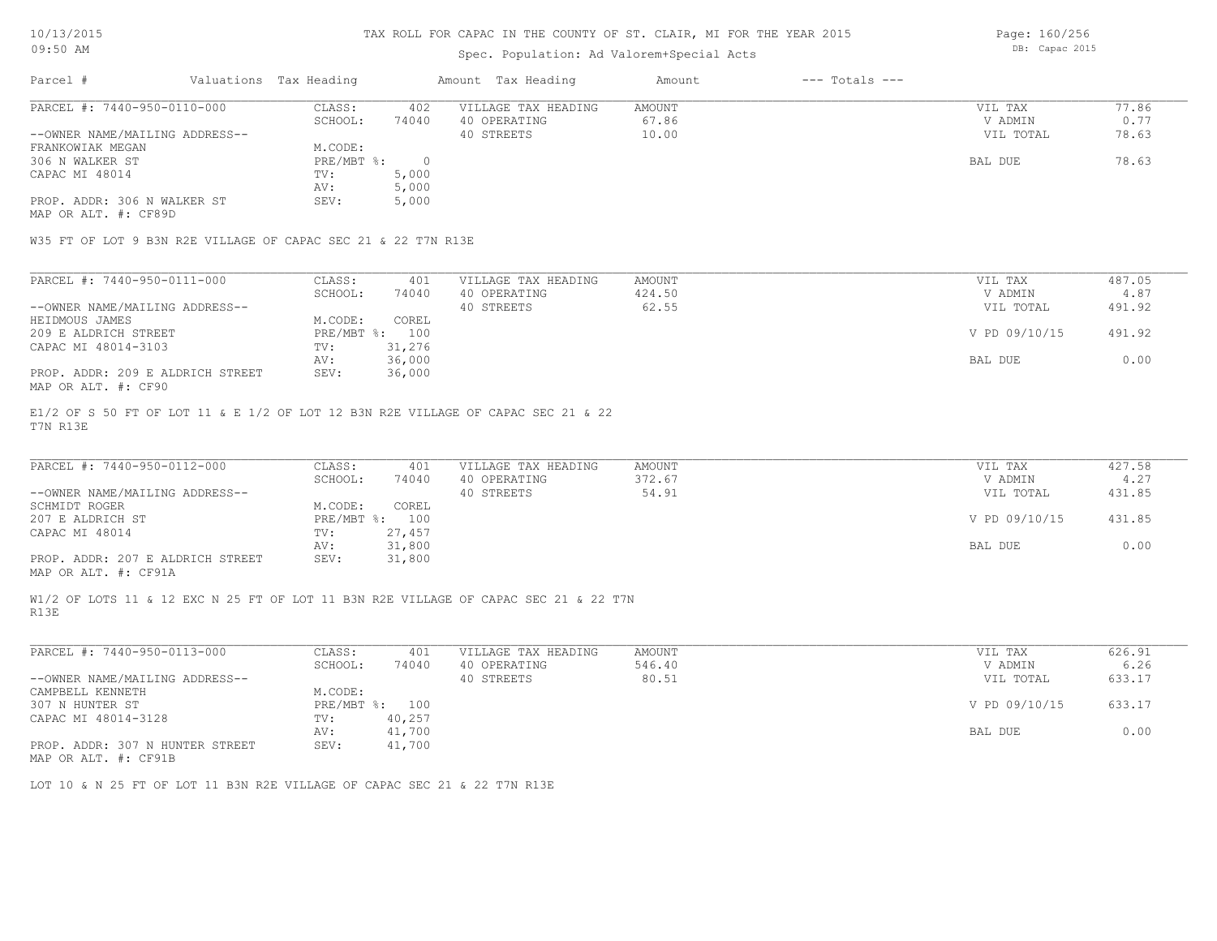# TAX ROLL FOR CAPAC IN THE COUNTY OF ST. CLAIR, MI FOR THE YEAR 2015

Spec. Population: Ad Valorem+Special Acts

| Parcel # | Valuations | Tax Heading | Amount | Tax Heading | Amount | --- Totals --- | |
|---|---|---|---|---|---|---|---|

---

**PARCEL #: 7440-950-0110-000**

| | | | | | |
|---|---|---|---|---|---|
| CLASS: | 402 | VILLAGE TAX HEADING | AMOUNT | VIL TAX | 77.86 |
| SCHOOL: | 74040 | 40 OPERATING | 67.86 | V ADMIN | 0.77 |
| | | 40 STREETS | 10.00 | VIL TOTAL | 78.63 |
| M.CODE: | | | | | |
| PRE/MBT %: | 0 | | | BAL DUE | 78.63 |
| TV: | 5,000 | | | | |
| AV: | 5,000 | | | | |
| SEV: | 5,000 | | | | |

--OWNER NAME/MAILING ADDRESS--
FRANKOWIAK MEGAN
306 N WALKER ST
CAPAC MI 48014

PROP. ADDR: 306 N WALKER ST
MAP OR ALT. #: CF89D

W35 FT OF LOT 9 B3N R2E VILLAGE OF CAPAC SEC 21 & 22 T7N R13E

---

**PARCEL #: 7440-950-0111-000**

| | | | | | |
|---|---|---|---|---|---|
| CLASS: | 401 | VILLAGE TAX HEADING | AMOUNT | VIL TAX | 487.05 |
| SCHOOL: | 74040 | 40 OPERATING | 424.50 | V ADMIN | 4.87 |
| | | 40 STREETS | 62.55 | VIL TOTAL | 491.92 |
| M.CODE: | COREL | | | | |
| PRE/MBT %: | 100 | | | V PD 09/10/15 | 491.92 |
| TV: | 31,276 | | | | |
| AV: | 36,000 | | | BAL DUE | 0.00 |
| SEV: | 36,000 | | | | |

--OWNER NAME/MAILING ADDRESS--
HEIDMOUS JAMES
209 E ALDRICH STREET
CAPAC MI 48014-3103

PROP. ADDR: 209 E ALDRICH STREET
MAP OR ALT. #: CF90

E1/2 OF S 50 FT OF LOT 11 & E 1/2 OF LOT 12 B3N R2E VILLAGE OF CAPAC SEC 21 & 22 T7N R13E

---

**PARCEL #: 7440-950-0112-000**

| | | | | | |
|---|---|---|---|---|---|
| CLASS: | 401 | VILLAGE TAX HEADING | AMOUNT | VIL TAX | 427.58 |
| SCHOOL: | 74040 | 40 OPERATING | 372.67 | V ADMIN | 4.27 |
| | | 40 STREETS | 54.91 | VIL TOTAL | 431.85 |
| M.CODE: | COREL | | | | |
| PRE/MBT %: | 100 | | | V PD 09/10/15 | 431.85 |
| TV: | 27,457 | | | | |
| AV: | 31,800 | | | BAL DUE | 0.00 |
| SEV: | 31,800 | | | | |

--OWNER NAME/MAILING ADDRESS--
SCHMIDT ROGER
207 E ALDRICH ST
CAPAC MI 48014

PROP. ADDR: 207 E ALDRICH STREET
MAP OR ALT. #: CF91A

W1/2 OF LOTS 11 & 12 EXC N 25 FT OF LOT 11 B3N R2E VILLAGE OF CAPAC SEC 21 & 22 T7N R13E

---

**PARCEL #: 7440-950-0113-000**

| | | | | | |
|---|---|---|---|---|---|
| CLASS: | 401 | VILLAGE TAX HEADING | AMOUNT | VIL TAX | 626.91 |
| SCHOOL: | 74040 | 40 OPERATING | 546.40 | V ADMIN | 6.26 |
| | | 40 STREETS | 80.51 | VIL TOTAL | 633.17 |
| M.CODE: | | | | | |
| PRE/MBT %: | 100 | | | V PD 09/10/15 | 633.17 |
| TV: | 40,257 | | | | |
| AV: | 41,700 | | | BAL DUE | 0.00 |
| SEV: | 41,700 | | | | |

--OWNER NAME/MAILING ADDRESS--
CAMPBELL KENNETH
307 N HUNTER ST
CAPAC MI 48014-3128

PROP. ADDR: 307 N HUNTER STREET
MAP OR ALT. #: CF91B

LOT 10 & N 25 FT OF LOT 11 B3N R2E VILLAGE OF CAPAC SEC 21 & 22 T7N R13E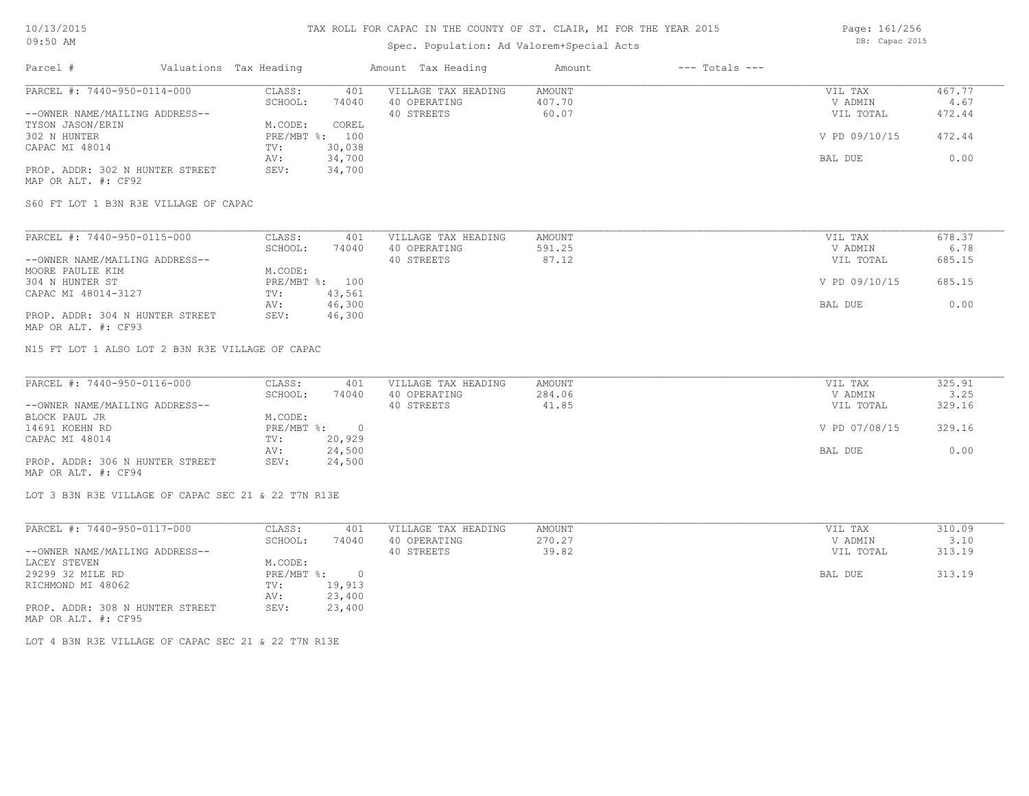# TAX ROLL FOR CAPAC IN THE COUNTY OF ST. CLAIR, MI FOR THE YEAR 2015

Spec. Population: Ad Valorem+Special Acts

| Parcel # | Valuations | Tax Heading | Amount | Tax Heading | Amount | --- Totals --- | |
|---|---|---|---|---|---|---|---|
| PARCEL #: 7440-950-0114-000 | CLASS: | 401 | VILLAGE TAX HEADING | AMOUNT | | VIL TAX | 467.77 |
| | SCHOOL: | 74040 | 40 OPERATING | 407.70 | | V ADMIN | 4.67 |
| --OWNER NAME/MAILING ADDRESS-- | | | 40 STREETS | 60.07 | | VIL TOTAL | 472.44 |
| TYSON JASON/ERIN | M.CODE: | COREL | | | | | |
| 302 N HUNTER | PRE/MBT %: | 100 | | | | V PD 09/10/15 | 472.44 |
| CAPAC MI 48014 | TV: | 30,038 | | | | | |
| | AV: | 34,700 | | | | BAL DUE | 0.00 |
| PROP. ADDR: 302 N HUNTER STREET | SEV: | 34,700 | | | | | |
| MAP OR ALT. #: CF92 | | | | | | | |

S60 FT LOT 1 B3N R3E VILLAGE OF CAPAC

| Parcel # | Valuations | Tax Heading | Amount | Tax Heading | Amount | --- Totals --- | |
|---|---|---|---|---|---|---|---|
| PARCEL #: 7440-950-0115-000 | CLASS: | 401 | VILLAGE TAX HEADING | AMOUNT | | VIL TAX | 678.37 |
| | SCHOOL: | 74040 | 40 OPERATING | 591.25 | | V ADMIN | 6.78 |
| --OWNER NAME/MAILING ADDRESS-- | | | 40 STREETS | 87.12 | | VIL TOTAL | 685.15 |
| MOORE PAULIE KIM | M.CODE: | | | | | | |
| 304 N HUNTER ST | PRE/MBT %: | 100 | | | | V PD 09/10/15 | 685.15 |
| CAPAC MI 48014-3127 | TV: | 43,561 | | | | | |
| | AV: | 46,300 | | | | BAL DUE | 0.00 |
| PROP. ADDR: 304 N HUNTER STREET | SEV: | 46,300 | | | | | |
| MAP OR ALT. #: CF93 | | | | | | | |

N15 FT LOT 1 ALSO LOT 2 B3N R3E VILLAGE OF CAPAC

| Parcel # | Valuations | Tax Heading | Amount | Tax Heading | Amount | --- Totals --- | |
|---|---|---|---|---|---|---|---|
| PARCEL #: 7440-950-0116-000 | CLASS: | 401 | VILLAGE TAX HEADING | AMOUNT | | VIL TAX | 325.91 |
| | SCHOOL: | 74040 | 40 OPERATING | 284.06 | | V ADMIN | 3.25 |
| --OWNER NAME/MAILING ADDRESS-- | | | 40 STREETS | 41.85 | | VIL TOTAL | 329.16 |
| BLOCK PAUL JR | M.CODE: | | | | | | |
| 14691 KOEHN RD | PRE/MBT %: | 0 | | | | V PD 07/08/15 | 329.16 |
| CAPAC MI 48014 | TV: | 20,929 | | | | | |
| | AV: | 24,500 | | | | BAL DUE | 0.00 |
| PROP. ADDR: 306 N HUNTER STREET | SEV: | 24,500 | | | | | |
| MAP OR ALT. #: CF94 | | | | | | | |

LOT 3 B3N R3E VILLAGE OF CAPAC SEC 21 & 22 T7N R13E

| Parcel # | Valuations | Tax Heading | Amount | Tax Heading | Amount | --- Totals --- | |
|---|---|---|---|---|---|---|---|
| PARCEL #: 7440-950-0117-000 | CLASS: | 401 | VILLAGE TAX HEADING | AMOUNT | | VIL TAX | 310.09 |
| | SCHOOL: | 74040 | 40 OPERATING | 270.27 | | V ADMIN | 3.10 |
| --OWNER NAME/MAILING ADDRESS-- | | | 40 STREETS | 39.82 | | VIL TOTAL | 313.19 |
| LACEY STEVEN | M.CODE: | | | | | | |
| 29299 32 MILE RD | PRE/MBT %: | 0 | | | | BAL DUE | 313.19 |
| RICHMOND MI 48062 | TV: | 19,913 | | | | | |
| | AV: | 23,400 | | | | | |
| PROP. ADDR: 308 N HUNTER STREET | SEV: | 23,400 | | | | | |
| MAP OR ALT. #: CF95 | | | | | | | |

LOT 4 B3N R3E VILLAGE OF CAPAC SEC 21 & 22 T7N R13E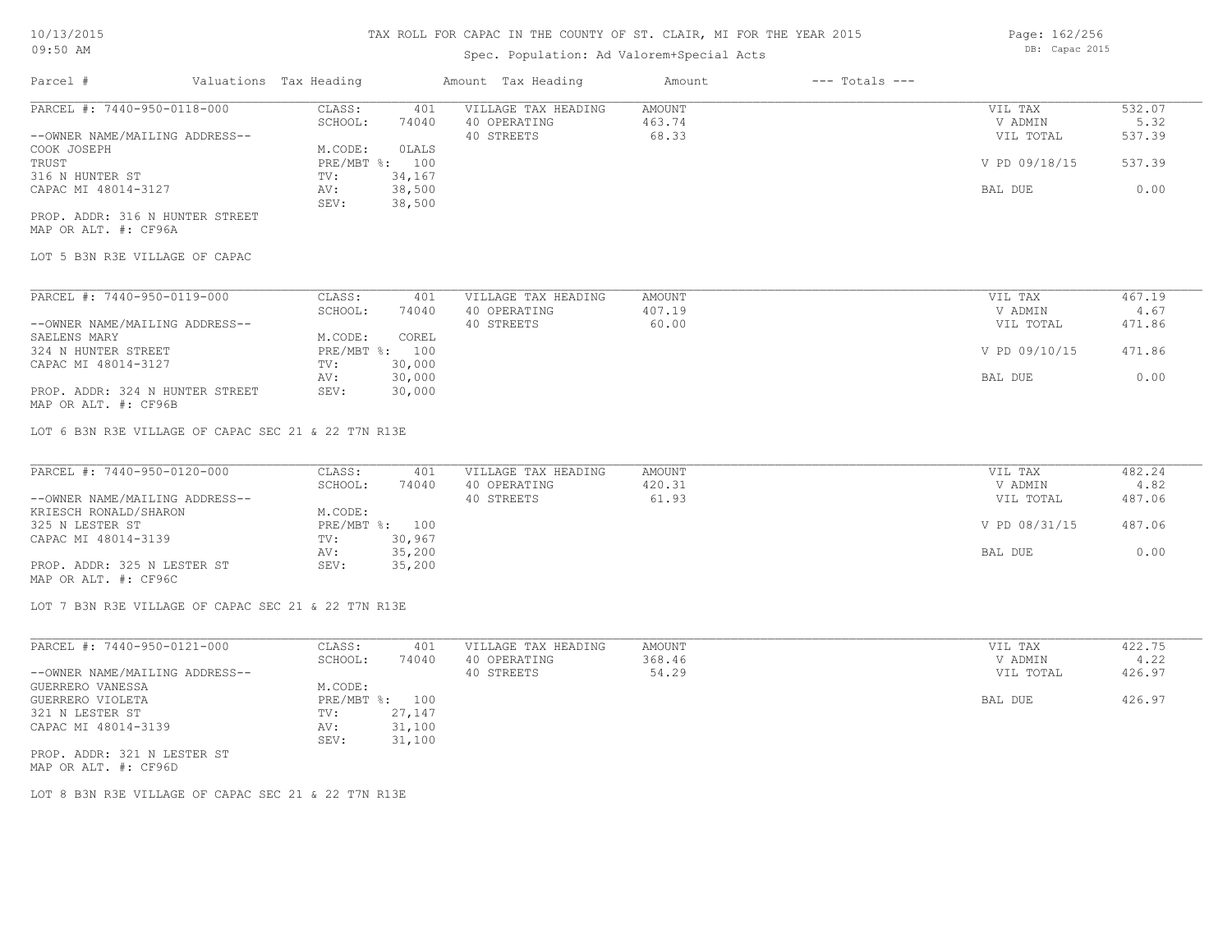# TAX ROLL FOR CAPAC IN THE COUNTY OF ST. CLAIR, MI FOR THE YEAR 2015

Spec. Population: Ad Valorem+Special Acts

DB: Capac 2015

| Parcel # | Valuations | Tax Heading | Amount | Tax Heading | Amount | --- Totals --- | |
|---|---|---|---|---|---|---|---|
| PARCEL #: 7440-950-0118-000 | CLASS: | 401 | VILLAGE TAX HEADING | AMOUNT | | VIL TAX | 532.07 |
| | SCHOOL: | 74040 | 40 OPERATING | 463.74 | | V ADMIN | 5.32 |
| --OWNER NAME/MAILING ADDRESS-- | | | 40 STREETS | 68.33 | | VIL TOTAL | 537.39 |
| COOK JOSEPH | M.CODE: | 0LALS | | | | | |
| TRUST | PRE/MBT %: | 100 | | | | V PD 09/18/15 | 537.39 |
| 316 N HUNTER ST | TV: | 34,167 | | | | | |
| CAPAC MI 48014-3127 | AV: | 38,500 | | | | BAL DUE | 0.00 |
| | SEV: | 38,500 | | | | | |
| PROP. ADDR: 316 N HUNTER STREET | | | | | | | |
| MAP OR ALT. #: CF96A | | | | | | | |

LOT 5 B3N R3E VILLAGE OF CAPAC

| Parcel # | Valuations | Tax Heading | Amount | Tax Heading | Amount | --- Totals --- | |
|---|---|---|---|---|---|---|---|
| PARCEL #: 7440-950-0119-000 | CLASS: | 401 | VILLAGE TAX HEADING | AMOUNT | | VIL TAX | 467.19 |
| | SCHOOL: | 74040 | 40 OPERATING | 407.19 | | V ADMIN | 4.67 |
| --OWNER NAME/MAILING ADDRESS-- | | | 40 STREETS | 60.00 | | VIL TOTAL | 471.86 |
| SAELENS MARY | M.CODE: | COREL | | | | | |
| 324 N HUNTER STREET | PRE/MBT %: | 100 | | | | V PD 09/10/15 | 471.86 |
| CAPAC MI 48014-3127 | TV: | 30,000 | | | | | |
| | AV: | 30,000 | | | | BAL DUE | 0.00 |
| PROP. ADDR: 324 N HUNTER STREET | SEV: | 30,000 | | | | | |
| MAP OR ALT. #: CF96B | | | | | | | |

LOT 6 B3N R3E VILLAGE OF CAPAC SEC 21 & 22 T7N R13E

| Parcel # | Valuations | Tax Heading | Amount | Tax Heading | Amount | --- Totals --- | |
|---|---|---|---|---|---|---|---|
| PARCEL #: 7440-950-0120-000 | CLASS: | 401 | VILLAGE TAX HEADING | AMOUNT | | VIL TAX | 482.24 |
| | SCHOOL: | 74040 | 40 OPERATING | 420.31 | | V ADMIN | 4.82 |
| --OWNER NAME/MAILING ADDRESS-- | | | 40 STREETS | 61.93 | | VIL TOTAL | 487.06 |
| KRIESCH RONALD/SHARON | M.CODE: | | | | | | |
| 325 N LESTER ST | PRE/MBT %: | 100 | | | | V PD 08/31/15 | 487.06 |
| CAPAC MI 48014-3139 | TV: | 30,967 | | | | | |
| | AV: | 35,200 | | | | BAL DUE | 0.00 |
| PROP. ADDR: 325 N LESTER ST | SEV: | 35,200 | | | | | |
| MAP OR ALT. #: CF96C | | | | | | | |

LOT 7 B3N R3E VILLAGE OF CAPAC SEC 21 & 22 T7N R13E

| Parcel # | Valuations | Tax Heading | Amount | Tax Heading | Amount | --- Totals --- | |
|---|---|---|---|---|---|---|---|
| PARCEL #: 7440-950-0121-000 | CLASS: | 401 | VILLAGE TAX HEADING | AMOUNT | | VIL TAX | 422.75 |
| | SCHOOL: | 74040 | 40 OPERATING | 368.46 | | V ADMIN | 4.22 |
| --OWNER NAME/MAILING ADDRESS-- | | | 40 STREETS | 54.29 | | VIL TOTAL | 426.97 |
| GUERRERO VANESSA | M.CODE: | | | | | | |
| GUERRERO VIOLETA | PRE/MBT %: | 100 | | | | BAL DUE | 426.97 |
| 321 N LESTER ST | TV: | 27,147 | | | | | |
| CAPAC MI 48014-3139 | AV: | 31,100 | | | | | |
| | SEV: | 31,100 | | | | | |
| PROP. ADDR: 321 N LESTER ST | | | | | | | |
| MAP OR ALT. #: CF96D | | | | | | | |

LOT 8 B3N R3E VILLAGE OF CAPAC SEC 21 & 22 T7N R13E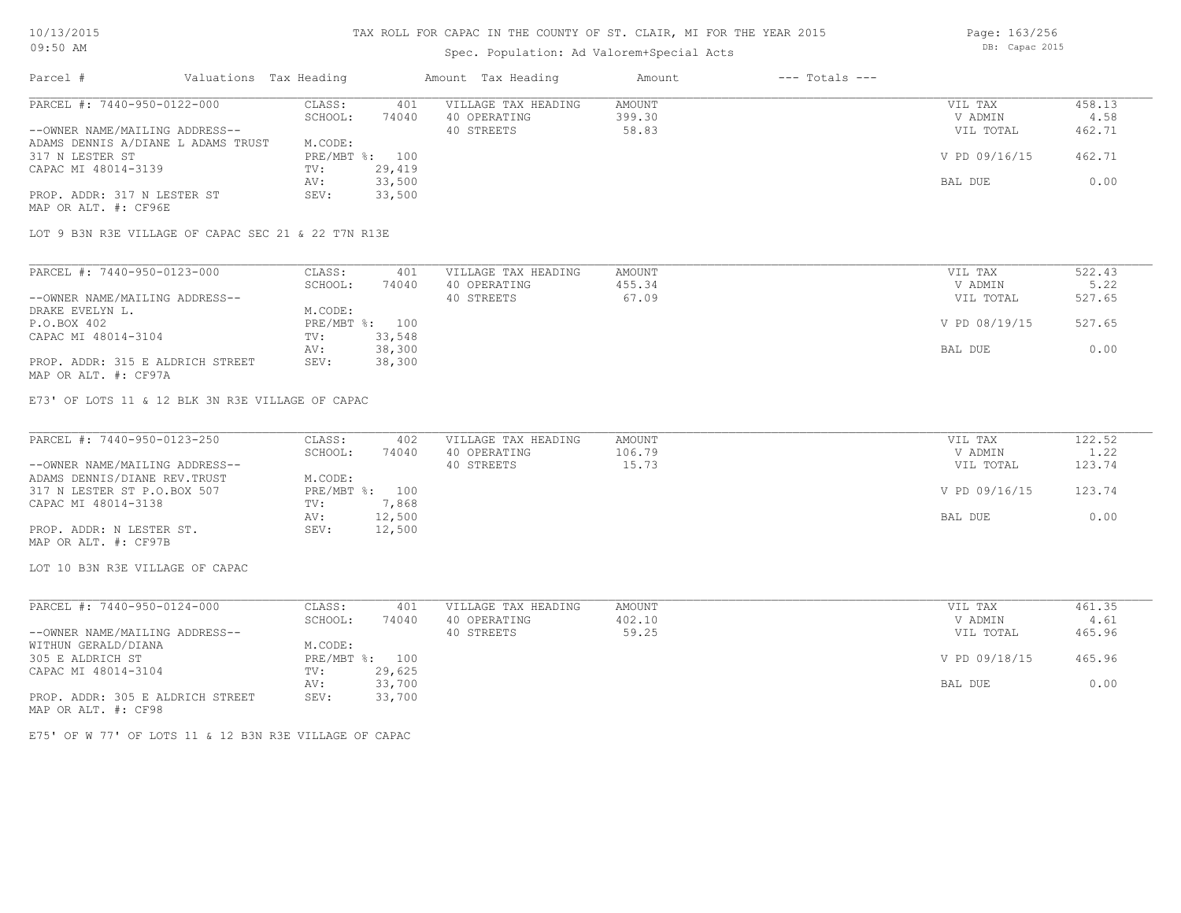# TAX ROLL FOR CAPAC IN THE COUNTY OF ST. CLAIR, MI FOR THE YEAR 2015

Spec. Population: Ad Valorem+Special Acts

DB: Capac 2015

| Parcel # | Valuations | Tax Heading | Amount | Tax Heading | Amount | --- Totals --- | |
|---|---|---|---|---|---|---|---|

---

**PARCEL #: 7440-950-0122-000**

| | | | | | | |
|---|---|---|---|---|---|---|
| --OWNER NAME/MAILING ADDRESS-- | CLASS: | 401 | VILLAGE TAX HEADING | AMOUNT | VIL TAX | 458.13 |
| ADAMS DENNIS A/DIANE L ADAMS TRUST | SCHOOL: | 74040 | 40 OPERATING | 399.30 | V ADMIN | 4.58 |
| 317 N LESTER ST | M.CODE: | | 40 STREETS | 58.83 | VIL TOTAL | 462.71 |
| CAPAC MI 48014-3139 | PRE/MBT %: | 100 | | | V PD 09/16/15 | 462.71 |
| PROP. ADDR: 317 N LESTER ST | TV: | 29,419 | | | | |
| MAP OR ALT. #: CF96E | AV: | 33,500 | | | BAL DUE | 0.00 |
| | SEV: | 33,500 | | | | |

LOT 9 B3N R3E VILLAGE OF CAPAC SEC 21 & 22 T7N R13E

---

**PARCEL #: 7440-950-0123-000**

| | | | | | | |
|---|---|---|---|---|---|---|
| --OWNER NAME/MAILING ADDRESS-- | CLASS: | 401 | VILLAGE TAX HEADING | AMOUNT | VIL TAX | 522.43 |
| DRAKE EVELYN L. | SCHOOL: | 74040 | 40 OPERATING | 455.34 | V ADMIN | 5.22 |
| P.O.BOX 402 | M.CODE: | | 40 STREETS | 67.09 | VIL TOTAL | 527.65 |
| CAPAC MI 48014-3104 | PRE/MBT %: | 100 | | | V PD 08/19/15 | 527.65 |
| PROP. ADDR: 315 E ALDRICH STREET | TV: | 33,548 | | | | |
| MAP OR ALT. #: CF97A | AV: | 38,300 | | | BAL DUE | 0.00 |
| | SEV: | 38,300 | | | | |

E73' OF LOTS 11 & 12 BLK 3N R3E VILLAGE OF CAPAC

---

**PARCEL #: 7440-950-0123-250**

| | | | | | | |
|---|---|---|---|---|---|---|
| --OWNER NAME/MAILING ADDRESS-- | CLASS: | 402 | VILLAGE TAX HEADING | AMOUNT | VIL TAX | 122.52 |
| ADAMS DENNIS/DIANE REV.TRUST | SCHOOL: | 74040 | 40 OPERATING | 106.79 | V ADMIN | 1.22 |
| 317 N LESTER ST P.O.BOX 507 | M.CODE: | | 40 STREETS | 15.73 | VIL TOTAL | 123.74 |
| CAPAC MI 48014-3138 | PRE/MBT %: | 100 | | | V PD 09/16/15 | 123.74 |
| PROP. ADDR: N LESTER ST. | TV: | 7,868 | | | | |
| MAP OR ALT. #: CF97B | AV: | 12,500 | | | BAL DUE | 0.00 |
| | SEV: | 12,500 | | | | |

LOT 10 B3N R3E VILLAGE OF CAPAC

---

**PARCEL #: 7440-950-0124-000**

| | | | | | | |
|---|---|---|---|---|---|---|
| --OWNER NAME/MAILING ADDRESS-- | CLASS: | 401 | VILLAGE TAX HEADING | AMOUNT | VIL TAX | 461.35 |
| WITHUN GERALD/DIANA | SCHOOL: | 74040 | 40 OPERATING | 402.10 | V ADMIN | 4.61 |
| 305 E ALDRICH ST | M.CODE: | | 40 STREETS | 59.25 | VIL TOTAL | 465.96 |
| CAPAC MI 48014-3104 | PRE/MBT %: | 100 | | | V PD 09/18/15 | 465.96 |
| PROP. ADDR: 305 E ALDRICH STREET | TV: | 29,625 | | | | |
| MAP OR ALT. #: CF98 | AV: | 33,700 | | | BAL DUE | 0.00 |
| | SEV: | 33,700 | | | | |

E75' OF W 77' OF LOTS 11 & 12 B3N R3E VILLAGE OF CAPAC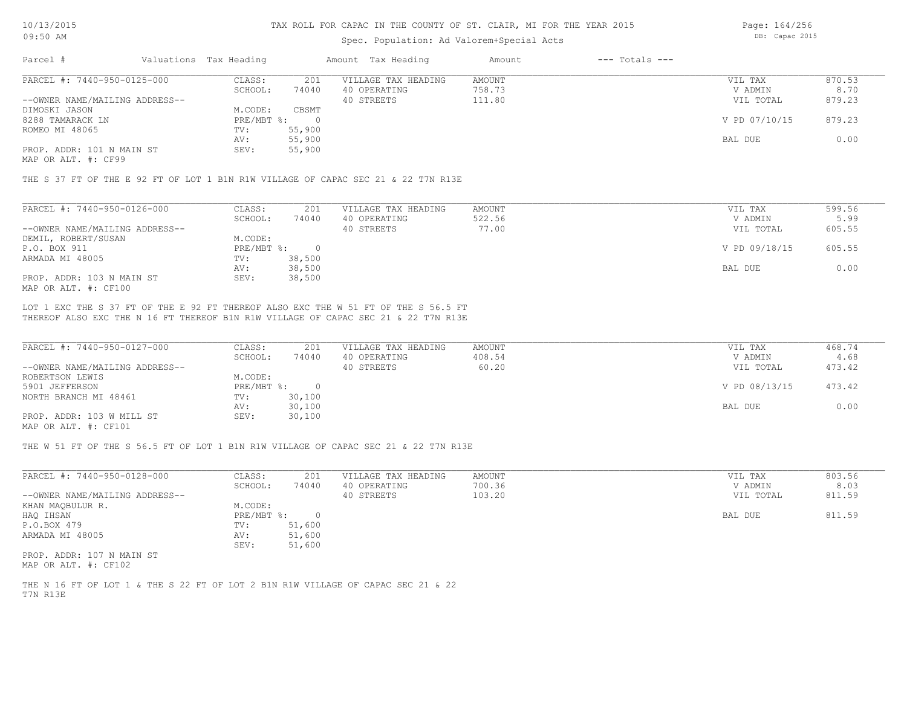# TAX ROLL FOR CAPAC IN THE COUNTY OF ST. CLAIR, MI FOR THE YEAR 2015

Spec. Population: Ad Valorem+Special Acts

| Parcel # | Valuations | Tax Heading | Amount | Tax Heading | Amount | --- Totals --- | |
|---|---|---|---|---|---|---|---|
| PARCEL #: 7440-950-0125-000 | CLASS: | 201 | VILLAGE TAX HEADING | AMOUNT | | VIL TAX | 870.53 |
| | SCHOOL: | 74040 | 40 OPERATING | 758.73 | | V ADMIN | 8.70 |
| --OWNER NAME/MAILING ADDRESS-- | | | 40 STREETS | 111.80 | | VIL TOTAL | 879.23 |
| DIMOSKI JASON | M.CODE: | CBSMT | | | | | |
| 8288 TAMARACK LN | PRE/MBT %: | 0 | | | | V PD 07/10/15 | 879.23 |
| ROMEO MI 48065 | TV: | 55,900 | | | | | |
| | AV: | 55,900 | | | | BAL DUE | 0.00 |
| PROP. ADDR: 101 N MAIN ST | SEV: | 55,900 | | | | | |
| MAP OR ALT. #: CF99 | | | | | | | |

THE S 37 FT OF THE E 92 FT OF LOT 1 B1N R1W VILLAGE OF CAPAC SEC 21 & 22 T7N R13E

| Parcel # | Valuations | Tax Heading | Amount | Tax Heading | Amount | --- Totals --- | |
|---|---|---|---|---|---|---|---|
| PARCEL #: 7440-950-0126-000 | CLASS: | 201 | VILLAGE TAX HEADING | AMOUNT | | VIL TAX | 599.56 |
| | SCHOOL: | 74040 | 40 OPERATING | 522.56 | | V ADMIN | 5.99 |
| --OWNER NAME/MAILING ADDRESS-- | | | 40 STREETS | 77.00 | | VIL TOTAL | 605.55 |
| DEMIL, ROBERT/SUSAN | M.CODE: | | | | | | |
| P.O. BOX 911 | PRE/MBT %: | 0 | | | | V PD 09/18/15 | 605.55 |
| ARMADA MI 48005 | TV: | 38,500 | | | | | |
| | AV: | 38,500 | | | | BAL DUE | 0.00 |
| PROP. ADDR: 103 N MAIN ST | SEV: | 38,500 | | | | | |
| MAP OR ALT. #: CF100 | | | | | | | |

LOT 1 EXC THE S 37 FT OF THE E 92 FT THEREOF ALSO EXC THE W 51 FT OF THE S 56.5 FT THEREOF ALSO EXC THE N 16 FT THEREOF B1N R1W VILLAGE OF CAPAC SEC 21 & 22 T7N R13E

| Parcel # | Valuations | Tax Heading | Amount | Tax Heading | Amount | --- Totals --- | |
|---|---|---|---|---|---|---|---|
| PARCEL #: 7440-950-0127-000 | CLASS: | 201 | VILLAGE TAX HEADING | AMOUNT | | VIL TAX | 468.74 |
| | SCHOOL: | 74040 | 40 OPERATING | 408.54 | | V ADMIN | 4.68 |
| --OWNER NAME/MAILING ADDRESS-- | | | 40 STREETS | 60.20 | | VIL TOTAL | 473.42 |
| ROBERTSON LEWIS | M.CODE: | | | | | | |
| 5901 JEFFERSON | PRE/MBT %: | 0 | | | | V PD 08/13/15 | 473.42 |
| NORTH BRANCH MI 48461 | TV: | 30,100 | | | | | |
| | AV: | 30,100 | | | | BAL DUE | 0.00 |
| PROP. ADDR: 103 W MILL ST | SEV: | 30,100 | | | | | |
| MAP OR ALT. #: CF101 | | | | | | | |

THE W 51 FT OF THE S 56.5 FT OF LOT 1 B1N R1W VILLAGE OF CAPAC SEC 21 & 22 T7N R13E

| Parcel # | Valuations | Tax Heading | Amount | Tax Heading | Amount | --- Totals --- | |
|---|---|---|---|---|---|---|---|
| PARCEL #: 7440-950-0128-000 | CLASS: | 201 | VILLAGE TAX HEADING | AMOUNT | | VIL TAX | 803.56 |
| | SCHOOL: | 74040 | 40 OPERATING | 700.36 | | V ADMIN | 8.03 |
| --OWNER NAME/MAILING ADDRESS-- | | | 40 STREETS | 103.20 | | VIL TOTAL | 811.59 |
| KHAN MAQBULUR R. | M.CODE: | | | | | | |
| HAQ IHSAN | PRE/MBT %: | 0 | | | | BAL DUE | 811.59 |
| P.O.BOX 479 | TV: | 51,600 | | | | | |
| ARMADA MI 48005 | AV: | 51,600 | | | | | |
| | SEV: | 51,600 | | | | | |
| PROP. ADDR: 107 N MAIN ST | | | | | | | |
| MAP OR ALT. #: CF102 | | | | | | | |

THE N 16 FT OF LOT 1 & THE S 22 FT OF LOT 2 B1N R1W VILLAGE OF CAPAC SEC 21 & 22 T7N R13E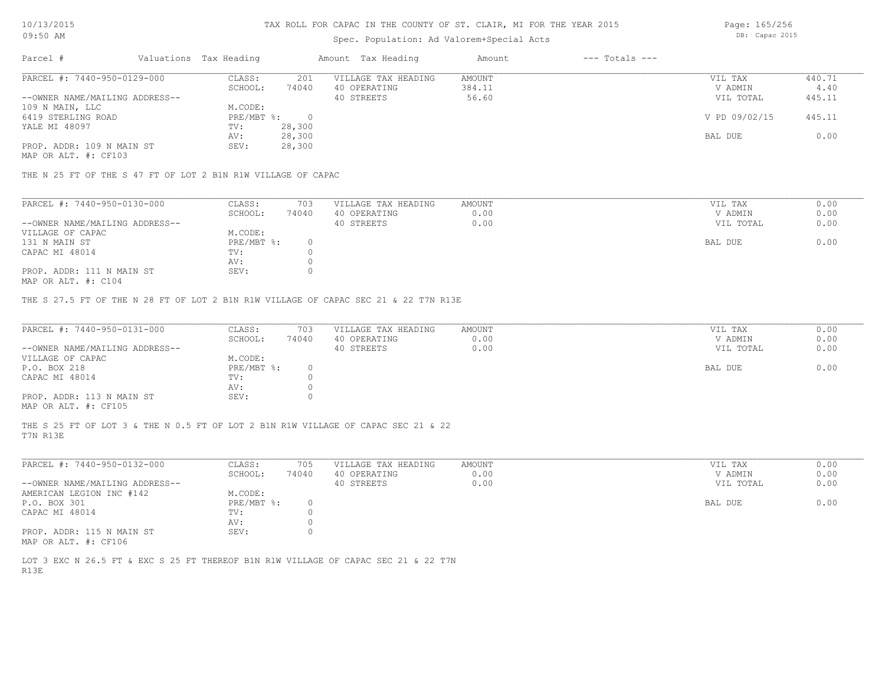TAX ROLL FOR CAPAC IN THE COUNTY OF ST. CLAIR, MI FOR THE YEAR 2015

Spec. Population: Ad Valorem+Special Acts

| Parcel # | Valuations | Tax Heading | Amount | Tax Heading | Amount | --- Totals --- | |
|---|---|---|---|---|---|---|---|
| PARCEL #: 7440-950-0129-000 | CLASS: | 201 | VILLAGE TAX HEADING | AMOUNT | | VIL TAX | 440.71 |
| | SCHOOL: | 74040 | 40 OPERATING | 384.11 | | V ADMIN | 4.40 |
| --OWNER NAME/MAILING ADDRESS-- | | | 40 STREETS | 56.60 | | VIL TOTAL | 445.11 |
| 109 N MAIN, LLC | M.CODE: | | | | | | |
| 6419 STERLING ROAD | PRE/MBT %: | 0 | | | | V PD 09/02/15 | 445.11 |
| YALE MI 48097 | TV: | 28,300 | | | | | |
| | AV: | 28,300 | | | | BAL DUE | 0.00 |
| PROP. ADDR: 109 N MAIN ST | SEV: | 28,300 | | | | | |
| MAP OR ALT. #: CF103 | | | | | | | |

THE N 25 FT OF THE S 47 FT OF LOT 2 B1N R1W VILLAGE OF CAPAC

| Parcel # | Valuations | Tax Heading | Amount | Tax Heading | Amount | --- Totals --- | |
|---|---|---|---|---|---|---|---|
| PARCEL #: 7440-950-0130-000 | CLASS: | 703 | VILLAGE TAX HEADING | AMOUNT | | VIL TAX | 0.00 |
| | SCHOOL: | 74040 | 40 OPERATING | 0.00 | | V ADMIN | 0.00 |
| --OWNER NAME/MAILING ADDRESS-- | | | 40 STREETS | 0.00 | | VIL TOTAL | 0.00 |
| VILLAGE OF CAPAC | M.CODE: | | | | | | |
| 131 N MAIN ST | PRE/MBT %: | 0 | | | | BAL DUE | 0.00 |
| CAPAC MI 48014 | TV: | 0 | | | | | |
| | AV: | 0 | | | | | |
| PROP. ADDR: 111 N MAIN ST | SEV: | 0 | | | | | |
| MAP OR ALT. #: C104 | | | | | | | |

THE S 27.5 FT OF THE N 28 FT OF LOT 2 B1N R1W VILLAGE OF CAPAC SEC 21 & 22 T7N R13E

| Parcel # | Valuations | Tax Heading | Amount | Tax Heading | Amount | --- Totals --- | |
|---|---|---|---|---|---|---|---|
| PARCEL #: 7440-950-0131-000 | CLASS: | 703 | VILLAGE TAX HEADING | AMOUNT | | VIL TAX | 0.00 |
| | SCHOOL: | 74040 | 40 OPERATING | 0.00 | | V ADMIN | 0.00 |
| --OWNER NAME/MAILING ADDRESS-- | | | 40 STREETS | 0.00 | | VIL TOTAL | 0.00 |
| VILLAGE OF CAPAC | M.CODE: | | | | | | |
| P.O. BOX 218 | PRE/MBT %: | 0 | | | | BAL DUE | 0.00 |
| CAPAC MI 48014 | TV: | 0 | | | | | |
| | AV: | 0 | | | | | |
| PROP. ADDR: 113 N MAIN ST | SEV: | 0 | | | | | |
| MAP OR ALT. #: CF105 | | | | | | | |

THE S 25 FT OF LOT 3 & THE N 0.5 FT OF LOT 2 B1N R1W VILLAGE OF CAPAC SEC 21 & 22 T7N R13E

| Parcel # | Valuations | Tax Heading | Amount | Tax Heading | Amount | --- Totals --- | |
|---|---|---|---|---|---|---|---|
| PARCEL #: 7440-950-0132-000 | CLASS: | 705 | VILLAGE TAX HEADING | AMOUNT | | VIL TAX | 0.00 |
| | SCHOOL: | 74040 | 40 OPERATING | 0.00 | | V ADMIN | 0.00 |
| --OWNER NAME/MAILING ADDRESS-- | | | 40 STREETS | 0.00 | | VIL TOTAL | 0.00 |
| AMERICAN LEGION INC #142 | M.CODE: | | | | | | |
| P.O. BOX 301 | PRE/MBT %: | 0 | | | | BAL DUE | 0.00 |
| CAPAC MI 48014 | TV: | 0 | | | | | |
| | AV: | 0 | | | | | |
| PROP. ADDR: 115 N MAIN ST | SEV: | 0 | | | | | |
| MAP OR ALT. #: CF106 | | | | | | | |

LOT 3 EXC N 26.5 FT & EXC S 25 FT THEREOF B1N R1W VILLAGE OF CAPAC SEC 21 & 22 T7N R13E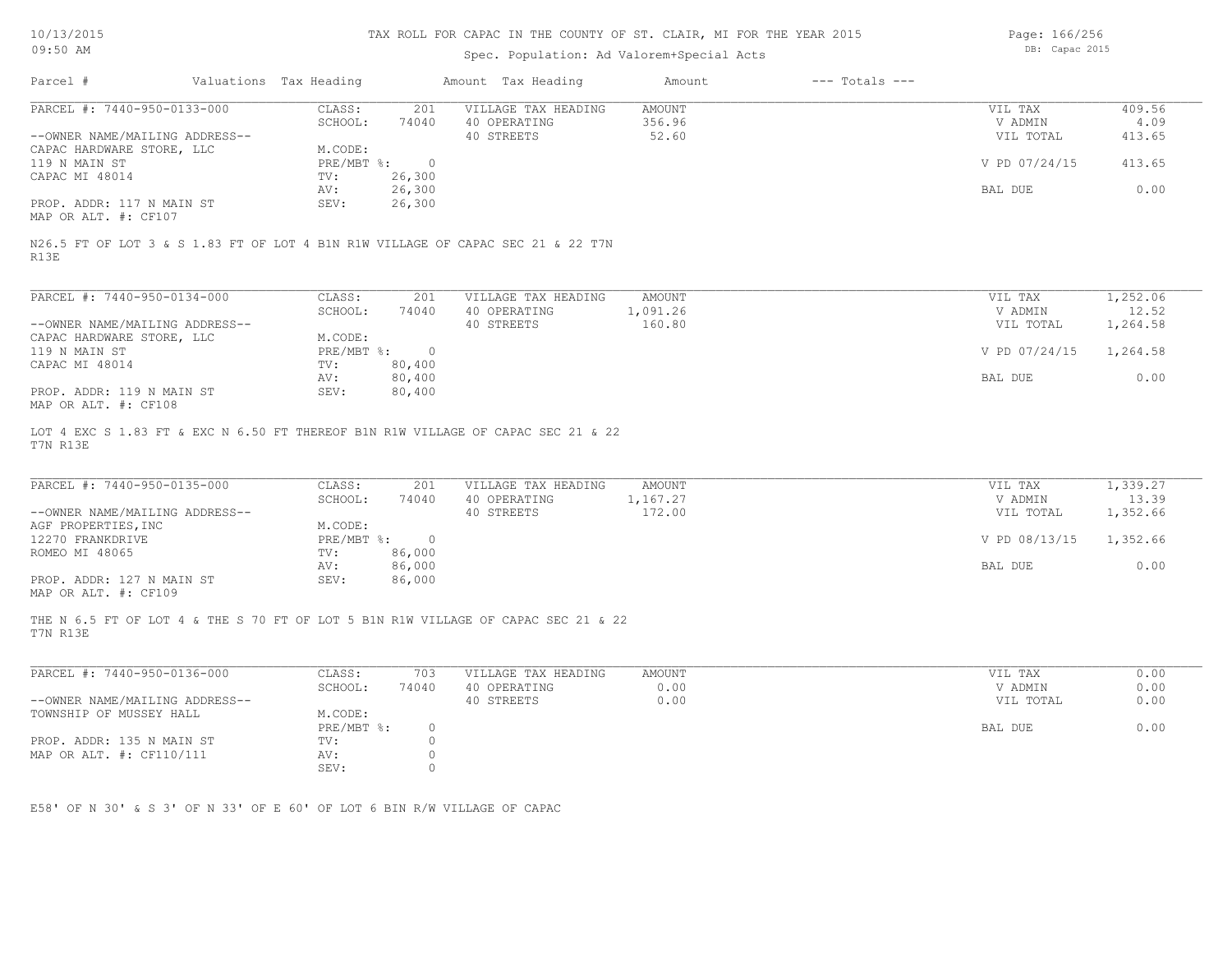# TAX ROLL FOR CAPAC IN THE COUNTY OF ST. CLAIR, MI FOR THE YEAR 2015

Spec. Population: Ad Valorem+Special Acts

| Parcel # | Valuations | Tax Heading | Amount | Tax Heading | Amount | --- Totals --- | |
|---|---|---|---|---|---|---|---|

---

**PARCEL #: 7440-950-0133-000**

| | | | | | |
|---|---|---|---|---|---|
| CLASS: | 201 | VILLAGE TAX HEADING | AMOUNT | VIL TAX | 409.56 |
| SCHOOL: | 74040 | 40 OPERATING | 356.96 | V ADMIN | 4.09 |
| | | 40 STREETS | 52.60 | VIL TOTAL | 413.65 |
| M.CODE: | | | | | |
| PRE/MBT %: | 0 | | | V PD 07/24/15 | 413.65 |
| TV: | 26,300 | | | | |
| AV: | 26,300 | | | BAL DUE | 0.00 |
| SEV: | 26,300 | | | | |

--OWNER NAME/MAILING ADDRESS--
CAPAC HARDWARE STORE, LLC
119 N MAIN ST
CAPAC MI 48014

PROP. ADDR: 117 N MAIN ST
MAP OR ALT. #: CF107

N26.5 FT OF LOT 3 & S 1.83 FT OF LOT 4 B1N R1W VILLAGE OF CAPAC SEC 21 & 22 T7N R13E

---

**PARCEL #: 7440-950-0134-000**

| | | | | | |
|---|---|---|---|---|---|
| CLASS: | 201 | VILLAGE TAX HEADING | AMOUNT | VIL TAX | 1,252.06 |
| SCHOOL: | 74040 | 40 OPERATING | 1,091.26 | V ADMIN | 12.52 |
| | | 40 STREETS | 160.80 | VIL TOTAL | 1,264.58 |
| M.CODE: | | | | | |
| PRE/MBT %: | 0 | | | V PD 07/24/15 | 1,264.58 |
| TV: | 80,400 | | | | |
| AV: | 80,400 | | | BAL DUE | 0.00 |
| SEV: | 80,400 | | | | |

--OWNER NAME/MAILING ADDRESS--
CAPAC HARDWARE STORE, LLC
119 N MAIN ST
CAPAC MI 48014

PROP. ADDR: 119 N MAIN ST
MAP OR ALT. #: CF108

LOT 4 EXC S 1.83 FT & EXC N 6.50 FT THEREOF B1N R1W VILLAGE OF CAPAC SEC 21 & 22 T7N R13E

---

**PARCEL #: 7440-950-0135-000**

| | | | | | |
|---|---|---|---|---|---|
| CLASS: | 201 | VILLAGE TAX HEADING | AMOUNT | VIL TAX | 1,339.27 |
| SCHOOL: | 74040 | 40 OPERATING | 1,167.27 | V ADMIN | 13.39 |
| | | 40 STREETS | 172.00 | VIL TOTAL | 1,352.66 |
| M.CODE: | | | | | |
| PRE/MBT %: | 0 | | | V PD 08/13/15 | 1,352.66 |
| TV: | 86,000 | | | | |
| AV: | 86,000 | | | BAL DUE | 0.00 |
| SEV: | 86,000 | | | | |

--OWNER NAME/MAILING ADDRESS--
AGF PROPERTIES,INC
12270 FRANKDRIVE
ROMEO MI 48065

PROP. ADDR: 127 N MAIN ST
MAP OR ALT. #: CF109

THE N 6.5 FT OF LOT 4 & THE S 70 FT OF LOT 5 B1N R1W VILLAGE OF CAPAC SEC 21 & 22 T7N R13E

---

**PARCEL #: 7440-950-0136-000**

| | | | | | |
|---|---|---|---|---|---|
| CLASS: | 703 | VILLAGE TAX HEADING | AMOUNT | VIL TAX | 0.00 |
| SCHOOL: | 74040 | 40 OPERATING | 0.00 | V ADMIN | 0.00 |
| | | 40 STREETS | 0.00 | VIL TOTAL | 0.00 |
| M.CODE: | | | | | |
| PRE/MBT %: | 0 | | | BAL DUE | 0.00 |
| TV: | 0 | | | | |
| AV: | 0 | | | | |
| SEV: | 0 | | | | |

--OWNER NAME/MAILING ADDRESS--
TOWNSHIP OF MUSSEY HALL

PROP. ADDR: 135 N MAIN ST
MAP OR ALT. #: CF110/111

E58' OF N 30' & S 3' OF N 33' OF E 60' OF LOT 6 BIN R/W VILLAGE OF CAPAC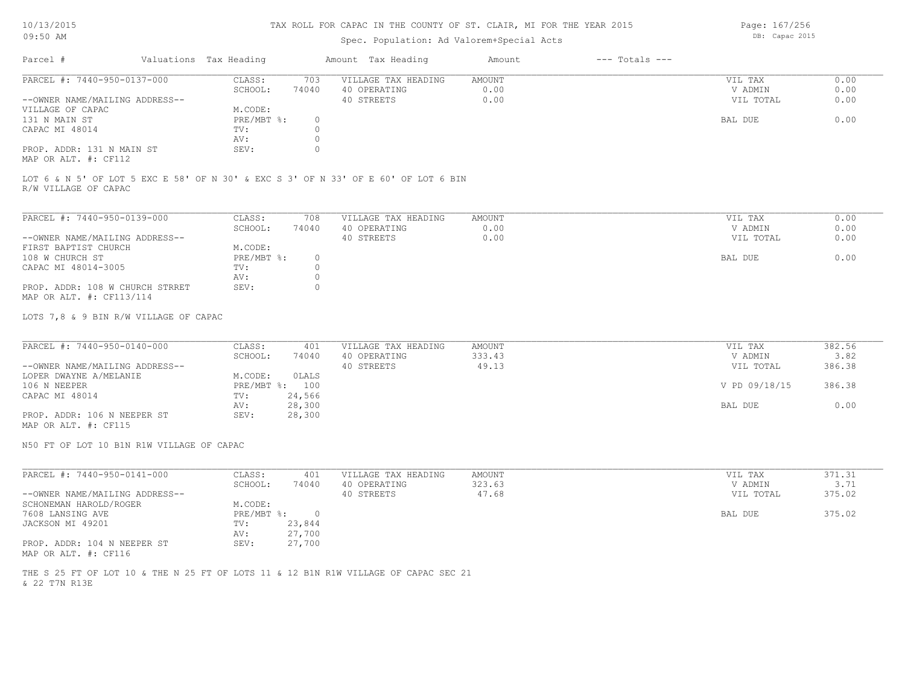# TAX ROLL FOR CAPAC IN THE COUNTY OF ST. CLAIR, MI FOR THE YEAR 2015

Spec. Population: Ad Valorem+Special Acts

| Parcel # | Valuations | Tax Heading | Amount | Tax Heading | Amount | --- Totals --- | |
|---|---|---|---|---|---|---|---|
| PARCEL #: 7440-950-0137-000 | CLASS: | 703 | VILLAGE TAX HEADING | AMOUNT | | VIL TAX | 0.00 |
| | SCHOOL: | 74040 | 40 OPERATING | 0.00 | | V ADMIN | 0.00 |
| --OWNER NAME/MAILING ADDRESS-- | | | 40 STREETS | 0.00 | | VIL TOTAL | 0.00 |
| VILLAGE OF CAPAC | M.CODE: | | | | | | |
| 131 N MAIN ST | PRE/MBT %: | 0 | | | | BAL DUE | 0.00 |
| CAPAC MI 48014 | TV: | 0 | | | | | |
| | AV: | 0 | | | | | |
| PROP. ADDR: 131 N MAIN ST | SEV: | 0 | | | | | |
| MAP OR ALT. #: CF112 | | | | | | | |

LOT 6 & N 5' OF LOT 5 EXC E 58' OF N 30' & EXC S 3' OF N 33' OF E 60' OF LOT 6 BIN R/W VILLAGE OF CAPAC

| Parcel # | Valuations | Tax Heading | Amount | Tax Heading | Amount | --- Totals --- | |
|---|---|---|---|---|---|---|---|
| PARCEL #: 7440-950-0139-000 | CLASS: | 708 | VILLAGE TAX HEADING | AMOUNT | | VIL TAX | 0.00 |
| | SCHOOL: | 74040 | 40 OPERATING | 0.00 | | V ADMIN | 0.00 |
| --OWNER NAME/MAILING ADDRESS-- | | | 40 STREETS | 0.00 | | VIL TOTAL | 0.00 |
| FIRST BAPTIST CHURCH | M.CODE: | | | | | | |
| 108 W CHURCH ST | PRE/MBT %: | 0 | | | | BAL DUE | 0.00 |
| CAPAC MI 48014-3005 | TV: | 0 | | | | | |
| | AV: | 0 | | | | | |
| PROP. ADDR: 108 W CHURCH STRRET | SEV: | 0 | | | | | |
| MAP OR ALT. #: CF113/114 | | | | | | | |

LOTS 7,8 & 9 BIN R/W VILLAGE OF CAPAC

| Parcel # | Valuations | Tax Heading | Amount | Tax Heading | Amount | --- Totals --- | |
|---|---|---|---|---|---|---|---|
| PARCEL #: 7440-950-0140-000 | CLASS: | 401 | VILLAGE TAX HEADING | AMOUNT | | VIL TAX | 382.56 |
| | SCHOOL: | 74040 | 40 OPERATING | 333.43 | | V ADMIN | 3.82 |
| --OWNER NAME/MAILING ADDRESS-- | | | 40 STREETS | 49.13 | | VIL TOTAL | 386.38 |
| LOPER DWAYNE A/MELANIE | M.CODE: | 0LALS | | | | | |
| 106 N NEEPER | PRE/MBT %: | 100 | | | | V PD 09/18/15 | 386.38 |
| CAPAC MI 48014 | TV: | 24,566 | | | | | |
| | AV: | 28,300 | | | | BAL DUE | 0.00 |
| PROP. ADDR: 106 N NEEPER ST | SEV: | 28,300 | | | | | |
| MAP OR ALT. #: CF115 | | | | | | | |

N50 FT OF LOT 10 B1N R1W VILLAGE OF CAPAC

| Parcel # | Valuations | Tax Heading | Amount | Tax Heading | Amount | --- Totals --- | |
|---|---|---|---|---|---|---|---|
| PARCEL #: 7440-950-0141-000 | CLASS: | 401 | VILLAGE TAX HEADING | AMOUNT | | VIL TAX | 371.31 |
| | SCHOOL: | 74040 | 40 OPERATING | 323.63 | | V ADMIN | 3.71 |
| --OWNER NAME/MAILING ADDRESS-- | | | 40 STREETS | 47.68 | | VIL TOTAL | 375.02 |
| SCHONEMAN HAROLD/ROGER | M.CODE: | | | | | | |
| 7608 LANSING AVE | PRE/MBT %: | 0 | | | | BAL DUE | 375.02 |
| JACKSON MI 49201 | TV: | 23,844 | | | | | |
| | AV: | 27,700 | | | | | |
| PROP. ADDR: 104 N NEEPER ST | SEV: | 27,700 | | | | | |
| MAP OR ALT. #: CF116 | | | | | | | |

THE S 25 FT OF LOT 10 & THE N 25 FT OF LOTS 11 & 12 B1N R1W VILLAGE OF CAPAC SEC 21 & 22 T7N R13E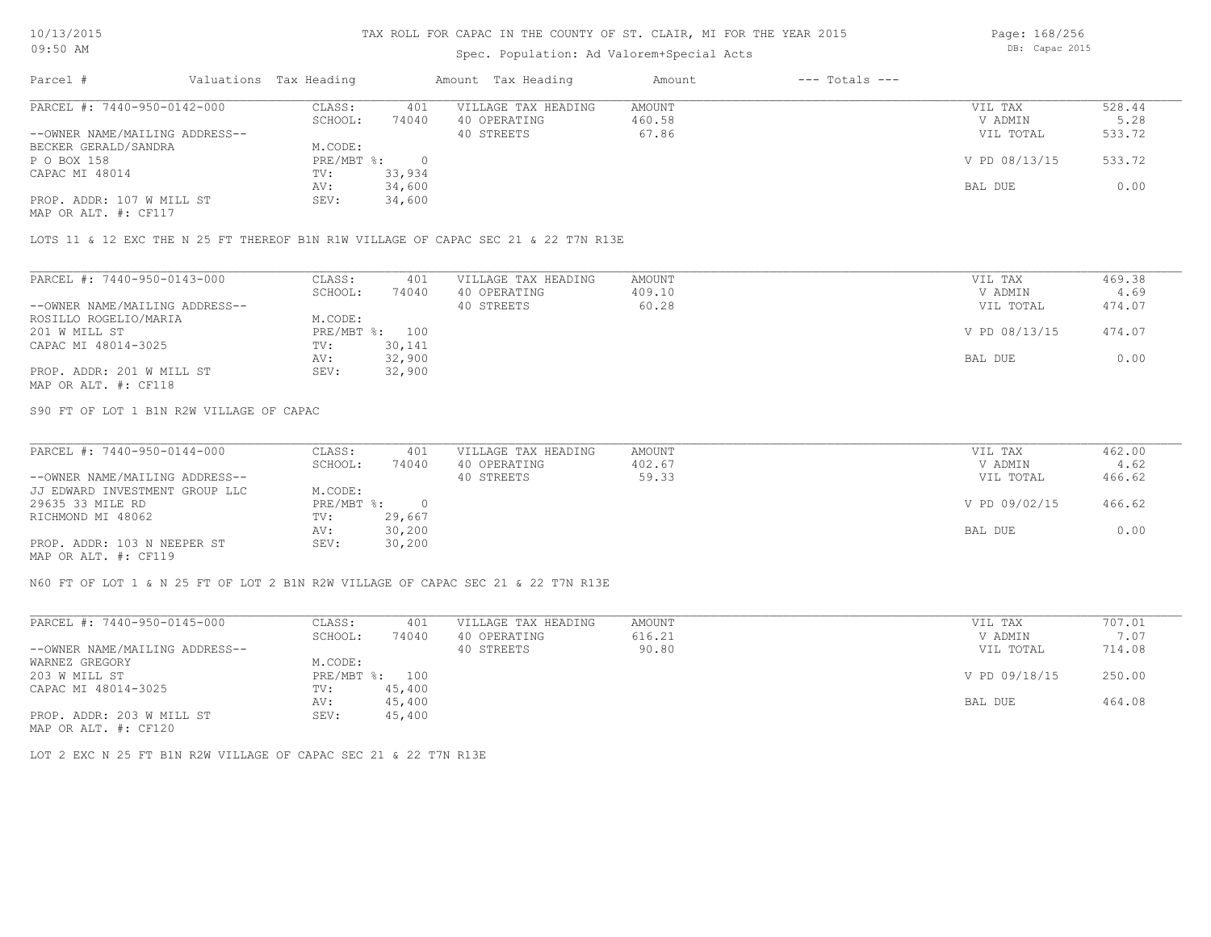# TAX ROLL FOR CAPAC IN THE COUNTY OF ST. CLAIR, MI FOR THE YEAR 2015

Spec. Population: Ad Valorem+Special Acts

10/13/2015 09:50 AM — DB: Capac 2015

| Parcel # | Valuations | Tax Heading | Amount | Tax Heading | Amount | --- Totals --- | |
|---|---|---|---|---|---|---|---|
| PARCEL #: 7440-950-0142-000 | CLASS: | 401 | VILLAGE TAX HEADING | AMOUNT | | VIL TAX | 528.44 |
| | SCHOOL: | 74040 | 40 OPERATING | 460.58 | | V ADMIN | 5.28 |
| --OWNER NAME/MAILING ADDRESS-- | | | 40 STREETS | 67.86 | | VIL TOTAL | 533.72 |
| BECKER GERALD/SANDRA | M.CODE: | | | | | | |
| P O BOX 158 | PRE/MBT %: | 0 | | | | V PD 08/13/15 | 533.72 |
| CAPAC MI 48014 | TV: | 33,934 | | | | | |
| | AV: | 34,600 | | | | BAL DUE | 0.00 |
| PROP. ADDR: 107 W MILL ST | SEV: | 34,600 | | | | | |
| MAP OR ALT. #: CF117 | | | | | | | |

LOTS 11 & 12 EXC THE N 25 FT THEREOF B1N R1W VILLAGE OF CAPAC SEC 21 & 22 T7N R13E

| Parcel # | Valuations | Tax Heading | Amount | Tax Heading | Amount | --- Totals --- | |
|---|---|---|---|---|---|---|---|
| PARCEL #: 7440-950-0143-000 | CLASS: | 401 | VILLAGE TAX HEADING | AMOUNT | | VIL TAX | 469.38 |
| | SCHOOL: | 74040 | 40 OPERATING | 409.10 | | V ADMIN | 4.69 |
| --OWNER NAME/MAILING ADDRESS-- | | | 40 STREETS | 60.28 | | VIL TOTAL | 474.07 |
| ROSILLO ROGELIO/MARIA | M.CODE: | | | | | | |
| 201 W MILL ST | PRE/MBT %: | 100 | | | | V PD 08/13/15 | 474.07 |
| CAPAC MI 48014-3025 | TV: | 30,141 | | | | | |
| | AV: | 32,900 | | | | BAL DUE | 0.00 |
| PROP. ADDR: 201 W MILL ST | SEV: | 32,900 | | | | | |
| MAP OR ALT. #: CF118 | | | | | | | |

S90 FT OF LOT 1 B1N R2W VILLAGE OF CAPAC

| Parcel # | Valuations | Tax Heading | Amount | Tax Heading | Amount | --- Totals --- | |
|---|---|---|---|---|---|---|---|
| PARCEL #: 7440-950-0144-000 | CLASS: | 401 | VILLAGE TAX HEADING | AMOUNT | | VIL TAX | 462.00 |
| | SCHOOL: | 74040 | 40 OPERATING | 402.67 | | V ADMIN | 4.62 |
| --OWNER NAME/MAILING ADDRESS-- | | | 40 STREETS | 59.33 | | VIL TOTAL | 466.62 |
| JJ EDWARD INVESTMENT GROUP LLC | M.CODE: | | | | | | |
| 29635 33 MILE RD | PRE/MBT %: | 0 | | | | V PD 09/02/15 | 466.62 |
| RICHMOND MI 48062 | TV: | 29,667 | | | | | |
| | AV: | 30,200 | | | | BAL DUE | 0.00 |
| PROP. ADDR: 103 N NEEPER ST | SEV: | 30,200 | | | | | |
| MAP OR ALT. #: CF119 | | | | | | | |

N60 FT OF LOT 1 & N 25 FT OF LOT 2 B1N R2W VILLAGE OF CAPAC SEC 21 & 22 T7N R13E

| Parcel # | Valuations | Tax Heading | Amount | Tax Heading | Amount | --- Totals --- | |
|---|---|---|---|---|---|---|---|
| PARCEL #: 7440-950-0145-000 | CLASS: | 401 | VILLAGE TAX HEADING | AMOUNT | | VIL TAX | 707.01 |
| | SCHOOL: | 74040 | 40 OPERATING | 616.21 | | V ADMIN | 7.07 |
| --OWNER NAME/MAILING ADDRESS-- | | | 40 STREETS | 90.80 | | VIL TOTAL | 714.08 |
| WARNEZ GREGORY | M.CODE: | | | | | | |
| 203 W MILL ST | PRE/MBT %: | 100 | | | | V PD 09/18/15 | 250.00 |
| CAPAC MI 48014-3025 | TV: | 45,400 | | | | | |
| | AV: | 45,400 | | | | BAL DUE | 464.08 |
| PROP. ADDR: 203 W MILL ST | SEV: | 45,400 | | | | | |
| MAP OR ALT. #: CF120 | | | | | | | |

LOT 2 EXC N 25 FT B1N R2W VILLAGE OF CAPAC SEC 21 & 22 T7N R13E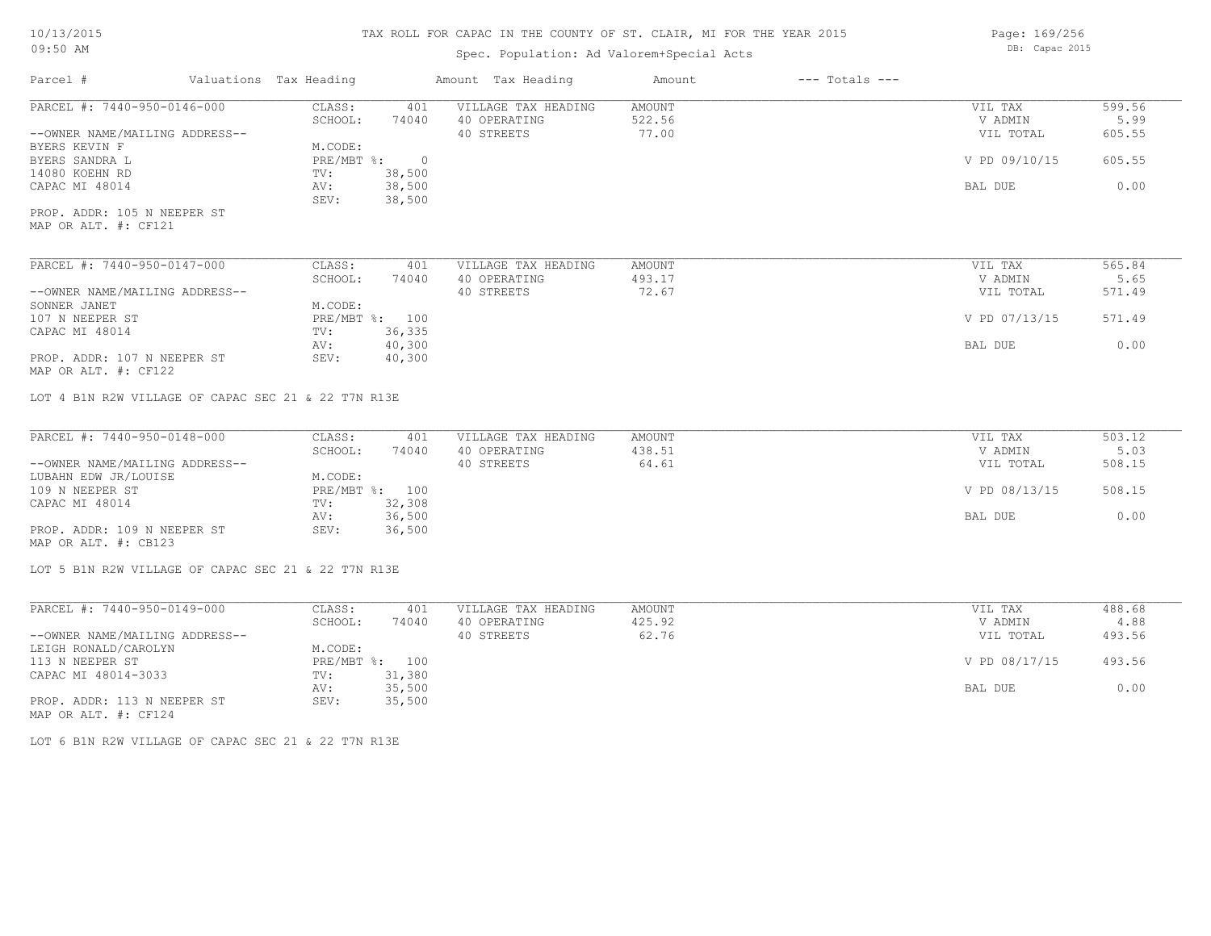# TAX ROLL FOR CAPAC IN THE COUNTY OF ST. CLAIR, MI FOR THE YEAR 2015

Spec. Population: Ad Valorem+Special Acts

10/13/2015
09:50 AM

DB: Capac 2015

| Parcel # | Valuations | Tax Heading | Amount | Tax Heading | Amount | --- Totals --- | |
|---|---|---|---|---|---|---|---|
| PARCEL #: 7440-950-0146-000 | CLASS: | 401 | VILLAGE TAX HEADING | AMOUNT | | VIL TAX | 599.56 |
| | SCHOOL: | 74040 | 40 OPERATING | 522.56 | | V ADMIN | 5.99 |
| --OWNER NAME/MAILING ADDRESS-- | | | 40 STREETS | 77.00 | | VIL TOTAL | 605.55 |
| BYERS KEVIN F | M.CODE: | | | | | | |
| BYERS SANDRA L | PRE/MBT %: | 0 | | | | V PD 09/10/15 | 605.55 |
| 14080 KOEHN RD | TV: | 38,500 | | | | | |
| CAPAC MI 48014 | AV: | 38,500 | | | | BAL DUE | 0.00 |
| | SEV: | 38,500 | | | | | |
| PROP. ADDR: 105 N NEEPER ST | | | | | | | |
| MAP OR ALT. #: CF121 | | | | | | | |

| Parcel # | Valuations | Tax Heading | Amount | Tax Heading | Amount | --- Totals --- | |
|---|---|---|---|---|---|---|---|
| PARCEL #: 7440-950-0147-000 | CLASS: | 401 | VILLAGE TAX HEADING | AMOUNT | | VIL TAX | 565.84 |
| | SCHOOL: | 74040 | 40 OPERATING | 493.17 | | V ADMIN | 5.65 |
| --OWNER NAME/MAILING ADDRESS-- | | | 40 STREETS | 72.67 | | VIL TOTAL | 571.49 |
| SONNER JANET | M.CODE: | | | | | | |
| 107 N NEEPER ST | PRE/MBT %: | 100 | | | | V PD 07/13/15 | 571.49 |
| CAPAC MI 48014 | TV: | 36,335 | | | | | |
| | AV: | 40,300 | | | | BAL DUE | 0.00 |
| PROP. ADDR: 107 N NEEPER ST | SEV: | 40,300 | | | | | |
| MAP OR ALT. #: CF122 | | | | | | | |

LOT 4 B1N R2W VILLAGE OF CAPAC SEC 21 & 22 T7N R13E

| Parcel # | Valuations | Tax Heading | Amount | Tax Heading | Amount | --- Totals --- | |
|---|---|---|---|---|---|---|---|
| PARCEL #: 7440-950-0148-000 | CLASS: | 401 | VILLAGE TAX HEADING | AMOUNT | | VIL TAX | 503.12 |
| | SCHOOL: | 74040 | 40 OPERATING | 438.51 | | V ADMIN | 5.03 |
| --OWNER NAME/MAILING ADDRESS-- | | | 40 STREETS | 64.61 | | VIL TOTAL | 508.15 |
| LUBAHN EDW JR/LOUISE | M.CODE: | | | | | | |
| 109 N NEEPER ST | PRE/MBT %: | 100 | | | | V PD 08/13/15 | 508.15 |
| CAPAC MI 48014 | TV: | 32,308 | | | | | |
| | AV: | 36,500 | | | | BAL DUE | 0.00 |
| PROP. ADDR: 109 N NEEPER ST | SEV: | 36,500 | | | | | |
| MAP OR ALT. #: CB123 | | | | | | | |

LOT 5 B1N R2W VILLAGE OF CAPAC SEC 21 & 22 T7N R13E

| Parcel # | Valuations | Tax Heading | Amount | Tax Heading | Amount | --- Totals --- | |
|---|---|---|---|---|---|---|---|
| PARCEL #: 7440-950-0149-000 | CLASS: | 401 | VILLAGE TAX HEADING | AMOUNT | | VIL TAX | 488.68 |
| | SCHOOL: | 74040 | 40 OPERATING | 425.92 | | V ADMIN | 4.88 |
| --OWNER NAME/MAILING ADDRESS-- | | | 40 STREETS | 62.76 | | VIL TOTAL | 493.56 |
| LEIGH RONALD/CAROLYN | M.CODE: | | | | | | |
| 113 N NEEPER ST | PRE/MBT %: | 100 | | | | V PD 08/17/15 | 493.56 |
| CAPAC MI 48014-3033 | TV: | 31,380 | | | | | |
| | AV: | 35,500 | | | | BAL DUE | 0.00 |
| PROP. ADDR: 113 N NEEPER ST | SEV: | 35,500 | | | | | |
| MAP OR ALT. #: CF124 | | | | | | | |

LOT 6 B1N R2W VILLAGE OF CAPAC SEC 21 & 22 T7N R13E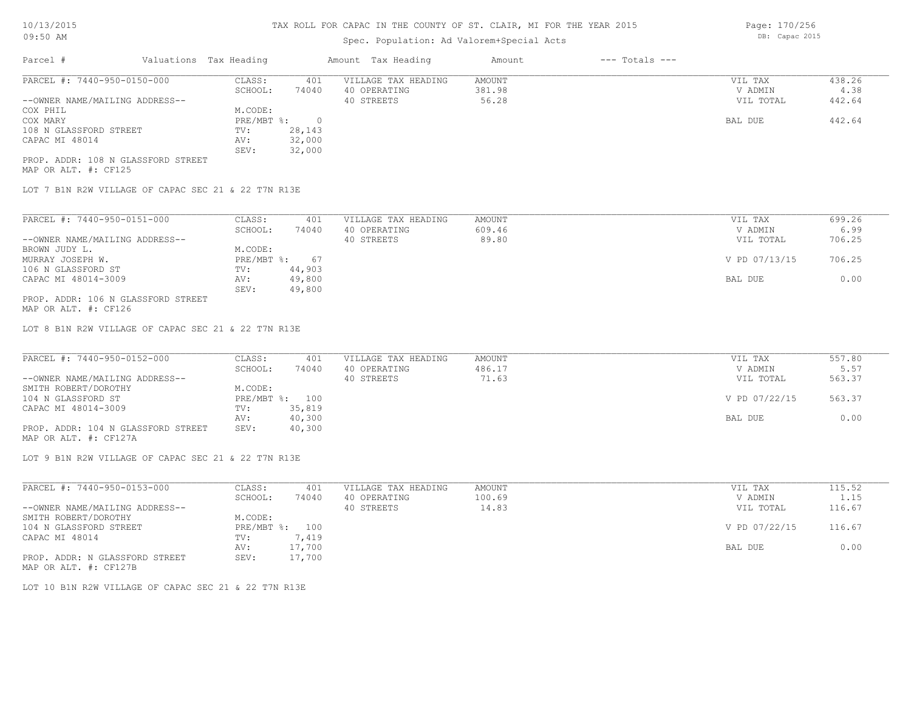# TAX ROLL FOR CAPAC IN THE COUNTY OF ST. CLAIR, MI FOR THE YEAR 2015

Spec. Population: Ad Valorem+Special Acts

10/13/2015 09:50 AM — DB: Capac 2015

| Parcel # | Valuations Tax Heading | | Amount Tax Heading | Amount | --- Totals --- | |
|---|---|---|---|---|---|---|
| PARCEL #: 7440-950-0150-000 | CLASS: | 401 | VILLAGE TAX HEADING | AMOUNT | VIL TAX | 438.26 |
| | SCHOOL: | 74040 | 40 OPERATING | 381.98 | V ADMIN | 4.38 |
| --OWNER NAME/MAILING ADDRESS-- | | | 40 STREETS | 56.28 | VIL TOTAL | 442.64 |
| COX PHIL | M.CODE: | | | | | |
| COX MARY | PRE/MBT %: | 0 | | | BAL DUE | 442.64 |
| 108 N GLASSFORD STREET | TV: | 28,143 | | | | |
| CAPAC MI 48014 | AV: | 32,000 | | | | |
| | SEV: | 32,000 | | | | |

PROP. ADDR: 108 N GLASSFORD STREET
MAP OR ALT. #: CF125

LOT 7 B1N R2W VILLAGE OF CAPAC SEC 21 & 22 T7N R13E

| Parcel # | Valuations Tax Heading | | Amount Tax Heading | Amount | --- Totals --- | |
|---|---|---|---|---|---|---|
| PARCEL #: 7440-950-0151-000 | CLASS: | 401 | VILLAGE TAX HEADING | AMOUNT | VIL TAX | 699.26 |
| | SCHOOL: | 74040 | 40 OPERATING | 609.46 | V ADMIN | 6.99 |
| --OWNER NAME/MAILING ADDRESS-- | | | 40 STREETS | 89.80 | VIL TOTAL | 706.25 |
| BROWN JUDY L. | M.CODE: | | | | | |
| MURRAY JOSEPH W. | PRE/MBT %: | 67 | | | V PD 07/13/15 | 706.25 |
| 106 N GLASSFORD ST | TV: | 44,903 | | | | |
| CAPAC MI 48014-3009 | AV: | 49,800 | | | BAL DUE | 0.00 |
| | SEV: | 49,800 | | | | |

PROP. ADDR: 106 N GLASSFORD STREET
MAP OR ALT. #: CF126

LOT 8 B1N R2W VILLAGE OF CAPAC SEC 21 & 22 T7N R13E

| Parcel # | Valuations Tax Heading | | Amount Tax Heading | Amount | --- Totals --- | |
|---|---|---|---|---|---|---|
| PARCEL #: 7440-950-0152-000 | CLASS: | 401 | VILLAGE TAX HEADING | AMOUNT | VIL TAX | 557.80 |
| | SCHOOL: | 74040 | 40 OPERATING | 486.17 | V ADMIN | 5.57 |
| --OWNER NAME/MAILING ADDRESS-- | | | 40 STREETS | 71.63 | VIL TOTAL | 563.37 |
| SMITH ROBERT/DOROTHY | M.CODE: | | | | | |
| 104 N GLASSFORD ST | PRE/MBT %: | 100 | | | V PD 07/22/15 | 563.37 |
| CAPAC MI 48014-3009 | TV: | 35,819 | | | | |
| | AV: | 40,300 | | | BAL DUE | 0.00 |
| PROP. ADDR: 104 N GLASSFORD STREET | SEV: | 40,300 | | | | |

MAP OR ALT. #: CF127A

LOT 9 B1N R2W VILLAGE OF CAPAC SEC 21 & 22 T7N R13E

| Parcel # | Valuations Tax Heading | | Amount Tax Heading | Amount | --- Totals --- | |
|---|---|---|---|---|---|---|
| PARCEL #: 7440-950-0153-000 | CLASS: | 401 | VILLAGE TAX HEADING | AMOUNT | VIL TAX | 115.52 |
| | SCHOOL: | 74040 | 40 OPERATING | 100.69 | V ADMIN | 1.15 |
| --OWNER NAME/MAILING ADDRESS-- | | | 40 STREETS | 14.83 | VIL TOTAL | 116.67 |
| SMITH ROBERT/DOROTHY | M.CODE: | | | | | |
| 104 N GLASSFORD STREET | PRE/MBT %: | 100 | | | V PD 07/22/15 | 116.67 |
| CAPAC MI 48014 | TV: | 7,419 | | | | |
| | AV: | 17,700 | | | BAL DUE | 0.00 |
| PROP. ADDR: N GLASSFORD STREET | SEV: | 17,700 | | | | |

MAP OR ALT. #: CF127B

LOT 10 B1N R2W VILLAGE OF CAPAC SEC 21 & 22 T7N R13E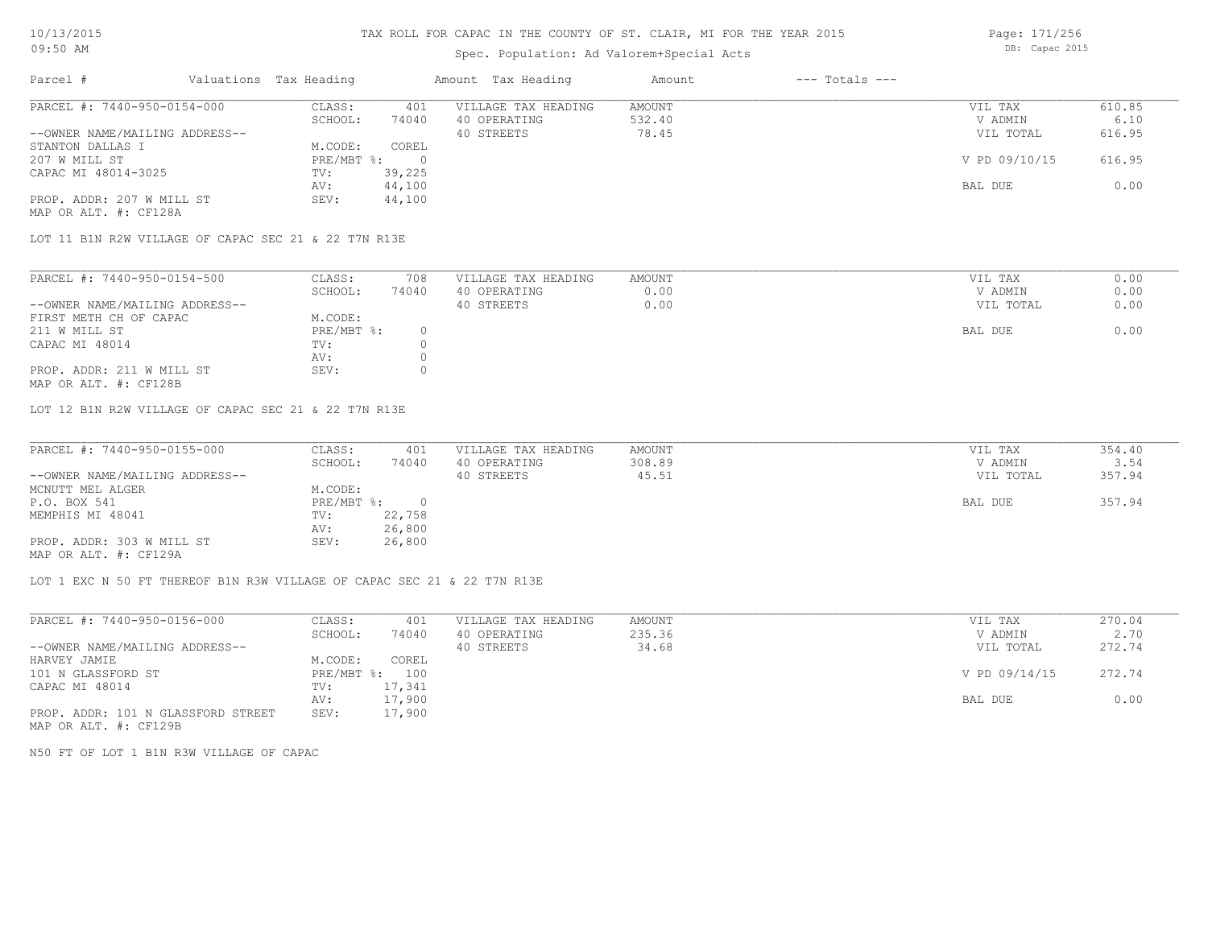TAX ROLL FOR CAPAC IN THE COUNTY OF ST. CLAIR, MI FOR THE YEAR 2015

Spec. Population: Ad Valorem+Special Acts

| Parcel # | Valuations | Tax Heading | Amount | Tax Heading | Amount | --- Totals --- | |
|---|---|---|---|---|---|---|---|
| PARCEL #: 7440-950-0154-000 | CLASS: | 401 | VILLAGE TAX HEADING | AMOUNT | | VIL TAX | 610.85 |
| | SCHOOL: | 74040 | 40 OPERATING | 532.40 | | V ADMIN | 6.10 |
| --OWNER NAME/MAILING ADDRESS-- | | | 40 STREETS | 78.45 | | VIL TOTAL | 616.95 |
| STANTON DALLAS I | M.CODE: | COREL | | | | | |
| 207 W MILL ST | PRE/MBT %: | 0 | | | | V PD 09/10/15 | 616.95 |
| CAPAC MI 48014-3025 | TV: | 39,225 | | | | | |
| | AV: | 44,100 | | | | BAL DUE | 0.00 |
| PROP. ADDR: 207 W MILL ST | SEV: | 44,100 | | | | | |
| MAP OR ALT. #: CF128A | | | | | | | |

LOT 11 B1N R2W VILLAGE OF CAPAC SEC 21 & 22 T7N R13E

| Parcel # | Valuations | Tax Heading | Amount | Tax Heading | Amount | --- Totals --- | |
|---|---|---|---|---|---|---|---|
| PARCEL #: 7440-950-0154-500 | CLASS: | 708 | VILLAGE TAX HEADING | AMOUNT | | VIL TAX | 0.00 |
| | SCHOOL: | 74040 | 40 OPERATING | 0.00 | | V ADMIN | 0.00 |
| --OWNER NAME/MAILING ADDRESS-- | | | 40 STREETS | 0.00 | | VIL TOTAL | 0.00 |
| FIRST METH CH OF CAPAC | M.CODE: | | | | | | |
| 211 W MILL ST | PRE/MBT %: | 0 | | | | BAL DUE | 0.00 |
| CAPAC MI 48014 | TV: | 0 | | | | | |
| | AV: | 0 | | | | | |
| PROP. ADDR: 211 W MILL ST | SEV: | 0 | | | | | |
| MAP OR ALT. #: CF128B | | | | | | | |

LOT 12 B1N R2W VILLAGE OF CAPAC SEC 21 & 22 T7N R13E

| Parcel # | Valuations | Tax Heading | Amount | Tax Heading | Amount | --- Totals --- | |
|---|---|---|---|---|---|---|---|
| PARCEL #: 7440-950-0155-000 | CLASS: | 401 | VILLAGE TAX HEADING | AMOUNT | | VIL TAX | 354.40 |
| | SCHOOL: | 74040 | 40 OPERATING | 308.89 | | V ADMIN | 3.54 |
| --OWNER NAME/MAILING ADDRESS-- | | | 40 STREETS | 45.51 | | VIL TOTAL | 357.94 |
| MCNUTT MEL ALGER | M.CODE: | | | | | | |
| P.O. BOX 541 | PRE/MBT %: | 0 | | | | BAL DUE | 357.94 |
| MEMPHIS MI 48041 | TV: | 22,758 | | | | | |
| | AV: | 26,800 | | | | | |
| PROP. ADDR: 303 W MILL ST | SEV: | 26,800 | | | | | |
| MAP OR ALT. #: CF129A | | | | | | | |

LOT 1 EXC N 50 FT THEREOF B1N R3W VILLAGE OF CAPAC SEC 21 & 22 T7N R13E

| Parcel # | Valuations | Tax Heading | Amount | Tax Heading | Amount | --- Totals --- | |
|---|---|---|---|---|---|---|---|
| PARCEL #: 7440-950-0156-000 | CLASS: | 401 | VILLAGE TAX HEADING | AMOUNT | | VIL TAX | 270.04 |
| | SCHOOL: | 74040 | 40 OPERATING | 235.36 | | V ADMIN | 2.70 |
| --OWNER NAME/MAILING ADDRESS-- | | | 40 STREETS | 34.68 | | VIL TOTAL | 272.74 |
| HARVEY JAMIE | M.CODE: | COREL | | | | | |
| 101 N GLASSFORD ST | PRE/MBT %: | 100 | | | | V PD 09/14/15 | 272.74 |
| CAPAC MI 48014 | TV: | 17,341 | | | | | |
| | AV: | 17,900 | | | | BAL DUE | 0.00 |
| PROP. ADDR: 101 N GLASSFORD STREET | SEV: | 17,900 | | | | | |
| MAP OR ALT. #: CF129B | | | | | | | |

N50 FT OF LOT 1 B1N R3W VILLAGE OF CAPAC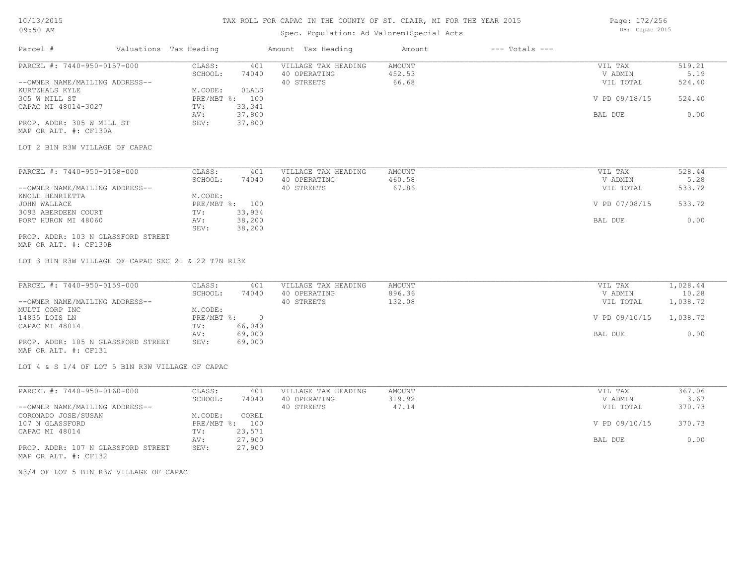# TAX ROLL FOR CAPAC IN THE COUNTY OF ST. CLAIR, MI FOR THE YEAR 2015

Spec. Population: Ad Valorem+Special Acts

10/13/2015 09:50 AM

DB: Capac 2015

| Parcel # | Valuations | Tax Heading | Amount | Tax Heading | Amount | --- Totals --- | |
|---|---|---|---|---|---|---|---|

---

**PARCEL #: 7440-950-0157-000**

--OWNER NAME/MAILING ADDRESS--
KURTZHALS KYLE
305 W MILL ST
CAPAC MI 48014-3027

PROP. ADDR: 305 W MILL ST
MAP OR ALT. #: CF130A

| Valuations | | Village Tax Heading | Amount | Totals | |
|---|---|---|---|---|---|
| CLASS: | 401 | VILLAGE TAX HEADING | AMOUNT | VIL TAX | 519.21 |
| SCHOOL: | 74040 | 40 OPERATING | 452.53 | V ADMIN | 5.19 |
| M.CODE: | 0LALS | 40 STREETS | 66.68 | VIL TOTAL | 524.40 |
| PRE/MBT %: | 100 | | | V PD 09/18/15 | 524.40 |
| TV: | 33,341 | | | | |
| AV: | 37,800 | | | BAL DUE | 0.00 |
| SEV: | 37,800 | | | | |

LOT 2 B1N R3W VILLAGE OF CAPAC

---

**PARCEL #: 7440-950-0158-000**

--OWNER NAME/MAILING ADDRESS--
KNOLL HENRIETTA
JOHN WALLACE
3093 ABERDEEN COURT
PORT HURON MI 48060

PROP. ADDR: 103 N GLASSFORD STREET
MAP OR ALT. #: CF130B

| Valuations | | Village Tax Heading | Amount | Totals | |
|---|---|---|---|---|---|
| CLASS: | 401 | VILLAGE TAX HEADING | AMOUNT | VIL TAX | 528.44 |
| SCHOOL: | 74040 | 40 OPERATING | 460.58 | V ADMIN | 5.28 |
| M.CODE: | | 40 STREETS | 67.86 | VIL TOTAL | 533.72 |
| PRE/MBT %: | 100 | | | V PD 07/08/15 | 533.72 |
| TV: | 33,934 | | | | |
| AV: | 38,200 | | | BAL DUE | 0.00 |
| SEV: | 38,200 | | | | |

LOT 3 B1N R3W VILLAGE OF CAPAC SEC 21 & 22 T7N R13E

---

**PARCEL #: 7440-950-0159-000**

--OWNER NAME/MAILING ADDRESS--
MULTI CORP INC
14835 LOIS LN
CAPAC MI 48014

PROP. ADDR: 105 N GLASSFORD STREET
MAP OR ALT. #: CF131

| Valuations | | Village Tax Heading | Amount | Totals | |
|---|---|---|---|---|---|
| CLASS: | 401 | VILLAGE TAX HEADING | AMOUNT | VIL TAX | 1,028.44 |
| SCHOOL: | 74040 | 40 OPERATING | 896.36 | V ADMIN | 10.28 |
| M.CODE: | | 40 STREETS | 132.08 | VIL TOTAL | 1,038.72 |
| PRE/MBT %: | 0 | | | V PD 09/10/15 | 1,038.72 |
| TV: | 66,040 | | | | |
| AV: | 69,000 | | | BAL DUE | 0.00 |
| SEV: | 69,000 | | | | |

LOT 4 & S 1/4 OF LOT 5 B1N R3W VILLAGE OF CAPAC

---

**PARCEL #: 7440-950-0160-000**

--OWNER NAME/MAILING ADDRESS--
CORONADO JOSE/SUSAN
107 N GLASSFORD
CAPAC MI 48014

PROP. ADDR: 107 N GLASSFORD STREET
MAP OR ALT. #: CF132

| Valuations | | Village Tax Heading | Amount | Totals | |
|---|---|---|---|---|---|
| CLASS: | 401 | VILLAGE TAX HEADING | AMOUNT | VIL TAX | 367.06 |
| SCHOOL: | 74040 | 40 OPERATING | 319.92 | V ADMIN | 3.67 |
| M.CODE: | COREL | 40 STREETS | 47.14 | VIL TOTAL | 370.73 |
| PRE/MBT %: | 100 | | | V PD 09/10/15 | 370.73 |
| TV: | 23,571 | | | | |
| AV: | 27,900 | | | BAL DUE | 0.00 |
| SEV: | 27,900 | | | | |

N3/4 OF LOT 5 B1N R3W VILLAGE OF CAPAC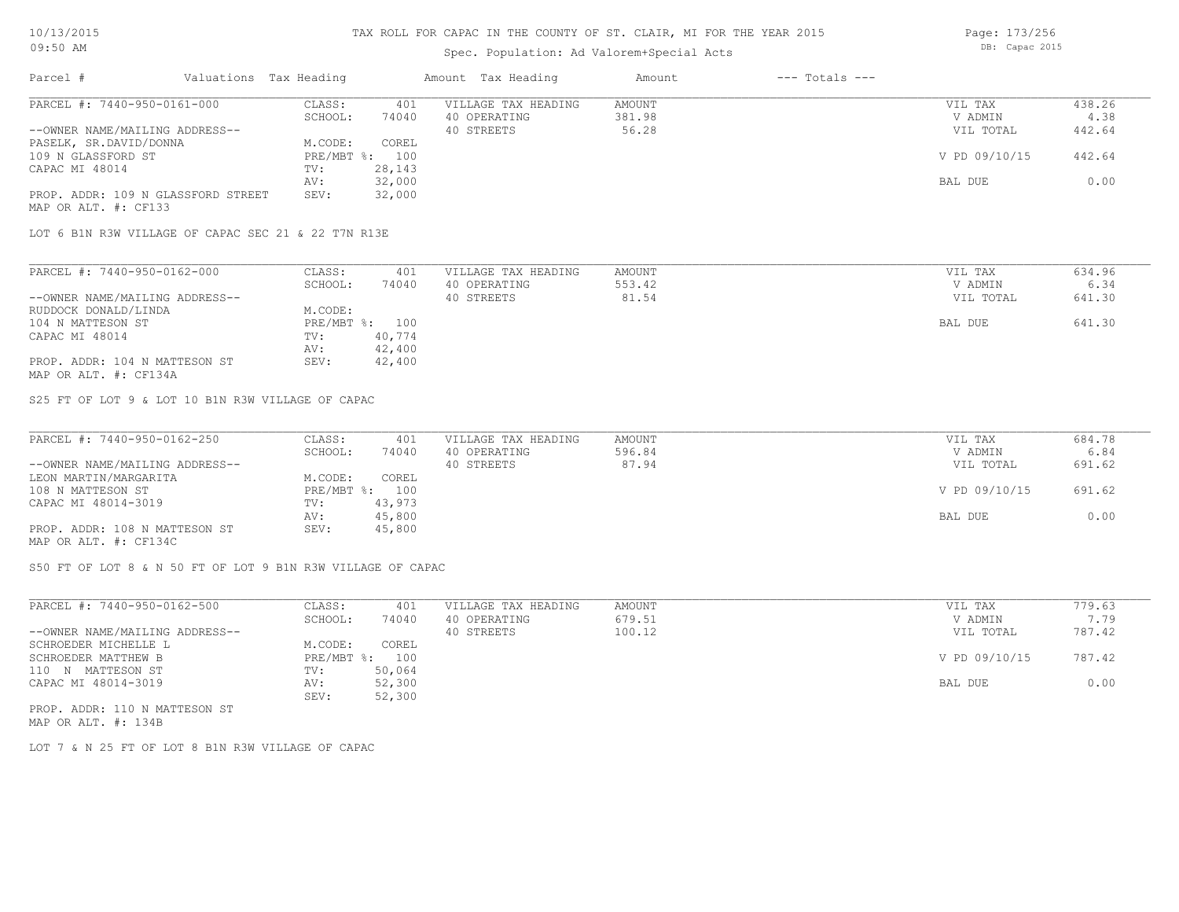# TAX ROLL FOR CAPAC IN THE COUNTY OF ST. CLAIR, MI FOR THE YEAR 2015

Spec. Population: Ad Valorem+Special Acts

DB: Capac 2015

10/13/2015
09:50 AM

| Parcel # | Valuations | Tax Heading | Amount | Tax Heading | Amount | --- Totals --- | |
|---|---|---|---|---|---|---|---|
| PARCEL #: 7440-950-0161-000 | CLASS: | 401 | VILLAGE TAX HEADING | AMOUNT | | VIL TAX | 438.26 |
| | SCHOOL: | 74040 | 40 OPERATING | 381.98 | | V ADMIN | 4.38 |
| --OWNER NAME/MAILING ADDRESS-- | | | 40 STREETS | 56.28 | | VIL TOTAL | 442.64 |
| PASELK, SR.DAVID/DONNA | M.CODE: | COREL | | | | | |
| 109 N GLASSFORD ST | PRE/MBT %: | 100 | | | | V PD 09/10/15 | 442.64 |
| CAPAC MI 48014 | TV: | 28,143 | | | | | |
| | AV: | 32,000 | | | | BAL DUE | 0.00 |
| PROP. ADDR: 109 N GLASSFORD STREET | SEV: | 32,000 | | | | | |
| MAP OR ALT. #: CF133 | | | | | | | |

LOT 6 B1N R3W VILLAGE OF CAPAC SEC 21 & 22 T7N R13E

| Parcel # | Valuations | Tax Heading | Amount | Tax Heading | Amount | --- Totals --- | |
|---|---|---|---|---|---|---|---|
| PARCEL #: 7440-950-0162-000 | CLASS: | 401 | VILLAGE TAX HEADING | AMOUNT | | VIL TAX | 634.96 |
| | SCHOOL: | 74040 | 40 OPERATING | 553.42 | | V ADMIN | 6.34 |
| --OWNER NAME/MAILING ADDRESS-- | | | 40 STREETS | 81.54 | | VIL TOTAL | 641.30 |
| RUDDOCK DONALD/LINDA | M.CODE: | | | | | | |
| 104 N MATTESON ST | PRE/MBT %: | 100 | | | | BAL DUE | 641.30 |
| CAPAC MI 48014 | TV: | 40,774 | | | | | |
| | AV: | 42,400 | | | | | |
| PROP. ADDR: 104 N MATTESON ST | SEV: | 42,400 | | | | | |
| MAP OR ALT. #: CF134A | | | | | | | |

S25 FT OF LOT 9 & LOT 10 B1N R3W VILLAGE OF CAPAC

| Parcel # | Valuations | Tax Heading | Amount | Tax Heading | Amount | --- Totals --- | |
|---|---|---|---|---|---|---|---|
| PARCEL #: 7440-950-0162-250 | CLASS: | 401 | VILLAGE TAX HEADING | AMOUNT | | VIL TAX | 684.78 |
| | SCHOOL: | 74040 | 40 OPERATING | 596.84 | | V ADMIN | 6.84 |
| --OWNER NAME/MAILING ADDRESS-- | | | 40 STREETS | 87.94 | | VIL TOTAL | 691.62 |
| LEON MARTIN/MARGARITA | M.CODE: | COREL | | | | | |
| 108 N MATTESON ST | PRE/MBT %: | 100 | | | | V PD 09/10/15 | 691.62 |
| CAPAC MI 48014-3019 | TV: | 43,973 | | | | | |
| | AV: | 45,800 | | | | BAL DUE | 0.00 |
| PROP. ADDR: 108 N MATTESON ST | SEV: | 45,800 | | | | | |
| MAP OR ALT. #: CF134C | | | | | | | |

S50 FT OF LOT 8 & N 50 FT OF LOT 9 B1N R3W VILLAGE OF CAPAC

| Parcel # | Valuations | Tax Heading | Amount | Tax Heading | Amount | --- Totals --- | |
|---|---|---|---|---|---|---|---|
| PARCEL #: 7440-950-0162-500 | CLASS: | 401 | VILLAGE TAX HEADING | AMOUNT | | VIL TAX | 779.63 |
| | SCHOOL: | 74040 | 40 OPERATING | 679.51 | | V ADMIN | 7.79 |
| --OWNER NAME/MAILING ADDRESS-- | | | 40 STREETS | 100.12 | | VIL TOTAL | 787.42 |
| SCHROEDER MICHELLE L | M.CODE: | COREL | | | | | |
| SCHROEDER MATTHEW B | PRE/MBT %: | 100 | | | | V PD 09/10/15 | 787.42 |
| 110 N MATTESON ST | TV: | 50,064 | | | | | |
| CAPAC MI 48014-3019 | AV: | 52,300 | | | | BAL DUE | 0.00 |
| | SEV: | 52,300 | | | | | |
| PROP. ADDR: 110 N MATTESON ST | | | | | | | |
| MAP OR ALT. #: 134B | | | | | | | |

LOT 7 & N 25 FT OF LOT 8 B1N R3W VILLAGE OF CAPAC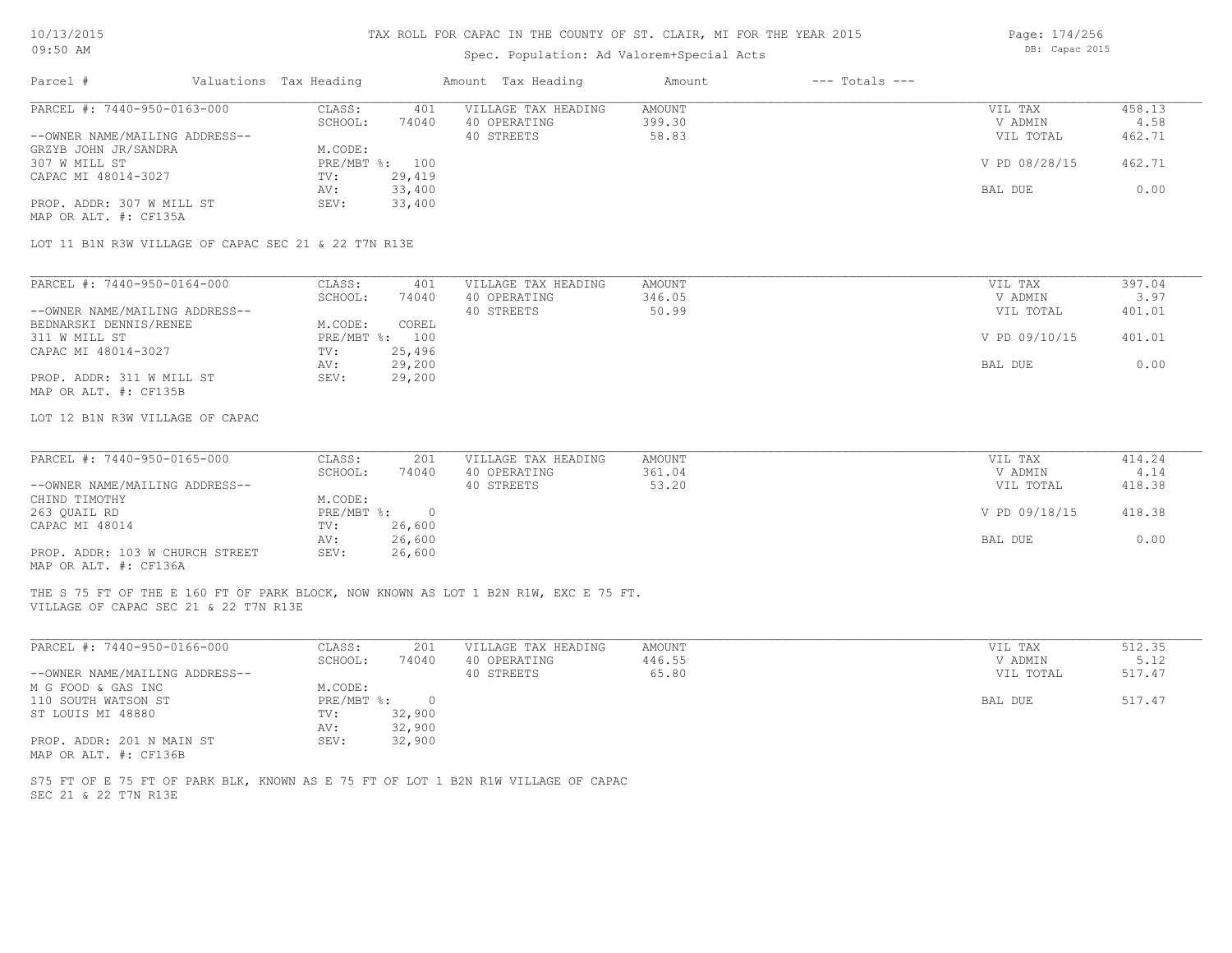TAX ROLL FOR CAPAC IN THE COUNTY OF ST. CLAIR, MI FOR THE YEAR 2015

Spec. Population: Ad Valorem+Special Acts

10/13/2015
09:50 AM

DB: Capac 2015

| Parcel # | Valuations | Tax Heading | Amount | Tax Heading | Amount | --- Totals --- |
|---|---|---|---|---|---|---|

**PARCEL #: 7440-950-0163-000**

| | | | | | |
|---|---|---|---|---|---|
| CLASS: | 401 | VILLAGE TAX HEADING | AMOUNT | VIL TAX | 458.13 |
| SCHOOL: | 74040 | 40 OPERATING | 399.30 | V ADMIN | 4.58 |
| M.CODE: | | 40 STREETS | 58.83 | VIL TOTAL | 462.71 |
| PRE/MBT %: | 100 | | | V PD 08/28/15 | 462.71 |
| TV: | 29,419 | | | | |
| AV: | 33,400 | | | BAL DUE | 0.00 |
| SEV: | 33,400 | | | | |

--OWNER NAME/MAILING ADDRESS--
GRZYB JOHN JR/SANDRA
307 W MILL ST
CAPAC MI 48014-3027

PROP. ADDR: 307 W MILL ST
MAP OR ALT. #: CF135A

LOT 11 B1N R3W VILLAGE OF CAPAC SEC 21 & 22 T7N R13E

**PARCEL #: 7440-950-0164-000**

| | | | | | |
|---|---|---|---|---|---|
| CLASS: | 401 | VILLAGE TAX HEADING | AMOUNT | VIL TAX | 397.04 |
| SCHOOL: | 74040 | 40 OPERATING | 346.05 | V ADMIN | 3.97 |
| M.CODE: | COREL | 40 STREETS | 50.99 | VIL TOTAL | 401.01 |
| PRE/MBT %: | 100 | | | V PD 09/10/15 | 401.01 |
| TV: | 25,496 | | | | |
| AV: | 29,200 | | | BAL DUE | 0.00 |
| SEV: | 29,200 | | | | |

--OWNER NAME/MAILING ADDRESS--
BEDNARSKI DENNIS/RENEE
311 W MILL ST
CAPAC MI 48014-3027

PROP. ADDR: 311 W MILL ST
MAP OR ALT. #: CF135B

LOT 12 B1N R3W VILLAGE OF CAPAC

**PARCEL #: 7440-950-0165-000**

| | | | | | |
|---|---|---|---|---|---|
| CLASS: | 201 | VILLAGE TAX HEADING | AMOUNT | VIL TAX | 414.24 |
| SCHOOL: | 74040 | 40 OPERATING | 361.04 | V ADMIN | 4.14 |
| M.CODE: | | 40 STREETS | 53.20 | VIL TOTAL | 418.38 |
| PRE/MBT %: | 0 | | | V PD 09/18/15 | 418.38 |
| TV: | 26,600 | | | | |
| AV: | 26,600 | | | BAL DUE | 0.00 |
| SEV: | 26,600 | | | | |

--OWNER NAME/MAILING ADDRESS--
CHIND TIMOTHY
263 QUAIL RD
CAPAC MI 48014

PROP. ADDR: 103 W CHURCH STREET
MAP OR ALT. #: CF136A

THE S 75 FT OF THE E 160 FT OF PARK BLOCK, NOW KNOWN AS LOT 1 B2N R1W, EXC E 75 FT.
VILLAGE OF CAPAC SEC 21 & 22 T7N R13E

**PARCEL #: 7440-950-0166-000**

| | | | | | |
|---|---|---|---|---|---|
| CLASS: | 201 | VILLAGE TAX HEADING | AMOUNT | VIL TAX | 512.35 |
| SCHOOL: | 74040 | 40 OPERATING | 446.55 | V ADMIN | 5.12 |
| M.CODE: | | 40 STREETS | 65.80 | VIL TOTAL | 517.47 |
| PRE/MBT %: | 0 | | | BAL DUE | 517.47 |
| TV: | 32,900 | | | | |
| AV: | 32,900 | | | | |
| SEV: | 32,900 | | | | |

--OWNER NAME/MAILING ADDRESS--
M G FOOD & GAS INC
110 SOUTH WATSON ST
ST LOUIS MI 48880

PROP. ADDR: 201 N MAIN ST
MAP OR ALT. #: CF136B

S75 FT OF E 75 FT OF PARK BLK, KNOWN AS E 75 FT OF LOT 1 B2N R1W VILLAGE OF CAPAC
SEC 21 & 22 T7N R13E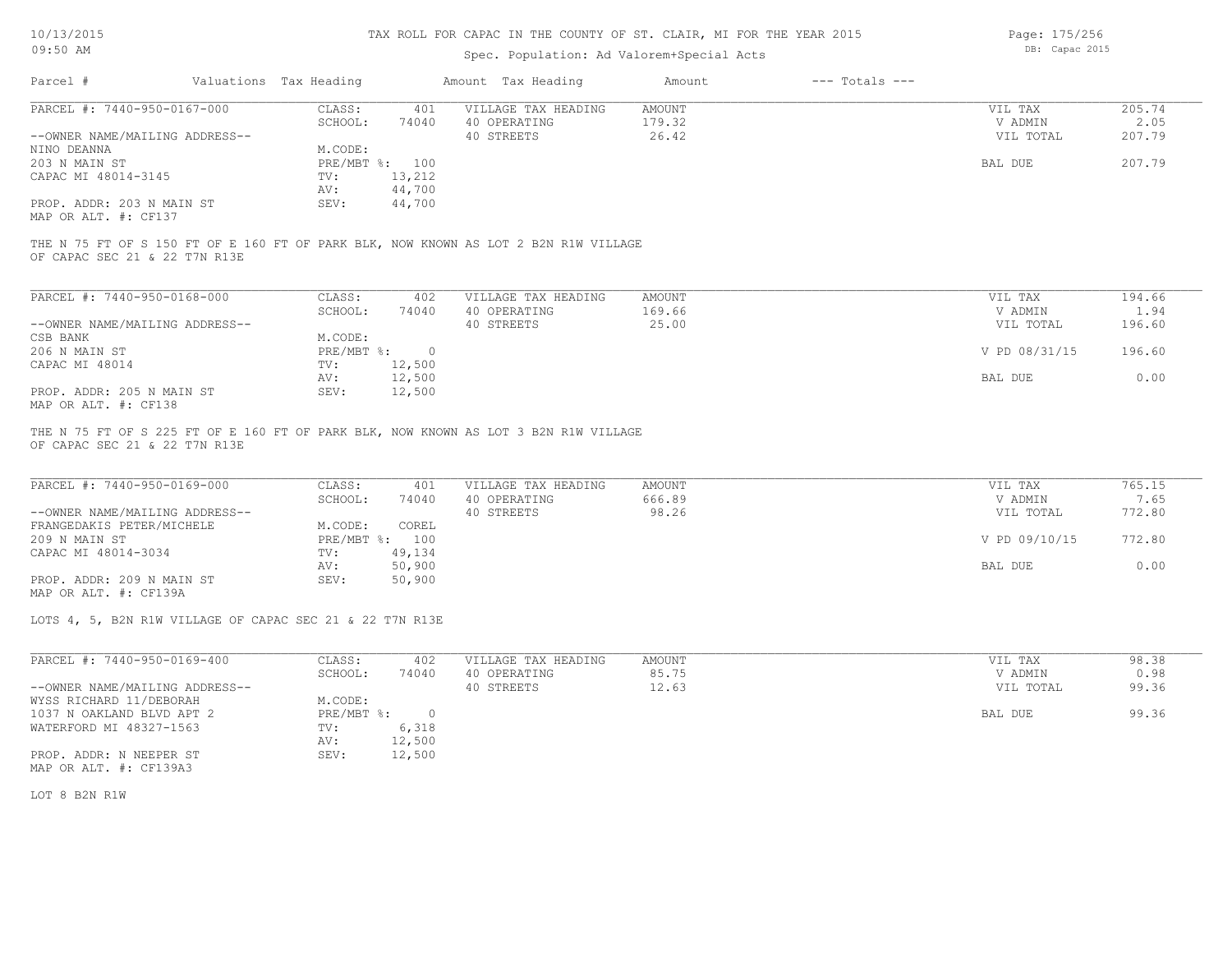# TAX ROLL FOR CAPAC IN THE COUNTY OF ST. CLAIR, MI FOR THE YEAR 2015

Spec. Population: Ad Valorem+Special Acts

DB: Capac 2015

| Parcel # | Valuations | Tax Heading | Amount | Tax Heading | Amount | --- Totals --- | |
|---|---|---|---|---|---|---|---|
| PARCEL #: 7440-950-0167-000 | CLASS: | 401 | VILLAGE TAX HEADING | AMOUNT | | VIL TAX | 205.74 |
| | SCHOOL: | 74040 | 40 OPERATING | 179.32 | | V ADMIN | 2.05 |
| --OWNER NAME/MAILING ADDRESS-- | | | 40 STREETS | 26.42 | | VIL TOTAL | 207.79 |
| NINO DEANNA | M.CODE: | | | | | | |
| 203 N MAIN ST | PRE/MBT %: | 100 | | | | BAL DUE | 207.79 |
| CAPAC MI 48014-3145 | TV: | 13,212 | | | | | |
| | AV: | 44,700 | | | | | |
| PROP. ADDR: 203 N MAIN ST | SEV: | 44,700 | | | | | |
| MAP OR ALT. #: CF137 | | | | | | | |

THE N 75 FT OF S 150 FT OF E 160 FT OF PARK BLK, NOW KNOWN AS LOT 2 B2N R1W VILLAGE OF CAPAC SEC 21 & 22 T7N R13E

| Parcel # | Valuations | Tax Heading | Amount | Tax Heading | Amount | --- Totals --- | |
|---|---|---|---|---|---|---|---|
| PARCEL #: 7440-950-0168-000 | CLASS: | 402 | VILLAGE TAX HEADING | AMOUNT | | VIL TAX | 194.66 |
| | SCHOOL: | 74040 | 40 OPERATING | 169.66 | | V ADMIN | 1.94 |
| --OWNER NAME/MAILING ADDRESS-- | | | 40 STREETS | 25.00 | | VIL TOTAL | 196.60 |
| CSB BANK | M.CODE: | | | | | | |
| 206 N MAIN ST | PRE/MBT %: | 0 | | | | V PD 08/31/15 | 196.60 |
| CAPAC MI 48014 | TV: | 12,500 | | | | | |
| | AV: | 12,500 | | | | BAL DUE | 0.00 |
| PROP. ADDR: 205 N MAIN ST | SEV: | 12,500 | | | | | |
| MAP OR ALT. #: CF138 | | | | | | | |

THE N 75 FT OF S 225 FT OF E 160 FT OF PARK BLK, NOW KNOWN AS LOT 3 B2N R1W VILLAGE OF CAPAC SEC 21 & 22 T7N R13E

| Parcel # | Valuations | Tax Heading | Amount | Tax Heading | Amount | --- Totals --- | |
|---|---|---|---|---|---|---|---|
| PARCEL #: 7440-950-0169-000 | CLASS: | 401 | VILLAGE TAX HEADING | AMOUNT | | VIL TAX | 765.15 |
| | SCHOOL: | 74040 | 40 OPERATING | 666.89 | | V ADMIN | 7.65 |
| --OWNER NAME/MAILING ADDRESS-- | | | 40 STREETS | 98.26 | | VIL TOTAL | 772.80 |
| FRANGEDAKIS PETER/MICHELE | M.CODE: | COREL | | | | | |
| 209 N MAIN ST | PRE/MBT %: | 100 | | | | V PD 09/10/15 | 772.80 |
| CAPAC MI 48014-3034 | TV: | 49,134 | | | | | |
| | AV: | 50,900 | | | | BAL DUE | 0.00 |
| PROP. ADDR: 209 N MAIN ST | SEV: | 50,900 | | | | | |
| MAP OR ALT. #: CF139A | | | | | | | |

LOTS 4, 5, B2N R1W VILLAGE OF CAPAC SEC 21 & 22 T7N R13E

| Parcel # | Valuations | Tax Heading | Amount | Tax Heading | Amount | --- Totals --- | |
|---|---|---|---|---|---|---|---|
| PARCEL #: 7440-950-0169-400 | CLASS: | 402 | VILLAGE TAX HEADING | AMOUNT | | VIL TAX | 98.38 |
| | SCHOOL: | 74040 | 40 OPERATING | 85.75 | | V ADMIN | 0.98 |
| --OWNER NAME/MAILING ADDRESS-- | | | 40 STREETS | 12.63 | | VIL TOTAL | 99.36 |
| WYSS RICHARD 11/DEBORAH | M.CODE: | | | | | | |
| 1037 N OAKLAND BLVD APT 2 | PRE/MBT %: | 0 | | | | BAL DUE | 99.36 |
| WATERFORD MI 48327-1563 | TV: | 6,318 | | | | | |
| | AV: | 12,500 | | | | | |
| PROP. ADDR: N NEEPER ST | SEV: | 12,500 | | | | | |
| MAP OR ALT. #: CF139A3 | | | | | | | |

LOT 8 B2N R1W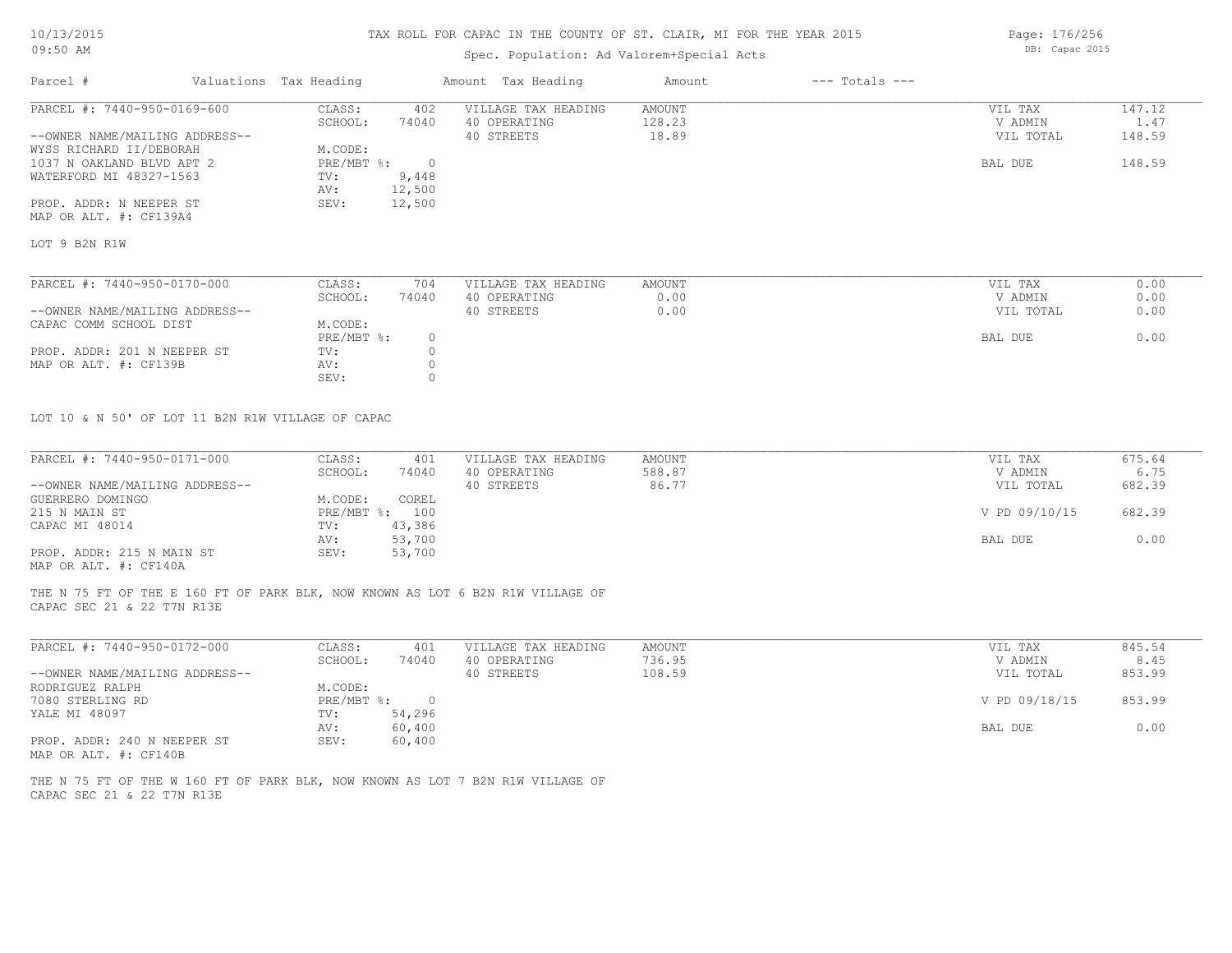# TAX ROLL FOR CAPAC IN THE COUNTY OF ST. CLAIR, MI FOR THE YEAR 2015

Spec. Population: Ad Valorem+Special Acts

| Parcel # | Valuations | Tax Heading | Amount | Tax Heading | Amount | --- Totals --- | |
|---|---|---|---|---|---|---|---|

---

**PARCEL #: 7440-950-0169-600**

--OWNER NAME/MAILING ADDRESS--
WYSS RICHARD II/DEBORAH
1037 N OAKLAND BLVD APT 2
WATERFORD MI 48327-1563

PROP. ADDR: N NEEPER ST
MAP OR ALT. #: CF139A4

| | | | | | |
|---|---|---|---|---|---|
| CLASS: | 402 | VILLAGE TAX HEADING | AMOUNT | VIL TAX | 147.12 |
| SCHOOL: | 74040 | 40 OPERATING | 128.23 | V ADMIN | 1.47 |
| M.CODE: | | 40 STREETS | 18.89 | VIL TOTAL | 148.59 |
| PRE/MBT %: | 0 | | | BAL DUE | 148.59 |
| TV: | 9,448 | | | | |
| AV: | 12,500 | | | | |
| SEV: | 12,500 | | | | |

LOT 9 B2N R1W

---

**PARCEL #: 7440-950-0170-000**

--OWNER NAME/MAILING ADDRESS--
CAPAC COMM SCHOOL DIST

PROP. ADDR: 201 N NEEPER ST
MAP OR ALT. #: CF139B

| | | | | | |
|---|---|---|---|---|---|
| CLASS: | 704 | VILLAGE TAX HEADING | AMOUNT | VIL TAX | 0.00 |
| SCHOOL: | 74040 | 40 OPERATING | 0.00 | V ADMIN | 0.00 |
| M.CODE: | | 40 STREETS | 0.00 | VIL TOTAL | 0.00 |
| PRE/MBT %: | 0 | | | BAL DUE | 0.00 |
| TV: | 0 | | | | |
| AV: | 0 | | | | |
| SEV: | 0 | | | | |

LOT 10 & N 50' OF LOT 11 B2N R1W VILLAGE OF CAPAC

---

**PARCEL #: 7440-950-0171-000**

--OWNER NAME/MAILING ADDRESS--
GUERRERO DOMINGO
215 N MAIN ST
CAPAC MI 48014

PROP. ADDR: 215 N MAIN ST
MAP OR ALT. #: CF140A

| | | | | | |
|---|---|---|---|---|---|
| CLASS: | 401 | VILLAGE TAX HEADING | AMOUNT | VIL TAX | 675.64 |
| SCHOOL: | 74040 | 40 OPERATING | 588.87 | V ADMIN | 6.75 |
| M.CODE: | COREL | 40 STREETS | 86.77 | VIL TOTAL | 682.39 |
| PRE/MBT %: | 100 | | | V PD 09/10/15 | 682.39 |
| TV: | 43,386 | | | | |
| AV: | 53,700 | | | BAL DUE | 0.00 |
| SEV: | 53,700 | | | | |

THE N 75 FT OF THE E 160 FT OF PARK BLK, NOW KNOWN AS LOT 6 B2N R1W VILLAGE OF CAPAC SEC 21 & 22 T7N R13E

---

**PARCEL #: 7440-950-0172-000**

--OWNER NAME/MAILING ADDRESS--
RODRIGUEZ RALPH
7080 STERLING RD
YALE MI 48097

PROP. ADDR: 240 N NEEPER ST
MAP OR ALT. #: CF140B

| | | | | | |
|---|---|---|---|---|---|
| CLASS: | 401 | VILLAGE TAX HEADING | AMOUNT | VIL TAX | 845.54 |
| SCHOOL: | 74040 | 40 OPERATING | 736.95 | V ADMIN | 8.45 |
| M.CODE: | | 40 STREETS | 108.59 | VIL TOTAL | 853.99 |
| PRE/MBT %: | 0 | | | V PD 09/18/15 | 853.99 |
| TV: | 54,296 | | | | |
| AV: | 60,400 | | | BAL DUE | 0.00 |
| SEV: | 60,400 | | | | |

THE N 75 FT OF THE W 160 FT OF PARK BLK, NOW KNOWN AS LOT 7 B2N R1W VILLAGE OF CAPAC SEC 21 & 22 T7N R13E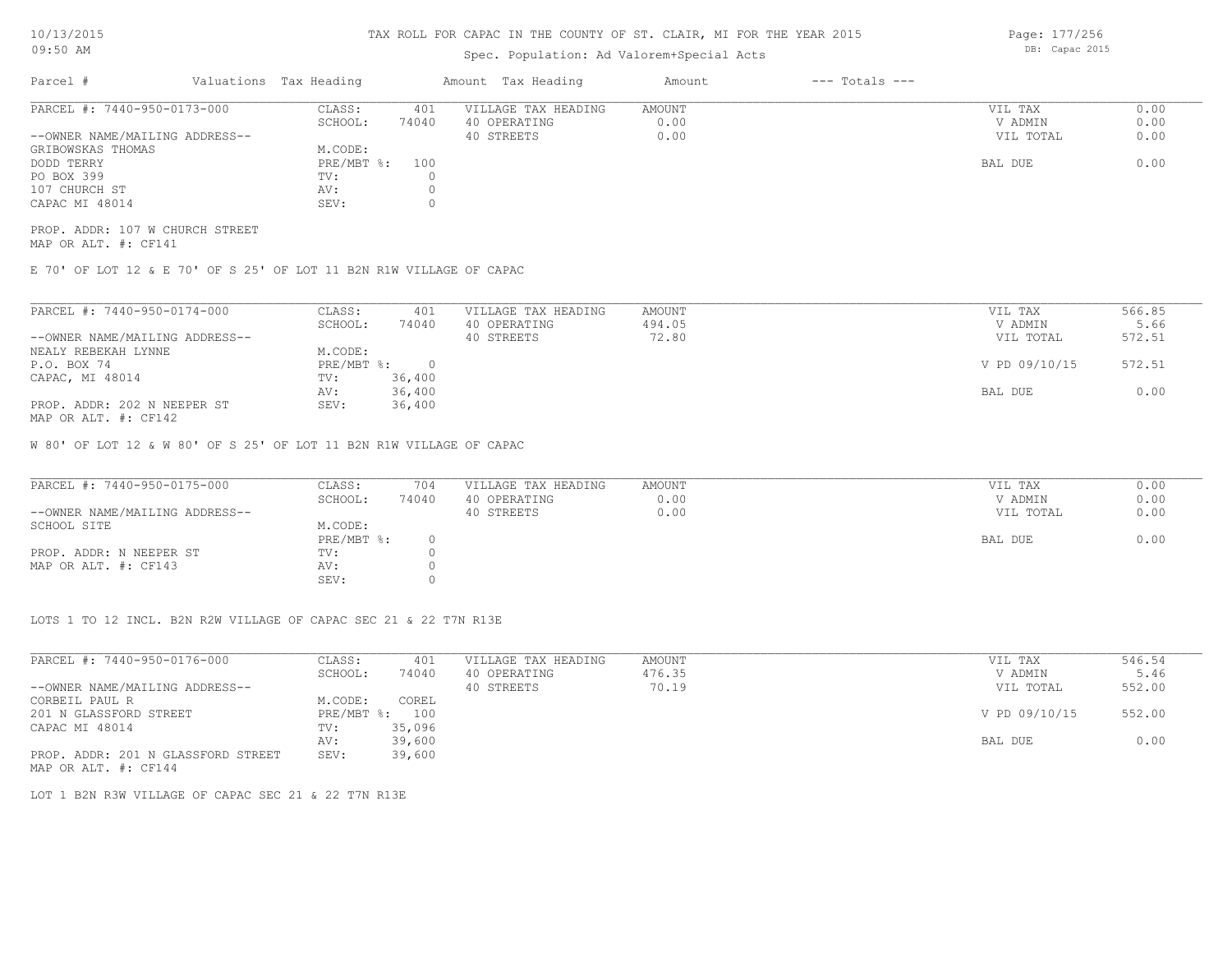# TAX ROLL FOR CAPAC IN THE COUNTY OF ST. CLAIR, MI FOR THE YEAR 2015

Spec. Population: Ad Valorem+Special Acts

10/13/2015
09:50 AM

DB: Capac 2015

| Parcel # | Valuations | Tax Heading | Amount | Tax Heading | Amount | --- Totals --- | |
|---|---|---|---|---|---|---|---|

---

**PARCEL #: 7440-950-0173-000**

| | | | | | |
|---|---|---|---|---|---|
| CLASS: | 401 | VILLAGE TAX HEADING | AMOUNT | VIL TAX | 0.00 |
| SCHOOL: | 74040 | 40 OPERATING | 0.00 | V ADMIN | 0.00 |
| | | 40 STREETS | 0.00 | VIL TOTAL | 0.00 |
| M.CODE: | | | | | |
| PRE/MBT %: | 100 | | | BAL DUE | 0.00 |
| TV: | 0 | | | | |
| AV: | 0 | | | | |
| SEV: | 0 | | | | |

--OWNER NAME/MAILING ADDRESS--
GRIBOWSKAS THOMAS
DODD TERRY
PO BOX 399
107 CHURCH ST
CAPAC MI 48014

PROP. ADDR: 107 W CHURCH STREET
MAP OR ALT. #: CF141

E 70' OF LOT 12 & E 70' OF S 25' OF LOT 11 B2N R1W VILLAGE OF CAPAC

---

**PARCEL #: 7440-950-0174-000**

| | | | | | |
|---|---|---|---|---|---|
| CLASS: | 401 | VILLAGE TAX HEADING | AMOUNT | VIL TAX | 566.85 |
| SCHOOL: | 74040 | 40 OPERATING | 494.05 | V ADMIN | 5.66 |
| | | 40 STREETS | 72.80 | VIL TOTAL | 572.51 |
| M.CODE: | | | | | |
| PRE/MBT %: | 0 | | | V PD 09/10/15 | 572.51 |
| TV: | 36,400 | | | | |
| AV: | 36,400 | | | BAL DUE | 0.00 |
| SEV: | 36,400 | | | | |

--OWNER NAME/MAILING ADDRESS--
NEALY REBEKAH LYNNE
P.O. BOX 74
CAPAC, MI 48014

PROP. ADDR: 202 N NEEPER ST
MAP OR ALT. #: CF142

W 80' OF LOT 12 & W 80' OF S 25' OF LOT 11 B2N R1W VILLAGE OF CAPAC

---

**PARCEL #: 7440-950-0175-000**

| | | | | | |
|---|---|---|---|---|---|
| CLASS: | 704 | VILLAGE TAX HEADING | AMOUNT | VIL TAX | 0.00 |
| SCHOOL: | 74040 | 40 OPERATING | 0.00 | V ADMIN | 0.00 |
| | | 40 STREETS | 0.00 | VIL TOTAL | 0.00 |
| M.CODE: | | | | | |
| PRE/MBT %: | 0 | | | BAL DUE | 0.00 |
| TV: | 0 | | | | |
| AV: | 0 | | | | |
| SEV: | 0 | | | | |

--OWNER NAME/MAILING ADDRESS--
SCHOOL SITE

PROP. ADDR: N NEEPER ST
MAP OR ALT. #: CF143

LOTS 1 TO 12 INCL. B2N R2W VILLAGE OF CAPAC SEC 21 & 22 T7N R13E

---

**PARCEL #: 7440-950-0176-000**

| | | | | | |
|---|---|---|---|---|---|
| CLASS: | 401 | VILLAGE TAX HEADING | AMOUNT | VIL TAX | 546.54 |
| SCHOOL: | 74040 | 40 OPERATING | 476.35 | V ADMIN | 5.46 |
| | | 40 STREETS | 70.19 | VIL TOTAL | 552.00 |
| M.CODE: | COREL | | | | |
| PRE/MBT %: | 100 | | | V PD 09/10/15 | 552.00 |
| TV: | 35,096 | | | | |
| AV: | 39,600 | | | BAL DUE | 0.00 |
| SEV: | 39,600 | | | | |

--OWNER NAME/MAILING ADDRESS--
CORBEIL PAUL R
201 N GLASSFORD STREET
CAPAC MI 48014

PROP. ADDR: 201 N GLASSFORD STREET
MAP OR ALT. #: CF144

LOT 1 B2N R3W VILLAGE OF CAPAC SEC 21 & 22 T7N R13E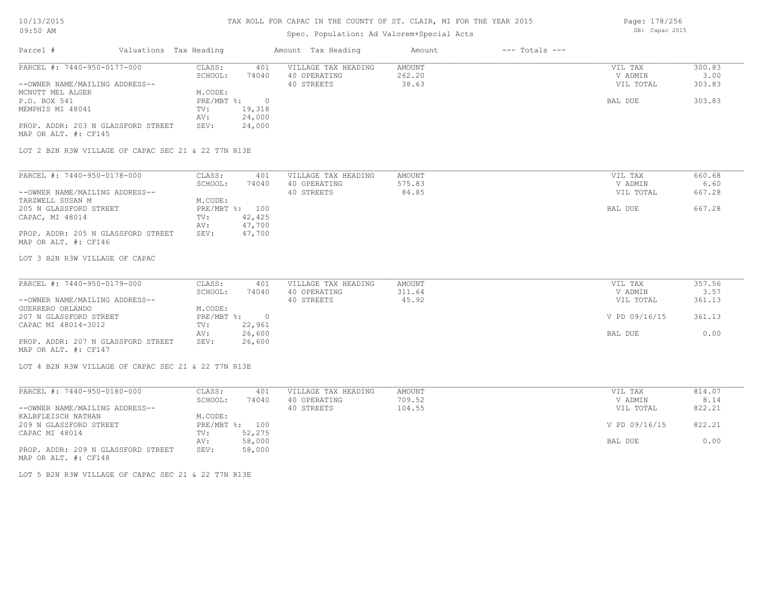# TAX ROLL FOR CAPAC IN THE COUNTY OF ST. CLAIR, MI FOR THE YEAR 2015

Spec. Population: Ad Valorem+Special Acts

10/13/2015 09:50 AM — DB: Capac 2015

| Parcel # | Valuations | Tax Heading | Amount | Tax Heading | Amount | --- Totals --- | |
|---|---|---|---|---|---|---|---|
| PARCEL #: 7440-950-0177-000 | CLASS: | 401 | VILLAGE TAX HEADING | AMOUNT | | VIL TAX | 300.83 |
| | SCHOOL: | 74040 | 40 OPERATING | 262.20 | | V ADMIN | 3.00 |
| --OWNER NAME/MAILING ADDRESS-- | | | 40 STREETS | 38.63 | | VIL TOTAL | 303.83 |
| MCNUTT MEL ALGER | M.CODE: | | | | | | |
| P.O. BOX 541 | PRE/MBT %: | 0 | | | | BAL DUE | 303.83 |
| MEMPHIS MI 48041 | TV: | 19,318 | | | | | |
| | AV: | 24,000 | | | | | |
| PROP. ADDR: 203 N GLASSFORD STREET | SEV: | 24,000 | | | | | |
| MAP OR ALT. #: CF145 | | | | | | | |

LOT 2 B2N R3W VILLAGE OF CAPAC SEC 21 & 22 T7N R13E

| Parcel # | Valuations | Tax Heading | Amount | Tax Heading | Amount | --- Totals --- | |
|---|---|---|---|---|---|---|---|
| PARCEL #: 7440-950-0178-000 | CLASS: | 401 | VILLAGE TAX HEADING | AMOUNT | | VIL TAX | 660.68 |
| | SCHOOL: | 74040 | 40 OPERATING | 575.83 | | V ADMIN | 6.60 |
| --OWNER NAME/MAILING ADDRESS-- | | | 40 STREETS | 84.85 | | VIL TOTAL | 667.28 |
| TARZWELL SUSAN M | M.CODE: | | | | | | |
| 205 N GLASSFORD STREET | PRE/MBT %: | 100 | | | | BAL DUE | 667.28 |
| CAPAC, MI 48014 | TV: | 42,425 | | | | | |
| | AV: | 47,700 | | | | | |
| PROP. ADDR: 205 N GLASSFORD STREET | SEV: | 47,700 | | | | | |
| MAP OR ALT. #: CF146 | | | | | | | |

LOT 3 B2N R3W VILLAGE OF CAPAC

| Parcel # | Valuations | Tax Heading | Amount | Tax Heading | Amount | --- Totals --- | |
|---|---|---|---|---|---|---|---|
| PARCEL #: 7440-950-0179-000 | CLASS: | 401 | VILLAGE TAX HEADING | AMOUNT | | VIL TAX | 357.56 |
| | SCHOOL: | 74040 | 40 OPERATING | 311.64 | | V ADMIN | 3.57 |
| --OWNER NAME/MAILING ADDRESS-- | | | 40 STREETS | 45.92 | | VIL TOTAL | 361.13 |
| GUERRERO ORLANDO | M.CODE: | | | | | | |
| 207 N GLASSFORD STREET | PRE/MBT %: | 0 | | | | V PD 09/16/15 | 361.13 |
| CAPAC MI 48014-3012 | TV: | 22,961 | | | | | |
| | AV: | 26,600 | | | | BAL DUE | 0.00 |
| PROP. ADDR: 207 N GLASSFORD STREET | SEV: | 26,600 | | | | | |
| MAP OR ALT. #: CF147 | | | | | | | |

LOT 4 B2N R3W VILLAGE OF CAPAC SEC 21 & 22 T7N R13E

| Parcel # | Valuations | Tax Heading | Amount | Tax Heading | Amount | --- Totals --- | |
|---|---|---|---|---|---|---|---|
| PARCEL #: 7440-950-0180-000 | CLASS: | 401 | VILLAGE TAX HEADING | AMOUNT | | VIL TAX | 814.07 |
| | SCHOOL: | 74040 | 40 OPERATING | 709.52 | | V ADMIN | 8.14 |
| --OWNER NAME/MAILING ADDRESS-- | | | 40 STREETS | 104.55 | | VIL TOTAL | 822.21 |
| KALBFLEISCH NATHAN | M.CODE: | | | | | | |
| 209 N GLASSFORD STREET | PRE/MBT %: | 100 | | | | V PD 09/16/15 | 822.21 |
| CAPAC MI 48014 | TV: | 52,275 | | | | | |
| | AV: | 58,000 | | | | BAL DUE | 0.00 |
| PROP. ADDR: 209 N GLASSFORD STREET | SEV: | 58,000 | | | | | |
| MAP OR ALT. #: CF148 | | | | | | | |

LOT 5 B2N R3W VILLAGE OF CAPAC SEC 21 & 22 T7N R13E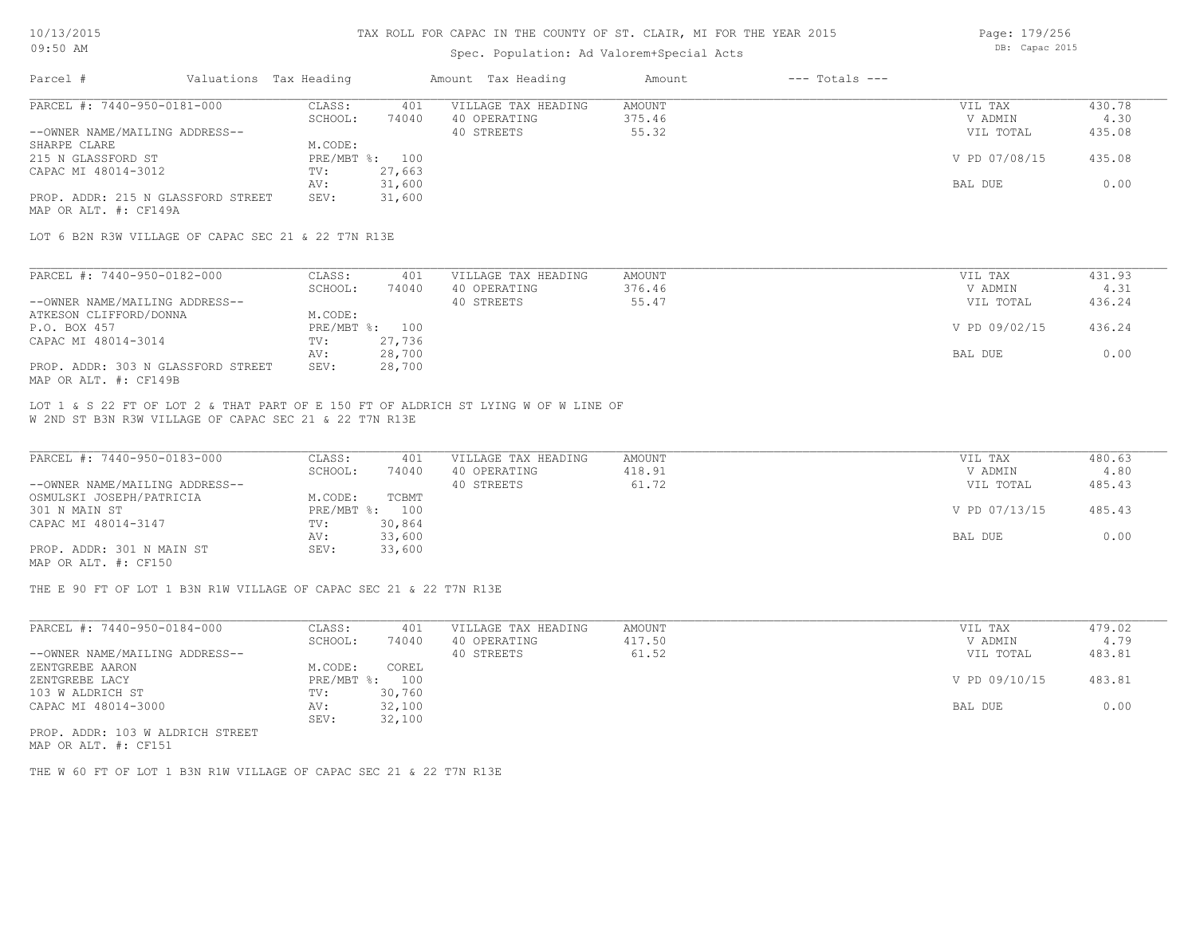# TAX ROLL FOR CAPAC IN THE COUNTY OF ST. CLAIR, MI FOR THE YEAR 2015

Spec. Population: Ad Valorem+Special Acts

| Parcel # | Valuations | Tax Heading | Amount | Tax Heading | Amount | --- Totals --- | |
|---|---|---|---|---|---|---|---|

## PARCEL #: 7440-950-0181-000

| | | | | | | |
|---|---|---|---|---|---|---|
| --OWNER NAME/MAILING ADDRESS-- | CLASS: | 401 | VILLAGE TAX HEADING | AMOUNT | VIL TAX | 430.78 |
| SHARPE CLARE | SCHOOL: | 74040 | 40 OPERATING | 375.46 | V ADMIN | 4.30 |
| 215 N GLASSFORD ST | M.CODE: | | 40 STREETS | 55.32 | VIL TOTAL | 435.08 |
| CAPAC MI 48014-3012 | PRE/MBT %: | 100 | | | V PD 07/08/15 | 435.08 |
| | TV: | 27,663 | | | | |
| | AV: | 31,600 | | | BAL DUE | 0.00 |
| PROP. ADDR: 215 N GLASSFORD STREET | SEV: | 31,600 | | | | |

MAP OR ALT. #: CF149A

LOT 6 B2N R3W VILLAGE OF CAPAC SEC 21 & 22 T7N R13E

## PARCEL #: 7440-950-0182-000

| | | | | | | |
|---|---|---|---|---|---|---|
| --OWNER NAME/MAILING ADDRESS-- | CLASS: | 401 | VILLAGE TAX HEADING | AMOUNT | VIL TAX | 431.93 |
| ATKESON CLIFFORD/DONNA | SCHOOL: | 74040 | 40 OPERATING | 376.46 | V ADMIN | 4.31 |
| P.O. BOX 457 | M.CODE: | | 40 STREETS | 55.47 | VIL TOTAL | 436.24 |
| CAPAC MI 48014-3014 | PRE/MBT %: | 100 | | | V PD 09/02/15 | 436.24 |
| | TV: | 27,736 | | | | |
| | AV: | 28,700 | | | BAL DUE | 0.00 |
| PROP. ADDR: 303 N GLASSFORD STREET | SEV: | 28,700 | | | | |

MAP OR ALT. #: CF149B

LOT 1 & S 22 FT OF LOT 2 & THAT PART OF E 150 FT OF ALDRICH ST LYING W OF W LINE OF W 2ND ST B3N R3W VILLAGE OF CAPAC SEC 21 & 22 T7N R13E

## PARCEL #: 7440-950-0183-000

| | | | | | | |
|---|---|---|---|---|---|---|
| --OWNER NAME/MAILING ADDRESS-- | CLASS: | 401 | VILLAGE TAX HEADING | AMOUNT | VIL TAX | 480.63 |
| OSMULSKI JOSEPH/PATRICIA | SCHOOL: | 74040 | 40 OPERATING | 418.91 | V ADMIN | 4.80 |
| 301 N MAIN ST | M.CODE: | TCBMT | 40 STREETS | 61.72 | VIL TOTAL | 485.43 |
| CAPAC MI 48014-3147 | PRE/MBT %: | 100 | | | V PD 07/13/15 | 485.43 |
| | TV: | 30,864 | | | | |
| | AV: | 33,600 | | | BAL DUE | 0.00 |
| PROP. ADDR: 301 N MAIN ST | SEV: | 33,600 | | | | |

MAP OR ALT. #: CF150

THE E 90 FT OF LOT 1 B3N R1W VILLAGE OF CAPAC SEC 21 & 22 T7N R13E

## PARCEL #: 7440-950-0184-000

| | | | | | | |
|---|---|---|---|---|---|---|
| --OWNER NAME/MAILING ADDRESS-- | CLASS: | 401 | VILLAGE TAX HEADING | AMOUNT | VIL TAX | 479.02 |
| ZENTGREBE AARON | SCHOOL: | 74040 | 40 OPERATING | 417.50 | V ADMIN | 4.79 |
| ZENTGREBE LACY | M.CODE: | COREL | 40 STREETS | 61.52 | VIL TOTAL | 483.81 |
| 103 W ALDRICH ST | PRE/MBT %: | 100 | | | V PD 09/10/15 | 483.81 |
| CAPAC MI 48014-3000 | TV: | 30,760 | | | | |
| | AV: | 32,100 | | | BAL DUE | 0.00 |
| | SEV: | 32,100 | | | | |

PROP. ADDR: 103 W ALDRICH STREET

MAP OR ALT. #: CF151

THE W 60 FT OF LOT 1 B3N R1W VILLAGE OF CAPAC SEC 21 & 22 T7N R13E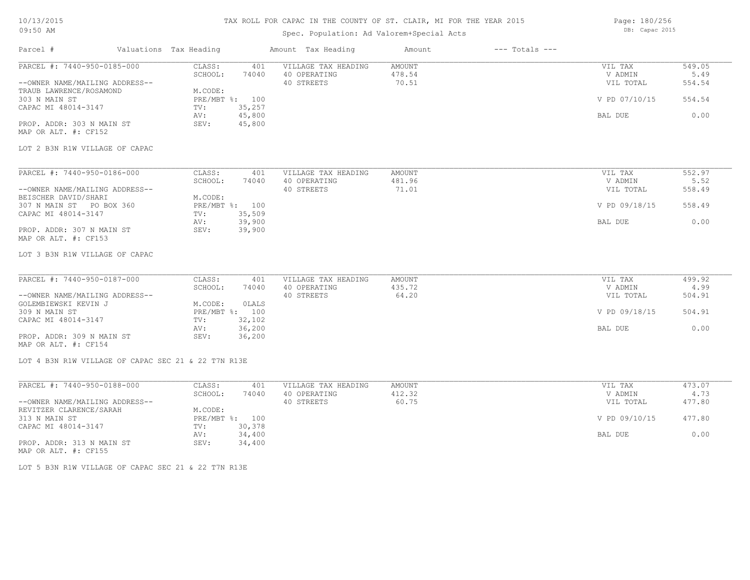TAX ROLL FOR CAPAC IN THE COUNTY OF ST. CLAIR, MI FOR THE YEAR 2015

Spec. Population: Ad Valorem+Special Acts

| Parcel # | Valuations | Tax Heading | Amount | Tax Heading | Amount | --- Totals --- | |
|---|---|---|---|---|---|---|---|
| PARCEL #: 7440-950-0185-000 | CLASS: | 401 | VILLAGE TAX HEADING | AMOUNT | | VIL TAX | 549.05 |
| | SCHOOL: | 74040 | 40 OPERATING | 478.54 | | V ADMIN | 5.49 |
| --OWNER NAME/MAILING ADDRESS-- | | | 40 STREETS | 70.51 | | VIL TOTAL | 554.54 |
| TRAUB LAWRENCE/ROSAMOND | M.CODE: | | | | | | |
| 303 N MAIN ST | PRE/MBT %: | 100 | | | | V PD 07/10/15 | 554.54 |
| CAPAC MI 48014-3147 | TV: | 35,257 | | | | | |
| | AV: | 45,800 | | | | BAL DUE | 0.00 |
| PROP. ADDR: 303 N MAIN ST | SEV: | 45,800 | | | | | |
| MAP OR ALT. #: CF152 | | | | | | | |
| LOT 2 B3N R1W VILLAGE OF CAPAC | | | | | | | |
| PARCEL #: 7440-950-0186-000 | CLASS: | 401 | VILLAGE TAX HEADING | AMOUNT | | VIL TAX | 552.97 |
| | SCHOOL: | 74040 | 40 OPERATING | 481.96 | | V ADMIN | 5.52 |
| --OWNER NAME/MAILING ADDRESS-- | | | 40 STREETS | 71.01 | | VIL TOTAL | 558.49 |
| BEISCHER DAVID/SHARI | M.CODE: | | | | | | |
| 307 N MAIN ST PO BOX 360 | PRE/MBT %: | 100 | | | | V PD 09/18/15 | 558.49 |
| CAPAC MI 48014-3147 | TV: | 35,509 | | | | | |
| | AV: | 39,900 | | | | BAL DUE | 0.00 |
| PROP. ADDR: 307 N MAIN ST | SEV: | 39,900 | | | | | |
| MAP OR ALT. #: CF153 | | | | | | | |
| LOT 3 B3N R1W VILLAGE OF CAPAC | | | | | | | |
| PARCEL #: 7440-950-0187-000 | CLASS: | 401 | VILLAGE TAX HEADING | AMOUNT | | VIL TAX | 499.92 |
| | SCHOOL: | 74040 | 40 OPERATING | 435.72 | | V ADMIN | 4.99 |
| --OWNER NAME/MAILING ADDRESS-- | | | 40 STREETS | 64.20 | | VIL TOTAL | 504.91 |
| GOLEMBIEWSKI KEVIN J | M.CODE: | 0LALS | | | | | |
| 309 N MAIN ST | PRE/MBT %: | 100 | | | | V PD 09/18/15 | 504.91 |
| CAPAC MI 48014-3147 | TV: | 32,102 | | | | | |
| | AV: | 36,200 | | | | BAL DUE | 0.00 |
| PROP. ADDR: 309 N MAIN ST | SEV: | 36,200 | | | | | |
| MAP OR ALT. #: CF154 | | | | | | | |
| LOT 4 B3N R1W VILLAGE OF CAPAC SEC 21 & 22 T7N R13E | | | | | | | |
| PARCEL #: 7440-950-0188-000 | CLASS: | 401 | VILLAGE TAX HEADING | AMOUNT | | VIL TAX | 473.07 |
| | SCHOOL: | 74040 | 40 OPERATING | 412.32 | | V ADMIN | 4.73 |
| --OWNER NAME/MAILING ADDRESS-- | | | 40 STREETS | 60.75 | | VIL TOTAL | 477.80 |
| REVITZER CLARENCE/SARAH | M.CODE: | | | | | | |
| 313 N MAIN ST | PRE/MBT %: | 100 | | | | V PD 09/10/15 | 477.80 |
| CAPAC MI 48014-3147 | TV: | 30,378 | | | | | |
| | AV: | 34,400 | | | | BAL DUE | 0.00 |
| PROP. ADDR: 313 N MAIN ST | SEV: | 34,400 | | | | | |
| MAP OR ALT. #: CF155 | | | | | | | |
| LOT 5 B3N R1W VILLAGE OF CAPAC SEC 21 & 22 T7N R13E | | | | | | | |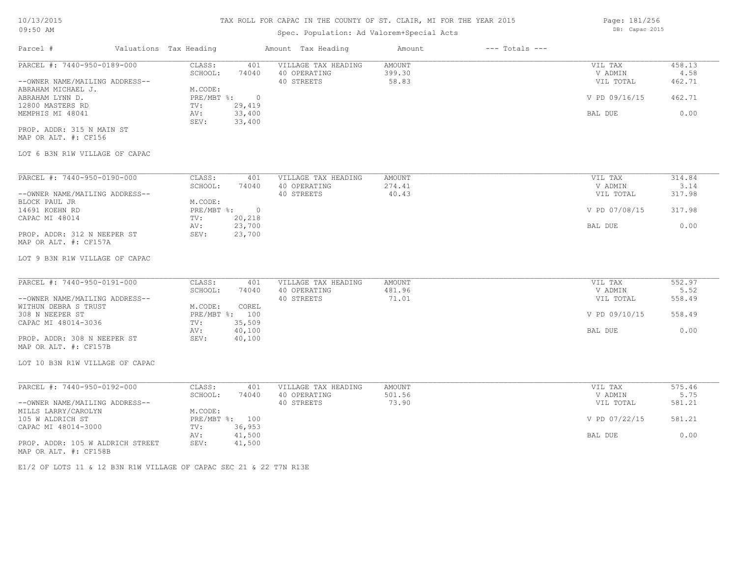# TAX ROLL FOR CAPAC IN THE COUNTY OF ST. CLAIR, MI FOR THE YEAR 2015

Spec. Population: Ad Valorem+Special Acts

DB: Capac 2015

| Parcel # | Valuations | Tax Heading | Amount | Tax Heading | Amount | --- Totals --- | |
|---|---|---|---|---|---|---|---|
| PARCEL #: 7440-950-0189-000 | CLASS: | 401 | VILLAGE TAX HEADING | AMOUNT | | VIL TAX | 458.13 |
| | SCHOOL: | 74040 | 40 OPERATING | 399.30 | | V ADMIN | 4.58 |
| --OWNER NAME/MAILING ADDRESS-- | | | 40 STREETS | 58.83 | | VIL TOTAL | 462.71 |
| ABRAHAM MICHAEL J. | M.CODE: | | | | | | |
| ABRAHAM LYNN D. | PRE/MBT %: | 0 | | | | V PD 09/16/15 | 462.71 |
| 12800 MASTERS RD | TV: | 29,419 | | | | | |
| MEMPHIS MI 48041 | AV: | 33,400 | | | | BAL DUE | 0.00 |
| | SEV: | 33,400 | | | | | |
| PROP. ADDR: 315 N MAIN ST | | | | | | | |
| MAP OR ALT. #: CF156 | | | | | | | |

LOT 6 B3N R1W VILLAGE OF CAPAC

| Parcel # | Valuations | Tax Heading | Amount | Tax Heading | Amount | --- Totals --- | |
|---|---|---|---|---|---|---|---|
| PARCEL #: 7440-950-0190-000 | CLASS: | 401 | VILLAGE TAX HEADING | AMOUNT | | VIL TAX | 314.84 |
| | SCHOOL: | 74040 | 40 OPERATING | 274.41 | | V ADMIN | 3.14 |
| --OWNER NAME/MAILING ADDRESS-- | | | 40 STREETS | 40.43 | | VIL TOTAL | 317.98 |
| BLOCK PAUL JR | M.CODE: | | | | | | |
| 14691 KOEHN RD | PRE/MBT %: | 0 | | | | V PD 07/08/15 | 317.98 |
| CAPAC MI 48014 | TV: | 20,218 | | | | | |
| | AV: | 23,700 | | | | BAL DUE | 0.00 |
| PROP. ADDR: 312 N NEEPER ST | SEV: | 23,700 | | | | | |
| MAP OR ALT. #: CF157A | | | | | | | |

LOT 9 B3N R1W VILLAGE OF CAPAC

| Parcel # | Valuations | Tax Heading | Amount | Tax Heading | Amount | --- Totals --- | |
|---|---|---|---|---|---|---|---|
| PARCEL #: 7440-950-0191-000 | CLASS: | 401 | VILLAGE TAX HEADING | AMOUNT | | VIL TAX | 552.97 |
| | SCHOOL: | 74040 | 40 OPERATING | 481.96 | | V ADMIN | 5.52 |
| --OWNER NAME/MAILING ADDRESS-- | | | 40 STREETS | 71.01 | | VIL TOTAL | 558.49 |
| WITHUN DEBRA S TRUST | M.CODE: | COREL | | | | | |
| 308 N NEEPER ST | PRE/MBT %: | 100 | | | | V PD 09/10/15 | 558.49 |
| CAPAC MI 48014-3036 | TV: | 35,509 | | | | | |
| | AV: | 40,100 | | | | BAL DUE | 0.00 |
| PROP. ADDR: 308 N NEEPER ST | SEV: | 40,100 | | | | | |
| MAP OR ALT. #: CF157B | | | | | | | |

LOT 10 B3N R1W VILLAGE OF CAPAC

| Parcel # | Valuations | Tax Heading | Amount | Tax Heading | Amount | --- Totals --- | |
|---|---|---|---|---|---|---|---|
| PARCEL #: 7440-950-0192-000 | CLASS: | 401 | VILLAGE TAX HEADING | AMOUNT | | VIL TAX | 575.46 |
| | SCHOOL: | 74040 | 40 OPERATING | 501.56 | | V ADMIN | 5.75 |
| --OWNER NAME/MAILING ADDRESS-- | | | 40 STREETS | 73.90 | | VIL TOTAL | 581.21 |
| MILLS LARRY/CAROLYN | M.CODE: | | | | | | |
| 105 W ALDRICH ST | PRE/MBT %: | 100 | | | | V PD 07/22/15 | 581.21 |
| CAPAC MI 48014-3000 | TV: | 36,953 | | | | | |
| | AV: | 41,500 | | | | BAL DUE | 0.00 |
| PROP. ADDR: 105 W ALDRICH STREET | SEV: | 41,500 | | | | | |
| MAP OR ALT. #: CF158B | | | | | | | |

E1/2 OF LOTS 11 & 12 B3N R1W VILLAGE OF CAPAC SEC 21 & 22 T7N R13E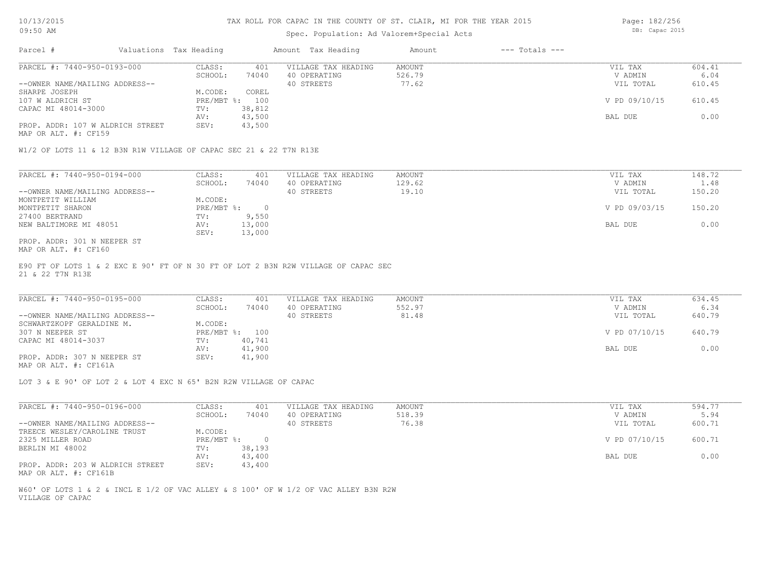# TAX ROLL FOR CAPAC IN THE COUNTY OF ST. CLAIR, MI FOR THE YEAR 2015

Spec. Population: Ad Valorem+Special Acts

10/13/2015
09:50 AM

DB: Capac 2015

| Parcel # | Valuations | Tax Heading | Amount | Tax Heading | Amount | --- Totals --- | |
|---|---|---|---|---|---|---|---|

## PARCEL #: 7440-950-0193-000

| | | | | | |
|---|---|---|---|---|---|
| --OWNER NAME/MAILING ADDRESS-- | CLASS: 401 | VILLAGE TAX HEADING | AMOUNT | VIL TAX | 604.41 |
| SHARPE JOSEPH | SCHOOL: 74040 | 40 OPERATING | 526.79 | V ADMIN | 6.04 |
| 107 W ALDRICH ST | M.CODE: COREL | 40 STREETS | 77.62 | VIL TOTAL | 610.45 |
| CAPAC MI 48014-3000 | PRE/MBT %: 100 | | | V PD 09/10/15 | 610.45 |
| | TV: 38,812 | | | | |
| | AV: 43,500 | | | BAL DUE | 0.00 |
| PROP. ADDR: 107 W ALDRICH STREET | SEV: 43,500 | | | | |
| MAP OR ALT. #: CF159 | | | | | |

W1/2 OF LOTS 11 & 12 B3N R1W VILLAGE OF CAPAC SEC 21 & 22 T7N R13E

## PARCEL #: 7440-950-0194-000

| | | | | | |
|---|---|---|---|---|---|
| --OWNER NAME/MAILING ADDRESS-- | CLASS: 401 | VILLAGE TAX HEADING | AMOUNT | VIL TAX | 148.72 |
| MONTPETIT WILLIAM | SCHOOL: 74040 | 40 OPERATING | 129.62 | V ADMIN | 1.48 |
| MONTPETIT SHARON | M.CODE: | 40 STREETS | 19.10 | VIL TOTAL | 150.20 |
| 27400 BERTRAND | PRE/MBT %: 0 | | | V PD 09/03/15 | 150.20 |
| NEW BALTIMORE MI 48051 | TV: 9,550 | | | | |
| | AV: 13,000 | | | BAL DUE | 0.00 |
| | SEV: 13,000 | | | | |
| PROP. ADDR: 301 N NEEPER ST | | | | | |
| MAP OR ALT. #: CF160 | | | | | |

E90 FT OF LOTS 1 & 2 EXC E 90' FT OF N 30 FT OF LOT 2 B3N R2W VILLAGE OF CAPAC SEC 21 & 22 T7N R13E

## PARCEL #: 7440-950-0195-000

| | | | | | |
|---|---|---|---|---|---|
| --OWNER NAME/MAILING ADDRESS-- | CLASS: 401 | VILLAGE TAX HEADING | AMOUNT | VIL TAX | 634.45 |
| SCHWARTZKOPF GERALDINE M. | SCHOOL: 74040 | 40 OPERATING | 552.97 | V ADMIN | 6.34 |
| 307 N NEEPER ST | M.CODE: | 40 STREETS | 81.48 | VIL TOTAL | 640.79 |
| CAPAC MI 48014-3037 | PRE/MBT %: 100 | | | V PD 07/10/15 | 640.79 |
| | TV: 40,741 | | | | |
| | AV: 41,900 | | | BAL DUE | 0.00 |
| PROP. ADDR: 307 N NEEPER ST | SEV: 41,900 | | | | |
| MAP OR ALT. #: CF161A | | | | | |

LOT 3 & E 90' OF LOT 2 & LOT 4 EXC N 65' B2N R2W VILLAGE OF CAPAC

## PARCEL #: 7440-950-0196-000

| | | | | | |
|---|---|---|---|---|---|
| --OWNER NAME/MAILING ADDRESS-- | CLASS: 401 | VILLAGE TAX HEADING | AMOUNT | VIL TAX | 594.77 |
| TREECE WESLEY/CAROLINE TRUST | SCHOOL: 74040 | 40 OPERATING | 518.39 | V ADMIN | 5.94 |
| 2325 MILLER ROAD | M.CODE: | 40 STREETS | 76.38 | VIL TOTAL | 600.71 |
| BERLIN MI 48002 | PRE/MBT %: 0 | | | V PD 07/10/15 | 600.71 |
| | TV: 38,193 | | | | |
| | AV: 43,400 | | | BAL DUE | 0.00 |
| PROP. ADDR: 203 W ALDRICH STREET | SEV: 43,400 | | | | |
| MAP OR ALT. #: CF161B | | | | | |

W60' OF LOTS 1 & 2 & INCL E 1/2 OF VAC ALLEY & S 100' OF W 1/2 OF VAC ALLEY B3N R2W VILLAGE OF CAPAC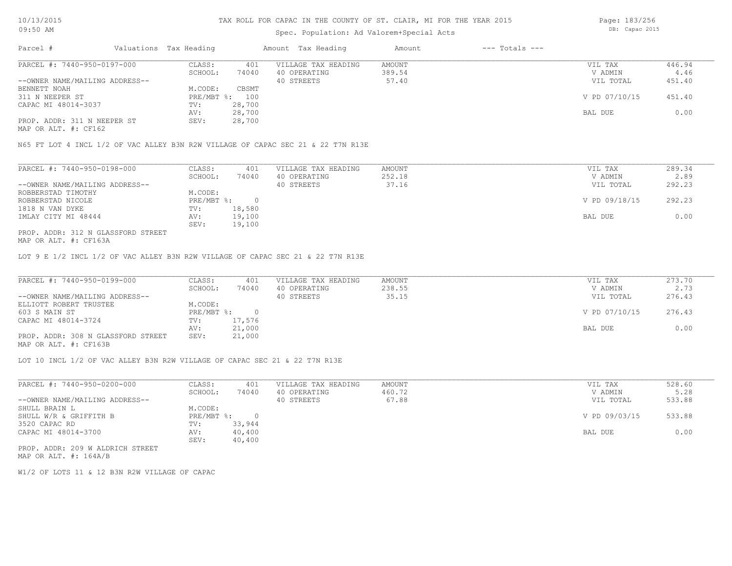# TAX ROLL FOR CAPAC IN THE COUNTY OF ST. CLAIR, MI FOR THE YEAR 2015

Spec. Population: Ad Valorem+Special Acts

| Parcel # | Valuations | Tax Heading | Amount | Tax Heading | Amount | --- Totals --- | |
|---|---|---|---|---|---|---|---|
| PARCEL #: 7440-950-0197-000 | CLASS: | 401 | VILLAGE TAX HEADING | AMOUNT | | VIL TAX | 446.94 |
| | SCHOOL: | 74040 | 40 OPERATING | 389.54 | | V ADMIN | 4.46 |
| --OWNER NAME/MAILING ADDRESS-- | | | 40 STREETS | 57.40 | | VIL TOTAL | 451.40 |
| BENNETT NOAH | M.CODE: | CBSMT | | | | | |
| 311 N NEEPER ST | PRE/MBT %: | 100 | | | | V PD 07/10/15 | 451.40 |
| CAPAC MI 48014-3037 | TV: | 28,700 | | | | | |
| | AV: | 28,700 | | | | BAL DUE | 0.00 |
| PROP. ADDR: 311 N NEEPER ST | SEV: | 28,700 | | | | | |
| MAP OR ALT. #: CF162 | | | | | | | |

N65 FT LOT 4 INCL 1/2 OF VAC ALLEY B3N R2W VILLAGE OF CAPAC SEC 21 & 22 T7N R13E

| Parcel # | Valuations | Tax Heading | Amount | Tax Heading | Amount | --- Totals --- | |
|---|---|---|---|---|---|---|---|
| PARCEL #: 7440-950-0198-000 | CLASS: | 401 | VILLAGE TAX HEADING | AMOUNT | | VIL TAX | 289.34 |
| | SCHOOL: | 74040 | 40 OPERATING | 252.18 | | V ADMIN | 2.89 |
| --OWNER NAME/MAILING ADDRESS-- | | | 40 STREETS | 37.16 | | VIL TOTAL | 292.23 |
| ROBBERSTAD TIMOTHY | M.CODE: | | | | | | |
| ROBBERSTAD NICOLE | PRE/MBT %: | 0 | | | | V PD 09/18/15 | 292.23 |
| 1818 N VAN DYKE | TV: | 18,580 | | | | | |
| IMLAY CITY MI 48444 | AV: | 19,100 | | | | BAL DUE | 0.00 |
| | SEV: | 19,100 | | | | | |
| PROP. ADDR: 312 N GLASSFORD STREET | | | | | | | |
| MAP OR ALT. #: CF163A | | | | | | | |

LOT 9 E 1/2 INCL 1/2 OF VAC ALLEY B3N R2W VILLAGE OF CAPAC SEC 21 & 22 T7N R13E

| Parcel # | Valuations | Tax Heading | Amount | Tax Heading | Amount | --- Totals --- | |
|---|---|---|---|---|---|---|---|
| PARCEL #: 7440-950-0199-000 | CLASS: | 401 | VILLAGE TAX HEADING | AMOUNT | | VIL TAX | 273.70 |
| | SCHOOL: | 74040 | 40 OPERATING | 238.55 | | V ADMIN | 2.73 |
| --OWNER NAME/MAILING ADDRESS-- | | | 40 STREETS | 35.15 | | VIL TOTAL | 276.43 |
| ELLIOTT ROBERT TRUSTEE | M.CODE: | | | | | | |
| 603 S MAIN ST | PRE/MBT %: | 0 | | | | V PD 07/10/15 | 276.43 |
| CAPAC MI 48014-3724 | TV: | 17,576 | | | | | |
| | AV: | 21,000 | | | | BAL DUE | 0.00 |
| PROP. ADDR: 308 N GLASSFORD STREET | SEV: | 21,000 | | | | | |
| MAP OR ALT. #: CF163B | | | | | | | |

LOT 10 INCL 1/2 OF VAC ALLEY B3N R2W VILLAGE OF CAPAC SEC 21 & 22 T7N R13E

| Parcel # | Valuations | Tax Heading | Amount | Tax Heading | Amount | --- Totals --- | |
|---|---|---|---|---|---|---|---|
| PARCEL #: 7440-950-0200-000 | CLASS: | 401 | VILLAGE TAX HEADING | AMOUNT | | VIL TAX | 528.60 |
| | SCHOOL: | 74040 | 40 OPERATING | 460.72 | | V ADMIN | 5.28 |
| --OWNER NAME/MAILING ADDRESS-- | | | 40 STREETS | 67.88 | | VIL TOTAL | 533.88 |
| SHULL BRAIN L | M.CODE: | | | | | | |
| SHULL W/R & GRIFFITH B | PRE/MBT %: | 0 | | | | V PD 09/03/15 | 533.88 |
| 3520 CAPAC RD | TV: | 33,944 | | | | | |
| CAPAC MI 48014-3700 | AV: | 40,400 | | | | BAL DUE | 0.00 |
| | SEV: | 40,400 | | | | | |
| PROP. ADDR: 209 W ALDRICH STREET | | | | | | | |
| MAP OR ALT. #: 164A/B | | | | | | | |

W1/2 OF LOTS 11 & 12 B3N R2W VILLAGE OF CAPAC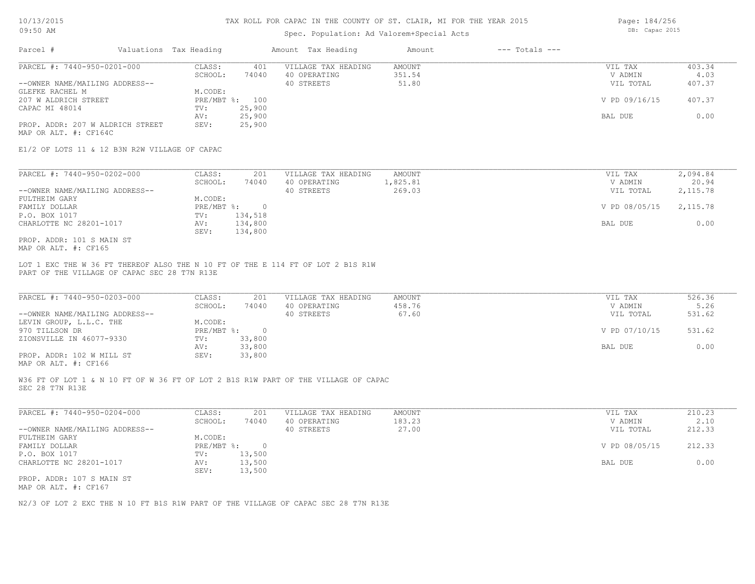# TAX ROLL FOR CAPAC IN THE COUNTY OF ST. CLAIR, MI FOR THE YEAR 2015

Spec. Population: Ad Valorem+Special Acts

DB: Capac 2015

10/13/2015
09:50 AM

| Parcel # | Valuations | Tax Heading | Amount | Tax Heading | Amount | --- Totals --- | |
|---|---|---|---|---|---|---|---|

---

PARCEL #: 7440-950-0201-000

--OWNER NAME/MAILING ADDRESS--
GLEFKE RACHEL M
207 W ALDRICH STREET
CAPAC MI 48014

PROP. ADDR: 207 W ALDRICH STREET
MAP OR ALT. #: CF164C

| | | | |
|---|---|---|---|
| CLASS: | 401 | VILLAGE TAX HEADING | AMOUNT |
| SCHOOL: | 74040 | 40 OPERATING | 351.54 |
| M.CODE: | | 40 STREETS | 51.80 |
| PRE/MBT %: | 100 | | |
| TV: | 25,900 | | |
| AV: | 25,900 | | |
| SEV: | 25,900 | | |

| | |
|---|---|
| VIL TAX | 403.34 |
| V ADMIN | 4.03 |
| VIL TOTAL | 407.37 |
| V PD 09/16/15 | 407.37 |
| BAL DUE | 0.00 |

E1/2 OF LOTS 11 & 12 B3N R2W VILLAGE OF CAPAC

---

PARCEL #: 7440-950-0202-000

--OWNER NAME/MAILING ADDRESS--
FULTHEIM GARY
FAMILY DOLLAR
P.O. BOX 1017
CHARLOTTE NC 28201-1017

PROP. ADDR: 101 S MAIN ST
MAP OR ALT. #: CF165

| | | | |
|---|---|---|---|
| CLASS: | 201 | VILLAGE TAX HEADING | AMOUNT |
| SCHOOL: | 74040 | 40 OPERATING | 1,825.81 |
| M.CODE: | | 40 STREETS | 269.03 |
| PRE/MBT %: | 0 | | |
| TV: | 134,518 | | |
| AV: | 134,800 | | |
| SEV: | 134,800 | | |

| | |
|---|---|
| VIL TAX | 2,094.84 |
| V ADMIN | 20.94 |
| VIL TOTAL | 2,115.78 |
| V PD 08/05/15 | 2,115.78 |
| BAL DUE | 0.00 |

LOT 1 EXC THE W 36 FT THEREOF ALSO THE N 10 FT OF THE E 114 FT OF LOT 2 B1S R1W PART OF THE VILLAGE OF CAPAC SEC 28 T7N R13E

---

PARCEL #: 7440-950-0203-000

--OWNER NAME/MAILING ADDRESS--
LEVIN GROUP, L.L.C. THE
970 TILLSON DR
ZIONSVILLE IN 46077-9330

PROP. ADDR: 102 W MILL ST
MAP OR ALT. #: CF166

| | | | |
|---|---|---|---|
| CLASS: | 201 | VILLAGE TAX HEADING | AMOUNT |
| SCHOOL: | 74040 | 40 OPERATING | 458.76 |
| M.CODE: | | 40 STREETS | 67.60 |
| PRE/MBT %: | 0 | | |
| TV: | 33,800 | | |
| AV: | 33,800 | | |
| SEV: | 33,800 | | |

| | |
|---|---|
| VIL TAX | 526.36 |
| V ADMIN | 5.26 |
| VIL TOTAL | 531.62 |
| V PD 07/10/15 | 531.62 |
| BAL DUE | 0.00 |

W36 FT OF LOT 1 & N 10 FT OF W 36 FT OF LOT 2 B1S R1W PART OF THE VILLAGE OF CAPAC SEC 28 T7N R13E

---

PARCEL #: 7440-950-0204-000

--OWNER NAME/MAILING ADDRESS--
FULTHEIM GARY
FAMILY DOLLAR
P.O. BOX 1017
CHARLOTTE NC 28201-1017

PROP. ADDR: 107 S MAIN ST
MAP OR ALT. #: CF167

| | | | |
|---|---|---|---|
| CLASS: | 201 | VILLAGE TAX HEADING | AMOUNT |
| SCHOOL: | 74040 | 40 OPERATING | 183.23 |
| M.CODE: | | 40 STREETS | 27.00 |
| PRE/MBT %: | 0 | | |
| TV: | 13,500 | | |
| AV: | 13,500 | | |
| SEV: | 13,500 | | |

| | |
|---|---|
| VIL TAX | 210.23 |
| V ADMIN | 2.10 |
| VIL TOTAL | 212.33 |
| V PD 08/05/15 | 212.33 |
| BAL DUE | 0.00 |

N2/3 OF LOT 2 EXC THE N 10 FT B1S R1W PART OF THE VILLAGE OF CAPAC SEC 28 T7N R13E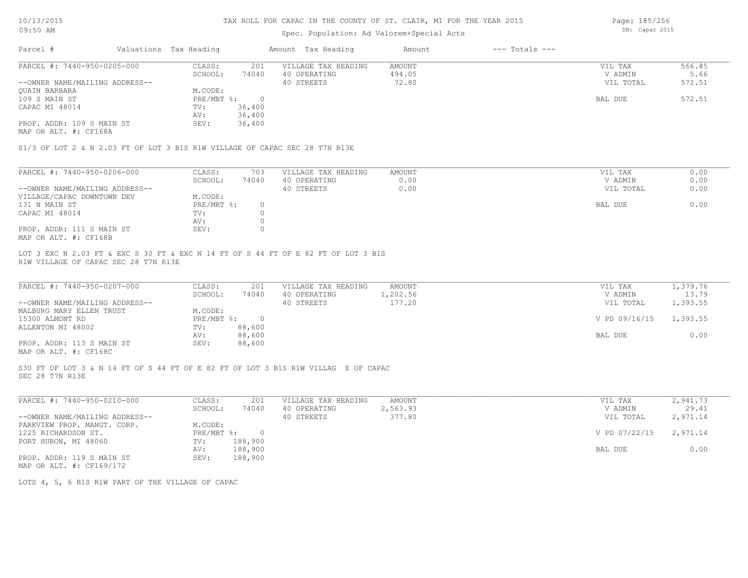# TAX ROLL FOR CAPAC IN THE COUNTY OF ST. CLAIR, MI FOR THE YEAR 2015

Spec. Population: Ad Valorem+Special Acts

DB: Capac 2015

| Parcel # | Valuations | Tax Heading | Amount | Tax Heading | Amount | --- Totals --- | |
|---|---|---|---|---|---|---|---|

---

**PARCEL #: 7440-950-0205-000**

| | | | | | |
|---|---|---|---|---|---|
| CLASS: | 201 | VILLAGE TAX HEADING | AMOUNT | VIL TAX | 566.85 |
| SCHOOL: | 74040 | 40 OPERATING | 494.05 | V ADMIN | 5.66 |
| M.CODE: | | 40 STREETS | 72.80 | VIL TOTAL | 572.51 |
| PRE/MBT %: | 0 | | | BAL DUE | 572.51 |
| TV: | 36,400 | | | | |
| AV: | 36,400 | | | | |
| SEV: | 36,400 | | | | |

--OWNER NAME/MAILING ADDRESS--
QUAIN BARBARA
109 S MAIN ST
CAPAC MI 48014

PROP. ADDR: 109 S MAIN ST
MAP OR ALT. #: CF168A

S1/3 OF LOT 2 & N 2.03 FT OF LOT 3 B1S R1W VILLAGE OF CAPAC SEC 28 T7N R13E

---

**PARCEL #: 7440-950-0206-000**

| | | | | | |
|---|---|---|---|---|---|
| CLASS: | 703 | VILLAGE TAX HEADING | AMOUNT | VIL TAX | 0.00 |
| SCHOOL: | 74040 | 40 OPERATING | 0.00 | V ADMIN | 0.00 |
| M.CODE: | | 40 STREETS | 0.00 | VIL TOTAL | 0.00 |
| PRE/MBT %: | 0 | | | BAL DUE | 0.00 |
| TV: | 0 | | | | |
| AV: | 0 | | | | |
| SEV: | 0 | | | | |

--OWNER NAME/MAILING ADDRESS--
VILLAGE/CAPAC DOWNTOWN DEV
131 N MAIN ST
CAPAC MI 48014

PROP. ADDR: 111 S MAIN ST
MAP OR ALT. #: CF168B

LOT 3 EXC N 2.03 FT & EXC S 30 FT & EXC N 14 FT OF S 44 FT OF E 82 FT OF LOT 3 B1S R1W VILLAGE OF CAPAC SEC 28 T7N R13E

---

**PARCEL #: 7440-950-0207-000**

| | | | | | |
|---|---|---|---|---|---|
| CLASS: | 201 | VILLAGE TAX HEADING | AMOUNT | VIL TAX | 1,379.76 |
| SCHOOL: | 74040 | 40 OPERATING | 1,202.56 | V ADMIN | 13.79 |
| M.CODE: | | 40 STREETS | 177.20 | VIL TOTAL | 1,393.55 |
| PRE/MBT %: | 0 | | | V PD 09/16/15 | 1,393.55 |
| TV: | 88,600 | | | | |
| AV: | 88,600 | | | BAL DUE | 0.00 |
| SEV: | 88,600 | | | | |

--OWNER NAME/MAILING ADDRESS--
MALBURG MARY ELLEN TRUST
15300 ALMONT RD
ALLENTON MI 48002

PROP. ADDR: 113 S MAIN ST
MAP OR ALT. #: CF168C

S30 FT OF LOT 3 & N 14 FT OF S 44 FT OF E 82 FT OF LOT 3 B1S R1W VILLAG E OF CAPAC SEC 28 T7N R13E

---

**PARCEL #: 7440-950-0210-000**

| | | | | | |
|---|---|---|---|---|---|
| CLASS: | 201 | VILLAGE TAX HEADING | AMOUNT | VIL TAX | 2,941.73 |
| SCHOOL: | 74040 | 40 OPERATING | 2,563.93 | V ADMIN | 29.41 |
| M.CODE: | | 40 STREETS | 377.80 | VIL TOTAL | 2,971.14 |
| PRE/MBT %: | 0 | | | V PD 07/22/15 | 2,971.14 |
| TV: | 188,900 | | | | |
| AV: | 188,900 | | | BAL DUE | 0.00 |
| SEV: | 188,900 | | | | |

--OWNER NAME/MAILING ADDRESS--
PARKVIEW PROP. MANGT. CORP.
1225 RICHARDSON ST.
PORT HURON, MI 48060

PROP. ADDR: 119 S MAIN ST
MAP OR ALT. #: CF169/172

LOTS 4, 5, 6 B1S R1W PART OF THE VILLAGE OF CAPAC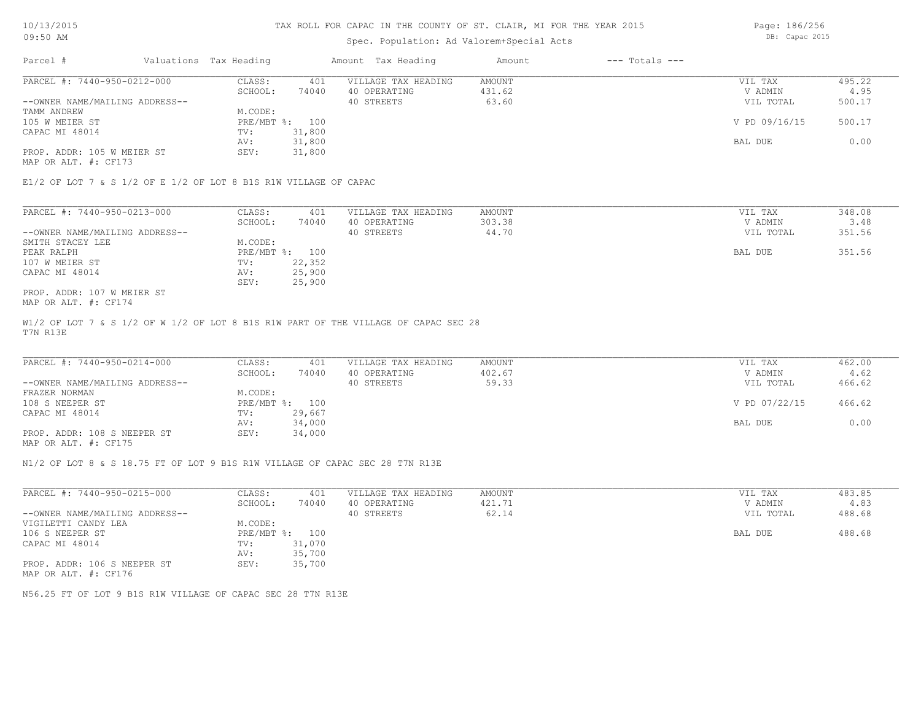# TAX ROLL FOR CAPAC IN THE COUNTY OF ST. CLAIR, MI FOR THE YEAR 2015

10/13/2015
09:50 AM

Spec. Population: Ad Valorem+Special Acts

DB: Capac 2015

| Parcel # | Valuations | Tax Heading | Amount | Tax Heading | Amount | --- Totals --- | |
|---|---|---|---|---|---|---|---|
| PARCEL #: 7440-950-0212-000 | CLASS: | 401 | VILLAGE TAX HEADING | AMOUNT | | VIL TAX | 495.22 |
| | SCHOOL: | 74040 | 40 OPERATING | 431.62 | | V ADMIN | 4.95 |
| --OWNER NAME/MAILING ADDRESS-- | | | 40 STREETS | 63.60 | | VIL TOTAL | 500.17 |
| TAMM ANDREW | M.CODE: | | | | | | |
| 105 W MEIER ST | PRE/MBT %: | 100 | | | | V PD 09/16/15 | 500.17 |
| CAPAC MI 48014 | TV: | 31,800 | | | | | |
| | AV: | 31,800 | | | | BAL DUE | 0.00 |
| PROP. ADDR: 105 W MEIER ST | SEV: | 31,800 | | | | | |
| MAP OR ALT. #: CF173 | | | | | | | |

E1/2 OF LOT 7 & S 1/2 OF E 1/2 OF LOT 8 B1S R1W VILLAGE OF CAPAC

| Parcel # | Valuations | Tax Heading | Amount | Tax Heading | Amount | --- Totals --- | |
|---|---|---|---|---|---|---|---|
| PARCEL #: 7440-950-0213-000 | CLASS: | 401 | VILLAGE TAX HEADING | AMOUNT | | VIL TAX | 348.08 |
| | SCHOOL: | 74040 | 40 OPERATING | 303.38 | | V ADMIN | 3.48 |
| --OWNER NAME/MAILING ADDRESS-- | | | 40 STREETS | 44.70 | | VIL TOTAL | 351.56 |
| SMITH STACEY LEE | M.CODE: | | | | | | |
| PEAK RALPH | PRE/MBT %: | 100 | | | | BAL DUE | 351.56 |
| 107 W MEIER ST | TV: | 22,352 | | | | | |
| CAPAC MI 48014 | AV: | 25,900 | | | | | |
| | SEV: | 25,900 | | | | | |
| PROP. ADDR: 107 W MEIER ST | | | | | | | |
| MAP OR ALT. #: CF174 | | | | | | | |

W1/2 OF LOT 7 & S 1/2 OF W 1/2 OF LOT 8 B1S R1W PART OF THE VILLAGE OF CAPAC SEC 28 T7N R13E

| Parcel # | Valuations | Tax Heading | Amount | Tax Heading | Amount | --- Totals --- | |
|---|---|---|---|---|---|---|---|
| PARCEL #: 7440-950-0214-000 | CLASS: | 401 | VILLAGE TAX HEADING | AMOUNT | | VIL TAX | 462.00 |
| | SCHOOL: | 74040 | 40 OPERATING | 402.67 | | V ADMIN | 4.62 |
| --OWNER NAME/MAILING ADDRESS-- | | | 40 STREETS | 59.33 | | VIL TOTAL | 466.62 |
| FRAZER NORMAN | M.CODE: | | | | | | |
| 108 S NEEPER ST | PRE/MBT %: | 100 | | | | V PD 07/22/15 | 466.62 |
| CAPAC MI 48014 | TV: | 29,667 | | | | | |
| | AV: | 34,000 | | | | BAL DUE | 0.00 |
| PROP. ADDR: 108 S NEEPER ST | SEV: | 34,000 | | | | | |
| MAP OR ALT. #: CF175 | | | | | | | |

N1/2 OF LOT 8 & S 18.75 FT OF LOT 9 B1S R1W VILLAGE OF CAPAC SEC 28 T7N R13E

| Parcel # | Valuations | Tax Heading | Amount | Tax Heading | Amount | --- Totals --- | |
|---|---|---|---|---|---|---|---|
| PARCEL #: 7440-950-0215-000 | CLASS: | 401 | VILLAGE TAX HEADING | AMOUNT | | VIL TAX | 483.85 |
| | SCHOOL: | 74040 | 40 OPERATING | 421.71 | | V ADMIN | 4.83 |
| --OWNER NAME/MAILING ADDRESS-- | | | 40 STREETS | 62.14 | | VIL TOTAL | 488.68 |
| VIGILETTI CANDY LEA | M.CODE: | | | | | | |
| 106 S NEEPER ST | PRE/MBT %: | 100 | | | | BAL DUE | 488.68 |
| CAPAC MI 48014 | TV: | 31,070 | | | | | |
| | AV: | 35,700 | | | | | |
| PROP. ADDR: 106 S NEEPER ST | SEV: | 35,700 | | | | | |
| MAP OR ALT. #: CF176 | | | | | | | |

N56.25 FT OF LOT 9 B1S R1W VILLAGE OF CAPAC SEC 28 T7N R13E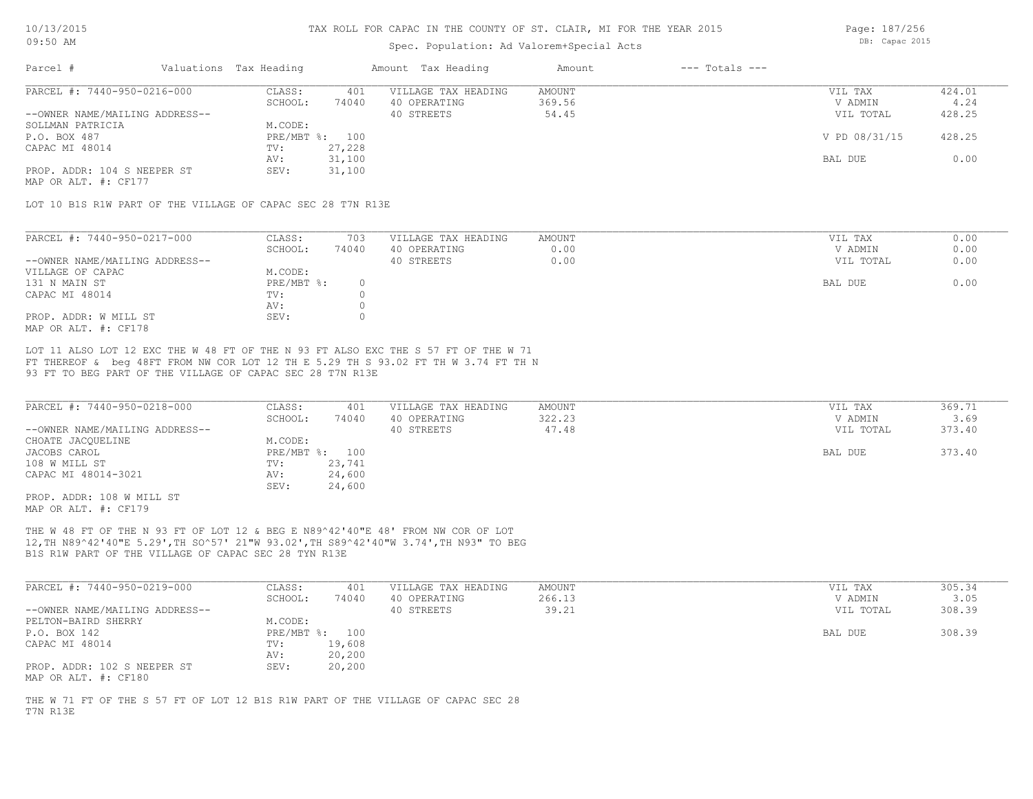TAX ROLL FOR CAPAC IN THE COUNTY OF ST. CLAIR, MI FOR THE YEAR 2015

Spec. Population: Ad Valorem+Special Acts

| Parcel # | Valuations | Tax Heading | Amount | Tax Heading | Amount | --- Totals --- | |
|---|---|---|---|---|---|---|---|

---

**PARCEL #: 7440-950-0216-000**

| | | | | | | |
|---|---|---|---|---|---|---|
| | CLASS: | 401 | VILLAGE TAX HEADING | AMOUNT | VIL TAX | 424.01 |
| | SCHOOL: | 74040 | 40 OPERATING | 369.56 | V ADMIN | 4.24 |
| --OWNER NAME/MAILING ADDRESS-- | | | 40 STREETS | 54.45 | VIL TOTAL | 428.25 |
| SOLLMAN PATRICIA | M.CODE: | | | | | |
| P.O. BOX 487 | PRE/MBT %: | 100 | | | V PD 08/31/15 | 428.25 |
| CAPAC MI 48014 | TV: | 27,228 | | | | |
| | AV: | 31,100 | | | BAL DUE | 0.00 |
| PROP. ADDR: 104 S NEEPER ST | SEV: | 31,100 | | | | |
| MAP OR ALT. #: CF177 | | | | | | |

LOT 10 B1S R1W PART OF THE VILLAGE OF CAPAC SEC 28 T7N R13E

---

**PARCEL #: 7440-950-0217-000**

| | | | | | | |
|---|---|---|---|---|---|---|
| | CLASS: | 703 | VILLAGE TAX HEADING | AMOUNT | VIL TAX | 0.00 |
| | SCHOOL: | 74040 | 40 OPERATING | 0.00 | V ADMIN | 0.00 |
| --OWNER NAME/MAILING ADDRESS-- | | | 40 STREETS | 0.00 | VIL TOTAL | 0.00 |
| VILLAGE OF CAPAC | M.CODE: | | | | | |
| 131 N MAIN ST | PRE/MBT %: | 0 | | | BAL DUE | 0.00 |
| CAPAC MI 48014 | TV: | 0 | | | | |
| | AV: | 0 | | | | |
| PROP. ADDR: W MILL ST | SEV: | 0 | | | | |
| MAP OR ALT. #: CF178 | | | | | | |

LOT 11 ALSO LOT 12 EXC THE W 48 FT OF THE N 93 FT ALSO EXC THE S 57 FT OF THE W 71 FT THEREOF & beg 48FT FROM NW COR LOT 12 TH E 5.29 TH S 93.02 FT TH W 3.74 FT TH N 93 FT TO BEG PART OF THE VILLAGE OF CAPAC SEC 28 T7N R13E

---

**PARCEL #: 7440-950-0218-000**

| | | | | | | |
|---|---|---|---|---|---|---|
| | CLASS: | 401 | VILLAGE TAX HEADING | AMOUNT | VIL TAX | 369.71 |
| | SCHOOL: | 74040 | 40 OPERATING | 322.23 | V ADMIN | 3.69 |
| --OWNER NAME/MAILING ADDRESS-- | | | 40 STREETS | 47.48 | VIL TOTAL | 373.40 |
| CHOATE JACQUELINE | M.CODE: | | | | | |
| JACOBS CAROL | PRE/MBT %: | 100 | | | BAL DUE | 373.40 |
| 108 W MILL ST | TV: | 23,741 | | | | |
| CAPAC MI 48014-3021 | AV: | 24,600 | | | | |
| | SEV: | 24,600 | | | | |
| PROP. ADDR: 108 W MILL ST | | | | | | |
| MAP OR ALT. #: CF179 | | | | | | |

THE W 48 FT OF THE N 93 FT OF LOT 12 & BEG E N89^42'40"E 48' FROM NW COR OF LOT 12,TH N89^42'40"E 5.29',TH SO^57' 21"W 93.02',TH S89^42'40"W 3.74',TH N93" TO BEG B1S R1W PART OF THE VILLAGE OF CAPAC SEC 28 TYN R13E

---

**PARCEL #: 7440-950-0219-000**

| | | | | | | |
|---|---|---|---|---|---|---|
| | CLASS: | 401 | VILLAGE TAX HEADING | AMOUNT | VIL TAX | 305.34 |
| | SCHOOL: | 74040 | 40 OPERATING | 266.13 | V ADMIN | 3.05 |
| --OWNER NAME/MAILING ADDRESS-- | | | 40 STREETS | 39.21 | VIL TOTAL | 308.39 |
| PELTON-BAIRD SHERRY | M.CODE: | | | | | |
| P.O. BOX 142 | PRE/MBT %: | 100 | | | BAL DUE | 308.39 |
| CAPAC MI 48014 | TV: | 19,608 | | | | |
| | AV: | 20,200 | | | | |
| PROP. ADDR: 102 S NEEPER ST | SEV: | 20,200 | | | | |
| MAP OR ALT. #: CF180 | | | | | | |

THE W 71 FT OF THE S 57 FT OF LOT 12 B1S R1W PART OF THE VILLAGE OF CAPAC SEC 28 T7N R13E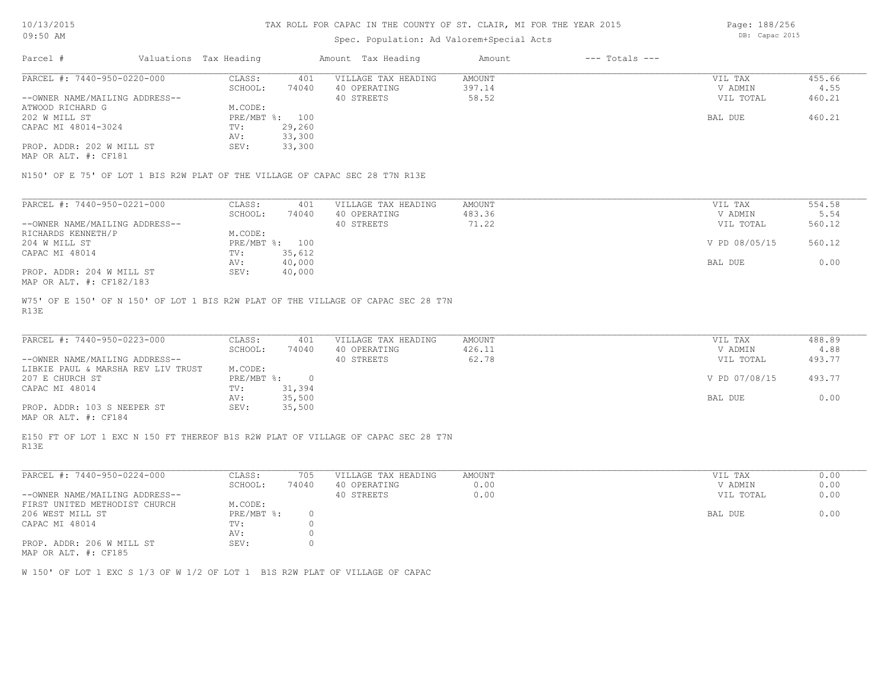# TAX ROLL FOR CAPAC IN THE COUNTY OF ST. CLAIR, MI FOR THE YEAR 2015

10/13/2015
09:50 AM

Spec. Population: Ad Valorem+Special Acts

DB: Capac 2015

| Parcel # | Valuations | Tax Heading | Amount | Tax Heading | Amount | --- Totals --- | |
|---|---|---|---|---|---|---|---|

## PARCEL #: 7440-950-0220-000

| | | | | | | |
|---|---|---|---|---|---|---|
| --OWNER NAME/MAILING ADDRESS-- | CLASS: | 401 | VILLAGE TAX HEADING | AMOUNT | VIL TAX | 455.66 |
| ATWOOD RICHARD G | SCHOOL: | 74040 | 40 OPERATING | 397.14 | V ADMIN | 4.55 |
| 202 W MILL ST | M.CODE: | | 40 STREETS | 58.52 | VIL TOTAL | 460.21 |
| CAPAC MI 48014-3024 | PRE/MBT %: | 100 | | | BAL DUE | 460.21 |
| PROP. ADDR: 202 W MILL ST | TV: | 29,260 | | | | |
| MAP OR ALT. #: CF181 | AV: | 33,300 | | | | |
| | SEV: | 33,300 | | | | |

N150' OF E 75' OF LOT 1 BIS R2W PLAT OF THE VILLAGE OF CAPAC SEC 28 T7N R13E

## PARCEL #: 7440-950-0221-000

| | | | | | | |
|---|---|---|---|---|---|---|
| --OWNER NAME/MAILING ADDRESS-- | CLASS: | 401 | VILLAGE TAX HEADING | AMOUNT | VIL TAX | 554.58 |
| RICHARDS KENNETH/P | SCHOOL: | 74040 | 40 OPERATING | 483.36 | V ADMIN | 5.54 |
| 204 W MILL ST | M.CODE: | | 40 STREETS | 71.22 | VIL TOTAL | 560.12 |
| CAPAC MI 48014 | PRE/MBT %: | 100 | | | V PD 08/05/15 | 560.12 |
| PROP. ADDR: 204 W MILL ST | TV: | 35,612 | | | BAL DUE | 0.00 |
| MAP OR ALT. #: CF182/183 | AV: | 40,000 | | | | |
| | SEV: | 40,000 | | | | |

W75' OF E 150' OF N 150' OF LOT 1 BIS R2W PLAT OF THE VILLAGE OF CAPAC SEC 28 T7N R13E

## PARCEL #: 7440-950-0223-000

| | | | | | | |
|---|---|---|---|---|---|---|
| --OWNER NAME/MAILING ADDRESS-- | CLASS: | 401 | VILLAGE TAX HEADING | AMOUNT | VIL TAX | 488.89 |
| LIBKIE PAUL & MARSHA REV LIV TRUST | SCHOOL: | 74040 | 40 OPERATING | 426.11 | V ADMIN | 4.88 |
| 207 E CHURCH ST | M.CODE: | | 40 STREETS | 62.78 | VIL TOTAL | 493.77 |
| CAPAC MI 48014 | PRE/MBT %: | 0 | | | V PD 07/08/15 | 493.77 |
| PROP. ADDR: 103 S NEEPER ST | TV: | 31,394 | | | BAL DUE | 0.00 |
| MAP OR ALT. #: CF184 | AV: | 35,500 | | | | |
| | SEV: | 35,500 | | | | |

E150 FT OF LOT 1 EXC N 150 FT THEREOF B1S R2W PLAT OF VILLAGE OF CAPAC SEC 28 T7N R13E

## PARCEL #: 7440-950-0224-000

| | | | | | | |
|---|---|---|---|---|---|---|
| --OWNER NAME/MAILING ADDRESS-- | CLASS: | 705 | VILLAGE TAX HEADING | AMOUNT | VIL TAX | 0.00 |
| FIRST UNITED METHODIST CHURCH | SCHOOL: | 74040 | 40 OPERATING | 0.00 | V ADMIN | 0.00 |
| 206 WEST MILL ST | M.CODE: | | 40 STREETS | 0.00 | VIL TOTAL | 0.00 |
| CAPAC MI 48014 | PRE/MBT %: | 0 | | | BAL DUE | 0.00 |
| PROP. ADDR: 206 W MILL ST | TV: | 0 | | | | |
| MAP OR ALT. #: CF185 | AV: | 0 | | | | |
| | SEV: | 0 | | | | |

W 150' OF LOT 1 EXC S 1/3 OF W 1/2 OF LOT 1 B1S R2W PLAT OF VILLAGE OF CAPAC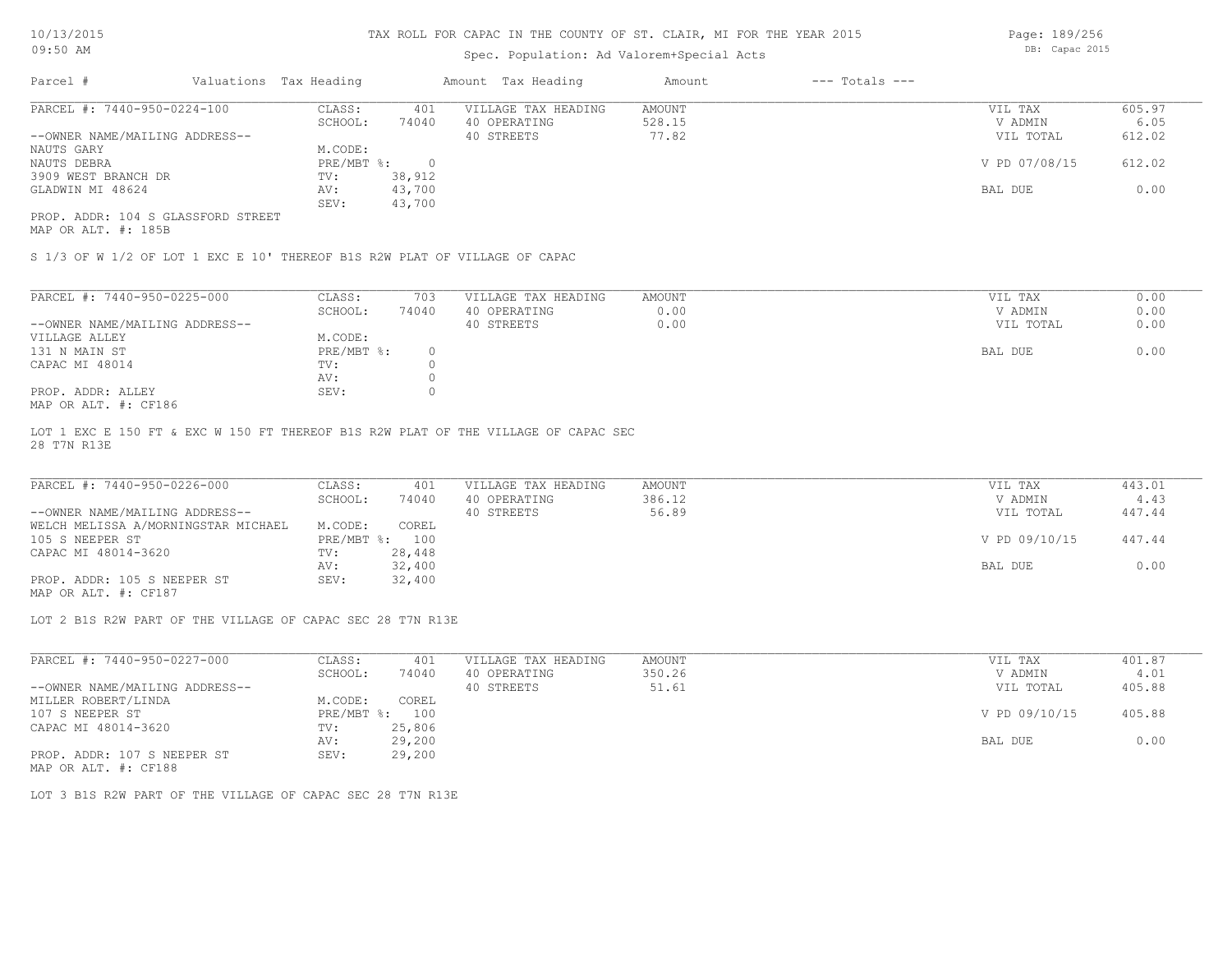# TAX ROLL FOR CAPAC IN THE COUNTY OF ST. CLAIR, MI FOR THE YEAR 2015

Spec. Population: Ad Valorem+Special Acts

10/13/2015 09:50 AM

DB: Capac 2015

| Parcel # | Valuations | Tax Heading | Amount | Tax Heading | Amount | --- Totals --- | |
|---|---|---|---|---|---|---|---|

---

PARCEL #: 7440-950-0224-100

| | | | | | |
|---|---|---|---|---|---|
| CLASS: | 401 | VILLAGE TAX HEADING | AMOUNT | VIL TAX | 605.97 |
| SCHOOL: | 74040 | 40 OPERATING | 528.15 | V ADMIN | 6.05 |
| | | 40 STREETS | 77.82 | VIL TOTAL | 612.02 |
| M.CODE: | | | | | |
| PRE/MBT %: | 0 | | | V PD 07/08/15 | 612.02 |
| TV: | 38,912 | | | | |
| AV: | 43,700 | | | BAL DUE | 0.00 |
| SEV: | 43,700 | | | | |

--OWNER NAME/MAILING ADDRESS--
NAUTS GARY
NAUTS DEBRA
3909 WEST BRANCH DR
GLADWIN MI 48624

PROP. ADDR: 104 S GLASSFORD STREET
MAP OR ALT. #: 185B

S 1/3 OF W 1/2 OF LOT 1 EXC E 10' THEREOF B1S R2W PLAT OF VILLAGE OF CAPAC

---

PARCEL #: 7440-950-0225-000

| | | | | | |
|---|---|---|---|---|---|
| CLASS: | 703 | VILLAGE TAX HEADING | AMOUNT | VIL TAX | 0.00 |
| SCHOOL: | 74040 | 40 OPERATING | 0.00 | V ADMIN | 0.00 |
| | | 40 STREETS | 0.00 | VIL TOTAL | 0.00 |
| M.CODE: | | | | | |
| PRE/MBT %: | 0 | | | BAL DUE | 0.00 |
| TV: | 0 | | | | |
| AV: | 0 | | | | |
| SEV: | 0 | | | | |

--OWNER NAME/MAILING ADDRESS--
VILLAGE ALLEY
131 N MAIN ST
CAPAC MI 48014

PROP. ADDR: ALLEY
MAP OR ALT. #: CF186

LOT 1 EXC E 150 FT & EXC W 150 FT THEREOF B1S R2W PLAT OF THE VILLAGE OF CAPAC SEC 28 T7N R13E

---

PARCEL #: 7440-950-0226-000

| | | | | | |
|---|---|---|---|---|---|
| CLASS: | 401 | VILLAGE TAX HEADING | AMOUNT | VIL TAX | 443.01 |
| SCHOOL: | 74040 | 40 OPERATING | 386.12 | V ADMIN | 4.43 |
| | | 40 STREETS | 56.89 | VIL TOTAL | 447.44 |
| M.CODE: | COREL | | | | |
| PRE/MBT %: | 100 | | | V PD 09/10/15 | 447.44 |
| TV: | 28,448 | | | | |
| AV: | 32,400 | | | BAL DUE | 0.00 |
| SEV: | 32,400 | | | | |

--OWNER NAME/MAILING ADDRESS--
WELCH MELISSA A/MORNINGSTAR MICHAEL
105 S NEEPER ST
CAPAC MI 48014-3620

PROP. ADDR: 105 S NEEPER ST
MAP OR ALT. #: CF187

LOT 2 B1S R2W PART OF THE VILLAGE OF CAPAC SEC 28 T7N R13E

---

PARCEL #: 7440-950-0227-000

| | | | | | |
|---|---|---|---|---|---|
| CLASS: | 401 | VILLAGE TAX HEADING | AMOUNT | VIL TAX | 401.87 |
| SCHOOL: | 74040 | 40 OPERATING | 350.26 | V ADMIN | 4.01 |
| | | 40 STREETS | 51.61 | VIL TOTAL | 405.88 |
| M.CODE: | COREL | | | | |
| PRE/MBT %: | 100 | | | V PD 09/10/15 | 405.88 |
| TV: | 25,806 | | | | |
| AV: | 29,200 | | | BAL DUE | 0.00 |
| SEV: | 29,200 | | | | |

--OWNER NAME/MAILING ADDRESS--
MILLER ROBERT/LINDA
107 S NEEPER ST
CAPAC MI 48014-3620

PROP. ADDR: 107 S NEEPER ST
MAP OR ALT. #: CF188

LOT 3 B1S R2W PART OF THE VILLAGE OF CAPAC SEC 28 T7N R13E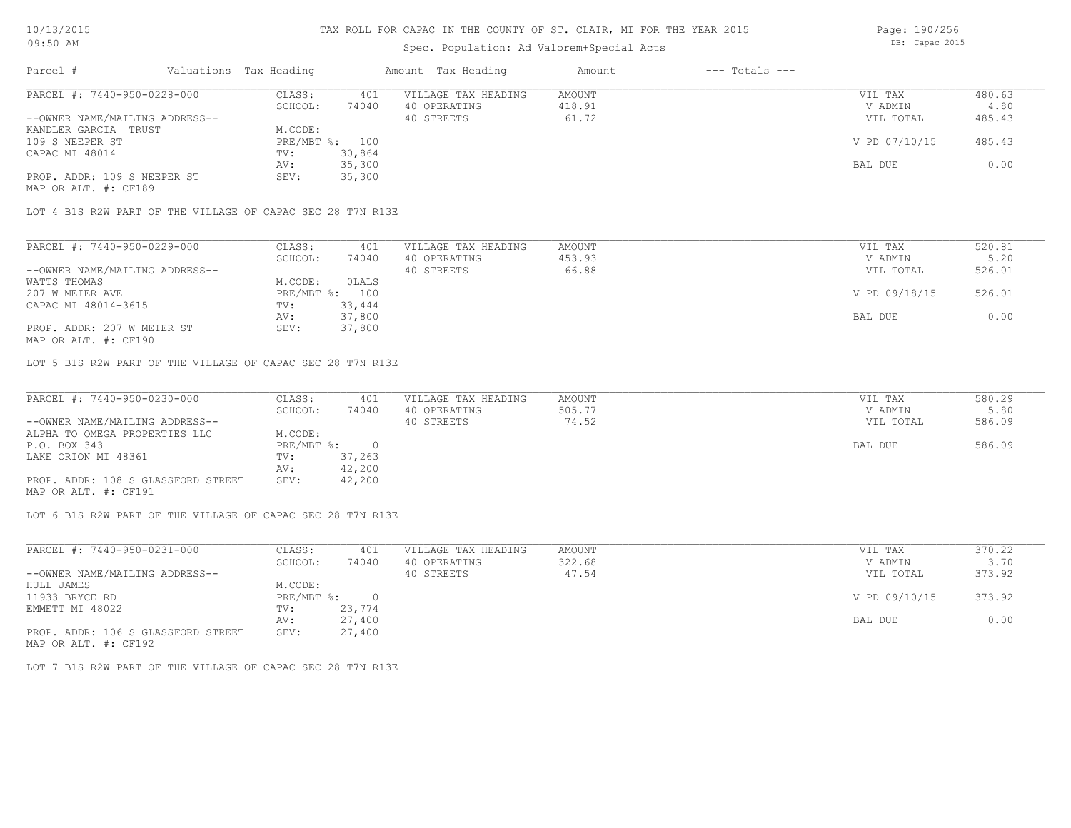# TAX ROLL FOR CAPAC IN THE COUNTY OF ST. CLAIR, MI FOR THE YEAR 2015

Spec. Population: Ad Valorem+Special Acts

| Parcel # | Valuations | Tax Heading | Amount | Tax Heading | Amount | --- Totals --- | |
|---|---|---|---|---|---|---|---|
| PARCEL #: 7440-950-0228-000 | CLASS: | 401 | VILLAGE TAX HEADING | AMOUNT | | VIL TAX | 480.63 |
| | SCHOOL: | 74040 | 40 OPERATING | 418.91 | | V ADMIN | 4.80 |
| --OWNER NAME/MAILING ADDRESS-- | | | 40 STREETS | 61.72 | | VIL TOTAL | 485.43 |
| KANDLER GARCIA TRUST | M.CODE: | | | | | | |
| 109 S NEEPER ST | PRE/MBT %: | 100 | | | | V PD 07/10/15 | 485.43 |
| CAPAC MI 48014 | TV: | 30,864 | | | | | |
| | AV: | 35,300 | | | | BAL DUE | 0.00 |
| PROP. ADDR: 109 S NEEPER ST | SEV: | 35,300 | | | | | |
| MAP OR ALT. #: CF189 | | | | | | | |

LOT 4 B1S R2W PART OF THE VILLAGE OF CAPAC SEC 28 T7N R13E

| Parcel # | Valuations | Tax Heading | Amount | Tax Heading | Amount | --- Totals --- | |
|---|---|---|---|---|---|---|---|
| PARCEL #: 7440-950-0229-000 | CLASS: | 401 | VILLAGE TAX HEADING | AMOUNT | | VIL TAX | 520.81 |
| | SCHOOL: | 74040 | 40 OPERATING | 453.93 | | V ADMIN | 5.20 |
| --OWNER NAME/MAILING ADDRESS-- | | | 40 STREETS | 66.88 | | VIL TOTAL | 526.01 |
| WATTS THOMAS | M.CODE: | 0LALS | | | | | |
| 207 W MEIER AVE | PRE/MBT %: | 100 | | | | V PD 09/18/15 | 526.01 |
| CAPAC MI 48014-3615 | TV: | 33,444 | | | | | |
| | AV: | 37,800 | | | | BAL DUE | 0.00 |
| PROP. ADDR: 207 W MEIER ST | SEV: | 37,800 | | | | | |
| MAP OR ALT. #: CF190 | | | | | | | |

LOT 5 B1S R2W PART OF THE VILLAGE OF CAPAC SEC 28 T7N R13E

| Parcel # | Valuations | Tax Heading | Amount | Tax Heading | Amount | --- Totals --- | |
|---|---|---|---|---|---|---|---|
| PARCEL #: 7440-950-0230-000 | CLASS: | 401 | VILLAGE TAX HEADING | AMOUNT | | VIL TAX | 580.29 |
| | SCHOOL: | 74040 | 40 OPERATING | 505.77 | | V ADMIN | 5.80 |
| --OWNER NAME/MAILING ADDRESS-- | | | 40 STREETS | 74.52 | | VIL TOTAL | 586.09 |
| ALPHA TO OMEGA PROPERTIES LLC | M.CODE: | | | | | | |
| P.O. BOX 343 | PRE/MBT %: | 0 | | | | BAL DUE | 586.09 |
| LAKE ORION MI 48361 | TV: | 37,263 | | | | | |
| | AV: | 42,200 | | | | | |
| PROP. ADDR: 108 S GLASSFORD STREET | SEV: | 42,200 | | | | | |
| MAP OR ALT. #: CF191 | | | | | | | |

LOT 6 B1S R2W PART OF THE VILLAGE OF CAPAC SEC 28 T7N R13E

| Parcel # | Valuations | Tax Heading | Amount | Tax Heading | Amount | --- Totals --- | |
|---|---|---|---|---|---|---|---|
| PARCEL #: 7440-950-0231-000 | CLASS: | 401 | VILLAGE TAX HEADING | AMOUNT | | VIL TAX | 370.22 |
| | SCHOOL: | 74040 | 40 OPERATING | 322.68 | | V ADMIN | 3.70 |
| --OWNER NAME/MAILING ADDRESS-- | | | 40 STREETS | 47.54 | | VIL TOTAL | 373.92 |
| HULL JAMES | M.CODE: | | | | | | |
| 11933 BRYCE RD | PRE/MBT %: | 0 | | | | V PD 09/10/15 | 373.92 |
| EMMETT MI 48022 | TV: | 23,774 | | | | | |
| | AV: | 27,400 | | | | BAL DUE | 0.00 |
| PROP. ADDR: 106 S GLASSFORD STREET | SEV: | 27,400 | | | | | |
| MAP OR ALT. #: CF192 | | | | | | | |

LOT 7 B1S R2W PART OF THE VILLAGE OF CAPAC SEC 28 T7N R13E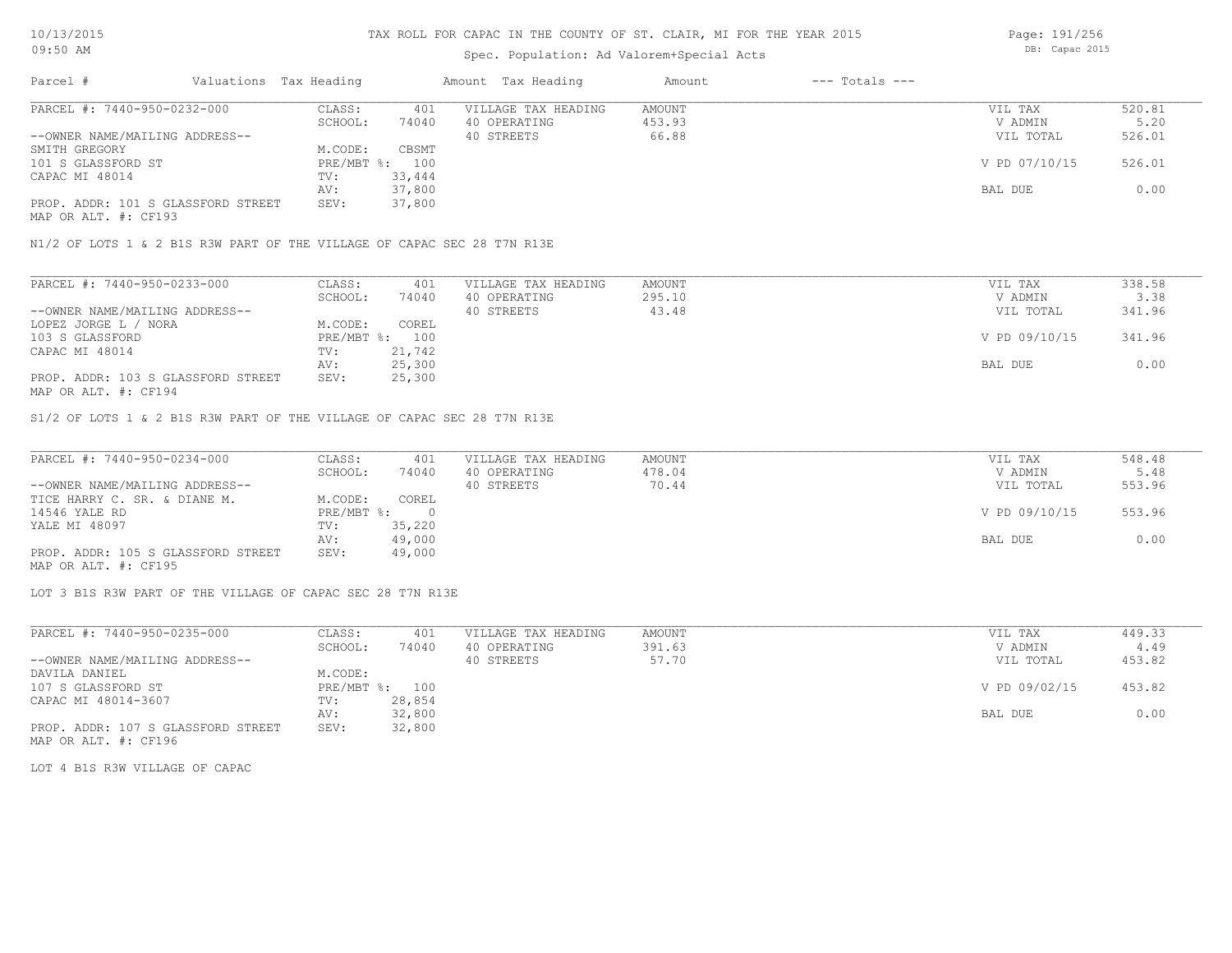# TAX ROLL FOR CAPAC IN THE COUNTY OF ST. CLAIR, MI FOR THE YEAR 2015

10/13/2015
09:50 AM

Spec. Population: Ad Valorem+Special Acts

DB: Capac 2015

| Parcel # | Valuations | Tax Heading | Amount | Tax Heading | Amount | --- Totals --- | |
|---|---|---|---|---|---|---|---|
| PARCEL #: 7440-950-0232-000 | CLASS: | 401 | VILLAGE TAX HEADING | AMOUNT | | VIL TAX | 520.81 |
| | SCHOOL: | 74040 | 40 OPERATING | 453.93 | | V ADMIN | 5.20 |
| --OWNER NAME/MAILING ADDRESS-- | | | 40 STREETS | 66.88 | | VIL TOTAL | 526.01 |
| SMITH GREGORY | M.CODE: | CBSMT | | | | | |
| 101 S GLASSFORD ST | PRE/MBT %: | 100 | | | | V PD 07/10/15 | 526.01 |
| CAPAC MI 48014 | TV: | 33,444 | | | | | |
| | AV: | 37,800 | | | | BAL DUE | 0.00 |
| PROP. ADDR: 101 S GLASSFORD STREET | SEV: | 37,800 | | | | | |
| MAP OR ALT. #: CF193 | | | | | | | |

N1/2 OF LOTS 1 & 2 B1S R3W PART OF THE VILLAGE OF CAPAC SEC 28 T7N R13E

| Parcel # | Valuations | Tax Heading | Amount | Tax Heading | Amount | --- Totals --- | |
|---|---|---|---|---|---|---|---|
| PARCEL #: 7440-950-0233-000 | CLASS: | 401 | VILLAGE TAX HEADING | AMOUNT | | VIL TAX | 338.58 |
| | SCHOOL: | 74040 | 40 OPERATING | 295.10 | | V ADMIN | 3.38 |
| --OWNER NAME/MAILING ADDRESS-- | | | 40 STREETS | 43.48 | | VIL TOTAL | 341.96 |
| LOPEZ JORGE L / NORA | M.CODE: | COREL | | | | | |
| 103 S GLASSFORD | PRE/MBT %: | 100 | | | | V PD 09/10/15 | 341.96 |
| CAPAC MI 48014 | TV: | 21,742 | | | | | |
| | AV: | 25,300 | | | | BAL DUE | 0.00 |
| PROP. ADDR: 103 S GLASSFORD STREET | SEV: | 25,300 | | | | | |
| MAP OR ALT. #: CF194 | | | | | | | |

S1/2 OF LOTS 1 & 2 B1S R3W PART OF THE VILLAGE OF CAPAC SEC 28 T7N R13E

| Parcel # | Valuations | Tax Heading | Amount | Tax Heading | Amount | --- Totals --- | |
|---|---|---|---|---|---|---|---|
| PARCEL #: 7440-950-0234-000 | CLASS: | 401 | VILLAGE TAX HEADING | AMOUNT | | VIL TAX | 548.48 |
| | SCHOOL: | 74040 | 40 OPERATING | 478.04 | | V ADMIN | 5.48 |
| --OWNER NAME/MAILING ADDRESS-- | | | 40 STREETS | 70.44 | | VIL TOTAL | 553.96 |
| TICE HARRY C. SR. & DIANE M. | M.CODE: | COREL | | | | | |
| 14546 YALE RD | PRE/MBT %: | 0 | | | | V PD 09/10/15 | 553.96 |
| YALE MI 48097 | TV: | 35,220 | | | | | |
| | AV: | 49,000 | | | | BAL DUE | 0.00 |
| PROP. ADDR: 105 S GLASSFORD STREET | SEV: | 49,000 | | | | | |
| MAP OR ALT. #: CF195 | | | | | | | |

LOT 3 B1S R3W PART OF THE VILLAGE OF CAPAC SEC 28 T7N R13E

| Parcel # | Valuations | Tax Heading | Amount | Tax Heading | Amount | --- Totals --- | |
|---|---|---|---|---|---|---|---|
| PARCEL #: 7440-950-0235-000 | CLASS: | 401 | VILLAGE TAX HEADING | AMOUNT | | VIL TAX | 449.33 |
| | SCHOOL: | 74040 | 40 OPERATING | 391.63 | | V ADMIN | 4.49 |
| --OWNER NAME/MAILING ADDRESS-- | | | 40 STREETS | 57.70 | | VIL TOTAL | 453.82 |
| DAVILA DANIEL | M.CODE: | | | | | | |
| 107 S GLASSFORD ST | PRE/MBT %: | 100 | | | | V PD 09/02/15 | 453.82 |
| CAPAC MI 48014-3607 | TV: | 28,854 | | | | | |
| | AV: | 32,800 | | | | BAL DUE | 0.00 |
| PROP. ADDR: 107 S GLASSFORD STREET | SEV: | 32,800 | | | | | |
| MAP OR ALT. #: CF196 | | | | | | | |

LOT 4 B1S R3W VILLAGE OF CAPAC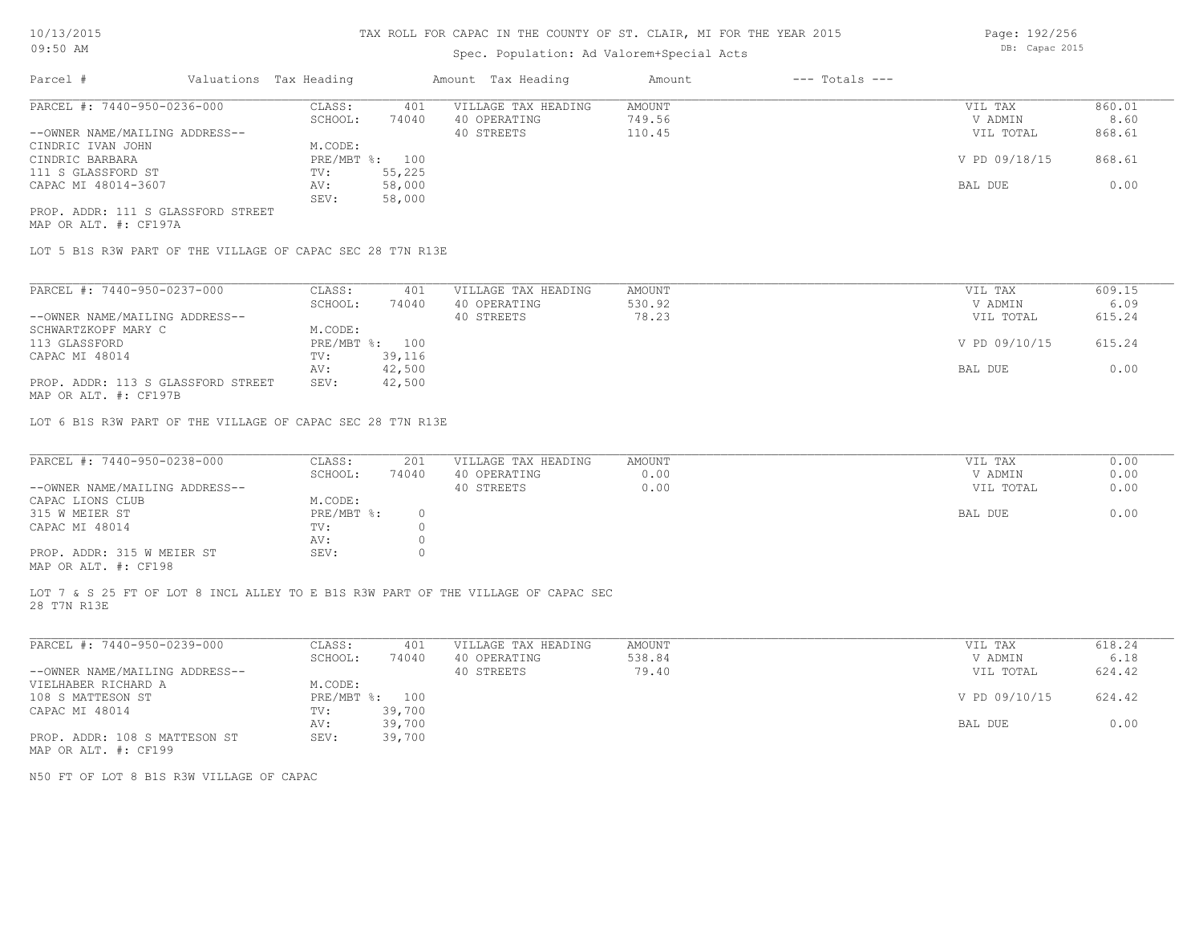# TAX ROLL FOR CAPAC IN THE COUNTY OF ST. CLAIR, MI FOR THE YEAR 2015

Spec. Population: Ad Valorem+Special Acts

DB: Capac 2015

10/13/2015 09:50 AM

| Parcel # | Valuations | Tax Heading | Amount | Tax Heading | Amount | --- Totals --- |
|---|---|---|---|---|---|---|

---

**PARCEL #: 7440-950-0236-000**

| | | | | | |
|---|---|---|---|---|---|
| CLASS: | 401 | VILLAGE TAX HEADING | AMOUNT | VIL TAX | 860.01 |
| SCHOOL: | 74040 | 40 OPERATING | 749.56 | V ADMIN | 8.60 |
| | | 40 STREETS | 110.45 | VIL TOTAL | 868.61 |
| M.CODE: | | | | | |
| PRE/MBT %: | 100 | | | V PD 09/18/15 | 868.61 |
| TV: | 55,225 | | | | |
| AV: | 58,000 | | | BAL DUE | 0.00 |
| SEV: | 58,000 | | | | |

--OWNER NAME/MAILING ADDRESS--
CINDRIC IVAN JOHN
CINDRIC BARBARA
111 S GLASSFORD ST
CAPAC MI 48014-3607

PROP. ADDR: 111 S GLASSFORD STREET
MAP OR ALT. #: CF197A

LOT 5 B1S R3W PART OF THE VILLAGE OF CAPAC SEC 28 T7N R13E

---

**PARCEL #: 7440-950-0237-000**

| | | | | | |
|---|---|---|---|---|---|
| CLASS: | 401 | VILLAGE TAX HEADING | AMOUNT | VIL TAX | 609.15 |
| SCHOOL: | 74040 | 40 OPERATING | 530.92 | V ADMIN | 6.09 |
| | | 40 STREETS | 78.23 | VIL TOTAL | 615.24 |
| M.CODE: | | | | | |
| PRE/MBT %: | 100 | | | V PD 09/10/15 | 615.24 |
| TV: | 39,116 | | | | |
| AV: | 42,500 | | | BAL DUE | 0.00 |
| SEV: | 42,500 | | | | |

--OWNER NAME/MAILING ADDRESS--
SCHWARTZKOPF MARY C
113 GLASSFORD
CAPAC MI 48014

PROP. ADDR: 113 S GLASSFORD STREET
MAP OR ALT. #: CF197B

LOT 6 B1S R3W PART OF THE VILLAGE OF CAPAC SEC 28 T7N R13E

---

**PARCEL #: 7440-950-0238-000**

| | | | | | |
|---|---|---|---|---|---|
| CLASS: | 201 | VILLAGE TAX HEADING | AMOUNT | VIL TAX | 0.00 |
| SCHOOL: | 74040 | 40 OPERATING | 0.00 | V ADMIN | 0.00 |
| | | 40 STREETS | 0.00 | VIL TOTAL | 0.00 |
| M.CODE: | | | | | |
| PRE/MBT %: | 0 | | | BAL DUE | 0.00 |
| TV: | 0 | | | | |
| AV: | 0 | | | | |
| SEV: | 0 | | | | |

--OWNER NAME/MAILING ADDRESS--
CAPAC LIONS CLUB
315 W MEIER ST
CAPAC MI 48014

PROP. ADDR: 315 W MEIER ST
MAP OR ALT. #: CF198

LOT 7 & S 25 FT OF LOT 8 INCL ALLEY TO E B1S R3W PART OF THE VILLAGE OF CAPAC SEC 28 T7N R13E

---

**PARCEL #: 7440-950-0239-000**

| | | | | | |
|---|---|---|---|---|---|
| CLASS: | 401 | VILLAGE TAX HEADING | AMOUNT | VIL TAX | 618.24 |
| SCHOOL: | 74040 | 40 OPERATING | 538.84 | V ADMIN | 6.18 |
| | | 40 STREETS | 79.40 | VIL TOTAL | 624.42 |
| M.CODE: | | | | | |
| PRE/MBT %: | 100 | | | V PD 09/10/15 | 624.42 |
| TV: | 39,700 | | | | |
| AV: | 39,700 | | | BAL DUE | 0.00 |
| SEV: | 39,700 | | | | |

--OWNER NAME/MAILING ADDRESS--
VIELHABER RICHARD A
108 S MATTESON ST
CAPAC MI 48014

PROP. ADDR: 108 S MATTESON ST
MAP OR ALT. #: CF199

N50 FT OF LOT 8 B1S R3W VILLAGE OF CAPAC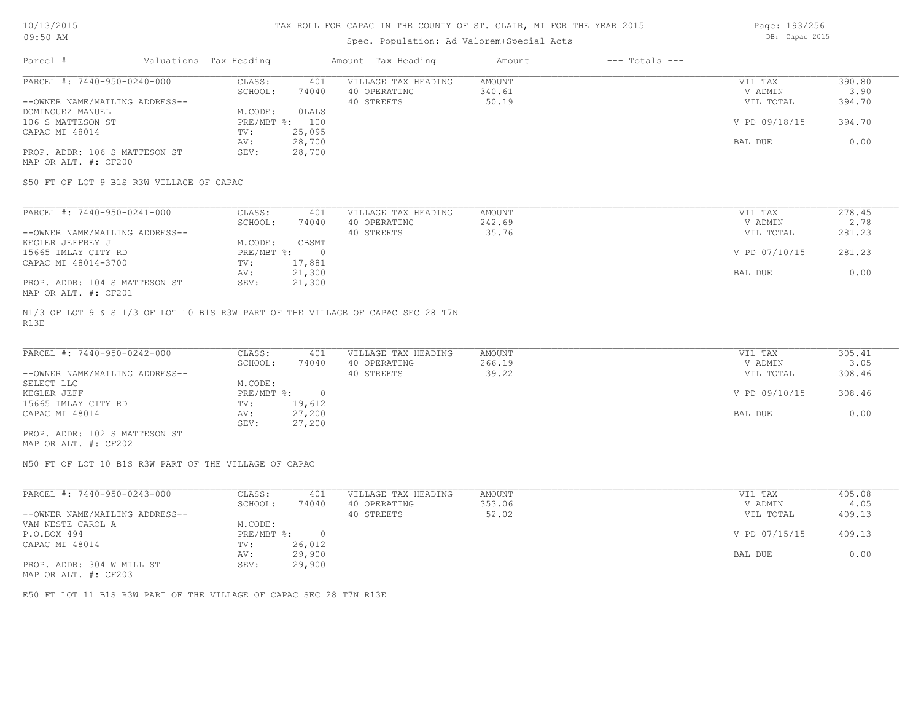# TAX ROLL FOR CAPAC IN THE COUNTY OF ST. CLAIR, MI FOR THE YEAR 2015

Spec. Population: Ad Valorem+Special Acts

DB: Capac 2015

| Parcel # | Valuations | Tax Heading | Amount | Tax Heading | Amount | --- Totals --- | |
|---|---|---|---|---|---|---|---|

---

**PARCEL #: 7440-950-0240-000**

--OWNER NAME/MAILING ADDRESS--
DOMINGUEZ MANUEL
106 S MATTESON ST
CAPAC MI 48014

PROP. ADDR: 106 S MATTESON ST
MAP OR ALT. #: CF200

| | | | | | |
|---|---|---|---|---|---|
| CLASS: | 401 | VILLAGE TAX HEADING | AMOUNT | VIL TAX | 390.80 |
| SCHOOL: | 74040 | 40 OPERATING | 340.61 | V ADMIN | 3.90 |
| M.CODE: | OLALS | 40 STREETS | 50.19 | VIL TOTAL | 394.70 |
| PRE/MBT %: | 100 | | | V PD 09/18/15 | 394.70 |
| TV: | 25,095 | | | | |
| AV: | 28,700 | | | BAL DUE | 0.00 |
| SEV: | 28,700 | | | | |

S50 FT OF LOT 9 B1S R3W VILLAGE OF CAPAC

---

**PARCEL #: 7440-950-0241-000**

--OWNER NAME/MAILING ADDRESS--
KEGLER JEFFREY J
15665 IMLAY CITY RD
CAPAC MI 48014-3700

PROP. ADDR: 104 S MATTESON ST
MAP OR ALT. #: CF201

| | | | | | |
|---|---|---|---|---|---|
| CLASS: | 401 | VILLAGE TAX HEADING | AMOUNT | VIL TAX | 278.45 |
| SCHOOL: | 74040 | 40 OPERATING | 242.69 | V ADMIN | 2.78 |
| M.CODE: | CBSMT | 40 STREETS | 35.76 | VIL TOTAL | 281.23 |
| PRE/MBT %: | 0 | | | V PD 07/10/15 | 281.23 |
| TV: | 17,881 | | | | |
| AV: | 21,300 | | | BAL DUE | 0.00 |
| SEV: | 21,300 | | | | |

N1/3 OF LOT 9 & S 1/3 OF LOT 10 B1S R3W PART OF THE VILLAGE OF CAPAC SEC 28 T7N R13E

---

**PARCEL #: 7440-950-0242-000**

--OWNER NAME/MAILING ADDRESS--
SELECT LLC
KEGLER JEFF
15665 IMLAY CITY RD
CAPAC MI 48014

PROP. ADDR: 102 S MATTESON ST
MAP OR ALT. #: CF202

| | | | | | |
|---|---|---|---|---|---|
| CLASS: | 401 | VILLAGE TAX HEADING | AMOUNT | VIL TAX | 305.41 |
| SCHOOL: | 74040 | 40 OPERATING | 266.19 | V ADMIN | 3.05 |
| M.CODE: | | 40 STREETS | 39.22 | VIL TOTAL | 308.46 |
| PRE/MBT %: | 0 | | | V PD 09/10/15 | 308.46 |
| TV: | 19,612 | | | | |
| AV: | 27,200 | | | BAL DUE | 0.00 |
| SEV: | 27,200 | | | | |

N50 FT OF LOT 10 B1S R3W PART OF THE VILLAGE OF CAPAC

---

**PARCEL #: 7440-950-0243-000**

--OWNER NAME/MAILING ADDRESS--
VAN NESTE CAROL A
P.O.BOX 494
CAPAC MI 48014

PROP. ADDR: 304 W MILL ST
MAP OR ALT. #: CF203

| | | | | | |
|---|---|---|---|---|---|
| CLASS: | 401 | VILLAGE TAX HEADING | AMOUNT | VIL TAX | 405.08 |
| SCHOOL: | 74040 | 40 OPERATING | 353.06 | V ADMIN | 4.05 |
| M.CODE: | | 40 STREETS | 52.02 | VIL TOTAL | 409.13 |
| PRE/MBT %: | 0 | | | V PD 07/15/15 | 409.13 |
| TV: | 26,012 | | | | |
| AV: | 29,900 | | | BAL DUE | 0.00 |
| SEV: | 29,900 | | | | |

E50 FT LOT 11 B1S R3W PART OF THE VILLAGE OF CAPAC SEC 28 T7N R13E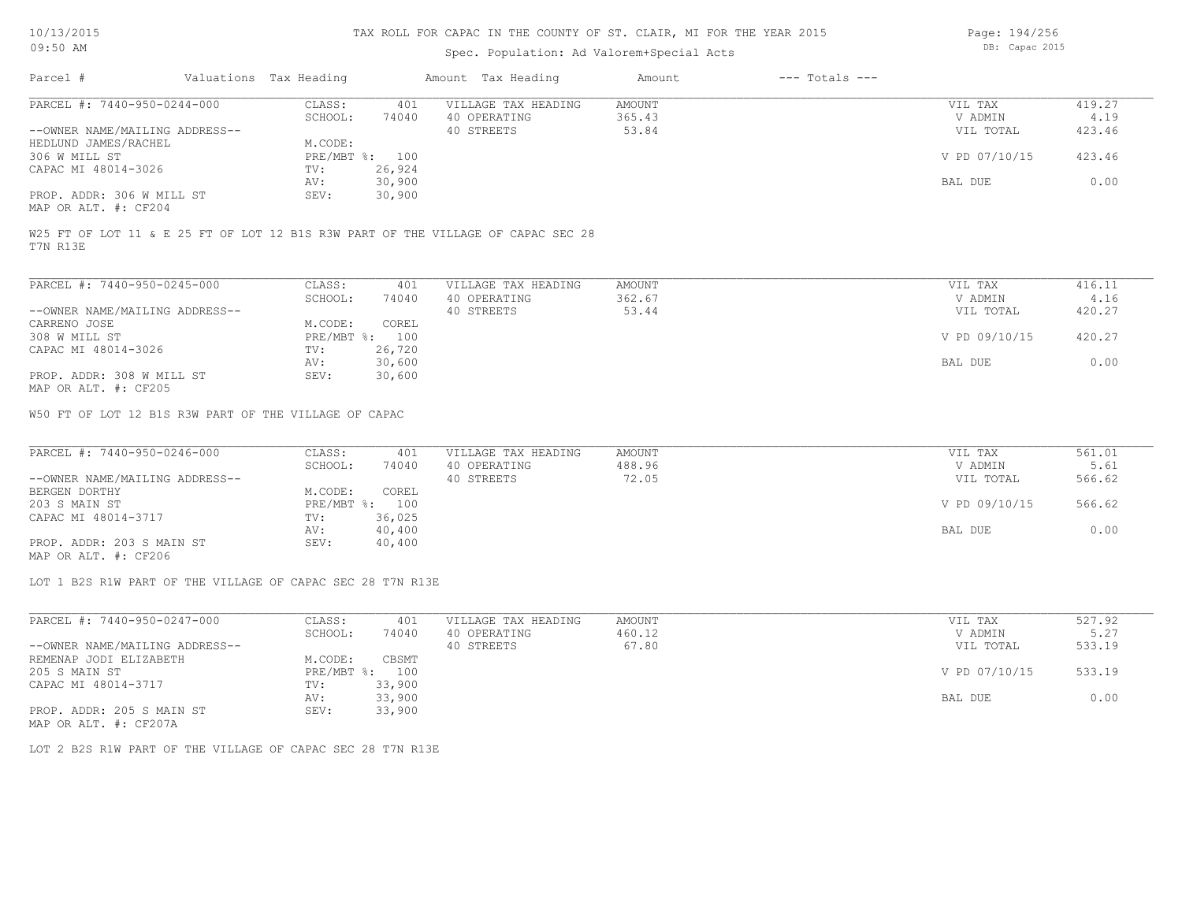# TAX ROLL FOR CAPAC IN THE COUNTY OF ST. CLAIR, MI FOR THE YEAR 2015

Spec. Population: Ad Valorem+Special Acts

DB: Capac 2015

| Parcel # | Valuations Tax Heading | | Amount Tax Heading | Amount | --- Totals --- | |
|---|---|---|---|---|---|---|
| PARCEL #: 7440-950-0244-000 | CLASS: | 401 | VILLAGE TAX HEADING | AMOUNT | VIL TAX | 419.27 |
| | SCHOOL: | 74040 | 40 OPERATING | 365.43 | V ADMIN | 4.19 |
| --OWNER NAME/MAILING ADDRESS-- | | | 40 STREETS | 53.84 | VIL TOTAL | 423.46 |
| HEDLUND JAMES/RACHEL | M.CODE: | | | | | |
| 306 W MILL ST | PRE/MBT %: | 100 | | | V PD 07/10/15 | 423.46 |
| CAPAC MI 48014-3026 | TV: | 26,924 | | | | |
| | AV: | 30,900 | | | BAL DUE | 0.00 |
| PROP. ADDR: 306 W MILL ST | SEV: | 30,900 | | | | |
| MAP OR ALT. #: CF204 | | | | | | |

W25 FT OF LOT 11 & E 25 FT OF LOT 12 B1S R3W PART OF THE VILLAGE OF CAPAC SEC 28 T7N R13E

| Parcel # | Valuations Tax Heading | | Amount Tax Heading | Amount | --- Totals --- | |
|---|---|---|---|---|---|---|
| PARCEL #: 7440-950-0245-000 | CLASS: | 401 | VILLAGE TAX HEADING | AMOUNT | VIL TAX | 416.11 |
| | SCHOOL: | 74040 | 40 OPERATING | 362.67 | V ADMIN | 4.16 |
| --OWNER NAME/MAILING ADDRESS-- | | | 40 STREETS | 53.44 | VIL TOTAL | 420.27 |
| CARRENO JOSE | M.CODE: | COREL | | | | |
| 308 W MILL ST | PRE/MBT %: | 100 | | | V PD 09/10/15 | 420.27 |
| CAPAC MI 48014-3026 | TV: | 26,720 | | | | |
| | AV: | 30,600 | | | BAL DUE | 0.00 |
| PROP. ADDR: 308 W MILL ST | SEV: | 30,600 | | | | |
| MAP OR ALT. #: CF205 | | | | | | |

W50 FT OF LOT 12 B1S R3W PART OF THE VILLAGE OF CAPAC

| Parcel # | Valuations Tax Heading | | Amount Tax Heading | Amount | --- Totals --- | |
|---|---|---|---|---|---|---|
| PARCEL #: 7440-950-0246-000 | CLASS: | 401 | VILLAGE TAX HEADING | AMOUNT | VIL TAX | 561.01 |
| | SCHOOL: | 74040 | 40 OPERATING | 488.96 | V ADMIN | 5.61 |
| --OWNER NAME/MAILING ADDRESS-- | | | 40 STREETS | 72.05 | VIL TOTAL | 566.62 |
| BERGEN DORTHY | M.CODE: | COREL | | | | |
| 203 S MAIN ST | PRE/MBT %: | 100 | | | V PD 09/10/15 | 566.62 |
| CAPAC MI 48014-3717 | TV: | 36,025 | | | | |
| | AV: | 40,400 | | | BAL DUE | 0.00 |
| PROP. ADDR: 203 S MAIN ST | SEV: | 40,400 | | | | |
| MAP OR ALT. #: CF206 | | | | | | |

LOT 1 B2S R1W PART OF THE VILLAGE OF CAPAC SEC 28 T7N R13E

| Parcel # | Valuations Tax Heading | | Amount Tax Heading | Amount | --- Totals --- | |
|---|---|---|---|---|---|---|
| PARCEL #: 7440-950-0247-000 | CLASS: | 401 | VILLAGE TAX HEADING | AMOUNT | VIL TAX | 527.92 |
| | SCHOOL: | 74040 | 40 OPERATING | 460.12 | V ADMIN | 5.27 |
| --OWNER NAME/MAILING ADDRESS-- | | | 40 STREETS | 67.80 | VIL TOTAL | 533.19 |
| REMENAP JODI ELIZABETH | M.CODE: | CBSMT | | | | |
| 205 S MAIN ST | PRE/MBT %: | 100 | | | V PD 07/10/15 | 533.19 |
| CAPAC MI 48014-3717 | TV: | 33,900 | | | | |
| | AV: | 33,900 | | | BAL DUE | 0.00 |
| PROP. ADDR: 205 S MAIN ST | SEV: | 33,900 | | | | |
| MAP OR ALT. #: CF207A | | | | | | |

LOT 2 B2S R1W PART OF THE VILLAGE OF CAPAC SEC 28 T7N R13E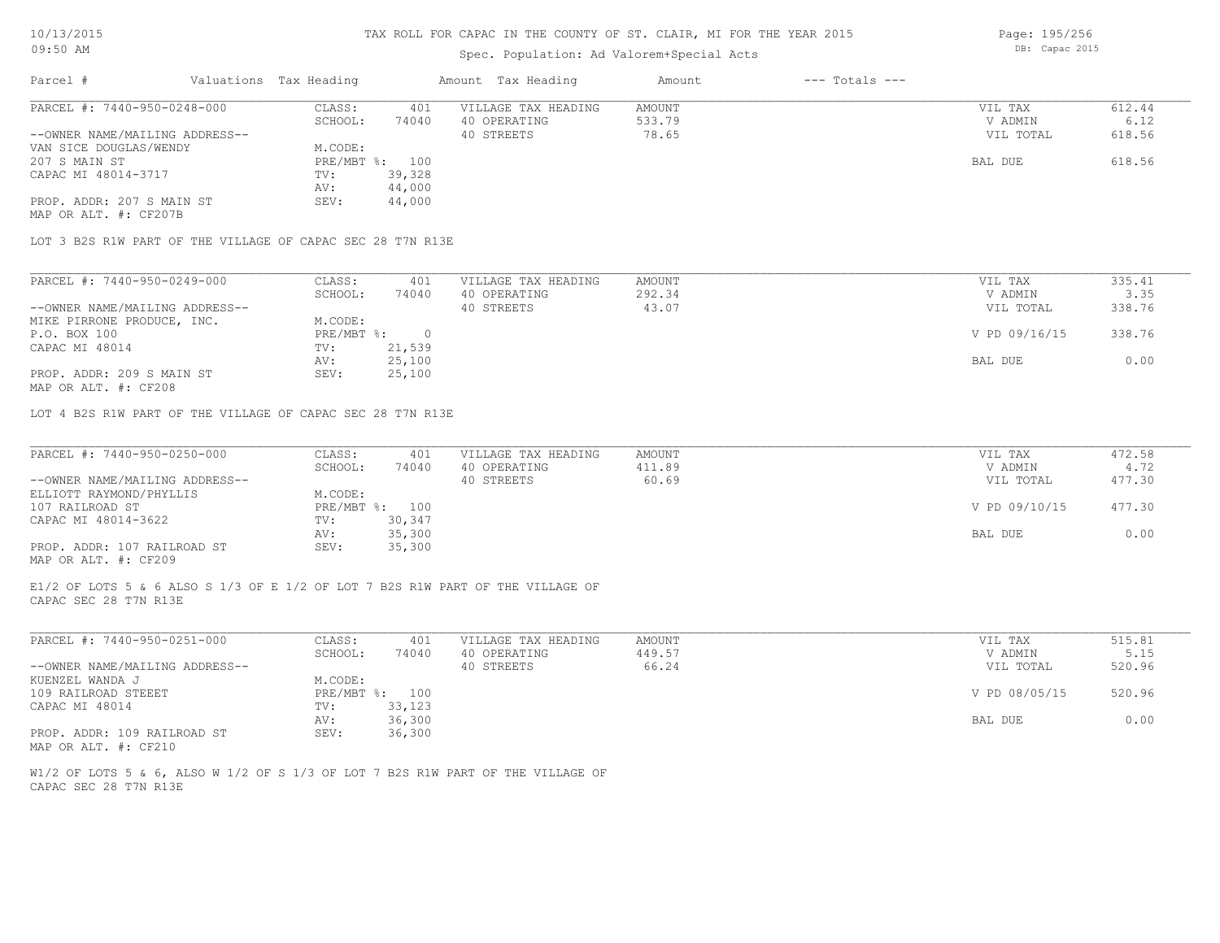# TAX ROLL FOR CAPAC IN THE COUNTY OF ST. CLAIR, MI FOR THE YEAR 2015

Spec. Population: Ad Valorem+Special Acts

10/13/2015 09:50 AM

DB: Capac 2015

| Parcel # | Valuations | Tax Heading | Amount | Tax Heading | Amount | --- Totals --- | |
|---|---|---|---|---|---|---|---|

---

**PARCEL #: 7440-950-0248-000**

| | | | | | |
|---|---|---|---|---|---|
| CLASS: | 401 | VILLAGE TAX HEADING | AMOUNT | VIL TAX | 612.44 |
| SCHOOL: | 74040 | 40 OPERATING | 533.79 | V ADMIN | 6.12 |
| | | 40 STREETS | 78.65 | VIL TOTAL | 618.56 |
| M.CODE: | | | | | |
| PRE/MBT %: | 100 | | | BAL DUE | 618.56 |
| TV: | 39,328 | | | | |
| AV: | 44,000 | | | | |
| SEV: | 44,000 | | | | |

--OWNER NAME/MAILING ADDRESS--
VAN SICE DOUGLAS/WENDY
207 S MAIN ST
CAPAC MI 48014-3717

PROP. ADDR: 207 S MAIN ST
MAP OR ALT. #: CF207B

LOT 3 B2S R1W PART OF THE VILLAGE OF CAPAC SEC 28 T7N R13E

---

**PARCEL #: 7440-950-0249-000**

| | | | | | |
|---|---|---|---|---|---|
| CLASS: | 401 | VILLAGE TAX HEADING | AMOUNT | VIL TAX | 335.41 |
| SCHOOL: | 74040 | 40 OPERATING | 292.34 | V ADMIN | 3.35 |
| | | 40 STREETS | 43.07 | VIL TOTAL | 338.76 |
| M.CODE: | | | | | |
| PRE/MBT %: | 0 | | | V PD 09/16/15 | 338.76 |
| TV: | 21,539 | | | | |
| AV: | 25,100 | | | BAL DUE | 0.00 |
| SEV: | 25,100 | | | | |

--OWNER NAME/MAILING ADDRESS--
MIKE PIRRONE PRODUCE, INC.
P.O. BOX 100
CAPAC MI 48014

PROP. ADDR: 209 S MAIN ST
MAP OR ALT. #: CF208

LOT 4 B2S R1W PART OF THE VILLAGE OF CAPAC SEC 28 T7N R13E

---

**PARCEL #: 7440-950-0250-000**

| | | | | | |
|---|---|---|---|---|---|
| CLASS: | 401 | VILLAGE TAX HEADING | AMOUNT | VIL TAX | 472.58 |
| SCHOOL: | 74040 | 40 OPERATING | 411.89 | V ADMIN | 4.72 |
| | | 40 STREETS | 60.69 | VIL TOTAL | 477.30 |
| M.CODE: | | | | | |
| PRE/MBT %: | 100 | | | V PD 09/10/15 | 477.30 |
| TV: | 30,347 | | | | |
| AV: | 35,300 | | | BAL DUE | 0.00 |
| SEV: | 35,300 | | | | |

--OWNER NAME/MAILING ADDRESS--
ELLIOTT RAYMOND/PHYLLIS
107 RAILROAD ST
CAPAC MI 48014-3622

PROP. ADDR: 107 RAILROAD ST
MAP OR ALT. #: CF209

E1/2 OF LOTS 5 & 6 ALSO S 1/3 OF E 1/2 OF LOT 7 B2S R1W PART OF THE VILLAGE OF CAPAC SEC 28 T7N R13E

---

**PARCEL #: 7440-950-0251-000**

| | | | | | |
|---|---|---|---|---|---|
| CLASS: | 401 | VILLAGE TAX HEADING | AMOUNT | VIL TAX | 515.81 |
| SCHOOL: | 74040 | 40 OPERATING | 449.57 | V ADMIN | 5.15 |
| | | 40 STREETS | 66.24 | VIL TOTAL | 520.96 |
| M.CODE: | | | | | |
| PRE/MBT %: | 100 | | | V PD 08/05/15 | 520.96 |
| TV: | 33,123 | | | | |
| AV: | 36,300 | | | BAL DUE | 0.00 |
| SEV: | 36,300 | | | | |

--OWNER NAME/MAILING ADDRESS--
KUENZEL WANDA J
109 RAILROAD STEEET
CAPAC MI 48014

PROP. ADDR: 109 RAILROAD ST
MAP OR ALT. #: CF210

W1/2 OF LOTS 5 & 6, ALSO W 1/2 OF S 1/3 OF LOT 7 B2S R1W PART OF THE VILLAGE OF CAPAC SEC 28 T7N R13E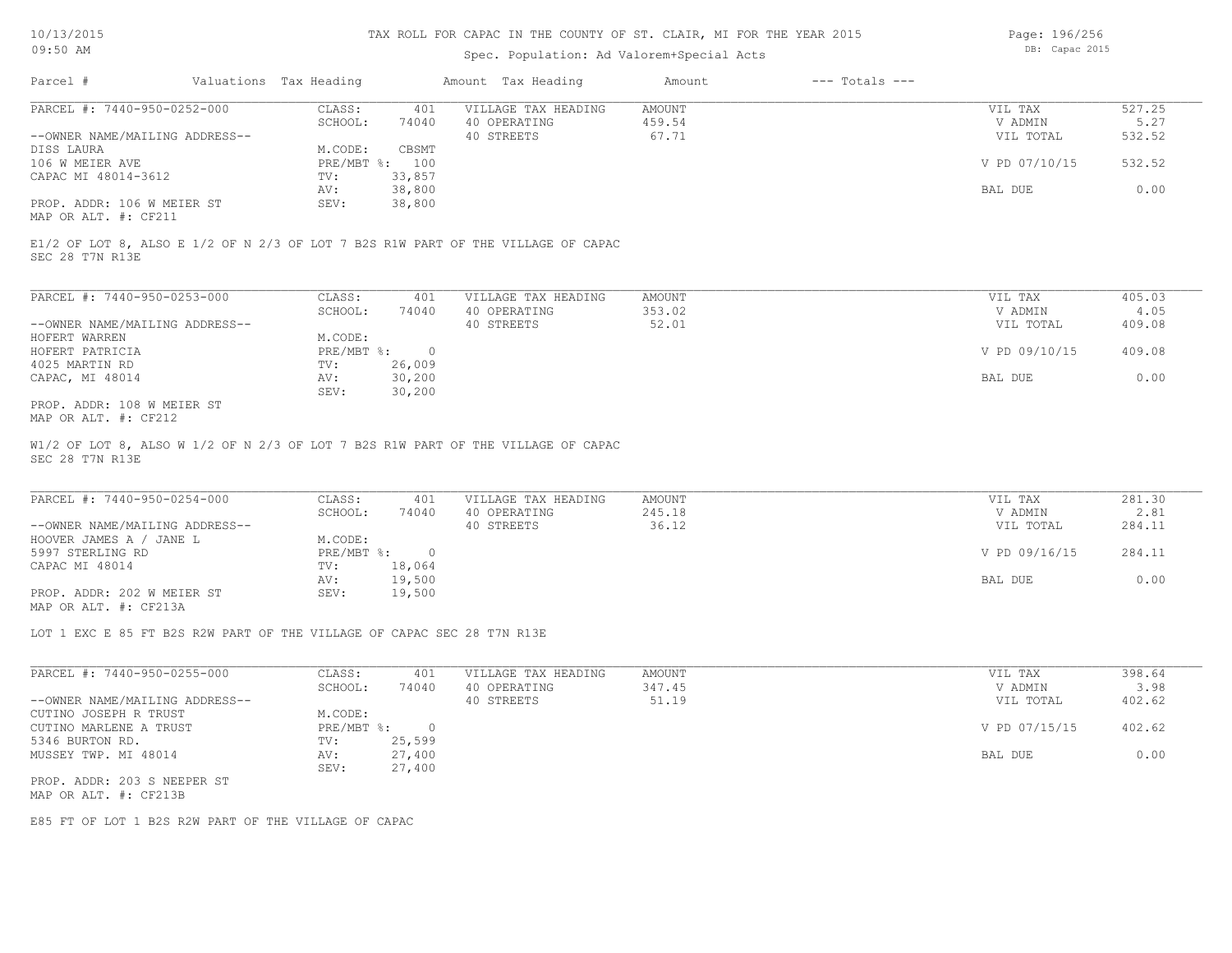TAX ROLL FOR CAPAC IN THE COUNTY OF ST. CLAIR, MI FOR THE YEAR 2015

Spec. Population: Ad Valorem+Special Acts

10/13/2015
09:50 AM

DB: Capac 2015

| Parcel # | Valuations | Tax Heading | Amount | Tax Heading | Amount | --- Totals --- | |
|---|---|---|---|---|---|---|---|

---

PARCEL #: 7440-950-0252-000

| | | | | | |
|---|---|---|---|---|---|
| CLASS: | 401 | VILLAGE TAX HEADING | AMOUNT | VIL TAX | 527.25 |
| SCHOOL: | 74040 | 40 OPERATING | 459.54 | V ADMIN | 5.27 |
| | | 40 STREETS | 67.71 | VIL TOTAL | 532.52 |
| M.CODE: | CBSMT | | | | |
| PRE/MBT %: | 100 | | | V PD 07/10/15 | 532.52 |
| TV: | 33,857 | | | | |
| AV: | 38,800 | | | BAL DUE | 0.00 |
| SEV: | 38,800 | | | | |

--OWNER NAME/MAILING ADDRESS--
DISS LAURA
106 W MEIER AVE
CAPAC MI 48014-3612

PROP. ADDR: 106 W MEIER ST
MAP OR ALT. #: CF211

E1/2 OF LOT 8, ALSO E 1/2 OF N 2/3 OF LOT 7 B2S R1W PART OF THE VILLAGE OF CAPAC
SEC 28 T7N R13E

---

PARCEL #: 7440-950-0253-000

| | | | | | |
|---|---|---|---|---|---|
| CLASS: | 401 | VILLAGE TAX HEADING | AMOUNT | VIL TAX | 405.03 |
| SCHOOL: | 74040 | 40 OPERATING | 353.02 | V ADMIN | 4.05 |
| | | 40 STREETS | 52.01 | VIL TOTAL | 409.08 |
| M.CODE: | | | | | |
| PRE/MBT %: | 0 | | | V PD 09/10/15 | 409.08 |
| TV: | 26,009 | | | | |
| AV: | 30,200 | | | BAL DUE | 0.00 |
| SEV: | 30,200 | | | | |

--OWNER NAME/MAILING ADDRESS--
HOFERT WARREN
HOFERT PATRICIA
4025 MARTIN RD
CAPAC, MI 48014

PROP. ADDR: 108 W MEIER ST
MAP OR ALT. #: CF212

W1/2 OF LOT 8, ALSO W 1/2 OF N 2/3 OF LOT 7 B2S R1W PART OF THE VILLAGE OF CAPAC
SEC 28 T7N R13E

---

PARCEL #: 7440-950-0254-000

| | | | | | |
|---|---|---|---|---|---|
| CLASS: | 401 | VILLAGE TAX HEADING | AMOUNT | VIL TAX | 281.30 |
| SCHOOL: | 74040 | 40 OPERATING | 245.18 | V ADMIN | 2.81 |
| | | 40 STREETS | 36.12 | VIL TOTAL | 284.11 |
| M.CODE: | | | | | |
| PRE/MBT %: | 0 | | | V PD 09/16/15 | 284.11 |
| TV: | 18,064 | | | | |
| AV: | 19,500 | | | BAL DUE | 0.00 |
| SEV: | 19,500 | | | | |

--OWNER NAME/MAILING ADDRESS--
HOOVER JAMES A / JANE L
5997 STERLING RD
CAPAC MI 48014

PROP. ADDR: 202 W MEIER ST
MAP OR ALT. #: CF213A

LOT 1 EXC E 85 FT B2S R2W PART OF THE VILLAGE OF CAPAC SEC 28 T7N R13E

---

PARCEL #: 7440-950-0255-000

| | | | | | |
|---|---|---|---|---|---|
| CLASS: | 401 | VILLAGE TAX HEADING | AMOUNT | VIL TAX | 398.64 |
| SCHOOL: | 74040 | 40 OPERATING | 347.45 | V ADMIN | 3.98 |
| | | 40 STREETS | 51.19 | VIL TOTAL | 402.62 |
| M.CODE: | | | | | |
| PRE/MBT %: | 0 | | | V PD 07/15/15 | 402.62 |
| TV: | 25,599 | | | | |
| AV: | 27,400 | | | BAL DUE | 0.00 |
| SEV: | 27,400 | | | | |

--OWNER NAME/MAILING ADDRESS--
CUTINO JOSEPH R TRUST
CUTINO MARLENE A TRUST
5346 BURTON RD.
MUSSEY TWP. MI 48014

PROP. ADDR: 203 S NEEPER ST
MAP OR ALT. #: CF213B

E85 FT OF LOT 1 B2S R2W PART OF THE VILLAGE OF CAPAC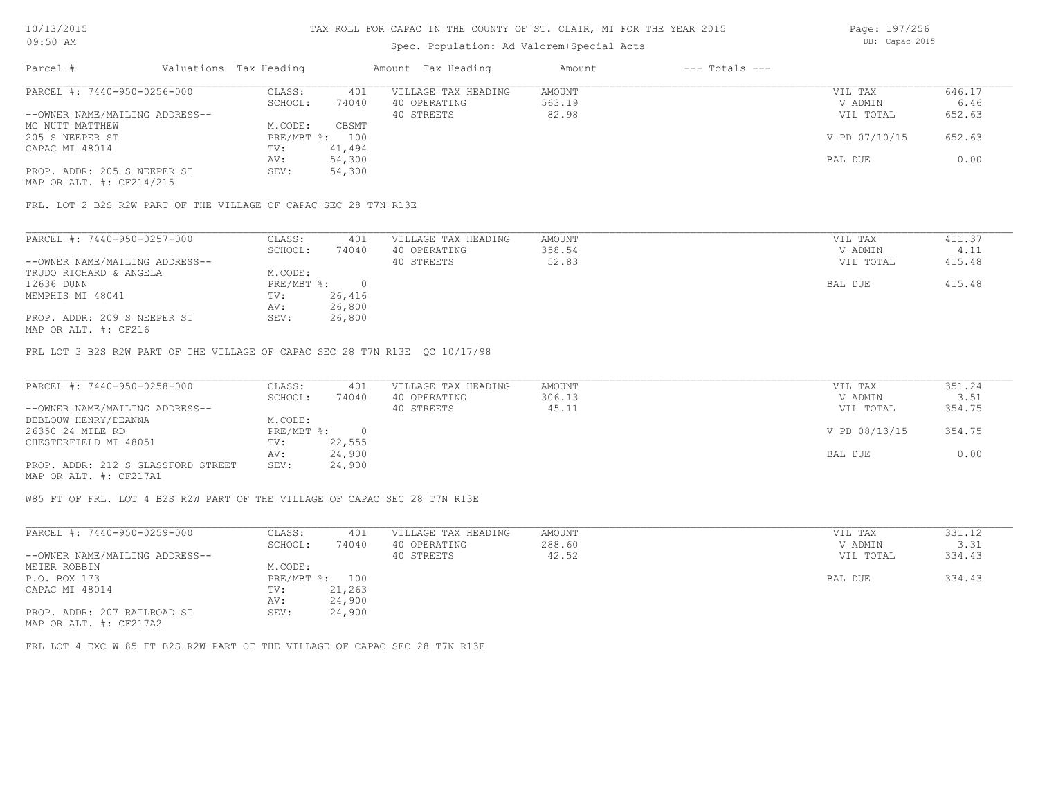TAX ROLL FOR CAPAC IN THE COUNTY OF ST. CLAIR, MI FOR THE YEAR 2015

Spec. Population: Ad Valorem+Special Acts

| Parcel # | Valuations | Tax Heading | Amount | Tax Heading | Amount | --- Totals --- | |
|---|---|---|---|---|---|---|---|
| PARCEL #: 7440-950-0256-000 | CLASS: | 401 | VILLAGE TAX HEADING | AMOUNT | | VIL TAX | 646.17 |
| | SCHOOL: | 74040 | 40 OPERATING | 563.19 | | V ADMIN | 6.46 |
| --OWNER NAME/MAILING ADDRESS-- | | | 40 STREETS | 82.98 | | VIL TOTAL | 652.63 |
| MC NUTT MATTHEW | M.CODE: | CBSMT | | | | | |
| 205 S NEEPER ST | PRE/MBT %: | 100 | | | | V PD 07/10/15 | 652.63 |
| CAPAC MI 48014 | TV: | 41,494 | | | | | |
| | AV: | 54,300 | | | | BAL DUE | 0.00 |
| PROP. ADDR: 205 S NEEPER ST | SEV: | 54,300 | | | | | |
| MAP OR ALT. #: CF214/215 | | | | | | | |

FRL. LOT 2 B2S R2W PART OF THE VILLAGE OF CAPAC SEC 28 T7N R13E

| Parcel # | Valuations | Tax Heading | Amount | Tax Heading | Amount | --- Totals --- | |
|---|---|---|---|---|---|---|---|
| PARCEL #: 7440-950-0257-000 | CLASS: | 401 | VILLAGE TAX HEADING | AMOUNT | | VIL TAX | 411.37 |
| | SCHOOL: | 74040 | 40 OPERATING | 358.54 | | V ADMIN | 4.11 |
| --OWNER NAME/MAILING ADDRESS-- | | | 40 STREETS | 52.83 | | VIL TOTAL | 415.48 |
| TRUDO RICHARD & ANGELA | M.CODE: | | | | | | |
| 12636 DUNN | PRE/MBT %: | 0 | | | | BAL DUE | 415.48 |
| MEMPHIS MI 48041 | TV: | 26,416 | | | | | |
| | AV: | 26,800 | | | | | |
| PROP. ADDR: 209 S NEEPER ST | SEV: | 26,800 | | | | | |
| MAP OR ALT. #: CF216 | | | | | | | |

FRL LOT 3 B2S R2W PART OF THE VILLAGE OF CAPAC SEC 28 T7N R13E QC 10/17/98

| Parcel # | Valuations | Tax Heading | Amount | Tax Heading | Amount | --- Totals --- | |
|---|---|---|---|---|---|---|---|
| PARCEL #: 7440-950-0258-000 | CLASS: | 401 | VILLAGE TAX HEADING | AMOUNT | | VIL TAX | 351.24 |
| | SCHOOL: | 74040 | 40 OPERATING | 306.13 | | V ADMIN | 3.51 |
| --OWNER NAME/MAILING ADDRESS-- | | | 40 STREETS | 45.11 | | VIL TOTAL | 354.75 |
| DEBLOUW HENRY/DEANNA | M.CODE: | | | | | | |
| 26350 24 MILE RD | PRE/MBT %: | 0 | | | | V PD 08/13/15 | 354.75 |
| CHESTERFIELD MI 48051 | TV: | 22,555 | | | | | |
| | AV: | 24,900 | | | | BAL DUE | 0.00 |
| PROP. ADDR: 212 S GLASSFORD STREET | SEV: | 24,900 | | | | | |
| MAP OR ALT. #: CF217A1 | | | | | | | |

W85 FT OF FRL. LOT 4 B2S R2W PART OF THE VILLAGE OF CAPAC SEC 28 T7N R13E

| Parcel # | Valuations | Tax Heading | Amount | Tax Heading | Amount | --- Totals --- | |
|---|---|---|---|---|---|---|---|
| PARCEL #: 7440-950-0259-000 | CLASS: | 401 | VILLAGE TAX HEADING | AMOUNT | | VIL TAX | 331.12 |
| | SCHOOL: | 74040 | 40 OPERATING | 288.60 | | V ADMIN | 3.31 |
| --OWNER NAME/MAILING ADDRESS-- | | | 40 STREETS | 42.52 | | VIL TOTAL | 334.43 |
| MEIER ROBBIN | M.CODE: | | | | | | |
| P.O. BOX 173 | PRE/MBT %: | 100 | | | | BAL DUE | 334.43 |
| CAPAC MI 48014 | TV: | 21,263 | | | | | |
| | AV: | 24,900 | | | | | |
| PROP. ADDR: 207 RAILROAD ST | SEV: | 24,900 | | | | | |
| MAP OR ALT. #: CF217A2 | | | | | | | |

FRL LOT 4 EXC W 85 FT B2S R2W PART OF THE VILLAGE OF CAPAC SEC 28 T7N R13E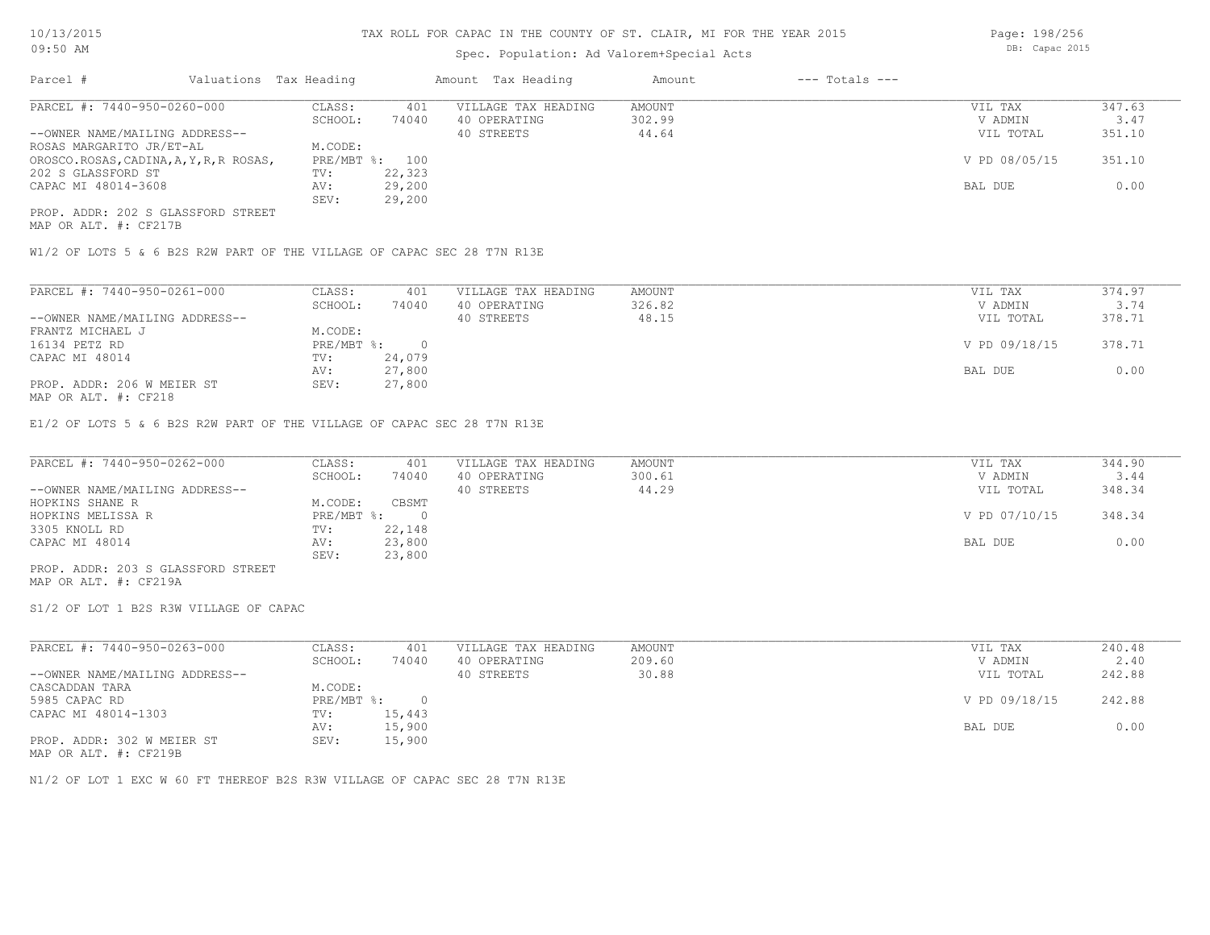# TAX ROLL FOR CAPAC IN THE COUNTY OF ST. CLAIR, MI FOR THE YEAR 2015

10/13/2015
09:50 AM

Spec. Population: Ad Valorem+Special Acts

DB: Capac 2015

| Parcel # | Valuations | Tax Heading | Amount | Tax Heading | Amount | --- Totals --- |
|---|---|---|---|---|---|---|

---

**PARCEL #: 7440-950-0260-000**

| | | | | | |
|---|---|---|---|---|---|
| CLASS: | 401 | VILLAGE TAX HEADING | AMOUNT | VIL TAX | 347.63 |
| SCHOOL: | 74040 | 40 OPERATING | 302.99 | V ADMIN | 3.47 |
| | | 40 STREETS | 44.64 | VIL TOTAL | 351.10 |
| M.CODE: | | | | | |
| PRE/MBT %: | 100 | | | V PD 08/05/15 | 351.10 |
| TV: | 22,323 | | | | |
| AV: | 29,200 | | | BAL DUE | 0.00 |
| SEV: | 29,200 | | | | |

--OWNER NAME/MAILING ADDRESS--
ROSAS MARGARITO JR/ET-AL
OROSCO.ROSAS,CADINA,A,Y,R,R ROSAS,
202 S GLASSFORD ST
CAPAC MI 48014-3608

PROP. ADDR: 202 S GLASSFORD STREET
MAP OR ALT. #: CF217B

W1/2 OF LOTS 5 & 6 B2S R2W PART OF THE VILLAGE OF CAPAC SEC 28 T7N R13E

---

**PARCEL #: 7440-950-0261-000**

| | | | | | |
|---|---|---|---|---|---|
| CLASS: | 401 | VILLAGE TAX HEADING | AMOUNT | VIL TAX | 374.97 |
| SCHOOL: | 74040 | 40 OPERATING | 326.82 | V ADMIN | 3.74 |
| | | 40 STREETS | 48.15 | VIL TOTAL | 378.71 |
| M.CODE: | | | | | |
| PRE/MBT %: | 0 | | | V PD 09/18/15 | 378.71 |
| TV: | 24,079 | | | | |
| AV: | 27,800 | | | BAL DUE | 0.00 |
| SEV: | 27,800 | | | | |

--OWNER NAME/MAILING ADDRESS--
FRANTZ MICHAEL J
16134 PETZ RD
CAPAC MI 48014

PROP. ADDR: 206 W MEIER ST
MAP OR ALT. #: CF218

E1/2 OF LOTS 5 & 6 B2S R2W PART OF THE VILLAGE OF CAPAC SEC 28 T7N R13E

---

**PARCEL #: 7440-950-0262-000**

| | | | | | |
|---|---|---|---|---|---|
| CLASS: | 401 | VILLAGE TAX HEADING | AMOUNT | VIL TAX | 344.90 |
| SCHOOL: | 74040 | 40 OPERATING | 300.61 | V ADMIN | 3.44 |
| | | 40 STREETS | 44.29 | VIL TOTAL | 348.34 |
| M.CODE: | CBSMT | | | | |
| PRE/MBT %: | 0 | | | V PD 07/10/15 | 348.34 |
| TV: | 22,148 | | | | |
| AV: | 23,800 | | | BAL DUE | 0.00 |
| SEV: | 23,800 | | | | |

--OWNER NAME/MAILING ADDRESS--
HOPKINS SHANE R
HOPKINS MELISSA R
3305 KNOLL RD
CAPAC MI 48014

PROP. ADDR: 203 S GLASSFORD STREET
MAP OR ALT. #: CF219A

S1/2 OF LOT 1 B2S R3W VILLAGE OF CAPAC

---

**PARCEL #: 7440-950-0263-000**

| | | | | | |
|---|---|---|---|---|---|
| CLASS: | 401 | VILLAGE TAX HEADING | AMOUNT | VIL TAX | 240.48 |
| SCHOOL: | 74040 | 40 OPERATING | 209.60 | V ADMIN | 2.40 |
| | | 40 STREETS | 30.88 | VIL TOTAL | 242.88 |
| M.CODE: | | | | | |
| PRE/MBT %: | 0 | | | V PD 09/18/15 | 242.88 |
| TV: | 15,443 | | | | |
| AV: | 15,900 | | | BAL DUE | 0.00 |
| SEV: | 15,900 | | | | |

--OWNER NAME/MAILING ADDRESS--
CASCADDAN TARA
5985 CAPAC RD
CAPAC MI 48014-1303

PROP. ADDR: 302 W MEIER ST
MAP OR ALT. #: CF219B

N1/2 OF LOT 1 EXC W 60 FT THEREOF B2S R3W VILLAGE OF CAPAC SEC 28 T7N R13E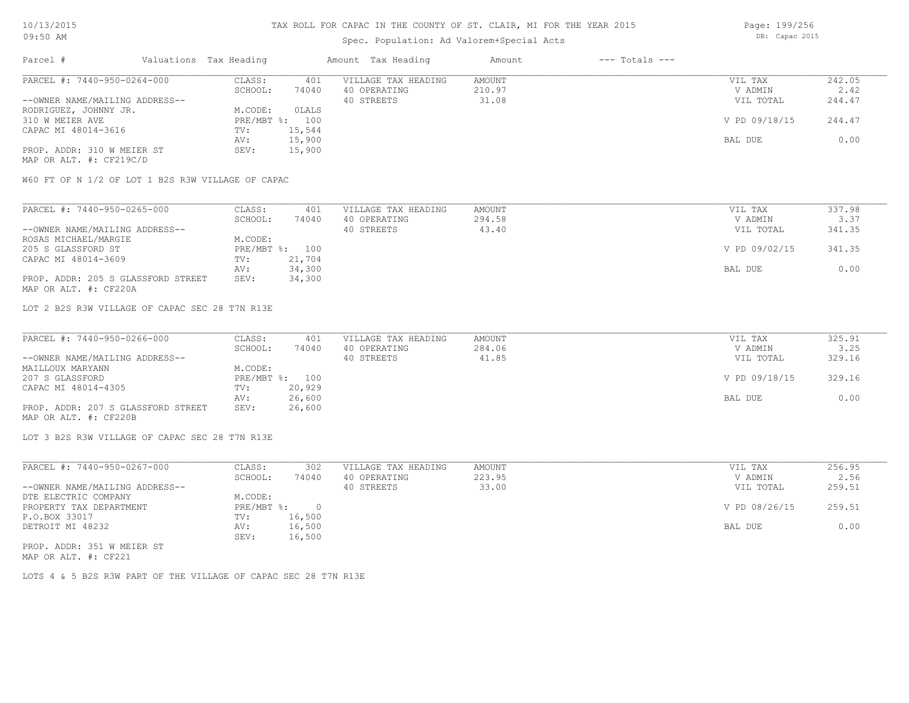TAX ROLL FOR CAPAC IN THE COUNTY OF ST. CLAIR, MI FOR THE YEAR 2015

Spec. Population: Ad Valorem+Special Acts

| Parcel # | Valuations | Tax Heading | Amount | Tax Heading | Amount | --- Totals --- | |
|---|---|---|---|---|---|---|---|
| PARCEL #: 7440-950-0264-000 | CLASS: | 401 | VILLAGE TAX HEADING | AMOUNT | | VIL TAX | 242.05 |
| | SCHOOL: | 74040 | 40 OPERATING | 210.97 | | V ADMIN | 2.42 |
| --OWNER NAME/MAILING ADDRESS-- | | | 40 STREETS | 31.08 | | VIL TOTAL | 244.47 |
| RODRIGUEZ, JOHNNY JR. | M.CODE: | 0LALS | | | | | |
| 310 W MEIER AVE | PRE/MBT %: | 100 | | | | V PD 09/18/15 | 244.47 |
| CAPAC MI 48014-3616 | TV: | 15,544 | | | | | |
| | AV: | 15,900 | | | | BAL DUE | 0.00 |
| PROP. ADDR: 310 W MEIER ST | SEV: | 15,900 | | | | | |
| MAP OR ALT. #: CF219C/D | | | | | | | |

W60 FT OF N 1/2 OF LOT 1 B2S R3W VILLAGE OF CAPAC

| Parcel # | Valuations | Tax Heading | Amount | Tax Heading | Amount | --- Totals --- | |
|---|---|---|---|---|---|---|---|
| PARCEL #: 7440-950-0265-000 | CLASS: | 401 | VILLAGE TAX HEADING | AMOUNT | | VIL TAX | 337.98 |
| | SCHOOL: | 74040 | 40 OPERATING | 294.58 | | V ADMIN | 3.37 |
| --OWNER NAME/MAILING ADDRESS-- | | | 40 STREETS | 43.40 | | VIL TOTAL | 341.35 |
| ROSAS MICHAEL/MARGIE | M.CODE: | | | | | | |
| 205 S GLASSFORD ST | PRE/MBT %: | 100 | | | | V PD 09/02/15 | 341.35 |
| CAPAC MI 48014-3609 | TV: | 21,704 | | | | | |
| | AV: | 34,300 | | | | BAL DUE | 0.00 |
| PROP. ADDR: 205 S GLASSFORD STREET | SEV: | 34,300 | | | | | |
| MAP OR ALT. #: CF220A | | | | | | | |

LOT 2 B2S R3W VILLAGE OF CAPAC SEC 28 T7N R13E

| Parcel # | Valuations | Tax Heading | Amount | Tax Heading | Amount | --- Totals --- | |
|---|---|---|---|---|---|---|---|
| PARCEL #: 7440-950-0266-000 | CLASS: | 401 | VILLAGE TAX HEADING | AMOUNT | | VIL TAX | 325.91 |
| | SCHOOL: | 74040 | 40 OPERATING | 284.06 | | V ADMIN | 3.25 |
| --OWNER NAME/MAILING ADDRESS-- | | | 40 STREETS | 41.85 | | VIL TOTAL | 329.16 |
| MAILLOUX MARYANN | M.CODE: | | | | | | |
| 207 S GLASSFORD | PRE/MBT %: | 100 | | | | V PD 09/18/15 | 329.16 |
| CAPAC MI 48014-4305 | TV: | 20,929 | | | | | |
| | AV: | 26,600 | | | | BAL DUE | 0.00 |
| PROP. ADDR: 207 S GLASSFORD STREET | SEV: | 26,600 | | | | | |
| MAP OR ALT. #: CF220B | | | | | | | |

LOT 3 B2S R3W VILLAGE OF CAPAC SEC 28 T7N R13E

| Parcel # | Valuations | Tax Heading | Amount | Tax Heading | Amount | --- Totals --- | |
|---|---|---|---|---|---|---|---|
| PARCEL #: 7440-950-0267-000 | CLASS: | 302 | VILLAGE TAX HEADING | AMOUNT | | VIL TAX | 256.95 |
| | SCHOOL: | 74040 | 40 OPERATING | 223.95 | | V ADMIN | 2.56 |
| --OWNER NAME/MAILING ADDRESS-- | | | 40 STREETS | 33.00 | | VIL TOTAL | 259.51 |
| DTE ELECTRIC COMPANY | M.CODE: | | | | | | |
| PROPERTY TAX DEPARTMENT | PRE/MBT %: | 0 | | | | V PD 08/26/15 | 259.51 |
| P.O.BOX 33017 | TV: | 16,500 | | | | | |
| DETROIT MI 48232 | AV: | 16,500 | | | | BAL DUE | 0.00 |
| | SEV: | 16,500 | | | | | |
| PROP. ADDR: 351 W MEIER ST | | | | | | | |
| MAP OR ALT. #: CF221 | | | | | | | |

LOTS 4 & 5 B2S R3W PART OF THE VILLAGE OF CAPAC SEC 28 T7N R13E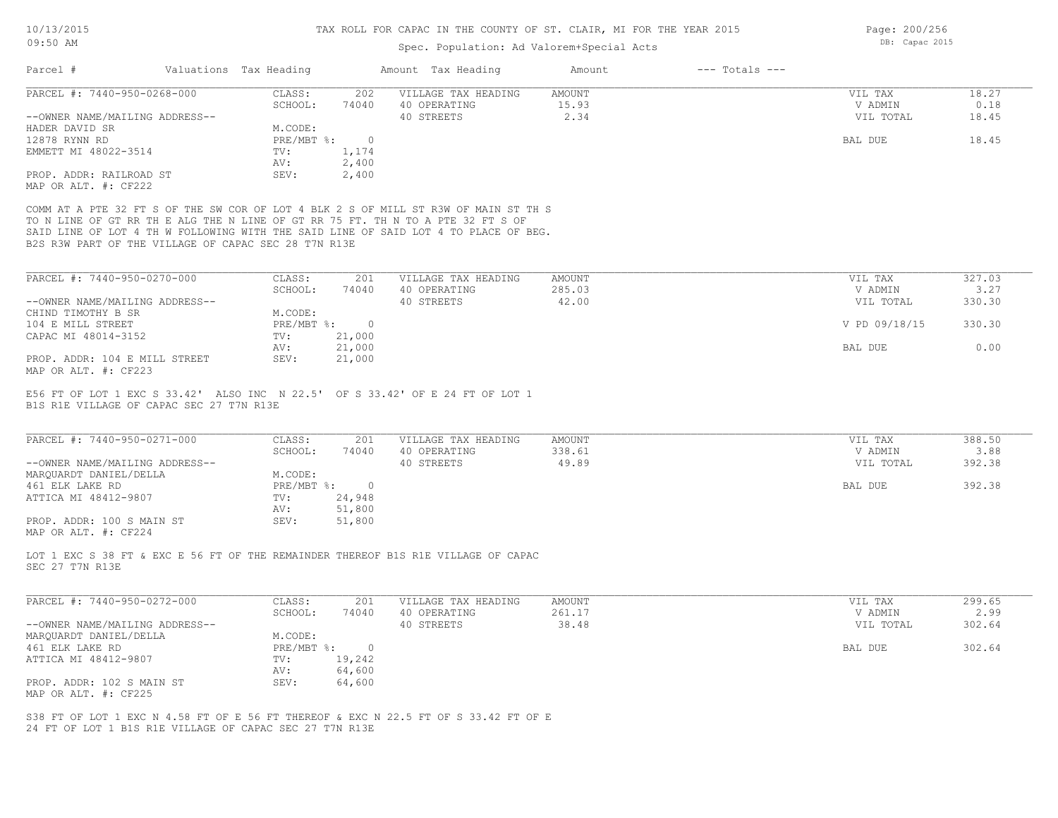# TAX ROLL FOR CAPAC IN THE COUNTY OF ST. CLAIR, MI FOR THE YEAR 2015

Spec. Population: Ad Valorem+Special Acts

10/13/2015
09:50 AM

DB: Capac 2015

| Parcel # | Valuations Tax Heading | | Amount Tax Heading | Amount | --- Totals --- | |
|---|---|---|---|---|---|---|

---

**PARCEL #: 7440-950-0268-000**

| | | | | | |
|---|---|---|---|---|---|
| CLASS: | 202 | VILLAGE TAX HEADING | AMOUNT | VIL TAX | 18.27 |
| SCHOOL: | 74040 | 40 OPERATING | 15.93 | V ADMIN | 0.18 |
| M.CODE: | | 40 STREETS | 2.34 | VIL TOTAL | 18.45 |
| PRE/MBT %: | 0 | | | BAL DUE | 18.45 |
| TV: | 1,174 | | | | |
| AV: | 2,400 | | | | |
| SEV: | 2,400 | | | | |

--OWNER NAME/MAILING ADDRESS--
HADER DAVID SR
12878 RYNN RD
EMMETT MI 48022-3514

PROP. ADDR: RAILROAD ST
MAP OR ALT. #: CF222

COMM AT A PTE 32 FT S OF THE SW COR OF LOT 4 BLK 2 S OF MILL ST R3W OF MAIN ST TH S TO N LINE OF GT RR TH E ALG THE N LINE OF GT RR 75 FT. TH N TO A PTE 32 FT S OF SAID LINE OF LOT 4 TH W FOLLOWING WITH THE SAID LINE OF SAID LOT 4 TO PLACE OF BEG. B2S R3W PART OF THE VILLAGE OF CAPAC SEC 28 T7N R13E

---

**PARCEL #: 7440-950-0270-000**

| | | | | | |
|---|---|---|---|---|---|
| CLASS: | 201 | VILLAGE TAX HEADING | AMOUNT | VIL TAX | 327.03 |
| SCHOOL: | 74040 | 40 OPERATING | 285.03 | V ADMIN | 3.27 |
| M.CODE: | | 40 STREETS | 42.00 | VIL TOTAL | 330.30 |
| PRE/MBT %: | 0 | | | V PD 09/18/15 | 330.30 |
| TV: | 21,000 | | | | |
| AV: | 21,000 | | | BAL DUE | 0.00 |
| SEV: | 21,000 | | | | |

--OWNER NAME/MAILING ADDRESS--
CHIND TIMOTHY B SR
104 E MILL STREET
CAPAC MI 48014-3152

PROP. ADDR: 104 E MILL STREET
MAP OR ALT. #: CF223

E56 FT OF LOT 1 EXC S 33.42' ALSO INC N 22.5' OF S 33.42' OF E 24 FT OF LOT 1 B1S R1E VILLAGE OF CAPAC SEC 27 T7N R13E

---

**PARCEL #: 7440-950-0271-000**

| | | | | | |
|---|---|---|---|---|---|
| CLASS: | 201 | VILLAGE TAX HEADING | AMOUNT | VIL TAX | 388.50 |
| SCHOOL: | 74040 | 40 OPERATING | 338.61 | V ADMIN | 3.88 |
| M.CODE: | | 40 STREETS | 49.89 | VIL TOTAL | 392.38 |
| PRE/MBT %: | 0 | | | BAL DUE | 392.38 |
| TV: | 24,948 | | | | |
| AV: | 51,800 | | | | |
| SEV: | 51,800 | | | | |

--OWNER NAME/MAILING ADDRESS--
MARQUARDT DANIEL/DELLA
461 ELK LAKE RD
ATTICA MI 48412-9807

PROP. ADDR: 100 S MAIN ST
MAP OR ALT. #: CF224

LOT 1 EXC S 38 FT & EXC E 56 FT OF THE REMAINDER THEREOF B1S R1E VILLAGE OF CAPAC SEC 27 T7N R13E

---

**PARCEL #: 7440-950-0272-000**

| | | | | | |
|---|---|---|---|---|---|
| CLASS: | 201 | VILLAGE TAX HEADING | AMOUNT | VIL TAX | 299.65 |
| SCHOOL: | 74040 | 40 OPERATING | 261.17 | V ADMIN | 2.99 |
| M.CODE: | | 40 STREETS | 38.48 | VIL TOTAL | 302.64 |
| PRE/MBT %: | 0 | | | BAL DUE | 302.64 |
| TV: | 19,242 | | | | |
| AV: | 64,600 | | | | |
| SEV: | 64,600 | | | | |

--OWNER NAME/MAILING ADDRESS--
MARQUARDT DANIEL/DELLA
461 ELK LAKE RD
ATTICA MI 48412-9807

PROP. ADDR: 102 S MAIN ST
MAP OR ALT. #: CF225

S38 FT OF LOT 1 EXC N 4.58 FT OF E 56 FT THEREOF & EXC N 22.5 FT OF S 33.42 FT OF E 24 FT OF LOT 1 B1S R1E VILLAGE OF CAPAC SEC 27 T7N R13E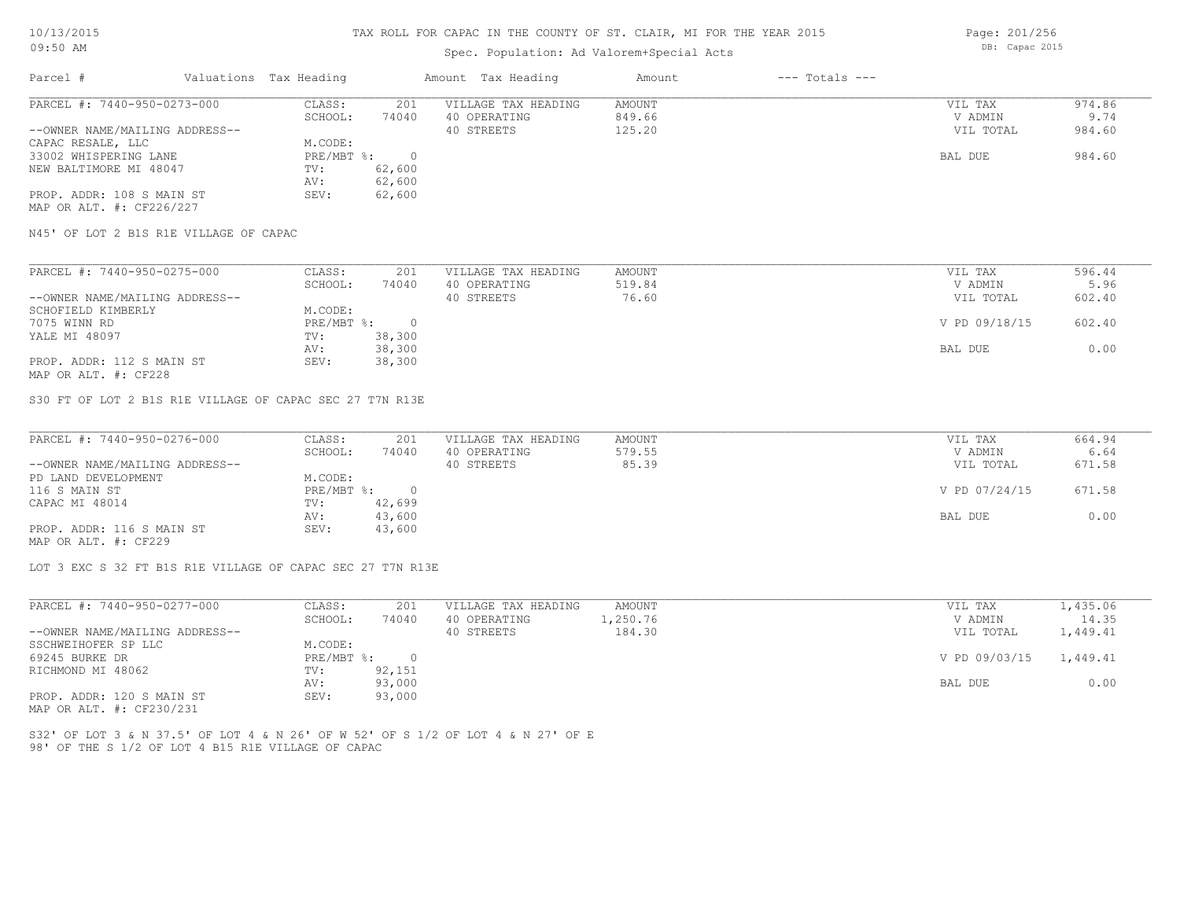# TAX ROLL FOR CAPAC IN THE COUNTY OF ST. CLAIR, MI FOR THE YEAR 2015

Spec. Population: Ad Valorem+Special Acts

DB: Capac 2015

| Parcel # | Valuations | Tax Heading | Amount | Tax Heading | Amount | --- Totals --- | |
|---|---|---|---|---|---|---|---|
| PARCEL #: 7440-950-0273-000 | CLASS: | 201 | VILLAGE TAX HEADING | AMOUNT | | VIL TAX | 974.86 |
| | SCHOOL: | 74040 | 40 OPERATING | 849.66 | | V ADMIN | 9.74 |
| --OWNER NAME/MAILING ADDRESS-- | | | 40 STREETS | 125.20 | | VIL TOTAL | 984.60 |
| CAPAC RESALE, LLC | M.CODE: | | | | | | |
| 33002 WHISPERING LANE | PRE/MBT %: | 0 | | | | BAL DUE | 984.60 |
| NEW BALTIMORE MI 48047 | TV: | 62,600 | | | | | |
| | AV: | 62,600 | | | | | |
| PROP. ADDR: 108 S MAIN ST | SEV: | 62,600 | | | | | |
| MAP OR ALT. #: CF226/227 | | | | | | | |

N45' OF LOT 2 B1S R1E VILLAGE OF CAPAC

| Parcel # | Valuations | Tax Heading | Amount | Tax Heading | Amount | --- Totals --- | |
|---|---|---|---|---|---|---|---|
| PARCEL #: 7440-950-0275-000 | CLASS: | 201 | VILLAGE TAX HEADING | AMOUNT | | VIL TAX | 596.44 |
| | SCHOOL: | 74040 | 40 OPERATING | 519.84 | | V ADMIN | 5.96 |
| --OWNER NAME/MAILING ADDRESS-- | | | 40 STREETS | 76.60 | | VIL TOTAL | 602.40 |
| SCHOFIELD KIMBERLY | M.CODE: | | | | | | |
| 7075 WINN RD | PRE/MBT %: | 0 | | | | V PD 09/18/15 | 602.40 |
| YALE MI 48097 | TV: | 38,300 | | | | | |
| | AV: | 38,300 | | | | BAL DUE | 0.00 |
| PROP. ADDR: 112 S MAIN ST | SEV: | 38,300 | | | | | |
| MAP OR ALT. #: CF228 | | | | | | | |

S30 FT OF LOT 2 B1S R1E VILLAGE OF CAPAC SEC 27 T7N R13E

| Parcel # | Valuations | Tax Heading | Amount | Tax Heading | Amount | --- Totals --- | |
|---|---|---|---|---|---|---|---|
| PARCEL #: 7440-950-0276-000 | CLASS: | 201 | VILLAGE TAX HEADING | AMOUNT | | VIL TAX | 664.94 |
| | SCHOOL: | 74040 | 40 OPERATING | 579.55 | | V ADMIN | 6.64 |
| --OWNER NAME/MAILING ADDRESS-- | | | 40 STREETS | 85.39 | | VIL TOTAL | 671.58 |
| PD LAND DEVELOPMENT | M.CODE: | | | | | | |
| 116 S MAIN ST | PRE/MBT %: | 0 | | | | V PD 07/24/15 | 671.58 |
| CAPAC MI 48014 | TV: | 42,699 | | | | | |
| | AV: | 43,600 | | | | BAL DUE | 0.00 |
| PROP. ADDR: 116 S MAIN ST | SEV: | 43,600 | | | | | |
| MAP OR ALT. #: CF229 | | | | | | | |

LOT 3 EXC S 32 FT B1S R1E VILLAGE OF CAPAC SEC 27 T7N R13E

| Parcel # | Valuations | Tax Heading | Amount | Tax Heading | Amount | --- Totals --- | |
|---|---|---|---|---|---|---|---|
| PARCEL #: 7440-950-0277-000 | CLASS: | 201 | VILLAGE TAX HEADING | AMOUNT | | VIL TAX | 1,435.06 |
| | SCHOOL: | 74040 | 40 OPERATING | 1,250.76 | | V ADMIN | 14.35 |
| --OWNER NAME/MAILING ADDRESS-- | | | 40 STREETS | 184.30 | | VIL TOTAL | 1,449.41 |
| SSCHWEIHOFER SP LLC | M.CODE: | | | | | | |
| 69245 BURKE DR | PRE/MBT %: | 0 | | | | V PD 09/03/15 | 1,449.41 |
| RICHMOND MI 48062 | TV: | 92,151 | | | | | |
| | AV: | 93,000 | | | | BAL DUE | 0.00 |
| PROP. ADDR: 120 S MAIN ST | SEV: | 93,000 | | | | | |
| MAP OR ALT. #: CF230/231 | | | | | | | |

S32' OF LOT 3 & N 37.5' OF LOT 4 & N 26' OF W 52' OF S 1/2 OF LOT 4 & N 27' OF E 98' OF THE S 1/2 OF LOT 4 B15 R1E VILLAGE OF CAPAC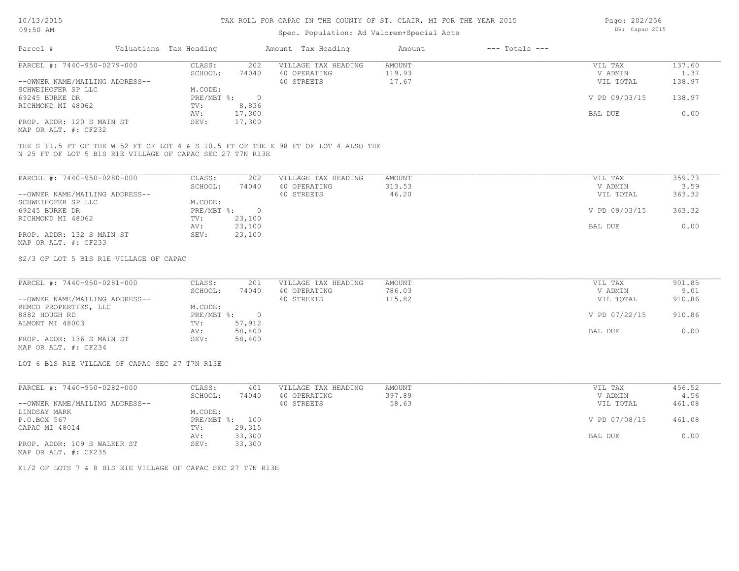# TAX ROLL FOR CAPAC IN THE COUNTY OF ST. CLAIR, MI FOR THE YEAR 2015

Spec. Population: Ad Valorem+Special Acts

DB: Capac 2015

| Parcel # | Valuations | Tax Heading | Amount | Tax Heading | Amount | --- Totals --- | |
|---|---|---|---|---|---|---|---|
| PARCEL #: 7440-950-0279-000 | CLASS: | 202 | VILLAGE TAX HEADING | AMOUNT | | VIL TAX | 137.60 |
| | SCHOOL: | 74040 | 40 OPERATING | 119.93 | | V ADMIN | 1.37 |
| --OWNER NAME/MAILING ADDRESS-- | | | 40 STREETS | 17.67 | | VIL TOTAL | 138.97 |
| SCHWEIHOFER SP LLC | M.CODE: | | | | | | |
| 69245 BURKE DR | PRE/MBT %: | 0 | | | | V PD 09/03/15 | 138.97 |
| RICHMOND MI 48062 | TV: | 8,836 | | | | | |
| | AV: | 17,300 | | | | BAL DUE | 0.00 |
| PROP. ADDR: 120 S MAIN ST | SEV: | 17,300 | | | | | |
| MAP OR ALT. #: CF232 | | | | | | | |

THE S 11.5 FT OF THE W 52 FT OF LOT 4 & S 10.5 FT OF THE E 98 FT OF LOT 4 ALSO THE N 25 FT OF LOT 5 B1S R1E VILLAGE OF CAPAC SEC 27 T7N R13E

| Parcel # | Valuations | Tax Heading | Amount | Tax Heading | Amount | --- Totals --- | |
|---|---|---|---|---|---|---|---|
| PARCEL #: 7440-950-0280-000 | CLASS: | 202 | VILLAGE TAX HEADING | AMOUNT | | VIL TAX | 359.73 |
| | SCHOOL: | 74040 | 40 OPERATING | 313.53 | | V ADMIN | 3.59 |
| --OWNER NAME/MAILING ADDRESS-- | | | 40 STREETS | 46.20 | | VIL TOTAL | 363.32 |
| SCHWEIHOFER SP LLC | M.CODE: | | | | | | |
| 69245 BURKE DR | PRE/MBT %: | 0 | | | | V PD 09/03/15 | 363.32 |
| RICHMOND MI 48062 | TV: | 23,100 | | | | | |
| | AV: | 23,100 | | | | BAL DUE | 0.00 |
| PROP. ADDR: 132 S MAIN ST | SEV: | 23,100 | | | | | |
| MAP OR ALT. #: CF233 | | | | | | | |

S2/3 OF LOT 5 B1S R1E VILLAGE OF CAPAC

| Parcel # | Valuations | Tax Heading | Amount | Tax Heading | Amount | --- Totals --- | |
|---|---|---|---|---|---|---|---|
| PARCEL #: 7440-950-0281-000 | CLASS: | 201 | VILLAGE TAX HEADING | AMOUNT | | VIL TAX | 901.85 |
| | SCHOOL: | 74040 | 40 OPERATING | 786.03 | | V ADMIN | 9.01 |
| --OWNER NAME/MAILING ADDRESS-- | | | 40 STREETS | 115.82 | | VIL TOTAL | 910.86 |
| REMCO PROPERTIES, LLC | M.CODE: | | | | | | |
| 8882 HOUGH RD | PRE/MBT %: | 0 | | | | V PD 07/22/15 | 910.86 |
| ALMONT MI 48003 | TV: | 57,912 | | | | | |
| | AV: | 58,400 | | | | BAL DUE | 0.00 |
| PROP. ADDR: 136 S MAIN ST | SEV: | 58,400 | | | | | |
| MAP OR ALT. #: CF234 | | | | | | | |

LOT 6 B1S R1E VILLAGE OF CAPAC SEC 27 T7N R13E

| Parcel # | Valuations | Tax Heading | Amount | Tax Heading | Amount | --- Totals --- | |
|---|---|---|---|---|---|---|---|
| PARCEL #: 7440-950-0282-000 | CLASS: | 401 | VILLAGE TAX HEADING | AMOUNT | | VIL TAX | 456.52 |
| | SCHOOL: | 74040 | 40 OPERATING | 397.89 | | V ADMIN | 4.56 |
| --OWNER NAME/MAILING ADDRESS-- | | | 40 STREETS | 58.63 | | VIL TOTAL | 461.08 |
| LINDSAY MARK | M.CODE: | | | | | | |
| P.O.BOX 567 | PRE/MBT %: | 100 | | | | V PD 07/08/15 | 461.08 |
| CAPAC MI 48014 | TV: | 29,315 | | | | | |
| | AV: | 33,300 | | | | BAL DUE | 0.00 |
| PROP. ADDR: 109 S WALKER ST | SEV: | 33,300 | | | | | |
| MAP OR ALT. #: CF235 | | | | | | | |

E1/2 OF LOTS 7 & 8 B1S R1E VILLAGE OF CAPAC SEC 27 T7N R13E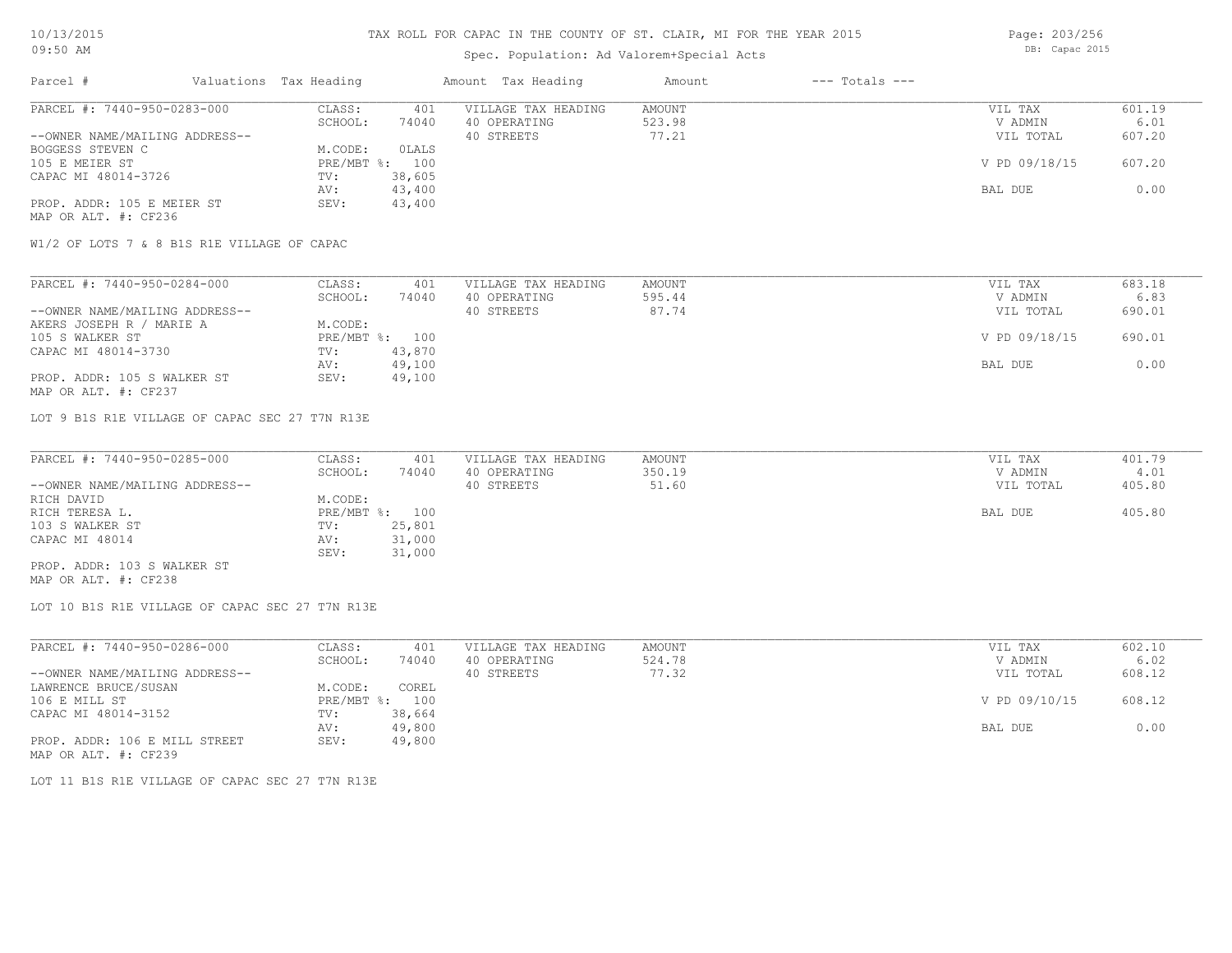TAX ROLL FOR CAPAC IN THE COUNTY OF ST. CLAIR, MI FOR THE YEAR 2015

Spec. Population: Ad Valorem+Special Acts

| Parcel # | Valuations | Tax Heading | Amount | Tax Heading | Amount | --- Totals --- | |
|---|---|---|---|---|---|---|---|
| PARCEL #: 7440-950-0283-000 | CLASS: | 401 | VILLAGE TAX HEADING | AMOUNT | | VIL TAX | 601.19 |
| | SCHOOL: | 74040 | 40 OPERATING | 523.98 | | V ADMIN | 6.01 |
| --OWNER NAME/MAILING ADDRESS-- | | | 40 STREETS | 77.21 | | VIL TOTAL | 607.20 |
| BOGGESS STEVEN C | M.CODE: | OLALS | | | | | |
| 105 E MEIER ST | PRE/MBT %: | 100 | | | | V PD 09/18/15 | 607.20 |
| CAPAC MI 48014-3726 | TV: | 38,605 | | | | | |
| | AV: | 43,400 | | | | BAL DUE | 0.00 |
| PROP. ADDR: 105 E MEIER ST | SEV: | 43,400 | | | | | |
| MAP OR ALT. #: CF236 | | | | | | | |

W1/2 OF LOTS 7 & 8 B1S R1E VILLAGE OF CAPAC

| Parcel # | Valuations | Tax Heading | Amount | Tax Heading | Amount | --- Totals --- | |
|---|---|---|---|---|---|---|---|
| PARCEL #: 7440-950-0284-000 | CLASS: | 401 | VILLAGE TAX HEADING | AMOUNT | | VIL TAX | 683.18 |
| | SCHOOL: | 74040 | 40 OPERATING | 595.44 | | V ADMIN | 6.83 |
| --OWNER NAME/MAILING ADDRESS-- | | | 40 STREETS | 87.74 | | VIL TOTAL | 690.01 |
| AKERS JOSEPH R / MARIE A | M.CODE: | | | | | | |
| 105 S WALKER ST | PRE/MBT %: | 100 | | | | V PD 09/18/15 | 690.01 |
| CAPAC MI 48014-3730 | TV: | 43,870 | | | | | |
| | AV: | 49,100 | | | | BAL DUE | 0.00 |
| PROP. ADDR: 105 S WALKER ST | SEV: | 49,100 | | | | | |
| MAP OR ALT. #: CF237 | | | | | | | |

LOT 9 B1S R1E VILLAGE OF CAPAC SEC 27 T7N R13E

| Parcel # | Valuations | Tax Heading | Amount | Tax Heading | Amount | --- Totals --- | |
|---|---|---|---|---|---|---|---|
| PARCEL #: 7440-950-0285-000 | CLASS: | 401 | VILLAGE TAX HEADING | AMOUNT | | VIL TAX | 401.79 |
| | SCHOOL: | 74040 | 40 OPERATING | 350.19 | | V ADMIN | 4.01 |
| --OWNER NAME/MAILING ADDRESS-- | | | 40 STREETS | 51.60 | | VIL TOTAL | 405.80 |
| RICH DAVID | M.CODE: | | | | | | |
| RICH TERESA L. | PRE/MBT %: | 100 | | | | BAL DUE | 405.80 |
| 103 S WALKER ST | TV: | 25,801 | | | | | |
| CAPAC MI 48014 | AV: | 31,000 | | | | | |
| | SEV: | 31,000 | | | | | |
| PROP. ADDR: 103 S WALKER ST | | | | | | | |
| MAP OR ALT. #: CF238 | | | | | | | |

LOT 10 B1S R1E VILLAGE OF CAPAC SEC 27 T7N R13E

| Parcel # | Valuations | Tax Heading | Amount | Tax Heading | Amount | --- Totals --- | |
|---|---|---|---|---|---|---|---|
| PARCEL #: 7440-950-0286-000 | CLASS: | 401 | VILLAGE TAX HEADING | AMOUNT | | VIL TAX | 602.10 |
| | SCHOOL: | 74040 | 40 OPERATING | 524.78 | | V ADMIN | 6.02 |
| --OWNER NAME/MAILING ADDRESS-- | | | 40 STREETS | 77.32 | | VIL TOTAL | 608.12 |
| LAWRENCE BRUCE/SUSAN | M.CODE: | COREL | | | | | |
| 106 E MILL ST | PRE/MBT %: | 100 | | | | V PD 09/10/15 | 608.12 |
| CAPAC MI 48014-3152 | TV: | 38,664 | | | | | |
| | AV: | 49,800 | | | | BAL DUE | 0.00 |
| PROP. ADDR: 106 E MILL STREET | SEV: | 49,800 | | | | | |
| MAP OR ALT. #: CF239 | | | | | | | |

LOT 11 B1S R1E VILLAGE OF CAPAC SEC 27 T7N R13E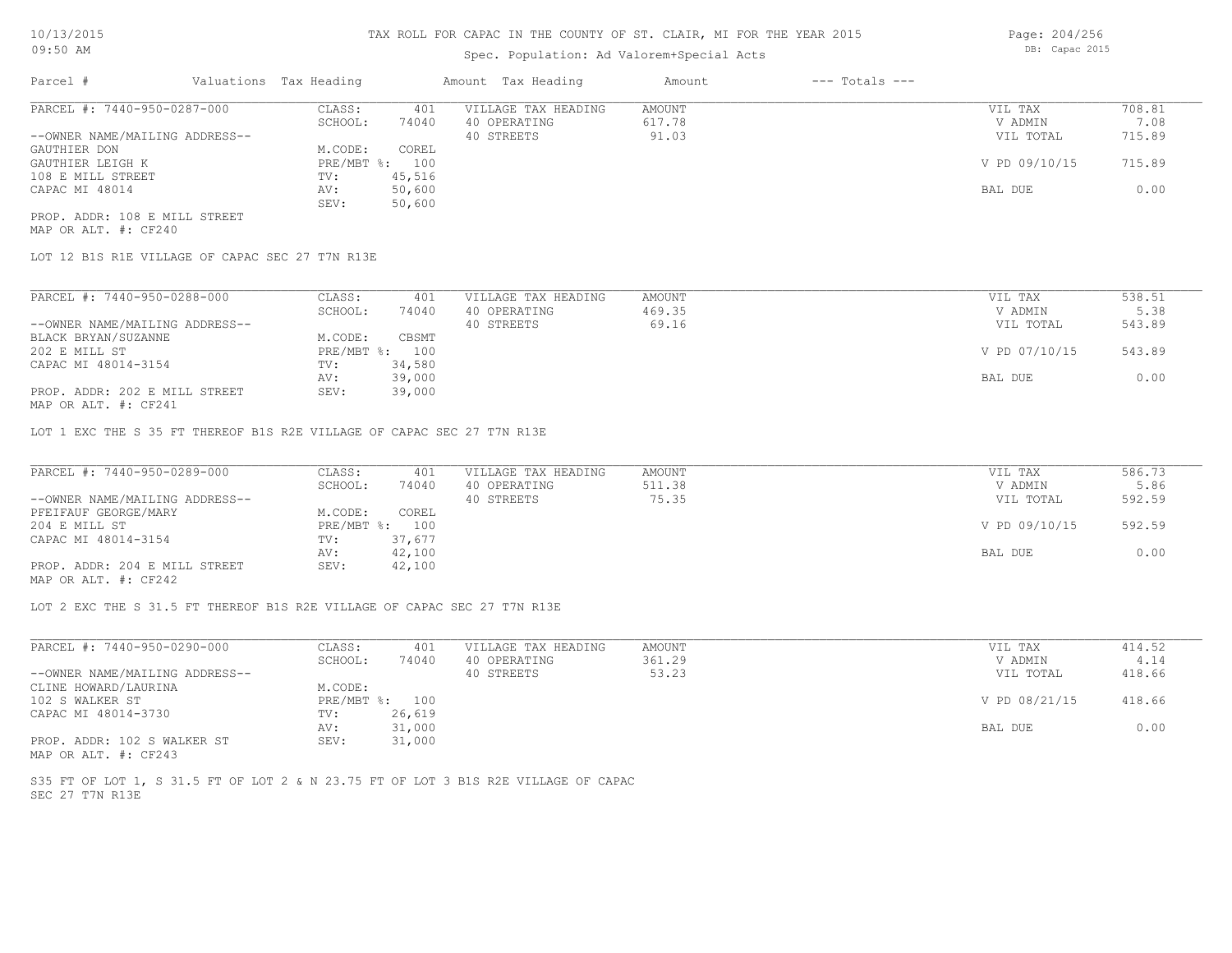# TAX ROLL FOR CAPAC IN THE COUNTY OF ST. CLAIR, MI FOR THE YEAR 2015

Spec. Population: Ad Valorem+Special Acts

DB: Capac 2015

| Parcel # | Valuations | Tax Heading | Amount | Tax Heading | Amount | --- Totals --- | |
|---|---|---|---|---|---|---|---|
| PARCEL #: 7440-950-0287-000 | CLASS: | 401 | VILLAGE TAX HEADING | AMOUNT | | VIL TAX | 708.81 |
| | SCHOOL: | 74040 | 40 OPERATING | 617.78 | | V ADMIN | 7.08 |
| --OWNER NAME/MAILING ADDRESS-- | | | 40 STREETS | 91.03 | | VIL TOTAL | 715.89 |
| GAUTHIER DON | M.CODE: | COREL | | | | | |
| GAUTHIER LEIGH K | PRE/MBT %: | 100 | | | | V PD 09/10/15 | 715.89 |
| 108 E MILL STREET | TV: | 45,516 | | | | | |
| CAPAC MI 48014 | AV: | 50,600 | | | | BAL DUE | 0.00 |
| | SEV: | 50,600 | | | | | |
| PROP. ADDR: 108 E MILL STREET | | | | | | | |
| MAP OR ALT. #: CF240 | | | | | | | |

LOT 12 B1S R1E VILLAGE OF CAPAC SEC 27 T7N R13E

| Parcel # | Valuations | Tax Heading | Amount | Tax Heading | Amount | --- Totals --- | |
|---|---|---|---|---|---|---|---|
| PARCEL #: 7440-950-0288-000 | CLASS: | 401 | VILLAGE TAX HEADING | AMOUNT | | VIL TAX | 538.51 |
| | SCHOOL: | 74040 | 40 OPERATING | 469.35 | | V ADMIN | 5.38 |
| --OWNER NAME/MAILING ADDRESS-- | | | 40 STREETS | 69.16 | | VIL TOTAL | 543.89 |
| BLACK BRYAN/SUZANNE | M.CODE: | CBSMT | | | | | |
| 202 E MILL ST | PRE/MBT %: | 100 | | | | V PD 07/10/15 | 543.89 |
| CAPAC MI 48014-3154 | TV: | 34,580 | | | | | |
| | AV: | 39,000 | | | | BAL DUE | 0.00 |
| PROP. ADDR: 202 E MILL STREET | SEV: | 39,000 | | | | | |
| MAP OR ALT. #: CF241 | | | | | | | |

LOT 1 EXC THE S 35 FT THEREOF B1S R2E VILLAGE OF CAPAC SEC 27 T7N R13E

| Parcel # | Valuations | Tax Heading | Amount | Tax Heading | Amount | --- Totals --- | |
|---|---|---|---|---|---|---|---|
| PARCEL #: 7440-950-0289-000 | CLASS: | 401 | VILLAGE TAX HEADING | AMOUNT | | VIL TAX | 586.73 |
| | SCHOOL: | 74040 | 40 OPERATING | 511.38 | | V ADMIN | 5.86 |
| --OWNER NAME/MAILING ADDRESS-- | | | 40 STREETS | 75.35 | | VIL TOTAL | 592.59 |
| PFEIFAUF GEORGE/MARY | M.CODE: | COREL | | | | | |
| 204 E MILL ST | PRE/MBT %: | 100 | | | | V PD 09/10/15 | 592.59 |
| CAPAC MI 48014-3154 | TV: | 37,677 | | | | | |
| | AV: | 42,100 | | | | BAL DUE | 0.00 |
| PROP. ADDR: 204 E MILL STREET | SEV: | 42,100 | | | | | |
| MAP OR ALT. #: CF242 | | | | | | | |

LOT 2 EXC THE S 31.5 FT THEREOF B1S R2E VILLAGE OF CAPAC SEC 27 T7N R13E

| Parcel # | Valuations | Tax Heading | Amount | Tax Heading | Amount | --- Totals --- | |
|---|---|---|---|---|---|---|---|
| PARCEL #: 7440-950-0290-000 | CLASS: | 401 | VILLAGE TAX HEADING | AMOUNT | | VIL TAX | 414.52 |
| | SCHOOL: | 74040 | 40 OPERATING | 361.29 | | V ADMIN | 4.14 |
| --OWNER NAME/MAILING ADDRESS-- | | | 40 STREETS | 53.23 | | VIL TOTAL | 418.66 |
| CLINE HOWARD/LAURINA | M.CODE: | | | | | | |
| 102 S WALKER ST | PRE/MBT %: | 100 | | | | V PD 08/21/15 | 418.66 |
| CAPAC MI 48014-3730 | TV: | 26,619 | | | | | |
| | AV: | 31,000 | | | | BAL DUE | 0.00 |
| PROP. ADDR: 102 S WALKER ST | SEV: | 31,000 | | | | | |
| MAP OR ALT. #: CF243 | | | | | | | |

S35 FT OF LOT 1, S 31.5 FT OF LOT 2 & N 23.75 FT OF LOT 3 B1S R2E VILLAGE OF CAPAC SEC 27 T7N R13E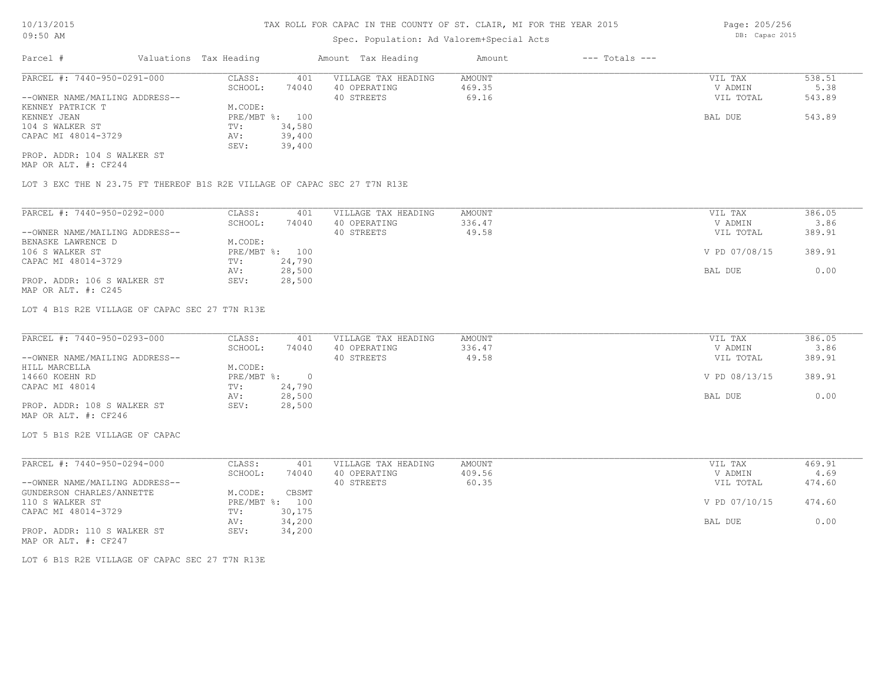# TAX ROLL FOR CAPAC IN THE COUNTY OF ST. CLAIR, MI FOR THE YEAR 2015

Spec. Population: Ad Valorem+Special Acts

| Parcel # | Valuations | Tax Heading | Amount | Tax Heading | Amount | --- Totals --- | |
|---|---|---|---|---|---|---|---|

---

**PARCEL #: 7440-950-0291-000**

| | | | | | |
|---|---|---|---|---|---|
| CLASS: | 401 | VILLAGE TAX HEADING | AMOUNT | VIL TAX | 538.51 |
| SCHOOL: | 74040 | 40 OPERATING | 469.35 | V ADMIN | 5.38 |
| | | 40 STREETS | 69.16 | VIL TOTAL | 543.89 |
| M.CODE: | | | | | |
| PRE/MBT %: | 100 | | | BAL DUE | 543.89 |
| TV: | 34,580 | | | | |
| AV: | 39,400 | | | | |
| SEV: | 39,400 | | | | |

--OWNER NAME/MAILING ADDRESS--
KENNEY PATRICK T
KENNEY JEAN
104 S WALKER ST
CAPAC MI 48014-3729

PROP. ADDR: 104 S WALKER ST
MAP OR ALT. #: CF244

LOT 3 EXC THE N 23.75 FT THEREOF B1S R2E VILLAGE OF CAPAC SEC 27 T7N R13E

---

**PARCEL #: 7440-950-0292-000**

| | | | | | |
|---|---|---|---|---|---|
| CLASS: | 401 | VILLAGE TAX HEADING | AMOUNT | VIL TAX | 386.05 |
| SCHOOL: | 74040 | 40 OPERATING | 336.47 | V ADMIN | 3.86 |
| | | 40 STREETS | 49.58 | VIL TOTAL | 389.91 |
| M.CODE: | | | | | |
| PRE/MBT %: | 100 | | | V PD 07/08/15 | 389.91 |
| TV: | 24,790 | | | | |
| AV: | 28,500 | | | BAL DUE | 0.00 |
| SEV: | 28,500 | | | | |

--OWNER NAME/MAILING ADDRESS--
BENASKE LAWRENCE D
106 S WALKER ST
CAPAC MI 48014-3729

PROP. ADDR: 106 S WALKER ST
MAP OR ALT. #: C245

LOT 4 B1S R2E VILLAGE OF CAPAC SEC 27 T7N R13E

---

**PARCEL #: 7440-950-0293-000**

| | | | | | |
|---|---|---|---|---|---|
| CLASS: | 401 | VILLAGE TAX HEADING | AMOUNT | VIL TAX | 386.05 |
| SCHOOL: | 74040 | 40 OPERATING | 336.47 | V ADMIN | 3.86 |
| | | 40 STREETS | 49.58 | VIL TOTAL | 389.91 |
| M.CODE: | | | | | |
| PRE/MBT %: | 0 | | | V PD 08/13/15 | 389.91 |
| TV: | 24,790 | | | | |
| AV: | 28,500 | | | BAL DUE | 0.00 |
| SEV: | 28,500 | | | | |

--OWNER NAME/MAILING ADDRESS--
HILL MARCELLA
14660 KOEHN RD
CAPAC MI 48014

PROP. ADDR: 108 S WALKER ST
MAP OR ALT. #: CF246

LOT 5 B1S R2E VILLAGE OF CAPAC

---

**PARCEL #: 7440-950-0294-000**

| | | | | | |
|---|---|---|---|---|---|
| CLASS: | 401 | VILLAGE TAX HEADING | AMOUNT | VIL TAX | 469.91 |
| SCHOOL: | 74040 | 40 OPERATING | 409.56 | V ADMIN | 4.69 |
| | | 40 STREETS | 60.35 | VIL TOTAL | 474.60 |
| M.CODE: | CBSMT | | | | |
| PRE/MBT %: | 100 | | | V PD 07/10/15 | 474.60 |
| TV: | 30,175 | | | | |
| AV: | 34,200 | | | BAL DUE | 0.00 |
| SEV: | 34,200 | | | | |

--OWNER NAME/MAILING ADDRESS--
GUNDERSON CHARLES/ANNETTE
110 S WALKER ST
CAPAC MI 48014-3729

PROP. ADDR: 110 S WALKER ST
MAP OR ALT. #: CF247

LOT 6 B1S R2E VILLAGE OF CAPAC SEC 27 T7N R13E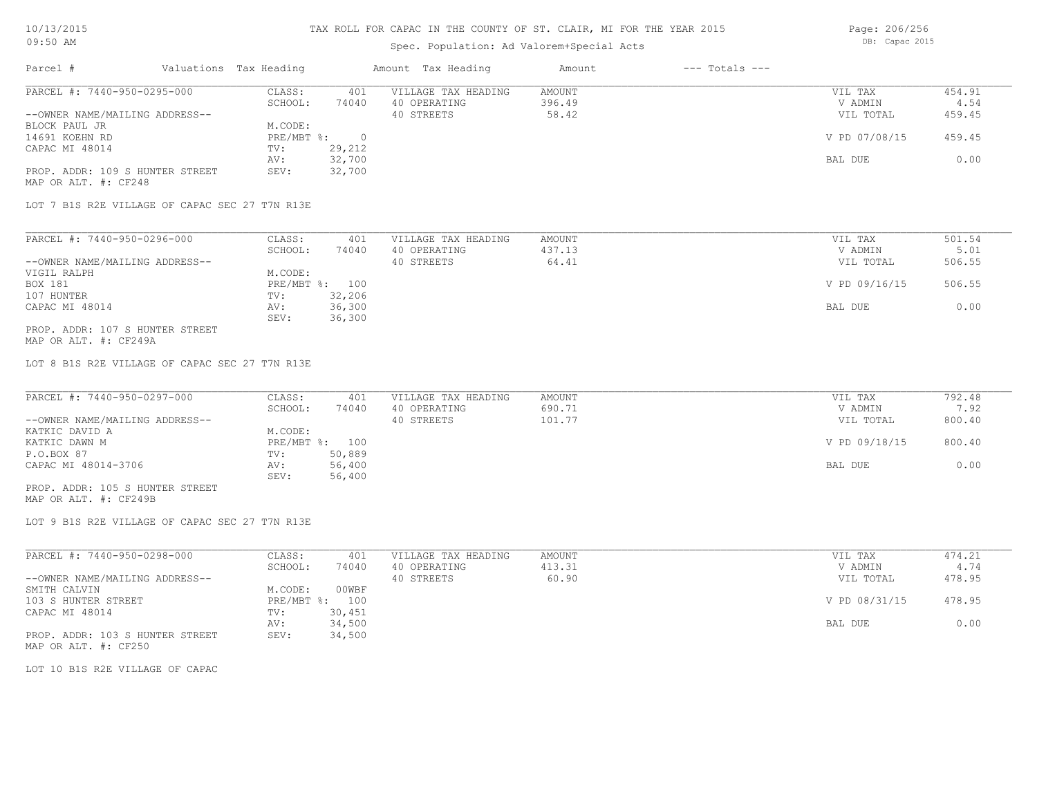# TAX ROLL FOR CAPAC IN THE COUNTY OF ST. CLAIR, MI FOR THE YEAR 2015

Spec. Population: Ad Valorem+Special Acts

10/13/2015
09:50 AM

DB: Capac 2015

| Parcel # | Valuations | Tax Heading | Amount | Tax Heading | Amount | --- Totals --- |
|---|---|---|---|---|---|---|

---

**PARCEL #: 7440-950-0295-000**

--OWNER NAME/MAILING ADDRESS--
BLOCK PAUL JR
14691 KOEHN RD
CAPAC MI 48014

PROP. ADDR: 109 S HUNTER STREET
MAP OR ALT. #: CF248

| | | | | | |
|---|---|---|---|---|---|
| CLASS: | 401 | VILLAGE TAX HEADING | AMOUNT | VIL TAX | 454.91 |
| SCHOOL: | 74040 | 40 OPERATING | 396.49 | V ADMIN | 4.54 |
| M.CODE: | | 40 STREETS | 58.42 | VIL TOTAL | 459.45 |
| PRE/MBT %: | 0 | | | V PD 07/08/15 | 459.45 |
| TV: | 29,212 | | | | |
| AV: | 32,700 | | | BAL DUE | 0.00 |
| SEV: | 32,700 | | | | |

LOT 7 B1S R2E VILLAGE OF CAPAC SEC 27 T7N R13E

---

**PARCEL #: 7440-950-0296-000**

--OWNER NAME/MAILING ADDRESS--
VIGIL RALPH
BOX 181
107 HUNTER
CAPAC MI 48014

PROP. ADDR: 107 S HUNTER STREET
MAP OR ALT. #: CF249A

| | | | | | |
|---|---|---|---|---|---|
| CLASS: | 401 | VILLAGE TAX HEADING | AMOUNT | VIL TAX | 501.54 |
| SCHOOL: | 74040 | 40 OPERATING | 437.13 | V ADMIN | 5.01 |
| M.CODE: | | 40 STREETS | 64.41 | VIL TOTAL | 506.55 |
| PRE/MBT %: | 100 | | | V PD 09/16/15 | 506.55 |
| TV: | 32,206 | | | | |
| AV: | 36,300 | | | BAL DUE | 0.00 |
| SEV: | 36,300 | | | | |

LOT 8 B1S R2E VILLAGE OF CAPAC SEC 27 T7N R13E

---

**PARCEL #: 7440-950-0297-000**

--OWNER NAME/MAILING ADDRESS--
KATKIC DAVID A
KATKIC DAWN M
P.O.BOX 87
CAPAC MI 48014-3706

PROP. ADDR: 105 S HUNTER STREET
MAP OR ALT. #: CF249B

| | | | | | |
|---|---|---|---|---|---|
| CLASS: | 401 | VILLAGE TAX HEADING | AMOUNT | VIL TAX | 792.48 |
| SCHOOL: | 74040 | 40 OPERATING | 690.71 | V ADMIN | 7.92 |
| M.CODE: | | 40 STREETS | 101.77 | VIL TOTAL | 800.40 |
| PRE/MBT %: | 100 | | | V PD 09/18/15 | 800.40 |
| TV: | 50,889 | | | | |
| AV: | 56,400 | | | BAL DUE | 0.00 |
| SEV: | 56,400 | | | | |

LOT 9 B1S R2E VILLAGE OF CAPAC SEC 27 T7N R13E

---

**PARCEL #: 7440-950-0298-000**

--OWNER NAME/MAILING ADDRESS--
SMITH CALVIN
103 S HUNTER STREET
CAPAC MI 48014

PROP. ADDR: 103 S HUNTER STREET
MAP OR ALT. #: CF250

| | | | | | |
|---|---|---|---|---|---|
| CLASS: | 401 | VILLAGE TAX HEADING | AMOUNT | VIL TAX | 474.21 |
| SCHOOL: | 74040 | 40 OPERATING | 413.31 | V ADMIN | 4.74 |
| M.CODE: | 00WBF | 40 STREETS | 60.90 | VIL TOTAL | 478.95 |
| PRE/MBT %: | 100 | | | V PD 08/31/15 | 478.95 |
| TV: | 30,451 | | | | |
| AV: | 34,500 | | | BAL DUE | 0.00 |
| SEV: | 34,500 | | | | |

LOT 10 B1S R2E VILLAGE OF CAPAC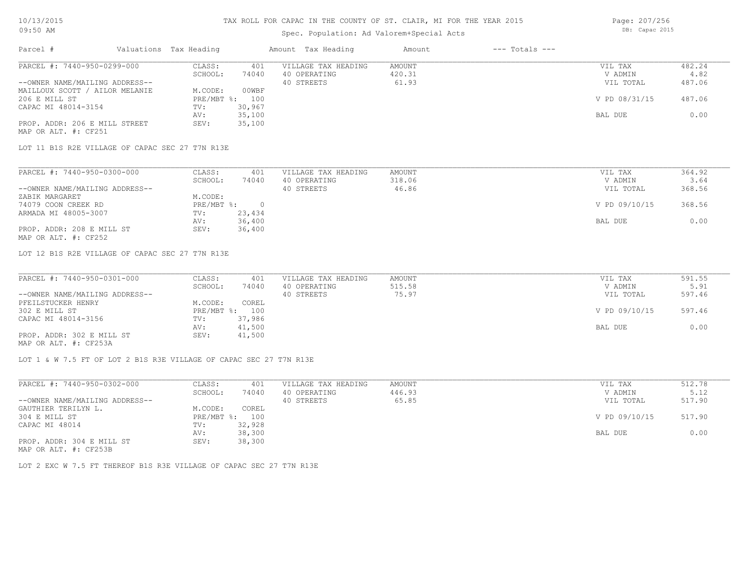# TAX ROLL FOR CAPAC IN THE COUNTY OF ST. CLAIR, MI FOR THE YEAR 2015

Spec. Population: Ad Valorem+Special Acts

| Parcel # | Valuations | Tax Heading | Amount | Tax Heading | Amount | --- Totals --- | |
|---|---|---|---|---|---|---|---|
| PARCEL #: 7440-950-0299-000 | CLASS: | 401 | VILLAGE TAX HEADING | AMOUNT | | VIL TAX | 482.24 |
| | SCHOOL: | 74040 | 40 OPERATING | 420.31 | | V ADMIN | 4.82 |
| --OWNER NAME/MAILING ADDRESS-- | | | 40 STREETS | 61.93 | | VIL TOTAL | 487.06 |
| MAILLOUX SCOTT / AILOR MELANIE | M.CODE: | 00WBF | | | | | |
| 206 E MILL ST | PRE/MBT %: | 100 | | | | V PD 08/31/15 | 487.06 |
| CAPAC MI 48014-3154 | TV: | 30,967 | | | | | |
| | AV: | 35,100 | | | | BAL DUE | 0.00 |
| PROP. ADDR: 206 E MILL STREET | SEV: | 35,100 | | | | | |
| MAP OR ALT. #: CF251 | | | | | | | |

LOT 11 B1S R2E VILLAGE OF CAPAC SEC 27 T7N R13E

| Parcel # | Valuations | Tax Heading | Amount | Tax Heading | Amount | --- Totals --- | |
|---|---|---|---|---|---|---|---|
| PARCEL #: 7440-950-0300-000 | CLASS: | 401 | VILLAGE TAX HEADING | AMOUNT | | VIL TAX | 364.92 |
| | SCHOOL: | 74040 | 40 OPERATING | 318.06 | | V ADMIN | 3.64 |
| --OWNER NAME/MAILING ADDRESS-- | | | 40 STREETS | 46.86 | | VIL TOTAL | 368.56 |
| ZABIK MARGARET | M.CODE: | | | | | | |
| 74079 COON CREEK RD | PRE/MBT %: | 0 | | | | V PD 09/10/15 | 368.56 |
| ARMADA MI 48005-3007 | TV: | 23,434 | | | | | |
| | AV: | 36,400 | | | | BAL DUE | 0.00 |
| PROP. ADDR: 208 E MILL ST | SEV: | 36,400 | | | | | |
| MAP OR ALT. #: CF252 | | | | | | | |

LOT 12 B1S R2E VILLAGE OF CAPAC SEC 27 T7N R13E

| Parcel # | Valuations | Tax Heading | Amount | Tax Heading | Amount | --- Totals --- | |
|---|---|---|---|---|---|---|---|
| PARCEL #: 7440-950-0301-000 | CLASS: | 401 | VILLAGE TAX HEADING | AMOUNT | | VIL TAX | 591.55 |
| | SCHOOL: | 74040 | 40 OPERATING | 515.58 | | V ADMIN | 5.91 |
| --OWNER NAME/MAILING ADDRESS-- | | | 40 STREETS | 75.97 | | VIL TOTAL | 597.46 |
| PFEILSTUCKER HENRY | M.CODE: | COREL | | | | | |
| 302 E MILL ST | PRE/MBT %: | 100 | | | | V PD 09/10/15 | 597.46 |
| CAPAC MI 48014-3156 | TV: | 37,986 | | | | | |
| | AV: | 41,500 | | | | BAL DUE | 0.00 |
| PROP. ADDR: 302 E MILL ST | SEV: | 41,500 | | | | | |
| MAP OR ALT. #: CF253A | | | | | | | |

LOT 1 & W 7.5 FT OF LOT 2 B1S R3E VILLAGE OF CAPAC SEC 27 T7N R13E

| Parcel # | Valuations | Tax Heading | Amount | Tax Heading | Amount | --- Totals --- | |
|---|---|---|---|---|---|---|---|
| PARCEL #: 7440-950-0302-000 | CLASS: | 401 | VILLAGE TAX HEADING | AMOUNT | | VIL TAX | 512.78 |
| | SCHOOL: | 74040 | 40 OPERATING | 446.93 | | V ADMIN | 5.12 |
| --OWNER NAME/MAILING ADDRESS-- | | | 40 STREETS | 65.85 | | VIL TOTAL | 517.90 |
| GAUTHIER TERILYN L. | M.CODE: | COREL | | | | | |
| 304 E MILL ST | PRE/MBT %: | 100 | | | | V PD 09/10/15 | 517.90 |
| CAPAC MI 48014 | TV: | 32,928 | | | | | |
| | AV: | 38,300 | | | | BAL DUE | 0.00 |
| PROP. ADDR: 304 E MILL ST | SEV: | 38,300 | | | | | |
| MAP OR ALT. #: CF253B | | | | | | | |

LOT 2 EXC W 7.5 FT THEREOF B1S R3E VILLAGE OF CAPAC SEC 27 T7N R13E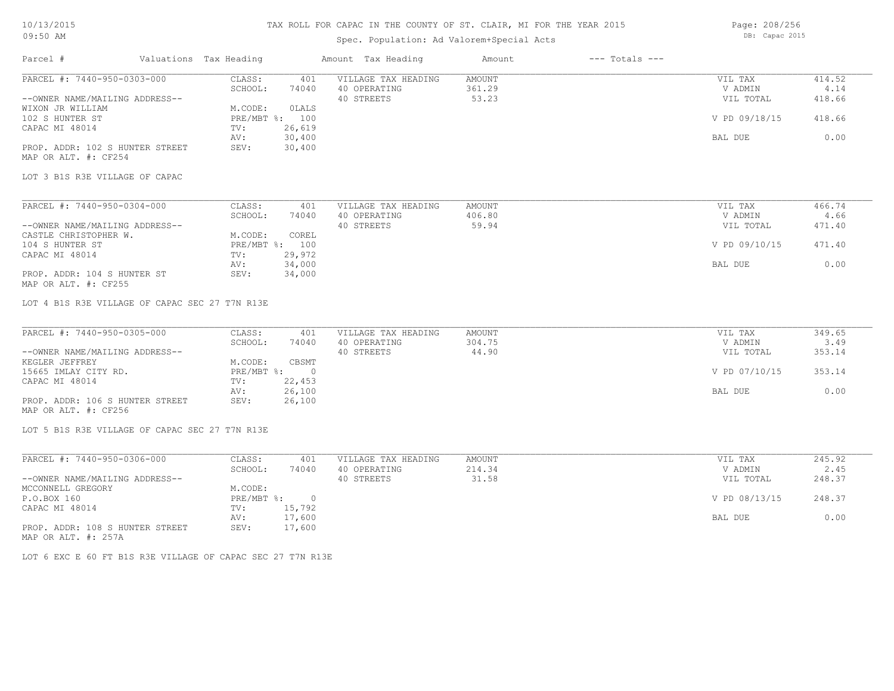# TAX ROLL FOR CAPAC IN THE COUNTY OF ST. CLAIR, MI FOR THE YEAR 2015

10/13/2015
09:50 AM

Spec. Population: Ad Valorem+Special Acts

DB: Capac 2015

| Parcel # | Valuations | Tax Heading | Amount | Tax Heading | Amount | --- Totals --- | |
|---|---|---|---|---|---|---|---|
| PARCEL #: 7440-950-0303-000 | CLASS: | 401 | VILLAGE TAX HEADING | AMOUNT | | VIL TAX | 414.52 |
| | SCHOOL: | 74040 | 40 OPERATING | 361.29 | | V ADMIN | 4.14 |
| --OWNER NAME/MAILING ADDRESS-- | | | 40 STREETS | 53.23 | | VIL TOTAL | 418.66 |
| WIXON JR WILLIAM | M.CODE: | 0LALS | | | | | |
| 102 S HUNTER ST | PRE/MBT %: | 100 | | | | V PD 09/18/15 | 418.66 |
| CAPAC MI 48014 | TV: | 26,619 | | | | | |
| | AV: | 30,400 | | | | BAL DUE | 0.00 |
| PROP. ADDR: 102 S HUNTER STREET | SEV: | 30,400 | | | | | |
| MAP OR ALT. #: CF254 | | | | | | | |

LOT 3 B1S R3E VILLAGE OF CAPAC

| Parcel # | Valuations | Tax Heading | Amount | Tax Heading | Amount | --- Totals --- | |
|---|---|---|---|---|---|---|---|
| PARCEL #: 7440-950-0304-000 | CLASS: | 401 | VILLAGE TAX HEADING | AMOUNT | | VIL TAX | 466.74 |
| | SCHOOL: | 74040 | 40 OPERATING | 406.80 | | V ADMIN | 4.66 |
| --OWNER NAME/MAILING ADDRESS-- | | | 40 STREETS | 59.94 | | VIL TOTAL | 471.40 |
| CASTLE CHRISTOPHER W. | M.CODE: | COREL | | | | | |
| 104 S HUNTER ST | PRE/MBT %: | 100 | | | | V PD 09/10/15 | 471.40 |
| CAPAC MI 48014 | TV: | 29,972 | | | | | |
| | AV: | 34,000 | | | | BAL DUE | 0.00 |
| PROP. ADDR: 104 S HUNTER ST | SEV: | 34,000 | | | | | |
| MAP OR ALT. #: CF255 | | | | | | | |

LOT 4 B1S R3E VILLAGE OF CAPAC SEC 27 T7N R13E

| Parcel # | Valuations | Tax Heading | Amount | Tax Heading | Amount | --- Totals --- | |
|---|---|---|---|---|---|---|---|
| PARCEL #: 7440-950-0305-000 | CLASS: | 401 | VILLAGE TAX HEADING | AMOUNT | | VIL TAX | 349.65 |
| | SCHOOL: | 74040 | 40 OPERATING | 304.75 | | V ADMIN | 3.49 |
| --OWNER NAME/MAILING ADDRESS-- | | | 40 STREETS | 44.90 | | VIL TOTAL | 353.14 |
| KEGLER JEFFREY | M.CODE: | CBSMT | | | | | |
| 15665 IMLAY CITY RD. | PRE/MBT %: | 0 | | | | V PD 07/10/15 | 353.14 |
| CAPAC MI 48014 | TV: | 22,453 | | | | | |
| | AV: | 26,100 | | | | BAL DUE | 0.00 |
| PROP. ADDR: 106 S HUNTER STREET | SEV: | 26,100 | | | | | |
| MAP OR ALT. #: CF256 | | | | | | | |

LOT 5 B1S R3E VILLAGE OF CAPAC SEC 27 T7N R13E

| Parcel # | Valuations | Tax Heading | Amount | Tax Heading | Amount | --- Totals --- | |
|---|---|---|---|---|---|---|---|
| PARCEL #: 7440-950-0306-000 | CLASS: | 401 | VILLAGE TAX HEADING | AMOUNT | | VIL TAX | 245.92 |
| | SCHOOL: | 74040 | 40 OPERATING | 214.34 | | V ADMIN | 2.45 |
| --OWNER NAME/MAILING ADDRESS-- | | | 40 STREETS | 31.58 | | VIL TOTAL | 248.37 |
| MCCONNELL GREGORY | M.CODE: | | | | | | |
| P.O.BOX 160 | PRE/MBT %: | 0 | | | | V PD 08/13/15 | 248.37 |
| CAPAC MI 48014 | TV: | 15,792 | | | | | |
| | AV: | 17,600 | | | | BAL DUE | 0.00 |
| PROP. ADDR: 108 S HUNTER STREET | SEV: | 17,600 | | | | | |
| MAP OR ALT. #: 257A | | | | | | | |

LOT 6 EXC E 60 FT B1S R3E VILLAGE OF CAPAC SEC 27 T7N R13E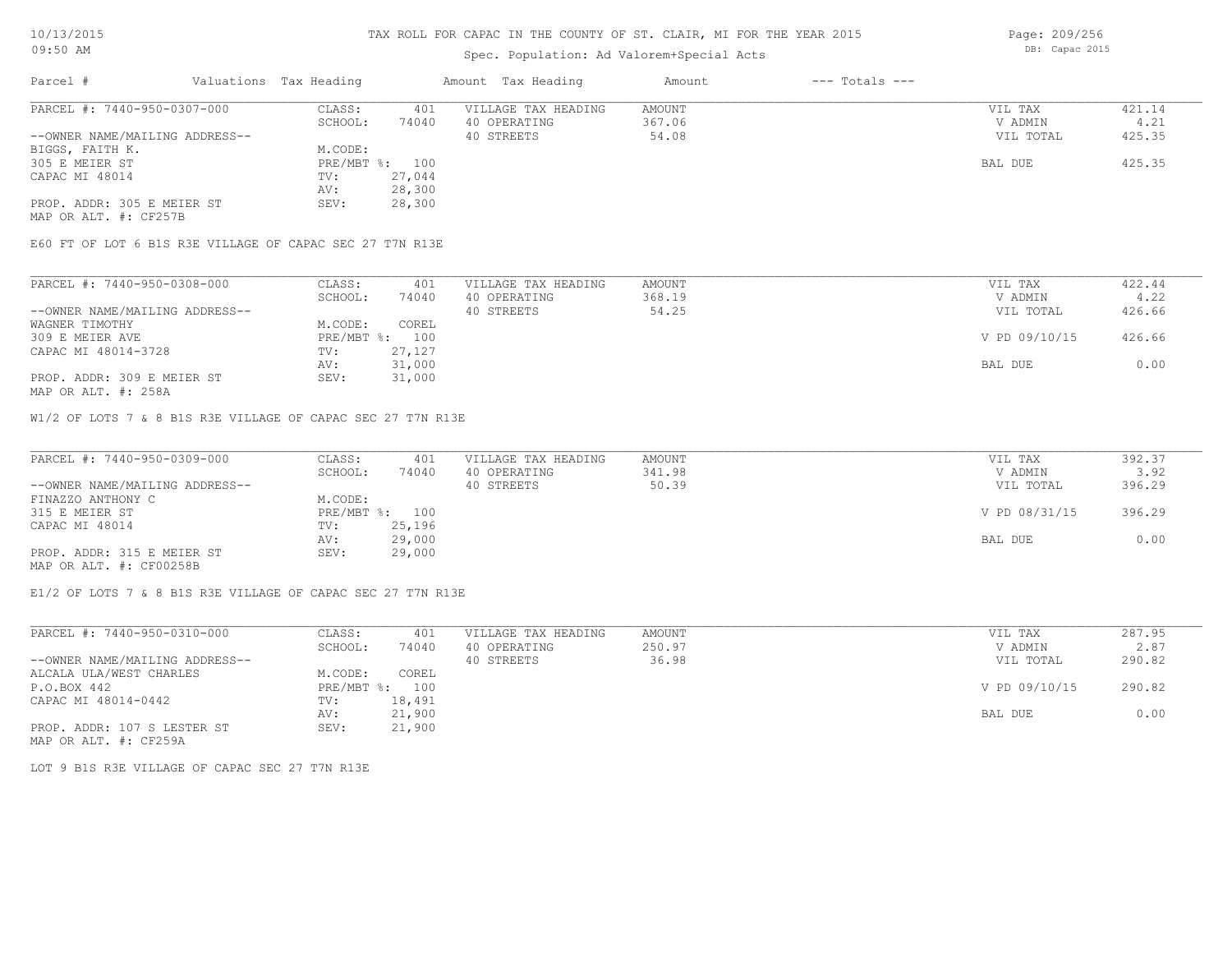# TAX ROLL FOR CAPAC IN THE COUNTY OF ST. CLAIR, MI FOR THE YEAR 2015

10/13/2015
09:50 AM

Spec. Population: Ad Valorem+Special Acts

DB: Capac 2015

| Parcel # | Valuations | Tax Heading | Amount | Tax Heading | Amount | --- Totals --- | |
|---|---|---|---|---|---|---|---|
| PARCEL #: 7440-950-0307-000 | CLASS: | 401 | VILLAGE TAX HEADING | AMOUNT | | VIL TAX | 421.14 |
| | SCHOOL: | 74040 | 40 OPERATING | 367.06 | | V ADMIN | 4.21 |
| --OWNER NAME/MAILING ADDRESS-- | | | 40 STREETS | 54.08 | | VIL TOTAL | 425.35 |
| BIGGS, FAITH K. | M.CODE: | | | | | | |
| 305 E MEIER ST | PRE/MBT %: | 100 | | | | BAL DUE | 425.35 |
| CAPAC MI 48014 | TV: | 27,044 | | | | | |
| | AV: | 28,300 | | | | | |
| PROP. ADDR: 305 E MEIER ST | SEV: | 28,300 | | | | | |
| MAP OR ALT. #: CF257B | | | | | | | |

E60 FT OF LOT 6 B1S R3E VILLAGE OF CAPAC SEC 27 T7N R13E

| Parcel # | Valuations | Tax Heading | Amount | Tax Heading | Amount | --- Totals --- | |
|---|---|---|---|---|---|---|---|
| PARCEL #: 7440-950-0308-000 | CLASS: | 401 | VILLAGE TAX HEADING | AMOUNT | | VIL TAX | 422.44 |
| | SCHOOL: | 74040 | 40 OPERATING | 368.19 | | V ADMIN | 4.22 |
| --OWNER NAME/MAILING ADDRESS-- | | | 40 STREETS | 54.25 | | VIL TOTAL | 426.66 |
| WAGNER TIMOTHY | M.CODE: | COREL | | | | | |
| 309 E MEIER AVE | PRE/MBT %: | 100 | | | | V PD 09/10/15 | 426.66 |
| CAPAC MI 48014-3728 | TV: | 27,127 | | | | | |
| | AV: | 31,000 | | | | BAL DUE | 0.00 |
| PROP. ADDR: 309 E MEIER ST | SEV: | 31,000 | | | | | |
| MAP OR ALT. #: 258A | | | | | | | |

W1/2 OF LOTS 7 & 8 B1S R3E VILLAGE OF CAPAC SEC 27 T7N R13E

| Parcel # | Valuations | Tax Heading | Amount | Tax Heading | Amount | --- Totals --- | |
|---|---|---|---|---|---|---|---|
| PARCEL #: 7440-950-0309-000 | CLASS: | 401 | VILLAGE TAX HEADING | AMOUNT | | VIL TAX | 392.37 |
| | SCHOOL: | 74040 | 40 OPERATING | 341.98 | | V ADMIN | 3.92 |
| --OWNER NAME/MAILING ADDRESS-- | | | 40 STREETS | 50.39 | | VIL TOTAL | 396.29 |
| FINAZZO ANTHONY C | M.CODE: | | | | | | |
| 315 E MEIER ST | PRE/MBT %: | 100 | | | | V PD 08/31/15 | 396.29 |
| CAPAC MI 48014 | TV: | 25,196 | | | | | |
| | AV: | 29,000 | | | | BAL DUE | 0.00 |
| PROP. ADDR: 315 E MEIER ST | SEV: | 29,000 | | | | | |
| MAP OR ALT. #: CF00258B | | | | | | | |

E1/2 OF LOTS 7 & 8 B1S R3E VILLAGE OF CAPAC SEC 27 T7N R13E

| Parcel # | Valuations | Tax Heading | Amount | Tax Heading | Amount | --- Totals --- | |
|---|---|---|---|---|---|---|---|
| PARCEL #: 7440-950-0310-000 | CLASS: | 401 | VILLAGE TAX HEADING | AMOUNT | | VIL TAX | 287.95 |
| | SCHOOL: | 74040 | 40 OPERATING | 250.97 | | V ADMIN | 2.87 |
| --OWNER NAME/MAILING ADDRESS-- | | | 40 STREETS | 36.98 | | VIL TOTAL | 290.82 |
| ALCALA ULA/WEST CHARLES | M.CODE: | COREL | | | | | |
| P.O.BOX 442 | PRE/MBT %: | 100 | | | | V PD 09/10/15 | 290.82 |
| CAPAC MI 48014-0442 | TV: | 18,491 | | | | | |
| | AV: | 21,900 | | | | BAL DUE | 0.00 |
| PROP. ADDR: 107 S LESTER ST | SEV: | 21,900 | | | | | |
| MAP OR ALT. #: CF259A | | | | | | | |

LOT 9 B1S R3E VILLAGE OF CAPAC SEC 27 T7N R13E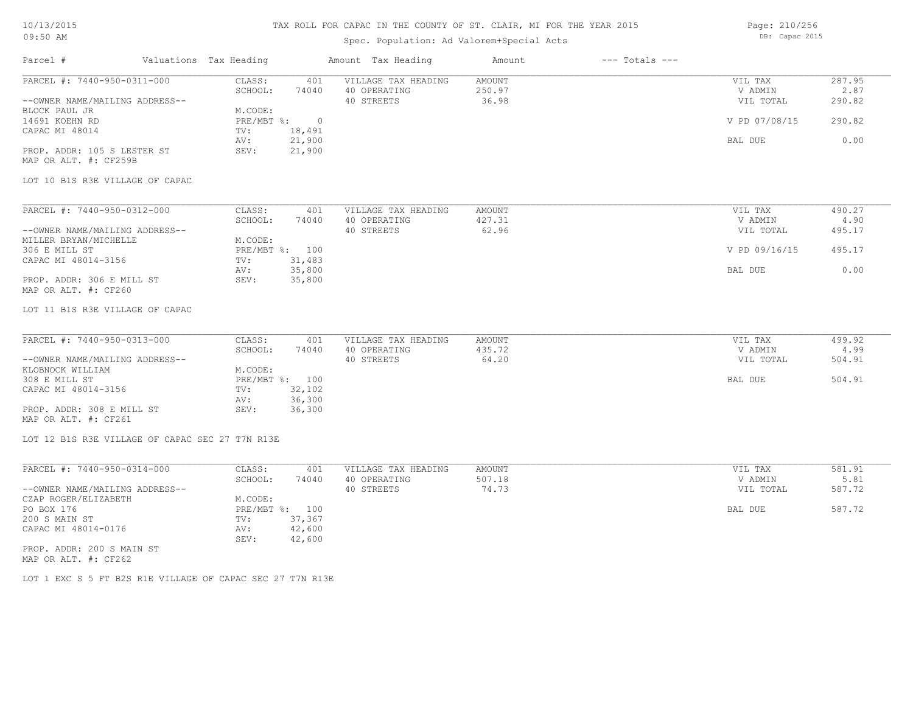# TAX ROLL FOR CAPAC IN THE COUNTY OF ST. CLAIR, MI FOR THE YEAR 2015

Spec. Population: Ad Valorem+Special Acts

10/13/2015
09:50 AM

DB: Capac 2015

| Parcel # | Valuations Tax Heading | | Amount Tax Heading | Amount | --- Totals --- | |
|---|---|---|---|---|---|---|

**PARCEL #: 7440-950-0311-000**

| | | | | | |
|---|---|---|---|---|---|
| CLASS: | 401 | VILLAGE TAX HEADING | AMOUNT | VIL TAX | 287.95 |
| SCHOOL: | 74040 | 40 OPERATING | 250.97 | V ADMIN | 2.87 |
| M.CODE: | | 40 STREETS | 36.98 | VIL TOTAL | 290.82 |
| PRE/MBT %: | 0 | | | V PD 07/08/15 | 290.82 |
| TV: | 18,491 | | | | |
| AV: | 21,900 | | | BAL DUE | 0.00 |
| SEV: | 21,900 | | | | |

--OWNER NAME/MAILING ADDRESS--
BLOCK PAUL JR
14691 KOEHN RD
CAPAC MI 48014

PROP. ADDR: 105 S LESTER ST
MAP OR ALT. #: CF259B

LOT 10 B1S R3E VILLAGE OF CAPAC

**PARCEL #: 7440-950-0312-000**

| | | | | | |
|---|---|---|---|---|---|
| CLASS: | 401 | VILLAGE TAX HEADING | AMOUNT | VIL TAX | 490.27 |
| SCHOOL: | 74040 | 40 OPERATING | 427.31 | V ADMIN | 4.90 |
| M.CODE: | | 40 STREETS | 62.96 | VIL TOTAL | 495.17 |
| PRE/MBT %: | 100 | | | V PD 09/16/15 | 495.17 |
| TV: | 31,483 | | | | |
| AV: | 35,800 | | | BAL DUE | 0.00 |
| SEV: | 35,800 | | | | |

--OWNER NAME/MAILING ADDRESS--
MILLER BRYAN/MICHELLE
306 E MILL ST
CAPAC MI 48014-3156

PROP. ADDR: 306 E MILL ST
MAP OR ALT. #: CF260

LOT 11 B1S R3E VILLAGE OF CAPAC

**PARCEL #: 7440-950-0313-000**

| | | | | | |
|---|---|---|---|---|---|
| CLASS: | 401 | VILLAGE TAX HEADING | AMOUNT | VIL TAX | 499.92 |
| SCHOOL: | 74040 | 40 OPERATING | 435.72 | V ADMIN | 4.99 |
| M.CODE: | | 40 STREETS | 64.20 | VIL TOTAL | 504.91 |
| PRE/MBT %: | 100 | | | BAL DUE | 504.91 |
| TV: | 32,102 | | | | |
| AV: | 36,300 | | | | |
| SEV: | 36,300 | | | | |

--OWNER NAME/MAILING ADDRESS--
KLOBNOCK WILLIAM
308 E MILL ST
CAPAC MI 48014-3156

PROP. ADDR: 308 E MILL ST
MAP OR ALT. #: CF261

LOT 12 B1S R3E VILLAGE OF CAPAC SEC 27 T7N R13E

**PARCEL #: 7440-950-0314-000**

| | | | | | |
|---|---|---|---|---|---|
| CLASS: | 401 | VILLAGE TAX HEADING | AMOUNT | VIL TAX | 581.91 |
| SCHOOL: | 74040 | 40 OPERATING | 507.18 | V ADMIN | 5.81 |
| M.CODE: | | 40 STREETS | 74.73 | VIL TOTAL | 587.72 |
| PRE/MBT %: | 100 | | | BAL DUE | 587.72 |
| TV: | 37,367 | | | | |
| AV: | 42,600 | | | | |
| SEV: | 42,600 | | | | |

--OWNER NAME/MAILING ADDRESS--
CZAP ROGER/ELIZABETH
PO BOX 176
200 S MAIN ST
CAPAC MI 48014-0176

PROP. ADDR: 200 S MAIN ST
MAP OR ALT. #: CF262

LOT 1 EXC S 5 FT B2S R1E VILLAGE OF CAPAC SEC 27 T7N R13E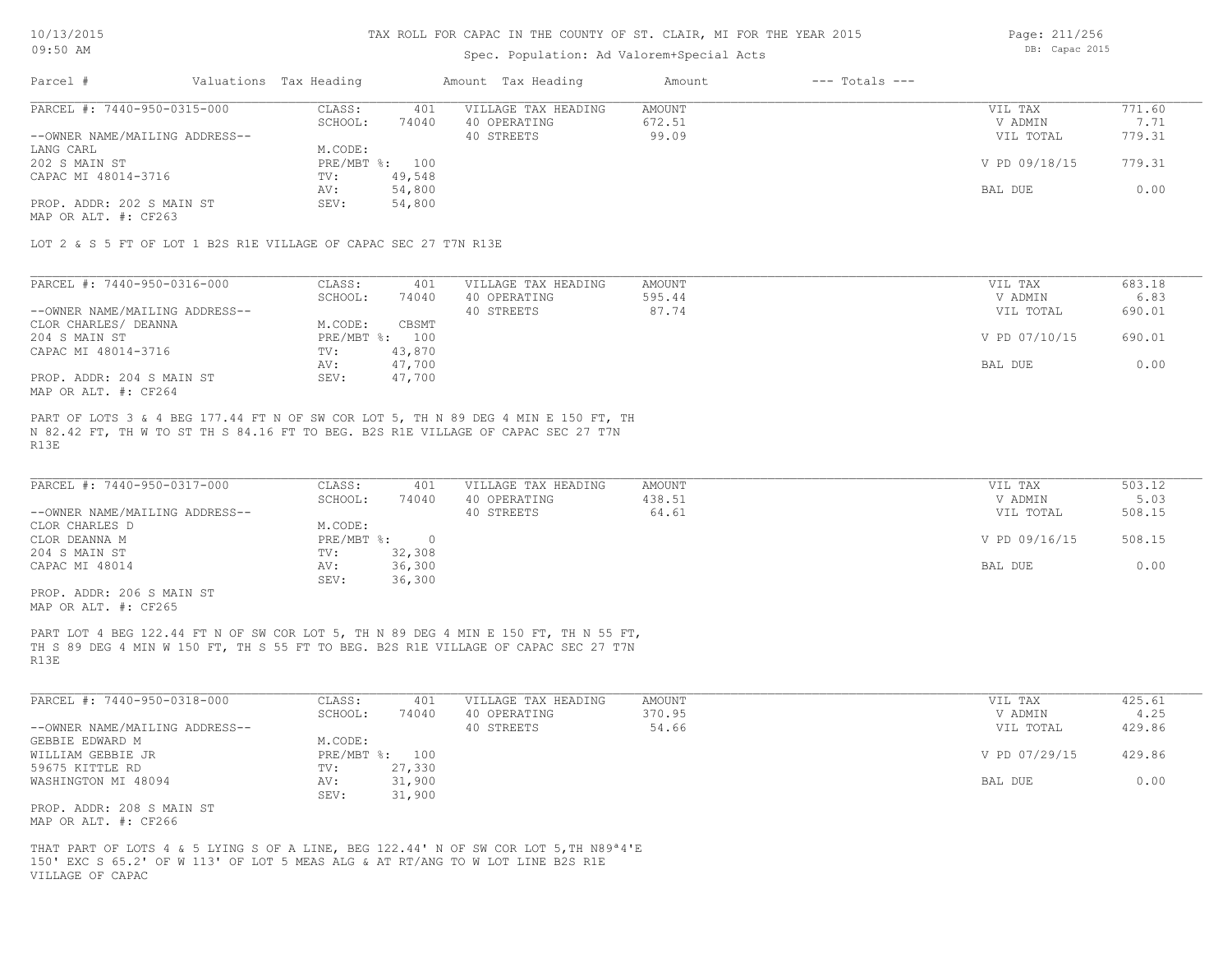# TAX ROLL FOR CAPAC IN THE COUNTY OF ST. CLAIR, MI FOR THE YEAR 2015

Spec. Population: Ad Valorem+Special Acts

| Parcel # | Valuations | Tax Heading | Amount | Tax Heading | Amount | --- Totals --- | |
|---|---|---|---|---|---|---|---|
| PARCEL #: 7440-950-0315-000 | CLASS: | 401 | VILLAGE TAX HEADING | AMOUNT | | VIL TAX | 771.60 |
| | SCHOOL: | 74040 | 40 OPERATING | 672.51 | | V ADMIN | 7.71 |
| --OWNER NAME/MAILING ADDRESS-- | | | 40 STREETS | 99.09 | | VIL TOTAL | 779.31 |
| LANG CARL | M.CODE: | | | | | | |
| 202 S MAIN ST | PRE/MBT %: | 100 | | | | V PD 09/18/15 | 779.31 |
| CAPAC MI 48014-3716 | TV: | 49,548 | | | | | |
| | AV: | 54,800 | | | | BAL DUE | 0.00 |
| PROP. ADDR: 202 S MAIN ST | SEV: | 54,800 | | | | | |
| MAP OR ALT. #: CF263 | | | | | | | |

LOT 2 & S 5 FT OF LOT 1 B2S R1E VILLAGE OF CAPAC SEC 27 T7N R13E

| Parcel # | Valuations | Tax Heading | Amount | Tax Heading | Amount | --- Totals --- | |
|---|---|---|---|---|---|---|---|
| PARCEL #: 7440-950-0316-000 | CLASS: | 401 | VILLAGE TAX HEADING | AMOUNT | | VIL TAX | 683.18 |
| | SCHOOL: | 74040 | 40 OPERATING | 595.44 | | V ADMIN | 6.83 |
| --OWNER NAME/MAILING ADDRESS-- | | | 40 STREETS | 87.74 | | VIL TOTAL | 690.01 |
| CLOR CHARLES/ DEANNA | M.CODE: | CBSMT | | | | | |
| 204 S MAIN ST | PRE/MBT %: | 100 | | | | V PD 07/10/15 | 690.01 |
| CAPAC MI 48014-3716 | TV: | 43,870 | | | | | |
| | AV: | 47,700 | | | | BAL DUE | 0.00 |
| PROP. ADDR: 204 S MAIN ST | SEV: | 47,700 | | | | | |
| MAP OR ALT. #: CF264 | | | | | | | |

PART OF LOTS 3 & 4 BEG 177.44 FT N OF SW COR LOT 5, TH N 89 DEG 4 MIN E 150 FT, TH N 82.42 FT, TH W TO ST TH S 84.16 FT TO BEG. B2S R1E VILLAGE OF CAPAC SEC 27 T7N R13E

| Parcel # | Valuations | Tax Heading | Amount | Tax Heading | Amount | --- Totals --- | |
|---|---|---|---|---|---|---|---|
| PARCEL #: 7440-950-0317-000 | CLASS: | 401 | VILLAGE TAX HEADING | AMOUNT | | VIL TAX | 503.12 |
| | SCHOOL: | 74040 | 40 OPERATING | 438.51 | | V ADMIN | 5.03 |
| --OWNER NAME/MAILING ADDRESS-- | | | 40 STREETS | 64.61 | | VIL TOTAL | 508.15 |
| CLOR CHARLES D | M.CODE: | | | | | | |
| CLOR DEANNA M | PRE/MBT %: | 0 | | | | V PD 09/16/15 | 508.15 |
| 204 S MAIN ST | TV: | 32,308 | | | | | |
| CAPAC MI 48014 | AV: | 36,300 | | | | BAL DUE | 0.00 |
| | SEV: | 36,300 | | | | | |
| PROP. ADDR: 206 S MAIN ST | | | | | | | |
| MAP OR ALT. #: CF265 | | | | | | | |

PART LOT 4 BEG 122.44 FT N OF SW COR LOT 5, TH N 89 DEG 4 MIN E 150 FT, TH N 55 FT, TH S 89 DEG 4 MIN W 150 FT, TH S 55 FT TO BEG. B2S R1E VILLAGE OF CAPAC SEC 27 T7N R13E

| Parcel # | Valuations | Tax Heading | Amount | Tax Heading | Amount | --- Totals --- | |
|---|---|---|---|---|---|---|---|
| PARCEL #: 7440-950-0318-000 | CLASS: | 401 | VILLAGE TAX HEADING | AMOUNT | | VIL TAX | 425.61 |
| | SCHOOL: | 74040 | 40 OPERATING | 370.95 | | V ADMIN | 4.25 |
| --OWNER NAME/MAILING ADDRESS-- | | | 40 STREETS | 54.66 | | VIL TOTAL | 429.86 |
| GEBBIE EDWARD M | M.CODE: | | | | | | |
| WILLIAM GEBBIE JR | PRE/MBT %: | 100 | | | | V PD 07/29/15 | 429.86 |
| 59675 KITTLE RD | TV: | 27,330 | | | | | |
| WASHINGTON MI 48094 | AV: | 31,900 | | | | BAL DUE | 0.00 |
| | SEV: | 31,900 | | | | | |
| PROP. ADDR: 208 S MAIN ST | | | | | | | |
| MAP OR ALT. #: CF266 | | | | | | | |

THAT PART OF LOTS 4 & 5 LYING S OF A LINE, BEG 122.44' N OF SW COR LOT 5,TH N89ª4'E 150' EXC S 65.2' OF W 113' OF LOT 5 MEAS ALG & AT RT/ANG TO W LOT LINE B2S R1E VILLAGE OF CAPAC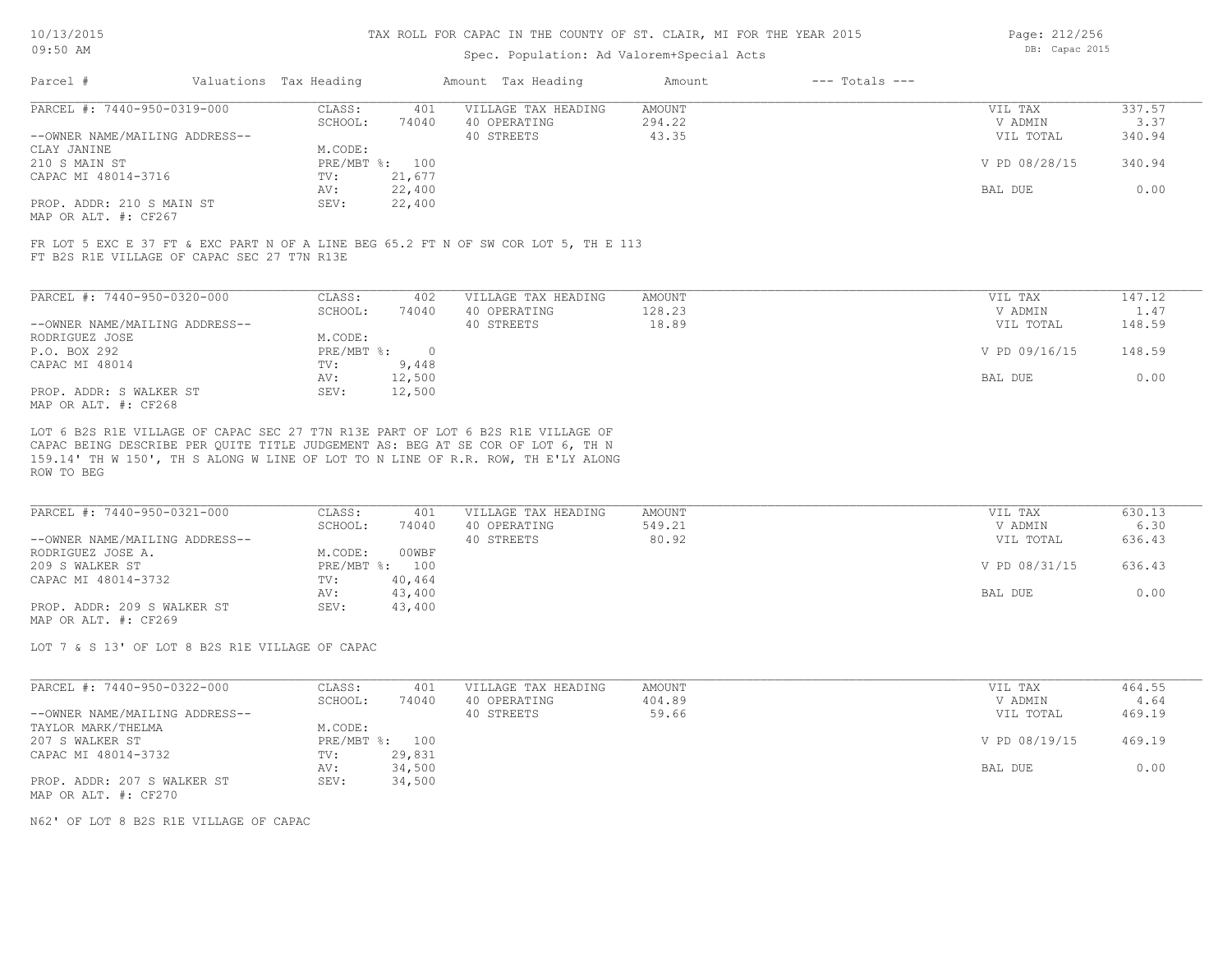# TAX ROLL FOR CAPAC IN THE COUNTY OF ST. CLAIR, MI FOR THE YEAR 2015

Spec. Population: Ad Valorem+Special Acts

| Parcel # | Valuations | Tax Heading | Amount | Tax Heading | Amount | --- Totals --- | |
|---|---|---|---|---|---|---|---|
| PARCEL #: 7440-950-0319-000 | CLASS: | 401 | VILLAGE TAX HEADING | AMOUNT | | VIL TAX | 337.57 |
| | SCHOOL: | 74040 | 40 OPERATING | 294.22 | | V ADMIN | 3.37 |
| --OWNER NAME/MAILING ADDRESS-- | | | 40 STREETS | 43.35 | | VIL TOTAL | 340.94 |
| CLAY JANINE | M.CODE: | | | | | | |
| 210 S MAIN ST | PRE/MBT %: | 100 | | | | V PD 08/28/15 | 340.94 |
| CAPAC MI 48014-3716 | TV: | 21,677 | | | | | |
| | AV: | 22,400 | | | | BAL DUE | 0.00 |
| PROP. ADDR: 210 S MAIN ST | SEV: | 22,400 | | | | | |
| MAP OR ALT. #: CF267 | | | | | | | |

FR LOT 5 EXC E 37 FT & EXC PART N OF A LINE BEG 65.2 FT N OF SW COR LOT 5, TH E 113 FT B2S R1E VILLAGE OF CAPAC SEC 27 T7N R13E

| Parcel # | Valuations | Tax Heading | Amount | Tax Heading | Amount | --- Totals --- | |
|---|---|---|---|---|---|---|---|
| PARCEL #: 7440-950-0320-000 | CLASS: | 402 | VILLAGE TAX HEADING | AMOUNT | | VIL TAX | 147.12 |
| | SCHOOL: | 74040 | 40 OPERATING | 128.23 | | V ADMIN | 1.47 |
| --OWNER NAME/MAILING ADDRESS-- | | | 40 STREETS | 18.89 | | VIL TOTAL | 148.59 |
| RODRIGUEZ JOSE | M.CODE: | | | | | | |
| P.O. BOX 292 | PRE/MBT %: | 0 | | | | V PD 09/16/15 | 148.59 |
| CAPAC MI 48014 | TV: | 9,448 | | | | | |
| | AV: | 12,500 | | | | BAL DUE | 0.00 |
| PROP. ADDR: S WALKER ST | SEV: | 12,500 | | | | | |
| MAP OR ALT. #: CF268 | | | | | | | |

LOT 6 B2S R1E VILLAGE OF CAPAC SEC 27 T7N R13E PART OF LOT 6 B2S R1E VILLAGE OF CAPAC BEING DESCRIBE PER QUITE TITLE JUDGEMENT AS: BEG AT SE COR OF LOT 6, TH N 159.14' TH W 150', TH S ALONG W LINE OF LOT TO N LINE OF R.R. ROW, TH E'LY ALONG ROW TO BEG

| Parcel # | Valuations | Tax Heading | Amount | Tax Heading | Amount | --- Totals --- | |
|---|---|---|---|---|---|---|---|
| PARCEL #: 7440-950-0321-000 | CLASS: | 401 | VILLAGE TAX HEADING | AMOUNT | | VIL TAX | 630.13 |
| | SCHOOL: | 74040 | 40 OPERATING | 549.21 | | V ADMIN | 6.30 |
| --OWNER NAME/MAILING ADDRESS-- | | | 40 STREETS | 80.92 | | VIL TOTAL | 636.43 |
| RODRIGUEZ JOSE A. | M.CODE: | 00WBF | | | | | |
| 209 S WALKER ST | PRE/MBT %: | 100 | | | | V PD 08/31/15 | 636.43 |
| CAPAC MI 48014-3732 | TV: | 40,464 | | | | | |
| | AV: | 43,400 | | | | BAL DUE | 0.00 |
| PROP. ADDR: 209 S WALKER ST | SEV: | 43,400 | | | | | |
| MAP OR ALT. #: CF269 | | | | | | | |

LOT 7 & S 13' OF LOT 8 B2S R1E VILLAGE OF CAPAC

| Parcel # | Valuations | Tax Heading | Amount | Tax Heading | Amount | --- Totals --- | |
|---|---|---|---|---|---|---|---|
| PARCEL #: 7440-950-0322-000 | CLASS: | 401 | VILLAGE TAX HEADING | AMOUNT | | VIL TAX | 464.55 |
| | SCHOOL: | 74040 | 40 OPERATING | 404.89 | | V ADMIN | 4.64 |
| --OWNER NAME/MAILING ADDRESS-- | | | 40 STREETS | 59.66 | | VIL TOTAL | 469.19 |
| TAYLOR MARK/THELMA | M.CODE: | | | | | | |
| 207 S WALKER ST | PRE/MBT %: | 100 | | | | V PD 08/19/15 | 469.19 |
| CAPAC MI 48014-3732 | TV: | 29,831 | | | | | |
| | AV: | 34,500 | | | | BAL DUE | 0.00 |
| PROP. ADDR: 207 S WALKER ST | SEV: | 34,500 | | | | | |
| MAP OR ALT. #: CF270 | | | | | | | |

N62' OF LOT 8 B2S R1E VILLAGE OF CAPAC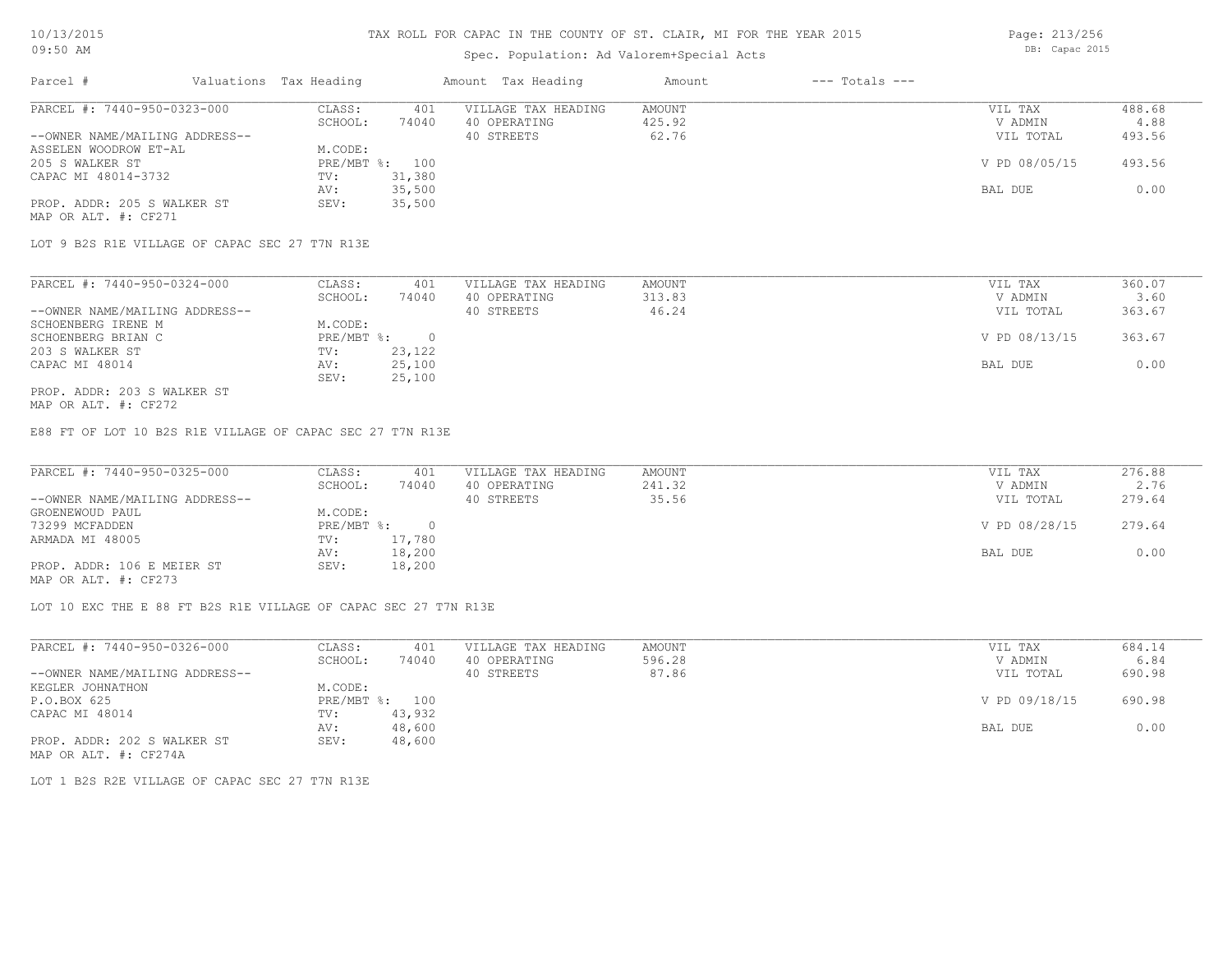TAX ROLL FOR CAPAC IN THE COUNTY OF ST. CLAIR, MI FOR THE YEAR 2015

Spec. Population: Ad Valorem+Special Acts

| Parcel # | Valuations | Tax Heading | Amount | Tax Heading | Amount | --- Totals --- | |
|---|---|---|---|---|---|---|---|
| PARCEL #: 7440-950-0323-000 | CLASS: | 401 | VILLAGE TAX HEADING | AMOUNT | | VIL TAX | 488.68 |
| | SCHOOL: | 74040 | 40 OPERATING | 425.92 | | V ADMIN | 4.88 |
| --OWNER NAME/MAILING ADDRESS-- | | | 40 STREETS | 62.76 | | VIL TOTAL | 493.56 |
| ASSELEN WOODROW ET-AL | M.CODE: | | | | | | |
| 205 S WALKER ST | PRE/MBT %: | 100 | | | | V PD 08/05/15 | 493.56 |
| CAPAC MI 48014-3732 | TV: | 31,380 | | | | | |
| | AV: | 35,500 | | | | BAL DUE | 0.00 |
| PROP. ADDR: 205 S WALKER ST | SEV: | 35,500 | | | | | |
| MAP OR ALT. #: CF271 | | | | | | | |

LOT 9 B2S R1E VILLAGE OF CAPAC SEC 27 T7N R13E

| Parcel # | Valuations | Tax Heading | Amount | Tax Heading | Amount | --- Totals --- | |
|---|---|---|---|---|---|---|---|
| PARCEL #: 7440-950-0324-000 | CLASS: | 401 | VILLAGE TAX HEADING | AMOUNT | | VIL TAX | 360.07 |
| | SCHOOL: | 74040 | 40 OPERATING | 313.83 | | V ADMIN | 3.60 |
| --OWNER NAME/MAILING ADDRESS-- | | | 40 STREETS | 46.24 | | VIL TOTAL | 363.67 |
| SCHOENBERG IRENE M | M.CODE: | | | | | | |
| SCHOENBERG BRIAN C | PRE/MBT %: | 0 | | | | V PD 08/13/15 | 363.67 |
| 203 S WALKER ST | TV: | 23,122 | | | | | |
| CAPAC MI 48014 | AV: | 25,100 | | | | BAL DUE | 0.00 |
| | SEV: | 25,100 | | | | | |
| PROP. ADDR: 203 S WALKER ST | | | | | | | |
| MAP OR ALT. #: CF272 | | | | | | | |

E88 FT OF LOT 10 B2S R1E VILLAGE OF CAPAC SEC 27 T7N R13E

| Parcel # | Valuations | Tax Heading | Amount | Tax Heading | Amount | --- Totals --- | |
|---|---|---|---|---|---|---|---|
| PARCEL #: 7440-950-0325-000 | CLASS: | 401 | VILLAGE TAX HEADING | AMOUNT | | VIL TAX | 276.88 |
| | SCHOOL: | 74040 | 40 OPERATING | 241.32 | | V ADMIN | 2.76 |
| --OWNER NAME/MAILING ADDRESS-- | | | 40 STREETS | 35.56 | | VIL TOTAL | 279.64 |
| GROENEWOUD PAUL | M.CODE: | | | | | | |
| 73299 MCFADDEN | PRE/MBT %: | 0 | | | | V PD 08/28/15 | 279.64 |
| ARMADA MI 48005 | TV: | 17,780 | | | | | |
| | AV: | 18,200 | | | | BAL DUE | 0.00 |
| PROP. ADDR: 106 E MEIER ST | SEV: | 18,200 | | | | | |
| MAP OR ALT. #: CF273 | | | | | | | |

LOT 10 EXC THE E 88 FT B2S R1E VILLAGE OF CAPAC SEC 27 T7N R13E

| Parcel # | Valuations | Tax Heading | Amount | Tax Heading | Amount | --- Totals --- | |
|---|---|---|---|---|---|---|---|
| PARCEL #: 7440-950-0326-000 | CLASS: | 401 | VILLAGE TAX HEADING | AMOUNT | | VIL TAX | 684.14 |
| | SCHOOL: | 74040 | 40 OPERATING | 596.28 | | V ADMIN | 6.84 |
| --OWNER NAME/MAILING ADDRESS-- | | | 40 STREETS | 87.86 | | VIL TOTAL | 690.98 |
| KEGLER JOHNATHON | M.CODE: | | | | | | |
| P.O.BOX 625 | PRE/MBT %: | 100 | | | | V PD 09/18/15 | 690.98 |
| CAPAC MI 48014 | TV: | 43,932 | | | | | |
| | AV: | 48,600 | | | | BAL DUE | 0.00 |
| PROP. ADDR: 202 S WALKER ST | SEV: | 48,600 | | | | | |
| MAP OR ALT. #: CF274A | | | | | | | |

LOT 1 B2S R2E VILLAGE OF CAPAC SEC 27 T7N R13E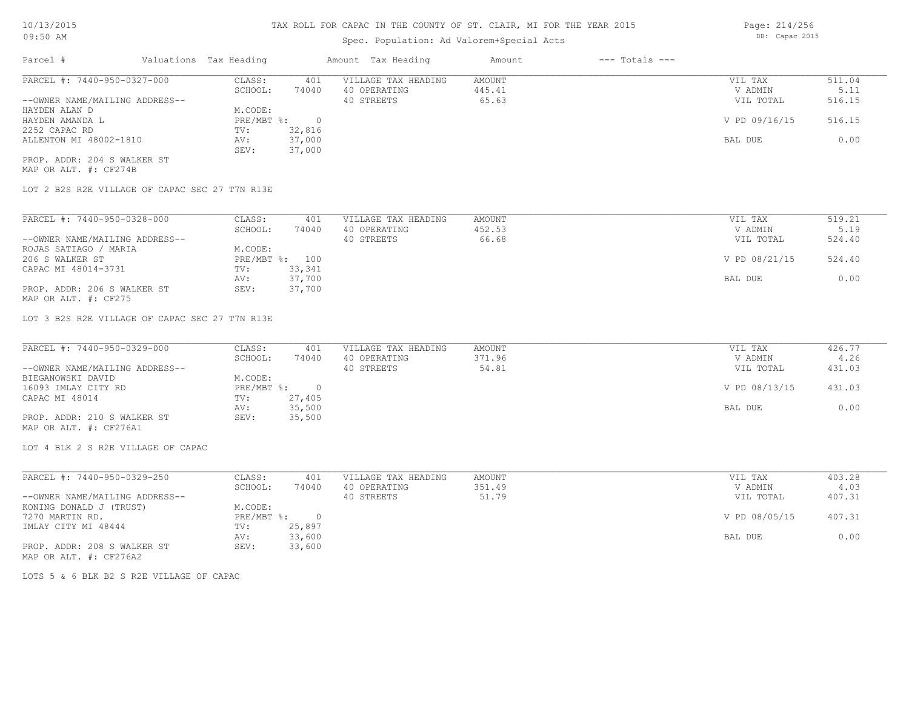# TAX ROLL FOR CAPAC IN THE COUNTY OF ST. CLAIR, MI FOR THE YEAR 2015

Spec. Population: Ad Valorem+Special Acts

10/13/2015 09:50 AM — DB: Capac 2015

| Parcel # | Valuations | Tax Heading | Amount | Tax Heading | Amount | --- Totals --- | |
|---|---|---|---|---|---|---|---|
| PARCEL #: 7440-950-0327-000 | CLASS: | 401 | VILLAGE TAX HEADING | AMOUNT | | VIL TAX | 511.04 |
| | SCHOOL: | 74040 | 40 OPERATING | 445.41 | | V ADMIN | 5.11 |
| --OWNER NAME/MAILING ADDRESS-- | | | 40 STREETS | 65.63 | | VIL TOTAL | 516.15 |
| HAYDEN ALAN D | M.CODE: | | | | | | |
| HAYDEN AMANDA L | PRE/MBT %: | 0 | | | | V PD 09/16/15 | 516.15 |
| 2252 CAPAC RD | TV: | 32,816 | | | | | |
| ALLENTON MI 48002-1810 | AV: | 37,000 | | | | BAL DUE | 0.00 |
| | SEV: | 37,000 | | | | | |
| PROP. ADDR: 204 S WALKER ST | | | | | | | |
| MAP OR ALT. #: CF274B | | | | | | | |

LOT 2 B2S R2E VILLAGE OF CAPAC SEC 27 T7N R13E

| Parcel # | Valuations | Tax Heading | Amount | Tax Heading | Amount | --- Totals --- | |
|---|---|---|---|---|---|---|---|
| PARCEL #: 7440-950-0328-000 | CLASS: | 401 | VILLAGE TAX HEADING | AMOUNT | | VIL TAX | 519.21 |
| | SCHOOL: | 74040 | 40 OPERATING | 452.53 | | V ADMIN | 5.19 |
| --OWNER NAME/MAILING ADDRESS-- | | | 40 STREETS | 66.68 | | VIL TOTAL | 524.40 |
| ROJAS SATIAGO / MARIA | M.CODE: | | | | | | |
| 206 S WALKER ST | PRE/MBT %: | 100 | | | | V PD 08/21/15 | 524.40 |
| CAPAC MI 48014-3731 | TV: | 33,341 | | | | | |
| | AV: | 37,700 | | | | BAL DUE | 0.00 |
| PROP. ADDR: 206 S WALKER ST | SEV: | 37,700 | | | | | |
| MAP OR ALT. #: CF275 | | | | | | | |

LOT 3 B2S R2E VILLAGE OF CAPAC SEC 27 T7N R13E

| Parcel # | Valuations | Tax Heading | Amount | Tax Heading | Amount | --- Totals --- | |
|---|---|---|---|---|---|---|---|
| PARCEL #: 7440-950-0329-000 | CLASS: | 401 | VILLAGE TAX HEADING | AMOUNT | | VIL TAX | 426.77 |
| | SCHOOL: | 74040 | 40 OPERATING | 371.96 | | V ADMIN | 4.26 |
| --OWNER NAME/MAILING ADDRESS-- | | | 40 STREETS | 54.81 | | VIL TOTAL | 431.03 |
| BIEGANOWSKI DAVID | M.CODE: | | | | | | |
| 16093 IMLAY CITY RD | PRE/MBT %: | 0 | | | | V PD 08/13/15 | 431.03 |
| CAPAC MI 48014 | TV: | 27,405 | | | | | |
| | AV: | 35,500 | | | | BAL DUE | 0.00 |
| PROP. ADDR: 210 S WALKER ST | SEV: | 35,500 | | | | | |
| MAP OR ALT. #: CF276A1 | | | | | | | |

LOT 4 BLK 2 S R2E VILLAGE OF CAPAC

| Parcel # | Valuations | Tax Heading | Amount | Tax Heading | Amount | --- Totals --- | |
|---|---|---|---|---|---|---|---|
| PARCEL #: 7440-950-0329-250 | CLASS: | 401 | VILLAGE TAX HEADING | AMOUNT | | VIL TAX | 403.28 |
| | SCHOOL: | 74040 | 40 OPERATING | 351.49 | | V ADMIN | 4.03 |
| --OWNER NAME/MAILING ADDRESS-- | | | 40 STREETS | 51.79 | | VIL TOTAL | 407.31 |
| KONING DONALD J (TRUST) | M.CODE: | | | | | | |
| 7270 MARTIN RD. | PRE/MBT %: | 0 | | | | V PD 08/05/15 | 407.31 |
| IMLAY CITY MI 48444 | TV: | 25,897 | | | | | |
| | AV: | 33,600 | | | | BAL DUE | 0.00 |
| PROP. ADDR: 208 S WALKER ST | SEV: | 33,600 | | | | | |
| MAP OR ALT. #: CF276A2 | | | | | | | |

LOTS 5 & 6 BLK B2 S R2E VILLAGE OF CAPAC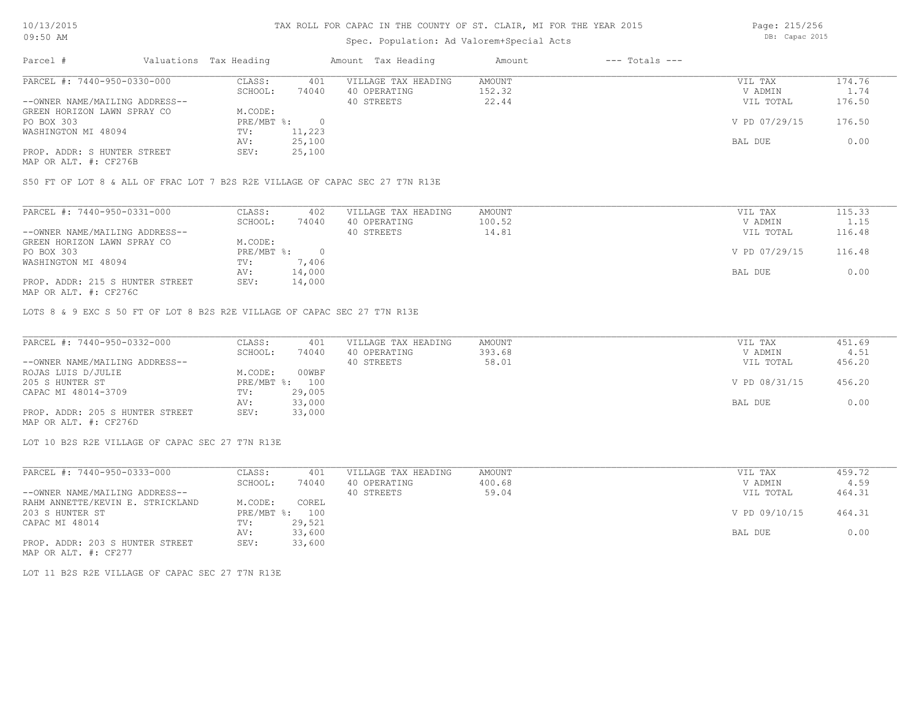# TAX ROLL FOR CAPAC IN THE COUNTY OF ST. CLAIR, MI FOR THE YEAR 2015

Spec. Population: Ad Valorem+Special Acts

| Parcel # | Valuations | Tax Heading | Amount | Tax Heading | Amount | --- Totals --- | |
|---|---|---|---|---|---|---|---|
| PARCEL #: 7440-950-0330-000 | CLASS: | 401 | VILLAGE TAX HEADING | AMOUNT | | VIL TAX | 174.76 |
| | SCHOOL: | 74040 | 40 OPERATING | 152.32 | | V ADMIN | 1.74 |
| --OWNER NAME/MAILING ADDRESS-- | | | 40 STREETS | 22.44 | | VIL TOTAL | 176.50 |
| GREEN HORIZON LAWN SPRAY CO | M.CODE: | | | | | | |
| PO BOX 303 | PRE/MBT %: | 0 | | | | V PD 07/29/15 | 176.50 |
| WASHINGTON MI 48094 | TV: | 11,223 | | | | | |
| | AV: | 25,100 | | | | BAL DUE | 0.00 |
| PROP. ADDR: S HUNTER STREET | SEV: | 25,100 | | | | | |
| MAP OR ALT. #: CF276B | | | | | | | |

S50 FT OF LOT 8 & ALL OF FRAC LOT 7 B2S R2E VILLAGE OF CAPAC SEC 27 T7N R13E

| Parcel # | Valuations | Tax Heading | Amount | Tax Heading | Amount | --- Totals --- | |
|---|---|---|---|---|---|---|---|
| PARCEL #: 7440-950-0331-000 | CLASS: | 402 | VILLAGE TAX HEADING | AMOUNT | | VIL TAX | 115.33 |
| | SCHOOL: | 74040 | 40 OPERATING | 100.52 | | V ADMIN | 1.15 |
| --OWNER NAME/MAILING ADDRESS-- | | | 40 STREETS | 14.81 | | VIL TOTAL | 116.48 |
| GREEN HORIZON LAWN SPRAY CO | M.CODE: | | | | | | |
| PO BOX 303 | PRE/MBT %: | 0 | | | | V PD 07/29/15 | 116.48 |
| WASHINGTON MI 48094 | TV: | 7,406 | | | | | |
| | AV: | 14,000 | | | | BAL DUE | 0.00 |
| PROP. ADDR: 215 S HUNTER STREET | SEV: | 14,000 | | | | | |
| MAP OR ALT. #: CF276C | | | | | | | |

LOTS 8 & 9 EXC S 50 FT OF LOT 8 B2S R2E VILLAGE OF CAPAC SEC 27 T7N R13E

| Parcel # | Valuations | Tax Heading | Amount | Tax Heading | Amount | --- Totals --- | |
|---|---|---|---|---|---|---|---|
| PARCEL #: 7440-950-0332-000 | CLASS: | 401 | VILLAGE TAX HEADING | AMOUNT | | VIL TAX | 451.69 |
| | SCHOOL: | 74040 | 40 OPERATING | 393.68 | | V ADMIN | 4.51 |
| --OWNER NAME/MAILING ADDRESS-- | | | 40 STREETS | 58.01 | | VIL TOTAL | 456.20 |
| ROJAS LUIS D/JULIE | M.CODE: | 00WBF | | | | | |
| 205 S HUNTER ST | PRE/MBT %: | 100 | | | | V PD 08/31/15 | 456.20 |
| CAPAC MI 48014-3709 | TV: | 29,005 | | | | | |
| | AV: | 33,000 | | | | BAL DUE | 0.00 |
| PROP. ADDR: 205 S HUNTER STREET | SEV: | 33,000 | | | | | |
| MAP OR ALT. #: CF276D | | | | | | | |

LOT 10 B2S R2E VILLAGE OF CAPAC SEC 27 T7N R13E

| Parcel # | Valuations | Tax Heading | Amount | Tax Heading | Amount | --- Totals --- | |
|---|---|---|---|---|---|---|---|
| PARCEL #: 7440-950-0333-000 | CLASS: | 401 | VILLAGE TAX HEADING | AMOUNT | | VIL TAX | 459.72 |
| | SCHOOL: | 74040 | 40 OPERATING | 400.68 | | V ADMIN | 4.59 |
| --OWNER NAME/MAILING ADDRESS-- | | | 40 STREETS | 59.04 | | VIL TOTAL | 464.31 |
| RAHM ANNETTE/KEVIN E. STRICKLAND | M.CODE: | COREL | | | | | |
| 203 S HUNTER ST | PRE/MBT %: | 100 | | | | V PD 09/10/15 | 464.31 |
| CAPAC MI 48014 | TV: | 29,521 | | | | | |
| | AV: | 33,600 | | | | BAL DUE | 0.00 |
| PROP. ADDR: 203 S HUNTER STREET | SEV: | 33,600 | | | | | |
| MAP OR ALT. #: CF277 | | | | | | | |

LOT 11 B2S R2E VILLAGE OF CAPAC SEC 27 T7N R13E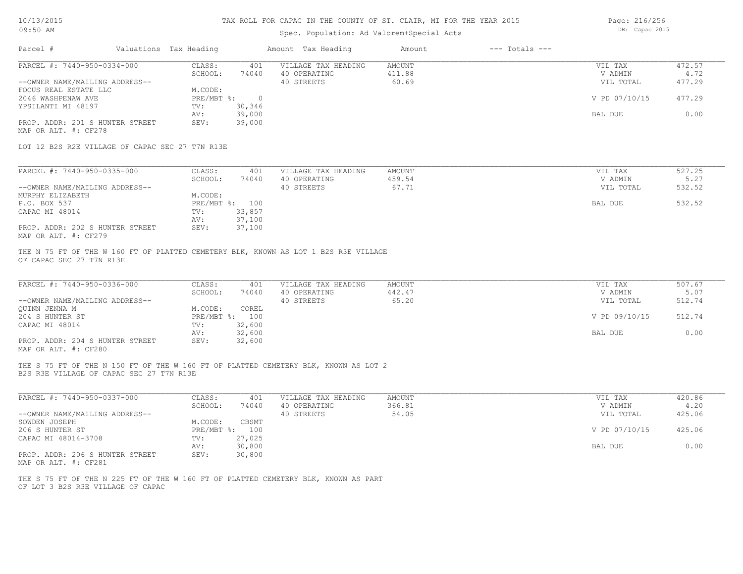# TAX ROLL FOR CAPAC IN THE COUNTY OF ST. CLAIR, MI FOR THE YEAR 2015

10/13/2015 09:50 AM

Spec. Population: Ad Valorem+Special Acts

DB: Capac 2015

| Parcel # | Valuations | Tax Heading | Amount | Tax Heading | Amount | --- Totals --- |
|---|---|---|---|---|---|---|

**PARCEL #: 7440-950-0334-000**

| | | | | | |
|---|---|---|---|---|---|
| --OWNER NAME/MAILING ADDRESS-- | CLASS: 401 | VILLAGE TAX HEADING | AMOUNT | VIL TAX | 472.57 |
| FOCUS REAL ESTATE LLC | SCHOOL: 74040 | 40 OPERATING | 411.88 | V ADMIN | 4.72 |
| 2046 WASHPENAW AVE | M.CODE: | 40 STREETS | 60.69 | VIL TOTAL | 477.29 |
| YPSILANTI MI 48197 | PRE/MBT %: 0 | | | V PD 07/10/15 | 477.29 |
| | TV: 30,346 | | | | |
| | AV: 39,000 | | | BAL DUE | 0.00 |
| PROP. ADDR: 201 S HUNTER STREET | SEV: 39,000 | | | | |
| MAP OR ALT. #: CF278 | | | | | |

LOT 12 B2S R2E VILLAGE OF CAPAC SEC 27 T7N R13E

**PARCEL #: 7440-950-0335-000**

| | | | | | |
|---|---|---|---|---|---|
| --OWNER NAME/MAILING ADDRESS-- | CLASS: 401 | VILLAGE TAX HEADING | AMOUNT | VIL TAX | 527.25 |
| MURPHY ELIZABETH | SCHOOL: 74040 | 40 OPERATING | 459.54 | V ADMIN | 5.27 |
| P.O. BOX 537 | M.CODE: | 40 STREETS | 67.71 | VIL TOTAL | 532.52 |
| CAPAC MI 48014 | PRE/MBT %: 100 | | | BAL DUE | 532.52 |
| | TV: 33,857 | | | | |
| | AV: 37,100 | | | | |
| PROP. ADDR: 202 S HUNTER STREET | SEV: 37,100 | | | | |
| MAP OR ALT. #: CF279 | | | | | |

THE N 75 FT OF THE W 160 FT OF PLATTED CEMETERY BLK, KNOWN AS LOT 1 B2S R3E VILLAGE OF CAPAC SEC 27 T7N R13E

**PARCEL #: 7440-950-0336-000**

| | | | | | |
|---|---|---|---|---|---|
| --OWNER NAME/MAILING ADDRESS-- | CLASS: 401 | VILLAGE TAX HEADING | AMOUNT | VIL TAX | 507.67 |
| QUINN JENNA M | SCHOOL: 74040 | 40 OPERATING | 442.47 | V ADMIN | 5.07 |
| 204 S HUNTER ST | M.CODE: COREL | 40 STREETS | 65.20 | VIL TOTAL | 512.74 |
| CAPAC MI 48014 | PRE/MBT %: 100 | | | V PD 09/10/15 | 512.74 |
| | TV: 32,600 | | | | |
| | AV: 32,600 | | | BAL DUE | 0.00 |
| PROP. ADDR: 204 S HUNTER STREET | SEV: 32,600 | | | | |
| MAP OR ALT. #: CF280 | | | | | |

THE S 75 FT OF THE N 150 FT OF THE W 160 FT OF PLATTED CEMETERY BLK, KNOWN AS LOT 2 B2S R3E VILLAGE OF CAPAC SEC 27 T7N R13E

**PARCEL #: 7440-950-0337-000**

| | | | | | |
|---|---|---|---|---|---|
| --OWNER NAME/MAILING ADDRESS-- | CLASS: 401 | VILLAGE TAX HEADING | AMOUNT | VIL TAX | 420.86 |
| SOWDEN JOSEPH | SCHOOL: 74040 | 40 OPERATING | 366.81 | V ADMIN | 4.20 |
| 206 S HUNTER ST | M.CODE: CBSMT | 40 STREETS | 54.05 | VIL TOTAL | 425.06 |
| CAPAC MI 48014-3708 | PRE/MBT %: 100 | | | V PD 07/10/15 | 425.06 |
| | TV: 27,025 | | | | |
| | AV: 30,800 | | | BAL DUE | 0.00 |
| PROP. ADDR: 206 S HUNTER STREET | SEV: 30,800 | | | | |
| MAP OR ALT. #: CF281 | | | | | |

THE S 75 FT OF THE N 225 FT OF THE W 160 FT OF PLATTED CEMETERY BLK, KNOWN AS PART OF LOT 3 B2S R3E VILLAGE OF CAPAC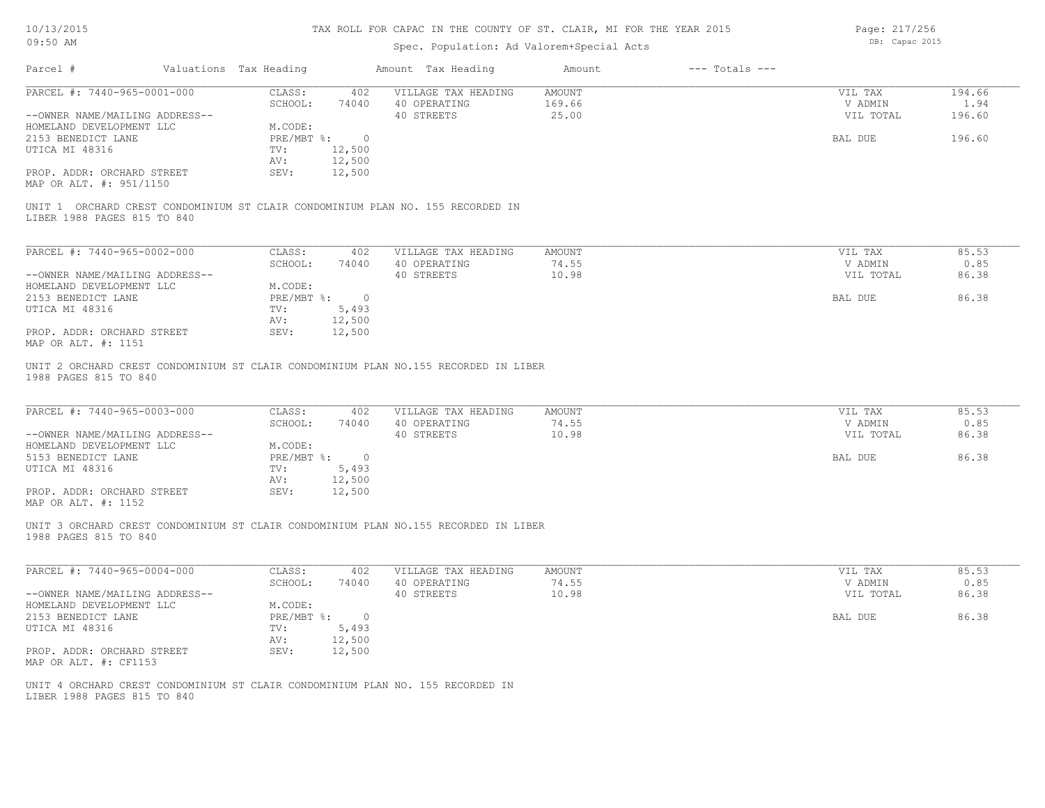# TAX ROLL FOR CAPAC IN THE COUNTY OF ST. CLAIR, MI FOR THE YEAR 2015

Spec. Population: Ad Valorem+Special Acts

10/13/2015 09:50 AM

DB: Capac 2015

| Parcel # | Valuations Tax Heading | Amount Tax Heading | Amount | --- Totals --- |
|---|---|---|---|---|

---

**PARCEL #: 7440-965-0001-000**

| | | | | | |
|---|---|---|---|---|---|
| CLASS: | 402 | VILLAGE TAX HEADING | AMOUNT | VIL TAX | 194.66 |
| SCHOOL: | 74040 | 40 OPERATING | 169.66 | V ADMIN | 1.94 |
| | | 40 STREETS | 25.00 | VIL TOTAL | 196.60 |
| M.CODE: | | | | | |
| PRE/MBT %: | 0 | | | BAL DUE | 196.60 |
| TV: | 12,500 | | | | |
| AV: | 12,500 | | | | |
| SEV: | 12,500 | | | | |

--OWNER NAME/MAILING ADDRESS--
HOMELAND DEVELOPMENT LLC
2153 BENEDICT LANE
UTICA MI 48316

PROP. ADDR: ORCHARD STREET
MAP OR ALT. #: 951/1150

UNIT 1 ORCHARD CREST CONDOMINIUM ST CLAIR CONDOMINIUM PLAN NO. 155 RECORDED IN LIBER 1988 PAGES 815 TO 840

---

**PARCEL #: 7440-965-0002-000**

| | | | | | |
|---|---|---|---|---|---|
| CLASS: | 402 | VILLAGE TAX HEADING | AMOUNT | VIL TAX | 85.53 |
| SCHOOL: | 74040 | 40 OPERATING | 74.55 | V ADMIN | 0.85 |
| | | 40 STREETS | 10.98 | VIL TOTAL | 86.38 |
| M.CODE: | | | | | |
| PRE/MBT %: | 0 | | | BAL DUE | 86.38 |
| TV: | 5,493 | | | | |
| AV: | 12,500 | | | | |
| SEV: | 12,500 | | | | |

--OWNER NAME/MAILING ADDRESS--
HOMELAND DEVELOPMENT LLC
2153 BENEDICT LANE
UTICA MI 48316

PROP. ADDR: ORCHARD STREET
MAP OR ALT. #: 1151

UNIT 2 ORCHARD CREST CONDOMINIUM ST CLAIR CONDOMINIUM PLAN NO.155 RECORDED IN LIBER 1988 PAGES 815 TO 840

---

**PARCEL #: 7440-965-0003-000**

| | | | | | |
|---|---|---|---|---|---|
| CLASS: | 402 | VILLAGE TAX HEADING | AMOUNT | VIL TAX | 85.53 |
| SCHOOL: | 74040 | 40 OPERATING | 74.55 | V ADMIN | 0.85 |
| | | 40 STREETS | 10.98 | VIL TOTAL | 86.38 |
| M.CODE: | | | | | |
| PRE/MBT %: | 0 | | | BAL DUE | 86.38 |
| TV: | 5,493 | | | | |
| AV: | 12,500 | | | | |
| SEV: | 12,500 | | | | |

--OWNER NAME/MAILING ADDRESS--
HOMELAND DEVELOPMENT LLC
5153 BENEDICT LANE
UTICA MI 48316

PROP. ADDR: ORCHARD STREET
MAP OR ALT. #: 1152

UNIT 3 ORCHARD CREST CONDOMINIUM ST CLAIR CONDOMINIUM PLAN NO.155 RECORDED IN LIBER 1988 PAGES 815 TO 840

---

**PARCEL #: 7440-965-0004-000**

| | | | | | |
|---|---|---|---|---|---|
| CLASS: | 402 | VILLAGE TAX HEADING | AMOUNT | VIL TAX | 85.53 |
| SCHOOL: | 74040 | 40 OPERATING | 74.55 | V ADMIN | 0.85 |
| | | 40 STREETS | 10.98 | VIL TOTAL | 86.38 |
| M.CODE: | | | | | |
| PRE/MBT %: | 0 | | | BAL DUE | 86.38 |
| TV: | 5,493 | | | | |
| AV: | 12,500 | | | | |
| SEV: | 12,500 | | | | |

--OWNER NAME/MAILING ADDRESS--
HOMELAND DEVELOPMENT LLC
2153 BENEDICT LANE
UTICA MI 48316

PROP. ADDR: ORCHARD STREET
MAP OR ALT. #: CF1153

UNIT 4 ORCHARD CREST CONDOMINIUM ST CLAIR CONDOMINIUM PLAN NO. 155 RECORDED IN LIBER 1988 PAGES 815 TO 840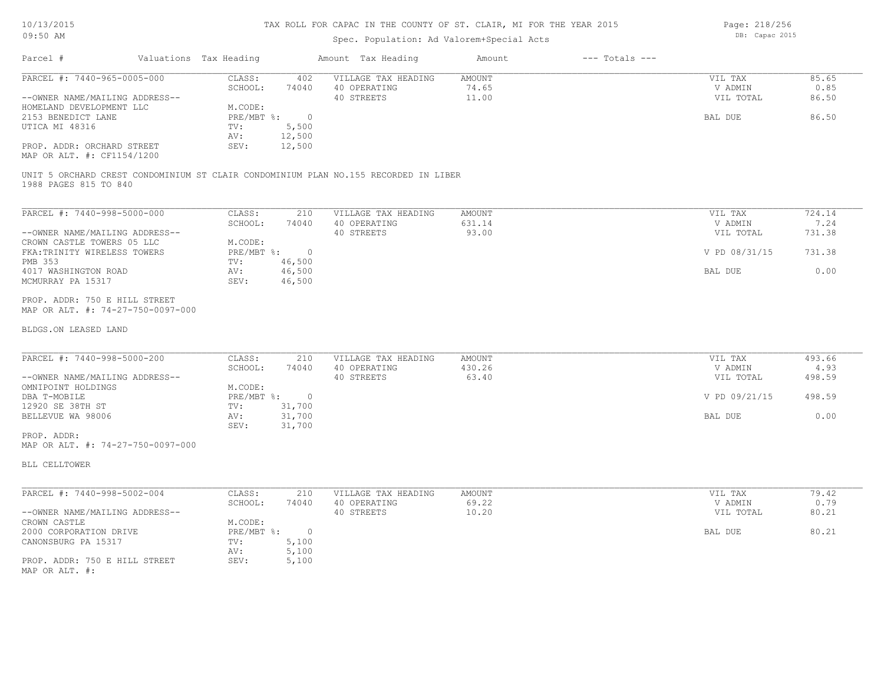TAX ROLL FOR CAPAC IN THE COUNTY OF ST. CLAIR, MI FOR THE YEAR 2015

Spec. Population: Ad Valorem+Special Acts

| Parcel # | Valuations | Tax Heading | Amount | Tax Heading | Amount | --- Totals --- |
|---|---|---|---|---|---|---|

**PARCEL #: 7440-965-0005-000**

| | | | | | |
|---|---|---|---|---|---|
| --OWNER NAME/MAILING ADDRESS-- | CLASS: 402 | VILLAGE TAX HEADING | AMOUNT | VIL TAX | 85.65 |
| HOMELAND DEVELOPMENT LLC | SCHOOL: 74040 | 40 OPERATING | 74.65 | V ADMIN | 0.85 |
| 2153 BENEDICT LANE | M.CODE: | 40 STREETS | 11.00 | VIL TOTAL | 86.50 |
| UTICA MI 48316 | PRE/MBT %: 0 | | | BAL DUE | 86.50 |
| | TV: 5,500 | | | | |
| | AV: 12,500 | | | | |
| PROP. ADDR: ORCHARD STREET | SEV: 12,500 | | | | |
| MAP OR ALT. #: CF1154/1200 | | | | | |

UNIT 5 ORCHARD CREST CONDOMINIUM ST CLAIR CONDOMINIUM PLAN NO.155 RECORDED IN LIBER 1988 PAGES 815 TO 840

**PARCEL #: 7440-998-5000-000**

| | | | | | |
|---|---|---|---|---|---|
| --OWNER NAME/MAILING ADDRESS-- | CLASS: 210 | VILLAGE TAX HEADING | AMOUNT | VIL TAX | 724.14 |
| CROWN CASTLE TOWERS 05 LLC | SCHOOL: 74040 | 40 OPERATING | 631.14 | V ADMIN | 7.24 |
| FKA:TRINITY WIRELESS TOWERS | M.CODE: | 40 STREETS | 93.00 | VIL TOTAL | 731.38 |
| PMB 353 | PRE/MBT %: 0 | | | V PD 08/31/15 | 731.38 |
| 4017 WASHINGTON ROAD | TV: 46,500 | | | | |
| MCMURRAY PA 15317 | AV: 46,500 | | | BAL DUE | 0.00 |
| | SEV: 46,500 | | | | |
| PROP. ADDR: 750 E HILL STREET | | | | | |
| MAP OR ALT. #: 74-27-750-0097-000 | | | | | |

BLDGS.ON LEASED LAND

**PARCEL #: 7440-998-5000-200**

| | | | | | |
|---|---|---|---|---|---|
| --OWNER NAME/MAILING ADDRESS-- | CLASS: 210 | VILLAGE TAX HEADING | AMOUNT | VIL TAX | 493.66 |
| OMNIPOINT HOLDINGS | SCHOOL: 74040 | 40 OPERATING | 430.26 | V ADMIN | 4.93 |
| DBA T-MOBILE | M.CODE: | 40 STREETS | 63.40 | VIL TOTAL | 498.59 |
| 12920 SE 38TH ST | PRE/MBT %: 0 | | | V PD 09/21/15 | 498.59 |
| BELLEVUE WA 98006 | TV: 31,700 | | | | |
| | AV: 31,700 | | | BAL DUE | 0.00 |
| | SEV: 31,700 | | | | |
| PROP. ADDR: | | | | | |
| MAP OR ALT. #: 74-27-750-0097-000 | | | | | |

BLL CELLTOWER

**PARCEL #: 7440-998-5002-004**

| | | | | | |
|---|---|---|---|---|---|
| --OWNER NAME/MAILING ADDRESS-- | CLASS: 210 | VILLAGE TAX HEADING | AMOUNT | VIL TAX | 79.42 |
| CROWN CASTLE | SCHOOL: 74040 | 40 OPERATING | 69.22 | V ADMIN | 0.79 |
| 2000 CORPORATION DRIVE | M.CODE: | 40 STREETS | 10.20 | VIL TOTAL | 80.21 |
| CANONSBURG PA 15317 | PRE/MBT %: 0 | | | BAL DUE | 80.21 |
| | TV: 5,100 | | | | |
| | AV: 5,100 | | | | |
| PROP. ADDR: 750 E HILL STREET | SEV: 5,100 | | | | |
| MAP OR ALT. #: | | | | | |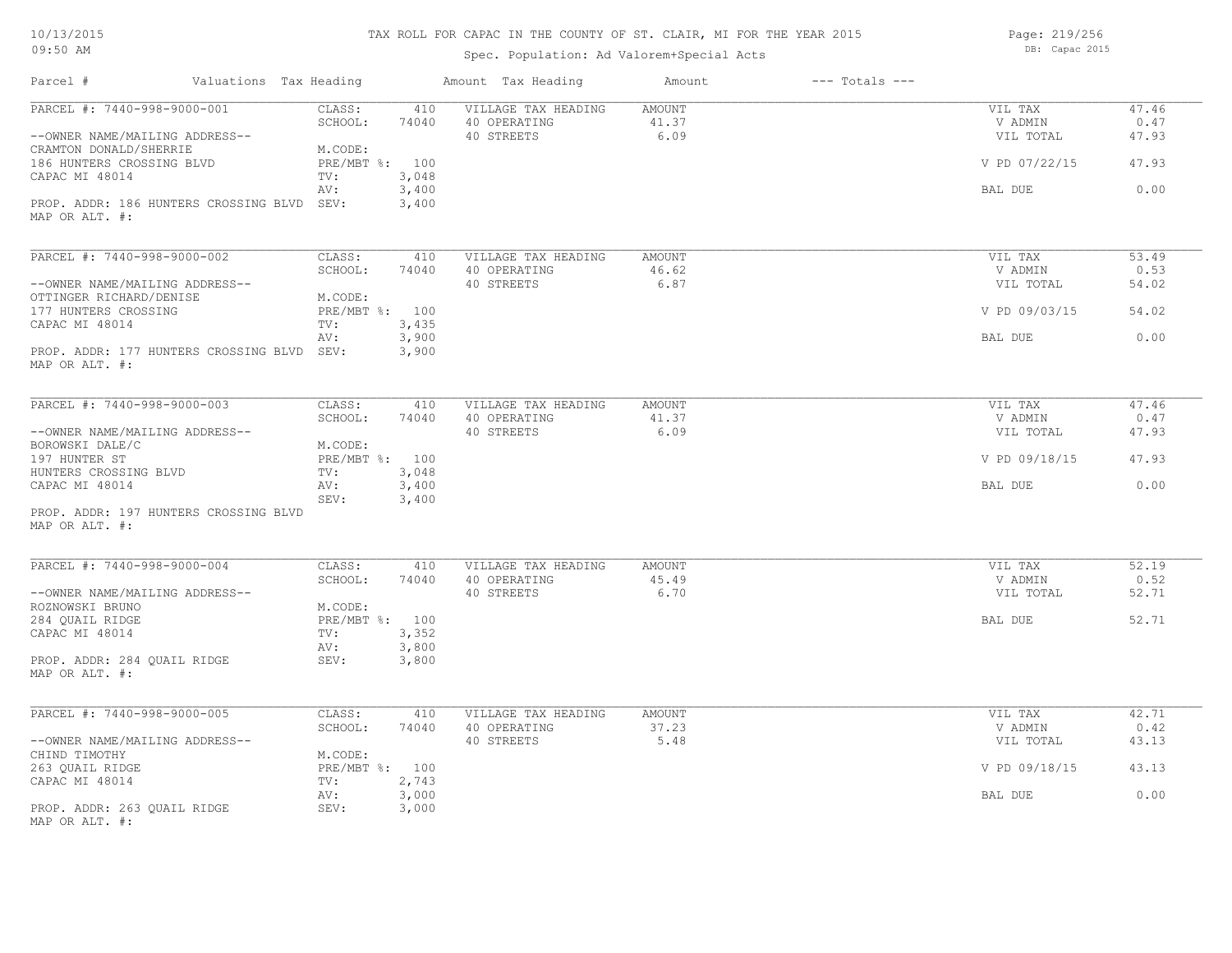# TAX ROLL FOR CAPAC IN THE COUNTY OF ST. CLAIR, MI FOR THE YEAR 2015

Spec. Population: Ad Valorem+Special Acts

10/13/2015
09:50 AM

DB: Capac 2015

| Parcel # | Valuations | Tax Heading | Amount | Tax Heading | Amount | --- Totals --- | |
|---|---|---|---|---|---|---|---|
| PARCEL #: 7440-998-9000-001 | CLASS: | 410 | VILLAGE TAX HEADING | AMOUNT | | VIL TAX | 47.46 |
| | SCHOOL: | 74040 | 40 OPERATING | 41.37 | | V ADMIN | 0.47 |
| --OWNER NAME/MAILING ADDRESS-- | | | 40 STREETS | 6.09 | | VIL TOTAL | 47.93 |
| CRAMTON DONALD/SHERRIE | M.CODE: | | | | | | |
| 186 HUNTERS CROSSING BLVD | PRE/MBT %: | 100 | | | | V PD 07/22/15 | 47.93 |
| CAPAC MI 48014 | TV: | 3,048 | | | | | |
| | AV: | 3,400 | | | | BAL DUE | 0.00 |
| PROP. ADDR: 186 HUNTERS CROSSING BLVD | SEV: | 3,400 | | | | | |
| MAP OR ALT. #: | | | | | | | |
| PARCEL #: 7440-998-9000-002 | CLASS: | 410 | VILLAGE TAX HEADING | AMOUNT | | VIL TAX | 53.49 |
| | SCHOOL: | 74040 | 40 OPERATING | 46.62 | | V ADMIN | 0.53 |
| --OWNER NAME/MAILING ADDRESS-- | | | 40 STREETS | 6.87 | | VIL TOTAL | 54.02 |
| OTTINGER RICHARD/DENISE | M.CODE: | | | | | | |
| 177 HUNTERS CROSSING | PRE/MBT %: | 100 | | | | V PD 09/03/15 | 54.02 |
| CAPAC MI 48014 | TV: | 3,435 | | | | | |
| | AV: | 3,900 | | | | BAL DUE | 0.00 |
| PROP. ADDR: 177 HUNTERS CROSSING BLVD | SEV: | 3,900 | | | | | |
| MAP OR ALT. #: | | | | | | | |
| PARCEL #: 7440-998-9000-003 | CLASS: | 410 | VILLAGE TAX HEADING | AMOUNT | | VIL TAX | 47.46 |
| | SCHOOL: | 74040 | 40 OPERATING | 41.37 | | V ADMIN | 0.47 |
| --OWNER NAME/MAILING ADDRESS-- | | | 40 STREETS | 6.09 | | VIL TOTAL | 47.93 |
| BOROWSKI DALE/C | M.CODE: | | | | | | |
| 197 HUNTER ST | PRE/MBT %: | 100 | | | | V PD 09/18/15 | 47.93 |
| HUNTERS CROSSING BLVD | TV: | 3,048 | | | | | |
| CAPAC MI 48014 | AV: | 3,400 | | | | BAL DUE | 0.00 |
| | SEV: | 3,400 | | | | | |
| PROP. ADDR: 197 HUNTERS CROSSING BLVD | | | | | | | |
| MAP OR ALT. #: | | | | | | | |
| PARCEL #: 7440-998-9000-004 | CLASS: | 410 | VILLAGE TAX HEADING | AMOUNT | | VIL TAX | 52.19 |
| | SCHOOL: | 74040 | 40 OPERATING | 45.49 | | V ADMIN | 0.52 |
| --OWNER NAME/MAILING ADDRESS-- | | | 40 STREETS | 6.70 | | VIL TOTAL | 52.71 |
| ROZNOWSKI BRUNO | M.CODE: | | | | | | |
| 284 QUAIL RIDGE | PRE/MBT %: | 100 | | | | BAL DUE | 52.71 |
| CAPAC MI 48014 | TV: | 3,352 | | | | | |
| | AV: | 3,800 | | | | | |
| PROP. ADDR: 284 QUAIL RIDGE | SEV: | 3,800 | | | | | |
| MAP OR ALT. #: | | | | | | | |
| PARCEL #: 7440-998-9000-005 | CLASS: | 410 | VILLAGE TAX HEADING | AMOUNT | | VIL TAX | 42.71 |
| | SCHOOL: | 74040 | 40 OPERATING | 37.23 | | V ADMIN | 0.42 |
| --OWNER NAME/MAILING ADDRESS-- | | | 40 STREETS | 5.48 | | VIL TOTAL | 43.13 |
| CHIND TIMOTHY | M.CODE: | | | | | | |
| 263 QUAIL RIDGE | PRE/MBT %: | 100 | | | | V PD 09/18/15 | 43.13 |
| CAPAC MI 48014 | TV: | 2,743 | | | | | |
| | AV: | 3,000 | | | | BAL DUE | 0.00 |
| PROP. ADDR: 263 QUAIL RIDGE | SEV: | 3,000 | | | | | |
| MAP OR ALT. #: | | | | | | | |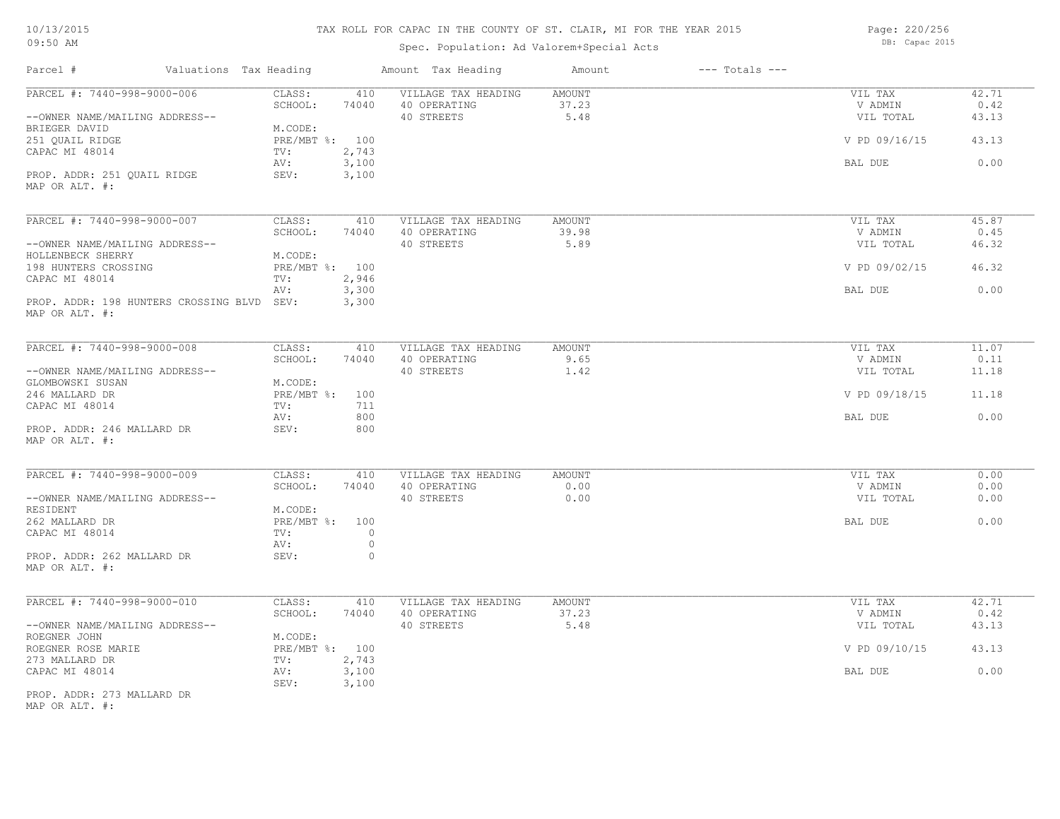# TAX ROLL FOR CAPAC IN THE COUNTY OF ST. CLAIR, MI FOR THE YEAR 2015

10/13/2015
09:50 AM

Spec. Population: Ad Valorem+Special Acts

DB: Capac 2015

| Parcel # | Valuations | Tax Heading | Amount | Tax Heading | Amount | --- Totals --- | |
|---|---|---|---|---|---|---|---|
| PARCEL #: 7440-998-9000-006 | CLASS: | 410 | VILLAGE TAX HEADING | AMOUNT | | VIL TAX | 42.71 |
| | SCHOOL: | 74040 | 40 OPERATING | 37.23 | | V ADMIN | 0.42 |
| --OWNER NAME/MAILING ADDRESS-- | | | 40 STREETS | 5.48 | | VIL TOTAL | 43.13 |
| BRIEGER DAVID | M.CODE: | | | | | | |
| 251 QUAIL RIDGE | PRE/MBT %: | 100 | | | | V PD 09/16/15 | 43.13 |
| CAPAC MI 48014 | TV: | 2,743 | | | | | |
| | AV: | 3,100 | | | | BAL DUE | 0.00 |
| PROP. ADDR: 251 QUAIL RIDGE | SEV: | 3,100 | | | | | |
| MAP OR ALT. #: | | | | | | | |
| PARCEL #: 7440-998-9000-007 | CLASS: | 410 | VILLAGE TAX HEADING | AMOUNT | | VIL TAX | 45.87 |
| | SCHOOL: | 74040 | 40 OPERATING | 39.98 | | V ADMIN | 0.45 |
| --OWNER NAME/MAILING ADDRESS-- | | | 40 STREETS | 5.89 | | VIL TOTAL | 46.32 |
| HOLLENBECK SHERRY | M.CODE: | | | | | | |
| 198 HUNTERS CROSSING | PRE/MBT %: | 100 | | | | V PD 09/02/15 | 46.32 |
| CAPAC MI 48014 | TV: | 2,946 | | | | | |
| | AV: | 3,300 | | | | BAL DUE | 0.00 |
| PROP. ADDR: 198 HUNTERS CROSSING BLVD | SEV: | 3,300 | | | | | |
| MAP OR ALT. #: | | | | | | | |
| PARCEL #: 7440-998-9000-008 | CLASS: | 410 | VILLAGE TAX HEADING | AMOUNT | | VIL TAX | 11.07 |
| | SCHOOL: | 74040 | 40 OPERATING | 9.65 | | V ADMIN | 0.11 |
| --OWNER NAME/MAILING ADDRESS-- | | | 40 STREETS | 1.42 | | VIL TOTAL | 11.18 |
| GLOMBOWSKI SUSAN | M.CODE: | | | | | | |
| 246 MALLARD DR | PRE/MBT %: | 100 | | | | V PD 09/18/15 | 11.18 |
| CAPAC MI 48014 | TV: | 711 | | | | | |
| | AV: | 800 | | | | BAL DUE | 0.00 |
| PROP. ADDR: 246 MALLARD DR | SEV: | 800 | | | | | |
| MAP OR ALT. #: | | | | | | | |
| PARCEL #: 7440-998-9000-009 | CLASS: | 410 | VILLAGE TAX HEADING | AMOUNT | | VIL TAX | 0.00 |
| | SCHOOL: | 74040 | 40 OPERATING | 0.00 | | V ADMIN | 0.00 |
| --OWNER NAME/MAILING ADDRESS-- | | | 40 STREETS | 0.00 | | VIL TOTAL | 0.00 |
| RESIDENT | M.CODE: | | | | | | |
| 262 MALLARD DR | PRE/MBT %: | 100 | | | | BAL DUE | 0.00 |
| CAPAC MI 48014 | TV: | 0 | | | | | |
| | AV: | 0 | | | | | |
| PROP. ADDR: 262 MALLARD DR | SEV: | 0 | | | | | |
| MAP OR ALT. #: | | | | | | | |
| PARCEL #: 7440-998-9000-010 | CLASS: | 410 | VILLAGE TAX HEADING | AMOUNT | | VIL TAX | 42.71 |
| | SCHOOL: | 74040 | 40 OPERATING | 37.23 | | V ADMIN | 0.42 |
| --OWNER NAME/MAILING ADDRESS-- | | | 40 STREETS | 5.48 | | VIL TOTAL | 43.13 |
| ROEGNER JOHN | M.CODE: | | | | | | |
| ROEGNER ROSE MARIE | PRE/MBT %: | 100 | | | | V PD 09/10/15 | 43.13 |
| 273 MALLARD DR | TV: | 2,743 | | | | | |
| CAPAC MI 48014 | AV: | 3,100 | | | | BAL DUE | 0.00 |
| | SEV: | 3,100 | | | | | |
| PROP. ADDR: 273 MALLARD DR | | | | | | | |
| MAP OR ALT. #: | | | | | | | |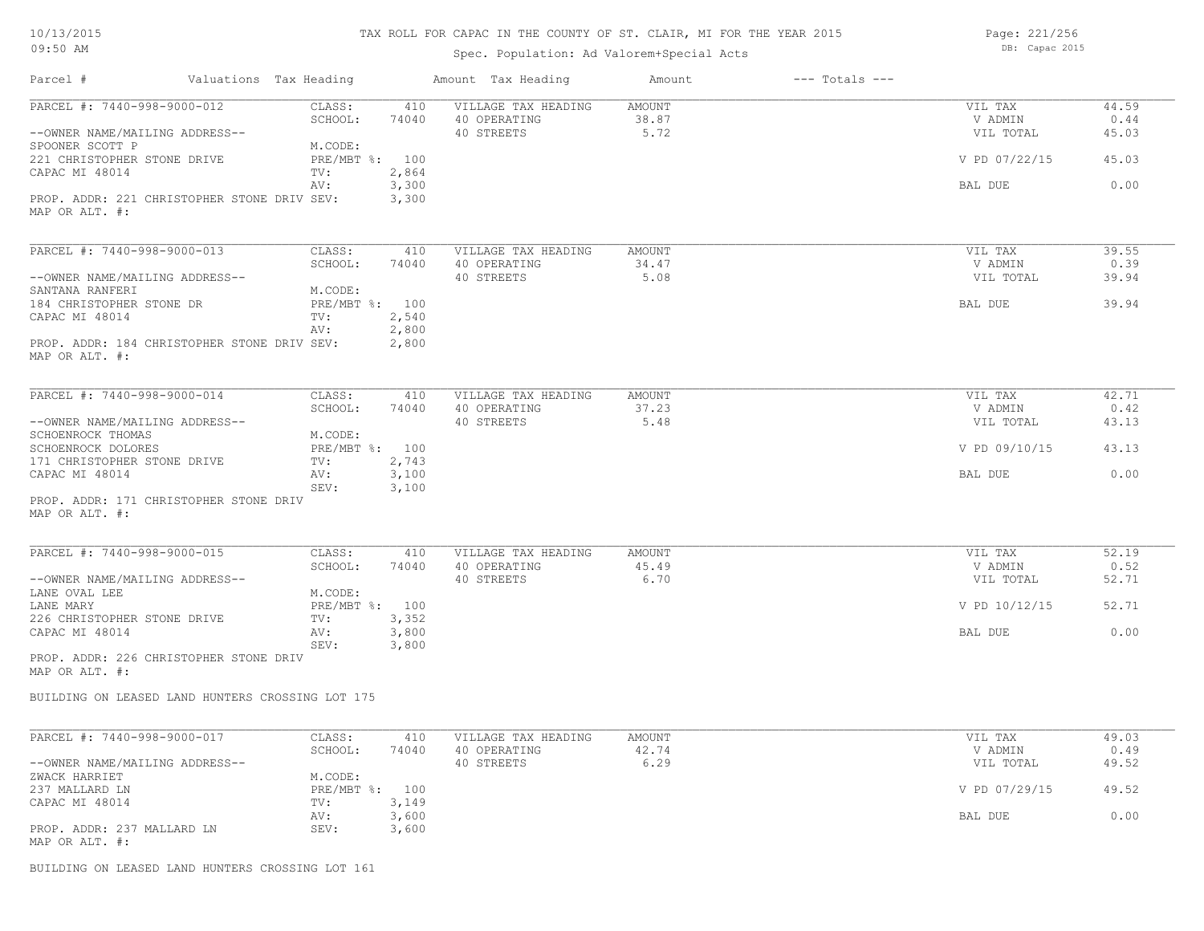# TAX ROLL FOR CAPAC IN THE COUNTY OF ST. CLAIR, MI FOR THE YEAR 2015

Spec. Population: Ad Valorem+Special Acts

| Parcel # | Valuations | Tax Heading | Amount | Tax Heading | Amount | --- Totals --- | |
|---|---|---|---|---|---|---|---|
| PARCEL #: 7440-998-9000-012 | CLASS: | 410 | VILLAGE TAX HEADING | AMOUNT | | VIL TAX | 44.59 |
| | SCHOOL: | 74040 | 40 OPERATING | 38.87 | | V ADMIN | 0.44 |
| --OWNER NAME/MAILING ADDRESS-- | | | 40 STREETS | 5.72 | | VIL TOTAL | 45.03 |
| SPOONER SCOTT P | M.CODE: | | | | | | |
| 221 CHRISTOPHER STONE DRIVE | PRE/MBT %: | 100 | | | | V PD 07/22/15 | 45.03 |
| CAPAC MI 48014 | TV: | 2,864 | | | | | |
| | AV: | 3,300 | | | | BAL DUE | 0.00 |
| PROP. ADDR: 221 CHRISTOPHER STONE DRIV | SEV: | 3,300 | | | | | |
| MAP OR ALT. #: | | | | | | | |

| Parcel # | Valuations | Tax Heading | Amount | Tax Heading | Amount | --- Totals --- | |
|---|---|---|---|---|---|---|---|
| PARCEL #: 7440-998-9000-013 | CLASS: | 410 | VILLAGE TAX HEADING | AMOUNT | | VIL TAX | 39.55 |
| | SCHOOL: | 74040 | 40 OPERATING | 34.47 | | V ADMIN | 0.39 |
| --OWNER NAME/MAILING ADDRESS-- | | | 40 STREETS | 5.08 | | VIL TOTAL | 39.94 |
| SANTANA RANFERI | M.CODE: | | | | | | |
| 184 CHRISTOPHER STONE DR | PRE/MBT %: | 100 | | | | BAL DUE | 39.94 |
| CAPAC MI 48014 | TV: | 2,540 | | | | | |
| | AV: | 2,800 | | | | | |
| PROP. ADDR: 184 CHRISTOPHER STONE DRIV | SEV: | 2,800 | | | | | |
| MAP OR ALT. #: | | | | | | | |

| Parcel # | Valuations | Tax Heading | Amount | Tax Heading | Amount | --- Totals --- | |
|---|---|---|---|---|---|---|---|
| PARCEL #: 7440-998-9000-014 | CLASS: | 410 | VILLAGE TAX HEADING | AMOUNT | | VIL TAX | 42.71 |
| | SCHOOL: | 74040 | 40 OPERATING | 37.23 | | V ADMIN | 0.42 |
| --OWNER NAME/MAILING ADDRESS-- | | | 40 STREETS | 5.48 | | VIL TOTAL | 43.13 |
| SCHOENROCK THOMAS | M.CODE: | | | | | | |
| SCHOENROCK DOLORES | PRE/MBT %: | 100 | | | | V PD 09/10/15 | 43.13 |
| 171 CHRISTOPHER STONE DRIVE | TV: | 2,743 | | | | | |
| CAPAC MI 48014 | AV: | 3,100 | | | | BAL DUE | 0.00 |
| | SEV: | 3,100 | | | | | |
| PROP. ADDR: 171 CHRISTOPHER STONE DRIV | | | | | | | |
| MAP OR ALT. #: | | | | | | | |

| Parcel # | Valuations | Tax Heading | Amount | Tax Heading | Amount | --- Totals --- | |
|---|---|---|---|---|---|---|---|
| PARCEL #: 7440-998-9000-015 | CLASS: | 410 | VILLAGE TAX HEADING | AMOUNT | | VIL TAX | 52.19 |
| | SCHOOL: | 74040 | 40 OPERATING | 45.49 | | V ADMIN | 0.52 |
| --OWNER NAME/MAILING ADDRESS-- | | | 40 STREETS | 6.70 | | VIL TOTAL | 52.71 |
| LANE OVAL LEE | M.CODE: | | | | | | |
| LANE MARY | PRE/MBT %: | 100 | | | | V PD 10/12/15 | 52.71 |
| 226 CHRISTOPHER STONE DRIVE | TV: | 3,352 | | | | | |
| CAPAC MI 48014 | AV: | 3,800 | | | | BAL DUE | 0.00 |
| | SEV: | 3,800 | | | | | |
| PROP. ADDR: 226 CHRISTOPHER STONE DRIV | | | | | | | |
| MAP OR ALT. #: | | | | | | | |

BUILDING ON LEASED LAND HUNTERS CROSSING LOT 175

| Parcel # | Valuations | Tax Heading | Amount | Tax Heading | Amount | --- Totals --- | |
|---|---|---|---|---|---|---|---|
| PARCEL #: 7440-998-9000-017 | CLASS: | 410 | VILLAGE TAX HEADING | AMOUNT | | VIL TAX | 49.03 |
| | SCHOOL: | 74040 | 40 OPERATING | 42.74 | | V ADMIN | 0.49 |
| --OWNER NAME/MAILING ADDRESS-- | | | 40 STREETS | 6.29 | | VIL TOTAL | 49.52 |
| ZWACK HARRIET | M.CODE: | | | | | | |
| 237 MALLARD LN | PRE/MBT %: | 100 | | | | V PD 07/29/15 | 49.52 |
| CAPAC MI 48014 | TV: | 3,149 | | | | | |
| | AV: | 3,600 | | | | BAL DUE | 0.00 |
| PROP. ADDR: 237 MALLARD LN | SEV: | 3,600 | | | | | |
| MAP OR ALT. #: | | | | | | | |

BUILDING ON LEASED LAND HUNTERS CROSSING LOT 161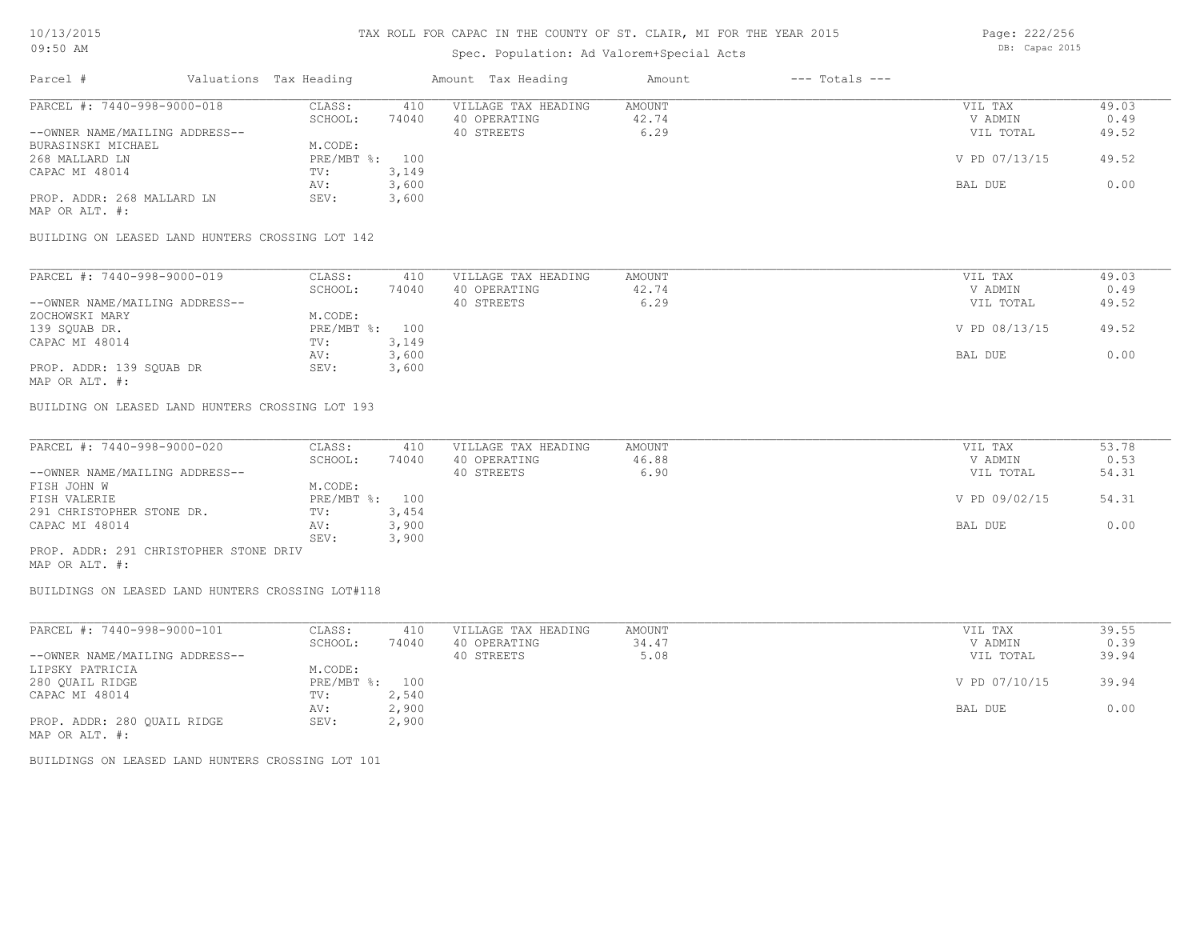TAX ROLL FOR CAPAC IN THE COUNTY OF ST. CLAIR, MI FOR THE YEAR 2015

Spec. Population: Ad Valorem+Special Acts

| Parcel # | Valuations | Tax Heading | Amount | Tax Heading | Amount | --- Totals --- | |
|---|---|---|---|---|---|---|---|
| PARCEL #: 7440-998-9000-018 | CLASS: | 410 | VILLAGE TAX HEADING | AMOUNT | | VIL TAX | 49.03 |
| | SCHOOL: | 74040 | 40 OPERATING | 42.74 | | V ADMIN | 0.49 |
| --OWNER NAME/MAILING ADDRESS-- | | | 40 STREETS | 6.29 | | VIL TOTAL | 49.52 |
| BURASINSKI MICHAEL | M.CODE: | | | | | | |
| 268 MALLARD LN | PRE/MBT %: | 100 | | | | V PD 07/13/15 | 49.52 |
| CAPAC MI 48014 | TV: | 3,149 | | | | | |
| | AV: | 3,600 | | | | BAL DUE | 0.00 |
| PROP. ADDR: 268 MALLARD LN | SEV: | 3,600 | | | | | |
| MAP OR ALT. #: | | | | | | | |

BUILDING ON LEASED LAND HUNTERS CROSSING LOT 142

| Parcel # | Valuations | Tax Heading | Amount | Tax Heading | Amount | --- Totals --- | |
|---|---|---|---|---|---|---|---|
| PARCEL #: 7440-998-9000-019 | CLASS: | 410 | VILLAGE TAX HEADING | AMOUNT | | VIL TAX | 49.03 |
| | SCHOOL: | 74040 | 40 OPERATING | 42.74 | | V ADMIN | 0.49 |
| --OWNER NAME/MAILING ADDRESS-- | | | 40 STREETS | 6.29 | | VIL TOTAL | 49.52 |
| ZOCHOWSKI MARY | M.CODE: | | | | | | |
| 139 SQUAB DR. | PRE/MBT %: | 100 | | | | V PD 08/13/15 | 49.52 |
| CAPAC MI 48014 | TV: | 3,149 | | | | | |
| | AV: | 3,600 | | | | BAL DUE | 0.00 |
| PROP. ADDR: 139 SQUAB DR | SEV: | 3,600 | | | | | |
| MAP OR ALT. #: | | | | | | | |

BUILDING ON LEASED LAND HUNTERS CROSSING LOT 193

| Parcel # | Valuations | Tax Heading | Amount | Tax Heading | Amount | --- Totals --- | |
|---|---|---|---|---|---|---|---|
| PARCEL #: 7440-998-9000-020 | CLASS: | 410 | VILLAGE TAX HEADING | AMOUNT | | VIL TAX | 53.78 |
| | SCHOOL: | 74040 | 40 OPERATING | 46.88 | | V ADMIN | 0.53 |
| --OWNER NAME/MAILING ADDRESS-- | | | 40 STREETS | 6.90 | | VIL TOTAL | 54.31 |
| FISH JOHN W | M.CODE: | | | | | | |
| FISH VALERIE | PRE/MBT %: | 100 | | | | V PD 09/02/15 | 54.31 |
| 291 CHRISTOPHER STONE DR. | TV: | 3,454 | | | | | |
| CAPAC MI 48014 | AV: | 3,900 | | | | BAL DUE | 0.00 |
| | SEV: | 3,900 | | | | | |
| PROP. ADDR: 291 CHRISTOPHER STONE DRIV | | | | | | | |
| MAP OR ALT. #: | | | | | | | |

BUILDINGS ON LEASED LAND HUNTERS CROSSING LOT#118

| Parcel # | Valuations | Tax Heading | Amount | Tax Heading | Amount | --- Totals --- | |
|---|---|---|---|---|---|---|---|
| PARCEL #: 7440-998-9000-101 | CLASS: | 410 | VILLAGE TAX HEADING | AMOUNT | | VIL TAX | 39.55 |
| | SCHOOL: | 74040 | 40 OPERATING | 34.47 | | V ADMIN | 0.39 |
| --OWNER NAME/MAILING ADDRESS-- | | | 40 STREETS | 5.08 | | VIL TOTAL | 39.94 |
| LIPSKY PATRICIA | M.CODE: | | | | | | |
| 280 QUAIL RIDGE | PRE/MBT %: | 100 | | | | V PD 07/10/15 | 39.94 |
| CAPAC MI 48014 | TV: | 2,540 | | | | | |
| | AV: | 2,900 | | | | BAL DUE | 0.00 |
| PROP. ADDR: 280 QUAIL RIDGE | SEV: | 2,900 | | | | | |
| MAP OR ALT. #: | | | | | | | |

BUILDINGS ON LEASED LAND HUNTERS CROSSING LOT 101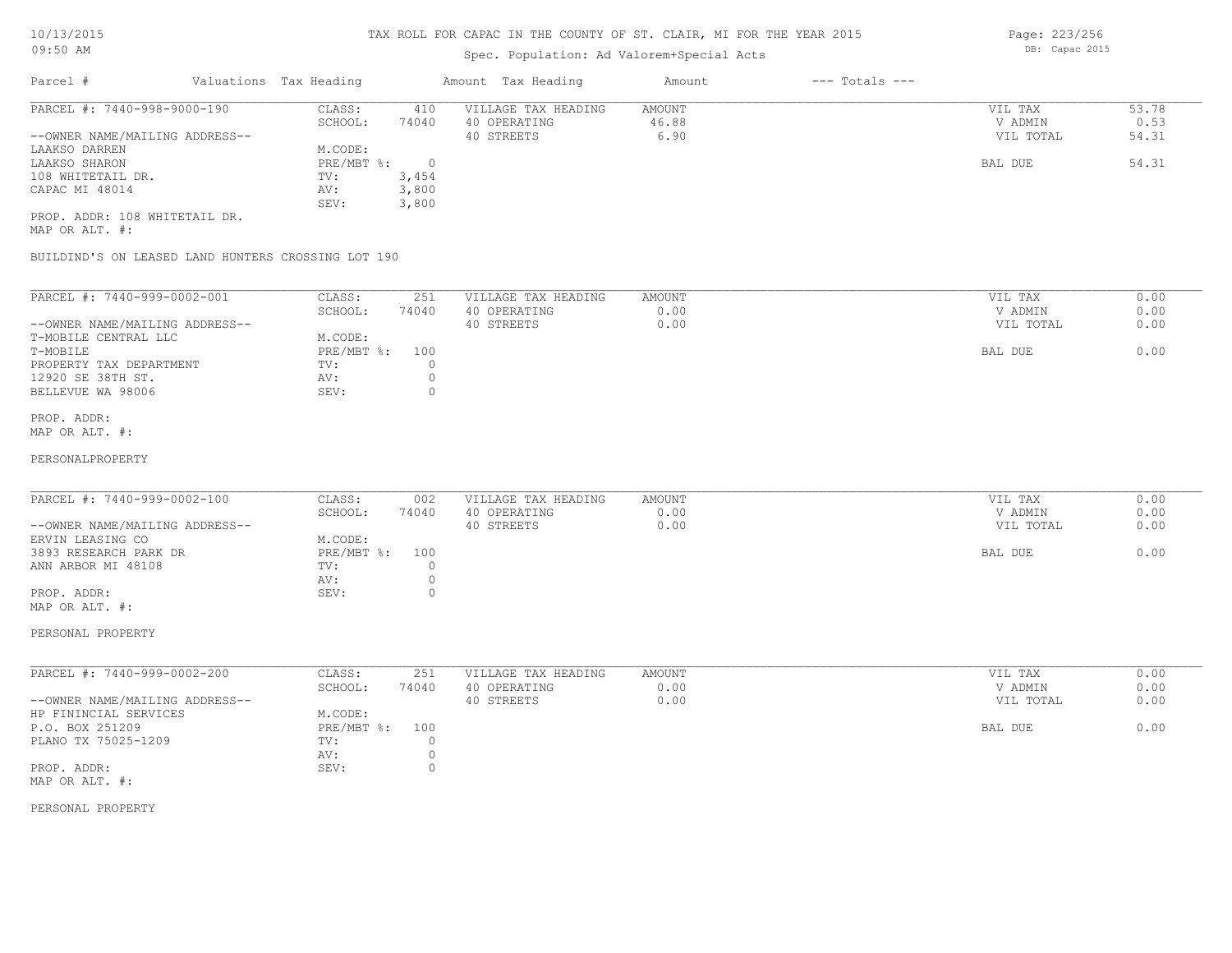# TAX ROLL FOR CAPAC IN THE COUNTY OF ST. CLAIR, MI FOR THE YEAR 2015

Spec. Population: Ad Valorem+Special Acts

| Parcel # | Valuations | Tax Heading | Amount | Tax Heading | Amount | --- Totals --- | |
|---|---|---|---|---|---|---|---|

---

**PARCEL #: 7440-998-9000-190**

| | | | | | |
|---|---|---|---|---|---|
| CLASS: | 410 | VILLAGE TAX HEADING | AMOUNT | VIL TAX | 53.78 |
| SCHOOL: | 74040 | 40 OPERATING | 46.88 | V ADMIN | 0.53 |
| | | 40 STREETS | 6.90 | VIL TOTAL | 54.31 |
| M.CODE: | | | | | |
| PRE/MBT %: | 0 | | | BAL DUE | 54.31 |
| TV: | 3,454 | | | | |
| AV: | 3,800 | | | | |
| SEV: | 3,800 | | | | |

--OWNER NAME/MAILING ADDRESS--
LAAKSO DARREN
LAAKSO SHARON
108 WHITETAIL DR.
CAPAC MI 48014

PROP. ADDR: 108 WHITETAIL DR.
MAP OR ALT. #:

BUILDIND'S ON LEASED LAND HUNTERS CROSSING LOT 190

---

**PARCEL #: 7440-999-0002-001**

| | | | | | |
|---|---|---|---|---|---|
| CLASS: | 251 | VILLAGE TAX HEADING | AMOUNT | VIL TAX | 0.00 |
| SCHOOL: | 74040 | 40 OPERATING | 0.00 | V ADMIN | 0.00 |
| | | 40 STREETS | 0.00 | VIL TOTAL | 0.00 |
| M.CODE: | | | | | |
| PRE/MBT %: | 100 | | | BAL DUE | 0.00 |
| TV: | 0 | | | | |
| AV: | 0 | | | | |
| SEV: | 0 | | | | |

--OWNER NAME/MAILING ADDRESS--
T-MOBILE CENTRAL LLC
T-MOBILE
PROPERTY TAX DEPARTMENT
12920 SE 38TH ST.
BELLEVUE WA 98006

PROP. ADDR:
MAP OR ALT. #:

PERSONALPROPERTY

---

**PARCEL #: 7440-999-0002-100**

| | | | | | |
|---|---|---|---|---|---|
| CLASS: | 002 | VILLAGE TAX HEADING | AMOUNT | VIL TAX | 0.00 |
| SCHOOL: | 74040 | 40 OPERATING | 0.00 | V ADMIN | 0.00 |
| | | 40 STREETS | 0.00 | VIL TOTAL | 0.00 |
| M.CODE: | | | | | |
| PRE/MBT %: | 100 | | | BAL DUE | 0.00 |
| TV: | 0 | | | | |
| AV: | 0 | | | | |
| SEV: | 0 | | | | |

--OWNER NAME/MAILING ADDRESS--
ERVIN LEASING CO
3893 RESEARCH PARK DR
ANN ARBOR MI 48108

PROP. ADDR:
MAP OR ALT. #:

PERSONAL PROPERTY

---

**PARCEL #: 7440-999-0002-200**

| | | | | | |
|---|---|---|---|---|---|
| CLASS: | 251 | VILLAGE TAX HEADING | AMOUNT | VIL TAX | 0.00 |
| SCHOOL: | 74040 | 40 OPERATING | 0.00 | V ADMIN | 0.00 |
| | | 40 STREETS | 0.00 | VIL TOTAL | 0.00 |
| M.CODE: | | | | | |
| PRE/MBT %: | 100 | | | BAL DUE | 0.00 |
| TV: | 0 | | | | |
| AV: | 0 | | | | |
| SEV: | 0 | | | | |

--OWNER NAME/MAILING ADDRESS--
HP FININCIAL SERVICES
P.O. BOX 251209
PLANO TX 75025-1209

PROP. ADDR:
MAP OR ALT. #:

PERSONAL PROPERTY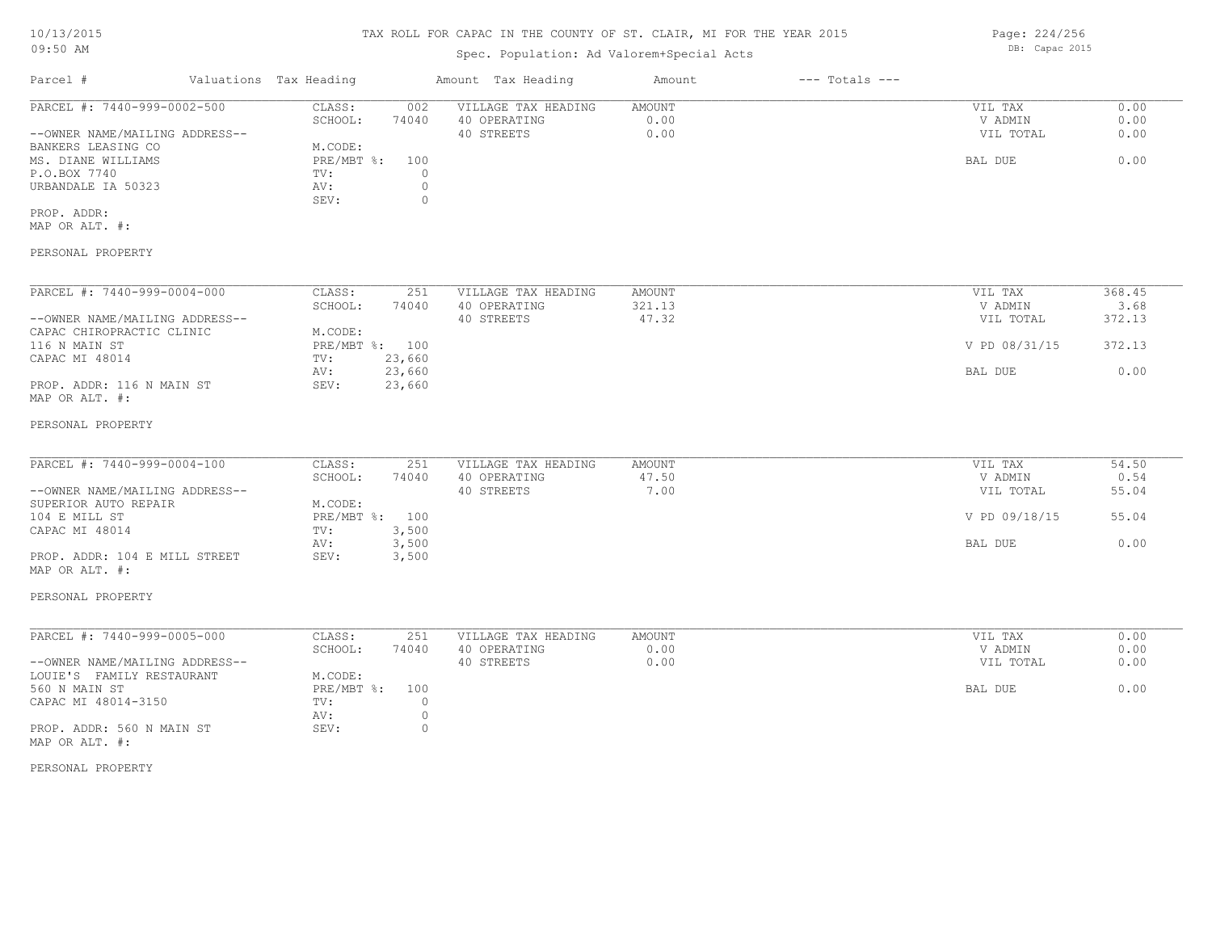# TAX ROLL FOR CAPAC IN THE COUNTY OF ST. CLAIR, MI FOR THE YEAR 2015

10/13/2015
09:50 AM

Spec. Population: Ad Valorem+Special Acts

DB: Capac 2015

| Parcel # | Valuations | Tax Heading | Amount | Tax Heading | Amount | --- Totals --- | |
|---|---|---|---|---|---|---|---|
| PARCEL #: 7440-999-0002-500 | CLASS: | 002 | VILLAGE TAX HEADING | AMOUNT | | VIL TAX | 0.00 |
| | SCHOOL: | 74040 | 40 OPERATING | 0.00 | | V ADMIN | 0.00 |
| --OWNER NAME/MAILING ADDRESS-- | | | 40 STREETS | 0.00 | | VIL TOTAL | 0.00 |
| BANKERS LEASING CO | M.CODE: | | | | | | |
| MS. DIANE WILLIAMS | PRE/MBT %: | 100 | | | | BAL DUE | 0.00 |
| P.O.BOX 7740 | TV: | 0 | | | | | |
| URBANDALE IA 50323 | AV: | 0 | | | | | |
| | SEV: | 0 | | | | | |
| PROP. ADDR: | | | | | | | |
| MAP OR ALT. #: | | | | | | | |
| PERSONAL PROPERTY | | | | | | | |

| Parcel # | Valuations | Tax Heading | Amount | Tax Heading | Amount | --- Totals --- | |
|---|---|---|---|---|---|---|---|
| PARCEL #: 7440-999-0004-000 | CLASS: | 251 | VILLAGE TAX HEADING | AMOUNT | | VIL TAX | 368.45 |
| | SCHOOL: | 74040 | 40 OPERATING | 321.13 | | V ADMIN | 3.68 |
| --OWNER NAME/MAILING ADDRESS-- | | | 40 STREETS | 47.32 | | VIL TOTAL | 372.13 |
| CAPAC CHIROPRACTIC CLINIC | M.CODE: | | | | | | |
| 116 N MAIN ST | PRE/MBT %: | 100 | | | | V PD 08/31/15 | 372.13 |
| CAPAC MI 48014 | TV: | 23,660 | | | | | |
| | AV: | 23,660 | | | | BAL DUE | 0.00 |
| PROP. ADDR: 116 N MAIN ST | SEV: | 23,660 | | | | | |
| MAP OR ALT. #: | | | | | | | |
| PERSONAL PROPERTY | | | | | | | |

| Parcel # | Valuations | Tax Heading | Amount | Tax Heading | Amount | --- Totals --- | |
|---|---|---|---|---|---|---|---|
| PARCEL #: 7440-999-0004-100 | CLASS: | 251 | VILLAGE TAX HEADING | AMOUNT | | VIL TAX | 54.50 |
| | SCHOOL: | 74040 | 40 OPERATING | 47.50 | | V ADMIN | 0.54 |
| --OWNER NAME/MAILING ADDRESS-- | | | 40 STREETS | 7.00 | | VIL TOTAL | 55.04 |
| SUPERIOR AUTO REPAIR | M.CODE: | | | | | | |
| 104 E MILL ST | PRE/MBT %: | 100 | | | | V PD 09/18/15 | 55.04 |
| CAPAC MI 48014 | TV: | 3,500 | | | | | |
| | AV: | 3,500 | | | | BAL DUE | 0.00 |
| PROP. ADDR: 104 E MILL STREET | SEV: | 3,500 | | | | | |
| MAP OR ALT. #: | | | | | | | |
| PERSONAL PROPERTY | | | | | | | |

| Parcel # | Valuations | Tax Heading | Amount | Tax Heading | Amount | --- Totals --- | |
|---|---|---|---|---|---|---|---|
| PARCEL #: 7440-999-0005-000 | CLASS: | 251 | VILLAGE TAX HEADING | AMOUNT | | VIL TAX | 0.00 |
| | SCHOOL: | 74040 | 40 OPERATING | 0.00 | | V ADMIN | 0.00 |
| --OWNER NAME/MAILING ADDRESS-- | | | 40 STREETS | 0.00 | | VIL TOTAL | 0.00 |
| LOUIE'S FAMILY RESTAURANT | M.CODE: | | | | | | |
| 560 N MAIN ST | PRE/MBT %: | 100 | | | | BAL DUE | 0.00 |
| CAPAC MI 48014-3150 | TV: | 0 | | | | | |
| | AV: | 0 | | | | | |
| PROP. ADDR: 560 N MAIN ST | SEV: | 0 | | | | | |
| MAP OR ALT. #: | | | | | | | |
| PERSONAL PROPERTY | | | | | | | |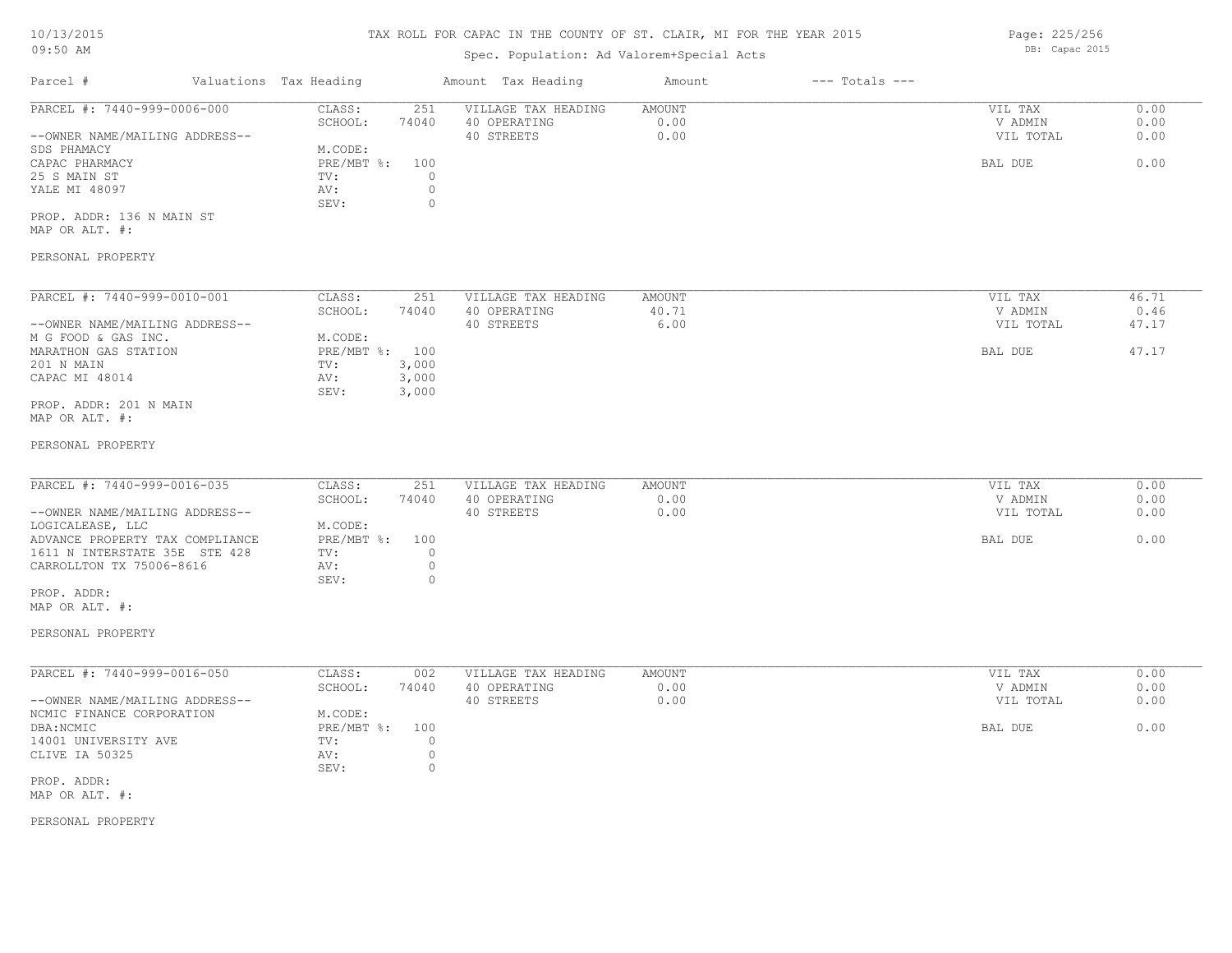# TAX ROLL FOR CAPAC IN THE COUNTY OF ST. CLAIR, MI FOR THE YEAR 2015

Spec. Population: Ad Valorem+Special Acts

DB: Capac 2015

| Parcel # | Valuations | Tax Heading | Amount | Tax Heading | Amount | --- Totals --- |
|---|---|---|---|---|---|---|

---

**PARCEL #: 7440-999-0006-000**

| | | | | | |
|---|---|---|---|---|---|
| CLASS: | 251 | VILLAGE TAX HEADING | AMOUNT | VIL TAX | 0.00 |
| SCHOOL: | 74040 | 40 OPERATING | 0.00 | V ADMIN | 0.00 |
| | | 40 STREETS | 0.00 | VIL TOTAL | 0.00 |
| M.CODE: | | | | | |
| PRE/MBT %: | 100 | | | BAL DUE | 0.00 |
| TV: | 0 | | | | |
| AV: | 0 | | | | |
| SEV: | 0 | | | | |

--OWNER NAME/MAILING ADDRESS--
SDS PHAMACY
CAPAC PHARMACY
25 S MAIN ST
YALE MI 48097

PROP. ADDR: 136 N MAIN ST
MAP OR ALT. #:

PERSONAL PROPERTY

---

**PARCEL #: 7440-999-0010-001**

| | | | | | |
|---|---|---|---|---|---|
| CLASS: | 251 | VILLAGE TAX HEADING | AMOUNT | VIL TAX | 46.71 |
| SCHOOL: | 74040 | 40 OPERATING | 40.71 | V ADMIN | 0.46 |
| | | 40 STREETS | 6.00 | VIL TOTAL | 47.17 |
| M.CODE: | | | | | |
| PRE/MBT %: | 100 | | | BAL DUE | 47.17 |
| TV: | 3,000 | | | | |
| AV: | 3,000 | | | | |
| SEV: | 3,000 | | | | |

--OWNER NAME/MAILING ADDRESS--
M G FOOD & GAS INC.
MARATHON GAS STATION
201 N MAIN
CAPAC MI 48014

PROP. ADDR: 201 N MAIN
MAP OR ALT. #:

PERSONAL PROPERTY

---

**PARCEL #: 7440-999-0016-035**

| | | | | | |
|---|---|---|---|---|---|
| CLASS: | 251 | VILLAGE TAX HEADING | AMOUNT | VIL TAX | 0.00 |
| SCHOOL: | 74040 | 40 OPERATING | 0.00 | V ADMIN | 0.00 |
| | | 40 STREETS | 0.00 | VIL TOTAL | 0.00 |
| M.CODE: | | | | | |
| PRE/MBT %: | 100 | | | BAL DUE | 0.00 |
| TV: | 0 | | | | |
| AV: | 0 | | | | |
| SEV: | 0 | | | | |

--OWNER NAME/MAILING ADDRESS--
LOGICALEASE, LLC
ADVANCE PROPERTY TAX COMPLIANCE
1611 N INTERSTATE 35E STE 428
CARROLLTON TX 75006-8616

PROP. ADDR:
MAP OR ALT. #:

PERSONAL PROPERTY

---

**PARCEL #: 7440-999-0016-050**

| | | | | | |
|---|---|---|---|---|---|
| CLASS: | 002 | VILLAGE TAX HEADING | AMOUNT | VIL TAX | 0.00 |
| SCHOOL: | 74040 | 40 OPERATING | 0.00 | V ADMIN | 0.00 |
| | | 40 STREETS | 0.00 | VIL TOTAL | 0.00 |
| M.CODE: | | | | | |
| PRE/MBT %: | 100 | | | BAL DUE | 0.00 |
| TV: | 0 | | | | |
| AV: | 0 | | | | |
| SEV: | 0 | | | | |

--OWNER NAME/MAILING ADDRESS--
NCMIC FINANCE CORPORATION
DBA:NCMIC
14001 UNIVERSITY AVE
CLIVE IA 50325

PROP. ADDR:
MAP OR ALT. #:

PERSONAL PROPERTY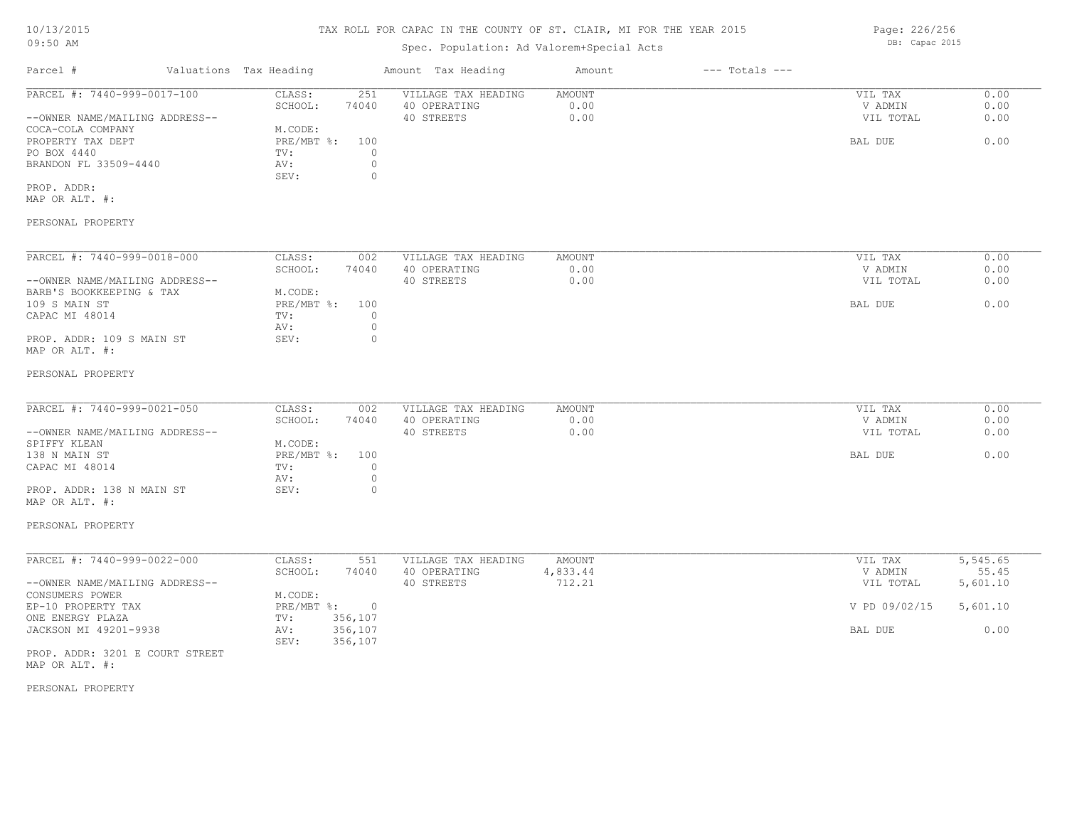# TAX ROLL FOR CAPAC IN THE COUNTY OF ST. CLAIR, MI FOR THE YEAR 2015

10/13/2015
09:50 AM

Spec. Population: Ad Valorem+Special Acts

DB: Capac 2015

| Parcel # | Valuations | Tax Heading | Amount | Tax Heading | Amount | --- Totals --- | |
|---|---|---|---|---|---|---|---|
| PARCEL #: 7440-999-0017-100 | CLASS: | 251 | VILLAGE TAX HEADING | AMOUNT | | VIL TAX | 0.00 |
| | SCHOOL: | 74040 | 40 OPERATING | 0.00 | | V ADMIN | 0.00 |
| --OWNER NAME/MAILING ADDRESS-- | | | 40 STREETS | 0.00 | | VIL TOTAL | 0.00 |
| COCA-COLA COMPANY | M.CODE: | | | | | | |
| PROPERTY TAX DEPT | PRE/MBT %: | 100 | | | | BAL DUE | 0.00 |
| PO BOX 4440 | TV: | 0 | | | | | |
| BRANDON FL 33509-4440 | AV: | 0 | | | | | |
| | SEV: | 0 | | | | | |
| PROP. ADDR: | | | | | | | |
| MAP OR ALT. #: | | | | | | | |
| PERSONAL PROPERTY | | | | | | | |

| Parcel # | Valuations | Tax Heading | Amount | Tax Heading | Amount | --- Totals --- | |
|---|---|---|---|---|---|---|---|
| PARCEL #: 7440-999-0018-000 | CLASS: | 002 | VILLAGE TAX HEADING | AMOUNT | | VIL TAX | 0.00 |
| | SCHOOL: | 74040 | 40 OPERATING | 0.00 | | V ADMIN | 0.00 |
| --OWNER NAME/MAILING ADDRESS-- | | | 40 STREETS | 0.00 | | VIL TOTAL | 0.00 |
| BARB'S BOOKKEEPING & TAX | M.CODE: | | | | | | |
| 109 S MAIN ST | PRE/MBT %: | 100 | | | | BAL DUE | 0.00 |
| CAPAC MI 48014 | TV: | 0 | | | | | |
| | AV: | 0 | | | | | |
| PROP. ADDR: 109 S MAIN ST | SEV: | 0 | | | | | |
| MAP OR ALT. #: | | | | | | | |
| PERSONAL PROPERTY | | | | | | | |

| Parcel # | Valuations | Tax Heading | Amount | Tax Heading | Amount | --- Totals --- | |
|---|---|---|---|---|---|---|---|
| PARCEL #: 7440-999-0021-050 | CLASS: | 002 | VILLAGE TAX HEADING | AMOUNT | | VIL TAX | 0.00 |
| | SCHOOL: | 74040 | 40 OPERATING | 0.00 | | V ADMIN | 0.00 |
| --OWNER NAME/MAILING ADDRESS-- | | | 40 STREETS | 0.00 | | VIL TOTAL | 0.00 |
| SPIFFY KLEAN | M.CODE: | | | | | | |
| 138 N MAIN ST | PRE/MBT %: | 100 | | | | BAL DUE | 0.00 |
| CAPAC MI 48014 | TV: | 0 | | | | | |
| | AV: | 0 | | | | | |
| PROP. ADDR: 138 N MAIN ST | SEV: | 0 | | | | | |
| MAP OR ALT. #: | | | | | | | |
| PERSONAL PROPERTY | | | | | | | |

| Parcel # | Valuations | Tax Heading | Amount | Tax Heading | Amount | --- Totals --- | |
|---|---|---|---|---|---|---|---|
| PARCEL #: 7440-999-0022-000 | CLASS: | 551 | VILLAGE TAX HEADING | AMOUNT | | VIL TAX | 5,545.65 |
| | SCHOOL: | 74040 | 40 OPERATING | 4,833.44 | | V ADMIN | 55.45 |
| --OWNER NAME/MAILING ADDRESS-- | | | 40 STREETS | 712.21 | | VIL TOTAL | 5,601.10 |
| CONSUMERS POWER | M.CODE: | | | | | | |
| EP-10 PROPERTY TAX | PRE/MBT %: | 0 | | | | V PD 09/02/15 | 5,601.10 |
| ONE ENERGY PLAZA | TV: | 356,107 | | | | | |
| JACKSON MI 49201-9938 | AV: | 356,107 | | | | BAL DUE | 0.00 |
| | SEV: | 356,107 | | | | | |
| PROP. ADDR: 3201 E COURT STREET | | | | | | | |
| MAP OR ALT. #: | | | | | | | |
| PERSONAL PROPERTY | | | | | | | |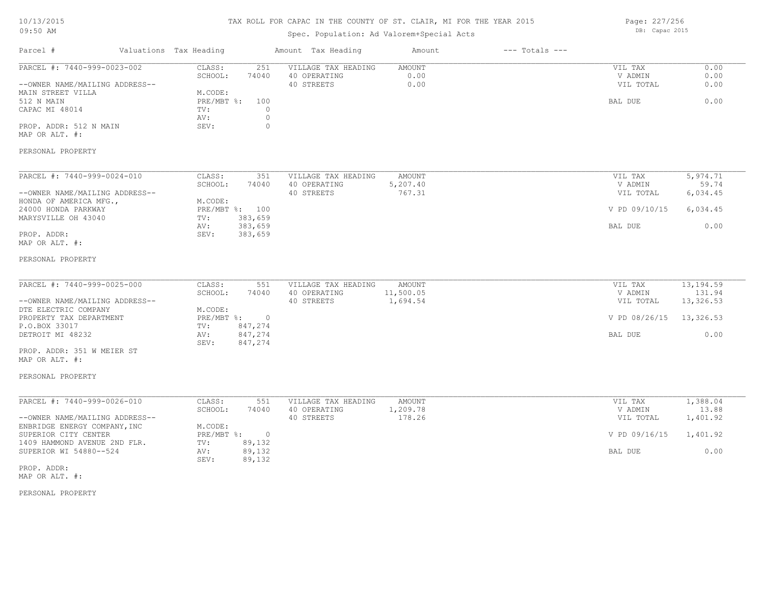# TAX ROLL FOR CAPAC IN THE COUNTY OF ST. CLAIR, MI FOR THE YEAR 2015

Spec. Population: Ad Valorem+Special Acts

| Parcel # | Valuations | Tax Heading | Amount | Tax Heading | Amount | --- Totals --- | |
|---|---|---|---|---|---|---|---|
| PARCEL #: 7440-999-0023-002 | CLASS: | 251 | VILLAGE TAX HEADING | AMOUNT | | VIL TAX | 0.00 |
| | SCHOOL: | 74040 | 40 OPERATING | 0.00 | | V ADMIN | 0.00 |
| --OWNER NAME/MAILING ADDRESS-- | | | 40 STREETS | 0.00 | | VIL TOTAL | 0.00 |
| MAIN STREET VILLA | M.CODE: | | | | | | |
| 512 N MAIN | PRE/MBT %: | 100 | | | | BAL DUE | 0.00 |
| CAPAC MI 48014 | TV: | 0 | | | | | |
| | AV: | 0 | | | | | |
| PROP. ADDR: 512 N MAIN | SEV: | 0 | | | | | |
| MAP OR ALT. #: | | | | | | | |
| PERSONAL PROPERTY | | | | | | | |

| Parcel # | Valuations | Tax Heading | Amount | Tax Heading | Amount | --- Totals --- | |
|---|---|---|---|---|---|---|---|
| PARCEL #: 7440-999-0024-010 | CLASS: | 351 | VILLAGE TAX HEADING | AMOUNT | | VIL TAX | 5,974.71 |
| | SCHOOL: | 74040 | 40 OPERATING | 5,207.40 | | V ADMIN | 59.74 |
| --OWNER NAME/MAILING ADDRESS-- | | | 40 STREETS | 767.31 | | VIL TOTAL | 6,034.45 |
| HONDA OF AMERICA MFG., | M.CODE: | | | | | | |
| 24000 HONDA PARKWAY | PRE/MBT %: | 100 | | | | V PD 09/10/15 | 6,034.45 |
| MARYSVILLE OH 43040 | TV: | 383,659 | | | | | |
| | AV: | 383,659 | | | | BAL DUE | 0.00 |
| PROP. ADDR: | SEV: | 383,659 | | | | | |
| MAP OR ALT. #: | | | | | | | |
| PERSONAL PROPERTY | | | | | | | |

| Parcel # | Valuations | Tax Heading | Amount | Tax Heading | Amount | --- Totals --- | |
|---|---|---|---|---|---|---|---|
| PARCEL #: 7440-999-0025-000 | CLASS: | 551 | VILLAGE TAX HEADING | AMOUNT | | VIL TAX | 13,194.59 |
| | SCHOOL: | 74040 | 40 OPERATING | 11,500.05 | | V ADMIN | 131.94 |
| --OWNER NAME/MAILING ADDRESS-- | | | 40 STREETS | 1,694.54 | | VIL TOTAL | 13,326.53 |
| DTE ELECTRIC COMPANY | M.CODE: | | | | | | |
| PROPERTY TAX DEPARTMENT | PRE/MBT %: | 0 | | | | V PD 08/26/15 | 13,326.53 |
| P.O.BOX 33017 | TV: | 847,274 | | | | | |
| DETROIT MI 48232 | AV: | 847,274 | | | | BAL DUE | 0.00 |
| | SEV: | 847,274 | | | | | |
| PROP. ADDR: 351 W MEIER ST | | | | | | | |
| MAP OR ALT. #: | | | | | | | |
| PERSONAL PROPERTY | | | | | | | |

| Parcel # | Valuations | Tax Heading | Amount | Tax Heading | Amount | --- Totals --- | |
|---|---|---|---|---|---|---|---|
| PARCEL #: 7440-999-0026-010 | CLASS: | 551 | VILLAGE TAX HEADING | AMOUNT | | VIL TAX | 1,388.04 |
| | SCHOOL: | 74040 | 40 OPERATING | 1,209.78 | | V ADMIN | 13.88 |
| --OWNER NAME/MAILING ADDRESS-- | | | 40 STREETS | 178.26 | | VIL TOTAL | 1,401.92 |
| ENBRIDGE ENERGY COMPANY,INC | M.CODE: | | | | | | |
| SUPERIOR CITY CENTER | PRE/MBT %: | 0 | | | | V PD 09/16/15 | 1,401.92 |
| 1409 HAMMOND AVENUE 2ND FLR. | TV: | 89,132 | | | | | |
| SUPERIOR WI 54880--524 | AV: | 89,132 | | | | BAL DUE | 0.00 |
| | SEV: | 89,132 | | | | | |
| PROP. ADDR: | | | | | | | |
| MAP OR ALT. #: | | | | | | | |
| PERSONAL PROPERTY | | | | | | | |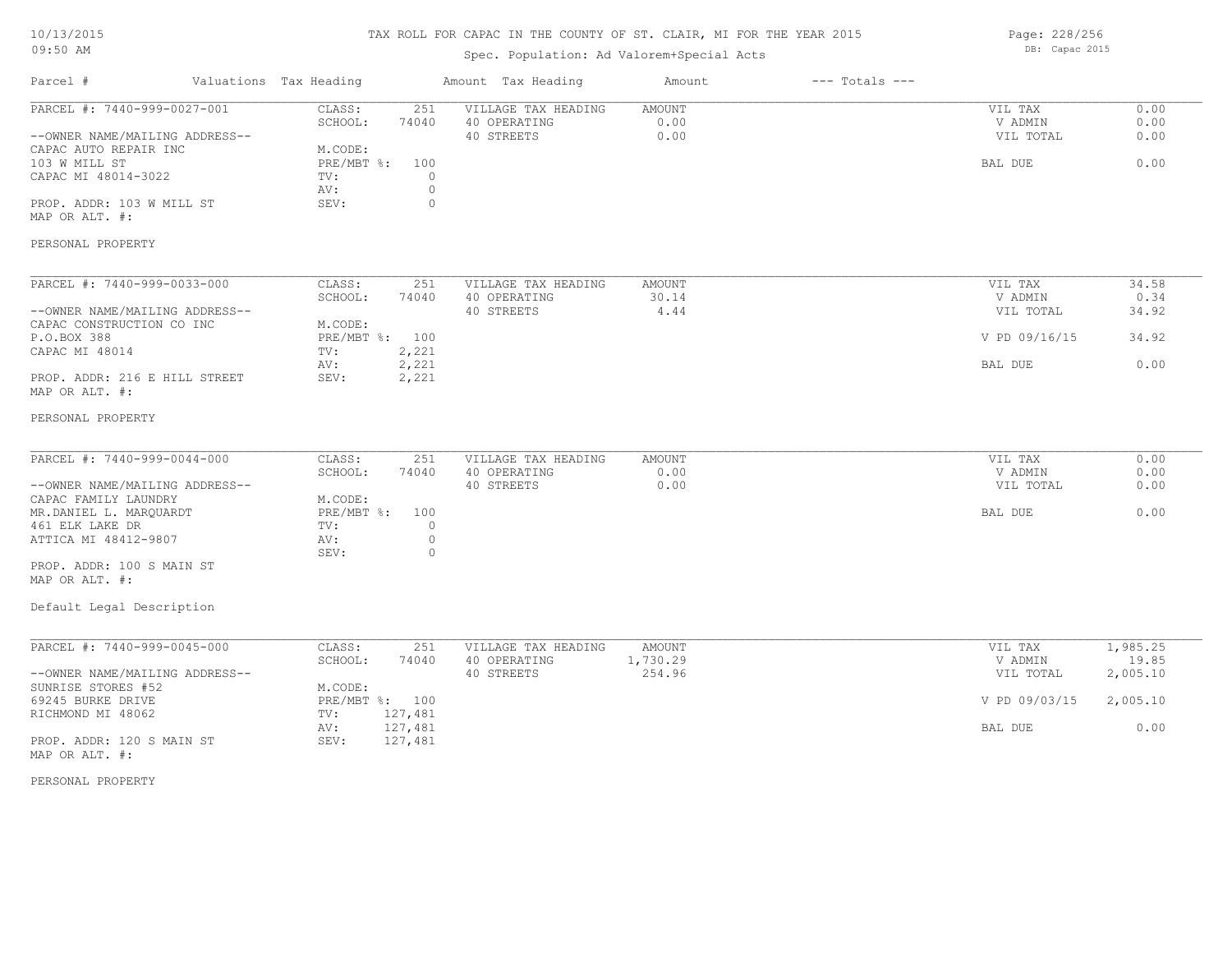# TAX ROLL FOR CAPAC IN THE COUNTY OF ST. CLAIR, MI FOR THE YEAR 2015

Spec. Population: Ad Valorem+Special Acts

| Parcel # | Valuations | Tax Heading | Amount | Tax Heading | Amount | --- Totals --- | |
|---|---|---|---|---|---|---|---|
| PARCEL #: 7440-999-0027-001 | CLASS: | 251 | VILLAGE TAX HEADING | AMOUNT | | VIL TAX | 0.00 |
| | SCHOOL: | 74040 | 40 OPERATING | 0.00 | | V ADMIN | 0.00 |
| --OWNER NAME/MAILING ADDRESS-- | | | 40 STREETS | 0.00 | | VIL TOTAL | 0.00 |
| CAPAC AUTO REPAIR INC | M.CODE: | | | | | | |
| 103 W MILL ST | PRE/MBT %: | 100 | | | | BAL DUE | 0.00 |
| CAPAC MI 48014-3022 | TV: | 0 | | | | | |
| | AV: | 0 | | | | | |
| PROP. ADDR: 103 W MILL ST | SEV: | 0 | | | | | |
| MAP OR ALT. #: | | | | | | | |
| PERSONAL PROPERTY | | | | | | | |

| Parcel # | Valuations | Tax Heading | Amount | Tax Heading | Amount | --- Totals --- | |
|---|---|---|---|---|---|---|---|
| PARCEL #: 7440-999-0033-000 | CLASS: | 251 | VILLAGE TAX HEADING | AMOUNT | | VIL TAX | 34.58 |
| | SCHOOL: | 74040 | 40 OPERATING | 30.14 | | V ADMIN | 0.34 |
| --OWNER NAME/MAILING ADDRESS-- | | | 40 STREETS | 4.44 | | VIL TOTAL | 34.92 |
| CAPAC CONSTRUCTION CO INC | M.CODE: | | | | | | |
| P.O.BOX 388 | PRE/MBT %: | 100 | | | | V PD 09/16/15 | 34.92 |
| CAPAC MI 48014 | TV: | 2,221 | | | | | |
| | AV: | 2,221 | | | | BAL DUE | 0.00 |
| PROP. ADDR: 216 E HILL STREET | SEV: | 2,221 | | | | | |
| MAP OR ALT. #: | | | | | | | |
| PERSONAL PROPERTY | | | | | | | |

| Parcel # | Valuations | Tax Heading | Amount | Tax Heading | Amount | --- Totals --- | |
|---|---|---|---|---|---|---|---|
| PARCEL #: 7440-999-0044-000 | CLASS: | 251 | VILLAGE TAX HEADING | AMOUNT | | VIL TAX | 0.00 |
| | SCHOOL: | 74040 | 40 OPERATING | 0.00 | | V ADMIN | 0.00 |
| --OWNER NAME/MAILING ADDRESS-- | | | 40 STREETS | 0.00 | | VIL TOTAL | 0.00 |
| CAPAC FAMILY LAUNDRY | M.CODE: | | | | | | |
| MR.DANIEL L. MARQUARDT | PRE/MBT %: | 100 | | | | BAL DUE | 0.00 |
| 461 ELK LAKE DR | TV: | 0 | | | | | |
| ATTICA MI 48412-9807 | AV: | 0 | | | | | |
| | SEV: | 0 | | | | | |
| PROP. ADDR: 100 S MAIN ST | | | | | | | |
| MAP OR ALT. #: | | | | | | | |
| Default Legal Description | | | | | | | |

| Parcel # | Valuations | Tax Heading | Amount | Tax Heading | Amount | --- Totals --- | |
|---|---|---|---|---|---|---|---|
| PARCEL #: 7440-999-0045-000 | CLASS: | 251 | VILLAGE TAX HEADING | AMOUNT | | VIL TAX | 1,985.25 |
| | SCHOOL: | 74040 | 40 OPERATING | 1,730.29 | | V ADMIN | 19.85 |
| --OWNER NAME/MAILING ADDRESS-- | | | 40 STREETS | 254.96 | | VIL TOTAL | 2,005.10 |
| SUNRISE STORES #52 | M.CODE: | | | | | | |
| 69245 BURKE DRIVE | PRE/MBT %: | 100 | | | | V PD 09/03/15 | 2,005.10 |
| RICHMOND MI 48062 | TV: | 127,481 | | | | | |
| | AV: | 127,481 | | | | BAL DUE | 0.00 |
| PROP. ADDR: 120 S MAIN ST | SEV: | 127,481 | | | | | |
| MAP OR ALT. #: | | | | | | | |
| PERSONAL PROPERTY | | | | | | | |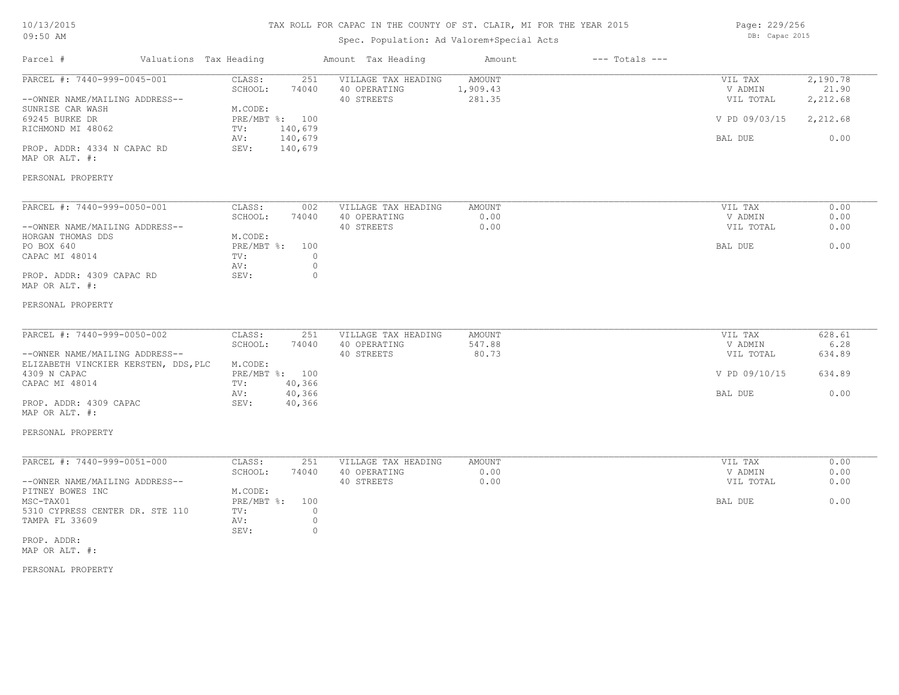# TAX ROLL FOR CAPAC IN THE COUNTY OF ST. CLAIR, MI FOR THE YEAR 2015

10/13/2015
09:50 AM

Spec. Population: Ad Valorem+Special Acts

DB: Capac 2015

| Parcel # | Valuations | Tax Heading | Amount | Tax Heading | Amount | --- Totals --- | |
|---|---|---|---|---|---|---|---|

---

**PARCEL #: 7440-999-0045-001**

| | | | | |
|---|---|---|---|---|
| CLASS: | 251 | VILLAGE TAX HEADING | AMOUNT | VIL TAX | 2,190.78 |
| SCHOOL: | 74040 | 40 OPERATING | 1,909.43 | V ADMIN | 21.90 |
| M.CODE: | | 40 STREETS | 281.35 | VIL TOTAL | 2,212.68 |
| PRE/MBT %: | 100 | | | V PD 09/03/15 | 2,212.68 |
| TV: | 140,679 | | | | |
| AV: | 140,679 | | | BAL DUE | 0.00 |
| SEV: | 140,679 | | | | |

--OWNER NAME/MAILING ADDRESS--
SUNRISE CAR WASH
69245 BURKE DR
RICHMOND MI 48062

PROP. ADDR: 4334 N CAPAC RD
MAP OR ALT. #:

PERSONAL PROPERTY

---

**PARCEL #: 7440-999-0050-001**

| | | | | |
|---|---|---|---|---|
| CLASS: | 002 | VILLAGE TAX HEADING | AMOUNT | VIL TAX | 0.00 |
| SCHOOL: | 74040 | 40 OPERATING | 0.00 | V ADMIN | 0.00 |
| M.CODE: | | 40 STREETS | 0.00 | VIL TOTAL | 0.00 |
| PRE/MBT %: | 100 | | | BAL DUE | 0.00 |
| TV: | 0 | | | | |
| AV: | 0 | | | | |
| SEV: | 0 | | | | |

--OWNER NAME/MAILING ADDRESS--
HORGAN THOMAS DDS
PO BOX 640
CAPAC MI 48014

PROP. ADDR: 4309 CAPAC RD
MAP OR ALT. #:

PERSONAL PROPERTY

---

**PARCEL #: 7440-999-0050-002**

| | | | | |
|---|---|---|---|---|
| CLASS: | 251 | VILLAGE TAX HEADING | AMOUNT | VIL TAX | 628.61 |
| SCHOOL: | 74040 | 40 OPERATING | 547.88 | V ADMIN | 6.28 |
| M.CODE: | | 40 STREETS | 80.73 | VIL TOTAL | 634.89 |
| PRE/MBT %: | 100 | | | V PD 09/10/15 | 634.89 |
| TV: | 40,366 | | | | |
| AV: | 40,366 | | | BAL DUE | 0.00 |
| SEV: | 40,366 | | | | |

--OWNER NAME/MAILING ADDRESS--
ELIZABETH VINCKIER KERSTEN, DDS,PLC
4309 N CAPAC
CAPAC MI 48014

PROP. ADDR: 4309 CAPAC
MAP OR ALT. #:

PERSONAL PROPERTY

---

**PARCEL #: 7440-999-0051-000**

| | | | | |
|---|---|---|---|---|
| CLASS: | 251 | VILLAGE TAX HEADING | AMOUNT | VIL TAX | 0.00 |
| SCHOOL: | 74040 | 40 OPERATING | 0.00 | V ADMIN | 0.00 |
| M.CODE: | | 40 STREETS | 0.00 | VIL TOTAL | 0.00 |
| PRE/MBT %: | 100 | | | BAL DUE | 0.00 |
| TV: | 0 | | | | |
| AV: | 0 | | | | |
| SEV: | 0 | | | | |

--OWNER NAME/MAILING ADDRESS--
PITNEY BOWES INC
MSC-TAX01
5310 CYPRESS CENTER DR. STE 110
TAMPA FL 33609

PROP. ADDR:
MAP OR ALT. #:

PERSONAL PROPERTY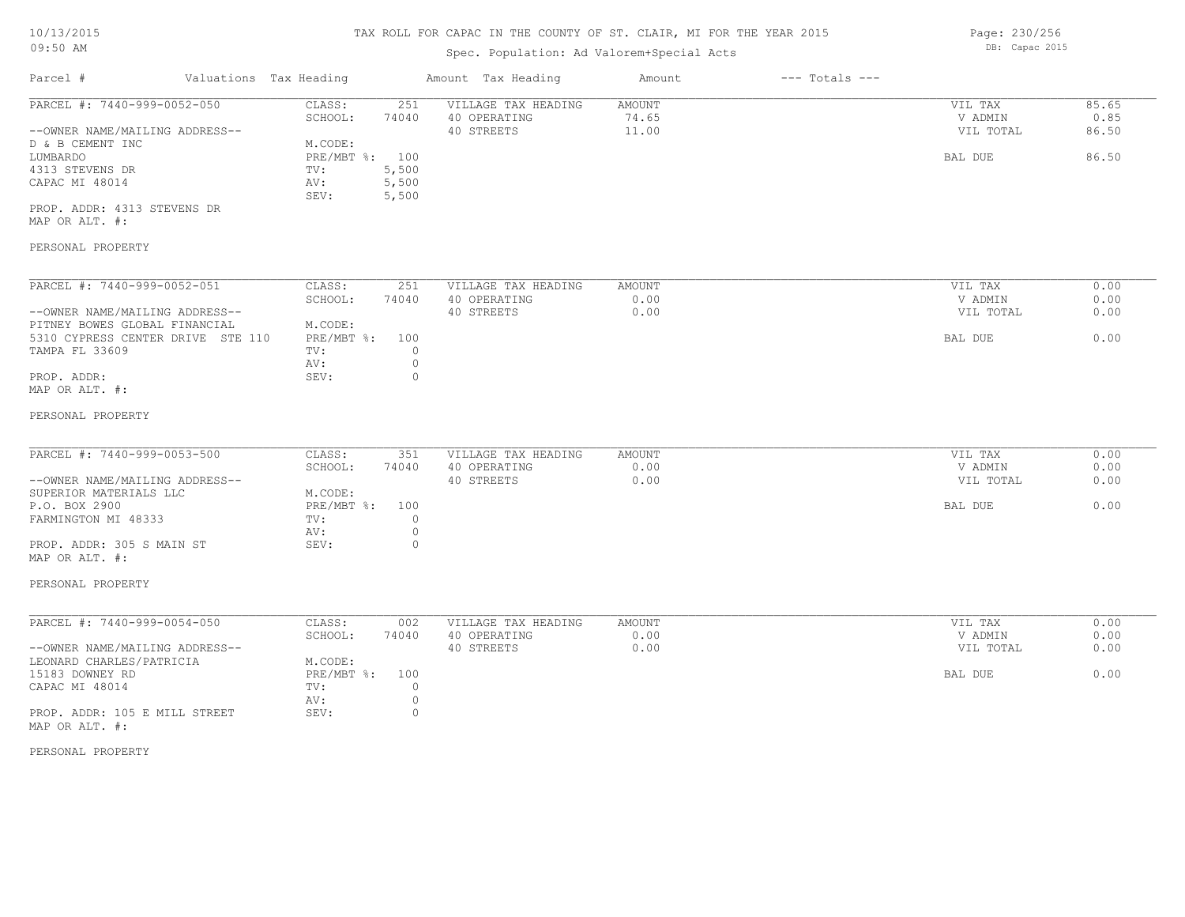10/13/2015
09:50 AM

TAX ROLL FOR CAPAC IN THE COUNTY OF ST. CLAIR, MI FOR THE YEAR 2015

Spec. Population: Ad Valorem+Special Acts

DB: Capac 2015

| Parcel # | Valuations | Tax Heading | Amount | Tax Heading | Amount | --- Totals --- | |
|---|---|---|---|---|---|---|---|

---

PARCEL #: 7440-999-0052-050

| | | | | | | |
|---|---|---|---|---|---|---|
| CLASS: | 251 | VILLAGE TAX HEADING | AMOUNT | | VIL TAX | 85.65 |
| SCHOOL: | 74040 | 40 OPERATING | 74.65 | | V ADMIN | 0.85 |
| | | 40 STREETS | 11.00 | | VIL TOTAL | 86.50 |
| M.CODE: | | | | | | |
| PRE/MBT %: | 100 | | | | BAL DUE | 86.50 |
| TV: | 5,500 | | | | | |
| AV: | 5,500 | | | | | |
| SEV: | 5,500 | | | | | |

--OWNER NAME/MAILING ADDRESS--
D & B CEMENT INC
LUMBARDO
4313 STEVENS DR
CAPAC MI 48014

PROP. ADDR: 4313 STEVENS DR
MAP OR ALT. #:

PERSONAL PROPERTY

---

PARCEL #: 7440-999-0052-051

| | | | | | | |
|---|---|---|---|---|---|---|
| CLASS: | 251 | VILLAGE TAX HEADING | AMOUNT | | VIL TAX | 0.00 |
| SCHOOL: | 74040 | 40 OPERATING | 0.00 | | V ADMIN | 0.00 |
| | | 40 STREETS | 0.00 | | VIL TOTAL | 0.00 |
| M.CODE: | | | | | | |
| PRE/MBT %: | 100 | | | | BAL DUE | 0.00 |
| TV: | 0 | | | | | |
| AV: | 0 | | | | | |
| SEV: | 0 | | | | | |

--OWNER NAME/MAILING ADDRESS--
PITNEY BOWES GLOBAL FINANCIAL
5310 CYPRESS CENTER DRIVE STE 110
TAMPA FL 33609

PROP. ADDR:
MAP OR ALT. #:

PERSONAL PROPERTY

---

PARCEL #: 7440-999-0053-500

| | | | | | | |
|---|---|---|---|---|---|---|
| CLASS: | 351 | VILLAGE TAX HEADING | AMOUNT | | VIL TAX | 0.00 |
| SCHOOL: | 74040 | 40 OPERATING | 0.00 | | V ADMIN | 0.00 |
| | | 40 STREETS | 0.00 | | VIL TOTAL | 0.00 |
| M.CODE: | | | | | | |
| PRE/MBT %: | 100 | | | | BAL DUE | 0.00 |
| TV: | 0 | | | | | |
| AV: | 0 | | | | | |
| SEV: | 0 | | | | | |

--OWNER NAME/MAILING ADDRESS--
SUPERIOR MATERIALS LLC
P.O. BOX 2900
FARMINGTON MI 48333

PROP. ADDR: 305 S MAIN ST
MAP OR ALT. #:

PERSONAL PROPERTY

---

PARCEL #: 7440-999-0054-050

| | | | | | | |
|---|---|---|---|---|---|---|
| CLASS: | 002 | VILLAGE TAX HEADING | AMOUNT | | VIL TAX | 0.00 |
| SCHOOL: | 74040 | 40 OPERATING | 0.00 | | V ADMIN | 0.00 |
| | | 40 STREETS | 0.00 | | VIL TOTAL | 0.00 |
| M.CODE: | | | | | | |
| PRE/MBT %: | 100 | | | | BAL DUE | 0.00 |
| TV: | 0 | | | | | |
| AV: | 0 | | | | | |
| SEV: | 0 | | | | | |

--OWNER NAME/MAILING ADDRESS--
LEONARD CHARLES/PATRICIA
15183 DOWNEY RD
CAPAC MI 48014

PROP. ADDR: 105 E MILL STREET
MAP OR ALT. #:

PERSONAL PROPERTY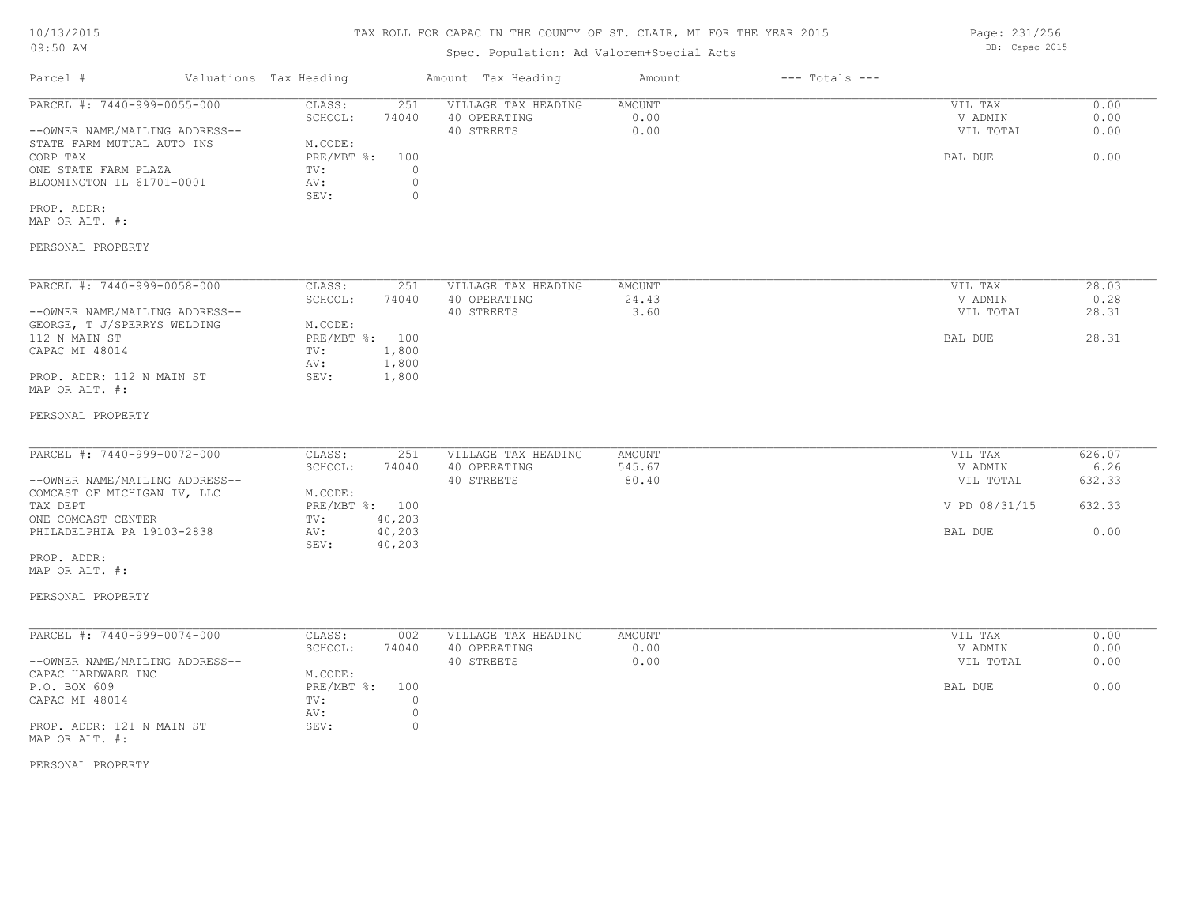# TAX ROLL FOR CAPAC IN THE COUNTY OF ST. CLAIR, MI FOR THE YEAR 2015

Spec. Population: Ad Valorem+Special Acts

10/13/2015
09:50 AM

DB: Capac 2015

| Parcel # | Valuations | Tax Heading | Amount | Tax Heading | Amount | --- Totals --- | |
|---|---|---|---|---|---|---|---|
| PARCEL #: 7440-999-0055-000 | CLASS: | 251 | VILLAGE TAX HEADING | AMOUNT | | VIL TAX | 0.00 |
| | SCHOOL: | 74040 | 40 OPERATING | 0.00 | | V ADMIN | 0.00 |
| --OWNER NAME/MAILING ADDRESS-- | | | 40 STREETS | 0.00 | | VIL TOTAL | 0.00 |
| STATE FARM MUTUAL AUTO INS | M.CODE: | | | | | | |
| CORP TAX | PRE/MBT %: | 100 | | | | BAL DUE | 0.00 |
| ONE STATE FARM PLAZA | TV: | 0 | | | | | |
| BLOOMINGTON IL 61701-0001 | AV: | 0 | | | | | |
| | SEV: | 0 | | | | | |
| PROP. ADDR: | | | | | | | |
| MAP OR ALT. #: | | | | | | | |
| PERSONAL PROPERTY | | | | | | | |

| Parcel # | Valuations | Tax Heading | Amount | Tax Heading | Amount | --- Totals --- | |
|---|---|---|---|---|---|---|---|
| PARCEL #: 7440-999-0058-000 | CLASS: | 251 | VILLAGE TAX HEADING | AMOUNT | | VIL TAX | 28.03 |
| | SCHOOL: | 74040 | 40 OPERATING | 24.43 | | V ADMIN | 0.28 |
| --OWNER NAME/MAILING ADDRESS-- | | | 40 STREETS | 3.60 | | VIL TOTAL | 28.31 |
| GEORGE, T J/SPERRYS WELDING | M.CODE: | | | | | | |
| 112 N MAIN ST | PRE/MBT %: | 100 | | | | BAL DUE | 28.31 |
| CAPAC MI 48014 | TV: | 1,800 | | | | | |
| | AV: | 1,800 | | | | | |
| PROP. ADDR: 112 N MAIN ST | SEV: | 1,800 | | | | | |
| MAP OR ALT. #: | | | | | | | |
| PERSONAL PROPERTY | | | | | | | |

| Parcel # | Valuations | Tax Heading | Amount | Tax Heading | Amount | --- Totals --- | |
|---|---|---|---|---|---|---|---|
| PARCEL #: 7440-999-0072-000 | CLASS: | 251 | VILLAGE TAX HEADING | AMOUNT | | VIL TAX | 626.07 |
| | SCHOOL: | 74040 | 40 OPERATING | 545.67 | | V ADMIN | 6.26 |
| --OWNER NAME/MAILING ADDRESS-- | | | 40 STREETS | 80.40 | | VIL TOTAL | 632.33 |
| COMCAST OF MICHIGAN IV, LLC | M.CODE: | | | | | | |
| TAX DEPT | PRE/MBT %: | 100 | | | | V PD 08/31/15 | 632.33 |
| ONE COMCAST CENTER | TV: | 40,203 | | | | | |
| PHILADELPHIA PA 19103-2838 | AV: | 40,203 | | | | BAL DUE | 0.00 |
| | SEV: | 40,203 | | | | | |
| PROP. ADDR: | | | | | | | |
| MAP OR ALT. #: | | | | | | | |
| PERSONAL PROPERTY | | | | | | | |

| Parcel # | Valuations | Tax Heading | Amount | Tax Heading | Amount | --- Totals --- | |
|---|---|---|---|---|---|---|---|
| PARCEL #: 7440-999-0074-000 | CLASS: | 002 | VILLAGE TAX HEADING | AMOUNT | | VIL TAX | 0.00 |
| | SCHOOL: | 74040 | 40 OPERATING | 0.00 | | V ADMIN | 0.00 |
| --OWNER NAME/MAILING ADDRESS-- | | | 40 STREETS | 0.00 | | VIL TOTAL | 0.00 |
| CAPAC HARDWARE INC | M.CODE: | | | | | | |
| P.O. BOX 609 | PRE/MBT %: | 100 | | | | BAL DUE | 0.00 |
| CAPAC MI 48014 | TV: | 0 | | | | | |
| | AV: | 0 | | | | | |
| PROP. ADDR: 121 N MAIN ST | SEV: | 0 | | | | | |
| MAP OR ALT. #: | | | | | | | |
| PERSONAL PROPERTY | | | | | | | |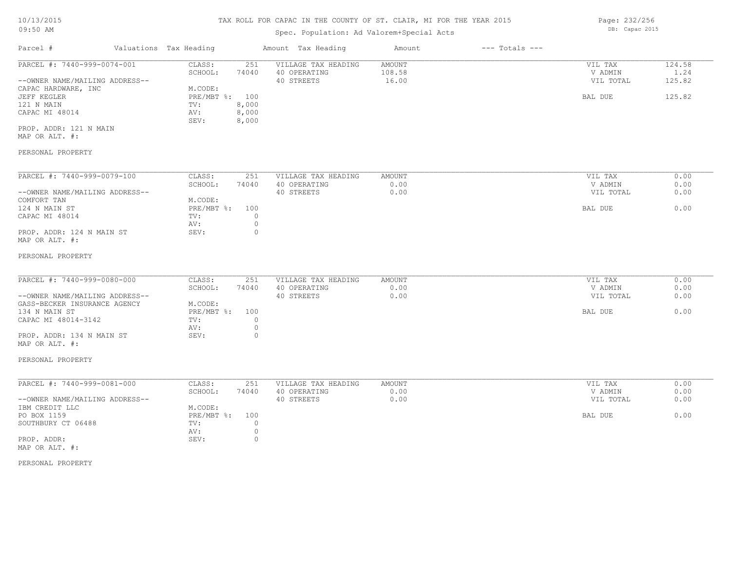# TAX ROLL FOR CAPAC IN THE COUNTY OF ST. CLAIR, MI FOR THE YEAR 2015

Spec. Population: Ad Valorem+Special Acts

DB: Capac 2015

| Parcel # | Valuations Tax Heading | | Amount Tax Heading | Amount | --- Totals --- | |
|---|---|---|---|---|---|---|
| PARCEL #: 7440-999-0074-001 | CLASS: | 251 | VILLAGE TAX HEADING | AMOUNT | VIL TAX | 124.58 |
| | SCHOOL: | 74040 | 40 OPERATING | 108.58 | V ADMIN | 1.24 |
| --OWNER NAME/MAILING ADDRESS-- | | | 40 STREETS | 16.00 | VIL TOTAL | 125.82 |
| CAPAC HARDWARE, INC | M.CODE: | | | | | |
| JEFF KEGLER | PRE/MBT %: | 100 | | | BAL DUE | 125.82 |
| 121 N MAIN | TV: | 8,000 | | | | |
| CAPAC MI 48014 | AV: | 8,000 | | | | |
| | SEV: | 8,000 | | | | |
| PROP. ADDR: 121 N MAIN | | | | | | |
| MAP OR ALT. #: | | | | | | |
| PERSONAL PROPERTY | | | | | | |

| Parcel # | Valuations Tax Heading | | Amount Tax Heading | Amount | --- Totals --- | |
|---|---|---|---|---|---|---|
| PARCEL #: 7440-999-0079-100 | CLASS: | 251 | VILLAGE TAX HEADING | AMOUNT | VIL TAX | 0.00 |
| | SCHOOL: | 74040 | 40 OPERATING | 0.00 | V ADMIN | 0.00 |
| --OWNER NAME/MAILING ADDRESS-- | | | 40 STREETS | 0.00 | VIL TOTAL | 0.00 |
| COMFORT TAN | M.CODE: | | | | | |
| 124 N MAIN ST | PRE/MBT %: | 100 | | | BAL DUE | 0.00 |
| CAPAC MI 48014 | TV: | 0 | | | | |
| | AV: | 0 | | | | |
| PROP. ADDR: 124 N MAIN ST | SEV: | 0 | | | | |
| MAP OR ALT. #: | | | | | | |
| PERSONAL PROPERTY | | | | | | |

| Parcel # | Valuations Tax Heading | | Amount Tax Heading | Amount | --- Totals --- | |
|---|---|---|---|---|---|---|
| PARCEL #: 7440-999-0080-000 | CLASS: | 251 | VILLAGE TAX HEADING | AMOUNT | VIL TAX | 0.00 |
| | SCHOOL: | 74040 | 40 OPERATING | 0.00 | V ADMIN | 0.00 |
| --OWNER NAME/MAILING ADDRESS-- | | | 40 STREETS | 0.00 | VIL TOTAL | 0.00 |
| GASS-BECKER INSURANCE AGENCY | M.CODE: | | | | | |
| 134 N MAIN ST | PRE/MBT %: | 100 | | | BAL DUE | 0.00 |
| CAPAC MI 48014-3142 | TV: | 0 | | | | |
| | AV: | 0 | | | | |
| PROP. ADDR: 134 N MAIN ST | SEV: | 0 | | | | |
| MAP OR ALT. #: | | | | | | |
| PERSONAL PROPERTY | | | | | | |

| Parcel # | Valuations Tax Heading | | Amount Tax Heading | Amount | --- Totals --- | |
|---|---|---|---|---|---|---|
| PARCEL #: 7440-999-0081-000 | CLASS: | 251 | VILLAGE TAX HEADING | AMOUNT | VIL TAX | 0.00 |
| | SCHOOL: | 74040 | 40 OPERATING | 0.00 | V ADMIN | 0.00 |
| --OWNER NAME/MAILING ADDRESS-- | | | 40 STREETS | 0.00 | VIL TOTAL | 0.00 |
| IBM CREDIT LLC | M.CODE: | | | | | |
| PO BOX 1159 | PRE/MBT %: | 100 | | | BAL DUE | 0.00 |
| SOUTHBURY CT 06488 | TV: | 0 | | | | |
| | AV: | 0 | | | | |
| PROP. ADDR: | SEV: | 0 | | | | |
| MAP OR ALT. #: | | | | | | |
| PERSONAL PROPERTY | | | | | | |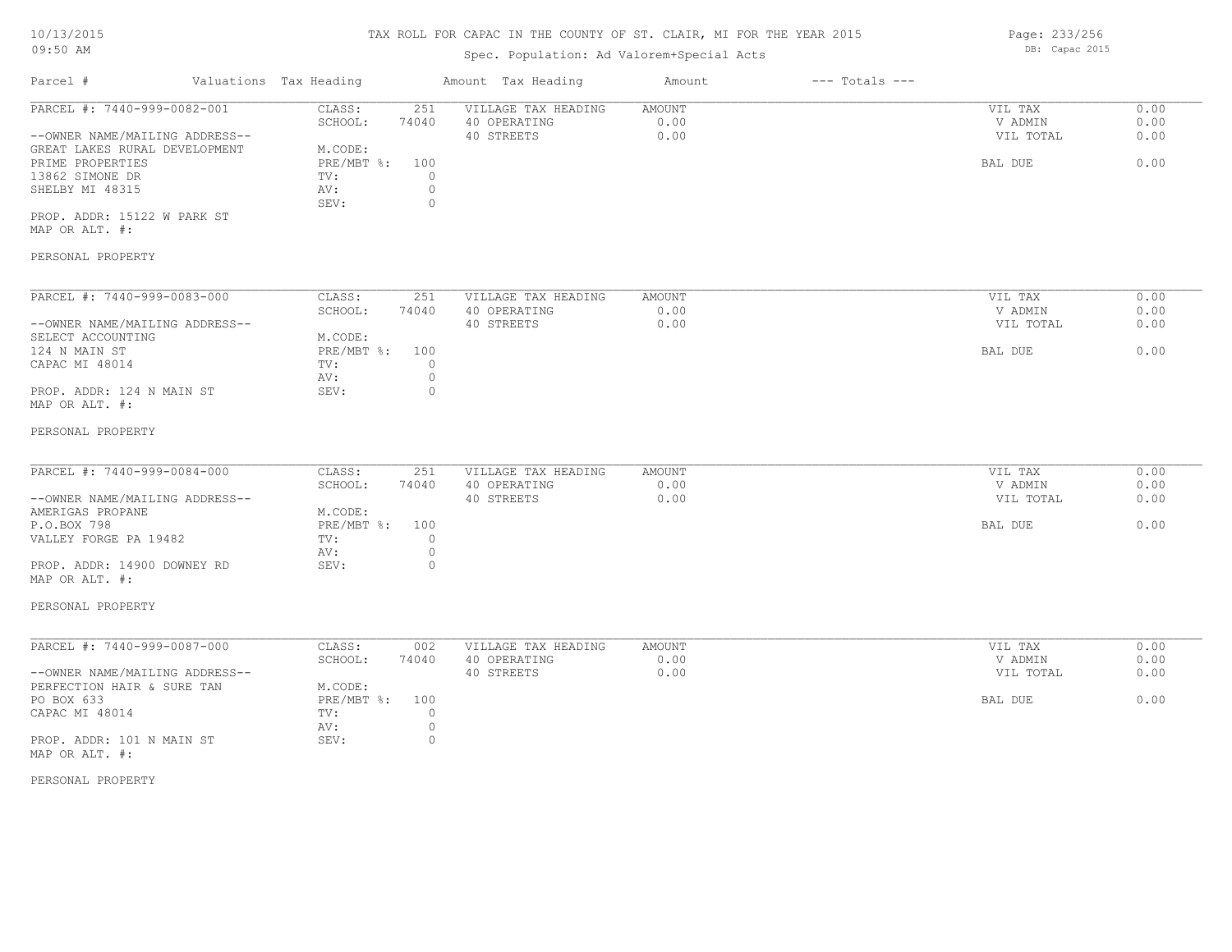TAX ROLL FOR CAPAC IN THE COUNTY OF ST. CLAIR, MI FOR THE YEAR 2015

Spec. Population: Ad Valorem+Special Acts

| Parcel # | Valuations | Tax Heading | Amount | Tax Heading | Amount | --- Totals --- | |
|---|---|---|---|---|---|---|---|
| PARCEL #: 7440-999-0082-001 | CLASS: | 251 | VILLAGE TAX HEADING | AMOUNT | | VIL TAX | 0.00 |
| | SCHOOL: | 74040 | 40 OPERATING | 0.00 | | V ADMIN | 0.00 |
| --OWNER NAME/MAILING ADDRESS-- | | | 40 STREETS | 0.00 | | VIL TOTAL | 0.00 |
| GREAT LAKES RURAL DEVELOPMENT | M.CODE: | | | | | | |
| PRIME PROPERTIES | PRE/MBT %: | 100 | | | | BAL DUE | 0.00 |
| 13862 SIMONE DR | TV: | 0 | | | | | |
| SHELBY MI 48315 | AV: | 0 | | | | | |
| | SEV: | 0 | | | | | |
| PROP. ADDR: 15122 W PARK ST | | | | | | | |
| MAP OR ALT. #: | | | | | | | |
| PERSONAL PROPERTY | | | | | | | |

| Parcel # | Valuations | Tax Heading | Amount | Tax Heading | Amount | --- Totals --- | |
|---|---|---|---|---|---|---|---|
| PARCEL #: 7440-999-0083-000 | CLASS: | 251 | VILLAGE TAX HEADING | AMOUNT | | VIL TAX | 0.00 |
| | SCHOOL: | 74040 | 40 OPERATING | 0.00 | | V ADMIN | 0.00 |
| --OWNER NAME/MAILING ADDRESS-- | | | 40 STREETS | 0.00 | | VIL TOTAL | 0.00 |
| SELECT ACCOUNTING | M.CODE: | | | | | | |
| 124 N MAIN ST | PRE/MBT %: | 100 | | | | BAL DUE | 0.00 |
| CAPAC MI 48014 | TV: | 0 | | | | | |
| | AV: | 0 | | | | | |
| PROP. ADDR: 124 N MAIN ST | SEV: | 0 | | | | | |
| MAP OR ALT. #: | | | | | | | |
| PERSONAL PROPERTY | | | | | | | |

| Parcel # | Valuations | Tax Heading | Amount | Tax Heading | Amount | --- Totals --- | |
|---|---|---|---|---|---|---|---|
| PARCEL #: 7440-999-0084-000 | CLASS: | 251 | VILLAGE TAX HEADING | AMOUNT | | VIL TAX | 0.00 |
| | SCHOOL: | 74040 | 40 OPERATING | 0.00 | | V ADMIN | 0.00 |
| --OWNER NAME/MAILING ADDRESS-- | | | 40 STREETS | 0.00 | | VIL TOTAL | 0.00 |
| AMERIGAS PROPANE | M.CODE: | | | | | | |
| P.O.BOX 798 | PRE/MBT %: | 100 | | | | BAL DUE | 0.00 |
| VALLEY FORGE PA 19482 | TV: | 0 | | | | | |
| | AV: | 0 | | | | | |
| PROP. ADDR: 14900 DOWNEY RD | SEV: | 0 | | | | | |
| MAP OR ALT. #: | | | | | | | |
| PERSONAL PROPERTY | | | | | | | |

| Parcel # | Valuations | Tax Heading | Amount | Tax Heading | Amount | --- Totals --- | |
|---|---|---|---|---|---|---|---|
| PARCEL #: 7440-999-0087-000 | CLASS: | 002 | VILLAGE TAX HEADING | AMOUNT | | VIL TAX | 0.00 |
| | SCHOOL: | 74040 | 40 OPERATING | 0.00 | | V ADMIN | 0.00 |
| --OWNER NAME/MAILING ADDRESS-- | | | 40 STREETS | 0.00 | | VIL TOTAL | 0.00 |
| PERFECTION HAIR & SURE TAN | M.CODE: | | | | | | |
| PO BOX 633 | PRE/MBT %: | 100 | | | | BAL DUE | 0.00 |
| CAPAC MI 48014 | TV: | 0 | | | | | |
| | AV: | 0 | | | | | |
| PROP. ADDR: 101 N MAIN ST | SEV: | 0 | | | | | |
| MAP OR ALT. #: | | | | | | | |
| PERSONAL PROPERTY | | | | | | | |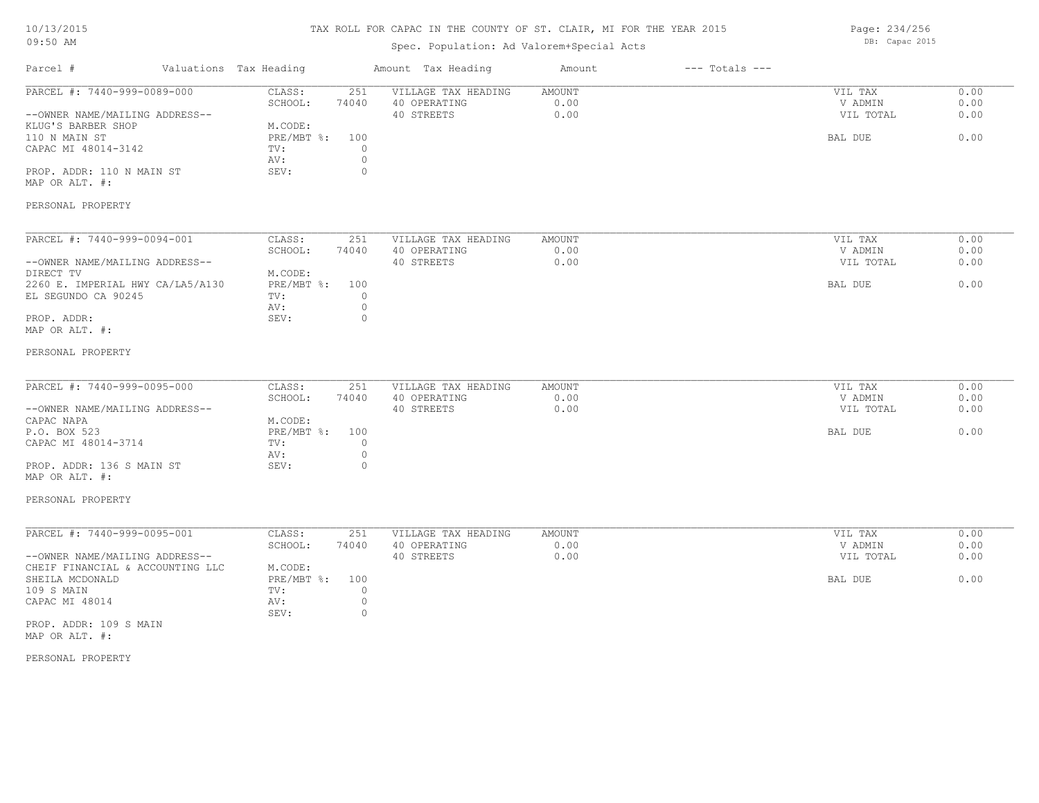# TAX ROLL FOR CAPAC IN THE COUNTY OF ST. CLAIR, MI FOR THE YEAR 2015

Spec. Population: Ad Valorem+Special Acts

10/13/2015
09:50 AM

DB: Capac 2015

| Parcel # | Valuations | Tax Heading | Amount | Tax Heading | Amount | --- Totals --- | |
|---|---|---|---|---|---|---|---|
| PARCEL #: 7440-999-0089-000 | CLASS: | 251 | VILLAGE TAX HEADING | AMOUNT | | VIL TAX | 0.00 |
| | SCHOOL: | 74040 | 40 OPERATING | 0.00 | | V ADMIN | 0.00 |
| --OWNER NAME/MAILING ADDRESS-- | | | 40 STREETS | 0.00 | | VIL TOTAL | 0.00 |
| KLUG'S BARBER SHOP | M.CODE: | | | | | | |
| 110 N MAIN ST | PRE/MBT %: | 100 | | | | BAL DUE | 0.00 |
| CAPAC MI 48014-3142 | TV: | 0 | | | | | |
| | AV: | 0 | | | | | |
| PROP. ADDR: 110 N MAIN ST | SEV: | 0 | | | | | |
| MAP OR ALT. #: | | | | | | | |
| PERSONAL PROPERTY | | | | | | | |

| Parcel # | Valuations | Tax Heading | Amount | Tax Heading | Amount | --- Totals --- | |
|---|---|---|---|---|---|---|---|
| PARCEL #: 7440-999-0094-001 | CLASS: | 251 | VILLAGE TAX HEADING | AMOUNT | | VIL TAX | 0.00 |
| | SCHOOL: | 74040 | 40 OPERATING | 0.00 | | V ADMIN | 0.00 |
| --OWNER NAME/MAILING ADDRESS-- | | | 40 STREETS | 0.00 | | VIL TOTAL | 0.00 |
| DIRECT TV | M.CODE: | | | | | | |
| 2260 E. IMPERIAL HWY CA/LA5/A130 | PRE/MBT %: | 100 | | | | BAL DUE | 0.00 |
| EL SEGUNDO CA 90245 | TV: | 0 | | | | | |
| | AV: | 0 | | | | | |
| PROP. ADDR: | SEV: | 0 | | | | | |
| MAP OR ALT. #: | | | | | | | |
| PERSONAL PROPERTY | | | | | | | |

| Parcel # | Valuations | Tax Heading | Amount | Tax Heading | Amount | --- Totals --- | |
|---|---|---|---|---|---|---|---|
| PARCEL #: 7440-999-0095-000 | CLASS: | 251 | VILLAGE TAX HEADING | AMOUNT | | VIL TAX | 0.00 |
| | SCHOOL: | 74040 | 40 OPERATING | 0.00 | | V ADMIN | 0.00 |
| --OWNER NAME/MAILING ADDRESS-- | | | 40 STREETS | 0.00 | | VIL TOTAL | 0.00 |
| CAPAC NAPA | M.CODE: | | | | | | |
| P.O. BOX 523 | PRE/MBT %: | 100 | | | | BAL DUE | 0.00 |
| CAPAC MI 48014-3714 | TV: | 0 | | | | | |
| | AV: | 0 | | | | | |
| PROP. ADDR: 136 S MAIN ST | SEV: | 0 | | | | | |
| MAP OR ALT. #: | | | | | | | |
| PERSONAL PROPERTY | | | | | | | |

| Parcel # | Valuations | Tax Heading | Amount | Tax Heading | Amount | --- Totals --- | |
|---|---|---|---|---|---|---|---|
| PARCEL #: 7440-999-0095-001 | CLASS: | 251 | VILLAGE TAX HEADING | AMOUNT | | VIL TAX | 0.00 |
| | SCHOOL: | 74040 | 40 OPERATING | 0.00 | | V ADMIN | 0.00 |
| --OWNER NAME/MAILING ADDRESS-- | | | 40 STREETS | 0.00 | | VIL TOTAL | 0.00 |
| CHEIF FINANCIAL & ACCOUNTING LLC | M.CODE: | | | | | | |
| SHEILA MCDONALD | PRE/MBT %: | 100 | | | | BAL DUE | 0.00 |
| 109 S MAIN | TV: | 0 | | | | | |
| CAPAC MI 48014 | AV: | 0 | | | | | |
| | SEV: | 0 | | | | | |
| PROP. ADDR: 109 S MAIN | | | | | | | |
| MAP OR ALT. #: | | | | | | | |
| PERSONAL PROPERTY | | | | | | | |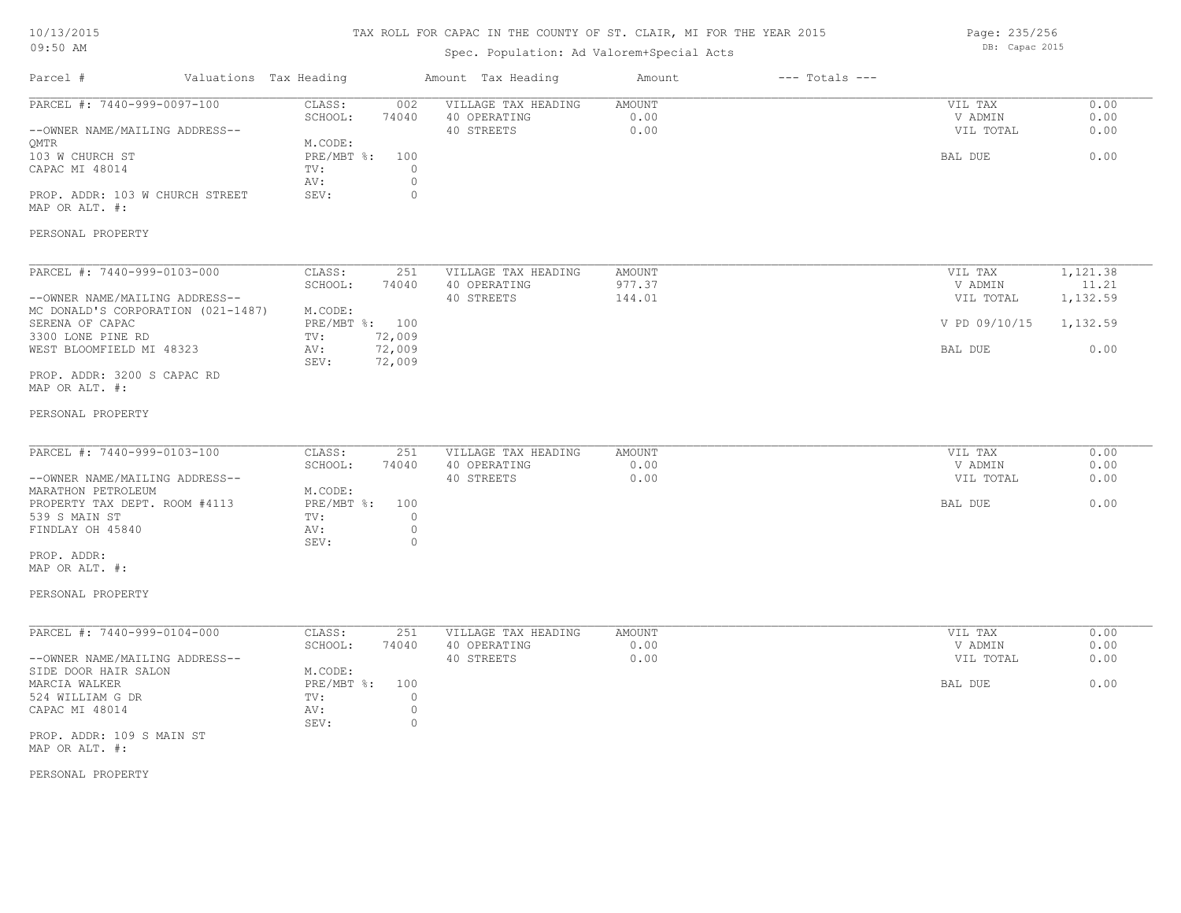# TAX ROLL FOR CAPAC IN THE COUNTY OF ST. CLAIR, MI FOR THE YEAR 2015

Spec. Population: Ad Valorem+Special Acts

| Parcel # | Valuations | Tax Heading | Amount | Tax Heading | Amount | --- Totals --- | |
|---|---|---|---|---|---|---|---|

---

**PARCEL #: 7440-999-0097-100**

| | | | | | |
|---|---|---|---|---|---|
| CLASS: | 002 | VILLAGE TAX HEADING | AMOUNT | VIL TAX | 0.00 |
| SCHOOL: | 74040 | 40 OPERATING | 0.00 | V ADMIN | 0.00 |
| | | 40 STREETS | 0.00 | VIL TOTAL | 0.00 |
| M.CODE: | | | | | |
| PRE/MBT %: | 100 | | | BAL DUE | 0.00 |
| TV: | 0 | | | | |
| AV: | 0 | | | | |
| SEV: | 0 | | | | |

--OWNER NAME/MAILING ADDRESS--
QMTR
103 W CHURCH ST
CAPAC MI 48014

PROP. ADDR: 103 W CHURCH STREET
MAP OR ALT. #:

PERSONAL PROPERTY

---

**PARCEL #: 7440-999-0103-000**

| | | | | | |
|---|---|---|---|---|---|
| CLASS: | 251 | VILLAGE TAX HEADING | AMOUNT | VIL TAX | 1,121.38 |
| SCHOOL: | 74040 | 40 OPERATING | 977.37 | V ADMIN | 11.21 |
| | | 40 STREETS | 144.01 | VIL TOTAL | 1,132.59 |
| M.CODE: | | | | | |
| PRE/MBT %: | 100 | | | V PD 09/10/15 | 1,132.59 |
| TV: | 72,009 | | | | |
| AV: | 72,009 | | | BAL DUE | 0.00 |
| SEV: | 72,009 | | | | |

--OWNER NAME/MAILING ADDRESS--
MC DONALD'S CORPORATION (021-1487)
SERENA OF CAPAC
3300 LONE PINE RD
WEST BLOOMFIELD MI 48323

PROP. ADDR: 3200 S CAPAC RD
MAP OR ALT. #:

PERSONAL PROPERTY

---

**PARCEL #: 7440-999-0103-100**

| | | | | | |
|---|---|---|---|---|---|
| CLASS: | 251 | VILLAGE TAX HEADING | AMOUNT | VIL TAX | 0.00 |
| SCHOOL: | 74040 | 40 OPERATING | 0.00 | V ADMIN | 0.00 |
| | | 40 STREETS | 0.00 | VIL TOTAL | 0.00 |
| M.CODE: | | | | | |
| PRE/MBT %: | 100 | | | BAL DUE | 0.00 |
| TV: | 0 | | | | |
| AV: | 0 | | | | |
| SEV: | 0 | | | | |

--OWNER NAME/MAILING ADDRESS--
MARATHON PETROLEUM
PROPERTY TAX DEPT. ROOM #4113
539 S MAIN ST
FINDLAY OH 45840

PROP. ADDR:
MAP OR ALT. #:

PERSONAL PROPERTY

---

**PARCEL #: 7440-999-0104-000**

| | | | | | |
|---|---|---|---|---|---|
| CLASS: | 251 | VILLAGE TAX HEADING | AMOUNT | VIL TAX | 0.00 |
| SCHOOL: | 74040 | 40 OPERATING | 0.00 | V ADMIN | 0.00 |
| | | 40 STREETS | 0.00 | VIL TOTAL | 0.00 |
| M.CODE: | | | | | |
| PRE/MBT %: | 100 | | | BAL DUE | 0.00 |
| TV: | 0 | | | | |
| AV: | 0 | | | | |
| SEV: | 0 | | | | |

--OWNER NAME/MAILING ADDRESS--
SIDE DOOR HAIR SALON
MARCIA WALKER
524 WILLIAM G DR
CAPAC MI 48014

PROP. ADDR: 109 S MAIN ST
MAP OR ALT. #:

PERSONAL PROPERTY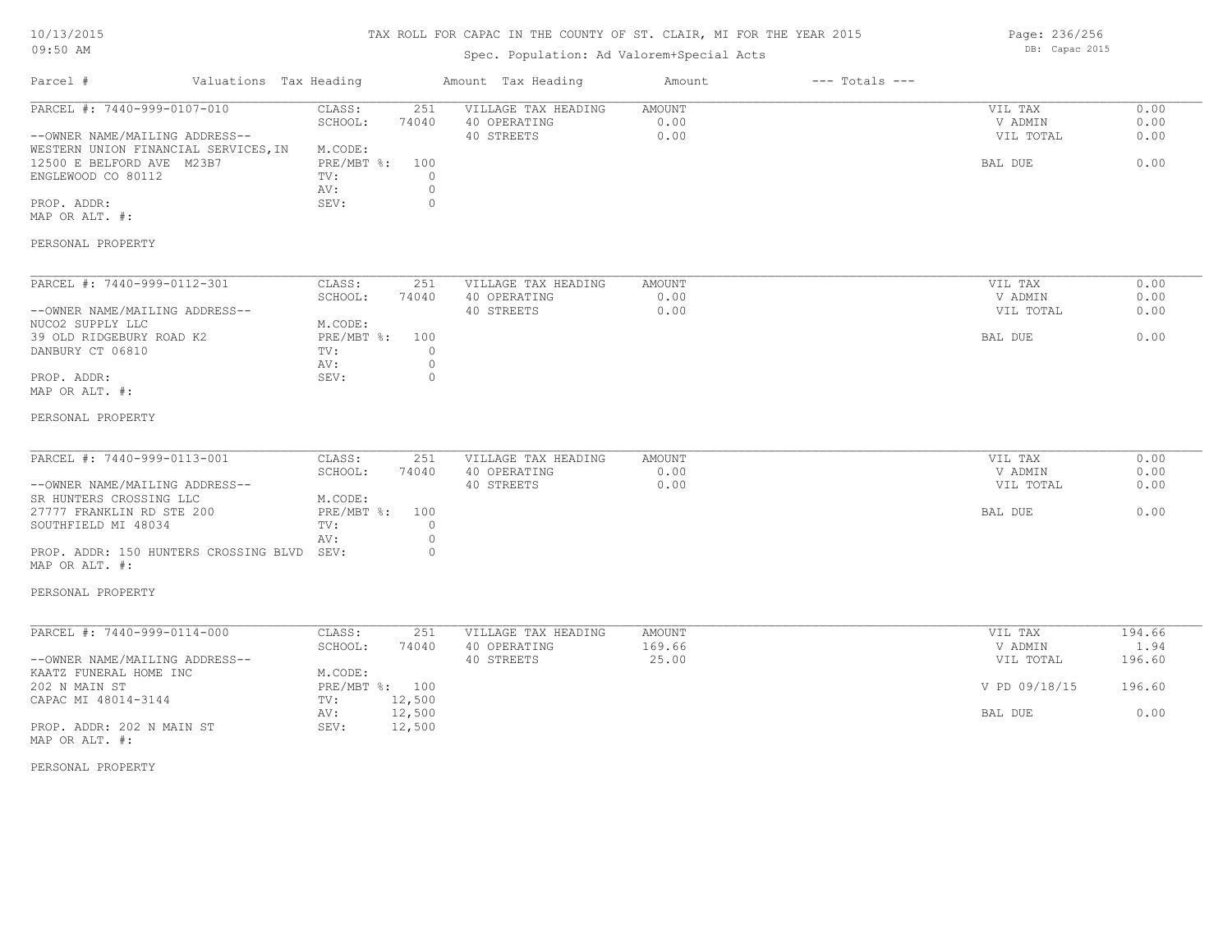# TAX ROLL FOR CAPAC IN THE COUNTY OF ST. CLAIR, MI FOR THE YEAR 2015

Spec. Population: Ad Valorem+Special Acts

10/13/2015 09:50 AM

DB: Capac 2015

| Parcel # | Valuations | Tax Heading | Amount | Tax Heading | Amount | --- Totals --- | |
|---|---|---|---|---|---|---|---|

---

**PARCEL #: 7440-999-0107-010**

--OWNER NAME/MAILING ADDRESS--
WESTERN UNION FINANCIAL SERVICES,IN
12500 E BELFORD AVE M23B7
ENGLEWOOD CO 80112

PROP. ADDR:
MAP OR ALT. #:

| | | | | | |
|---|---|---|---|---|---|
| CLASS: | 251 | VILLAGE TAX HEADING | AMOUNT | VIL TAX | 0.00 |
| SCHOOL: | 74040 | 40 OPERATING | 0.00 | V ADMIN | 0.00 |
| M.CODE: | | 40 STREETS | 0.00 | VIL TOTAL | 0.00 |
| PRE/MBT %: | 100 | | | BAL DUE | 0.00 |
| TV: | 0 | | | | |
| AV: | 0 | | | | |
| SEV: | 0 | | | | |

PERSONAL PROPERTY

---

**PARCEL #: 7440-999-0112-301**

--OWNER NAME/MAILING ADDRESS--
NUCO2 SUPPLY LLC
39 OLD RIDGEBURY ROAD K2
DANBURY CT 06810

PROP. ADDR:
MAP OR ALT. #:

| | | | | | |
|---|---|---|---|---|---|
| CLASS: | 251 | VILLAGE TAX HEADING | AMOUNT | VIL TAX | 0.00 |
| SCHOOL: | 74040 | 40 OPERATING | 0.00 | V ADMIN | 0.00 |
| M.CODE: | | 40 STREETS | 0.00 | VIL TOTAL | 0.00 |
| PRE/MBT %: | 100 | | | BAL DUE | 0.00 |
| TV: | 0 | | | | |
| AV: | 0 | | | | |
| SEV: | 0 | | | | |

PERSONAL PROPERTY

---

**PARCEL #: 7440-999-0113-001**

--OWNER NAME/MAILING ADDRESS--
SR HUNTERS CROSSING LLC
27777 FRANKLIN RD STE 200
SOUTHFIELD MI 48034

PROP. ADDR: 150 HUNTERS CROSSING BLVD
MAP OR ALT. #:

| | | | | | |
|---|---|---|---|---|---|
| CLASS: | 251 | VILLAGE TAX HEADING | AMOUNT | VIL TAX | 0.00 |
| SCHOOL: | 74040 | 40 OPERATING | 0.00 | V ADMIN | 0.00 |
| M.CODE: | | 40 STREETS | 0.00 | VIL TOTAL | 0.00 |
| PRE/MBT %: | 100 | | | BAL DUE | 0.00 |
| TV: | 0 | | | | |
| AV: | 0 | | | | |
| SEV: | 0 | | | | |

PERSONAL PROPERTY

---

**PARCEL #: 7440-999-0114-000**

--OWNER NAME/MAILING ADDRESS--
KAATZ FUNERAL HOME INC
202 N MAIN ST
CAPAC MI 48014-3144

PROP. ADDR: 202 N MAIN ST
MAP OR ALT. #:

| | | | | | |
|---|---|---|---|---|---|
| CLASS: | 251 | VILLAGE TAX HEADING | AMOUNT | VIL TAX | 194.66 |
| SCHOOL: | 74040 | 40 OPERATING | 169.66 | V ADMIN | 1.94 |
| M.CODE: | | 40 STREETS | 25.00 | VIL TOTAL | 196.60 |
| PRE/MBT %: | 100 | | | V PD 09/18/15 | 196.60 |
| TV: | 12,500 | | | | |
| AV: | 12,500 | | | BAL DUE | 0.00 |
| SEV: | 12,500 | | | | |

PERSONAL PROPERTY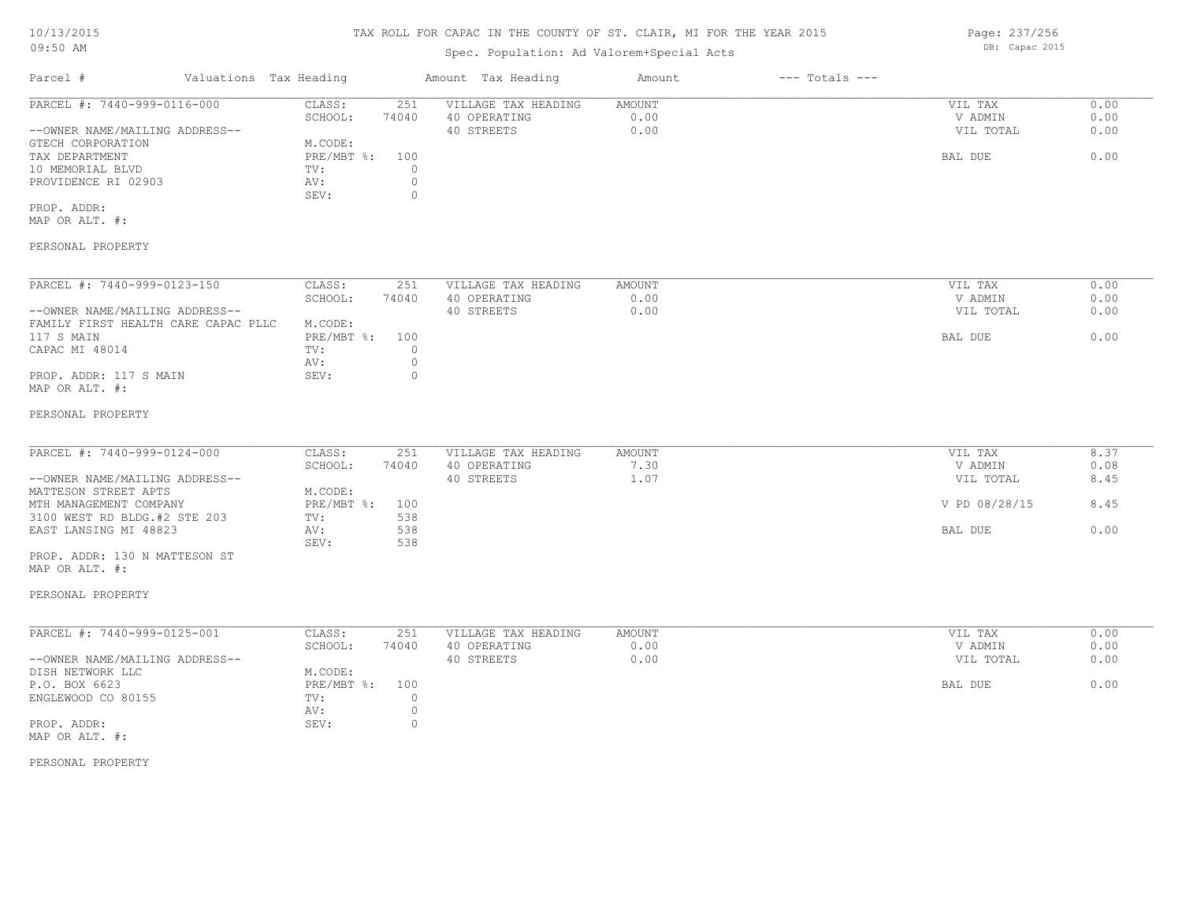# TAX ROLL FOR CAPAC IN THE COUNTY OF ST. CLAIR, MI FOR THE YEAR 2015

Spec. Population: Ad Valorem+Special Acts

| Parcel # | Valuations | Tax Heading | Amount | Tax Heading | Amount | --- Totals --- | |
|---|---|---|---|---|---|---|---|

---

**PARCEL #: 7440-999-0116-000**

| | | | | | | |
|---|---|---|---|---|---|---|
| | CLASS: | 251 | VILLAGE TAX HEADING | AMOUNT | VIL TAX | 0.00 |
| | SCHOOL: | 74040 | 40 OPERATING | 0.00 | V ADMIN | 0.00 |
| --OWNER NAME/MAILING ADDRESS-- | | | 40 STREETS | 0.00 | VIL TOTAL | 0.00 |
| GTECH CORPORATION | M.CODE: | | | | | |
| TAX DEPARTMENT | PRE/MBT %: | 100 | | | BAL DUE | 0.00 |
| 10 MEMORIAL BLVD | TV: | 0 | | | | |
| PROVIDENCE RI 02903 | AV: | 0 | | | | |
| | SEV: | 0 | | | | |

PROP. ADDR:
MAP OR ALT. #:

PERSONAL PROPERTY

---

**PARCEL #: 7440-999-0123-150**

| | | | | | | |
|---|---|---|---|---|---|---|
| | CLASS: | 251 | VILLAGE TAX HEADING | AMOUNT | VIL TAX | 0.00 |
| | SCHOOL: | 74040 | 40 OPERATING | 0.00 | V ADMIN | 0.00 |
| --OWNER NAME/MAILING ADDRESS-- | | | 40 STREETS | 0.00 | VIL TOTAL | 0.00 |
| FAMILY FIRST HEALTH CARE CAPAC PLLC | M.CODE: | | | | | |
| 117 S MAIN | PRE/MBT %: | 100 | | | BAL DUE | 0.00 |
| CAPAC MI 48014 | TV: | 0 | | | | |
| | AV: | 0 | | | | |
| PROP. ADDR: 117 S MAIN | SEV: | 0 | | | | |

MAP OR ALT. #:

PERSONAL PROPERTY

---

**PARCEL #: 7440-999-0124-000**

| | | | | | | |
|---|---|---|---|---|---|---|
| | CLASS: | 251 | VILLAGE TAX HEADING | AMOUNT | VIL TAX | 8.37 |
| | SCHOOL: | 74040 | 40 OPERATING | 7.30 | V ADMIN | 0.08 |
| --OWNER NAME/MAILING ADDRESS-- | | | 40 STREETS | 1.07 | VIL TOTAL | 8.45 |
| MATTESON STREET APTS | M.CODE: | | | | | |
| MTH MANAGEMENT COMPANY | PRE/MBT %: | 100 | | | V PD 08/28/15 | 8.45 |
| 3100 WEST RD BLDG.#2 STE 203 | TV: | 538 | | | | |
| EAST LANSING MI 48823 | AV: | 538 | | | BAL DUE | 0.00 |
| | SEV: | 538 | | | | |

PROP. ADDR: 130 N MATTESON ST
MAP OR ALT. #:

PERSONAL PROPERTY

---

**PARCEL #: 7440-999-0125-001**

| | | | | | | |
|---|---|---|---|---|---|---|
| | CLASS: | 251 | VILLAGE TAX HEADING | AMOUNT | VIL TAX | 0.00 |
| | SCHOOL: | 74040 | 40 OPERATING | 0.00 | V ADMIN | 0.00 |
| --OWNER NAME/MAILING ADDRESS-- | | | 40 STREETS | 0.00 | VIL TOTAL | 0.00 |
| DISH NETWORK LLC | M.CODE: | | | | | |
| P.O. BOX 6623 | PRE/MBT %: | 100 | | | BAL DUE | 0.00 |
| ENGLEWOOD CO 80155 | TV: | 0 | | | | |
| | AV: | 0 | | | | |
| PROP. ADDR: | SEV: | 0 | | | | |

MAP OR ALT. #:

PERSONAL PROPERTY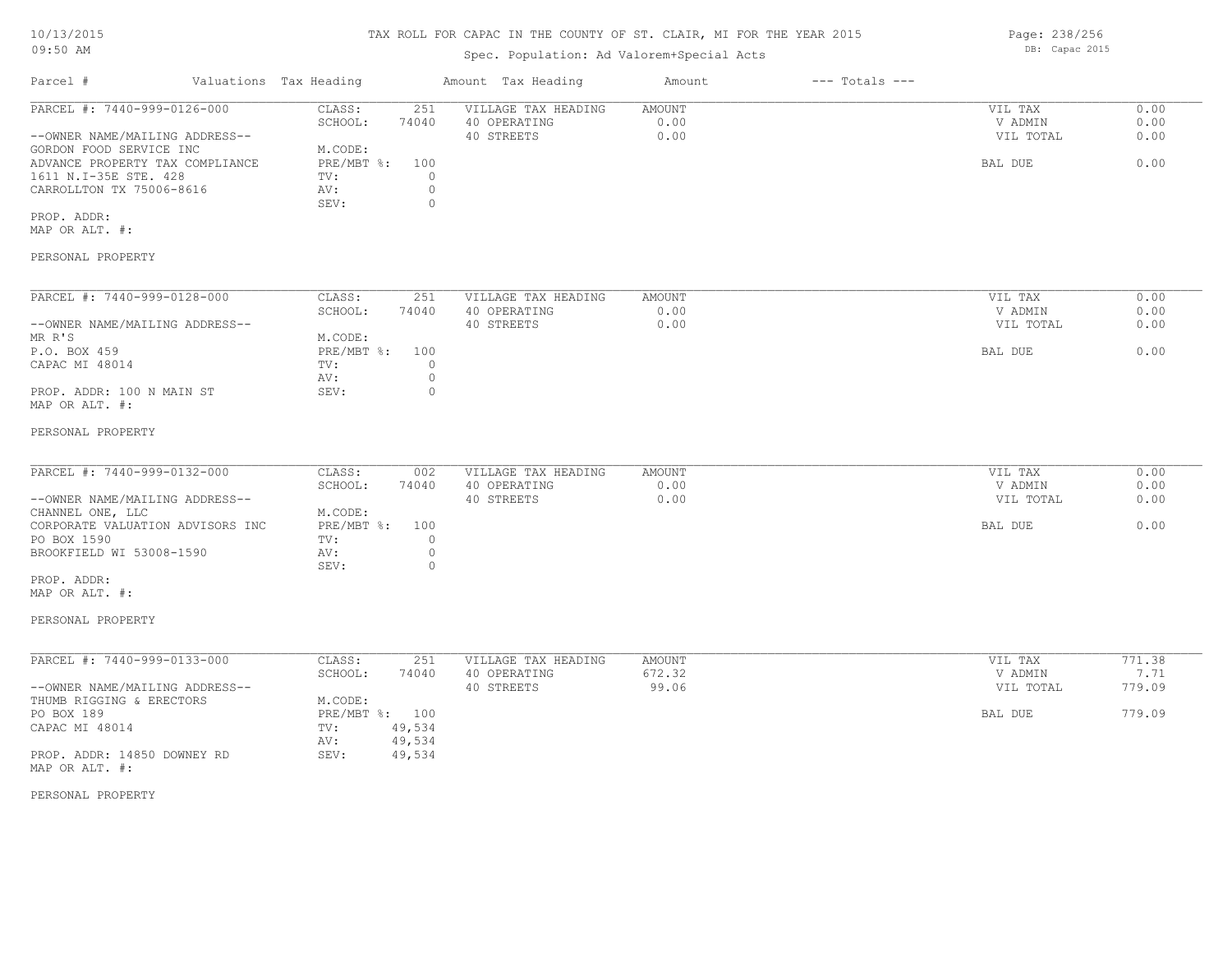# TAX ROLL FOR CAPAC IN THE COUNTY OF ST. CLAIR, MI FOR THE YEAR 2015

Spec. Population: Ad Valorem+Special Acts

| Parcel # | Valuations | Tax Heading | Amount | Tax Heading | Amount | --- Totals --- | |
|---|---|---|---|---|---|---|---|
| PARCEL #: 7440-999-0126-000 | CLASS: | 251 | VILLAGE TAX HEADING | AMOUNT | | VIL TAX | 0.00 |
| | SCHOOL: | 74040 | 40 OPERATING | 0.00 | | V ADMIN | 0.00 |
| --OWNER NAME/MAILING ADDRESS-- | | | 40 STREETS | 0.00 | | VIL TOTAL | 0.00 |
| GORDON FOOD SERVICE INC | M.CODE: | | | | | | |
| ADVANCE PROPERTY TAX COMPLIANCE | PRE/MBT %: | 100 | | | | BAL DUE | 0.00 |
| 1611 N.I-35E STE. 428 | TV: | 0 | | | | | |
| CARROLLTON TX 75006-8616 | AV: | 0 | | | | | |
| | SEV: | 0 | | | | | |
| PROP. ADDR: | | | | | | | |
| MAP OR ALT. #: | | | | | | | |
| PERSONAL PROPERTY | | | | | | | |
| PARCEL #: 7440-999-0128-000 | CLASS: | 251 | VILLAGE TAX HEADING | AMOUNT | | VIL TAX | 0.00 |
| | SCHOOL: | 74040 | 40 OPERATING | 0.00 | | V ADMIN | 0.00 |
| --OWNER NAME/MAILING ADDRESS-- | | | 40 STREETS | 0.00 | | VIL TOTAL | 0.00 |
| MR R'S | M.CODE: | | | | | | |
| P.O. BOX 459 | PRE/MBT %: | 100 | | | | BAL DUE | 0.00 |
| CAPAC MI 48014 | TV: | 0 | | | | | |
| | AV: | 0 | | | | | |
| PROP. ADDR: 100 N MAIN ST | SEV: | 0 | | | | | |
| MAP OR ALT. #: | | | | | | | |
| PERSONAL PROPERTY | | | | | | | |
| PARCEL #: 7440-999-0132-000 | CLASS: | 002 | VILLAGE TAX HEADING | AMOUNT | | VIL TAX | 0.00 |
| | SCHOOL: | 74040 | 40 OPERATING | 0.00 | | V ADMIN | 0.00 |
| --OWNER NAME/MAILING ADDRESS-- | | | 40 STREETS | 0.00 | | VIL TOTAL | 0.00 |
| CHANNEL ONE, LLC | M.CODE: | | | | | | |
| CORPORATE VALUATION ADVISORS INC | PRE/MBT %: | 100 | | | | BAL DUE | 0.00 |
| PO BOX 1590 | TV: | 0 | | | | | |
| BROOKFIELD WI 53008-1590 | AV: | 0 | | | | | |
| | SEV: | 0 | | | | | |
| PROP. ADDR: | | | | | | | |
| MAP OR ALT. #: | | | | | | | |
| PERSONAL PROPERTY | | | | | | | |
| PARCEL #: 7440-999-0133-000 | CLASS: | 251 | VILLAGE TAX HEADING | AMOUNT | | VIL TAX | 771.38 |
| | SCHOOL: | 74040 | 40 OPERATING | 672.32 | | V ADMIN | 7.71 |
| --OWNER NAME/MAILING ADDRESS-- | | | 40 STREETS | 99.06 | | VIL TOTAL | 779.09 |
| THUMB RIGGING & ERECTORS | M.CODE: | | | | | | |
| PO BOX 189 | PRE/MBT %: | 100 | | | | BAL DUE | 779.09 |
| CAPAC MI 48014 | TV: | 49,534 | | | | | |
| | AV: | 49,534 | | | | | |
| PROP. ADDR: 14850 DOWNEY RD | SEV: | 49,534 | | | | | |
| MAP OR ALT. #: | | | | | | | |
| PERSONAL PROPERTY | | | | | | | |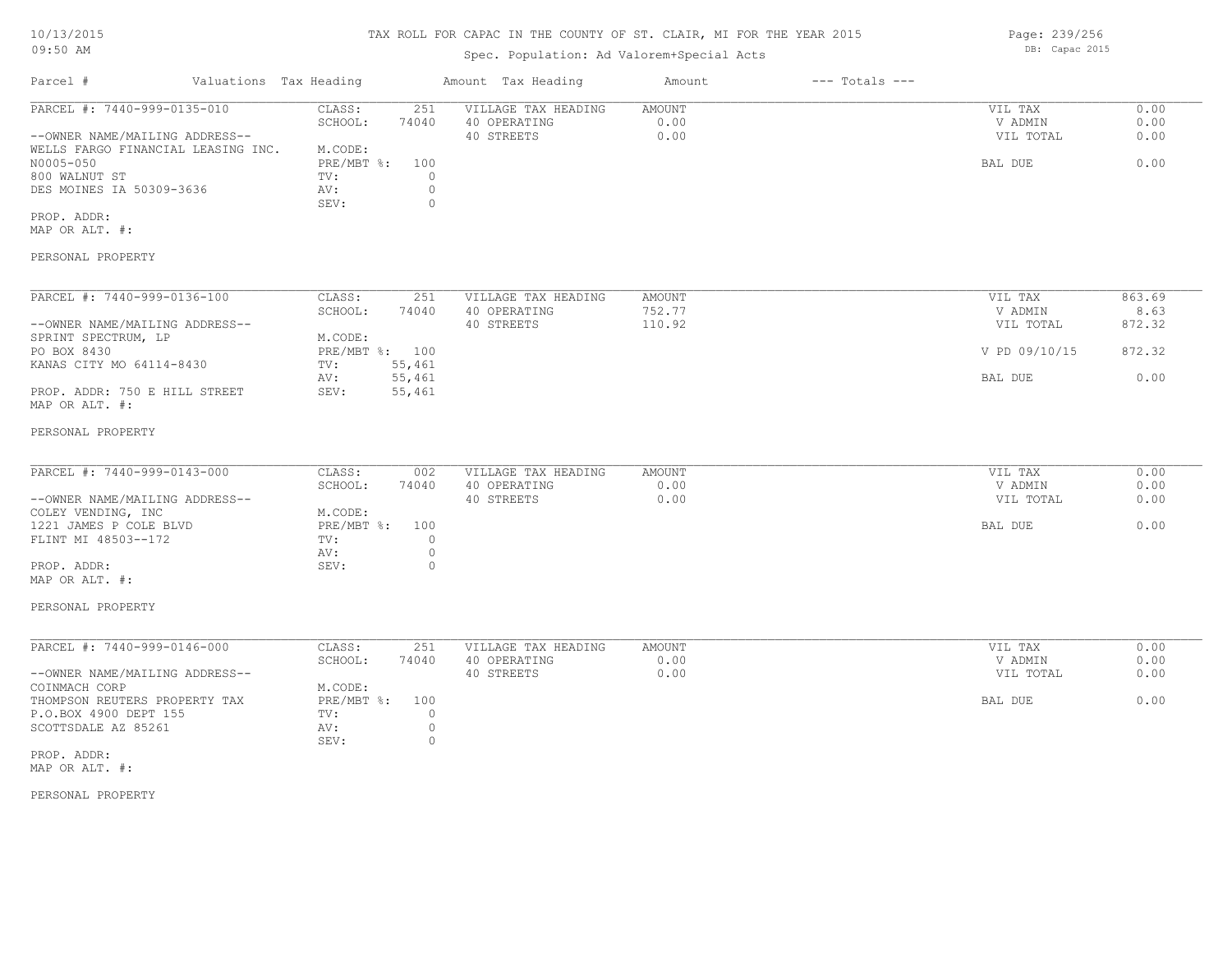# TAX ROLL FOR CAPAC IN THE COUNTY OF ST. CLAIR, MI FOR THE YEAR 2015

Spec. Population: Ad Valorem+Special Acts

DB: Capac 2015

| Parcel # | Valuations | Tax Heading | Amount | Tax Heading | Amount | --- Totals --- |
|---|---|---|---|---|---|---|

---

**PARCEL #: 7440-999-0135-010**

| | | | | | |
|---|---|---|---|---|---|
| --OWNER NAME/MAILING ADDRESS-- | CLASS: 251 | VILLAGE TAX HEADING | AMOUNT | VIL TAX | 0.00 |
| WELLS FARGO FINANCIAL LEASING INC. | SCHOOL: 74040 | 40 OPERATING | 0.00 | V ADMIN | 0.00 |
| N0005-050 | M.CODE: | 40 STREETS | 0.00 | VIL TOTAL | 0.00 |
| 800 WALNUT ST | PRE/MBT %: 100 | | | | |
| DES MOINES IA 50309-3636 | TV: 0 | | | BAL DUE | 0.00 |
| | AV: 0 | | | | |
| | SEV: 0 | | | | |

PROP. ADDR:
MAP OR ALT. #:

PERSONAL PROPERTY

---

**PARCEL #: 7440-999-0136-100**

| | | | | | |
|---|---|---|---|---|---|
| --OWNER NAME/MAILING ADDRESS-- | CLASS: 251 | VILLAGE TAX HEADING | AMOUNT | VIL TAX | 863.69 |
| SPRINT SPECTRUM, LP | SCHOOL: 74040 | 40 OPERATING | 752.77 | V ADMIN | 8.63 |
| PO BOX 8430 | M.CODE: | 40 STREETS | 110.92 | VIL TOTAL | 872.32 |
| KANAS CITY MO 64114-8430 | PRE/MBT %: 100 | | | V PD 09/10/15 | 872.32 |
| | TV: 55,461 | | | | |
| | AV: 55,461 | | | BAL DUE | 0.00 |
| | SEV: 55,461 | | | | |

PROP. ADDR: 750 E HILL STREET
MAP OR ALT. #:

PERSONAL PROPERTY

---

**PARCEL #: 7440-999-0143-000**

| | | | | | |
|---|---|---|---|---|---|
| --OWNER NAME/MAILING ADDRESS-- | CLASS: 002 | VILLAGE TAX HEADING | AMOUNT | VIL TAX | 0.00 |
| COLEY VENDING, INC | SCHOOL: 74040 | 40 OPERATING | 0.00 | V ADMIN | 0.00 |
| 1221 JAMES P COLE BLVD | M.CODE: | 40 STREETS | 0.00 | VIL TOTAL | 0.00 |
| FLINT MI 48503--172 | PRE/MBT %: 100 | | | BAL DUE | 0.00 |
| | TV: 0 | | | | |
| | AV: 0 | | | | |
| | SEV: 0 | | | | |

PROP. ADDR:
MAP OR ALT. #:

PERSONAL PROPERTY

---

**PARCEL #: 7440-999-0146-000**

| | | | | | |
|---|---|---|---|---|---|
| --OWNER NAME/MAILING ADDRESS-- | CLASS: 251 | VILLAGE TAX HEADING | AMOUNT | VIL TAX | 0.00 |
| COINMACH CORP | SCHOOL: 74040 | 40 OPERATING | 0.00 | V ADMIN | 0.00 |
| THOMPSON REUTERS PROPERTY TAX | M.CODE: | 40 STREETS | 0.00 | VIL TOTAL | 0.00 |
| P.O.BOX 4900 DEPT 155 | PRE/MBT %: 100 | | | BAL DUE | 0.00 |
| SCOTTSDALE AZ 85261 | TV: 0 | | | | |
| | AV: 0 | | | | |
| | SEV: 0 | | | | |

PROP. ADDR:
MAP OR ALT. #:

PERSONAL PROPERTY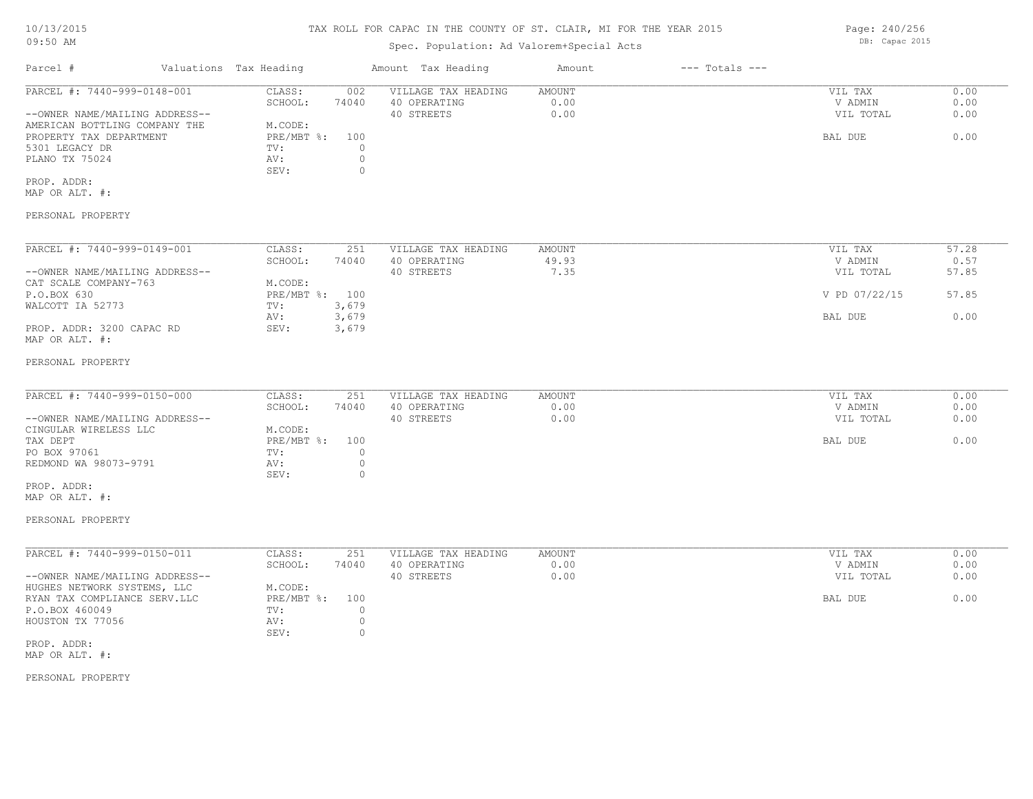TAX ROLL FOR CAPAC IN THE COUNTY OF ST. CLAIR, MI FOR THE YEAR 2015

Spec. Population: Ad Valorem+Special Acts

| Parcel # | Valuations | Tax Heading | Amount | Tax Heading | Amount | --- Totals --- | |
|---|---|---|---|---|---|---|---|
| PARCEL #: 7440-999-0148-001 | CLASS: | 002 | VILLAGE TAX HEADING | AMOUNT | | VIL TAX | 0.00 |
| | SCHOOL: | 74040 | 40 OPERATING | 0.00 | | V ADMIN | 0.00 |
| --OWNER NAME/MAILING ADDRESS-- | | | 40 STREETS | 0.00 | | VIL TOTAL | 0.00 |
| AMERICAN BOTTLING COMPANY THE | M.CODE: | | | | | | |
| PROPERTY TAX DEPARTMENT | PRE/MBT %: | 100 | | | | BAL DUE | 0.00 |
| 5301 LEGACY DR | TV: | 0 | | | | | |
| PLANO TX 75024 | AV: | 0 | | | | | |
| | SEV: | 0 | | | | | |
| PROP. ADDR: | | | | | | | |
| MAP OR ALT. #: | | | | | | | |
| PERSONAL PROPERTY | | | | | | | |

| Parcel # | Valuations | Tax Heading | Amount | Tax Heading | Amount | --- Totals --- | |
|---|---|---|---|---|---|---|---|
| PARCEL #: 7440-999-0149-001 | CLASS: | 251 | VILLAGE TAX HEADING | AMOUNT | | VIL TAX | 57.28 |
| | SCHOOL: | 74040 | 40 OPERATING | 49.93 | | V ADMIN | 0.57 |
| --OWNER NAME/MAILING ADDRESS-- | | | 40 STREETS | 7.35 | | VIL TOTAL | 57.85 |
| CAT SCALE COMPANY-763 | M.CODE: | | | | | | |
| P.O.BOX 630 | PRE/MBT %: | 100 | | | | V PD 07/22/15 | 57.85 |
| WALCOTT IA 52773 | TV: | 3,679 | | | | | |
| | AV: | 3,679 | | | | BAL DUE | 0.00 |
| PROP. ADDR: 3200 CAPAC RD | SEV: | 3,679 | | | | | |
| MAP OR ALT. #: | | | | | | | |
| PERSONAL PROPERTY | | | | | | | |

| Parcel # | Valuations | Tax Heading | Amount | Tax Heading | Amount | --- Totals --- | |
|---|---|---|---|---|---|---|---|
| PARCEL #: 7440-999-0150-000 | CLASS: | 251 | VILLAGE TAX HEADING | AMOUNT | | VIL TAX | 0.00 |
| | SCHOOL: | 74040 | 40 OPERATING | 0.00 | | V ADMIN | 0.00 |
| --OWNER NAME/MAILING ADDRESS-- | | | 40 STREETS | 0.00 | | VIL TOTAL | 0.00 |
| CINGULAR WIRELESS LLC | M.CODE: | | | | | | |
| TAX DEPT | PRE/MBT %: | 100 | | | | BAL DUE | 0.00 |
| PO BOX 97061 | TV: | 0 | | | | | |
| REDMOND WA 98073-9791 | AV: | 0 | | | | | |
| | SEV: | 0 | | | | | |
| PROP. ADDR: | | | | | | | |
| MAP OR ALT. #: | | | | | | | |
| PERSONAL PROPERTY | | | | | | | |

| Parcel # | Valuations | Tax Heading | Amount | Tax Heading | Amount | --- Totals --- | |
|---|---|---|---|---|---|---|---|
| PARCEL #: 7440-999-0150-011 | CLASS: | 251 | VILLAGE TAX HEADING | AMOUNT | | VIL TAX | 0.00 |
| | SCHOOL: | 74040 | 40 OPERATING | 0.00 | | V ADMIN | 0.00 |
| --OWNER NAME/MAILING ADDRESS-- | | | 40 STREETS | 0.00 | | VIL TOTAL | 0.00 |
| HUGHES NETWORK SYSTEMS, LLC | M.CODE: | | | | | | |
| RYAN TAX COMPLIANCE SERV.LLC | PRE/MBT %: | 100 | | | | BAL DUE | 0.00 |
| P.O.BOX 460049 | TV: | 0 | | | | | |
| HOUSTON TX 77056 | AV: | 0 | | | | | |
| | SEV: | 0 | | | | | |
| PROP. ADDR: | | | | | | | |
| MAP OR ALT. #: | | | | | | | |
| PERSONAL PROPERTY | | | | | | | |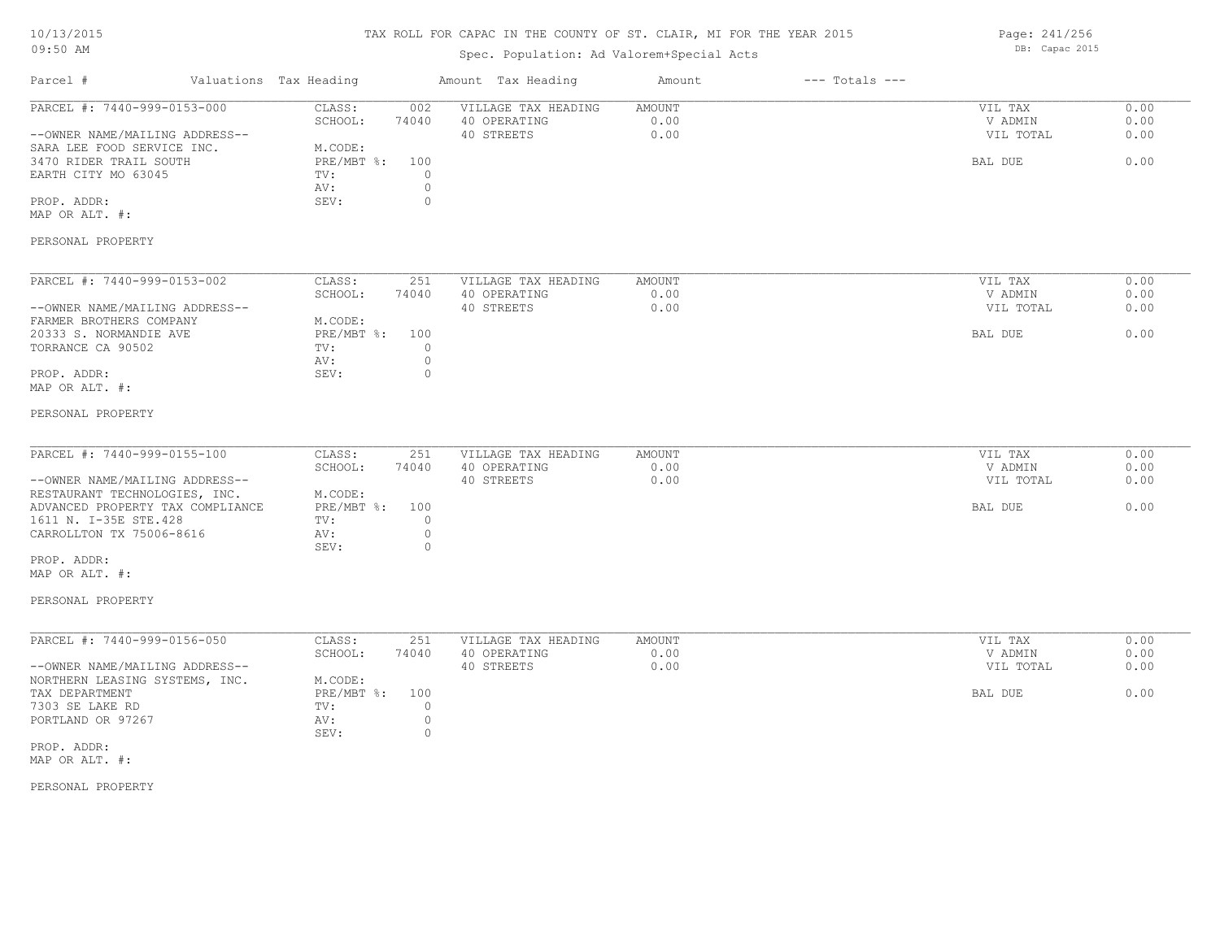TAX ROLL FOR CAPAC IN THE COUNTY OF ST. CLAIR, MI FOR THE YEAR 2015

Spec. Population: Ad Valorem+Special Acts

| Parcel # | Valuations | Tax Heading | Amount | Tax Heading | Amount | --- Totals --- | |
|---|---|---|---|---|---|---|---|
| PARCEL #: 7440-999-0153-000 | CLASS: | 002 | | VILLAGE TAX HEADING | AMOUNT | VIL TAX | 0.00 |
| | SCHOOL: | 74040 | | 40 OPERATING | 0.00 | V ADMIN | 0.00 |
| --OWNER NAME/MAILING ADDRESS-- | | | | 40 STREETS | 0.00 | VIL TOTAL | 0.00 |
| SARA LEE FOOD SERVICE INC. | M.CODE: | | | | | | |
| 3470 RIDER TRAIL SOUTH | PRE/MBT %: | 100 | | | | BAL DUE | 0.00 |
| EARTH CITY MO 63045 | TV: | 0 | | | | | |
| | AV: | 0 | | | | | |
| PROP. ADDR: | SEV: | 0 | | | | | |
| MAP OR ALT. #: | | | | | | | |
| PERSONAL PROPERTY | | | | | | | |

| Parcel # | Valuations | Tax Heading | Amount | Tax Heading | Amount | --- Totals --- | |
|---|---|---|---|---|---|---|---|
| PARCEL #: 7440-999-0153-002 | CLASS: | 251 | | VILLAGE TAX HEADING | AMOUNT | VIL TAX | 0.00 |
| | SCHOOL: | 74040 | | 40 OPERATING | 0.00 | V ADMIN | 0.00 |
| --OWNER NAME/MAILING ADDRESS-- | | | | 40 STREETS | 0.00 | VIL TOTAL | 0.00 |
| FARMER BROTHERS COMPANY | M.CODE: | | | | | | |
| 20333 S. NORMANDIE AVE | PRE/MBT %: | 100 | | | | BAL DUE | 0.00 |
| TORRANCE CA 90502 | TV: | 0 | | | | | |
| | AV: | 0 | | | | | |
| PROP. ADDR: | SEV: | 0 | | | | | |
| MAP OR ALT. #: | | | | | | | |
| PERSONAL PROPERTY | | | | | | | |

| Parcel # | Valuations | Tax Heading | Amount | Tax Heading | Amount | --- Totals --- | |
|---|---|---|---|---|---|---|---|
| PARCEL #: 7440-999-0155-100 | CLASS: | 251 | | VILLAGE TAX HEADING | AMOUNT | VIL TAX | 0.00 |
| | SCHOOL: | 74040 | | 40 OPERATING | 0.00 | V ADMIN | 0.00 |
| --OWNER NAME/MAILING ADDRESS-- | | | | 40 STREETS | 0.00 | VIL TOTAL | 0.00 |
| RESTAURANT TECHNOLOGIES, INC. | M.CODE: | | | | | | |
| ADVANCED PROPERTY TAX COMPLIANCE | PRE/MBT %: | 100 | | | | BAL DUE | 0.00 |
| 1611 N. I-35E STE.428 | TV: | 0 | | | | | |
| CARROLLTON TX 75006-8616 | AV: | 0 | | | | | |
| | SEV: | 0 | | | | | |
| PROP. ADDR: | | | | | | | |
| MAP OR ALT. #: | | | | | | | |
| PERSONAL PROPERTY | | | | | | | |

| Parcel # | Valuations | Tax Heading | Amount | Tax Heading | Amount | --- Totals --- | |
|---|---|---|---|---|---|---|---|
| PARCEL #: 7440-999-0156-050 | CLASS: | 251 | | VILLAGE TAX HEADING | AMOUNT | VIL TAX | 0.00 |
| | SCHOOL: | 74040 | | 40 OPERATING | 0.00 | V ADMIN | 0.00 |
| --OWNER NAME/MAILING ADDRESS-- | | | | 40 STREETS | 0.00 | VIL TOTAL | 0.00 |
| NORTHERN LEASING SYSTEMS, INC. | M.CODE: | | | | | | |
| TAX DEPARTMENT | PRE/MBT %: | 100 | | | | BAL DUE | 0.00 |
| 7303 SE LAKE RD | TV: | 0 | | | | | |
| PORTLAND OR 97267 | AV: | 0 | | | | | |
| | SEV: | 0 | | | | | |
| PROP. ADDR: | | | | | | | |
| MAP OR ALT. #: | | | | | | | |
| PERSONAL PROPERTY | | | | | | | |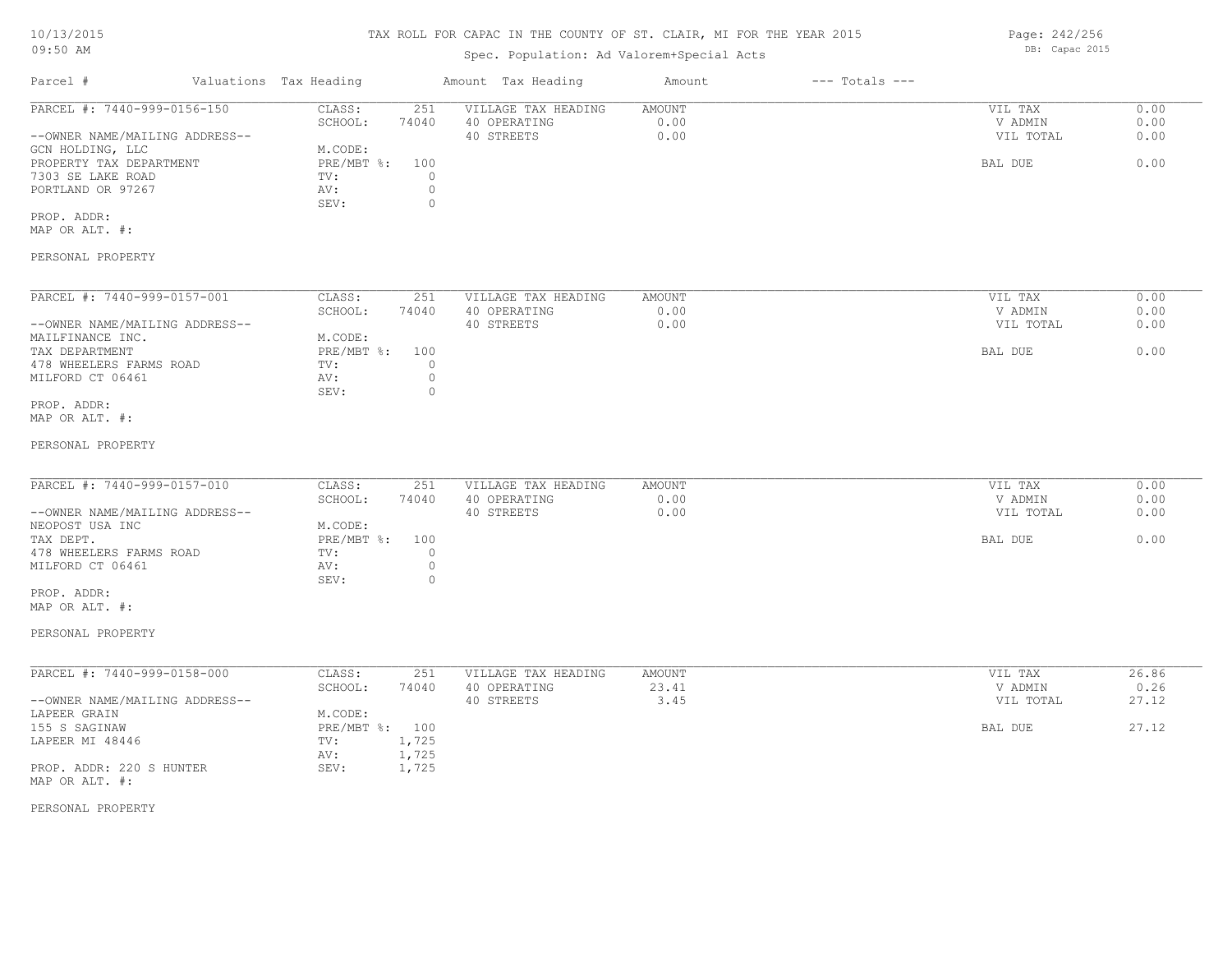# TAX ROLL FOR CAPAC IN THE COUNTY OF ST. CLAIR, MI FOR THE YEAR 2015

Spec. Population: Ad Valorem+Special Acts

| Parcel # | Valuations | Tax Heading | Amount | Tax Heading | Amount | --- Totals --- | |
|---|---|---|---|---|---|---|---|
| PARCEL #: 7440-999-0156-150 | CLASS: | 251 | VILLAGE TAX HEADING | AMOUNT | | VIL TAX | 0.00 |
| | SCHOOL: | 74040 | 40 OPERATING | 0.00 | | V ADMIN | 0.00 |
| --OWNER NAME/MAILING ADDRESS-- | | | 40 STREETS | 0.00 | | VIL TOTAL | 0.00 |
| GCN HOLDING, LLC | M.CODE: | | | | | | |
| PROPERTY TAX DEPARTMENT | PRE/MBT %: | 100 | | | | BAL DUE | 0.00 |
| 7303 SE LAKE ROAD | TV: | 0 | | | | | |
| PORTLAND OR 97267 | AV: | 0 | | | | | |
| | SEV: | 0 | | | | | |
| PROP. ADDR: | | | | | | | |
| MAP OR ALT. #: | | | | | | | |
| PERSONAL PROPERTY | | | | | | | |

| Parcel # | Valuations | Tax Heading | Amount | Tax Heading | Amount | --- Totals --- | |
|---|---|---|---|---|---|---|---|
| PARCEL #: 7440-999-0157-001 | CLASS: | 251 | VILLAGE TAX HEADING | AMOUNT | | VIL TAX | 0.00 |
| | SCHOOL: | 74040 | 40 OPERATING | 0.00 | | V ADMIN | 0.00 |
| --OWNER NAME/MAILING ADDRESS-- | | | 40 STREETS | 0.00 | | VIL TOTAL | 0.00 |
| MAILFINANCE INC. | M.CODE: | | | | | | |
| TAX DEPARTMENT | PRE/MBT %: | 100 | | | | BAL DUE | 0.00 |
| 478 WHEELERS FARMS ROAD | TV: | 0 | | | | | |
| MILFORD CT 06461 | AV: | 0 | | | | | |
| | SEV: | 0 | | | | | |
| PROP. ADDR: | | | | | | | |
| MAP OR ALT. #: | | | | | | | |
| PERSONAL PROPERTY | | | | | | | |

| Parcel # | Valuations | Tax Heading | Amount | Tax Heading | Amount | --- Totals --- | |
|---|---|---|---|---|---|---|---|
| PARCEL #: 7440-999-0157-010 | CLASS: | 251 | VILLAGE TAX HEADING | AMOUNT | | VIL TAX | 0.00 |
| | SCHOOL: | 74040 | 40 OPERATING | 0.00 | | V ADMIN | 0.00 |
| --OWNER NAME/MAILING ADDRESS-- | | | 40 STREETS | 0.00 | | VIL TOTAL | 0.00 |
| NEOPOST USA INC | M.CODE: | | | | | | |
| TAX DEPT. | PRE/MBT %: | 100 | | | | BAL DUE | 0.00 |
| 478 WHEELERS FARMS ROAD | TV: | 0 | | | | | |
| MILFORD CT 06461 | AV: | 0 | | | | | |
| | SEV: | 0 | | | | | |
| PROP. ADDR: | | | | | | | |
| MAP OR ALT. #: | | | | | | | |
| PERSONAL PROPERTY | | | | | | | |

| Parcel # | Valuations | Tax Heading | Amount | Tax Heading | Amount | --- Totals --- | |
|---|---|---|---|---|---|---|---|
| PARCEL #: 7440-999-0158-000 | CLASS: | 251 | VILLAGE TAX HEADING | AMOUNT | | VIL TAX | 26.86 |
| | SCHOOL: | 74040 | 40 OPERATING | 23.41 | | V ADMIN | 0.26 |
| --OWNER NAME/MAILING ADDRESS-- | | | 40 STREETS | 3.45 | | VIL TOTAL | 27.12 |
| LAPEER GRAIN | M.CODE: | | | | | | |
| 155 S SAGINAW | PRE/MBT %: | 100 | | | | BAL DUE | 27.12 |
| LAPEER MI 48446 | TV: | 1,725 | | | | | |
| | AV: | 1,725 | | | | | |
| PROP. ADDR: 220 S HUNTER | SEV: | 1,725 | | | | | |
| MAP OR ALT. #: | | | | | | | |
| PERSONAL PROPERTY | | | | | | | |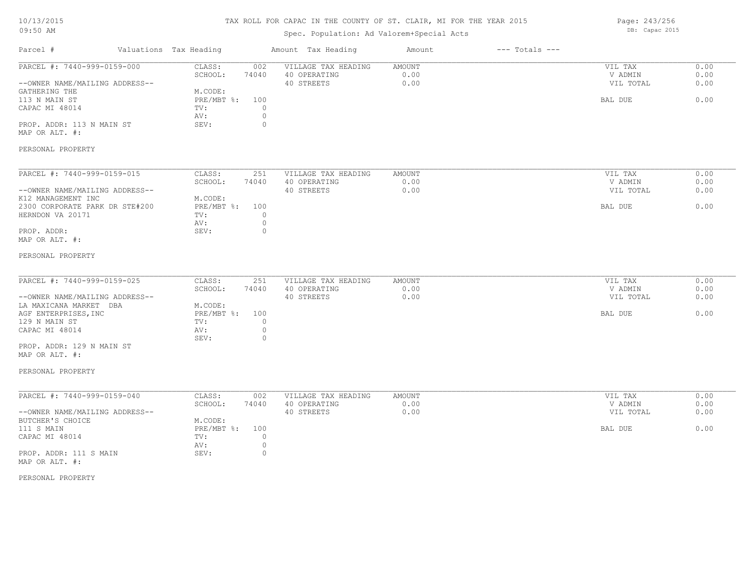# TAX ROLL FOR CAPAC IN THE COUNTY OF ST. CLAIR, MI FOR THE YEAR 2015

Spec. Population: Ad Valorem+Special Acts

DB: Capac 2015

| Parcel # | Valuations | Tax Heading | Amount | Tax Heading | Amount | --- Totals --- |
|---|---|---|---|---|---|---|

---

PARCEL #: 7440-999-0159-000

CLASS: 002
SCHOOL: 74040
M.CODE:
PRE/MBT %: 100
TV: 0
AV: 0
SEV: 0

--OWNER NAME/MAILING ADDRESS--
GATHERING THE
113 N MAIN ST
CAPAC MI 48014

PROP. ADDR: 113 N MAIN ST
MAP OR ALT. #:

PERSONAL PROPERTY

| VILLAGE TAX HEADING | AMOUNT |
|---|---|
| 40 OPERATING | 0.00 |
| 40 STREETS | 0.00 |

| Totals | |
|---|---|
| VIL TAX | 0.00 |
| V ADMIN | 0.00 |
| VIL TOTAL | 0.00 |
| BAL DUE | 0.00 |

---

PARCEL #: 7440-999-0159-015

CLASS: 251
SCHOOL: 74040
M.CODE:
PRE/MBT %: 100
TV: 0
AV: 0
SEV: 0

--OWNER NAME/MAILING ADDRESS--
K12 MANAGEMENT INC
2300 CORPORATE PARK DR STE#200
HERNDON VA 20171

PROP. ADDR:
MAP OR ALT. #:

PERSONAL PROPERTY

| VILLAGE TAX HEADING | AMOUNT |
|---|---|
| 40 OPERATING | 0.00 |
| 40 STREETS | 0.00 |

| Totals | |
|---|---|
| VIL TAX | 0.00 |
| V ADMIN | 0.00 |
| VIL TOTAL | 0.00 |
| BAL DUE | 0.00 |

---

PARCEL #: 7440-999-0159-025

CLASS: 251
SCHOOL: 74040
M.CODE:
PRE/MBT %: 100
TV: 0
AV: 0
SEV: 0

--OWNER NAME/MAILING ADDRESS--
LA MAXICANA MARKET DBA
AGF ENTERPRISES,INC
129 N MAIN ST
CAPAC MI 48014

PROP. ADDR: 129 N MAIN ST
MAP OR ALT. #:

PERSONAL PROPERTY

| VILLAGE TAX HEADING | AMOUNT |
|---|---|
| 40 OPERATING | 0.00 |
| 40 STREETS | 0.00 |

| Totals | |
|---|---|
| VIL TAX | 0.00 |
| V ADMIN | 0.00 |
| VIL TOTAL | 0.00 |
| BAL DUE | 0.00 |

---

PARCEL #: 7440-999-0159-040

CLASS: 002
SCHOOL: 74040
M.CODE:
PRE/MBT %: 100
TV: 0
AV: 0
SEV: 0

--OWNER NAME/MAILING ADDRESS--
BUTCHER'S CHOICE
111 S MAIN
CAPAC MI 48014

PROP. ADDR: 111 S MAIN
MAP OR ALT. #:

PERSONAL PROPERTY

| VILLAGE TAX HEADING | AMOUNT |
|---|---|
| 40 OPERATING | 0.00 |
| 40 STREETS | 0.00 |

| Totals | |
|---|---|
| VIL TAX | 0.00 |
| V ADMIN | 0.00 |
| VIL TOTAL | 0.00 |
| BAL DUE | 0.00 |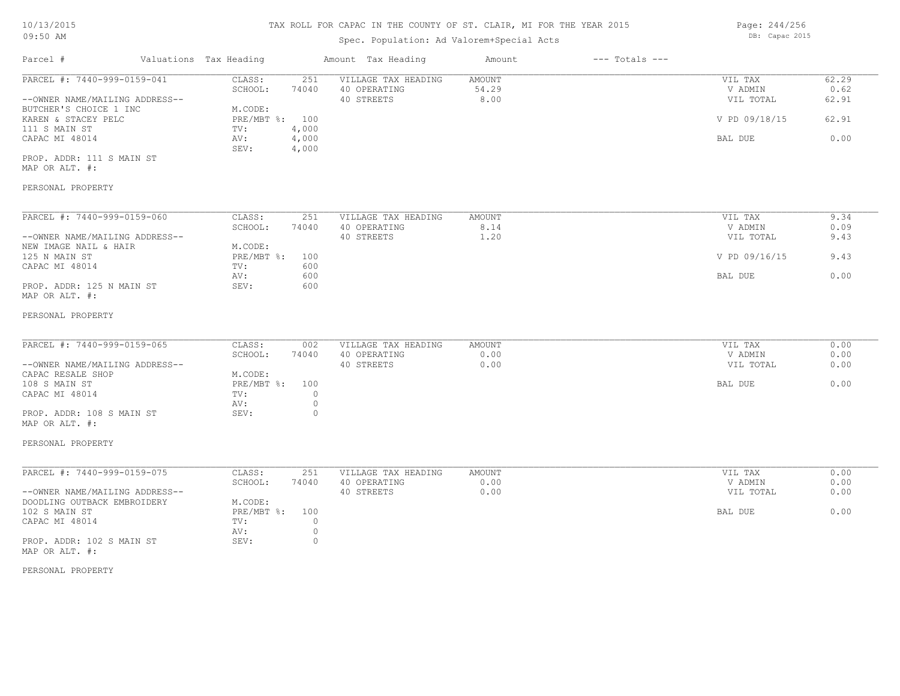TAX ROLL FOR CAPAC IN THE COUNTY OF ST. CLAIR, MI FOR THE YEAR 2015

Spec. Population: Ad Valorem+Special Acts

DB: Capac 2015

| Parcel # | Valuations | Tax Heading | Amount | Tax Heading | Amount | --- Totals --- | |
|---|---|---|---|---|---|---|---|
| PARCEL #: 7440-999-0159-041 | CLASS: | 251 | VILLAGE TAX HEADING | AMOUNT | | VIL TAX | 62.29 |
| | SCHOOL: | 74040 | 40 OPERATING | 54.29 | | V ADMIN | 0.62 |
| --OWNER NAME/MAILING ADDRESS-- | | | 40 STREETS | 8.00 | | VIL TOTAL | 62.91 |
| BUTCHER'S CHOICE 1 INC | M.CODE: | | | | | | |
| KAREN & STACEY PELC | PRE/MBT %: | 100 | | | | V PD 09/18/15 | 62.91 |
| 111 S MAIN ST | TV: | 4,000 | | | | | |
| CAPAC MI 48014 | AV: | 4,000 | | | | BAL DUE | 0.00 |
| | SEV: | 4,000 | | | | | |
| PROP. ADDR: 111 S MAIN ST | | | | | | | |
| MAP OR ALT. #: | | | | | | | |
| PERSONAL PROPERTY | | | | | | | |

| Parcel # | Valuations | Tax Heading | Amount | Tax Heading | Amount | --- Totals --- | |
|---|---|---|---|---|---|---|---|
| PARCEL #: 7440-999-0159-060 | CLASS: | 251 | VILLAGE TAX HEADING | AMOUNT | | VIL TAX | 9.34 |
| | SCHOOL: | 74040 | 40 OPERATING | 8.14 | | V ADMIN | 0.09 |
| --OWNER NAME/MAILING ADDRESS-- | | | 40 STREETS | 1.20 | | VIL TOTAL | 9.43 |
| NEW IMAGE NAIL & HAIR | M.CODE: | | | | | | |
| 125 N MAIN ST | PRE/MBT %: | 100 | | | | V PD 09/16/15 | 9.43 |
| CAPAC MI 48014 | TV: | 600 | | | | | |
| | AV: | 600 | | | | BAL DUE | 0.00 |
| PROP. ADDR: 125 N MAIN ST | SEV: | 600 | | | | | |
| MAP OR ALT. #: | | | | | | | |
| PERSONAL PROPERTY | | | | | | | |

| Parcel # | Valuations | Tax Heading | Amount | Tax Heading | Amount | --- Totals --- | |
|---|---|---|---|---|---|---|---|
| PARCEL #: 7440-999-0159-065 | CLASS: | 002 | VILLAGE TAX HEADING | AMOUNT | | VIL TAX | 0.00 |
| | SCHOOL: | 74040 | 40 OPERATING | 0.00 | | V ADMIN | 0.00 |
| --OWNER NAME/MAILING ADDRESS-- | | | 40 STREETS | 0.00 | | VIL TOTAL | 0.00 |
| CAPAC RESALE SHOP | M.CODE: | | | | | | |
| 108 S MAIN ST | PRE/MBT %: | 100 | | | | BAL DUE | 0.00 |
| CAPAC MI 48014 | TV: | 0 | | | | | |
| | AV: | 0 | | | | | |
| PROP. ADDR: 108 S MAIN ST | SEV: | 0 | | | | | |
| MAP OR ALT. #: | | | | | | | |
| PERSONAL PROPERTY | | | | | | | |

| Parcel # | Valuations | Tax Heading | Amount | Tax Heading | Amount | --- Totals --- | |
|---|---|---|---|---|---|---|---|
| PARCEL #: 7440-999-0159-075 | CLASS: | 251 | VILLAGE TAX HEADING | AMOUNT | | VIL TAX | 0.00 |
| | SCHOOL: | 74040 | 40 OPERATING | 0.00 | | V ADMIN | 0.00 |
| --OWNER NAME/MAILING ADDRESS-- | | | 40 STREETS | 0.00 | | VIL TOTAL | 0.00 |
| DOODLING OUTBACK EMBROIDERY | M.CODE: | | | | | | |
| 102 S MAIN ST | PRE/MBT %: | 100 | | | | BAL DUE | 0.00 |
| CAPAC MI 48014 | TV: | 0 | | | | | |
| | AV: | 0 | | | | | |
| PROP. ADDR: 102 S MAIN ST | SEV: | 0 | | | | | |
| MAP OR ALT. #: | | | | | | | |
| PERSONAL PROPERTY | | | | | | | |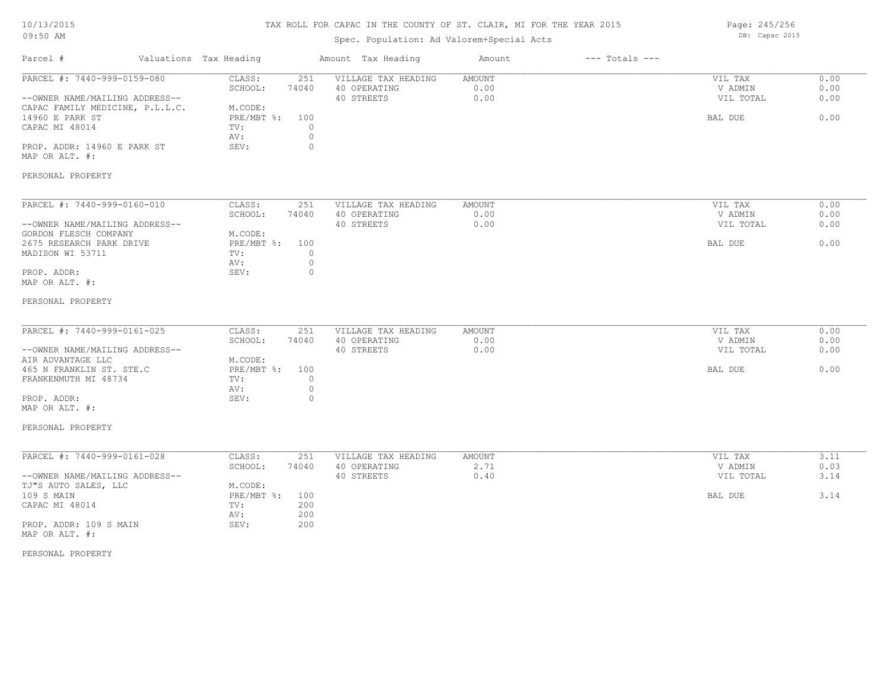# TAX ROLL FOR CAPAC IN THE COUNTY OF ST. CLAIR, MI FOR THE YEAR 2015

Spec. Population: Ad Valorem+Special Acts

| Parcel # | Valuations | Tax Heading | Amount | Tax Heading | Amount | --- Totals --- | |
|---|---|---|---|---|---|---|---|
| PARCEL #: 7440-999-0159-080 | CLASS: | 251 | VILLAGE TAX HEADING | AMOUNT | | VIL TAX | 0.00 |
| | SCHOOL: | 74040 | 40 OPERATING | 0.00 | | V ADMIN | 0.00 |
| --OWNER NAME/MAILING ADDRESS-- | | | 40 STREETS | 0.00 | | VIL TOTAL | 0.00 |
| CAPAC FAMILY MEDICINE, P.L.L.C. | M.CODE: | | | | | | |
| 14960 E PARK ST | PRE/MBT %: | 100 | | | | BAL DUE | 0.00 |
| CAPAC MI 48014 | TV: | 0 | | | | | |
| | AV: | 0 | | | | | |
| PROP. ADDR: 14960 E PARK ST | SEV: | 0 | | | | | |
| MAP OR ALT. #: | | | | | | | |
| PERSONAL PROPERTY | | | | | | | |
| PARCEL #: 7440-999-0160-010 | CLASS: | 251 | VILLAGE TAX HEADING | AMOUNT | | VIL TAX | 0.00 |
| | SCHOOL: | 74040 | 40 OPERATING | 0.00 | | V ADMIN | 0.00 |
| --OWNER NAME/MAILING ADDRESS-- | | | 40 STREETS | 0.00 | | VIL TOTAL | 0.00 |
| GORDON FLESCH COMPANY | M.CODE: | | | | | | |
| 2675 RESEARCH PARK DRIVE | PRE/MBT %: | 100 | | | | BAL DUE | 0.00 |
| MADISON WI 53711 | TV: | 0 | | | | | |
| | AV: | 0 | | | | | |
| PROP. ADDR: | SEV: | 0 | | | | | |
| MAP OR ALT. #: | | | | | | | |
| PERSONAL PROPERTY | | | | | | | |
| PARCEL #: 7440-999-0161-025 | CLASS: | 251 | VILLAGE TAX HEADING | AMOUNT | | VIL TAX | 0.00 |
| | SCHOOL: | 74040 | 40 OPERATING | 0.00 | | V ADMIN | 0.00 |
| --OWNER NAME/MAILING ADDRESS-- | | | 40 STREETS | 0.00 | | VIL TOTAL | 0.00 |
| AIR ADVANTAGE LLC | M.CODE: | | | | | | |
| 465 N FRANKLIN ST. STE.C | PRE/MBT %: | 100 | | | | BAL DUE | 0.00 |
| FRANKENMUTH MI 48734 | TV: | 0 | | | | | |
| | AV: | 0 | | | | | |
| PROP. ADDR: | SEV: | 0 | | | | | |
| MAP OR ALT. #: | | | | | | | |
| PERSONAL PROPERTY | | | | | | | |
| PARCEL #: 7440-999-0161-028 | CLASS: | 251 | VILLAGE TAX HEADING | AMOUNT | | VIL TAX | 3.11 |
| | SCHOOL: | 74040 | 40 OPERATING | 2.71 | | V ADMIN | 0.03 |
| --OWNER NAME/MAILING ADDRESS-- | | | 40 STREETS | 0.40 | | VIL TOTAL | 3.14 |
| TJ"S AUTO SALES, LLC | M.CODE: | | | | | | |
| 109 S MAIN | PRE/MBT %: | 100 | | | | BAL DUE | 3.14 |
| CAPAC MI 48014 | TV: | 200 | | | | | |
| | AV: | 200 | | | | | |
| PROP. ADDR: 109 S MAIN | SEV: | 200 | | | | | |
| MAP OR ALT. #: | | | | | | | |
| PERSONAL PROPERTY | | | | | | | |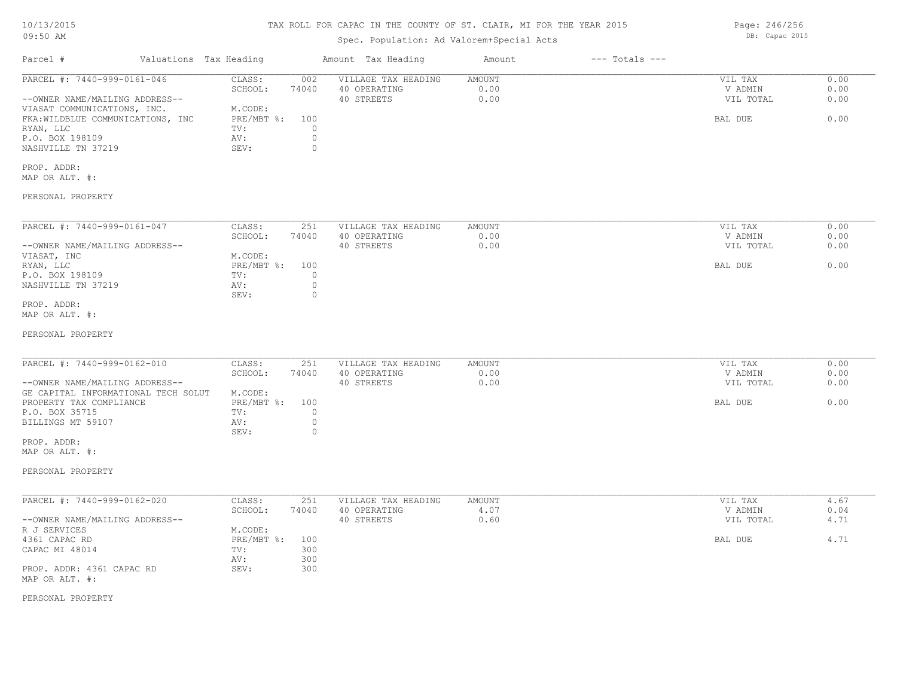# TAX ROLL FOR CAPAC IN THE COUNTY OF ST. CLAIR, MI FOR THE YEAR 2015

Spec. Population: Ad Valorem+Special Acts

| Parcel # | Valuations | Tax Heading | Amount | Tax Heading | Amount | --- Totals --- | |
|---|---|---|---|---|---|---|---|

---

**PARCEL #: 7440-999-0161-046**

--OWNER NAME/MAILING ADDRESS--
VIASAT COMMUNICATIONS, INC.
FKA:WILDBLUE COMMUNICATIONS, INC
RYAN, LLC
P.O. BOX 198109
NASHVILLE TN 37219

PROP. ADDR:
MAP OR ALT. #:

PERSONAL PROPERTY

| | | | | | |
|---|---|---|---|---|---|
| CLASS: | 002 | VILLAGE TAX HEADING | AMOUNT | VIL TAX | 0.00 |
| SCHOOL: | 74040 | 40 OPERATING | 0.00 | V ADMIN | 0.00 |
| M.CODE: | | 40 STREETS | 0.00 | VIL TOTAL | 0.00 |
| PRE/MBT %: | 100 | | | BAL DUE | 0.00 |
| TV: | 0 | | | | |
| AV: | 0 | | | | |
| SEV: | 0 | | | | |

---

**PARCEL #: 7440-999-0161-047**

--OWNER NAME/MAILING ADDRESS--
VIASAT, INC
RYAN, LLC
P.O. BOX 198109
NASHVILLE TN 37219

PROP. ADDR:
MAP OR ALT. #:

PERSONAL PROPERTY

| | | | | | |
|---|---|---|---|---|---|
| CLASS: | 251 | VILLAGE TAX HEADING | AMOUNT | VIL TAX | 0.00 |
| SCHOOL: | 74040 | 40 OPERATING | 0.00 | V ADMIN | 0.00 |
| M.CODE: | | 40 STREETS | 0.00 | VIL TOTAL | 0.00 |
| PRE/MBT %: | 100 | | | BAL DUE | 0.00 |
| TV: | 0 | | | | |
| AV: | 0 | | | | |
| SEV: | 0 | | | | |

---

**PARCEL #: 7440-999-0162-010**

--OWNER NAME/MAILING ADDRESS--
GE CAPITAL INFORMATIONAL TECH SOLUT
PROPERTY TAX COMPLIANCE
P.O. BOX 35715
BILLINGS MT 59107

PROP. ADDR:
MAP OR ALT. #:

PERSONAL PROPERTY

| | | | | | |
|---|---|---|---|---|---|
| CLASS: | 251 | VILLAGE TAX HEADING | AMOUNT | VIL TAX | 0.00 |
| SCHOOL: | 74040 | 40 OPERATING | 0.00 | V ADMIN | 0.00 |
| M.CODE: | | 40 STREETS | 0.00 | VIL TOTAL | 0.00 |
| PRE/MBT %: | 100 | | | BAL DUE | 0.00 |
| TV: | 0 | | | | |
| AV: | 0 | | | | |
| SEV: | 0 | | | | |

---

**PARCEL #: 7440-999-0162-020**

--OWNER NAME/MAILING ADDRESS--
R J SERVICES
4361 CAPAC RD
CAPAC MI 48014

PROP. ADDR: 4361 CAPAC RD
MAP OR ALT. #:

PERSONAL PROPERTY

| | | | | | |
|---|---|---|---|---|---|
| CLASS: | 251 | VILLAGE TAX HEADING | AMOUNT | VIL TAX | 4.67 |
| SCHOOL: | 74040 | 40 OPERATING | 4.07 | V ADMIN | 0.04 |
| M.CODE: | | 40 STREETS | 0.60 | VIL TOTAL | 4.71 |
| PRE/MBT %: | 100 | | | BAL DUE | 4.71 |
| TV: | 300 | | | | |
| AV: | 300 | | | | |
| SEV: | 300 | | | | |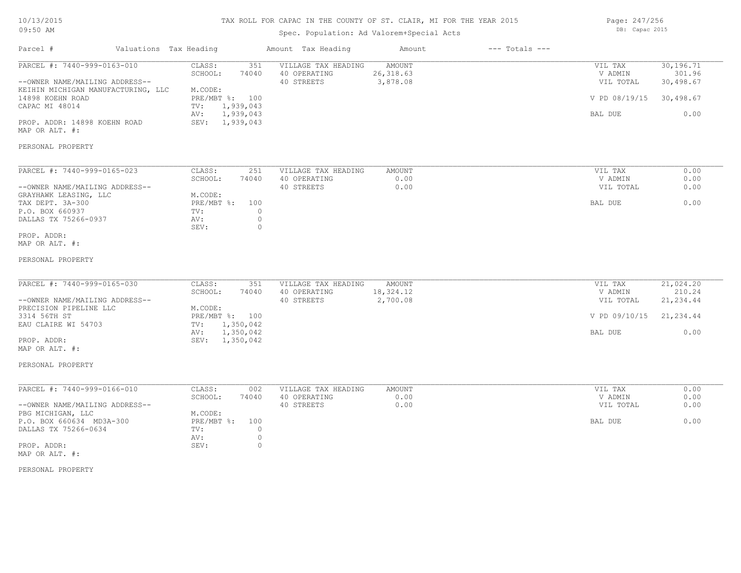# TAX ROLL FOR CAPAC IN THE COUNTY OF ST. CLAIR, MI FOR THE YEAR 2015

Spec. Population: Ad Valorem+Special Acts

DB: Capac 2015

10/13/2015
09:50 AM

| Parcel # | Valuations | Tax Heading | Amount | Tax Heading | Amount | --- Totals --- | |
|---|---|---|---|---|---|---|---|
| PARCEL #: 7440-999-0163-010 | CLASS: | 351 | VILLAGE TAX HEADING | AMOUNT | | VIL TAX | 30,196.71 |
| | SCHOOL: | 74040 | 40 OPERATING | 26,318.63 | | V ADMIN | 301.96 |
| --OWNER NAME/MAILING ADDRESS-- | | | 40 STREETS | 3,878.08 | | VIL TOTAL | 30,498.67 |
| KEIHIN MICHIGAN MANUFACTURING, LLC | M.CODE: | | | | | | |
| 14898 KOEHN ROAD | PRE/MBT %: | 100 | | | | V PD 08/19/15 | 30,498.67 |
| CAPAC MI 48014 | TV: | 1,939,043 | | | | | |
| | AV: | 1,939,043 | | | | BAL DUE | 0.00 |
| PROP. ADDR: 14898 KOEHN ROAD | SEV: | 1,939,043 | | | | | |
| MAP OR ALT. #: | | | | | | | |
| PERSONAL PROPERTY | | | | | | | |

| Parcel # | Valuations | Tax Heading | Amount | Tax Heading | Amount | --- Totals --- | |
|---|---|---|---|---|---|---|---|
| PARCEL #: 7440-999-0165-023 | CLASS: | 251 | VILLAGE TAX HEADING | AMOUNT | | VIL TAX | 0.00 |
| | SCHOOL: | 74040 | 40 OPERATING | 0.00 | | V ADMIN | 0.00 |
| --OWNER NAME/MAILING ADDRESS-- | | | 40 STREETS | 0.00 | | VIL TOTAL | 0.00 |
| GRAYHAWK LEASING, LLC | M.CODE: | | | | | | |
| TAX DEPT. 3A-300 | PRE/MBT %: | 100 | | | | BAL DUE | 0.00 |
| P.O. BOX 660937 | TV: | 0 | | | | | |
| DALLAS TX 75266-0937 | AV: | 0 | | | | | |
| | SEV: | 0 | | | | | |
| PROP. ADDR: | | | | | | | |
| MAP OR ALT. #: | | | | | | | |
| PERSONAL PROPERTY | | | | | | | |

| Parcel # | Valuations | Tax Heading | Amount | Tax Heading | Amount | --- Totals --- | |
|---|---|---|---|---|---|---|---|
| PARCEL #: 7440-999-0165-030 | CLASS: | 351 | VILLAGE TAX HEADING | AMOUNT | | VIL TAX | 21,024.20 |
| | SCHOOL: | 74040 | 40 OPERATING | 18,324.12 | | V ADMIN | 210.24 |
| --OWNER NAME/MAILING ADDRESS-- | | | 40 STREETS | 2,700.08 | | VIL TOTAL | 21,234.44 |
| PRECISION PIPELINE LLC | M.CODE: | | | | | | |
| 3314 56TH ST | PRE/MBT %: | 100 | | | | V PD 09/10/15 | 21,234.44 |
| EAU CLAIRE WI 54703 | TV: | 1,350,042 | | | | | |
| | AV: | 1,350,042 | | | | BAL DUE | 0.00 |
| PROP. ADDR: | SEV: | 1,350,042 | | | | | |
| MAP OR ALT. #: | | | | | | | |
| PERSONAL PROPERTY | | | | | | | |

| Parcel # | Valuations | Tax Heading | Amount | Tax Heading | Amount | --- Totals --- | |
|---|---|---|---|---|---|---|---|
| PARCEL #: 7440-999-0166-010 | CLASS: | 002 | VILLAGE TAX HEADING | AMOUNT | | VIL TAX | 0.00 |
| | SCHOOL: | 74040 | 40 OPERATING | 0.00 | | V ADMIN | 0.00 |
| --OWNER NAME/MAILING ADDRESS-- | | | 40 STREETS | 0.00 | | VIL TOTAL | 0.00 |
| PBG MICHIGAN, LLC | M.CODE: | | | | | | |
| P.O. BOX 660634 MD3A-300 | PRE/MBT %: | 100 | | | | BAL DUE | 0.00 |
| DALLAS TX 75266-0634 | TV: | 0 | | | | | |
| | AV: | 0 | | | | | |
| PROP. ADDR: | SEV: | 0 | | | | | |
| MAP OR ALT. #: | | | | | | | |
| PERSONAL PROPERTY | | | | | | | |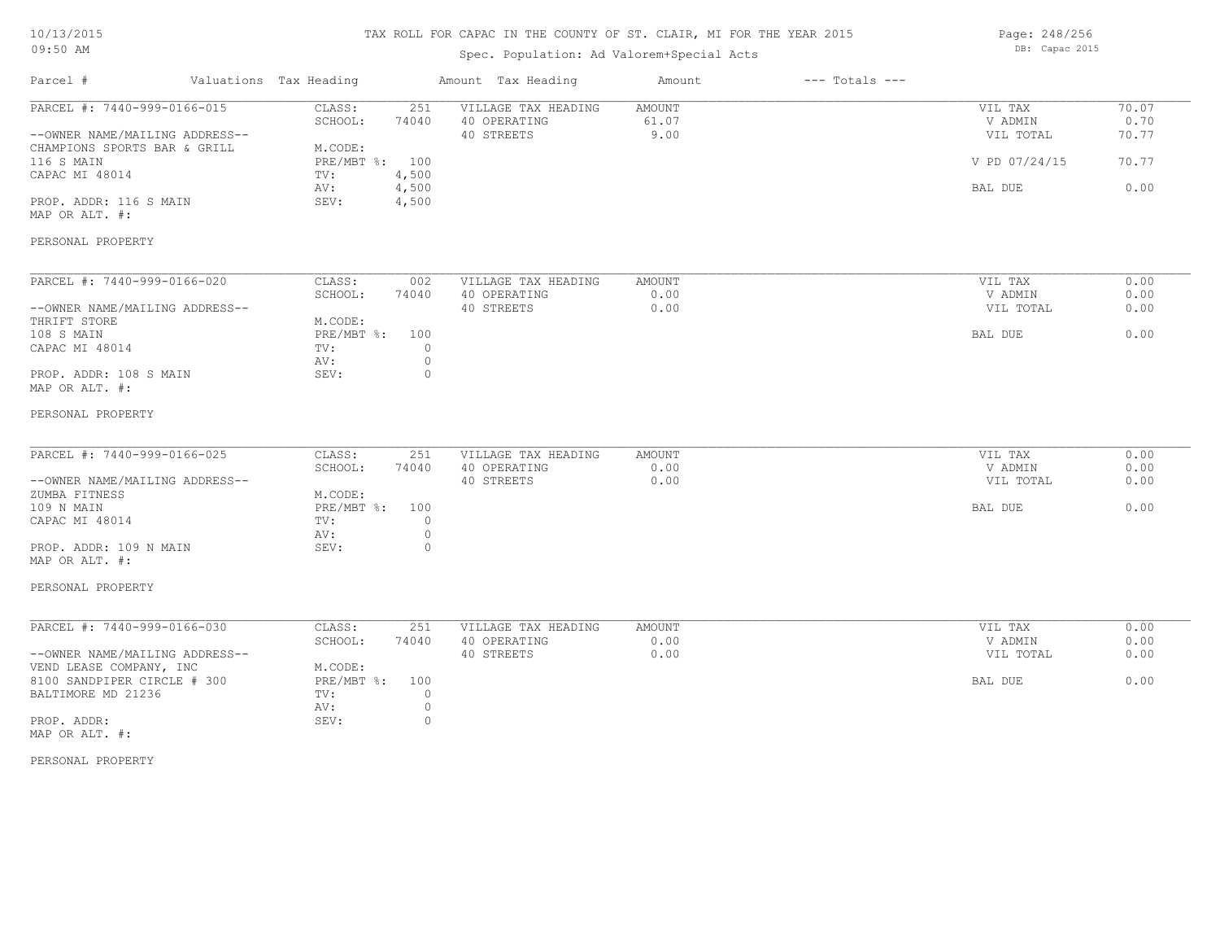TAX ROLL FOR CAPAC IN THE COUNTY OF ST. CLAIR, MI FOR THE YEAR 2015

Spec. Population: Ad Valorem+Special Acts

DB: Capac 2015

10/13/2015
09:50 AM

| Parcel # | Valuations | Tax Heading | Amount | Tax Heading | Amount | --- Totals --- | |
|---|---|---|---|---|---|---|---|
| PARCEL #: 7440-999-0166-015 | CLASS: | 251 | VILLAGE TAX HEADING | AMOUNT | | VIL TAX | 70.07 |
| | SCHOOL: | 74040 | 40 OPERATING | 61.07 | | V ADMIN | 0.70 |
| --OWNER NAME/MAILING ADDRESS-- | | | 40 STREETS | 9.00 | | VIL TOTAL | 70.77 |
| CHAMPIONS SPORTS BAR & GRILL | M.CODE: | | | | | | |
| 116 S MAIN | PRE/MBT %: | 100 | | | | V PD 07/24/15 | 70.77 |
| CAPAC MI 48014 | TV: | 4,500 | | | | | |
| | AV: | 4,500 | | | | BAL DUE | 0.00 |
| PROP. ADDR: 116 S MAIN | SEV: | 4,500 | | | | | |
| MAP OR ALT. #: | | | | | | | |
| PERSONAL PROPERTY | | | | | | | |

| Parcel # | Valuations | Tax Heading | Amount | Tax Heading | Amount | --- Totals --- | |
|---|---|---|---|---|---|---|---|
| PARCEL #: 7440-999-0166-020 | CLASS: | 002 | VILLAGE TAX HEADING | AMOUNT | | VIL TAX | 0.00 |
| | SCHOOL: | 74040 | 40 OPERATING | 0.00 | | V ADMIN | 0.00 |
| --OWNER NAME/MAILING ADDRESS-- | | | 40 STREETS | 0.00 | | VIL TOTAL | 0.00 |
| THRIFT STORE | M.CODE: | | | | | | |
| 108 S MAIN | PRE/MBT %: | 100 | | | | BAL DUE | 0.00 |
| CAPAC MI 48014 | TV: | 0 | | | | | |
| | AV: | 0 | | | | | |
| PROP. ADDR: 108 S MAIN | SEV: | 0 | | | | | |
| MAP OR ALT. #: | | | | | | | |
| PERSONAL PROPERTY | | | | | | | |

| Parcel # | Valuations | Tax Heading | Amount | Tax Heading | Amount | --- Totals --- | |
|---|---|---|---|---|---|---|---|
| PARCEL #: 7440-999-0166-025 | CLASS: | 251 | VILLAGE TAX HEADING | AMOUNT | | VIL TAX | 0.00 |
| | SCHOOL: | 74040 | 40 OPERATING | 0.00 | | V ADMIN | 0.00 |
| --OWNER NAME/MAILING ADDRESS-- | | | 40 STREETS | 0.00 | | VIL TOTAL | 0.00 |
| ZUMBA FITNESS | M.CODE: | | | | | | |
| 109 N MAIN | PRE/MBT %: | 100 | | | | BAL DUE | 0.00 |
| CAPAC MI 48014 | TV: | 0 | | | | | |
| | AV: | 0 | | | | | |
| PROP. ADDR: 109 N MAIN | SEV: | 0 | | | | | |
| MAP OR ALT. #: | | | | | | | |
| PERSONAL PROPERTY | | | | | | | |

| Parcel # | Valuations | Tax Heading | Amount | Tax Heading | Amount | --- Totals --- | |
|---|---|---|---|---|---|---|---|
| PARCEL #: 7440-999-0166-030 | CLASS: | 251 | VILLAGE TAX HEADING | AMOUNT | | VIL TAX | 0.00 |
| | SCHOOL: | 74040 | 40 OPERATING | 0.00 | | V ADMIN | 0.00 |
| --OWNER NAME/MAILING ADDRESS-- | | | 40 STREETS | 0.00 | | VIL TOTAL | 0.00 |
| VEND LEASE COMPANY, INC | M.CODE: | | | | | | |
| 8100 SANDPIPER CIRCLE # 300 | PRE/MBT %: | 100 | | | | BAL DUE | 0.00 |
| BALTIMORE MD 21236 | TV: | 0 | | | | | |
| | AV: | 0 | | | | | |
| PROP. ADDR: | SEV: | 0 | | | | | |
| MAP OR ALT. #: | | | | | | | |
| PERSONAL PROPERTY | | | | | | | |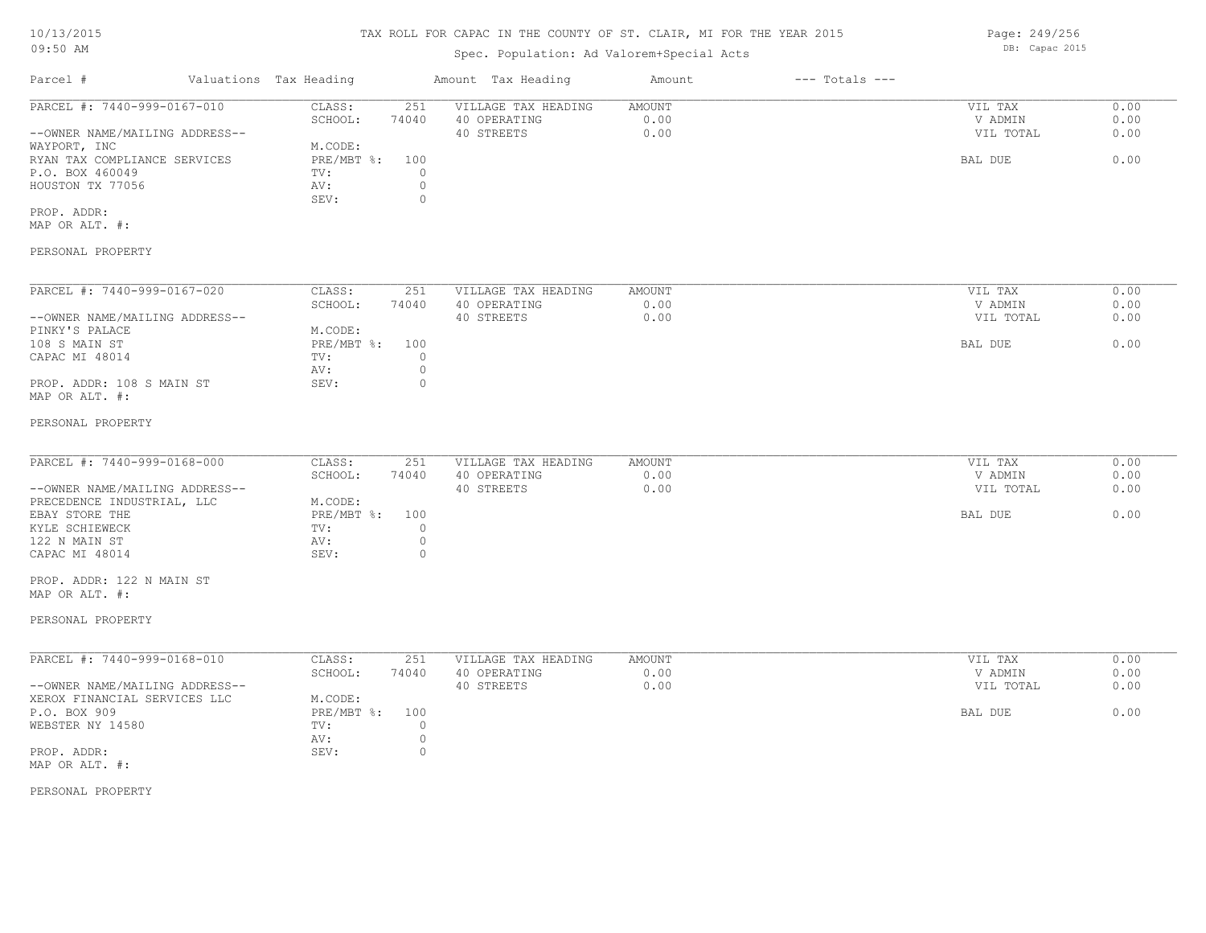# TAX ROLL FOR CAPAC IN THE COUNTY OF ST. CLAIR, MI FOR THE YEAR 2015

Spec. Population: Ad Valorem+Special Acts

| Parcel # | Valuations | Tax Heading | Amount | Tax Heading | Amount | --- Totals --- |
|---|---|---|---|---|---|---|

---

PARCEL #: 7440-999-0167-010

--OWNER NAME/MAILING ADDRESS--
WAYPORT, INC
RYAN TAX COMPLIANCE SERVICES
P.O. BOX 460049
HOUSTON TX 77056

PROP. ADDR:
MAP OR ALT. #:

PERSONAL PROPERTY

| | | | | | |
|---|---|---|---|---|---|
| CLASS: | 251 | VILLAGE TAX HEADING | AMOUNT | VIL TAX | 0.00 |
| SCHOOL: | 74040 | 40 OPERATING | 0.00 | V ADMIN | 0.00 |
| M.CODE: | | 40 STREETS | 0.00 | VIL TOTAL | 0.00 |
| PRE/MBT %: | 100 | | | BAL DUE | 0.00 |
| TV: | 0 | | | | |
| AV: | 0 | | | | |
| SEV: | 0 | | | | |

---

PARCEL #: 7440-999-0167-020

--OWNER NAME/MAILING ADDRESS--
PINKY'S PALACE
108 S MAIN ST
CAPAC MI 48014

PROP. ADDR: 108 S MAIN ST
MAP OR ALT. #:

PERSONAL PROPERTY

| | | | | | |
|---|---|---|---|---|---|
| CLASS: | 251 | VILLAGE TAX HEADING | AMOUNT | VIL TAX | 0.00 |
| SCHOOL: | 74040 | 40 OPERATING | 0.00 | V ADMIN | 0.00 |
| M.CODE: | | 40 STREETS | 0.00 | VIL TOTAL | 0.00 |
| PRE/MBT %: | 100 | | | BAL DUE | 0.00 |
| TV: | 0 | | | | |
| AV: | 0 | | | | |
| SEV: | 0 | | | | |

---

PARCEL #: 7440-999-0168-000

--OWNER NAME/MAILING ADDRESS--
PRECEDENCE INDUSTRIAL, LLC
EBAY STORE THE
KYLE SCHIEWECK
122 N MAIN ST
CAPAC MI 48014

PROP. ADDR: 122 N MAIN ST
MAP OR ALT. #:

PERSONAL PROPERTY

| | | | | | |
|---|---|---|---|---|---|
| CLASS: | 251 | VILLAGE TAX HEADING | AMOUNT | VIL TAX | 0.00 |
| SCHOOL: | 74040 | 40 OPERATING | 0.00 | V ADMIN | 0.00 |
| M.CODE: | | 40 STREETS | 0.00 | VIL TOTAL | 0.00 |
| PRE/MBT %: | 100 | | | BAL DUE | 0.00 |
| TV: | 0 | | | | |
| AV: | 0 | | | | |
| SEV: | 0 | | | | |

---

PARCEL #: 7440-999-0168-010

--OWNER NAME/MAILING ADDRESS--
XEROX FINANCIAL SERVICES LLC
P.O. BOX 909
WEBSTER NY 14580

PROP. ADDR:
MAP OR ALT. #:

PERSONAL PROPERTY

| | | | | | |
|---|---|---|---|---|---|
| CLASS: | 251 | VILLAGE TAX HEADING | AMOUNT | VIL TAX | 0.00 |
| SCHOOL: | 74040 | 40 OPERATING | 0.00 | V ADMIN | 0.00 |
| M.CODE: | | 40 STREETS | 0.00 | VIL TOTAL | 0.00 |
| PRE/MBT %: | 100 | | | BAL DUE | 0.00 |
| TV: | 0 | | | | |
| AV: | 0 | | | | |
| SEV: | 0 | | | | |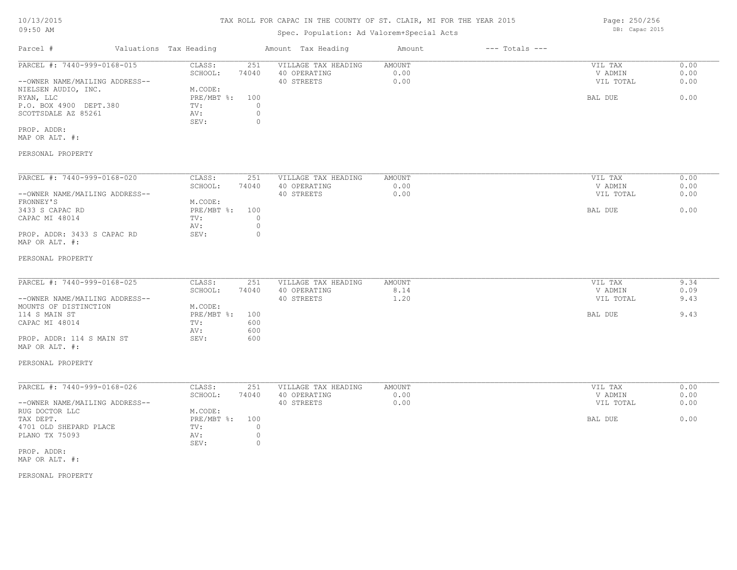# TAX ROLL FOR CAPAC IN THE COUNTY OF ST. CLAIR, MI FOR THE YEAR 2015

Spec. Population: Ad Valorem+Special Acts

| Parcel # | Valuations | Tax Heading | Amount | Tax Heading | Amount | --- Totals --- | |
|---|---|---|---|---|---|---|---|
| PARCEL #: 7440-999-0168-015 | CLASS: | 251 | VILLAGE TAX HEADING | AMOUNT | | VIL TAX | 0.00 |
| | SCHOOL: | 74040 | 40 OPERATING | 0.00 | | V ADMIN | 0.00 |
| --OWNER NAME/MAILING ADDRESS-- | | | 40 STREETS | 0.00 | | VIL TOTAL | 0.00 |
| NIELSEN AUDIO, INC. | M.CODE: | | | | | | |
| RYAN, LLC | PRE/MBT %: | 100 | | | | BAL DUE | 0.00 |
| P.O. BOX 4900 DEPT.380 | TV: | 0 | | | | | |
| SCOTTSDALE AZ 85261 | AV: | 0 | | | | | |
| | SEV: | 0 | | | | | |
| PROP. ADDR: | | | | | | | |
| MAP OR ALT. #: | | | | | | | |
| PERSONAL PROPERTY | | | | | | | |

| Parcel # | Valuations | Tax Heading | Amount | Tax Heading | Amount | --- Totals --- | |
|---|---|---|---|---|---|---|---|
| PARCEL #: 7440-999-0168-020 | CLASS: | 251 | VILLAGE TAX HEADING | AMOUNT | | VIL TAX | 0.00 |
| | SCHOOL: | 74040 | 40 OPERATING | 0.00 | | V ADMIN | 0.00 |
| --OWNER NAME/MAILING ADDRESS-- | | | 40 STREETS | 0.00 | | VIL TOTAL | 0.00 |
| FRONNEY'S | M.CODE: | | | | | | |
| 3433 S CAPAC RD | PRE/MBT %: | 100 | | | | BAL DUE | 0.00 |
| CAPAC MI 48014 | TV: | 0 | | | | | |
| | AV: | 0 | | | | | |
| PROP. ADDR: 3433 S CAPAC RD | SEV: | 0 | | | | | |
| MAP OR ALT. #: | | | | | | | |
| PERSONAL PROPERTY | | | | | | | |

| Parcel # | Valuations | Tax Heading | Amount | Tax Heading | Amount | --- Totals --- | |
|---|---|---|---|---|---|---|---|
| PARCEL #: 7440-999-0168-025 | CLASS: | 251 | VILLAGE TAX HEADING | AMOUNT | | VIL TAX | 9.34 |
| | SCHOOL: | 74040 | 40 OPERATING | 8.14 | | V ADMIN | 0.09 |
| --OWNER NAME/MAILING ADDRESS-- | | | 40 STREETS | 1.20 | | VIL TOTAL | 9.43 |
| MOUNTS OF DISTINCTION | M.CODE: | | | | | | |
| 114 S MAIN ST | PRE/MBT %: | 100 | | | | BAL DUE | 9.43 |
| CAPAC MI 48014 | TV: | 600 | | | | | |
| | AV: | 600 | | | | | |
| PROP. ADDR: 114 S MAIN ST | SEV: | 600 | | | | | |
| MAP OR ALT. #: | | | | | | | |
| PERSONAL PROPERTY | | | | | | | |

| Parcel # | Valuations | Tax Heading | Amount | Tax Heading | Amount | --- Totals --- | |
|---|---|---|---|---|---|---|---|
| PARCEL #: 7440-999-0168-026 | CLASS: | 251 | VILLAGE TAX HEADING | AMOUNT | | VIL TAX | 0.00 |
| | SCHOOL: | 74040 | 40 OPERATING | 0.00 | | V ADMIN | 0.00 |
| --OWNER NAME/MAILING ADDRESS-- | | | 40 STREETS | 0.00 | | VIL TOTAL | 0.00 |
| RUG DOCTOR LLC | M.CODE: | | | | | | |
| TAX DEPT. | PRE/MBT %: | 100 | | | | BAL DUE | 0.00 |
| 4701 OLD SHEPARD PLACE | TV: | 0 | | | | | |
| PLANO TX 75093 | AV: | 0 | | | | | |
| | SEV: | 0 | | | | | |
| PROP. ADDR: | | | | | | | |
| MAP OR ALT. #: | | | | | | | |
| PERSONAL PROPERTY | | | | | | | |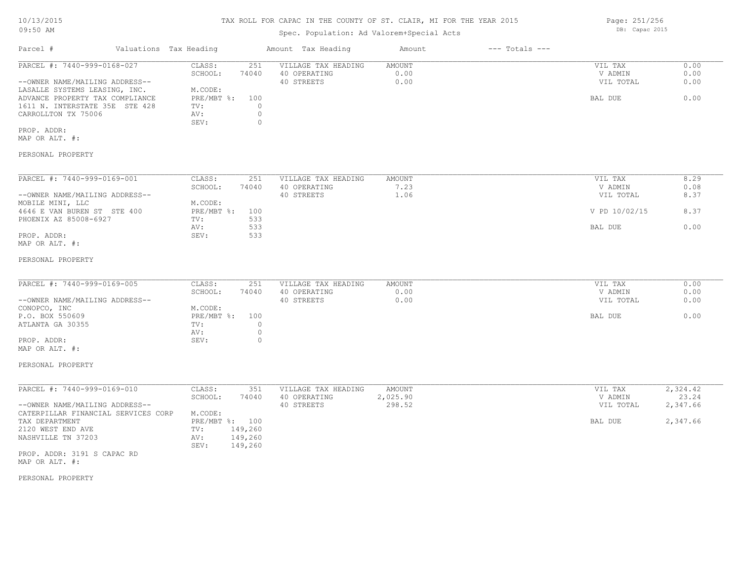# TAX ROLL FOR CAPAC IN THE COUNTY OF ST. CLAIR, MI FOR THE YEAR 2015

Spec. Population: Ad Valorem+Special Acts

| Parcel # | Valuations | Tax Heading | Amount | Tax Heading | Amount | --- Totals --- | |
|---|---|---|---|---|---|---|---|
| PARCEL #: 7440-999-0168-027 | CLASS: | 251 | VILLAGE TAX HEADING | AMOUNT | | VIL TAX | 0.00 |
| | SCHOOL: | 74040 | 40 OPERATING | 0.00 | | V ADMIN | 0.00 |
| --OWNER NAME/MAILING ADDRESS-- | | | 40 STREETS | 0.00 | | VIL TOTAL | 0.00 |
| LASALLE SYSTEMS LEASING, INC. | M.CODE: | | | | | | |
| ADVANCE PROPERTY TAX COMPLIANCE | PRE/MBT %: | 100 | | | | BAL DUE | 0.00 |
| 1611 N. INTERSTATE 35E STE 428 | TV: | 0 | | | | | |
| CARROLLTON TX 75006 | AV: | 0 | | | | | |
| | SEV: | 0 | | | | | |
| PROP. ADDR: | | | | | | | |
| MAP OR ALT. #: | | | | | | | |
| PERSONAL PROPERTY | | | | | | | |

| Parcel # | Valuations | Tax Heading | Amount | Tax Heading | Amount | --- Totals --- | |
|---|---|---|---|---|---|---|---|
| PARCEL #: 7440-999-0169-001 | CLASS: | 251 | VILLAGE TAX HEADING | AMOUNT | | VIL TAX | 8.29 |
| | SCHOOL: | 74040 | 40 OPERATING | 7.23 | | V ADMIN | 0.08 |
| --OWNER NAME/MAILING ADDRESS-- | | | 40 STREETS | 1.06 | | VIL TOTAL | 8.37 |
| MOBILE MINI, LLC | M.CODE: | | | | | | |
| 4646 E VAN BUREN ST STE 400 | PRE/MBT %: | 100 | | | | V PD 10/02/15 | 8.37 |
| PHOENIX AZ 85008-6927 | TV: | 533 | | | | | |
| | AV: | 533 | | | | BAL DUE | 0.00 |
| PROP. ADDR: | SEV: | 533 | | | | | |
| MAP OR ALT. #: | | | | | | | |
| PERSONAL PROPERTY | | | | | | | |

| Parcel # | Valuations | Tax Heading | Amount | Tax Heading | Amount | --- Totals --- | |
|---|---|---|---|---|---|---|---|
| PARCEL #: 7440-999-0169-005 | CLASS: | 251 | VILLAGE TAX HEADING | AMOUNT | | VIL TAX | 0.00 |
| | SCHOOL: | 74040 | 40 OPERATING | 0.00 | | V ADMIN | 0.00 |
| --OWNER NAME/MAILING ADDRESS-- | | | 40 STREETS | 0.00 | | VIL TOTAL | 0.00 |
| CONOPCO, INC | M.CODE: | | | | | | |
| P.O. BOX 550609 | PRE/MBT %: | 100 | | | | BAL DUE | 0.00 |
| ATLANTA GA 30355 | TV: | 0 | | | | | |
| | AV: | 0 | | | | | |
| PROP. ADDR: | SEV: | 0 | | | | | |
| MAP OR ALT. #: | | | | | | | |
| PERSONAL PROPERTY | | | | | | | |

| Parcel # | Valuations | Tax Heading | Amount | Tax Heading | Amount | --- Totals --- | |
|---|---|---|---|---|---|---|---|
| PARCEL #: 7440-999-0169-010 | CLASS: | 351 | VILLAGE TAX HEADING | AMOUNT | | VIL TAX | 2,324.42 |
| | SCHOOL: | 74040 | 40 OPERATING | 2,025.90 | | V ADMIN | 23.24 |
| --OWNER NAME/MAILING ADDRESS-- | | | 40 STREETS | 298.52 | | VIL TOTAL | 2,347.66 |
| CATERPILLAR FINANCIAL SERVICES CORP | M.CODE: | | | | | | |
| TAX DEPARTMENT | PRE/MBT %: | 100 | | | | BAL DUE | 2,347.66 |
| 2120 WEST END AVE | TV: | 149,260 | | | | | |
| NASHVILLE TN 37203 | AV: | 149,260 | | | | | |
| | SEV: | 149,260 | | | | | |
| PROP. ADDR: 3191 S CAPAC RD | | | | | | | |
| MAP OR ALT. #: | | | | | | | |
| PERSONAL PROPERTY | | | | | | | |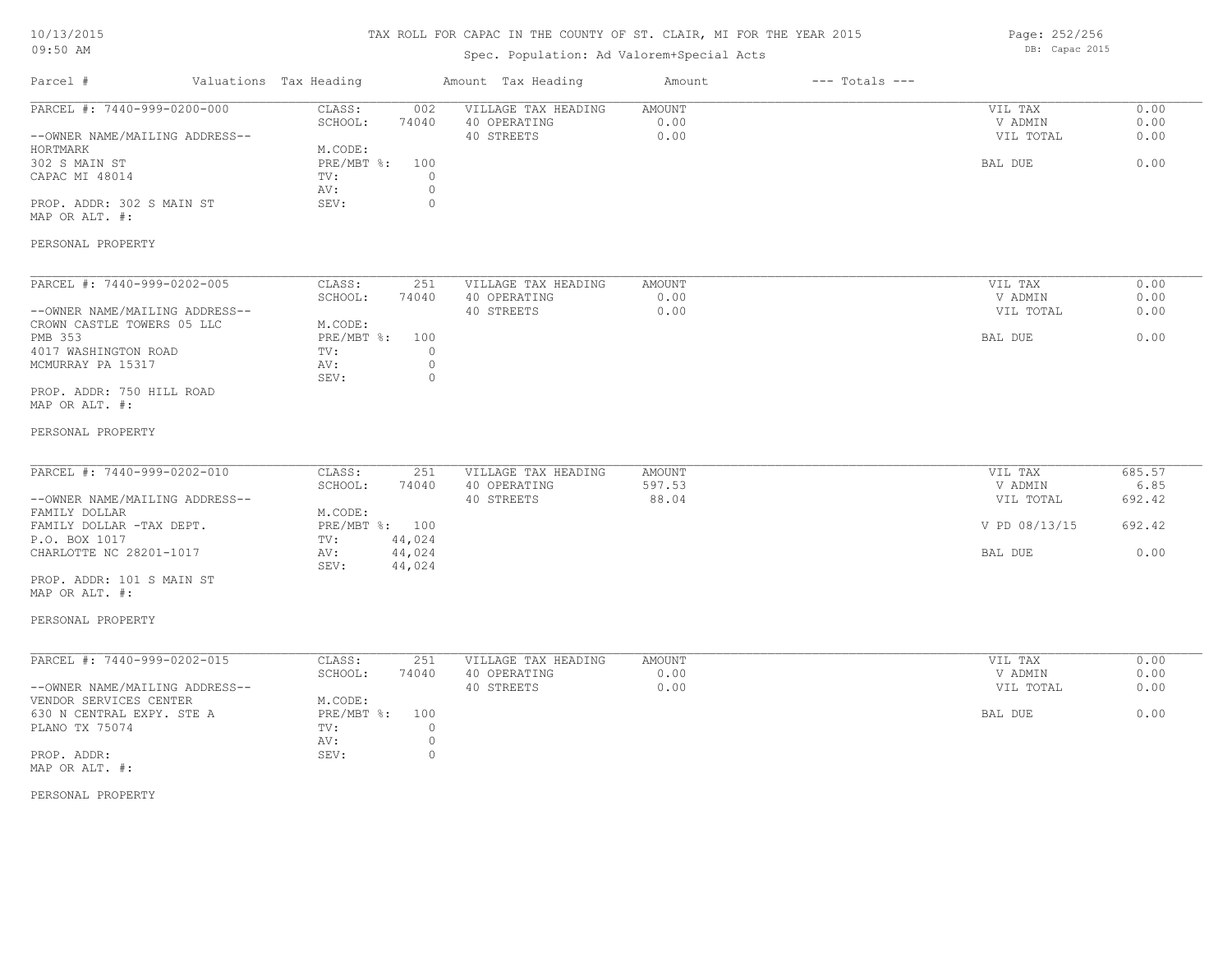TAX ROLL FOR CAPAC IN THE COUNTY OF ST. CLAIR, MI FOR THE YEAR 2015

Spec. Population: Ad Valorem+Special Acts

| Parcel # | Valuations | Tax Heading | Amount | Tax Heading | Amount | --- Totals --- | |
|---|---|---|---|---|---|---|---|
| PARCEL #: 7440-999-0200-000 | CLASS: | 002 | VILLAGE TAX HEADING | AMOUNT | | VIL TAX | 0.00 |
| | SCHOOL: | 74040 | 40 OPERATING | 0.00 | | V ADMIN | 0.00 |
| --OWNER NAME/MAILING ADDRESS-- | | | 40 STREETS | 0.00 | | VIL TOTAL | 0.00 |
| HORTMARK | M.CODE: | | | | | | |
| 302 S MAIN ST | PRE/MBT %: | 100 | | | | BAL DUE | 0.00 |
| CAPAC MI 48014 | TV: | 0 | | | | | |
| | AV: | 0 | | | | | |
| PROP. ADDR: 302 S MAIN ST | SEV: | 0 | | | | | |
| MAP OR ALT. #: | | | | | | | |
| PERSONAL PROPERTY | | | | | | | |

| Parcel # | Valuations | Tax Heading | Amount | Tax Heading | Amount | --- Totals --- | |
|---|---|---|---|---|---|---|---|
| PARCEL #: 7440-999-0202-005 | CLASS: | 251 | VILLAGE TAX HEADING | AMOUNT | | VIL TAX | 0.00 |
| | SCHOOL: | 74040 | 40 OPERATING | 0.00 | | V ADMIN | 0.00 |
| --OWNER NAME/MAILING ADDRESS-- | | | 40 STREETS | 0.00 | | VIL TOTAL | 0.00 |
| CROWN CASTLE TOWERS 05 LLC | M.CODE: | | | | | | |
| PMB 353 | PRE/MBT %: | 100 | | | | BAL DUE | 0.00 |
| 4017 WASHINGTON ROAD | TV: | 0 | | | | | |
| MCMURRAY PA 15317 | AV: | 0 | | | | | |
| | SEV: | 0 | | | | | |
| PROP. ADDR: 750 HILL ROAD | | | | | | | |
| MAP OR ALT. #: | | | | | | | |
| PERSONAL PROPERTY | | | | | | | |

| Parcel # | Valuations | Tax Heading | Amount | Tax Heading | Amount | --- Totals --- | |
|---|---|---|---|---|---|---|---|
| PARCEL #: 7440-999-0202-010 | CLASS: | 251 | VILLAGE TAX HEADING | AMOUNT | | VIL TAX | 685.57 |
| | SCHOOL: | 74040 | 40 OPERATING | 597.53 | | V ADMIN | 6.85 |
| --OWNER NAME/MAILING ADDRESS-- | | | 40 STREETS | 88.04 | | VIL TOTAL | 692.42 |
| FAMILY DOLLAR | M.CODE: | | | | | | |
| FAMILY DOLLAR -TAX DEPT. | PRE/MBT %: | 100 | | | | V PD 08/13/15 | 692.42 |
| P.O. BOX 1017 | TV: | 44,024 | | | | | |
| CHARLOTTE NC 28201-1017 | AV: | 44,024 | | | | BAL DUE | 0.00 |
| | SEV: | 44,024 | | | | | |
| PROP. ADDR: 101 S MAIN ST | | | | | | | |
| MAP OR ALT. #: | | | | | | | |
| PERSONAL PROPERTY | | | | | | | |

| Parcel # | Valuations | Tax Heading | Amount | Tax Heading | Amount | --- Totals --- | |
|---|---|---|---|---|---|---|---|
| PARCEL #: 7440-999-0202-015 | CLASS: | 251 | VILLAGE TAX HEADING | AMOUNT | | VIL TAX | 0.00 |
| | SCHOOL: | 74040 | 40 OPERATING | 0.00 | | V ADMIN | 0.00 |
| --OWNER NAME/MAILING ADDRESS-- | | | 40 STREETS | 0.00 | | VIL TOTAL | 0.00 |
| VENDOR SERVICES CENTER | M.CODE: | | | | | | |
| 630 N CENTRAL EXPY. STE A | PRE/MBT %: | 100 | | | | BAL DUE | 0.00 |
| PLANO TX 75074 | TV: | 0 | | | | | |
| | AV: | 0 | | | | | |
| PROP. ADDR: | SEV: | 0 | | | | | |
| MAP OR ALT. #: | | | | | | | |
| PERSONAL PROPERTY | | | | | | | |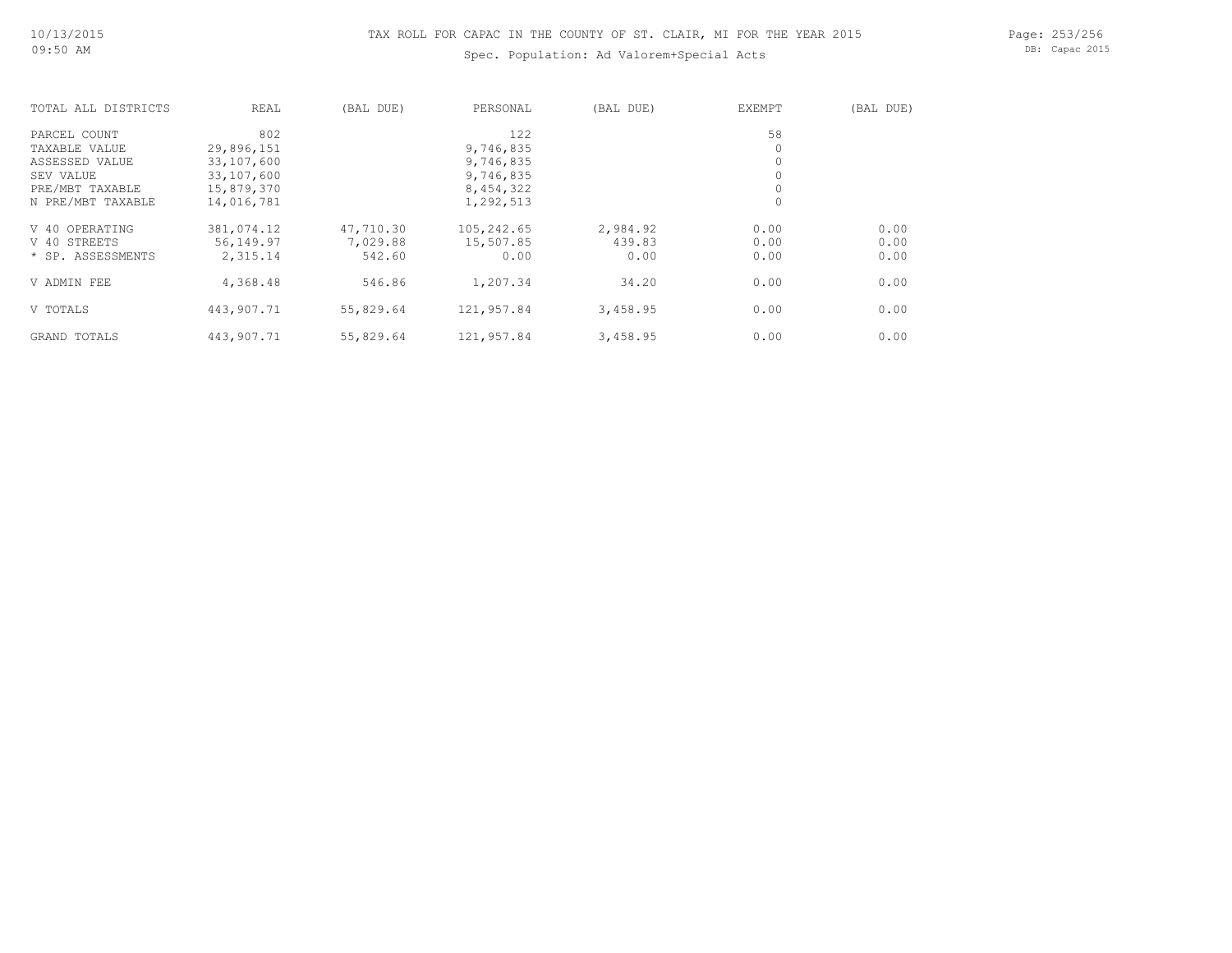# TAX ROLL FOR CAPAC IN THE COUNTY OF ST. CLAIR, MI FOR THE YEAR 2015

Spec. Population: Ad Valorem+Special Acts

| TOTAL ALL DISTRICTS | REAL | (BAL DUE) | PERSONAL | (BAL DUE) | EXEMPT | (BAL DUE) |
|---|---|---|---|---|---|---|
| PARCEL COUNT | 802 | | 122 | | 58 | |
| TAXABLE VALUE | 29,896,151 | | 9,746,835 | | 0 | |
| ASSESSED VALUE | 33,107,600 | | 9,746,835 | | 0 | |
| SEV VALUE | 33,107,600 | | 9,746,835 | | 0 | |
| PRE/MBT TAXABLE | 15,879,370 | | 8,454,322 | | 0 | |
| N PRE/MBT TAXABLE | 14,016,781 | | 1,292,513 | | 0 | |
| V 40 OPERATING | 381,074.12 | 47,710.30 | 105,242.65 | 2,984.92 | 0.00 | 0.00 |
| V 40 STREETS | 56,149.97 | 7,029.88 | 15,507.85 | 439.83 | 0.00 | 0.00 |
| * SP. ASSESSMENTS | 2,315.14 | 542.60 | 0.00 | 0.00 | 0.00 | 0.00 |
| V ADMIN FEE | 4,368.48 | 546.86 | 1,207.34 | 34.20 | 0.00 | 0.00 |
| V TOTALS | 443,907.71 | 55,829.64 | 121,957.84 | 3,458.95 | 0.00 | 0.00 |
| GRAND TOTALS | 443,907.71 | 55,829.64 | 121,957.84 | 3,458.95 | 0.00 | 0.00 |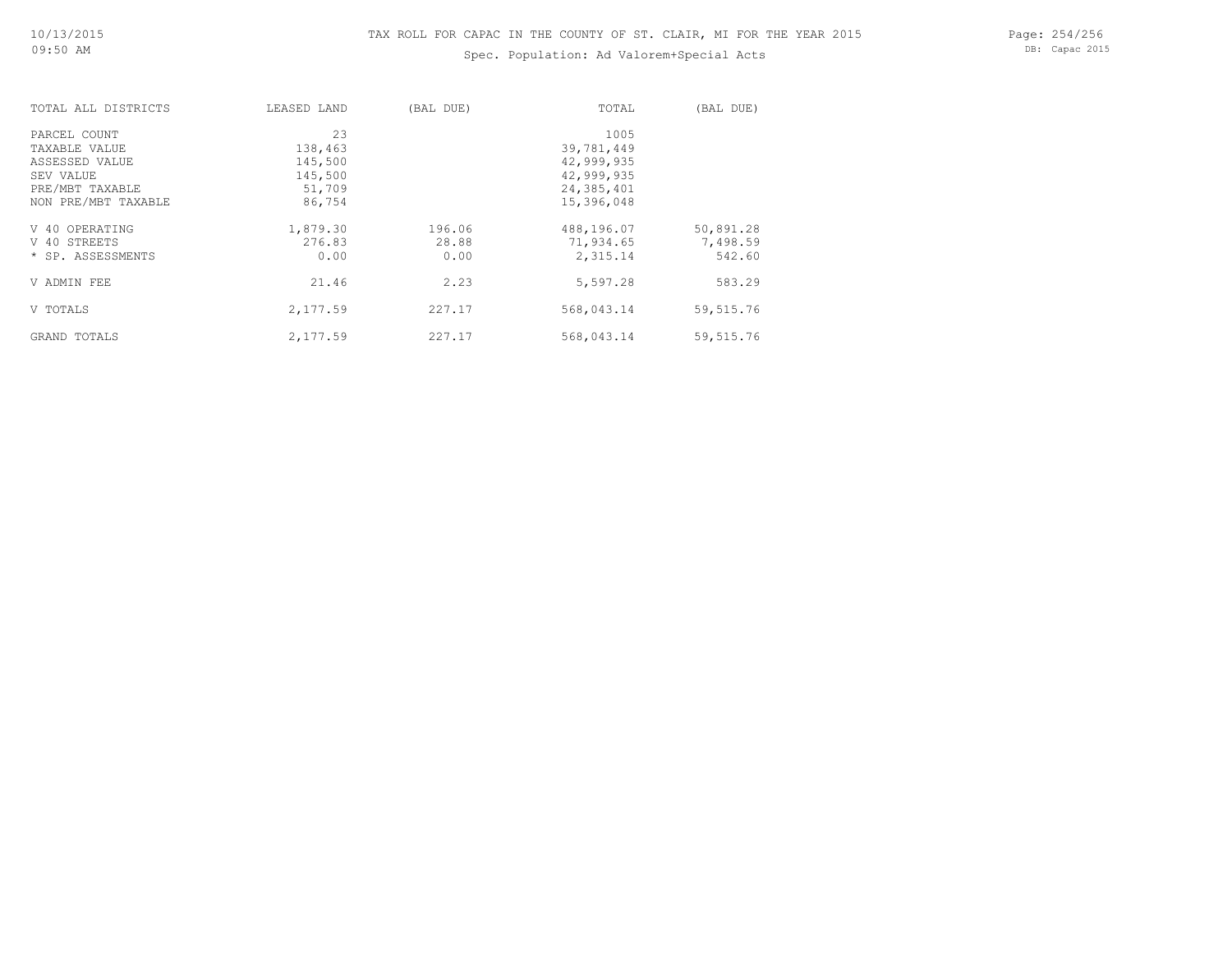# TAX ROLL FOR CAPAC IN THE COUNTY OF ST. CLAIR, MI FOR THE YEAR 2015

Spec. Population: Ad Valorem+Special Acts

| TOTAL ALL DISTRICTS | LEASED LAND | (BAL DUE) | TOTAL | (BAL DUE) |
|---|---|---|---|---|
| PARCEL COUNT | 23 | | 1005 | |
| TAXABLE VALUE | 138,463 | | 39,781,449 | |
| ASSESSED VALUE | 145,500 | | 42,999,935 | |
| SEV VALUE | 145,500 | | 42,999,935 | |
| PRE/MBT TAXABLE | 51,709 | | 24,385,401 | |
| NON PRE/MBT TAXABLE | 86,754 | | 15,396,048 | |
| V 40 OPERATING | 1,879.30 | 196.06 | 488,196.07 | 50,891.28 |
| V 40 STREETS | 276.83 | 28.88 | 71,934.65 | 7,498.59 |
| * SP. ASSESSMENTS | 0.00 | 0.00 | 2,315.14 | 542.60 |
| V ADMIN FEE | 21.46 | 2.23 | 5,597.28 | 583.29 |
| V TOTALS | 2,177.59 | 227.17 | 568,043.14 | 59,515.76 |
| GRAND TOTALS | 2,177.59 | 227.17 | 568,043.14 | 59,515.76 |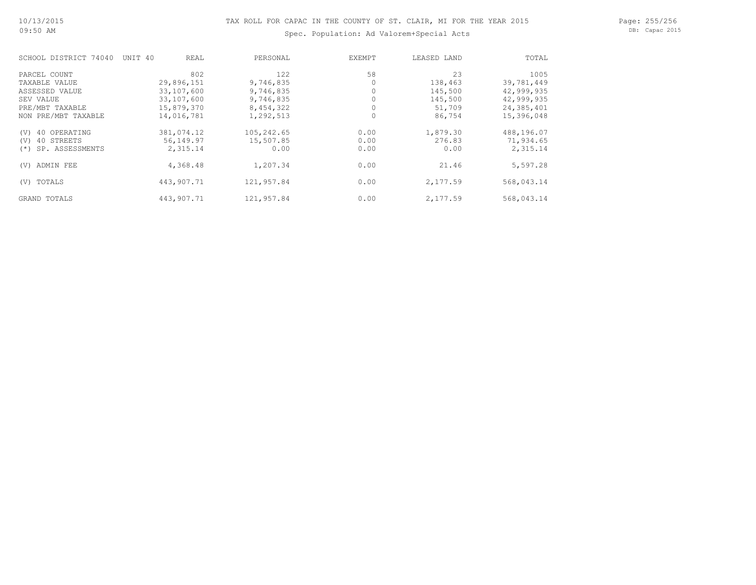# TAX ROLL FOR CAPAC IN THE COUNTY OF ST. CLAIR, MI FOR THE YEAR 2015

Spec. Population: Ad Valorem+Special Acts

| SCHOOL DISTRICT 74040 UNIT 40 | REAL | PERSONAL | EXEMPT | LEASED LAND | TOTAL |
|---|---|---|---|---|---|
| PARCEL COUNT | 802 | 122 | 58 | 23 | 1005 |
| TAXABLE VALUE | 29,896,151 | 9,746,835 | 0 | 138,463 | 39,781,449 |
| ASSESSED VALUE | 33,107,600 | 9,746,835 | 0 | 145,500 | 42,999,935 |
| SEV VALUE | 33,107,600 | 9,746,835 | 0 | 145,500 | 42,999,935 |
| PRE/MBT TAXABLE | 15,879,370 | 8,454,322 | 0 | 51,709 | 24,385,401 |
| NON PRE/MBT TAXABLE | 14,016,781 | 1,292,513 | 0 | 86,754 | 15,396,048 |
| (V) 40 OPERATING | 381,074.12 | 105,242.65 | 0.00 | 1,879.30 | 488,196.07 |
| (V) 40 STREETS | 56,149.97 | 15,507.85 | 0.00 | 276.83 | 71,934.65 |
| (*) SP. ASSESSMENTS | 2,315.14 | 0.00 | 0.00 | 0.00 | 2,315.14 |
| (V) ADMIN FEE | 4,368.48 | 1,207.34 | 0.00 | 21.46 | 5,597.28 |
| (V) TOTALS | 443,907.71 | 121,957.84 | 0.00 | 2,177.59 | 568,043.14 |
| GRAND TOTALS | 443,907.71 | 121,957.84 | 0.00 | 2,177.59 | 568,043.14 |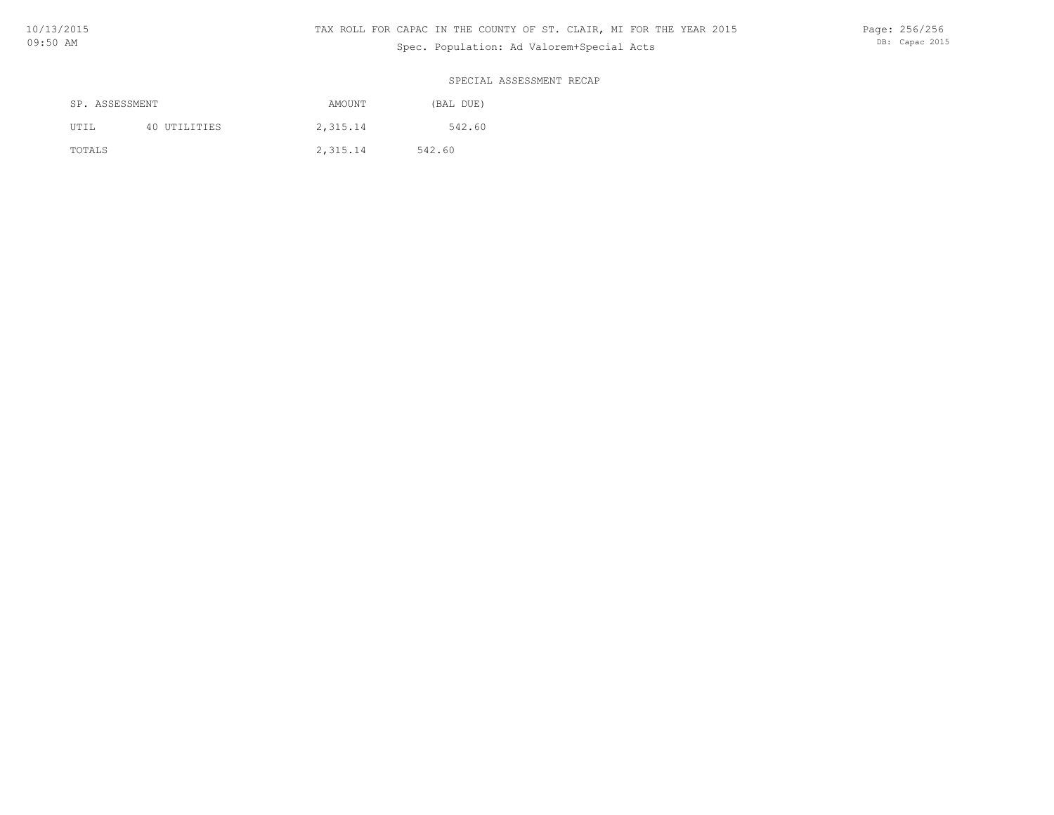## SPECIAL ASSESSMENT RECAP

| SP. ASSESSMENT | | AMOUNT | (BAL DUE) |
|---|---|---|---|
| UTIL | 40 UTILITIES | 2,315.14 | 542.60 |
| TOTALS | | 2,315.14 | 542.60 |